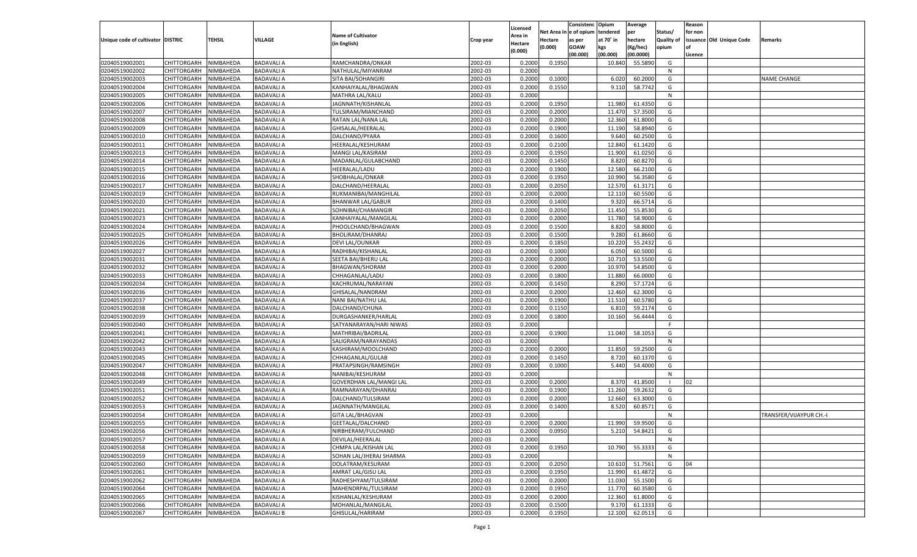| Unique code of cultivator | DISTRIC | TEHSIL | VILLAGE | Name of Cultivator (in English) | Crop year | Licensed Area in Hectare (0.000) | Net Area in Hectare (0.000) | Consistenc e of opium as per GOAW (00.000) | Opium tendered at 70° in kgs (00.000) | Average per hectare (Kg/hec) (00.0000) | Status/ Quality of opium | Reason for non issuance of Licence | Old Unique Code | Remarks |
|---|---|---|---|---|---|---|---|---|---|---|---|---|---|---|
| 02040519002001 | CHITTORGARH | NIMBAHEDA | BADAVALI A | RAMCHANDRA/ONKAR | 2002-03 | 0.2000 | 0.1950 | | 10.840 | 55.5890 | G | | | |
| 02040519002002 | CHITTORGARH | NIMBAHEDA | BADAVALI A | NATHULAL/MIYANRAM | 2002-03 | 0.2000 | | | | | N | | | |
| 02040519002003 | CHITTORGARH | NIMBAHEDA | BADAVALI A | SITA BAI/SOHANGIRI | 2002-03 | 0.2000 | 0.1000 | | 6.020 | 60.2000 | G | | | NAME CHANGE |
| 02040519002004 | CHITTORGARH | NIMBAHEDA | BADAVALI A | KANHAIYALAL/BHAGWAN | 2002-03 | 0.2000 | 0.1550 | | 9.110 | 58.7742 | G | | | |
| 02040519002005 | CHITTORGARH | NIMBAHEDA | BADAVALI A | MATHRA LAL/KALU | 2002-03 | 0.2000 | | | | | N | | | |
| 02040519002006 | CHITTORGARH | NIMBAHEDA | BADAVALI A | JAGNNATH/KISHANLAL | 2002-03 | 0.2000 | 0.1950 | | 11.980 | 61.4350 | G | | | |
| 02040519002007 | CHITTORGARH | NIMBAHEDA | BADAVALI A | TULSIRAM/MIANCHAND | 2002-03 | 0.2000 | 0.2000 | | 11.470 | 57.3500 | G | | | |
| 02040519002008 | CHITTORGARH | NIMBAHEDA | BADAVALI A | RATAN LAL/NANA LAL | 2002-03 | 0.2000 | 0.2000 | | 12.360 | 61.8000 | G | | | |
| 02040519002009 | CHITTORGARH | NIMBAHEDA | BADAVALI A | GHISALAL/HEERALAL | 2002-03 | 0.2000 | 0.1900 | | 11.190 | 58.8940 | G | | | |
| 02040519002010 | CHITTORGARH | NIMBAHEDA | BADAVALI A | DALCHAND/PYARA | 2002-03 | 0.2000 | 0.1600 | | 9.640 | 60.2500 | G | | | |
| 02040519002011 | CHITTORGARH | NIMBAHEDA | BADAVALI A | HEERALAL/KESHURAM | 2002-03 | 0.2000 | 0.2100 | | 12.840 | 61.1420 | G | | | |
| 02040519002013 | CHITTORGARH | NIMBAHEDA | BADAVALI A | MANGI LAL/KASIRAM | 2002-03 | 0.2000 | 0.1950 | | 11.900 | 61.0250 | G | | | |
| 02040519002014 | CHITTORGARH | NIMBAHEDA | BADAVALI A | MADANLAL/GULABCHAND | 2002-03 | 0.2000 | 0.1450 | | 8.820 | 60.8270 | G | | | |
| 02040519002015 | CHITTORGARH | NIMBAHEDA | BADAVALI A | HEERALAL/LADU | 2002-03 | 0.2000 | 0.1900 | | 12.580 | 66.2100 | G | | | |
| 02040519002016 | CHITTORGARH | NIMBAHEDA | BADAVALI A | SHOBHALAL/ONKAR | 2002-03 | 0.2000 | 0.1950 | | 10.990 | 56.3580 | G | | | |
| 02040519002017 | CHITTORGARH | NIMBAHEDA | BADAVALI A | DALCHAND/HEERALAL | 2002-03 | 0.2000 | 0.2050 | | 12.570 | 61.3171 | G | | | |
| 02040519002019 | CHITTORGARH | NIMBAHEDA | BADAVALI A | RUKMANIBAI/MANGHILAL | 2002-03 | 0.2000 | 0.2000 | | 12.110 | 60.5500 | G | | | |
| 02040519002020 | CHITTORGARH | NIMBAHEDA | BADAVALI A | BHANWAR LAL/GABUR | 2002-03 | 0.2000 | 0.1400 | | 9.320 | 66.5714 | G | | | |
| 02040519002021 | CHITTORGARH | NIMBAHEDA | BADAVALI A | SOHNIBAI/CHAMANGIR | 2002-03 | 0.2000 | 0.2050 | | 11.450 | 55.8530 | G | | | |
| 02040519002023 | CHITTORGARH | NIMBAHEDA | BADAVALI A | KANHAIYALAL/MANGILAL | 2002-03 | 0.2000 | 0.2000 | | 11.780 | 58.9000 | G | | | |
| 02040519002024 | CHITTORGARH | NIMBAHEDA | BADAVALI A | PHOOLCHAND/BHAGWAN | 2002-03 | 0.2000 | 0.1500 | | 8.820 | 58.8000 | G | | | |
| 02040519002025 | CHITTORGARH | NIMBAHEDA | BADAVALI A | BHOLIRAM/DHANRAJ | 2002-03 | 0.2000 | 0.1500 | | 9.280 | 61.8660 | G | | | |
| 02040519002026 | CHITTORGARH | NIMBAHEDA | BADAVALI A | DEVI LAL/OUNKAR | 2002-03 | 0.2000 | 0.1850 | | 10.220 | 55.2432 | G | | | |
| 02040519002027 | CHITTORGARH | NIMBAHEDA | BADAVALI A | RADHIBAI/KISHANLAL | 2002-03 | 0.2000 | 0.1000 | | 6.050 | 60.5000 | G | | | |
| 02040519002031 | CHITTORGARH | NIMBAHEDA | BADAVALI A | SEETA BAI/BHERU LAL | 2002-03 | 0.2000 | 0.2000 | | 10.710 | 53.5500 | G | | | |
| 02040519002032 | CHITTORGARH | NIMBAHEDA | BADAVALI A | BHAGWAN/SHORAM | 2002-03 | 0.2000 | 0.2000 | | 10.970 | 54.8500 | G | | | |
| 02040519002033 | CHITTORGARH | NIMBAHEDA | BADAVALI A | CHHAGANLAL/LADU | 2002-03 | 0.2000 | 0.1800 | | 11.880 | 66.0000 | G | | | |
| 02040519002034 | CHITTORGARH | NIMBAHEDA | BADAVALI A | KACHRUMAL/NARAYAN | 2002-03 | 0.2000 | 0.1450 | | 8.290 | 57.1724 | G | | | |
| 02040519002036 | CHITTORGARH | NIMBAHEDA | BADAVALI A | GHISALAL/NANDRAM | 2002-03 | 0.2000 | 0.2000 | | 12.460 | 62.3000 | G | | | |
| 02040519002037 | CHITTORGARH | NIMBAHEDA | BADAVALI A | NANI BAI/NATHU LAL | 2002-03 | 0.2000 | 0.1900 | | 11.510 | 60.5780 | G | | | |
| 02040519002038 | CHITTORGARH | NIMBAHEDA | BADAVALI A | DALCHAND/CHUNA | 2002-03 | 0.2000 | 0.1150 | | 6.810 | 59.2174 | G | | | |
| 02040519002039 | CHITTORGARH | NIMBAHEDA | BADAVALI A | DURGASHANKER/HARLAL | 2002-03 | 0.2000 | 0.1800 | | 10.160 | 56.4444 | G | | | |
| 02040519002040 | CHITTORGARH | NIMBAHEDA | BADAVALI A | SATYANARAYAN/HARI NIWAS | 2002-03 | 0.2000 | | | | | F | | | |
| 02040519002041 | CHITTORGARH | NIMBAHEDA | BADAVALI A | MATHRIBAI/BADRILAL | 2002-03 | 0.2000 | 0.1900 | | 11.040 | 58.1053 | G | | | |
| 02040519002042 | CHITTORGARH | NIMBAHEDA | BADAVALI A | SALIGRAM/NARAYANDAS | 2002-03 | 0.2000 | | | | | N | | | |
| 02040519002043 | CHITTORGARH | NIMBAHEDA | BADAVALI A | KASHIRAM/MOOLCHAND | 2002-03 | 0.2000 | 0.2000 | | 11.850 | 59.2500 | G | | | |
| 02040519002045 | CHITTORGARH | NIMBAHEDA | BADAVALI A | CHHAGANLAL/GULAB | 2002-03 | 0.2000 | 0.1450 | | 8.720 | 60.1370 | G | | | |
| 02040519002047 | CHITTORGARH | NIMBAHEDA | BADAVALI A | PRATAPSINGH/RAMSINGH | 2002-03 | 0.2000 | 0.1000 | | 5.440 | 54.4000 | G | | | |
| 02040519002048 | CHITTORGARH | NIMBAHEDA | BADAVALI A | NANIBAI/KESHURAM | 2002-03 | 0.2000 | | | | | N | | | |
| 02040519002049 | CHITTORGARH | NIMBAHEDA | BADAVALI A | GOVERDHAN LAL/MANGI LAL | 2002-03 | 0.2000 | 0.2000 | | 8.370 | 41.8500 | I | 02 | | |
| 02040519002051 | CHITTORGARH | NIMBAHEDA | BADAVALI A | RAMNARAYAN/DHANRAJ | 2002-03 | 0.2000 | 0.1900 | | 11.260 | 59.2632 | G | | | |
| 02040519002052 | CHITTORGARH | NIMBAHEDA | BADAVALI A | DALCHAND/TULSIRAM | 2002-03 | 0.2000 | 0.2000 | | 12.660 | 63.3000 | G | | | |
| 02040519002053 | CHITTORGARH | NIMBAHEDA | BADAVALI A | JAGNNATH/MANGILAL | 2002-03 | 0.2000 | 0.1400 | | 8.520 | 60.8571 | G | | | |
| 02040519002054 | CHITTORGARH | NIMBAHEDA | BADAVALI A | GITA LAL/BHAGVAN | 2002-03 | 0.2000 | | | | | N | | | TRANSFER/VIJAYPUR CH.-I |
| 02040519002055 | CHITTORGARH | NIMBAHEDA | BADAVALI A | GEETALAL/DALCHAND | 2002-03 | 0.2000 | 0.2000 | | 11.990 | 59.9500 | G | | | |
| 02040519002056 | CHITTORGARH | NIMBAHEDA | BADAVALI A | NIRBHERAM/FULCHAND | 2002-03 | 0.2000 | 0.0950 | | 5.210 | 54.8421 | G | | | |
| 02040519002057 | CHITTORGARH | NIMBAHEDA | BADAVALI A | DEVILAL/HEERALAL | 2002-03 | 0.2000 | | | | | N | | | |
| 02040519002058 | CHITTORGARH | NIMBAHEDA | BADAVALI A | CHMPA LAL/KISHAN LAL | 2002-03 | 0.2000 | 0.1950 | | 10.790 | 55.3333 | G | | | |
| 02040519002059 | CHITTORGARH | NIMBAHEDA | BADAVALI A | SOHAN LAL/JHERAJ SHARMA | 2002-03 | 0.2000 | | | | | N | | | |
| 02040519002060 | CHITTORGARH | NIMBAHEDA | BADAVALI A | DOLATRAM/KESURAM | 2002-03 | 0.2000 | 0.2050 | | 10.610 | 51.7561 | G | 04 | | |
| 02040519002061 | CHITTORGARH | NIMBAHEDA | BADAVALI A | AMRAT LAL/GISU LAL | 2002-03 | 0.2000 | 0.1950 | | 11.990 | 61.4872 | G | | | |
| 02040519002062 | CHITTORGARH | NIMBAHEDA | BADAVALI A | RADHESHYAM/TULSIRAM | 2002-03 | 0.2000 | 0.2000 | | 11.030 | 55.1500 | G | | | |
| 02040519002064 | CHITTORGARH | NIMBAHEDA | BADAVALI A | MAHENDRPAL/TULSIRAM | 2002-03 | 0.2000 | 0.1950 | | 11.770 | 60.3580 | G | | | |
| 02040519002065 | CHITTORGARH | NIMBAHEDA | BADAVALI A | KISHANLAL/KESHURAM | 2002-03 | 0.2000 | 0.2000 | | 12.360 | 61.8000 | G | | | |
| 02040519002066 | CHITTORGARH | NIMBAHEDA | BADAVALI A | MOHANLAL/MANGILAL | 2002-03 | 0.2000 | 0.1500 | | 9.170 | 61.1333 | G | | | |
| 02040519002067 | CHITTORGARH | NIMBAHEDA | BADAVALI B | GHISULAL/HARIRAM | 2002-03 | 0.2000 | 0.1950 | | 12.100 | 62.0513 | G | | | |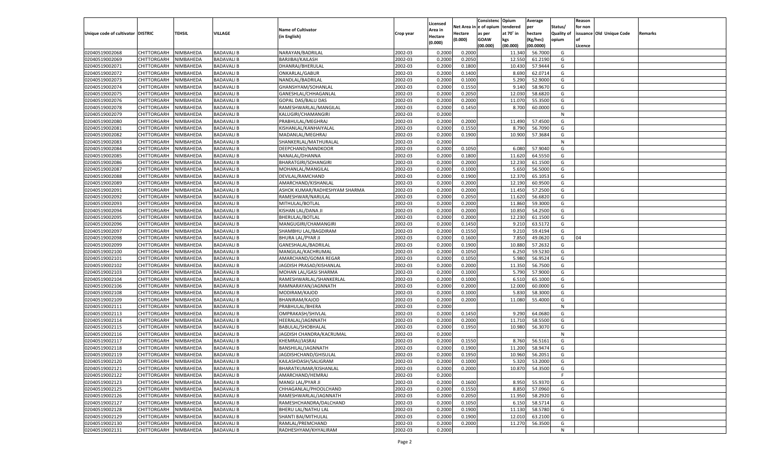| Unique code of cultivator | DISTRIC | TEHSIL | VILLAGE | Name of Cultivator (in English) | Crop year | Licensed Area in Hectare (0.000) | Net Area in Hectare (0.000) | Consistenc e of opium as per GOAW (00.000) | Opium tendered at 70° in kgs (00.000) | Average per hectare (Kg/hec) (00.0000) | Status/ Quality of opium | Reason for non issuance of Licence | Old Unique Code | Remarks |
|---|---|---|---|---|---|---|---|---|---|---|---|---|---|---|
| 02040519002068 | CHITTORGARH | NIMBAHEDA | BADAVALI B | NARAYAN/BADRILAL | 2002-03 | 0.2000 | 0.2000 | | 11.340 | 56.7000 | G | | | |
| 02040519002069 | CHITTORGARH | NIMBAHEDA | BADAVALI B | BARJIBAI/KAILASH | 2002-03 | 0.2000 | 0.2050 | | 12.550 | 61.2190 | G | | | |
| 02040519002071 | CHITTORGARH | NIMBAHEDA | BADAVALI B | DHANRAJ/BHERULAL | 2002-03 | 0.2000 | 0.1800 | | 10.430 | 57.9444 | G | | | |
| 02040519002072 | CHITTORGARH | NIMBAHEDA | BADAVALI B | ONKARLAL/GABUR | 2002-03 | 0.2000 | 0.1400 | | 8.690 | 62.0714 | G | | | |
| 02040519002073 | CHITTORGARH | NIMBAHEDA | BADAVALI B | NANDLAL/BADRILAL | 2002-03 | 0.2000 | 0.1000 | | 5.290 | 52.9000 | G | | | |
| 02040519002074 | CHITTORGARH | NIMBAHEDA | BADAVALI B | GHANSHYAM/SOHANLAL | 2002-03 | 0.2000 | 0.1550 | | 9.140 | 58.9670 | G | | | |
| 02040519002075 | CHITTORGARH | NIMBAHEDA | BADAVALI B | GANESHLAL/CHHAGANLAL | 2002-03 | 0.2000 | 0.2050 | | 12.030 | 58.6820 | G | | | |
| 02040519002076 | CHITTORGARH | NIMBAHEDA | BADAVALI B | GOPAL DAS/BALU DAS | 2002-03 | 0.2000 | 0.2000 | | 11.070 | 55.3500 | G | | | |
| 02040519002078 | CHITTORGARH | NIMBAHEDA | BADAVALI B | RAMESHWARLAL/MANGILAL | 2002-03 | 0.2000 | 0.1450 | | 8.700 | 60.0000 | G | | | |
| 02040519002079 | CHITTORGARH | NIMBAHEDA | BADAVALI B | KALUGIRI/CHAMANGIRI | 2002-03 | 0.2000 | | | | | N | | | |
| 02040519002080 | CHITTORGARH | NIMBAHEDA | BADAVALI B | PRABHULAL/MEGHRAJ | 2002-03 | 0.2000 | 0.2000 | | 11.490 | 57.4500 | G | | | |
| 02040519002081 | CHITTORGARH | NIMBAHEDA | BADAVALI B | KISHANLAL/KANHAIYALAL | 2002-03 | 0.2000 | 0.1550 | | 8.790 | 56.7090 | G | | | |
| 02040519002082 | CHITTORGARH | NIMBAHEDA | BADAVALI B | MADANLAL/MEGHRAJ | 2002-03 | 0.2000 | 0.1900 | | 10.900 | 57.3684 | G | | | |
| 02040519002083 | CHITTORGARH | NIMBAHEDA | BADAVALI B | SHANKERLAL/MATHURALAL | 2002-03 | 0.2000 | | | | | N | | | |
| 02040519002084 | CHITTORGARH | NIMBAHEDA | BADAVALI B | DEEPCHAND/NANDKOOR | 2002-03 | 0.2000 | 0.1050 | | 6.080 | 57.9040 | G | | | |
| 02040519002085 | CHITTORGARH | NIMBAHEDA | BADAVALI B | NANALAL/DHANNA | 2002-03 | 0.2000 | 0.1800 | | 11.620 | 64.5550 | G | | | |
| 02040519002086 | CHITTORGARH | NIMBAHEDA | BADAVALI B | BHARATGIRI/SOHANGIRI | 2002-03 | 0.2000 | 0.2000 | | 12.230 | 61.1500 | G | | | |
| 02040519002087 | CHITTORGARH | NIMBAHEDA | BADAVALI B | MOHANLAL/MANGILAL | 2002-03 | 0.2000 | 0.1000 | | 5.650 | 56.5000 | G | | | |
| 02040519002088 | CHITTORGARH | NIMBAHEDA | BADAVALI B | DEVILAL/RAMCHAND | 2002-03 | 0.2000 | 0.1900 | | 12.370 | 65.1053 | G | | | |
| 02040519002089 | CHITTORGARH | NIMBAHEDA | BADAVALI B | AMARCHAND/KISHANLAL | 2002-03 | 0.2000 | 0.2000 | | 12.190 | 60.9500 | G | | | |
| 02040519002091 | CHITTORGARH | NIMBAHEDA | BADAVALI B | ASHOK KUMAR/RADHESHYAM SHARMA | 2002-03 | 0.2000 | 0.2000 | | 11.450 | 57.2500 | G | | | |
| 02040519002092 | CHITTORGARH | NIMBAHEDA | BADAVALI B | RAMESHWAR/NARULAL | 2002-03 | 0.2000 | 0.2050 | | 11.620 | 56.6820 | G | | | |
| 02040519002093 | CHITTORGARH | NIMBAHEDA | BADAVALI B | MITHULAL/BOTLAL | 2002-03 | 0.2000 | 0.2000 | | 11.860 | 59.3000 | G | | | |
| 02040519002094 | CHITTORGARH | NIMBAHEDA | BADAVALI B | KISHAN LAL/DANA JI | 2002-03 | 0.2000 | 0.2000 | | 10.850 | 54.2500 | G | | | |
| 02040519002095 | CHITTORGARH | NIMBAHEDA | BADAVALI B | BHERULAL/BOTLAL | 2002-03 | 0.2000 | 0.2000 | | 12.230 | 61.1500 | G | | | |
| 02040519002096 | CHITTORGARH | NIMBAHEDA | BADAVALI B | MANGUGIRI/CHAMANGIRI | 2002-03 | 0.2000 | 0.1450 | | 9.210 | 63.5172 | G | | | |
| 02040519002097 | CHITTORGARH | NIMBAHEDA | BADAVALI B | SHAMBHU LAL/BAGDIRAM | 2002-03 | 0.2000 | 0.1550 | | 9.210 | 59.4194 | G | | | |
| 02040519002098 | CHITTORGARH | NIMBAHEDA | BADAVALI B | BHURA LAL/PYAR JI | 2002-03 | 0.2000 | 0.1600 | | 7.850 | 49.0620 | G | 04 | | |
| 02040519002099 | CHITTORGARH | NIMBAHEDA | BADAVALI B | GANESHALAL/BADRILAL | 2002-03 | 0.2000 | 0.1900 | | 10.880 | 57.2632 | G | | | |
| 02040519002100 | CHITTORGARH | NIMBAHEDA | BADAVALI B | MANGILAL/KACHRUMAL | 2002-03 | 0.2000 | 0.1050 | | 6.250 | 59.5230 | G | | | |
| 02040519002101 | CHITTORGARH | NIMBAHEDA | BADAVALI B | AMARCHAND/GOMA REGAR | 2002-03 | 0.2000 | 0.1050 | | 5.980 | 56.9524 | G | | | |
| 02040519002102 | CHITTORGARH | NIMBAHEDA | BADAVALI B | JAGDISH PRASAD/KISHANLAL | 2002-03 | 0.2000 | 0.2000 | | 11.350 | 56.7500 | G | | | |
| 02040519002103 | CHITTORGARH | NIMBAHEDA | BADAVALI B | MOHAN LAL/GASI SHARMA | 2002-03 | 0.2000 | 0.1000 | | 5.790 | 57.9000 | G | | | |
| 02040519002104 | CHITTORGARH | NIMBAHEDA | BADAVALI B | RAMESHWARLAL/SHANKERLAL | 2002-03 | 0.2000 | 0.1000 | | 6.510 | 65.1000 | G | | | |
| 02040519002106 | CHITTORGARH | NIMBAHEDA | BADAVALI B | RAMNARAYAN/JAGNNATH | 2002-03 | 0.2000 | 0.2000 | | 12.000 | 60.0000 | G | | | |
| 02040519002108 | CHITTORGARH | NIMBAHEDA | BADAVALI B | MODIRAM/KAJOD | 2002-03 | 0.2000 | 0.1000 | | 5.830 | 58.3000 | G | | | |
| 02040519002109 | CHITTORGARH | NIMBAHEDA | BADAVALI B | BHANIRAM/KAJOD | 2002-03 | 0.2000 | 0.2000 | | 11.080 | 55.4000 | G | | | |
| 02040519002111 | CHITTORGARH | NIMBAHEDA | BADAVALI B | PRABHULAL/BHERA | 2002-03 | 0.2000 | | | | | N | | | |
| 02040519002113 | CHITTORGARH | NIMBAHEDA | BADAVALI B | OMPRAKASH/SHIVLAL | 2002-03 | 0.2000 | 0.1450 | | 9.290 | 64.0680 | G | | | |
| 02040519002114 | CHITTORGARH | NIMBAHEDA | BADAVALI B | HEERALAL/JAGNNATH | 2002-03 | 0.2000 | 0.2000 | | 11.710 | 58.5500 | G | | | |
| 02040519002115 | CHITTORGARH | NIMBAHEDA | BADAVALI B | BABULAL/SHOBHALAL | 2002-03 | 0.2000 | 0.1950 | | 10.980 | 56.3070 | G | | | |
| 02040519002116 | CHITTORGARH | NIMBAHEDA | BADAVALI B | JAGDISH CHANDRA/KACRUMAL | 2002-03 | 0.2000 | | | | | N | | | |
| 02040519002117 | CHITTORGARH | NIMBAHEDA | BADAVALI B | KHEMRAJ/JASRAJ | 2002-03 | 0.2000 | 0.1550 | | 8.760 | 56.5161 | G | | | |
| 02040519002118 | CHITTORGARH | NIMBAHEDA | BADAVALI B | BANSHILAL/JAGNNATH | 2002-03 | 0.2000 | 0.1900 | | 11.200 | 58.9474 | G | | | |
| 02040519002119 | CHITTORGARH | NIMBAHEDA | BADAVALI B | JAGDISHCHAND/GHISULAL | 2002-03 | 0.2000 | 0.1950 | | 10.960 | 56.2051 | G | | | |
| 02040519002120 | CHITTORGARH | NIMBAHEDA | BADAVALI B | KAILASHDASH/SALIGRAM | 2002-03 | 0.2000 | 0.1000 | | 5.320 | 53.2000 | G | | | |
| 02040519002121 | CHITTORGARH | NIMBAHEDA | BADAVALI B | BHARATKUMAR/KISHANLAL | 2002-03 | 0.2000 | 0.2000 | | 10.870 | 54.3500 | G | | | |
| 02040519002122 | CHITTORGARH | NIMBAHEDA | BADAVALI B | AMARCHAND/HEMRAJ | 2002-03 | 0.2000 | | | | | F | | | |
| 02040519002123 | CHITTORGARH | NIMBAHEDA | BADAVALI B | MANGI LAL/PYAR JI | 2002-03 | 0.2000 | 0.1600 | | 8.950 | 55.9370 | G | | | |
| 02040519002125 | CHITTORGARH | NIMBAHEDA | BADAVALI B | CHHAGANLAL/PHOOLCHAND | 2002-03 | 0.2000 | 0.1550 | | 8.850 | 57.0960 | G | | | |
| 02040519002126 | CHITTORGARH | NIMBAHEDA | BADAVALI B | RAMESHWARLAL/JAGNNATH | 2002-03 | 0.2000 | 0.2050 | | 11.950 | 58.2920 | G | | | |
| 02040519002127 | CHITTORGARH | NIMBAHEDA | BADAVALI B | RAMESHCHANDRA/DALCHAND | 2002-03 | 0.2000 | 0.1050 | | 6.150 | 58.5714 | G | | | |
| 02040519002128 | CHITTORGARH | NIMBAHEDA | BADAVALI B | BHERU LAL/NATHU LAL | 2002-03 | 0.2000 | 0.1900 | | 11.130 | 58.5780 | G | | | |
| 02040519002129 | CHITTORGARH | NIMBAHEDA | BADAVALI B | SHANTI BAI/MITHULAL | 2002-03 | 0.2000 | 0.1900 | | 12.010 | 63.2100 | G | | | |
| 02040519002130 | CHITTORGARH | NIMBAHEDA | BADAVALI B | RAMLAL/PREMCHAND | 2002-03 | 0.2000 | 0.2000 | | 11.270 | 56.3500 | G | | | |
| 02040519002131 | CHITTORGARH | NIMBAHEDA | BADAVALI B | RADHESHYAM/KHYALIRAM | 2002-03 | 0.2000 | | | | | N | | | |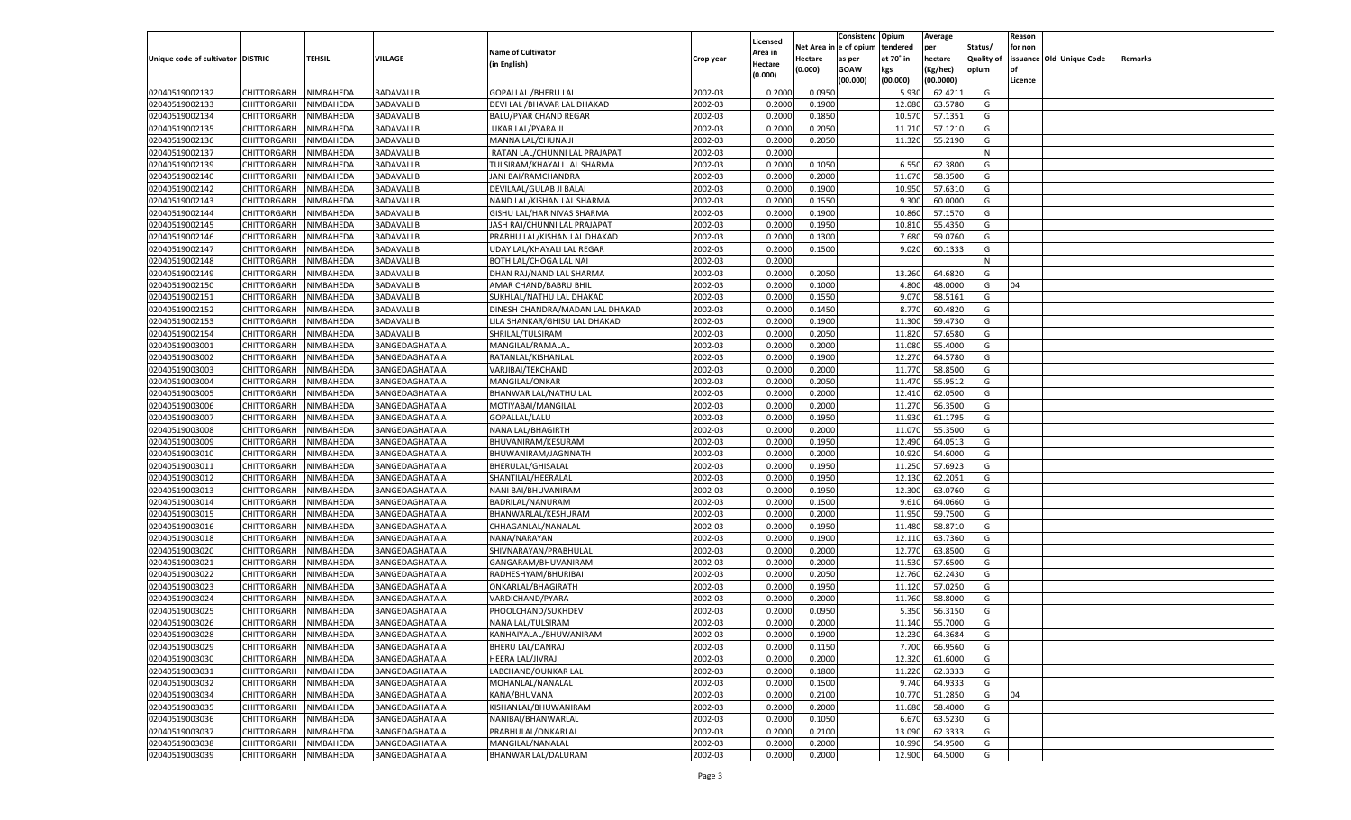| Unique code of cultivator | DISTRIC | TEHSIL | VILLAGE | Name of Cultivator (in English) | Crop year | Licensed Area in Hectare (0.000) | Net Area in Hectare (0.000) | Consistenc e of opium as per GOAW (00.000) | Opium tendered at 70° in kgs (00.000) | Average per hectare (Kg/hec) (00.0000) | Status/ Quality of opium | Reason for non issuance of Licence | Old Unique Code | Remarks |
|---|---|---|---|---|---|---|---|---|---|---|---|---|---|---|
| 02040519002132 | CHITTORGARH | NIMBAHEDA | BADAVALI B | GOPALLAL /BHERU LAL | 2002-03 | 0.2000 | 0.0950 | | 5.930 | 62.4211 | G | | | |
| 02040519002133 | CHITTORGARH | NIMBAHEDA | BADAVALI B | DEVI LAL /BHAVAR LAL DHAKAD | 2002-03 | 0.2000 | 0.1900 | | 12.080 | 63.5780 | G | | | |
| 02040519002134 | CHITTORGARH | NIMBAHEDA | BADAVALI B | BALU/PYAR CHAND REGAR | 2002-03 | 0.2000 | 0.1850 | | 10.570 | 57.1351 | G | | | |
| 02040519002135 | CHITTORGARH | NIMBAHEDA | BADAVALI B | UKAR LAL/PYARA JI | 2002-03 | 0.2000 | 0.2050 | | 11.710 | 57.1210 | G | | | |
| 02040519002136 | CHITTORGARH | NIMBAHEDA | BADAVALI B | MANNA LAL/CHUNA JI | 2002-03 | 0.2000 | 0.2050 | | 11.320 | 55.2190 | G | | | |
| 02040519002137 | CHITTORGARH | NIMBAHEDA | BADAVALI B | RATAN LAL/CHUNNI LAL PRAJAPAT | 2002-03 | 0.2000 | | | | | N | | | |
| 02040519002139 | CHITTORGARH | NIMBAHEDA | BADAVALI B | TULSIRAM/KHAYALI LAL SHARMA | 2002-03 | 0.2000 | 0.1050 | | 6.550 | 62.3800 | G | | | |
| 02040519002140 | CHITTORGARH | NIMBAHEDA | BADAVALI B | JANI BAI/RAMCHANDRA | 2002-03 | 0.2000 | 0.2000 | | 11.670 | 58.3500 | G | | | |
| 02040519002142 | CHITTORGARH | NIMBAHEDA | BADAVALI B | DEVILAAL/GULAB JI BALAI | 2002-03 | 0.2000 | 0.1900 | | 10.950 | 57.6310 | G | | | |
| 02040519002143 | CHITTORGARH | NIMBAHEDA | BADAVALI B | NAND LAL/KISHAN LAL SHARMA | 2002-03 | 0.2000 | 0.1550 | | 9.300 | 60.0000 | G | | | |
| 02040519002144 | CHITTORGARH | NIMBAHEDA | BADAVALI B | GISHU LAL/HAR NIVAS SHARMA | 2002-03 | 0.2000 | 0.1900 | | 10.860 | 57.1570 | G | | | |
| 02040519002145 | CHITTORGARH | NIMBAHEDA | BADAVALI B | JASH RAJ/CHUNNI LAL PRAJAPAT | 2002-03 | 0.2000 | 0.1950 | | 10.810 | 55.4350 | G | | | |
| 02040519002146 | CHITTORGARH | NIMBAHEDA | BADAVALI B | PRABHU LAL/KISHAN LAL DHAKAD | 2002-03 | 0.2000 | 0.1300 | | 7.680 | 59.0760 | G | | | |
| 02040519002147 | CHITTORGARH | NIMBAHEDA | BADAVALI B | UDAY LAL/KHAYALI LAL REGAR | 2002-03 | 0.2000 | 0.1500 | | 9.020 | 60.1333 | G | | | |
| 02040519002148 | CHITTORGARH | NIMBAHEDA | BADAVALI B | BOTH LAL/CHOGA LAL NAI | 2002-03 | 0.2000 | | | | | N | | | |
| 02040519002149 | CHITTORGARH | NIMBAHEDA | BADAVALI B | DHAN RAJ/NAND LAL SHARMA | 2002-03 | 0.2000 | 0.2050 | | 13.260 | 64.6820 | G | | | |
| 02040519002150 | CHITTORGARH | NIMBAHEDA | BADAVALI B | AMAR CHAND/BABRU BHIL | 2002-03 | 0.2000 | 0.1000 | | 4.800 | 48.0000 | G | 04 | | |
| 02040519002151 | CHITTORGARH | NIMBAHEDA | BADAVALI B | SUKHLAL/NATHU LAL DHAKAD | 2002-03 | 0.2000 | 0.1550 | | 9.070 | 58.5161 | G | | | |
| 02040519002152 | CHITTORGARH | NIMBAHEDA | BADAVALI B | DINESH CHANDRA/MADAN LAL DHAKAD | 2002-03 | 0.2000 | 0.1450 | | 8.770 | 60.4820 | G | | | |
| 02040519002153 | CHITTORGARH | NIMBAHEDA | BADAVALI B | LILA SHANKAR/GHISU LAL DHAKAD | 2002-03 | 0.2000 | 0.1900 | | 11.300 | 59.4730 | G | | | |
| 02040519002154 | CHITTORGARH | NIMBAHEDA | BADAVALI B | SHRILAL/TULSIRAM | 2002-03 | 0.2000 | 0.2050 | | 11.820 | 57.6580 | G | | | |
| 02040519003001 | CHITTORGARH | NIMBAHEDA | BANGEDAGHATA A | MANGILAL/RAMALAL | 2002-03 | 0.2000 | 0.2000 | | 11.080 | 55.4000 | G | | | |
| 02040519003002 | CHITTORGARH | NIMBAHEDA | BANGEDAGHATA A | RATANLAL/KISHANLAL | 2002-03 | 0.2000 | 0.1900 | | 12.270 | 64.5780 | G | | | |
| 02040519003003 | CHITTORGARH | NIMBAHEDA | BANGEDAGHATA A | VARJIBAI/TEKCHAND | 2002-03 | 0.2000 | 0.2000 | | 11.770 | 58.8500 | G | | | |
| 02040519003004 | CHITTORGARH | NIMBAHEDA | BANGEDAGHATA A | MANGILAL/ONKAR | 2002-03 | 0.2000 | 0.2050 | | 11.470 | 55.9512 | G | | | |
| 02040519003005 | CHITTORGARH | NIMBAHEDA | BANGEDAGHATA A | BHANWAR LAL/NATHU LAL | 2002-03 | 0.2000 | 0.2000 | | 12.410 | 62.0500 | G | | | |
| 02040519003006 | CHITTORGARH | NIMBAHEDA | BANGEDAGHATA A | MOTIYABAI/MANGILAL | 2002-03 | 0.2000 | 0.2000 | | 11.270 | 56.3500 | G | | | |
| 02040519003007 | CHITTORGARH | NIMBAHEDA | BANGEDAGHATA A | GOPALLAL/LALU | 2002-03 | 0.2000 | 0.1950 | | 11.930 | 61.1795 | G | | | |
| 02040519003008 | CHITTORGARH | NIMBAHEDA | BANGEDAGHATA A | NANA LAL/BHAGIRTH | 2002-03 | 0.2000 | 0.2000 | | 11.070 | 55.3500 | G | | | |
| 02040519003009 | CHITTORGARH | NIMBAHEDA | BANGEDAGHATA A | BHUVANIRAM/KESURAM | 2002-03 | 0.2000 | 0.1950 | | 12.490 | 64.0513 | G | | | |
| 02040519003010 | CHITTORGARH | NIMBAHEDA | BANGEDAGHATA A | BHUWANIRAM/JAGNNATH | 2002-03 | 0.2000 | 0.2000 | | 10.920 | 54.6000 | G | | | |
| 02040519003011 | CHITTORGARH | NIMBAHEDA | BANGEDAGHATA A | BHERULAL/GHISALAL | 2002-03 | 0.2000 | 0.1950 | | 11.250 | 57.6923 | G | | | |
| 02040519003012 | CHITTORGARH | NIMBAHEDA | BANGEDAGHATA A | SHANTILAL/HEERALAL | 2002-03 | 0.2000 | 0.1950 | | 12.130 | 62.2051 | G | | | |
| 02040519003013 | CHITTORGARH | NIMBAHEDA | BANGEDAGHATA A | NANI BAI/BHUVANIRAM | 2002-03 | 0.2000 | 0.1950 | | 12.300 | 63.0760 | G | | | |
| 02040519003014 | CHITTORGARH | NIMBAHEDA | BANGEDAGHATA A | BADRILAL/NANURAM | 2002-03 | 0.2000 | 0.1500 | | 9.610 | 64.0660 | G | | | |
| 02040519003015 | CHITTORGARH | NIMBAHEDA | BANGEDAGHATA A | BHANWARLAL/KESHURAM | 2002-03 | 0.2000 | 0.2000 | | 11.950 | 59.7500 | G | | | |
| 02040519003016 | CHITTORGARH | NIMBAHEDA | BANGEDAGHATA A | CHHAGANLAL/NANALAL | 2002-03 | 0.2000 | 0.1950 | | 11.480 | 58.8710 | G | | | |
| 02040519003018 | CHITTORGARH | NIMBAHEDA | BANGEDAGHATA A | NANA/NARAYAN | 2002-03 | 0.2000 | 0.1900 | | 12.110 | 63.7360 | G | | | |
| 02040519003020 | CHITTORGARH | NIMBAHEDA | BANGEDAGHATA A | SHIVNARAYAN/PRABHULAL | 2002-03 | 0.2000 | 0.2000 | | 12.770 | 63.8500 | G | | | |
| 02040519003021 | CHITTORGARH | NIMBAHEDA | BANGEDAGHATA A | GANGARAM/BHUVANIRAM | 2002-03 | 0.2000 | 0.2000 | | 11.530 | 57.6500 | G | | | |
| 02040519003022 | CHITTORGARH | NIMBAHEDA | BANGEDAGHATA A | RADHESHYAM/BHURIBAI | 2002-03 | 0.2000 | 0.2050 | | 12.760 | 62.2430 | G | | | |
| 02040519003023 | CHITTORGARH | NIMBAHEDA | BANGEDAGHATA A | ONKARLAL/BHAGIRATH | 2002-03 | 0.2000 | 0.1950 | | 11.120 | 57.0250 | G | | | |
| 02040519003024 | CHITTORGARH | NIMBAHEDA | BANGEDAGHATA A | VARDICHAND/PYARA | 2002-03 | 0.2000 | 0.2000 | | 11.760 | 58.8000 | G | | | |
| 02040519003025 | CHITTORGARH | NIMBAHEDA | BANGEDAGHATA A | PHOOLCHAND/SUKHDEV | 2002-03 | 0.2000 | 0.0950 | | 5.350 | 56.3150 | G | | | |
| 02040519003026 | CHITTORGARH | NIMBAHEDA | BANGEDAGHATA A | NANA LAL/TULSIRAM | 2002-03 | 0.2000 | 0.2000 | | 11.140 | 55.7000 | G | | | |
| 02040519003028 | CHITTORGARH | NIMBAHEDA | BANGEDAGHATA A | KANHAIYALAL/BHUWANIRAM | 2002-03 | 0.2000 | 0.1900 | | 12.230 | 64.3684 | G | | | |
| 02040519003029 | CHITTORGARH | NIMBAHEDA | BANGEDAGHATA A | BHERU LAL/DANRAJ | 2002-03 | 0.2000 | 0.1150 | | 7.700 | 66.9560 | G | | | |
| 02040519003030 | CHITTORGARH | NIMBAHEDA | BANGEDAGHATA A | HEERA LAL/JIVRAJ | 2002-03 | 0.2000 | 0.2000 | | 12.320 | 61.6000 | G | | | |
| 02040519003031 | CHITTORGARH | NIMBAHEDA | BANGEDAGHATA A | LABCHAND/OUNKAR LAL | 2002-03 | 0.2000 | 0.1800 | | 11.220 | 62.3333 | G | | | |
| 02040519003032 | CHITTORGARH | NIMBAHEDA | BANGEDAGHATA A | MOHANLAL/NANALAL | 2002-03 | 0.2000 | 0.1500 | | 9.740 | 64.9333 | G | | | |
| 02040519003034 | CHITTORGARH | NIMBAHEDA | BANGEDAGHATA A | KANA/BHUVANA | 2002-03 | 0.2000 | 0.2100 | | 10.770 | 51.2850 | G | 04 | | |
| 02040519003035 | CHITTORGARH | NIMBAHEDA | BANGEDAGHATA A | KISHANLAL/BHUWANIRAM | 2002-03 | 0.2000 | 0.2000 | | 11.680 | 58.4000 | G | | | |
| 02040519003036 | CHITTORGARH | NIMBAHEDA | BANGEDAGHATA A | NANIBAI/BHANWARLAL | 2002-03 | 0.2000 | 0.1050 | | 6.670 | 63.5230 | G | | | |
| 02040519003037 | CHITTORGARH | NIMBAHEDA | BANGEDAGHATA A | PRABHULAL/ONKARLAL | 2002-03 | 0.2000 | 0.2100 | | 13.090 | 62.3333 | G | | | |
| 02040519003038 | CHITTORGARH | NIMBAHEDA | BANGEDAGHATA A | MANGILAL/NANALAL | 2002-03 | 0.2000 | 0.2000 | | 10.990 | 54.9500 | G | | | |
| 02040519003039 | CHITTORGARH | NIMBAHEDA | BANGEDAGHATA A | BHANWAR LAL/DALURAM | 2002-03 | 0.2000 | 0.2000 | | 12.900 | 64.5000 | G | | | |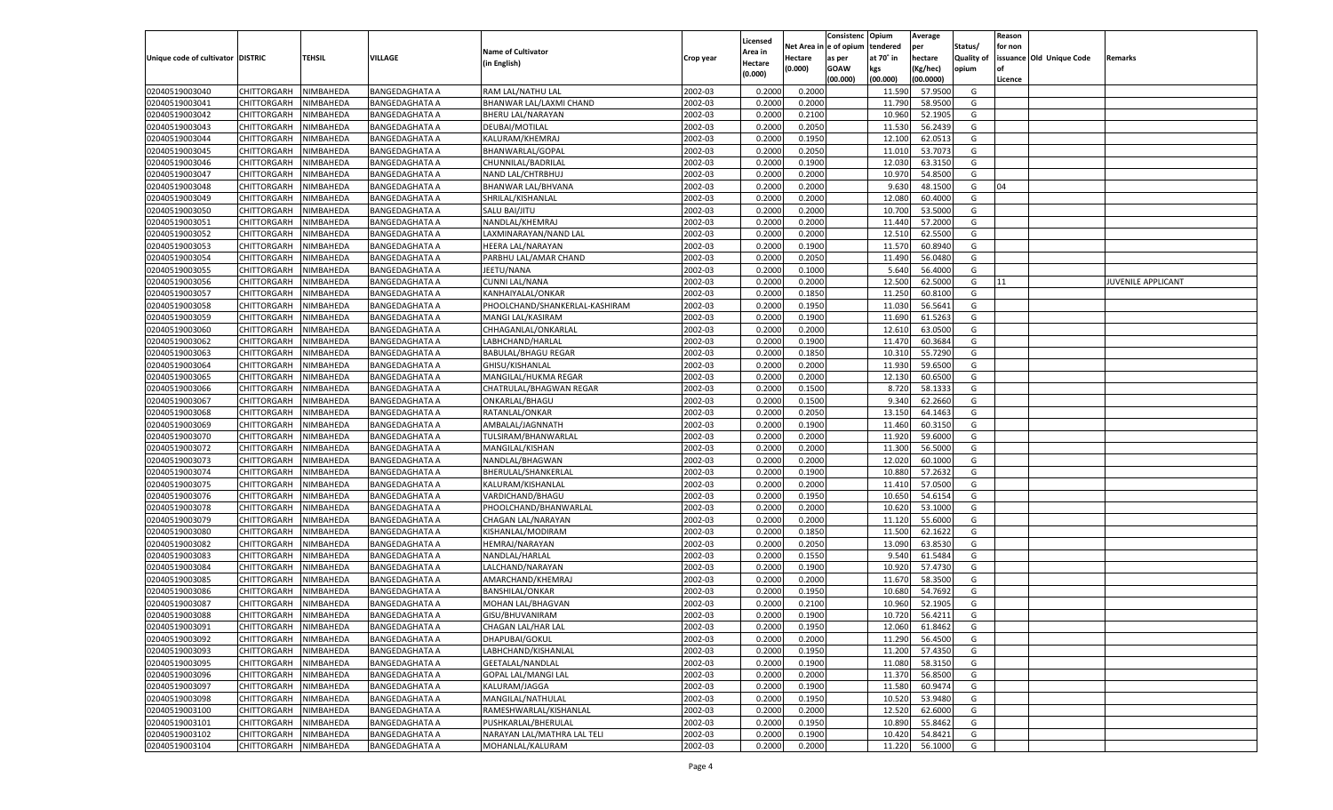| Unique code of cultivator | DISTRIC | TEHSIL | VILLAGE | Name of Cultivator (in English) | Crop year | Licensed Area in Hectare (0.000) | Net Area in Hectare (0.000) | Consistenc e of opium as per GOAW (00.000) | Opium tendered at 70˚ in kgs (00.000) | Average per hectare (Kg/hec) (00.0000) | Status/ Quality of opium | Reason for non issuance of Licence | Old Unique Code | Remarks |
|---|---|---|---|---|---|---|---|---|---|---|---|---|---|---|
| 02040519003040 | CHITTORGARH | NIMBAHEDA | BANGEDAGHATA A | RAM LAL/NATHU LAL | 2002-03 | 0.2000 | 0.2000 | | 11.590 | 57.9500 | G | | | |
| 02040519003041 | CHITTORGARH | NIMBAHEDA | BANGEDAGHATA A | BHANWAR LAL/LAXMI CHAND | 2002-03 | 0.2000 | 0.2000 | | 11.790 | 58.9500 | G | | | |
| 02040519003042 | CHITTORGARH | NIMBAHEDA | BANGEDAGHATA A | BHERU LAL/NARAYAN | 2002-03 | 0.2000 | 0.2100 | | 10.960 | 52.1905 | G | | | |
| 02040519003043 | CHITTORGARH | NIMBAHEDA | BANGEDAGHATA A | DEUBAI/MOTILAL | 2002-03 | 0.2000 | 0.2050 | | 11.530 | 56.2439 | G | | | |
| 02040519003044 | CHITTORGARH | NIMBAHEDA | BANGEDAGHATA A | KALURAM/KHEMRAJ | 2002-03 | 0.2000 | 0.1950 | | 12.100 | 62.0513 | G | | | |
| 02040519003045 | CHITTORGARH | NIMBAHEDA | BANGEDAGHATA A | BHANWARLAL/GOPAL | 2002-03 | 0.2000 | 0.2050 | | 11.010 | 53.7073 | G | | | |
| 02040519003046 | CHITTORGARH | NIMBAHEDA | BANGEDAGHATA A | CHUNNILAL/BADRILAL | 2002-03 | 0.2000 | 0.1900 | | 12.030 | 63.3150 | G | | | |
| 02040519003047 | CHITTORGARH | NIMBAHEDA | BANGEDAGHATA A | NAND LAL/CHTRBHUJ | 2002-03 | 0.2000 | 0.2000 | | 10.970 | 54.8500 | G | | | |
| 02040519003048 | CHITTORGARH | NIMBAHEDA | BANGEDAGHATA A | BHANWAR LAL/BHVANA | 2002-03 | 0.2000 | 0.2000 | | 9.630 | 48.1500 | G | 04 | | |
| 02040519003049 | CHITTORGARH | NIMBAHEDA | BANGEDAGHATA A | SHRILAL/KISHANLAL | 2002-03 | 0.2000 | 0.2000 | | 12.080 | 60.4000 | G | | | |
| 02040519003050 | CHITTORGARH | NIMBAHEDA | BANGEDAGHATA A | SALU BAI/JITU | 2002-03 | 0.2000 | 0.2000 | | 10.700 | 53.5000 | G | | | |
| 02040519003051 | CHITTORGARH | NIMBAHEDA | BANGEDAGHATA A | NANDLAL/KHEMRAJ | 2002-03 | 0.2000 | 0.2000 | | 11.440 | 57.2000 | G | | | |
| 02040519003052 | CHITTORGARH | NIMBAHEDA | BANGEDAGHATA A | LAXMINARAYAN/NAND LAL | 2002-03 | 0.2000 | 0.2000 | | 12.510 | 62.5500 | G | | | |
| 02040519003053 | CHITTORGARH | NIMBAHEDA | BANGEDAGHATA A | HEERA LAL/NARAYAN | 2002-03 | 0.2000 | 0.1900 | | 11.570 | 60.8940 | G | | | |
| 02040519003054 | CHITTORGARH | NIMBAHEDA | BANGEDAGHATA A | PARBHU LAL/AMAR CHAND | 2002-03 | 0.2000 | 0.2050 | | 11.490 | 56.0480 | G | | | |
| 02040519003055 | CHITTORGARH | NIMBAHEDA | BANGEDAGHATA A | JEETU/NANA | 2002-03 | 0.2000 | 0.1000 | | 5.640 | 56.4000 | G | | | |
| 02040519003056 | CHITTORGARH | NIMBAHEDA | BANGEDAGHATA A | CUNNI LAL/NANA | 2002-03 | 0.2000 | 0.2000 | | 12.500 | 62.5000 | G | 11 | | JUVENILE APPLICANT |
| 02040519003057 | CHITTORGARH | NIMBAHEDA | BANGEDAGHATA A | KANHAIYALAL/ONKAR | 2002-03 | 0.2000 | 0.1850 | | 11.250 | 60.8100 | G | | | |
| 02040519003058 | CHITTORGARH | NIMBAHEDA | BANGEDAGHATA A | PHOOLCHAND/SHANKERLAL-KASHIRAM | 2002-03 | 0.2000 | 0.1950 | | 11.030 | 56.5641 | G | | | |
| 02040519003059 | CHITTORGARH | NIMBAHEDA | BANGEDAGHATA A | MANGI LAL/KASIRAM | 2002-03 | 0.2000 | 0.1900 | | 11.690 | 61.5263 | G | | | |
| 02040519003060 | CHITTORGARH | NIMBAHEDA | BANGEDAGHATA A | CHHAGANLAL/ONKARLAL | 2002-03 | 0.2000 | 0.2000 | | 12.610 | 63.0500 | G | | | |
| 02040519003062 | CHITTORGARH | NIMBAHEDA | BANGEDAGHATA A | LABHCHAND/HARLAL | 2002-03 | 0.2000 | 0.1900 | | 11.470 | 60.3684 | G | | | |
| 02040519003063 | CHITTORGARH | NIMBAHEDA | BANGEDAGHATA A | BABULAL/BHAGU REGAR | 2002-03 | 0.2000 | 0.1850 | | 10.310 | 55.7290 | G | | | |
| 02040519003064 | CHITTORGARH | NIMBAHEDA | BANGEDAGHATA A | GHISU/KISHANLAL | 2002-03 | 0.2000 | 0.2000 | | 11.930 | 59.6500 | G | | | |
| 02040519003065 | CHITTORGARH | NIMBAHEDA | BANGEDAGHATA A | MANGILAL/HUKMA REGAR | 2002-03 | 0.2000 | 0.2000 | | 12.130 | 60.6500 | G | | | |
| 02040519003066 | CHITTORGARH | NIMBAHEDA | BANGEDAGHATA A | CHATRULAL/BHAGWAN REGAR | 2002-03 | 0.2000 | 0.1500 | | 8.720 | 58.1333 | G | | | |
| 02040519003067 | CHITTORGARH | NIMBAHEDA | BANGEDAGHATA A | ONKARLAL/BHAGU | 2002-03 | 0.2000 | 0.1500 | | 9.340 | 62.2660 | G | | | |
| 02040519003068 | CHITTORGARH | NIMBAHEDA | BANGEDAGHATA A | RATANLAL/ONKAR | 2002-03 | 0.2000 | 0.2050 | | 13.150 | 64.1463 | G | | | |
| 02040519003069 | CHITTORGARH | NIMBAHEDA | BANGEDAGHATA A | AMBALAL/JAGNNATH | 2002-03 | 0.2000 | 0.1900 | | 11.460 | 60.3150 | G | | | |
| 02040519003070 | CHITTORGARH | NIMBAHEDA | BANGEDAGHATA A | TULSIRAM/BHANWARLAL | 2002-03 | 0.2000 | 0.2000 | | 11.920 | 59.6000 | G | | | |
| 02040519003072 | CHITTORGARH | NIMBAHEDA | BANGEDAGHATA A | MANGILAL/KISHAN | 2002-03 | 0.2000 | 0.2000 | | 11.300 | 56.5000 | G | | | |
| 02040519003073 | CHITTORGARH | NIMBAHEDA | BANGEDAGHATA A | NANDLAL/BHAGWAN | 2002-03 | 0.2000 | 0.2000 | | 12.020 | 60.1000 | G | | | |
| 02040519003074 | CHITTORGARH | NIMBAHEDA | BANGEDAGHATA A | BHERULAL/SHANKERLAL | 2002-03 | 0.2000 | 0.1900 | | 10.880 | 57.2632 | G | | | |
| 02040519003075 | CHITTORGARH | NIMBAHEDA | BANGEDAGHATA A | KALURAM/KISHANLAL | 2002-03 | 0.2000 | 0.2000 | | 11.410 | 57.0500 | G | | | |
| 02040519003076 | CHITTORGARH | NIMBAHEDA | BANGEDAGHATA A | VARDICHAND/BHAGU | 2002-03 | 0.2000 | 0.1950 | | 10.650 | 54.6154 | G | | | |
| 02040519003078 | CHITTORGARH | NIMBAHEDA | BANGEDAGHATA A | PHOOLCHAND/BHANWARLAL | 2002-03 | 0.2000 | 0.2000 | | 10.620 | 53.1000 | G | | | |
| 02040519003079 | CHITTORGARH | NIMBAHEDA | BANGEDAGHATA A | CHAGAN LAL/NARAYAN | 2002-03 | 0.2000 | 0.2000 | | 11.120 | 55.6000 | G | | | |
| 02040519003080 | CHITTORGARH | NIMBAHEDA | BANGEDAGHATA A | KISHANLAL/MODIRAM | 2002-03 | 0.2000 | 0.1850 | | 11.500 | 62.1622 | G | | | |
| 02040519003082 | CHITTORGARH | NIMBAHEDA | BANGEDAGHATA A | HEMRAJ/NARAYAN | 2002-03 | 0.2000 | 0.2050 | | 13.090 | 63.8530 | G | | | |
| 02040519003083 | CHITTORGARH | NIMBAHEDA | BANGEDAGHATA A | NANDLAL/HARLAL | 2002-03 | 0.2000 | 0.1550 | | 9.540 | 61.5484 | G | | | |
| 02040519003084 | CHITTORGARH | NIMBAHEDA | BANGEDAGHATA A | LALCHAND/NARAYAN | 2002-03 | 0.2000 | 0.1900 | | 10.920 | 57.4730 | G | | | |
| 02040519003085 | CHITTORGARH | NIMBAHEDA | BANGEDAGHATA A | AMARCHAND/KHEMRAJ | 2002-03 | 0.2000 | 0.2000 | | 11.670 | 58.3500 | G | | | |
| 02040519003086 | CHITTORGARH | NIMBAHEDA | BANGEDAGHATA A | BANSHILAL/ONKAR | 2002-03 | 0.2000 | 0.1950 | | 10.680 | 54.7692 | G | | | |
| 02040519003087 | CHITTORGARH | NIMBAHEDA | BANGEDAGHATA A | MOHAN LAL/BHAGVAN | 2002-03 | 0.2000 | 0.2100 | | 10.960 | 52.1905 | G | | | |
| 02040519003088 | CHITTORGARH | NIMBAHEDA | BANGEDAGHATA A | GISU/BHUVANIRAM | 2002-03 | 0.2000 | 0.1900 | | 10.720 | 56.4211 | G | | | |
| 02040519003091 | CHITTORGARH | NIMBAHEDA | BANGEDAGHATA A | CHAGAN LAL/HAR LAL | 2002-03 | 0.2000 | 0.1950 | | 12.060 | 61.8462 | G | | | |
| 02040519003092 | CHITTORGARH | NIMBAHEDA | BANGEDAGHATA A | DHAPUBAI/GOKUL | 2002-03 | 0.2000 | 0.2000 | | 11.290 | 56.4500 | G | | | |
| 02040519003093 | CHITTORGARH | NIMBAHEDA | BANGEDAGHATA A | LABHCHAND/KISHANLAL | 2002-03 | 0.2000 | 0.1950 | | 11.200 | 57.4350 | G | | | |
| 02040519003095 | CHITTORGARH | NIMBAHEDA | BANGEDAGHATA A | GEETALAL/NANDLAL | 2002-03 | 0.2000 | 0.1900 | | 11.080 | 58.3150 | G | | | |
| 02040519003096 | CHITTORGARH | NIMBAHEDA | BANGEDAGHATA A | GOPAL LAL/MANGI LAL | 2002-03 | 0.2000 | 0.2000 | | 11.370 | 56.8500 | G | | | |
| 02040519003097 | CHITTORGARH | NIMBAHEDA | BANGEDAGHATA A | KALURAM/JAGGA | 2002-03 | 0.2000 | 0.1900 | | 11.580 | 60.9474 | G | | | |
| 02040519003098 | CHITTORGARH | NIMBAHEDA | BANGEDAGHATA A | MANGILAL/NATHULAL | 2002-03 | 0.2000 | 0.1950 | | 10.520 | 53.9480 | G | | | |
| 02040519003100 | CHITTORGARH | NIMBAHEDA | BANGEDAGHATA A | RAMESHWARLAL/KISHANLAL | 2002-03 | 0.2000 | 0.2000 | | 12.520 | 62.6000 | G | | | |
| 02040519003101 | CHITTORGARH | NIMBAHEDA | BANGEDAGHATA A | PUSHKARLAL/BHERULAL | 2002-03 | 0.2000 | 0.1950 | | 10.890 | 55.8462 | G | | | |
| 02040519003102 | CHITTORGARH | NIMBAHEDA | BANGEDAGHATA A | NARAYAN LAL/MATHRA LAL TELI | 2002-03 | 0.2000 | 0.1900 | | 10.420 | 54.8421 | G | | | |
| 02040519003104 | CHITTORGARH | NIMBAHEDA | BANGEDAGHATA A | MOHANLAL/KALURAM | 2002-03 | 0.2000 | 0.2000 | | 11.220 | 56.1000 | G | | | |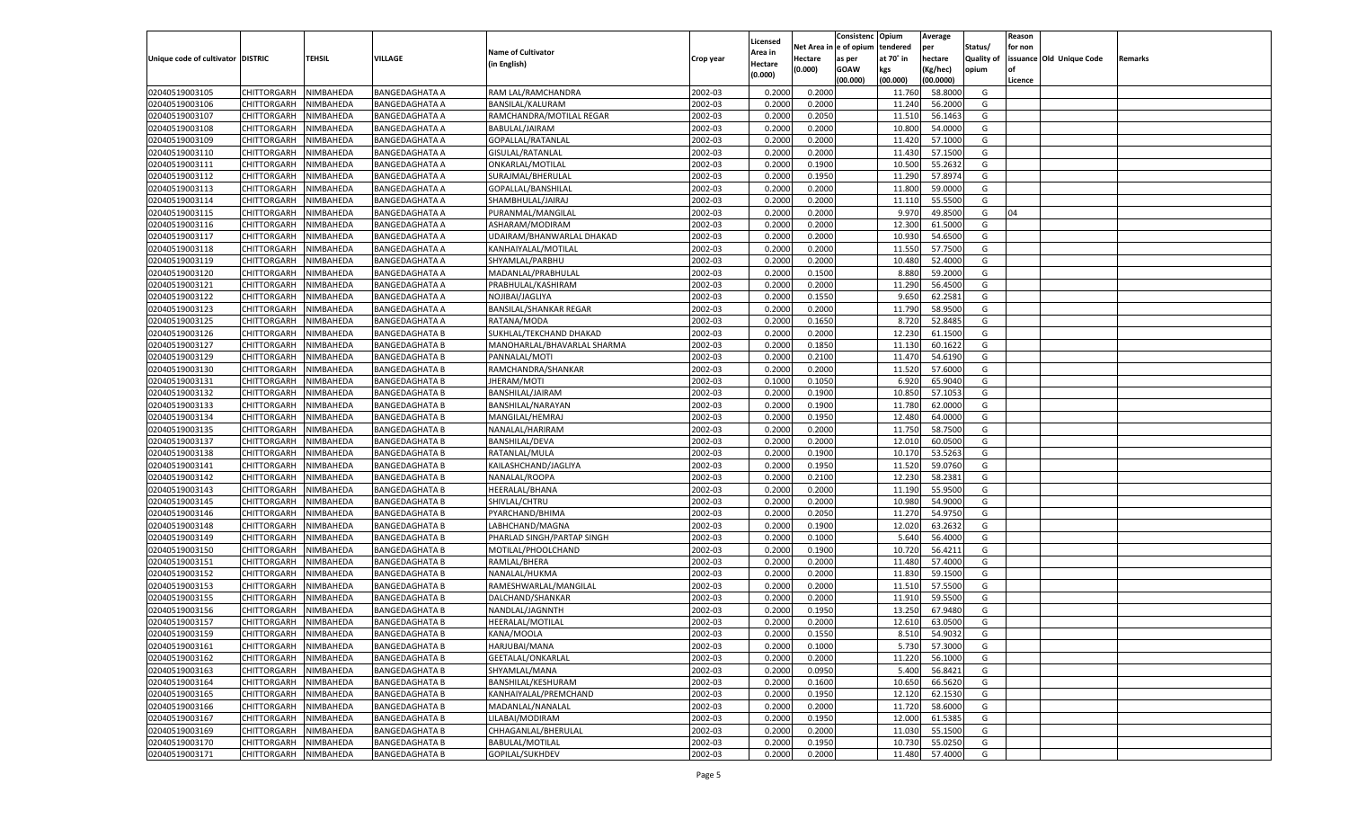| Unique code of cultivator | DISTRIC | TEHSIL | VILLAGE | Name of Cultivator (in English) | Crop year | Licensed Area in Hectare (0.000) | Net Area in Hectare (0.000) | Consistenc e of opium as per GOAW (00.000) | Opium tendered at 70° in kgs (00.000) | Average per hectare (Kg/hec) (00.0000) | Status/ Quality of opium | Reason for non issuance of Licence | Old Unique Code | Remarks |
|---|---|---|---|---|---|---|---|---|---|---|---|---|---|---|
| 02040519003105 | CHITTORGARH | NIMBAHEDA | BANGEDAGHATA A | RAM LAL/RAMCHANDRA | 2002-03 | 0.2000 | 0.2000 | | 11.760 | 58.8000 | G | | | |
| 02040519003106 | CHITTORGARH | NIMBAHEDA | BANGEDAGHATA A | BANSILAL/KALURAM | 2002-03 | 0.2000 | 0.2000 | | 11.240 | 56.2000 | G | | | |
| 02040519003107 | CHITTORGARH | NIMBAHEDA | BANGEDAGHATA A | RAMCHANDRA/MOTILAL REGAR | 2002-03 | 0.2000 | 0.2050 | | 11.510 | 56.1463 | G | | | |
| 02040519003108 | CHITTORGARH | NIMBAHEDA | BANGEDAGHATA A | BABULAL/JAIRAM | 2002-03 | 0.2000 | 0.2000 | | 10.800 | 54.0000 | G | | | |
| 02040519003109 | CHITTORGARH | NIMBAHEDA | BANGEDAGHATA A | GOPALLAL/RATANLAL | 2002-03 | 0.2000 | 0.2000 | | 11.420 | 57.1000 | G | | | |
| 02040519003110 | CHITTORGARH | NIMBAHEDA | BANGEDAGHATA A | GISULAL/RATANLAL | 2002-03 | 0.2000 | 0.2000 | | 11.430 | 57.1500 | G | | | |
| 02040519003111 | CHITTORGARH | NIMBAHEDA | BANGEDAGHATA A | ONKARLAL/MOTILAL | 2002-03 | 0.2000 | 0.1900 | | 10.500 | 55.2632 | G | | | |
| 02040519003112 | CHITTORGARH | NIMBAHEDA | BANGEDAGHATA A | SURAJMAL/BHERULAL | 2002-03 | 0.2000 | 0.1950 | | 11.290 | 57.8974 | G | | | |
| 02040519003113 | CHITTORGARH | NIMBAHEDA | BANGEDAGHATA A | GOPALLAL/BANSHILAL | 2002-03 | 0.2000 | 0.2000 | | 11.800 | 59.0000 | G | | | |
| 02040519003114 | CHITTORGARH | NIMBAHEDA | BANGEDAGHATA A | SHAMBHULAL/JAIRAJ | 2002-03 | 0.2000 | 0.2000 | | 11.110 | 55.5500 | G | | | |
| 02040519003115 | CHITTORGARH | NIMBAHEDA | BANGEDAGHATA A | PURANMAL/MANGILAL | 2002-03 | 0.2000 | 0.2000 | | 9.970 | 49.8500 | G | 04 | | |
| 02040519003116 | CHITTORGARH | NIMBAHEDA | BANGEDAGHATA A | ASHARAM/MODIRAM | 2002-03 | 0.2000 | 0.2000 | | 12.300 | 61.5000 | G | | | |
| 02040519003117 | CHITTORGARH | NIMBAHEDA | BANGEDAGHATA A | UDAIRAM/BHANWARLAL DHAKAD | 2002-03 | 0.2000 | 0.2000 | | 10.930 | 54.6500 | G | | | |
| 02040519003118 | CHITTORGARH | NIMBAHEDA | BANGEDAGHATA A | KANHAIYALAL/MOTILAL | 2002-03 | 0.2000 | 0.2000 | | 11.550 | 57.7500 | G | | | |
| 02040519003119 | CHITTORGARH | NIMBAHEDA | BANGEDAGHATA A | SHYAMLAL/PARBHU | 2002-03 | 0.2000 | 0.2000 | | 10.480 | 52.4000 | G | | | |
| 02040519003120 | CHITTORGARH | NIMBAHEDA | BANGEDAGHATA A | MADANLAL/PRABHULAL | 2002-03 | 0.2000 | 0.1500 | | 8.880 | 59.2000 | G | | | |
| 02040519003121 | CHITTORGARH | NIMBAHEDA | BANGEDAGHATA A | PRABHULAL/KASHIRAM | 2002-03 | 0.2000 | 0.2000 | | 11.290 | 56.4500 | G | | | |
| 02040519003122 | CHITTORGARH | NIMBAHEDA | BANGEDAGHATA A | NOJIBAI/JAGLIYA | 2002-03 | 0.2000 | 0.1550 | | 9.650 | 62.2581 | G | | | |
| 02040519003123 | CHITTORGARH | NIMBAHEDA | BANGEDAGHATA A | BANSILAL/SHANKAR REGAR | 2002-03 | 0.2000 | 0.2000 | | 11.790 | 58.9500 | G | | | |
| 02040519003125 | CHITTORGARH | NIMBAHEDA | BANGEDAGHATA A | RATANA/MODA | 2002-03 | 0.2000 | 0.1650 | | 8.720 | 52.8485 | G | | | |
| 02040519003126 | CHITTORGARH | NIMBAHEDA | BANGEDAGHATA B | SUKHLAL/TEKCHAND DHAKAD | 2002-03 | 0.2000 | 0.2000 | | 12.230 | 61.1500 | G | | | |
| 02040519003127 | CHITTORGARH | NIMBAHEDA | BANGEDAGHATA B | MANOHARLAL/BHAVARLAL SHARMA | 2002-03 | 0.2000 | 0.1850 | | 11.130 | 60.1622 | G | | | |
| 02040519003129 | CHITTORGARH | NIMBAHEDA | BANGEDAGHATA B | PANNALAL/MOTI | 2002-03 | 0.2000 | 0.2100 | | 11.470 | 54.6190 | G | | | |
| 02040519003130 | CHITTORGARH | NIMBAHEDA | BANGEDAGHATA B | RAMCHANDRA/SHANKAR | 2002-03 | 0.2000 | 0.2000 | | 11.520 | 57.6000 | G | | | |
| 02040519003131 | CHITTORGARH | NIMBAHEDA | BANGEDAGHATA B | JHERAM/MOTI | 2002-03 | 0.1000 | 0.1050 | | 6.920 | 65.9040 | G | | | |
| 02040519003132 | CHITTORGARH | NIMBAHEDA | BANGEDAGHATA B | BANSHILAL/JAIRAM | 2002-03 | 0.2000 | 0.1900 | | 10.850 | 57.1053 | G | | | |
| 02040519003133 | CHITTORGARH | NIMBAHEDA | BANGEDAGHATA B | BANSHILAL/NARAYAN | 2002-03 | 0.2000 | 0.1900 | | 11.780 | 62.0000 | G | | | |
| 02040519003134 | CHITTORGARH | NIMBAHEDA | BANGEDAGHATA B | MANGILAL/HEMRAJ | 2002-03 | 0.2000 | 0.1950 | | 12.480 | 64.0000 | G | | | |
| 02040519003135 | CHITTORGARH | NIMBAHEDA | BANGEDAGHATA B | NANALAL/HARIRAM | 2002-03 | 0.2000 | 0.2000 | | 11.750 | 58.7500 | G | | | |
| 02040519003137 | CHITTORGARH | NIMBAHEDA | BANGEDAGHATA B | BANSHILAL/DEVA | 2002-03 | 0.2000 | 0.2000 | | 12.010 | 60.0500 | G | | | |
| 02040519003138 | CHITTORGARH | NIMBAHEDA | BANGEDAGHATA B | RATANLAL/MULA | 2002-03 | 0.2000 | 0.1900 | | 10.170 | 53.5263 | G | | | |
| 02040519003141 | CHITTORGARH | NIMBAHEDA | BANGEDAGHATA B | KAILASHCHAND/JAGLIYA | 2002-03 | 0.2000 | 0.1950 | | 11.520 | 59.0760 | G | | | |
| 02040519003142 | CHITTORGARH | NIMBAHEDA | BANGEDAGHATA B | NANALAL/ROOPA | 2002-03 | 0.2000 | 0.2100 | | 12.230 | 58.2381 | G | | | |
| 02040519003143 | CHITTORGARH | NIMBAHEDA | BANGEDAGHATA B | HEERALAL/BHANA | 2002-03 | 0.2000 | 0.2000 | | 11.190 | 55.9500 | G | | | |
| 02040519003145 | CHITTORGARH | NIMBAHEDA | BANGEDAGHATA B | SHIVLAL/CHTRU | 2002-03 | 0.2000 | 0.2000 | | 10.980 | 54.9000 | G | | | |
| 02040519003146 | CHITTORGARH | NIMBAHEDA | BANGEDAGHATA B | PYARCHAND/BHIMA | 2002-03 | 0.2000 | 0.2050 | | 11.270 | 54.9750 | G | | | |
| 02040519003148 | CHITTORGARH | NIMBAHEDA | BANGEDAGHATA B | LABHCHAND/MAGNA | 2002-03 | 0.2000 | 0.1900 | | 12.020 | 63.2632 | G | | | |
| 02040519003149 | CHITTORGARH | NIMBAHEDA | BANGEDAGHATA B | PHARLAD SINGH/PARTAP SINGH | 2002-03 | 0.2000 | 0.1000 | | 5.640 | 56.4000 | G | | | |
| 02040519003150 | CHITTORGARH | NIMBAHEDA | BANGEDAGHATA B | MOTILAL/PHOOLCHAND | 2002-03 | 0.2000 | 0.1900 | | 10.720 | 56.4211 | G | | | |
| 02040519003151 | CHITTORGARH | NIMBAHEDA | BANGEDAGHATA B | RAMLAL/BHERA | 2002-03 | 0.2000 | 0.2000 | | 11.480 | 57.4000 | G | | | |
| 02040519003152 | CHITTORGARH | NIMBAHEDA | BANGEDAGHATA B | NANALAL/HUKMA | 2002-03 | 0.2000 | 0.2000 | | 11.830 | 59.1500 | G | | | |
| 02040519003153 | CHITTORGARH | NIMBAHEDA | BANGEDAGHATA B | RAMESHWARLAL/MANGILAL | 2002-03 | 0.2000 | 0.2000 | | 11.510 | 57.5500 | G | | | |
| 02040519003155 | CHITTORGARH | NIMBAHEDA | BANGEDAGHATA B | DALCHAND/SHANKAR | 2002-03 | 0.2000 | 0.2000 | | 11.910 | 59.5500 | G | | | |
| 02040519003156 | CHITTORGARH | NIMBAHEDA | BANGEDAGHATA B | NANDLAL/JAGNNTH | 2002-03 | 0.2000 | 0.1950 | | 13.250 | 67.9480 | G | | | |
| 02040519003157 | CHITTORGARH | NIMBAHEDA | BANGEDAGHATA B | HEERALAL/MOTILAL | 2002-03 | 0.2000 | 0.2000 | | 12.610 | 63.0500 | G | | | |
| 02040519003159 | CHITTORGARH | NIMBAHEDA | BANGEDAGHATA B | KANA/MOOLA | 2002-03 | 0.2000 | 0.1550 | | 8.510 | 54.9032 | G | | | |
| 02040519003161 | CHITTORGARH | NIMBAHEDA | BANGEDAGHATA B | HARJUBAI/MANA | 2002-03 | 0.2000 | 0.1000 | | 5.730 | 57.3000 | G | | | |
| 02040519003162 | CHITTORGARH | NIMBAHEDA | BANGEDAGHATA B | GEETALAL/ONKARLAL | 2002-03 | 0.2000 | 0.2000 | | 11.220 | 56.1000 | G | | | |
| 02040519003163 | CHITTORGARH | NIMBAHEDA | BANGEDAGHATA B | SHYAMLAL/MANA | 2002-03 | 0.2000 | 0.0950 | | 5.400 | 56.8421 | G | | | |
| 02040519003164 | CHITTORGARH | NIMBAHEDA | BANGEDAGHATA B | BANSHILAL/KESHURAM | 2002-03 | 0.2000 | 0.1600 | | 10.650 | 66.5620 | G | | | |
| 02040519003165 | CHITTORGARH | NIMBAHEDA | BANGEDAGHATA B | KANHAIYALAL/PREMCHAND | 2002-03 | 0.2000 | 0.1950 | | 12.120 | 62.1530 | G | | | |
| 02040519003166 | CHITTORGARH | NIMBAHEDA | BANGEDAGHATA B | MADANLAL/NANALAL | 2002-03 | 0.2000 | 0.2000 | | 11.720 | 58.6000 | G | | | |
| 02040519003167 | CHITTORGARH | NIMBAHEDA | BANGEDAGHATA B | LILABAI/MODIRAM | 2002-03 | 0.2000 | 0.1950 | | 12.000 | 61.5385 | G | | | |
| 02040519003169 | CHITTORGARH | NIMBAHEDA | BANGEDAGHATA B | CHHAGANLAL/BHERULAL | 2002-03 | 0.2000 | 0.2000 | | 11.030 | 55.1500 | G | | | |
| 02040519003170 | CHITTORGARH | NIMBAHEDA | BANGEDAGHATA B | BABULAL/MOTILAL | 2002-03 | 0.2000 | 0.1950 | | 10.730 | 55.0250 | G | | | |
| 02040519003171 | CHITTORGARH | NIMBAHEDA | BANGEDAGHATA B | GOPILAL/SUKHDEV | 2002-03 | 0.2000 | 0.2000 | | 11.480 | 57.4000 | G | | | |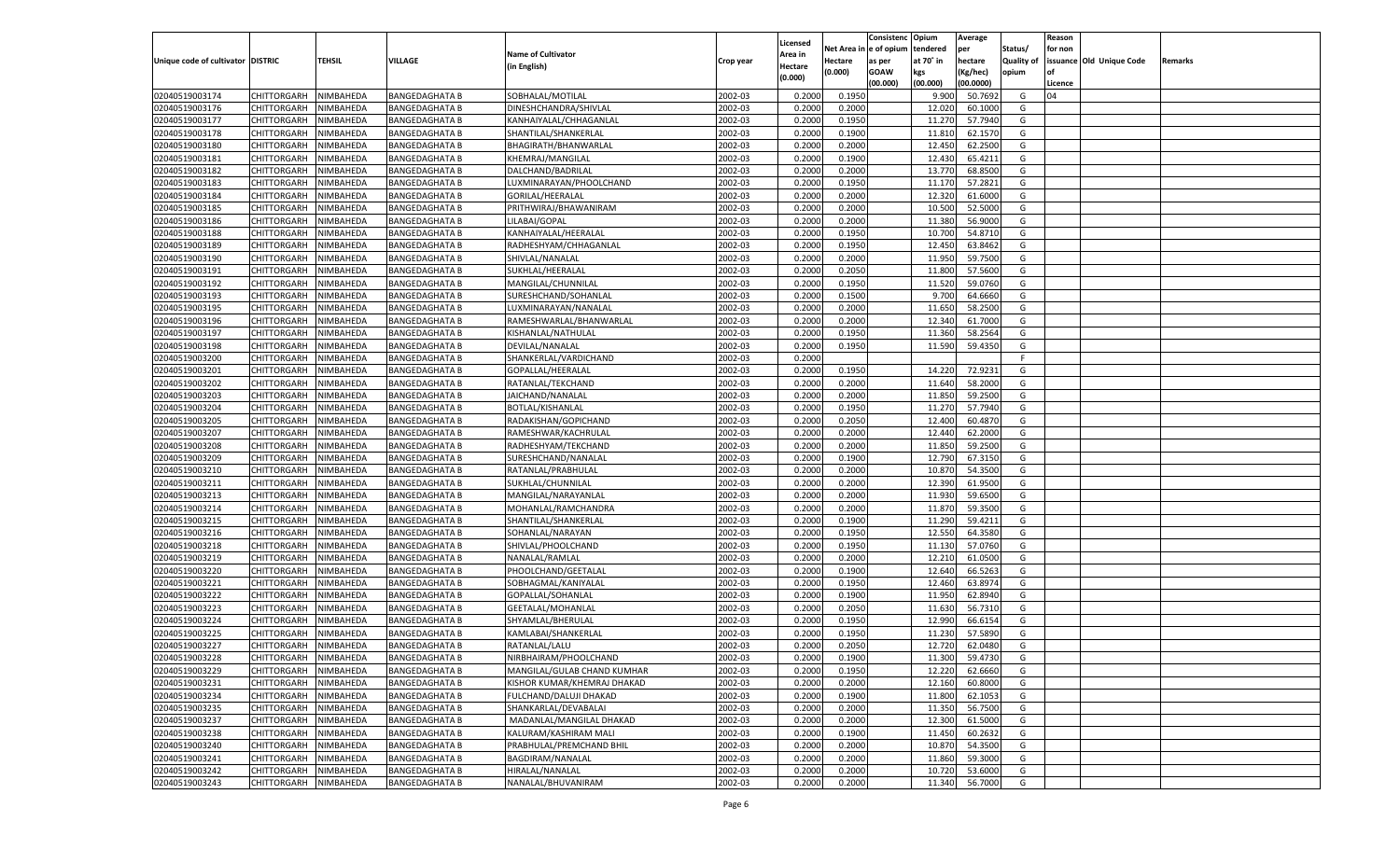| Unique code of cultivator | DISTRIC | TEHSIL | VILLAGE | Name of Cultivator (in English) | Crop year | Licensed Area in Hectare (0.000) | Net Area in Hectare (0.000) | Consistenc e of opium as per GOAW (00.000) | Opium tendered at 70° in kgs (00.000) | Average per hectare (Kg/hec) (00.0000) | Status/ Quality of opium | Reason for non issuance of Licence | Old Unique Code | Remarks |
|---|---|---|---|---|---|---|---|---|---|---|---|---|---|---|
| 02040519003174 | CHITTORGARH | NIMBAHEDA | BANGEDAGHATA B | SOBHALAL/MOTILAL | 2002-03 | 0.2000 | 0.1950 | | 9.900 | 50.7692 | G | 04 | | |
| 02040519003176 | CHITTORGARH | NIMBAHEDA | BANGEDAGHATA B | DINESHCHANDRA/SHIVLAL | 2002-03 | 0.2000 | 0.2000 | | 12.020 | 60.1000 | G | | | |
| 02040519003177 | CHITTORGARH | NIMBAHEDA | BANGEDAGHATA B | KANHAIYALAL/CHHAGANLAL | 2002-03 | 0.2000 | 0.1950 | | 11.270 | 57.7940 | G | | | |
| 02040519003178 | CHITTORGARH | NIMBAHEDA | BANGEDAGHATA B | SHANTILAL/SHANKERLAL | 2002-03 | 0.2000 | 0.1900 | | 11.810 | 62.1570 | G | | | |
| 02040519003180 | CHITTORGARH | NIMBAHEDA | BANGEDAGHATA B | BHAGIRATH/BHANWARLAL | 2002-03 | 0.2000 | 0.2000 | | 12.450 | 62.2500 | G | | | |
| 02040519003181 | CHITTORGARH | NIMBAHEDA | BANGEDAGHATA B | KHEMRAJ/MANGILAL | 2002-03 | 0.2000 | 0.1900 | | 12.430 | 65.4211 | G | | | |
| 02040519003182 | CHITTORGARH | NIMBAHEDA | BANGEDAGHATA B | DALCHAND/BADRILAL | 2002-03 | 0.2000 | 0.2000 | | 13.770 | 68.8500 | G | | | |
| 02040519003183 | CHITTORGARH | NIMBAHEDA | BANGEDAGHATA B | LUXMINARAYAN/PHOOLCHAND | 2002-03 | 0.2000 | 0.1950 | | 11.170 | 57.2821 | G | | | |
| 02040519003184 | CHITTORGARH | NIMBAHEDA | BANGEDAGHATA B | GORILAL/HEERALAL | 2002-03 | 0.2000 | 0.2000 | | 12.320 | 61.6000 | G | | | |
| 02040519003185 | CHITTORGARH | NIMBAHEDA | BANGEDAGHATA B | PRITHWIRAJ/BHAWANIRAM | 2002-03 | 0.2000 | 0.2000 | | 10.500 | 52.5000 | G | | | |
| 02040519003186 | CHITTORGARH | NIMBAHEDA | BANGEDAGHATA B | LILABAI/GOPAL | 2002-03 | 0.2000 | 0.2000 | | 11.380 | 56.9000 | G | | | |
| 02040519003188 | CHITTORGARH | NIMBAHEDA | BANGEDAGHATA B | KANHAIYALAL/HEERALAL | 2002-03 | 0.2000 | 0.1950 | | 10.700 | 54.8710 | G | | | |
| 02040519003189 | CHITTORGARH | NIMBAHEDA | BANGEDAGHATA B | RADHESHYAM/CHHAGANLAL | 2002-03 | 0.2000 | 0.1950 | | 12.450 | 63.8462 | G | | | |
| 02040519003190 | CHITTORGARH | NIMBAHEDA | BANGEDAGHATA B | SHIVLAL/NANALAL | 2002-03 | 0.2000 | 0.2000 | | 11.950 | 59.7500 | G | | | |
| 02040519003191 | CHITTORGARH | NIMBAHEDA | BANGEDAGHATA B | SUKHLAL/HEERALAL | 2002-03 | 0.2000 | 0.2050 | | 11.800 | 57.5600 | G | | | |
| 02040519003192 | CHITTORGARH | NIMBAHEDA | BANGEDAGHATA B | MANGILAL/CHUNNILAL | 2002-03 | 0.2000 | 0.1950 | | 11.520 | 59.0760 | G | | | |
| 02040519003193 | CHITTORGARH | NIMBAHEDA | BANGEDAGHATA B | SURESHCHAND/SOHANLAL | 2002-03 | 0.2000 | 0.1500 | | 9.700 | 64.6660 | G | | | |
| 02040519003195 | CHITTORGARH | NIMBAHEDA | BANGEDAGHATA B | LUXMINARAYAN/NANALAL | 2002-03 | 0.2000 | 0.2000 | | 11.650 | 58.2500 | G | | | |
| 02040519003196 | CHITTORGARH | NIMBAHEDA | BANGEDAGHATA B | RAMESHWARLAL/BHANWARLAL | 2002-03 | 0.2000 | 0.2000 | | 12.340 | 61.7000 | G | | | |
| 02040519003197 | CHITTORGARH | NIMBAHEDA | BANGEDAGHATA B | KISHANLAL/NATHULAL | 2002-03 | 0.2000 | 0.1950 | | 11.360 | 58.2564 | G | | | |
| 02040519003198 | CHITTORGARH | NIMBAHEDA | BANGEDAGHATA B | DEVILAL/NANALAL | 2002-03 | 0.2000 | 0.1950 | | 11.590 | 59.4350 | G | | | |
| 02040519003200 | CHITTORGARH | NIMBAHEDA | BANGEDAGHATA B | SHANKERLAL/VARDICHAND | 2002-03 | 0.2000 | | | | | F | | | |
| 02040519003201 | CHITTORGARH | NIMBAHEDA | BANGEDAGHATA B | GOPALLAL/HEERALAL | 2002-03 | 0.2000 | 0.1950 | | 14.220 | 72.9231 | G | | | |
| 02040519003202 | CHITTORGARH | NIMBAHEDA | BANGEDAGHATA B | RATANLAL/TEKCHAND | 2002-03 | 0.2000 | 0.2000 | | 11.640 | 58.2000 | G | | | |
| 02040519003203 | CHITTORGARH | NIMBAHEDA | BANGEDAGHATA B | JAICHAND/NANALAL | 2002-03 | 0.2000 | 0.2000 | | 11.850 | 59.2500 | G | | | |
| 02040519003204 | CHITTORGARH | NIMBAHEDA | BANGEDAGHATA B | BOTLAL/KISHANLAL | 2002-03 | 0.2000 | 0.1950 | | 11.270 | 57.7940 | G | | | |
| 02040519003205 | CHITTORGARH | NIMBAHEDA | BANGEDAGHATA B | RADAKISHAN/GOPICHAND | 2002-03 | 0.2000 | 0.2050 | | 12.400 | 60.4870 | G | | | |
| 02040519003207 | CHITTORGARH | NIMBAHEDA | BANGEDAGHATA B | RAMESHWAR/KACHRULAL | 2002-03 | 0.2000 | 0.2000 | | 12.440 | 62.2000 | G | | | |
| 02040519003208 | CHITTORGARH | NIMBAHEDA | BANGEDAGHATA B | RADHESHYAM/TEKCHAND | 2002-03 | 0.2000 | 0.2000 | | 11.850 | 59.2500 | G | | | |
| 02040519003209 | CHITTORGARH | NIMBAHEDA | BANGEDAGHATA B | SURESHCHAND/NANALAL | 2002-03 | 0.2000 | 0.1900 | | 12.790 | 67.3150 | G | | | |
| 02040519003210 | CHITTORGARH | NIMBAHEDA | BANGEDAGHATA B | RATANLAL/PRABHULAL | 2002-03 | 0.2000 | 0.2000 | | 10.870 | 54.3500 | G | | | |
| 02040519003211 | CHITTORGARH | NIMBAHEDA | BANGEDAGHATA B | SUKHLAL/CHUNNILAL | 2002-03 | 0.2000 | 0.2000 | | 12.390 | 61.9500 | G | | | |
| 02040519003213 | CHITTORGARH | NIMBAHEDA | BANGEDAGHATA B | MANGILAL/NARAYANLAL | 2002-03 | 0.2000 | 0.2000 | | 11.930 | 59.6500 | G | | | |
| 02040519003214 | CHITTORGARH | NIMBAHEDA | BANGEDAGHATA B | MOHANLAL/RAMCHANDRA | 2002-03 | 0.2000 | 0.2000 | | 11.870 | 59.3500 | G | | | |
| 02040519003215 | CHITTORGARH | NIMBAHEDA | BANGEDAGHATA B | SHANTILAL/SHANKERLAL | 2002-03 | 0.2000 | 0.1900 | | 11.290 | 59.4211 | G | | | |
| 02040519003216 | CHITTORGARH | NIMBAHEDA | BANGEDAGHATA B | SOHANLAL/NARAYAN | 2002-03 | 0.2000 | 0.1950 | | 12.550 | 64.3580 | G | | | |
| 02040519003218 | CHITTORGARH | NIMBAHEDA | BANGEDAGHATA B | SHIVLAL/PHOOLCHAND | 2002-03 | 0.2000 | 0.1950 | | 11.130 | 57.0760 | G | | | |
| 02040519003219 | CHITTORGARH | NIMBAHEDA | BANGEDAGHATA B | NANALAL/RAMLAL | 2002-03 | 0.2000 | 0.2000 | | 12.210 | 61.0500 | G | | | |
| 02040519003220 | CHITTORGARH | NIMBAHEDA | BANGEDAGHATA B | PHOOLCHAND/GEETALAL | 2002-03 | 0.2000 | 0.1900 | | 12.640 | 66.5263 | G | | | |
| 02040519003221 | CHITTORGARH | NIMBAHEDA | BANGEDAGHATA B | SOBHAGMAL/KANIYALAL | 2002-03 | 0.2000 | 0.1950 | | 12.460 | 63.8974 | G | | | |
| 02040519003222 | CHITTORGARH | NIMBAHEDA | BANGEDAGHATA B | GOPALLAL/SOHANLAL | 2002-03 | 0.2000 | 0.1900 | | 11.950 | 62.8940 | G | | | |
| 02040519003223 | CHITTORGARH | NIMBAHEDA | BANGEDAGHATA B | GEETALAL/MOHANLAL | 2002-03 | 0.2000 | 0.2050 | | 11.630 | 56.7310 | G | | | |
| 02040519003224 | CHITTORGARH | NIMBAHEDA | BANGEDAGHATA B | SHYAMLAL/BHERULAL | 2002-03 | 0.2000 | 0.1950 | | 12.990 | 66.6154 | G | | | |
| 02040519003225 | CHITTORGARH | NIMBAHEDA | BANGEDAGHATA B | KAMLABAI/SHANKERLAL | 2002-03 | 0.2000 | 0.1950 | | 11.230 | 57.5890 | G | | | |
| 02040519003227 | CHITTORGARH | NIMBAHEDA | BANGEDAGHATA B | RATANLAL/LALU | 2002-03 | 0.2000 | 0.2050 | | 12.720 | 62.0480 | G | | | |
| 02040519003228 | CHITTORGARH | NIMBAHEDA | BANGEDAGHATA B | NIRBHAIRAM/PHOOLCHAND | 2002-03 | 0.2000 | 0.1900 | | 11.300 | 59.4730 | G | | | |
| 02040519003229 | CHITTORGARH | NIMBAHEDA | BANGEDAGHATA B | MANGILAL/GULAB CHAND KUMHAR | 2002-03 | 0.2000 | 0.1950 | | 12.220 | 62.6660 | G | | | |
| 02040519003231 | CHITTORGARH | NIMBAHEDA | BANGEDAGHATA B | KISHOR KUMAR/KHEMRAJ DHAKAD | 2002-03 | 0.2000 | 0.2000 | | 12.160 | 60.8000 | G | | | |
| 02040519003234 | CHITTORGARH | NIMBAHEDA | BANGEDAGHATA B | FULCHAND/DALUJI DHAKAD | 2002-03 | 0.2000 | 0.1900 | | 11.800 | 62.1053 | G | | | |
| 02040519003235 | CHITTORGARH | NIMBAHEDA | BANGEDAGHATA B | SHANKARLAL/DEVABALAI | 2002-03 | 0.2000 | 0.2000 | | 11.350 | 56.7500 | G | | | |
| 02040519003237 | CHITTORGARH | NIMBAHEDA | BANGEDAGHATA B | MADANLAL/MANGILAL DHAKAD | 2002-03 | 0.2000 | 0.2000 | | 12.300 | 61.5000 | G | | | |
| 02040519003238 | CHITTORGARH | NIMBAHEDA | BANGEDAGHATA B | KALURAM/KASHIRAM MALI | 2002-03 | 0.2000 | 0.1900 | | 11.450 | 60.2632 | G | | | |
| 02040519003240 | CHITTORGARH | NIMBAHEDA | BANGEDAGHATA B | PRABHULAL/PREMCHAND BHIL | 2002-03 | 0.2000 | 0.2000 | | 10.870 | 54.3500 | G | | | |
| 02040519003241 | CHITTORGARH | NIMBAHEDA | BANGEDAGHATA B | BAGDIRAM/NANALAL | 2002-03 | 0.2000 | 0.2000 | | 11.860 | 59.3000 | G | | | |
| 02040519003242 | CHITTORGARH | NIMBAHEDA | BANGEDAGHATA B | HIRALAL/NANALAL | 2002-03 | 0.2000 | 0.2000 | | 10.720 | 53.6000 | G | | | |
| 02040519003243 | CHITTORGARH | NIMBAHEDA | BANGEDAGHATA B | NANALAL/BHUVANIRAM | 2002-03 | 0.2000 | 0.2000 | | 11.340 | 56.7000 | G | | | |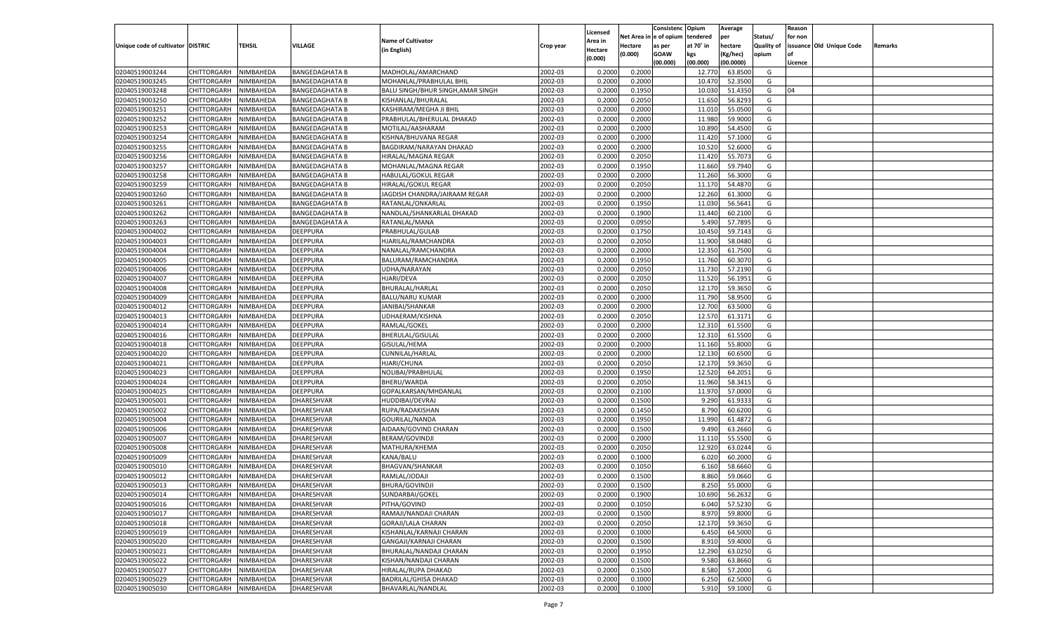| Unique code of cultivator | DISTRIC | TEHSIL | VILLAGE | Name of Cultivator (in English) | Crop year | Licensed Area in Hectare (0.000) | Net Area in Hectare (0.000) | Consistenc e of opium as per GOAW (00.000) | Opium tendered at 70° in kgs (00.000) | Average per hectare (Kg/hec) (00.0000) | Status/ Quality of opium | Reason for non issuance of Licence | Old Unique Code | Remarks |
|---|---|---|---|---|---|---|---|---|---|---|---|---|---|---|
| 02040519003244 | CHITTORGARH | NIMBAHEDA | BANGEDAGHATA B | MADHOLAL/AMARCHAND | 2002-03 | 0.2000 | 0.2000 | | 12.770 | 63.8500 | G | | | |
| 02040519003245 | CHITTORGARH | NIMBAHEDA | BANGEDAGHATA B | MOHANLAL/PRABHULAL BHIL | 2002-03 | 0.2000 | 0.2000 | | 10.470 | 52.3500 | G | | | |
| 02040519003248 | CHITTORGARH | NIMBAHEDA | BANGEDAGHATA B | BALU SINGH/BHUR SINGH,AMAR SINGH | 2002-03 | 0.2000 | 0.1950 | | 10.030 | 51.4350 | G | 04 | | |
| 02040519003250 | CHITTORGARH | NIMBAHEDA | BANGEDAGHATA B | KISHANLAL/BHURALAL | 2002-03 | 0.2000 | 0.2050 | | 11.650 | 56.8293 | G | | | |
| 02040519003251 | CHITTORGARH | NIMBAHEDA | BANGEDAGHATA B | KASHIRAM/MEGHA JI BHIL | 2002-03 | 0.2000 | 0.2000 | | 11.010 | 55.0500 | G | | | |
| 02040519003252 | CHITTORGARH | NIMBAHEDA | BANGEDAGHATA B | PRABHULAL/BHERULAL DHAKAD | 2002-03 | 0.2000 | 0.2000 | | 11.980 | 59.9000 | G | | | |
| 02040519003253 | CHITTORGARH | NIMBAHEDA | BANGEDAGHATA B | MOTILAL/AASHARAM | 2002-03 | 0.2000 | 0.2000 | | 10.890 | 54.4500 | G | | | |
| 02040519003254 | CHITTORGARH | NIMBAHEDA | BANGEDAGHATA B | KISHNA/BHUVANA REGAR | 2002-03 | 0.2000 | 0.2000 | | 11.420 | 57.1000 | G | | | |
| 02040519003255 | CHITTORGARH | NIMBAHEDA | BANGEDAGHATA B | BAGDIRAM/NARAYAN DHAKAD | 2002-03 | 0.2000 | 0.2000 | | 10.520 | 52.6000 | G | | | |
| 02040519003256 | CHITTORGARH | NIMBAHEDA | BANGEDAGHATA B | HIRALAL/MAGNA REGAR | 2002-03 | 0.2000 | 0.2050 | | 11.420 | 55.7073 | G | | | |
| 02040519003257 | CHITTORGARH | NIMBAHEDA | BANGEDAGHATA B | MOHANLAL/MAGNA REGAR | 2002-03 | 0.2000 | 0.1950 | | 11.660 | 59.7940 | G | | | |
| 02040519003258 | CHITTORGARH | NIMBAHEDA | BANGEDAGHATA B | HABULAL/GOKUL REGAR | 2002-03 | 0.2000 | 0.2000 | | 11.260 | 56.3000 | G | | | |
| 02040519003259 | CHITTORGARH | NIMBAHEDA | BANGEDAGHATA B | HIRALAL/GOKUL REGAR | 2002-03 | 0.2000 | 0.2050 | | 11.170 | 54.4870 | G | | | |
| 02040519003260 | CHITTORGARH | NIMBAHEDA | BANGEDAGHATA B | JAGDISH CHANDRA/JAIRAAM REGAR | 2002-03 | 0.2000 | 0.2000 | | 12.260 | 61.3000 | G | | | |
| 02040519003261 | CHITTORGARH | NIMBAHEDA | BANGEDAGHATA B | RATANLAL/ONKARLAL | 2002-03 | 0.2000 | 0.1950 | | 11.030 | 56.5641 | G | | | |
| 02040519003262 | CHITTORGARH | NIMBAHEDA | BANGEDAGHATA B | NANDLAL/SHANKARLAL DHAKAD | 2002-03 | 0.2000 | 0.1900 | | 11.440 | 60.2100 | G | | | |
| 02040519003263 | CHITTORGARH | NIMBAHEDA | BANGEDAGHATA A | RATANLAL/MANA | 2002-03 | 0.2000 | 0.0950 | | 5.490 | 57.7895 | G | | | |
| 02040519004002 | CHITTORGARH | NIMBAHEDA | DEEPPURA | PRABHULAL/GULAB | 2002-03 | 0.2000 | 0.1750 | | 10.450 | 59.7143 | G | | | |
| 02040519004003 | CHITTORGARH | NIMBAHEDA | DEEPPURA | HJARILAL/RAMCHANDRA | 2002-03 | 0.2000 | 0.2050 | | 11.900 | 58.0480 | G | | | |
| 02040519004004 | CHITTORGARH | NIMBAHEDA | DEEPPURA | NANALAL/RAMCHANDRA | 2002-03 | 0.2000 | 0.2000 | | 12.350 | 61.7500 | G | | | |
| 02040519004005 | CHITTORGARH | NIMBAHEDA | DEEPPURA | BALURAM/RAMCHANDRA | 2002-03 | 0.2000 | 0.1950 | | 11.760 | 60.3070 | G | | | |
| 02040519004006 | CHITTORGARH | NIMBAHEDA | DEEPPURA | UDHA/NARAYAN | 2002-03 | 0.2000 | 0.2050 | | 11.730 | 57.2190 | G | | | |
| 02040519004007 | CHITTORGARH | NIMBAHEDA | DEEPPURA | HJARI/DEVA | 2002-03 | 0.2000 | 0.2050 | | 11.520 | 56.1951 | G | | | |
| 02040519004008 | CHITTORGARH | NIMBAHEDA | DEEPPURA | BHURALAL/HARLAL | 2002-03 | 0.2000 | 0.2050 | | 12.170 | 59.3650 | G | | | |
| 02040519004009 | CHITTORGARH | NIMBAHEDA | DEEPPURA | BALU/NARU KUMAR | 2002-03 | 0.2000 | 0.2000 | | 11.790 | 58.9500 | G | | | |
| 02040519004012 | CHITTORGARH | NIMBAHEDA | DEEPPURA | JANIBAI/SHANKAR | 2002-03 | 0.2000 | 0.2000 | | 12.700 | 63.5000 | G | | | |
| 02040519004013 | CHITTORGARH | NIMBAHEDA | DEEPPURA | UDHAERAM/KISHNA | 2002-03 | 0.2000 | 0.2050 | | 12.570 | 61.3171 | G | | | |
| 02040519004014 | CHITTORGARH | NIMBAHEDA | DEEPPURA | RAMLAL/GOKEL | 2002-03 | 0.2000 | 0.2000 | | 12.310 | 61.5500 | G | | | |
| 02040519004016 | CHITTORGARH | NIMBAHEDA | DEEPPURA | BHERULAL/GISULAL | 2002-03 | 0.2000 | 0.2000 | | 12.310 | 61.5500 | G | | | |
| 02040519004018 | CHITTORGARH | NIMBAHEDA | DEEPPURA | GISULAL/HEMA | 2002-03 | 0.2000 | 0.2000 | | 11.160 | 55.8000 | G | | | |
| 02040519004020 | CHITTORGARH | NIMBAHEDA | DEEPPURA | CUNNILAL/HARLAL | 2002-03 | 0.2000 | 0.2000 | | 12.130 | 60.6500 | G | | | |
| 02040519004021 | CHITTORGARH | NIMBAHEDA | DEEPPURA | HJARI/CHUNA | 2002-03 | 0.2000 | 0.2050 | | 12.170 | 59.3650 | G | | | |
| 02040519004023 | CHITTORGARH | NIMBAHEDA | DEEPPURA | NOLIBAI/PRABHULAL | 2002-03 | 0.2000 | 0.1950 | | 12.520 | 64.2051 | G | | | |
| 02040519004024 | CHITTORGARH | NIMBAHEDA | DEEPPURA | BHERU/WARDA | 2002-03 | 0.2000 | 0.2050 | | 11.960 | 58.3415 | G | | | |
| 02040519004025 | CHITTORGARH | NIMBAHEDA | DEEPPURA | GOPALKARSAN/MHDANLAL | 2002-03 | 0.2000 | 0.2100 | | 11.970 | 57.0000 | G | | | |
| 02040519005001 | CHITTORGARH | NIMBAHEDA | DHARESHVAR | HUDDIBAI/DEVRAJ | 2002-03 | 0.2000 | 0.1500 | | 9.290 | 61.9333 | G | | | |
| 02040519005002 | CHITTORGARH | NIMBAHEDA | DHARESHVAR | RUPA/RADAKISHAN | 2002-03 | 0.2000 | 0.1450 | | 8.790 | 60.6200 | G | | | |
| 02040519005004 | CHITTORGARH | NIMBAHEDA | DHARESHVAR | GOURILAL/NANDA | 2002-03 | 0.2000 | 0.1950 | | 11.990 | 61.4872 | G | | | |
| 02040519005006 | CHITTORGARH | NIMBAHEDA | DHARESHVAR | AIDAAN/GOVIND CHARAN | 2002-03 | 0.2000 | 0.1500 | | 9.490 | 63.2660 | G | | | |
| 02040519005007 | CHITTORGARH | NIMBAHEDA | DHARESHVAR | BERAM/GOVINDJI | 2002-03 | 0.2000 | 0.2000 | | 11.110 | 55.5500 | G | | | |
| 02040519005008 | CHITTORGARH | NIMBAHEDA | DHARESHVAR | MATHURA/KHEMA | 2002-03 | 0.2000 | 0.2050 | | 12.920 | 63.0244 | G | | | |
| 02040519005009 | CHITTORGARH | NIMBAHEDA | DHARESHVAR | KANA/BALU | 2002-03 | 0.2000 | 0.1000 | | 6.020 | 60.2000 | G | | | |
| 02040519005010 | CHITTORGARH | NIMBAHEDA | DHARESHVAR | BHAGVAN/SHANKAR | 2002-03 | 0.2000 | 0.1050 | | 6.160 | 58.6660 | G | | | |
| 02040519005012 | CHITTORGARH | NIMBAHEDA | DHARESHVAR | RAMLAL/JODAJI | 2002-03 | 0.2000 | 0.1500 | | 8.860 | 59.0660 | G | | | |
| 02040519005013 | CHITTORGARH | NIMBAHEDA | DHARESHVAR | BHURA/GOVINDJI | 2002-03 | 0.2000 | 0.1500 | | 8.250 | 55.0000 | G | | | |
| 02040519005014 | CHITTORGARH | NIMBAHEDA | DHARESHVAR | SUNDARBAI/GOKEL | 2002-03 | 0.2000 | 0.1900 | | 10.690 | 56.2632 | G | | | |
| 02040519005016 | CHITTORGARH | NIMBAHEDA | DHARESHVAR | PITHA/GOVIND | 2002-03 | 0.2000 | 0.1050 | | 6.040 | 57.5230 | G | | | |
| 02040519005017 | CHITTORGARH | NIMBAHEDA | DHARESHVAR | RAMAJI/NANDAJI CHARAN | 2002-03 | 0.2000 | 0.1500 | | 8.970 | 59.8000 | G | | | |
| 02040519005018 | CHITTORGARH | NIMBAHEDA | DHARESHVAR | GORAJI/LALA CHARAN | 2002-03 | 0.2000 | 0.2050 | | 12.170 | 59.3650 | G | | | |
| 02040519005019 | CHITTORGARH | NIMBAHEDA | DHARESHVAR | KISHANLAL/KARNAJI CHARAN | 2002-03 | 0.2000 | 0.1000 | | 6.450 | 64.5000 | G | | | |
| 02040519005020 | CHITTORGARH | NIMBAHEDA | DHARESHVAR | GANGAJI/KARNAJI CHARAN | 2002-03 | 0.2000 | 0.1500 | | 8.910 | 59.4000 | G | | | |
| 02040519005021 | CHITTORGARH | NIMBAHEDA | DHARESHVAR | BHURALAL/NANDAJI CHARAN | 2002-03 | 0.2000 | 0.1950 | | 12.290 | 63.0250 | G | | | |
| 02040519005022 | CHITTORGARH | NIMBAHEDA | DHARESHVAR | KISHAN/NANDAJI CHARAN | 2002-03 | 0.2000 | 0.1500 | | 9.580 | 63.8660 | G | | | |
| 02040519005027 | CHITTORGARH | NIMBAHEDA | DHARESHVAR | HIRALAL/RUPA DHAKAD | 2002-03 | 0.2000 | 0.1500 | | 8.580 | 57.2000 | G | | | |
| 02040519005029 | CHITTORGARH | NIMBAHEDA | DHARESHVAR | BADRILAL/GHISA DHAKAD | 2002-03 | 0.2000 | 0.1000 | | 6.250 | 62.5000 | G | | | |
| 02040519005030 | CHITTORGARH | NIMBAHEDA | DHARESHVAR | BHAVARLAL/NANDLAL | 2002-03 | 0.2000 | 0.1000 | | 5.910 | 59.1000 | G | | | |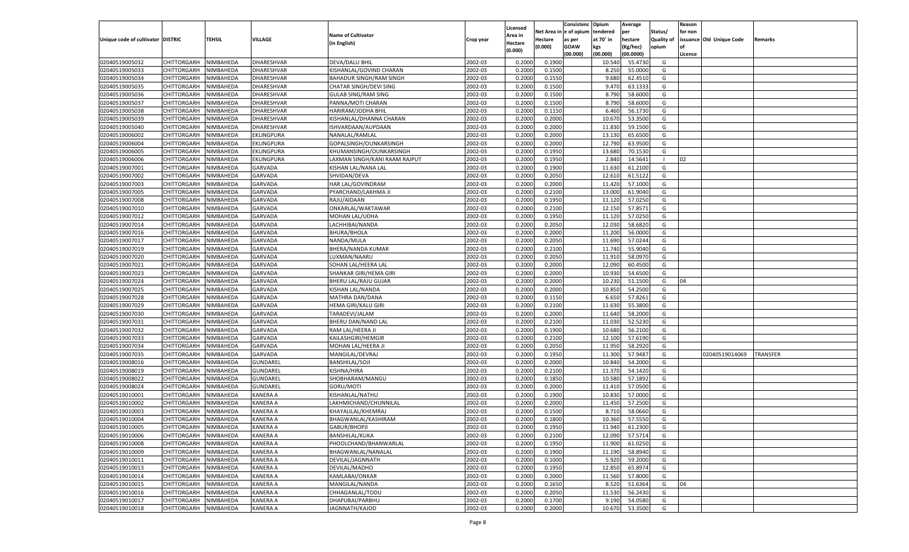| Unique code of cultivator | DISTRIC | TEHSIL | VILLAGE | Name of Cultivator (in English) | Crop year | Licensed Area in Hectare (0.000) | Net Area in Hectare (0.000) | Consistenc e of opium as per GOAW (00.000) | Opium tendered at 70˚ in kgs (00.000) | Average per hectare (Kg/hec) (00.0000) | Status/ Quality of opium | Reason for non issuance of Licence | Old Unique Code | Remarks |
|---|---|---|---|---|---|---|---|---|---|---|---|---|---|---|
| 02040519005032 | CHITTORGARH | NIMBAHEDA | DHARESHVAR | DEVA/DALU BHIL | 2002-03 | 0.2000 | 0.1900 | | 10.540 | 55.4730 | G | | | |
| 02040519005033 | CHITTORGARH | NIMBAHEDA | DHARESHVAR | KISHANLAL/GOVIND CHARAN | 2002-03 | 0.2000 | 0.1500 | | 8.250 | 55.0000 | G | | | |
| 02040519005034 | CHITTORGARH | NIMBAHEDA | DHARESHVAR | BAHADUR SINGH/RAM SINGH | 2002-03 | 0.2000 | 0.1550 | | 9.680 | 62.4510 | G | | | |
| 02040519005035 | CHITTORGARH | NIMBAHEDA | DHARESHVAR | CHATAR SINGH/DEVI SING | 2002-03 | 0.2000 | 0.1500 | | 9.470 | 63.1333 | G | | | |
| 02040519005036 | CHITTORGARH | NIMBAHEDA | DHARESHVAR | GULAB SING/RAM SING | 2002-03 | 0.2000 | 0.1500 | | 8.790 | 58.6000 | G | | | |
| 02040519005037 | CHITTORGARH | NIMBAHEDA | DHARESHVAR | PANNA/MOTI CHARAN | 2002-03 | 0.2000 | 0.1500 | | 8.790 | 58.6000 | G | | | |
| 02040519005038 | CHITTORGARH | NIMBAHEDA | DHARESHVAR | HARIRAM/JODHA BHIL | 2002-03 | 0.2000 | 0.1150 | | 6.460 | 56.1730 | G | | | |
| 02040519005039 | CHITTORGARH | NIMBAHEDA | DHARESHVAR | KISHANLAL/DHANNA CHARAN | 2002-03 | 0.2000 | 0.2000 | | 10.670 | 53.3500 | G | | | |
| 02040519005040 | CHITTORGARH | NIMBAHEDA | DHARESHVAR | ISHVARDAAN/AUPDAAN | 2002-03 | 0.2000 | 0.2000 | | 11.830 | 59.1500 | G | | | |
| 02040519006002 | CHITTORGARH | NIMBAHEDA | EKLINGPURA | NANALAL/RAMLAL | 2002-03 | 0.2000 | 0.2000 | | 13.130 | 65.6500 | G | | | |
| 02040519006004 | CHITTORGARH | NIMBAHEDA | EKLINGPURA | GOPALSINGH/OUNKARSINGH | 2002-03 | 0.2000 | 0.2000 | | 12.790 | 63.9500 | G | | | |
| 02040519006005 | CHITTORGARH | NIMBAHEDA | EKLINGPURA | KHUMANSINGH/OUNKARSINGH | 2002-03 | 0.2000 | 0.1950 | | 13.680 | 70.1530 | G | | | |
| 02040519006006 | CHITTORGARH | NIMBAHEDA | EKLINGPURA | LAXMAN SINGH/KANI RAAM RAJPUT | 2002-03 | 0.2000 | 0.1950 | | 2.840 | 14.5641 | I | 02 | | |
| 02040519007001 | CHITTORGARH | NIMBAHEDA | GARVADA | KISHAN LAL/NANA LAL | 2002-03 | 0.2000 | 0.1900 | | 11.630 | 61.2100 | G | | | |
| 02040519007002 | CHITTORGARH | NIMBAHEDA | GARVADA | SHVIDAN/DEVA | 2002-03 | 0.2000 | 0.2050 | | 12.610 | 61.5122 | G | | | |
| 02040519007003 | CHITTORGARH | NIMBAHEDA | GARVADA | HAR LAL/GOVINDRAM | 2002-03 | 0.2000 | 0.2000 | | 11.420 | 57.1000 | G | | | |
| 02040519007005 | CHITTORGARH | NIMBAHEDA | GARVADA | PYARCHAND/LAKHMA JI | 2002-03 | 0.2000 | 0.2100 | | 13.000 | 61.9040 | G | | | |
| 02040519007008 | CHITTORGARH | NIMBAHEDA | GARVADA | RAJU/AIDAAN | 2002-03 | 0.2000 | 0.1950 | | 11.120 | 57.0250 | G | | | |
| 02040519007010 | CHITTORGARH | NIMBAHEDA | GARVADA | ONKARLAL/WAKTAWAR | 2002-03 | 0.2000 | 0.2100 | | 12.150 | 57.8571 | G | | | |
| 02040519007012 | CHITTORGARH | NIMBAHEDA | GARVADA | MOHAN LAL/UDHA | 2002-03 | 0.2000 | 0.1950 | | 11.120 | 57.0250 | G | | | |
| 02040519007014 | CHITTORGARH | NIMBAHEDA | GARVADA | LACHHIBAI/NANDA | 2002-03 | 0.2000 | 0.2050 | | 12.030 | 58.6820 | G | | | |
| 02040519007016 | CHITTORGARH | NIMBAHEDA | GARVADA | BHURA/BHOLA | 2002-03 | 0.2000 | 0.2000 | | 11.200 | 56.0000 | G | | | |
| 02040519007017 | CHITTORGARH | NIMBAHEDA | GARVADA | NANDA/MULA | 2002-03 | 0.2000 | 0.2050 | | 11.690 | 57.0244 | G | | | |
| 02040519007019 | CHITTORGARH | NIMBAHEDA | GARVADA | BHERA/NANDA KUMAR | 2002-03 | 0.2000 | 0.2100 | | 11.740 | 55.9040 | G | | | |
| 02040519007020 | CHITTORGARH | NIMBAHEDA | GARVADA | LUXMAN/NAARU | 2002-03 | 0.2000 | 0.2050 | | 11.910 | 58.0970 | G | | | |
| 02040519007021 | CHITTORGARH | NIMBAHEDA | GARVADA | SOHAN LAL/HEERA LAL | 2002-03 | 0.2000 | 0.2000 | | 12.090 | 60.4500 | G | | | |
| 02040519007023 | CHITTORGARH | NIMBAHEDA | GARVADA | SHANKAR GIRI/HEMA GIRI | 2002-03 | 0.2000 | 0.2000 | | 10.930 | 54.6500 | G | | | |
| 02040519007024 | CHITTORGARH | NIMBAHEDA | GARVADA | BHERU LAL/RAJU GUJAR | 2002-03 | 0.2000 | 0.2000 | | 10.230 | 51.1500 | G | 04 | | |
| 02040519007025 | CHITTORGARH | NIMBAHEDA | GARVADA | KISHAN LAL/NANDA | 2002-03 | 0.2000 | 0.2000 | | 10.850 | 54.2500 | G | | | |
| 02040519007028 | CHITTORGARH | NIMBAHEDA | GARVADA | MATHRA DAN/DANA | 2002-03 | 0.2000 | 0.1150 | | 6.650 | 57.8261 | G | | | |
| 02040519007029 | CHITTORGARH | NIMBAHEDA | GARVADA | HEMA GIRI/KALU GIRI | 2002-03 | 0.2000 | 0.2100 | | 11.630 | 55.3800 | G | | | |
| 02040519007030 | CHITTORGARH | NIMBAHEDA | GARVADA | TARADEVI/JALAM | 2002-03 | 0.2000 | 0.2000 | | 11.640 | 58.2000 | G | | | |
| 02040519007031 | CHITTORGARH | NIMBAHEDA | GARVADA | BHERU DAN/NAND LAL | 2002-03 | 0.2000 | 0.2100 | | 11.030 | 52.5230 | G | | | |
| 02040519007032 | CHITTORGARH | NIMBAHEDA | GARVADA | RAM LAL/HEERA JI | 2002-03 | 0.2000 | 0.1900 | | 10.680 | 56.2100 | G | | | |
| 02040519007033 | CHITTORGARH | NIMBAHEDA | GARVADA | KAILASHGIRI/HEMGIR | 2002-03 | 0.2000 | 0.2100 | | 12.100 | 57.6190 | G | | | |
| 02040519007034 | CHITTORGARH | NIMBAHEDA | GARVADA | MOHAN LAL/HEERA JI | 2002-03 | 0.2000 | 0.2050 | | 11.950 | 58.2920 | G | | | |
| 02040519007035 | CHITTORGARH | NIMBAHEDA | GARVADA | MANGILAL/DEVRAJ | 2002-03 | 0.2000 | 0.1950 | | 11.300 | 57.9487 | G | | 02040519014069 | TRANSFER |
| 02040519008016 | CHITTORGARH | NIMBAHEDA | GUNDAREL | BANSHILAL/SOJI | 2002-03 | 0.2000 | 0.2000 | | 10.840 | 54.2000 | G | | | |
| 02040519008019 | CHITTORGARH | NIMBAHEDA | GUNDAREL | KISHNA/HIRA | 2002-03 | 0.2000 | 0.2100 | | 11.370 | 54.1420 | G | | | |
| 02040519008022 | CHITTORGARH | NIMBAHEDA | GUNDAREL | SHOBHARAM/MANGU | 2002-03 | 0.2000 | 0.1850 | | 10.580 | 57.1892 | G | | | |
| 02040519008024 | CHITTORGARH | NIMBAHEDA | GUNDAREL | GORU/MOTI | 2002-03 | 0.2000 | 0.2000 | | 11.410 | 57.0500 | G | | | |
| 02040519010001 | CHITTORGARH | NIMBAHEDA | KANERA A | KISHANLAL/NATHU | 2002-03 | 0.2000 | 0.1900 | | 10.830 | 57.0000 | G | | | |
| 02040519010002 | CHITTORGARH | NIMBAHEDA | KANERA A | LAKHMICHAND/CHUNNILAL | 2002-03 | 0.2000 | 0.2000 | | 11.450 | 57.2500 | G | | | |
| 02040519010003 | CHITTORGARH | NIMBAHEDA | KANERA A | KHAYALILAL/KHEMRAJ | 2002-03 | 0.2000 | 0.1500 | | 8.710 | 58.0660 | G | | | |
| 02040519010004 | CHITTORGARH | NIMBAHEDA | KANERA A | BHAGWANLAL/KASHIRAM | 2002-03 | 0.2000 | 0.1800 | | 10.360 | 57.5550 | G | | | |
| 02040519010005 | CHITTORGARH | NIMBAHEDA | KANERA A | GABUR/BHOPJI | 2002-03 | 0.2000 | 0.1950 | | 11.940 | 61.2300 | G | | | |
| 02040519010006 | CHITTORGARH | NIMBAHEDA | KANERA A | BANSHILAL/KUKA | 2002-03 | 0.2000 | 0.2100 | | 12.090 | 57.5714 | G | | | |
| 02040519010008 | CHITTORGARH | NIMBAHEDA | KANERA A | PHOOLCHAND/BHANWARLAL | 2002-03 | 0.2000 | 0.1950 | | 11.900 | 61.0250 | G | | | |
| 02040519010009 | CHITTORGARH | NIMBAHEDA | KANERA A | BHAGWANLAL/NANALAL | 2002-03 | 0.2000 | 0.1900 | | 11.190 | 58.8940 | G | | | |
| 02040519010011 | CHITTORGARH | NIMBAHEDA | KANERA A | DEVILAL/JAGNNATH | 2002-03 | 0.2000 | 0.1000 | | 5.920 | 59.2000 | G | | | |
| 02040519010013 | CHITTORGARH | NIMBAHEDA | KANERA A | DEVILAL/MADHO | 2002-03 | 0.2000 | 0.1950 | | 12.850 | 65.8974 | G | | | |
| 02040519010014 | CHITTORGARH | NIMBAHEDA | KANERA A | KAMLABAI/ONKAR | 2002-03 | 0.2000 | 0.2000 | | 11.560 | 57.8000 | G | | | |
| 02040519010015 | CHITTORGARH | NIMBAHEDA | KANERA A | MANGILAL/NANDA | 2002-03 | 0.2000 | 0.1650 | | 8.520 | 51.6364 | G | 04 | | |
| 02040519010016 | CHITTORGARH | NIMBAHEDA | KANERA A | CHHAGANLAL/TODU | 2002-03 | 0.2000 | 0.2050 | | 11.530 | 56.2430 | G | | | |
| 02040519010017 | CHITTORGARH | NIMBAHEDA | KANERA A | DHAPUBAI/PARBHU | 2002-03 | 0.2000 | 0.1700 | | 9.190 | 54.0580 | G | | | |
| 02040519010018 | CHITTORGARH | NIMBAHEDA | KANERA A | JAGNNATH/KAJOD | 2002-03 | 0.2000 | 0.2000 | | 10.670 | 53.3500 | G | | | |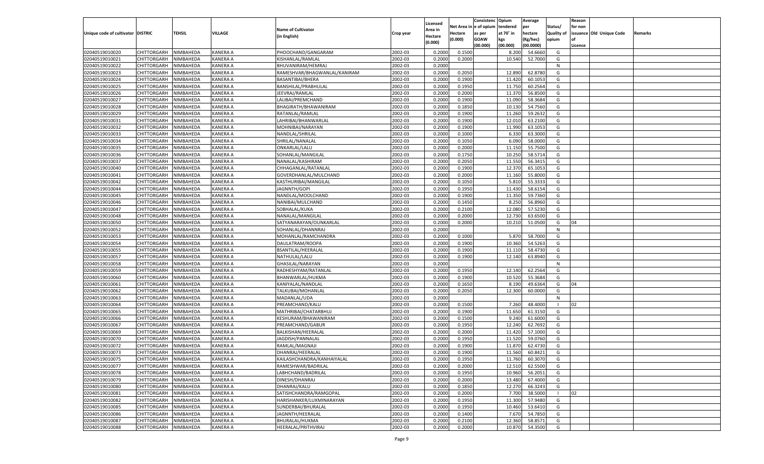| Unique code of cultivator | DISTRIC | TEHSIL | VILLAGE | Name of Cultivator (in English) | Crop year | Licensed Area in Hectare (0.000) | Net Area in Hectare (0.000) | Consistence of opium as per GOAW (00.000) | Opium tendered at 70° in kgs (00.000) | Average per hectare (Kg/hec) (00.0000) | Status/ Quality of opium | Reason for non issuance of Licence | Old Unique Code | Remarks |
|---|---|---|---|---|---|---|---|---|---|---|---|---|---|---|
| 02040519010020 | CHITTORGARH | NIMBAHEDA | KANERA A | PHOOCHAND/GANGARAM | 2002-03 | 0.2000 | 0.1500 | | 8.200 | 54.6660 | G | | | |
| 02040519010021 | CHITTORGARH | NIMBAHEDA | KANERA A | KISHANLAL/RAMLAL | 2002-03 | 0.2000 | 0.2000 | | 10.540 | 52.7000 | G | | | |
| 02040519010022 | CHITTORGARH | NIMBAHEDA | KANERA A | BHUVANIRAM/HEMRAJ | 2002-03 | 0.2000 | | | | | N | | | |
| 02040519010023 | CHITTORGARH | NIMBAHEDA | KANERA A | RAMESHVAR/BHAGWANLAL/KANIRAM | 2002-03 | 0.2000 | 0.2050 | | 12.890 | 62.8780 | G | | | |
| 02040519010024 | CHITTORGARH | NIMBAHEDA | KANERA A | BASANTIBAI/BHERA | 2002-03 | 0.2000 | 0.1900 | | 11.420 | 60.1053 | G | | | |
| 02040519010025 | CHITTORGARH | NIMBAHEDA | KANERA A | BANSHILAL/PRABHULAL | 2002-03 | 0.2000 | 0.1950 | | 11.750 | 60.2564 | G | | | |
| 02040519010026 | CHITTORGARH | NIMBAHEDA | KANERA A | JEEVRAJ/RAMLAL | 2002-03 | 0.2000 | 0.2000 | | 11.370 | 56.8500 | G | | | |
| 02040519010027 | CHITTORGARH | NIMBAHEDA | KANERA A | LALIBAI/PREMCHAND | 2002-03 | 0.2000 | 0.1900 | | 11.090 | 58.3684 | G | | | |
| 02040519010028 | CHITTORGARH | NIMBAHEDA | KANERA A | BHAGIRATH/BHAWANIRAM | 2002-03 | 0.2000 | 0.1850 | | 10.130 | 54.7560 | G | | | |
| 02040519010029 | CHITTORGARH | NIMBAHEDA | KANERA A | RATANLAL/RAMLAL | 2002-03 | 0.2000 | 0.1900 | | 11.260 | 59.2632 | G | | | |
| 02040519010031 | CHITTORGARH | NIMBAHEDA | KANERA A | LAHRIBAI/BHANWARLAL | 2002-03 | 0.2000 | 0.1900 | | 12.010 | 63.2100 | G | | | |
| 02040519010032 | CHITTORGARH | NIMBAHEDA | KANERA A | MOHNIBAI/NARAYAN | 2002-03 | 0.2000 | 0.1900 | | 11.990 | 63.1053 | G | | | |
| 02040519010033 | CHITTORGARH | NIMBAHEDA | KANERA A | NANDLAL/SHRILAL | 2002-03 | 0.2000 | 0.1000 | | 6.330 | 63.3000 | G | | | |
| 02040519010034 | CHITTORGARH | NIMBAHEDA | KANERA A | SHRILAL/NANALAL | 2002-03 | 0.2000 | 0.1050 | | 6.090 | 58.0000 | G | | | |
| 02040519010035 | CHITTORGARH | NIMBAHEDA | KANERA A | ONKARLAL/LALU | 2002-03 | 0.2000 | 0.2000 | | 11.150 | 55.7500 | G | | | |
| 02040519010036 | CHITTORGARH | NIMBAHEDA | KANERA A | SOHANLAL/MANGILAL | 2002-03 | 0.2000 | 0.1750 | | 10.250 | 58.5714 | G | | | |
| 02040519010037 | CHITTORGARH | NIMBAHEDA | KANERA A | NANALAL/KASHIRAM | 2002-03 | 0.2000 | 0.2050 | | 11.550 | 56.3415 | G | | | |
| 02040519010040 | CHITTORGARH | NIMBAHEDA | KANERA A | CHHAGANLAL/RATANLAL | 2002-03 | 0.2000 | 0.1900 | | 12.370 | 65.1053 | G | | | |
| 02040519010041 | CHITTORGARH | NIMBAHEDA | KANERA A | GOVERDHANLAL/MULCHAND | 2002-03 | 0.2000 | 0.2000 | | 11.160 | 55.8000 | G | | | |
| 02040519010042 | CHITTORGARH | NIMBAHEDA | KANERA A | KASTHURIBAI/MANGILAL | 2002-03 | 0.2000 | 0.1050 | | 5.810 | 55.3333 | G | | | |
| 02040519010044 | CHITTORGARH | NIMBAHEDA | KANERA A | JAGNNTH/GOPI | 2002-03 | 0.2000 | 0.1950 | | 11.430 | 58.6154 | G | | | |
| 02040519010045 | CHITTORGARH | NIMBAHEDA | KANERA A | NANDLAL/MOOLCHAND | 2002-03 | 0.2000 | 0.1900 | | 11.350 | 59.7360 | G | | | |
| 02040519010046 | CHITTORGARH | NIMBAHEDA | KANERA A | NANIBAI/MULCHAND | 2002-03 | 0.2000 | 0.1450 | | 8.250 | 56.8960 | G | | | |
| 02040519010047 | CHITTORGARH | NIMBAHEDA | KANERA A | SOBHALAL/KUKA | 2002-03 | 0.2000 | 0.2100 | | 12.080 | 57.5230 | G | | | |
| 02040519010048 | CHITTORGARH | NIMBAHEDA | KANERA A | NANALAL/MANGILAL | 2002-03 | 0.2000 | 0.2000 | | 12.730 | 63.6500 | G | | | |
| 02040519010050 | CHITTORGARH | NIMBAHEDA | KANERA A | SATYANARAYAN/OUNKARLAL | 2002-03 | 0.2000 | 0.2000 | | 10.210 | 51.0500 | G | 04 | | |
| 02040519010052 | CHITTORGARH | NIMBAHEDA | KANERA A | SOHANLAL/DHANNRAJ | 2002-03 | 0.2000 | | | | | N | | | |
| 02040519010053 | CHITTORGARH | NIMBAHEDA | KANERA A | MOHANLAL/RAMCHANDRA | 2002-03 | 0.2000 | 0.1000 | | 5.870 | 58.7000 | G | | | |
| 02040519010054 | CHITTORGARH | NIMBAHEDA | KANERA A | DAULATRAM/ROOPA | 2002-03 | 0.2000 | 0.1900 | | 10.360 | 54.5263 | G | | | |
| 02040519010055 | CHITTORGARH | NIMBAHEDA | KANERA A | BSANTILAL/HEERALAL | 2002-03 | 0.2000 | 0.1900 | | 11.110 | 58.4730 | G | | | |
| 02040519010057 | CHITTORGARH | NIMBAHEDA | KANERA A | NATHULAL/LALU | 2002-03 | 0.2000 | 0.1900 | | 12.140 | 63.8940 | G | | | |
| 02040519010058 | CHITTORGARH | NIMBAHEDA | KANERA A | GHASILAL/NARAYAN | 2002-03 | 0.2000 | | | | | N | | | |
| 02040519010059 | CHITTORGARH | NIMBAHEDA | KANERA A | RADHESHYAM/RATANLAL | 2002-03 | 0.2000 | 0.1950 | | 12.140 | 62.2564 | G | | | |
| 02040519010060 | CHITTORGARH | NIMBAHEDA | KANERA A | BHANWARLAL/HUKMA | 2002-03 | 0.2000 | 0.1900 | | 10.520 | 55.3684 | G | | | |
| 02040519010061 | CHITTORGARH | NIMBAHEDA | KANERA A | KANIYALAL/NANDLAL | 2002-03 | 0.2000 | 0.1650 | | 8.190 | 49.6364 | G | 04 | | |
| 02040519010062 | CHITTORGARH | NIMBAHEDA | KANERA A | TALKUBAI/MOHANLAL | 2002-03 | 0.2000 | 0.2050 | | 12.300 | 60.0000 | G | | | |
| 02040519010063 | CHITTORGARH | NIMBAHEDA | KANERA A | MADANLAL/UDA | 2002-03 | 0.2000 | | | | | N | | | |
| 02040519010064 | CHITTORGARH | NIMBAHEDA | KANERA A | PREAMCHAND/KALU | 2002-03 | 0.2000 | 0.1500 | | 7.260 | 48.4000 | I | 02 | | |
| 02040519010065 | CHITTORGARH | NIMBAHEDA | KANERA A | MATHRIBAI/CHATARBHUJ | 2002-03 | 0.2000 | 0.1900 | | 11.650 | 61.3150 | G | | | |
| 02040519010066 | CHITTORGARH | NIMBAHEDA | KANERA A | KESHURAM/BHAWANIRAM | 2002-03 | 0.2000 | 0.1500 | | 9.240 | 61.6000 | G | | | |
| 02040519010067 | CHITTORGARH | NIMBAHEDA | KANERA A | PREAMCHAND/GABUR | 2002-03 | 0.2000 | 0.1950 | | 12.240 | 62.7692 | G | | | |
| 02040519010069 | CHITTORGARH | NIMBAHEDA | KANERA A | BALKISHAN/HEERALAL | 2002-03 | 0.2000 | 0.2000 | | 11.420 | 57.1000 | G | | | |
| 02040519010070 | CHITTORGARH | NIMBAHEDA | KANERA A | JAGDISH/PANNALAL | 2002-03 | 0.2000 | 0.1950 | | 11.520 | 59.0760 | G | | | |
| 02040519010072 | CHITTORGARH | NIMBAHEDA | KANERA A | RAMLAL/MAGNAJI | 2002-03 | 0.2000 | 0.1900 | | 11.870 | 62.4730 | G | | | |
| 02040519010073 | CHITTORGARH | NIMBAHEDA | KANERA A | DHANRAJ/HEERALAL | 2002-03 | 0.2000 | 0.1900 | | 11.560 | 60.8421 | G | | | |
| 02040519010075 | CHITTORGARH | NIMBAHEDA | KANERA A | KAILASHCHANDRA/KANHAIYALAL | 2002-03 | 0.2000 | 0.1950 | | 11.760 | 60.3070 | G | | | |
| 02040519010077 | CHITTORGARH | NIMBAHEDA | KANERA A | RAMESHWAR/BADRILAL | 2002-03 | 0.2000 | 0.2000 | | 12.510 | 62.5500 | G | | | |
| 02040519010078 | CHITTORGARH | NIMBAHEDA | KANERA A | LABHCHAND/BADRILAL | 2002-03 | 0.2000 | 0.1950 | | 10.960 | 56.2051 | G | | | |
| 02040519010079 | CHITTORGARH | NIMBAHEDA | KANERA A | DINESH/DHANRAJ | 2002-03 | 0.2000 | 0.2000 | | 13.480 | 67.4000 | G | | | |
| 02040519010080 | CHITTORGARH | NIMBAHEDA | KANERA A | DHANRAJ/KALU | 2002-03 | 0.2000 | 0.1850 | | 12.270 | 66.3243 | G | | | |
| 02040519010081 | CHITTORGARH | NIMBAHEDA | KANERA A | SATISHCHANDRA/RAMGOPAL | 2002-03 | 0.2000 | 0.2000 | | 7.700 | 38.5000 | I | 02 | | |
| 02040519010082 | CHITTORGARH | NIMBAHEDA | KANERA A | HARISHANKER/LUXMINARAYAN | 2002-03 | 0.2000 | 0.1950 | | 11.300 | 57.9480 | G | | | |
| 02040519010085 | CHITTORGARH | NIMBAHEDA | KANERA A | SUNDERBAI/BHURALAL | 2002-03 | 0.2000 | 0.1950 | | 10.460 | 53.6410 | G | | | |
| 02040519010086 | CHITTORGARH | NIMBAHEDA | KANERA A | JAGNNTH/HEERALAL | 2002-03 | 0.2000 | 0.1400 | | 7.670 | 54.7850 | G | | | |
| 02040519010087 | CHITTORGARH | NIMBAHEDA | KANERA A | BHURALAL/HUKMA | 2002-03 | 0.2000 | 0.2100 | | 12.360 | 58.8571 | G | | | |
| 02040519010088 | CHITTORGARH | NIMBAHEDA | KANERA A | HEERALAL/PRITHVIRAJ | 2002-03 | 0.2000 | 0.2000 | | 10.870 | 54.3500 | G | | | |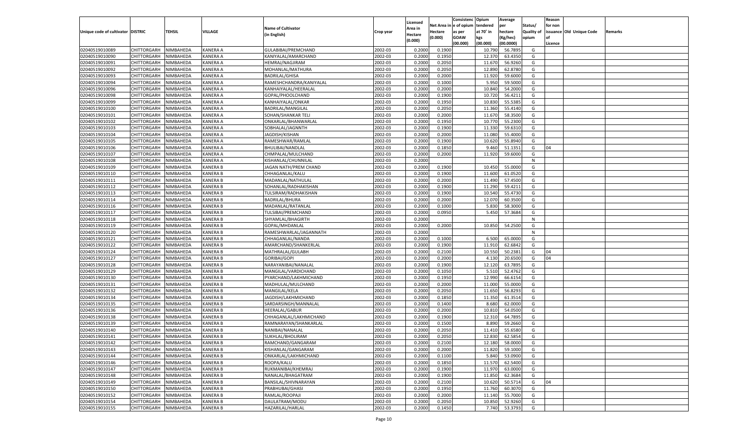| Unique code of cultivator | DISTRIC | TEHSIL | VILLAGE | Name of Cultivator (in English) | Crop year | Licensed Area in Hectare (0.000) | Net Area in Hectare (0.000) | Consistenc e of opium as per GOAW (00.000) | Opium tendered at 70˚ in kgs (00.000) | Average per hectare (Kg/hec) (00.0000) | Status/ Quality of opium | Reason for non issuance of Licence | Old Unique Code | Remarks |
|---|---|---|---|---|---|---|---|---|---|---|---|---|---|---|
| 02040519010089 | CHITTORGARH | NIMBAHEDA | KANERA A | GULABIBAI/PREMCHAND | 2002-03 | 0.2000 | 0.1900 | | 10.790 | 56.7895 | G | | | |
| 02040519010090 | CHITTORGARH | NIMBAHEDA | KANERA A | KANIYALAL/AMARCHAND | 2002-03 | 0.2000 | 0.1950 | | 12.370 | 63.4350 | G | | | |
| 02040519010091 | CHITTORGARH | NIMBAHEDA | KANERA A | HEMRAJ/NAGJIRAM | 2002-03 | 0.2000 | 0.2050 | | 11.670 | 56.9260 | G | | | |
| 02040519010092 | CHITTORGARH | NIMBAHEDA | KANERA A | MOHANLAL/MATHURA | 2002-03 | 0.2000 | 0.2050 | | 12.890 | 62.8780 | G | | | |
| 02040519010093 | CHITTORGARH | NIMBAHEDA | KANERA A | BADRILAL/GHISA | 2002-03 | 0.2000 | 0.2000 | | 11.920 | 59.6000 | G | | | |
| 02040519010094 | CHITTORGARH | NIMBAHEDA | KANERA A | RAMESHCHANDRA/KANIYALAL | 2002-03 | 0.2000 | 0.1000 | | 5.950 | 59.5000 | G | | | |
| 02040519010096 | CHITTORGARH | NIMBAHEDA | KANERA A | KANHAIYALAL/HEERALAL | 2002-03 | 0.2000 | 0.2000 | | 10.840 | 54.2000 | G | | | |
| 02040519010098 | CHITTORGARH | NIMBAHEDA | KANERA A | GOPAL/PHOOLCHAND | 2002-03 | 0.2000 | 0.1900 | | 10.720 | 56.4211 | G | | | |
| 02040519010099 | CHITTORGARH | NIMBAHEDA | KANERA A | KANHAIYALAL/ONKAR | 2002-03 | 0.2000 | 0.1950 | | 10.830 | 55.5385 | G | | | |
| 02040519010100 | CHITTORGARH | NIMBAHEDA | KANERA A | BADRILAL/MANGILAL | 2002-03 | 0.2000 | 0.2050 | | 11.360 | 55.4140 | G | | | |
| 02040519010101 | CHITTORGARH | NIMBAHEDA | KANERA A | SOHAN/SHANKAR TELI | 2002-03 | 0.2000 | 0.2000 | | 11.670 | 58.3500 | G | | | |
| 02040519010102 | CHITTORGARH | NIMBAHEDA | KANERA A | ONKARLAL/BHANWARLAL | 2002-03 | 0.2000 | 0.1950 | | 10.770 | 55.2300 | G | | | |
| 02040519010103 | CHITTORGARH | NIMBAHEDA | KANERA A | SOBHALAL/JAGNNTH | 2002-03 | 0.2000 | 0.1900 | | 11.330 | 59.6310 | G | | | |
| 02040519010104 | CHITTORGARH | NIMBAHEDA | KANERA A | JAGDISH/KISHAN | 2002-03 | 0.2000 | 0.2000 | | 11.080 | 55.4000 | G | | | |
| 02040519010105 | CHITTORGARH | NIMBAHEDA | KANERA A | RAMESHWAR/RAMLAL | 2002-03 | 0.2000 | 0.1900 | | 10.620 | 55.8940 | G | | | |
| 02040519010106 | CHITTORGARH | NIMBAHEDA | KANERA A | BHULIBAI/NANDLAL | 2002-03 | 0.2000 | 0.1850 | | 9.460 | 51.1351 | G | 04 | | |
| 02040519010107 | CHITTORGARH | NIMBAHEDA | KANERA A | CHMPALAL/MULCHAND | 2002-03 | 0.2000 | 0.2000 | | 11.920 | 59.6000 | G | | | |
| 02040519010108 | CHITTORGARH | NIMBAHEDA | KANERA A | KISHANLAL/CHUNNILAL | 2002-03 | 0.2000 | | | | | N | | | |
| 02040519010109 | CHITTORGARH | NIMBAHEDA | KANERA B | JAGAN NATH/PREM CHAND | 2002-03 | 0.2000 | 0.1900 | | 10.450 | 55.0000 | G | | | |
| 02040519010110 | CHITTORGARH | NIMBAHEDA | KANERA B | CHHAGANLAL/KALU | 2002-03 | 0.2000 | 0.1900 | | 11.600 | 61.0520 | G | | | |
| 02040519010111 | CHITTORGARH | NIMBAHEDA | KANERA B | MADANLAL/NATHULAL | 2002-03 | 0.2000 | 0.2000 | | 11.490 | 57.4500 | G | | | |
| 02040519010112 | CHITTORGARH | NIMBAHEDA | KANERA B | SOHANLAL/RADHAKISHAN | 2002-03 | 0.2000 | 0.1900 | | 11.290 | 59.4211 | G | | | |
| 02040519010113 | CHITTORGARH | NIMBAHEDA | KANERA B | TULSIRAM/RADHAKISHAN | 2002-03 | 0.2000 | 0.1900 | | 10.540 | 55.4730 | G | | | |
| 02040519010114 | CHITTORGARH | NIMBAHEDA | KANERA B | BADRILAL/BHURA | 2002-03 | 0.2000 | 0.2000 | | 12.070 | 60.3500 | G | | | |
| 02040519010116 | CHITTORGARH | NIMBAHEDA | KANERA B | MADANLAL/RATANLAL | 2002-03 | 0.2000 | 0.1000 | | 5.830 | 58.3000 | G | | | |
| 02040519010117 | CHITTORGARH | NIMBAHEDA | KANERA B | TULSIBAI/PREMCHAND | 2002-03 | 0.2000 | 0.0950 | | 5.450 | 57.3684 | G | | | |
| 02040519010118 | CHITTORGARH | NIMBAHEDA | KANERA B | SHYAMLAL/BHAGIRTH | 2002-03 | 0.2000 | | | | | N | | | |
| 02040519010119 | CHITTORGARH | NIMBAHEDA | KANERA B | GOPAL/MHDANLAL | 2002-03 | 0.2000 | 0.2000 | | 10.850 | 54.2500 | G | | | |
| 02040519010120 | CHITTORGARH | NIMBAHEDA | KANERA B | RAMESHWARLAL/JAGANNATH | 2002-03 | 0.2000 | | | | | N | | | |
| 02040519010121 | CHITTORGARH | NIMBAHEDA | KANERA B | CHHAGANLAL/NANDA | 2002-03 | 0.2000 | 0.1000 | | 6.500 | 65.0000 | G | | | |
| 02040519010122 | CHITTORGARH | NIMBAHEDA | KANERA B | AMARCHAND/SHANKERLAL | 2002-03 | 0.2000 | 0.1900 | | 11.910 | 62.6842 | G | | | |
| 02040519010124 | CHITTORGARH | NIMBAHEDA | KANERA B | MATHRALAL/GULABH | 2002-03 | 0.2000 | 0.2100 | | 10.550 | 50.2381 | G | 04 | | |
| 02040519010127 | CHITTORGARH | NIMBAHEDA | KANERA B | GORIBAI/GOPI | 2002-03 | 0.2000 | 0.2000 | | 4.130 | 20.6500 | G | 04 | | |
| 02040519010128 | CHITTORGARH | NIMBAHEDA | KANERA B | NARAYANIBAI/NANALAL | 2002-03 | 0.2000 | 0.1900 | | 12.120 | 63.7895 | G | | | |
| 02040519010129 | CHITTORGARH | NIMBAHEDA | KANERA B | MANGILAL/VARDICHAND | 2002-03 | 0.2000 | 0.1050 | | 5.510 | 52.4762 | G | | | |
| 02040519010130 | CHITTORGARH | NIMBAHEDA | KANERA B | PYARCHAND/LAKHMICHAND | 2002-03 | 0.2000 | 0.1950 | | 12.990 | 66.6154 | G | | | |
| 02040519010131 | CHITTORGARH | NIMBAHEDA | KANERA B | MADHULAL/MULCHAND | 2002-03 | 0.2000 | 0.2000 | | 11.000 | 55.0000 | G | | | |
| 02040519010132 | CHITTORGARH | NIMBAHEDA | KANERA B | MANGILAL/KELA | 2002-03 | 0.2000 | 0.2050 | | 11.650 | 56.8293 | G | | | |
| 02040519010134 | CHITTORGARH | NIMBAHEDA | KANERA B | JAGDISH/LAKHMICHAND | 2002-03 | 0.2000 | 0.1850 | | 11.350 | 61.3514 | G | | | |
| 02040519010135 | CHITTORGARH | NIMBAHEDA | KANERA B | SARDARSINGH/MANNALAL | 2002-03 | 0.2000 | 0.1400 | | 8.680 | 62.0000 | G | | | |
| 02040519010136 | CHITTORGARH | NIMBAHEDA | KANERA B | HEERALAL/GABUR | 2002-03 | 0.2000 | 0.2000 | | 10.810 | 54.0500 | G | | | |
| 02040519010138 | CHITTORGARH | NIMBAHEDA | KANERA B | CHHAGANLAL/LAKHMICHAND | 2002-03 | 0.2000 | 0.1900 | | 12.310 | 64.7895 | G | | | |
| 02040519010139 | CHITTORGARH | NIMBAHEDA | KANERA B | RAMNARAYAN/SHANKARLAL | 2002-03 | 0.2000 | 0.1500 | | 8.890 | 59.2660 | G | | | |
| 02040519010140 | CHITTORGARH | NIMBAHEDA | KANERA B | NANIBAI/NANALAL | 2002-03 | 0.2000 | 0.2050 | | 11.410 | 55.6580 | G | | | |
| 02040519010141 | CHITTORGARH | NIMBAHEDA | KANERA B | SUKHLAL/BHOLIRAM | 2002-03 | 0.2000 | 0.2050 | | 12.830 | 62.5854 | G | | | |
| 02040519010142 | CHITTORGARH | NIMBAHEDA | KANERA B | RAMCHAND/GANGARAM | 2002-03 | 0.2000 | 0.2100 | | 12.180 | 58.0000 | G | | | |
| 02040519010143 | CHITTORGARH | NIMBAHEDA | KANERA B | KISHANLAL/GANGARAM | 2002-03 | 0.2000 | 0.2000 | | 11.820 | 59.1000 | G | | | |
| 02040519010144 | CHITTORGARH | NIMBAHEDA | KANERA B | ONKARLAL/LAKHMICHAND | 2002-03 | 0.2000 | 0.1100 | | 5.840 | 53.0900 | G | | | |
| 02040519010146 | CHITTORGARH | NIMBAHEDA | KANERA B | ROOPA/KALU | 2002-03 | 0.2000 | 0.1850 | | 11.570 | 62.5400 | G | | | |
| 02040519010147 | CHITTORGARH | NIMBAHEDA | KANERA B | RUKMANIBAI/KHEMRAJ | 2002-03 | 0.2000 | 0.1900 | | 11.970 | 63.0000 | G | | | |
| 02040519010148 | CHITTORGARH | NIMBAHEDA | KANERA B | NANALAL/BHAGATRAM | 2002-03 | 0.2000 | 0.1900 | | 11.850 | 62.3684 | G | | | |
| 02040519010149 | CHITTORGARH | NIMBAHEDA | KANERA B | BANSILAL/SHIVNARAYAN | 2002-03 | 0.2000 | 0.2100 | | 10.620 | 50.5714 | G | 04 | | |
| 02040519010150 | CHITTORGARH | NIMBAHEDA | KANERA B | PRABHUBAI/GHASI | 2002-03 | 0.2000 | 0.1950 | | 11.760 | 60.3070 | G | | | |
| 02040519010152 | CHITTORGARH | NIMBAHEDA | KANERA B | RAMLAL/ROOPAJI | 2002-03 | 0.2000 | 0.2000 | | 11.140 | 55.7000 | G | | | |
| 02040519010154 | CHITTORGARH | NIMBAHEDA | KANERA B | DAULATRAM/MODU | 2002-03 | 0.2000 | 0.2050 | | 10.850 | 52.9260 | G | | | |
| 02040519010155 | CHITTORGARH | NIMBAHEDA | KANERA B | HAZARILAL/HARLAL | 2002-03 | 0.2000 | 0.1450 | | 7.740 | 53.3793 | G | | | |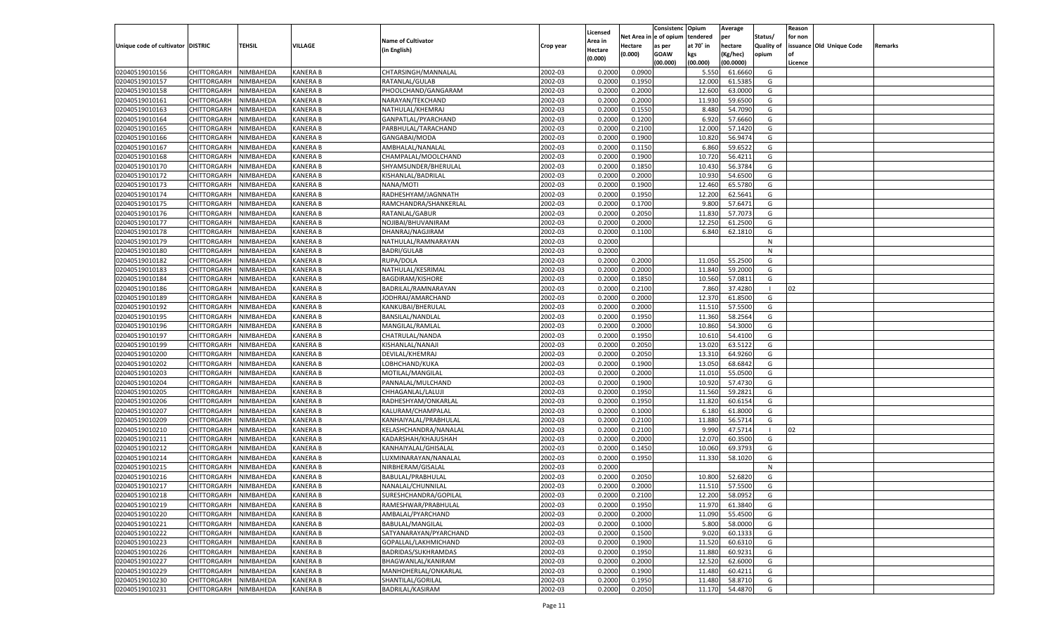| Unique code of cultivator | DISTRIC | TEHSIL | VILLAGE | Name of Cultivator (in English) | Crop year | Licensed Area in Hectare (0.000) | Net Area in Hectare (0.000) | Consistenc e of opium as per GOAW (00.000) | Opium tendered at 70° in kgs (00.000) | Average per hectare (Kg/hec) (00.0000) | Status/ Quality of opium | Reason for non issuance of Licence | Old Unique Code | Remarks |
|---|---|---|---|---|---|---|---|---|---|---|---|---|---|---|
| 02040519010156 | CHITTORGARH | NIMBAHEDA | KANERA B | CHTARSINGH/MANNALAL | 2002-03 | 0.2000 | 0.0900 | | 5.550 | 61.6660 | G | | | |
| 02040519010157 | CHITTORGARH | NIMBAHEDA | KANERA B | RATANLAL/GULAB | 2002-03 | 0.2000 | 0.1950 | | 12.000 | 61.5385 | G | | | |
| 02040519010158 | CHITTORGARH | NIMBAHEDA | KANERA B | PHOOLCHAND/GANGARAM | 2002-03 | 0.2000 | 0.2000 | | 12.600 | 63.0000 | G | | | |
| 02040519010161 | CHITTORGARH | NIMBAHEDA | KANERA B | NARAYAN/TEKCHAND | 2002-03 | 0.2000 | 0.2000 | | 11.930 | 59.6500 | G | | | |
| 02040519010163 | CHITTORGARH | NIMBAHEDA | KANERA B | NATHULAL/KHEMRAJ | 2002-03 | 0.2000 | 0.1550 | | 8.480 | 54.7090 | G | | | |
| 02040519010164 | CHITTORGARH | NIMBAHEDA | KANERA B | GANPATLAL/PYARCHAND | 2002-03 | 0.2000 | 0.1200 | | 6.920 | 57.6660 | G | | | |
| 02040519010165 | CHITTORGARH | NIMBAHEDA | KANERA B | PARBHULAL/TARACHAND | 2002-03 | 0.2000 | 0.2100 | | 12.000 | 57.1420 | G | | | |
| 02040519010166 | CHITTORGARH | NIMBAHEDA | KANERA B | GANGABAI/MODA | 2002-03 | 0.2000 | 0.1900 | | 10.820 | 56.9474 | G | | | |
| 02040519010167 | CHITTORGARH | NIMBAHEDA | KANERA B | AMBHALAL/NANALAL | 2002-03 | 0.2000 | 0.1150 | | 6.860 | 59.6522 | G | | | |
| 02040519010168 | CHITTORGARH | NIMBAHEDA | KANERA B | CHAMPALAL/MOOLCHAND | 2002-03 | 0.2000 | 0.1900 | | 10.720 | 56.4211 | G | | | |
| 02040519010170 | CHITTORGARH | NIMBAHEDA | KANERA B | SHYAMSUNDER/BHERULAL | 2002-03 | 0.2000 | 0.1850 | | 10.430 | 56.3784 | G | | | |
| 02040519010172 | CHITTORGARH | NIMBAHEDA | KANERA B | KISHANLAL/BADRILAL | 2002-03 | 0.2000 | 0.2000 | | 10.930 | 54.6500 | G | | | |
| 02040519010173 | CHITTORGARH | NIMBAHEDA | KANERA B | NANA/MOTI | 2002-03 | 0.2000 | 0.1900 | | 12.460 | 65.5780 | G | | | |
| 02040519010174 | CHITTORGARH | NIMBAHEDA | KANERA B | RADHESHYAM/JAGNNATH | 2002-03 | 0.2000 | 0.1950 | | 12.200 | 62.5641 | G | | | |
| 02040519010175 | CHITTORGARH | NIMBAHEDA | KANERA B | RAMCHANDRA/SHANKERLAL | 2002-03 | 0.2000 | 0.1700 | | 9.800 | 57.6471 | G | | | |
| 02040519010176 | CHITTORGARH | NIMBAHEDA | KANERA B | RATANLAL/GABUR | 2002-03 | 0.2000 | 0.2050 | | 11.830 | 57.7073 | G | | | |
| 02040519010177 | CHITTORGARH | NIMBAHEDA | KANERA B | NOJIBAI/BHUVANIRAM | 2002-03 | 0.2000 | 0.2000 | | 12.250 | 61.2500 | G | | | |
| 02040519010178 | CHITTORGARH | NIMBAHEDA | KANERA B | DHANRAJ/NAGJIRAM | 2002-03 | 0.2000 | 0.1100 | | 6.840 | 62.1810 | G | | | |
| 02040519010179 | CHITTORGARH | NIMBAHEDA | KANERA B | NATHULAL/RAMNARAYAN | 2002-03 | 0.2000 | | | | | N | | | |
| 02040519010180 | CHITTORGARH | NIMBAHEDA | KANERA B | BADRI/GULAB | 2002-03 | 0.2000 | | | | | N | | | |
| 02040519010182 | CHITTORGARH | NIMBAHEDA | KANERA B | RUPA/DOLA | 2002-03 | 0.2000 | 0.2000 | | 11.050 | 55.2500 | G | | | |
| 02040519010183 | CHITTORGARH | NIMBAHEDA | KANERA B | NATHULAL/KESRIMAL | 2002-03 | 0.2000 | 0.2000 | | 11.840 | 59.2000 | G | | | |
| 02040519010184 | CHITTORGARH | NIMBAHEDA | KANERA B | BAGDIRAM/KISHORE | 2002-03 | 0.2000 | 0.1850 | | 10.560 | 57.0811 | G | | | |
| 02040519010186 | CHITTORGARH | NIMBAHEDA | KANERA B | BADRILAL/RAMNARAYAN | 2002-03 | 0.2000 | 0.2100 | | 7.860 | 37.4280 | I | 02 | | |
| 02040519010189 | CHITTORGARH | NIMBAHEDA | KANERA B | JODHRAJ/AMARCHAND | 2002-03 | 0.2000 | 0.2000 | | 12.370 | 61.8500 | G | | | |
| 02040519010192 | CHITTORGARH | NIMBAHEDA | KANERA B | KANKUBAI/BHERULAL | 2002-03 | 0.2000 | 0.2000 | | 11.510 | 57.5500 | G | | | |
| 02040519010195 | CHITTORGARH | NIMBAHEDA | KANERA B | BANSILAL/NANDLAL | 2002-03 | 0.2000 | 0.1950 | | 11.360 | 58.2564 | G | | | |
| 02040519010196 | CHITTORGARH | NIMBAHEDA | KANERA B | MANGILAL/RAMLAL | 2002-03 | 0.2000 | 0.2000 | | 10.860 | 54.3000 | G | | | |
| 02040519010197 | CHITTORGARH | NIMBAHEDA | KANERA B | CHATRULAL/NANDA | 2002-03 | 0.2000 | 0.1950 | | 10.610 | 54.4100 | G | | | |
| 02040519010199 | CHITTORGARH | NIMBAHEDA | KANERA B | KISHANLAL/NANAJI | 2002-03 | 0.2000 | 0.2050 | | 13.020 | 63.5122 | G | | | |
| 02040519010200 | CHITTORGARH | NIMBAHEDA | KANERA B | DEVILAL/KHEMRAJ | 2002-03 | 0.2000 | 0.2050 | | 13.310 | 64.9260 | G | | | |
| 02040519010202 | CHITTORGARH | NIMBAHEDA | KANERA B | LOBHCHAND/KUKA | 2002-03 | 0.2000 | 0.1900 | | 13.050 | 68.6842 | G | | | |
| 02040519010203 | CHITTORGARH | NIMBAHEDA | KANERA B | MOTILAL/MANGILAL | 2002-03 | 0.2000 | 0.2000 | | 11.010 | 55.0500 | G | | | |
| 02040519010204 | CHITTORGARH | NIMBAHEDA | KANERA B | PANNALAL/MULCHAND | 2002-03 | 0.2000 | 0.1900 | | 10.920 | 57.4730 | G | | | |
| 02040519010205 | CHITTORGARH | NIMBAHEDA | KANERA B | CHHAGANLAL/LALUJI | 2002-03 | 0.2000 | 0.1950 | | 11.560 | 59.2821 | G | | | |
| 02040519010206 | CHITTORGARH | NIMBAHEDA | KANERA B | RADHESHYAM/ONKARLAL | 2002-03 | 0.2000 | 0.1950 | | 11.820 | 60.6154 | G | | | |
| 02040519010207 | CHITTORGARH | NIMBAHEDA | KANERA B | KALURAM/CHAMPALAL | 2002-03 | 0.2000 | 0.1000 | | 6.180 | 61.8000 | G | | | |
| 02040519010209 | CHITTORGARH | NIMBAHEDA | KANERA B | KANHAIYALAL/PRABHULAL | 2002-03 | 0.2000 | 0.2100 | | 11.880 | 56.5714 | G | | | |
| 02040519010210 | CHITTORGARH | NIMBAHEDA | KANERA B | KELASHCHANDRA/NANALAL | 2002-03 | 0.2000 | 0.2100 | | 9.990 | 47.5714 | I | 02 | | |
| 02040519010211 | CHITTORGARH | NIMBAHEDA | KANERA B | KADARSHAH/KHAJUSHAH | 2002-03 | 0.2000 | 0.2000 | | 12.070 | 60.3500 | G | | | |
| 02040519010212 | CHITTORGARH | NIMBAHEDA | KANERA B | KANHAIYALAL/GHISALAL | 2002-03 | 0.2000 | 0.1450 | | 10.060 | 69.3793 | G | | | |
| 02040519010214 | CHITTORGARH | NIMBAHEDA | KANERA B | LUXMINARAYAN/NANALAL | 2002-03 | 0.2000 | 0.1950 | | 11.330 | 58.1020 | G | | | |
| 02040519010215 | CHITTORGARH | NIMBAHEDA | KANERA B | NIRBHERAM/GISALAL | 2002-03 | 0.2000 | | | | | N | | | |
| 02040519010216 | CHITTORGARH | NIMBAHEDA | KANERA B | BABULAL/PRABHULAL | 2002-03 | 0.2000 | 0.2050 | | 10.800 | 52.6820 | G | | | |
| 02040519010217 | CHITTORGARH | NIMBAHEDA | KANERA B | NANALAL/CHUNNILAL | 2002-03 | 0.2000 | 0.2000 | | 11.510 | 57.5500 | G | | | |
| 02040519010218 | CHITTORGARH | NIMBAHEDA | KANERA B | SURESHCHANDRA/GOPILAL | 2002-03 | 0.2000 | 0.2100 | | 12.200 | 58.0952 | G | | | |
| 02040519010219 | CHITTORGARH | NIMBAHEDA | KANERA B | RAMESHWAR/PRABHULAL | 2002-03 | 0.2000 | 0.1950 | | 11.970 | 61.3840 | G | | | |
| 02040519010220 | CHITTORGARH | NIMBAHEDA | KANERA B | AMBALAL/PYARCHAND | 2002-03 | 0.2000 | 0.2000 | | 11.090 | 55.4500 | G | | | |
| 02040519010221 | CHITTORGARH | NIMBAHEDA | KANERA B | BABULAL/MANGILAL | 2002-03 | 0.2000 | 0.1000 | | 5.800 | 58.0000 | G | | | |
| 02040519010222 | CHITTORGARH | NIMBAHEDA | KANERA B | SATYANARAYAN/PYARCHAND | 2002-03 | 0.2000 | 0.1500 | | 9.020 | 60.1333 | G | | | |
| 02040519010223 | CHITTORGARH | NIMBAHEDA | KANERA B | GOPALLAL/LAKHMICHAND | 2002-03 | 0.2000 | 0.1900 | | 11.520 | 60.6310 | G | | | |
| 02040519010226 | CHITTORGARH | NIMBAHEDA | KANERA B | BADRIDAS/SUKHRAMDAS | 2002-03 | 0.2000 | 0.1950 | | 11.880 | 60.9231 | G | | | |
| 02040519010227 | CHITTORGARH | NIMBAHEDA | KANERA B | BHAGWANLAL/KANIRAM | 2002-03 | 0.2000 | 0.2000 | | 12.520 | 62.6000 | G | | | |
| 02040519010229 | CHITTORGARH | NIMBAHEDA | KANERA B | MANHOHERLAL/ONKARLAL | 2002-03 | 0.2000 | 0.1900 | | 11.480 | 60.4211 | G | | | |
| 02040519010230 | CHITTORGARH | NIMBAHEDA | KANERA B | SHANTILAL/GORILAL | 2002-03 | 0.2000 | 0.1950 | | 11.480 | 58.8710 | G | | | |
| 02040519010231 | CHITTORGARH | NIMBAHEDA | KANERA B | BADRILAL/KASIRAM | 2002-03 | 0.2000 | 0.2050 | | 11.170 | 54.4870 | G | | | |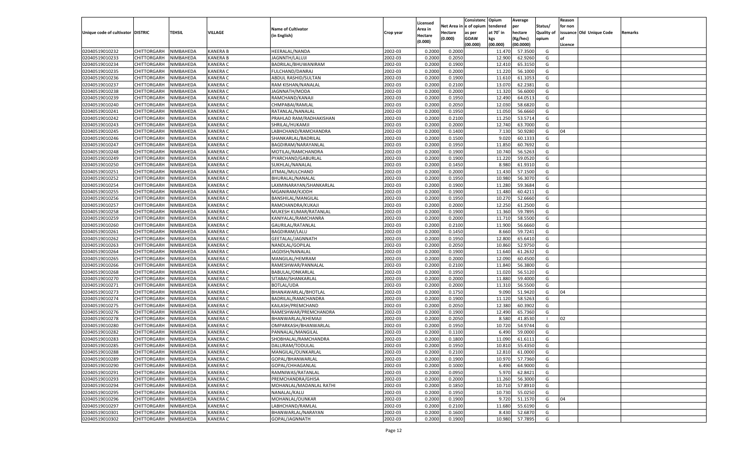| Unique code of cultivator | DISTRIC | TEHSIL | VILLAGE | Name of Cultivator (in English) | Crop year | Licensed Area in Hectare (0.000) | Net Area in Hectare (0.000) | Consistenc e of opium as per GOAW (00.000) | Opium tendered at 70° in kgs (00.000) | Average per hectare (Kg/hec) (00.0000) | Status/ Quality of opium | Reason for non issuance of Licence | Old Unique Code | Remarks |
|---|---|---|---|---|---|---|---|---|---|---|---|---|---|---|
| 02040519010232 | CHITTORGARH | NIMBAHEDA | KANERA B | HEERALAL/NANDA | 2002-03 | 0.2000 | 0.2000 | | 11.470 | 57.3500 | G | | | |
| 02040519010233 | CHITTORGARH | NIMBAHEDA | KANERA B | JAGNNTH/LALUJI | 2002-03 | 0.2000 | 0.2050 | | 12.900 | 62.9260 | G | | | |
| 02040519010234 | CHITTORGARH | NIMBAHEDA | KANERA C | BADRILAL/BHUWANIRAM | 2002-03 | 0.2000 | 0.1900 | | 12.410 | 65.3150 | G | | | |
| 02040519010235 | CHITTORGARH | NIMBAHEDA | KANERA C | FULCHAND/DANRAJ | 2002-03 | 0.2000 | 0.2000 | | 11.220 | 56.1000 | G | | | |
| 02040519010236 | CHITTORGARH | NIMBAHEDA | KANERA C | ABDUL RASHID/SULTAN | 2002-03 | 0.2000 | 0.1900 | | 11.610 | 61.1053 | G | | | |
| 02040519010237 | CHITTORGARH | NIMBAHEDA | KANERA C | RAM KISHAN/NANALAL | 2002-03 | 0.2000 | 0.2100 | | 13.070 | 62.2381 | G | | | |
| 02040519010238 | CHITTORGARH | NIMBAHEDA | KANERA C | JAGNNATH/MODA | 2002-03 | 0.2000 | 0.2000 | | 11.320 | 56.6000 | G | | | |
| 02040519010239 | CHITTORGARH | NIMBAHEDA | KANERA C | RAMCHAND/KANAJI | 2002-03 | 0.2000 | 0.1950 | | 12.490 | 64.0513 | G | | | |
| 02040519010240 | CHITTORGARH | NIMBAHEDA | KANERA C | CHMPABAI/RAMLAL | 2002-03 | 0.2000 | 0.2050 | | 12.030 | 58.6820 | G | | | |
| 02040519010241 | CHITTORGARH | NIMBAHEDA | KANERA C | RATANLAL/NANALAL | 2002-03 | 0.2000 | 0.1950 | | 11.050 | 56.6660 | G | | | |
| 02040519010242 | CHITTORGARH | NIMBAHEDA | KANERA C | PRAHLAD RAM/RADHAKISHAN | 2002-03 | 0.2000 | 0.2100 | | 11.250 | 53.5714 | G | | | |
| 02040519010243 | CHITTORGARH | NIMBAHEDA | KANERA C | SHRILAL/HUKAMJI | 2002-03 | 0.2000 | 0.2000 | | 12.740 | 63.7000 | G | | | |
| 02040519010245 | CHITTORGARH | NIMBAHEDA | KANERA C | LABHCHAND/RAMCHANDRA | 2002-03 | 0.2000 | 0.1400 | | 7.130 | 50.9280 | G | 04 | | |
| 02040519010246 | CHITTORGARH | NIMBAHEDA | KANERA C | SHANKARLAL/BADRILAL | 2002-03 | 0.2000 | 0.1500 | | 9.020 | 60.1333 | G | | | |
| 02040519010247 | CHITTORGARH | NIMBAHEDA | KANERA C | BAGDIRAM/NARAYANLAL | 2002-03 | 0.2000 | 0.1950 | | 11.850 | 60.7692 | G | | | |
| 02040519010248 | CHITTORGARH | NIMBAHEDA | KANERA C | MOTILAL/RAMCHANDRA | 2002-03 | 0.2000 | 0.1900 | | 10.740 | 56.5263 | G | | | |
| 02040519010249 | CHITTORGARH | NIMBAHEDA | KANERA C | PYARCHAND/GABURLAL | 2002-03 | 0.2000 | 0.1900 | | 11.220 | 59.0520 | G | | | |
| 02040519010250 | CHITTORGARH | NIMBAHEDA | KANERA C | SUKHLAL/NANALAL | 2002-03 | 0.2000 | 0.1450 | | 8.980 | 61.9310 | G | | | |
| 02040519010251 | CHITTORGARH | NIMBAHEDA | KANERA C | JITMAL/MULCHAND | 2002-03 | 0.2000 | 0.2000 | | 11.430 | 57.1500 | G | | | |
| 02040519010252 | CHITTORGARH | NIMBAHEDA | KANERA C | BHURALAL/NANALAL | 2002-03 | 0.2000 | 0.1950 | | 10.980 | 56.3070 | G | | | |
| 02040519010254 | CHITTORGARH | NIMBAHEDA | KANERA C | LAXMINARAYAN/SHANKARLAL | 2002-03 | 0.2000 | 0.1900 | | 11.280 | 59.3684 | G | | | |
| 02040519010255 | CHITTORGARH | NIMBAHEDA | KANERA C | MGANIRAM/KJODH | 2002-03 | 0.2000 | 0.1900 | | 11.480 | 60.4211 | G | | | |
| 02040519010256 | CHITTORGARH | NIMBAHEDA | KANERA C | BANSHILAL/MANGILAL | 2002-03 | 0.2000 | 0.1950 | | 10.270 | 52.6660 | G | | | |
| 02040519010257 | CHITTORGARH | NIMBAHEDA | KANERA C | RAMCHANDRA/KUKAJI | 2002-03 | 0.2000 | 0.2000 | | 12.250 | 61.2500 | G | | | |
| 02040519010258 | CHITTORGARH | NIMBAHEDA | KANERA C | MUKESH KUMAR/RATANLAL | 2002-03 | 0.2000 | 0.1900 | | 11.360 | 59.7895 | G | | | |
| 02040519010259 | CHITTORGARH | NIMBAHEDA | KANERA C | KANIYALAL/RAMCHANRA | 2002-03 | 0.2000 | 0.2000 | | 11.710 | 58.5500 | G | | | |
| 02040519010260 | CHITTORGARH | NIMBAHEDA | KANERA C | GAURILAL/RATANLAL | 2002-03 | 0.2000 | 0.2100 | | 11.900 | 56.6660 | G | | | |
| 02040519010261 | CHITTORGARH | NIMBAHEDA | KANERA C | BAGDIRAM/LALU | 2002-03 | 0.2000 | 0.1450 | | 8.660 | 59.7241 | G | | | |
| 02040519010262 | CHITTORGARH | NIMBAHEDA | KANERA C | GEETALAL/JAGNNATH | 2002-03 | 0.2000 | 0.1950 | | 12.800 | 65.6410 | G | | | |
| 02040519010263 | CHITTORGARH | NIMBAHEDA | KANERA C | NANDLAL/GOPILAL | 2002-03 | 0.2000 | 0.2050 | | 10.860 | 52.9750 | G | | | |
| 02040519010264 | CHITTORGARH | NIMBAHEDA | KANERA C | JAGDISH/NANALAL | 2002-03 | 0.2000 | 0.1900 | | 11.640 | 61.2632 | G | | | |
| 02040519010265 | CHITTORGARH | NIMBAHEDA | KANERA C | MANGILAL/HEMRAM | 2002-03 | 0.2000 | 0.2000 | | 12.090 | 60.4500 | G | | | |
| 02040519010266 | CHITTORGARH | NIMBAHEDA | KANERA C | RAMESHWAR/PANNALAL | 2002-03 | 0.2000 | 0.2100 | | 11.840 | 56.3800 | G | | | |
| 02040519010268 | CHITTORGARH | NIMBAHEDA | KANERA C | BABULAL/ONKARLAL | 2002-03 | 0.2000 | 0.1950 | | 11.020 | 56.5120 | G | | | |
| 02040519010270 | CHITTORGARH | NIMBAHEDA | KANERA C | SITABAI/SHANKARLAL | 2002-03 | 0.2000 | 0.2000 | | 11.880 | 59.4000 | G | | | |
| 02040519010271 | CHITTORGARH | NIMBAHEDA | KANERA C | BOTLAL/UDA | 2002-03 | 0.2000 | 0.2000 | | 11.310 | 56.5500 | G | | | |
| 02040519010273 | CHITTORGARH | NIMBAHEDA | KANERA C | BHANAWARLAL/BHOTLAL | 2002-03 | 0.2000 | 0.1750 | | 9.090 | 51.9420 | G | 04 | | |
| 02040519010274 | CHITTORGARH | NIMBAHEDA | KANERA C | BADRILAL/RAMCHANDRA | 2002-03 | 0.2000 | 0.1900 | | 11.120 | 58.5263 | G | | | |
| 02040519010275 | CHITTORGARH | NIMBAHEDA | KANERA C | KAILASH/PREMCHAND | 2002-03 | 0.2000 | 0.2050 | | 12.380 | 60.3902 | G | | | |
| 02040519010276 | CHITTORGARH | NIMBAHEDA | KANERA C | RAMESHWAR/PREMCHANDRA | 2002-03 | 0.2000 | 0.1900 | | 12.490 | 65.7360 | G | | | |
| 02040519010278 | CHITTORGARH | NIMBAHEDA | KANERA C | BHANWARLAL/KHEMAJI | 2002-03 | 0.2000 | 0.2050 | | 8.580 | 41.8530 | I | 02 | | |
| 02040519010280 | CHITTORGARH | NIMBAHEDA | KANERA C | OMPARKASH/BHANWARLAL | 2002-03 | 0.2000 | 0.1950 | | 10.720 | 54.9744 | G | | | |
| 02040519010282 | CHITTORGARH | NIMBAHEDA | KANERA C | PANNALAL/MANGILAL | 2002-03 | 0.2000 | 0.1100 | | 6.490 | 59.0000 | G | | | |
| 02040519010283 | CHITTORGARH | NIMBAHEDA | KANERA C | SHOBHALAL/RAMCHANDRA | 2002-03 | 0.2000 | 0.1800 | | 11.090 | 61.6111 | G | | | |
| 02040519010285 | CHITTORGARH | NIMBAHEDA | KANERA C | DALURAM/TODULAL | 2002-03 | 0.2000 | 0.1950 | | 10.810 | 55.4350 | G | | | |
| 02040519010288 | CHITTORGARH | NIMBAHEDA | KANERA C | MANGILAL/OUNKARLAL | 2002-03 | 0.2000 | 0.2100 | | 12.810 | 61.0000 | G | | | |
| 02040519010289 | CHITTORGARH | NIMBAHEDA | KANERA C | GOPAL/BHANWARLAL | 2002-03 | 0.2000 | 0.1900 | | 10.970 | 57.7360 | G | | | |
| 02040519010290 | CHITTORGARH | NIMBAHEDA | KANERA C | GOPAL/CHHAGANLAL | 2002-03 | 0.2000 | 0.1000 | | 6.490 | 64.9000 | G | | | |
| 02040519010291 | CHITTORGARH | NIMBAHEDA | KANERA C | RAMNIWAS/RATANLAL | 2002-03 | 0.2000 | 0.0950 | | 5.970 | 62.8421 | G | | | |
| 02040519010293 | CHITTORGARH | NIMBAHEDA | KANERA C | PREMCHANDRA/GHISA | 2002-03 | 0.2000 | 0.2000 | | 11.260 | 56.3000 | G | | | |
| 02040519010294 | CHITTORGARH | NIMBAHEDA | KANERA C | MOHANLAL/MADANLAL RATHI | 2002-03 | 0.2000 | 0.1850 | | 10.710 | 57.8910 | G | | | |
| 02040519010295 | CHITTORGARH | NIMBAHEDA | KANERA C | NANALAL/KALU | 2002-03 | 0.2000 | 0.1950 | | 10.730 | 55.0250 | G | | | |
| 02040519010296 | CHITTORGARH | NIMBAHEDA | KANERA C | MOHANLAL/OUNKAR | 2002-03 | 0.2000 | 0.1900 | | 9.720 | 51.1570 | G | 04 | | |
| 02040519010297 | CHITTORGARH | NIMBAHEDA | KANERA C | LABHCHAND/RAMLAL | 2002-03 | 0.2000 | 0.2100 | | 11.680 | 55.6190 | G | | | |
| 02040519010301 | CHITTORGARH | NIMBAHEDA | KANERA C | BHANWARLAL/NARAYAN | 2002-03 | 0.2000 | 0.1600 | | 8.430 | 52.6870 | G | | | |
| 02040519010302 | CHITTORGARH | NIMBAHEDA | KANERA C | GOPAL/JAGNNATH | 2002-03 | 0.2000 | 0.1900 | | 10.980 | 57.7895 | G | | | |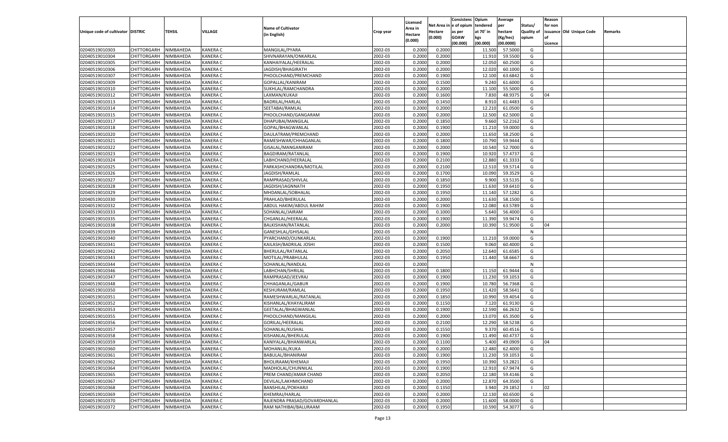| Unique code of cultivator | DISTRIC | TEHSIL | VILLAGE | Name of Cultivator (in English) | Crop year | Licensed Area in Hectare (0.000) | Net Area in Hectare (0.000) | Consistenc e of opium as per GOAW (00.000) | Opium tendered at 70° in kgs (00.000) | Average per hectare (Kg/hec) (00.0000) | Status/ Quality of opium | Reason for non issuance of Licence | Old Unique Code | Remarks |
|---|---|---|---|---|---|---|---|---|---|---|---|---|---|---|
| 02040519010303 | CHITTORGARH | NIMBAHEDA | KANERA C | MANGILAL/PYARA | 2002-03 | 0.2000 | 0.2000 | | 11.500 | 57.5000 | G | | | |
| 02040519010304 | CHITTORGARH | NIMBAHEDA | KANERA C | SHIVNARAYAN/ONKARLAL | 2002-03 | 0.2000 | 0.2000 | | 11.910 | 59.5500 | G | | | |
| 02040519010305 | CHITTORGARH | NIMBAHEDA | KANERA C | KANHAIYALAL/HEERALAL | 2002-03 | 0.2000 | 0.2000 | | 12.050 | 60.2500 | G | | | |
| 02040519010306 | CHITTORGARH | NIMBAHEDA | KANERA C | JAGDISH/BHAGIRATH | 2002-03 | 0.2000 | 0.2000 | | 12.020 | 60.1000 | G | | | |
| 02040519010307 | CHITTORGARH | NIMBAHEDA | KANERA C | PHOOLCHAND/PREMCHAND | 2002-03 | 0.2000 | 0.1900 | | 12.100 | 63.6842 | G | | | |
| 02040519010309 | CHITTORGARH | NIMBAHEDA | KANERA C | GOPALLAL/KANIRAM | 2002-03 | 0.2000 | 0.1500 | | 9.240 | 61.6000 | G | | | |
| 02040519010310 | CHITTORGARH | NIMBAHEDA | KANERA C | SUKHLAL/RAMCHANDRA | 2002-03 | 0.2000 | 0.2000 | | 11.100 | 55.5000 | G | | | |
| 02040519010312 | CHITTORGARH | NIMBAHEDA | KANERA C | LAXMAN/KUKAJI | 2002-03 | 0.2000 | 0.1600 | | 7.830 | 48.9375 | G | 04 | | |
| 02040519010313 | CHITTORGARH | NIMBAHEDA | KANERA C | BADRILAL/HARLAL | 2002-03 | 0.2000 | 0.1450 | | 8.910 | 61.4483 | G | | | |
| 02040519010314 | CHITTORGARH | NIMBAHEDA | KANERA C | SEETABAI/RAMLAL | 2002-03 | 0.2000 | 0.2000 | | 12.210 | 61.0500 | G | | | |
| 02040519010315 | CHITTORGARH | NIMBAHEDA | KANERA C | PHOOLCHAND/GANGARAM | 2002-03 | 0.2000 | 0.2000 | | 12.500 | 62.5000 | G | | | |
| 02040519010317 | CHITTORGARH | NIMBAHEDA | KANERA C | DHAPUBAI/MANGILAL | 2002-03 | 0.2000 | 0.1850 | | 9.660 | 52.2162 | G | | | |
| 02040519010318 | CHITTORGARH | NIMBAHEDA | KANERA C | GOPAL/BHAGWANLAL | 2002-03 | 0.2000 | 0.1900 | | 11.210 | 59.0000 | G | | | |
| 02040519010320 | CHITTORGARH | NIMBAHEDA | KANERA C | DAULATRAM/PREMCHAND | 2002-03 | 0.2000 | 0.2000 | | 11.650 | 58.2500 | G | | | |
| 02040519010321 | CHITTORGARH | NIMBAHEDA | KANERA C | RAMESHWAR/CHHAGANLAL | 2002-03 | 0.2000 | 0.1800 | | 10.790 | 59.9444 | G | | | |
| 02040519010322 | CHITTORGARH | NIMBAHEDA | KANERA C | GISALAL/MANGANIRAM | 2002-03 | 0.2000 | 0.2000 | | 10.540 | 52.7000 | G | | | |
| 02040519010323 | CHITTORGARH | NIMBAHEDA | KANERA C | BAGDIRAM/RATANLAL | 2002-03 | 0.2000 | 0.1900 | | 10.920 | 57.4737 | G | | | |
| 02040519010324 | CHITTORGARH | NIMBAHEDA | KANERA C | LABHCHAND/HEERALAL | 2002-03 | 0.2000 | 0.2100 | | 12.880 | 61.3333 | G | | | |
| 02040519010325 | CHITTORGARH | NIMBAHEDA | KANERA C | PARKASHCHANDRA/MOTILAL | 2002-03 | 0.2000 | 0.2100 | | 12.510 | 59.5714 | G | | | |
| 02040519010326 | CHITTORGARH | NIMBAHEDA | KANERA C | JAGDISH/RAMLAL | 2002-03 | 0.2000 | 0.1700 | | 10.090 | 59.3529 | G | | | |
| 02040519010327 | CHITTORGARH | NIMBAHEDA | KANERA C | RAMPRASAD/SHIVLAL | 2002-03 | 0.2000 | 0.1850 | | 9.900 | 53.5135 | G | | | |
| 02040519010328 | CHITTORGARH | NIMBAHEDA | KANERA C | JAGDISH/JAGNNATH | 2002-03 | 0.2000 | 0.1950 | | 11.630 | 59.6410 | G | | | |
| 02040519010329 | CHITTORGARH | NIMBAHEDA | KANERA C | MHDANLAL/SOBHALAL | 2002-03 | 0.2000 | 0.1950 | | 11.140 | 57.1282 | G | | | |
| 02040519010330 | CHITTORGARH | NIMBAHEDA | KANERA C | PRAHLAD/BHERULAL | 2002-03 | 0.2000 | 0.2000 | | 11.630 | 58.1500 | G | | | |
| 02040519010332 | CHITTORGARH | NIMBAHEDA | KANERA C | ABDUL HAKIM/ABDUL RAHIM | 2002-03 | 0.2000 | 0.1900 | | 12.080 | 63.5789 | G | | | |
| 02040519010333 | CHITTORGARH | NIMBAHEDA | KANERA C | SOHANLAL/JAIRAM | 2002-03 | 0.2000 | 0.1000 | | 5.640 | 56.4000 | G | | | |
| 02040519010335 | CHITTORGARH | NIMBAHEDA | KANERA C | CHGANLAL/HEERALAL | 2002-03 | 0.2000 | 0.1900 | | 11.390 | 59.9474 | G | | | |
| 02040519010338 | CHITTORGARH | NIMBAHEDA | KANERA C | BALKISHAN/RATANLAL | 2002-03 | 0.2000 | 0.2000 | | 10.390 | 51.9500 | G | 04 | | |
| 02040519010339 | CHITTORGARH | NIMBAHEDA | KANERA C | GANESHLAL/GHISALAL | 2002-03 | 0.2000 | | | | | N | | | |
| 02040519010340 | CHITTORGARH | NIMBAHEDA | KANERA C | PYARCHAND/OUNKARLAL | 2002-03 | 0.2000 | 0.1900 | | 11.210 | 59.0000 | G | | | |
| 02040519010341 | CHITTORGARH | NIMBAHEDA | KANERA C | KAILASH/BADRILAL JOSHI | 2002-03 | 0.2000 | 0.1500 | | 9.060 | 60.4000 | G | | | |
| 02040519010342 | CHITTORGARH | NIMBAHEDA | KANERA C | BHERULAL/RATANLAL | 2002-03 | 0.2000 | 0.2050 | | 12.640 | 61.6585 | G | | | |
| 02040519010343 | CHITTORGARH | NIMBAHEDA | KANERA C | MOTILAL/PRABHULAL | 2002-03 | 0.2000 | 0.1950 | | 11.440 | 58.6667 | G | | | |
| 02040519010344 | CHITTORGARH | NIMBAHEDA | KANERA C | SOHANLAL/NANDLAL | 2002-03 | 0.2000 | | | | | N | | | |
| 02040519010346 | CHITTORGARH | NIMBAHEDA | KANERA C | LABHCHAN/SHRILAL | 2002-03 | 0.2000 | 0.1800 | | 11.150 | 61.9444 | G | | | |
| 02040519010347 | CHITTORGARH | NIMBAHEDA | KANERA C | RAMPRASAD/JEEVRAJ | 2002-03 | 0.2000 | 0.1900 | | 11.230 | 59.1053 | G | | | |
| 02040519010348 | CHITTORGARH | NIMBAHEDA | KANERA C | CHHAGANLAL/GABUR | 2002-03 | 0.2000 | 0.1900 | | 10.780 | 56.7368 | G | | | |
| 02040519010350 | CHITTORGARH | NIMBAHEDA | KANERA C | KESHURAM/RAMLAL | 2002-03 | 0.2000 | 0.1950 | | 11.420 | 58.5641 | G | | | |
| 02040519010351 | CHITTORGARH | NIMBAHEDA | KANERA C | RAMESHWARLAL/RATANLAL | 2002-03 | 0.2000 | 0.1850 | | 10.990 | 59.4054 | G | | | |
| 02040519010352 | CHITTORGARH | NIMBAHEDA | KANERA C | KISHANLAL/KHAYALIRAM | 2002-03 | 0.2000 | 0.1150 | | 7.120 | 61.9130 | G | | | |
| 02040519010353 | CHITTORGARH | NIMBAHEDA | KANERA C | GEETALAL/BHAGWANLAL | 2002-03 | 0.2000 | 0.1900 | | 12.590 | 66.2632 | G | | | |
| 02040519010355 | CHITTORGARH | NIMBAHEDA | KANERA C | PHOOLCHAND/MANGILAL | 2002-03 | 0.2000 | 0.2000 | | 13.070 | 65.3500 | G | | | |
| 02040519010356 | CHITTORGARH | NIMBAHEDA | KANERA C | GORILAL/HEERALAL | 2002-03 | 0.2000 | 0.2100 | | 12.290 | 58.5238 | G | | | |
| 02040519010357 | CHITTORGARH | NIMBAHEDA | KANERA C | SOHANLAL/KUSHAL | 2002-03 | 0.2000 | 0.1550 | | 9.370 | 60.4516 | G | | | |
| 02040519010358 | CHITTORGARH | NIMBAHEDA | KANERA C | KISHANLAL/BHERULAL | 2002-03 | 0.2000 | 0.1900 | | 11.490 | 60.4737 | G | | | |
| 02040519010359 | CHITTORGARH | NIMBAHEDA | KANERA C | KANIYALAL/BHANWARLAL | 2002-03 | 0.2000 | 0.1100 | | 5.400 | 49.0909 | G | 04 | | |
| 02040519010360 | CHITTORGARH | NIMBAHEDA | KANERA C | MOHANLAL/KUKA | 2002-03 | 0.2000 | 0.2000 | | 12.480 | 62.4000 | G | | | |
| 02040519010361 | CHITTORGARH | NIMBAHEDA | KANERA C | BABULAL/BHANIRAM | 2002-03 | 0.2000 | 0.1900 | | 11.230 | 59.1053 | G | | | |
| 02040519010362 | CHITTORGARH | NIMBAHEDA | KANERA C | BHOLIRAAM/KHEMAJI | 2002-03 | 0.2000 | 0.1950 | | 10.390 | 53.2821 | G | | | |
| 02040519010364 | CHITTORGARH | NIMBAHEDA | KANERA C | MADHOLAL/CHUNNILAL | 2002-03 | 0.2000 | 0.1900 | | 12.910 | 67.9474 | G | | | |
| 02040519010365 | CHITTORGARH | NIMBAHEDA | KANERA C | PREM CHAND/AMAR CHAND | 2002-03 | 0.2000 | 0.2050 | | 12.180 | 59.4146 | G | | | |
| 02040519010367 | CHITTORGARH | NIMBAHEDA | KANERA C | DEVILAL/LAKHMICHAND | 2002-03 | 0.2000 | 0.2000 | | 12.870 | 64.3500 | G | | | |
| 02040519010368 | CHITTORGARH | NIMBAHEDA | KANERA C | BANSHILAL/POKHARJI | 2002-03 | 0.2000 | 0.1350 | | 3.940 | 29.1852 | I | 02 | | |
| 02040519010369 | CHITTORGARH | NIMBAHEDA | KANERA C | KHEMRAJ/HARLAL | 2002-03 | 0.2000 | 0.2000 | | 12.130 | 60.6500 | G | | | |
| 02040519010370 | CHITTORGARH | NIMBAHEDA | KANERA C | RAJENDRA PRASAD/GOVARDHANLAL | 2002-03 | 0.2000 | 0.2000 | | 11.600 | 58.0000 | G | | | |
| 02040519010372 | CHITTORGARH | NIMBAHEDA | KANERA C | RAM NATHIBAI/BALURAAM | 2002-03 | 0.2000 | 0.1950 | | 10.590 | 54.3077 | G | | | |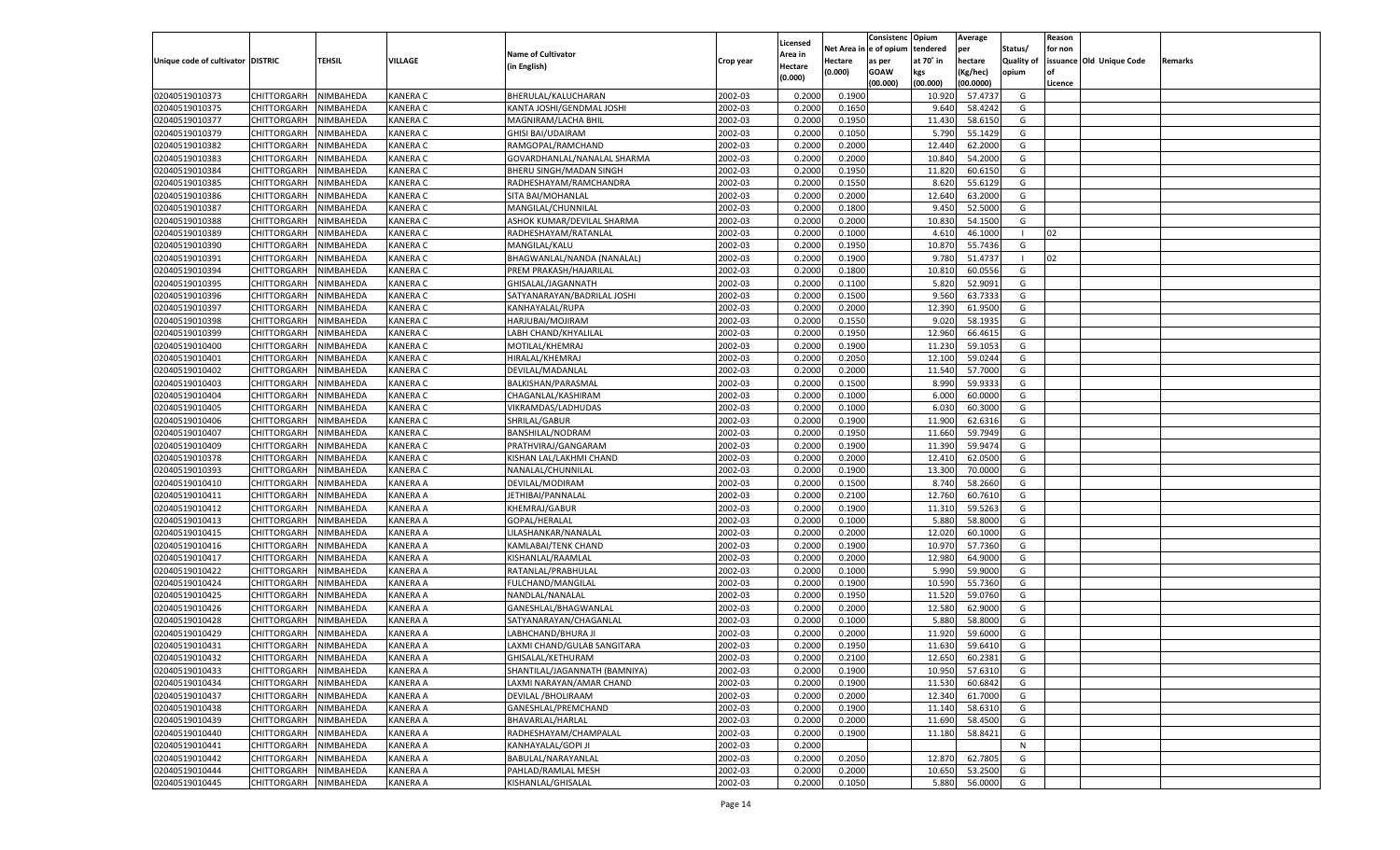| Unique code of cultivator | DISTRIC | TEHSIL | VILLAGE | Name of Cultivator (in English) | Crop year | Licensed Area in Hectare (0.000) | Net Area in Hectare (0.000) | Consistenc e of opium as per GOAW (00.000) | Opium tendered at 70˚ in kgs (00.000) | Average per hectare (Kg/hec) (00.0000) | Status/ Quality of opium | Reason for non issuance of Licence | Old Unique Code | Remarks |
|---|---|---|---|---|---|---|---|---|---|---|---|---|---|---|
| 02040519010373 | CHITTORGARH | NIMBAHEDA | KANERA C | BHERULAL/KALUCHARAN | 2002-03 | 0.2000 | 0.1900 | | 10.920 | 57.4737 | G | | | |
| 02040519010375 | CHITTORGARH | NIMBAHEDA | KANERA C | KANTA JOSHI/GENDMAL JOSHI | 2002-03 | 0.2000 | 0.1650 | | 9.640 | 58.4242 | G | | | |
| 02040519010377 | CHITTORGARH | NIMBAHEDA | KANERA C | MAGNIRAM/LACHA BHIL | 2002-03 | 0.2000 | 0.1950 | | 11.430 | 58.6150 | G | | | |
| 02040519010379 | CHITTORGARH | NIMBAHEDA | KANERA C | GHISI BAI/UDAIRAM | 2002-03 | 0.2000 | 0.1050 | | 5.790 | 55.1429 | G | | | |
| 02040519010382 | CHITTORGARH | NIMBAHEDA | KANERA C | RAMGOPAL/RAMCHAND | 2002-03 | 0.2000 | 0.2000 | | 12.440 | 62.2000 | G | | | |
| 02040519010383 | CHITTORGARH | NIMBAHEDA | KANERA C | GOVARDHANLAL/NANALAL SHARMA | 2002-03 | 0.2000 | 0.2000 | | 10.840 | 54.2000 | G | | | |
| 02040519010384 | CHITTORGARH | NIMBAHEDA | KANERA C | BHERU SINGH/MADAN SINGH | 2002-03 | 0.2000 | 0.1950 | | 11.820 | 60.6150 | G | | | |
| 02040519010385 | CHITTORGARH | NIMBAHEDA | KANERA C | RADHESHAYAM/RAMCHANDRA | 2002-03 | 0.2000 | 0.1550 | | 8.620 | 55.6129 | G | | | |
| 02040519010386 | CHITTORGARH | NIMBAHEDA | KANERA C | SITA BAI/MOHANLAL | 2002-03 | 0.2000 | 0.2000 | | 12.640 | 63.2000 | G | | | |
| 02040519010387 | CHITTORGARH | NIMBAHEDA | KANERA C | MANGILAL/CHUNNILAL | 2002-03 | 0.2000 | 0.1800 | | 9.450 | 52.5000 | G | | | |
| 02040519010388 | CHITTORGARH | NIMBAHEDA | KANERA C | ASHOK KUMAR/DEVILAL SHARMA | 2002-03 | 0.2000 | 0.2000 | | 10.830 | 54.1500 | G | | | |
| 02040519010389 | CHITTORGARH | NIMBAHEDA | KANERA C | RADHESHAYAM/RATANLAL | 2002-03 | 0.2000 | 0.1000 | | 4.610 | 46.1000 | I | 02 | | |
| 02040519010390 | CHITTORGARH | NIMBAHEDA | KANERA C | MANGILAL/KALU | 2002-03 | 0.2000 | 0.1950 | | 10.870 | 55.7436 | G | | | |
| 02040519010391 | CHITTORGARH | NIMBAHEDA | KANERA C | BHAGWANLAL/NANDA (NANALAL) | 2002-03 | 0.2000 | 0.1900 | | 9.780 | 51.4737 | I | 02 | | |
| 02040519010394 | CHITTORGARH | NIMBAHEDA | KANERA C | PREM PRAKASH/HAJARILAL | 2002-03 | 0.2000 | 0.1800 | | 10.810 | 60.0556 | G | | | |
| 02040519010395 | CHITTORGARH | NIMBAHEDA | KANERA C | GHISALAL/JAGANNATH | 2002-03 | 0.2000 | 0.1100 | | 5.820 | 52.9091 | G | | | |
| 02040519010396 | CHITTORGARH | NIMBAHEDA | KANERA C | SATYANARAYAN/BADRILAL JOSHI | 2002-03 | 0.2000 | 0.1500 | | 9.560 | 63.7333 | G | | | |
| 02040519010397 | CHITTORGARH | NIMBAHEDA | KANERA C | KANHAYALAL/RUPA | 2002-03 | 0.2000 | 0.2000 | | 12.390 | 61.9500 | G | | | |
| 02040519010398 | CHITTORGARH | NIMBAHEDA | KANERA C | HARJUBAI/MOJIRAM | 2002-03 | 0.2000 | 0.1550 | | 9.020 | 58.1935 | G | | | |
| 02040519010399 | CHITTORGARH | NIMBAHEDA | KANERA C | LABH CHAND/KHYALILAL | 2002-03 | 0.2000 | 0.1950 | | 12.960 | 66.4615 | G | | | |
| 02040519010400 | CHITTORGARH | NIMBAHEDA | KANERA C | MOTILAL/KHEMRAJ | 2002-03 | 0.2000 | 0.1900 | | 11.230 | 59.1053 | G | | | |
| 02040519010401 | CHITTORGARH | NIMBAHEDA | KANERA C | HIRALAL/KHEMRAJ | 2002-03 | 0.2000 | 0.2050 | | 12.100 | 59.0244 | G | | | |
| 02040519010402 | CHITTORGARH | NIMBAHEDA | KANERA C | DEVILAL/MADANLAL | 2002-03 | 0.2000 | 0.2000 | | 11.540 | 57.7000 | G | | | |
| 02040519010403 | CHITTORGARH | NIMBAHEDA | KANERA C | BALKISHAN/PARASMAL | 2002-03 | 0.2000 | 0.1500 | | 8.990 | 59.9333 | G | | | |
| 02040519010404 | CHITTORGARH | NIMBAHEDA | KANERA C | CHAGANLAL/KASHIRAM | 2002-03 | 0.2000 | 0.1000 | | 6.000 | 60.0000 | G | | | |
| 02040519010405 | CHITTORGARH | NIMBAHEDA | KANERA C | VIKRAMDAS/LADHUDAS | 2002-03 | 0.2000 | 0.1000 | | 6.030 | 60.3000 | G | | | |
| 02040519010406 | CHITTORGARH | NIMBAHEDA | KANERA C | SHRILAL/GABUR | 2002-03 | 0.2000 | 0.1900 | | 11.900 | 62.6316 | G | | | |
| 02040519010407 | CHITTORGARH | NIMBAHEDA | KANERA C | BANSHILAL/NODRAM | 2002-03 | 0.2000 | 0.1950 | | 11.660 | 59.7949 | G | | | |
| 02040519010409 | CHITTORGARH | NIMBAHEDA | KANERA C | PRATHVIRAJ/GANGARAM | 2002-03 | 0.2000 | 0.1900 | | 11.390 | 59.9474 | G | | | |
| 02040519010378 | CHITTORGARH | NIMBAHEDA | KANERA C | KISHAN LAL/LAKHMI CHAND | 2002-03 | 0.2000 | 0.2000 | | 12.410 | 62.0500 | G | | | |
| 02040519010393 | CHITTORGARH | NIMBAHEDA | KANERA C | NANALAL/CHUNNILAL | 2002-03 | 0.2000 | 0.1900 | | 13.300 | 70.0000 | G | | | |
| 02040519010410 | CHITTORGARH | NIMBAHEDA | KANERA A | DEVILAL/MODIRAM | 2002-03 | 0.2000 | 0.1500 | | 8.740 | 58.2660 | G | | | |
| 02040519010411 | CHITTORGARH | NIMBAHEDA | KANERA A | JETHIBAI/PANNALAL | 2002-03 | 0.2000 | 0.2100 | | 12.760 | 60.7610 | G | | | |
| 02040519010412 | CHITTORGARH | NIMBAHEDA | KANERA A | KHEMRAJ/GABUR | 2002-03 | 0.2000 | 0.1900 | | 11.310 | 59.5263 | G | | | |
| 02040519010413 | CHITTORGARH | NIMBAHEDA | KANERA A | GOPAL/HERALAL | 2002-03 | 0.2000 | 0.1000 | | 5.880 | 58.8000 | G | | | |
| 02040519010415 | CHITTORGARH | NIMBAHEDA | KANERA A | LILASHANKAR/NANALAL | 2002-03 | 0.2000 | 0.2000 | | 12.020 | 60.1000 | G | | | |
| 02040519010416 | CHITTORGARH | NIMBAHEDA | KANERA A | KAMLABAI/TENK CHAND | 2002-03 | 0.2000 | 0.1900 | | 10.970 | 57.7360 | G | | | |
| 02040519010417 | CHITTORGARH | NIMBAHEDA | KANERA A | KISHANLAL/RAAMLAL | 2002-03 | 0.2000 | 0.2000 | | 12.980 | 64.9000 | G | | | |
| 02040519010422 | CHITTORGARH | NIMBAHEDA | KANERA A | RATANLAL/PRABHULAL | 2002-03 | 0.2000 | 0.1000 | | 5.990 | 59.9000 | G | | | |
| 02040519010424 | CHITTORGARH | NIMBAHEDA | KANERA A | FULCHAND/MANGILAL | 2002-03 | 0.2000 | 0.1900 | | 10.590 | 55.7360 | G | | | |
| 02040519010425 | CHITTORGARH | NIMBAHEDA | KANERA A | NANDLAL/NANALAL | 2002-03 | 0.2000 | 0.1950 | | 11.520 | 59.0760 | G | | | |
| 02040519010426 | CHITTORGARH | NIMBAHEDA | KANERA A | GANESHLAL/BHAGWANLAL | 2002-03 | 0.2000 | 0.2000 | | 12.580 | 62.9000 | G | | | |
| 02040519010428 | CHITTORGARH | NIMBAHEDA | KANERA A | SATYANARAYAN/CHAGANLAL | 2002-03 | 0.2000 | 0.1000 | | 5.880 | 58.8000 | G | | | |
| 02040519010429 | CHITTORGARH | NIMBAHEDA | KANERA A | LABHCHAND/BHURA JI | 2002-03 | 0.2000 | 0.2000 | | 11.920 | 59.6000 | G | | | |
| 02040519010431 | CHITTORGARH | NIMBAHEDA | KANERA A | LAXMI CHAND/GULAB SANGITARA | 2002-03 | 0.2000 | 0.1950 | | 11.630 | 59.6410 | G | | | |
| 02040519010432 | CHITTORGARH | NIMBAHEDA | KANERA A | GHISALAL/KETHURAM | 2002-03 | 0.2000 | 0.2100 | | 12.650 | 60.2381 | G | | | |
| 02040519010433 | CHITTORGARH | NIMBAHEDA | KANERA A | SHANTILAL/JAGANNATH (BAMNIYA) | 2002-03 | 0.2000 | 0.1900 | | 10.950 | 57.6310 | G | | | |
| 02040519010434 | CHITTORGARH | NIMBAHEDA | KANERA A | LAXMI NARAYAN/AMAR CHAND | 2002-03 | 0.2000 | 0.1900 | | 11.530 | 60.6842 | G | | | |
| 02040519010437 | CHITTORGARH | NIMBAHEDA | KANERA A | DEVILAL /BHOLIRAAM | 2002-03 | 0.2000 | 0.2000 | | 12.340 | 61.7000 | G | | | |
| 02040519010438 | CHITTORGARH | NIMBAHEDA | KANERA A | GANESHLAL/PREMCHAND | 2002-03 | 0.2000 | 0.1900 | | 11.140 | 58.6310 | G | | | |
| 02040519010439 | CHITTORGARH | NIMBAHEDA | KANERA A | BHAVARLAL/HARLAL | 2002-03 | 0.2000 | 0.2000 | | 11.690 | 58.4500 | G | | | |
| 02040519010440 | CHITTORGARH | NIMBAHEDA | KANERA A | RADHESHAYAM/CHAMPALAL | 2002-03 | 0.2000 | 0.1900 | | 11.180 | 58.8421 | G | | | |
| 02040519010441 | CHITTORGARH | NIMBAHEDA | KANERA A | KANHAYALAL/GOPI JI | 2002-03 | 0.2000 | | | | | N | | | |
| 02040519010442 | CHITTORGARH | NIMBAHEDA | KANERA A | BABULAL/NARAYANLAL | 2002-03 | 0.2000 | 0.2050 | | 12.870 | 62.7805 | G | | | |
| 02040519010444 | CHITTORGARH | NIMBAHEDA | KANERA A | PAHLAD/RAMLAL MESH | 2002-03 | 0.2000 | 0.2000 | | 10.650 | 53.2500 | G | | | |
| 02040519010445 | CHITTORGARH | NIMBAHEDA | KANERA A | KISHANLAL/GHISALAL | 2002-03 | 0.2000 | 0.1050 | | 5.880 | 56.0000 | G | | | |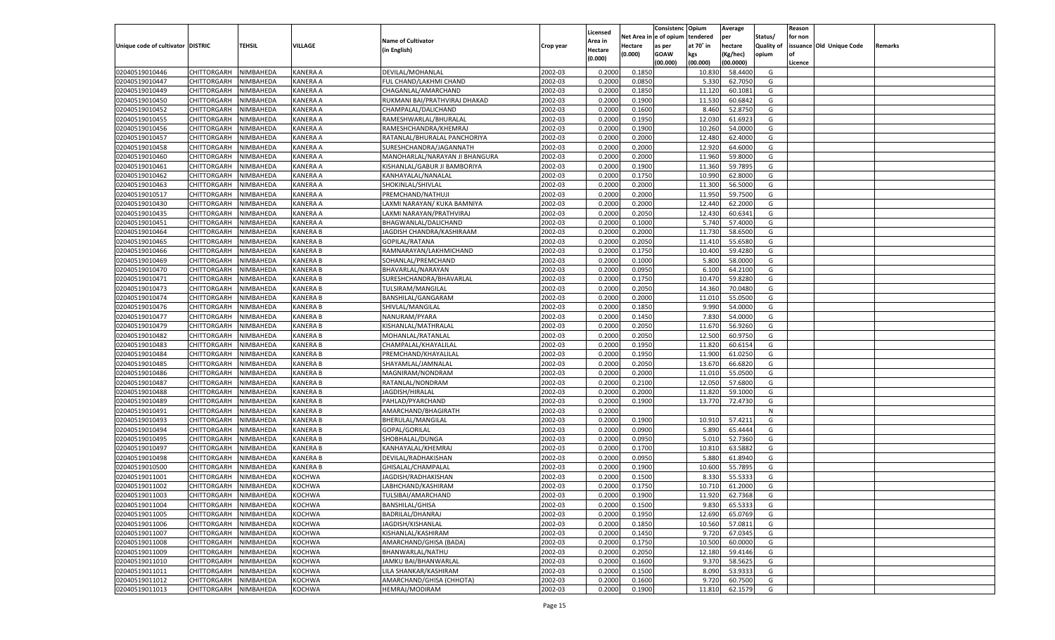| Unique code of cultivator | DISTRIC | TEHSIL | VILLAGE | Name of Cultivator (in English) | Crop year | Licensed Area in Hectare (0.000) | Net Area in Hectare (0.000) | Consistenc e of opium as per GOAW (00.000) | Opium tendered at 70° in kgs (00.000) | Average per hectare (Kg/hec) (00.0000) | Status/ Quality of opium | Reason for non issuance of Licence | Old Unique Code | Remarks |
|---|---|---|---|---|---|---|---|---|---|---|---|---|---|---|
| 02040519010446 | CHITTORGARH | NIMBAHEDA | KANERA A | DEVILAL/MOHANLAL | 2002-03 | 0.2000 | 0.1850 | | 10.830 | 58.4400 | G | | | |
| 02040519010447 | CHITTORGARH | NIMBAHEDA | KANERA A | FUL CHAND/LAKHMI CHAND | 2002-03 | 0.2000 | 0.0850 | | 5.330 | 62.7050 | G | | | |
| 02040519010449 | CHITTORGARH | NIMBAHEDA | KANERA A | CHAGANLAL/AMARCHAND | 2002-03 | 0.2000 | 0.1850 | | 11.120 | 60.1081 | G | | | |
| 02040519010450 | CHITTORGARH | NIMBAHEDA | KANERA A | RUKMANI BAI/PRATHVIRAJ DHAKAD | 2002-03 | 0.2000 | 0.1900 | | 11.530 | 60.6842 | G | | | |
| 02040519010452 | CHITTORGARH | NIMBAHEDA | KANERA A | CHAMPALAL/DALICHAND | 2002-03 | 0.2000 | 0.1600 | | 8.460 | 52.8750 | G | | | |
| 02040519010455 | CHITTORGARH | NIMBAHEDA | KANERA A | RAMESHWARLAL/BHURALAL | 2002-03 | 0.2000 | 0.1950 | | 12.030 | 61.6923 | G | | | |
| 02040519010456 | CHITTORGARH | NIMBAHEDA | KANERA A | RAMESHCHANDRA/KHEMRAJ | 2002-03 | 0.2000 | 0.1900 | | 10.260 | 54.0000 | G | | | |
| 02040519010457 | CHITTORGARH | NIMBAHEDA | KANERA A | RATANLAL/BHURALAL PANCHORIYA | 2002-03 | 0.2000 | 0.2000 | | 12.480 | 62.4000 | G | | | |
| 02040519010458 | CHITTORGARH | NIMBAHEDA | KANERA A | SURESHCHANDRA/JAGANNATH | 2002-03 | 0.2000 | 0.2000 | | 12.920 | 64.6000 | G | | | |
| 02040519010460 | CHITTORGARH | NIMBAHEDA | KANERA A | MANOHARLAL/NARAYAN JI BHANGURA | 2002-03 | 0.2000 | 0.2000 | | 11.960 | 59.8000 | G | | | |
| 02040519010461 | CHITTORGARH | NIMBAHEDA | KANERA A | KISHANLAL/GABUR JI BAMBORIYA | 2002-03 | 0.2000 | 0.1900 | | 11.360 | 59.7895 | G | | | |
| 02040519010462 | CHITTORGARH | NIMBAHEDA | KANERA A | KANHAYALAL/NANALAL | 2002-03 | 0.2000 | 0.1750 | | 10.990 | 62.8000 | G | | | |
| 02040519010463 | CHITTORGARH | NIMBAHEDA | KANERA A | SHOKINLAL/SHIVLAL | 2002-03 | 0.2000 | 0.2000 | | 11.300 | 56.5000 | G | | | |
| 02040519010517 | CHITTORGARH | NIMBAHEDA | KANERA A | PREMCHAND/NATHUJI | 2002-03 | 0.2000 | 0.2000 | | 11.950 | 59.7500 | G | | | |
| 02040519010430 | CHITTORGARH | NIMBAHEDA | KANERA A | LAXMI NARAYAN/ KUKA BAMNIYA | 2002-03 | 0.2000 | 0.2000 | | 12.440 | 62.2000 | G | | | |
| 02040519010435 | CHITTORGARH | NIMBAHEDA | KANERA A | LAXMI NARAYAN/PRATHVIRAJ | 2002-03 | 0.2000 | 0.2050 | | 12.430 | 60.6341 | G | | | |
| 02040519010451 | CHITTORGARH | NIMBAHEDA | KANERA A | BHAGWANLAL/DALICHAND | 2002-03 | 0.2000 | 0.1000 | | 5.740 | 57.4000 | G | | | |
| 02040519010464 | CHITTORGARH | NIMBAHEDA | KANERA B | JAGDISH CHANDRA/KASHIRAAM | 2002-03 | 0.2000 | 0.2000 | | 11.730 | 58.6500 | G | | | |
| 02040519010465 | CHITTORGARH | NIMBAHEDA | KANERA B | GOPILAL/RATANA | 2002-03 | 0.2000 | 0.2050 | | 11.410 | 55.6580 | G | | | |
| 02040519010466 | CHITTORGARH | NIMBAHEDA | KANERA B | RAMNARAYAN/LAKHMICHAND | 2002-03 | 0.2000 | 0.1750 | | 10.400 | 59.4280 | G | | | |
| 02040519010469 | CHITTORGARH | NIMBAHEDA | KANERA B | SOHANLAL/PREMCHAND | 2002-03 | 0.2000 | 0.1000 | | 5.800 | 58.0000 | G | | | |
| 02040519010470 | CHITTORGARH | NIMBAHEDA | KANERA B | BHAVARLAL/NARAYAN | 2002-03 | 0.2000 | 0.0950 | | 6.100 | 64.2100 | G | | | |
| 02040519010471 | CHITTORGARH | NIMBAHEDA | KANERA B | SURESHCHANDRA/BHAVARLAL | 2002-03 | 0.2000 | 0.1750 | | 10.470 | 59.8280 | G | | | |
| 02040519010473 | CHITTORGARH | NIMBAHEDA | KANERA B | TULSIRAM/MANGILAL | 2002-03 | 0.2000 | 0.2050 | | 14.360 | 70.0480 | G | | | |
| 02040519010474 | CHITTORGARH | NIMBAHEDA | KANERA B | BANSHILAL/GANGARAM | 2002-03 | 0.2000 | 0.2000 | | 11.010 | 55.0500 | G | | | |
| 02040519010476 | CHITTORGARH | NIMBAHEDA | KANERA B | SHIVLAL/MANGILAL | 2002-03 | 0.2000 | 0.1850 | | 9.990 | 54.0000 | G | | | |
| 02040519010477 | CHITTORGARH | NIMBAHEDA | KANERA B | NANURAM/PYARA | 2002-03 | 0.2000 | 0.1450 | | 7.830 | 54.0000 | G | | | |
| 02040519010479 | CHITTORGARH | NIMBAHEDA | KANERA B | KISHANLAL/MATHRALAL | 2002-03 | 0.2000 | 0.2050 | | 11.670 | 56.9260 | G | | | |
| 02040519010482 | CHITTORGARH | NIMBAHEDA | KANERA B | MOHANLAL/RATANLAL | 2002-03 | 0.2000 | 0.2050 | | 12.500 | 60.9750 | G | | | |
| 02040519010483 | CHITTORGARH | NIMBAHEDA | KANERA B | CHAMPALAL/KHAYALILAL | 2002-03 | 0.2000 | 0.1950 | | 11.820 | 60.6154 | G | | | |
| 02040519010484 | CHITTORGARH | NIMBAHEDA | KANERA B | PREMCHAND/KHAYALILAL | 2002-03 | 0.2000 | 0.1950 | | 11.900 | 61.0250 | G | | | |
| 02040519010485 | CHITTORGARH | NIMBAHEDA | KANERA B | SHAYAMLAL/JAMNALAL | 2002-03 | 0.2000 | 0.2050 | | 13.670 | 66.6820 | G | | | |
| 02040519010486 | CHITTORGARH | NIMBAHEDA | KANERA B | MAGNIRAM/NONDRAM | 2002-03 | 0.2000 | 0.2000 | | 11.010 | 55.0500 | G | | | |
| 02040519010487 | CHITTORGARH | NIMBAHEDA | KANERA B | RATANLAL/NONDRAM | 2002-03 | 0.2000 | 0.2100 | | 12.050 | 57.6800 | G | | | |
| 02040519010488 | CHITTORGARH | NIMBAHEDA | KANERA B | JAGDISH/HIRALAL | 2002-03 | 0.2000 | 0.2000 | | 11.820 | 59.1000 | G | | | |
| 02040519010489 | CHITTORGARH | NIMBAHEDA | KANERA B | PAHLAD/PYARCHAND | 2002-03 | 0.2000 | 0.1900 | | 13.770 | 72.4730 | G | | | |
| 02040519010491 | CHITTORGARH | NIMBAHEDA | KANERA B | AMARCHAND/BHAGIRATH | 2002-03 | 0.2000 | | | | | N | | | |
| 02040519010493 | CHITTORGARH | NIMBAHEDA | KANERA B | BHERULAL/MANGILAL | 2002-03 | 0.2000 | 0.1900 | | 10.910 | 57.4211 | G | | | |
| 02040519010494 | CHITTORGARH | NIMBAHEDA | KANERA B | GOPAL/GORILAL | 2002-03 | 0.2000 | 0.0900 | | 5.890 | 65.4444 | G | | | |
| 02040519010495 | CHITTORGARH | NIMBAHEDA | KANERA B | SHOBHALAL/DUNGA | 2002-03 | 0.2000 | 0.0950 | | 5.010 | 52.7360 | G | | | |
| 02040519010497 | CHITTORGARH | NIMBAHEDA | KANERA B | KANHAYALAL/KHEMRAJ | 2002-03 | 0.2000 | 0.1700 | | 10.810 | 63.5882 | G | | | |
| 02040519010498 | CHITTORGARH | NIMBAHEDA | KANERA B | DEVILAL/RADHAKISHAN | 2002-03 | 0.2000 | 0.0950 | | 5.880 | 61.8940 | G | | | |
| 02040519010500 | CHITTORGARH | NIMBAHEDA | KANERA B | GHISALAL/CHAMPALAL | 2002-03 | 0.2000 | 0.1900 | | 10.600 | 55.7895 | G | | | |
| 02040519011001 | CHITTORGARH | NIMBAHEDA | KOCHWA | JAGDISH/RADHAKISHAN | 2002-03 | 0.2000 | 0.1500 | | 8.330 | 55.5333 | G | | | |
| 02040519011002 | CHITTORGARH | NIMBAHEDA | KOCHWA | LABHCHAND/KASHIRAM | 2002-03 | 0.2000 | 0.1750 | | 10.710 | 61.2000 | G | | | |
| 02040519011003 | CHITTORGARH | NIMBAHEDA | KOCHWA | TULSIBAI/AMARCHAND | 2002-03 | 0.2000 | 0.1900 | | 11.920 | 62.7368 | G | | | |
| 02040519011004 | CHITTORGARH | NIMBAHEDA | KOCHWA | BANSHILAL/GHISA | 2002-03 | 0.2000 | 0.1500 | | 9.830 | 65.5333 | G | | | |
| 02040519011005 | CHITTORGARH | NIMBAHEDA | KOCHWA | BADRILAL/DHANRAJ | 2002-03 | 0.2000 | 0.1950 | | 12.690 | 65.0769 | G | | | |
| 02040519011006 | CHITTORGARH | NIMBAHEDA | KOCHWA | JAGDISH/KISHANLAL | 2002-03 | 0.2000 | 0.1850 | | 10.560 | 57.0811 | G | | | |
| 02040519011007 | CHITTORGARH | NIMBAHEDA | KOCHWA | KISHANLAL/KASHIRAM | 2002-03 | 0.2000 | 0.1450 | | 9.720 | 67.0345 | G | | | |
| 02040519011008 | CHITTORGARH | NIMBAHEDA | KOCHWA | AMARCHAND/GHISA (BADA) | 2002-03 | 0.2000 | 0.1750 | | 10.500 | 60.0000 | G | | | |
| 02040519011009 | CHITTORGARH | NIMBAHEDA | KOCHWA | BHANWARLAL/NATHU | 2002-03 | 0.2000 | 0.2050 | | 12.180 | 59.4146 | G | | | |
| 02040519011010 | CHITTORGARH | NIMBAHEDA | KOCHWA | JAMKU BAI/BHANWARLAL | 2002-03 | 0.2000 | 0.1600 | | 9.370 | 58.5625 | G | | | |
| 02040519011011 | CHITTORGARH | NIMBAHEDA | KOCHWA | LILA SHANKAR/KASHIRAM | 2002-03 | 0.2000 | 0.1500 | | 8.090 | 53.9333 | G | | | |
| 02040519011012 | CHITTORGARH | NIMBAHEDA | KOCHWA | AMARCHAND/GHISA (CHHOTA) | 2002-03 | 0.2000 | 0.1600 | | 9.720 | 60.7500 | G | | | |
| 02040519011013 | CHITTORGARH | NIMBAHEDA | KOCHWA | HEMRAJ/MODIRAM | 2002-03 | 0.2000 | 0.1900 | | 11.810 | 62.1579 | G | | | |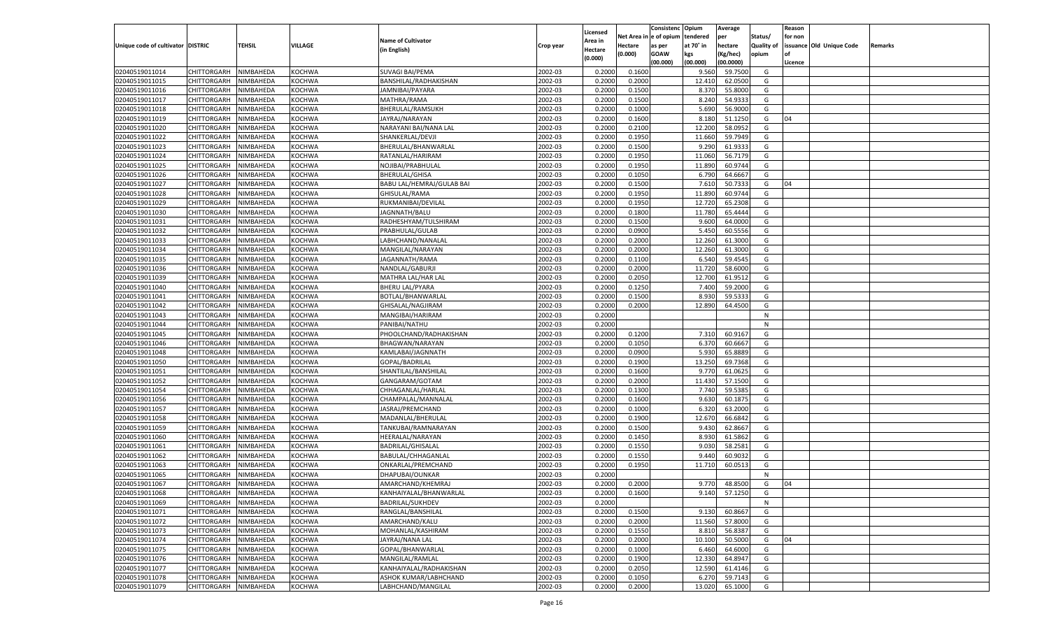| Unique code of cultivator | DISTRIC | TEHSIL | VILLAGE | Name of Cultivator (in English) | Crop year | Licensed Area in Hectare (0.000) | Net Area in Hectare (0.000) | Consistenc e of opium as per GOAW (00.000) | Opium tendered at 70˚ in kgs (00.000) | Average per hectare (Kg/hec) (00.0000) | Status/ Quality of opium | Reason for non issuance of Licence | Old Unique Code | Remarks |
|---|---|---|---|---|---|---|---|---|---|---|---|---|---|---|
| 02040519011014 | CHITTORGARH | NIMBAHEDA | KOCHWA | SUVAGI BAI/PEMA | 2002-03 | 0.2000 | 0.1600 | | 9.560 | 59.7500 | G | | | |
| 02040519011015 | CHITTORGARH | NIMBAHEDA | KOCHWA | BANSHILAL/RADHAKISHAN | 2002-03 | 0.2000 | 0.2000 | | 12.410 | 62.0500 | G | | | |
| 02040519011016 | CHITTORGARH | NIMBAHEDA | KOCHWA | JAMNIBAI/PAYARA | 2002-03 | 0.2000 | 0.1500 | | 8.370 | 55.8000 | G | | | |
| 02040519011017 | CHITTORGARH | NIMBAHEDA | KOCHWA | MATHRA/RAMA | 2002-03 | 0.2000 | 0.1500 | | 8.240 | 54.9333 | G | | | |
| 02040519011018 | CHITTORGARH | NIMBAHEDA | KOCHWA | BHERULAL/RAMSUKH | 2002-03 | 0.2000 | 0.1000 | | 5.690 | 56.9000 | G | | | |
| 02040519011019 | CHITTORGARH | NIMBAHEDA | KOCHWA | JAYRAJ/NARAYAN | 2002-03 | 0.2000 | 0.1600 | | 8.180 | 51.1250 | G | 04 | | |
| 02040519011020 | CHITTORGARH | NIMBAHEDA | KOCHWA | NARAYANI BAI/NANA LAL | 2002-03 | 0.2000 | 0.2100 | | 12.200 | 58.0952 | G | | | |
| 02040519011022 | CHITTORGARH | NIMBAHEDA | KOCHWA | SHANKERLAL/DEVJI | 2002-03 | 0.2000 | 0.1950 | | 11.660 | 59.7949 | G | | | |
| 02040519011023 | CHITTORGARH | NIMBAHEDA | KOCHWA | BHERULAL/BHANWARLAL | 2002-03 | 0.2000 | 0.1500 | | 9.290 | 61.9333 | G | | | |
| 02040519011024 | CHITTORGARH | NIMBAHEDA | KOCHWA | RATANLAL/HARIRAM | 2002-03 | 0.2000 | 0.1950 | | 11.060 | 56.7179 | G | | | |
| 02040519011025 | CHITTORGARH | NIMBAHEDA | KOCHWA | NOJIBAI/PRABHULAL | 2002-03 | 0.2000 | 0.1950 | | 11.890 | 60.9744 | G | | | |
| 02040519011026 | CHITTORGARH | NIMBAHEDA | KOCHWA | BHERULAL/GHISA | 2002-03 | 0.2000 | 0.1050 | | 6.790 | 64.6667 | G | | | |
| 02040519011027 | CHITTORGARH | NIMBAHEDA | KOCHWA | BABU LAL/HEMRAJ/GULAB BAI | 2002-03 | 0.2000 | 0.1500 | | 7.610 | 50.7333 | G | 04 | | |
| 02040519011028 | CHITTORGARH | NIMBAHEDA | KOCHWA | GHISULAL/RAMA | 2002-03 | 0.2000 | 0.1950 | | 11.890 | 60.9744 | G | | | |
| 02040519011029 | CHITTORGARH | NIMBAHEDA | KOCHWA | RUKMANIBAI/DEVILAL | 2002-03 | 0.2000 | 0.1950 | | 12.720 | 65.2308 | G | | | |
| 02040519011030 | CHITTORGARH | NIMBAHEDA | KOCHWA | JAGNNATH/BALU | 2002-03 | 0.2000 | 0.1800 | | 11.780 | 65.4444 | G | | | |
| 02040519011031 | CHITTORGARH | NIMBAHEDA | KOCHWA | RADHESHYAM/TULSHIRAM | 2002-03 | 0.2000 | 0.1500 | | 9.600 | 64.0000 | G | | | |
| 02040519011032 | CHITTORGARH | NIMBAHEDA | KOCHWA | PRABHULAL/GULAB | 2002-03 | 0.2000 | 0.0900 | | 5.450 | 60.5556 | G | | | |
| 02040519011033 | CHITTORGARH | NIMBAHEDA | KOCHWA | LABHCHAND/NANALAL | 2002-03 | 0.2000 | 0.2000 | | 12.260 | 61.3000 | G | | | |
| 02040519011034 | CHITTORGARH | NIMBAHEDA | KOCHWA | MANGILAL/NARAYAN | 2002-03 | 0.2000 | 0.2000 | | 12.260 | 61.3000 | G | | | |
| 02040519011035 | CHITTORGARH | NIMBAHEDA | KOCHWA | JAGANNATH/RAMA | 2002-03 | 0.2000 | 0.1100 | | 6.540 | 59.4545 | G | | | |
| 02040519011036 | CHITTORGARH | NIMBAHEDA | KOCHWA | NANDLAL/GABURJI | 2002-03 | 0.2000 | 0.2000 | | 11.720 | 58.6000 | G | | | |
| 02040519011039 | CHITTORGARH | NIMBAHEDA | KOCHWA | MATHRA LAL/HAR LAL | 2002-03 | 0.2000 | 0.2050 | | 12.700 | 61.9512 | G | | | |
| 02040519011040 | CHITTORGARH | NIMBAHEDA | KOCHWA | BHERU LAL/PYARA | 2002-03 | 0.2000 | 0.1250 | | 7.400 | 59.2000 | G | | | |
| 02040519011041 | CHITTORGARH | NIMBAHEDA | KOCHWA | BOTLAL/BHANWARLAL | 2002-03 | 0.2000 | 0.1500 | | 8.930 | 59.5333 | G | | | |
| 02040519011042 | CHITTORGARH | NIMBAHEDA | KOCHWA | GHISALAL/NAGJIRAM | 2002-03 | 0.2000 | 0.2000 | | 12.890 | 64.4500 | G | | | |
| 02040519011043 | CHITTORGARH | NIMBAHEDA | KOCHWA | MANGIBAI/HARIRAM | 2002-03 | 0.2000 | | | | | N | | | |
| 02040519011044 | CHITTORGARH | NIMBAHEDA | KOCHWA | PANIBAI/NATHU | 2002-03 | 0.2000 | | | | | N | | | |
| 02040519011045 | CHITTORGARH | NIMBAHEDA | KOCHWA | PHOOLCHAND/RADHAKISHAN | 2002-03 | 0.2000 | 0.1200 | | 7.310 | 60.9167 | G | | | |
| 02040519011046 | CHITTORGARH | NIMBAHEDA | KOCHWA | BHAGWAN/NARAYAN | 2002-03 | 0.2000 | 0.1050 | | 6.370 | 60.6667 | G | | | |
| 02040519011048 | CHITTORGARH | NIMBAHEDA | KOCHWA | KAMLABAI/JAGNNATH | 2002-03 | 0.2000 | 0.0900 | | 5.930 | 65.8889 | G | | | |
| 02040519011050 | CHITTORGARH | NIMBAHEDA | KOCHWA | GOPAL/BADRILAL | 2002-03 | 0.2000 | 0.1900 | | 13.250 | 69.7368 | G | | | |
| 02040519011051 | CHITTORGARH | NIMBAHEDA | KOCHWA | SHANTILAL/BANSHILAL | 2002-03 | 0.2000 | 0.1600 | | 9.770 | 61.0625 | G | | | |
| 02040519011052 | CHITTORGARH | NIMBAHEDA | KOCHWA | GANGARAM/GOTAM | 2002-03 | 0.2000 | 0.2000 | | 11.430 | 57.1500 | G | | | |
| 02040519011054 | CHITTORGARH | NIMBAHEDA | KOCHWA | CHHAGANLAL/HARLAL | 2002-03 | 0.2000 | 0.1300 | | 7.740 | 59.5385 | G | | | |
| 02040519011056 | CHITTORGARH | NIMBAHEDA | KOCHWA | CHAMPALAL/MANNALAL | 2002-03 | 0.2000 | 0.1600 | | 9.630 | 60.1875 | G | | | |
| 02040519011057 | CHITTORGARH | NIMBAHEDA | KOCHWA | JASRAJ/PREMCHAND | 2002-03 | 0.2000 | 0.1000 | | 6.320 | 63.2000 | G | | | |
| 02040519011058 | CHITTORGARH | NIMBAHEDA | KOCHWA | MADANLAL/BHERULAL | 2002-03 | 0.2000 | 0.1900 | | 12.670 | 66.6842 | G | | | |
| 02040519011059 | CHITTORGARH | NIMBAHEDA | KOCHWA | TANKUBAI/RAMNARAYAN | 2002-03 | 0.2000 | 0.1500 | | 9.430 | 62.8667 | G | | | |
| 02040519011060 | CHITTORGARH | NIMBAHEDA | KOCHWA | HEERALAL/NARAYAN | 2002-03 | 0.2000 | 0.1450 | | 8.930 | 61.5862 | G | | | |
| 02040519011061 | CHITTORGARH | NIMBAHEDA | KOCHWA | BADRILAL/GHISALAL | 2002-03 | 0.2000 | 0.1550 | | 9.030 | 58.2581 | G | | | |
| 02040519011062 | CHITTORGARH | NIMBAHEDA | KOCHWA | BABULAL/CHHAGANLAL | 2002-03 | 0.2000 | 0.1550 | | 9.440 | 60.9032 | G | | | |
| 02040519011063 | CHITTORGARH | NIMBAHEDA | KOCHWA | ONKARLAL/PREMCHAND | 2002-03 | 0.2000 | 0.1950 | | 11.710 | 60.0513 | G | | | |
| 02040519011065 | CHITTORGARH | NIMBAHEDA | KOCHWA | DHAPUBAI/OUNKAR | 2002-03 | 0.2000 | | | | | N | | | |
| 02040519011067 | CHITTORGARH | NIMBAHEDA | KOCHWA | AMARCHAND/KHEMRAJ | 2002-03 | 0.2000 | 0.2000 | | 9.770 | 48.8500 | G | 04 | | |
| 02040519011068 | CHITTORGARH | NIMBAHEDA | KOCHWA | KANHAIYALAL/BHANWARLAL | 2002-03 | 0.2000 | 0.1600 | | 9.140 | 57.1250 | G | | | |
| 02040519011069 | CHITTORGARH | NIMBAHEDA | KOCHWA | BADRILAL/SUKHDEV | 2002-03 | 0.2000 | | | | | N | | | |
| 02040519011071 | CHITTORGARH | NIMBAHEDA | KOCHWA | RANGLAL/BANSHILAL | 2002-03 | 0.2000 | 0.1500 | | 9.130 | 60.8667 | G | | | |
| 02040519011072 | CHITTORGARH | NIMBAHEDA | KOCHWA | AMARCHAND/KALU | 2002-03 | 0.2000 | 0.2000 | | 11.560 | 57.8000 | G | | | |
| 02040519011073 | CHITTORGARH | NIMBAHEDA | KOCHWA | MOHANLAL/KASHIRAM | 2002-03 | 0.2000 | 0.1550 | | 8.810 | 56.8387 | G | | | |
| 02040519011074 | CHITTORGARH | NIMBAHEDA | KOCHWA | JAYRAJ/NANA LAL | 2002-03 | 0.2000 | 0.2000 | | 10.100 | 50.5000 | G | 04 | | |
| 02040519011075 | CHITTORGARH | NIMBAHEDA | KOCHWA | GOPAL/BHANWARLAL | 2002-03 | 0.2000 | 0.1000 | | 6.460 | 64.6000 | G | | | |
| 02040519011076 | CHITTORGARH | NIMBAHEDA | KOCHWA | MANGILAL/RAMLAL | 2002-03 | 0.2000 | 0.1900 | | 12.330 | 64.8947 | G | | | |
| 02040519011077 | CHITTORGARH | NIMBAHEDA | KOCHWA | KANHAIYALAL/RADHAKISHAN | 2002-03 | 0.2000 | 0.2050 | | 12.590 | 61.4146 | G | | | |
| 02040519011078 | CHITTORGARH | NIMBAHEDA | KOCHWA | ASHOK KUMAR/LABHCHAND | 2002-03 | 0.2000 | 0.1050 | | 6.270 | 59.7143 | G | | | |
| 02040519011079 | CHITTORGARH | NIMBAHEDA | KOCHWA | LABHCHAND/MANGILAL | 2002-03 | 0.2000 | 0.2000 | | 13.020 | 65.1000 | G | | | |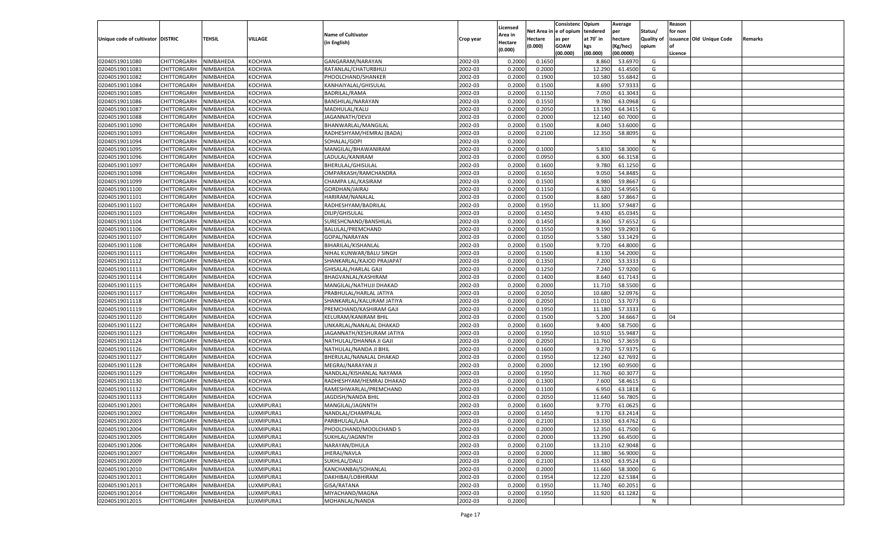| Unique code of cultivator | DISTRIC | TEHSIL | VILLAGE | Name of Cultivator (in English) | Crop year | Licensed Area in Hectare (0.000) | Net Area in Hectare (0.000) | Consistenc e of opium as per GOAW (00.000) | Opium tendered at 70˚ in kgs (00.000) | Average per hectare (Kg/hec) (00.0000) | Status/ Quality of opium | Reason for non issuance of Licence | Old Unique Code | Remarks |
|---|---|---|---|---|---|---|---|---|---|---|---|---|---|---|
| 02040519011080 | CHITTORGARH | NIMBAHEDA | KOCHWA | GANGARAM/NARAYAN | 2002-03 | 0.2000 | 0.1650 | | 8.860 | 53.6970 | G | | | |
| 02040519011081 | CHITTORGARH | NIMBAHEDA | KOCHWA | RATANLAL/CHATURBHUJ | 2002-03 | 0.2000 | 0.2000 | | 12.290 | 61.4500 | G | | | |
| 02040519011082 | CHITTORGARH | NIMBAHEDA | KOCHWA | PHOOLCHAND/SHANKER | 2002-03 | 0.2000 | 0.1900 | | 10.580 | 55.6842 | G | | | |
| 02040519011084 | CHITTORGARH | NIMBAHEDA | KOCHWA | KANHAIYALAL/GHISULAL | 2002-03 | 0.2000 | 0.1500 | | 8.690 | 57.9333 | G | | | |
| 02040519011085 | CHITTORGARH | NIMBAHEDA | KOCHWA | BADRILAL/RAMA | 2002-03 | 0.2000 | 0.1150 | | 7.050 | 61.3043 | G | | | |
| 02040519011086 | CHITTORGARH | NIMBAHEDA | KOCHWA | BANSHILAL/NARAYAN | 2002-03 | 0.2000 | 0.1550 | | 9.780 | 63.0968 | G | | | |
| 02040519011087 | CHITTORGARH | NIMBAHEDA | KOCHWA | MADHULAL/KALU | 2002-03 | 0.2000 | 0.2050 | | 13.190 | 64.3415 | G | | | |
| 02040519011088 | CHITTORGARH | NIMBAHEDA | KOCHWA | JAGANNATH/DEVJI | 2002-03 | 0.2000 | 0.2000 | | 12.140 | 60.7000 | G | | | |
| 02040519011090 | CHITTORGARH | NIMBAHEDA | KOCHWA | BHANWARLAL/MANGILAL | 2002-03 | 0.2000 | 0.1500 | | 8.040 | 53.6000 | G | | | |
| 02040519011093 | CHITTORGARH | NIMBAHEDA | KOCHWA | RADHESHYAM/HEMRAJ (BADA) | 2002-03 | 0.2000 | 0.2100 | | 12.350 | 58.8095 | G | | | |
| 02040519011094 | CHITTORGARH | NIMBAHEDA | KOCHWA | SOHALAL/GOPI | 2002-03 | 0.2000 | | | | | N | | | |
| 02040519011095 | CHITTORGARH | NIMBAHEDA | KOCHWA | MANGILAL/BHAWANIRAM | 2002-03 | 0.2000 | 0.1000 | | 5.830 | 58.3000 | G | | | |
| 02040519011096 | CHITTORGARH | NIMBAHEDA | KOCHWA | LADULAL/KANIRAM | 2002-03 | 0.2000 | 0.0950 | | 6.300 | 66.3158 | G | | | |
| 02040519011097 | CHITTORGARH | NIMBAHEDA | KOCHWA | BHERULAL/GHISULAL | 2002-03 | 0.2000 | 0.1600 | | 9.780 | 61.1250 | G | | | |
| 02040519011098 | CHITTORGARH | NIMBAHEDA | KOCHWA | OMPARKASH/RAMCHANDRA | 2002-03 | 0.2000 | 0.1650 | | 9.050 | 54.8485 | G | | | |
| 02040519011099 | CHITTORGARH | NIMBAHEDA | KOCHWA | CHAMPA LAL/KASIRAM | 2002-03 | 0.2000 | 0.1500 | | 8.980 | 59.8667 | G | | | |
| 02040519011100 | CHITTORGARH | NIMBAHEDA | KOCHWA | GORDHAN/JAIRAJ | 2002-03 | 0.2000 | 0.1150 | | 6.320 | 54.9565 | G | | | |
| 02040519011101 | CHITTORGARH | NIMBAHEDA | KOCHWA | HARIRAM/NANALAL | 2002-03 | 0.2000 | 0.1500 | | 8.680 | 57.8667 | G | | | |
| 02040519011102 | CHITTORGARH | NIMBAHEDA | KOCHWA | RADHESHYAM/BADRILAL | 2002-03 | 0.2000 | 0.1950 | | 11.300 | 57.9487 | G | | | |
| 02040519011103 | CHITTORGARH | NIMBAHEDA | KOCHWA | DILIP/GHISULAL | 2002-03 | 0.2000 | 0.1450 | | 9.430 | 65.0345 | G | | | |
| 02040519011104 | CHITTORGARH | NIMBAHEDA | KOCHWA | SURESHCNAND/BANSHILAL | 2002-03 | 0.2000 | 0.1450 | | 8.360 | 57.6552 | G | | | |
| 02040519011106 | CHITTORGARH | NIMBAHEDA | KOCHWA | BALULAL/PREMCHAND | 2002-03 | 0.2000 | 0.1550 | | 9.190 | 59.2903 | G | | | |
| 02040519011107 | CHITTORGARH | NIMBAHEDA | KOCHWA | GOPAL/NARAYAN | 2002-03 | 0.2000 | 0.1050 | | 5.580 | 53.1429 | G | | | |
| 02040519011108 | CHITTORGARH | NIMBAHEDA | KOCHWA | BIHARILAL/KISHANLAL | 2002-03 | 0.2000 | 0.1500 | | 9.720 | 64.8000 | G | | | |
| 02040519011111 | CHITTORGARH | NIMBAHEDA | KOCHWA | NIHAL KUNWAR/BALU SINGH | 2002-03 | 0.2000 | 0.1500 | | 8.130 | 54.2000 | G | | | |
| 02040519011112 | CHITTORGARH | NIMBAHEDA | KOCHWA | SHANKARLAL/KAJOD PRAJAPAT | 2002-03 | 0.2000 | 0.1350 | | 7.200 | 53.3333 | G | | | |
| 02040519011113 | CHITTORGARH | NIMBAHEDA | KOCHWA | GHISALAL/HARLAL GAJI | 2002-03 | 0.2000 | 0.1250 | | 7.240 | 57.9200 | G | | | |
| 02040519011114 | CHITTORGARH | NIMBAHEDA | KOCHWA | BHAGVANLAL/KASHIRAM | 2002-03 | 0.2000 | 0.1400 | | 8.640 | 61.7143 | G | | | |
| 02040519011115 | CHITTORGARH | NIMBAHEDA | KOCHWA | MANGILAL/NATHUJI DHAKAD | 2002-03 | 0.2000 | 0.2000 | | 11.710 | 58.5500 | G | | | |
| 02040519011117 | CHITTORGARH | NIMBAHEDA | KOCHWA | PRABHULAL/HARLAL JATIYA | 2002-03 | 0.2000 | 0.2050 | | 10.680 | 52.0976 | G | | | |
| 02040519011118 | CHITTORGARH | NIMBAHEDA | KOCHWA | SHANKARLAL/KALURAM JATIYA | 2002-03 | 0.2000 | 0.2050 | | 11.010 | 53.7073 | G | | | |
| 02040519011119 | CHITTORGARH | NIMBAHEDA | KOCHWA | PREMCHAND/KASHIRAM GAJI | 2002-03 | 0.2000 | 0.1950 | | 11.180 | 57.3333 | G | | | |
| 02040519011120 | CHITTORGARH | NIMBAHEDA | KOCHWA | KELURAM/KANIRAM BHIL | 2002-03 | 0.2000 | 0.1500 | | 5.200 | 34.6667 | G | 04 | | |
| 02040519011122 | CHITTORGARH | NIMBAHEDA | KOCHWA | UNKARLAL/NANALAL DHAKAD | 2002-03 | 0.2000 | 0.1600 | | 9.400 | 58.7500 | G | | | |
| 02040519011123 | CHITTORGARH | NIMBAHEDA | KOCHWA | JAGANNATH/KESHURAM JATIYA | 2002-03 | 0.2000 | 0.1950 | | 10.910 | 55.9487 | G | | | |
| 02040519011124 | CHITTORGARH | NIMBAHEDA | KOCHWA | NATHULAL/DHANNA JI GAJI | 2002-03 | 0.2000 | 0.2050 | | 11.760 | 57.3659 | G | | | |
| 02040519011126 | CHITTORGARH | NIMBAHEDA | KOCHWA | NATHULAL/NANDA JI BHIL | 2002-03 | 0.2000 | 0.1600 | | 9.270 | 57.9375 | G | | | |
| 02040519011127 | CHITTORGARH | NIMBAHEDA | KOCHWA | BHERULAL/NANALAL DHAKAD | 2002-03 | 0.2000 | 0.1950 | | 12.240 | 62.7692 | G | | | |
| 02040519011128 | CHITTORGARH | NIMBAHEDA | KOCHWA | MEGRAJ/NARAYAN JI | 2002-03 | 0.2000 | 0.2000 | | 12.190 | 60.9500 | G | | | |
| 02040519011129 | CHITTORGARH | NIMBAHEDA | KOCHWA | NANDLAL/KISHANLAL NAYAMA | 2002-03 | 0.2000 | 0.1950 | | 11.760 | 60.3077 | G | | | |
| 02040519011130 | CHITTORGARH | NIMBAHEDA | KOCHWA | RADHESHYAM/HEMRAJ DHAKAD | 2002-03 | 0.2000 | 0.1300 | | 7.600 | 58.4615 | G | | | |
| 02040519011132 | CHITTORGARH | NIMBAHEDA | KOCHWA | RAMESHWARLAL/PREMCHAND | 2002-03 | 0.2000 | 0.1100 | | 6.950 | 63.1818 | G | | | |
| 02040519011133 | CHITTORGARH | NIMBAHEDA | KOCHWA | JAGDISH/NANDA BHIL | 2002-03 | 0.2000 | 0.2050 | | 11.640 | 56.7805 | G | | | |
| 02040519012001 | CHITTORGARH | NIMBAHEDA | LUXMIPURA1 | MANGILAL/JAGNNTH | 2002-03 | 0.2000 | 0.1600 | | 9.770 | 61.0625 | G | | | |
| 02040519012002 | CHITTORGARH | NIMBAHEDA | LUXMIPURA1 | NANDLAL/CHAMPALAL | 2002-03 | 0.2000 | 0.1450 | | 9.170 | 63.2414 | G | | | |
| 02040519012003 | CHITTORGARH | NIMBAHEDA | LUXMIPURA1 | PARBHULAL/LALA | 2002-03 | 0.2000 | 0.2100 | | 13.330 | 63.4762 | G | | | |
| 02040519012004 | CHITTORGARH | NIMBAHEDA | LUXMIPURA1 | PHOOLCHAND/MOOLCHAND 5 | 2002-03 | 0.2000 | 0.2000 | | 12.350 | 61.7500 | G | | | |
| 02040519012005 | CHITTORGARH | NIMBAHEDA | LUXMIPURA1 | SUKHLAL/JAGNNTH | 2002-03 | 0.2000 | 0.2000 | | 13.290 | 66.4500 | G | | | |
| 02040519012006 | CHITTORGARH | NIMBAHEDA | LUXMIPURA1 | NARAYAN/DHULA | 2002-03 | 0.2000 | 0.2100 | | 13.210 | 62.9048 | G | | | |
| 02040519012007 | CHITTORGARH | NIMBAHEDA | LUXMIPURA1 | JHERAJ/NAVLA | 2002-03 | 0.2000 | 0.2000 | | 11.380 | 56.9000 | G | | | |
| 02040519012009 | CHITTORGARH | NIMBAHEDA | LUXMIPURA1 | SUKHLAL/DALU | 2002-03 | 0.2000 | 0.2100 | | 13.430 | 63.9524 | G | | | |
| 02040519012010 | CHITTORGARH | NIMBAHEDA | LUXMIPURA1 | KANCHANBAI/SOHANLAL | 2002-03 | 0.2000 | 0.2000 | | 11.660 | 58.3000 | G | | | |
| 02040519012011 | CHITTORGARH | NIMBAHEDA | LUXMIPURA1 | DAKHIBAI/LOBHIRAM | 2002-03 | 0.2000 | 0.1954 | | 12.220 | 62.5384 | G | | | |
| 02040519012013 | CHITTORGARH | NIMBAHEDA | LUXMIPURA1 | GISA/RATANA | 2002-03 | 0.2000 | 0.1950 | | 11.740 | 60.2051 | G | | | |
| 02040519012014 | CHITTORGARH | NIMBAHEDA | LUXMIPURA1 | MIYACHAND/MAGNA | 2002-03 | 0.2000 | 0.1950 | | 11.920 | 61.1282 | G | | | |
| 02040519012015 | CHITTORGARH | NIMBAHEDA | LUXMIPURA1 | MOHANLAL/NANDA | 2002-03 | 0.2000 | | | | | N | | | |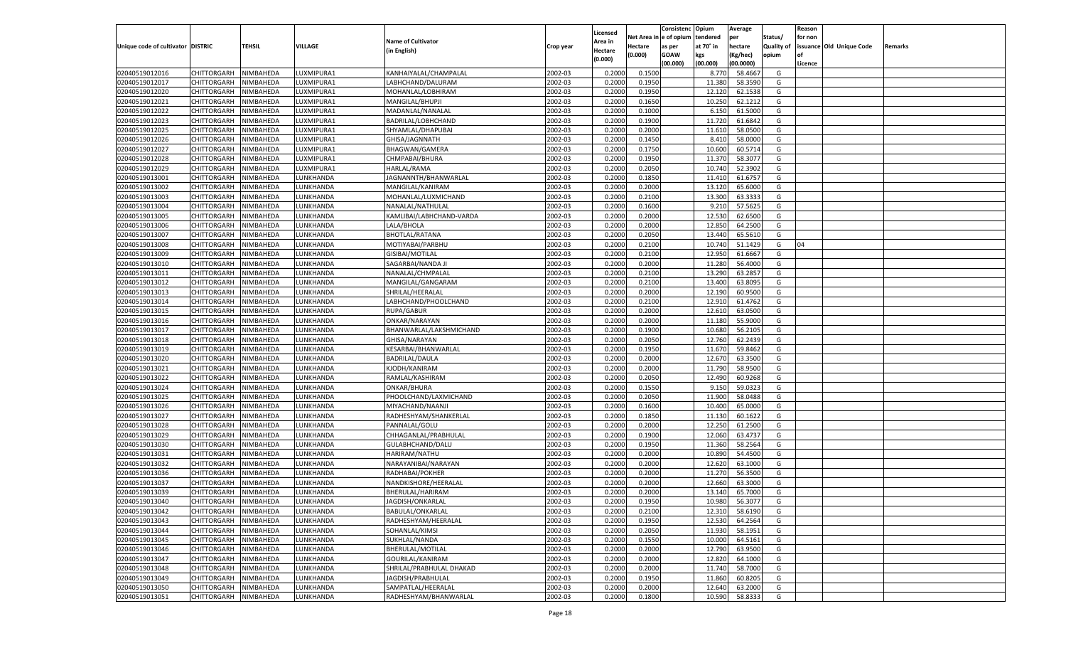| Unique code of cultivator | DISTRIC | TEHSIL | VILLAGE | Name of Cultivator (in English) | Crop year | Licensed Area in Hectare (0.000) | Net Area in Hectare (0.000) | Consistenc e of opium as per GOAW (00.000) | Opium tendered at 70° in kgs (00.000) | Average per hectare (Kg/hec) (00.0000) | Status/ Quality of opium | Reason for non issuance of Licence | Old Unique Code | Remarks |
|---|---|---|---|---|---|---|---|---|---|---|---|---|---|---|
| 02040519012016 | CHITTORGARH | NIMBAHEDA | LUXMIPURA1 | KANHAIYALAL/CHAMPALAL | 2002-03 | 0.2000 | 0.1500 | | 8.770 | 58.4667 | G | | | |
| 02040519012017 | CHITTORGARH | NIMBAHEDA | LUXMIPURA1 | LABHCHAND/DALURAM | 2002-03 | 0.2000 | 0.1950 | | 11.380 | 58.3590 | G | | | |
| 02040519012020 | CHITTORGARH | NIMBAHEDA | LUXMIPURA1 | MOHANLAL/LOBHIRAM | 2002-03 | 0.2000 | 0.1950 | | 12.120 | 62.1538 | G | | | |
| 02040519012021 | CHITTORGARH | NIMBAHEDA | LUXMIPURA1 | MANGILAL/BHUPJI | 2002-03 | 0.2000 | 0.1650 | | 10.250 | 62.1212 | G | | | |
| 02040519012022 | CHITTORGARH | NIMBAHEDA | LUXMIPURA1 | MADANLAL/NANALAL | 2002-03 | 0.2000 | 0.1000 | | 6.150 | 61.5000 | G | | | |
| 02040519012023 | CHITTORGARH | NIMBAHEDA | LUXMIPURA1 | BADRILAL/LOBHCHAND | 2002-03 | 0.2000 | 0.1900 | | 11.720 | 61.6842 | G | | | |
| 02040519012025 | CHITTORGARH | NIMBAHEDA | LUXMIPURA1 | SHYAMLAL/DHAPUBAI | 2002-03 | 0.2000 | 0.2000 | | 11.610 | 58.0500 | G | | | |
| 02040519012026 | CHITTORGARH | NIMBAHEDA | LUXMIPURA1 | GHISA/JAGNNATH | 2002-03 | 0.2000 | 0.1450 | | 8.410 | 58.0000 | G | | | |
| 02040519012027 | CHITTORGARH | NIMBAHEDA | LUXMIPURA1 | BHAGWAN/GAMERA | 2002-03 | 0.2000 | 0.1750 | | 10.600 | 60.5714 | G | | | |
| 02040519012028 | CHITTORGARH | NIMBAHEDA | LUXMIPURA1 | CHMPABAI/BHURA | 2002-03 | 0.2000 | 0.1950 | | 11.370 | 58.3077 | G | | | |
| 02040519012029 | CHITTORGARH | NIMBAHEDA | LUXMIPURA1 | HARLAL/RAMA | 2002-03 | 0.2000 | 0.2050 | | 10.740 | 52.3902 | G | | | |
| 02040519013001 | CHITTORGARH | NIMBAHEDA | LUNKHANDA | JAGNANNTH/BHANWARLAL | 2002-03 | 0.2000 | 0.1850 | | 11.410 | 61.6757 | G | | | |
| 02040519013002 | CHITTORGARH | NIMBAHEDA | LUNKHANDA | MANGILAL/KANIRAM | 2002-03 | 0.2000 | 0.2000 | | 13.120 | 65.6000 | G | | | |
| 02040519013003 | CHITTORGARH | NIMBAHEDA | LUNKHANDA | MOHANLAL/LUXMICHAND | 2002-03 | 0.2000 | 0.2100 | | 13.300 | 63.3333 | G | | | |
| 02040519013004 | CHITTORGARH | NIMBAHEDA | LUNKHANDA | NANALAL/NATHULAL | 2002-03 | 0.2000 | 0.1600 | | 9.210 | 57.5625 | G | | | |
| 02040519013005 | CHITTORGARH | NIMBAHEDA | LUNKHANDA | KAMLIBAI/LABHCHAND-VARDA | 2002-03 | 0.2000 | 0.2000 | | 12.530 | 62.6500 | G | | | |
| 02040519013006 | CHITTORGARH | NIMBAHEDA | LUNKHANDA | LALA/BHOLA | 2002-03 | 0.2000 | 0.2000 | | 12.850 | 64.2500 | G | | | |
| 02040519013007 | CHITTORGARH | NIMBAHEDA | LUNKHANDA | BHOTLAL/RATANA | 2002-03 | 0.2000 | 0.2050 | | 13.440 | 65.5610 | G | | | |
| 02040519013008 | CHITTORGARH | NIMBAHEDA | LUNKHANDA | MOTIYABAI/PARBHU | 2002-03 | 0.2000 | 0.2100 | | 10.740 | 51.1429 | G | 04 | | |
| 02040519013009 | CHITTORGARH | NIMBAHEDA | LUNKHANDA | GISIBAI/MOTILAL | 2002-03 | 0.2000 | 0.2100 | | 12.950 | 61.6667 | G | | | |
| 02040519013010 | CHITTORGARH | NIMBAHEDA | LUNKHANDA | SAGARBAI/NANDA JI | 2002-03 | 0.2000 | 0.2000 | | 11.280 | 56.4000 | G | | | |
| 02040519013011 | CHITTORGARH | NIMBAHEDA | LUNKHANDA | NANALAL/CHMPALAL | 2002-03 | 0.2000 | 0.2100 | | 13.290 | 63.2857 | G | | | |
| 02040519013012 | CHITTORGARH | NIMBAHEDA | LUNKHANDA | MANGILAL/GANGARAM | 2002-03 | 0.2000 | 0.2100 | | 13.400 | 63.8095 | G | | | |
| 02040519013013 | CHITTORGARH | NIMBAHEDA | LUNKHANDA | SHRILAL/HEERALAL | 2002-03 | 0.2000 | 0.2000 | | 12.190 | 60.9500 | G | | | |
| 02040519013014 | CHITTORGARH | NIMBAHEDA | LUNKHANDA | LABHCHAND/PHOOLCHAND | 2002-03 | 0.2000 | 0.2100 | | 12.910 | 61.4762 | G | | | |
| 02040519013015 | CHITTORGARH | NIMBAHEDA | LUNKHANDA | RUPA/GABUR | 2002-03 | 0.2000 | 0.2000 | | 12.610 | 63.0500 | G | | | |
| 02040519013016 | CHITTORGARH | NIMBAHEDA | LUNKHANDA | ONKAR/NARAYAN | 2002-03 | 0.2000 | 0.2000 | | 11.180 | 55.9000 | G | | | |
| 02040519013017 | CHITTORGARH | NIMBAHEDA | LUNKHANDA | BHANWARLAL/LAKSHMICHAND | 2002-03 | 0.2000 | 0.1900 | | 10.680 | 56.2105 | G | | | |
| 02040519013018 | CHITTORGARH | NIMBAHEDA | LUNKHANDA | GHISA/NARAYAN | 2002-03 | 0.2000 | 0.2050 | | 12.760 | 62.2439 | G | | | |
| 02040519013019 | CHITTORGARH | NIMBAHEDA | LUNKHANDA | KESARBAI/BHANWARLAL | 2002-03 | 0.2000 | 0.1950 | | 11.670 | 59.8462 | G | | | |
| 02040519013020 | CHITTORGARH | NIMBAHEDA | LUNKHANDA | BADRILAL/DAULA | 2002-03 | 0.2000 | 0.2000 | | 12.670 | 63.3500 | G | | | |
| 02040519013021 | CHITTORGARH | NIMBAHEDA | LUNKHANDA | KJODH/KANIRAM | 2002-03 | 0.2000 | 0.2000 | | 11.790 | 58.9500 | G | | | |
| 02040519013022 | CHITTORGARH | NIMBAHEDA | LUNKHANDA | RAMLAL/KASHIRAM | 2002-03 | 0.2000 | 0.2050 | | 12.490 | 60.9268 | G | | | |
| 02040519013024 | CHITTORGARH | NIMBAHEDA | LUNKHANDA | ONKAR/BHURA | 2002-03 | 0.2000 | 0.1550 | | 9.150 | 59.0323 | G | | | |
| 02040519013025 | CHITTORGARH | NIMBAHEDA | LUNKHANDA | PHOOLCHAND/LAXMICHAND | 2002-03 | 0.2000 | 0.2050 | | 11.900 | 58.0488 | G | | | |
| 02040519013026 | CHITTORGARH | NIMBAHEDA | LUNKHANDA | MIYACHAND/NAANJI | 2002-03 | 0.2000 | 0.1600 | | 10.400 | 65.0000 | G | | | |
| 02040519013027 | CHITTORGARH | NIMBAHEDA | LUNKHANDA | RADHESHYAM/SHANKERLAL | 2002-03 | 0.2000 | 0.1850 | | 11.130 | 60.1622 | G | | | |
| 02040519013028 | CHITTORGARH | NIMBAHEDA | LUNKHANDA | PANNALAL/GOLU | 2002-03 | 0.2000 | 0.2000 | | 12.250 | 61.2500 | G | | | |
| 02040519013029 | CHITTORGARH | NIMBAHEDA | LUNKHANDA | CHHAGANLAL/PRABHULAL | 2002-03 | 0.2000 | 0.1900 | | 12.060 | 63.4737 | G | | | |
| 02040519013030 | CHITTORGARH | NIMBAHEDA | LUNKHANDA | GULABHCHAND/DALU | 2002-03 | 0.2000 | 0.1950 | | 11.360 | 58.2564 | G | | | |
| 02040519013031 | CHITTORGARH | NIMBAHEDA | LUNKHANDA | HARIRAM/NATHU | 2002-03 | 0.2000 | 0.2000 | | 10.890 | 54.4500 | G | | | |
| 02040519013032 | CHITTORGARH | NIMBAHEDA | LUNKHANDA | NARAYANIBAI/NARAYAN | 2002-03 | 0.2000 | 0.2000 | | 12.620 | 63.1000 | G | | | |
| 02040519013036 | CHITTORGARH | NIMBAHEDA | LUNKHANDA | RADHABAI/POKHER | 2002-03 | 0.2000 | 0.2000 | | 11.270 | 56.3500 | G | | | |
| 02040519013037 | CHITTORGARH | NIMBAHEDA | LUNKHANDA | NANDKISHORE/HEERALAL | 2002-03 | 0.2000 | 0.2000 | | 12.660 | 63.3000 | G | | | |
| 02040519013039 | CHITTORGARH | NIMBAHEDA | LUNKHANDA | BHERULAL/HARIRAM | 2002-03 | 0.2000 | 0.2000 | | 13.140 | 65.7000 | G | | | |
| 02040519013040 | CHITTORGARH | NIMBAHEDA | LUNKHANDA | JAGDISH/ONKARLAL | 2002-03 | 0.2000 | 0.1950 | | 10.980 | 56.3077 | G | | | |
| 02040519013042 | CHITTORGARH | NIMBAHEDA | LUNKHANDA | BABULAL/ONKARLAL | 2002-03 | 0.2000 | 0.2100 | | 12.310 | 58.6190 | G | | | |
| 02040519013043 | CHITTORGARH | NIMBAHEDA | LUNKHANDA | RADHESHYAM/HEERALAL | 2002-03 | 0.2000 | 0.1950 | | 12.530 | 64.2564 | G | | | |
| 02040519013044 | CHITTORGARH | NIMBAHEDA | LUNKHANDA | SOHANLAL/KIMSI | 2002-03 | 0.2000 | 0.2050 | | 11.930 | 58.1951 | G | | | |
| 02040519013045 | CHITTORGARH | NIMBAHEDA | LUNKHANDA | SUKHLAL/NANDA | 2002-03 | 0.2000 | 0.1550 | | 10.000 | 64.5161 | G | | | |
| 02040519013046 | CHITTORGARH | NIMBAHEDA | LUNKHANDA | BHERULAL/MOTILAL | 2002-03 | 0.2000 | 0.2000 | | 12.790 | 63.9500 | G | | | |
| 02040519013047 | CHITTORGARH | NIMBAHEDA | LUNKHANDA | GOURILAL/KANIRAM | 2002-03 | 0.2000 | 0.2000 | | 12.820 | 64.1000 | G | | | |
| 02040519013048 | CHITTORGARH | NIMBAHEDA | LUNKHANDA | SHRILAL/PRABHULAL DHAKAD | 2002-03 | 0.2000 | 0.2000 | | 11.740 | 58.7000 | G | | | |
| 02040519013049 | CHITTORGARH | NIMBAHEDA | LUNKHANDA | JAGDISH/PRABHULAL | 2002-03 | 0.2000 | 0.1950 | | 11.860 | 60.8205 | G | | | |
| 02040519013050 | CHITTORGARH | NIMBAHEDA | LUNKHANDA | SAMPATLAL/HEERALAL | 2002-03 | 0.2000 | 0.2000 | | 12.640 | 63.2000 | G | | | |
| 02040519013051 | CHITTORGARH | NIMBAHEDA | LUNKHANDA | RADHESHYAM/BHANWARLAL | 2002-03 | 0.2000 | 0.1800 | | 10.590 | 58.8333 | G | | | |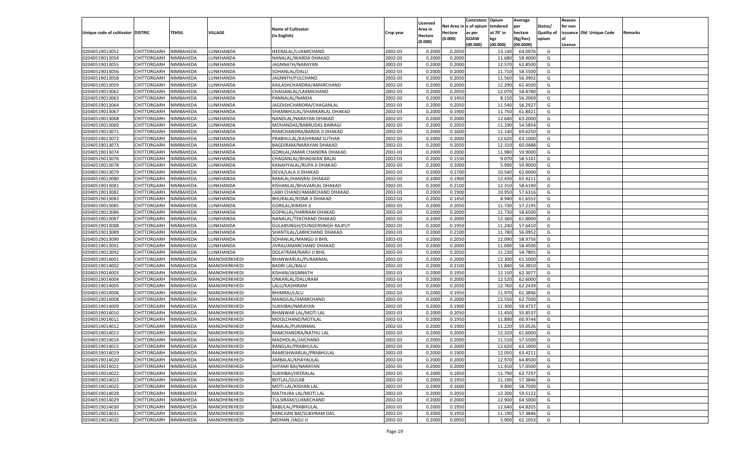| Unique code of cultivator | DISTRIC | TEHSIL | VILLAGE | Name of Cultivator (in English) | Crop year | Licensed Area in Hectare (0.000) | Net Area in Hectare (0.000) | Consistenc e of opium as per GOAW (00.000) | Opium tendered at 70° in kgs (00.000) | Average per hectare (Kg/hec) (00.0000) | Status/ Quality of opium | Reason for non issuance of Licence | Old Unique Code | Remarks |
|---|---|---|---|---|---|---|---|---|---|---|---|---|---|---|
| 02040519013052 | CHITTORGARH | NIMBAHEDA | LUNKHANDA | HEERALAL/LUXMICHAND | 2002-03 | 0.2000 | 0.2050 | | 13.140 | 64.0976 | G | | | |
| 02040519013054 | CHITTORGARH | NIMBAHEDA | LUNKHANDA | NANALAL/WARDA DHAKAD | 2002-03 | 0.2000 | 0.2000 | | 11.680 | 58.4000 | G | | | |
| 02040519013055 | CHITTORGARH | NIMBAHEDA | LUNKHANDA | JAGNNATH/NARAYAN | 2002-03 | 0.2000 | 0.2000 | | 12.570 | 62.8500 | G | | | |
| 02040519013056 | CHITTORGARH | NIMBAHEDA | LUNKHANDA | SOHANLAL/DALU | 2002-03 | 0.2000 | 0.2000 | | 11.710 | 58.5500 | G | | | |
| 02040519013058 | CHITTORGARH | NIMBAHEDA | LUNKHANDA | JAGNNTH/FULCHAND | 2002-03 | 0.2000 | 0.2050 | | 11.560 | 56.3902 | G | | | |
| 02040519013059 | CHITTORGARH | NIMBAHEDA | LUNKHANDA | KAILASHCHANDRA/AMARCHAND | 2002-03 | 0.2000 | 0.2000 | | 12.290 | 61.4500 | G | | | |
| 02040519013062 | CHITTORGARH | NIMBAHEDA | LUNKHANDA | CHAGANLAL/LAXMICHAND | 2002-03 | 0.2000 | 0.2050 | | 12.070 | 58.8780 | G | | | |
| 02040519013063 | CHITTORGARH | NIMBAHEDA | LUNKHANDA | PANNALAL/NANDA | 2002-03 | 0.2000 | 0.1450 | | 8.150 | 56.2069 | G | | | |
| 02040519013064 | CHITTORGARH | NIMBAHEDA | LUNKHANDA | JAGDISHCHANDRA/CHAGANLAL | 2002-03 | 0.2000 | 0.2050 | | 11.540 | 56.2927 | G | | | |
| 02040519013067 | CHITTORGARH | NIMBAHEDA | LUNKHANDA | SHAMBHULAL/SHANKARLAL DHAKAD | 2002-03 | 0.2000 | 0.1900 | | 11.750 | 61.8421 | G | | | |
| 02040519013068 | CHITTORGARH | NIMBAHEDA | LUNKHANDA | NANDLAL/NARAYAN DHAKAD | 2002-03 | 0.2000 | 0.2000 | | 12.640 | 63.2000 | G | | | |
| 02040519013069 | CHITTORGARH | NIMBAHEDA | LUNKHANDA | MOHANDAS/BABRUDAS BAIRAGI | 2002-03 | 0.2000 | 0.2050 | | 11.190 | 54.5854 | G | | | |
| 02040519013071 | CHITTORGARH | NIMBAHEDA | LUNKHANDA | RAMCHANDRA/BARDA JI DHAKAD | 2002-03 | 0.2000 | 0.1600 | | 11.140 | 69.6250 | G | | | |
| 02040519013072 | CHITTORGARH | NIMBAHEDA | LUNKHANDA | PRABHULAL/KASHIRAM SUTHAR | 2002-03 | 0.2000 | 0.2000 | | 12.620 | 63.1000 | G | | | |
| 02040519013073 | CHITTORGARH | NIMBAHEDA | LUNKHANDA | BAGDIRAM/NARAYAN DHAKAD | 2002-03 | 0.2000 | 0.2050 | | 12.310 | 60.0488 | G | | | |
| 02040519013074 | CHITTORGARH | NIMBAHEDA | LUNKHANDA | GORILAL/AMAR CHANDRA DHAKAD | 2002-03 | 0.2000 | 0.2000 | | 11.980 | 59.9000 | G | | | |
| 02040519013076 | CHITTORGARH | NIMBAHEDA | LUNKHANDA | CHAGANLAL/BHAGWAN BALAI | 2002-03 | 0.2000 | 0.1550 | | 9.070 | 58.5161 | G | | | |
| 02040519013078 | CHITTORGARH | NIMBAHEDA | LUNKHANDA | KANAHYALAL/RUPA JI DHAKAD | 2002-03 | 0.2000 | 0.1000 | | 5.990 | 59.9000 | G | | | |
| 02040519013079 | CHITTORGARH | NIMBAHEDA | LUNKHANDA | DEVA/LALA JI DHAKAD | 2002-03 | 0.2000 | 0.1700 | | 10.540 | 62.0000 | G | | | |
| 02040519013080 | CHITTORGARH | NIMBAHEDA | LUNKHANDA | RAMLAL/HANSRAJ DHAKAD | 2002-03 | 0.2000 | 0.1900 | | 12.430 | 65.4211 | G | | | |
| 02040519013081 | CHITTORGARH | NIMBAHEDA | LUNKHANDA | KISHANLAL/BHAVARLAL DHAKAD | 2002-03 | 0.2000 | 0.2100 | | 12.310 | 58.6190 | G | | | |
| 02040519013082 | CHITTORGARH | NIMBAHEDA | LUNKHANDA | LABH CHAND/AMARCHAND DHAKAD | 2002-03 | 0.2000 | 0.1900 | | 10.950 | 57.6316 | G | | | |
| 02040519013083 | CHITTORGARH | NIMBAHEDA | LUNKHANDA | BHURALAL/KISMI JI DHAKAD | 2002-03 | 0.2000 | 0.1450 | | 8.940 | 61.6552 | G | | | |
| 02040519013085 | CHITTORGARH | NIMBAHEDA | LUNKHANDA | GORILAL/KIMSHI JI | 2002-03 | 0.2000 | 0.2050 | | 11.730 | 57.2195 | G | | | |
| 02040519013086 | CHITTORGARH | NIMBAHEDA | LUNKHANDA | GOPALLAL/HARIRAM DHAKAD | 2002-03 | 0.2000 | 0.2000 | | 11.730 | 58.6500 | G | | | |
| 02040519013087 | CHITTORGARH | NIMBAHEDA | LUNKHANDA | NANALAL/TEKCHAND DHAKAD | 2002-03 | 0.2000 | 0.2000 | | 12.360 | 61.8000 | G | | | |
| 02040519013088 | CHITTORGARH | NIMBAHEDA | LUNKHANDA | GULABSINGH/DUNGERSINGH RAJPUT | 2002-03 | 0.2000 | 0.1950 | | 11.240 | 57.6410 | G | | | |
| 02040519013089 | CHITTORGARH | NIMBAHEDA | LUNKHANDA | SHANTILAL/LABHCHAND DHAKAD | 2002-03 | 0.2000 | 0.2100 | | 11.780 | 56.0952 | G | | | |
| 02040519013090 | CHITTORGARH | NIMBAHEDA | LUNKHANDA | SOHANLAL/MANGU JI BHIL | 2002-03 | 0.2000 | 0.2050 | | 12.090 | 58.9756 | G | | | |
| 02040519013091 | CHITTORGARH | NIMBAHEDA | LUNKHANDA | JIVRAJ/AMARCHAND DHAKAD | 2002-03 | 0.2000 | 0.2000 | | 11.690 | 58.4500 | G | | | |
| 02040519013092 | CHITTORGARH | NIMBAHEDA | LUNKHANDA | DOLATRAM/NARU JI BHIL | 2002-03 | 0.2000 | 0.2050 | | 11.230 | 54.7805 | G | | | |
| 02040519014001 | CHITTORGARH | NIMBAHEDA | MANOHERKHEDI | BHANWARLAL/PURANMAL | 2002-03 | 0.2000 | 0.2000 | | 12.300 | 61.5000 | G | | | |
| 02040519014002 | CHITTORGARH | NIMBAHEDA | MANOHERKHEDI | BADRI LAL/BALU | 2002-03 | 0.2000 | 0.2100 | | 11.840 | 56.3810 | G | | | |
| 02040519014003 | CHITTORGARH | NIMBAHEDA | MANOHERKHEDI | KISHAN/JAGNNATH | 2002-03 | 0.2000 | 0.1950 | | 12.150 | 62.3077 | G | | | |
| 02040519014004 | CHITTORGARH | NIMBAHEDA | MANOHERKHEDI | ONKARLAL/DALURAM | 2002-03 | 0.2000 | 0.2000 | | 12.520 | 62.6000 | G | | | |
| 02040519014005 | CHITTORGARH | NIMBAHEDA | MANOHERKHEDI | LALU/KASHIRAM | 2002-03 | 0.2000 | 0.2050 | | 12.760 | 62.2439 | G | | | |
| 02040519014006 | CHITTORGARH | NIMBAHEDA | MANOHERKHEDI | BHIMRAJ/LALU | 2002-03 | 0.2000 | 0.1950 | | 11.970 | 61.3846 | G | | | |
| 02040519014008 | CHITTORGARH | NIMBAHEDA | MANOHERKHEDI | MANGILAL/AMARCHAND | 2002-03 | 0.2000 | 0.2000 | | 12.550 | 62.7500 | G | | | |
| 02040519014009 | CHITTORGARH | NIMBAHEDA | MANOHERKHEDI | SUKHIBAI/NARAYAN | 2002-03 | 0.2000 | 0.1900 | | 11.300 | 59.4737 | G | | | |
| 02040519014010 | CHITTORGARH | NIMBAHEDA | MANOHERKHEDI | BHANWAR LAL/MOTI LAL | 2002-03 | 0.2000 | 0.2050 | | 11.450 | 55.8537 | G | | | |
| 02040519014011 | CHITTORGARH | NIMBAHEDA | MANOHERKHEDI | MOOLCHAND/MOTILAL | 2002-03 | 0.2000 | 0.1950 | | 11.890 | 60.9744 | G | | | |
| 02040519014012 | CHITTORGARH | NIMBAHEDA | MANOHERKHEDI | RAMLAL/PURANMAL | 2002-03 | 0.2000 | 0.1900 | | 11.220 | 59.0526 | G | | | |
| 02040519014013 | CHITTORGARH | NIMBAHEDA | MANOHERKHEDI | RAMCHANDRA/NATHU LAL | 2002-03 | 0.2000 | 0.2000 | | 12.320 | 61.6000 | G | | | |
| 02040519014014 | CHITTORGARH | NIMBAHEDA | MANOHERKHEDI | MADHOLAL/JAICHAND | 2002-03 | 0.2000 | 0.2000 | | 11.510 | 57.5500 | G | | | |
| 02040519014015 | CHITTORGARH | NIMBAHEDA | MANOHERKHEDI | RANGLAL/PRABHULAL | 2002-03 | 0.2000 | 0.2000 | | 12.620 | 63.1000 | G | | | |
| 02040519014019 | CHITTORGARH | NIMBAHEDA | MANOHERKHEDI | RAMESHWARLAL/PRABHULAL | 2002-03 | 0.2000 | 0.1900 | | 12.050 | 63.4211 | G | | | |
| 02040519014020 | CHITTORGARH | NIMBAHEDA | MANOHERKHEDI | AMBALAL/KHAYALILAL | 2002-03 | 0.2000 | 0.2000 | | 12.970 | 64.8500 | G | | | |
| 02040519014021 | CHITTORGARH | NIMBAHEDA | MANOHERKHEDI | SHYAMI BAI/NARAYAN | 2002-03 | 0.2000 | 0.2000 | | 11.410 | 57.0500 | G | | | |
| 02040519014022 | CHITTORGARH | NIMBAHEDA | MANOHERKHEDI | SUKHIBAI/HEERALAL | 2002-03 | 0.2000 | 0.1850 | | 11.790 | 63.7297 | G | | | |
| 02040519014023 | CHITTORGARH | NIMBAHEDA | MANOHERKHEDI | BOTLAL/GULAB | 2002-03 | 0.2000 | 0.1950 | | 11.190 | 57.3846 | G | | | |
| 02040519014025 | CHITTORGARH | NIMBAHEDA | MANOHERKHEDI | MOTI LAL/KISHAN LAL | 2002-03 | 0.2000 | 0.1600 | | 9.400 | 58.7500 | G | | | |
| 02040519014028 | CHITTORGARH | NIMBAHEDA | MANOHERKHEDI | MATHURA LAL/MOTI LAL | 2002-03 | 0.2000 | 0.2050 | | 12.200 | 59.5122 | G | | | |
| 02040519014029 | CHITTORGARH | NIMBAHEDA | MANOHERKHEDI | TULSIRAM/LUXMICHAND | 2002-03 | 0.2000 | 0.2000 | | 12.900 | 64.5000 | G | | | |
| 02040519014030 | CHITTORGARH | NIMBAHEDA | MANOHERKHEDI | BABULAL/PRABHULAL | 2002-03 | 0.2000 | 0.1950 | | 12.640 | 64.8205 | G | | | |
| 02040519014031 | CHITTORGARH | NIMBAHEDA | MANOHERKHEDI | KANCHAN BAI/SUKHRAM DAS | 2002-03 | 0.2000 | 0.1950 | | 11.190 | 57.3846 | G | | | |
| 02040519014032 | CHITTORGARH | NIMBAHEDA | MANOHERKHEDI | MOHAN /JAGU JI | 2002-03 | 0.2000 | 0.0950 | | 5.900 | 62.1053 | G | | | |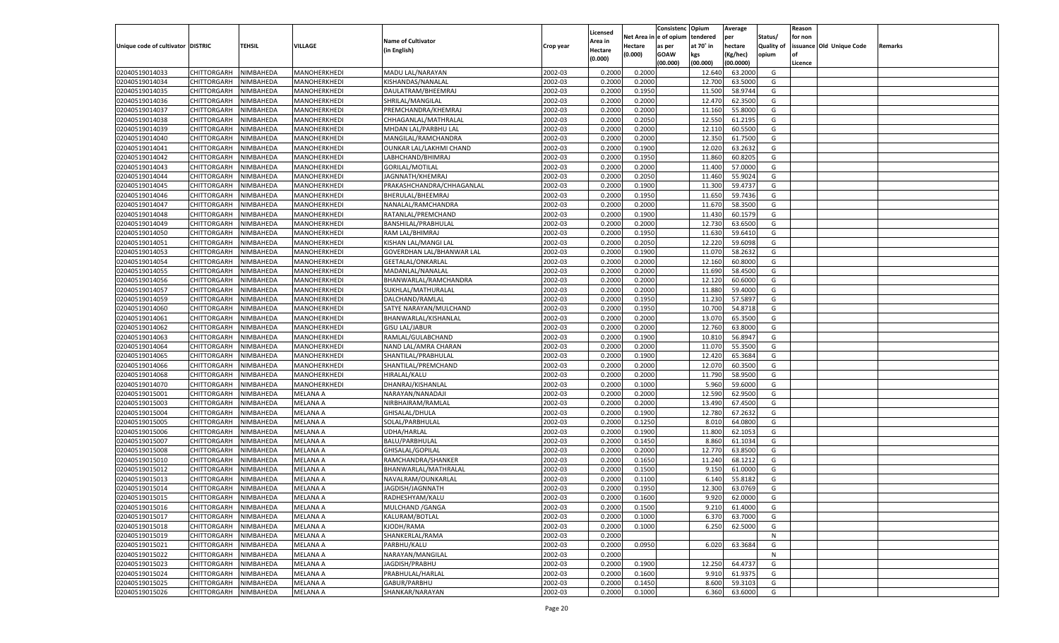| Unique code of cultivator | DISTRIC | TEHSIL | VILLAGE | Name of Cultivator (in English) | Crop year | Licensed Area in Hectare (0.000) | Net Area in Hectare (0.000) | Consistenc e of opium as per GOAW (00.000) | Opium tendered at 70° in kgs (00.000) | Average per hectare (Kg/hec) (00.0000) | Status/ Quality of opium | Reason for non issuance of Licence | Old Unique Code | Remarks |
|---|---|---|---|---|---|---|---|---|---|---|---|---|---|---|
| 02040519014033 | CHITTORGARH | NIMBAHEDA | MANOHERKHEDI | MADU LAL/NARAYAN | 2002-03 | 0.2000 | 0.2000 | | 12.640 | 63.2000 | G | | | |
| 02040519014034 | CHITTORGARH | NIMBAHEDA | MANOHERKHEDI | KISHANDAS/NANALAL | 2002-03 | 0.2000 | 0.2000 | | 12.700 | 63.5000 | G | | | |
| 02040519014035 | CHITTORGARH | NIMBAHEDA | MANOHERKHEDI | DAULATRAM/BHEEMRAJ | 2002-03 | 0.2000 | 0.1950 | | 11.500 | 58.9744 | G | | | |
| 02040519014036 | CHITTORGARH | NIMBAHEDA | MANOHERKHEDI | SHRILAL/MANGILAL | 2002-03 | 0.2000 | 0.2000 | | 12.470 | 62.3500 | G | | | |
| 02040519014037 | CHITTORGARH | NIMBAHEDA | MANOHERKHEDI | PREMCHANDRA/KHEMRAJ | 2002-03 | 0.2000 | 0.2000 | | 11.160 | 55.8000 | G | | | |
| 02040519014038 | CHITTORGARH | NIMBAHEDA | MANOHERKHEDI | CHHAGANLAL/MATHRALAL | 2002-03 | 0.2000 | 0.2050 | | 12.550 | 61.2195 | G | | | |
| 02040519014039 | CHITTORGARH | NIMBAHEDA | MANOHERKHEDI | MHDAN LAL/PARBHU LAL | 2002-03 | 0.2000 | 0.2000 | | 12.110 | 60.5500 | G | | | |
| 02040519014040 | CHITTORGARH | NIMBAHEDA | MANOHERKHEDI | MANGILAL/RAMCHANDRA | 2002-03 | 0.2000 | 0.2000 | | 12.350 | 61.7500 | G | | | |
| 02040519014041 | CHITTORGARH | NIMBAHEDA | MANOHERKHEDI | OUNKAR LAL/LAKHMI CHAND | 2002-03 | 0.2000 | 0.1900 | | 12.020 | 63.2632 | G | | | |
| 02040519014042 | CHITTORGARH | NIMBAHEDA | MANOHERKHEDI | LABHCHAND/BHIMRAJ | 2002-03 | 0.2000 | 0.1950 | | 11.860 | 60.8205 | G | | | |
| 02040519014043 | CHITTORGARH | NIMBAHEDA | MANOHERKHEDI | GORILAL/MOTILAL | 2002-03 | 0.2000 | 0.2000 | | 11.400 | 57.0000 | G | | | |
| 02040519014044 | CHITTORGARH | NIMBAHEDA | MANOHERKHEDI | JAGNNATH/KHEMRAJ | 2002-03 | 0.2000 | 0.2050 | | 11.460 | 55.9024 | G | | | |
| 02040519014045 | CHITTORGARH | NIMBAHEDA | MANOHERKHEDI | PRAKASHCHANDRA/CHHAGANLAL | 2002-03 | 0.2000 | 0.1900 | | 11.300 | 59.4737 | G | | | |
| 02040519014046 | CHITTORGARH | NIMBAHEDA | MANOHERKHEDI | BHERULAL/BHEEMRAJ | 2002-03 | 0.2000 | 0.1950 | | 11.650 | 59.7436 | G | | | |
| 02040519014047 | CHITTORGARH | NIMBAHEDA | MANOHERKHEDI | NANALAL/RAMCHANDRA | 2002-03 | 0.2000 | 0.2000 | | 11.670 | 58.3500 | G | | | |
| 02040519014048 | CHITTORGARH | NIMBAHEDA | MANOHERKHEDI | RATANLAL/PREMCHAND | 2002-03 | 0.2000 | 0.1900 | | 11.430 | 60.1579 | G | | | |
| 02040519014049 | CHITTORGARH | NIMBAHEDA | MANOHERKHEDI | BANSHILAL/PRABHULAL | 2002-03 | 0.2000 | 0.2000 | | 12.730 | 63.6500 | G | | | |
| 02040519014050 | CHITTORGARH | NIMBAHEDA | MANOHERKHEDI | RAM LAL/BHIMRAJ | 2002-03 | 0.2000 | 0.1950 | | 11.630 | 59.6410 | G | | | |
| 02040519014051 | CHITTORGARH | NIMBAHEDA | MANOHERKHEDI | KISHAN LAL/MANGI LAL | 2002-03 | 0.2000 | 0.2050 | | 12.220 | 59.6098 | G | | | |
| 02040519014053 | CHITTORGARH | NIMBAHEDA | MANOHERKHEDI | GOVERDHAN LAL/BHANWAR LAL | 2002-03 | 0.2000 | 0.1900 | | 11.070 | 58.2632 | G | | | |
| 02040519014054 | CHITTORGARH | NIMBAHEDA | MANOHERKHEDI | GEETALAL/ONKARLAL | 2002-03 | 0.2000 | 0.2000 | | 12.160 | 60.8000 | G | | | |
| 02040519014055 | CHITTORGARH | NIMBAHEDA | MANOHERKHEDI | MADANLAL/NANALAL | 2002-03 | 0.2000 | 0.2000 | | 11.690 | 58.4500 | G | | | |
| 02040519014056 | CHITTORGARH | NIMBAHEDA | MANOHERKHEDI | BHANWARLAL/RAMCHANDRA | 2002-03 | 0.2000 | 0.2000 | | 12.120 | 60.6000 | G | | | |
| 02040519014057 | CHITTORGARH | NIMBAHEDA | MANOHERKHEDI | SUKHLAL/MATHURALAL | 2002-03 | 0.2000 | 0.2000 | | 11.880 | 59.4000 | G | | | |
| 02040519014059 | CHITTORGARH | NIMBAHEDA | MANOHERKHEDI | DALCHAND/RAMLAL | 2002-03 | 0.2000 | 0.1950 | | 11.230 | 57.5897 | G | | | |
| 02040519014060 | CHITTORGARH | NIMBAHEDA | MANOHERKHEDI | SATYE NARAYAN/MULCHAND | 2002-03 | 0.2000 | 0.1950 | | 10.700 | 54.8718 | G | | | |
| 02040519014061 | CHITTORGARH | NIMBAHEDA | MANOHERKHEDI | BHANWARLAL/KISHANLAL | 2002-03 | 0.2000 | 0.2000 | | 13.070 | 65.3500 | G | | | |
| 02040519014062 | CHITTORGARH | NIMBAHEDA | MANOHERKHEDI | GISU LAL/JABUR | 2002-03 | 0.2000 | 0.2000 | | 12.760 | 63.8000 | G | | | |
| 02040519014063 | CHITTORGARH | NIMBAHEDA | MANOHERKHEDI | RAMLAL/GULABCHAND | 2002-03 | 0.2000 | 0.1900 | | 10.810 | 56.8947 | G | | | |
| 02040519014064 | CHITTORGARH | NIMBAHEDA | MANOHERKHEDI | NAND LAL/AMRA CHARAN | 2002-03 | 0.2000 | 0.2000 | | 11.070 | 55.3500 | G | | | |
| 02040519014065 | CHITTORGARH | NIMBAHEDA | MANOHERKHEDI | SHANTILAL/PRABHULAL | 2002-03 | 0.2000 | 0.1900 | | 12.420 | 65.3684 | G | | | |
| 02040519014066 | CHITTORGARH | NIMBAHEDA | MANOHERKHEDI | SHANTILAL/PREMCHAND | 2002-03 | 0.2000 | 0.2000 | | 12.070 | 60.3500 | G | | | |
| 02040519014068 | CHITTORGARH | NIMBAHEDA | MANOHERKHEDI | HIRALAL/KALU | 2002-03 | 0.2000 | 0.2000 | | 11.790 | 58.9500 | G | | | |
| 02040519014070 | CHITTORGARH | NIMBAHEDA | MANOHERKHEDI | DHANRAJ/KISHANLAL | 2002-03 | 0.2000 | 0.1000 | | 5.960 | 59.6000 | G | | | |
| 02040519015001 | CHITTORGARH | NIMBAHEDA | MELANA A | NARAYAN/NANADAJI | 2002-03 | 0.2000 | 0.2000 | | 12.590 | 62.9500 | G | | | |
| 02040519015003 | CHITTORGARH | NIMBAHEDA | MELANA A | NIRBHAIRAM/RAMLAL | 2002-03 | 0.2000 | 0.2000 | | 13.490 | 67.4500 | G | | | |
| 02040519015004 | CHITTORGARH | NIMBAHEDA | MELANA A | GHISALAL/DHULA | 2002-03 | 0.2000 | 0.1900 | | 12.780 | 67.2632 | G | | | |
| 02040519015005 | CHITTORGARH | NIMBAHEDA | MELANA A | SOLAL/PARBHULAL | 2002-03 | 0.2000 | 0.1250 | | 8.010 | 64.0800 | G | | | |
| 02040519015006 | CHITTORGARH | NIMBAHEDA | MELANA A | UDHA/HARLAL | 2002-03 | 0.2000 | 0.1900 | | 11.800 | 62.1053 | G | | | |
| 02040519015007 | CHITTORGARH | NIMBAHEDA | MELANA A | BALU/PARBHULAL | 2002-03 | 0.2000 | 0.1450 | | 8.860 | 61.1034 | G | | | |
| 02040519015008 | CHITTORGARH | NIMBAHEDA | MELANA A | GHISALAL/GOPILAL | 2002-03 | 0.2000 | 0.2000 | | 12.770 | 63.8500 | G | | | |
| 02040519015010 | CHITTORGARH | NIMBAHEDA | MELANA A | RAMCHANDRA/SHANKER | 2002-03 | 0.2000 | 0.1650 | | 11.240 | 68.1212 | G | | | |
| 02040519015012 | CHITTORGARH | NIMBAHEDA | MELANA A | BHANWARLAL/MATHRALAL | 2002-03 | 0.2000 | 0.1500 | | 9.150 | 61.0000 | G | | | |
| 02040519015013 | CHITTORGARH | NIMBAHEDA | MELANA A | NAVALRAM/OUNKARLAL | 2002-03 | 0.2000 | 0.1100 | | 6.140 | 55.8182 | G | | | |
| 02040519015014 | CHITTORGARH | NIMBAHEDA | MELANA A | JAGDISH/JAGNNATH | 2002-03 | 0.2000 | 0.1950 | | 12.300 | 63.0769 | G | | | |
| 02040519015015 | CHITTORGARH | NIMBAHEDA | MELANA A | RADHESHYAM/KALU | 2002-03 | 0.2000 | 0.1600 | | 9.920 | 62.0000 | G | | | |
| 02040519015016 | CHITTORGARH | NIMBAHEDA | MELANA A | MULCHAND /GANGA | 2002-03 | 0.2000 | 0.1500 | | 9.210 | 61.4000 | G | | | |
| 02040519015017 | CHITTORGARH | NIMBAHEDA | MELANA A | KALURAM/BOTLAL | 2002-03 | 0.2000 | 0.1000 | | 6.370 | 63.7000 | G | | | |
| 02040519015018 | CHITTORGARH | NIMBAHEDA | MELANA A | KJODH/RAMA | 2002-03 | 0.2000 | 0.1000 | | 6.250 | 62.5000 | G | | | |
| 02040519015019 | CHITTORGARH | NIMBAHEDA | MELANA A | SHANKERLAL/RAMA | 2002-03 | 0.2000 | | | | | N | | | |
| 02040519015021 | CHITTORGARH | NIMBAHEDA | MELANA A | PARBHU/KALU | 2002-03 | 0.2000 | 0.0950 | | 6.020 | 63.3684 | G | | | |
| 02040519015022 | CHITTORGARH | NIMBAHEDA | MELANA A | NARAYAN/MANGILAL | 2002-03 | 0.2000 | | | | | N | | | |
| 02040519015023 | CHITTORGARH | NIMBAHEDA | MELANA A | JAGDISH/PRABHU | 2002-03 | 0.2000 | 0.1900 | | 12.250 | 64.4737 | G | | | |
| 02040519015024 | CHITTORGARH | NIMBAHEDA | MELANA A | PRABHULAL/HARLAL | 2002-03 | 0.2000 | 0.1600 | | 9.910 | 61.9375 | G | | | |
| 02040519015025 | CHITTORGARH | NIMBAHEDA | MELANA A | GABUR/PARBHU | 2002-03 | 0.2000 | 0.1450 | | 8.600 | 59.3103 | G | | | |
| 02040519015026 | CHITTORGARH | NIMBAHEDA | MELANA A | SHANKAR/NARAYAN | 2002-03 | 0.2000 | 0.1000 | | 6.360 | 63.6000 | G | | | |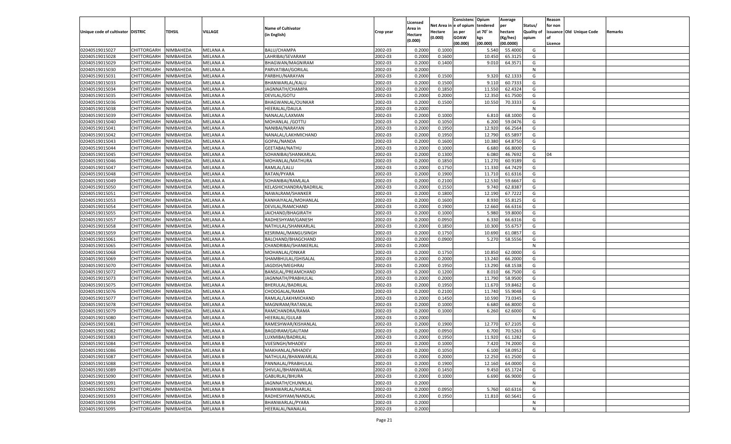| Unique code of cultivator | DISTRIC | TEHSIL | VILLAGE | Name of Cultivator (in English) | Crop year | Licensed Area in Hectare (0.000) | Net Area in Hectare (0.000) | Consistenc e of opium as per GOAW (00.000) | Opium tendered at 70° in kgs (00.000) | Average per hectare (Kg/hec) (00.0000) | Status/ Quality of opium | Reason for non issuance of Licence | Old Unique Code | Remarks |
|---|---|---|---|---|---|---|---|---|---|---|---|---|---|---|
| 02040519015027 | CHITTORGARH | NIMBAHEDA | MELANA A | BALU/CHAMPA | 2002-03 | 0.2000 | 0.1000 | | 5.540 | 55.4000 | G | | | |
| 02040519015028 | CHITTORGARH | NIMBAHEDA | MELANA A | LAHRIBAI/SEVARAM | 2002-03 | 0.2000 | 0.1600 | | 10.450 | 65.3125 | G | | | |
| 02040519015029 | CHITTORGARH | NIMBAHEDA | MELANA A | BHAGWAN/MAGNIRAM | 2002-03 | 0.2000 | 0.1400 | | 9.010 | 64.3571 | G | | | |
| 02040519015030 | CHITTORGARH | NIMBAHEDA | MELANA A | PARVATIBAI/GORILAL | 2002-03 | 0.2000 | | | | | N | | | |
| 02040519015031 | CHITTORGARH | NIMBAHEDA | MELANA A | PARBHU/NARAYAN | 2002-03 | 0.2000 | 0.1500 | | 9.320 | 62.1333 | G | | | |
| 02040519015033 | CHITTORGARH | NIMBAHEDA | MELANA A | BHANWARLAL/KALU | 2002-03 | 0.2000 | 0.1500 | | 9.110 | 60.7333 | G | | | |
| 02040519015034 | CHITTORGARH | NIMBAHEDA | MELANA A | JAGNNATH/CHAMPA | 2002-03 | 0.2000 | 0.1850 | | 11.550 | 62.4324 | G | | | |
| 02040519015035 | CHITTORGARH | NIMBAHEDA | MELANA A | DEVILAL/GOTU | 2002-03 | 0.2000 | 0.2000 | | 12.350 | 61.7500 | G | | | |
| 02040519015036 | CHITTORGARH | NIMBAHEDA | MELANA A | BHAGWANLAL/OUNKAR | 2002-03 | 0.2000 | 0.1500 | | 10.550 | 70.3333 | G | | | |
| 02040519015038 | CHITTORGARH | NIMBAHEDA | MELANA A | HEERALAL/DAULA | 2002-03 | 0.2000 | | | | | N | | | |
| 02040519015039 | CHITTORGARH | NIMBAHEDA | MELANA A | NANALAL/LAXMAN | 2002-03 | 0.2000 | 0.1000 | | 6.810 | 68.1000 | G | | | |
| 02040519015040 | CHITTORGARH | NIMBAHEDA | MELANA A | MOHANLAL /GOTTU | 2002-03 | 0.2000 | 0.1050 | | 6.200 | 59.0476 | G | | | |
| 02040519015041 | CHITTORGARH | NIMBAHEDA | MELANA A | NANIBAI/NARAYAN | 2002-03 | 0.2000 | 0.1950 | | 12.920 | 66.2564 | G | | | |
| 02040519015042 | CHITTORGARH | NIMBAHEDA | MELANA A | NANALAL/LAKHMICHAND | 2002-03 | 0.2000 | 0.1950 | | 12.790 | 65.5897 | G | | | |
| 02040519015043 | CHITTORGARH | NIMBAHEDA | MELANA A | GOPAL/NANDA | 2002-03 | 0.2000 | 0.1600 | | 10.380 | 64.8750 | G | | | |
| 02040519015044 | CHITTORGARH | NIMBAHEDA | MELANA A | GEETABAI/NATHU | 2002-03 | 0.2000 | 0.1000 | | 6.680 | 66.8000 | G | | | |
| 02040519015045 | CHITTORGARH | NIMBAHEDA | MELANA A | SOHANIBAI/SHANKARLAL | 2002-03 | 0.2000 | 0.1300 | | 6.080 | 46.7692 | G | 04 | | |
| 02040519015046 | CHITTORGARH | NIMBAHEDA | MELANA A | MOHANLAL/MATHURA | 2002-03 | 0.2000 | 0.1850 | | 11.270 | 60.9189 | G | | | |
| 02040519015047 | CHITTORGARH | NIMBAHEDA | MELANA A | RAMLAL/LALU | 2002-03 | 0.2000 | 0.1750 | | 11.330 | 64.7429 | G | | | |
| 02040519015048 | CHITTORGARH | NIMBAHEDA | MELANA A | RATAN/PYARA | 2002-03 | 0.2000 | 0.1900 | | 11.710 | 61.6316 | G | | | |
| 02040519015049 | CHITTORGARH | NIMBAHEDA | MELANA A | SOHANIBAI/RAMLALA | 2002-03 | 0.2000 | 0.2100 | | 12.530 | 59.6667 | G | | | |
| 02040519015050 | CHITTORGARH | NIMBAHEDA | MELANA A | KELASHICHANDRA/BADRILAL | 2002-03 | 0.2000 | 0.1550 | | 9.740 | 62.8387 | G | | | |
| 02040519015051 | CHITTORGARH | NIMBAHEDA | MELANA A | NAWALRAM/SHANKER | 2002-03 | 0.2000 | 0.1800 | | 12.190 | 67.7222 | G | | | |
| 02040519015053 | CHITTORGARH | NIMBAHEDA | MELANA A | KANHAIYALAL/MOHANLAL | 2002-03 | 0.2000 | 0.1600 | | 8.930 | 55.8125 | G | | | |
| 02040519015054 | CHITTORGARH | NIMBAHEDA | MELANA A | DEVILAL/RAMCHAND | 2002-03 | 0.2000 | 0.1900 | | 12.660 | 66.6316 | G | | | |
| 02040519015055 | CHITTORGARH | NIMBAHEDA | MELANA A | JAICHAND/BHAGIRATH | 2002-03 | 0.2000 | 0.1000 | | 5.980 | 59.8000 | G | | | |
| 02040519015057 | CHITTORGARH | NIMBAHEDA | MELANA A | RADHESHYAM/GANESH | 2002-03 | 0.2000 | 0.0950 | | 6.330 | 66.6316 | G | | | |
| 02040519015058 | CHITTORGARH | NIMBAHEDA | MELANA A | NATHULAL/SHANKARLAL | 2002-03 | 0.2000 | 0.1850 | | 10.300 | 55.6757 | G | | | |
| 02040519015059 | CHITTORGARH | NIMBAHEDA | MELANA A | KESRIMAL/MANGUSINGH | 2002-03 | 0.2000 | 0.1750 | | 10.690 | 61.0857 | G | | | |
| 02040519015061 | CHITTORGARH | NIMBAHEDA | MELANA A | BALCHAND/BHAGCHAND | 2002-03 | 0.2000 | 0.0900 | | 5.270 | 58.5556 | G | | | |
| 02040519015065 | CHITTORGARH | NIMBAHEDA | MELANA A | CHANDRIBAI/SHANKERLAL | 2002-03 | 0.2000 | | | | | N | | | |
| 02040519015068 | CHITTORGARH | NIMBAHEDA | MELANA A | MOHANLAL/ONKAR | 2002-03 | 0.2000 | 0.1750 | | 10.850 | 62.0000 | G | | | |
| 02040519015069 | CHITTORGARH | NIMBAHEDA | MELANA A | SHAMBHULAL/GHISALAL | 2002-03 | 0.2000 | 0.2000 | | 13.240 | 66.2000 | G | | | |
| 02040519015070 | CHITTORGARH | NIMBAHEDA | MELANA A | JAGDISH/MEGHRAJ | 2002-03 | 0.2000 | 0.1950 | | 13.290 | 68.1538 | G | | | |
| 02040519015072 | CHITTORGARH | NIMBAHEDA | MELANA A | BANSILAL/PREAMCHAND | 2002-03 | 0.2000 | 0.1200 | | 8.010 | 66.7500 | G | | | |
| 02040519015073 | CHITTORGARH | NIMBAHEDA | MELANA A | JAGNNATH/PRABHULAL | 2002-03 | 0.2000 | 0.2000 | | 11.790 | 58.9500 | G | | | |
| 02040519015075 | CHITTORGARH | NIMBAHEDA | MELANA A | BHERULAL/BADRILAL | 2002-03 | 0.2000 | 0.1950 | | 11.670 | 59.8462 | G | | | |
| 02040519015076 | CHITTORGARH | NIMBAHEDA | MELANA A | CHOOGALAL/RAMA | 2002-03 | 0.2000 | 0.2100 | | 11.740 | 55.9048 | G | | | |
| 02040519015077 | CHITTORGARH | NIMBAHEDA | MELANA A | RAMLAL/LAKHMICHAND | 2002-03 | 0.2000 | 0.1450 | | 10.590 | 73.0345 | G | | | |
| 02040519015078 | CHITTORGARH | NIMBAHEDA | MELANA A | MAGNIRAM/RATANLAL | 2002-03 | 0.2000 | 0.1000 | | 6.680 | 66.8000 | G | | | |
| 02040519015079 | CHITTORGARH | NIMBAHEDA | MELANA A | RAMCHANDRA/RAMA | 2002-03 | 0.2000 | 0.1000 | | 6.260 | 62.6000 | G | | | |
| 02040519015080 | CHITTORGARH | NIMBAHEDA | MELANA A | HEERALAL/GULAB | 2002-03 | 0.2000 | | | | | N | | | |
| 02040519015081 | CHITTORGARH | NIMBAHEDA | MELANA A | RAMESHWAR/KISHANLAL | 2002-03 | 0.2000 | 0.1900 | | 12.770 | 67.2105 | G | | | |
| 02040519015082 | CHITTORGARH | NIMBAHEDA | MELANA A | BAGDIRAM/GAUTAM | 2002-03 | 0.2000 | 0.0950 | | 6.700 | 70.5263 | G | | | |
| 02040519015083 | CHITTORGARH | NIMBAHEDA | MELANA B | LUXMIBAI/BADRILAL | 2002-03 | 0.2000 | 0.1950 | | 11.920 | 61.1282 | G | | | |
| 02040519015084 | CHITTORGARH | NIMBAHEDA | MELANA B | VIJESINGH/MHADEV | 2002-03 | 0.2000 | 0.1000 | | 7.420 | 74.2000 | G | | | |
| 02040519015086 | CHITTORGARH | NIMBAHEDA | MELANA B | MAKHANLAL/MHADEV | 2002-03 | 0.2000 | 0.1050 | | 6.100 | 58.0952 | G | | | |
| 02040519015087 | CHITTORGARH | NIMBAHEDA | MELANA B | NATHULAL/BHANWARLAL | 2002-03 | 0.2000 | 0.2000 | | 12.250 | 61.2500 | G | | | |
| 02040519015088 | CHITTORGARH | NIMBAHEDA | MELANA B | PANNALAL/PRABHULAL | 2002-03 | 0.2000 | 0.1900 | | 12.160 | 64.0000 | G | | | |
| 02040519015089 | CHITTORGARH | NIMBAHEDA | MELANA B | SHIVLAL/BHANWARLAL | 2002-03 | 0.2000 | 0.1450 | | 9.450 | 65.1724 | G | | | |
| 02040519015090 | CHITTORGARH | NIMBAHEDA | MELANA B | GABURLAL/BHURA | 2002-03 | 0.2000 | 0.1000 | | 6.690 | 66.9000 | G | | | |
| 02040519015091 | CHITTORGARH | NIMBAHEDA | MELANA B | JAGNNATH/CHUNNILAL | 2002-03 | 0.2000 | | | | | N | | | |
| 02040519015092 | CHITTORGARH | NIMBAHEDA | MELANA B | BHANWARLAL/HARLAL | 2002-03 | 0.2000 | 0.0950 | | 5.760 | 60.6316 | G | | | |
| 02040519015093 | CHITTORGARH | NIMBAHEDA | MELANA B | RADHESHYAM/NANDLAL | 2002-03 | 0.2000 | 0.1950 | | 11.810 | 60.5641 | G | | | |
| 02040519015094 | CHITTORGARH | NIMBAHEDA | MELANA B | BHANWARLAL/PYARA | 2002-03 | 0.2000 | | | | | N | | | |
| 02040519015095 | CHITTORGARH | NIMBAHEDA | MELANA B | HEERALAL/NANALAL | 2002-03 | 0.2000 | | | | | N | | | |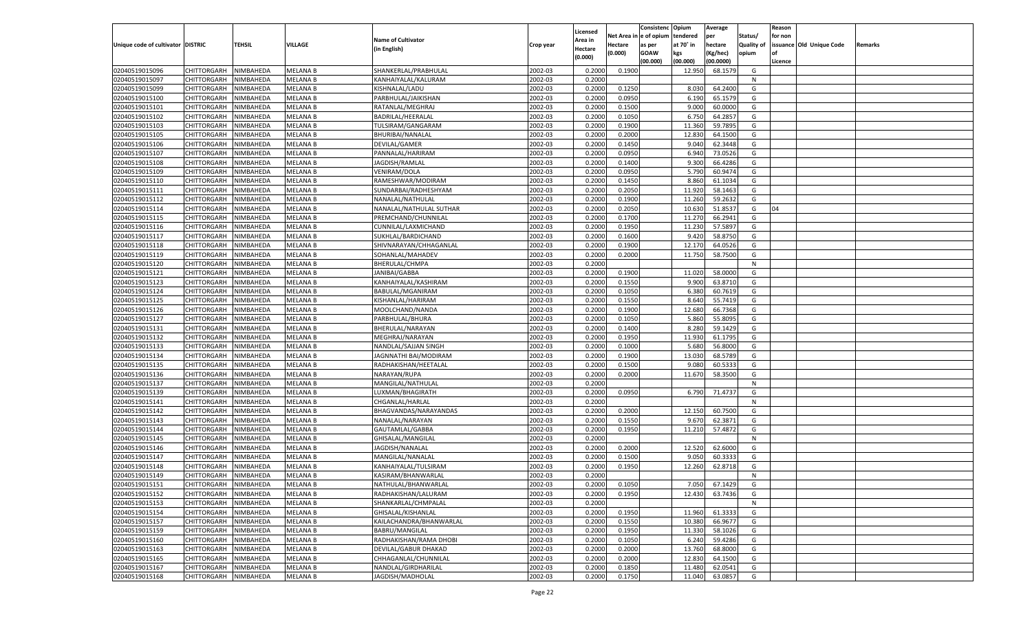| Unique code of cultivator | DISTRIC | TEHSIL | VILLAGE | Name of Cultivator (in English) | Crop year | Licensed Area in Hectare (0.000) | Net Area in Hectare (0.000) | Consistenc e of opium as per GOAW (00.000) | Opium tendered at 70° in kgs (00.000) | Average per hectare (Kg/hec) (00.0000) | Status/ Quality of opium | Reason for non issuance of Licence | Old Unique Code | Remarks |
|---|---|---|---|---|---|---|---|---|---|---|---|---|---|---|
| 02040519015096 | CHITTORGARH | NIMBAHEDA | MELANA B | SHANKERLAL/PRABHULAL | 2002-03 | 0.2000 | 0.1900 | | 12.950 | 68.1579 | G | | | |
| 02040519015097 | CHITTORGARH | NIMBAHEDA | MELANA B | KANHAIYALAL/KALURAM | 2002-03 | 0.2000 | | | | | N | | | |
| 02040519015099 | CHITTORGARH | NIMBAHEDA | MELANA B | KISHNALAL/LADU | 2002-03 | 0.2000 | 0.1250 | | 8.030 | 64.2400 | G | | | |
| 02040519015100 | CHITTORGARH | NIMBAHEDA | MELANA B | PARBHULAL/JAIKISHAN | 2002-03 | 0.2000 | 0.0950 | | 6.190 | 65.1579 | G | | | |
| 02040519015101 | CHITTORGARH | NIMBAHEDA | MELANA B | RATANLAL/MEGHRAJ | 2002-03 | 0.2000 | 0.1500 | | 9.000 | 60.0000 | G | | | |
| 02040519015102 | CHITTORGARH | NIMBAHEDA | MELANA B | BADRILAL/HEERALAL | 2002-03 | 0.2000 | 0.1050 | | 6.750 | 64.2857 | G | | | |
| 02040519015103 | CHITTORGARH | NIMBAHEDA | MELANA B | TULSIRAM/GANGARAM | 2002-03 | 0.2000 | 0.1900 | | 11.360 | 59.7895 | G | | | |
| 02040519015105 | CHITTORGARH | NIMBAHEDA | MELANA B | BHURIBAI/NANALAL | 2002-03 | 0.2000 | 0.2000 | | 12.830 | 64.1500 | G | | | |
| 02040519015106 | CHITTORGARH | NIMBAHEDA | MELANA B | DEVILAL/GAMER | 2002-03 | 0.2000 | 0.1450 | | 9.040 | 62.3448 | G | | | |
| 02040519015107 | CHITTORGARH | NIMBAHEDA | MELANA B | PANNALAL/HARIRAM | 2002-03 | 0.2000 | 0.0950 | | 6.940 | 73.0526 | G | | | |
| 02040519015108 | CHITTORGARH | NIMBAHEDA | MELANA B | JAGDISH/RAMLAL | 2002-03 | 0.2000 | 0.1400 | | 9.300 | 66.4286 | G | | | |
| 02040519015109 | CHITTORGARH | NIMBAHEDA | MELANA B | VENIRAM/DOLA | 2002-03 | 0.2000 | 0.0950 | | 5.790 | 60.9474 | G | | | |
| 02040519015110 | CHITTORGARH | NIMBAHEDA | MELANA B | RAMESHWAR/MODIRAM | 2002-03 | 0.2000 | 0.1450 | | 8.860 | 61.1034 | G | | | |
| 02040519015111 | CHITTORGARH | NIMBAHEDA | MELANA B | SUNDARBAI/RADHESHYAM | 2002-03 | 0.2000 | 0.2050 | | 11.920 | 58.1463 | G | | | |
| 02040519015112 | CHITTORGARH | NIMBAHEDA | MELANA B | NANALAL/NATHULAL | 2002-03 | 0.2000 | 0.1900 | | 11.260 | 59.2632 | G | | | |
| 02040519015114 | CHITTORGARH | NIMBAHEDA | MELANA B | NANALAL/NATHULAL SUTHAR | 2002-03 | 0.2000 | 0.2050 | | 10.630 | 51.8537 | G | 04 | | |
| 02040519015115 | CHITTORGARH | NIMBAHEDA | MELANA B | PREMCHAND/CHUNNILAL | 2002-03 | 0.2000 | 0.1700 | | 11.270 | 66.2941 | G | | | |
| 02040519015116 | CHITTORGARH | NIMBAHEDA | MELANA B | CUNNILAL/LAXMICHAND | 2002-03 | 0.2000 | 0.1950 | | 11.230 | 57.5897 | G | | | |
| 02040519015117 | CHITTORGARH | NIMBAHEDA | MELANA B | SUKHLAL/BARDICHAND | 2002-03 | 0.2000 | 0.1600 | | 9.420 | 58.8750 | G | | | |
| 02040519015118 | CHITTORGARH | NIMBAHEDA | MELANA B | SHIVNARAYAN/CHHAGANLAL | 2002-03 | 0.2000 | 0.1900 | | 12.170 | 64.0526 | G | | | |
| 02040519015119 | CHITTORGARH | NIMBAHEDA | MELANA B | SOHANLAL/MAHADEV | 2002-03 | 0.2000 | 0.2000 | | 11.750 | 58.7500 | G | | | |
| 02040519015120 | CHITTORGARH | NIMBAHEDA | MELANA B | BHERULAL/CHMPA | 2002-03 | 0.2000 | | | | | N | | | |
| 02040519015121 | CHITTORGARH | NIMBAHEDA | MELANA B | JANIBAI/GABBA | 2002-03 | 0.2000 | 0.1900 | | 11.020 | 58.0000 | G | | | |
| 02040519015123 | CHITTORGARH | NIMBAHEDA | MELANA B | KANHAIYALAL/KASHIRAM | 2002-03 | 0.2000 | 0.1550 | | 9.900 | 63.8710 | G | | | |
| 02040519015124 | CHITTORGARH | NIMBAHEDA | MELANA B | BABULAL/MGANIRAM | 2002-03 | 0.2000 | 0.1050 | | 6.380 | 60.7619 | G | | | |
| 02040519015125 | CHITTORGARH | NIMBAHEDA | MELANA B | KISHANLAL/HARIRAM | 2002-03 | 0.2000 | 0.1550 | | 8.640 | 55.7419 | G | | | |
| 02040519015126 | CHITTORGARH | NIMBAHEDA | MELANA B | MOOLCHAND/NANDA | 2002-03 | 0.2000 | 0.1900 | | 12.680 | 66.7368 | G | | | |
| 02040519015127 | CHITTORGARH | NIMBAHEDA | MELANA B | PARBHULAL/BHURA | 2002-03 | 0.2000 | 0.1050 | | 5.860 | 55.8095 | G | | | |
| 02040519015131 | CHITTORGARH | NIMBAHEDA | MELANA B | BHERULAL/NARAYAN | 2002-03 | 0.2000 | 0.1400 | | 8.280 | 59.1429 | G | | | |
| 02040519015132 | CHITTORGARH | NIMBAHEDA | MELANA B | MEGHRAJ/NARAYAN | 2002-03 | 0.2000 | 0.1950 | | 11.930 | 61.1795 | G | | | |
| 02040519015133 | CHITTORGARH | NIMBAHEDA | MELANA B | NANDLAL/SAJJAN SINGH | 2002-03 | 0.2000 | 0.1000 | | 5.680 | 56.8000 | G | | | |
| 02040519015134 | CHITTORGARH | NIMBAHEDA | MELANA B | JAGNNATHI BAI/MODIRAM | 2002-03 | 0.2000 | 0.1900 | | 13.030 | 68.5789 | G | | | |
| 02040519015135 | CHITTORGARH | NIMBAHEDA | MELANA B | RADHAKISHAN/HEETALAL | 2002-03 | 0.2000 | 0.1500 | | 9.080 | 60.5333 | G | | | |
| 02040519015136 | CHITTORGARH | NIMBAHEDA | MELANA B | NARAYAN/RUPA | 2002-03 | 0.2000 | 0.2000 | | 11.670 | 58.3500 | G | | | |
| 02040519015137 | CHITTORGARH | NIMBAHEDA | MELANA B | MANGILAL/NATHULAL | 2002-03 | 0.2000 | | | | | N | | | |
| 02040519015139 | CHITTORGARH | NIMBAHEDA | MELANA B | LUXMAN/BHAGIRATH | 2002-03 | 0.2000 | 0.0950 | | 6.790 | 71.4737 | G | | | |
| 02040519015141 | CHITTORGARH | NIMBAHEDA | MELANA B | CHGANLAL/HARLAL | 2002-03 | 0.2000 | | | | | N | | | |
| 02040519015142 | CHITTORGARH | NIMBAHEDA | MELANA B | BHAGVANDAS/NARAYANDAS | 2002-03 | 0.2000 | 0.2000 | | 12.150 | 60.7500 | G | | | |
| 02040519015143 | CHITTORGARH | NIMBAHEDA | MELANA B | NANALAL/NARAYAN | 2002-03 | 0.2000 | 0.1550 | | 9.670 | 62.3871 | G | | | |
| 02040519015144 | CHITTORGARH | NIMBAHEDA | MELANA B | GAUTAMLAL/GABBA | 2002-03 | 0.2000 | 0.1950 | | 11.210 | 57.4872 | G | | | |
| 02040519015145 | CHITTORGARH | NIMBAHEDA | MELANA B | GHISALAL/MANGILAL | 2002-03 | 0.2000 | | | | | N | | | |
| 02040519015146 | CHITTORGARH | NIMBAHEDA | MELANA B | JAGDISH/NANALAL | 2002-03 | 0.2000 | 0.2000 | | 12.520 | 62.6000 | G | | | |
| 02040519015147 | CHITTORGARH | NIMBAHEDA | MELANA B | MANGILAL/NANALAL | 2002-03 | 0.2000 | 0.1500 | | 9.050 | 60.3333 | G | | | |
| 02040519015148 | CHITTORGARH | NIMBAHEDA | MELANA B | KANHAIYALAL/TULSIRAM | 2002-03 | 0.2000 | 0.1950 | | 12.260 | 62.8718 | G | | | |
| 02040519015149 | CHITTORGARH | NIMBAHEDA | MELANA B | KASIRAM/BHANWARLAL | 2002-03 | 0.2000 | | | | | N | | | |
| 02040519015151 | CHITTORGARH | NIMBAHEDA | MELANA B | NATHULAL/BHANWARLAL | 2002-03 | 0.2000 | 0.1050 | | 7.050 | 67.1429 | G | | | |
| 02040519015152 | CHITTORGARH | NIMBAHEDA | MELANA B | RADHAKISHAN/LALURAM | 2002-03 | 0.2000 | 0.1950 | | 12.430 | 63.7436 | G | | | |
| 02040519015153 | CHITTORGARH | NIMBAHEDA | MELANA B | SHANKARLAL/CHMPALAL | 2002-03 | 0.2000 | | | | | N | | | |
| 02040519015154 | CHITTORGARH | NIMBAHEDA | MELANA B | GHISALAL/KISHANLAL | 2002-03 | 0.2000 | 0.1950 | | 11.960 | 61.3333 | G | | | |
| 02040519015157 | CHITTORGARH | NIMBAHEDA | MELANA B | KAILACHANDRA/BHANWARLAL | 2002-03 | 0.2000 | 0.1550 | | 10.380 | 66.9677 | G | | | |
| 02040519015159 | CHITTORGARH | NIMBAHEDA | MELANA B | BABRU/MANGILAL | 2002-03 | 0.2000 | 0.1950 | | 11.330 | 58.1026 | G | | | |
| 02040519015160 | CHITTORGARH | NIMBAHEDA | MELANA B | RADHAKISHAN/RAMA DHOBI | 2002-03 | 0.2000 | 0.1050 | | 6.240 | 59.4286 | G | | | |
| 02040519015163 | CHITTORGARH | NIMBAHEDA | MELANA B | DEVILAL/GABUR DHAKAD | 2002-03 | 0.2000 | 0.2000 | | 13.760 | 68.8000 | G | | | |
| 02040519015165 | CHITTORGARH | NIMBAHEDA | MELANA B | CHHAGANLAL/CHUNNILAL | 2002-03 | 0.2000 | 0.2000 | | 12.830 | 64.1500 | G | | | |
| 02040519015167 | CHITTORGARH | NIMBAHEDA | MELANA B | NANDLAL/GIRDHARILAL | 2002-03 | 0.2000 | 0.1850 | | 11.480 | 62.0541 | G | | | |
| 02040519015168 | CHITTORGARH | NIMBAHEDA | MELANA B | JAGDISH/MADHOLAL | 2002-03 | 0.2000 | 0.1750 | | 11.040 | 63.0857 | G | | | |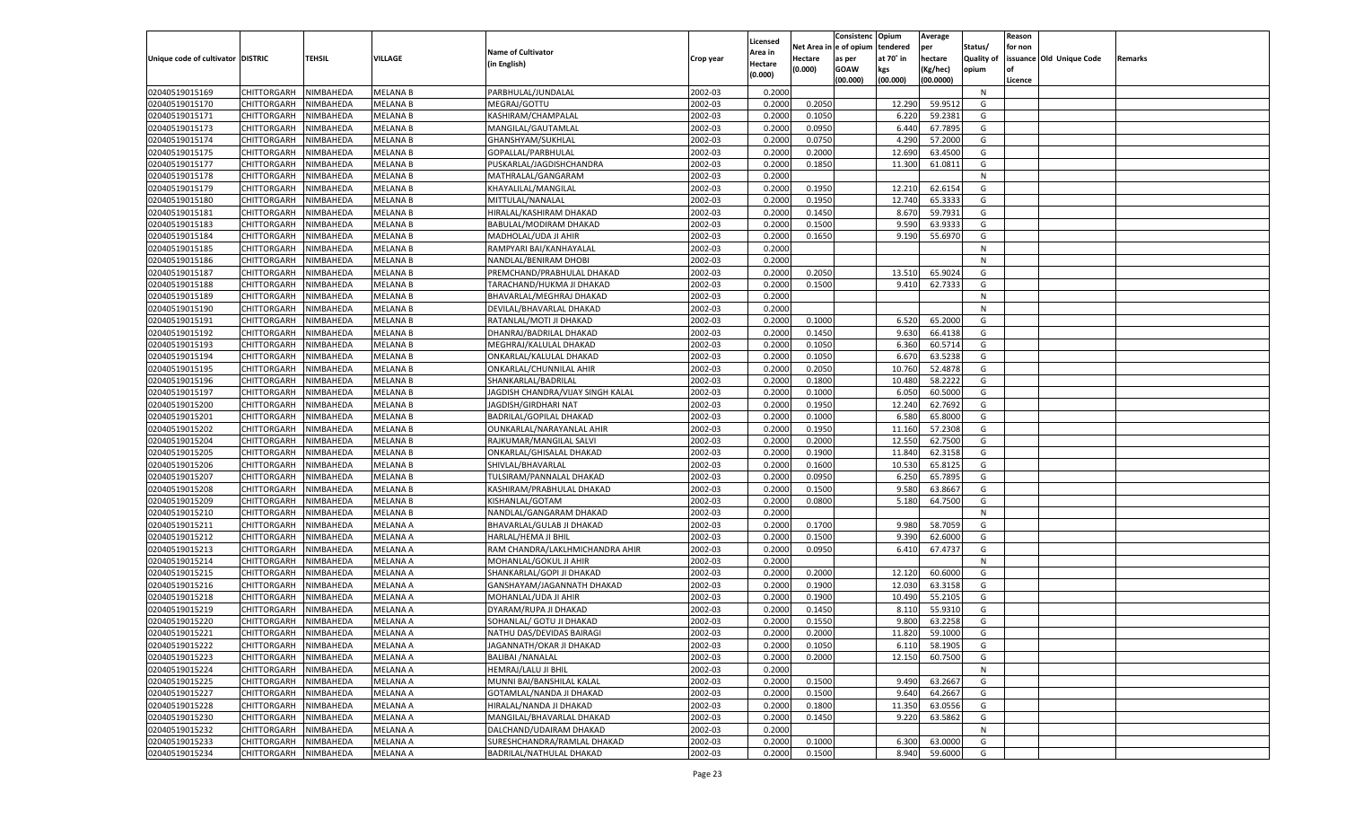| Unique code of cultivator | DISTRIC | TEHSIL | VILLAGE | Name of Cultivator (in English) | Crop year | Licensed Area in Hectare (0.000) | Net Area in Hectare (0.000) | Consistenc e of opium as per GOAW (00.000) | Opium tendered at 70° in kgs (00.000) | Average per hectare (Kg/hec) (00.0000) | Status/ Quality of opium | Reason for non issuance of Licence | Old Unique Code | Remarks |
|---|---|---|---|---|---|---|---|---|---|---|---|---|---|---|
| 02040519015169 | CHITTORGARH | NIMBAHEDA | MELANA B | PARBHULAL/JUNDALAL | 2002-03 | 0.2000 | | | | | N | | | |
| 02040519015170 | CHITTORGARH | NIMBAHEDA | MELANA B | MEGRAJ/GOTTU | 2002-03 | 0.2000 | 0.2050 | | 12.290 | 59.9512 | G | | | |
| 02040519015171 | CHITTORGARH | NIMBAHEDA | MELANA B | KASHIRAM/CHAMPALAL | 2002-03 | 0.2000 | 0.1050 | | 6.220 | 59.2381 | G | | | |
| 02040519015173 | CHITTORGARH | NIMBAHEDA | MELANA B | MANGILAL/GAUTAMLAL | 2002-03 | 0.2000 | 0.0950 | | 6.440 | 67.7895 | G | | | |
| 02040519015174 | CHITTORGARH | NIMBAHEDA | MELANA B | GHANSHYAM/SUKHLAL | 2002-03 | 0.2000 | 0.0750 | | 4.290 | 57.2000 | G | | | |
| 02040519015175 | CHITTORGARH | NIMBAHEDA | MELANA B | GOPALLAL/PARBHULAL | 2002-03 | 0.2000 | 0.2000 | | 12.690 | 63.4500 | G | | | |
| 02040519015177 | CHITTORGARH | NIMBAHEDA | MELANA B | PUSKARLAL/JAGDISHCHANDRA | 2002-03 | 0.2000 | 0.1850 | | 11.300 | 61.0811 | G | | | |
| 02040519015178 | CHITTORGARH | NIMBAHEDA | MELANA B | MATHRALAL/GANGARAM | 2002-03 | 0.2000 | | | | | N | | | |
| 02040519015179 | CHITTORGARH | NIMBAHEDA | MELANA B | KHAYALILAL/MANGILAL | 2002-03 | 0.2000 | 0.1950 | | 12.210 | 62.6154 | G | | | |
| 02040519015180 | CHITTORGARH | NIMBAHEDA | MELANA B | MITTULAL/NANALAL | 2002-03 | 0.2000 | 0.1950 | | 12.740 | 65.3333 | G | | | |
| 02040519015181 | CHITTORGARH | NIMBAHEDA | MELANA B | HIRALAL/KASHIRAM DHAKAD | 2002-03 | 0.2000 | 0.1450 | | 8.670 | 59.7931 | G | | | |
| 02040519015183 | CHITTORGARH | NIMBAHEDA | MELANA B | BABULAL/MODIRAM DHAKAD | 2002-03 | 0.2000 | 0.1500 | | 9.590 | 63.9333 | G | | | |
| 02040519015184 | CHITTORGARH | NIMBAHEDA | MELANA B | MADHOLAL/UDA JI AHIR | 2002-03 | 0.2000 | 0.1650 | | 9.190 | 55.6970 | G | | | |
| 02040519015185 | CHITTORGARH | NIMBAHEDA | MELANA B | RAMPYARI BAI/KANHAYALAL | 2002-03 | 0.2000 | | | | | N | | | |
| 02040519015186 | CHITTORGARH | NIMBAHEDA | MELANA B | NANDLAL/BENIRAM DHOBI | 2002-03 | 0.2000 | | | | | N | | | |
| 02040519015187 | CHITTORGARH | NIMBAHEDA | MELANA B | PREMCHAND/PRABHULAL DHAKAD | 2002-03 | 0.2000 | 0.2050 | | 13.510 | 65.9024 | G | | | |
| 02040519015188 | CHITTORGARH | NIMBAHEDA | MELANA B | TARACHAND/HUKMA JI DHAKAD | 2002-03 | 0.2000 | 0.1500 | | 9.410 | 62.7333 | G | | | |
| 02040519015189 | CHITTORGARH | NIMBAHEDA | MELANA B | BHAVARLAL/MEGHRAJ DHAKAD | 2002-03 | 0.2000 | | | | | N | | | |
| 02040519015190 | CHITTORGARH | NIMBAHEDA | MELANA B | DEVILAL/BHAVARLAL DHAKAD | 2002-03 | 0.2000 | | | | | N | | | |
| 02040519015191 | CHITTORGARH | NIMBAHEDA | MELANA B | RATANLAL/MOTI JI DHAKAD | 2002-03 | 0.2000 | 0.1000 | | 6.520 | 65.2000 | G | | | |
| 02040519015192 | CHITTORGARH | NIMBAHEDA | MELANA B | DHANRAJ/BADRILAL DHAKAD | 2002-03 | 0.2000 | 0.1450 | | 9.630 | 66.4138 | G | | | |
| 02040519015193 | CHITTORGARH | NIMBAHEDA | MELANA B | MEGHRAJ/KALULAL DHAKAD | 2002-03 | 0.2000 | 0.1050 | | 6.360 | 60.5714 | G | | | |
| 02040519015194 | CHITTORGARH | NIMBAHEDA | MELANA B | ONKARLAL/KALULAL DHAKAD | 2002-03 | 0.2000 | 0.1050 | | 6.670 | 63.5238 | G | | | |
| 02040519015195 | CHITTORGARH | NIMBAHEDA | MELANA B | ONKARLAL/CHUNNILAL AHIR | 2002-03 | 0.2000 | 0.2050 | | 10.760 | 52.4878 | G | | | |
| 02040519015196 | CHITTORGARH | NIMBAHEDA | MELANA B | SHANKARLAL/BADRILAL | 2002-03 | 0.2000 | 0.1800 | | 10.480 | 58.2222 | G | | | |
| 02040519015197 | CHITTORGARH | NIMBAHEDA | MELANA B | JAGDISH CHANDRA/VIJAY SINGH KALAL | 2002-03 | 0.2000 | 0.1000 | | 6.050 | 60.5000 | G | | | |
| 02040519015200 | CHITTORGARH | NIMBAHEDA | MELANA B | JAGDISH/GIRDHARI NAT | 2002-03 | 0.2000 | 0.1950 | | 12.240 | 62.7692 | G | | | |
| 02040519015201 | CHITTORGARH | NIMBAHEDA | MELANA B | BADRILAL/GOPILAL DHAKAD | 2002-03 | 0.2000 | 0.1000 | | 6.580 | 65.8000 | G | | | |
| 02040519015202 | CHITTORGARH | NIMBAHEDA | MELANA B | OUNKARLAL/NARAYANLAL AHIR | 2002-03 | 0.2000 | 0.1950 | | 11.160 | 57.2308 | G | | | |
| 02040519015204 | CHITTORGARH | NIMBAHEDA | MELANA B | RAJKUMAR/MANGILAL SALVI | 2002-03 | 0.2000 | 0.2000 | | 12.550 | 62.7500 | G | | | |
| 02040519015205 | CHITTORGARH | NIMBAHEDA | MELANA B | ONKARLAL/GHISALAL DHAKAD | 2002-03 | 0.2000 | 0.1900 | | 11.840 | 62.3158 | G | | | |
| 02040519015206 | CHITTORGARH | NIMBAHEDA | MELANA B | SHIVLAL/BHAVARLAL | 2002-03 | 0.2000 | 0.1600 | | 10.530 | 65.8125 | G | | | |
| 02040519015207 | CHITTORGARH | NIMBAHEDA | MELANA B | TULSIRAM/PANNALAL DHAKAD | 2002-03 | 0.2000 | 0.0950 | | 6.250 | 65.7895 | G | | | |
| 02040519015208 | CHITTORGARH | NIMBAHEDA | MELANA B | KASHIRAM/PRABHULAL DHAKAD | 2002-03 | 0.2000 | 0.1500 | | 9.580 | 63.8667 | G | | | |
| 02040519015209 | CHITTORGARH | NIMBAHEDA | MELANA B | KISHANLAL/GOTAM | 2002-03 | 0.2000 | 0.0800 | | 5.180 | 64.7500 | G | | | |
| 02040519015210 | CHITTORGARH | NIMBAHEDA | MELANA B | NANDLAL/GANGARAM DHAKAD | 2002-03 | 0.2000 | | | | | N | | | |
| 02040519015211 | CHITTORGARH | NIMBAHEDA | MELANA A | BHAVARLAL/GULAB JI DHAKAD | 2002-03 | 0.2000 | 0.1700 | | 9.980 | 58.7059 | G | | | |
| 02040519015212 | CHITTORGARH | NIMBAHEDA | MELANA A | HARLAL/HEMA JI BHIL | 2002-03 | 0.2000 | 0.1500 | | 9.390 | 62.6000 | G | | | |
| 02040519015213 | CHITTORGARH | NIMBAHEDA | MELANA A | RAM CHANDRA/LAKLHMICHANDRA AHIR | 2002-03 | 0.2000 | 0.0950 | | 6.410 | 67.4737 | G | | | |
| 02040519015214 | CHITTORGARH | NIMBAHEDA | MELANA A | MOHANLAL/GOKUL JI AHIR | 2002-03 | 0.2000 | | | | | N | | | |
| 02040519015215 | CHITTORGARH | NIMBAHEDA | MELANA A | SHANKARLAL/GOPI JI DHAKAD | 2002-03 | 0.2000 | 0.2000 | | 12.120 | 60.6000 | G | | | |
| 02040519015216 | CHITTORGARH | NIMBAHEDA | MELANA A | GANSHAYAM/JAGANNATH DHAKAD | 2002-03 | 0.2000 | 0.1900 | | 12.030 | 63.3158 | G | | | |
| 02040519015218 | CHITTORGARH | NIMBAHEDA | MELANA A | MOHANLAL/UDA JI AHIR | 2002-03 | 0.2000 | 0.1900 | | 10.490 | 55.2105 | G | | | |
| 02040519015219 | CHITTORGARH | NIMBAHEDA | MELANA A | DYARAM/RUPA JI DHAKAD | 2002-03 | 0.2000 | 0.1450 | | 8.110 | 55.9310 | G | | | |
| 02040519015220 | CHITTORGARH | NIMBAHEDA | MELANA A | SOHANLAL/ GOTU JI DHAKAD | 2002-03 | 0.2000 | 0.1550 | | 9.800 | 63.2258 | G | | | |
| 02040519015221 | CHITTORGARH | NIMBAHEDA | MELANA A | NATHU DAS/DEVIDAS BAIRAGI | 2002-03 | 0.2000 | 0.2000 | | 11.820 | 59.1000 | G | | | |
| 02040519015222 | CHITTORGARH | NIMBAHEDA | MELANA A | JAGANNATH/OKAR JI DHAKAD | 2002-03 | 0.2000 | 0.1050 | | 6.110 | 58.1905 | G | | | |
| 02040519015223 | CHITTORGARH | NIMBAHEDA | MELANA A | BALIBAI /NANALAL | 2002-03 | 0.2000 | 0.2000 | | 12.150 | 60.7500 | G | | | |
| 02040519015224 | CHITTORGARH | NIMBAHEDA | MELANA A | HEMRAJ/LALU JI BHIL | 2002-03 | 0.2000 | | | | | N | | | |
| 02040519015225 | CHITTORGARH | NIMBAHEDA | MELANA A | MUNNI BAI/BANSHILAL KALAL | 2002-03 | 0.2000 | 0.1500 | | 9.490 | 63.2667 | G | | | |
| 02040519015227 | CHITTORGARH | NIMBAHEDA | MELANA A | GOTAMLAL/NANDA JI DHAKAD | 2002-03 | 0.2000 | 0.1500 | | 9.640 | 64.2667 | G | | | |
| 02040519015228 | CHITTORGARH | NIMBAHEDA | MELANA A | HIRALAL/NANDA JI DHAKAD | 2002-03 | 0.2000 | 0.1800 | | 11.350 | 63.0556 | G | | | |
| 02040519015230 | CHITTORGARH | NIMBAHEDA | MELANA A | MANGILAL/BHAVARLAL DHAKAD | 2002-03 | 0.2000 | 0.1450 | | 9.220 | 63.5862 | G | | | |
| 02040519015232 | CHITTORGARH | NIMBAHEDA | MELANA A | DALCHAND/UDAIRAM DHAKAD | 2002-03 | 0.2000 | | | | | N | | | |
| 02040519015233 | CHITTORGARH | NIMBAHEDA | MELANA A | SURESHCHANDRA/RAMLAL DHAKAD | 2002-03 | 0.2000 | 0.1000 | | 6.300 | 63.0000 | G | | | |
| 02040519015234 | CHITTORGARH | NIMBAHEDA | MELANA A | BADRILAL/NATHULAL DHAKAD | 2002-03 | 0.2000 | 0.1500 | | 8.940 | 59.6000 | G | | | |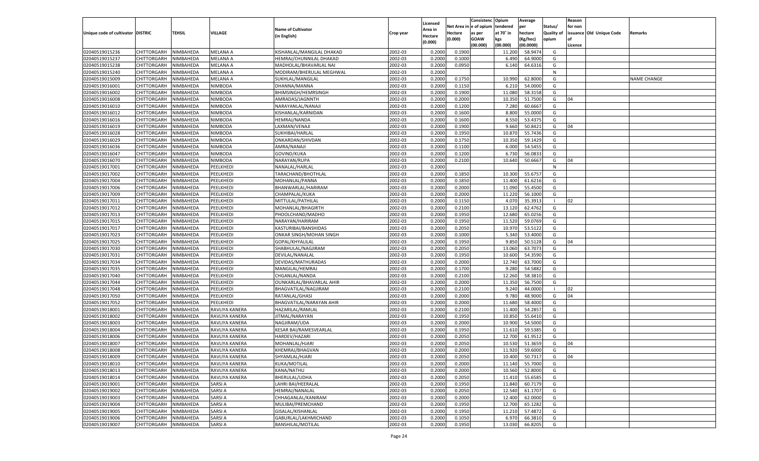| Unique code of cultivator | DISTRIC | TEHSIL | VILLAGE | Name of Cultivator (in English) | Crop year | Licensed Area in Hectare (0.000) | Net Area in Hectare (0.000) | Consistenc e of opium as per GOAW (00.000) | Opium tendered at 70° in kgs (00.000) | Average per hectare (Kg/hec) (00.0000) | Status/ Quality of opium | Reason for non issuance of Licence | Old Unique Code | Remarks |
|---|---|---|---|---|---|---|---|---|---|---|---|---|---|---|
| 02040519015236 | CHITTORGARH | NIMBAHEDA | MELANA A | KISHANLAL/MANGILAL DHAKAD | 2002-03 | 0.2000 | 0.1900 | | 11.200 | 58.9474 | G | | | |
| 02040519015237 | CHITTORGARH | NIMBAHEDA | MELANA A | HEMRAJ/CHUNNILAL DHAKAD | 2002-03 | 0.2000 | 0.1000 | | 6.490 | 64.9000 | G | | | |
| 02040519015238 | CHITTORGARH | NIMBAHEDA | MELANA A | MADHOLAL/BHAVARLAL NAI | 2002-03 | 0.2000 | 0.0950 | | 6.140 | 64.6316 | G | | | |
| 02040519015240 | CHITTORGARH | NIMBAHEDA | MELANA A | MODIRAM/BHERULAL MEGHWAL | 2002-03 | 0.2000 | | | | | N | | | |
| 02040519015009 | CHITTORGARH | NIMBAHEDA | MELANA A | SUKHLAL/MANGILAL | 2002-03 | 0.2000 | 0.1750 | | 10.990 | 62.8000 | G | | | NAME CHANGE |
| 02040519016001 | CHITTORGARH | NIMBAHEDA | NIMBODA | DHANNA/MANNA | 2002-03 | 0.2000 | 0.1150 | | 6.210 | 54.0000 | G | | | |
| 02040519016002 | CHITTORGARH | NIMBAHEDA | NIMBODA | BHIMSINGH/HEMRSINGH | 2002-03 | 0.2000 | 0.1900 | | 11.080 | 58.3158 | G | | | |
| 02040519016008 | CHITTORGARH | NIMBAHEDA | NIMBODA | AMRADAS/JAGNNTH | 2002-03 | 0.2000 | 0.2000 | | 10.350 | 51.7500 | G | 04 | | |
| 02040519016010 | CHITTORGARH | NIMBAHEDA | NIMBODA | NARAYANLAL/NANAJI | 2002-03 | 0.2000 | 0.1200 | | 7.280 | 60.6667 | G | | | |
| 02040519016012 | CHITTORGARH | NIMBAHEDA | NIMBODA | KISHANLAL/KARNIDAN | 2002-03 | 0.2000 | 0.1600 | | 8.800 | 55.0000 | G | | | |
| 02040519016016 | CHITTORGARH | NIMBAHEDA | NIMBODA | HEMRAJ/NANDA | 2002-03 | 0.2000 | 0.1600 | | 8.550 | 53.4375 | G | | | |
| 02040519016019 | CHITTORGARH | NIMBAHEDA | NIMBODA | LAXMAN/VENAJI | 2002-03 | 0.2000 | 0.1900 | | 9.660 | 50.8421 | G | 04 | | |
| 02040519016028 | CHITTORGARH | NIMBAHEDA | NIMBODA | SUKHIBAI/HARLAL | 2002-03 | 0.2000 | 0.1950 | | 10.870 | 55.7436 | G | | | |
| 02040519016029 | CHITTORGARH | NIMBAHEDA | NIMBODA | ONKARDAN/SHIVDAN | 2002-03 | 0.2000 | 0.1750 | | 10.350 | 59.1429 | G | | | |
| 02040519016036 | CHITTORGARH | NIMBAHEDA | NIMBODA | AMRA/NANAJI | 2002-03 | 0.2000 | 0.1100 | | 6.000 | 54.5455 | G | | | |
| 02040519016047 | CHITTORGARH | NIMBAHEDA | NIMBODA | GOVIND/KUKA | 2002-03 | 0.2000 | 0.1200 | | 6.730 | 56.0833 | G | | | |
| 02040519016070 | CHITTORGARH | NIMBAHEDA | NIMBODA | NARAYAN/RUPA | 2002-03 | 0.2000 | 0.2100 | | 10.640 | 50.6667 | G | 04 | | |
| 02040519017001 | CHITTORGARH | NIMBAHEDA | PEELKHEDI | NANALAL/HARLAL | 2002-03 | 0.2000 | | | | | N | | | |
| 02040519017002 | CHITTORGARH | NIMBAHEDA | PEELKHEDI | TARACHAND/BHOTHLAL | 2002-03 | 0.2000 | 0.1850 | | 10.300 | 55.6757 | G | | | |
| 02040519017004 | CHITTORGARH | NIMBAHEDA | PEELKHEDI | MOHANLAL/PANNA | 2002-03 | 0.2000 | 0.1850 | | 11.400 | 61.6216 | G | | | |
| 02040519017006 | CHITTORGARH | NIMBAHEDA | PEELKHEDI | BHANWARLAL/HARIRAM | 2002-03 | 0.2000 | 0.2000 | | 11.090 | 55.4500 | G | | | |
| 02040519017009 | CHITTORGARH | NIMBAHEDA | PEELKHEDI | CHAMPALAL/KUKA | 2002-03 | 0.2000 | 0.2000 | | 11.220 | 56.1000 | G | | | |
| 02040519017011 | CHITTORGARH | NIMBAHEDA | PEELKHEDI | MITTULAL/PATHILAL | 2002-03 | 0.2000 | 0.1150 | | 4.070 | 35.3913 | I | 02 | | |
| 02040519017012 | CHITTORGARH | NIMBAHEDA | PEELKHEDI | MOHANLAL/BHAGIRTH | 2002-03 | 0.2000 | 0.2100 | | 13.120 | 62.4762 | G | | | |
| 02040519017013 | CHITTORGARH | NIMBAHEDA | PEELKHEDI | PHOOLCHAND/MADHO | 2002-03 | 0.2000 | 0.1950 | | 12.680 | 65.0256 | G | | | |
| 02040519017015 | CHITTORGARH | NIMBAHEDA | PEELKHEDI | NARAYAN/HARIRAM | 2002-03 | 0.2000 | 0.1950 | | 11.520 | 59.0769 | G | | | |
| 02040519017017 | CHITTORGARH | NIMBAHEDA | PEELKHEDI | KASTURIBAI/BANSHIDAS | 2002-03 | 0.2000 | 0.2050 | | 10.970 | 53.5122 | G | | | |
| 02040519017023 | CHITTORGARH | NIMBAHEDA | PEELKHEDI | ONKAR SINGH/MOHAN SINGH | 2002-03 | 0.2000 | 0.1000 | | 5.340 | 53.4000 | G | | | |
| 02040519017025 | CHITTORGARH | NIMBAHEDA | PEELKHEDI | GOPAL/KHYALILAL | 2002-03 | 0.2000 | 0.1950 | | 9.850 | 50.5128 | G | 04 | | |
| 02040519017030 | CHITTORGARH | NIMBAHEDA | PEELKHEDI | SHABHULAL/NAGJIRAM | 2002-03 | 0.2000 | 0.2050 | | 13.060 | 63.7073 | G | | | |
| 02040519017031 | CHITTORGARH | NIMBAHEDA | PEELKHEDI | DEVILAL/NANALAL | 2002-03 | 0.2000 | 0.1950 | | 10.600 | 54.3590 | G | | | |
| 02040519017034 | CHITTORGARH | NIMBAHEDA | PEELKHEDI | DEVIDAS/MATHURADAS | 2002-03 | 0.2000 | 0.2000 | | 12.740 | 63.7000 | G | | | |
| 02040519017035 | CHITTORGARH | NIMBAHEDA | PEELKHEDI | MANGILAL/HEMRAJ | 2002-03 | 0.2000 | 0.1700 | | 9.280 | 54.5882 | G | | | |
| 02040519017040 | CHITTORGARH | NIMBAHEDA | PEELKHEDI | CHGANLAL/NANDA | 2002-03 | 0.2000 | 0.2100 | | 12.260 | 58.3810 | G | | | |
| 02040519017044 | CHITTORGARH | NIMBAHEDA | PEELKHEDI | OUNKARLAL/BHAVARLAL AHIR | 2002-03 | 0.2000 | 0.2000 | | 11.350 | 56.7500 | G | | | |
| 02040519017048 | CHITTORGARH | NIMBAHEDA | PEELKHEDI | BHAGVATILAL/NAGJIRAM | 2002-03 | 0.2000 | 0.2100 | | 9.240 | 44.0000 | I | 02 | | |
| 02040519017050 | CHITTORGARH | NIMBAHEDA | PEELKHEDI | RATANLAL/GHASI | 2002-03 | 0.2000 | 0.2000 | | 9.780 | 48.9000 | G | 04 | | |
| 02040519017052 | CHITTORGARH | NIMBAHEDA | PEELKHEDI | BHAGVATILAL/NARAYAN AHIR | 2002-03 | 0.2000 | 0.2000 | | 11.680 | 58.4000 | G | | | |
| 02040519018001 | CHITTORGARH | NIMBAHEDA | RAVLIYA KANERA | HAZARILAL/RAMLAL | 2002-03 | 0.2000 | 0.2100 | | 11.400 | 54.2857 | G | | | |
| 02040519018002 | CHITTORGARH | NIMBAHEDA | RAVLIYA KANERA | JITMAL/NARAYAN | 2002-03 | 0.2000 | 0.1950 | | 10.850 | 55.6410 | G | | | |
| 02040519018003 | CHITTORGARH | NIMBAHEDA | RAVLIYA KANERA | NAGJIRAM/UDA | 2002-03 | 0.2000 | 0.2000 | | 10.900 | 54.5000 | G | | | |
| 02040519018004 | CHITTORGARH | NIMBAHEDA | RAVLIYA KANERA | KESAR BAI/RAMESVEARLAL | 2002-03 | 0.2000 | 0.1950 | | 11.610 | 59.5385 | G | | | |
| 02040519018006 | CHITTORGARH | NIMBAHEDA | RAVLIYA KANERA | HARDEV/HAZARI | 2002-03 | 0.2000 | 0.2050 | | 12.700 | 61.9512 | G | | | |
| 02040519018007 | CHITTORGARH | NIMBAHEDA | RAVLIYA KANERA | MOHANLAL/HJARI | 2002-03 | 0.2000 | 0.2050 | | 10.530 | 51.3659 | G | 04 | | |
| 02040519018008 | CHITTORGARH | NIMBAHEDA | RAVLIYA KANERA | KHEMRAJ/BHAGVAN | 2002-03 | 0.2000 | 0.2000 | | 11.920 | 59.6000 | G | | | |
| 02040519018009 | CHITTORGARH | NIMBAHEDA | RAVLIYA KANERA | SHYAMLAL/HJARI | 2002-03 | 0.2000 | 0.2050 | | 10.400 | 50.7317 | G | 04 | | |
| 02040519018010 | CHITTORGARH | NIMBAHEDA | RAVLIYA KANERA | KUKA/MOTILAL | 2002-03 | 0.2000 | 0.2000 | | 11.140 | 55.7000 | G | | | |
| 02040519018013 | CHITTORGARH | NIMBAHEDA | RAVLIYA KANERA | KANA/NATHU | 2002-03 | 0.2000 | 0.2000 | | 10.560 | 52.8000 | G | | | |
| 02040519018014 | CHITTORGARH | NIMBAHEDA | RAVLIYA KANERA | BHERULAL/UDHA | 2002-03 | 0.2000 | 0.2050 | | 11.410 | 55.6585 | G | | | |
| 02040519019001 | CHITTORGARH | NIMBAHEDA | SARSI A | LAHRI BAI/HEERALAL | 2002-03 | 0.2000 | 0.1950 | | 11.840 | 60.7179 | G | | | |
| 02040519019002 | CHITTORGARH | NIMBAHEDA | SARSI A | HEMRAJ/NANALAL | 2002-03 | 0.2000 | 0.2050 | | 12.540 | 61.1707 | G | | | |
| 02040519019003 | CHITTORGARH | NIMBAHEDA | SARSI A | CHHAGANLAL/KANIRAM | 2002-03 | 0.2000 | 0.2000 | | 12.400 | 62.0000 | G | | | |
| 02040519019004 | CHITTORGARH | NIMBAHEDA | SARSI A | MULIBAI/PREMCHAND | 2002-03 | 0.2000 | 0.1950 | | 12.700 | 65.1282 | G | | | |
| 02040519019005 | CHITTORGARH | NIMBAHEDA | SARSI A | GISALAL/KISHANLAL | 2002-03 | 0.2000 | 0.1950 | | 11.210 | 57.4872 | G | | | |
| 02040519019006 | CHITTORGARH | NIMBAHEDA | SARSI A | GABURLAL/LAKHMICHAND | 2002-03 | 0.2000 | 0.1050 | | 6.970 | 66.3810 | G | | | |
| 02040519019007 | CHITTORGARH | NIMBAHEDA | SARSI A | BANSHILAL/MOTILAL | 2002-03 | 0.2000 | 0.1950 | | 13.030 | 66.8205 | G | | | |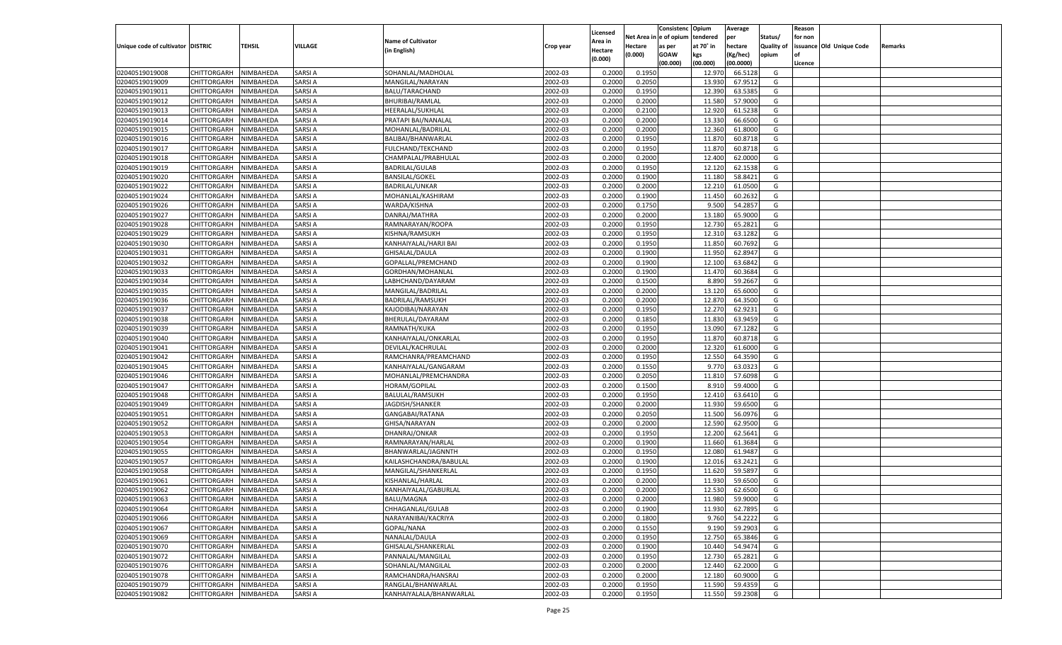| Unique code of cultivator | DISTRIC | TEHSIL | VILLAGE | Name of Cultivator (in English) | Crop year | Licensed Area in Hectare (0.000) | Net Area in Hectare (0.000) | Consistenc e of opium as per GOAW (00.000) | Opium tendered at 70° in kgs (00.000) | Average per hectare (Kg/hec) (00.0000) | Status/ Quality of opium | Reason for non issuance of Licence | Old Unique Code | Remarks |
|---|---|---|---|---|---|---|---|---|---|---|---|---|---|---|
| 02040519019008 | CHITTORGARH | NIMBAHEDA | SARSI A | SOHANLAL/MADHOLAL | 2002-03 | 0.2000 | 0.1950 | | 12.970 | 66.5128 | G | | | |
| 02040519019009 | CHITTORGARH | NIMBAHEDA | SARSI A | MANGILAL/NARAYAN | 2002-03 | 0.2000 | 0.2050 | | 13.930 | 67.9512 | G | | | |
| 02040519019011 | CHITTORGARH | NIMBAHEDA | SARSI A | BALU/TARACHAND | 2002-03 | 0.2000 | 0.1950 | | 12.390 | 63.5385 | G | | | |
| 02040519019012 | CHITTORGARH | NIMBAHEDA | SARSI A | BHURIBAI/RAMLAL | 2002-03 | 0.2000 | 0.2000 | | 11.580 | 57.9000 | G | | | |
| 02040519019013 | CHITTORGARH | NIMBAHEDA | SARSI A | HEERALAL/SUKHLAL | 2002-03 | 0.2000 | 0.2100 | | 12.920 | 61.5238 | G | | | |
| 02040519019014 | CHITTORGARH | NIMBAHEDA | SARSI A | PRATAPI BAI/NANALAL | 2002-03 | 0.2000 | 0.2000 | | 13.330 | 66.6500 | G | | | |
| 02040519019015 | CHITTORGARH | NIMBAHEDA | SARSI A | MOHANLAL/BADRILAL | 2002-03 | 0.2000 | 0.2000 | | 12.360 | 61.8000 | G | | | |
| 02040519019016 | CHITTORGARH | NIMBAHEDA | SARSI A | BALIBAI/BHANWARLAL | 2002-03 | 0.2000 | 0.1950 | | 11.870 | 60.8718 | G | | | |
| 02040519019017 | CHITTORGARH | NIMBAHEDA | SARSI A | FULCHAND/TEKCHAND | 2002-03 | 0.2000 | 0.1950 | | 11.870 | 60.8718 | G | | | |
| 02040519019018 | CHITTORGARH | NIMBAHEDA | SARSI A | CHAMPALAL/PRABHULAL | 2002-03 | 0.2000 | 0.2000 | | 12.400 | 62.0000 | G | | | |
| 02040519019019 | CHITTORGARH | NIMBAHEDA | SARSI A | BADRILAL/GULAB | 2002-03 | 0.2000 | 0.1950 | | 12.120 | 62.1538 | G | | | |
| 02040519019020 | CHITTORGARH | NIMBAHEDA | SARSI A | BANSILAL/GOKEL | 2002-03 | 0.2000 | 0.1900 | | 11.180 | 58.8421 | G | | | |
| 02040519019022 | CHITTORGARH | NIMBAHEDA | SARSI A | BADRILAL/UNKAR | 2002-03 | 0.2000 | 0.2000 | | 12.210 | 61.0500 | G | | | |
| 02040519019024 | CHITTORGARH | NIMBAHEDA | SARSI A | MOHANLAL/KASHIRAM | 2002-03 | 0.2000 | 0.1900 | | 11.450 | 60.2632 | G | | | |
| 02040519019026 | CHITTORGARH | NIMBAHEDA | SARSI A | WARDA/KISHNA | 2002-03 | 0.2000 | 0.1750 | | 9.500 | 54.2857 | G | | | |
| 02040519019027 | CHITTORGARH | NIMBAHEDA | SARSI A | DANRAJ/MATHRA | 2002-03 | 0.2000 | 0.2000 | | 13.180 | 65.9000 | G | | | |
| 02040519019028 | CHITTORGARH | NIMBAHEDA | SARSI A | RAMNARAYAN/ROOPA | 2002-03 | 0.2000 | 0.1950 | | 12.730 | 65.2821 | G | | | |
| 02040519019029 | CHITTORGARH | NIMBAHEDA | SARSI A | KISHNA/RAMSUKH | 2002-03 | 0.2000 | 0.1950 | | 12.310 | 63.1282 | G | | | |
| 02040519019030 | CHITTORGARH | NIMBAHEDA | SARSI A | KANHAIYALAL/HARJI BAI | 2002-03 | 0.2000 | 0.1950 | | 11.850 | 60.7692 | G | | | |
| 02040519019031 | CHITTORGARH | NIMBAHEDA | SARSI A | GHISALAL/DAULA | 2002-03 | 0.2000 | 0.1900 | | 11.950 | 62.8947 | G | | | |
| 02040519019032 | CHITTORGARH | NIMBAHEDA | SARSI A | GOPALLAL/PREMCHAND | 2002-03 | 0.2000 | 0.1900 | | 12.100 | 63.6842 | G | | | |
| 02040519019033 | CHITTORGARH | NIMBAHEDA | SARSI A | GORDHAN/MOHANLAL | 2002-03 | 0.2000 | 0.1900 | | 11.470 | 60.3684 | G | | | |
| 02040519019034 | CHITTORGARH | NIMBAHEDA | SARSI A | LABHCHAND/DAYARAM | 2002-03 | 0.2000 | 0.1500 | | 8.890 | 59.2667 | G | | | |
| 02040519019035 | CHITTORGARH | NIMBAHEDA | SARSI A | MANGILAL/BADRILAL | 2002-03 | 0.2000 | 0.2000 | | 13.120 | 65.6000 | G | | | |
| 02040519019036 | CHITTORGARH | NIMBAHEDA | SARSI A | BADRILAL/RAMSUKH | 2002-03 | 0.2000 | 0.2000 | | 12.870 | 64.3500 | G | | | |
| 02040519019037 | CHITTORGARH | NIMBAHEDA | SARSI A | KAJODIBAI/NARAYAN | 2002-03 | 0.2000 | 0.1950 | | 12.270 | 62.9231 | G | | | |
| 02040519019038 | CHITTORGARH | NIMBAHEDA | SARSI A | BHERULAL/DAYARAM | 2002-03 | 0.2000 | 0.1850 | | 11.830 | 63.9459 | G | | | |
| 02040519019039 | CHITTORGARH | NIMBAHEDA | SARSI A | RAMNATH/KUKA | 2002-03 | 0.2000 | 0.1950 | | 13.090 | 67.1282 | G | | | |
| 02040519019040 | CHITTORGARH | NIMBAHEDA | SARSI A | KANHAIYALAL/ONKARLAL | 2002-03 | 0.2000 | 0.1950 | | 11.870 | 60.8718 | G | | | |
| 02040519019041 | CHITTORGARH | NIMBAHEDA | SARSI A | DEVILAL/KACHRULAL | 2002-03 | 0.2000 | 0.2000 | | 12.320 | 61.6000 | G | | | |
| 02040519019042 | CHITTORGARH | NIMBAHEDA | SARSI A | RAMCHANRA/PREAMCHAND | 2002-03 | 0.2000 | 0.1950 | | 12.550 | 64.3590 | G | | | |
| 02040519019045 | CHITTORGARH | NIMBAHEDA | SARSI A | KANHAIYALAL/GANGARAM | 2002-03 | 0.2000 | 0.1550 | | 9.770 | 63.0323 | G | | | |
| 02040519019046 | CHITTORGARH | NIMBAHEDA | SARSI A | MOHANLAL/PREMCHANDRA | 2002-03 | 0.2000 | 0.2050 | | 11.810 | 57.6098 | G | | | |
| 02040519019047 | CHITTORGARH | NIMBAHEDA | SARSI A | HORAM/GOPILAL | 2002-03 | 0.2000 | 0.1500 | | 8.910 | 59.4000 | G | | | |
| 02040519019048 | CHITTORGARH | NIMBAHEDA | SARSI A | BALULAL/RAMSUKH | 2002-03 | 0.2000 | 0.1950 | | 12.410 | 63.6410 | G | | | |
| 02040519019049 | CHITTORGARH | NIMBAHEDA | SARSI A | JAGDISH/SHANKER | 2002-03 | 0.2000 | 0.2000 | | 11.930 | 59.6500 | G | | | |
| 02040519019051 | CHITTORGARH | NIMBAHEDA | SARSI A | GANGABAI/RATANA | 2002-03 | 0.2000 | 0.2050 | | 11.500 | 56.0976 | G | | | |
| 02040519019052 | CHITTORGARH | NIMBAHEDA | SARSI A | GHISA/NARAYAN | 2002-03 | 0.2000 | 0.2000 | | 12.590 | 62.9500 | G | | | |
| 02040519019053 | CHITTORGARH | NIMBAHEDA | SARSI A | DHANRAJ/ONKAR | 2002-03 | 0.2000 | 0.1950 | | 12.200 | 62.5641 | G | | | |
| 02040519019054 | CHITTORGARH | NIMBAHEDA | SARSI A | RAMNARAYAN/HARLAL | 2002-03 | 0.2000 | 0.1900 | | 11.660 | 61.3684 | G | | | |
| 02040519019055 | CHITTORGARH | NIMBAHEDA | SARSI A | BHANWARLAL/JAGNNTH | 2002-03 | 0.2000 | 0.1950 | | 12.080 | 61.9487 | G | | | |
| 02040519019057 | CHITTORGARH | NIMBAHEDA | SARSI A | KAILASHCHANDRA/BABULAL | 2002-03 | 0.2000 | 0.1900 | | 12.016 | 63.2421 | G | | | |
| 02040519019058 | CHITTORGARH | NIMBAHEDA | SARSI A | MANGILAL/SHANKERLAL | 2002-03 | 0.2000 | 0.1950 | | 11.620 | 59.5897 | G | | | |
| 02040519019061 | CHITTORGARH | NIMBAHEDA | SARSI A | KISHANLAL/HARLAL | 2002-03 | 0.2000 | 0.2000 | | 11.930 | 59.6500 | G | | | |
| 02040519019062 | CHITTORGARH | NIMBAHEDA | SARSI A | KANHAIYALAL/GABURLAL | 2002-03 | 0.2000 | 0.2000 | | 12.530 | 62.6500 | G | | | |
| 02040519019063 | CHITTORGARH | NIMBAHEDA | SARSI A | BALU/MAGNA | 2002-03 | 0.2000 | 0.2000 | | 11.980 | 59.9000 | G | | | |
| 02040519019064 | CHITTORGARH | NIMBAHEDA | SARSI A | CHHAGANLAL/GULAB | 2002-03 | 0.2000 | 0.1900 | | 11.930 | 62.7895 | G | | | |
| 02040519019066 | CHITTORGARH | NIMBAHEDA | SARSI A | NARAYANIBAI/KACRIYA | 2002-03 | 0.2000 | 0.1800 | | 9.760 | 54.2222 | G | | | |
| 02040519019067 | CHITTORGARH | NIMBAHEDA | SARSI A | GOPAL/NANA | 2002-03 | 0.2000 | 0.1550 | | 9.190 | 59.2903 | G | | | |
| 02040519019069 | CHITTORGARH | NIMBAHEDA | SARSI A | NANALAL/DAULA | 2002-03 | 0.2000 | 0.1950 | | 12.750 | 65.3846 | G | | | |
| 02040519019070 | CHITTORGARH | NIMBAHEDA | SARSI A | GHISALAL/SHANKERLAL | 2002-03 | 0.2000 | 0.1900 | | 10.440 | 54.9474 | G | | | |
| 02040519019072 | CHITTORGARH | NIMBAHEDA | SARSI A | PANNALAL/MANGILAL | 2002-03 | 0.2000 | 0.1950 | | 12.730 | 65.2821 | G | | | |
| 02040519019076 | CHITTORGARH | NIMBAHEDA | SARSI A | SOHANLAL/MANGILAL | 2002-03 | 0.2000 | 0.2000 | | 12.440 | 62.2000 | G | | | |
| 02040519019078 | CHITTORGARH | NIMBAHEDA | SARSI A | RAMCHANDRA/HANSRAJ | 2002-03 | 0.2000 | 0.2000 | | 12.180 | 60.9000 | G | | | |
| 02040519019079 | CHITTORGARH | NIMBAHEDA | SARSI A | RANGLAL/BHANWARLAL | 2002-03 | 0.2000 | 0.1950 | | 11.590 | 59.4359 | G | | | |
| 02040519019082 | CHITTORGARH | NIMBAHEDA | SARSI A | KANHAIYALALA/BHANWARLAL | 2002-03 | 0.2000 | 0.1950 | | 11.550 | 59.2308 | G | | | |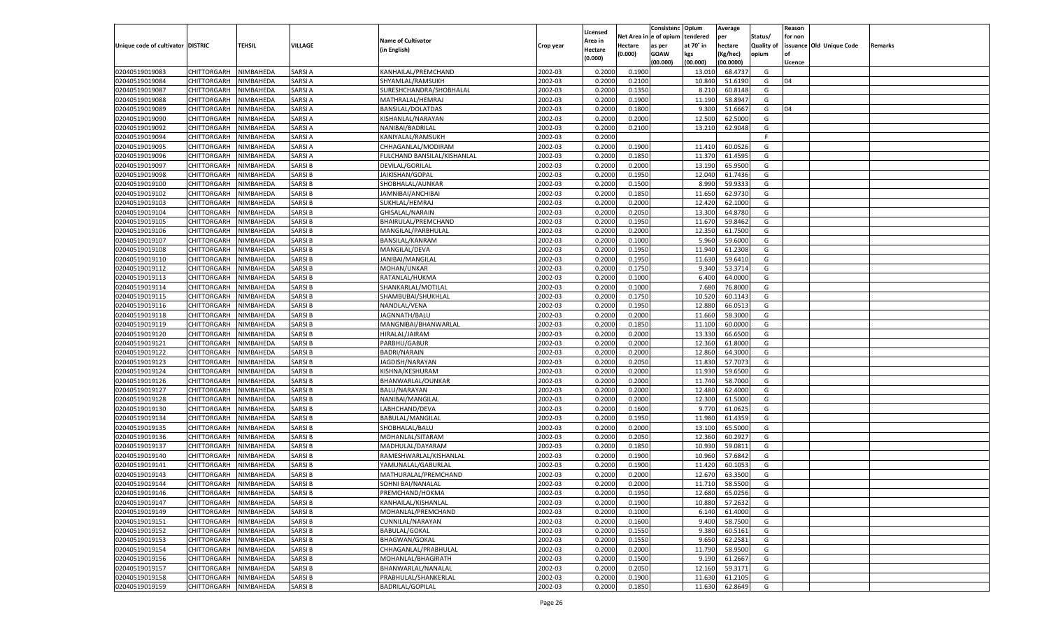| Unique code of cultivator | DISTRIC | TEHSIL | VILLAGE | Name of Cultivator (in English) | Crop year | Licensed Area in Hectare (0.000) | Net Area in Hectare (0.000) | Consistenc e of opium as per GOAW (00.000) | Opium tendered at 70° in kgs (00.000) | Average per hectare (Kg/hec) (00.0000) | Status/ Quality of opium | Reason for non issuance of Licence | Old Unique Code | Remarks |
|---|---|---|---|---|---|---|---|---|---|---|---|---|---|---|
| 02040519019083 | CHITTORGARH | NIMBAHEDA | SARSI A | KANHAILAL/PREMCHAND | 2002-03 | 0.2000 | 0.1900 | | 13.010 | 68.4737 | G | | | |
| 02040519019084 | CHITTORGARH | NIMBAHEDA | SARSI A | SHYAMLAL/RAMSUKH | 2002-03 | 0.2000 | 0.2100 | | 10.840 | 51.6190 | G | 04 | | |
| 02040519019087 | CHITTORGARH | NIMBAHEDA | SARSI A | SURESHCHANDRA/SHOBHALAL | 2002-03 | 0.2000 | 0.1350 | | 8.210 | 60.8148 | G | | | |
| 02040519019088 | CHITTORGARH | NIMBAHEDA | SARSI A | MATHRALAL/HEMRAJ | 2002-03 | 0.2000 | 0.1900 | | 11.190 | 58.8947 | G | | | |
| 02040519019089 | CHITTORGARH | NIMBAHEDA | SARSI A | BANSILAL/DOLATDAS | 2002-03 | 0.2000 | 0.1800 | | 9.300 | 51.6667 | G | 04 | | |
| 02040519019090 | CHITTORGARH | NIMBAHEDA | SARSI A | KISHANLAL/NARAYAN | 2002-03 | 0.2000 | 0.2000 | | 12.500 | 62.5000 | G | | | |
| 02040519019092 | CHITTORGARH | NIMBAHEDA | SARSI A | NANIBAI/BADRILAL | 2002-03 | 0.2000 | 0.2100 | | 13.210 | 62.9048 | G | | | |
| 02040519019094 | CHITTORGARH | NIMBAHEDA | SARSI A | KANIYALAL/RAMSUKH | 2002-03 | 0.2000 | | | | | F | | | |
| 02040519019095 | CHITTORGARH | NIMBAHEDA | SARSI A | CHHAGANLAL/MODIRAM | 2002-03 | 0.2000 | 0.1900 | | 11.410 | 60.0526 | G | | | |
| 02040519019096 | CHITTORGARH | NIMBAHEDA | SARSI A | FULCHAND BANSILAL/KISHANLAL | 2002-03 | 0.2000 | 0.1850 | | 11.370 | 61.4595 | G | | | |
| 02040519019097 | CHITTORGARH | NIMBAHEDA | SARSI B | DEVILAL/GORILAL | 2002-03 | 0.2000 | 0.2000 | | 13.190 | 65.9500 | G | | | |
| 02040519019098 | CHITTORGARH | NIMBAHEDA | SARSI B | JAIKISHAN/GOPAL | 2002-03 | 0.2000 | 0.1950 | | 12.040 | 61.7436 | G | | | |
| 02040519019100 | CHITTORGARH | NIMBAHEDA | SARSI B | SHOBHALAL/AUNKAR | 2002-03 | 0.2000 | 0.1500 | | 8.990 | 59.9333 | G | | | |
| 02040519019102 | CHITTORGARH | NIMBAHEDA | SARSI B | JAMNIBAI/ANCHIBAI | 2002-03 | 0.2000 | 0.1850 | | 11.650 | 62.9730 | G | | | |
| 02040519019103 | CHITTORGARH | NIMBAHEDA | SARSI B | SUKHLAL/HEMRAJ | 2002-03 | 0.2000 | 0.2000 | | 12.420 | 62.1000 | G | | | |
| 02040519019104 | CHITTORGARH | NIMBAHEDA | SARSI B | GHISALAL/NARAIN | 2002-03 | 0.2000 | 0.2050 | | 13.300 | 64.8780 | G | | | |
| 02040519019105 | CHITTORGARH | NIMBAHEDA | SARSI B | BHAIRULAL/PREMCHAND | 2002-03 | 0.2000 | 0.1950 | | 11.670 | 59.8462 | G | | | |
| 02040519019106 | CHITTORGARH | NIMBAHEDA | SARSI B | MANGILAL/PARBHULAL | 2002-03 | 0.2000 | 0.2000 | | 12.350 | 61.7500 | G | | | |
| 02040519019107 | CHITTORGARH | NIMBAHEDA | SARSI B | BANSILAL/KANRAM | 2002-03 | 0.2000 | 0.1000 | | 5.960 | 59.6000 | G | | | |
| 02040519019108 | CHITTORGARH | NIMBAHEDA | SARSI B | MANGILAL/DEVA | 2002-03 | 0.2000 | 0.1950 | | 11.940 | 61.2308 | G | | | |
| 02040519019110 | CHITTORGARH | NIMBAHEDA | SARSI B | JANIBAI/MANGILAL | 2002-03 | 0.2000 | 0.1950 | | 11.630 | 59.6410 | G | | | |
| 02040519019112 | CHITTORGARH | NIMBAHEDA | SARSI B | MOHAN/UNKAR | 2002-03 | 0.2000 | 0.1750 | | 9.340 | 53.3714 | G | | | |
| 02040519019113 | CHITTORGARH | NIMBAHEDA | SARSI B | RATANLAL/HUKMA | 2002-03 | 0.2000 | 0.1000 | | 6.400 | 64.0000 | G | | | |
| 02040519019114 | CHITTORGARH | NIMBAHEDA | SARSI B | SHANKARLAL/MOTILAL | 2002-03 | 0.2000 | 0.1000 | | 7.680 | 76.8000 | G | | | |
| 02040519019115 | CHITTORGARH | NIMBAHEDA | SARSI B | SHAMBUBAI/SHUKHLAL | 2002-03 | 0.2000 | 0.1750 | | 10.520 | 60.1143 | G | | | |
| 02040519019116 | CHITTORGARH | NIMBAHEDA | SARSI B | NANDLAL/VENA | 2002-03 | 0.2000 | 0.1950 | | 12.880 | 66.0513 | G | | | |
| 02040519019118 | CHITTORGARH | NIMBAHEDA | SARSI B | JAGNNATH/BALU | 2002-03 | 0.2000 | 0.2000 | | 11.660 | 58.3000 | G | | | |
| 02040519019119 | CHITTORGARH | NIMBAHEDA | SARSI B | MANGNIBAI/BHANWARLAL | 2002-03 | 0.2000 | 0.1850 | | 11.100 | 60.0000 | G | | | |
| 02040519019120 | CHITTORGARH | NIMBAHEDA | SARSI B | HIRALAL/JAIRAM | 2002-03 | 0.2000 | 0.2000 | | 13.330 | 66.6500 | G | | | |
| 02040519019121 | CHITTORGARH | NIMBAHEDA | SARSI B | PARBHU/GABUR | 2002-03 | 0.2000 | 0.2000 | | 12.360 | 61.8000 | G | | | |
| 02040519019122 | CHITTORGARH | NIMBAHEDA | SARSI B | BADRI/NARAIN | 2002-03 | 0.2000 | 0.2000 | | 12.860 | 64.3000 | G | | | |
| 02040519019123 | CHITTORGARH | NIMBAHEDA | SARSI B | JAGDISH/NARAYAN | 2002-03 | 0.2000 | 0.2050 | | 11.830 | 57.7073 | G | | | |
| 02040519019124 | CHITTORGARH | NIMBAHEDA | SARSI B | KISHNA/KESHURAM | 2002-03 | 0.2000 | 0.2000 | | 11.930 | 59.6500 | G | | | |
| 02040519019126 | CHITTORGARH | NIMBAHEDA | SARSI B | BHANWARLAL/OUNKAR | 2002-03 | 0.2000 | 0.2000 | | 11.740 | 58.7000 | G | | | |
| 02040519019127 | CHITTORGARH | NIMBAHEDA | SARSI B | BALU/NARAYAN | 2002-03 | 0.2000 | 0.2000 | | 12.480 | 62.4000 | G | | | |
| 02040519019128 | CHITTORGARH | NIMBAHEDA | SARSI B | NANIBAI/MANGILAL | 2002-03 | 0.2000 | 0.2000 | | 12.300 | 61.5000 | G | | | |
| 02040519019130 | CHITTORGARH | NIMBAHEDA | SARSI B | LABHCHAND/DEVA | 2002-03 | 0.2000 | 0.1600 | | 9.770 | 61.0625 | G | | | |
| 02040519019134 | CHITTORGARH | NIMBAHEDA | SARSI B | BABULAL/MANGILAL | 2002-03 | 0.2000 | 0.1950 | | 11.980 | 61.4359 | G | | | |
| 02040519019135 | CHITTORGARH | NIMBAHEDA | SARSI B | SHOBHALAL/BALU | 2002-03 | 0.2000 | 0.2000 | | 13.100 | 65.5000 | G | | | |
| 02040519019136 | CHITTORGARH | NIMBAHEDA | SARSI B | MOHANLAL/SITARAM | 2002-03 | 0.2000 | 0.2050 | | 12.360 | 60.2927 | G | | | |
| 02040519019137 | CHITTORGARH | NIMBAHEDA | SARSI B | MADHULAL/DAYARAM | 2002-03 | 0.2000 | 0.1850 | | 10.930 | 59.0811 | G | | | |
| 02040519019140 | CHITTORGARH | NIMBAHEDA | SARSI B | RAMESHWARLAL/KISHANLAL | 2002-03 | 0.2000 | 0.1900 | | 10.960 | 57.6842 | G | | | |
| 02040519019141 | CHITTORGARH | NIMBAHEDA | SARSI B | YAMUNALAL/GABURLAL | 2002-03 | 0.2000 | 0.1900 | | 11.420 | 60.1053 | G | | | |
| 02040519019143 | CHITTORGARH | NIMBAHEDA | SARSI B | MATHURALAL/PREMCHAND | 2002-03 | 0.2000 | 0.2000 | | 12.670 | 63.3500 | G | | | |
| 02040519019144 | CHITTORGARH | NIMBAHEDA | SARSI B | SOHNI BAI/NANALAL | 2002-03 | 0.2000 | 0.2000 | | 11.710 | 58.5500 | G | | | |
| 02040519019146 | CHITTORGARH | NIMBAHEDA | SARSI B | PREMCHAND/HOKMA | 2002-03 | 0.2000 | 0.1950 | | 12.680 | 65.0256 | G | | | |
| 02040519019147 | CHITTORGARH | NIMBAHEDA | SARSI B | KANHAILAL/KISHANLAL | 2002-03 | 0.2000 | 0.1900 | | 10.880 | 57.2632 | G | | | |
| 02040519019149 | CHITTORGARH | NIMBAHEDA | SARSI B | MOHANLAL/PREMCHAND | 2002-03 | 0.2000 | 0.1000 | | 6.140 | 61.4000 | G | | | |
| 02040519019151 | CHITTORGARH | NIMBAHEDA | SARSI B | CUNNILAL/NARAYAN | 2002-03 | 0.2000 | 0.1600 | | 9.400 | 58.7500 | G | | | |
| 02040519019152 | CHITTORGARH | NIMBAHEDA | SARSI B | BABULAL/GOKAL | 2002-03 | 0.2000 | 0.1550 | | 9.380 | 60.5161 | G | | | |
| 02040519019153 | CHITTORGARH | NIMBAHEDA | SARSI B | BHAGWAN/GOKAL | 2002-03 | 0.2000 | 0.1550 | | 9.650 | 62.2581 | G | | | |
| 02040519019154 | CHITTORGARH | NIMBAHEDA | SARSI B | CHHAGANLAL/PRABHULAL | 2002-03 | 0.2000 | 0.2000 | | 11.790 | 58.9500 | G | | | |
| 02040519019156 | CHITTORGARH | NIMBAHEDA | SARSI B | MOHANLAL/BHAGIRATH | 2002-03 | 0.2000 | 0.1500 | | 9.190 | 61.2667 | G | | | |
| 02040519019157 | CHITTORGARH | NIMBAHEDA | SARSI B | BHANWARLAL/NANALAL | 2002-03 | 0.2000 | 0.2050 | | 12.160 | 59.3171 | G | | | |
| 02040519019158 | CHITTORGARH | NIMBAHEDA | SARSI B | PRABHULAL/SHANKERLAL | 2002-03 | 0.2000 | 0.1900 | | 11.630 | 61.2105 | G | | | |
| 02040519019159 | CHITTORGARH | NIMBAHEDA | SARSI B | BADRILAL/GOPILAL | 2002-03 | 0.2000 | 0.1850 | | 11.630 | 62.8649 | G | | | |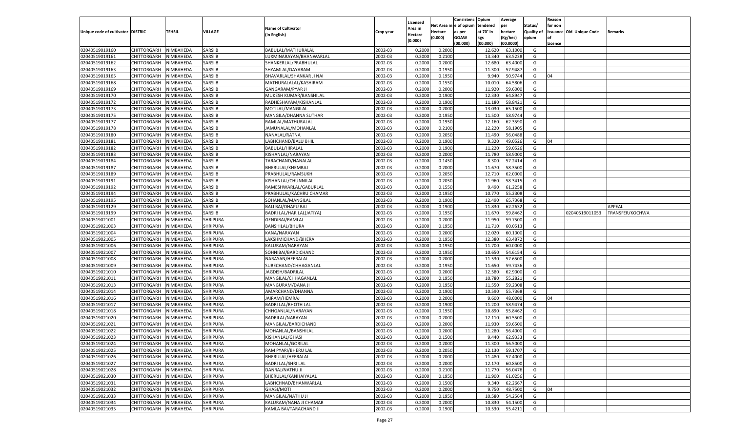| Unique code of cultivator | DISTRIC | TEHSIL | VILLAGE | Name of Cultivator (in English) | Crop year | Licensed Area in Hectare (0.000) | Net Area in Hectare (0.000) | Consistenc e of opium as per GOAW (00.000) | Opium tendered at 70° in kgs (00.000) | Average per hectare (Kg/hec) (00.0000) | Status/ Quality of opium | Reason for non issuance of Licence | Old Unique Code | Remarks |
|---|---|---|---|---|---|---|---|---|---|---|---|---|---|---|
| 02040519019160 | CHITTORGARH | NIMBAHEDA | SARSI B | BABULAL/MATHURALAL | 2002-03 | 0.2000 | 0.2000 | | 12.620 | 63.1000 | G | | | |
| 02040519019161 | CHITTORGARH | NIMBAHEDA | SARSI B | LUXMINARAYAN/BHANWARLAL | 2002-03 | 0.2000 | 0.2100 | | 13.340 | 63.5238 | G | | | |
| 02040519019162 | CHITTORGARH | NIMBAHEDA | SARSI B | SHANKERLAL/PRABHULAL | 2002-03 | 0.2000 | 0.2000 | | 12.680 | 63.4000 | G | | | |
| 02040519019163 | CHITTORGARH | NIMBAHEDA | SARSI B | SHYAMLAL/DAYARAM | 2002-03 | 0.2000 | 0.1950 | | 11.300 | 57.9487 | G | | | |
| 02040519019165 | CHITTORGARH | NIMBAHEDA | SARSI B | BHAVARLAL/SHANKAR JI NAI | 2002-03 | 0.2000 | 0.1950 | | 9.940 | 50.9744 | G | 04 | | |
| 02040519019168 | CHITTORGARH | NIMBAHEDA | SARSI B | MATHURALALAL/KASHIRAM | 2002-03 | 0.2000 | 0.1550 | | 10.010 | 64.5806 | G | | | |
| 02040519019169 | CHITTORGARH | NIMBAHEDA | SARSI B | GANGARAM/PYAR JI | 2002-03 | 0.2000 | 0.2000 | | 11.920 | 59.6000 | G | | | |
| 02040519019170 | CHITTORGARH | NIMBAHEDA | SARSI B | MUKESH KUMAR/BANSHILAL | 2002-03 | 0.2000 | 0.1900 | | 12.330 | 64.8947 | G | | | |
| 02040519019172 | CHITTORGARH | NIMBAHEDA | SARSI B | RADHESHAYAM/KISHANLAL | 2002-03 | 0.2000 | 0.1900 | | 11.180 | 58.8421 | G | | | |
| 02040519019173 | CHITTORGARH | NIMBAHEDA | SARSI B | MOTILAL/MANGILAL | 2002-03 | 0.2000 | 0.2000 | | 13.030 | 65.1500 | G | | | |
| 02040519019175 | CHITTORGARH | NIMBAHEDA | SARSI B | MANGILA/DHANNA SUTHAR | 2002-03 | 0.2000 | 0.1950 | | 11.500 | 58.9744 | G | | | |
| 02040519019177 | CHITTORGARH | NIMBAHEDA | SARSI B | RAMLAL/MATHURALAL | 2002-03 | 0.2000 | 0.1950 | | 12.160 | 62.3590 | G | | | |
| 02040519019178 | CHITTORGARH | NIMBAHEDA | SARSI B | JAMUNALAL/MOHANLAL | 2002-03 | 0.2000 | 0.2100 | | 12.220 | 58.1905 | G | | | |
| 02040519019180 | CHITTORGARH | NIMBAHEDA | SARSI B | NANALAL/RATNA | 2002-03 | 0.2000 | 0.2050 | | 11.490 | 56.0488 | G | | | |
| 02040519019181 | CHITTORGARH | NIMBAHEDA | SARSI B | LABHCHAND/BALU BHIL | 2002-03 | 0.2000 | 0.1900 | | 9.320 | 49.0526 | G | 04 | | |
| 02040519019182 | CHITTORGARH | NIMBAHEDA | SARSI B | BABULAL/HIRALAL | 2002-03 | 0.2000 | 0.1900 | | 11.220 | 59.0526 | G | | | |
| 02040519019183 | CHITTORGARH | NIMBAHEDA | SARSI B | KISHANLAL/NARAYAN | 2002-03 | 0.2000 | 0.2000 | | 11.780 | 58.9000 | G | | | |
| 02040519019184 | CHITTORGARH | NIMBAHEDA | SARSI B | TARACHAND/NANALAL | 2002-03 | 0.2000 | 0.1450 | | 8.300 | 57.2414 | G | | | |
| 02040519019187 | CHITTORGARH | NIMBAHEDA | SARSI B | BHERULAL/KHEMRAJ | 2002-03 | 0.2000 | 0.2000 | | 11.670 | 58.3500 | G | | | |
| 02040519019189 | CHITTORGARH | NIMBAHEDA | SARSI B | PRABHULAL/RAMSUKH | 2002-03 | 0.2000 | 0.2050 | | 12.710 | 62.0000 | G | | | |
| 02040519019191 | CHITTORGARH | NIMBAHEDA | SARSI B | KISHANLAL/CHUNNILAL | 2002-03 | 0.2000 | 0.2050 | | 11.960 | 58.3415 | G | | | |
| 02040519019192 | CHITTORGARH | NIMBAHEDA | SARSI B | RAMESHWARLAL/GABURLAL | 2002-03 | 0.2000 | 0.1550 | | 9.490 | 61.2258 | G | | | |
| 02040519019194 | CHITTORGARH | NIMBAHEDA | SARSI B | PRABHULAL/KACHRU CHAMAR | 2002-03 | 0.2000 | 0.1950 | | 10.770 | 55.2308 | G | | | |
| 02040519019195 | CHITTORGARH | NIMBAHEDA | SARSI B | SOHANLAL/MANGILAL | 2002-03 | 0.2000 | 0.1900 | | 12.490 | 65.7368 | G | | | |
| 02040519019129 | CHITTORGARH | NIMBAHEDA | SARSI B | BALI BAI/DHAPU BAI | 2002-03 | 0.2000 | 0.1900 | | 11.830 | 62.2632 | G | | | APPEAL |
| 02040519019199 | CHITTORGARH | NIMBAHEDA | SARSI B | BADRI LAL/HAR LAL(JATIYA) | 2002-03 | 0.2000 | 0.1950 | | 11.670 | 59.8462 | G | | 02040519011053 | TRANSFER/KOCHWA |
| 02040519021001 | CHITTORGARH | NIMBAHEDA | SHRIPURA | GENDIBAI/RAMLAL | 2002-03 | 0.2000 | 0.2000 | | 11.950 | 59.7500 | G | | | |
| 02040519021003 | CHITTORGARH | NIMBAHEDA | SHRIPURA | BANSHILAL/BHURA | 2002-03 | 0.2000 | 0.1950 | | 11.710 | 60.0513 | G | | | |
| 02040519021004 | CHITTORGARH | NIMBAHEDA | SHRIPURA | KANA/NARAYAN | 2002-03 | 0.2000 | 0.2000 | | 12.020 | 60.1000 | G | | | |
| 02040519021005 | CHITTORGARH | NIMBAHEDA | SHRIPURA | LAKSHMICHAND/BHERA | 2002-03 | 0.2000 | 0.1950 | | 12.380 | 63.4872 | G | | | |
| 02040519021006 | CHITTORGARH | NIMBAHEDA | SHRIPURA | KALURAM/NARAYAN | 2002-03 | 0.2000 | 0.1950 | | 11.700 | 60.0000 | G | | | |
| 02040519021007 | CHITTORGARH | NIMBAHEDA | SHRIPURA | SOHNIBAI/BARDICHAND | 2002-03 | 0.2000 | 0.1950 | | 10.650 | 54.6154 | G | | | |
| 02040519021008 | CHITTORGARH | NIMBAHEDA | SHRIPURA | NARAYAN/HEERALAL | 2002-03 | 0.2000 | 0.2000 | | 11.530 | 57.6500 | G | | | |
| 02040519021009 | CHITTORGARH | NIMBAHEDA | SHRIPURA | SURECHAND/CHHAGANLAL | 2002-03 | 0.2000 | 0.1950 | | 11.650 | 59.7436 | G | | | |
| 02040519021010 | CHITTORGARH | NIMBAHEDA | SHRIPURA | JAGDISH/BADRILAL | 2002-03 | 0.2000 | 0.2000 | | 12.580 | 62.9000 | G | | | |
| 02040519021011 | CHITTORGARH | NIMBAHEDA | SHRIPURA | MANGILAL/CHHAGANLAL | 2002-03 | 0.2000 | 0.1950 | | 10.780 | 55.2821 | G | | | |
| 02040519021013 | CHITTORGARH | NIMBAHEDA | SHRIPURA | MANGURAM/DANA JI | 2002-03 | 0.2000 | 0.1950 | | 11.550 | 59.2308 | G | | | |
| 02040519021014 | CHITTORGARH | NIMBAHEDA | SHRIPURA | AMARCHAND/DHANNA | 2002-03 | 0.2000 | 0.1900 | | 10.590 | 55.7368 | G | | | |
| 02040519021016 | CHITTORGARH | NIMBAHEDA | SHRIPURA | JAIRAM/HEMRAJ | 2002-03 | 0.2000 | 0.2000 | | 9.600 | 48.0000 | G | 04 | | |
| 02040519021017 | CHITTORGARH | NIMBAHEDA | SHRIPURA | BADRI LAL/BHOTH LAL | 2002-03 | 0.2000 | 0.1900 | | 11.200 | 58.9474 | G | | | |
| 02040519021018 | CHITTORGARH | NIMBAHEDA | SHRIPURA | CHHGANLAL/NARAYAN | 2002-03 | 0.2000 | 0.1950 | | 10.890 | 55.8462 | G | | | |
| 02040519021020 | CHITTORGARH | NIMBAHEDA | SHRIPURA | BADRILAL/NARAYAN | 2002-03 | 0.2000 | 0.2000 | | 12.110 | 60.5500 | G | | | |
| 02040519021021 | CHITTORGARH | NIMBAHEDA | SHRIPURA | MANGILAL/BARDICHAND | 2002-03 | 0.2000 | 0.2000 | | 11.930 | 59.6500 | G | | | |
| 02040519021022 | CHITTORGARH | NIMBAHEDA | SHRIPURA | MOHANLAL/BANSHILAL | 2002-03 | 0.2000 | 0.2000 | | 11.280 | 56.4000 | G | | | |
| 02040519021023 | CHITTORGARH | NIMBAHEDA | SHRIPURA | KISHANLAL/GHASI | 2002-03 | 0.2000 | 0.1500 | | 9.440 | 62.9333 | G | | | |
| 02040519021024 | CHITTORGARH | NIMBAHEDA | SHRIPURA | MOHANLAL/GORILAL | 2002-03 | 0.2000 | 0.2000 | | 11.300 | 56.5000 | G | | | |
| 02040519021025 | CHITTORGARH | NIMBAHEDA | SHRIPURA | RAM PYARI/BHERU LAL | 2002-03 | 0.2000 | 0.2050 | | 12.130 | 59.1707 | G | | | |
| 02040519021026 | CHITTORGARH | NIMBAHEDA | SHRIPURA | BHERULAL/HEERALAL | 2002-03 | 0.2000 | 0.2000 | | 11.480 | 57.4000 | G | | | |
| 02040519021027 | CHITTORGARH | NIMBAHEDA | SHRIPURA | BADRI LAL/SHRI LAL | 2002-03 | 0.2000 | 0.2000 | | 12.170 | 60.8500 | G | | | |
| 02040519021028 | CHITTORGARH | NIMBAHEDA | SHRIPURA | DANRAJ/NATHU JI | 2002-03 | 0.2000 | 0.2100 | | 11.770 | 56.0476 | G | | | |
| 02040519021030 | CHITTORGARH | NIMBAHEDA | SHRIPURA | BHERULAL/KANHAIYALAL | 2002-03 | 0.2000 | 0.1950 | | 11.900 | 61.0256 | G | | | |
| 02040519021031 | CHITTORGARH | NIMBAHEDA | SHRIPURA | LABHCHNAD/BHANWARLAL | 2002-03 | 0.2000 | 0.1500 | | 9.340 | 62.2667 | G | | | |
| 02040519021032 | CHITTORGARH | NIMBAHEDA | SHRIPURA | GHASI/MOTI | 2002-03 | 0.2000 | 0.2000 | | 9.750 | 48.7500 | G | 04 | | |
| 02040519021033 | CHITTORGARH | NIMBAHEDA | SHRIPURA | MANGILAL/NATHU JI | 2002-03 | 0.2000 | 0.1950 | | 10.580 | 54.2564 | G | | | |
| 02040519021034 | CHITTORGARH | NIMBAHEDA | SHRIPURA | KALURAM/NANA JI CHAMAR | 2002-03 | 0.2000 | 0.2000 | | 10.830 | 54.1500 | G | | | |
| 02040519021035 | CHITTORGARH | NIMBAHEDA | SHRIPURA | KAMLA BAI/TARACHAND JI | 2002-03 | 0.2000 | 0.1900 | | 10.530 | 55.4211 | G | | | |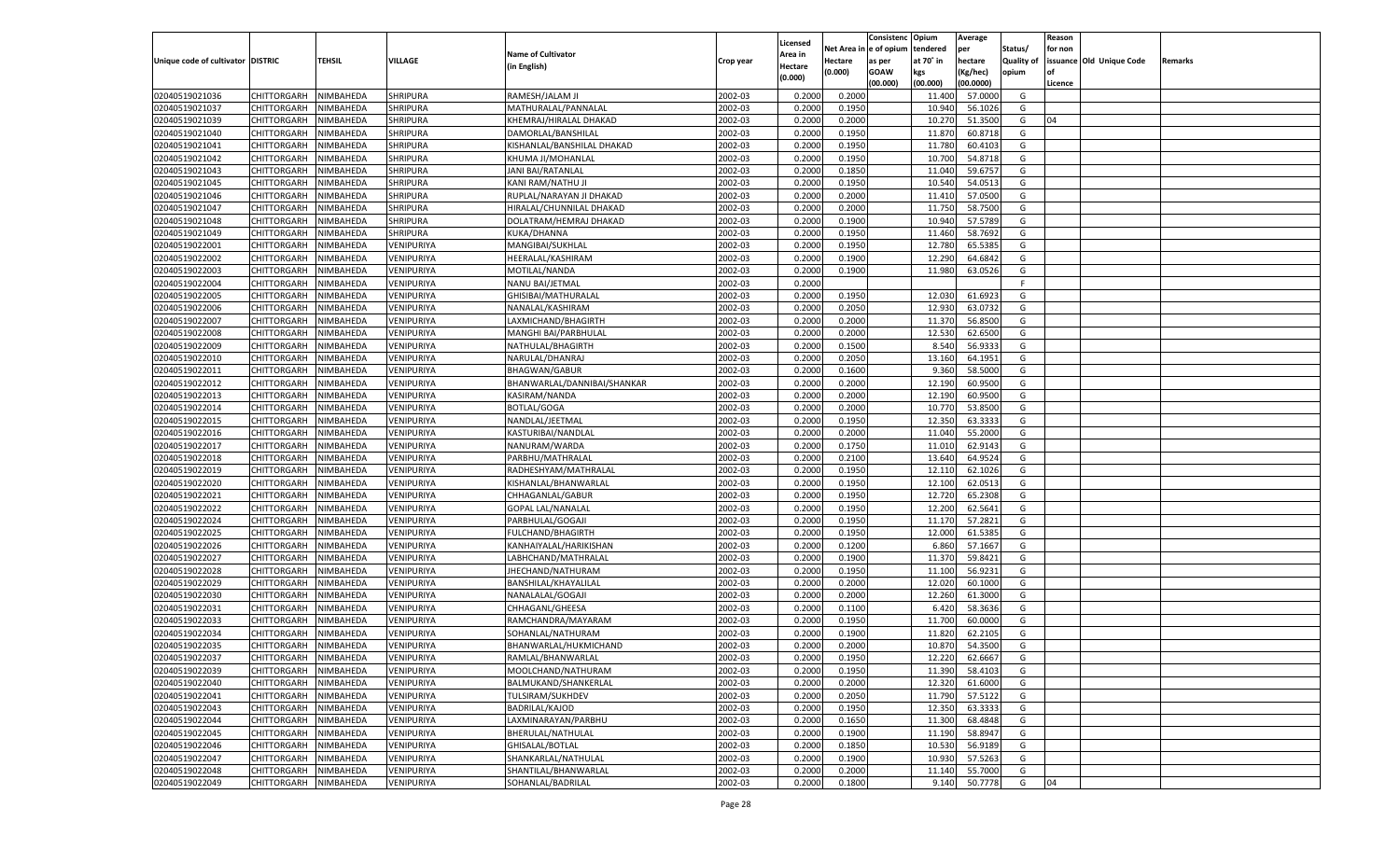| Unique code of cultivator | DISTRIC | TEHSIL | VILLAGE | Name of Cultivator (in English) | Crop year | Licensed Area in Hectare (0.000) | Net Area in Hectare (0.000) | Consistenc e of opium as per GOAW (00.000) | Opium tendered at 70° in kgs (00.000) | Average per hectare (Kg/hec) (00.0000) | Status/ Quality of opium | Reason for non issuance of Licence | Old Unique Code | Remarks |
|---|---|---|---|---|---|---|---|---|---|---|---|---|---|---|
| 02040519021036 | CHITTORGARH | NIMBAHEDA | SHRIPURA | RAMESH/JALAM JI | 2002-03 | 0.2000 | 0.2000 | | 11.400 | 57.0000 | G | | | |
| 02040519021037 | CHITTORGARH | NIMBAHEDA | SHRIPURA | MATHURALAL/PANNALAL | 2002-03 | 0.2000 | 0.1950 | | 10.940 | 56.1026 | G | | | |
| 02040519021039 | CHITTORGARH | NIMBAHEDA | SHRIPURA | KHEMRAJ/HIRALAL DHAKAD | 2002-03 | 0.2000 | 0.2000 | | 10.270 | 51.3500 | G | 04 | | |
| 02040519021040 | CHITTORGARH | NIMBAHEDA | SHRIPURA | DAMORLAL/BANSHILAL | 2002-03 | 0.2000 | 0.1950 | | 11.870 | 60.8718 | G | | | |
| 02040519021041 | CHITTORGARH | NIMBAHEDA | SHRIPURA | KISHANLAL/BANSHILAL DHAKAD | 2002-03 | 0.2000 | 0.1950 | | 11.780 | 60.4103 | G | | | |
| 02040519021042 | CHITTORGARH | NIMBAHEDA | SHRIPURA | KHUMA JI/MOHANLAL | 2002-03 | 0.2000 | 0.1950 | | 10.700 | 54.8718 | G | | | |
| 02040519021043 | CHITTORGARH | NIMBAHEDA | SHRIPURA | JANI BAI/RATANLAL | 2002-03 | 0.2000 | 0.1850 | | 11.040 | 59.6757 | G | | | |
| 02040519021045 | CHITTORGARH | NIMBAHEDA | SHRIPURA | KANI RAM/NATHU JI | 2002-03 | 0.2000 | 0.1950 | | 10.540 | 54.0513 | G | | | |
| 02040519021046 | CHITTORGARH | NIMBAHEDA | SHRIPURA | RUPLAL/NARAYAN JI DHAKAD | 2002-03 | 0.2000 | 0.2000 | | 11.410 | 57.0500 | G | | | |
| 02040519021047 | CHITTORGARH | NIMBAHEDA | SHRIPURA | HIRALAL/CHUNNILAL DHAKAD | 2002-03 | 0.2000 | 0.2000 | | 11.750 | 58.7500 | G | | | |
| 02040519021048 | CHITTORGARH | NIMBAHEDA | SHRIPURA | DOLATRAM/HEMRAJ DHAKAD | 2002-03 | 0.2000 | 0.1900 | | 10.940 | 57.5789 | G | | | |
| 02040519021049 | CHITTORGARH | NIMBAHEDA | SHRIPURA | KUKA/DHANNA | 2002-03 | 0.2000 | 0.1950 | | 11.460 | 58.7692 | G | | | |
| 02040519022001 | CHITTORGARH | NIMBAHEDA | VENIPURIYA | MANGIBAI/SUKHLAL | 2002-03 | 0.2000 | 0.1950 | | 12.780 | 65.5385 | G | | | |
| 02040519022002 | CHITTORGARH | NIMBAHEDA | VENIPURIYA | HEERALAL/KASHIRAM | 2002-03 | 0.2000 | 0.1900 | | 12.290 | 64.6842 | G | | | |
| 02040519022003 | CHITTORGARH | NIMBAHEDA | VENIPURIYA | MOTILAL/NANDA | 2002-03 | 0.2000 | 0.1900 | | 11.980 | 63.0526 | G | | | |
| 02040519022004 | CHITTORGARH | NIMBAHEDA | VENIPURIYA | NANU BAI/JETMAL | 2002-03 | 0.2000 | | | | | F | | | |
| 02040519022005 | CHITTORGARH | NIMBAHEDA | VENIPURIYA | GHISIBAI/MATHURALAL | 2002-03 | 0.2000 | 0.1950 | | 12.030 | 61.6923 | G | | | |
| 02040519022006 | CHITTORGARH | NIMBAHEDA | VENIPURIYA | NANALAL/KASHIRAM | 2002-03 | 0.2000 | 0.2050 | | 12.930 | 63.0732 | G | | | |
| 02040519022007 | CHITTORGARH | NIMBAHEDA | VENIPURIYA | LAXMICHAND/BHAGIRTH | 2002-03 | 0.2000 | 0.2000 | | 11.370 | 56.8500 | G | | | |
| 02040519022008 | CHITTORGARH | NIMBAHEDA | VENIPURIYA | MANGHI BAI/PARBHULAL | 2002-03 | 0.2000 | 0.2000 | | 12.530 | 62.6500 | G | | | |
| 02040519022009 | CHITTORGARH | NIMBAHEDA | VENIPURIYA | NATHULAL/BHAGIRTH | 2002-03 | 0.2000 | 0.1500 | | 8.540 | 56.9333 | G | | | |
| 02040519022010 | CHITTORGARH | NIMBAHEDA | VENIPURIYA | NARULAL/DHANRAJ | 2002-03 | 0.2000 | 0.2050 | | 13.160 | 64.1951 | G | | | |
| 02040519022011 | CHITTORGARH | NIMBAHEDA | VENIPURIYA | BHAGWAN/GABUR | 2002-03 | 0.2000 | 0.1600 | | 9.360 | 58.5000 | G | | | |
| 02040519022012 | CHITTORGARH | NIMBAHEDA | VENIPURIYA | BHANWARLAL/DANNIBAI/SHANKAR | 2002-03 | 0.2000 | 0.2000 | | 12.190 | 60.9500 | G | | | |
| 02040519022013 | CHITTORGARH | NIMBAHEDA | VENIPURIYA | KASIRAM/NANDA | 2002-03 | 0.2000 | 0.2000 | | 12.190 | 60.9500 | G | | | |
| 02040519022014 | CHITTORGARH | NIMBAHEDA | VENIPURIYA | BOTLAL/GOGA | 2002-03 | 0.2000 | 0.2000 | | 10.770 | 53.8500 | G | | | |
| 02040519022015 | CHITTORGARH | NIMBAHEDA | VENIPURIYA | NANDLAL/JEETMAL | 2002-03 | 0.2000 | 0.1950 | | 12.350 | 63.3333 | G | | | |
| 02040519022016 | CHITTORGARH | NIMBAHEDA | VENIPURIYA | KASTURIBAI/NANDLAL | 2002-03 | 0.2000 | 0.2000 | | 11.040 | 55.2000 | G | | | |
| 02040519022017 | CHITTORGARH | NIMBAHEDA | VENIPURIYA | NANURAM/WARDA | 2002-03 | 0.2000 | 0.1750 | | 11.010 | 62.9143 | G | | | |
| 02040519022018 | CHITTORGARH | NIMBAHEDA | VENIPURIYA | PARBHU/MATHRALAL | 2002-03 | 0.2000 | 0.2100 | | 13.640 | 64.9524 | G | | | |
| 02040519022019 | CHITTORGARH | NIMBAHEDA | VENIPURIYA | RADHESHYAM/MATHRALAL | 2002-03 | 0.2000 | 0.1950 | | 12.110 | 62.1026 | G | | | |
| 02040519022020 | CHITTORGARH | NIMBAHEDA | VENIPURIYA | KISHANLAL/BHANWARLAL | 2002-03 | 0.2000 | 0.1950 | | 12.100 | 62.0513 | G | | | |
| 02040519022021 | CHITTORGARH | NIMBAHEDA | VENIPURIYA | CHHAGANLAL/GABUR | 2002-03 | 0.2000 | 0.1950 | | 12.720 | 65.2308 | G | | | |
| 02040519022022 | CHITTORGARH | NIMBAHEDA | VENIPURIYA | GOPAL LAL/NANALAL | 2002-03 | 0.2000 | 0.1950 | | 12.200 | 62.5641 | G | | | |
| 02040519022024 | CHITTORGARH | NIMBAHEDA | VENIPURIYA | PARBHULAL/GOGAJI | 2002-03 | 0.2000 | 0.1950 | | 11.170 | 57.2821 | G | | | |
| 02040519022025 | CHITTORGARH | NIMBAHEDA | VENIPURIYA | FULCHAND/BHAGIRTH | 2002-03 | 0.2000 | 0.1950 | | 12.000 | 61.5385 | G | | | |
| 02040519022026 | CHITTORGARH | NIMBAHEDA | VENIPURIYA | KANHAIYALAL/HARIKISHAN | 2002-03 | 0.2000 | 0.1200 | | 6.860 | 57.1667 | G | | | |
| 02040519022027 | CHITTORGARH | NIMBAHEDA | VENIPURIYA | LABHCHAND/MATHRALAL | 2002-03 | 0.2000 | 0.1900 | | 11.370 | 59.8421 | G | | | |
| 02040519022028 | CHITTORGARH | NIMBAHEDA | VENIPURIYA | JHECHAND/NATHURAM | 2002-03 | 0.2000 | 0.1950 | | 11.100 | 56.9231 | G | | | |
| 02040519022029 | CHITTORGARH | NIMBAHEDA | VENIPURIYA | BANSHILAL/KHAYALILAL | 2002-03 | 0.2000 | 0.2000 | | 12.020 | 60.1000 | G | | | |
| 02040519022030 | CHITTORGARH | NIMBAHEDA | VENIPURIYA | NANALALAL/GOGAJI | 2002-03 | 0.2000 | 0.2000 | | 12.260 | 61.3000 | G | | | |
| 02040519022031 | CHITTORGARH | NIMBAHEDA | VENIPURIYA | CHHAGANL/GHEESA | 2002-03 | 0.2000 | 0.1100 | | 6.420 | 58.3636 | G | | | |
| 02040519022033 | CHITTORGARH | NIMBAHEDA | VENIPURIYA | RAMCHANDRA/MAYARAM | 2002-03 | 0.2000 | 0.1950 | | 11.700 | 60.0000 | G | | | |
| 02040519022034 | CHITTORGARH | NIMBAHEDA | VENIPURIYA | SOHANLAL/NATHURAM | 2002-03 | 0.2000 | 0.1900 | | 11.820 | 62.2105 | G | | | |
| 02040519022035 | CHITTORGARH | NIMBAHEDA | VENIPURIYA | BHANWARLAL/HUKMICHAND | 2002-03 | 0.2000 | 0.2000 | | 10.870 | 54.3500 | G | | | |
| 02040519022037 | CHITTORGARH | NIMBAHEDA | VENIPURIYA | RAMLAL/BHANWARLAL | 2002-03 | 0.2000 | 0.1950 | | 12.220 | 62.6667 | G | | | |
| 02040519022039 | CHITTORGARH | NIMBAHEDA | VENIPURIYA | MOOLCHAND/NATHURAM | 2002-03 | 0.2000 | 0.1950 | | 11.390 | 58.4103 | G | | | |
| 02040519022040 | CHITTORGARH | NIMBAHEDA | VENIPURIYA | BALMUKAND/SHANKERLAL | 2002-03 | 0.2000 | 0.2000 | | 12.320 | 61.6000 | G | | | |
| 02040519022041 | CHITTORGARH | NIMBAHEDA | VENIPURIYA | TULSIRAM/SUKHDEV | 2002-03 | 0.2000 | 0.2050 | | 11.790 | 57.5122 | G | | | |
| 02040519022043 | CHITTORGARH | NIMBAHEDA | VENIPURIYA | BADRILAL/KAJOD | 2002-03 | 0.2000 | 0.1950 | | 12.350 | 63.3333 | G | | | |
| 02040519022044 | CHITTORGARH | NIMBAHEDA | VENIPURIYA | LAXMINARAYAN/PARBHU | 2002-03 | 0.2000 | 0.1650 | | 11.300 | 68.4848 | G | | | |
| 02040519022045 | CHITTORGARH | NIMBAHEDA | VENIPURIYA | BHERULAL/NATHULAL | 2002-03 | 0.2000 | 0.1900 | | 11.190 | 58.8947 | G | | | |
| 02040519022046 | CHITTORGARH | NIMBAHEDA | VENIPURIYA | GHISALAL/BOTLAL | 2002-03 | 0.2000 | 0.1850 | | 10.530 | 56.9189 | G | | | |
| 02040519022047 | CHITTORGARH | NIMBAHEDA | VENIPURIYA | SHANKARLAL/NATHULAL | 2002-03 | 0.2000 | 0.1900 | | 10.930 | 57.5263 | G | | | |
| 02040519022048 | CHITTORGARH | NIMBAHEDA | VENIPURIYA | SHANTILAL/BHANWARLAL | 2002-03 | 0.2000 | 0.2000 | | 11.140 | 55.7000 | G | | | |
| 02040519022049 | CHITTORGARH | NIMBAHEDA | VENIPURIYA | SOHANLAL/BADRILAL | 2002-03 | 0.2000 | 0.1800 | | 9.140 | 50.7778 | G | 04 | | |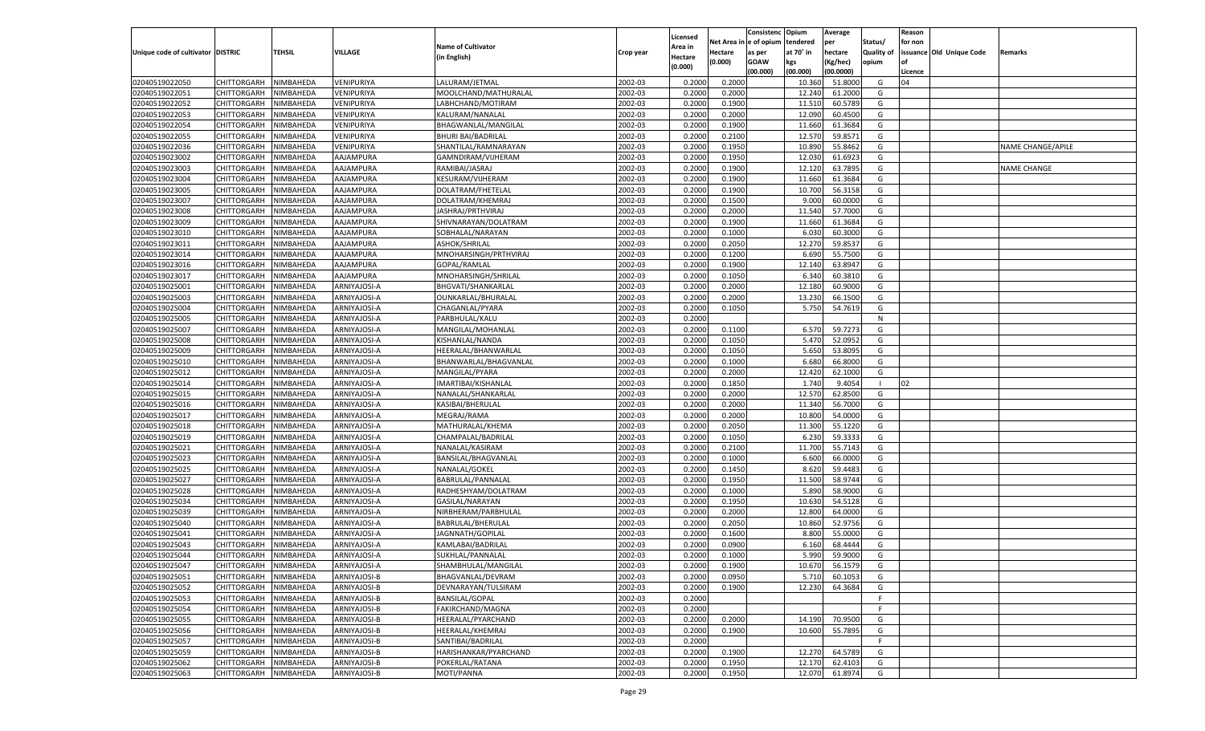| Unique code of cultivator | DISTRIC | TEHSIL | VILLAGE | Name of Cultivator (in English) | Crop year | Licensed Area in Hectare (0.000) | Net Area in Hectare (0.000) | Consistenc e of opium as per GOAW (00.000) | Opium tendered at 70˚ in kgs (00.000) | Average per hectare (Kg/hec) (00.0000) | Status/ Quality of opium | Reason for non issuance of Licence | Old Unique Code | Remarks |
|---|---|---|---|---|---|---|---|---|---|---|---|---|---|---|
| 02040519022050 | CHITTORGARH | NIMBAHEDA | VENIPURIYA | LALURAM/JETMAL | 2002-03 | 0.2000 | 0.2000 | | 10.360 | 51.8000 | G | 04 | | |
| 02040519022051 | CHITTORGARH | NIMBAHEDA | VENIPURIYA | MOOLCHAND/MATHURALAL | 2002-03 | 0.2000 | 0.2000 | | 12.240 | 61.2000 | G | | | |
| 02040519022052 | CHITTORGARH | NIMBAHEDA | VENIPURIYA | LABHCHAND/MOTIRAM | 2002-03 | 0.2000 | 0.1900 | | 11.510 | 60.5789 | G | | | |
| 02040519022053 | CHITTORGARH | NIMBAHEDA | VENIPURIYA | KALURAM/NANALAL | 2002-03 | 0.2000 | 0.2000 | | 12.090 | 60.4500 | G | | | |
| 02040519022054 | CHITTORGARH | NIMBAHEDA | VENIPURIYA | BHAGWANLAL/MANGILAL | 2002-03 | 0.2000 | 0.1900 | | 11.660 | 61.3684 | G | | | |
| 02040519022055 | CHITTORGARH | NIMBAHEDA | VENIPURIYA | BHURI BAI/BADRILAL | 2002-03 | 0.2000 | 0.2100 | | 12.570 | 59.8571 | G | | | |
| 02040519022036 | CHITTORGARH | NIMBAHEDA | VENIPURIYA | SHANTILAL/RAMNARAYAN | 2002-03 | 0.2000 | 0.1950 | | 10.890 | 55.8462 | G | | | NAME CHANGE/APILE |
| 02040519023002 | CHITTORGARH | NIMBAHEDA | AAJAMPURA | GAMNDIRAM/VIJHERAM | 2002-03 | 0.2000 | 0.1950 | | 12.030 | 61.6923 | G | | | |
| 02040519023003 | CHITTORGARH | NIMBAHEDA | AAJAMPURA | RAMIBAI/JASRAJ | 2002-03 | 0.2000 | 0.1900 | | 12.120 | 63.7895 | G | | | NAME CHANGE |
| 02040519023004 | CHITTORGARH | NIMBAHEDA | AAJAMPURA | KESURAM/VIJHERAM | 2002-03 | 0.2000 | 0.1900 | | 11.660 | 61.3684 | G | | | |
| 02040519023005 | CHITTORGARH | NIMBAHEDA | AAJAMPURA | DOLATRAM/FHETELAL | 2002-03 | 0.2000 | 0.1900 | | 10.700 | 56.3158 | G | | | |
| 02040519023007 | CHITTORGARH | NIMBAHEDA | AAJAMPURA | DOLATRAM/KHEMRAJ | 2002-03 | 0.2000 | 0.1500 | | 9.000 | 60.0000 | G | | | |
| 02040519023008 | CHITTORGARH | NIMBAHEDA | AAJAMPURA | JASHRAJ/PRTHVIRAJ | 2002-03 | 0.2000 | 0.2000 | | 11.540 | 57.7000 | G | | | |
| 02040519023009 | CHITTORGARH | NIMBAHEDA | AAJAMPURA | SHIVNARAYAN/DOLATRAM | 2002-03 | 0.2000 | 0.1900 | | 11.660 | 61.3684 | G | | | |
| 02040519023010 | CHITTORGARH | NIMBAHEDA | AAJAMPURA | SOBHALAL/NARAYAN | 2002-03 | 0.2000 | 0.1000 | | 6.030 | 60.3000 | G | | | |
| 02040519023011 | CHITTORGARH | NIMBAHEDA | AAJAMPURA | ASHOK/SHRILAL | 2002-03 | 0.2000 | 0.2050 | | 12.270 | 59.8537 | G | | | |
| 02040519023014 | CHITTORGARH | NIMBAHEDA | AAJAMPURA | MNOHARSINGH/PRTHVIRAJ | 2002-03 | 0.2000 | 0.1200 | | 6.690 | 55.7500 | G | | | |
| 02040519023016 | CHITTORGARH | NIMBAHEDA | AAJAMPURA | GOPAL/RAMLAL | 2002-03 | 0.2000 | 0.1900 | | 12.140 | 63.8947 | G | | | |
| 02040519023017 | CHITTORGARH | NIMBAHEDA | AAJAMPURA | MNOHARSINGH/SHRILAL | 2002-03 | 0.2000 | 0.1050 | | 6.340 | 60.3810 | G | | | |
| 02040519025001 | CHITTORGARH | NIMBAHEDA | ARNIYAJOSI-A | BHGVATI/SHANKARLAL | 2002-03 | 0.2000 | 0.2000 | | 12.180 | 60.9000 | G | | | |
| 02040519025003 | CHITTORGARH | NIMBAHEDA | ARNIYAJOSI-A | OUNKARLAL/BHURALAL | 2002-03 | 0.2000 | 0.2000 | | 13.230 | 66.1500 | G | | | |
| 02040519025004 | CHITTORGARH | NIMBAHEDA | ARNIYAJOSI-A | CHAGANLAL/PYARA | 2002-03 | 0.2000 | 0.1050 | | 5.750 | 54.7619 | G | | | |
| 02040519025005 | CHITTORGARH | NIMBAHEDA | ARNIYAJOSI-A | PARBHULAL/KALU | 2002-03 | 0.2000 | | | | | N | | | |
| 02040519025007 | CHITTORGARH | NIMBAHEDA | ARNIYAJOSI-A | MANGILAL/MOHANLAL | 2002-03 | 0.2000 | 0.1100 | | 6.570 | 59.7273 | G | | | |
| 02040519025008 | CHITTORGARH | NIMBAHEDA | ARNIYAJOSI-A | KISHANLAL/NANDA | 2002-03 | 0.2000 | 0.1050 | | 5.470 | 52.0952 | G | | | |
| 02040519025009 | CHITTORGARH | NIMBAHEDA | ARNIYAJOSI-A | HEERALAL/BHANWARLAL | 2002-03 | 0.2000 | 0.1050 | | 5.650 | 53.8095 | G | | | |
| 02040519025010 | CHITTORGARH | NIMBAHEDA | ARNIYAJOSI-A | BHANWARLAL/BHAGVANLAL | 2002-03 | 0.2000 | 0.1000 | | 6.680 | 66.8000 | G | | | |
| 02040519025012 | CHITTORGARH | NIMBAHEDA | ARNIYAJOSI-A | MANGILAL/PYARA | 2002-03 | 0.2000 | 0.2000 | | 12.420 | 62.1000 | G | | | |
| 02040519025014 | CHITTORGARH | NIMBAHEDA | ARNIYAJOSI-A | IMARTIBAI/KISHANLAL | 2002-03 | 0.2000 | 0.1850 | | 1.740 | 9.4054 | I | 02 | | |
| 02040519025015 | CHITTORGARH | NIMBAHEDA | ARNIYAJOSI-A | NANALAL/SHANKARLAL | 2002-03 | 0.2000 | 0.2000 | | 12.570 | 62.8500 | G | | | |
| 02040519025016 | CHITTORGARH | NIMBAHEDA | ARNIYAJOSI-A | KASIBAI/BHERULAL | 2002-03 | 0.2000 | 0.2000 | | 11.340 | 56.7000 | G | | | |
| 02040519025017 | CHITTORGARH | NIMBAHEDA | ARNIYAJOSI-A | MEGRAJ/RAMA | 2002-03 | 0.2000 | 0.2000 | | 10.800 | 54.0000 | G | | | |
| 02040519025018 | CHITTORGARH | NIMBAHEDA | ARNIYAJOSI-A | MATHURALAL/KHEMA | 2002-03 | 0.2000 | 0.2050 | | 11.300 | 55.1220 | G | | | |
| 02040519025019 | CHITTORGARH | NIMBAHEDA | ARNIYAJOSI-A | CHAMPALAL/BADRILAL | 2002-03 | 0.2000 | 0.1050 | | 6.230 | 59.3333 | G | | | |
| 02040519025021 | CHITTORGARH | NIMBAHEDA | ARNIYAJOSI-A | NANALAL/KASIRAM | 2002-03 | 0.2000 | 0.2100 | | 11.700 | 55.7143 | G | | | |
| 02040519025023 | CHITTORGARH | NIMBAHEDA | ARNIYAJOSI-A | BANSILAL/BHAGVANLAL | 2002-03 | 0.2000 | 0.1000 | | 6.600 | 66.0000 | G | | | |
| 02040519025025 | CHITTORGARH | NIMBAHEDA | ARNIYAJOSI-A | NANALAL/GOKEL | 2002-03 | 0.2000 | 0.1450 | | 8.620 | 59.4483 | G | | | |
| 02040519025027 | CHITTORGARH | NIMBAHEDA | ARNIYAJOSI-A | BABRULAL/PANNALAL | 2002-03 | 0.2000 | 0.1950 | | 11.500 | 58.9744 | G | | | |
| 02040519025028 | CHITTORGARH | NIMBAHEDA | ARNIYAJOSI-A | RADHESHYAM/DOLATRAM | 2002-03 | 0.2000 | 0.1000 | | 5.890 | 58.9000 | G | | | |
| 02040519025034 | CHITTORGARH | NIMBAHEDA | ARNIYAJOSI-A | GASILAL/NARAYAN | 2002-03 | 0.2000 | 0.1950 | | 10.630 | 54.5128 | G | | | |
| 02040519025039 | CHITTORGARH | NIMBAHEDA | ARNIYAJOSI-A | NIRBHERAM/PARBHULAL | 2002-03 | 0.2000 | 0.2000 | | 12.800 | 64.0000 | G | | | |
| 02040519025040 | CHITTORGARH | NIMBAHEDA | ARNIYAJOSI-A | BABRULAL/BHERULAL | 2002-03 | 0.2000 | 0.2050 | | 10.860 | 52.9756 | G | | | |
| 02040519025041 | CHITTORGARH | NIMBAHEDA | ARNIYAJOSI-A | JAGNNATH/GOPILAL | 2002-03 | 0.2000 | 0.1600 | | 8.800 | 55.0000 | G | | | |
| 02040519025043 | CHITTORGARH | NIMBAHEDA | ARNIYAJOSI-A | KAMLABAI/BADRILAL | 2002-03 | 0.2000 | 0.0900 | | 6.160 | 68.4444 | G | | | |
| 02040519025044 | CHITTORGARH | NIMBAHEDA | ARNIYAJOSI-A | SUKHLAL/PANNALAL | 2002-03 | 0.2000 | 0.1000 | | 5.990 | 59.9000 | G | | | |
| 02040519025047 | CHITTORGARH | NIMBAHEDA | ARNIYAJOSI-A | SHAMBHULAL/MANGILAL | 2002-03 | 0.2000 | 0.1900 | | 10.670 | 56.1579 | G | | | |
| 02040519025051 | CHITTORGARH | NIMBAHEDA | ARNIYAJOSI-B | BHAGVANLAL/DEVRAM | 2002-03 | 0.2000 | 0.0950 | | 5.710 | 60.1053 | G | | | |
| 02040519025052 | CHITTORGARH | NIMBAHEDA | ARNIYAJOSI-B | DEVNARAYAN/TULSIRAM | 2002-03 | 0.2000 | 0.1900 | | 12.230 | 64.3684 | G | | | |
| 02040519025053 | CHITTORGARH | NIMBAHEDA | ARNIYAJOSI-B | BANSILAL/GOPAL | 2002-03 | 0.2000 | | | | | F | | | |
| 02040519025054 | CHITTORGARH | NIMBAHEDA | ARNIYAJOSI-B | FAKIRCHAND/MAGNA | 2002-03 | 0.2000 | | | | | F | | | |
| 02040519025055 | CHITTORGARH | NIMBAHEDA | ARNIYAJOSI-B | HEERALAL/PYARCHAND | 2002-03 | 0.2000 | 0.2000 | | 14.190 | 70.9500 | G | | | |
| 02040519025056 | CHITTORGARH | NIMBAHEDA | ARNIYAJOSI-B | HEERALAL/KHEMRAJ | 2002-03 | 0.2000 | 0.1900 | | 10.600 | 55.7895 | G | | | |
| 02040519025057 | CHITTORGARH | NIMBAHEDA | ARNIYAJOSI-B | SANTIBAI/BADRILAL | 2002-03 | 0.2000 | | | | | F | | | |
| 02040519025059 | CHITTORGARH | NIMBAHEDA | ARNIYAJOSI-B | HARISHANKAR/PYARCHAND | 2002-03 | 0.2000 | 0.1900 | | 12.270 | 64.5789 | G | | | |
| 02040519025062 | CHITTORGARH | NIMBAHEDA | ARNIYAJOSI-B | POKERLAL/RATANA | 2002-03 | 0.2000 | 0.1950 | | 12.170 | 62.4103 | G | | | |
| 02040519025063 | CHITTORGARH | NIMBAHEDA | ARNIYAJOSI-B | MOTI/PANNA | 2002-03 | 0.2000 | 0.1950 | | 12.070 | 61.8974 | G | | | |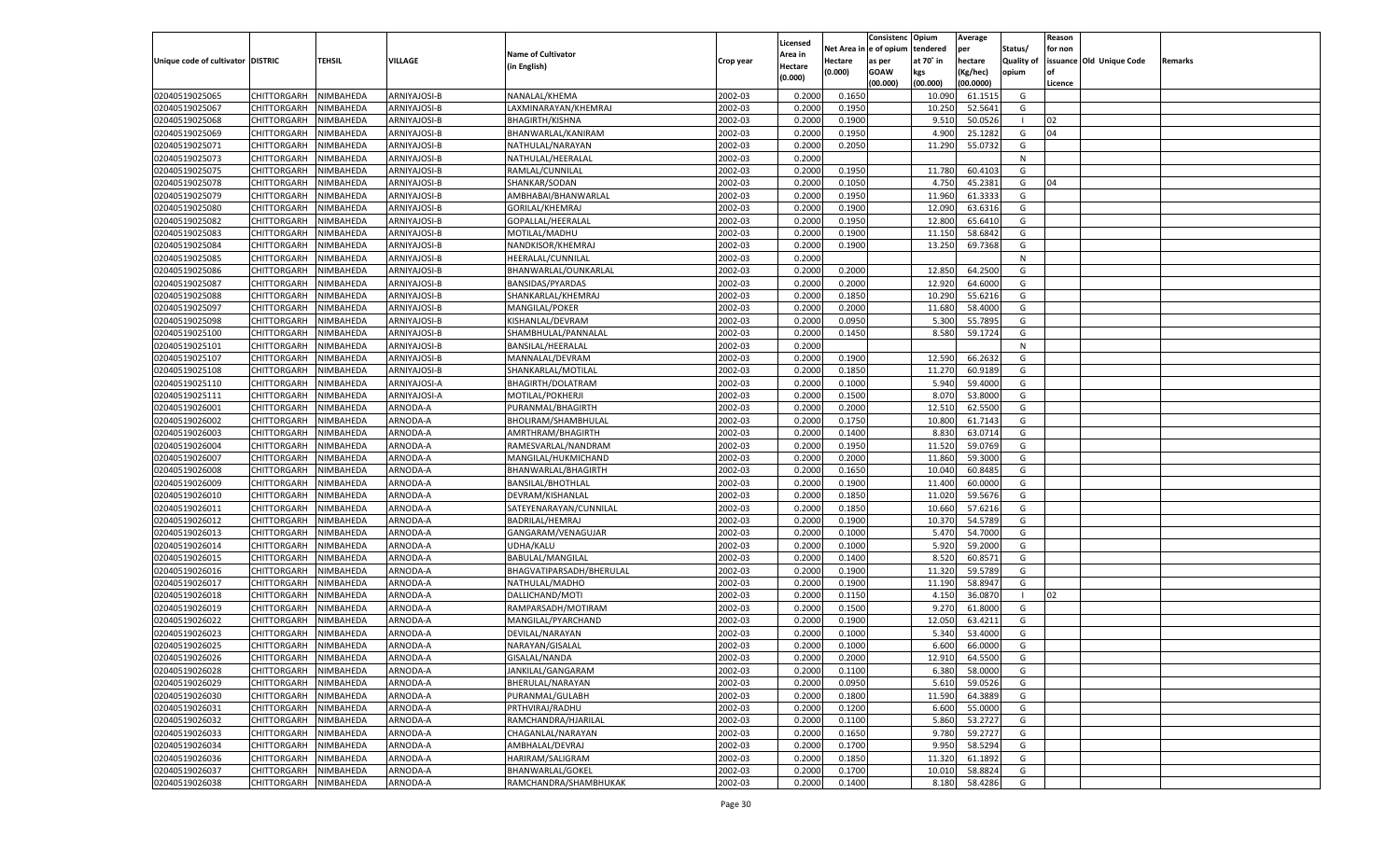| Unique code of cultivator | DISTRIC | TEHSIL | VILLAGE | Name of Cultivator (in English) | Crop year | Licensed Area in Hectare (0.000) | Net Area in Hectare (0.000) | Consistenc e of opium as per GOAW (00.000) | Opium tendered at 70˚ in kgs (00.000) | Average per hectare (Kg/hec) (00.0000) | Status/ Quality of opium | Reason for non issuance of Licence | Old Unique Code | Remarks |
|---|---|---|---|---|---|---|---|---|---|---|---|---|---|---|
| 02040519025065 | CHITTORGARH | NIMBAHEDA | ARNIYAJOSI-B | NANALAL/KHEMA | 2002-03 | 0.2000 | 0.1650 | | 10.090 | 61.1515 | G | | | |
| 02040519025067 | CHITTORGARH | NIMBAHEDA | ARNIYAJOSI-B | LAXMINARAYAN/KHEMRAJ | 2002-03 | 0.2000 | 0.1950 | | 10.250 | 52.5641 | G | | | |
| 02040519025068 | CHITTORGARH | NIMBAHEDA | ARNIYAJOSI-B | BHAGIRTH/KISHNA | 2002-03 | 0.2000 | 0.1900 | | 9.510 | 50.0526 | I | 02 | | |
| 02040519025069 | CHITTORGARH | NIMBAHEDA | ARNIYAJOSI-B | BHANWARLAL/KANIRAM | 2002-03 | 0.2000 | 0.1950 | | 4.900 | 25.1282 | G | 04 | | |
| 02040519025071 | CHITTORGARH | NIMBAHEDA | ARNIYAJOSI-B | NATHULAL/NARAYAN | 2002-03 | 0.2000 | 0.2050 | | 11.290 | 55.0732 | G | | | |
| 02040519025073 | CHITTORGARH | NIMBAHEDA | ARNIYAJOSI-B | NATHULAL/HEERALAL | 2002-03 | 0.2000 | | | | | N | | | |
| 02040519025075 | CHITTORGARH | NIMBAHEDA | ARNIYAJOSI-B | RAMLAL/CUNNILAL | 2002-03 | 0.2000 | 0.1950 | | 11.780 | 60.4103 | G | | | |
| 02040519025078 | CHITTORGARH | NIMBAHEDA | ARNIYAJOSI-B | SHANKAR/SODAN | 2002-03 | 0.2000 | 0.1050 | | 4.750 | 45.2381 | G | 04 | | |
| 02040519025079 | CHITTORGARH | NIMBAHEDA | ARNIYAJOSI-B | AMBHABAI/BHANWARLAL | 2002-03 | 0.2000 | 0.1950 | | 11.960 | 61.3333 | G | | | |
| 02040519025080 | CHITTORGARH | NIMBAHEDA | ARNIYAJOSI-B | GORILAL/KHEMRAJ | 2002-03 | 0.2000 | 0.1900 | | 12.090 | 63.6316 | G | | | |
| 02040519025082 | CHITTORGARH | NIMBAHEDA | ARNIYAJOSI-B | GOPALLAL/HEERALAL | 2002-03 | 0.2000 | 0.1950 | | 12.800 | 65.6410 | G | | | |
| 02040519025083 | CHITTORGARH | NIMBAHEDA | ARNIYAJOSI-B | MOTILAL/MADHU | 2002-03 | 0.2000 | 0.1900 | | 11.150 | 58.6842 | G | | | |
| 02040519025084 | CHITTORGARH | NIMBAHEDA | ARNIYAJOSI-B | NANDKISOR/KHEMRAJ | 2002-03 | 0.2000 | 0.1900 | | 13.250 | 69.7368 | G | | | |
| 02040519025085 | CHITTORGARH | NIMBAHEDA | ARNIYAJOSI-B | HEERALAL/CUNNILAL | 2002-03 | 0.2000 | | | | | N | | | |
| 02040519025086 | CHITTORGARH | NIMBAHEDA | ARNIYAJOSI-B | BHANWARLAL/OUNKARLAL | 2002-03 | 0.2000 | 0.2000 | | 12.850 | 64.2500 | G | | | |
| 02040519025087 | CHITTORGARH | NIMBAHEDA | ARNIYAJOSI-B | BANSIDAS/PYARDAS | 2002-03 | 0.2000 | 0.2000 | | 12.920 | 64.6000 | G | | | |
| 02040519025088 | CHITTORGARH | NIMBAHEDA | ARNIYAJOSI-B | SHANKARLAL/KHEMRAJ | 2002-03 | 0.2000 | 0.1850 | | 10.290 | 55.6216 | G | | | |
| 02040519025097 | CHITTORGARH | NIMBAHEDA | ARNIYAJOSI-B | MANGILAL/POKER | 2002-03 | 0.2000 | 0.2000 | | 11.680 | 58.4000 | G | | | |
| 02040519025098 | CHITTORGARH | NIMBAHEDA | ARNIYAJOSI-B | KISHANLAL/DEVRAM | 2002-03 | 0.2000 | 0.0950 | | 5.300 | 55.7895 | G | | | |
| 02040519025100 | CHITTORGARH | NIMBAHEDA | ARNIYAJOSI-B | SHAMBHULAL/PANNALAL | 2002-03 | 0.2000 | 0.1450 | | 8.580 | 59.1724 | G | | | |
| 02040519025101 | CHITTORGARH | NIMBAHEDA | ARNIYAJOSI-B | BANSILAL/HEERALAL | 2002-03 | 0.2000 | | | | | N | | | |
| 02040519025107 | CHITTORGARH | NIMBAHEDA | ARNIYAJOSI-B | MANNALAL/DEVRAM | 2002-03 | 0.2000 | 0.1900 | | 12.590 | 66.2632 | G | | | |
| 02040519025108 | CHITTORGARH | NIMBAHEDA | ARNIYAJOSI-B | SHANKARLAL/MOTILAL | 2002-03 | 0.2000 | 0.1850 | | 11.270 | 60.9189 | G | | | |
| 02040519025110 | CHITTORGARH | NIMBAHEDA | ARNIYAJOSI-A | BHAGIRTH/DOLATRAM | 2002-03 | 0.2000 | 0.1000 | | 5.940 | 59.4000 | G | | | |
| 02040519025111 | CHITTORGARH | NIMBAHEDA | ARNIYAJOSI-A | MOTILAL/POKHERJI | 2002-03 | 0.2000 | 0.1500 | | 8.070 | 53.8000 | G | | | |
| 02040519026001 | CHITTORGARH | NIMBAHEDA | ARNODA-A | PURANMAL/BHAGIRTH | 2002-03 | 0.2000 | 0.2000 | | 12.510 | 62.5500 | G | | | |
| 02040519026002 | CHITTORGARH | NIMBAHEDA | ARNODA-A | BHOLIRAM/SHAMBHULAL | 2002-03 | 0.2000 | 0.1750 | | 10.800 | 61.7143 | G | | | |
| 02040519026003 | CHITTORGARH | NIMBAHEDA | ARNODA-A | AMRTHRAM/BHAGIRTH | 2002-03 | 0.2000 | 0.1400 | | 8.830 | 63.0714 | G | | | |
| 02040519026004 | CHITTORGARH | NIMBAHEDA | ARNODA-A | RAMESVARLAL/NANDRAM | 2002-03 | 0.2000 | 0.1950 | | 11.520 | 59.0769 | G | | | |
| 02040519026007 | CHITTORGARH | NIMBAHEDA | ARNODA-A | MANGILAL/HUKMICHAND | 2002-03 | 0.2000 | 0.2000 | | 11.860 | 59.3000 | G | | | |
| 02040519026008 | CHITTORGARH | NIMBAHEDA | ARNODA-A | BHANWARLAL/BHAGIRTH | 2002-03 | 0.2000 | 0.1650 | | 10.040 | 60.8485 | G | | | |
| 02040519026009 | CHITTORGARH | NIMBAHEDA | ARNODA-A | BANSILAL/BHOTHLAL | 2002-03 | 0.2000 | 0.1900 | | 11.400 | 60.0000 | G | | | |
| 02040519026010 | CHITTORGARH | NIMBAHEDA | ARNODA-A | DEVRAM/KISHANLAL | 2002-03 | 0.2000 | 0.1850 | | 11.020 | 59.5676 | G | | | |
| 02040519026011 | CHITTORGARH | NIMBAHEDA | ARNODA-A | SATEYENARAYAN/CUNNILAL | 2002-03 | 0.2000 | 0.1850 | | 10.660 | 57.6216 | G | | | |
| 02040519026012 | CHITTORGARH | NIMBAHEDA | ARNODA-A | BADRILAL/HEMRAJ | 2002-03 | 0.2000 | 0.1900 | | 10.370 | 54.5789 | G | | | |
| 02040519026013 | CHITTORGARH | NIMBAHEDA | ARNODA-A | GANGARAM/VENAGUJAR | 2002-03 | 0.2000 | 0.1000 | | 5.470 | 54.7000 | G | | | |
| 02040519026014 | CHITTORGARH | NIMBAHEDA | ARNODA-A | UDHA/KALU | 2002-03 | 0.2000 | 0.1000 | | 5.920 | 59.2000 | G | | | |
| 02040519026015 | CHITTORGARH | NIMBAHEDA | ARNODA-A | BABULAL/MANGILAL | 2002-03 | 0.2000 | 0.1400 | | 8.520 | 60.8571 | G | | | |
| 02040519026016 | CHITTORGARH | NIMBAHEDA | ARNODA-A | BHAGVATIPARSADH/BHERULAL | 2002-03 | 0.2000 | 0.1900 | | 11.320 | 59.5789 | G | | | |
| 02040519026017 | CHITTORGARH | NIMBAHEDA | ARNODA-A | NATHULAL/MADHO | 2002-03 | 0.2000 | 0.1900 | | 11.190 | 58.8947 | G | | | |
| 02040519026018 | CHITTORGARH | NIMBAHEDA | ARNODA-A | DALLICHAND/MOTI | 2002-03 | 0.2000 | 0.1150 | | 4.150 | 36.0870 | I | 02 | | |
| 02040519026019 | CHITTORGARH | NIMBAHEDA | ARNODA-A | RAMPARSADH/MOTIRAM | 2002-03 | 0.2000 | 0.1500 | | 9.270 | 61.8000 | G | | | |
| 02040519026022 | CHITTORGARH | NIMBAHEDA | ARNODA-A | MANGILAL/PYARCHAND | 2002-03 | 0.2000 | 0.1900 | | 12.050 | 63.4211 | G | | | |
| 02040519026023 | CHITTORGARH | NIMBAHEDA | ARNODA-A | DEVILAL/NARAYAN | 2002-03 | 0.2000 | 0.1000 | | 5.340 | 53.4000 | G | | | |
| 02040519026025 | CHITTORGARH | NIMBAHEDA | ARNODA-A | NARAYAN/GISALAL | 2002-03 | 0.2000 | 0.1000 | | 6.600 | 66.0000 | G | | | |
| 02040519026026 | CHITTORGARH | NIMBAHEDA | ARNODA-A | GISALAL/NANDA | 2002-03 | 0.2000 | 0.2000 | | 12.910 | 64.5500 | G | | | |
| 02040519026028 | CHITTORGARH | NIMBAHEDA | ARNODA-A | JANKILAL/GANGARAM | 2002-03 | 0.2000 | 0.1100 | | 6.380 | 58.0000 | G | | | |
| 02040519026029 | CHITTORGARH | NIMBAHEDA | ARNODA-A | BHERULAL/NARAYAN | 2002-03 | 0.2000 | 0.0950 | | 5.610 | 59.0526 | G | | | |
| 02040519026030 | CHITTORGARH | NIMBAHEDA | ARNODA-A | PURANMAL/GULABH | 2002-03 | 0.2000 | 0.1800 | | 11.590 | 64.3889 | G | | | |
| 02040519026031 | CHITTORGARH | NIMBAHEDA | ARNODA-A | PRTHVIRAJ/RADHU | 2002-03 | 0.2000 | 0.1200 | | 6.600 | 55.0000 | G | | | |
| 02040519026032 | CHITTORGARH | NIMBAHEDA | ARNODA-A | RAMCHANDRA/HJARILAL | 2002-03 | 0.2000 | 0.1100 | | 5.860 | 53.2727 | G | | | |
| 02040519026033 | CHITTORGARH | NIMBAHEDA | ARNODA-A | CHAGANLAL/NARAYAN | 2002-03 | 0.2000 | 0.1650 | | 9.780 | 59.2727 | G | | | |
| 02040519026034 | CHITTORGARH | NIMBAHEDA | ARNODA-A | AMBHALAL/DEVRAJ | 2002-03 | 0.2000 | 0.1700 | | 9.950 | 58.5294 | G | | | |
| 02040519026036 | CHITTORGARH | NIMBAHEDA | ARNODA-A | HARIRAM/SALIGRAM | 2002-03 | 0.2000 | 0.1850 | | 11.320 | 61.1892 | G | | | |
| 02040519026037 | CHITTORGARH | NIMBAHEDA | ARNODA-A | BHANWARLAL/GOKEL | 2002-03 | 0.2000 | 0.1700 | | 10.010 | 58.8824 | G | | | |
| 02040519026038 | CHITTORGARH | NIMBAHEDA | ARNODA-A | RAMCHANDRA/SHAMBHUKAK | 2002-03 | 0.2000 | 0.1400 | | 8.180 | 58.4286 | G | | | |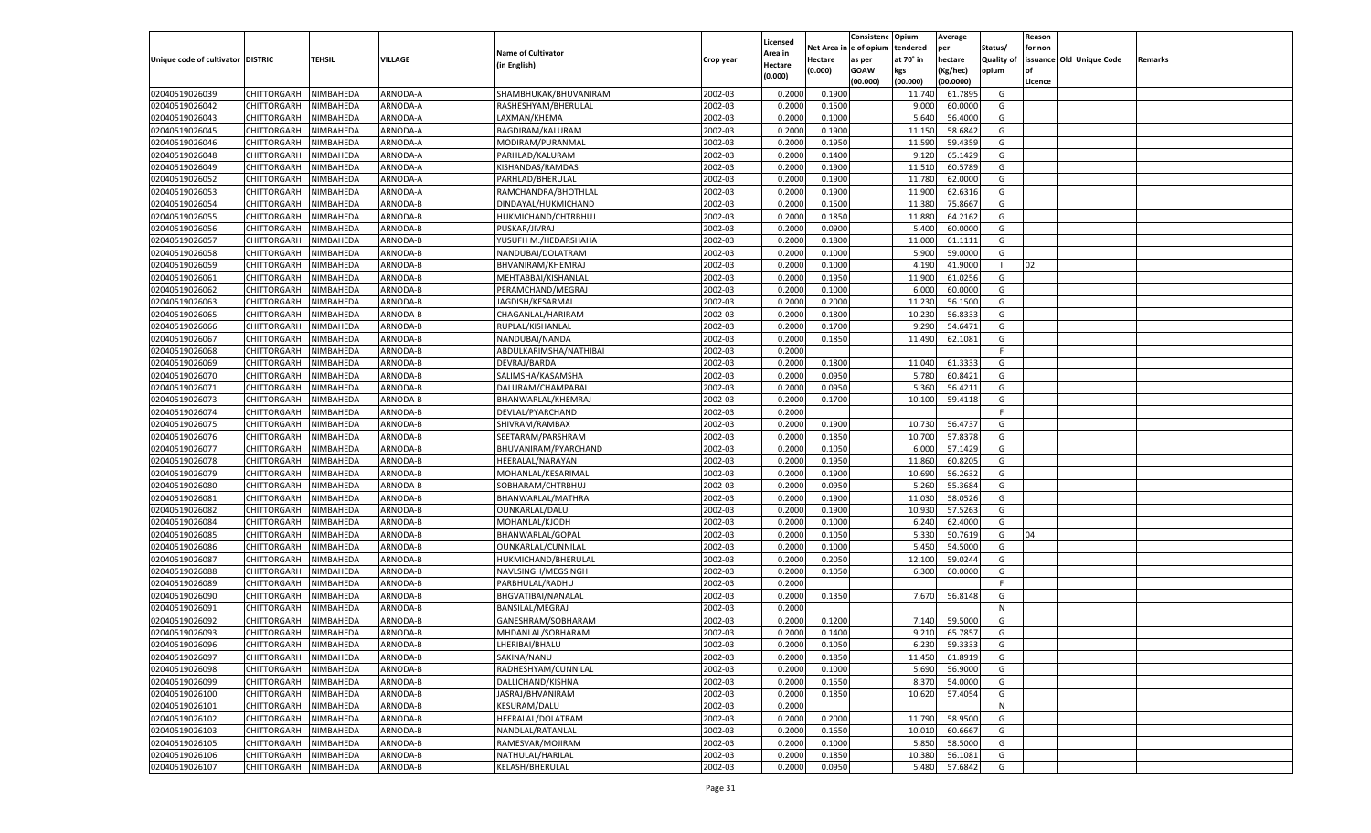| Unique code of cultivator | DISTRIC | TEHSIL | VILLAGE | Name of Cultivator (in English) | Crop year | Licensed Area in Hectare (0.000) | Net Area in Hectare (0.000) | Consistenc e of opium as per GOAW (00.000) | Opium tendered at 70˚ in kgs (00.000) | Average per hectare (Kg/hec) (00.0000) | Status/ Quality of opium | Reason for non issuance of Licence | Old Unique Code | Remarks |
|---|---|---|---|---|---|---|---|---|---|---|---|---|---|---|
| 02040519026039 | CHITTORGARH | NIMBAHEDA | ARNODA-A | SHAMBHUKAK/BHUVANIRAM | 2002-03 | 0.2000 | 0.1900 | | 11.740 | 61.7895 | G | | | |
| 02040519026042 | CHITTORGARH | NIMBAHEDA | ARNODA-A | RASHESHYAM/BHERULAL | 2002-03 | 0.2000 | 0.1500 | | 9.000 | 60.0000 | G | | | |
| 02040519026043 | CHITTORGARH | NIMBAHEDA | ARNODA-A | LAXMAN/KHEMA | 2002-03 | 0.2000 | 0.1000 | | 5.640 | 56.4000 | G | | | |
| 02040519026045 | CHITTORGARH | NIMBAHEDA | ARNODA-A | BAGDIRAM/KALURAM | 2002-03 | 0.2000 | 0.1900 | | 11.150 | 58.6842 | G | | | |
| 02040519026046 | CHITTORGARH | NIMBAHEDA | ARNODA-A | MODIRAM/PURANMAL | 2002-03 | 0.2000 | 0.1950 | | 11.590 | 59.4359 | G | | | |
| 02040519026048 | CHITTORGARH | NIMBAHEDA | ARNODA-A | PARHLAD/KALURAM | 2002-03 | 0.2000 | 0.1400 | | 9.120 | 65.1429 | G | | | |
| 02040519026049 | CHITTORGARH | NIMBAHEDA | ARNODA-A | KISHANDAS/RAMDAS | 2002-03 | 0.2000 | 0.1900 | | 11.510 | 60.5789 | G | | | |
| 02040519026052 | CHITTORGARH | NIMBAHEDA | ARNODA-A | PARHLAD/BHERULAL | 2002-03 | 0.2000 | 0.1900 | | 11.780 | 62.0000 | G | | | |
| 02040519026053 | CHITTORGARH | NIMBAHEDA | ARNODA-A | RAMCHANDRA/BHOTHLAL | 2002-03 | 0.2000 | 0.1900 | | 11.900 | 62.6316 | G | | | |
| 02040519026054 | CHITTORGARH | NIMBAHEDA | ARNODA-B | DINDAYAL/HUKMICHAND | 2002-03 | 0.2000 | 0.1500 | | 11.380 | 75.8667 | G | | | |
| 02040519026055 | CHITTORGARH | NIMBAHEDA | ARNODA-B | HUKMICHAND/CHTRBHUJ | 2002-03 | 0.2000 | 0.1850 | | 11.880 | 64.2162 | G | | | |
| 02040519026056 | CHITTORGARH | NIMBAHEDA | ARNODA-B | PUSKAR/JIVRAJ | 2002-03 | 0.2000 | 0.0900 | | 5.400 | 60.0000 | G | | | |
| 02040519026057 | CHITTORGARH | NIMBAHEDA | ARNODA-B | YUSUFH M./HEDARSHAHA | 2002-03 | 0.2000 | 0.1800 | | 11.000 | 61.1111 | G | | | |
| 02040519026058 | CHITTORGARH | NIMBAHEDA | ARNODA-B | NANDUBAI/DOLATRAM | 2002-03 | 0.2000 | 0.1000 | | 5.900 | 59.0000 | G | | | |
| 02040519026059 | CHITTORGARH | NIMBAHEDA | ARNODA-B | BHVANIRAM/KHEMRAJ | 2002-03 | 0.2000 | 0.1000 | | 4.190 | 41.9000 | I | 02 | | |
| 02040519026061 | CHITTORGARH | NIMBAHEDA | ARNODA-B | MEHTABBAI/KISHANLAL | 2002-03 | 0.2000 | 0.1950 | | 11.900 | 61.0256 | G | | | |
| 02040519026062 | CHITTORGARH | NIMBAHEDA | ARNODA-B | PERAMCHAND/MEGRAJ | 2002-03 | 0.2000 | 0.1000 | | 6.000 | 60.0000 | G | | | |
| 02040519026063 | CHITTORGARH | NIMBAHEDA | ARNODA-B | JAGDISH/KESARMAL | 2002-03 | 0.2000 | 0.2000 | | 11.230 | 56.1500 | G | | | |
| 02040519026065 | CHITTORGARH | NIMBAHEDA | ARNODA-B | CHAGANLAL/HARIRAM | 2002-03 | 0.2000 | 0.1800 | | 10.230 | 56.8333 | G | | | |
| 02040519026066 | CHITTORGARH | NIMBAHEDA | ARNODA-B | RUPLAL/KISHANLAL | 2002-03 | 0.2000 | 0.1700 | | 9.290 | 54.6471 | G | | | |
| 02040519026067 | CHITTORGARH | NIMBAHEDA | ARNODA-B | NANDUBAI/NANDA | 2002-03 | 0.2000 | 0.1850 | | 11.490 | 62.1081 | G | | | |
| 02040519026068 | CHITTORGARH | NIMBAHEDA | ARNODA-B | ABDULKARIMSHA/NATHIBAI | 2002-03 | 0.2000 | | | | | F | | | |
| 02040519026069 | CHITTORGARH | NIMBAHEDA | ARNODA-B | DEVRAJ/BARDA | 2002-03 | 0.2000 | 0.1800 | | 11.040 | 61.3333 | G | | | |
| 02040519026070 | CHITTORGARH | NIMBAHEDA | ARNODA-B | SALIMSHA/KASAMSHA | 2002-03 | 0.2000 | 0.0950 | | 5.780 | 60.8421 | G | | | |
| 02040519026071 | CHITTORGARH | NIMBAHEDA | ARNODA-B | DALURAM/CHAMPABAI | 2002-03 | 0.2000 | 0.0950 | | 5.360 | 56.4211 | G | | | |
| 02040519026073 | CHITTORGARH | NIMBAHEDA | ARNODA-B | BHANWARLAL/KHEMRAJ | 2002-03 | 0.2000 | 0.1700 | | 10.100 | 59.4118 | G | | | |
| 02040519026074 | CHITTORGARH | NIMBAHEDA | ARNODA-B | DEVLAL/PYARCHAND | 2002-03 | 0.2000 | | | | | F | | | |
| 02040519026075 | CHITTORGARH | NIMBAHEDA | ARNODA-B | SHIVRAM/RAMBAX | 2002-03 | 0.2000 | 0.1900 | | 10.730 | 56.4737 | G | | | |
| 02040519026076 | CHITTORGARH | NIMBAHEDA | ARNODA-B | SEETARAM/PARSHRAM | 2002-03 | 0.2000 | 0.1850 | | 10.700 | 57.8378 | G | | | |
| 02040519026077 | CHITTORGARH | NIMBAHEDA | ARNODA-B | BHUVANIRAM/PYARCHAND | 2002-03 | 0.2000 | 0.1050 | | 6.000 | 57.1429 | G | | | |
| 02040519026078 | CHITTORGARH | NIMBAHEDA | ARNODA-B | HEERALAL/NARAYAN | 2002-03 | 0.2000 | 0.1950 | | 11.860 | 60.8205 | G | | | |
| 02040519026079 | CHITTORGARH | NIMBAHEDA | ARNODA-B | MOHANLAL/KESARIMAL | 2002-03 | 0.2000 | 0.1900 | | 10.690 | 56.2632 | G | | | |
| 02040519026080 | CHITTORGARH | NIMBAHEDA | ARNODA-B | SOBHARAM/CHTRBHUJ | 2002-03 | 0.2000 | 0.0950 | | 5.260 | 55.3684 | G | | | |
| 02040519026081 | CHITTORGARH | NIMBAHEDA | ARNODA-B | BHANWARLAL/MATHRA | 2002-03 | 0.2000 | 0.1900 | | 11.030 | 58.0526 | G | | | |
| 02040519026082 | CHITTORGARH | NIMBAHEDA | ARNODA-B | OUNKARLAL/DALU | 2002-03 | 0.2000 | 0.1900 | | 10.930 | 57.5263 | G | | | |
| 02040519026084 | CHITTORGARH | NIMBAHEDA | ARNODA-B | MOHANLAL/KJODH | 2002-03 | 0.2000 | 0.1000 | | 6.240 | 62.4000 | G | | | |
| 02040519026085 | CHITTORGARH | NIMBAHEDA | ARNODA-B | BHANWARLAL/GOPAL | 2002-03 | 0.2000 | 0.1050 | | 5.330 | 50.7619 | G | 04 | | |
| 02040519026086 | CHITTORGARH | NIMBAHEDA | ARNODA-B | OUNKARLAL/CUNNILAL | 2002-03 | 0.2000 | 0.1000 | | 5.450 | 54.5000 | G | | | |
| 02040519026087 | CHITTORGARH | NIMBAHEDA | ARNODA-B | HUKMICHAND/BHERULAL | 2002-03 | 0.2000 | 0.2050 | | 12.100 | 59.0244 | G | | | |
| 02040519026088 | CHITTORGARH | NIMBAHEDA | ARNODA-B | NAVLSINGH/MEGSINGH | 2002-03 | 0.2000 | 0.1050 | | 6.300 | 60.0000 | G | | | |
| 02040519026089 | CHITTORGARH | NIMBAHEDA | ARNODA-B | PARBHULAL/RADHU | 2002-03 | 0.2000 | | | | | F | | | |
| 02040519026090 | CHITTORGARH | NIMBAHEDA | ARNODA-B | BHGVATIBAI/NANALAL | 2002-03 | 0.2000 | 0.1350 | | 7.670 | 56.8148 | G | | | |
| 02040519026091 | CHITTORGARH | NIMBAHEDA | ARNODA-B | BANSILAL/MEGRAJ | 2002-03 | 0.2000 | | | | | N | | | |
| 02040519026092 | CHITTORGARH | NIMBAHEDA | ARNODA-B | GANESHRAM/SOBHARAM | 2002-03 | 0.2000 | 0.1200 | | 7.140 | 59.5000 | G | | | |
| 02040519026093 | CHITTORGARH | NIMBAHEDA | ARNODA-B | MHDANLAL/SOBHARAM | 2002-03 | 0.2000 | 0.1400 | | 9.210 | 65.7857 | G | | | |
| 02040519026096 | CHITTORGARH | NIMBAHEDA | ARNODA-B | LHERIBAI/BHALU | 2002-03 | 0.2000 | 0.1050 | | 6.230 | 59.3333 | G | | | |
| 02040519026097 | CHITTORGARH | NIMBAHEDA | ARNODA-B | SAKINA/NANU | 2002-03 | 0.2000 | 0.1850 | | 11.450 | 61.8919 | G | | | |
| 02040519026098 | CHITTORGARH | NIMBAHEDA | ARNODA-B | RADHESHYAM/CUNNILAL | 2002-03 | 0.2000 | 0.1000 | | 5.690 | 56.9000 | G | | | |
| 02040519026099 | CHITTORGARH | NIMBAHEDA | ARNODA-B | DALLICHAND/KISHNA | 2002-03 | 0.2000 | 0.1550 | | 8.370 | 54.0000 | G | | | |
| 02040519026100 | CHITTORGARH | NIMBAHEDA | ARNODA-B | JASRAJ/BHVANIRAM | 2002-03 | 0.2000 | 0.1850 | | 10.620 | 57.4054 | G | | | |
| 02040519026101 | CHITTORGARH | NIMBAHEDA | ARNODA-B | KESURAM/DALU | 2002-03 | 0.2000 | | | | | N | | | |
| 02040519026102 | CHITTORGARH | NIMBAHEDA | ARNODA-B | HEERALAL/DOLATRAM | 2002-03 | 0.2000 | 0.2000 | | 11.790 | 58.9500 | G | | | |
| 02040519026103 | CHITTORGARH | NIMBAHEDA | ARNODA-B | NANDLAL/RATANLAL | 2002-03 | 0.2000 | 0.1650 | | 10.010 | 60.6667 | G | | | |
| 02040519026105 | CHITTORGARH | NIMBAHEDA | ARNODA-B | RAMESVAR/MOJIRAM | 2002-03 | 0.2000 | 0.1000 | | 5.850 | 58.5000 | G | | | |
| 02040519026106 | CHITTORGARH | NIMBAHEDA | ARNODA-B | NATHULAL/HARILAL | 2002-03 | 0.2000 | 0.1850 | | 10.380 | 56.1081 | G | | | |
| 02040519026107 | CHITTORGARH | NIMBAHEDA | ARNODA-B | KELASH/BHERULAL | 2002-03 | 0.2000 | 0.0950 | | 5.480 | 57.6842 | G | | | |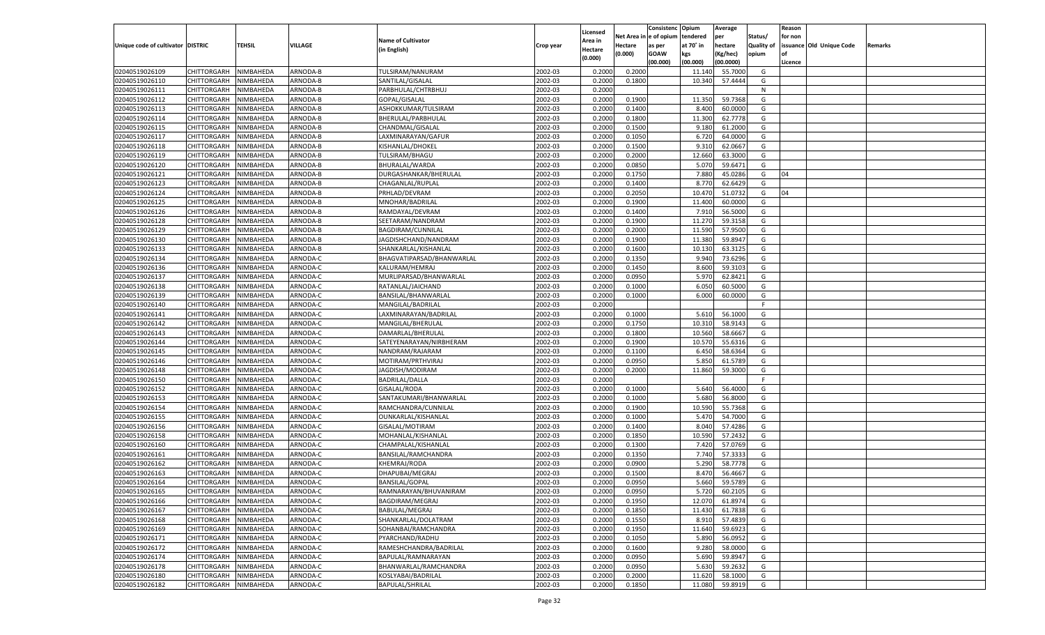| Unique code of cultivator | DISTRIC | TEHSIL | VILLAGE | Name of Cultivator (in English) | Crop year | Licensed Area in Hectare (0.000) | Net Area in Hectare (0.000) | Consistenc e of opium as per GOAW (00.000) | Opium tendered at 70° in kgs (00.000) | Average per hectare (Kg/hec) (00.0000) | Status/ Quality of opium | Reason for non issuance of Licence | Old Unique Code | Remarks |
|---|---|---|---|---|---|---|---|---|---|---|---|---|---|---|
| 02040519026109 | CHITTORGARH | NIMBAHEDA | ARNODA-B | TULSIRAM/NANURAM | 2002-03 | 0.2000 | 0.2000 | | 11.140 | 55.7000 | G | | | |
| 02040519026110 | CHITTORGARH | NIMBAHEDA | ARNODA-B | SANTILAL/GISALAL | 2002-03 | 0.2000 | 0.1800 | | 10.340 | 57.4444 | G | | | |
| 02040519026111 | CHITTORGARH | NIMBAHEDA | ARNODA-B | PARBHULAL/CHTRBHUJ | 2002-03 | 0.2000 | | | | | N | | | |
| 02040519026112 | CHITTORGARH | NIMBAHEDA | ARNODA-B | GOPAL/GISALAL | 2002-03 | 0.2000 | 0.1900 | | 11.350 | 59.7368 | G | | | |
| 02040519026113 | CHITTORGARH | NIMBAHEDA | ARNODA-B | ASHOKKUMAR/TULSIRAM | 2002-03 | 0.2000 | 0.1400 | | 8.400 | 60.0000 | G | | | |
| 02040519026114 | CHITTORGARH | NIMBAHEDA | ARNODA-B | BHERULAL/PARBHULAL | 2002-03 | 0.2000 | 0.1800 | | 11.300 | 62.7778 | G | | | |
| 02040519026115 | CHITTORGARH | NIMBAHEDA | ARNODA-B | CHANDMAL/GISALAL | 2002-03 | 0.2000 | 0.1500 | | 9.180 | 61.2000 | G | | | |
| 02040519026117 | CHITTORGARH | NIMBAHEDA | ARNODA-B | LAXMINARAYAN/GAFUR | 2002-03 | 0.2000 | 0.1050 | | 6.720 | 64.0000 | G | | | |
| 02040519026118 | CHITTORGARH | NIMBAHEDA | ARNODA-B | KISHANLAL/DHOKEL | 2002-03 | 0.2000 | 0.1500 | | 9.310 | 62.0667 | G | | | |
| 02040519026119 | CHITTORGARH | NIMBAHEDA | ARNODA-B | TULSIRAM/BHAGU | 2002-03 | 0.2000 | 0.2000 | | 12.660 | 63.3000 | G | | | |
| 02040519026120 | CHITTORGARH | NIMBAHEDA | ARNODA-B | BHURALAL/WARDA | 2002-03 | 0.2000 | 0.0850 | | 5.070 | 59.6471 | G | | | |
| 02040519026121 | CHITTORGARH | NIMBAHEDA | ARNODA-B | DURGASHANKAR/BHERULAL | 2002-03 | 0.2000 | 0.1750 | | 7.880 | 45.0286 | G | 04 | | |
| 02040519026123 | CHITTORGARH | NIMBAHEDA | ARNODA-B | CHAGANLAL/RUPLAL | 2002-03 | 0.2000 | 0.1400 | | 8.770 | 62.6429 | G | | | |
| 02040519026124 | CHITTORGARH | NIMBAHEDA | ARNODA-B | PRHLAD/DEVRAM | 2002-03 | 0.2000 | 0.2050 | | 10.470 | 51.0732 | G | 04 | | |
| 02040519026125 | CHITTORGARH | NIMBAHEDA | ARNODA-B | MNOHAR/BADRILAL | 2002-03 | 0.2000 | 0.1900 | | 11.400 | 60.0000 | G | | | |
| 02040519026126 | CHITTORGARH | NIMBAHEDA | ARNODA-B | RAMDAYAL/DEVRAM | 2002-03 | 0.2000 | 0.1400 | | 7.910 | 56.5000 | G | | | |
| 02040519026128 | CHITTORGARH | NIMBAHEDA | ARNODA-B | SEETARAM/NANDRAM | 2002-03 | 0.2000 | 0.1900 | | 11.270 | 59.3158 | G | | | |
| 02040519026129 | CHITTORGARH | NIMBAHEDA | ARNODA-B | BAGDIRAM/CUNNILAL | 2002-03 | 0.2000 | 0.2000 | | 11.590 | 57.9500 | G | | | |
| 02040519026130 | CHITTORGARH | NIMBAHEDA | ARNODA-B | JAGDISHCHAND/NANDRAM | 2002-03 | 0.2000 | 0.1900 | | 11.380 | 59.8947 | G | | | |
| 02040519026133 | CHITTORGARH | NIMBAHEDA | ARNODA-B | SHANKARLAL/KISHANLAL | 2002-03 | 0.2000 | 0.1600 | | 10.130 | 63.3125 | G | | | |
| 02040519026134 | CHITTORGARH | NIMBAHEDA | ARNODA-C | BHAGVATIPARSAD/BHANWARLAL | 2002-03 | 0.2000 | 0.1350 | | 9.940 | 73.6296 | G | | | |
| 02040519026136 | CHITTORGARH | NIMBAHEDA | ARNODA-C | KALURAM/HEMRAJ | 2002-03 | 0.2000 | 0.1450 | | 8.600 | 59.3103 | G | | | |
| 02040519026137 | CHITTORGARH | NIMBAHEDA | ARNODA-C | MURLIPARSAD/BHANWARLAL | 2002-03 | 0.2000 | 0.0950 | | 5.970 | 62.8421 | G | | | |
| 02040519026138 | CHITTORGARH | NIMBAHEDA | ARNODA-C | RATANLAL/JAICHAND | 2002-03 | 0.2000 | 0.1000 | | 6.050 | 60.5000 | G | | | |
| 02040519026139 | CHITTORGARH | NIMBAHEDA | ARNODA-C | BANSILAL/BHANWARLAL | 2002-03 | 0.2000 | 0.1000 | | 6.000 | 60.0000 | G | | | |
| 02040519026140 | CHITTORGARH | NIMBAHEDA | ARNODA-C | MANGILAL/BADRILAL | 2002-03 | 0.2000 | | | | | F | | | |
| 02040519026141 | CHITTORGARH | NIMBAHEDA | ARNODA-C | LAXMINARAYAN/BADRILAL | 2002-03 | 0.2000 | 0.1000 | | 5.610 | 56.1000 | G | | | |
| 02040519026142 | CHITTORGARH | NIMBAHEDA | ARNODA-C | MANGILAL/BHERULAL | 2002-03 | 0.2000 | 0.1750 | | 10.310 | 58.9143 | G | | | |
| 02040519026143 | CHITTORGARH | NIMBAHEDA | ARNODA-C | DAMARLAL/BHERULAL | 2002-03 | 0.2000 | 0.1800 | | 10.560 | 58.6667 | G | | | |
| 02040519026144 | CHITTORGARH | NIMBAHEDA | ARNODA-C | SATEYENARAYAN/NIRBHERAM | 2002-03 | 0.2000 | 0.1900 | | 10.570 | 55.6316 | G | | | |
| 02040519026145 | CHITTORGARH | NIMBAHEDA | ARNODA-C | NANDRAM/RAJARAM | 2002-03 | 0.2000 | 0.1100 | | 6.450 | 58.6364 | G | | | |
| 02040519026146 | CHITTORGARH | NIMBAHEDA | ARNODA-C | MOTIRAM/PRTHVIRAJ | 2002-03 | 0.2000 | 0.0950 | | 5.850 | 61.5789 | G | | | |
| 02040519026148 | CHITTORGARH | NIMBAHEDA | ARNODA-C | JAGDISH/MODIRAM | 2002-03 | 0.2000 | 0.2000 | | 11.860 | 59.3000 | G | | | |
| 02040519026150 | CHITTORGARH | NIMBAHEDA | ARNODA-C | BADRILAL/DALLA | 2002-03 | 0.2000 | | | | | F | | | |
| 02040519026152 | CHITTORGARH | NIMBAHEDA | ARNODA-C | GISALAL/RODA | 2002-03 | 0.2000 | 0.1000 | | 5.640 | 56.4000 | G | | | |
| 02040519026153 | CHITTORGARH | NIMBAHEDA | ARNODA-C | SANTAKUMARI/BHANWARLAL | 2002-03 | 0.2000 | 0.1000 | | 5.680 | 56.8000 | G | | | |
| 02040519026154 | CHITTORGARH | NIMBAHEDA | ARNODA-C | RAMCHANDRA/CUNNILAL | 2002-03 | 0.2000 | 0.1900 | | 10.590 | 55.7368 | G | | | |
| 02040519026155 | CHITTORGARH | NIMBAHEDA | ARNODA-C | OUNKARLAL/KISHANLAL | 2002-03 | 0.2000 | 0.1000 | | 5.470 | 54.7000 | G | | | |
| 02040519026156 | CHITTORGARH | NIMBAHEDA | ARNODA-C | GISALAL/MOTIRAM | 2002-03 | 0.2000 | 0.1400 | | 8.040 | 57.4286 | G | | | |
| 02040519026158 | CHITTORGARH | NIMBAHEDA | ARNODA-C | MOHANLAL/KISHANLAL | 2002-03 | 0.2000 | 0.1850 | | 10.590 | 57.2432 | G | | | |
| 02040519026160 | CHITTORGARH | NIMBAHEDA | ARNODA-C | CHAMPALAL/KISHANLAL | 2002-03 | 0.2000 | 0.1300 | | 7.420 | 57.0769 | G | | | |
| 02040519026161 | CHITTORGARH | NIMBAHEDA | ARNODA-C | BANSILAL/RAMCHANDRA | 2002-03 | 0.2000 | 0.1350 | | 7.740 | 57.3333 | G | | | |
| 02040519026162 | CHITTORGARH | NIMBAHEDA | ARNODA-C | KHEMRAJ/RODA | 2002-03 | 0.2000 | 0.0900 | | 5.290 | 58.7778 | G | | | |
| 02040519026163 | CHITTORGARH | NIMBAHEDA | ARNODA-C | DHAPUBAI/MEGRAJ | 2002-03 | 0.2000 | 0.1500 | | 8.470 | 56.4667 | G | | | |
| 02040519026164 | CHITTORGARH | NIMBAHEDA | ARNODA-C | BANSILAL/GOPAL | 2002-03 | 0.2000 | 0.0950 | | 5.660 | 59.5789 | G | | | |
| 02040519026165 | CHITTORGARH | NIMBAHEDA | ARNODA-C | RAMNARAYAN/BHUVANIRAM | 2002-03 | 0.2000 | 0.0950 | | 5.720 | 60.2105 | G | | | |
| 02040519026166 | CHITTORGARH | NIMBAHEDA | ARNODA-C | BAGDIRAM/MEGRAJ | 2002-03 | 0.2000 | 0.1950 | | 12.070 | 61.8974 | G | | | |
| 02040519026167 | CHITTORGARH | NIMBAHEDA | ARNODA-C | BABULAL/MEGRAJ | 2002-03 | 0.2000 | 0.1850 | | 11.430 | 61.7838 | G | | | |
| 02040519026168 | CHITTORGARH | NIMBAHEDA | ARNODA-C | SHANKARLAL/DOLATRAM | 2002-03 | 0.2000 | 0.1550 | | 8.910 | 57.4839 | G | | | |
| 02040519026169 | CHITTORGARH | NIMBAHEDA | ARNODA-C | SOHANBAI/RAMCHANDRA | 2002-03 | 0.2000 | 0.1950 | | 11.640 | 59.6923 | G | | | |
| 02040519026171 | CHITTORGARH | NIMBAHEDA | ARNODA-C | PYARCHAND/RADHU | 2002-03 | 0.2000 | 0.1050 | | 5.890 | 56.0952 | G | | | |
| 02040519026172 | CHITTORGARH | NIMBAHEDA | ARNODA-C | RAMESHCHANDRA/BADRILAL | 2002-03 | 0.2000 | 0.1600 | | 9.280 | 58.0000 | G | | | |
| 02040519026174 | CHITTORGARH | NIMBAHEDA | ARNODA-C | BAPULAL/RAMNARAYAN | 2002-03 | 0.2000 | 0.0950 | | 5.690 | 59.8947 | G | | | |
| 02040519026178 | CHITTORGARH | NIMBAHEDA | ARNODA-C | BHANWARLAL/RAMCHANDRA | 2002-03 | 0.2000 | 0.0950 | | 5.630 | 59.2632 | G | | | |
| 02040519026180 | CHITTORGARH | NIMBAHEDA | ARNODA-C | KOSLYABAI/BADRILAL | 2002-03 | 0.2000 | 0.2000 | | 11.620 | 58.1000 | G | | | |
| 02040519026182 | CHITTORGARH | NIMBAHEDA | ARNODA-C | BAPULAL/SHRILAL | 2002-03 | 0.2000 | 0.1850 | | 11.080 | 59.8919 | G | | | |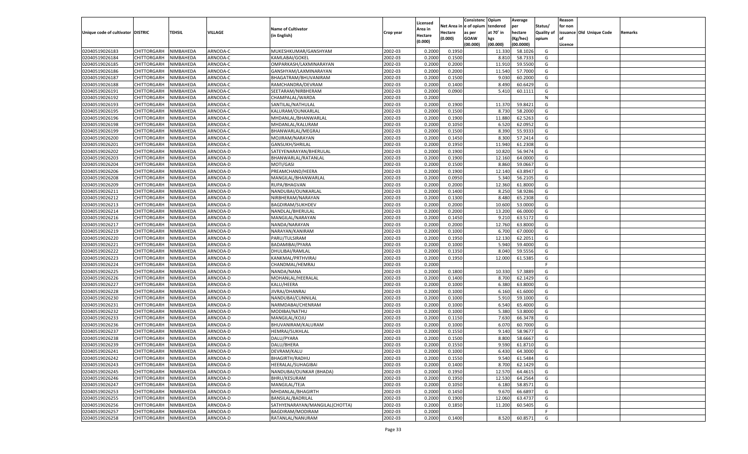| Unique code of cultivator | DISTRIC | TEHSIL | VILLAGE | Name of Cultivator (in English) | Crop year | Licensed Area in Hectare (0.000) | Net Area in Hectare (0.000) | Consistenc e of opium as per GOAW (00.000) | Opium tendered at 70° in kgs (00.000) | Average per hectare (Kg/hec) (00.0000) | Status/ Quality of opium | Reason for non issuance of Licence | Old Unique Code | Remarks |
|---|---|---|---|---|---|---|---|---|---|---|---|---|---|---|
| 02040519026183 | CHITTORGARH | NIMBAHEDA | ARNODA-C | MUKESHKUMAR/GANSHYAM | 2002-03 | 0.2000 | 0.1950 | | 11.330 | 58.1026 | G | | | |
| 02040519026184 | CHITTORGARH | NIMBAHEDA | ARNODA-C | KAMLABAI/GOKEL | 2002-03 | 0.2000 | 0.1500 | | 8.810 | 58.7333 | G | | | |
| 02040519026185 | CHITTORGARH | NIMBAHEDA | ARNODA-C | OMPARKASH/LAXMINARAYAN | 2002-03 | 0.2000 | 0.2000 | | 11.910 | 59.5500 | G | | | |
| 02040519026186 | CHITTORGARH | NIMBAHEDA | ARNODA-C | GANSHYAM/LAXMINARAYAN | 2002-03 | 0.2000 | 0.2000 | | 11.540 | 57.7000 | G | | | |
| 02040519026187 | CHITTORGARH | NIMBAHEDA | ARNODA-C | BHAGATRAM/BHUVANIRAM | 2002-03 | 0.2000 | 0.1500 | | 9.030 | 60.2000 | G | | | |
| 02040519026188 | CHITTORGARH | NIMBAHEDA | ARNODA-C | RAMCHANDRA/DEVRAM | 2002-03 | 0.2000 | 0.1400 | | 8.490 | 60.6429 | G | | | |
| 02040519026191 | CHITTORGARH | NIMBAHEDA | ARNODA-C | SEETARAM/NIRBHERAM | 2002-03 | 0.2000 | 0.0900 | | 5.410 | 60.1111 | G | | | |
| 02040519026192 | CHITTORGARH | NIMBAHEDA | ARNODA-C | CHAMPALAL/WARDA | 2002-03 | 0.2000 | | | | | N | | | |
| 02040519026193 | CHITTORGARH | NIMBAHEDA | ARNODA-C | SANTILAL/NATHULAL | 2002-03 | 0.2000 | 0.1900 | | 11.370 | 59.8421 | G | | | |
| 02040519026195 | CHITTORGARH | NIMBAHEDA | ARNODA-C | KALURAM/OUNKARLAL | 2002-03 | 0.2000 | 0.1500 | | 8.730 | 58.2000 | G | | | |
| 02040519026196 | CHITTORGARH | NIMBAHEDA | ARNODA-C | MHDANLAL/BHANWARLAL | 2002-03 | 0.2000 | 0.1900 | | 11.880 | 62.5263 | G | | | |
| 02040519026198 | CHITTORGARH | NIMBAHEDA | ARNODA-C | MHDANLAL/KALURAM | 2002-03 | 0.2000 | 0.1050 | | 6.520 | 62.0952 | G | | | |
| 02040519026199 | CHITTORGARH | NIMBAHEDA | ARNODA-C | BHANWARLAL/MEGRAJ | 2002-03 | 0.2000 | 0.1500 | | 8.390 | 55.9333 | G | | | |
| 02040519026200 | CHITTORGARH | NIMBAHEDA | ARNODA-C | MOJIRAM/NARAYAN | 2002-03 | 0.2000 | 0.1450 | | 8.300 | 57.2414 | G | | | |
| 02040519026201 | CHITTORGARH | NIMBAHEDA | ARNODA-C | GANSUKH/SHRILAL | 2002-03 | 0.2000 | 0.1950 | | 11.940 | 61.2308 | G | | | |
| 02040519026202 | CHITTORGARH | NIMBAHEDA | ARNODA-D | SATEYENARAYAN/BHERULAL | 2002-03 | 0.2000 | 0.1900 | | 10.820 | 56.9474 | G | | | |
| 02040519026203 | CHITTORGARH | NIMBAHEDA | ARNODA-D | BHANWARLAL/RATANLAL | 2002-03 | 0.2000 | 0.1900 | | 12.160 | 64.0000 | G | | | |
| 02040519026204 | CHITTORGARH | NIMBAHEDA | ARNODA-D | MOTI/GASI | 2002-03 | 0.2000 | 0.1500 | | 8.860 | 59.0667 | G | | | |
| 02040519026206 | CHITTORGARH | NIMBAHEDA | ARNODA-D | PREAMCHAND/HEERA | 2002-03 | 0.2000 | 0.1900 | | 12.140 | 63.8947 | G | | | |
| 02040519026208 | CHITTORGARH | NIMBAHEDA | ARNODA-D | MANGILAL/BHANWARLAL | 2002-03 | 0.2000 | 0.0950 | | 5.340 | 56.2105 | G | | | |
| 02040519026209 | CHITTORGARH | NIMBAHEDA | ARNODA-D | RUPA/BHAGVAN | 2002-03 | 0.2000 | 0.2000 | | 12.360 | 61.8000 | G | | | |
| 02040519026211 | CHITTORGARH | NIMBAHEDA | ARNODA-D | NANDUBAI/OUNKARLAL | 2002-03 | 0.2000 | 0.1400 | | 8.250 | 58.9286 | G | | | |
| 02040519026212 | CHITTORGARH | NIMBAHEDA | ARNODA-D | NIRBHERAM/NARAYAN | 2002-03 | 0.2000 | 0.1300 | | 8.480 | 65.2308 | G | | | |
| 02040519026213 | CHITTORGARH | NIMBAHEDA | ARNODA-D | BAGDIRAM/SUKHDEV | 2002-03 | 0.2000 | 0.2000 | | 10.600 | 53.0000 | G | | | |
| 02040519026214 | CHITTORGARH | NIMBAHEDA | ARNODA-D | NANDLAL/BHERULAL | 2002-03 | 0.2000 | 0.2000 | | 13.200 | 66.0000 | G | | | |
| 02040519026216 | CHITTORGARH | NIMBAHEDA | ARNODA-D | MANGILAL/NARAYAN | 2002-03 | 0.2000 | 0.1450 | | 9.210 | 63.5172 | G | | | |
| 02040519026217 | CHITTORGARH | NIMBAHEDA | ARNODA-D | NANDA/NARAYAN | 2002-03 | 0.2000 | 0.2000 | | 12.760 | 63.8000 | G | | | |
| 02040519026219 | CHITTORGARH | NIMBAHEDA | ARNODA-D | NARAYAN/KANIRAM | 2002-03 | 0.2000 | 0.1000 | | 6.700 | 67.0000 | G | | | |
| 02040519026220 | CHITTORGARH | NIMBAHEDA | ARNODA-D | PARU/TULSIRAM | 2002-03 | 0.2000 | 0.1950 | | 12.130 | 62.2051 | G | | | |
| 02040519026221 | CHITTORGARH | NIMBAHEDA | ARNODA-D | BADAMIBAI/PYARA | 2002-03 | 0.2000 | 0.1000 | | 5.940 | 59.4000 | G | | | |
| 02040519026222 | CHITTORGARH | NIMBAHEDA | ARNODA-D | DHULIBAI/RAMLAL | 2002-03 | 0.2000 | 0.1350 | | 8.040 | 59.5556 | G | | | |
| 02040519026223 | CHITTORGARH | NIMBAHEDA | ARNODA-D | KANKMAL/PRTHVIRAJ | 2002-03 | 0.2000 | 0.1950 | | 12.000 | 61.5385 | G | | | |
| 02040519026224 | CHITTORGARH | NIMBAHEDA | ARNODA-D | CHANDMAL/HEMRAJ | 2002-03 | 0.2000 | | | | | F | | | |
| 02040519026225 | CHITTORGARH | NIMBAHEDA | ARNODA-D | NANDA/NANA | 2002-03 | 0.2000 | 0.1800 | | 10.330 | 57.3889 | G | | | |
| 02040519026226 | CHITTORGARH | NIMBAHEDA | ARNODA-D | MOHANLAL/HEERALAL | 2002-03 | 0.2000 | 0.1400 | | 8.700 | 62.1429 | G | | | |
| 02040519026227 | CHITTORGARH | NIMBAHEDA | ARNODA-D | KALU/HEERA | 2002-03 | 0.2000 | 0.1000 | | 6.380 | 63.8000 | G | | | |
| 02040519026228 | CHITTORGARH | NIMBAHEDA | ARNODA-D | JIVRAJ/DHANRAJ | 2002-03 | 0.2000 | 0.1000 | | 6.160 | 61.6000 | G | | | |
| 02040519026230 | CHITTORGARH | NIMBAHEDA | ARNODA-D | NANDUBAI/CUNNILAL | 2002-03 | 0.2000 | 0.1000 | | 5.910 | 59.1000 | G | | | |
| 02040519026231 | CHITTORGARH | NIMBAHEDA | ARNODA-D | NARMDABAI/CHENRAM | 2002-03 | 0.2000 | 0.1000 | | 6.540 | 65.4000 | G | | | |
| 02040519026232 | CHITTORGARH | NIMBAHEDA | ARNODA-D | MODIBAI/NATHU | 2002-03 | 0.2000 | 0.1000 | | 5.380 | 53.8000 | G | | | |
| 02040519026233 | CHITTORGARH | NIMBAHEDA | ARNODA-D | MANGILAL/KOJU | 2002-03 | 0.2000 | 0.1150 | | 7.630 | 66.3478 | G | | | |
| 02040519026236 | CHITTORGARH | NIMBAHEDA | ARNODA-D | BHUVANIRAM/KALURAM | 2002-03 | 0.2000 | 0.1000 | | 6.070 | 60.7000 | G | | | |
| 02040519026237 | CHITTORGARH | NIMBAHEDA | ARNODA-D | HEMRAJ/SUKHLAL | 2002-03 | 0.2000 | 0.1550 | | 9.140 | 58.9677 | G | | | |
| 02040519026238 | CHITTORGARH | NIMBAHEDA | ARNODA-D | DALU/PYARA | 2002-03 | 0.2000 | 0.1500 | | 8.800 | 58.6667 | G | | | |
| 02040519026239 | CHITTORGARH | NIMBAHEDA | ARNODA-D | DALU/BHERA | 2002-03 | 0.2000 | 0.1550 | | 9.590 | 61.8710 | G | | | |
| 02040519026241 | CHITTORGARH | NIMBAHEDA | ARNODA-D | DEVRAM/KALU | 2002-03 | 0.2000 | 0.1000 | | 6.430 | 64.3000 | G | | | |
| 02040519026242 | CHITTORGARH | NIMBAHEDA | ARNODA-D | BHAGIRTH/RADHU | 2002-03 | 0.2000 | 0.1550 | | 9.540 | 61.5484 | G | | | |
| 02040519026243 | CHITTORGARH | NIMBAHEDA | ARNODA-D | HEERALAL/SUHAGIBAI | 2002-03 | 0.2000 | 0.1400 | | 8.700 | 62.1429 | G | | | |
| 02040519026245 | CHITTORGARH | NIMBAHEDA | ARNODA-D | NANDUBAI/OUNKAR (BHADA) | 2002-03 | 0.2000 | 0.1950 | | 12.570 | 64.4615 | G | | | |
| 02040519026246 | CHITTORGARH | NIMBAHEDA | ARNODA-D | BHRU/KESURAM | 2002-03 | 0.2000 | 0.1950 | | 12.530 | 64.2564 | G | | | |
| 02040519026247 | CHITTORGARH | NIMBAHEDA | ARNODA-D | MANGILAL/TEJA | 2002-03 | 0.2000 | 0.1050 | | 6.180 | 58.8571 | G | | | |
| 02040519026253 | CHITTORGARH | NIMBAHEDA | ARNODA-D | MHDANLAL/BHAGIRTH | 2002-03 | 0.2000 | 0.1450 | | 9.670 | 66.6897 | G | | | |
| 02040519026255 | CHITTORGARH | NIMBAHEDA | ARNODA-D | BANSILAL/BADRILAL | 2002-03 | 0.2000 | 0.1900 | | 12.060 | 63.4737 | G | | | |
| 02040519026256 | CHITTORGARH | NIMBAHEDA | ARNODA-D | SATHYENARAYAN/MANGILAL(CHOTTA) | 2002-03 | 0.2000 | 0.1850 | | 11.200 | 60.5405 | G | | | |
| 02040519026257 | CHITTORGARH | NIMBAHEDA | ARNODA-D | BAGDIRAM/MODIRAM | 2002-03 | 0.2000 | | | | | F | | | |
| 02040519026258 | CHITTORGARH | NIMBAHEDA | ARNODA-D | RATANLAL/NANURAM | 2002-03 | 0.2000 | 0.1400 | | 8.520 | 60.8571 | G | | | |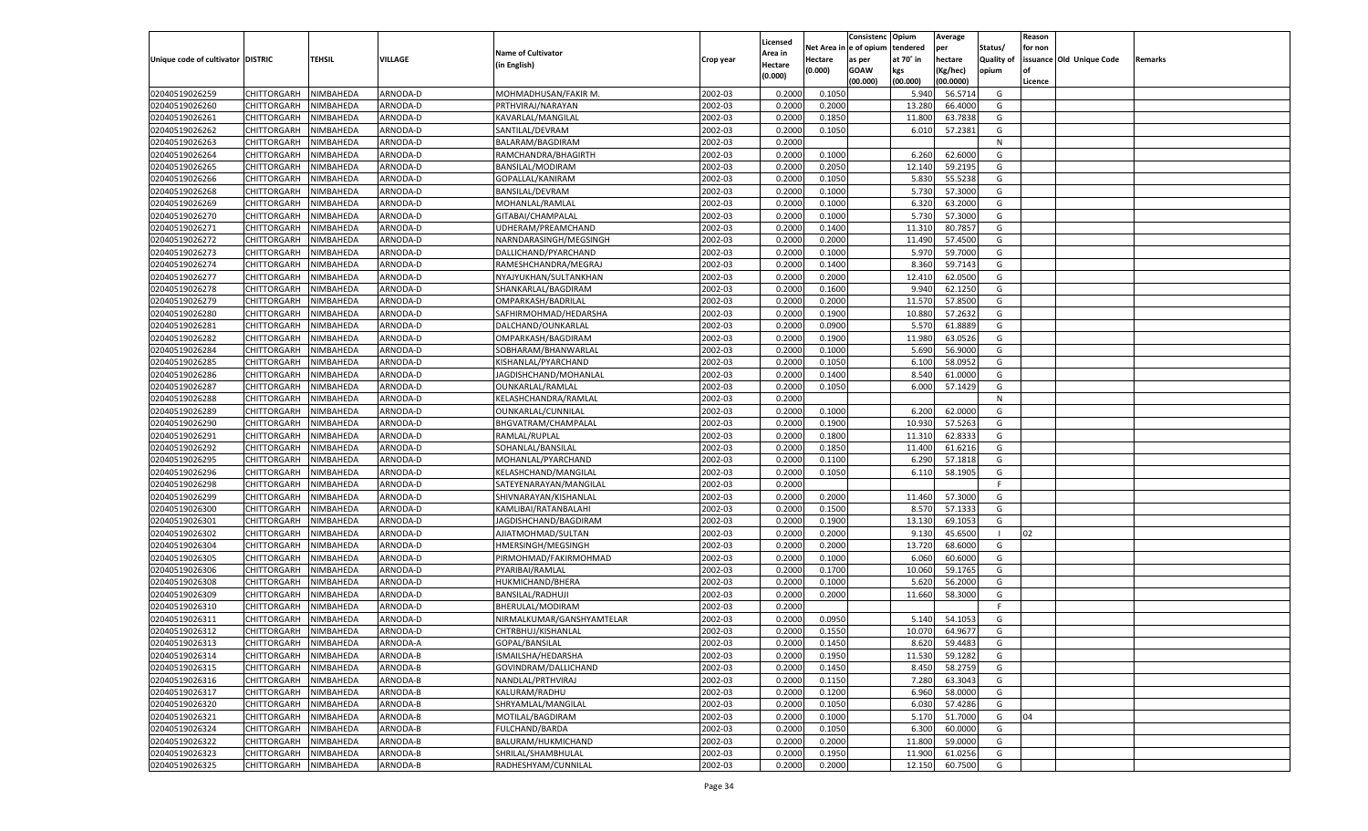| Unique code of cultivator | DISTRIC | TEHSIL | VILLAGE | Name of Cultivator (in English) | Crop year | Licensed Area in Hectare (0.000) | Net Area in Hectare (0.000) | Consistenc e of opium as per GOAW (00.000) | Opium tendered at 70° in kgs (00.000) | Average per hectare (Kg/hec) (00.0000) | Status/ Quality of opium | Reason for non issuance of Licence | Old Unique Code | Remarks |
|---|---|---|---|---|---|---|---|---|---|---|---|---|---|---|
| 02040519026259 | CHITTORGARH | NIMBAHEDA | ARNODA-D | MOHMADHUSAN/FAKIR M. | 2002-03 | 0.2000 | 0.1050 | | 5.940 | 56.5714 | G | | | |
| 02040519026260 | CHITTORGARH | NIMBAHEDA | ARNODA-D | PRTHVIRAJ/NARAYAN | 2002-03 | 0.2000 | 0.2000 | | 13.280 | 66.4000 | G | | | |
| 02040519026261 | CHITTORGARH | NIMBAHEDA | ARNODA-D | KAVARLAL/MANGILAL | 2002-03 | 0.2000 | 0.1850 | | 11.800 | 63.7838 | G | | | |
| 02040519026262 | CHITTORGARH | NIMBAHEDA | ARNODA-D | SANTILAL/DEVRAM | 2002-03 | 0.2000 | 0.1050 | | 6.010 | 57.2381 | G | | | |
| 02040519026263 | CHITTORGARH | NIMBAHEDA | ARNODA-D | BALARAM/BAGDIRAM | 2002-03 | 0.2000 | | | | | N | | | |
| 02040519026264 | CHITTORGARH | NIMBAHEDA | ARNODA-D | RAMCHANDRA/BHAGIRTH | 2002-03 | 0.2000 | 0.1000 | | 6.260 | 62.6000 | G | | | |
| 02040519026265 | CHITTORGARH | NIMBAHEDA | ARNODA-D | BANSILAL/MODIRAM | 2002-03 | 0.2000 | 0.2050 | | 12.140 | 59.2195 | G | | | |
| 02040519026266 | CHITTORGARH | NIMBAHEDA | ARNODA-D | GOPALLAL/KANIRAM | 2002-03 | 0.2000 | 0.1050 | | 5.830 | 55.5238 | G | | | |
| 02040519026268 | CHITTORGARH | NIMBAHEDA | ARNODA-D | BANSILAL/DEVRAM | 2002-03 | 0.2000 | 0.1000 | | 5.730 | 57.3000 | G | | | |
| 02040519026269 | CHITTORGARH | NIMBAHEDA | ARNODA-D | MOHANLAL/RAMLAL | 2002-03 | 0.2000 | 0.1000 | | 6.320 | 63.2000 | G | | | |
| 02040519026270 | CHITTORGARH | NIMBAHEDA | ARNODA-D | GITABAI/CHAMPALAL | 2002-03 | 0.2000 | 0.1000 | | 5.730 | 57.3000 | G | | | |
| 02040519026271 | CHITTORGARH | NIMBAHEDA | ARNODA-D | UDHERAM/PREAMCHAND | 2002-03 | 0.2000 | 0.1400 | | 11.310 | 80.7857 | G | | | |
| 02040519026272 | CHITTORGARH | NIMBAHEDA | ARNODA-D | NARNDARASINGH/MEGSINGH | 2002-03 | 0.2000 | 0.2000 | | 11.490 | 57.4500 | G | | | |
| 02040519026273 | CHITTORGARH | NIMBAHEDA | ARNODA-D | DALLICHAND/PYARCHAND | 2002-03 | 0.2000 | 0.1000 | | 5.970 | 59.7000 | G | | | |
| 02040519026274 | CHITTORGARH | NIMBAHEDA | ARNODA-D | RAMESHCHANDRA/MEGRAJ | 2002-03 | 0.2000 | 0.1400 | | 8.360 | 59.7143 | G | | | |
| 02040519026277 | CHITTORGARH | NIMBAHEDA | ARNODA-D | NYAJYUKHAN/SULTANKHAN | 2002-03 | 0.2000 | 0.2000 | | 12.410 | 62.0500 | G | | | |
| 02040519026278 | CHITTORGARH | NIMBAHEDA | ARNODA-D | SHANKARLAL/BAGDIRAM | 2002-03 | 0.2000 | 0.1600 | | 9.940 | 62.1250 | G | | | |
| 02040519026279 | CHITTORGARH | NIMBAHEDA | ARNODA-D | OMPARKASH/BADRILAL | 2002-03 | 0.2000 | 0.2000 | | 11.570 | 57.8500 | G | | | |
| 02040519026280 | CHITTORGARH | NIMBAHEDA | ARNODA-D | SAFHIRMOHMAD/HEDARSHA | 2002-03 | 0.2000 | 0.1900 | | 10.880 | 57.2632 | G | | | |
| 02040519026281 | CHITTORGARH | NIMBAHEDA | ARNODA-D | DALCHAND/OUNKARLAL | 2002-03 | 0.2000 | 0.0900 | | 5.570 | 61.8889 | G | | | |
| 02040519026282 | CHITTORGARH | NIMBAHEDA | ARNODA-D | OMPARKASH/BAGDIRAM | 2002-03 | 0.2000 | 0.1900 | | 11.980 | 63.0526 | G | | | |
| 02040519026284 | CHITTORGARH | NIMBAHEDA | ARNODA-D | SOBHARAM/BHANWARLAL | 2002-03 | 0.2000 | 0.1000 | | 5.690 | 56.9000 | G | | | |
| 02040519026285 | CHITTORGARH | NIMBAHEDA | ARNODA-D | KISHANLAL/PYARCHAND | 2002-03 | 0.2000 | 0.1050 | | 6.100 | 58.0952 | G | | | |
| 02040519026286 | CHITTORGARH | NIMBAHEDA | ARNODA-D | JAGDISHCHAND/MOHANLAL | 2002-03 | 0.2000 | 0.1400 | | 8.540 | 61.0000 | G | | | |
| 02040519026287 | CHITTORGARH | NIMBAHEDA | ARNODA-D | OUNKARLAL/RAMLAL | 2002-03 | 0.2000 | 0.1050 | | 6.000 | 57.1429 | G | | | |
| 02040519026288 | CHITTORGARH | NIMBAHEDA | ARNODA-D | KELASHCHANDRA/RAMLAL | 2002-03 | 0.2000 | | | | | N | | | |
| 02040519026289 | CHITTORGARH | NIMBAHEDA | ARNODA-D | OUNKARLAL/CUNNILAL | 2002-03 | 0.2000 | 0.1000 | | 6.200 | 62.0000 | G | | | |
| 02040519026290 | CHITTORGARH | NIMBAHEDA | ARNODA-D | BHGVATRAM/CHAMPALAL | 2002-03 | 0.2000 | 0.1900 | | 10.930 | 57.5263 | G | | | |
| 02040519026291 | CHITTORGARH | NIMBAHEDA | ARNODA-D | RAMLAL/RUPLAL | 2002-03 | 0.2000 | 0.1800 | | 11.310 | 62.8333 | G | | | |
| 02040519026292 | CHITTORGARH | NIMBAHEDA | ARNODA-D | SOHANLAL/BANSILAL | 2002-03 | 0.2000 | 0.1850 | | 11.400 | 61.6216 | G | | | |
| 02040519026295 | CHITTORGARH | NIMBAHEDA | ARNODA-D | MOHANLAL/PYARCHAND | 2002-03 | 0.2000 | 0.1100 | | 6.290 | 57.1818 | G | | | |
| 02040519026296 | CHITTORGARH | NIMBAHEDA | ARNODA-D | KELASHCHAND/MANGILAL | 2002-03 | 0.2000 | 0.1050 | | 6.110 | 58.1905 | G | | | |
| 02040519026298 | CHITTORGARH | NIMBAHEDA | ARNODA-D | SATEYENARAYAN/MANGILAL | 2002-03 | 0.2000 | | | | | F | | | |
| 02040519026299 | CHITTORGARH | NIMBAHEDA | ARNODA-D | SHIVNARAYAN/KISHANLAL | 2002-03 | 0.2000 | 0.2000 | | 11.460 | 57.3000 | G | | | |
| 02040519026300 | CHITTORGARH | NIMBAHEDA | ARNODA-D | KAMLIBAI/RATANBALAHI | 2002-03 | 0.2000 | 0.1500 | | 8.570 | 57.1333 | G | | | |
| 02040519026301 | CHITTORGARH | NIMBAHEDA | ARNODA-D | JAGDISHCHAND/BAGDIRAM | 2002-03 | 0.2000 | 0.1900 | | 13.130 | 69.1053 | G | | | |
| 02040519026302 | CHITTORGARH | NIMBAHEDA | ARNODA-D | AJIATMOHMAD/SULTAN | 2002-03 | 0.2000 | 0.2000 | | 9.130 | 45.6500 | I | 02 | | |
| 02040519026304 | CHITTORGARH | NIMBAHEDA | ARNODA-D | HMERSINGH/MEGSINGH | 2002-03 | 0.2000 | 0.2000 | | 13.720 | 68.6000 | G | | | |
| 02040519026305 | CHITTORGARH | NIMBAHEDA | ARNODA-D | PIRMOHMAD/FAKIRMOHMAD | 2002-03 | 0.2000 | 0.1000 | | 6.060 | 60.6000 | G | | | |
| 02040519026306 | CHITTORGARH | NIMBAHEDA | ARNODA-D | PYARIBAI/RAMLAL | 2002-03 | 0.2000 | 0.1700 | | 10.060 | 59.1765 | G | | | |
| 02040519026308 | CHITTORGARH | NIMBAHEDA | ARNODA-D | HUKMICHAND/BHERA | 2002-03 | 0.2000 | 0.1000 | | 5.620 | 56.2000 | G | | | |
| 02040519026309 | CHITTORGARH | NIMBAHEDA | ARNODA-D | BANSILAL/RADHUJI | 2002-03 | 0.2000 | 0.2000 | | 11.660 | 58.3000 | G | | | |
| 02040519026310 | CHITTORGARH | NIMBAHEDA | ARNODA-D | BHERULAL/MODIRAM | 2002-03 | 0.2000 | | | | | F | | | |
| 02040519026311 | CHITTORGARH | NIMBAHEDA | ARNODA-D | NIRMALKUMAR/GANSHYAMTELAR | 2002-03 | 0.2000 | 0.0950 | | 5.140 | 54.1053 | G | | | |
| 02040519026312 | CHITTORGARH | NIMBAHEDA | ARNODA-D | CHTRBHUJ/KISHANLAL | 2002-03 | 0.2000 | 0.1550 | | 10.070 | 64.9677 | G | | | |
| 02040519026313 | CHITTORGARH | NIMBAHEDA | ARNODA-A | GOPAL/BANSILAL | 2002-03 | 0.2000 | 0.1450 | | 8.620 | 59.4483 | G | | | |
| 02040519026314 | CHITTORGARH | NIMBAHEDA | ARNODA-B | ISMAILSHA/HEDARSHA | 2002-03 | 0.2000 | 0.1950 | | 11.530 | 59.1282 | G | | | |
| 02040519026315 | CHITTORGARH | NIMBAHEDA | ARNODA-B | GOVINDRAM/DALLICHAND | 2002-03 | 0.2000 | 0.1450 | | 8.450 | 58.2759 | G | | | |
| 02040519026316 | CHITTORGARH | NIMBAHEDA | ARNODA-B | NANDLAL/PRTHVIRAJ | 2002-03 | 0.2000 | 0.1150 | | 7.280 | 63.3043 | G | | | |
| 02040519026317 | CHITTORGARH | NIMBAHEDA | ARNODA-B | KALURAM/RADHU | 2002-03 | 0.2000 | 0.1200 | | 6.960 | 58.0000 | G | | | |
| 02040519026320 | CHITTORGARH | NIMBAHEDA | ARNODA-B | SHRYAMLAL/MANGILAL | 2002-03 | 0.2000 | 0.1050 | | 6.030 | 57.4286 | G | | | |
| 02040519026321 | CHITTORGARH | NIMBAHEDA | ARNODA-B | MOTILAL/BAGDIRAM | 2002-03 | 0.2000 | 0.1000 | | 5.170 | 51.7000 | G | 04 | | |
| 02040519026324 | CHITTORGARH | NIMBAHEDA | ARNODA-B | FULCHAND/BARDA | 2002-03 | 0.2000 | 0.1050 | | 6.300 | 60.0000 | G | | | |
| 02040519026322 | CHITTORGARH | NIMBAHEDA | ARNODA-B | BALURAM/HUKMICHAND | 2002-03 | 0.2000 | 0.2000 | | 11.800 | 59.0000 | G | | | |
| 02040519026323 | CHITTORGARH | NIMBAHEDA | ARNODA-B | SHRILAL/SHAMBHULAL | 2002-03 | 0.2000 | 0.1950 | | 11.900 | 61.0256 | G | | | |
| 02040519026325 | CHITTORGARH | NIMBAHEDA | ARNODA-B | RADHESHYAM/CUNNILAL | 2002-03 | 0.2000 | 0.2000 | | 12.150 | 60.7500 | G | | | |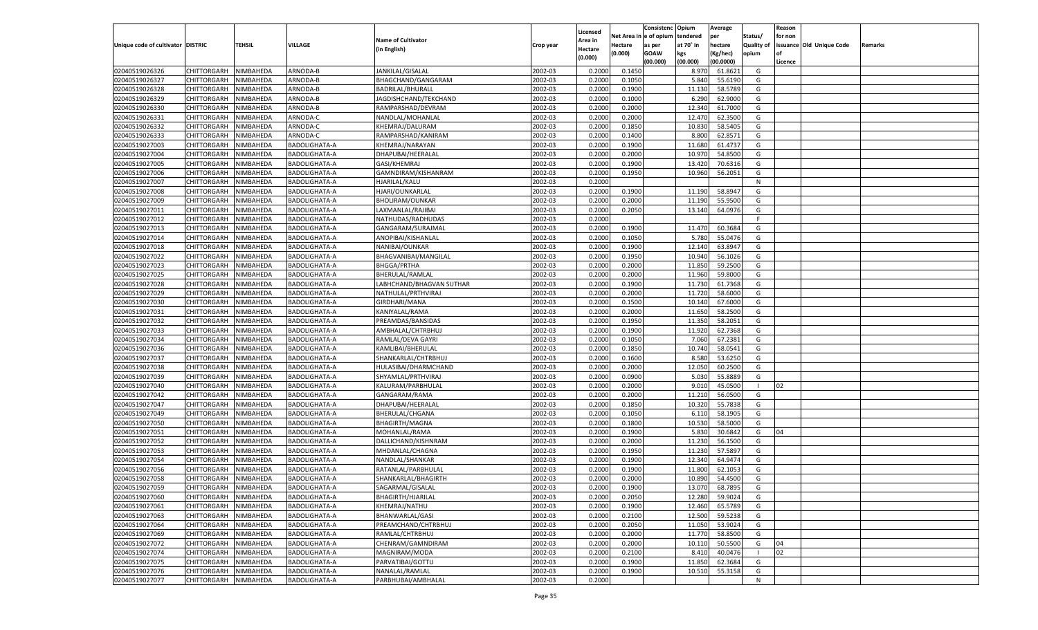| Unique code of cultivator | DISTRIC | TEHSIL | VILLAGE | Name of Cultivator (in English) | Crop year | Licensed Area in Hectare (0.000) | Net Area in Hectare (0.000) | Consistenc e of opium as per GOAW (00.000) | Opium tendered at 70˚ in kgs (00.000) | Average per hectare (Kg/hec) (00.0000) | Status/ Quality of opium | Reason for non issuance of Licence | Old Unique Code | Remarks |
|---|---|---|---|---|---|---|---|---|---|---|---|---|---|---|
| 02040519026326 | CHITTORGARH | NIMBAHEDA | ARNODA-B | JANKILAL/GISALAL | 2002-03 | 0.2000 | 0.1450 | | 8.970 | 61.8621 | G | | | |
| 02040519026327 | CHITTORGARH | NIMBAHEDA | ARNODA-B | BHAGCHAND/GANGARAM | 2002-03 | 0.2000 | 0.1050 | | 5.840 | 55.6190 | G | | | |
| 02040519026328 | CHITTORGARH | NIMBAHEDA | ARNODA-B | BADRILAL/BHURALL | 2002-03 | 0.2000 | 0.1900 | | 11.130 | 58.5789 | G | | | |
| 02040519026329 | CHITTORGARH | NIMBAHEDA | ARNODA-B | JAGDISHCHAND/TEKCHAND | 2002-03 | 0.2000 | 0.1000 | | 6.290 | 62.9000 | G | | | |
| 02040519026330 | CHITTORGARH | NIMBAHEDA | ARNODA-B | RAMPARSHAD/DEVRAM | 2002-03 | 0.2000 | 0.2000 | | 12.340 | 61.7000 | G | | | |
| 02040519026331 | CHITTORGARH | NIMBAHEDA | ARNODA-C | NANDLAL/MOHANLAL | 2002-03 | 0.2000 | 0.2000 | | 12.470 | 62.3500 | G | | | |
| 02040519026332 | CHITTORGARH | NIMBAHEDA | ARNODA-C | KHEMRAJ/DALURAM | 2002-03 | 0.2000 | 0.1850 | | 10.830 | 58.5405 | G | | | |
| 02040519026333 | CHITTORGARH | NIMBAHEDA | ARNODA-C | RAMPARSHAD/KANIRAM | 2002-03 | 0.2000 | 0.1400 | | 8.800 | 62.8571 | G | | | |
| 02040519027003 | CHITTORGARH | NIMBAHEDA | BADOLIGHATA-A | KHEMRAJ/NARAYAN | 2002-03 | 0.2000 | 0.1900 | | 11.680 | 61.4737 | G | | | |
| 02040519027004 | CHITTORGARH | NIMBAHEDA | BADOLIGHATA-A | DHAPUBAI/HEERALAL | 2002-03 | 0.2000 | 0.2000 | | 10.970 | 54.8500 | G | | | |
| 02040519027005 | CHITTORGARH | NIMBAHEDA | BADOLIGHATA-A | GASI/KHEMRAJ | 2002-03 | 0.2000 | 0.1900 | | 13.420 | 70.6316 | G | | | |
| 02040519027006 | CHITTORGARH | NIMBAHEDA | BADOLIGHATA-A | GAMNDIRAM/KISHANRAM | 2002-03 | 0.2000 | 0.1950 | | 10.960 | 56.2051 | G | | | |
| 02040519027007 | CHITTORGARH | NIMBAHEDA | BADOLIGHATA-A | HJARILAL/KALU | 2002-03 | 0.2000 | | | | | N | | | |
| 02040519027008 | CHITTORGARH | NIMBAHEDA | BADOLIGHATA-A | HJARI/OUNKARLAL | 2002-03 | 0.2000 | 0.1900 | | 11.190 | 58.8947 | G | | | |
| 02040519027009 | CHITTORGARH | NIMBAHEDA | BADOLIGHATA-A | BHOLIRAM/OUNKAR | 2002-03 | 0.2000 | 0.2000 | | 11.190 | 55.9500 | G | | | |
| 02040519027011 | CHITTORGARH | NIMBAHEDA | BADOLIGHATA-A | LAXMANLAL/RAJIBAI | 2002-03 | 0.2000 | 0.2050 | | 13.140 | 64.0976 | G | | | |
| 02040519027012 | CHITTORGARH | NIMBAHEDA | BADOLIGHATA-A | NATHUDAS/RADHUDAS | 2002-03 | 0.2000 | | | | | F | | | |
| 02040519027013 | CHITTORGARH | NIMBAHEDA | BADOLIGHATA-A | GANGARAM/SURAJMAL | 2002-03 | 0.2000 | 0.1900 | | 11.470 | 60.3684 | G | | | |
| 02040519027014 | CHITTORGARH | NIMBAHEDA | BADOLIGHATA-A | ANOPIBAI/KISHANLAL | 2002-03 | 0.2000 | 0.1050 | | 5.780 | 55.0476 | G | | | |
| 02040519027018 | CHITTORGARH | NIMBAHEDA | BADOLIGHATA-A | NANIBAI/OUNKAR | 2002-03 | 0.2000 | 0.1900 | | 12.140 | 63.8947 | G | | | |
| 02040519027022 | CHITTORGARH | NIMBAHEDA | BADOLIGHATA-A | BHAGVANIBAI/MANGILAL | 2002-03 | 0.2000 | 0.1950 | | 10.940 | 56.1026 | G | | | |
| 02040519027023 | CHITTORGARH | NIMBAHEDA | BADOLIGHATA-A | BHGGA/PRTHA | 2002-03 | 0.2000 | 0.2000 | | 11.850 | 59.2500 | G | | | |
| 02040519027025 | CHITTORGARH | NIMBAHEDA | BADOLIGHATA-A | BHERULAL/RAMLAL | 2002-03 | 0.2000 | 0.2000 | | 11.960 | 59.8000 | G | | | |
| 02040519027028 | CHITTORGARH | NIMBAHEDA | BADOLIGHATA-A | LABHCHAND/BHAGVAN SUTHAR | 2002-03 | 0.2000 | 0.1900 | | 11.730 | 61.7368 | G | | | |
| 02040519027029 | CHITTORGARH | NIMBAHEDA | BADOLIGHATA-A | NATHULAL/PRTHVIRAJ | 2002-03 | 0.2000 | 0.2000 | | 11.720 | 58.6000 | G | | | |
| 02040519027030 | CHITTORGARH | NIMBAHEDA | BADOLIGHATA-A | GIRDHARI/MANA | 2002-03 | 0.2000 | 0.1500 | | 10.140 | 67.6000 | G | | | |
| 02040519027031 | CHITTORGARH | NIMBAHEDA | BADOLIGHATA-A | KANIYALAL/RAMA | 2002-03 | 0.2000 | 0.2000 | | 11.650 | 58.2500 | G | | | |
| 02040519027032 | CHITTORGARH | NIMBAHEDA | BADOLIGHATA-A | PREAMDAS/BANSIDAS | 2002-03 | 0.2000 | 0.1950 | | 11.350 | 58.2051 | G | | | |
| 02040519027033 | CHITTORGARH | NIMBAHEDA | BADOLIGHATA-A | AMBHALAL/CHTRBHUJ | 2002-03 | 0.2000 | 0.1900 | | 11.920 | 62.7368 | G | | | |
| 02040519027034 | CHITTORGARH | NIMBAHEDA | BADOLIGHATA-A | RAMLAL/DEVA GAYRI | 2002-03 | 0.2000 | 0.1050 | | 7.060 | 67.2381 | G | | | |
| 02040519027036 | CHITTORGARH | NIMBAHEDA | BADOLIGHATA-A | KAMLIBAI/BHERULAL | 2002-03 | 0.2000 | 0.1850 | | 10.740 | 58.0541 | G | | | |
| 02040519027037 | CHITTORGARH | NIMBAHEDA | BADOLIGHATA-A | SHANKARLAL/CHTRBHUJ | 2002-03 | 0.2000 | 0.1600 | | 8.580 | 53.6250 | G | | | |
| 02040519027038 | CHITTORGARH | NIMBAHEDA | BADOLIGHATA-A | HULASIBAI/DHARMCHAND | 2002-03 | 0.2000 | 0.2000 | | 12.050 | 60.2500 | G | | | |
| 02040519027039 | CHITTORGARH | NIMBAHEDA | BADOLIGHATA-A | SHYAMLAL/PRTHVIRAJ | 2002-03 | 0.2000 | 0.0900 | | 5.030 | 55.8889 | G | | | |
| 02040519027040 | CHITTORGARH | NIMBAHEDA | BADOLIGHATA-A | KALURAM/PARBHULAL | 2002-03 | 0.2000 | 0.2000 | | 9.010 | 45.0500 | I | 02 | | |
| 02040519027042 | CHITTORGARH | NIMBAHEDA | BADOLIGHATA-A | GANGARAM/RAMA | 2002-03 | 0.2000 | 0.2000 | | 11.210 | 56.0500 | G | | | |
| 02040519027047 | CHITTORGARH | NIMBAHEDA | BADOLIGHATA-A | DHAPUBAI/HEERALAL | 2002-03 | 0.2000 | 0.1850 | | 10.320 | 55.7838 | G | | | |
| 02040519027049 | CHITTORGARH | NIMBAHEDA | BADOLIGHATA-A | BHERULAL/CHGANA | 2002-03 | 0.2000 | 0.1050 | | 6.110 | 58.1905 | G | | | |
| 02040519027050 | CHITTORGARH | NIMBAHEDA | BADOLIGHATA-A | BHAGIRTH/MAGNA | 2002-03 | 0.2000 | 0.1800 | | 10.530 | 58.5000 | G | | | |
| 02040519027051 | CHITTORGARH | NIMBAHEDA | BADOLIGHATA-A | MOHANLAL/RAMA | 2002-03 | 0.2000 | 0.1900 | | 5.830 | 30.6842 | G | 04 | | |
| 02040519027052 | CHITTORGARH | NIMBAHEDA | BADOLIGHATA-A | DALLICHAND/KISHNRAM | 2002-03 | 0.2000 | 0.2000 | | 11.230 | 56.1500 | G | | | |
| 02040519027053 | CHITTORGARH | NIMBAHEDA | BADOLIGHATA-A | MHDANLAL/CHAGNA | 2002-03 | 0.2000 | 0.1950 | | 11.230 | 57.5897 | G | | | |
| 02040519027054 | CHITTORGARH | NIMBAHEDA | BADOLIGHATA-A | NANDLAL/SHANKAR | 2002-03 | 0.2000 | 0.1900 | | 12.340 | 64.9474 | G | | | |
| 02040519027056 | CHITTORGARH | NIMBAHEDA | BADOLIGHATA-A | RATANLAL/PARBHULAL | 2002-03 | 0.2000 | 0.1900 | | 11.800 | 62.1053 | G | | | |
| 02040519027058 | CHITTORGARH | NIMBAHEDA | BADOLIGHATA-A | SHANKARLAL/BHAGIRTH | 2002-03 | 0.2000 | 0.2000 | | 10.890 | 54.4500 | G | | | |
| 02040519027059 | CHITTORGARH | NIMBAHEDA | BADOLIGHATA-A | SAGARMAL/GISALAL | 2002-03 | 0.2000 | 0.1900 | | 13.070 | 68.7895 | G | | | |
| 02040519027060 | CHITTORGARH | NIMBAHEDA | BADOLIGHATA-A | BHAGIRTH/HJARILAL | 2002-03 | 0.2000 | 0.2050 | | 12.280 | 59.9024 | G | | | |
| 02040519027061 | CHITTORGARH | NIMBAHEDA | BADOLIGHATA-A | KHEMRAJ/NATHU | 2002-03 | 0.2000 | 0.1900 | | 12.460 | 65.5789 | G | | | |
| 02040519027063 | CHITTORGARH | NIMBAHEDA | BADOLIGHATA-A | BHANWARLAL/GASI | 2002-03 | 0.2000 | 0.2100 | | 12.500 | 59.5238 | G | | | |
| 02040519027064 | CHITTORGARH | NIMBAHEDA | BADOLIGHATA-A | PREAMCHAND/CHTRBHUJ | 2002-03 | 0.2000 | 0.2050 | | 11.050 | 53.9024 | G | | | |
| 02040519027069 | CHITTORGARH | NIMBAHEDA | BADOLIGHATA-A | RAMLAL/CHTRBHUJ | 2002-03 | 0.2000 | 0.2000 | | 11.770 | 58.8500 | G | | | |
| 02040519027072 | CHITTORGARH | NIMBAHEDA | BADOLIGHATA-A | CHENRAM/GAMNDIRAM | 2002-03 | 0.2000 | 0.2000 | | 10.110 | 50.5500 | G | 04 | | |
| 02040519027074 | CHITTORGARH | NIMBAHEDA | BADOLIGHATA-A | MAGNIRAM/MODA | 2002-03 | 0.2000 | 0.2100 | | 8.410 | 40.0476 | I | 02 | | |
| 02040519027075 | CHITTORGARH | NIMBAHEDA | BADOLIGHATA-A | PARVATIBAI/GOTTU | 2002-03 | 0.2000 | 0.1900 | | 11.850 | 62.3684 | G | | | |
| 02040519027076 | CHITTORGARH | NIMBAHEDA | BADOLIGHATA-A | NANALAL/RAMLAL | 2002-03 | 0.2000 | 0.1900 | | 10.510 | 55.3158 | G | | | |
| 02040519027077 | CHITTORGARH | NIMBAHEDA | BADOLIGHATA-A | PARBHUBAI/AMBHALAL | 2002-03 | 0.2000 | | | | | N | | | |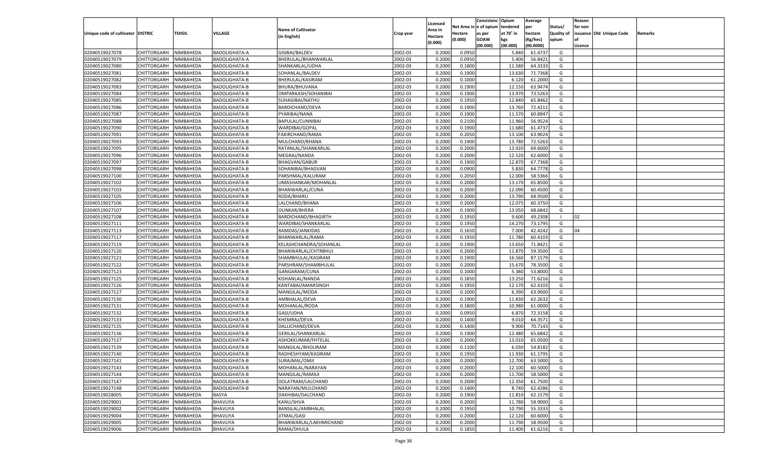| Unique code of cultivator | DISTRIC | TEHSIL | VILLAGE | Name of Cultivator (in English) | Crop year | Licensed Area in Hectare (0.000) | Net Area in Hectare (0.000) | Consistenc e of opium as per GOAW (00.000) | Opium tendered at 70° in kgs (00.000) | Average per hectare (Kg/hec) (00.0000) | Status/ Quality of opium | Reason for non issuance of Licence | Old Unique Code | Remarks |
|---|---|---|---|---|---|---|---|---|---|---|---|---|---|---|
| 02040519027078 | CHITTORGARH | NIMBAHEDA | BADOLIGHATA-A | GISIBAI/BALDEV | 2002-03 | 0.2000 | 0.0950 | | 5.840 | 61.4737 | G | | | |
| 02040519027079 | CHITTORGARH | NIMBAHEDA | BADOLIGHATA-A | BHERULAL/BHANWARLAL | 2002-03 | 0.2000 | 0.0950 | | 5.400 | 56.8421 | G | | | |
| 02040519027080 | CHITTORGARH | NIMBAHEDA | BADOLIGHATA-B | SHANKARLAL/UDHA | 2002-03 | 0.2000 | 0.1800 | | 11.580 | 64.3333 | G | | | |
| 02040519027081 | CHITTORGARH | NIMBAHEDA | BADOLIGHATA-B | SOHANLAL/BALDEV | 2002-03 | 0.2000 | 0.1900 | | 13.630 | 71.7368 | G | | | |
| 02040519027082 | CHITTORGARH | NIMBAHEDA | BADOLIGHATA-B | BHERULAL/KASIRAM | 2002-03 | 0.2000 | 0.1000 | | 6.120 | 61.2000 | G | | | |
| 02040519027083 | CHITTORGARH | NIMBAHEDA | BADOLIGHATA-B | BHURA/BHUVANA | 2002-03 | 0.2000 | 0.1900 | | 12.150 | 63.9474 | G | | | |
| 02040519027084 | CHITTORGARH | NIMBAHEDA | BADOLIGHATA-B | OMPARKASH/SOHANIBAI | 2002-03 | 0.2000 | 0.1900 | | 13.970 | 73.5263 | G | | | |
| 02040519027085 | CHITTORGARH | NIMBAHEDA | BADOLIGHATA-B | SUHAGIBAI/NATHU | 2002-03 | 0.2000 | 0.1950 | | 12.840 | 65.8462 | G | | | |
| 02040519027086 | CHITTORGARH | NIMBAHEDA | BADOLIGHATA-B | BARDICHAND/DEVA | 2002-03 | 0.2000 | 0.1900 | | 13.760 | 72.4211 | G | | | |
| 02040519027087 | CHITTORGARH | NIMBAHEDA | BADOLIGHATA-B | PYARIBAI/NANA | 2002-03 | 0.2000 | 0.1900 | | 11.570 | 60.8947 | G | | | |
| 02040519027088 | CHITTORGARH | NIMBAHEDA | BADOLIGHATA-B | BAPULAL/CUNNIBAI | 2002-03 | 0.2000 | 0.2100 | | 11.960 | 56.9524 | G | | | |
| 02040519027090 | CHITTORGARH | NIMBAHEDA | BADOLIGHATA-B | WARDIBAI/GOPAL | 2002-03 | 0.2000 | 0.1900 | | 11.680 | 61.4737 | G | | | |
| 02040519027091 | CHITTORGARH | NIMBAHEDA | BADOLIGHATA-B | FAKIRCHAND/RAMA | 2002-03 | 0.2000 | 0.2050 | | 13.100 | 63.9024 | G | | | |
| 02040519027093 | CHITTORGARH | NIMBAHEDA | BADOLIGHATA-B | MULCHAND/BHANA | 2002-03 | 0.2000 | 0.1900 | | 13.780 | 72.5263 | G | | | |
| 02040519027095 | CHITTORGARH | NIMBAHEDA | BADOLIGHATA-B | RATANLAL/SHANKARLAL | 2002-03 | 0.2000 | 0.2000 | | 13.920 | 69.6000 | G | | | |
| 02040519027096 | CHITTORGARH | NIMBAHEDA | BADOLIGHATA-B | MEGRAJ/NANDA | 2002-03 | 0.2000 | 0.2000 | | 12.520 | 62.6000 | G | | | |
| 02040519027097 | CHITTORGARH | NIMBAHEDA | BADOLIGHATA-B | BHAGVAN/GABUR | 2002-03 | 0.2000 | 0.1900 | | 12.870 | 67.7368 | G | | | |
| 02040519027098 | CHITTORGARH | NIMBAHEDA | BADOLIGHATA-B | SOHANIBAI/BHAGVAN | 2002-03 | 0.2000 | 0.0900 | | 5.830 | 64.7778 | G | | | |
| 02040519027100 | CHITTORGARH | NIMBAHEDA | BADOLIGHATA-B | PARSHMAL/KALURAM | 2002-03 | 0.2000 | 0.2050 | | 12.000 | 58.5366 | G | | | |
| 02040519027102 | CHITTORGARH | NIMBAHEDA | BADOLIGHATA-B | UMASHANKAR/MOHANLAL | 2002-03 | 0.2000 | 0.2000 | | 13.170 | 65.8500 | G | | | |
| 02040519027103 | CHITTORGARH | NIMBAHEDA | BADOLIGHATA-B | BHANWARLAL/CUNA | 2002-03 | 0.2000 | 0.2000 | | 12.090 | 60.4500 | G | | | |
| 02040519027105 | CHITTORGARH | NIMBAHEDA | BADOLIGHATA-B | RODA/BHARU | 2002-03 | 0.2000 | 0.2000 | | 13.790 | 68.9500 | G | | | |
| 02040519027106 | CHITTORGARH | NIMBAHEDA | BADOLIGHATA-B | LALCHAND/BHANA | 2002-03 | 0.2000 | 0.2000 | | 12.075 | 60.3750 | G | | | |
| 02040519027107 | CHITTORGARH | NIMBAHEDA | BADOLIGHATA-B | OUNKAR/BHERA | 2002-03 | 0.2000 | 0.1900 | | 13.050 | 68.6842 | G | | | |
| 02040519027108 | CHITTORGARH | NIMBAHEDA | BADOLIGHATA-B | BARDICHAND/BHAGIRTH | 2002-03 | 0.2000 | 0.1950 | | 9.600 | 49.2308 | I | 02 | | |
| 02040519027111 | CHITTORGARH | NIMBAHEDA | BADOLIGHATA-B | WARDIBAI/SHANKARLAL | 2002-03 | 0.2000 | 0.1950 | | 14.270 | 73.1795 | G | | | |
| 02040519027113 | CHITTORGARH | NIMBAHEDA | BADOLIGHATA-B | RAMDAS/JANKIDAS | 2002-03 | 0.2000 | 0.1650 | | 7.000 | 42.4242 | G | 04 | | |
| 02040519027117 | CHITTORGARH | NIMBAHEDA | BADOLIGHATA-B | BHANWARLAL/RAMA | 2002-03 | 0.2000 | 0.1950 | | 11.780 | 60.4103 | G | | | |
| 02040519027119 | CHITTORGARH | NIMBAHEDA | BADOLIGHATA-B | KELASHCHANDRA/SOHANLAL | 2002-03 | 0.2000 | 0.1900 | | 13.650 | 71.8421 | G | | | |
| 02040519027120 | CHITTORGARH | NIMBAHEDA | BADOLIGHATA-B | BHANWARLAL/CHTRBHUJ | 2002-03 | 0.2000 | 0.2000 | | 11.870 | 59.3500 | G | | | |
| 02040519027121 | CHITTORGARH | NIMBAHEDA | BADOLIGHATA-B | SHAMBHULAL/KASIRAM | 2002-03 | 0.2000 | 0.1900 | | 16.560 | 87.1579 | G | | | |
| 02040519027122 | CHITTORGARH | NIMBAHEDA | BADOLIGHATA-B | PARSHRAM/SHAMBHULAL | 2002-03 | 0.2000 | 0.2000 | | 15.670 | 78.3500 | G | | | |
| 02040519027123 | CHITTORGARH | NIMBAHEDA | BADOLIGHATA-B | GANGARAM/CUNA | 2002-03 | 0.2000 | 0.1000 | | 5.380 | 53.8000 | G | | | |
| 02040519027125 | CHITTORGARH | NIMBAHEDA | BADOLIGHATA-B | KISHANLAL/NANDA | 2002-03 | 0.2000 | 0.1850 | | 13.250 | 71.6216 | G | | | |
| 02040519027126 | CHITTORGARH | NIMBAHEDA | BADOLIGHATA-B | KANTABAI/AMARSINGH | 2002-03 | 0.2000 | 0.1950 | | 12.170 | 62.4103 | G | | | |
| 02040519027127 | CHITTORGARH | NIMBAHEDA | BADOLIGHATA-B | MANGILAL/MODA | 2002-03 | 0.2000 | 0.1000 | | 6.390 | 63.9000 | G | | | |
| 02040519027130 | CHITTORGARH | NIMBAHEDA | BADOLIGHATA-B | AMBHALAL/DEVA | 2002-03 | 0.2000 | 0.1900 | | 11.830 | 62.2632 | G | | | |
| 02040519027131 | CHITTORGARH | NIMBAHEDA | BADOLIGHATA-B | MOHANLAL/RODA | 2002-03 | 0.2000 | 0.1800 | | 10.980 | 61.0000 | G | | | |
| 02040519027132 | CHITTORGARH | NIMBAHEDA | BADOLIGHATA-B | GASI/UDHA | 2002-03 | 0.2000 | 0.0950 | | 6.870 | 72.3158 | G | | | |
| 02040519027133 | CHITTORGARH | NIMBAHEDA | BADOLIGHATA-B | KHEMRAJ/DEVA | 2002-03 | 0.2000 | 0.1400 | | 9.010 | 64.3571 | G | | | |
| 02040519027135 | CHITTORGARH | NIMBAHEDA | BADOLIGHATA-B | DALLICHAND/DEVA | 2002-03 | 0.2000 | 0.1400 | | 9.900 | 70.7143 | G | | | |
| 02040519027136 | CHITTORGARH | NIMBAHEDA | BADOLIGHATA-B | GERILAL/SHANKARLAL | 2002-03 | 0.2000 | 0.1900 | | 12.480 | 65.6842 | G | | | |
| 02040519027137 | CHITTORGARH | NIMBAHEDA | BADOLIGHATA-B | ASHOKKUMAR/FHTELAL | 2002-03 | 0.2000 | 0.2000 | | 13.010 | 65.0500 | G | | | |
| 02040519027139 | CHITTORGARH | NIMBAHEDA | BADOLIGHATA-B | MANGILAL/BHOLIRAM | 2002-03 | 0.2000 | 0.1100 | | 6.030 | 54.8182 | G | | | |
| 02040519027140 | CHITTORGARH | NIMBAHEDA | BADOLIGHATA-B | RADHESHYAM/KASIRAM | 2002-03 | 0.2000 | 0.1950 | | 11.930 | 61.1795 | G | | | |
| 02040519027141 | CHITTORGARH | NIMBAHEDA | BADOLIGHATA-B | SURAJMAL/OMJI | 2002-03 | 0.2000 | 0.2000 | | 12.700 | 63.5000 | G | | | |
| 02040519027143 | CHITTORGARH | NIMBAHEDA | BADOLIGHATA-B | MOHANLAL/NARAYAN | 2002-03 | 0.2000 | 0.2000 | | 12.100 | 60.5000 | G | | | |
| 02040519027144 | CHITTORGARH | NIMBAHEDA | BADOLIGHATA-B | MANGILAL/RAMAJI | 2002-03 | 0.2000 | 0.2000 | | 11.700 | 58.5000 | G | | | |
| 02040519027147 | CHITTORGARH | NIMBAHEDA | BADOLIGHATA-B | DOLATRAM/LALCHAND | 2002-03 | 0.2000 | 0.2000 | | 12.350 | 61.7500 | G | | | |
| 02040519027148 | CHITTORGARH | NIMBAHEDA | BADOLIGHATA-B | NARAYAN/MULCHAND | 2002-03 | 0.2000 | 0.1400 | | 8.740 | 62.4286 | G | | | |
| 02040519028005 | CHITTORGARH | NIMBAHEDA | BASYA | DAKHIBAI/DALCHAND | 2002-03 | 0.2000 | 0.1900 | | 11.810 | 62.1579 | G | | | |
| 02040519029001 | CHITTORGARH | NIMBAHEDA | BHAVLIYA | KANU/SHVA | 2002-03 | 0.2000 | 0.2000 | | 11.780 | 58.9000 | G | | | |
| 02040519029002 | CHITTORGARH | NIMBAHEDA | BHAVLIYA | BANSILAL/AMBHALAL | 2002-03 | 0.2000 | 0.1950 | | 10.790 | 55.3333 | G | | | |
| 02040519029004 | CHITTORGARH | NIMBAHEDA | BHAVLIYA | JITMAL/GASI | 2002-03 | 0.2000 | 0.2000 | | 12.120 | 60.6000 | G | | | |
| 02040519029005 | CHITTORGARH | NIMBAHEDA | BHAVLIYA | BHANWARLAL/LAKHMICHAND | 2002-03 | 0.2000 | 0.2000 | | 11.790 | 58.9500 | G | | | |
| 02040519029006 | CHITTORGARH | NIMBAHEDA | BHAVLIYA | RAMA/DHULA | 2002-03 | 0.2000 | 0.1850 | | 11.400 | 61.6216 | G | | | |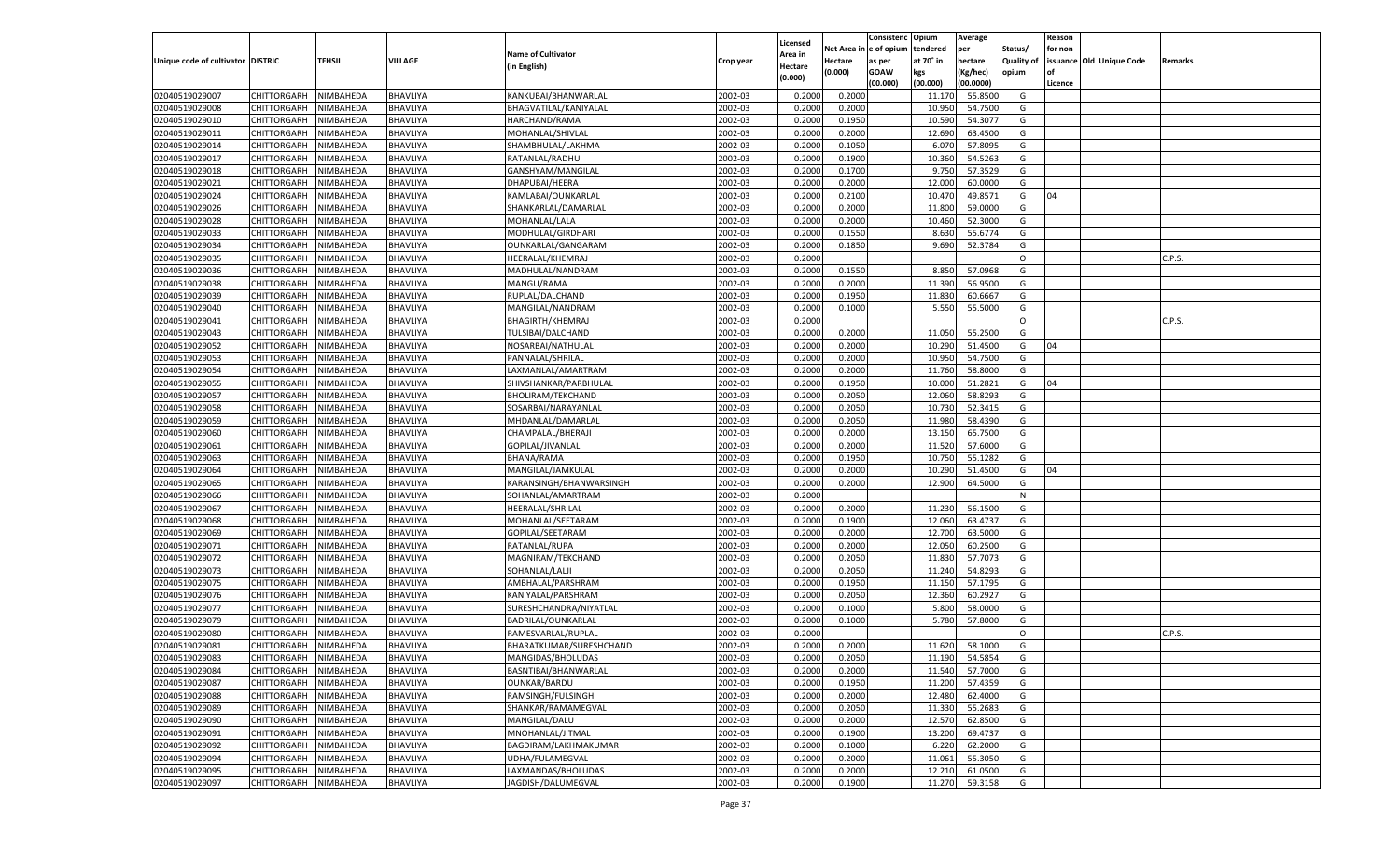| Unique code of cultivator | DISTRIC | TEHSIL | VILLAGE | Name of Cultivator (in English) | Crop year | Licensed Area in Hectare (0.000) | Net Area in Hectare (0.000) | Consistenc e of opium as per GOAW (00.000) | Opium tendered at 70° in kgs (00.000) | Average per hectare (Kg/hec) (00.0000) | Status/ Quality of opium | Reason for non issuance of Licence | Old Unique Code | Remarks |
|---|---|---|---|---|---|---|---|---|---|---|---|---|---|---|
| 02040519029007 | CHITTORGARH | NIMBAHEDA | BHAVLIYA | KANKUBAI/BHANWARLAL | 2002-03 | 0.2000 | 0.2000 | | 11.170 | 55.8500 | G | | | |
| 02040519029008 | CHITTORGARH | NIMBAHEDA | BHAVLIYA | BHAGVATILAL/KANIYALAL | 2002-03 | 0.2000 | 0.2000 | | 10.950 | 54.7500 | G | | | |
| 02040519029010 | CHITTORGARH | NIMBAHEDA | BHAVLIYA | HARCHAND/RAMA | 2002-03 | 0.2000 | 0.1950 | | 10.590 | 54.3077 | G | | | |
| 02040519029011 | CHITTORGARH | NIMBAHEDA | BHAVLIYA | MOHANLAL/SHIVLAL | 2002-03 | 0.2000 | 0.2000 | | 12.690 | 63.4500 | G | | | |
| 02040519029014 | CHITTORGARH | NIMBAHEDA | BHAVLIYA | SHAMBHULAL/LAKHMA | 2002-03 | 0.2000 | 0.1050 | | 6.070 | 57.8095 | G | | | |
| 02040519029017 | CHITTORGARH | NIMBAHEDA | BHAVLIYA | RATANLAL/RADHU | 2002-03 | 0.2000 | 0.1900 | | 10.360 | 54.5263 | G | | | |
| 02040519029018 | CHITTORGARH | NIMBAHEDA | BHAVLIYA | GANSHYAM/MANGILAL | 2002-03 | 0.2000 | 0.1700 | | 9.750 | 57.3529 | G | | | |
| 02040519029021 | CHITTORGARH | NIMBAHEDA | BHAVLIYA | DHAPUBAI/HEERA | 2002-03 | 0.2000 | 0.2000 | | 12.000 | 60.0000 | G | | | |
| 02040519029024 | CHITTORGARH | NIMBAHEDA | BHAVLIYA | KAMLABAI/OUNKARLAL | 2002-03 | 0.2000 | 0.2100 | | 10.470 | 49.8571 | G | 04 | | |
| 02040519029026 | CHITTORGARH | NIMBAHEDA | BHAVLIYA | SHANKARLAL/DAMARLAL | 2002-03 | 0.2000 | 0.2000 | | 11.800 | 59.0000 | G | | | |
| 02040519029028 | CHITTORGARH | NIMBAHEDA | BHAVLIYA | MOHANLAL/LALA | 2002-03 | 0.2000 | 0.2000 | | 10.460 | 52.3000 | G | | | |
| 02040519029033 | CHITTORGARH | NIMBAHEDA | BHAVLIYA | MODHULAL/GIRDHARI | 2002-03 | 0.2000 | 0.1550 | | 8.630 | 55.6774 | G | | | |
| 02040519029034 | CHITTORGARH | NIMBAHEDA | BHAVLIYA | OUNKARLAL/GANGARAM | 2002-03 | 0.2000 | 0.1850 | | 9.690 | 52.3784 | G | | | |
| 02040519029035 | CHITTORGARH | NIMBAHEDA | BHAVLIYA | HEERALAL/KHEMRAJ | 2002-03 | 0.2000 | | | | | O | | | C.P.S. |
| 02040519029036 | CHITTORGARH | NIMBAHEDA | BHAVLIYA | MADHULAL/NANDRAM | 2002-03 | 0.2000 | 0.1550 | | 8.850 | 57.0968 | G | | | |
| 02040519029038 | CHITTORGARH | NIMBAHEDA | BHAVLIYA | MANGU/RAMA | 2002-03 | 0.2000 | 0.2000 | | 11.390 | 56.9500 | G | | | |
| 02040519029039 | CHITTORGARH | NIMBAHEDA | BHAVLIYA | RUPLAL/DALCHAND | 2002-03 | 0.2000 | 0.1950 | | 11.830 | 60.6667 | G | | | |
| 02040519029040 | CHITTORGARH | NIMBAHEDA | BHAVLIYA | MANGILAL/NANDRAM | 2002-03 | 0.2000 | 0.1000 | | 5.550 | 55.5000 | G | | | |
| 02040519029041 | CHITTORGARH | NIMBAHEDA | BHAVLIYA | BHAGIRTH/KHEMRAJ | 2002-03 | 0.2000 | | | | | O | | | C.P.S. |
| 02040519029043 | CHITTORGARH | NIMBAHEDA | BHAVLIYA | TULSIBAI/DALCHAND | 2002-03 | 0.2000 | 0.2000 | | 11.050 | 55.2500 | G | | | |
| 02040519029052 | CHITTORGARH | NIMBAHEDA | BHAVLIYA | NOSARBAI/NATHULAL | 2002-03 | 0.2000 | 0.2000 | | 10.290 | 51.4500 | G | 04 | | |
| 02040519029053 | CHITTORGARH | NIMBAHEDA | BHAVLIYA | PANNALAL/SHRILAL | 2002-03 | 0.2000 | 0.2000 | | 10.950 | 54.7500 | G | | | |
| 02040519029054 | CHITTORGARH | NIMBAHEDA | BHAVLIYA | LAXMANLAL/AMARTRAM | 2002-03 | 0.2000 | 0.2000 | | 11.760 | 58.8000 | G | | | |
| 02040519029055 | CHITTORGARH | NIMBAHEDA | BHAVLIYA | SHIVSHANKAR/PARBHULAL | 2002-03 | 0.2000 | 0.1950 | | 10.000 | 51.2821 | G | 04 | | |
| 02040519029057 | CHITTORGARH | NIMBAHEDA | BHAVLIYA | BHOLIRAM/TEKCHAND | 2002-03 | 0.2000 | 0.2050 | | 12.060 | 58.8293 | G | | | |
| 02040519029058 | CHITTORGARH | NIMBAHEDA | BHAVLIYA | SOSARBAI/NARAYANLAL | 2002-03 | 0.2000 | 0.2050 | | 10.730 | 52.3415 | G | | | |
| 02040519029059 | CHITTORGARH | NIMBAHEDA | BHAVLIYA | MHDANLAL/DAMARLAL | 2002-03 | 0.2000 | 0.2050 | | 11.980 | 58.4390 | G | | | |
| 02040519029060 | CHITTORGARH | NIMBAHEDA | BHAVLIYA | CHAMPALAL/BHERAJI | 2002-03 | 0.2000 | 0.2000 | | 13.150 | 65.7500 | G | | | |
| 02040519029061 | CHITTORGARH | NIMBAHEDA | BHAVLIYA | GOPILAL/JIVANLAL | 2002-03 | 0.2000 | 0.2000 | | 11.520 | 57.6000 | G | | | |
| 02040519029063 | CHITTORGARH | NIMBAHEDA | BHAVLIYA | BHANA/RAMA | 2002-03 | 0.2000 | 0.1950 | | 10.750 | 55.1282 | G | | | |
| 02040519029064 | CHITTORGARH | NIMBAHEDA | BHAVLIYA | MANGILAL/JAMKULAL | 2002-03 | 0.2000 | 0.2000 | | 10.290 | 51.4500 | G | 04 | | |
| 02040519029065 | CHITTORGARH | NIMBAHEDA | BHAVLIYA | KARANSINGH/BHANWARSINGH | 2002-03 | 0.2000 | 0.2000 | | 12.900 | 64.5000 | G | | | |
| 02040519029066 | CHITTORGARH | NIMBAHEDA | BHAVLIYA | SOHANLAL/AMARTRAM | 2002-03 | 0.2000 | | | | | N | | | |
| 02040519029067 | CHITTORGARH | NIMBAHEDA | BHAVLIYA | HEERALAL/SHRILAL | 2002-03 | 0.2000 | 0.2000 | | 11.230 | 56.1500 | G | | | |
| 02040519029068 | CHITTORGARH | NIMBAHEDA | BHAVLIYA | MOHANLAL/SEETARAM | 2002-03 | 0.2000 | 0.1900 | | 12.060 | 63.4737 | G | | | |
| 02040519029069 | CHITTORGARH | NIMBAHEDA | BHAVLIYA | GOPILAL/SEETARAM | 2002-03 | 0.2000 | 0.2000 | | 12.700 | 63.5000 | G | | | |
| 02040519029071 | CHITTORGARH | NIMBAHEDA | BHAVLIYA | RATANLAL/RUPA | 2002-03 | 0.2000 | 0.2000 | | 12.050 | 60.2500 | G | | | |
| 02040519029072 | CHITTORGARH | NIMBAHEDA | BHAVLIYA | MAGNIRAM/TEKCHAND | 2002-03 | 0.2000 | 0.2050 | | 11.830 | 57.7073 | G | | | |
| 02040519029073 | CHITTORGARH | NIMBAHEDA | BHAVLIYA | SOHANLAL/LALJI | 2002-03 | 0.2000 | 0.2050 | | 11.240 | 54.8293 | G | | | |
| 02040519029075 | CHITTORGARH | NIMBAHEDA | BHAVLIYA | AMBHALAL/PARSHRAM | 2002-03 | 0.2000 | 0.1950 | | 11.150 | 57.1795 | G | | | |
| 02040519029076 | CHITTORGARH | NIMBAHEDA | BHAVLIYA | KANIYALAL/PARSHRAM | 2002-03 | 0.2000 | 0.2050 | | 12.360 | 60.2927 | G | | | |
| 02040519029077 | CHITTORGARH | NIMBAHEDA | BHAVLIYA | SURESHCHANDRA/NIYATLAL | 2002-03 | 0.2000 | 0.1000 | | 5.800 | 58.0000 | G | | | |
| 02040519029079 | CHITTORGARH | NIMBAHEDA | BHAVLIYA | BADRILAL/OUNKARLAL | 2002-03 | 0.2000 | 0.1000 | | 5.780 | 57.8000 | G | | | |
| 02040519029080 | CHITTORGARH | NIMBAHEDA | BHAVLIYA | RAMESVARLAL/RUPLAL | 2002-03 | 0.2000 | | | | | O | | | C.P.S. |
| 02040519029081 | CHITTORGARH | NIMBAHEDA | BHAVLIYA | BHARATKUMAR/SURESHCHAND | 2002-03 | 0.2000 | 0.2000 | | 11.620 | 58.1000 | G | | | |
| 02040519029083 | CHITTORGARH | NIMBAHEDA | BHAVLIYA | MANGIDAS/BHOLUDAS | 2002-03 | 0.2000 | 0.2050 | | 11.190 | 54.5854 | G | | | |
| 02040519029084 | CHITTORGARH | NIMBAHEDA | BHAVLIYA | BASNTIBAI/BHANWARLAL | 2002-03 | 0.2000 | 0.2000 | | 11.540 | 57.7000 | G | | | |
| 02040519029087 | CHITTORGARH | NIMBAHEDA | BHAVLIYA | OUNKAR/BARDU | 2002-03 | 0.2000 | 0.1950 | | 11.200 | 57.4359 | G | | | |
| 02040519029088 | CHITTORGARH | NIMBAHEDA | BHAVLIYA | RAMSINGH/FULSINGH | 2002-03 | 0.2000 | 0.2000 | | 12.480 | 62.4000 | G | | | |
| 02040519029089 | CHITTORGARH | NIMBAHEDA | BHAVLIYA | SHANKAR/RAMAMEGVAL | 2002-03 | 0.2000 | 0.2050 | | 11.330 | 55.2683 | G | | | |
| 02040519029090 | CHITTORGARH | NIMBAHEDA | BHAVLIYA | MANGILAL/DALU | 2002-03 | 0.2000 | 0.2000 | | 12.570 | 62.8500 | G | | | |
| 02040519029091 | CHITTORGARH | NIMBAHEDA | BHAVLIYA | MNOHANLAL/JITMAL | 2002-03 | 0.2000 | 0.1900 | | 13.200 | 69.4737 | G | | | |
| 02040519029092 | CHITTORGARH | NIMBAHEDA | BHAVLIYA | BAGDIRAM/LAKHMAKUMAR | 2002-03 | 0.2000 | 0.1000 | | 6.220 | 62.2000 | G | | | |
| 02040519029094 | CHITTORGARH | NIMBAHEDA | BHAVLIYA | UDHA/FULAMEGVAL | 2002-03 | 0.2000 | 0.2000 | | 11.061 | 55.3050 | G | | | |
| 02040519029095 | CHITTORGARH | NIMBAHEDA | BHAVLIYA | LAXMANDAS/BHOLUDAS | 2002-03 | 0.2000 | 0.2000 | | 12.210 | 61.0500 | G | | | |
| 02040519029097 | CHITTORGARH | NIMBAHEDA | BHAVLIYA | JAGDISH/DALUMEGVAL | 2002-03 | 0.2000 | 0.1900 | | 11.270 | 59.3158 | G | | | |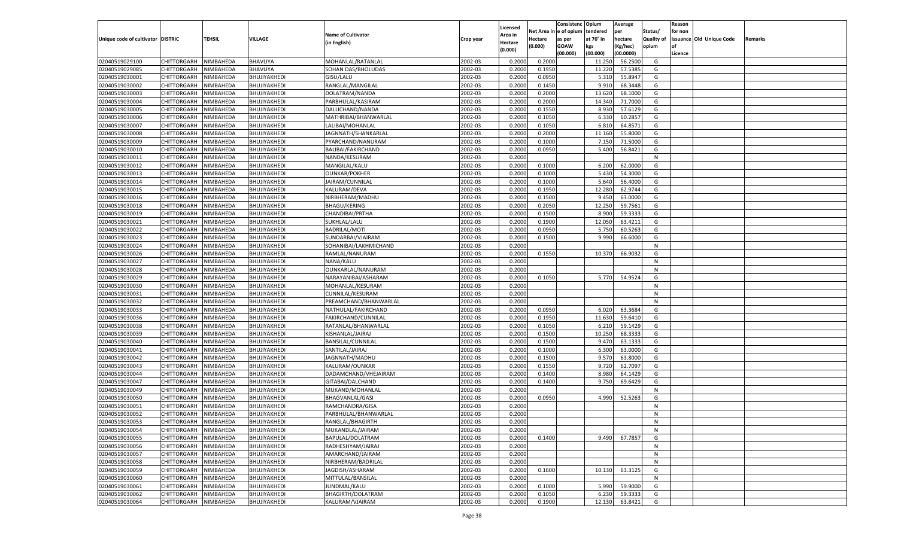| Unique code of cultivator | DISTRIC | TEHSIL | VILLAGE | Name of Cultivator (in English) | Crop year | Licensed Area in Hectare (0.000) | Net Area in Hectare (0.000) | Consistenc e of opium as per GOAW (00.000) | Opium tendered at 70˚ in kgs (00.000) | Average per hectare (Kg/hec) (00.0000) | Status/ Quality of opium | Reason for non issuance of Licence | Old Unique Code | Remarks |
|---|---|---|---|---|---|---|---|---|---|---|---|---|---|---|
| 02040519029100 | CHITTORGARH | NIMBAHEDA | BHAVLIYA | MOHANLAL/RATANLAL | 2002-03 | 0.2000 | 0.2000 | | 11.250 | 56.2500 | G | | | |
| 02040519029085 | CHITTORGARH | NIMBAHEDA | BHAVLIYA | SOHAN DAS/BHOLUDAS | 2002-03 | 0.2000 | 0.1950 | | 11.220 | 57.5385 | G | | | |
| 02040519030001 | CHITTORGARH | NIMBAHEDA | BHUJIYAKHEDI | GISU/LALU | 2002-03 | 0.2000 | 0.0950 | | 5.310 | 55.8947 | G | | | |
| 02040519030002 | CHITTORGARH | NIMBAHEDA | BHUJIYAKHEDI | RANGLAL/MANGILAL | 2002-03 | 0.2000 | 0.1450 | | 9.910 | 68.3448 | G | | | |
| 02040519030003 | CHITTORGARH | NIMBAHEDA | BHUJIYAKHEDI | DOLATRAM/NANDA | 2002-03 | 0.2000 | 0.2000 | | 13.620 | 68.1000 | G | | | |
| 02040519030004 | CHITTORGARH | NIMBAHEDA | BHUJIYAKHEDI | PARBHULAL/KASIRAM | 2002-03 | 0.2000 | 0.2000 | | 14.340 | 71.7000 | G | | | |
| 02040519030005 | CHITTORGARH | NIMBAHEDA | BHUJIYAKHEDI | DALLICHAND/NANDA | 2002-03 | 0.2000 | 0.1550 | | 8.930 | 57.6129 | G | | | |
| 02040519030006 | CHITTORGARH | NIMBAHEDA | BHUJIYAKHEDI | MATHRIBAI/BHANWARLAL | 2002-03 | 0.2000 | 0.1050 | | 6.330 | 60.2857 | G | | | |
| 02040519030007 | CHITTORGARH | NIMBAHEDA | BHUJIYAKHEDI | LALIBAI/MOHANLAL | 2002-03 | 0.2000 | 0.1050 | | 6.810 | 64.8571 | G | | | |
| 02040519030008 | CHITTORGARH | NIMBAHEDA | BHUJIYAKHEDI | JAGNNATH/SHANKARLAL | 2002-03 | 0.2000 | 0.2000 | | 11.160 | 55.8000 | G | | | |
| 02040519030009 | CHITTORGARH | NIMBAHEDA | BHUJIYAKHEDI | PYARCHAND/NANURAM | 2002-03 | 0.2000 | 0.1000 | | 7.150 | 71.5000 | G | | | |
| 02040519030010 | CHITTORGARH | NIMBAHEDA | BHUJIYAKHEDI | BALIBAI/FAKIRCHAND | 2002-03 | 0.2000 | 0.0950 | | 5.400 | 56.8421 | G | | | |
| 02040519030011 | CHITTORGARH | NIMBAHEDA | BHUJIYAKHEDI | NANDA/KESURAM | 2002-03 | 0.2000 | | | | | N | | | |
| 02040519030012 | CHITTORGARH | NIMBAHEDA | BHUJIYAKHEDI | MANGILAL/KALU | 2002-03 | 0.2000 | 0.1000 | | 6.200 | 62.0000 | G | | | |
| 02040519030013 | CHITTORGARH | NIMBAHEDA | BHUJIYAKHEDI | OUNKAR/POKHER | 2002-03 | 0.2000 | 0.1000 | | 5.430 | 54.3000 | G | | | |
| 02040519030014 | CHITTORGARH | NIMBAHEDA | BHUJIYAKHEDI | JAIRAM/CUNNILAL | 2002-03 | 0.2000 | 0.1000 | | 5.640 | 56.4000 | G | | | |
| 02040519030015 | CHITTORGARH | NIMBAHEDA | BHUJIYAKHEDI | KALURAM/DEVA | 2002-03 | 0.2000 | 0.1950 | | 12.280 | 62.9744 | G | | | |
| 02040519030016 | CHITTORGARH | NIMBAHEDA | BHUJIYAKHEDI | NIRBHERAM/MADHU | 2002-03 | 0.2000 | 0.1500 | | 9.450 | 63.0000 | G | | | |
| 02040519030018 | CHITTORGARH | NIMBAHEDA | BHUJIYAKHEDI | BHAGU/KERING | 2002-03 | 0.2000 | 0.2050 | | 12.250 | 59.7561 | G | | | |
| 02040519030019 | CHITTORGARH | NIMBAHEDA | BHUJIYAKHEDI | CHANDIBAI/PRTHA | 2002-03 | 0.2000 | 0.1500 | | 8.900 | 59.3333 | G | | | |
| 02040519030021 | CHITTORGARH | NIMBAHEDA | BHUJIYAKHEDI | SUKHLAL/LALU | 2002-03 | 0.2000 | 0.1900 | | 12.050 | 63.4211 | G | | | |
| 02040519030022 | CHITTORGARH | NIMBAHEDA | BHUJIYAKHEDI | BADRILAL/MOTI | 2002-03 | 0.2000 | 0.0950 | | 5.750 | 60.5263 | G | | | |
| 02040519030023 | CHITTORGARH | NIMBAHEDA | BHUJIYAKHEDI | SUNDARBAI/VJAIRAM | 2002-03 | 0.2000 | 0.1500 | | 9.990 | 66.6000 | G | | | |
| 02040519030024 | CHITTORGARH | NIMBAHEDA | BHUJIYAKHEDI | SOHANIBAI/LAKHMICHAND | 2002-03 | 0.2000 | | | | | N | | | |
| 02040519030026 | CHITTORGARH | NIMBAHEDA | BHUJIYAKHEDI | RAMLAL/NANURAM | 2002-03 | 0.2000 | 0.1550 | | 10.370 | 66.9032 | G | | | |
| 02040519030027 | CHITTORGARH | NIMBAHEDA | BHUJIYAKHEDI | NANA/KALU | 2002-03 | 0.2000 | | | | | N | | | |
| 02040519030028 | CHITTORGARH | NIMBAHEDA | BHUJIYAKHEDI | OUNKARLAL/NANURAM | 2002-03 | 0.2000 | | | | | N | | | |
| 02040519030029 | CHITTORGARH | NIMBAHEDA | BHUJIYAKHEDI | NARAYANIBAI/ASHARAM | 2002-03 | 0.2000 | 0.1050 | | 5.770 | 54.9524 | G | | | |
| 02040519030030 | CHITTORGARH | NIMBAHEDA | BHUJIYAKHEDI | MOHANLAL/KESURAM | 2002-03 | 0.2000 | | | | | N | | | |
| 02040519030031 | CHITTORGARH | NIMBAHEDA | BHUJIYAKHEDI | CUNNILAL/KESURAM | 2002-03 | 0.2000 | | | | | N | | | |
| 02040519030032 | CHITTORGARH | NIMBAHEDA | BHUJIYAKHEDI | PREAMCHAND/BHANWARLAL | 2002-03 | 0.2000 | | | | | N | | | |
| 02040519030033 | CHITTORGARH | NIMBAHEDA | BHUJIYAKHEDI | NATHULAL/FAKIRCHAND | 2002-03 | 0.2000 | 0.0950 | | 6.020 | 63.3684 | G | | | |
| 02040519030036 | CHITTORGARH | NIMBAHEDA | BHUJIYAKHEDI | FAKIRCHAND/CUNNILAL | 2002-03 | 0.2000 | 0.1950 | | 11.630 | 59.6410 | G | | | |
| 02040519030038 | CHITTORGARH | NIMBAHEDA | BHUJIYAKHEDI | RATANLAL/BHANWARLAL | 2002-03 | 0.2000 | 0.1050 | | 6.210 | 59.1429 | G | | | |
| 02040519030039 | CHITTORGARH | NIMBAHEDA | BHUJIYAKHEDI | KISHANLAL/JAIRAJ | 2002-03 | 0.2000 | 0.1500 | | 10.250 | 68.3333 | G | | | |
| 02040519030040 | CHITTORGARH | NIMBAHEDA | BHUJIYAKHEDI | BANSILAL/CUNNILAL | 2002-03 | 0.2000 | 0.1500 | | 9.470 | 63.1333 | G | | | |
| 02040519030041 | CHITTORGARH | NIMBAHEDA | BHUJIYAKHEDI | SANTILAL/JAIRAJ | 2002-03 | 0.2000 | 0.1000 | | 6.300 | 63.0000 | G | | | |
| 02040519030042 | CHITTORGARH | NIMBAHEDA | BHUJIYAKHEDI | JAGNNATH/MADHU | 2002-03 | 0.2000 | 0.1500 | | 9.570 | 63.8000 | G | | | |
| 02040519030043 | CHITTORGARH | NIMBAHEDA | BHUJIYAKHEDI | KALURAM/OUNKAR | 2002-03 | 0.2000 | 0.1550 | | 9.720 | 62.7097 | G | | | |
| 02040519030044 | CHITTORGARH | NIMBAHEDA | BHUJIYAKHEDI | DADAMCHAND/VHEJAIRAM | 2002-03 | 0.2000 | 0.1400 | | 8.980 | 64.1429 | G | | | |
| 02040519030047 | CHITTORGARH | NIMBAHEDA | BHUJIYAKHEDI | GITABAI/DALCHAND | 2002-03 | 0.2000 | 0.1400 | | 9.750 | 69.6429 | G | | | |
| 02040519030049 | CHITTORGARH | NIMBAHEDA | BHUJIYAKHEDI | MUKAND/MOHANLAL | 2002-03 | 0.2000 | | | | | N | | | |
| 02040519030050 | CHITTORGARH | NIMBAHEDA | BHUJIYAKHEDI | BHAGVANLAL/GASI | 2002-03 | 0.2000 | 0.0950 | | 4.990 | 52.5263 | G | | | |
| 02040519030051 | CHITTORGARH | NIMBAHEDA | BHUJIYAKHEDI | RAMCHANDRA/GISA | 2002-03 | 0.2000 | | | | | N | | | |
| 02040519030052 | CHITTORGARH | NIMBAHEDA | BHUJIYAKHEDI | PARBHULAL/BHANWARLAL | 2002-03 | 0.2000 | | | | | N | | | |
| 02040519030053 | CHITTORGARH | NIMBAHEDA | BHUJIYAKHEDI | RANGLAL/BHAGIRTH | 2002-03 | 0.2000 | | | | | N | | | |
| 02040519030054 | CHITTORGARH | NIMBAHEDA | BHUJIYAKHEDI | MUKANDLAL/JAIRAM | 2002-03 | 0.2000 | | | | | N | | | |
| 02040519030055 | CHITTORGARH | NIMBAHEDA | BHUJIYAKHEDI | BAPULAL/DOLATRAM | 2002-03 | 0.2000 | 0.1400 | | 9.490 | 67.7857 | G | | | |
| 02040519030056 | CHITTORGARH | NIMBAHEDA | BHUJIYAKHEDI | RADHESHYAM/JAIRAJ | 2002-03 | 0.2000 | | | | | N | | | |
| 02040519030057 | CHITTORGARH | NIMBAHEDA | BHUJIYAKHEDI | AMARCHAND/JAIRAM | 2002-03 | 0.2000 | | | | | N | | | |
| 02040519030058 | CHITTORGARH | NIMBAHEDA | BHUJIYAKHEDI | NIRBHERAM/BADRILAL | 2002-03 | 0.2000 | | | | | N | | | |
| 02040519030059 | CHITTORGARH | NIMBAHEDA | BHUJIYAKHEDI | JAGDISH/ASHARAM | 2002-03 | 0.2000 | 0.1600 | | 10.130 | 63.3125 | G | | | |
| 02040519030060 | CHITTORGARH | NIMBAHEDA | BHUJIYAKHEDI | MITTULAL/BANSILAL | 2002-03 | 0.2000 | | | | | N | | | |
| 02040519030061 | CHITTORGARH | NIMBAHEDA | BHUJIYAKHEDI | JUNDMAL/KALU | 2002-03 | 0.2000 | 0.1000 | | 5.990 | 59.9000 | G | | | |
| 02040519030062 | CHITTORGARH | NIMBAHEDA | BHUJIYAKHEDI | BHAGIRTH/DOLATRAM | 2002-03 | 0.2000 | 0.1050 | | 6.230 | 59.3333 | G | | | |
| 02040519030064 | CHITTORGARH | NIMBAHEDA | BHUJIYAKHEDI | KALURAM/VJAIRAM | 2002-03 | 0.2000 | 0.1900 | | 12.130 | 63.8421 | G | | | |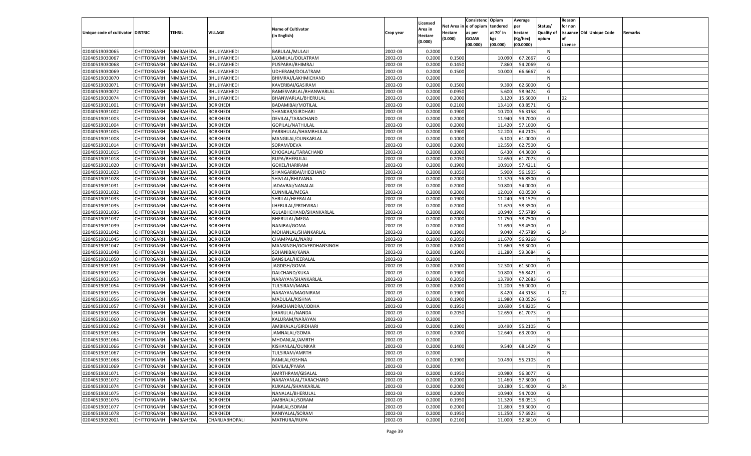| Unique code of cultivator | DISTRIC | TEHSIL | VILLAGE | Name of Cultivator (in English) | Crop year | Licensed Area in Hectare (0.000) | Net Area in Hectare (0.000) | Consistenc e of opium as per GOAW (00.000) | Opium tendered at 70° in kgs (00.000) | Average per hectare (Kg/hec) (00.0000) | Status/ Quality of opium | Reason for non issuance of Licence | Old Unique Code | Remarks |
|---|---|---|---|---|---|---|---|---|---|---|---|---|---|---|
| 02040519030065 | CHITTORGARH | NIMBAHEDA | BHUJIYAKHEDI | BABULAL/MULAJI | 2002-03 | 0.2000 | | | | | N | | | |
| 02040519030067 | CHITTORGARH | NIMBAHEDA | BHUJIYAKHEDI | LAXMILAL/DOLATRAM | 2002-03 | 0.2000 | 0.1500 | | 10.090 | 67.2667 | G | | | |
| 02040519030068 | CHITTORGARH | NIMBAHEDA | BHUJIYAKHEDI | PUSPABAI/BHIMRAJ | 2002-03 | 0.2000 | 0.1450 | | 7.860 | 54.2069 | G | | | |
| 02040519030069 | CHITTORGARH | NIMBAHEDA | BHUJIYAKHEDI | UDHERAM/DOLATRAM | 2002-03 | 0.2000 | 0.1500 | | 10.000 | 66.6667 | G | | | |
| 02040519030070 | CHITTORGARH | NIMBAHEDA | BHUJIYAKHEDI | BHIMRAJ/LAKHMICHAND | 2002-03 | 0.2000 | | | | | N | | | |
| 02040519030071 | CHITTORGARH | NIMBAHEDA | BHUJIYAKHEDI | KAVERIBAI/GASIRAM | 2002-03 | 0.2000 | 0.1500 | | 9.390 | 62.6000 | G | | | |
| 02040519030072 | CHITTORGARH | NIMBAHEDA | BHUJIYAKHEDI | RAMESVARLAL/BHANWARLAL | 2002-03 | 0.2000 | 0.0950 | | 5.600 | 58.9474 | G | | | |
| 02040519030074 | CHITTORGARH | NIMBAHEDA | BHUJIYAKHEDI | BHANWARLAL/BHERULAL | 2002-03 | 0.2000 | 0.2000 | | 3.120 | 15.6000 | I | 02 | | |
| 02040519031001 | CHITTORGARH | NIMBAHEDA | BORKHEDI | BADAMIBAI/MOTILAL | 2002-03 | 0.2000 | 0.2100 | | 13.410 | 63.8571 | G | | | |
| 02040519031002 | CHITTORGARH | NIMBAHEDA | BORKHEDI | SHANKAR/GIRDHARI | 2002-03 | 0.2000 | 0.1900 | | 10.700 | 56.3158 | G | | | |
| 02040519031003 | CHITTORGARH | NIMBAHEDA | BORKHEDI | DEVILAL/TARACHAND | 2002-03 | 0.2000 | 0.2000 | | 11.940 | 59.7000 | G | | | |
| 02040519031004 | CHITTORGARH | NIMBAHEDA | BORKHEDI | GOPILAL/NATHULAL | 2002-03 | 0.2000 | 0.2000 | | 11.420 | 57.1000 | G | | | |
| 02040519031005 | CHITTORGARH | NIMBAHEDA | BORKHEDI | PARBHULAL/SHAMBHULAL | 2002-03 | 0.2000 | 0.1900 | | 12.200 | 64.2105 | G | | | |
| 02040519031008 | CHITTORGARH | NIMBAHEDA | BORKHEDI | MANGILAL/OUNKARLAL | 2002-03 | 0.2000 | 0.1000 | | 6.100 | 61.0000 | G | | | |
| 02040519031014 | CHITTORGARH | NIMBAHEDA | BORKHEDI | SORAM/DEVA | 2002-03 | 0.2000 | 0.2000 | | 12.550 | 62.7500 | G | | | |
| 02040519031015 | CHITTORGARH | NIMBAHEDA | BORKHEDI | CHOGALAL/TARACHAND | 2002-03 | 0.2000 | 0.1000 | | 6.430 | 64.3000 | G | | | |
| 02040519031018 | CHITTORGARH | NIMBAHEDA | BORKHEDI | RUPA/BHERULAL | 2002-03 | 0.2000 | 0.2050 | | 12.650 | 61.7073 | G | | | |
| 02040519031020 | CHITTORGARH | NIMBAHEDA | BORKHEDI | GOKEL/HARIRAM | 2002-03 | 0.2000 | 0.1900 | | 10.910 | 57.4211 | G | | | |
| 02040519031023 | CHITTORGARH | NIMBAHEDA | BORKHEDI | SHANGARIBAI/JHECHAND | 2002-03 | 0.2000 | 0.1050 | | 5.900 | 56.1905 | G | | | |
| 02040519031028 | CHITTORGARH | NIMBAHEDA | BORKHEDI | SHIVLAL/BHUVANA | 2002-03 | 0.2000 | 0.2000 | | 11.370 | 56.8500 | G | | | |
| 02040519031031 | CHITTORGARH | NIMBAHEDA | BORKHEDI | JADAVBAI/NANALAL | 2002-03 | 0.2000 | 0.2000 | | 10.800 | 54.0000 | G | | | |
| 02040519031032 | CHITTORGARH | NIMBAHEDA | BORKHEDI | CUNNILAL/MEGA | 2002-03 | 0.2000 | 0.2000 | | 12.010 | 60.0500 | G | | | |
| 02040519031033 | CHITTORGARH | NIMBAHEDA | BORKHEDI | SHRILAL/HEERALAL | 2002-03 | 0.2000 | 0.1900 | | 11.240 | 59.1579 | G | | | |
| 02040519031035 | CHITTORGARH | NIMBAHEDA | BORKHEDI | LHERULAL/PRTHVIRAJ | 2002-03 | 0.2000 | 0.2000 | | 11.670 | 58.3500 | G | | | |
| 02040519031036 | CHITTORGARH | NIMBAHEDA | BORKHEDI | GULABHCHAND/SHANKARLAL | 2002-03 | 0.2000 | 0.1900 | | 10.940 | 57.5789 | G | | | |
| 02040519031037 | CHITTORGARH | NIMBAHEDA | BORKHEDI | BHERULAL/MEGA | 2002-03 | 0.2000 | 0.2000 | | 11.750 | 58.7500 | G | | | |
| 02040519031039 | CHITTORGARH | NIMBAHEDA | BORKHEDI | NANIBAI/GOMA | 2002-03 | 0.2000 | 0.2000 | | 11.690 | 58.4500 | G | | | |
| 02040519031042 | CHITTORGARH | NIMBAHEDA | BORKHEDI | MOHANLAL/SHANKARLAL | 2002-03 | 0.2000 | 0.1900 | | 9.040 | 47.5789 | G | 04 | | |
| 02040519031045 | CHITTORGARH | NIMBAHEDA | BORKHEDI | CHAMPALAL/NARU | 2002-03 | 0.2000 | 0.2050 | | 11.670 | 56.9268 | G | | | |
| 02040519031047 | CHITTORGARH | NIMBAHEDA | BORKHEDI | MANSINGH/GOVERDHANSINGH | 2002-03 | 0.2000 | 0.2000 | | 11.660 | 58.3000 | G | | | |
| 02040519031048 | CHITTORGARH | NIMBAHEDA | BORKHEDI | SOHANIBAI/KANA | 2002-03 | 0.2000 | 0.1900 | | 11.280 | 59.3684 | G | | | |
| 02040519031050 | CHITTORGARH | NIMBAHEDA | BORKHEDI | BANSILAL/HEERALAL | 2002-03 | 0.2000 | | | | | N | | | |
| 02040519031051 | CHITTORGARH | NIMBAHEDA | BORKHEDI | JAGDISH/GOMA | 2002-03 | 0.2000 | 0.2000 | | 12.300 | 61.5000 | G | | | |
| 02040519031052 | CHITTORGARH | NIMBAHEDA | BORKHEDI | DALCHAND/KUKA | 2002-03 | 0.2000 | 0.1900 | | 10.800 | 56.8421 | G | | | |
| 02040519031053 | CHITTORGARH | NIMBAHEDA | BORKHEDI | NARAYAN/SHANKARLAL | 2002-03 | 0.2000 | 0.2050 | | 13.790 | 67.2683 | G | | | |
| 02040519031054 | CHITTORGARH | NIMBAHEDA | BORKHEDI | TULSIRAM/MANA | 2002-03 | 0.2000 | 0.2000 | | 11.200 | 56.0000 | G | | | |
| 02040519031055 | CHITTORGARH | NIMBAHEDA | BORKHEDI | NARAYAN/MAGNIRAM | 2002-03 | 0.2000 | 0.1900 | | 8.420 | 44.3158 | I | 02 | | |
| 02040519031056 | CHITTORGARH | NIMBAHEDA | BORKHEDI | MADULAL/KISHNA | 2002-03 | 0.2000 | 0.1900 | | 11.980 | 63.0526 | G | | | |
| 02040519031057 | CHITTORGARH | NIMBAHEDA | BORKHEDI | RAMCHANDRA/JODHA | 2002-03 | 0.2000 | 0.1950 | | 10.690 | 54.8205 | G | | | |
| 02040519031058 | CHITTORGARH | NIMBAHEDA | BORKHEDI | LHARULAL/NANDA | 2002-03 | 0.2000 | 0.2050 | | 12.650 | 61.7073 | G | | | |
| 02040519031060 | CHITTORGARH | NIMBAHEDA | BORKHEDI | KALURAM/NARAYAN | 2002-03 | 0.2000 | | | | | N | | | |
| 02040519031062 | CHITTORGARH | NIMBAHEDA | BORKHEDI | AMBHALAL/GIRDHARI | 2002-03 | 0.2000 | 0.1900 | | 10.490 | 55.2105 | G | | | |
| 02040519031063 | CHITTORGARH | NIMBAHEDA | BORKHEDI | JAMNALAL/GOMA | 2002-03 | 0.2000 | 0.2000 | | 12.640 | 63.2000 | G | | | |
| 02040519031064 | CHITTORGARH | NIMBAHEDA | BORKHEDI | MHDANLAL/AMRTH | 2002-03 | 0.2000 | | | | | N | | | |
| 02040519031066 | CHITTORGARH | NIMBAHEDA | BORKHEDI | KISHANLAL/OUNKAR | 2002-03 | 0.2000 | 0.1400 | | 9.540 | 68.1429 | G | | | |
| 02040519031067 | CHITTORGARH | NIMBAHEDA | BORKHEDI | TULSIRAM/AMRTH | 2002-03 | 0.2000 | | | | | N | | | |
| 02040519031068 | CHITTORGARH | NIMBAHEDA | BORKHEDI | RAMLAL/KISHNA | 2002-03 | 0.2000 | 0.1900 | | 10.490 | 55.2105 | G | | | |
| 02040519031069 | CHITTORGARH | NIMBAHEDA | BORKHEDI | DEVILAL/PYARA | 2002-03 | 0.2000 | | | | | N | | | |
| 02040519031071 | CHITTORGARH | NIMBAHEDA | BORKHEDI | AMRTHRAM/GISALAL | 2002-03 | 0.2000 | 0.1950 | | 10.980 | 56.3077 | G | | | |
| 02040519031072 | CHITTORGARH | NIMBAHEDA | BORKHEDI | NARAYANLAL/TARACHAND | 2002-03 | 0.2000 | 0.2000 | | 11.460 | 57.3000 | G | | | |
| 02040519031074 | CHITTORGARH | NIMBAHEDA | BORKHEDI | KUKALAL/SHANKARLAL | 2002-03 | 0.2000 | 0.2000 | | 10.280 | 51.4000 | G | 04 | | |
| 02040519031075 | CHITTORGARH | NIMBAHEDA | BORKHEDI | NANALAL/BHERULAL | 2002-03 | 0.2000 | 0.2000 | | 10.940 | 54.7000 | G | | | |
| 02040519031076 | CHITTORGARH | NIMBAHEDA | BORKHEDI | AMBHALAL/SORAM | 2002-03 | 0.2000 | 0.1950 | | 11.320 | 58.0513 | G | | | |
| 02040519031077 | CHITTORGARH | NIMBAHEDA | BORKHEDI | RAMLAL/SORAM | 2002-03 | 0.2000 | 0.2000 | | 11.860 | 59.3000 | G | | | |
| 02040519031078 | CHITTORGARH | NIMBAHEDA | BORKHEDI | KANIYALAL/SORAM | 2002-03 | 0.2000 | 0.1950 | | 11.250 | 57.6923 | G | | | |
| 02040519032001 | CHITTORGARH | NIMBAHEDA | CHARLIABHOPALI | MATHURA/RUPA | 2002-03 | 0.2000 | 0.2100 | | 11.000 | 52.3810 | G | | | |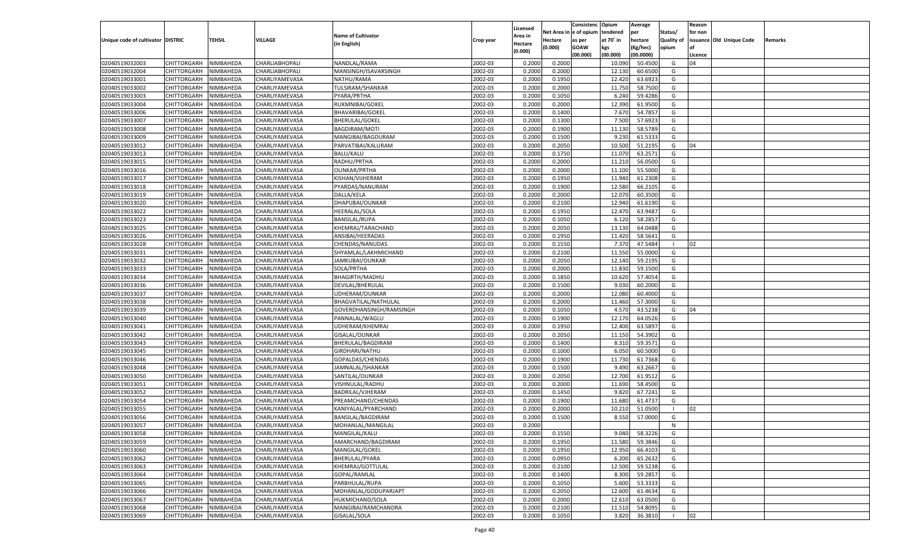| Unique code of cultivator | DISTRIC | TEHSIL | VILLAGE | Name of Cultivator (in English) | Crop year | Licensed Area in Hectare (0.000) | Net Area in Hectare (0.000) | Consistenc e of opium as per GOAW (00.000) | Opium tendered at 70˚ in kgs (00.000) | Average per hectare (Kg/hec) (00.0000) | Status/ Quality of opium | Reason for non issuance of Licence | Old Unique Code | Remarks |
|---|---|---|---|---|---|---|---|---|---|---|---|---|---|---|
| 02040519032003 | CHITTORGARH | NIMBAHEDA | CHARLIABHOPALI | NANDLAL/RAMA | 2002-03 | 0.2000 | 0.2000 | | 10.090 | 50.4500 | G | 04 | | |
| 02040519032004 | CHITTORGARH | NIMBAHEDA | CHARLIABHOPALI | MANSINGH/ISAVARSINGH | 2002-03 | 0.2000 | 0.2000 | | 12.130 | 60.6500 | G | | | |
| 02040519033001 | CHITTORGARH | NIMBAHEDA | CHARLIYAMEVASA | NATHU/RAMA | 2002-03 | 0.2000 | 0.1950 | | 12.420 | 63.6923 | G | | | |
| 02040519033002 | CHITTORGARH | NIMBAHEDA | CHARLIYAMEVASA | TULSIRAM/SHANKAR | 2002-03 | 0.2000 | 0.2000 | | 11.750 | 58.7500 | G | | | |
| 02040519033003 | CHITTORGARH | NIMBAHEDA | CHARLIYAMEVASA | PYARA/PRTHA | 2002-03 | 0.2000 | 0.1050 | | 6.240 | 59.4286 | G | | | |
| 02040519033004 | CHITTORGARH | NIMBAHEDA | CHARLIYAMEVASA | RUKMNIBAI/GOKEL | 2002-03 | 0.2000 | 0.2000 | | 12.390 | 61.9500 | G | | | |
| 02040519033006 | CHITTORGARH | NIMBAHEDA | CHARLIYAMEVASA | BHAVARIBAI/GOKEL | 2002-03 | 0.2000 | 0.1400 | | 7.670 | 54.7857 | G | | | |
| 02040519033007 | CHITTORGARH | NIMBAHEDA | CHARLIYAMEVASA | BHERULAL/GOKEL | 2002-03 | 0.2000 | 0.1300 | | 7.500 | 57.6923 | G | | | |
| 02040519033008 | CHITTORGARH | NIMBAHEDA | CHARLIYAMEVASA | BAGDIRAM/MOTI | 2002-03 | 0.2000 | 0.1900 | | 11.130 | 58.5789 | G | | | |
| 02040519033009 | CHITTORGARH | NIMBAHEDA | CHARLIYAMEVASA | MANGIBAI/BAGDURAM | 2002-03 | 0.2000 | 0.1500 | | 9.230 | 61.5333 | G | | | |
| 02040519033012 | CHITTORGARH | NIMBAHEDA | CHARLIYAMEVASA | PARVATIBAI/KALURAM | 2002-03 | 0.2000 | 0.2050 | | 10.500 | 51.2195 | G | 04 | | |
| 02040519033013 | CHITTORGARH | NIMBAHEDA | CHARLIYAMEVASA | BALU/KALU | 2002-03 | 0.2000 | 0.1750 | | 11.070 | 63.2571 | G | | | |
| 02040519033015 | CHITTORGARH | NIMBAHEDA | CHARLIYAMEVASA | RADHU/PRTHA | 2002-03 | 0.2000 | 0.2000 | | 11.210 | 56.0500 | G | | | |
| 02040519033016 | CHITTORGARH | NIMBAHEDA | CHARLIYAMEVASA | OUNKAR/PRTHA | 2002-03 | 0.2000 | 0.2000 | | 11.100 | 55.5000 | G | | | |
| 02040519033017 | CHITTORGARH | NIMBAHEDA | CHARLIYAMEVASA | KISHAN/VIJHERAM | 2002-03 | 0.2000 | 0.1950 | | 11.940 | 61.2308 | G | | | |
| 02040519033018 | CHITTORGARH | NIMBAHEDA | CHARLIYAMEVASA | PYARDAS/NANURAM | 2002-03 | 0.2000 | 0.1900 | | 12.580 | 66.2105 | G | | | |
| 02040519033019 | CHITTORGARH | NIMBAHEDA | CHARLIYAMEVASA | DALLA/KELA | 2002-03 | 0.2000 | 0.2000 | | 12.070 | 60.3500 | G | | | |
| 02040519033020 | CHITTORGARH | NIMBAHEDA | CHARLIYAMEVASA | DHAPUBAI/OUNKAR | 2002-03 | 0.2000 | 0.2100 | | 12.940 | 61.6190 | G | | | |
| 02040519033022 | CHITTORGARH | NIMBAHEDA | CHARLIYAMEVASA | HEERALAL/SOLA | 2002-03 | 0.2000 | 0.1950 | | 12.470 | 63.9487 | G | | | |
| 02040519033023 | CHITTORGARH | NIMBAHEDA | CHARLIYAMEVASA | BANSILAL/RUPA | 2002-03 | 0.2000 | 0.1050 | | 6.120 | 58.2857 | G | | | |
| 02040519033025 | CHITTORGARH | NIMBAHEDA | CHARLIYAMEVASA | KHEMRAJ/TARACHAND | 2002-03 | 0.2000 | 0.2050 | | 13.130 | 64.0488 | G | | | |
| 02040519033026 | CHITTORGARH | NIMBAHEDA | CHARLIYAMEVASA | ANSIBAI/HEERADAS | 2002-03 | 0.2000 | 0.1950 | | 11.420 | 58.5641 | G | | | |
| 02040519033028 | CHITTORGARH | NIMBAHEDA | CHARLIYAMEVASA | CHENDAS/NANUDAS | 2002-03 | 0.2000 | 0.1550 | | 7.370 | 47.5484 | I | 02 | | |
| 02040519033031 | CHITTORGARH | NIMBAHEDA | CHARLIYAMEVASA | SHYAMLAL/LAKHMICHAND | 2002-03 | 0.2000 | 0.2100 | | 11.550 | 55.0000 | G | | | |
| 02040519033032 | CHITTORGARH | NIMBAHEDA | CHARLIYAMEVASA | JAMKUBAI/OUNKAR | 2002-03 | 0.2000 | 0.2050 | | 12.140 | 59.2195 | G | | | |
| 02040519033033 | CHITTORGARH | NIMBAHEDA | CHARLIYAMEVASA | SOLA/PRTHA | 2002-03 | 0.2000 | 0.2000 | | 11.830 | 59.1500 | G | | | |
| 02040519033034 | CHITTORGARH | NIMBAHEDA | CHARLIYAMEVASA | BHAGIRTH/MADHU | 2002-03 | 0.2000 | 0.1850 | | 10.620 | 57.4054 | G | | | |
| 02040519033036 | CHITTORGARH | NIMBAHEDA | CHARLIYAMEVASA | DEVILAL/BHERULAL | 2002-03 | 0.2000 | 0.1500 | | 9.030 | 60.2000 | G | | | |
| 02040519033037 | CHITTORGARH | NIMBAHEDA | CHARLIYAMEVASA | UDHERAM/OUNKAR | 2002-03 | 0.2000 | 0.2000 | | 12.080 | 60.4000 | G | | | |
| 02040519033038 | CHITTORGARH | NIMBAHEDA | CHARLIYAMEVASA | BHAGVATILAL/NATHULAL | 2002-03 | 0.2000 | 0.2000 | | 11.460 | 57.3000 | G | | | |
| 02040519033039 | CHITTORGARH | NIMBAHEDA | CHARLIYAMEVASA | GOVERDHANSINGH/RAMSINGH | 2002-03 | 0.2000 | 0.1050 | | 4.570 | 43.5238 | G | 04 | | |
| 02040519033040 | CHITTORGARH | NIMBAHEDA | CHARLIYAMEVASA | PANNALAL/WAGLU | 2002-03 | 0.2000 | 0.1900 | | 12.170 | 64.0526 | G | | | |
| 02040519033041 | CHITTORGARH | NIMBAHEDA | CHARLIYAMEVASA | UDHERAM/KHEMRAJ | 2002-03 | 0.2000 | 0.1950 | | 12.400 | 63.5897 | G | | | |
| 02040519033042 | CHITTORGARH | NIMBAHEDA | CHARLIYAMEVASA | GISALAL/OUNKAR | 2002-03 | 0.2000 | 0.2050 | | 11.150 | 54.3902 | G | | | |
| 02040519033043 | CHITTORGARH | NIMBAHEDA | CHARLIYAMEVASA | BHERULAL/BAGDIRAM | 2002-03 | 0.2000 | 0.1400 | | 8.310 | 59.3571 | G | | | |
| 02040519033045 | CHITTORGARH | NIMBAHEDA | CHARLIYAMEVASA | GIRDHARI/NATHU | 2002-03 | 0.2000 | 0.1000 | | 6.050 | 60.5000 | G | | | |
| 02040519033046 | CHITTORGARH | NIMBAHEDA | CHARLIYAMEVASA | GOPALDAS/CHENDAS | 2002-03 | 0.2000 | 0.1900 | | 11.730 | 61.7368 | G | | | |
| 02040519033048 | CHITTORGARH | NIMBAHEDA | CHARLIYAMEVASA | JAMNALAL/SHANKAR | 2002-03 | 0.2000 | 0.1500 | | 9.490 | 63.2667 | G | | | |
| 02040519033050 | CHITTORGARH | NIMBAHEDA | CHARLIYAMEVASA | SANTILAL/OUNKAR | 2002-03 | 0.2000 | 0.2050 | | 12.700 | 61.9512 | G | | | |
| 02040519033051 | CHITTORGARH | NIMBAHEDA | CHARLIYAMEVASA | VISHNULAL/RADHU | 2002-03 | 0.2000 | 0.2000 | | 11.690 | 58.4500 | G | | | |
| 02040519033052 | CHITTORGARH | NIMBAHEDA | CHARLIYAMEVASA | BADRILAL/VJHERAM | 2002-03 | 0.2000 | 0.1450 | | 9.820 | 67.7241 | G | | | |
| 02040519033054 | CHITTORGARH | NIMBAHEDA | CHARLIYAMEVASA | PREAMCHAND/CHENDAS | 2002-03 | 0.2000 | 0.1900 | | 11.680 | 61.4737 | G | | | |
| 02040519033055 | CHITTORGARH | NIMBAHEDA | CHARLIYAMEVASA | KANIYALAL/PYARCHAND | 2002-03 | 0.2000 | 0.2000 | | 10.210 | 51.0500 | I | 02 | | |
| 02040519033056 | CHITTORGARH | NIMBAHEDA | CHARLIYAMEVASA | BANSILAL/BAGDIRAM | 2002-03 | 0.2000 | 0.1500 | | 8.550 | 57.0000 | G | | | |
| 02040519033057 | CHITTORGARH | NIMBAHEDA | CHARLIYAMEVASA | MOHANLAL/MANGILAL | 2002-03 | 0.2000 | | | | | N | | | |
| 02040519033058 | CHITTORGARH | NIMBAHEDA | CHARLIYAMEVASA | MANGILAL/KALU | 2002-03 | 0.2000 | 0.1550 | | 9.040 | 58.3226 | G | | | |
| 02040519033059 | CHITTORGARH | NIMBAHEDA | CHARLIYAMEVASA | AMARCHAND/BAGDIRAM | 2002-03 | 0.2000 | 0.1950 | | 11.580 | 59.3846 | G | | | |
| 02040519033060 | CHITTORGARH | NIMBAHEDA | CHARLIYAMEVASA | MANGILAL/GOKEL | 2002-03 | 0.2000 | 0.1950 | | 12.950 | 66.4103 | G | | | |
| 02040519033062 | CHITTORGARH | NIMBAHEDA | CHARLIYAMEVASA | BHERULAL/PYARA | 2002-03 | 0.2000 | 0.0950 | | 6.200 | 65.2632 | G | | | |
| 02040519033063 | CHITTORGARH | NIMBAHEDA | CHARLIYAMEVASA | KHEMRAJ/GOTTULAL | 2002-03 | 0.2000 | 0.2100 | | 12.500 | 59.5238 | G | | | |
| 02040519033064 | CHITTORGARH | NIMBAHEDA | CHARLIYAMEVASA | GOPAL/RAMLAL | 2002-03 | 0.2000 | 0.1400 | | 8.300 | 59.2857 | G | | | |
| 02040519033065 | CHITTORGARH | NIMBAHEDA | CHARLIYAMEVASA | PARBHULAL/RUPA | 2002-03 | 0.2000 | 0.1050 | | 5.600 | 53.3333 | G | | | |
| 02040519033066 | CHITTORGARH | NIMBAHEDA | CHARLIYAMEVASA | MOHANLAL/GODUPARJAPT | 2002-03 | 0.2000 | 0.2050 | | 12.600 | 61.4634 | G | | | |
| 02040519033067 | CHITTORGARH | NIMBAHEDA | CHARLIYAMEVASA | HUKMICHAND/SOLA | 2002-03 | 0.2000 | 0.2000 | | 12.610 | 63.0500 | G | | | |
| 02040519033068 | CHITTORGARH | NIMBAHEDA | CHARLIYAMEVASA | MANGIBAI/RAMCHANDRA | 2002-03 | 0.2000 | 0.2100 | | 11.510 | 54.8095 | G | | | |
| 02040519033069 | CHITTORGARH | NIMBAHEDA | CHARLIYAMEVASA | GISALAL/SOLA | 2002-03 | 0.2000 | 0.1050 | | 3.820 | 36.3810 | I | 02 | | |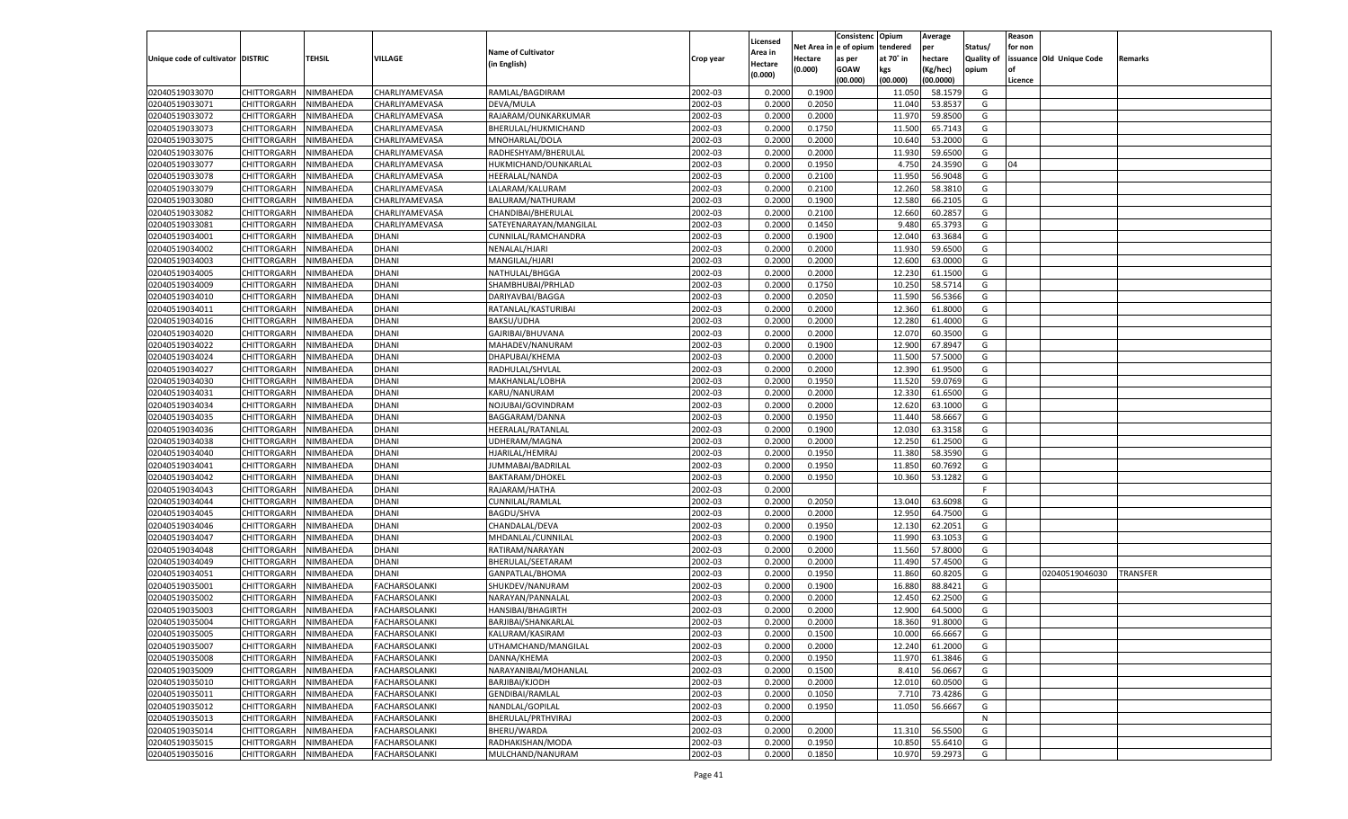| Unique code of cultivator | DISTRIC | TEHSIL | VILLAGE | Name of Cultivator (in English) | Crop year | Licensed Area in Hectare (0.000) | Net Area in Hectare (0.000) | Consistenc e of opium as per GOAW (00.000) | Opium tendered at 70˚ in kgs (00.000) | Average per hectare (Kg/hec) (00.0000) | Status/ Quality of opium | Reason for non issuance of Licence | Old Unique Code | Remarks |
|---|---|---|---|---|---|---|---|---|---|---|---|---|---|---|
| 02040519033070 | CHITTORGARH | NIMBAHEDA | CHARLIYAMEVASA | RAMLAL/BAGDIRAM | 2002-03 | 0.2000 | 0.1900 | | 11.050 | 58.1579 | G | | | |
| 02040519033071 | CHITTORGARH | NIMBAHEDA | CHARLIYAMEVASA | DEVA/MULA | 2002-03 | 0.2000 | 0.2050 | | 11.040 | 53.8537 | G | | | |
| 02040519033072 | CHITTORGARH | NIMBAHEDA | CHARLIYAMEVASA | RAJARAM/OUNKARKUMAR | 2002-03 | 0.2000 | 0.2000 | | 11.970 | 59.8500 | G | | | |
| 02040519033073 | CHITTORGARH | NIMBAHEDA | CHARLIYAMEVASA | BHERULAL/HUKMICHAND | 2002-03 | 0.2000 | 0.1750 | | 11.500 | 65.7143 | G | | | |
| 02040519033075 | CHITTORGARH | NIMBAHEDA | CHARLIYAMEVASA | MNOHARLAL/DOLA | 2002-03 | 0.2000 | 0.2000 | | 10.640 | 53.2000 | G | | | |
| 02040519033076 | CHITTORGARH | NIMBAHEDA | CHARLIYAMEVASA | RADHESHYAM/BHERULAL | 2002-03 | 0.2000 | 0.2000 | | 11.930 | 59.6500 | G | | | |
| 02040519033077 | CHITTORGARH | NIMBAHEDA | CHARLIYAMEVASA | HUKMICHAND/OUNKARLAL | 2002-03 | 0.2000 | 0.1950 | | 4.750 | 24.3590 | G | 04 | | |
| 02040519033078 | CHITTORGARH | NIMBAHEDA | CHARLIYAMEVASA | HEERALAL/NANDA | 2002-03 | 0.2000 | 0.2100 | | 11.950 | 56.9048 | G | | | |
| 02040519033079 | CHITTORGARH | NIMBAHEDA | CHARLIYAMEVASA | LALARAM/KALURAM | 2002-03 | 0.2000 | 0.2100 | | 12.260 | 58.3810 | G | | | |
| 02040519033080 | CHITTORGARH | NIMBAHEDA | CHARLIYAMEVASA | BALURAM/NATHURAM | 2002-03 | 0.2000 | 0.1900 | | 12.580 | 66.2105 | G | | | |
| 02040519033082 | CHITTORGARH | NIMBAHEDA | CHARLIYAMEVASA | CHANDIBAI/BHERULAL | 2002-03 | 0.2000 | 0.2100 | | 12.660 | 60.2857 | G | | | |
| 02040519033081 | CHITTORGARH | NIMBAHEDA | CHARLIYAMEVASA | SATEYENARAYAN/MANGILAL | 2002-03 | 0.2000 | 0.1450 | | 9.480 | 65.3793 | G | | | |
| 02040519034001 | CHITTORGARH | NIMBAHEDA | DHANI | CUNNILAL/RAMCHANDRA | 2002-03 | 0.2000 | 0.1900 | | 12.040 | 63.3684 | G | | | |
| 02040519034002 | CHITTORGARH | NIMBAHEDA | DHANI | NENALAL/HJARI | 2002-03 | 0.2000 | 0.2000 | | 11.930 | 59.6500 | G | | | |
| 02040519034003 | CHITTORGARH | NIMBAHEDA | DHANI | MANGILAL/HJARI | 2002-03 | 0.2000 | 0.2000 | | 12.600 | 63.0000 | G | | | |
| 02040519034005 | CHITTORGARH | NIMBAHEDA | DHANI | NATHULAL/BHGGA | 2002-03 | 0.2000 | 0.2000 | | 12.230 | 61.1500 | G | | | |
| 02040519034009 | CHITTORGARH | NIMBAHEDA | DHANI | SHAMBHUBAI/PRHLAD | 2002-03 | 0.2000 | 0.1750 | | 10.250 | 58.5714 | G | | | |
| 02040519034010 | CHITTORGARH | NIMBAHEDA | DHANI | DARIYAVBAI/BAGGA | 2002-03 | 0.2000 | 0.2050 | | 11.590 | 56.5366 | G | | | |
| 02040519034011 | CHITTORGARH | NIMBAHEDA | DHANI | RATANLAL/KASTURIBAI | 2002-03 | 0.2000 | 0.2000 | | 12.360 | 61.8000 | G | | | |
| 02040519034016 | CHITTORGARH | NIMBAHEDA | DHANI | BAKSU/UDHA | 2002-03 | 0.2000 | 0.2000 | | 12.280 | 61.4000 | G | | | |
| 02040519034020 | CHITTORGARH | NIMBAHEDA | DHANI | GAJRIBAI/BHUVANA | 2002-03 | 0.2000 | 0.2000 | | 12.070 | 60.3500 | G | | | |
| 02040519034022 | CHITTORGARH | NIMBAHEDA | DHANI | MAHADEV/NANURAM | 2002-03 | 0.2000 | 0.1900 | | 12.900 | 67.8947 | G | | | |
| 02040519034024 | CHITTORGARH | NIMBAHEDA | DHANI | DHAPUBAI/KHEMA | 2002-03 | 0.2000 | 0.2000 | | 11.500 | 57.5000 | G | | | |
| 02040519034027 | CHITTORGARH | NIMBAHEDA | DHANI | RADHULAL/SHVLAL | 2002-03 | 0.2000 | 0.2000 | | 12.390 | 61.9500 | G | | | |
| 02040519034030 | CHITTORGARH | NIMBAHEDA | DHANI | MAKHANLAL/LOBHA | 2002-03 | 0.2000 | 0.1950 | | 11.520 | 59.0769 | G | | | |
| 02040519034031 | CHITTORGARH | NIMBAHEDA | DHANI | KARU/NANURAM | 2002-03 | 0.2000 | 0.2000 | | 12.330 | 61.6500 | G | | | |
| 02040519034034 | CHITTORGARH | NIMBAHEDA | DHANI | NOJUBAI/GOVINDRAM | 2002-03 | 0.2000 | 0.2000 | | 12.620 | 63.1000 | G | | | |
| 02040519034035 | CHITTORGARH | NIMBAHEDA | DHANI | BAGGARAM/DANNA | 2002-03 | 0.2000 | 0.1950 | | 11.440 | 58.6667 | G | | | |
| 02040519034036 | CHITTORGARH | NIMBAHEDA | DHANI | HEERALAL/RATANLAL | 2002-03 | 0.2000 | 0.1900 | | 12.030 | 63.3158 | G | | | |
| 02040519034038 | CHITTORGARH | NIMBAHEDA | DHANI | UDHERAM/MAGNA | 2002-03 | 0.2000 | 0.2000 | | 12.250 | 61.2500 | G | | | |
| 02040519034040 | CHITTORGARH | NIMBAHEDA | DHANI | HJARILAL/HEMRAJ | 2002-03 | 0.2000 | 0.1950 | | 11.380 | 58.3590 | G | | | |
| 02040519034041 | CHITTORGARH | NIMBAHEDA | DHANI | JUMMABAI/BADRILAL | 2002-03 | 0.2000 | 0.1950 | | 11.850 | 60.7692 | G | | | |
| 02040519034042 | CHITTORGARH | NIMBAHEDA | DHANI | BAKTARAM/DHOKEL | 2002-03 | 0.2000 | 0.1950 | | 10.360 | 53.1282 | G | | | |
| 02040519034043 | CHITTORGARH | NIMBAHEDA | DHANI | RAJARAM/HATHA | 2002-03 | 0.2000 | | | | | F | | | |
| 02040519034044 | CHITTORGARH | NIMBAHEDA | DHANI | CUNNILAL/RAMLAL | 2002-03 | 0.2000 | 0.2050 | | 13.040 | 63.6098 | G | | | |
| 02040519034045 | CHITTORGARH | NIMBAHEDA | DHANI | BAGDU/SHVA | 2002-03 | 0.2000 | 0.2000 | | 12.950 | 64.7500 | G | | | |
| 02040519034046 | CHITTORGARH | NIMBAHEDA | DHANI | CHANDALAL/DEVA | 2002-03 | 0.2000 | 0.1950 | | 12.130 | 62.2051 | G | | | |
| 02040519034047 | CHITTORGARH | NIMBAHEDA | DHANI | MHDANLAL/CUNNILAL | 2002-03 | 0.2000 | 0.1900 | | 11.990 | 63.1053 | G | | | |
| 02040519034048 | CHITTORGARH | NIMBAHEDA | DHANI | RATIRAM/NARAYAN | 2002-03 | 0.2000 | 0.2000 | | 11.560 | 57.8000 | G | | | |
| 02040519034049 | CHITTORGARH | NIMBAHEDA | DHANI | BHERULAL/SEETARAM | 2002-03 | 0.2000 | 0.2000 | | 11.490 | 57.4500 | G | | | |
| 02040519034051 | CHITTORGARH | NIMBAHEDA | DHANI | GANPATLAL/BHOMA | 2002-03 | 0.2000 | 0.1950 | | 11.860 | 60.8205 | G | | 02040519046030 | TRANSFER |
| 02040519035001 | CHITTORGARH | NIMBAHEDA | FACHARSOLANKI | SHUKDEV/NANURAM | 2002-03 | 0.2000 | 0.1900 | | 16.880 | 88.8421 | G | | | |
| 02040519035002 | CHITTORGARH | NIMBAHEDA | FACHARSOLANKI | NARAYAN/PANNALAL | 2002-03 | 0.2000 | 0.2000 | | 12.450 | 62.2500 | G | | | |
| 02040519035003 | CHITTORGARH | NIMBAHEDA | FACHARSOLANKI | HANSIBAI/BHAGIRTH | 2002-03 | 0.2000 | 0.2000 | | 12.900 | 64.5000 | G | | | |
| 02040519035004 | CHITTORGARH | NIMBAHEDA | FACHARSOLANKI | BARJIBAI/SHANKARLAL | 2002-03 | 0.2000 | 0.2000 | | 18.360 | 91.8000 | G | | | |
| 02040519035005 | CHITTORGARH | NIMBAHEDA | FACHARSOLANKI | KALURAM/KASIRAM | 2002-03 | 0.2000 | 0.1500 | | 10.000 | 66.6667 | G | | | |
| 02040519035007 | CHITTORGARH | NIMBAHEDA | FACHARSOLANKI | UTHAMCHAND/MANGILAL | 2002-03 | 0.2000 | 0.2000 | | 12.240 | 61.2000 | G | | | |
| 02040519035008 | CHITTORGARH | NIMBAHEDA | FACHARSOLANKI | DANNA/KHEMA | 2002-03 | 0.2000 | 0.1950 | | 11.970 | 61.3846 | G | | | |
| 02040519035009 | CHITTORGARH | NIMBAHEDA | FACHARSOLANKI | NARAYANIBAI/MOHANLAL | 2002-03 | 0.2000 | 0.1500 | | 8.410 | 56.0667 | G | | | |
| 02040519035010 | CHITTORGARH | NIMBAHEDA | FACHARSOLANKI | BARJIBAI/KJODH | 2002-03 | 0.2000 | 0.2000 | | 12.010 | 60.0500 | G | | | |
| 02040519035011 | CHITTORGARH | NIMBAHEDA | FACHARSOLANKI | GENDIBAI/RAMLAL | 2002-03 | 0.2000 | 0.1050 | | 7.710 | 73.4286 | G | | | |
| 02040519035012 | CHITTORGARH | NIMBAHEDA | FACHARSOLANKI | NANDLAL/GOPILAL | 2002-03 | 0.2000 | 0.1950 | | 11.050 | 56.6667 | G | | | |
| 02040519035013 | CHITTORGARH | NIMBAHEDA | FACHARSOLANKI | BHERULAL/PRTHVIRAJ | 2002-03 | 0.2000 | | | | | N | | | |
| 02040519035014 | CHITTORGARH | NIMBAHEDA | FACHARSOLANKI | BHERU/WARDA | 2002-03 | 0.2000 | 0.2000 | | 11.310 | 56.5500 | G | | | |
| 02040519035015 | CHITTORGARH | NIMBAHEDA | FACHARSOLANKI | RADHAKISHAN/MODA | 2002-03 | 0.2000 | 0.1950 | | 10.850 | 55.6410 | G | | | |
| 02040519035016 | CHITTORGARH | NIMBAHEDA | FACHARSOLANKI | MULCHAND/NANURAM | 2002-03 | 0.2000 | 0.1850 | | 10.970 | 59.2973 | G | | | |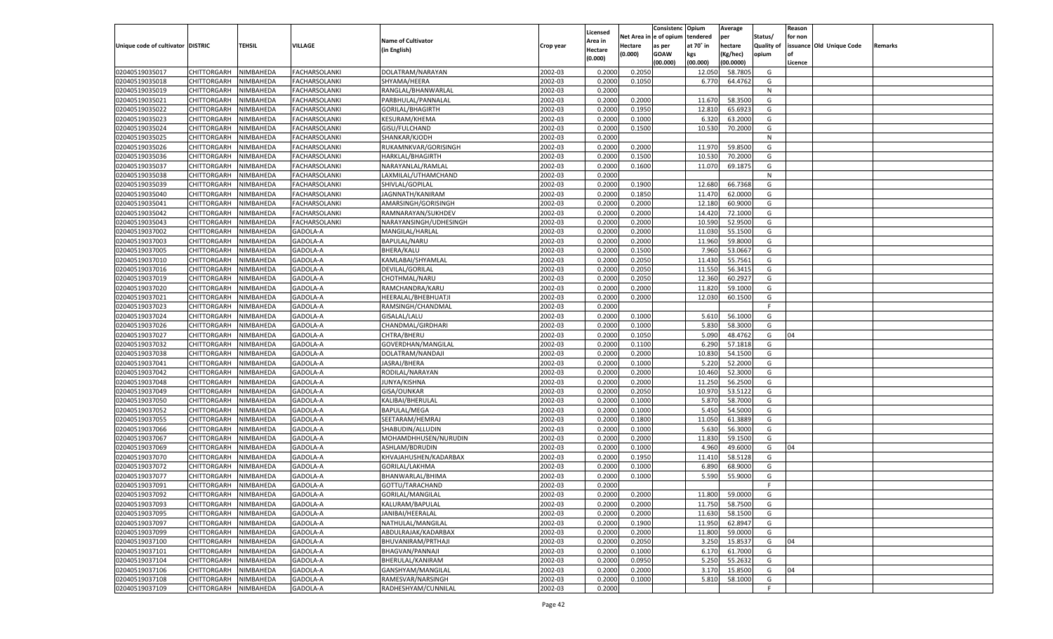| Unique code of cultivator | DISTRIC | TEHSIL | VILLAGE | Name of Cultivator (in English) | Crop year | Licensed Area in Hectare (0.000) | Net Area in Hectare (0.000) | Consistenc e of opium as per GOAW (00.000) | Opium tendered at 70˚ in kgs (00.000) | Average per hectare (Kg/hec) (00.0000) | Status/ Quality of opium | Reason for non issuance of Licence | Old Unique Code | Remarks |
|---|---|---|---|---|---|---|---|---|---|---|---|---|---|---|
| 02040519035017 | CHITTORGARH | NIMBAHEDA | FACHARSOLANKI | DOLATRAM/NARAYAN | 2002-03 | 0.2000 | 0.2050 | | 12.050 | 58.7805 | G | | | |
| 02040519035018 | CHITTORGARH | NIMBAHEDA | FACHARSOLANKI | SHYAMA/HEERA | 2002-03 | 0.2000 | 0.1050 | | 6.770 | 64.4762 | G | | | |
| 02040519035019 | CHITTORGARH | NIMBAHEDA | FACHARSOLANKI | RANGLAL/BHANWARLAL | 2002-03 | 0.2000 | | | | | N | | | |
| 02040519035021 | CHITTORGARH | NIMBAHEDA | FACHARSOLANKI | PARBHULAL/PANNALAL | 2002-03 | 0.2000 | 0.2000 | | 11.670 | 58.3500 | G | | | |
| 02040519035022 | CHITTORGARH | NIMBAHEDA | FACHARSOLANKI | GORILAL/BHAGIRTH | 2002-03 | 0.2000 | 0.1950 | | 12.810 | 65.6923 | G | | | |
| 02040519035023 | CHITTORGARH | NIMBAHEDA | FACHARSOLANKI | KESURAM/KHEMA | 2002-03 | 0.2000 | 0.1000 | | 6.320 | 63.2000 | G | | | |
| 02040519035024 | CHITTORGARH | NIMBAHEDA | FACHARSOLANKI | GISU/FULCHAND | 2002-03 | 0.2000 | 0.1500 | | 10.530 | 70.2000 | G | | | |
| 02040519035025 | CHITTORGARH | NIMBAHEDA | FACHARSOLANKI | SHANKAR/KJODH | 2002-03 | 0.2000 | | | | | N | | | |
| 02040519035026 | CHITTORGARH | NIMBAHEDA | FACHARSOLANKI | RUKAMNKVAR/GORISINGH | 2002-03 | 0.2000 | 0.2000 | | 11.970 | 59.8500 | G | | | |
| 02040519035036 | CHITTORGARH | NIMBAHEDA | FACHARSOLANKI | HARKLAL/BHAGIRTH | 2002-03 | 0.2000 | 0.1500 | | 10.530 | 70.2000 | G | | | |
| 02040519035037 | CHITTORGARH | NIMBAHEDA | FACHARSOLANKI | NARAYANLAL/RAMLAL | 2002-03 | 0.2000 | 0.1600 | | 11.070 | 69.1875 | G | | | |
| 02040519035038 | CHITTORGARH | NIMBAHEDA | FACHARSOLANKI | LAXMILAL/UTHAMCHAND | 2002-03 | 0.2000 | | | | | N | | | |
| 02040519035039 | CHITTORGARH | NIMBAHEDA | FACHARSOLANKI | SHIVLAL/GOPILAL | 2002-03 | 0.2000 | 0.1900 | | 12.680 | 66.7368 | G | | | |
| 02040519035040 | CHITTORGARH | NIMBAHEDA | FACHARSOLANKI | JAGNNATH/KANIRAM | 2002-03 | 0.2000 | 0.1850 | | 11.470 | 62.0000 | G | | | |
| 02040519035041 | CHITTORGARH | NIMBAHEDA | FACHARSOLANKI | AMARSINGH/GORISINGH | 2002-03 | 0.2000 | 0.2000 | | 12.180 | 60.9000 | G | | | |
| 02040519035042 | CHITTORGARH | NIMBAHEDA | FACHARSOLANKI | RAMNARAYAN/SUKHDEV | 2002-03 | 0.2000 | 0.2000 | | 14.420 | 72.1000 | G | | | |
| 02040519035043 | CHITTORGARH | NIMBAHEDA | FACHARSOLANKI | NARAYANSINGH/UDHESINGH | 2002-03 | 0.2000 | 0.2000 | | 10.590 | 52.9500 | G | | | |
| 02040519037002 | CHITTORGARH | NIMBAHEDA | GADOLA-A | MANGILAL/HARLAL | 2002-03 | 0.2000 | 0.2000 | | 11.030 | 55.1500 | G | | | |
| 02040519037003 | CHITTORGARH | NIMBAHEDA | GADOLA-A | BAPULAL/NARU | 2002-03 | 0.2000 | 0.2000 | | 11.960 | 59.8000 | G | | | |
| 02040519037005 | CHITTORGARH | NIMBAHEDA | GADOLA-A | BHERA/KALU | 2002-03 | 0.2000 | 0.1500 | | 7.960 | 53.0667 | G | | | |
| 02040519037010 | CHITTORGARH | NIMBAHEDA | GADOLA-A | KAMLABAI/SHYAMLAL | 2002-03 | 0.2000 | 0.2050 | | 11.430 | 55.7561 | G | | | |
| 02040519037016 | CHITTORGARH | NIMBAHEDA | GADOLA-A | DEVILAL/GORILAL | 2002-03 | 0.2000 | 0.2050 | | 11.550 | 56.3415 | G | | | |
| 02040519037019 | CHITTORGARH | NIMBAHEDA | GADOLA-A | CHOTHMAL/NARU | 2002-03 | 0.2000 | 0.2050 | | 12.360 | 60.2927 | G | | | |
| 02040519037020 | CHITTORGARH | NIMBAHEDA | GADOLA-A | RAMCHANDRA/KARU | 2002-03 | 0.2000 | 0.2000 | | 11.820 | 59.1000 | G | | | |
| 02040519037021 | CHITTORGARH | NIMBAHEDA | GADOLA-A | HEERALAL/BHEBHUATJI | 2002-03 | 0.2000 | 0.2000 | | 12.030 | 60.1500 | G | | | |
| 02040519037023 | CHITTORGARH | NIMBAHEDA | GADOLA-A | RAMSINGH/CHANDMAL | 2002-03 | 0.2000 | | | | | F | | | |
| 02040519037024 | CHITTORGARH | NIMBAHEDA | GADOLA-A | GISALAL/LALU | 2002-03 | 0.2000 | 0.1000 | | 5.610 | 56.1000 | G | | | |
| 02040519037026 | CHITTORGARH | NIMBAHEDA | GADOLA-A | CHANDMAL/GIRDHARI | 2002-03 | 0.2000 | 0.1000 | | 5.830 | 58.3000 | G | | | |
| 02040519037027 | CHITTORGARH | NIMBAHEDA | GADOLA-A | CHTRA/BHERU | 2002-03 | 0.2000 | 0.1050 | | 5.090 | 48.4762 | G | 04 | | |
| 02040519037032 | CHITTORGARH | NIMBAHEDA | GADOLA-A | GOVERDHAN/MANGILAL | 2002-03 | 0.2000 | 0.1100 | | 6.290 | 57.1818 | G | | | |
| 02040519037038 | CHITTORGARH | NIMBAHEDA | GADOLA-A | DOLATRAM/NANDAJI | 2002-03 | 0.2000 | 0.2000 | | 10.830 | 54.1500 | G | | | |
| 02040519037041 | CHITTORGARH | NIMBAHEDA | GADOLA-A | JASRAJ/BHERA | 2002-03 | 0.2000 | 0.1000 | | 5.220 | 52.2000 | G | | | |
| 02040519037042 | CHITTORGARH | NIMBAHEDA | GADOLA-A | RODILAL/NARAYAN | 2002-03 | 0.2000 | 0.2000 | | 10.460 | 52.3000 | G | | | |
| 02040519037048 | CHITTORGARH | NIMBAHEDA | GADOLA-A | JUNYA/KISHNA | 2002-03 | 0.2000 | 0.2000 | | 11.250 | 56.2500 | G | | | |
| 02040519037049 | CHITTORGARH | NIMBAHEDA | GADOLA-A | GISA/OUNKAR | 2002-03 | 0.2000 | 0.2050 | | 10.970 | 53.5122 | G | | | |
| 02040519037050 | CHITTORGARH | NIMBAHEDA | GADOLA-A | KALIBAI/BHERULAL | 2002-03 | 0.2000 | 0.1000 | | 5.870 | 58.7000 | G | | | |
| 02040519037052 | CHITTORGARH | NIMBAHEDA | GADOLA-A | BAPULAL/MEGA | 2002-03 | 0.2000 | 0.1000 | | 5.450 | 54.5000 | G | | | |
| 02040519037055 | CHITTORGARH | NIMBAHEDA | GADOLA-A | SEETARAM/HEMRAJ | 2002-03 | 0.2000 | 0.1800 | | 11.050 | 61.3889 | G | | | |
| 02040519037066 | CHITTORGARH | NIMBAHEDA | GADOLA-A | SHABUDIN/ALLUDIN | 2002-03 | 0.2000 | 0.1000 | | 5.630 | 56.3000 | G | | | |
| 02040519037067 | CHITTORGARH | NIMBAHEDA | GADOLA-A | MOHAMDHHUSEN/NURUDIN | 2002-03 | 0.2000 | 0.2000 | | 11.830 | 59.1500 | G | | | |
| 02040519037069 | CHITTORGARH | NIMBAHEDA | GADOLA-A | ASHLAM/BDRUDIN | 2002-03 | 0.2000 | 0.1000 | | 4.960 | 49.6000 | G | 04 | | |
| 02040519037070 | CHITTORGARH | NIMBAHEDA | GADOLA-A | KHVAJAHUSHEN/KADARBAX | 2002-03 | 0.2000 | 0.1950 | | 11.410 | 58.5128 | G | | | |
| 02040519037072 | CHITTORGARH | NIMBAHEDA | GADOLA-A | GORILAL/LAKHMA | 2002-03 | 0.2000 | 0.1000 | | 6.890 | 68.9000 | G | | | |
| 02040519037077 | CHITTORGARH | NIMBAHEDA | GADOLA-A | BHANWARLAL/BHIMA | 2002-03 | 0.2000 | 0.1000 | | 5.590 | 55.9000 | G | | | |
| 02040519037091 | CHITTORGARH | NIMBAHEDA | GADOLA-A | GOTTU/TARACHAND | 2002-03 | 0.2000 | | | | | F | | | |
| 02040519037092 | CHITTORGARH | NIMBAHEDA | GADOLA-A | GORILAL/MANGILAL | 2002-03 | 0.2000 | 0.2000 | | 11.800 | 59.0000 | G | | | |
| 02040519037093 | CHITTORGARH | NIMBAHEDA | GADOLA-A | KALURAM/BAPULAL | 2002-03 | 0.2000 | 0.2000 | | 11.750 | 58.7500 | G | | | |
| 02040519037095 | CHITTORGARH | NIMBAHEDA | GADOLA-A | JANIBAI/HEERALAL | 2002-03 | 0.2000 | 0.2000 | | 11.630 | 58.1500 | G | | | |
| 02040519037097 | CHITTORGARH | NIMBAHEDA | GADOLA-A | NATHULAL/MANGILAL | 2002-03 | 0.2000 | 0.1900 | | 11.950 | 62.8947 | G | | | |
| 02040519037099 | CHITTORGARH | NIMBAHEDA | GADOLA-A | ABDULRAJAK/KADARBAX | 2002-03 | 0.2000 | 0.2000 | | 11.800 | 59.0000 | G | | | |
| 02040519037100 | CHITTORGARH | NIMBAHEDA | GADOLA-A | BHUVANIRAM/PRTHAJI | 2002-03 | 0.2000 | 0.2050 | | 3.250 | 15.8537 | G | 04 | | |
| 02040519037101 | CHITTORGARH | NIMBAHEDA | GADOLA-A | BHAGVAN/PANNAJI | 2002-03 | 0.2000 | 0.1000 | | 6.170 | 61.7000 | G | | | |
| 02040519037104 | CHITTORGARH | NIMBAHEDA | GADOLA-A | BHERULAL/KANIRAM | 2002-03 | 0.2000 | 0.0950 | | 5.250 | 55.2632 | G | | | |
| 02040519037106 | CHITTORGARH | NIMBAHEDA | GADOLA-A | GANSHYAM/MANGILAL | 2002-03 | 0.2000 | 0.2000 | | 3.170 | 15.8500 | G | 04 | | |
| 02040519037108 | CHITTORGARH | NIMBAHEDA | GADOLA-A | RAMESVAR/NARSINGH | 2002-03 | 0.2000 | 0.1000 | | 5.810 | 58.1000 | G | | | |
| 02040519037109 | CHITTORGARH | NIMBAHEDA | GADOLA-A | RADHESHYAM/CUNNILAL | 2002-03 | 0.2000 | | | | | F | | | |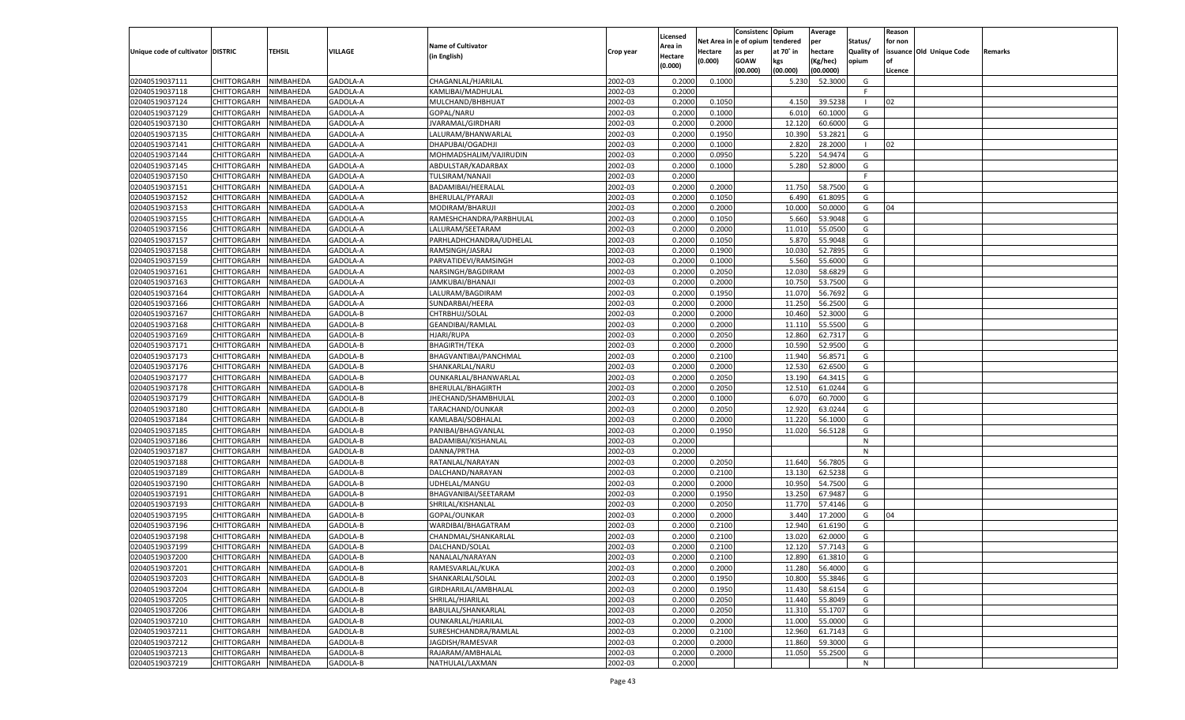| Unique code of cultivator | DISTRIC | TEHSIL | VILLAGE | Name of Cultivator (in English) | Crop year | Licensed Area in Hectare (0.000) | Net Area in Hectare (0.000) | Consistenc e of opium as per GOAW (00.000) | Opium tendered at 70° in kgs (00.000) | Average per hectare (Kg/hec) (00.0000) | Status/ Quality of opium | Reason for non issuance of Licence | Old Unique Code | Remarks |
|---|---|---|---|---|---|---|---|---|---|---|---|---|---|---|
| 02040519037111 | CHITTORGARH | NIMBAHEDA | GADOLA-A | CHAGANLAL/HJARILAL | 2002-03 | 0.2000 | 0.1000 | | 5.230 | 52.3000 | G | | | |
| 02040519037118 | CHITTORGARH | NIMBAHEDA | GADOLA-A | KAMLIBAI/MADHULAL | 2002-03 | 0.2000 | | | | | F | | | |
| 02040519037124 | CHITTORGARH | NIMBAHEDA | GADOLA-A | MULCHAND/BHBHUAT | 2002-03 | 0.2000 | 0.1050 | | 4.150 | 39.5238 | I | 02 | | |
| 02040519037129 | CHITTORGARH | NIMBAHEDA | GADOLA-A | GOPAL/NARU | 2002-03 | 0.2000 | 0.1000 | | 6.010 | 60.1000 | G | | | |
| 02040519037130 | CHITTORGARH | NIMBAHEDA | GADOLA-A | JVARAMAL/GIRDHARI | 2002-03 | 0.2000 | 0.2000 | | 12.120 | 60.6000 | G | | | |
| 02040519037135 | CHITTORGARH | NIMBAHEDA | GADOLA-A | LALURAM/BHANWARLAL | 2002-03 | 0.2000 | 0.1950 | | 10.390 | 53.2821 | G | | | |
| 02040519037141 | CHITTORGARH | NIMBAHEDA | GADOLA-A | DHAPUBAI/OGADHJI | 2002-03 | 0.2000 | 0.1000 | | 2.820 | 28.2000 | I | 02 | | |
| 02040519037144 | CHITTORGARH | NIMBAHEDA | GADOLA-A | MOHMADSHALIM/VAJIRUDIN | 2002-03 | 0.2000 | 0.0950 | | 5.220 | 54.9474 | G | | | |
| 02040519037145 | CHITTORGARH | NIMBAHEDA | GADOLA-A | ABDULSTAR/KADARBAX | 2002-03 | 0.2000 | 0.1000 | | 5.280 | 52.8000 | G | | | |
| 02040519037150 | CHITTORGARH | NIMBAHEDA | GADOLA-A | TULSIRAM/NANAJI | 2002-03 | 0.2000 | | | | | F | | | |
| 02040519037151 | CHITTORGARH | NIMBAHEDA | GADOLA-A | BADAMIBAI/HEERALAL | 2002-03 | 0.2000 | 0.2000 | | 11.750 | 58.7500 | G | | | |
| 02040519037152 | CHITTORGARH | NIMBAHEDA | GADOLA-A | BHERULAL/PYARAJI | 2002-03 | 0.2000 | 0.1050 | | 6.490 | 61.8095 | G | | | |
| 02040519037153 | CHITTORGARH | NIMBAHEDA | GADOLA-A | MODIRAM/BHARUJI | 2002-03 | 0.2000 | 0.2000 | | 10.000 | 50.0000 | G | 04 | | |
| 02040519037155 | CHITTORGARH | NIMBAHEDA | GADOLA-A | RAMESHCHANDRA/PARBHULAL | 2002-03 | 0.2000 | 0.1050 | | 5.660 | 53.9048 | G | | | |
| 02040519037156 | CHITTORGARH | NIMBAHEDA | GADOLA-A | LALURAM/SEETARAM | 2002-03 | 0.2000 | 0.2000 | | 11.010 | 55.0500 | G | | | |
| 02040519037157 | CHITTORGARH | NIMBAHEDA | GADOLA-A | PARHLADHCHANDRA/UDHELAL | 2002-03 | 0.2000 | 0.1050 | | 5.870 | 55.9048 | G | | | |
| 02040519037158 | CHITTORGARH | NIMBAHEDA | GADOLA-A | RAMSINGH/JASRAJ | 2002-03 | 0.2000 | 0.1900 | | 10.030 | 52.7895 | G | | | |
| 02040519037159 | CHITTORGARH | NIMBAHEDA | GADOLA-A | PARVATIDEVI/RAMSINGH | 2002-03 | 0.2000 | 0.1000 | | 5.560 | 55.6000 | G | | | |
| 02040519037161 | CHITTORGARH | NIMBAHEDA | GADOLA-A | NARSINGH/BAGDIRAM | 2002-03 | 0.2000 | 0.2050 | | 12.030 | 58.6829 | G | | | |
| 02040519037163 | CHITTORGARH | NIMBAHEDA | GADOLA-A | JAMKUBAI/BHANAJI | 2002-03 | 0.2000 | 0.2000 | | 10.750 | 53.7500 | G | | | |
| 02040519037164 | CHITTORGARH | NIMBAHEDA | GADOLA-A | LALURAM/BAGDIRAM | 2002-03 | 0.2000 | 0.1950 | | 11.070 | 56.7692 | G | | | |
| 02040519037166 | CHITTORGARH | NIMBAHEDA | GADOLA-A | SUNDARBAI/HEERA | 2002-03 | 0.2000 | 0.2000 | | 11.250 | 56.2500 | G | | | |
| 02040519037167 | CHITTORGARH | NIMBAHEDA | GADOLA-B | CHTRBHUJ/SOLAL | 2002-03 | 0.2000 | 0.2000 | | 10.460 | 52.3000 | G | | | |
| 02040519037168 | CHITTORGARH | NIMBAHEDA | GADOLA-B | GEANDIBAI/RAMLAL | 2002-03 | 0.2000 | 0.2000 | | 11.110 | 55.5500 | G | | | |
| 02040519037169 | CHITTORGARH | NIMBAHEDA | GADOLA-B | HJARI/RUPA | 2002-03 | 0.2000 | 0.2050 | | 12.860 | 62.7317 | G | | | |
| 02040519037171 | CHITTORGARH | NIMBAHEDA | GADOLA-B | BHAGIRTH/TEKA | 2002-03 | 0.2000 | 0.2000 | | 10.590 | 52.9500 | G | | | |
| 02040519037173 | CHITTORGARH | NIMBAHEDA | GADOLA-B | BHAGVANTIBAI/PANCHMAL | 2002-03 | 0.2000 | 0.2100 | | 11.940 | 56.8571 | G | | | |
| 02040519037176 | CHITTORGARH | NIMBAHEDA | GADOLA-B | SHANKARLAL/NARU | 2002-03 | 0.2000 | 0.2000 | | 12.530 | 62.6500 | G | | | |
| 02040519037177 | CHITTORGARH | NIMBAHEDA | GADOLA-B | OUNKARLAL/BHANWARLAL | 2002-03 | 0.2000 | 0.2050 | | 13.190 | 64.3415 | G | | | |
| 02040519037178 | CHITTORGARH | NIMBAHEDA | GADOLA-B | BHERULAL/BHAGIRTH | 2002-03 | 0.2000 | 0.2050 | | 12.510 | 61.0244 | G | | | |
| 02040519037179 | CHITTORGARH | NIMBAHEDA | GADOLA-B | JHECHAND/SHAMBHULAL | 2002-03 | 0.2000 | 0.1000 | | 6.070 | 60.7000 | G | | | |
| 02040519037180 | CHITTORGARH | NIMBAHEDA | GADOLA-B | TARACHAND/OUNKAR | 2002-03 | 0.2000 | 0.2050 | | 12.920 | 63.0244 | G | | | |
| 02040519037184 | CHITTORGARH | NIMBAHEDA | GADOLA-B | KAMLABAI/SOBHALAL | 2002-03 | 0.2000 | 0.2000 | | 11.220 | 56.1000 | G | | | |
| 02040519037185 | CHITTORGARH | NIMBAHEDA | GADOLA-B | PANIBAI/BHAGVANLAL | 2002-03 | 0.2000 | 0.1950 | | 11.020 | 56.5128 | G | | | |
| 02040519037186 | CHITTORGARH | NIMBAHEDA | GADOLA-B | BADAMIBAI/KISHANLAL | 2002-03 | 0.2000 | | | | | N | | | |
| 02040519037187 | CHITTORGARH | NIMBAHEDA | GADOLA-B | DANNA/PRTHA | 2002-03 | 0.2000 | | | | | N | | | |
| 02040519037188 | CHITTORGARH | NIMBAHEDA | GADOLA-B | RATANLAL/NARAYAN | 2002-03 | 0.2000 | 0.2050 | | 11.640 | 56.7805 | G | | | |
| 02040519037189 | CHITTORGARH | NIMBAHEDA | GADOLA-B | DALCHAND/NARAYAN | 2002-03 | 0.2000 | 0.2100 | | 13.130 | 62.5238 | G | | | |
| 02040519037190 | CHITTORGARH | NIMBAHEDA | GADOLA-B | UDHELAL/MANGU | 2002-03 | 0.2000 | 0.2000 | | 10.950 | 54.7500 | G | | | |
| 02040519037191 | CHITTORGARH | NIMBAHEDA | GADOLA-B | BHAGVANIBAI/SEETARAM | 2002-03 | 0.2000 | 0.1950 | | 13.250 | 67.9487 | G | | | |
| 02040519037193 | CHITTORGARH | NIMBAHEDA | GADOLA-B | SHRILAL/KISHANLAL | 2002-03 | 0.2000 | 0.2050 | | 11.770 | 57.4146 | G | | | |
| 02040519037195 | CHITTORGARH | NIMBAHEDA | GADOLA-B | GOPAL/OUNKAR | 2002-03 | 0.2000 | 0.2000 | | 3.440 | 17.2000 | G | 04 | | |
| 02040519037196 | CHITTORGARH | NIMBAHEDA | GADOLA-B | WARDIBAI/BHAGATRAM | 2002-03 | 0.2000 | 0.2100 | | 12.940 | 61.6190 | G | | | |
| 02040519037198 | CHITTORGARH | NIMBAHEDA | GADOLA-B | CHANDMAL/SHANKARLAL | 2002-03 | 0.2000 | 0.2100 | | 13.020 | 62.0000 | G | | | |
| 02040519037199 | CHITTORGARH | NIMBAHEDA | GADOLA-B | DALCHAND/SOLAL | 2002-03 | 0.2000 | 0.2100 | | 12.120 | 57.7143 | G | | | |
| 02040519037200 | CHITTORGARH | NIMBAHEDA | GADOLA-B | NANALAL/NARAYAN | 2002-03 | 0.2000 | 0.2100 | | 12.890 | 61.3810 | G | | | |
| 02040519037201 | CHITTORGARH | NIMBAHEDA | GADOLA-B | RAMESVARLAL/KUKA | 2002-03 | 0.2000 | 0.2000 | | 11.280 | 56.4000 | G | | | |
| 02040519037203 | CHITTORGARH | NIMBAHEDA | GADOLA-B | SHANKARLAL/SOLAL | 2002-03 | 0.2000 | 0.1950 | | 10.800 | 55.3846 | G | | | |
| 02040519037204 | CHITTORGARH | NIMBAHEDA | GADOLA-B | GIRDHARILAL/AMBHALAL | 2002-03 | 0.2000 | 0.1950 | | 11.430 | 58.6154 | G | | | |
| 02040519037205 | CHITTORGARH | NIMBAHEDA | GADOLA-B | SHRILAL/HJARILAL | 2002-03 | 0.2000 | 0.2050 | | 11.440 | 55.8049 | G | | | |
| 02040519037206 | CHITTORGARH | NIMBAHEDA | GADOLA-B | BABULAL/SHANKARLAL | 2002-03 | 0.2000 | 0.2050 | | 11.310 | 55.1707 | G | | | |
| 02040519037210 | CHITTORGARH | NIMBAHEDA | GADOLA-B | OUNKARLAL/HJARILAL | 2002-03 | 0.2000 | 0.2000 | | 11.000 | 55.0000 | G | | | |
| 02040519037211 | CHITTORGARH | NIMBAHEDA | GADOLA-B | SURESHCHANDRA/RAMLAL | 2002-03 | 0.2000 | 0.2100 | | 12.960 | 61.7143 | G | | | |
| 02040519037212 | CHITTORGARH | NIMBAHEDA | GADOLA-B | JAGDISH/RAMESVAR | 2002-03 | 0.2000 | 0.2000 | | 11.860 | 59.3000 | G | | | |
| 02040519037213 | CHITTORGARH | NIMBAHEDA | GADOLA-B | RAJARAM/AMBHALAL | 2002-03 | 0.2000 | 0.2000 | | 11.050 | 55.2500 | G | | | |
| 02040519037219 | CHITTORGARH | NIMBAHEDA | GADOLA-B | NATHULAL/LAXMAN | 2002-03 | 0.2000 | | | | | N | | | |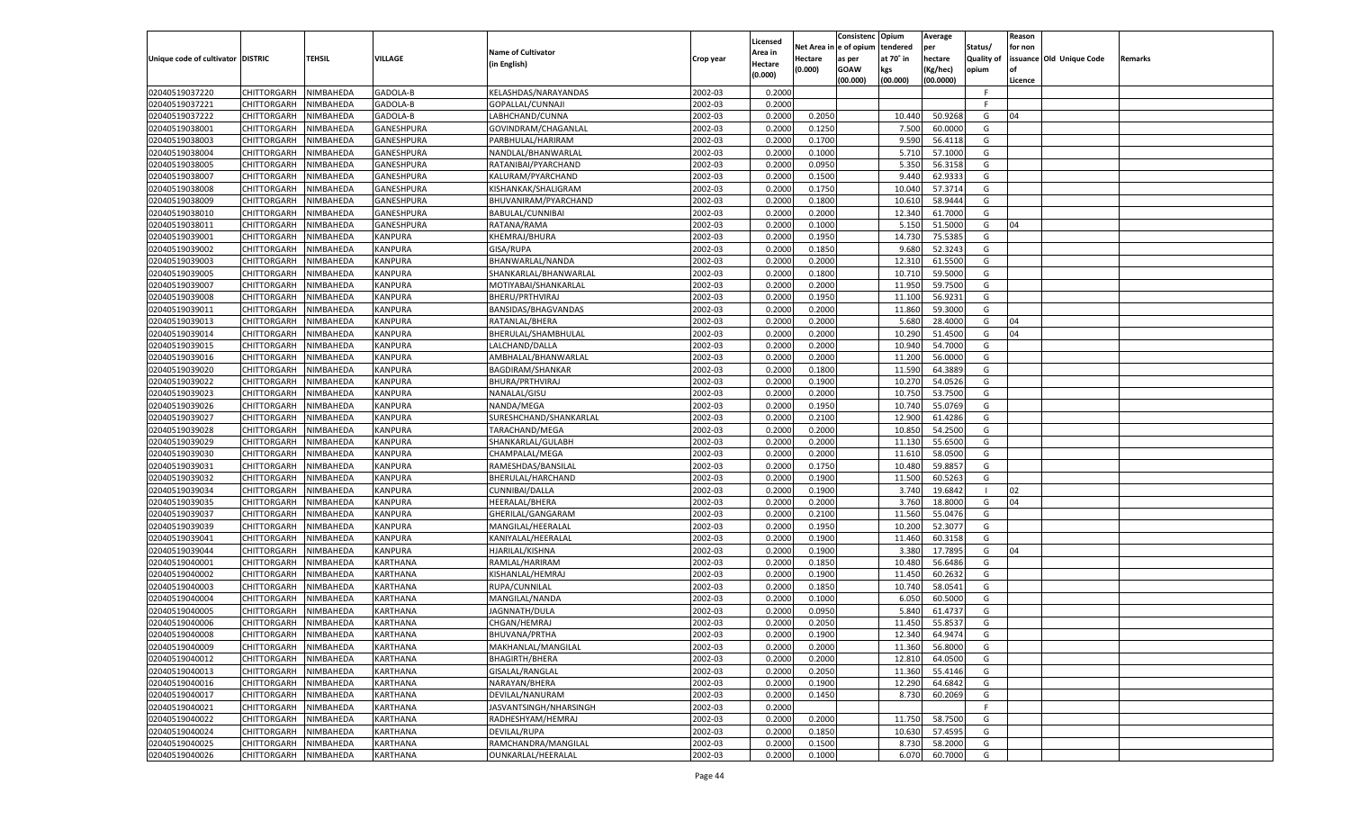| Unique code of cultivator | DISTRIC | TEHSIL | VILLAGE | Name of Cultivator (in English) | Crop year | Licensed Area in Hectare (0.000) | Net Area in Hectare (0.000) | Consistenc e of opium as per GOAW (00.000) | Opium tendered at 70° in kgs (00.000) | Average per hectare (Kg/hec) (00.0000) | Status/ Quality of opium | Reason for non issuance of Licence | Old Unique Code | Remarks |
|---|---|---|---|---|---|---|---|---|---|---|---|---|---|---|
| 02040519037220 | CHITTORGARH | NIMBAHEDA | GADOLA-B | KELASHDAS/NARAYANDAS | 2002-03 | 0.2000 | | | | | F | | | |
| 02040519037221 | CHITTORGARH | NIMBAHEDA | GADOLA-B | GOPALLAL/CUNNAJI | 2002-03 | 0.2000 | | | | | F | | | |
| 02040519037222 | CHITTORGARH | NIMBAHEDA | GADOLA-B | LABHCHAND/CUNNA | 2002-03 | 0.2000 | 0.2050 | | 10.440 | 50.9268 | G | 04 | | |
| 02040519038001 | CHITTORGARH | NIMBAHEDA | GANESHPURA | GOVINDRAM/CHAGANLAL | 2002-03 | 0.2000 | 0.1250 | | 7.500 | 60.0000 | G | | | |
| 02040519038003 | CHITTORGARH | NIMBAHEDA | GANESHPURA | PARBHULAL/HARIRAM | 2002-03 | 0.2000 | 0.1700 | | 9.590 | 56.4118 | G | | | |
| 02040519038004 | CHITTORGARH | NIMBAHEDA | GANESHPURA | NANDLAL/BHANWARLAL | 2002-03 | 0.2000 | 0.1000 | | 5.710 | 57.1000 | G | | | |
| 02040519038005 | CHITTORGARH | NIMBAHEDA | GANESHPURA | RATANIBAI/PYARCHAND | 2002-03 | 0.2000 | 0.0950 | | 5.350 | 56.3158 | G | | | |
| 02040519038007 | CHITTORGARH | NIMBAHEDA | GANESHPURA | KALURAM/PYARCHAND | 2002-03 | 0.2000 | 0.1500 | | 9.440 | 62.9333 | G | | | |
| 02040519038008 | CHITTORGARH | NIMBAHEDA | GANESHPURA | KISHANKAK/SHALIGRAM | 2002-03 | 0.2000 | 0.1750 | | 10.040 | 57.3714 | G | | | |
| 02040519038009 | CHITTORGARH | NIMBAHEDA | GANESHPURA | BHUVANIRAM/PYARCHAND | 2002-03 | 0.2000 | 0.1800 | | 10.610 | 58.9444 | G | | | |
| 02040519038010 | CHITTORGARH | NIMBAHEDA | GANESHPURA | BABULAL/CUNNIBAI | 2002-03 | 0.2000 | 0.2000 | | 12.340 | 61.7000 | G | | | |
| 02040519038011 | CHITTORGARH | NIMBAHEDA | GANESHPURA | RATANA/RAMA | 2002-03 | 0.2000 | 0.1000 | | 5.150 | 51.5000 | G | 04 | | |
| 02040519039001 | CHITTORGARH | NIMBAHEDA | KANPURA | KHEMRAJ/BHURA | 2002-03 | 0.2000 | 0.1950 | | 14.730 | 75.5385 | G | | | |
| 02040519039002 | CHITTORGARH | NIMBAHEDA | KANPURA | GISA/RUPA | 2002-03 | 0.2000 | 0.1850 | | 9.680 | 52.3243 | G | | | |
| 02040519039003 | CHITTORGARH | NIMBAHEDA | KANPURA | BHANWARLAL/NANDA | 2002-03 | 0.2000 | 0.2000 | | 12.310 | 61.5500 | G | | | |
| 02040519039005 | CHITTORGARH | NIMBAHEDA | KANPURA | SHANKARLAL/BHANWARLAL | 2002-03 | 0.2000 | 0.1800 | | 10.710 | 59.5000 | G | | | |
| 02040519039007 | CHITTORGARH | NIMBAHEDA | KANPURA | MOTIYABAI/SHANKARLAL | 2002-03 | 0.2000 | 0.2000 | | 11.950 | 59.7500 | G | | | |
| 02040519039008 | CHITTORGARH | NIMBAHEDA | KANPURA | BHERU/PRTHVIRAJ | 2002-03 | 0.2000 | 0.1950 | | 11.100 | 56.9231 | G | | | |
| 02040519039011 | CHITTORGARH | NIMBAHEDA | KANPURA | BANSIDAS/BHAGVANDAS | 2002-03 | 0.2000 | 0.2000 | | 11.860 | 59.3000 | G | | | |
| 02040519039013 | CHITTORGARH | NIMBAHEDA | KANPURA | RATANLAL/BHERA | 2002-03 | 0.2000 | 0.2000 | | 5.680 | 28.4000 | G | 04 | | |
| 02040519039014 | CHITTORGARH | NIMBAHEDA | KANPURA | BHERULAL/SHAMBHULAL | 2002-03 | 0.2000 | 0.2000 | | 10.290 | 51.4500 | G | 04 | | |
| 02040519039015 | CHITTORGARH | NIMBAHEDA | KANPURA | LALCHAND/DALLA | 2002-03 | 0.2000 | 0.2000 | | 10.940 | 54.7000 | G | | | |
| 02040519039016 | CHITTORGARH | NIMBAHEDA | KANPURA | AMBHALAL/BHANWARLAL | 2002-03 | 0.2000 | 0.2000 | | 11.200 | 56.0000 | G | | | |
| 02040519039020 | CHITTORGARH | NIMBAHEDA | KANPURA | BAGDIRAM/SHANKAR | 2002-03 | 0.2000 | 0.1800 | | 11.590 | 64.3889 | G | | | |
| 02040519039022 | CHITTORGARH | NIMBAHEDA | KANPURA | BHURA/PRTHVIRAJ | 2002-03 | 0.2000 | 0.1900 | | 10.270 | 54.0526 | G | | | |
| 02040519039023 | CHITTORGARH | NIMBAHEDA | KANPURA | NANALAL/GISU | 2002-03 | 0.2000 | 0.2000 | | 10.750 | 53.7500 | G | | | |
| 02040519039026 | CHITTORGARH | NIMBAHEDA | KANPURA | NANDA/MEGA | 2002-03 | 0.2000 | 0.1950 | | 10.740 | 55.0769 | G | | | |
| 02040519039027 | CHITTORGARH | NIMBAHEDA | KANPURA | SURESHCHAND/SHANKARLAL | 2002-03 | 0.2000 | 0.2100 | | 12.900 | 61.4286 | G | | | |
| 02040519039028 | CHITTORGARH | NIMBAHEDA | KANPURA | TARACHAND/MEGA | 2002-03 | 0.2000 | 0.2000 | | 10.850 | 54.2500 | G | | | |
| 02040519039029 | CHITTORGARH | NIMBAHEDA | KANPURA | SHANKARLAL/GULABH | 2002-03 | 0.2000 | 0.2000 | | 11.130 | 55.6500 | G | | | |
| 02040519039030 | CHITTORGARH | NIMBAHEDA | KANPURA | CHAMPALAL/MEGA | 2002-03 | 0.2000 | 0.2000 | | 11.610 | 58.0500 | G | | | |
| 02040519039031 | CHITTORGARH | NIMBAHEDA | KANPURA | RAMESHDAS/BANSILAL | 2002-03 | 0.2000 | 0.1750 | | 10.480 | 59.8857 | G | | | |
| 02040519039032 | CHITTORGARH | NIMBAHEDA | KANPURA | BHERULAL/HARCHAND | 2002-03 | 0.2000 | 0.1900 | | 11.500 | 60.5263 | G | | | |
| 02040519039034 | CHITTORGARH | NIMBAHEDA | KANPURA | CUNNIBAI/DALLA | 2002-03 | 0.2000 | 0.1900 | | 3.740 | 19.6842 | I | 02 | | |
| 02040519039035 | CHITTORGARH | NIMBAHEDA | KANPURA | HEERALAL/BHERA | 2002-03 | 0.2000 | 0.2000 | | 3.760 | 18.8000 | G | 04 | | |
| 02040519039037 | CHITTORGARH | NIMBAHEDA | KANPURA | GHERILAL/GANGARAM | 2002-03 | 0.2000 | 0.2100 | | 11.560 | 55.0476 | G | | | |
| 02040519039039 | CHITTORGARH | NIMBAHEDA | KANPURA | MANGILAL/HEERALAL | 2002-03 | 0.2000 | 0.1950 | | 10.200 | 52.3077 | G | | | |
| 02040519039041 | CHITTORGARH | NIMBAHEDA | KANPURA | KANIYALAL/HEERALAL | 2002-03 | 0.2000 | 0.1900 | | 11.460 | 60.3158 | G | | | |
| 02040519039044 | CHITTORGARH | NIMBAHEDA | KANPURA | HJARILAL/KISHNA | 2002-03 | 0.2000 | 0.1900 | | 3.380 | 17.7895 | G | 04 | | |
| 02040519040001 | CHITTORGARH | NIMBAHEDA | KARTHANA | RAMLAL/HARIRAM | 2002-03 | 0.2000 | 0.1850 | | 10.480 | 56.6486 | G | | | |
| 02040519040002 | CHITTORGARH | NIMBAHEDA | KARTHANA | KISHANLAL/HEMRAJ | 2002-03 | 0.2000 | 0.1900 | | 11.450 | 60.2632 | G | | | |
| 02040519040003 | CHITTORGARH | NIMBAHEDA | KARTHANA | RUPA/CUNNILAL | 2002-03 | 0.2000 | 0.1850 | | 10.740 | 58.0541 | G | | | |
| 02040519040004 | CHITTORGARH | NIMBAHEDA | KARTHANA | MANGILAL/NANDA | 2002-03 | 0.2000 | 0.1000 | | 6.050 | 60.5000 | G | | | |
| 02040519040005 | CHITTORGARH | NIMBAHEDA | KARTHANA | JAGNNATH/DULA | 2002-03 | 0.2000 | 0.0950 | | 5.840 | 61.4737 | G | | | |
| 02040519040006 | CHITTORGARH | NIMBAHEDA | KARTHANA | CHGAN/HEMRAJ | 2002-03 | 0.2000 | 0.2050 | | 11.450 | 55.8537 | G | | | |
| 02040519040008 | CHITTORGARH | NIMBAHEDA | KARTHANA | BHUVANA/PRTHA | 2002-03 | 0.2000 | 0.1900 | | 12.340 | 64.9474 | G | | | |
| 02040519040009 | CHITTORGARH | NIMBAHEDA | KARTHANA | MAKHANLAL/MANGILAL | 2002-03 | 0.2000 | 0.2000 | | 11.360 | 56.8000 | G | | | |
| 02040519040012 | CHITTORGARH | NIMBAHEDA | KARTHANA | BHAGIRTH/BHERA | 2002-03 | 0.2000 | 0.2000 | | 12.810 | 64.0500 | G | | | |
| 02040519040013 | CHITTORGARH | NIMBAHEDA | KARTHANA | GISALAL/RANGLAL | 2002-03 | 0.2000 | 0.2050 | | 11.360 | 55.4146 | G | | | |
| 02040519040016 | CHITTORGARH | NIMBAHEDA | KARTHANA | NARAYAN/BHERA | 2002-03 | 0.2000 | 0.1900 | | 12.290 | 64.6842 | G | | | |
| 02040519040017 | CHITTORGARH | NIMBAHEDA | KARTHANA | DEVILAL/NANURAM | 2002-03 | 0.2000 | 0.1450 | | 8.730 | 60.2069 | G | | | |
| 02040519040021 | CHITTORGARH | NIMBAHEDA | KARTHANA | JASVANTSINGH/NHARSINGH | 2002-03 | 0.2000 | | | | | F | | | |
| 02040519040022 | CHITTORGARH | NIMBAHEDA | KARTHANA | RADHESHYAM/HEMRAJ | 2002-03 | 0.2000 | 0.2000 | | 11.750 | 58.7500 | G | | | |
| 02040519040024 | CHITTORGARH | NIMBAHEDA | KARTHANA | DEVILAL/RUPA | 2002-03 | 0.2000 | 0.1850 | | 10.630 | 57.4595 | G | | | |
| 02040519040025 | CHITTORGARH | NIMBAHEDA | KARTHANA | RAMCHANDRA/MANGILAL | 2002-03 | 0.2000 | 0.1500 | | 8.730 | 58.2000 | G | | | |
| 02040519040026 | CHITTORGARH | NIMBAHEDA | KARTHANA | OUNKARLAL/HEERALAL | 2002-03 | 0.2000 | 0.1000 | | 6.070 | 60.7000 | G | | | |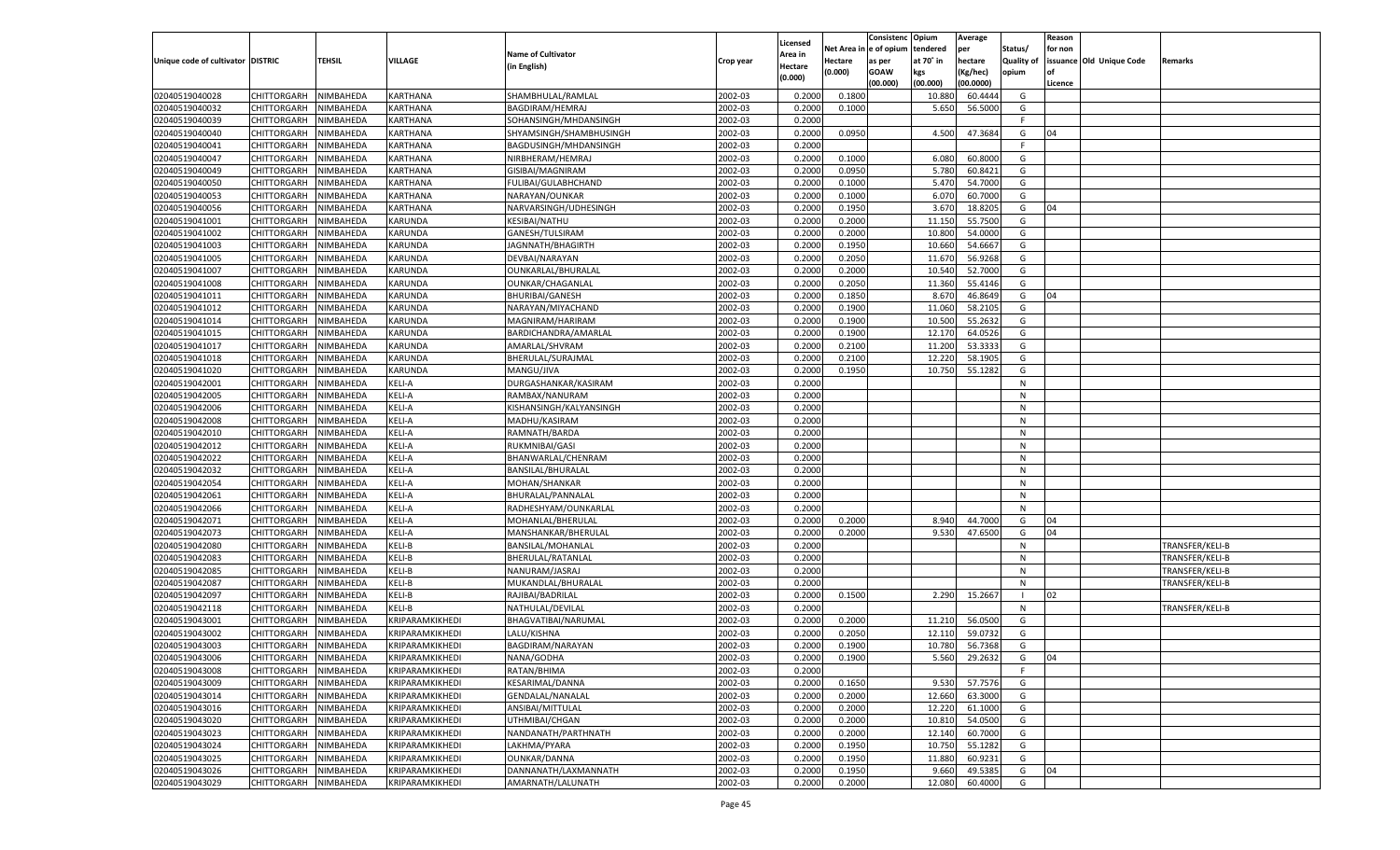| Unique code of cultivator | DISTRIC | TEHSIL | VILLAGE | Name of Cultivator (in English) | Crop year | Licensed Area in Hectare (0.000) | Net Area in Hectare (0.000) | Consistenc e of opium as per GOAW (00.000) | Opium tendered at 70˚ in kgs (00.000) | Average per hectare (Kg/hec) (00.0000) | Status/ Quality of opium | Reason for non issuance of Licence | Old Unique Code | Remarks |
|---|---|---|---|---|---|---|---|---|---|---|---|---|---|---|
| 02040519040028 | CHITTORGARH | NIMBAHEDA | KARTHANA | SHAMBHULAL/RAMLAL | 2002-03 | 0.2000 | 0.1800 | | 10.880 | 60.4444 | G | | | |
| 02040519040032 | CHITTORGARH | NIMBAHEDA | KARTHANA | BAGDIRAM/HEMRAJ | 2002-03 | 0.2000 | 0.1000 | | 5.650 | 56.5000 | G | | | |
| 02040519040039 | CHITTORGARH | NIMBAHEDA | KARTHANA | SOHANSINGH/MHDANSINGH | 2002-03 | 0.2000 | | | | | F | | | |
| 02040519040040 | CHITTORGARH | NIMBAHEDA | KARTHANA | SHYAMSINGH/SHAMBHUSINGH | 2002-03 | 0.2000 | 0.0950 | | 4.500 | 47.3684 | G | 04 | | |
| 02040519040041 | CHITTORGARH | NIMBAHEDA | KARTHANA | BAGDUSINGH/MHDANSINGH | 2002-03 | 0.2000 | | | | | F | | | |
| 02040519040047 | CHITTORGARH | NIMBAHEDA | KARTHANA | NIRBHERAM/HEMRAJ | 2002-03 | 0.2000 | 0.1000 | | 6.080 | 60.8000 | G | | | |
| 02040519040049 | CHITTORGARH | NIMBAHEDA | KARTHANA | GISIBAI/MAGNIRAM | 2002-03 | 0.2000 | 0.0950 | | 5.780 | 60.8421 | G | | | |
| 02040519040050 | CHITTORGARH | NIMBAHEDA | KARTHANA | FULIBAI/GULABHCHAND | 2002-03 | 0.2000 | 0.1000 | | 5.470 | 54.7000 | G | | | |
| 02040519040053 | CHITTORGARH | NIMBAHEDA | KARTHANA | NARAYAN/OUNKAR | 2002-03 | 0.2000 | 0.1000 | | 6.070 | 60.7000 | G | | | |
| 02040519040056 | CHITTORGARH | NIMBAHEDA | KARTHANA | NARVARSINGH/UDHESINGH | 2002-03 | 0.2000 | 0.1950 | | 3.670 | 18.8205 | G | 04 | | |
| 02040519041001 | CHITTORGARH | NIMBAHEDA | KARUNDA | KESIBAI/NATHU | 2002-03 | 0.2000 | 0.2000 | | 11.150 | 55.7500 | G | | | |
| 02040519041002 | CHITTORGARH | NIMBAHEDA | KARUNDA | GANESH/TULSIRAM | 2002-03 | 0.2000 | 0.2000 | | 10.800 | 54.0000 | G | | | |
| 02040519041003 | CHITTORGARH | NIMBAHEDA | KARUNDA | JAGNNATH/BHAGIRTH | 2002-03 | 0.2000 | 0.1950 | | 10.660 | 54.6667 | G | | | |
| 02040519041005 | CHITTORGARH | NIMBAHEDA | KARUNDA | DEVBAI/NARAYAN | 2002-03 | 0.2000 | 0.2050 | | 11.670 | 56.9268 | G | | | |
| 02040519041007 | CHITTORGARH | NIMBAHEDA | KARUNDA | OUNKARLAL/BHURALAL | 2002-03 | 0.2000 | 0.2000 | | 10.540 | 52.7000 | G | | | |
| 02040519041008 | CHITTORGARH | NIMBAHEDA | KARUNDA | OUNKAR/CHAGANLAL | 2002-03 | 0.2000 | 0.2050 | | 11.360 | 55.4146 | G | | | |
| 02040519041011 | CHITTORGARH | NIMBAHEDA | KARUNDA | BHURIBAI/GANESH | 2002-03 | 0.2000 | 0.1850 | | 8.670 | 46.8649 | G | 04 | | |
| 02040519041012 | CHITTORGARH | NIMBAHEDA | KARUNDA | NARAYAN/MIYACHAND | 2002-03 | 0.2000 | 0.1900 | | 11.060 | 58.2105 | G | | | |
| 02040519041014 | CHITTORGARH | NIMBAHEDA | KARUNDA | MAGNIRAM/HARIRAM | 2002-03 | 0.2000 | 0.1900 | | 10.500 | 55.2632 | G | | | |
| 02040519041015 | CHITTORGARH | NIMBAHEDA | KARUNDA | BARDICHANDRA/AMARLAL | 2002-03 | 0.2000 | 0.1900 | | 12.170 | 64.0526 | G | | | |
| 02040519041017 | CHITTORGARH | NIMBAHEDA | KARUNDA | AMARLAL/SHVRAM | 2002-03 | 0.2000 | 0.2100 | | 11.200 | 53.3333 | G | | | |
| 02040519041018 | CHITTORGARH | NIMBAHEDA | KARUNDA | BHERULAL/SURAJMAL | 2002-03 | 0.2000 | 0.2100 | | 12.220 | 58.1905 | G | | | |
| 02040519041020 | CHITTORGARH | NIMBAHEDA | KARUNDA | MANGU/JIVA | 2002-03 | 0.2000 | 0.1950 | | 10.750 | 55.1282 | G | | | |
| 02040519042001 | CHITTORGARH | NIMBAHEDA | KELI-A | DURGASHANKAR/KASIRAM | 2002-03 | 0.2000 | | | | | N | | | |
| 02040519042005 | CHITTORGARH | NIMBAHEDA | KELI-A | RAMBAX/NANURAM | 2002-03 | 0.2000 | | | | | N | | | |
| 02040519042006 | CHITTORGARH | NIMBAHEDA | KELI-A | KISHANSINGH/KALYANSINGH | 2002-03 | 0.2000 | | | | | N | | | |
| 02040519042008 | CHITTORGARH | NIMBAHEDA | KELI-A | MADHU/KASIRAM | 2002-03 | 0.2000 | | | | | N | | | |
| 02040519042010 | CHITTORGARH | NIMBAHEDA | KELI-A | RAMNATH/BARDA | 2002-03 | 0.2000 | | | | | N | | | |
| 02040519042012 | CHITTORGARH | NIMBAHEDA | KELI-A | RUKMNIBAI/GASI | 2002-03 | 0.2000 | | | | | N | | | |
| 02040519042022 | CHITTORGARH | NIMBAHEDA | KELI-A | BHANWARLAL/CHENRAM | 2002-03 | 0.2000 | | | | | N | | | |
| 02040519042032 | CHITTORGARH | NIMBAHEDA | KELI-A | BANSILAL/BHURALAL | 2002-03 | 0.2000 | | | | | N | | | |
| 02040519042054 | CHITTORGARH | NIMBAHEDA | KELI-A | MOHAN/SHANKAR | 2002-03 | 0.2000 | | | | | N | | | |
| 02040519042061 | CHITTORGARH | NIMBAHEDA | KELI-A | BHURALAL/PANNALAL | 2002-03 | 0.2000 | | | | | N | | | |
| 02040519042066 | CHITTORGARH | NIMBAHEDA | KELI-A | RADHESHYAM/OUNKARLAL | 2002-03 | 0.2000 | | | | | N | | | |
| 02040519042071 | CHITTORGARH | NIMBAHEDA | KELI-A | MOHANLAL/BHERULAL | 2002-03 | 0.2000 | 0.2000 | | 8.940 | 44.7000 | G | 04 | | |
| 02040519042073 | CHITTORGARH | NIMBAHEDA | KELI-A | MANSHANKAR/BHERULAL | 2002-03 | 0.2000 | 0.2000 | | 9.530 | 47.6500 | G | 04 | | |
| 02040519042080 | CHITTORGARH | NIMBAHEDA | KELI-B | BANSILAL/MOHANLAL | 2002-03 | 0.2000 | | | | | N | | | TRANSFER/KELI-B |
| 02040519042083 | CHITTORGARH | NIMBAHEDA | KELI-B | BHERULAL/RATANLAL | 2002-03 | 0.2000 | | | | | N | | | TRANSFER/KELI-B |
| 02040519042085 | CHITTORGARH | NIMBAHEDA | KELI-B | NANURAM/JASRAJ | 2002-03 | 0.2000 | | | | | N | | | TRANSFER/KELI-B |
| 02040519042087 | CHITTORGARH | NIMBAHEDA | KELI-B | MUKANDLAL/BHURALAL | 2002-03 | 0.2000 | | | | | N | | | TRANSFER/KELI-B |
| 02040519042097 | CHITTORGARH | NIMBAHEDA | KELI-B | RAJIBAI/BADRILAL | 2002-03 | 0.2000 | 0.1500 | | 2.290 | 15.2667 | I | 02 | | |
| 02040519042118 | CHITTORGARH | NIMBAHEDA | KELI-B | NATHULAL/DEVILAL | 2002-03 | 0.2000 | | | | | N | | | TRANSFER/KELI-B |
| 02040519043001 | CHITTORGARH | NIMBAHEDA | KRIPARAMKIKHEDI | BHAGVATIBAI/NARUMAL | 2002-03 | 0.2000 | 0.2000 | | 11.210 | 56.0500 | G | | | |
| 02040519043002 | CHITTORGARH | NIMBAHEDA | KRIPARAMKIKHEDI | LALU/KISHNA | 2002-03 | 0.2000 | 0.2050 | | 12.110 | 59.0732 | G | | | |
| 02040519043003 | CHITTORGARH | NIMBAHEDA | KRIPARAMKIKHEDI | BAGDIRAM/NARAYAN | 2002-03 | 0.2000 | 0.1900 | | 10.780 | 56.7368 | G | | | |
| 02040519043006 | CHITTORGARH | NIMBAHEDA | KRIPARAMKIKHEDI | NANA/GODHA | 2002-03 | 0.2000 | 0.1900 | | 5.560 | 29.2632 | G | 04 | | |
| 02040519043008 | CHITTORGARH | NIMBAHEDA | KRIPARAMKIKHEDI | RATAN/BHIMA | 2002-03 | 0.2000 | | | | | F | | | |
| 02040519043009 | CHITTORGARH | NIMBAHEDA | KRIPARAMKIKHEDI | KESARIMAL/DANNA | 2002-03 | 0.2000 | 0.1650 | | 9.530 | 57.7576 | G | | | |
| 02040519043014 | CHITTORGARH | NIMBAHEDA | KRIPARAMKIKHEDI | GENDALAL/NANALAL | 2002-03 | 0.2000 | 0.2000 | | 12.660 | 63.3000 | G | | | |
| 02040519043016 | CHITTORGARH | NIMBAHEDA | KRIPARAMKIKHEDI | ANSIBAI/MITTULAL | 2002-03 | 0.2000 | 0.2000 | | 12.220 | 61.1000 | G | | | |
| 02040519043020 | CHITTORGARH | NIMBAHEDA | KRIPARAMKIKHEDI | UTHMIBAI/CHGAN | 2002-03 | 0.2000 | 0.2000 | | 10.810 | 54.0500 | G | | | |
| 02040519043023 | CHITTORGARH | NIMBAHEDA | KRIPARAMKIKHEDI | NANDANATH/PARTHNATH | 2002-03 | 0.2000 | 0.2000 | | 12.140 | 60.7000 | G | | | |
| 02040519043024 | CHITTORGARH | NIMBAHEDA | KRIPARAMKIKHEDI | LAKHMA/PYARA | 2002-03 | 0.2000 | 0.1950 | | 10.750 | 55.1282 | G | | | |
| 02040519043025 | CHITTORGARH | NIMBAHEDA | KRIPARAMKIKHEDI | OUNKAR/DANNA | 2002-03 | 0.2000 | 0.1950 | | 11.880 | 60.9231 | G | | | |
| 02040519043026 | CHITTORGARH | NIMBAHEDA | KRIPARAMKIKHEDI | DANNANATH/LAXMANNATH | 2002-03 | 0.2000 | 0.1950 | | 9.660 | 49.5385 | G | 04 | | |
| 02040519043029 | CHITTORGARH | NIMBAHEDA | KRIPARAMKIKHEDI | AMARNATH/LALUNATH | 2002-03 | 0.2000 | 0.2000 | | 12.080 | 60.4000 | G | | | |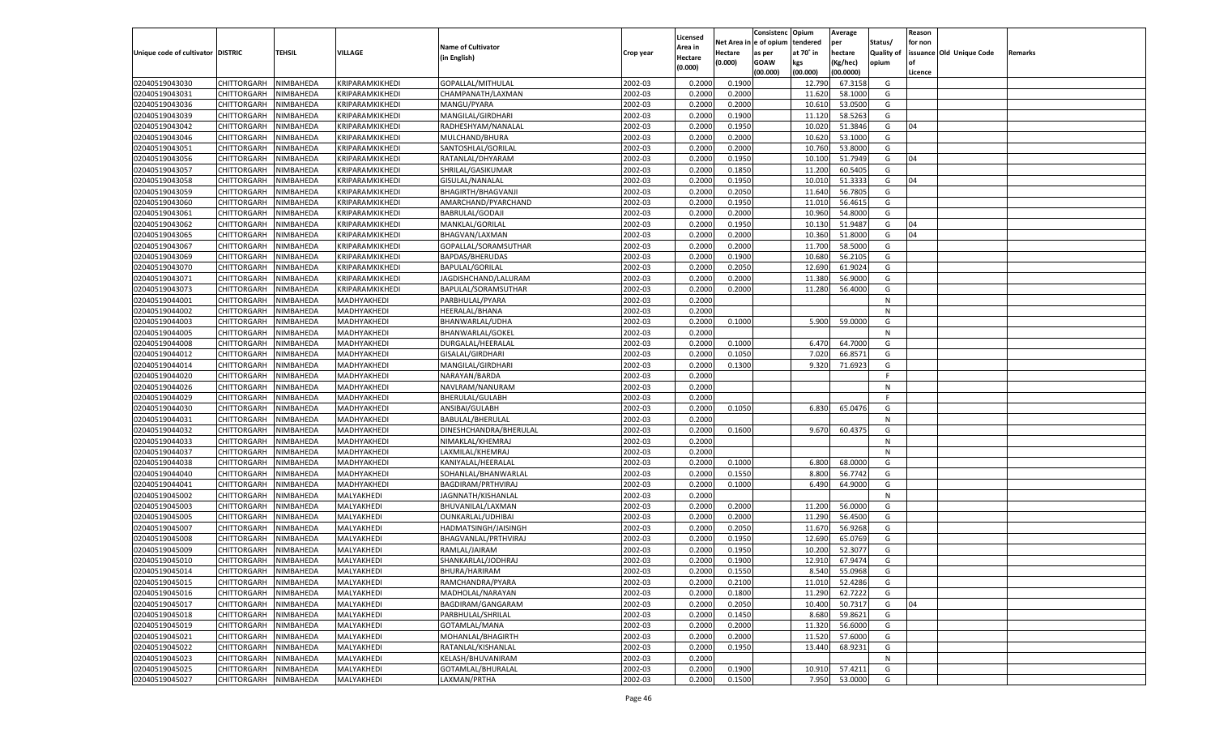| Unique code of cultivator | DISTRIC | TEHSIL | VILLAGE | Name of Cultivator (in English) | Crop year | Licensed Area in Hectare (0.000) | Net Area in Hectare (0.000) | Consistenc e of opium as per GOAW (00.000) | Opium tendered at 70˚ in kgs (00.000) | Average per hectare (Kg/hec) (00.0000) | Status/ Quality of opium | Reason for non issuance of Licence | Old Unique Code | Remarks |
|---|---|---|---|---|---|---|---|---|---|---|---|---|---|---|
| 02040519043030 | CHITTORGARH | NIMBAHEDA | KRIPARAMKIKHEDI | GOPALLAL/MITHULAL | 2002-03 | 0.2000 | 0.1900 | | 12.790 | 67.3158 | G | | | |
| 02040519043031 | CHITTORGARH | NIMBAHEDA | KRIPARAMKIKHEDI | CHAMPANATH/LAXMAN | 2002-03 | 0.2000 | 0.2000 | | 11.620 | 58.1000 | G | | | |
| 02040519043036 | CHITTORGARH | NIMBAHEDA | KRIPARAMKIKHEDI | MANGU/PYARA | 2002-03 | 0.2000 | 0.2000 | | 10.610 | 53.0500 | G | | | |
| 02040519043039 | CHITTORGARH | NIMBAHEDA | KRIPARAMKIKHEDI | MANGILAL/GIRDHARI | 2002-03 | 0.2000 | 0.1900 | | 11.120 | 58.5263 | G | | | |
| 02040519043042 | CHITTORGARH | NIMBAHEDA | KRIPARAMKIKHEDI | RADHESHYAM/NANALAL | 2002-03 | 0.2000 | 0.1950 | | 10.020 | 51.3846 | G | 04 | | |
| 02040519043046 | CHITTORGARH | NIMBAHEDA | KRIPARAMKIKHEDI | MULCHAND/BHURA | 2002-03 | 0.2000 | 0.2000 | | 10.620 | 53.1000 | G | | | |
| 02040519043051 | CHITTORGARH | NIMBAHEDA | KRIPARAMKIKHEDI | SANTOSHLAL/GORILAL | 2002-03 | 0.2000 | 0.2000 | | 10.760 | 53.8000 | G | | | |
| 02040519043056 | CHITTORGARH | NIMBAHEDA | KRIPARAMKIKHEDI | RATANLAL/DHYARAM | 2002-03 | 0.2000 | 0.1950 | | 10.100 | 51.7949 | G | 04 | | |
| 02040519043057 | CHITTORGARH | NIMBAHEDA | KRIPARAMKIKHEDI | SHRILAL/GASIKUMAR | 2002-03 | 0.2000 | 0.1850 | | 11.200 | 60.5405 | G | | | |
| 02040519043058 | CHITTORGARH | NIMBAHEDA | KRIPARAMKIKHEDI | GISULAL/NANALAL | 2002-03 | 0.2000 | 0.1950 | | 10.010 | 51.3333 | G | 04 | | |
| 02040519043059 | CHITTORGARH | NIMBAHEDA | KRIPARAMKIKHEDI | BHAGIRTH/BHAGVANJI | 2002-03 | 0.2000 | 0.2050 | | 11.640 | 56.7805 | G | | | |
| 02040519043060 | CHITTORGARH | NIMBAHEDA | KRIPARAMKIKHEDI | AMARCHAND/PYARCHAND | 2002-03 | 0.2000 | 0.1950 | | 11.010 | 56.4615 | G | | | |
| 02040519043061 | CHITTORGARH | NIMBAHEDA | KRIPARAMKIKHEDI | BABRULAL/GODAJI | 2002-03 | 0.2000 | 0.2000 | | 10.960 | 54.8000 | G | | | |
| 02040519043062 | CHITTORGARH | NIMBAHEDA | KRIPARAMKIKHEDI | MANKLAL/GORILAL | 2002-03 | 0.2000 | 0.1950 | | 10.130 | 51.9487 | G | 04 | | |
| 02040519043065 | CHITTORGARH | NIMBAHEDA | KRIPARAMKIKHEDI | BHAGVAN/LAXMAN | 2002-03 | 0.2000 | 0.2000 | | 10.360 | 51.8000 | G | 04 | | |
| 02040519043067 | CHITTORGARH | NIMBAHEDA | KRIPARAMKIKHEDI | GOPALLAL/SORAMSUTHAR | 2002-03 | 0.2000 | 0.2000 | | 11.700 | 58.5000 | G | | | |
| 02040519043069 | CHITTORGARH | NIMBAHEDA | KRIPARAMKIKHEDI | BAPDAS/BHERUDAS | 2002-03 | 0.2000 | 0.1900 | | 10.680 | 56.2105 | G | | | |
| 02040519043070 | CHITTORGARH | NIMBAHEDA | KRIPARAMKIKHEDI | BAPULAL/GORILAL | 2002-03 | 0.2000 | 0.2050 | | 12.690 | 61.9024 | G | | | |
| 02040519043071 | CHITTORGARH | NIMBAHEDA | KRIPARAMKIKHEDI | JAGDISHCHAND/LALURAM | 2002-03 | 0.2000 | 0.2000 | | 11.380 | 56.9000 | G | | | |
| 02040519043073 | CHITTORGARH | NIMBAHEDA | KRIPARAMKIKHEDI | BAPULAL/SORAMSUTHAR | 2002-03 | 0.2000 | 0.2000 | | 11.280 | 56.4000 | G | | | |
| 02040519044001 | CHITTORGARH | NIMBAHEDA | MADHYAKHEDI | PARBHULAL/PYARA | 2002-03 | 0.2000 | | | | | N | | | |
| 02040519044002 | CHITTORGARH | NIMBAHEDA | MADHYAKHEDI | HEERALAL/BHANA | 2002-03 | 0.2000 | | | | | N | | | |
| 02040519044003 | CHITTORGARH | NIMBAHEDA | MADHYAKHEDI | BHANWARLAL/UDHA | 2002-03 | 0.2000 | 0.1000 | | 5.900 | 59.0000 | G | | | |
| 02040519044005 | CHITTORGARH | NIMBAHEDA | MADHYAKHEDI | BHANWARLAL/GOKEL | 2002-03 | 0.2000 | | | | | N | | | |
| 02040519044008 | CHITTORGARH | NIMBAHEDA | MADHYAKHEDI | DURGALAL/HEERALAL | 2002-03 | 0.2000 | 0.1000 | | 6.470 | 64.7000 | G | | | |
| 02040519044012 | CHITTORGARH | NIMBAHEDA | MADHYAKHEDI | GISALAL/GIRDHARI | 2002-03 | 0.2000 | 0.1050 | | 7.020 | 66.8571 | G | | | |
| 02040519044014 | CHITTORGARH | NIMBAHEDA | MADHYAKHEDI | MANGILAL/GIRDHARI | 2002-03 | 0.2000 | 0.1300 | | 9.320 | 71.6923 | G | | | |
| 02040519044020 | CHITTORGARH | NIMBAHEDA | MADHYAKHEDI | NARAYAN/BARDA | 2002-03 | 0.2000 | | | | | F | | | |
| 02040519044026 | CHITTORGARH | NIMBAHEDA | MADHYAKHEDI | NAVLRAM/NANURAM | 2002-03 | 0.2000 | | | | | N | | | |
| 02040519044029 | CHITTORGARH | NIMBAHEDA | MADHYAKHEDI | BHERULAL/GULABH | 2002-03 | 0.2000 | | | | | F | | | |
| 02040519044030 | CHITTORGARH | NIMBAHEDA | MADHYAKHEDI | ANSIBAI/GULABH | 2002-03 | 0.2000 | 0.1050 | | 6.830 | 65.0476 | G | | | |
| 02040519044031 | CHITTORGARH | NIMBAHEDA | MADHYAKHEDI | BABULAL/BHERULAL | 2002-03 | 0.2000 | | | | | N | | | |
| 02040519044032 | CHITTORGARH | NIMBAHEDA | MADHYAKHEDI | DINESHCHANDRA/BHERULAL | 2002-03 | 0.2000 | 0.1600 | | 9.670 | 60.4375 | G | | | |
| 02040519044033 | CHITTORGARH | NIMBAHEDA | MADHYAKHEDI | NIMAKLAL/KHEMRAJ | 2002-03 | 0.2000 | | | | | N | | | |
| 02040519044037 | CHITTORGARH | NIMBAHEDA | MADHYAKHEDI | LAXMILAL/KHEMRAJ | 2002-03 | 0.2000 | | | | | N | | | |
| 02040519044038 | CHITTORGARH | NIMBAHEDA | MADHYAKHEDI | KANIYALAL/HEERALAL | 2002-03 | 0.2000 | 0.1000 | | 6.800 | 68.0000 | G | | | |
| 02040519044040 | CHITTORGARH | NIMBAHEDA | MADHYAKHEDI | SOHANLAL/BHANWARLAL | 2002-03 | 0.2000 | 0.1550 | | 8.800 | 56.7742 | G | | | |
| 02040519044041 | CHITTORGARH | NIMBAHEDA | MADHYAKHEDI | BAGDIRAM/PRTHVIRAJ | 2002-03 | 0.2000 | 0.1000 | | 6.490 | 64.9000 | G | | | |
| 02040519045002 | CHITTORGARH | NIMBAHEDA | MALYAKHEDI | JAGNNATH/KISHANLAL | 2002-03 | 0.2000 | | | | | N | | | |
| 02040519045003 | CHITTORGARH | NIMBAHEDA | MALYAKHEDI | BHUVANILAL/LAXMAN | 2002-03 | 0.2000 | 0.2000 | | 11.200 | 56.0000 | G | | | |
| 02040519045005 | CHITTORGARH | NIMBAHEDA | MALYAKHEDI | OUNKARLAL/UDHIBAI | 2002-03 | 0.2000 | 0.2000 | | 11.290 | 56.4500 | G | | | |
| 02040519045007 | CHITTORGARH | NIMBAHEDA | MALYAKHEDI | HADMATSINGH/JAISINGH | 2002-03 | 0.2000 | 0.2050 | | 11.670 | 56.9268 | G | | | |
| 02040519045008 | CHITTORGARH | NIMBAHEDA | MALYAKHEDI | BHAGVANLAL/PRTHVIRAJ | 2002-03 | 0.2000 | 0.1950 | | 12.690 | 65.0769 | G | | | |
| 02040519045009 | CHITTORGARH | NIMBAHEDA | MALYAKHEDI | RAMLAL/JAIRAM | 2002-03 | 0.2000 | 0.1950 | | 10.200 | 52.3077 | G | | | |
| 02040519045010 | CHITTORGARH | NIMBAHEDA | MALYAKHEDI | SHANKARLAL/JODHRAJ | 2002-03 | 0.2000 | 0.1900 | | 12.910 | 67.9474 | G | | | |
| 02040519045014 | CHITTORGARH | NIMBAHEDA | MALYAKHEDI | BHURA/HARIRAM | 2002-03 | 0.2000 | 0.1550 | | 8.540 | 55.0968 | G | | | |
| 02040519045015 | CHITTORGARH | NIMBAHEDA | MALYAKHEDI | RAMCHANDRA/PYARA | 2002-03 | 0.2000 | 0.2100 | | 11.010 | 52.4286 | G | | | |
| 02040519045016 | CHITTORGARH | NIMBAHEDA | MALYAKHEDI | MADHOLAL/NARAYAN | 2002-03 | 0.2000 | 0.1800 | | 11.290 | 62.7222 | G | | | |
| 02040519045017 | CHITTORGARH | NIMBAHEDA | MALYAKHEDI | BAGDIRAM/GANGARAM | 2002-03 | 0.2000 | 0.2050 | | 10.400 | 50.7317 | G | 04 | | |
| 02040519045018 | CHITTORGARH | NIMBAHEDA | MALYAKHEDI | PARBHULAL/SHRILAL | 2002-03 | 0.2000 | 0.1450 | | 8.680 | 59.8621 | G | | | |
| 02040519045019 | CHITTORGARH | NIMBAHEDA | MALYAKHEDI | GOTAMLAL/MANA | 2002-03 | 0.2000 | 0.2000 | | 11.320 | 56.6000 | G | | | |
| 02040519045021 | CHITTORGARH | NIMBAHEDA | MALYAKHEDI | MOHANLAL/BHAGIRTH | 2002-03 | 0.2000 | 0.2000 | | 11.520 | 57.6000 | G | | | |
| 02040519045022 | CHITTORGARH | NIMBAHEDA | MALYAKHEDI | RATANLAL/KISHANLAL | 2002-03 | 0.2000 | 0.1950 | | 13.440 | 68.9231 | G | | | |
| 02040519045023 | CHITTORGARH | NIMBAHEDA | MALYAKHEDI | KELASH/BHUVANIRAM | 2002-03 | 0.2000 | | | | | N | | | |
| 02040519045025 | CHITTORGARH | NIMBAHEDA | MALYAKHEDI | GOTAMLAL/BHURALAL | 2002-03 | 0.2000 | 0.1900 | | 10.910 | 57.4211 | G | | | |
| 02040519045027 | CHITTORGARH | NIMBAHEDA | MALYAKHEDI | LAXMAN/PRTHA | 2002-03 | 0.2000 | 0.1500 | | 7.950 | 53.0000 | G | | | |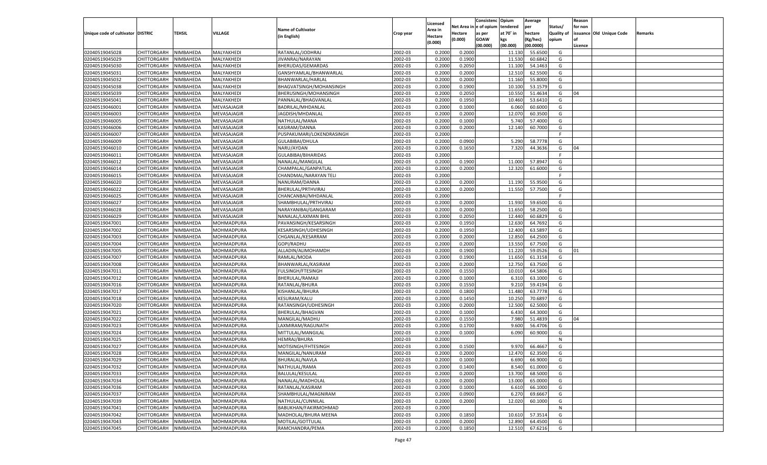| Unique code of cultivator | DISTRIC | TEHSIL | VILLAGE | Name of Cultivator (in English) | Crop year | Licensed Area in Hectare (0.000) | Net Area in Hectare (0.000) | Consistenc e of opium as per GOAW (00.000) | Opium tendered at 70° in kgs (00.000) | Average per hectare (Kg/hec) (00.0000) | Status/ Quality of opium | Reason for non issuance of Licence | Old Unique Code | Remarks |
|---|---|---|---|---|---|---|---|---|---|---|---|---|---|---|
| 02040519045028 | CHITTORGARH | NIMBAHEDA | MALYAKHEDI | RATANLAL/JODHRAJ | 2002-03 | 0.2000 | 0.2000 | | 11.130 | 55.6500 | G | | | |
| 02040519045029 | CHITTORGARH | NIMBAHEDA | MALYAKHEDI | JIVANRAJ/NARAYAN | 2002-03 | 0.2000 | 0.1900 | | 11.530 | 60.6842 | G | | | |
| 02040519045030 | CHITTORGARH | NIMBAHEDA | MALYAKHEDI | BHERUDAS/GEMARDAS | 2002-03 | 0.2000 | 0.2050 | | 11.100 | 54.1463 | G | | | |
| 02040519045031 | CHITTORGARH | NIMBAHEDA | MALYAKHEDI | GANSHYAMLAL/BHANWARLAL | 2002-03 | 0.2000 | 0.2000 | | 12.510 | 62.5500 | G | | | |
| 02040519045032 | CHITTORGARH | NIMBAHEDA | MALYAKHEDI | BHANWARLAL/HARLAL | 2002-03 | 0.2000 | 0.2000 | | 11.160 | 55.8000 | G | | | |
| 02040519045038 | CHITTORGARH | NIMBAHEDA | MALYAKHEDI | BHAGVATSINGH/MOHANSINGH | 2002-03 | 0.2000 | 0.1900 | | 10.100 | 53.1579 | G | | | |
| 02040519045039 | CHITTORGARH | NIMBAHEDA | MALYAKHEDI | BHERUSINGH/MOHANSINGH | 2002-03 | 0.2000 | 0.2050 | | 10.550 | 51.4634 | G | 04 | | |
| 02040519045041 | CHITTORGARH | NIMBAHEDA | MALYAKHEDI | PANNALAL/BHAGVANLAL | 2002-03 | 0.2000 | 0.1950 | | 10.460 | 53.6410 | G | | | |
| 02040519046001 | CHITTORGARH | NIMBAHEDA | MEVASAJAGIR | BADRILAL/MHDANLAL | 2002-03 | 0.2000 | 0.1000 | | 6.060 | 60.6000 | G | | | |
| 02040519046003 | CHITTORGARH | NIMBAHEDA | MEVASAJAGIR | JAGDISH/MHDANLAL | 2002-03 | 0.2000 | 0.2000 | | 12.070 | 60.3500 | G | | | |
| 02040519046005 | CHITTORGARH | NIMBAHEDA | MEVASAJAGIR | NATHULAL/MANA | 2002-03 | 0.2000 | 0.1000 | | 5.740 | 57.4000 | G | | | |
| 02040519046006 | CHITTORGARH | NIMBAHEDA | MEVASAJAGIR | KASIRAM/DANNA | 2002-03 | 0.2000 | 0.2000 | | 12.140 | 60.7000 | G | | | |
| 02040519046007 | CHITTORGARH | NIMBAHEDA | MEVASAJAGIR | PUSPAKUMARI/LOKENDRASINGH | 2002-03 | 0.2000 | | | | | F | | | |
| 02040519046009 | CHITTORGARH | NIMBAHEDA | MEVASAJAGIR | GULABIBAI/DHULA | 2002-03 | 0.2000 | 0.0900 | | 5.290 | 58.7778 | G | | | |
| 02040519046010 | CHITTORGARH | NIMBAHEDA | MEVASAJAGIR | NARU/AYDAN | 2002-03 | 0.2000 | 0.1650 | | 7.320 | 44.3636 | G | 04 | | |
| 02040519046011 | CHITTORGARH | NIMBAHEDA | MEVASAJAGIR | GULABIBAI/BIHARIDAS | 2002-03 | 0.2000 | | | | | F | | | |
| 02040519046012 | CHITTORGARH | NIMBAHEDA | MEVASAJAGIR | NANALAL/MANGILAL | 2002-03 | 0.2000 | 0.1900 | | 11.000 | 57.8947 | G | | | |
| 02040519046014 | CHITTORGARH | NIMBAHEDA | MEVASAJAGIR | CHAMPALAL/GANPATLAL | 2002-03 | 0.2000 | 0.2000 | | 12.320 | 61.6000 | G | | | |
| 02040519046015 | CHITTORGARH | NIMBAHEDA | MEVASAJAGIR | CHANDMAL/NARAYAN TELI | 2002-03 | 0.2000 | | | | | F | | | |
| 02040519046020 | CHITTORGARH | NIMBAHEDA | MEVASAJAGIR | NANURAM/DANNA | 2002-03 | 0.2000 | 0.2000 | | 11.190 | 55.9500 | G | | | |
| 02040519046022 | CHITTORGARH | NIMBAHEDA | MEVASAJAGIR | BHERULAL/PRTHVIRAJ | 2002-03 | 0.2000 | 0.2000 | | 11.550 | 57.7500 | G | | | |
| 02040519046025 | CHITTORGARH | NIMBAHEDA | MEVASAJAGIR | CHANCANBAI/MHDANLAL | 2002-03 | 0.2000 | | | | | F | | | |
| 02040519046027 | CHITTORGARH | NIMBAHEDA | MEVASAJAGIR | SHAMBHULAL/PRTHVIRAJ | 2002-03 | 0.2000 | 0.2000 | | 11.930 | 59.6500 | G | | | |
| 02040519046028 | CHITTORGARH | NIMBAHEDA | MEVASAJAGIR | NARAYANIBAI/GANGARAM | 2002-03 | 0.2000 | 0.2000 | | 11.650 | 58.2500 | G | | | |
| 02040519046029 | CHITTORGARH | NIMBAHEDA | MEVASAJAGIR | NANALAL/LAXMAN BHIL | 2002-03 | 0.2000 | 0.2050 | | 12.440 | 60.6829 | G | | | |
| 02040519047001 | CHITTORGARH | NIMBAHEDA | MOHMADPURA | PAVANSINGH/KESARSINGH | 2002-03 | 0.2000 | 0.1950 | | 12.630 | 64.7692 | G | | | |
| 02040519047002 | CHITTORGARH | NIMBAHEDA | MOHMADPURA | KESARSINGH/UDHESINGH | 2002-03 | 0.2000 | 0.1950 | | 12.400 | 63.5897 | G | | | |
| 02040519047003 | CHITTORGARH | NIMBAHEDA | MOHMADPURA | CHGANLAL/KESARRAM | 2002-03 | 0.2000 | 0.2000 | | 12.850 | 64.2500 | G | | | |
| 02040519047004 | CHITTORGARH | NIMBAHEDA | MOHMADPURA | GOPI/RADHU | 2002-03 | 0.2000 | 0.2000 | | 13.550 | 67.7500 | G | | | |
| 02040519047005 | CHITTORGARH | NIMBAHEDA | MOHMADPURA | ALLADIN/ALIMOHAMDH | 2002-03 | 0.2000 | 0.1900 | | 11.220 | 59.0526 | G | 01 | | |
| 02040519047007 | CHITTORGARH | NIMBAHEDA | MOHMADPURA | RAMLAL/MODA | 2002-03 | 0.2000 | 0.1900 | | 11.650 | 61.3158 | G | | | |
| 02040519047008 | CHITTORGARH | NIMBAHEDA | MOHMADPURA | BHANWARLAL/KASIRAM | 2002-03 | 0.2000 | 0.2000 | | 12.750 | 63.7500 | G | | | |
| 02040519047011 | CHITTORGARH | NIMBAHEDA | MOHMADPURA | FULSINGH/FTESINGH | 2002-03 | 0.2000 | 0.1550 | | 10.010 | 64.5806 | G | | | |
| 02040519047012 | CHITTORGARH | NIMBAHEDA | MOHMADPURA | BHERULAL/RAMAJI | 2002-03 | 0.2000 | 0.1000 | | 6.310 | 63.1000 | G | | | |
| 02040519047016 | CHITTORGARH | NIMBAHEDA | MOHMADPURA | RATANLAL/BHURA | 2002-03 | 0.2000 | 0.1550 | | 9.210 | 59.4194 | G | | | |
| 02040519047017 | CHITTORGARH | NIMBAHEDA | MOHMADPURA | KISHANLAL/BHURA | 2002-03 | 0.2000 | 0.1800 | | 11.480 | 63.7778 | G | | | |
| 02040519047018 | CHITTORGARH | NIMBAHEDA | MOHMADPURA | KESURAM/KALU | 2002-03 | 0.2000 | 0.1450 | | 10.250 | 70.6897 | G | | | |
| 02040519047020 | CHITTORGARH | NIMBAHEDA | MOHMADPURA | RATANSINGH/UDHESINGH | 2002-03 | 0.2000 | 0.2000 | | 12.500 | 62.5000 | G | | | |
| 02040519047021 | CHITTORGARH | NIMBAHEDA | MOHMADPURA | BHERULAL/BHAGVAN | 2002-03 | 0.2000 | 0.1000 | | 6.430 | 64.3000 | G | | | |
| 02040519047022 | CHITTORGARH | NIMBAHEDA | MOHMADPURA | MANGILAL/MADHU | 2002-03 | 0.2000 | 0.1550 | | 7.980 | 51.4839 | G | 04 | | |
| 02040519047023 | CHITTORGARH | NIMBAHEDA | MOHMADPURA | LAXMIRAM/RAGUNATH | 2002-03 | 0.2000 | 0.1700 | | 9.600 | 56.4706 | G | | | |
| 02040519047024 | CHITTORGARH | NIMBAHEDA | MOHMADPURA | MITTULAL/MANGILAL | 2002-03 | 0.2000 | 0.1000 | | 6.090 | 60.9000 | G | | | |
| 02040519047025 | CHITTORGARH | NIMBAHEDA | MOHMADPURA | HEMRAJ/BHURA | 2002-03 | 0.2000 | | | | | N | | | |
| 02040519047027 | CHITTORGARH | NIMBAHEDA | MOHMADPURA | MOTISINGH/FHTESINGH | 2002-03 | 0.2000 | 0.1500 | | 9.970 | 66.4667 | G | | | |
| 02040519047028 | CHITTORGARH | NIMBAHEDA | MOHMADPURA | MANGILAL/NANURAM | 2002-03 | 0.2000 | 0.2000 | | 12.470 | 62.3500 | G | | | |
| 02040519047029 | CHITTORGARH | NIMBAHEDA | MOHMADPURA | BHURALAL/NAVLA | 2002-03 | 0.2000 | 0.1000 | | 6.690 | 66.9000 | G | | | |
| 02040519047032 | CHITTORGARH | NIMBAHEDA | MOHMADPURA | NATHULAL/RAMA | 2002-03 | 0.2000 | 0.1400 | | 8.540 | 61.0000 | G | | | |
| 02040519047033 | CHITTORGARH | NIMBAHEDA | MOHMADPURA | BALULAL/KESULAL | 2002-03 | 0.2000 | 0.2000 | | 13.700 | 68.5000 | G | | | |
| 02040519047034 | CHITTORGARH | NIMBAHEDA | MOHMADPURA | NANALAL/MADHOLAL | 2002-03 | 0.2000 | 0.2000 | | 13.000 | 65.0000 | G | | | |
| 02040519047036 | CHITTORGARH | NIMBAHEDA | MOHMADPURA | RATANLAL/KASIRAM | 2002-03 | 0.2000 | 0.1000 | | 6.610 | 66.1000 | G | | | |
| 02040519047037 | CHITTORGARH | NIMBAHEDA | MOHMADPURA | SHAMBHULAL/MAGNIRAM | 2002-03 | 0.2000 | 0.0900 | | 6.270 | 69.6667 | G | | | |
| 02040519047039 | CHITTORGARH | NIMBAHEDA | MOHMADPURA | NATHULAL/CUNNILAL | 2002-03 | 0.2000 | 0.2000 | | 12.020 | 60.1000 | G | | | |
| 02040519047041 | CHITTORGARH | NIMBAHEDA | MOHMADPURA | BABUKHAN/FAKIRMOHMAD | 2002-03 | 0.2000 | | | | | N | | | |
| 02040519047042 | CHITTORGARH | NIMBAHEDA | MOHMADPURA | MADHOLAL/BHURA MEENA | 2002-03 | 0.2000 | 0.1850 | | 10.610 | 57.3514 | G | | | |
| 02040519047043 | CHITTORGARH | NIMBAHEDA | MOHMADPURA | MOTILAL/GOTTULAL | 2002-03 | 0.2000 | 0.2000 | | 12.890 | 64.4500 | G | | | |
| 02040519047045 | CHITTORGARH | NIMBAHEDA | MOHMADPURA | RAMCHANDRA/PEMA | 2002-03 | 0.2000 | 0.1850 | | 12.510 | 67.6216 | G | | | |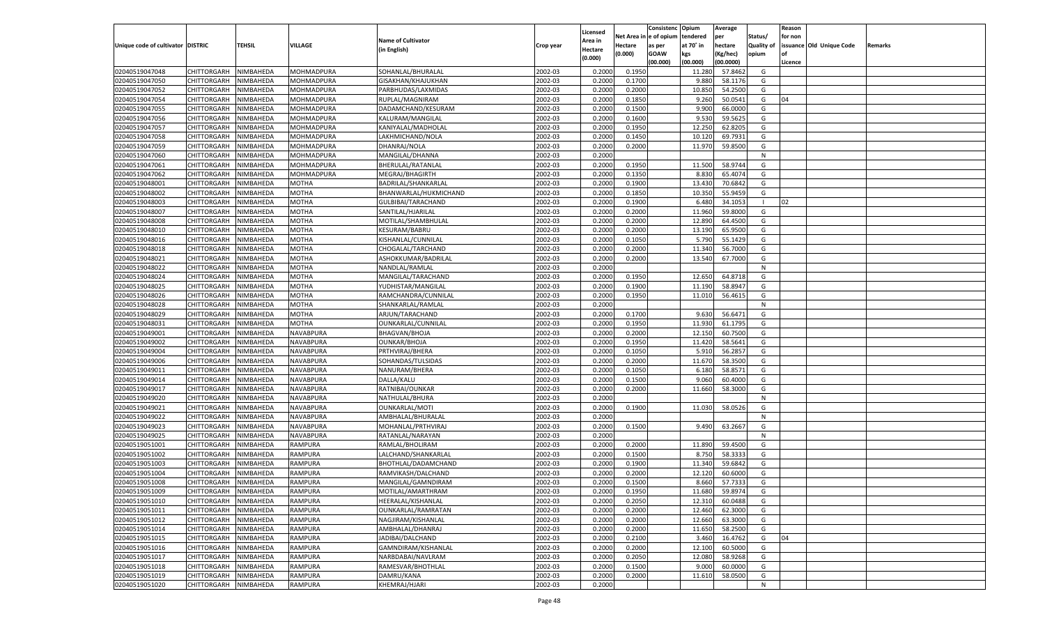| Unique code of cultivator | DISTRIC | TEHSIL | VILLAGE | Name of Cultivator (in English) | Crop year | Licensed Area in Hectare (0.000) | Net Area in Hectare (0.000) | Consistenc e of opium as per GOAW (00.000) | Opium tendered at 70° in kgs (00.000) | Average per hectare (Kg/hec) (00.0000) | Status/ Quality of opium | Reason for non issuance of Licence | Old Unique Code | Remarks |
|---|---|---|---|---|---|---|---|---|---|---|---|---|---|---|
| 02040519047048 | CHITTORGARH | NIMBAHEDA | MOHMADPURA | SOHANLAL/BHURALAL | 2002-03 | 0.2000 | 0.1950 | | 11.280 | 57.8462 | G | | | |
| 02040519047050 | CHITTORGARH | NIMBAHEDA | MOHMADPURA | GISAKHAN/KHAJUKHAN | 2002-03 | 0.2000 | 0.1700 | | 9.880 | 58.1176 | G | | | |
| 02040519047052 | CHITTORGARH | NIMBAHEDA | MOHMADPURA | PARBHUDAS/LAXMIDAS | 2002-03 | 0.2000 | 0.2000 | | 10.850 | 54.2500 | G | | | |
| 02040519047054 | CHITTORGARH | NIMBAHEDA | MOHMADPURA | RUPLAL/MAGNIRAM | 2002-03 | 0.2000 | 0.1850 | | 9.260 | 50.0541 | G | 04 | | |
| 02040519047055 | CHITTORGARH | NIMBAHEDA | MOHMADPURA | DADAMCHAND/KESURAM | 2002-03 | 0.2000 | 0.1500 | | 9.900 | 66.0000 | G | | | |
| 02040519047056 | CHITTORGARH | NIMBAHEDA | MOHMADPURA | KALURAM/MANGILAL | 2002-03 | 0.2000 | 0.1600 | | 9.530 | 59.5625 | G | | | |
| 02040519047057 | CHITTORGARH | NIMBAHEDA | MOHMADPURA | KANIYALAL/MADHOLAL | 2002-03 | 0.2000 | 0.1950 | | 12.250 | 62.8205 | G | | | |
| 02040519047058 | CHITTORGARH | NIMBAHEDA | MOHMADPURA | LAKHMICHAND/NOLA | 2002-03 | 0.2000 | 0.1450 | | 10.120 | 69.7931 | G | | | |
| 02040519047059 | CHITTORGARH | NIMBAHEDA | MOHMADPURA | DHANRAJ/NOLA | 2002-03 | 0.2000 | 0.2000 | | 11.970 | 59.8500 | G | | | |
| 02040519047060 | CHITTORGARH | NIMBAHEDA | MOHMADPURA | MANGILAL/DHANNA | 2002-03 | 0.2000 | | | | | N | | | |
| 02040519047061 | CHITTORGARH | NIMBAHEDA | MOHMADPURA | BHERULAL/RATANLAL | 2002-03 | 0.2000 | 0.1950 | | 11.500 | 58.9744 | G | | | |
| 02040519047062 | CHITTORGARH | NIMBAHEDA | MOHMADPURA | MEGRAJ/BHAGIRTH | 2002-03 | 0.2000 | 0.1350 | | 8.830 | 65.4074 | G | | | |
| 02040519048001 | CHITTORGARH | NIMBAHEDA | MOTHA | BADRILAL/SHANKARLAL | 2002-03 | 0.2000 | 0.1900 | | 13.430 | 70.6842 | G | | | |
| 02040519048002 | CHITTORGARH | NIMBAHEDA | MOTHA | BHANWARLAL/HUKMICHAND | 2002-03 | 0.2000 | 0.1850 | | 10.350 | 55.9459 | G | | | |
| 02040519048003 | CHITTORGARH | NIMBAHEDA | MOTHA | GULBIBAI/TARACHAND | 2002-03 | 0.2000 | 0.1900 | | 6.480 | 34.1053 | I | 02 | | |
| 02040519048007 | CHITTORGARH | NIMBAHEDA | MOTHA | SANTILAL/HJARILAL | 2002-03 | 0.2000 | 0.2000 | | 11.960 | 59.8000 | G | | | |
| 02040519048008 | CHITTORGARH | NIMBAHEDA | MOTHA | MOTILAL/SHAMBHULAL | 2002-03 | 0.2000 | 0.2000 | | 12.890 | 64.4500 | G | | | |
| 02040519048010 | CHITTORGARH | NIMBAHEDA | MOTHA | KESURAM/BABRU | 2002-03 | 0.2000 | 0.2000 | | 13.190 | 65.9500 | G | | | |
| 02040519048016 | CHITTORGARH | NIMBAHEDA | MOTHA | KISHANLAL/CUNNILAL | 2002-03 | 0.2000 | 0.1050 | | 5.790 | 55.1429 | G | | | |
| 02040519048018 | CHITTORGARH | NIMBAHEDA | MOTHA | CHOGALAL/TARCHAND | 2002-03 | 0.2000 | 0.2000 | | 11.340 | 56.7000 | G | | | |
| 02040519048021 | CHITTORGARH | NIMBAHEDA | MOTHA | ASHOKKUMAR/BADRILAL | 2002-03 | 0.2000 | 0.2000 | | 13.540 | 67.7000 | G | | | |
| 02040519048022 | CHITTORGARH | NIMBAHEDA | MOTHA | NANDLAL/RAMLAL | 2002-03 | 0.2000 | | | | | N | | | |
| 02040519048024 | CHITTORGARH | NIMBAHEDA | MOTHA | MANGILAL/TARACHAND | 2002-03 | 0.2000 | 0.1950 | | 12.650 | 64.8718 | G | | | |
| 02040519048025 | CHITTORGARH | NIMBAHEDA | MOTHA | YUDHISTAR/MANGILAL | 2002-03 | 0.2000 | 0.1900 | | 11.190 | 58.8947 | G | | | |
| 02040519048026 | CHITTORGARH | NIMBAHEDA | MOTHA | RAMCHANDRA/CUNNILAL | 2002-03 | 0.2000 | 0.1950 | | 11.010 | 56.4615 | G | | | |
| 02040519048028 | CHITTORGARH | NIMBAHEDA | MOTHA | SHANKARLAL/RAMLAL | 2002-03 | 0.2000 | | | | | N | | | |
| 02040519048029 | CHITTORGARH | NIMBAHEDA | MOTHA | ARJUN/TARACHAND | 2002-03 | 0.2000 | 0.1700 | | 9.630 | 56.6471 | G | | | |
| 02040519048031 | CHITTORGARH | NIMBAHEDA | MOTHA | OUNKARLAL/CUNNILAL | 2002-03 | 0.2000 | 0.1950 | | 11.930 | 61.1795 | G | | | |
| 02040519049001 | CHITTORGARH | NIMBAHEDA | NAVABPURA | BHAGVAN/BHOJA | 2002-03 | 0.2000 | 0.2000 | | 12.150 | 60.7500 | G | | | |
| 02040519049002 | CHITTORGARH | NIMBAHEDA | NAVABPURA | OUNKAR/BHOJA | 2002-03 | 0.2000 | 0.1950 | | 11.420 | 58.5641 | G | | | |
| 02040519049004 | CHITTORGARH | NIMBAHEDA | NAVABPURA | PRTHVIRAJ/BHERA | 2002-03 | 0.2000 | 0.1050 | | 5.910 | 56.2857 | G | | | |
| 02040519049006 | CHITTORGARH | NIMBAHEDA | NAVABPURA | SOHANDAS/TULSIDAS | 2002-03 | 0.2000 | 0.2000 | | 11.670 | 58.3500 | G | | | |
| 02040519049011 | CHITTORGARH | NIMBAHEDA | NAVABPURA | NANURAM/BHERA | 2002-03 | 0.2000 | 0.1050 | | 6.180 | 58.8571 | G | | | |
| 02040519049014 | CHITTORGARH | NIMBAHEDA | NAVABPURA | DALLA/KALU | 2002-03 | 0.2000 | 0.1500 | | 9.060 | 60.4000 | G | | | |
| 02040519049017 | CHITTORGARH | NIMBAHEDA | NAVABPURA | RATNIBAI/OUNKAR | 2002-03 | 0.2000 | 0.2000 | | 11.660 | 58.3000 | G | | | |
| 02040519049020 | CHITTORGARH | NIMBAHEDA | NAVABPURA | NATHULAL/BHURA | 2002-03 | 0.2000 | | | | | N | | | |
| 02040519049021 | CHITTORGARH | NIMBAHEDA | NAVABPURA | OUNKARLAL/MOTI | 2002-03 | 0.2000 | 0.1900 | | 11.030 | 58.0526 | G | | | |
| 02040519049022 | CHITTORGARH | NIMBAHEDA | NAVABPURA | AMBHALAL/BHURALAL | 2002-03 | 0.2000 | | | | | N | | | |
| 02040519049023 | CHITTORGARH | NIMBAHEDA | NAVABPURA | MOHANLAL/PRTHVIRAJ | 2002-03 | 0.2000 | 0.1500 | | 9.490 | 63.2667 | G | | | |
| 02040519049025 | CHITTORGARH | NIMBAHEDA | NAVABPURA | RATANLAL/NARAYAN | 2002-03 | 0.2000 | | | | | N | | | |
| 02040519051001 | CHITTORGARH | NIMBAHEDA | RAMPURA | RAMLAL/BHOLIRAM | 2002-03 | 0.2000 | 0.2000 | | 11.890 | 59.4500 | G | | | |
| 02040519051002 | CHITTORGARH | NIMBAHEDA | RAMPURA | LALCHAND/SHANKARLAL | 2002-03 | 0.2000 | 0.1500 | | 8.750 | 58.3333 | G | | | |
| 02040519051003 | CHITTORGARH | NIMBAHEDA | RAMPURA | BHOTHLAL/DADAMCHAND | 2002-03 | 0.2000 | 0.1900 | | 11.340 | 59.6842 | G | | | |
| 02040519051004 | CHITTORGARH | NIMBAHEDA | RAMPURA | RAMVIKASH/DALCHAND | 2002-03 | 0.2000 | 0.2000 | | 12.120 | 60.6000 | G | | | |
| 02040519051008 | CHITTORGARH | NIMBAHEDA | RAMPURA | MANGILAL/GAMNDIRAM | 2002-03 | 0.2000 | 0.1500 | | 8.660 | 57.7333 | G | | | |
| 02040519051009 | CHITTORGARH | NIMBAHEDA | RAMPURA | MOTILAL/AMARTHRAM | 2002-03 | 0.2000 | 0.1950 | | 11.680 | 59.8974 | G | | | |
| 02040519051010 | CHITTORGARH | NIMBAHEDA | RAMPURA | HEERALAL/KISHANLAL | 2002-03 | 0.2000 | 0.2050 | | 12.310 | 60.0488 | G | | | |
| 02040519051011 | CHITTORGARH | NIMBAHEDA | RAMPURA | OUNKARLAL/RAMRATAN | 2002-03 | 0.2000 | 0.2000 | | 12.460 | 62.3000 | G | | | |
| 02040519051012 | CHITTORGARH | NIMBAHEDA | RAMPURA | NAGJIRAM/KISHANLAL | 2002-03 | 0.2000 | 0.2000 | | 12.660 | 63.3000 | G | | | |
| 02040519051014 | CHITTORGARH | NIMBAHEDA | RAMPURA | AMBHALAL/DHANRAJ | 2002-03 | 0.2000 | 0.2000 | | 11.650 | 58.2500 | G | | | |
| 02040519051015 | CHITTORGARH | NIMBAHEDA | RAMPURA | JADIBAI/DALCHAND | 2002-03 | 0.2000 | 0.2100 | | 3.460 | 16.4762 | G | 04 | | |
| 02040519051016 | CHITTORGARH | NIMBAHEDA | RAMPURA | GAMNDIRAM/KISHANLAL | 2002-03 | 0.2000 | 0.2000 | | 12.100 | 60.5000 | G | | | |
| 02040519051017 | CHITTORGARH | NIMBAHEDA | RAMPURA | NARBDABAI/NAVLRAM | 2002-03 | 0.2000 | 0.2050 | | 12.080 | 58.9268 | G | | | |
| 02040519051018 | CHITTORGARH | NIMBAHEDA | RAMPURA | RAMESVAR/BHOTHLAL | 2002-03 | 0.2000 | 0.1500 | | 9.000 | 60.0000 | G | | | |
| 02040519051019 | CHITTORGARH | NIMBAHEDA | RAMPURA | DAMRU/KANA | 2002-03 | 0.2000 | 0.2000 | | 11.610 | 58.0500 | G | | | |
| 02040519051020 | CHITTORGARH | NIMBAHEDA | RAMPURA | KHEMRAJ/HJARI | 2002-03 | 0.2000 | | | | | N | | | |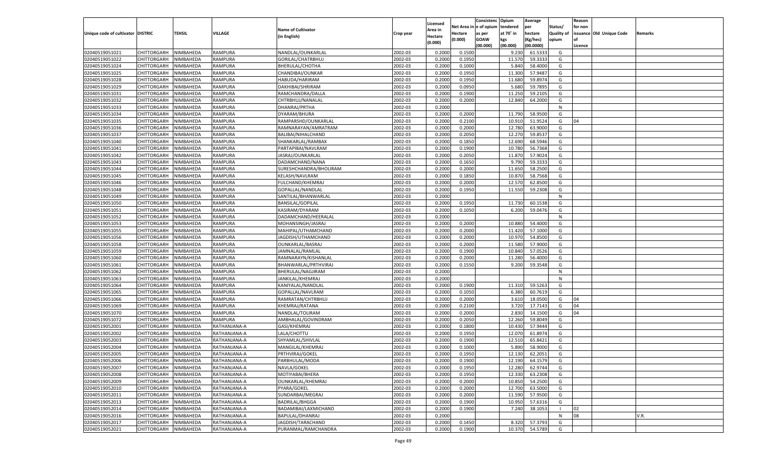| Unique code of cultivator | DISTRIC | TEHSIL | VILLAGE | Name of Cultivator (in English) | Crop year | Licensed Area in Hectare (0.000) | Net Area in Hectare (0.000) | Consistenc e of opium as per GOAW (00.000) | Opium tendered at 70° in kgs (00.000) | Average per hectare (Kg/hec) (00.0000) | Status/ Quality of opium | Reason for non issuance of Licence | Old Unique Code | Remarks |
|---|---|---|---|---|---|---|---|---|---|---|---|---|---|---|
| 02040519051021 | CHITTORGARH | NIMBAHEDA | RAMPURA | NANDLAL/OUNKARLAL | 2002-03 | 0.2000 | 0.1500 | | 9.230 | 61.5333 | G | | | |
| 02040519051022 | CHITTORGARH | NIMBAHEDA | RAMPURA | GORILAL/CHATRBHUJ | 2002-03 | 0.2000 | 0.1950 | | 11.570 | 59.3333 | G | | | |
| 02040519051024 | CHITTORGARH | NIMBAHEDA | RAMPURA | BHERULAL/CHOTHA | 2002-03 | 0.2000 | 0.1000 | | 5.840 | 58.4000 | G | | | |
| 02040519051025 | CHITTORGARH | NIMBAHEDA | RAMPURA | CHANDIBAI/OUNKAR | 2002-03 | 0.2000 | 0.1950 | | 11.300 | 57.9487 | G | | | |
| 02040519051028 | CHITTORGARH | NIMBAHEDA | RAMPURA | HABUDA/HARIRAM | 2002-03 | 0.2000 | 0.1950 | | 11.680 | 59.8974 | G | | | |
| 02040519051029 | CHITTORGARH | NIMBAHEDA | RAMPURA | DAKHIBAI/SHRIRAM | 2002-03 | 0.2000 | 0.0950 | | 5.680 | 59.7895 | G | | | |
| 02040519051031 | CHITTORGARH | NIMBAHEDA | RAMPURA | RAMCHANDRA/DALLA | 2002-03 | 0.2000 | 0.1900 | | 11.250 | 59.2105 | G | | | |
| 02040519051032 | CHITTORGARH | NIMBAHEDA | RAMPURA | CHTRBHUJ/NANALAL | 2002-03 | 0.2000 | 0.2000 | | 12.840 | 64.2000 | G | | | |
| 02040519051033 | CHITTORGARH | NIMBAHEDA | RAMPURA | DHANRAJ/PRTHA | 2002-03 | 0.2000 | | | | | N | | | |
| 02040519051034 | CHITTORGARH | NIMBAHEDA | RAMPURA | DYARAM/BHURA | 2002-03 | 0.2000 | 0.2000 | | 11.790 | 58.9500 | G | | | |
| 02040519051035 | CHITTORGARH | NIMBAHEDA | RAMPURA | RAMPARSHD/OUNKARLAL | 2002-03 | 0.2000 | 0.2100 | | 10.910 | 51.9524 | G | 04 | | |
| 02040519051036 | CHITTORGARH | NIMBAHEDA | RAMPURA | RAMNARAYAN/AMRATRAM | 2002-03 | 0.2000 | 0.2000 | | 12.780 | 63.9000 | G | | | |
| 02040519051037 | CHITTORGARH | NIMBAHEDA | RAMPURA | BALIBAI/NIHALCHAND | 2002-03 | 0.2000 | 0.2050 | | 12.270 | 59.8537 | G | | | |
| 02040519051040 | CHITTORGARH | NIMBAHEDA | RAMPURA | SHANKARLAL/RAMBAX | 2002-03 | 0.2000 | 0.1850 | | 12.690 | 68.5946 | G | | | |
| 02040519051041 | CHITTORGARH | NIMBAHEDA | RAMPURA | PARTAPIBAI/NAVLRAM | 2002-03 | 0.2000 | 0.1900 | | 10.780 | 56.7368 | G | | | |
| 02040519051042 | CHITTORGARH | NIMBAHEDA | RAMPURA | JASRAJ/OUNKARLAL | 2002-03 | 0.2000 | 0.2050 | | 11.870 | 57.9024 | G | | | |
| 02040519051043 | CHITTORGARH | NIMBAHEDA | RAMPURA | DADAMCHAND/NANA | 2002-03 | 0.2000 | 0.1650 | | 9.790 | 59.3333 | G | | | |
| 02040519051044 | CHITTORGARH | NIMBAHEDA | RAMPURA | SURESHCHANDRA/BHOLIRAM | 2002-03 | 0.2000 | 0.2000 | | 11.650 | 58.2500 | G | | | |
| 02040519051045 | CHITTORGARH | NIMBAHEDA | RAMPURA | KELASH/NAVLRAM | 2002-03 | 0.2000 | 0.1850 | | 10.870 | 58.7568 | G | | | |
| 02040519051046 | CHITTORGARH | NIMBAHEDA | RAMPURA | FULCHAND/KHEMRAJ | 2002-03 | 0.2000 | 0.2000 | | 12.570 | 62.8500 | G | | | |
| 02040519051048 | CHITTORGARH | NIMBAHEDA | RAMPURA | GOPALLAL/NANDLAL | 2002-03 | 0.2000 | 0.1950 | | 11.550 | 59.2308 | G | | | |
| 02040519051049 | CHITTORGARH | NIMBAHEDA | RAMPURA | SANTILAL/BHANWARLAL | 2002-03 | 0.2000 | | | | | N | | | |
| 02040519051050 | CHITTORGARH | NIMBAHEDA | RAMPURA | BANSILAL/GOPILAL | 2002-03 | 0.2000 | 0.1950 | | 11.730 | 60.1538 | G | | | |
| 02040519051051 | CHITTORGARH | NIMBAHEDA | RAMPURA | KASIRAM/DYARAM | 2002-03 | 0.2000 | 0.1050 | | 6.200 | 59.0476 | G | | | |
| 02040519051052 | CHITTORGARH | NIMBAHEDA | RAMPURA | DADAMCHAND/HEERALAL | 2002-03 | 0.2000 | | | | | N | | | |
| 02040519051053 | CHITTORGARH | NIMBAHEDA | RAMPURA | MOHANSINGH/JASRAJ | 2002-03 | 0.2000 | 0.2000 | | 10.880 | 54.4000 | G | | | |
| 02040519051055 | CHITTORGARH | NIMBAHEDA | RAMPURA | MAHIPAL/UTHAMCHAND | 2002-03 | 0.2000 | 0.2000 | | 11.420 | 57.1000 | G | | | |
| 02040519051056 | CHITTORGARH | NIMBAHEDA | RAMPURA | JAGDISH/UTHAMCHAND | 2002-03 | 0.2000 | 0.2000 | | 10.970 | 54.8500 | G | | | |
| 02040519051058 | CHITTORGARH | NIMBAHEDA | RAMPURA | OUNKARLAL/BASRAJ | 2002-03 | 0.2000 | 0.2000 | | 11.580 | 57.9000 | G | | | |
| 02040519051059 | CHITTORGARH | NIMBAHEDA | RAMPURA | JAMNALAL/RAMLAL | 2002-03 | 0.2000 | 0.1900 | | 10.840 | 57.0526 | G | | | |
| 02040519051060 | CHITTORGARH | NIMBAHEDA | RAMPURA | RAMNARAYN/KISHANLAL | 2002-03 | 0.2000 | 0.2000 | | 11.280 | 56.4000 | G | | | |
| 02040519051061 | CHITTORGARH | NIMBAHEDA | RAMPURA | BHANWARLAL/PRTHVIRAJ | 2002-03 | 0.2000 | 0.1550 | | 9.200 | 59.3548 | G | | | |
| 02040519051062 | CHITTORGARH | NIMBAHEDA | RAMPURA | BHERULAL/NAGJIRAM | 2002-03 | 0.2000 | | | | | N | | | |
| 02040519051063 | CHITTORGARH | NIMBAHEDA | RAMPURA | JANKILAL/KHEMRAJ | 2002-03 | 0.2000 | | | | | N | | | |
| 02040519051064 | CHITTORGARH | NIMBAHEDA | RAMPURA | KANIYALAL/NANDLAL | 2002-03 | 0.2000 | 0.1900 | | 11.310 | 59.5263 | G | | | |
| 02040519051065 | CHITTORGARH | NIMBAHEDA | RAMPURA | GOPALLAL/NAVLRAM | 2002-03 | 0.2000 | 0.1050 | | 6.380 | 60.7619 | G | | | |
| 02040519051066 | CHITTORGARH | NIMBAHEDA | RAMPURA | RAMRATAN/CHTRBHUJ | 2002-03 | 0.2000 | 0.2000 | | 3.610 | 18.0500 | G | 04 | | |
| 02040519051069 | CHITTORGARH | NIMBAHEDA | RAMPURA | KHEMRAJ/RATANA | 2002-03 | 0.2000 | 0.2100 | | 3.720 | 17.7143 | G | 04 | | |
| 02040519051070 | CHITTORGARH | NIMBAHEDA | RAMPURA | NANDLAL/TOLIRAM | 2002-03 | 0.2000 | 0.2000 | | 2.830 | 14.1500 | G | 04 | | |
| 02040519051072 | CHITTORGARH | NIMBAHEDA | RAMPURA | AMBHALAL/GOVINDRAM | 2002-03 | 0.2000 | 0.2050 | | 12.260 | 59.8049 | G | | | |
| 02040519052001 | CHITTORGARH | NIMBAHEDA | RATHANJANA-A | GASI/KHEMRAJ | 2002-03 | 0.2000 | 0.1800 | | 10.430 | 57.9444 | G | | | |
| 02040519052002 | CHITTORGARH | NIMBAHEDA | RATHANJANA-A | LALA/CHOTTU | 2002-03 | 0.2000 | 0.1950 | | 12.070 | 61.8974 | G | | | |
| 02040519052003 | CHITTORGARH | NIMBAHEDA | RATHANJANA-A | SHYAMLAL/SHIVLAL | 2002-03 | 0.2000 | 0.1900 | | 12.510 | 65.8421 | G | | | |
| 02040519052004 | CHITTORGARH | NIMBAHEDA | RATHANJANA-A | MANGILAL/KHEMRAJ | 2002-03 | 0.2000 | 0.1000 | | 5.890 | 58.9000 | G | | | |
| 02040519052005 | CHITTORGARH | NIMBAHEDA | RATHANJANA-A | PRTHVIRAJ/GOKEL | 2002-03 | 0.2000 | 0.1950 | | 12.130 | 62.2051 | G | | | |
| 02040519052006 | CHITTORGARH | NIMBAHEDA | RATHANJANA-A | PARBHULAL/MODA | 2002-03 | 0.2000 | 0.1900 | | 12.190 | 64.1579 | G | | | |
| 02040519052007 | CHITTORGARH | NIMBAHEDA | RATHANJANA-A | NAVLA/GOKEL | 2002-03 | 0.2000 | 0.1950 | | 12.280 | 62.9744 | G | | | |
| 02040519052008 | CHITTORGARH | NIMBAHEDA | RATHANJANA-A | MOTIYABAI/BHERA | 2002-03 | 0.2000 | 0.1950 | | 12.330 | 63.2308 | G | | | |
| 02040519052009 | CHITTORGARH | NIMBAHEDA | RATHANJANA-A | OUNKARLAL/KHEMRAJ | 2002-03 | 0.2000 | 0.2000 | | 10.850 | 54.2500 | G | | | |
| 02040519052010 | CHITTORGARH | NIMBAHEDA | RATHANJANA-A | PYARA/GOKEL | 2002-03 | 0.2000 | 0.2000 | | 12.700 | 63.5000 | G | | | |
| 02040519052011 | CHITTORGARH | NIMBAHEDA | RATHANJANA-A | SUNDARBAI/MEGRAJ | 2002-03 | 0.2000 | 0.2000 | | 11.590 | 57.9500 | G | | | |
| 02040519052013 | CHITTORGARH | NIMBAHEDA | RATHANJANA-A | BADRILAL/BHGGA | 2002-03 | 0.2000 | 0.1900 | | 10.950 | 57.6316 | G | | | |
| 02040519052014 | CHITTORGARH | NIMBAHEDA | RATHANJANA-A | BADAMIBAI/LAXMICHAND | 2002-03 | 0.2000 | 0.1900 | | 7.240 | 38.1053 | I | 02 | | |
| 02040519052016 | CHITTORGARH | NIMBAHEDA | RATHANJANA-A | BAPULAL/DHANRAJ | 2002-03 | 0.2000 | | | | | N | 08 | | V.R. |
| 02040519052017 | CHITTORGARH | NIMBAHEDA | RATHANJANA-A | JAGDISH/TARACHAND | 2002-03 | 0.2000 | 0.1450 | | 8.320 | 57.3793 | G | | | |
| 02040519052021 | CHITTORGARH | NIMBAHEDA | RATHANJANA-A | PURANMAL/RAMCHANDRA | 2002-03 | 0.2000 | 0.1900 | | 10.370 | 54.5789 | G | | | |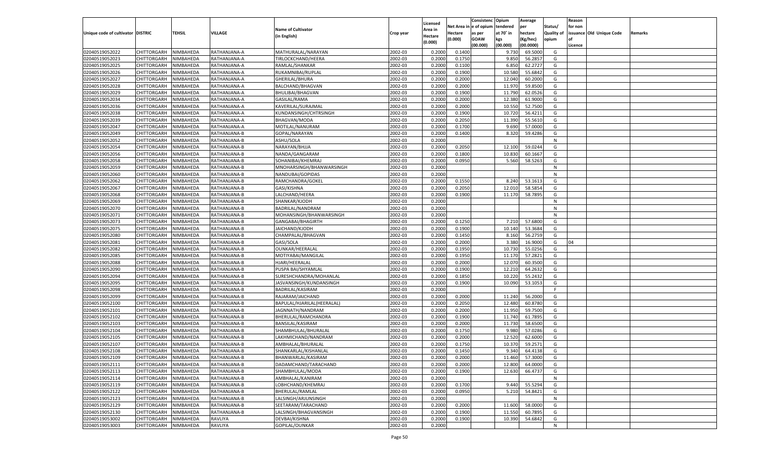| Unique code of cultivator | DISTRIC | TEHSIL | VILLAGE | Name of Cultivator (in English) | Crop year | Licensed Area in Hectare (0.000) | Net Area in Hectare (0.000) | Consistence of opium as per GOAW (00.000) | Opium tendered at 70° in kgs (00.000) | Average per hectare (Kg/hec) (00.0000) | Status/ Quality of opium | Reason for non issuance of Licence | Old Unique Code | Remarks |
|---|---|---|---|---|---|---|---|---|---|---|---|---|---|---|
| 02040519052022 | CHITTORGARH | NIMBAHEDA | RATHANJANA-A | MATHURALAL/NARAYAN | 2002-03 | 0.2000 | 0.1400 | | 9.730 | 69.5000 | G | | | |
| 02040519052023 | CHITTORGARH | NIMBAHEDA | RATHANJANA-A | TIRLOCKCHAND/HEERA | 2002-03 | 0.2000 | 0.1750 | | 9.850 | 56.2857 | G | | | |
| 02040519052025 | CHITTORGARH | NIMBAHEDA | RATHANJANA-A | RAMLAL/SHANKAR | 2002-03 | 0.2000 | 0.1100 | | 6.850 | 62.2727 | G | | | |
| 02040519052026 | CHITTORGARH | NIMBAHEDA | RATHANJANA-A | RUKAMNIBAI/RUPLAL | 2002-03 | 0.2000 | 0.1900 | | 10.580 | 55.6842 | G | | | |
| 02040519052027 | CHITTORGARH | NIMBAHEDA | RATHANJANA-A | GHERILAL/BHURA | 2002-03 | 0.2000 | 0.2000 | | 12.040 | 60.2000 | G | | | |
| 02040519052028 | CHITTORGARH | NIMBAHEDA | RATHANJANA-A | BALCHAND/BHAGVAN | 2002-03 | 0.2000 | 0.2000 | | 11.970 | 59.8500 | G | | | |
| 02040519052029 | CHITTORGARH | NIMBAHEDA | RATHANJANA-A | BHULIBAI/BHAGVAN | 2002-03 | 0.2000 | 0.1900 | | 11.790 | 62.0526 | G | | | |
| 02040519052034 | CHITTORGARH | NIMBAHEDA | RATHANJANA-A | GASILAL/RAMA | 2002-03 | 0.2000 | 0.2000 | | 12.380 | 61.9000 | G | | | |
| 02040519052036 | CHITTORGARH | NIMBAHEDA | RATHANJANA-A | KAVERILAL/SURAJMAL | 2002-03 | 0.2000 | 0.2000 | | 10.550 | 52.7500 | G | | | |
| 02040519052038 | CHITTORGARH | NIMBAHEDA | RATHANJANA-A | KUNDANSINGH/CHTRSINGH | 2002-03 | 0.2000 | 0.1900 | | 10.720 | 56.4211 | G | | | |
| 02040519052039 | CHITTORGARH | NIMBAHEDA | RATHANJANA-A | BHAGVAN/MODA | 2002-03 | 0.2000 | 0.2050 | | 11.390 | 55.5610 | G | | | |
| 02040519052047 | CHITTORGARH | NIMBAHEDA | RATHANJANA-A | MOTILAL/NANURAM | 2002-03 | 0.2000 | 0.1700 | | 9.690 | 57.0000 | G | | | |
| 02040519052049 | CHITTORGARH | NIMBAHEDA | RATHANJANA-B | GOPAL/NARAYAN | 2002-03 | 0.2000 | 0.1400 | | 8.320 | 59.4286 | G | | | |
| 02040519052052 | CHITTORGARH | NIMBAHEDA | RATHANJANA-B | ASHU/SOLA | 2002-03 | 0.2000 | | | | | N | | | |
| 02040519052054 | CHITTORGARH | NIMBAHEDA | RATHANJANA-B | NARAYAN/BHJJA | 2002-03 | 0.2000 | 0.2050 | | 12.100 | 59.0244 | G | | | |
| 02040519052056 | CHITTORGARH | NIMBAHEDA | RATHANJANA-B | NANDA/GANGARAM | 2002-03 | 0.2000 | 0.1800 | | 10.830 | 60.1667 | G | | | |
| 02040519052058 | CHITTORGARH | NIMBAHEDA | RATHANJANA-B | SOHANIBAI/KHEMRAJ | 2002-03 | 0.2000 | 0.0950 | | 5.560 | 58.5263 | G | | | |
| 02040519052059 | CHITTORGARH | NIMBAHEDA | RATHANJANA-B | MNOHARSINGH/BHANWARSINGH | 2002-03 | 0.2000 | | | | | N | | | |
| 02040519052060 | CHITTORGARH | NIMBAHEDA | RATHANJANA-B | NANDUBAI/GOPIDAS | 2002-03 | 0.2000 | | | | | N | | | |
| 02040519052062 | CHITTORGARH | NIMBAHEDA | RATHANJANA-B | RAMCHANDRA/GOKEL | 2002-03 | 0.2000 | 0.1550 | | 8.240 | 53.1613 | G | | | |
| 02040519052067 | CHITTORGARH | NIMBAHEDA | RATHANJANA-B | GASI/KISHNA | 2002-03 | 0.2000 | 0.2050 | | 12.010 | 58.5854 | G | | | |
| 02040519052068 | CHITTORGARH | NIMBAHEDA | RATHANJANA-B | LALCHAND/HEERA | 2002-03 | 0.2000 | 0.1900 | | 11.170 | 58.7895 | G | | | |
| 02040519052069 | CHITTORGARH | NIMBAHEDA | RATHANJANA-B | SHANKAR/KJODH | 2002-03 | 0.2000 | | | | | N | | | |
| 02040519052070 | CHITTORGARH | NIMBAHEDA | RATHANJANA-B | BADRILAL/NANDRAM | 2002-03 | 0.2000 | | | | | N | | | |
| 02040519052071 | CHITTORGARH | NIMBAHEDA | RATHANJANA-B | MOHANSINGH/BHANWARSINGH | 2002-03 | 0.2000 | | | | | N | | | |
| 02040519052073 | CHITTORGARH | NIMBAHEDA | RATHANJANA-B | GANGABAI/BHAGIRTH | 2002-03 | 0.2000 | 0.1250 | | 7.210 | 57.6800 | G | | | |
| 02040519052075 | CHITTORGARH | NIMBAHEDA | RATHANJANA-B | JAICHAND/KJODH | 2002-03 | 0.2000 | 0.1900 | | 10.140 | 53.3684 | G | | | |
| 02040519052080 | CHITTORGARH | NIMBAHEDA | RATHANJANA-B | CHAMPALAL/BHAGVAN | 2002-03 | 0.2000 | 0.1450 | | 8.160 | 56.2759 | G | | | |
| 02040519052081 | CHITTORGARH | NIMBAHEDA | RATHANJANA-B | GASI/SOLA | 2002-03 | 0.2000 | 0.2000 | | 3.380 | 16.9000 | G | 04 | | |
| 02040519052082 | CHITTORGARH | NIMBAHEDA | RATHANJANA-B | OUNKAR/HEERALAL | 2002-03 | 0.2000 | 0.1950 | | 10.730 | 55.0256 | G | | | |
| 02040519052085 | CHITTORGARH | NIMBAHEDA | RATHANJANA-B | MOTIYABAI/MANGILAL | 2002-03 | 0.2000 | 0.1950 | | 11.170 | 57.2821 | G | | | |
| 02040519052088 | CHITTORGARH | NIMBAHEDA | RATHANJANA-B | HJARI/HEERALAL | 2002-03 | 0.2000 | 0.2000 | | 12.070 | 60.3500 | G | | | |
| 02040519052090 | CHITTORGARH | NIMBAHEDA | RATHANJANA-B | PUSPA BAI/SHYAMLAL | 2002-03 | 0.2000 | 0.1900 | | 12.210 | 64.2632 | G | | | |
| 02040519052094 | CHITTORGARH | NIMBAHEDA | RATHANJANA-B | SURESHCHANDRA/MOHANLAL | 2002-03 | 0.2000 | 0.1850 | | 10.220 | 55.2432 | G | | | |
| 02040519052095 | CHITTORGARH | NIMBAHEDA | RATHANJANA-B | JASVANSINGH/KUNDANSINGH | 2002-03 | 0.2000 | 0.1900 | | 10.090 | 53.1053 | G | | | |
| 02040519052098 | CHITTORGARH | NIMBAHEDA | RATHANJANA-B | BADRILAL/KASIRAM | 2002-03 | 0.2000 | | | | | F | | | |
| 02040519052099 | CHITTORGARH | NIMBAHEDA | RATHANJANA-B | RAJARAM/JAICHAND | 2002-03 | 0.2000 | 0.2000 | | 11.240 | 56.2000 | G | | | |
| 02040519052100 | CHITTORGARH | NIMBAHEDA | RATHANJANA-B | BAPULAL/HJARILAL(HEERALAL) | 2002-03 | 0.2000 | 0.2050 | | 12.480 | 60.8780 | G | | | |
| 02040519052101 | CHITTORGARH | NIMBAHEDA | RATHANJANA-B | JAGNNATH/NANDRAM | 2002-03 | 0.2000 | 0.2000 | | 11.950 | 59.7500 | G | | | |
| 02040519052102 | CHITTORGARH | NIMBAHEDA | RATHANJANA-B | BHERULAL/RAMCHANDRA | 2002-03 | 0.2000 | 0.1900 | | 11.740 | 61.7895 | G | | | |
| 02040519052103 | CHITTORGARH | NIMBAHEDA | RATHANJANA-B | BANSILAL/KASIRAM | 2002-03 | 0.2000 | 0.2000 | | 11.730 | 58.6500 | G | | | |
| 02040519052104 | CHITTORGARH | NIMBAHEDA | RATHANJANA-B | SHAMBHULAL/BHURALAL | 2002-03 | 0.2000 | 0.1750 | | 9.980 | 57.0286 | G | | | |
| 02040519052105 | CHITTORGARH | NIMBAHEDA | RATHANJANA-B | LAKHMICHAND/NANDRAM | 2002-03 | 0.2000 | 0.2000 | | 12.520 | 62.6000 | G | | | |
| 02040519052107 | CHITTORGARH | NIMBAHEDA | RATHANJANA-B | AMBHALAL/BHURALAL | 2002-03 | 0.2000 | 0.1750 | | 10.370 | 59.2571 | G | | | |
| 02040519052108 | CHITTORGARH | NIMBAHEDA | RATHANJANA-B | SHANKARLAL/KISHANLAL | 2002-03 | 0.2000 | 0.1450 | | 9.340 | 64.4138 | G | | | |
| 02040519052109 | CHITTORGARH | NIMBAHEDA | RATHANJANA-B | BHANWARLAL/KASIRAM | 2002-03 | 0.2000 | 0.2000 | | 11.460 | 57.3000 | G | | | |
| 02040519052111 | CHITTORGARH | NIMBAHEDA | RATHANJANA-B | DADAMCHAND/TARACHAND | 2002-03 | 0.2000 | 0.2000 | | 12.800 | 64.0000 | G | | | |
| 02040519052113 | CHITTORGARH | NIMBAHEDA | RATHANJANA-B | SHAMBHULAL/MODA | 2002-03 | 0.2000 | 0.1900 | | 12.630 | 66.4737 | G | | | |
| 02040519052114 | CHITTORGARH | NIMBAHEDA | RATHANJANA-B | AMBHALAL/KANIRAM | 2002-03 | 0.2000 | | | | | N | | | |
| 02040519052119 | CHITTORGARH | NIMBAHEDA | RATHANJANA-B | LOBHCHAND/KHEMRAJ | 2002-03 | 0.2000 | 0.1700 | | 9.440 | 55.5294 | G | | | |
| 02040519052122 | CHITTORGARH | NIMBAHEDA | RATHANJANA-B | BHERULAL/RAMLAL | 2002-03 | 0.2000 | 0.0950 | | 5.210 | 54.8421 | G | | | |
| 02040519052123 | CHITTORGARH | NIMBAHEDA | RATHANJANA-B | LALSINGH/ARJUNSINGH | 2002-03 | 0.2000 | | | | | N | | | |
| 02040519052129 | CHITTORGARH | NIMBAHEDA | RATHANJANA-B | SEETARAM/TARACHAND | 2002-03 | 0.2000 | 0.2000 | | 11.600 | 58.0000 | G | | | |
| 02040519052130 | CHITTORGARH | NIMBAHEDA | RATHANJANA-B | LALSINGH/BHAGVANSINGH | 2002-03 | 0.2000 | 0.1900 | | 11.550 | 60.7895 | G | | | |
| 02040519053002 | CHITTORGARH | NIMBAHEDA | RAVLIYA | DEVBAI/KISHNA | 2002-03 | 0.2000 | 0.1900 | | 10.390 | 54.6842 | G | | | |
| 02040519053003 | CHITTORGARH | NIMBAHEDA | RAVLIYA | GOPILAL/OUNKAR | 2002-03 | 0.2000 | | | | | N | | | |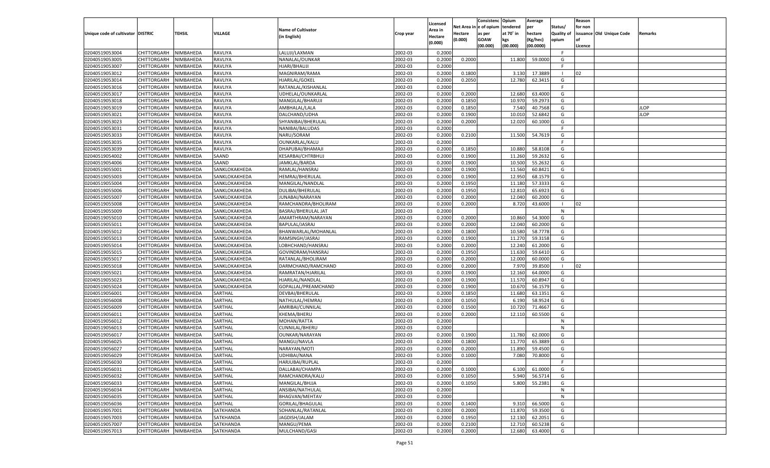| Unique code of cultivator | DISTRIC | TEHSIL | VILLAGE | Name of Cultivator (in English) | Crop year | Licensed Area in Hectare (0.000) | Net Area in Hectare (0.000) | Consistence of opium as per GOAW (00.000) | Opium tendered at 70˚ in kgs (00.000) | Average per hectare (Kg/hec) (00.0000) | Status/ Quality of opium | Reason for non issuance of Licence | Old Unique Code | Remarks |
|---|---|---|---|---|---|---|---|---|---|---|---|---|---|---|
| 02040519053004 | CHITTORGARH | NIMBAHEDA | RAVLIYA | LALUJI/LAXMAN | 2002-03 | 0.2000 | | | | | F | | | |
| 02040519053005 | CHITTORGARH | NIMBAHEDA | RAVLIYA | NANALAL/OUNKAR | 2002-03 | 0.2000 | 0.2000 | | 11.800 | 59.0000 | G | | | |
| 02040519053007 | CHITTORGARH | NIMBAHEDA | RAVLIYA | HJARI/BHAUJI | 2002-03 | 0.2000 | | | | | F | | | |
| 02040519053012 | CHITTORGARH | NIMBAHEDA | RAVLIYA | MAGNIRAM/RAMA | 2002-03 | 0.2000 | 0.1800 | | 3.130 | 17.3889 | I | 02 | | |
| 02040519053014 | CHITTORGARH | NIMBAHEDA | RAVLIYA | HJARILAL/GOKEL | 2002-03 | 0.2000 | 0.2050 | | 12.780 | 62.3415 | G | | | |
| 02040519053016 | CHITTORGARH | NIMBAHEDA | RAVLIYA | RATANLAL/KISHANLAL | 2002-03 | 0.2000 | | | | | F | | | |
| 02040519053017 | CHITTORGARH | NIMBAHEDA | RAVLIYA | UDHELAL/OUNKARLAL | 2002-03 | 0.2000 | 0.2000 | | 12.680 | 63.4000 | G | | | |
| 02040519053018 | CHITTORGARH | NIMBAHEDA | RAVLIYA | MANGILAL/BHARUJI | 2002-03 | 0.2000 | 0.1850 | | 10.970 | 59.2973 | G | | | |
| 02040519053019 | CHITTORGARH | NIMBAHEDA | RAVLIYA | AMBHALAL/LALA | 2002-03 | 0.2000 | 0.1850 | | 7.540 | 40.7568 | G | | | JLOP |
| 02040519053021 | CHITTORGARH | NIMBAHEDA | RAVLIYA | DALCHAND/UDHA | 2002-03 | 0.2000 | 0.1900 | | 10.010 | 52.6842 | G | | | JLOP |
| 02040519053023 | CHITTORGARH | NIMBAHEDA | RAVLIYA | SHYANIBAI/BHERULAL | 2002-03 | 0.2000 | 0.2000 | | 12.020 | 60.1000 | G | | | |
| 02040519053031 | CHITTORGARH | NIMBAHEDA | RAVLIYA | NANIBAI/BALUDAS | 2002-03 | 0.2000 | | | | | F | | | |
| 02040519053033 | CHITTORGARH | NIMBAHEDA | RAVLIYA | NARU/SORAM | 2002-03 | 0.2000 | 0.2100 | | 11.500 | 54.7619 | G | | | |
| 02040519053035 | CHITTORGARH | NIMBAHEDA | RAVLIYA | OUNKARLAL/KALU | 2002-03 | 0.2000 | | | | | F | | | |
| 02040519053039 | CHITTORGARH | NIMBAHEDA | RAVLIYA | DHAPUBAI/BHAMAJI | 2002-03 | 0.2000 | 0.1850 | | 10.880 | 58.8108 | G | | | |
| 02040519054002 | CHITTORGARH | NIMBAHEDA | SAAND | KESARBAI/CHTRBHUJ | 2002-03 | 0.2000 | 0.1900 | | 11.260 | 59.2632 | G | | | |
| 02040519054006 | CHITTORGARH | NIMBAHEDA | SAAND | JAMKLAL/BARDA | 2002-03 | 0.2000 | 0.1900 | | 10.500 | 55.2632 | G | | | |
| 02040519055001 | CHITTORGARH | NIMBAHEDA | SANKLOKAKHEDA | RAMLAL/HANSRAJ | 2002-03 | 0.2000 | 0.1900 | | 11.560 | 60.8421 | G | | | |
| 02040519055003 | CHITTORGARH | NIMBAHEDA | SANKLOKAKHEDA | HEMRAJ/BHERULAL | 2002-03 | 0.2000 | 0.1900 | | 12.950 | 68.1579 | G | | | |
| 02040519055004 | CHITTORGARH | NIMBAHEDA | SANKLOKAKHEDA | MANGILAL/NANDLAL | 2002-03 | 0.2000 | 0.1950 | | 11.180 | 57.3333 | G | | | |
| 02040519055006 | CHITTORGARH | NIMBAHEDA | SANKLOKAKHEDA | DULIBAI/BHERULAL | 2002-03 | 0.2000 | 0.1950 | | 12.810 | 65.6923 | G | | | |
| 02040519055007 | CHITTORGARH | NIMBAHEDA | SANKLOKAKHEDA | JUNABAI/NARAYAN | 2002-03 | 0.2000 | 0.2000 | | 12.040 | 60.2000 | G | | | |
| 02040519055008 | CHITTORGARH | NIMBAHEDA | SANKLOKAKHEDA | RAMCHANDRA/BHOLIRAM | 2002-03 | 0.2000 | 0.2000 | | 8.720 | 43.6000 | I | 02 | | |
| 02040519055009 | CHITTORGARH | NIMBAHEDA | SANKLOKAKHEDA | BASRAJ/BHERULAL JAT | 2002-03 | 0.2000 | | | | | N | | | |
| 02040519055010 | CHITTORGARH | NIMBAHEDA | SANKLOKAKHEDA | AMARTHRAM/NARAYAN | 2002-03 | 0.2000 | 0.2000 | | 10.860 | 54.3000 | G | | | |
| 02040519055011 | CHITTORGARH | NIMBAHEDA | SANKLOKAKHEDA | BAPULAL/JASRAJ | 2002-03 | 0.2000 | 0.2000 | | 12.040 | 60.2000 | G | | | |
| 02040519055012 | CHITTORGARH | NIMBAHEDA | SANKLOKAKHEDA | BHANWARLAL/MOHANLAL | 2002-03 | 0.2000 | 0.1800 | | 10.580 | 58.7778 | G | | | |
| 02040519055013 | CHITTORGARH | NIMBAHEDA | SANKLOKAKHEDA | RAMSINGH/JASRAJ | 2002-03 | 0.2000 | 0.1900 | | 11.270 | 59.3158 | G | | | |
| 02040519055014 | CHITTORGARH | NIMBAHEDA | SANKLOKAKHEDA | LOBHCHAND/HANSRAJ | 2002-03 | 0.2000 | 0.2000 | | 12.240 | 61.2000 | G | | | |
| 02040519055015 | CHITTORGARH | NIMBAHEDA | SANKLOKAKHEDA | GOVINDRAM/HANSRAJ | 2002-03 | 0.2000 | 0.1950 | | 11.630 | 59.6410 | G | | | |
| 02040519055017 | CHITTORGARH | NIMBAHEDA | SANKLOKAKHEDA | RATANLAL/BHOLIRAM | 2002-03 | 0.2000 | 0.2000 | | 12.000 | 60.0000 | G | | | |
| 02040519055018 | CHITTORGARH | NIMBAHEDA | SANKLOKAKHEDA | DARMCHAND/RAMCHAND | 2002-03 | 0.2000 | 0.2000 | | 7.970 | 39.8500 | I | 02 | | |
| 02040519055021 | CHITTORGARH | NIMBAHEDA | SANKLOKAKHEDA | RAMRATAN/HJARILAL | 2002-03 | 0.2000 | 0.1900 | | 12.160 | 64.0000 | G | | | |
| 02040519055023 | CHITTORGARH | NIMBAHEDA | SANKLOKAKHEDA | HJARILAL/NANDLAL | 2002-03 | 0.2000 | 0.1900 | | 11.570 | 60.8947 | G | | | |
| 02040519055024 | CHITTORGARH | NIMBAHEDA | SANKLOKAKHEDA | GOPALLAL/PREAMCHAND | 2002-03 | 0.2000 | 0.1900 | | 10.670 | 56.1579 | G | | | |
| 02040519056001 | CHITTORGARH | NIMBAHEDA | SARTHAL | DEVBAI/BHERULAL | 2002-03 | 0.2000 | 0.1850 | | 11.680 | 63.1351 | G | | | |
| 02040519056008 | CHITTORGARH | NIMBAHEDA | SARTHAL | NATHULAL/HEMRAJ | 2002-03 | 0.2000 | 0.1050 | | 6.190 | 58.9524 | G | | | |
| 02040519056009 | CHITTORGARH | NIMBAHEDA | SARTHAL | AMRIBAI/CUNNILAL | 2002-03 | 0.2000 | 0.1500 | | 10.720 | 71.4667 | G | | | |
| 02040519056011 | CHITTORGARH | NIMBAHEDA | SARTHAL | KHEMA/BHERU | 2002-03 | 0.2000 | 0.2000 | | 12.110 | 60.5500 | G | | | |
| 02040519056012 | CHITTORGARH | NIMBAHEDA | SARTHAL | MOHAN/RATTA | 2002-03 | 0.2000 | | | | | N | | | |
| 02040519056013 | CHITTORGARH | NIMBAHEDA | SARTHAL | CUNNILAL/BHERU | 2002-03 | 0.2000 | | | | | N | | | |
| 02040519056017 | CHITTORGARH | NIMBAHEDA | SARTHAL | OUNKAR/NARAYAN | 2002-03 | 0.2000 | 0.1900 | | 11.780 | 62.0000 | G | | | |
| 02040519056025 | CHITTORGARH | NIMBAHEDA | SARTHAL | MANGU/NAVLA | 2002-03 | 0.2000 | 0.1800 | | 11.770 | 65.3889 | G | | | |
| 02040519056027 | CHITTORGARH | NIMBAHEDA | SARTHAL | NARAYAN/MOTI | 2002-03 | 0.2000 | 0.2000 | | 11.890 | 59.4500 | G | | | |
| 02040519056029 | CHITTORGARH | NIMBAHEDA | SARTHAL | UDHIBAI/NANA | 2002-03 | 0.2000 | 0.1000 | | 7.080 | 70.8000 | G | | | |
| 02040519056030 | CHITTORGARH | NIMBAHEDA | SARTHAL | HARJUBAI/RUPLAL | 2002-03 | 0.2000 | | | | | F | | | |
| 02040519056031 | CHITTORGARH | NIMBAHEDA | SARTHAL | DALLABAI/CHAMPA | 2002-03 | 0.2000 | 0.1000 | | 6.100 | 61.0000 | G | | | |
| 02040519056032 | CHITTORGARH | NIMBAHEDA | SARTHAL | RAMCHANDRA/KALU | 2002-03 | 0.2000 | 0.1050 | | 5.940 | 56.5714 | G | | | |
| 02040519056033 | CHITTORGARH | NIMBAHEDA | SARTHAL | MANGILAL/BHJJA | 2002-03 | 0.2000 | 0.1050 | | 5.800 | 55.2381 | G | | | |
| 02040519056034 | CHITTORGARH | NIMBAHEDA | SARTHAL | ANSIBAI/NATHULAL | 2002-03 | 0.2000 | | | | | N | | | |
| 02040519056035 | CHITTORGARH | NIMBAHEDA | SARTHAL | BHAGVAN/MEHTAV | 2002-03 | 0.2000 | | | | | N | | | |
| 02040519056036 | CHITTORGARH | NIMBAHEDA | SARTHAL | GORILAL/BHAGULAL | 2002-03 | 0.2000 | 0.1400 | | 9.310 | 66.5000 | G | | | |
| 02040519057001 | CHITTORGARH | NIMBAHEDA | SATKHANDA | SOHANLAL/RATANLAL | 2002-03 | 0.2000 | 0.2000 | | 11.870 | 59.3500 | G | | | |
| 02040519057003 | CHITTORGARH | NIMBAHEDA | SATKHANDA | JAGDISH/JALAM | 2002-03 | 0.2000 | 0.1950 | | 12.130 | 62.2051 | G | | | |
| 02040519057007 | CHITTORGARH | NIMBAHEDA | SATKHANDA | MANGU/PEMA | 2002-03 | 0.2000 | 0.2100 | | 12.710 | 60.5238 | G | | | |
| 02040519057013 | CHITTORGARH | NIMBAHEDA | SATKHANDA | MULCHAND/GASI | 2002-03 | 0.2000 | 0.2000 | | 12.680 | 63.4000 | G | | | |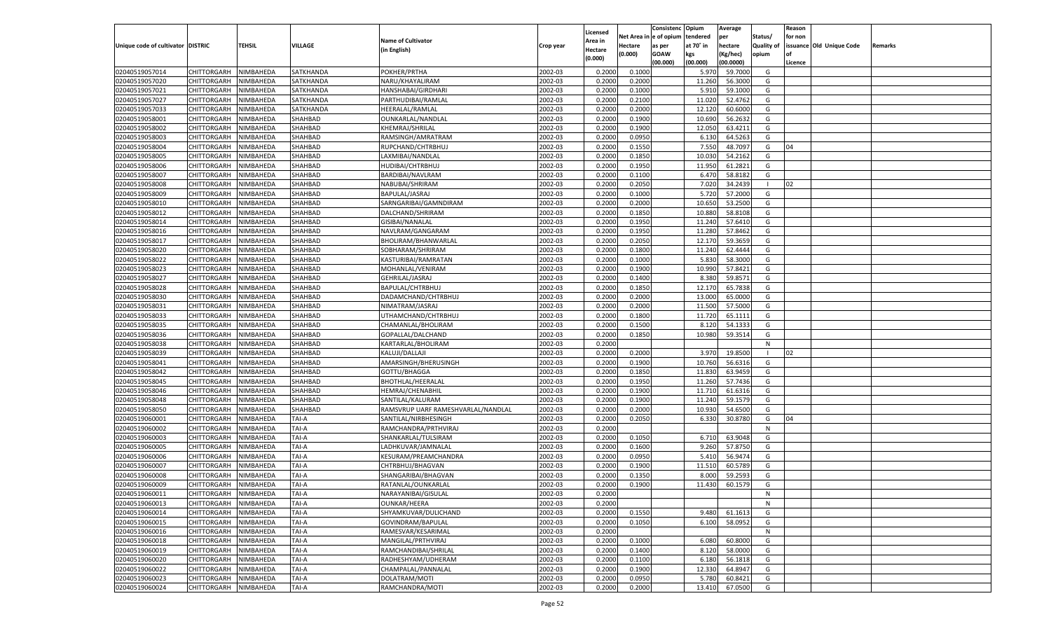| Unique code of cultivator | DISTRIC | TEHSIL | VILLAGE | Name of Cultivator (in English) | Crop year | Licensed Area in Hectare (0.000) | Net Area in Hectare (0.000) | Consistenc e of opium as per GOAW (00.000) | Opium tendered at 70° in kgs (00.000) | Average per hectare (Kg/hec) (00.0000) | Status/ Quality of opium | Reason for non issuance of Licence | Old Unique Code | Remarks |
|---|---|---|---|---|---|---|---|---|---|---|---|---|---|---|
| 02040519057014 | CHITTORGARH | NIMBAHEDA | SATKHANDA | POKHER/PRTHA | 2002-03 | 0.2000 | 0.1000 | | 5.970 | 59.7000 | G | | | |
| 02040519057020 | CHITTORGARH | NIMBAHEDA | SATKHANDA | NARU/KHAYALIRAM | 2002-03 | 0.2000 | 0.2000 | | 11.260 | 56.3000 | G | | | |
| 02040519057021 | CHITTORGARH | NIMBAHEDA | SATKHANDA | HANSHABAI/GIRDHARI | 2002-03 | 0.2000 | 0.1000 | | 5.910 | 59.1000 | G | | | |
| 02040519057027 | CHITTORGARH | NIMBAHEDA | SATKHANDA | PARTHUDIBAI/RAMLAL | 2002-03 | 0.2000 | 0.2100 | | 11.020 | 52.4762 | G | | | |
| 02040519057033 | CHITTORGARH | NIMBAHEDA | SATKHANDA | HEERALAL/RAMLAL | 2002-03 | 0.2000 | 0.2000 | | 12.120 | 60.6000 | G | | | |
| 02040519058001 | CHITTORGARH | NIMBAHEDA | SHAHBAD | OUNKARLAL/NANDLAL | 2002-03 | 0.2000 | 0.1900 | | 10.690 | 56.2632 | G | | | |
| 02040519058002 | CHITTORGARH | NIMBAHEDA | SHAHBAD | KHEMRAJ/SHRILAL | 2002-03 | 0.2000 | 0.1900 | | 12.050 | 63.4211 | G | | | |
| 02040519058003 | CHITTORGARH | NIMBAHEDA | SHAHBAD | RAMSINGH/AMRATRAM | 2002-03 | 0.2000 | 0.0950 | | 6.130 | 64.5263 | G | | | |
| 02040519058004 | CHITTORGARH | NIMBAHEDA | SHAHBAD | RUPCHAND/CHTRBHUJ | 2002-03 | 0.2000 | 0.1550 | | 7.550 | 48.7097 | G | 04 | | |
| 02040519058005 | CHITTORGARH | NIMBAHEDA | SHAHBAD | LAXMIBAI/NANDLAL | 2002-03 | 0.2000 | 0.1850 | | 10.030 | 54.2162 | G | | | |
| 02040519058006 | CHITTORGARH | NIMBAHEDA | SHAHBAD | HUDIBAI/CHTRBHUJ | 2002-03 | 0.2000 | 0.1950 | | 11.950 | 61.2821 | G | | | |
| 02040519058007 | CHITTORGARH | NIMBAHEDA | SHAHBAD | BARDIBAI/NAVLRAM | 2002-03 | 0.2000 | 0.1100 | | 6.470 | 58.8182 | G | | | |
| 02040519058008 | CHITTORGARH | NIMBAHEDA | SHAHBAD | NABUBAI/SHRIRAM | 2002-03 | 0.2000 | 0.2050 | | 7.020 | 34.2439 | I | 02 | | |
| 02040519058009 | CHITTORGARH | NIMBAHEDA | SHAHBAD | BAPULAL/JASRAJ | 2002-03 | 0.2000 | 0.1000 | | 5.720 | 57.2000 | G | | | |
| 02040519058010 | CHITTORGARH | NIMBAHEDA | SHAHBAD | SARNGARIBAI/GAMNDIRAM | 2002-03 | 0.2000 | 0.2000 | | 10.650 | 53.2500 | G | | | |
| 02040519058012 | CHITTORGARH | NIMBAHEDA | SHAHBAD | DALCHAND/SHRIRAM | 2002-03 | 0.2000 | 0.1850 | | 10.880 | 58.8108 | G | | | |
| 02040519058014 | CHITTORGARH | NIMBAHEDA | SHAHBAD | GISIBAI/NANALAL | 2002-03 | 0.2000 | 0.1950 | | 11.240 | 57.6410 | G | | | |
| 02040519058016 | CHITTORGARH | NIMBAHEDA | SHAHBAD | NAVLRAM/GANGARAM | 2002-03 | 0.2000 | 0.1950 | | 11.280 | 57.8462 | G | | | |
| 02040519058017 | CHITTORGARH | NIMBAHEDA | SHAHBAD | BHOLIRAM/BHANWARLAL | 2002-03 | 0.2000 | 0.2050 | | 12.170 | 59.3659 | G | | | |
| 02040519058020 | CHITTORGARH | NIMBAHEDA | SHAHBAD | SOBHARAM/SHRIRAM | 2002-03 | 0.2000 | 0.1800 | | 11.240 | 62.4444 | G | | | |
| 02040519058022 | CHITTORGARH | NIMBAHEDA | SHAHBAD | KASTURIBAI/RAMRATAN | 2002-03 | 0.2000 | 0.1000 | | 5.830 | 58.3000 | G | | | |
| 02040519058023 | CHITTORGARH | NIMBAHEDA | SHAHBAD | MOHANLAL/VENIRAM | 2002-03 | 0.2000 | 0.1900 | | 10.990 | 57.8421 | G | | | |
| 02040519058027 | CHITTORGARH | NIMBAHEDA | SHAHBAD | GEHRILAL/JASRAJ | 2002-03 | 0.2000 | 0.1400 | | 8.380 | 59.8571 | G | | | |
| 02040519058028 | CHITTORGARH | NIMBAHEDA | SHAHBAD | BAPULAL/CHTRBHUJ | 2002-03 | 0.2000 | 0.1850 | | 12.170 | 65.7838 | G | | | |
| 02040519058030 | CHITTORGARH | NIMBAHEDA | SHAHBAD | DADAMCHAND/CHTRBHUJ | 2002-03 | 0.2000 | 0.2000 | | 13.000 | 65.0000 | G | | | |
| 02040519058031 | CHITTORGARH | NIMBAHEDA | SHAHBAD | NIMATRAM/JASRAJ | 2002-03 | 0.2000 | 0.2000 | | 11.500 | 57.5000 | G | | | |
| 02040519058033 | CHITTORGARH | NIMBAHEDA | SHAHBAD | UTHAMCHAND/CHTRBHUJ | 2002-03 | 0.2000 | 0.1800 | | 11.720 | 65.1111 | G | | | |
| 02040519058035 | CHITTORGARH | NIMBAHEDA | SHAHBAD | CHAMANLAL/BHOLIRAM | 2002-03 | 0.2000 | 0.1500 | | 8.120 | 54.1333 | G | | | |
| 02040519058036 | CHITTORGARH | NIMBAHEDA | SHAHBAD | GOPALLAL/DALCHAND | 2002-03 | 0.2000 | 0.1850 | | 10.980 | 59.3514 | G | | | |
| 02040519058038 | CHITTORGARH | NIMBAHEDA | SHAHBAD | KARTARLAL/BHOLIRAM | 2002-03 | 0.2000 | | | | | N | | | |
| 02040519058039 | CHITTORGARH | NIMBAHEDA | SHAHBAD | KALUJI/DALLAJI | 2002-03 | 0.2000 | 0.2000 | | 3.970 | 19.8500 | I | 02 | | |
| 02040519058041 | CHITTORGARH | NIMBAHEDA | SHAHBAD | AMARSINGH/BHERUSINGH | 2002-03 | 0.2000 | 0.1900 | | 10.760 | 56.6316 | G | | | |
| 02040519058042 | CHITTORGARH | NIMBAHEDA | SHAHBAD | GOTTU/BHAGGA | 2002-03 | 0.2000 | 0.1850 | | 11.830 | 63.9459 | G | | | |
| 02040519058045 | CHITTORGARH | NIMBAHEDA | SHAHBAD | BHOTHLAL/HEERALAL | 2002-03 | 0.2000 | 0.1950 | | 11.260 | 57.7436 | G | | | |
| 02040519058046 | CHITTORGARH | NIMBAHEDA | SHAHBAD | HEMRAJ/CHENABHIL | 2002-03 | 0.2000 | 0.1900 | | 11.710 | 61.6316 | G | | | |
| 02040519058048 | CHITTORGARH | NIMBAHEDA | SHAHBAD | SANTILAL/KALURAM | 2002-03 | 0.2000 | 0.1900 | | 11.240 | 59.1579 | G | | | |
| 02040519058050 | CHITTORGARH | NIMBAHEDA | SHAHBAD | RAMSVRUP UARF RAMESHVARLAL/NANDLAL | 2002-03 | 0.2000 | 0.2000 | | 10.930 | 54.6500 | G | | | |
| 02040519060001 | CHITTORGARH | NIMBAHEDA | TAI-A | SANTILAL/NIRBHESINGH | 2002-03 | 0.2000 | 0.2050 | | 6.330 | 30.8780 | G | 04 | | |
| 02040519060002 | CHITTORGARH | NIMBAHEDA | TAI-A | RAMCHANDRA/PRTHVIRAJ | 2002-03 | 0.2000 | | | | | N | | | |
| 02040519060003 | CHITTORGARH | NIMBAHEDA | TAI-A | SHANKARLAL/TULSIRAM | 2002-03 | 0.2000 | 0.1050 | | 6.710 | 63.9048 | G | | | |
| 02040519060005 | CHITTORGARH | NIMBAHEDA | TAI-A | LADHKUVAR/JAMNALAL | 2002-03 | 0.2000 | 0.1600 | | 9.260 | 57.8750 | G | | | |
| 02040519060006 | CHITTORGARH | NIMBAHEDA | TAI-A | KESURAM/PREAMCHANDRA | 2002-03 | 0.2000 | 0.0950 | | 5.410 | 56.9474 | G | | | |
| 02040519060007 | CHITTORGARH | NIMBAHEDA | TAI-A | CHTRBHUJ/BHAGVAN | 2002-03 | 0.2000 | 0.1900 | | 11.510 | 60.5789 | G | | | |
| 02040519060008 | CHITTORGARH | NIMBAHEDA | TAI-A | SHANGARIBAI/BHAGVAN | 2002-03 | 0.2000 | 0.1350 | | 8.000 | 59.2593 | G | | | |
| 02040519060009 | CHITTORGARH | NIMBAHEDA | TAI-A | RATANLAL/OUNKARLAL | 2002-03 | 0.2000 | 0.1900 | | 11.430 | 60.1579 | G | | | |
| 02040519060011 | CHITTORGARH | NIMBAHEDA | TAI-A | NARAYANIBAI/GISULAL | 2002-03 | 0.2000 | | | | | N | | | |
| 02040519060013 | CHITTORGARH | NIMBAHEDA | TAI-A | OUNKAR/HEERA | 2002-03 | 0.2000 | | | | | N | | | |
| 02040519060014 | CHITTORGARH | NIMBAHEDA | TAI-A | SHYAMKUVAR/DULICHAND | 2002-03 | 0.2000 | 0.1550 | | 9.480 | 61.1613 | G | | | |
| 02040519060015 | CHITTORGARH | NIMBAHEDA | TAI-A | GOVINDRAM/BAPULAL | 2002-03 | 0.2000 | 0.1050 | | 6.100 | 58.0952 | G | | | |
| 02040519060016 | CHITTORGARH | NIMBAHEDA | TAI-A | RAMESVAR/KESARIMAL | 2002-03 | 0.2000 | | | | | N | | | |
| 02040519060018 | CHITTORGARH | NIMBAHEDA | TAI-A | MANGILAL/PRTHVIRAJ | 2002-03 | 0.2000 | 0.1000 | | 6.080 | 60.8000 | G | | | |
| 02040519060019 | CHITTORGARH | NIMBAHEDA | TAI-A | RAMCHANDIBAI/SHRILAL | 2002-03 | 0.2000 | 0.1400 | | 8.120 | 58.0000 | G | | | |
| 02040519060020 | CHITTORGARH | NIMBAHEDA | TAI-A | RADHESHYAM/UDHERAM | 2002-03 | 0.2000 | 0.1100 | | 6.180 | 56.1818 | G | | | |
| 02040519060022 | CHITTORGARH | NIMBAHEDA | TAI-A | CHAMPALAL/PANNALAL | 2002-03 | 0.2000 | 0.1900 | | 12.330 | 64.8947 | G | | | |
| 02040519060023 | CHITTORGARH | NIMBAHEDA | TAI-A | DOLATRAM/MOTI | 2002-03 | 0.2000 | 0.0950 | | 5.780 | 60.8421 | G | | | |
| 02040519060024 | CHITTORGARH | NIMBAHEDA | TAI-A | RAMCHANDRA/MOTI | 2002-03 | 0.2000 | 0.2000 | | 13.410 | 67.0500 | G | | | |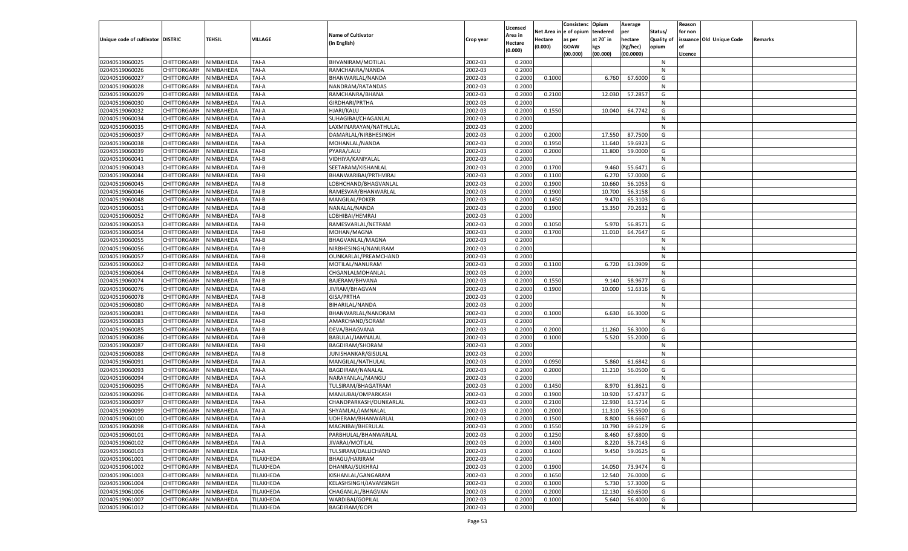| Unique code of cultivator | DISTRIC | TEHSIL | VILLAGE | Name of Cultivator (in English) | Crop year | Licensed Area in Hectare (0.000) | Net Area in Hectare (0.000) | Consistence of opium as per GOAW (00.000) | Opium tendered at 70° in kgs (00.000) | Average per hectare (Kg/hec) (00.0000) | Status/ Quality of opium | Reason for non issuance of Licence | Old Unique Code | Remarks |
|---|---|---|---|---|---|---|---|---|---|---|---|---|---|---|
| 02040519060025 | CHITTORGARH | NIMBAHEDA | TAI-A | BHVANIRAM/MOTILAL | 2002-03 | 0.2000 | | | | | N | | | |
| 02040519060026 | CHITTORGARH | NIMBAHEDA | TAI-A | RAMCHANRA/NANDA | 2002-03 | 0.2000 | | | | | N | | | |
| 02040519060027 | CHITTORGARH | NIMBAHEDA | TAI-A | BHANWARLAL/NANDA | 2002-03 | 0.2000 | 0.1000 | | 6.760 | 67.6000 | G | | | |
| 02040519060028 | CHITTORGARH | NIMBAHEDA | TAI-A | NANDRAM/RATANDAS | 2002-03 | 0.2000 | | | | | N | | | |
| 02040519060029 | CHITTORGARH | NIMBAHEDA | TAI-A | RAMCHANRA/BHANA | 2002-03 | 0.2000 | 0.2100 | | 12.030 | 57.2857 | G | | | |
| 02040519060030 | CHITTORGARH | NIMBAHEDA | TAI-A | GIRDHARI/PRTHA | 2002-03 | 0.2000 | | | | | N | | | |
| 02040519060032 | CHITTORGARH | NIMBAHEDA | TAI-A | HJARI/KALU | 2002-03 | 0.2000 | 0.1550 | | 10.040 | 64.7742 | G | | | |
| 02040519060034 | CHITTORGARH | NIMBAHEDA | TAI-A | SUHAGIBAI/CHAGANLAL | 2002-03 | 0.2000 | | | | | N | | | |
| 02040519060035 | CHITTORGARH | NIMBAHEDA | TAI-A | LAXMINARAYAN/NATHULAL | 2002-03 | 0.2000 | | | | | N | | | |
| 02040519060037 | CHITTORGARH | NIMBAHEDA | TAI-A | DAMARLAL/NIRBHESINGH | 2002-03 | 0.2000 | 0.2000 | | 17.550 | 87.7500 | G | | | |
| 02040519060038 | CHITTORGARH | NIMBAHEDA | TAI-A | MOHANLAL/NANDA | 2002-03 | 0.2000 | 0.1950 | | 11.640 | 59.6923 | G | | | |
| 02040519060039 | CHITTORGARH | NIMBAHEDA | TAI-B | PYARA/LALU | 2002-03 | 0.2000 | 0.2000 | | 11.800 | 59.0000 | G | | | |
| 02040519060041 | CHITTORGARH | NIMBAHEDA | TAI-B | VIDHIYA/KANIYALAL | 2002-03 | 0.2000 | | | | | N | | | |
| 02040519060043 | CHITTORGARH | NIMBAHEDA | TAI-B | SEETARAM/KISHANLAL | 2002-03 | 0.2000 | 0.1700 | | 9.460 | 55.6471 | G | | | |
| 02040519060044 | CHITTORGARH | NIMBAHEDA | TAI-B | BHANWARIBAI/PRTHVIRAJ | 2002-03 | 0.2000 | 0.1100 | | 6.270 | 57.0000 | G | | | |
| 02040519060045 | CHITTORGARH | NIMBAHEDA | TAI-B | LOBHCHAND/BHAGVANLAL | 2002-03 | 0.2000 | 0.1900 | | 10.660 | 56.1053 | G | | | |
| 02040519060046 | CHITTORGARH | NIMBAHEDA | TAI-B | RAMESVAR/BHANWARLAL | 2002-03 | 0.2000 | 0.1900 | | 10.700 | 56.3158 | G | | | |
| 02040519060048 | CHITTORGARH | NIMBAHEDA | TAI-B | MANGILAL/POKER | 2002-03 | 0.2000 | 0.1450 | | 9.470 | 65.3103 | G | | | |
| 02040519060051 | CHITTORGARH | NIMBAHEDA | TAI-B | NANALAL/NANDA | 2002-03 | 0.2000 | 0.1900 | | 13.350 | 70.2632 | G | | | |
| 02040519060052 | CHITTORGARH | NIMBAHEDA | TAI-B | LOBHIBAI/HEMRAJ | 2002-03 | 0.2000 | | | | | N | | | |
| 02040519060053 | CHITTORGARH | NIMBAHEDA | TAI-B | RAMESVARLAL/NETRAM | 2002-03 | 0.2000 | 0.1050 | | 5.970 | 56.8571 | G | | | |
| 02040519060054 | CHITTORGARH | NIMBAHEDA | TAI-B | MOHAN/MAGNA | 2002-03 | 0.2000 | 0.1700 | | 11.010 | 64.7647 | G | | | |
| 02040519060055 | CHITTORGARH | NIMBAHEDA | TAI-B | BHAGVANLAL/MAGNA | 2002-03 | 0.2000 | | | | | N | | | |
| 02040519060056 | CHITTORGARH | NIMBAHEDA | TAI-B | NIRBHESINGH/NANURAM | 2002-03 | 0.2000 | | | | | N | | | |
| 02040519060057 | CHITTORGARH | NIMBAHEDA | TAI-B | OUNKARLAL/PREAMCHAND | 2002-03 | 0.2000 | | | | | N | | | |
| 02040519060062 | CHITTORGARH | NIMBAHEDA | TAI-B | MOTILAL/NANURAM | 2002-03 | 0.2000 | 0.1100 | | 6.720 | 61.0909 | G | | | |
| 02040519060064 | CHITTORGARH | NIMBAHEDA | TAI-B | CHGANLALMOHANLAL | 2002-03 | 0.2000 | | | | | N | | | |
| 02040519060074 | CHITTORGARH | NIMBAHEDA | TAI-B | BAJERAM/BHVANA | 2002-03 | 0.2000 | 0.1550 | | 9.140 | 58.9677 | G | | | |
| 02040519060076 | CHITTORGARH | NIMBAHEDA | TAI-B | JIVRAM/BHAGVAN | 2002-03 | 0.2000 | 0.1900 | | 10.000 | 52.6316 | G | | | |
| 02040519060078 | CHITTORGARH | NIMBAHEDA | TAI-B | GISA/PRTHA | 2002-03 | 0.2000 | | | | | N | | | |
| 02040519060080 | CHITTORGARH | NIMBAHEDA | TAI-B | BIHARILAL/NANDA | 2002-03 | 0.2000 | | | | | N | | | |
| 02040519060081 | CHITTORGARH | NIMBAHEDA | TAI-B | BHANWARLAL/NANDRAM | 2002-03 | 0.2000 | 0.1000 | | 6.630 | 66.3000 | G | | | |
| 02040519060083 | CHITTORGARH | NIMBAHEDA | TAI-B | AMARCHAND/SORAM | 2002-03 | 0.2000 | | | | | N | | | |
| 02040519060085 | CHITTORGARH | NIMBAHEDA | TAI-B | DEVA/BHAGVANA | 2002-03 | 0.2000 | 0.2000 | | 11.260 | 56.3000 | G | | | |
| 02040519060086 | CHITTORGARH | NIMBAHEDA | TAI-B | BABULAL/JAMNALAL | 2002-03 | 0.2000 | 0.1000 | | 5.520 | 55.2000 | G | | | |
| 02040519060087 | CHITTORGARH | NIMBAHEDA | TAI-B | BAGDIRAM/SHORAM | 2002-03 | 0.2000 | | | | | N | | | |
| 02040519060088 | CHITTORGARH | NIMBAHEDA | TAI-B | JUNISHANKAR/GISULAL | 2002-03 | 0.2000 | | | | | N | | | |
| 02040519060091 | CHITTORGARH | NIMBAHEDA | TAI-A | MANGILAL/NATHULAL | 2002-03 | 0.2000 | 0.0950 | | 5.860 | 61.6842 | G | | | |
| 02040519060093 | CHITTORGARH | NIMBAHEDA | TAI-A | BAGDIRAM/NANALAL | 2002-03 | 0.2000 | 0.2000 | | 11.210 | 56.0500 | G | | | |
| 02040519060094 | CHITTORGARH | NIMBAHEDA | TAI-A | NARAYANLAL/MANGU | 2002-03 | 0.2000 | | | | | N | | | |
| 02040519060095 | CHITTORGARH | NIMBAHEDA | TAI-A | TULSIRAM/BHAGATRAM | 2002-03 | 0.2000 | 0.1450 | | 8.970 | 61.8621 | G | | | |
| 02040519060096 | CHITTORGARH | NIMBAHEDA | TAI-A | MANJUBAI/OMPARKASH | 2002-03 | 0.2000 | 0.1900 | | 10.920 | 57.4737 | G | | | |
| 02040519060097 | CHITTORGARH | NIMBAHEDA | TAI-A | CHANDPARKASH/OUNKARLAL | 2002-03 | 0.2000 | 0.2100 | | 12.930 | 61.5714 | G | | | |
| 02040519060099 | CHITTORGARH | NIMBAHEDA | TAI-A | SHYAMLAL/JAMNALAL | 2002-03 | 0.2000 | 0.2000 | | 11.310 | 56.5500 | G | | | |
| 02040519060100 | CHITTORGARH | NIMBAHEDA | TAI-A | UDHERAM/BHANWARLAL | 2002-03 | 0.2000 | 0.1500 | | 8.800 | 58.6667 | G | | | |
| 02040519060098 | CHITTORGARH | NIMBAHEDA | TAI-A | MAGNIBAI/BHERULAL | 2002-03 | 0.2000 | 0.1550 | | 10.790 | 69.6129 | G | | | |
| 02040519060101 | CHITTORGARH | NIMBAHEDA | TAI-A | PARBHULAL/BHANWARLAL | 2002-03 | 0.2000 | 0.1250 | | 8.460 | 67.6800 | G | | | |
| 02040519060102 | CHITTORGARH | NIMBAHEDA | TAI-A | JIVARAJ/MOTILAL | 2002-03 | 0.2000 | 0.1400 | | 8.220 | 58.7143 | G | | | |
| 02040519060103 | CHITTORGARH | NIMBAHEDA | TAI-A | TULSIRAM/DALLICHAND | 2002-03 | 0.2000 | 0.1600 | | 9.450 | 59.0625 | G | | | |
| 02040519061001 | CHITTORGARH | NIMBAHEDA | TILAKHEDA | BHAGU/HARIRAM | 2002-03 | 0.2000 | | | | | N | | | |
| 02040519061002 | CHITTORGARH | NIMBAHEDA | TILAKHEDA | DHANRAJ/SUKHRAJ | 2002-03 | 0.2000 | 0.1900 | | 14.050 | 73.9474 | G | | | |
| 02040519061003 | CHITTORGARH | NIMBAHEDA | TILAKHEDA | KISHANLAL/GANGARAM | 2002-03 | 0.2000 | 0.1650 | | 12.540 | 76.0000 | G | | | |
| 02040519061004 | CHITTORGARH | NIMBAHEDA | TILAKHEDA | KELASHSINGH/JAVANSINGH | 2002-03 | 0.2000 | 0.1000 | | 5.730 | 57.3000 | G | | | |
| 02040519061006 | CHITTORGARH | NIMBAHEDA | TILAKHEDA | CHAGANLAL/BHAGVAN | 2002-03 | 0.2000 | 0.2000 | | 12.130 | 60.6500 | G | | | |
| 02040519061007 | CHITTORGARH | NIMBAHEDA | TILAKHEDA | WARDIBAI/GOPILAL | 2002-03 | 0.2000 | 0.1000 | | 5.640 | 56.4000 | G | | | |
| 02040519061012 | CHITTORGARH | NIMBAHEDA | TILAKHEDA | BAGDIRAM/GOPI | 2002-03 | 0.2000 | | | | | N | | | |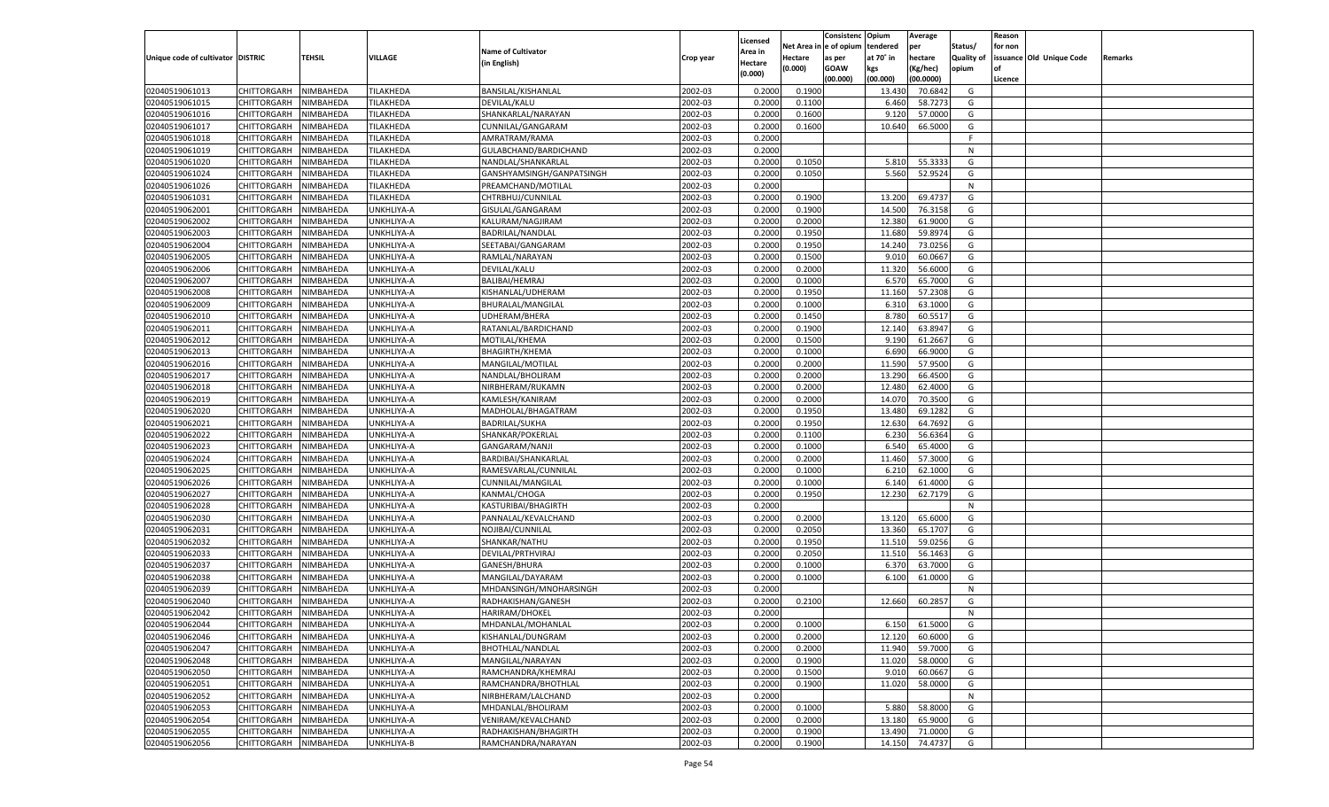| Unique code of cultivator | DISTRIC | TEHSIL | VILLAGE | Name of Cultivator (in English) | Crop year | Licensed Area in Hectare (0.000) | Net Area in Hectare (0.000) | Consistenc e of opium as per GOAW (00.000) | Opium tendered at 70° in kgs (00.000) | Average per hectare (Kg/hec) (00.0000) | Status/ Quality of opium | Reason for non issuance of Licence | Old Unique Code | Remarks |
|---|---|---|---|---|---|---|---|---|---|---|---|---|---|---|
| 02040519061013 | CHITTORGARH | NIMBAHEDA | TILAKHEDA | BANSILAL/KISHANLAL | 2002-03 | 0.2000 | 0.1900 | | 13.430 | 70.6842 | G | | | |
| 02040519061015 | CHITTORGARH | NIMBAHEDA | TILAKHEDA | DEVILAL/KALU | 2002-03 | 0.2000 | 0.1100 | | 6.460 | 58.7273 | G | | | |
| 02040519061016 | CHITTORGARH | NIMBAHEDA | TILAKHEDA | SHANKARLAL/NARAYAN | 2002-03 | 0.2000 | 0.1600 | | 9.120 | 57.0000 | G | | | |
| 02040519061017 | CHITTORGARH | NIMBAHEDA | TILAKHEDA | CUNNILAL/GANGARAM | 2002-03 | 0.2000 | 0.1600 | | 10.640 | 66.5000 | G | | | |
| 02040519061018 | CHITTORGARH | NIMBAHEDA | TILAKHEDA | AMRATRAM/RAMA | 2002-03 | 0.2000 | | | | | F | | | |
| 02040519061019 | CHITTORGARH | NIMBAHEDA | TILAKHEDA | GULABCHAND/BARDICHAND | 2002-03 | 0.2000 | | | | | N | | | |
| 02040519061020 | CHITTORGARH | NIMBAHEDA | TILAKHEDA | NANDLAL/SHANKARLAL | 2002-03 | 0.2000 | 0.1050 | | 5.810 | 55.3333 | G | | | |
| 02040519061024 | CHITTORGARH | NIMBAHEDA | TILAKHEDA | GANSHYAMSINGH/GANPATSINGH | 2002-03 | 0.2000 | 0.1050 | | 5.560 | 52.9524 | G | | | |
| 02040519061026 | CHITTORGARH | NIMBAHEDA | TILAKHEDA | PREAMCHAND/MOTILAL | 2002-03 | 0.2000 | | | | | N | | | |
| 02040519061031 | CHITTORGARH | NIMBAHEDA | TILAKHEDA | CHTRBHUJ/CUNNILAL | 2002-03 | 0.2000 | 0.1900 | | 13.200 | 69.4737 | G | | | |
| 02040519062001 | CHITTORGARH | NIMBAHEDA | UNKHLIYA-A | GISULAL/GANGARAM | 2002-03 | 0.2000 | 0.1900 | | 14.500 | 76.3158 | G | | | |
| 02040519062002 | CHITTORGARH | NIMBAHEDA | UNKHLIYA-A | KALURAM/NAGJIRAM | 2002-03 | 0.2000 | 0.2000 | | 12.380 | 61.9000 | G | | | |
| 02040519062003 | CHITTORGARH | NIMBAHEDA | UNKHLIYA-A | BADRILAL/NANDLAL | 2002-03 | 0.2000 | 0.1950 | | 11.680 | 59.8974 | G | | | |
| 02040519062004 | CHITTORGARH | NIMBAHEDA | UNKHLIYA-A | SEETABAI/GANGARAM | 2002-03 | 0.2000 | 0.1950 | | 14.240 | 73.0256 | G | | | |
| 02040519062005 | CHITTORGARH | NIMBAHEDA | UNKHLIYA-A | RAMLAL/NARAYAN | 2002-03 | 0.2000 | 0.1500 | | 9.010 | 60.0667 | G | | | |
| 02040519062006 | CHITTORGARH | NIMBAHEDA | UNKHLIYA-A | DEVILAL/KALU | 2002-03 | 0.2000 | 0.2000 | | 11.320 | 56.6000 | G | | | |
| 02040519062007 | CHITTORGARH | NIMBAHEDA | UNKHLIYA-A | BALIBAI/HEMRAJ | 2002-03 | 0.2000 | 0.1000 | | 6.570 | 65.7000 | G | | | |
| 02040519062008 | CHITTORGARH | NIMBAHEDA | UNKHLIYA-A | KISHANLAL/UDHERAM | 2002-03 | 0.2000 | 0.1950 | | 11.160 | 57.2308 | G | | | |
| 02040519062009 | CHITTORGARH | NIMBAHEDA | UNKHLIYA-A | BHURALAL/MANGILAL | 2002-03 | 0.2000 | 0.1000 | | 6.310 | 63.1000 | G | | | |
| 02040519062010 | CHITTORGARH | NIMBAHEDA | UNKHLIYA-A | UDHERAM/BHERA | 2002-03 | 0.2000 | 0.1450 | | 8.780 | 60.5517 | G | | | |
| 02040519062011 | CHITTORGARH | NIMBAHEDA | UNKHLIYA-A | RATANLAL/BARDICHAND | 2002-03 | 0.2000 | 0.1900 | | 12.140 | 63.8947 | G | | | |
| 02040519062012 | CHITTORGARH | NIMBAHEDA | UNKHLIYA-A | MOTILAL/KHEMA | 2002-03 | 0.2000 | 0.1500 | | 9.190 | 61.2667 | G | | | |
| 02040519062013 | CHITTORGARH | NIMBAHEDA | UNKHLIYA-A | BHAGIRTH/KHEMA | 2002-03 | 0.2000 | 0.1000 | | 6.690 | 66.9000 | G | | | |
| 02040519062016 | CHITTORGARH | NIMBAHEDA | UNKHLIYA-A | MANGILAL/MOTILAL | 2002-03 | 0.2000 | 0.2000 | | 11.590 | 57.9500 | G | | | |
| 02040519062017 | CHITTORGARH | NIMBAHEDA | UNKHLIYA-A | NANDLAL/BHOLIRAM | 2002-03 | 0.2000 | 0.2000 | | 13.290 | 66.4500 | G | | | |
| 02040519062018 | CHITTORGARH | NIMBAHEDA | UNKHLIYA-A | NIRBHERAM/RUKAMN | 2002-03 | 0.2000 | 0.2000 | | 12.480 | 62.4000 | G | | | |
| 02040519062019 | CHITTORGARH | NIMBAHEDA | UNKHLIYA-A | KAMLESH/KANIRAM | 2002-03 | 0.2000 | 0.2000 | | 14.070 | 70.3500 | G | | | |
| 02040519062020 | CHITTORGARH | NIMBAHEDA | UNKHLIYA-A | MADHOLAL/BHAGATRAM | 2002-03 | 0.2000 | 0.1950 | | 13.480 | 69.1282 | G | | | |
| 02040519062021 | CHITTORGARH | NIMBAHEDA | UNKHLIYA-A | BADRILAL/SUKHA | 2002-03 | 0.2000 | 0.1950 | | 12.630 | 64.7692 | G | | | |
| 02040519062022 | CHITTORGARH | NIMBAHEDA | UNKHLIYA-A | SHANKAR/POKERLAL | 2002-03 | 0.2000 | 0.1100 | | 6.230 | 56.6364 | G | | | |
| 02040519062023 | CHITTORGARH | NIMBAHEDA | UNKHLIYA-A | GANGARAM/NANJI | 2002-03 | 0.2000 | 0.1000 | | 6.540 | 65.4000 | G | | | |
| 02040519062024 | CHITTORGARH | NIMBAHEDA | UNKHLIYA-A | BARDIBAI/SHANKARLAL | 2002-03 | 0.2000 | 0.2000 | | 11.460 | 57.3000 | G | | | |
| 02040519062025 | CHITTORGARH | NIMBAHEDA | UNKHLIYA-A | RAMESVARLAL/CUNNILAL | 2002-03 | 0.2000 | 0.1000 | | 6.210 | 62.1000 | G | | | |
| 02040519062026 | CHITTORGARH | NIMBAHEDA | UNKHLIYA-A | CUNNILAL/MANGILAL | 2002-03 | 0.2000 | 0.1000 | | 6.140 | 61.4000 | G | | | |
| 02040519062027 | CHITTORGARH | NIMBAHEDA | UNKHLIYA-A | KANMAL/CHOGA | 2002-03 | 0.2000 | 0.1950 | | 12.230 | 62.7179 | G | | | |
| 02040519062028 | CHITTORGARH | NIMBAHEDA | UNKHLIYA-A | KASTURIBAI/BHAGIRTH | 2002-03 | 0.2000 | | | | | N | | | |
| 02040519062030 | CHITTORGARH | NIMBAHEDA | UNKHLIYA-A | PANNALAL/KEVALCHAND | 2002-03 | 0.2000 | 0.2000 | | 13.120 | 65.6000 | G | | | |
| 02040519062031 | CHITTORGARH | NIMBAHEDA | UNKHLIYA-A | NOJIBAI/CUNNILAL | 2002-03 | 0.2000 | 0.2050 | | 13.360 | 65.1707 | G | | | |
| 02040519062032 | CHITTORGARH | NIMBAHEDA | UNKHLIYA-A | SHANKAR/NATHU | 2002-03 | 0.2000 | 0.1950 | | 11.510 | 59.0256 | G | | | |
| 02040519062033 | CHITTORGARH | NIMBAHEDA | UNKHLIYA-A | DEVILAL/PRTHVIRAJ | 2002-03 | 0.2000 | 0.2050 | | 11.510 | 56.1463 | G | | | |
| 02040519062037 | CHITTORGARH | NIMBAHEDA | UNKHLIYA-A | GANESH/BHURA | 2002-03 | 0.2000 | 0.1000 | | 6.370 | 63.7000 | G | | | |
| 02040519062038 | CHITTORGARH | NIMBAHEDA | UNKHLIYA-A | MANGILAL/DAYARAM | 2002-03 | 0.2000 | 0.1000 | | 6.100 | 61.0000 | G | | | |
| 02040519062039 | CHITTORGARH | NIMBAHEDA | UNKHLIYA-A | MHDANSINGH/MNOHARSINGH | 2002-03 | 0.2000 | | | | | N | | | |
| 02040519062040 | CHITTORGARH | NIMBAHEDA | UNKHLIYA-A | RADHAKISHAN/GANESH | 2002-03 | 0.2000 | 0.2100 | | 12.660 | 60.2857 | G | | | |
| 02040519062042 | CHITTORGARH | NIMBAHEDA | UNKHLIYA-A | HARIRAM/DHOKEL | 2002-03 | 0.2000 | | | | | N | | | |
| 02040519062044 | CHITTORGARH | NIMBAHEDA | UNKHLIYA-A | MHDANLAL/MOHANLAL | 2002-03 | 0.2000 | 0.1000 | | 6.150 | 61.5000 | G | | | |
| 02040519062046 | CHITTORGARH | NIMBAHEDA | UNKHLIYA-A | KISHANLAL/DUNGRAM | 2002-03 | 0.2000 | 0.2000 | | 12.120 | 60.6000 | G | | | |
| 02040519062047 | CHITTORGARH | NIMBAHEDA | UNKHLIYA-A | BHOTHLAL/NANDLAL | 2002-03 | 0.2000 | 0.2000 | | 11.940 | 59.7000 | G | | | |
| 02040519062048 | CHITTORGARH | NIMBAHEDA | UNKHLIYA-A | MANGILAL/NARAYAN | 2002-03 | 0.2000 | 0.1900 | | 11.020 | 58.0000 | G | | | |
| 02040519062050 | CHITTORGARH | NIMBAHEDA | UNKHLIYA-A | RAMCHANDRA/KHEMRAJ | 2002-03 | 0.2000 | 0.1500 | | 9.010 | 60.0667 | G | | | |
| 02040519062051 | CHITTORGARH | NIMBAHEDA | UNKHLIYA-A | RAMCHANDRA/BHOTHLAL | 2002-03 | 0.2000 | 0.1900 | | 11.020 | 58.0000 | G | | | |
| 02040519062052 | CHITTORGARH | NIMBAHEDA | UNKHLIYA-A | NIRBHERAM/LALCHAND | 2002-03 | 0.2000 | | | | | N | | | |
| 02040519062053 | CHITTORGARH | NIMBAHEDA | UNKHLIYA-A | MHDANLAL/BHOLIRAM | 2002-03 | 0.2000 | 0.1000 | | 5.880 | 58.8000 | G | | | |
| 02040519062054 | CHITTORGARH | NIMBAHEDA | UNKHLIYA-A | VENIRAM/KEVALCHAND | 2002-03 | 0.2000 | 0.2000 | | 13.180 | 65.9000 | G | | | |
| 02040519062055 | CHITTORGARH | NIMBAHEDA | UNKHLIYA-A | RADHAKISHAN/BHAGIRTH | 2002-03 | 0.2000 | 0.1900 | | 13.490 | 71.0000 | G | | | |
| 02040519062056 | CHITTORGARH | NIMBAHEDA | UNKHLIYA-B | RAMCHANDRA/NARAYAN | 2002-03 | 0.2000 | 0.1900 | | 14.150 | 74.4737 | G | | | |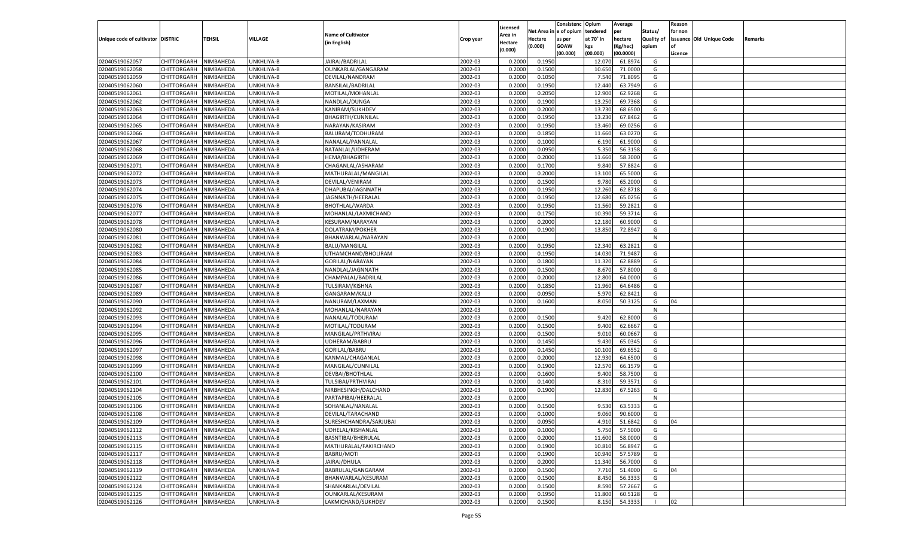| Unique code of cultivator | DISTRIC | TEHSIL | VILLAGE | Name of Cultivator (in English) | Crop year | Licensed Area in Hectare (0.000) | Net Area in Hectare (0.000) | Consistenc e of opium as per GOAW (00.000) | Opium tendered at 70° in kgs (00.000) | Average per hectare (Kg/hec) (00.0000) | Status/ Quality of opium | Reason for non issuance of Licence | Old Unique Code | Remarks |
|---|---|---|---|---|---|---|---|---|---|---|---|---|---|---|
| 02040519062057 | CHITTORGARH | NIMBAHEDA | UNKHLIYA-B | JAIRAJ/BADRILAL | 2002-03 | 0.2000 | 0.1950 | | 12.070 | 61.8974 | G | | | |
| 02040519062058 | CHITTORGARH | NIMBAHEDA | UNKHLIYA-B | OUNKARLAL/GANGARAM | 2002-03 | 0.2000 | 0.1500 | | 10.650 | 71.0000 | G | | | |
| 02040519062059 | CHITTORGARH | NIMBAHEDA | UNKHLIYA-B | DEVILAL/NANDRAM | 2002-03 | 0.2000 | 0.1050 | | 7.540 | 71.8095 | G | | | |
| 02040519062060 | CHITTORGARH | NIMBAHEDA | UNKHLIYA-B | BANSILAL/BADRILAL | 2002-03 | 0.2000 | 0.1950 | | 12.440 | 63.7949 | G | | | |
| 02040519062061 | CHITTORGARH | NIMBAHEDA | UNKHLIYA-B | MOTILAL/MOHANLAL | 2002-03 | 0.2000 | 0.2050 | | 12.900 | 62.9268 | G | | | |
| 02040519062062 | CHITTORGARH | NIMBAHEDA | UNKHLIYA-B | NANDLAL/DUNGA | 2002-03 | 0.2000 | 0.1900 | | 13.250 | 69.7368 | G | | | |
| 02040519062063 | CHITTORGARH | NIMBAHEDA | UNKHLIYA-B | KANIRAM/SUKHDEV | 2002-03 | 0.2000 | 0.2000 | | 13.730 | 68.6500 | G | | | |
| 02040519062064 | CHITTORGARH | NIMBAHEDA | UNKHLIYA-B | BHAGIRTH/CUNNILAL | 2002-03 | 0.2000 | 0.1950 | | 13.230 | 67.8462 | G | | | |
| 02040519062065 | CHITTORGARH | NIMBAHEDA | UNKHLIYA-B | NARAYAN/KASIRAM | 2002-03 | 0.2000 | 0.1950 | | 13.460 | 69.0256 | G | | | |
| 02040519062066 | CHITTORGARH | NIMBAHEDA | UNKHLIYA-B | BALURAM/TODHURAM | 2002-03 | 0.2000 | 0.1850 | | 11.660 | 63.0270 | G | | | |
| 02040519062067 | CHITTORGARH | NIMBAHEDA | UNKHLIYA-B | NANALAL/PANNALAL | 2002-03 | 0.2000 | 0.1000 | | 6.190 | 61.9000 | G | | | |
| 02040519062068 | CHITTORGARH | NIMBAHEDA | UNKHLIYA-B | RATANLAL/UDHERAM | 2002-03 | 0.2000 | 0.0950 | | 5.350 | 56.3158 | G | | | |
| 02040519062069 | CHITTORGARH | NIMBAHEDA | UNKHLIYA-B | HEMA/BHAGIRTH | 2002-03 | 0.2000 | 0.2000 | | 11.660 | 58.3000 | G | | | |
| 02040519062071 | CHITTORGARH | NIMBAHEDA | UNKHLIYA-B | CHAGANLAL/ASHARAM | 2002-03 | 0.2000 | 0.1700 | | 9.840 | 57.8824 | G | | | |
| 02040519062072 | CHITTORGARH | NIMBAHEDA | UNKHLIYA-B | MATHURALAL/MANGILAL | 2002-03 | 0.2000 | 0.2000 | | 13.100 | 65.5000 | G | | | |
| 02040519062073 | CHITTORGARH | NIMBAHEDA | UNKHLIYA-B | DEVILAL/VENIRAM | 2002-03 | 0.2000 | 0.1500 | | 9.780 | 65.2000 | G | | | |
| 02040519062074 | CHITTORGARH | NIMBAHEDA | UNKHLIYA-B | DHAPUBAI/JAGNNATH | 2002-03 | 0.2000 | 0.1950 | | 12.260 | 62.8718 | G | | | |
| 02040519062075 | CHITTORGARH | NIMBAHEDA | UNKHLIYA-B | JAGNNATH/HEERALAL | 2002-03 | 0.2000 | 0.1950 | | 12.680 | 65.0256 | G | | | |
| 02040519062076 | CHITTORGARH | NIMBAHEDA | UNKHLIYA-B | BHOTHLAL/WARDA | 2002-03 | 0.2000 | 0.1950 | | 11.560 | 59.2821 | G | | | |
| 02040519062077 | CHITTORGARH | NIMBAHEDA | UNKHLIYA-B | MOHANLAL/LAXMICHAND | 2002-03 | 0.2000 | 0.1750 | | 10.390 | 59.3714 | G | | | |
| 02040519062078 | CHITTORGARH | NIMBAHEDA | UNKHLIYA-B | KESURAM/NARAYAN | 2002-03 | 0.2000 | 0.2000 | | 12.180 | 60.9000 | G | | | |
| 02040519062080 | CHITTORGARH | NIMBAHEDA | UNKHLIYA-B | DOLATRAM/POKHER | 2002-03 | 0.2000 | 0.1900 | | 13.850 | 72.8947 | G | | | |
| 02040519062081 | CHITTORGARH | NIMBAHEDA | UNKHLIYA-B | BHANWARLAL/NARAYAN | 2002-03 | 0.2000 | | | | | N | | | |
| 02040519062082 | CHITTORGARH | NIMBAHEDA | UNKHLIYA-B | BALU/MANGILAL | 2002-03 | 0.2000 | 0.1950 | | 12.340 | 63.2821 | G | | | |
| 02040519062083 | CHITTORGARH | NIMBAHEDA | UNKHLIYA-B | UTHAMCHAND/BHOLIRAM | 2002-03 | 0.2000 | 0.1950 | | 14.030 | 71.9487 | G | | | |
| 02040519062084 | CHITTORGARH | NIMBAHEDA | UNKHLIYA-B | GORILAL/NARAYAN | 2002-03 | 0.2000 | 0.1800 | | 11.320 | 62.8889 | G | | | |
| 02040519062085 | CHITTORGARH | NIMBAHEDA | UNKHLIYA-B | NANDLAL/JAGNNATH | 2002-03 | 0.2000 | 0.1500 | | 8.670 | 57.8000 | G | | | |
| 02040519062086 | CHITTORGARH | NIMBAHEDA | UNKHLIYA-B | CHAMPALAL/BADRILAL | 2002-03 | 0.2000 | 0.2000 | | 12.800 | 64.0000 | G | | | |
| 02040519062087 | CHITTORGARH | NIMBAHEDA | UNKHLIYA-B | TULSIRAM/KISHNA | 2002-03 | 0.2000 | 0.1850 | | 11.960 | 64.6486 | G | | | |
| 02040519062089 | CHITTORGARH | NIMBAHEDA | UNKHLIYA-B | GANGARAM/KALU | 2002-03 | 0.2000 | 0.0950 | | 5.970 | 62.8421 | G | | | |
| 02040519062090 | CHITTORGARH | NIMBAHEDA | UNKHLIYA-B | NANURAM/LAXMAN | 2002-03 | 0.2000 | 0.1600 | | 8.050 | 50.3125 | G | 04 | | |
| 02040519062092 | CHITTORGARH | NIMBAHEDA | UNKHLIYA-B | MOHANLAL/NARAYAN | 2002-03 | 0.2000 | | | | | N | | | |
| 02040519062093 | CHITTORGARH | NIMBAHEDA | UNKHLIYA-B | NANALAL/TODURAM | 2002-03 | 0.2000 | 0.1500 | | 9.420 | 62.8000 | G | | | |
| 02040519062094 | CHITTORGARH | NIMBAHEDA | UNKHLIYA-B | MOTILAL/TODURAM | 2002-03 | 0.2000 | 0.1500 | | 9.400 | 62.6667 | G | | | |
| 02040519062095 | CHITTORGARH | NIMBAHEDA | UNKHLIYA-B | MANGILAL/PRTHVIRAJ | 2002-03 | 0.2000 | 0.1500 | | 9.010 | 60.0667 | G | | | |
| 02040519062096 | CHITTORGARH | NIMBAHEDA | UNKHLIYA-B | UDHERAM/BABRU | 2002-03 | 0.2000 | 0.1450 | | 9.430 | 65.0345 | G | | | |
| 02040519062097 | CHITTORGARH | NIMBAHEDA | UNKHLIYA-B | GORILAL/BABRU | 2002-03 | 0.2000 | 0.1450 | | 10.100 | 69.6552 | G | | | |
| 02040519062098 | CHITTORGARH | NIMBAHEDA | UNKHLIYA-B | KANMAL/CHAGANLAL | 2002-03 | 0.2000 | 0.2000 | | 12.930 | 64.6500 | G | | | |
| 02040519062099 | CHITTORGARH | NIMBAHEDA | UNKHLIYA-B | MANGILAL/CUNNILAL | 2002-03 | 0.2000 | 0.1900 | | 12.570 | 66.1579 | G | | | |
| 02040519062100 | CHITTORGARH | NIMBAHEDA | UNKHLIYA-B | DEVBAI/BHOTHLAL | 2002-03 | 0.2000 | 0.1600 | | 9.400 | 58.7500 | G | | | |
| 02040519062101 | CHITTORGARH | NIMBAHEDA | UNKHLIYA-B | TULSIBAI/PRTHVIRAJ | 2002-03 | 0.2000 | 0.1400 | | 8.310 | 59.3571 | G | | | |
| 02040519062104 | CHITTORGARH | NIMBAHEDA | UNKHLIYA-B | NIRBHESINGH/DALCHAND | 2002-03 | 0.2000 | 0.1900 | | 12.830 | 67.5263 | G | | | |
| 02040519062105 | CHITTORGARH | NIMBAHEDA | UNKHLIYA-B | PARTAPIBAI/HEERALAL | 2002-03 | 0.2000 | | | | | N | | | |
| 02040519062106 | CHITTORGARH | NIMBAHEDA | UNKHLIYA-B | SOHANLAL/NANALAL | 2002-03 | 0.2000 | 0.1500 | | 9.530 | 63.5333 | G | | | |
| 02040519062108 | CHITTORGARH | NIMBAHEDA | UNKHLIYA-B | DEVILAL/TARACHAND | 2002-03 | 0.2000 | 0.1000 | | 9.060 | 90.6000 | G | | | |
| 02040519062109 | CHITTORGARH | NIMBAHEDA | UNKHLIYA-B | SURESHCHANDRA/SARJUBAI | 2002-03 | 0.2000 | 0.0950 | | 4.910 | 51.6842 | G | 04 | | |
| 02040519062112 | CHITTORGARH | NIMBAHEDA | UNKHLIYA-B | UDHELAL/KISHANLAL | 2002-03 | 0.2000 | 0.1000 | | 5.750 | 57.5000 | G | | | |
| 02040519062113 | CHITTORGARH | NIMBAHEDA | UNKHLIYA-B | BASNTIBAI/BHERULAL | 2002-03 | 0.2000 | 0.2000 | | 11.600 | 58.0000 | G | | | |
| 02040519062115 | CHITTORGARH | NIMBAHEDA | UNKHLIYA-B | MATHURALAL/FAKIRCHAND | 2002-03 | 0.2000 | 0.1900 | | 10.810 | 56.8947 | G | | | |
| 02040519062117 | CHITTORGARH | NIMBAHEDA | UNKHLIYA-B | BABRU/MOTI | 2002-03 | 0.2000 | 0.1900 | | 10.940 | 57.5789 | G | | | |
| 02040519062118 | CHITTORGARH | NIMBAHEDA | UNKHLIYA-B | JAIRAJ/DHULA | 2002-03 | 0.2000 | 0.2000 | | 11.340 | 56.7000 | G | | | |
| 02040519062119 | CHITTORGARH | NIMBAHEDA | UNKHLIYA-B | BABRULAL/GANGARAM | 2002-03 | 0.2000 | 0.1500 | | 7.710 | 51.4000 | G | 04 | | |
| 02040519062122 | CHITTORGARH | NIMBAHEDA | UNKHLIYA-B | BHANWARLAL/KESURAM | 2002-03 | 0.2000 | 0.1500 | | 8.450 | 56.3333 | G | | | |
| 02040519062124 | CHITTORGARH | NIMBAHEDA | UNKHLIYA-B | SHANKARLAL/DEVILAL | 2002-03 | 0.2000 | 0.1500 | | 8.590 | 57.2667 | G | | | |
| 02040519062125 | CHITTORGARH | NIMBAHEDA | UNKHLIYA-B | OUNKARLAL/KESURAM | 2002-03 | 0.2000 | 0.1950 | | 11.800 | 60.5128 | G | | | |
| 02040519062126 | CHITTORGARH | NIMBAHEDA | UNKHLIYA-B | LAKMICHAND/SUKHDEV | 2002-03 | 0.2000 | 0.1500 | | 8.150 | 54.3333 | I | 02 | | |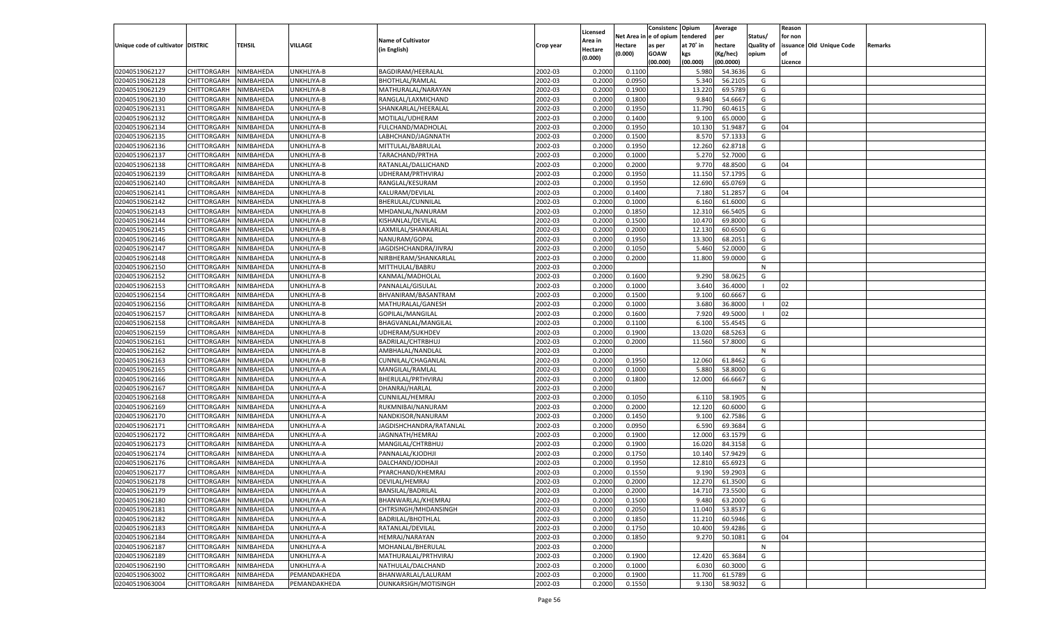| Unique code of cultivator | DISTRIC | TEHSIL | VILLAGE | Name of Cultivator (in English) | Crop year | Licensed Area in Hectare (0.000) | Net Area in Hectare (0.000) | Consistenc e of opium as per GOAW (00.000) | Opium tendered at 70˚ in kgs (00.000) | Average per hectare (Kg/hec) (00.0000) | Status/ Quality of opium | Reason for non issuance of Licence | Old Unique Code | Remarks |
|---|---|---|---|---|---|---|---|---|---|---|---|---|---|---|
| 02040519062127 | CHITTORGARH | NIMBAHEDA | UNKHLIYA-B | BAGDIRAM/HEERALAL | 2002-03 | 0.2000 | 0.1100 | | 5.980 | 54.3636 | G | | | |
| 02040519062128 | CHITTORGARH | NIMBAHEDA | UNKHLIYA-B | BHOTHLAL/RAMLAL | 2002-03 | 0.2000 | 0.0950 | | 5.340 | 56.2105 | G | | | |
| 02040519062129 | CHITTORGARH | NIMBAHEDA | UNKHLIYA-B | MATHURALAL/NARAYAN | 2002-03 | 0.2000 | 0.1900 | | 13.220 | 69.5789 | G | | | |
| 02040519062130 | CHITTORGARH | NIMBAHEDA | UNKHLIYA-B | RANGLAL/LAXMICHAND | 2002-03 | 0.2000 | 0.1800 | | 9.840 | 54.6667 | G | | | |
| 02040519062131 | CHITTORGARH | NIMBAHEDA | UNKHLIYA-B | SHANKARLAL/HEERALAL | 2002-03 | 0.2000 | 0.1950 | | 11.790 | 60.4615 | G | | | |
| 02040519062132 | CHITTORGARH | NIMBAHEDA | UNKHLIYA-B | MOTILAL/UDHERAM | 2002-03 | 0.2000 | 0.1400 | | 9.100 | 65.0000 | G | | | |
| 02040519062134 | CHITTORGARH | NIMBAHEDA | UNKHLIYA-B | FULCHAND/MADHOLAL | 2002-03 | 0.2000 | 0.1950 | | 10.130 | 51.9487 | G | 04 | | |
| 02040519062135 | CHITTORGARH | NIMBAHEDA | UNKHLIYA-B | LABHCHAND/JAGNNATH | 2002-03 | 0.2000 | 0.1500 | | 8.570 | 57.1333 | G | | | |
| 02040519062136 | CHITTORGARH | NIMBAHEDA | UNKHLIYA-B | MITTULAL/BABRULAL | 2002-03 | 0.2000 | 0.1950 | | 12.260 | 62.8718 | G | | | |
| 02040519062137 | CHITTORGARH | NIMBAHEDA | UNKHLIYA-B | TARACHAND/PRTHA | 2002-03 | 0.2000 | 0.1000 | | 5.270 | 52.7000 | G | | | |
| 02040519062138 | CHITTORGARH | NIMBAHEDA | UNKHLIYA-B | RATANLAL/DALLICHAND | 2002-03 | 0.2000 | 0.2000 | | 9.770 | 48.8500 | G | 04 | | |
| 02040519062139 | CHITTORGARH | NIMBAHEDA | UNKHLIYA-B | UDHERAM/PRTHVIRAJ | 2002-03 | 0.2000 | 0.1950 | | 11.150 | 57.1795 | G | | | |
| 02040519062140 | CHITTORGARH | NIMBAHEDA | UNKHLIYA-B | RANGLAL/KESURAM | 2002-03 | 0.2000 | 0.1950 | | 12.690 | 65.0769 | G | | | |
| 02040519062141 | CHITTORGARH | NIMBAHEDA | UNKHLIYA-B | KALURAM/DEVILAL | 2002-03 | 0.2000 | 0.1400 | | 7.180 | 51.2857 | G | 04 | | |
| 02040519062142 | CHITTORGARH | NIMBAHEDA | UNKHLIYA-B | BHERULAL/CUNNILAL | 2002-03 | 0.2000 | 0.1000 | | 6.160 | 61.6000 | G | | | |
| 02040519062143 | CHITTORGARH | NIMBAHEDA | UNKHLIYA-B | MHDANLAL/NANURAM | 2002-03 | 0.2000 | 0.1850 | | 12.310 | 66.5405 | G | | | |
| 02040519062144 | CHITTORGARH | NIMBAHEDA | UNKHLIYA-B | KISHANLAL/DEVILAL | 2002-03 | 0.2000 | 0.1500 | | 10.470 | 69.8000 | G | | | |
| 02040519062145 | CHITTORGARH | NIMBAHEDA | UNKHLIYA-B | LAXMILAL/SHANKARLAL | 2002-03 | 0.2000 | 0.2000 | | 12.130 | 60.6500 | G | | | |
| 02040519062146 | CHITTORGARH | NIMBAHEDA | UNKHLIYA-B | NANURAM/GOPAL | 2002-03 | 0.2000 | 0.1950 | | 13.300 | 68.2051 | G | | | |
| 02040519062147 | CHITTORGARH | NIMBAHEDA | UNKHLIYA-B | JAGDISHCHANDRA/JIVRAJ | 2002-03 | 0.2000 | 0.1050 | | 5.460 | 52.0000 | G | | | |
| 02040519062148 | CHITTORGARH | NIMBAHEDA | UNKHLIYA-B | NIRBHERAM/SHANKARLAL | 2002-03 | 0.2000 | 0.2000 | | 11.800 | 59.0000 | G | | | |
| 02040519062150 | CHITTORGARH | NIMBAHEDA | UNKHLIYA-B | MITTHULAL/BABRU | 2002-03 | 0.2000 | | | | | N | | | |
| 02040519062152 | CHITTORGARH | NIMBAHEDA | UNKHLIYA-B | KANMAL/MADHOLAL | 2002-03 | 0.2000 | 0.1600 | | 9.290 | 58.0625 | G | | | |
| 02040519062153 | CHITTORGARH | NIMBAHEDA | UNKHLIYA-B | PANNALAL/GISULAL | 2002-03 | 0.2000 | 0.1000 | | 3.640 | 36.4000 | I | 02 | | |
| 02040519062154 | CHITTORGARH | NIMBAHEDA | UNKHLIYA-B | BHVANIRAM/BASANTRAM | 2002-03 | 0.2000 | 0.1500 | | 9.100 | 60.6667 | G | | | |
| 02040519062156 | CHITTORGARH | NIMBAHEDA | UNKHLIYA-B | MATHURALAL/GANESH | 2002-03 | 0.2000 | 0.1000 | | 3.680 | 36.8000 | I | 02 | | |
| 02040519062157 | CHITTORGARH | NIMBAHEDA | UNKHLIYA-B | GOPILAL/MANGILAL | 2002-03 | 0.2000 | 0.1600 | | 7.920 | 49.5000 | I | 02 | | |
| 02040519062158 | CHITTORGARH | NIMBAHEDA | UNKHLIYA-B | BHAGVANLAL/MANGILAL | 2002-03 | 0.2000 | 0.1100 | | 6.100 | 55.4545 | G | | | |
| 02040519062159 | CHITTORGARH | NIMBAHEDA | UNKHLIYA-B | UDHERAM/SUKHDEV | 2002-03 | 0.2000 | 0.1900 | | 13.020 | 68.5263 | G | | | |
| 02040519062161 | CHITTORGARH | NIMBAHEDA | UNKHLIYA-B | BADRILAL/CHTRBHUJ | 2002-03 | 0.2000 | 0.2000 | | 11.560 | 57.8000 | G | | | |
| 02040519062162 | CHITTORGARH | NIMBAHEDA | UNKHLIYA-B | AMBHALAL/NANDLAL | 2002-03 | 0.2000 | | | | | N | | | |
| 02040519062163 | CHITTORGARH | NIMBAHEDA | UNKHLIYA-B | CUNNILAL/CHAGANLAL | 2002-03 | 0.2000 | 0.1950 | | 12.060 | 61.8462 | G | | | |
| 02040519062165 | CHITTORGARH | NIMBAHEDA | UNKHLIYA-A | MANGILAL/RAMLAL | 2002-03 | 0.2000 | 0.1000 | | 5.880 | 58.8000 | G | | | |
| 02040519062166 | CHITTORGARH | NIMBAHEDA | UNKHLIYA-A | BHERULAL/PRTHVIRAJ | 2002-03 | 0.2000 | 0.1800 | | 12.000 | 66.6667 | G | | | |
| 02040519062167 | CHITTORGARH | NIMBAHEDA | UNKHLIYA-A | DHANRAJ/HARLAL | 2002-03 | 0.2000 | | | | | N | | | |
| 02040519062168 | CHITTORGARH | NIMBAHEDA | UNKHLIYA-A | CUNNILAL/HEMRAJ | 2002-03 | 0.2000 | 0.1050 | | 6.110 | 58.1905 | G | | | |
| 02040519062169 | CHITTORGARH | NIMBAHEDA | UNKHLIYA-A | RUKMNIBAI/NANURAM | 2002-03 | 0.2000 | 0.2000 | | 12.120 | 60.6000 | G | | | |
| 02040519062170 | CHITTORGARH | NIMBAHEDA | UNKHLIYA-A | NANDKISOR/NANURAM | 2002-03 | 0.2000 | 0.1450 | | 9.100 | 62.7586 | G | | | |
| 02040519062171 | CHITTORGARH | NIMBAHEDA | UNKHLIYA-A | JAGDISHCHANDRA/RATANLAL | 2002-03 | 0.2000 | 0.0950 | | 6.590 | 69.3684 | G | | | |
| 02040519062172 | CHITTORGARH | NIMBAHEDA | UNKHLIYA-A | JAGNNATH/HEMRAJ | 2002-03 | 0.2000 | 0.1900 | | 12.000 | 63.1579 | G | | | |
| 02040519062173 | CHITTORGARH | NIMBAHEDA | UNKHLIYA-A | MANGILAL/CHTRBHUJ | 2002-03 | 0.2000 | 0.1900 | | 16.020 | 84.3158 | G | | | |
| 02040519062174 | CHITTORGARH | NIMBAHEDA | UNKHLIYA-A | PANNALAL/KJODHJI | 2002-03 | 0.2000 | 0.1750 | | 10.140 | 57.9429 | G | | | |
| 02040519062176 | CHITTORGARH | NIMBAHEDA | UNKHLIYA-A | DALCHAND/JODHAJI | 2002-03 | 0.2000 | 0.1950 | | 12.810 | 65.6923 | G | | | |
| 02040519062177 | CHITTORGARH | NIMBAHEDA | UNKHLIYA-A | PYARCHAND/KHEMRAJ | 2002-03 | 0.2000 | 0.1550 | | 9.190 | 59.2903 | G | | | |
| 02040519062178 | CHITTORGARH | NIMBAHEDA | UNKHLIYA-A | DEVILAL/HEMRAJ | 2002-03 | 0.2000 | 0.2000 | | 12.270 | 61.3500 | G | | | |
| 02040519062179 | CHITTORGARH | NIMBAHEDA | UNKHLIYA-A | BANSILAL/BADRILAL | 2002-03 | 0.2000 | 0.2000 | | 14.710 | 73.5500 | G | | | |
| 02040519062180 | CHITTORGARH | NIMBAHEDA | UNKHLIYA-A | BHANWARLAL/KHEMRAJ | 2002-03 | 0.2000 | 0.1500 | | 9.480 | 63.2000 | G | | | |
| 02040519062181 | CHITTORGARH | NIMBAHEDA | UNKHLIYA-A | CHTRSINGH/MHDANSINGH | 2002-03 | 0.2000 | 0.2050 | | 11.040 | 53.8537 | G | | | |
| 02040519062182 | CHITTORGARH | NIMBAHEDA | UNKHLIYA-A | BADRILAL/BHOTHLAL | 2002-03 | 0.2000 | 0.1850 | | 11.210 | 60.5946 | G | | | |
| 02040519062183 | CHITTORGARH | NIMBAHEDA | UNKHLIYA-A | RATANLAL/DEVILAL | 2002-03 | 0.2000 | 0.1750 | | 10.400 | 59.4286 | G | | | |
| 02040519062184 | CHITTORGARH | NIMBAHEDA | UNKHLIYA-A | HEMRAJ/NARAYAN | 2002-03 | 0.2000 | 0.1850 | | 9.270 | 50.1081 | G | 04 | | |
| 02040519062187 | CHITTORGARH | NIMBAHEDA | UNKHLIYA-A | MOHANLAL/BHERULAL | 2002-03 | 0.2000 | | | | | N | | | |
| 02040519062189 | CHITTORGARH | NIMBAHEDA | UNKHLIYA-A | MATHURALAL/PRTHVIRAJ | 2002-03 | 0.2000 | 0.1900 | | 12.420 | 65.3684 | G | | | |
| 02040519062190 | CHITTORGARH | NIMBAHEDA | UNKHLIYA-A | NATHULAL/DALCHAND | 2002-03 | 0.2000 | 0.1000 | | 6.030 | 60.3000 | G | | | |
| 02040519063002 | CHITTORGARH | NIMBAHEDA | PEMANDAKHEDA | BHANWARLAL/LALURAM | 2002-03 | 0.2000 | 0.1900 | | 11.700 | 61.5789 | G | | | |
| 02040519063004 | CHITTORGARH | NIMBAHEDA | PEMANDAKHEDA | OUNKARSIGH/MOTISINGH | 2002-03 | 0.2000 | 0.1550 | | 9.130 | 58.9032 | G | | | |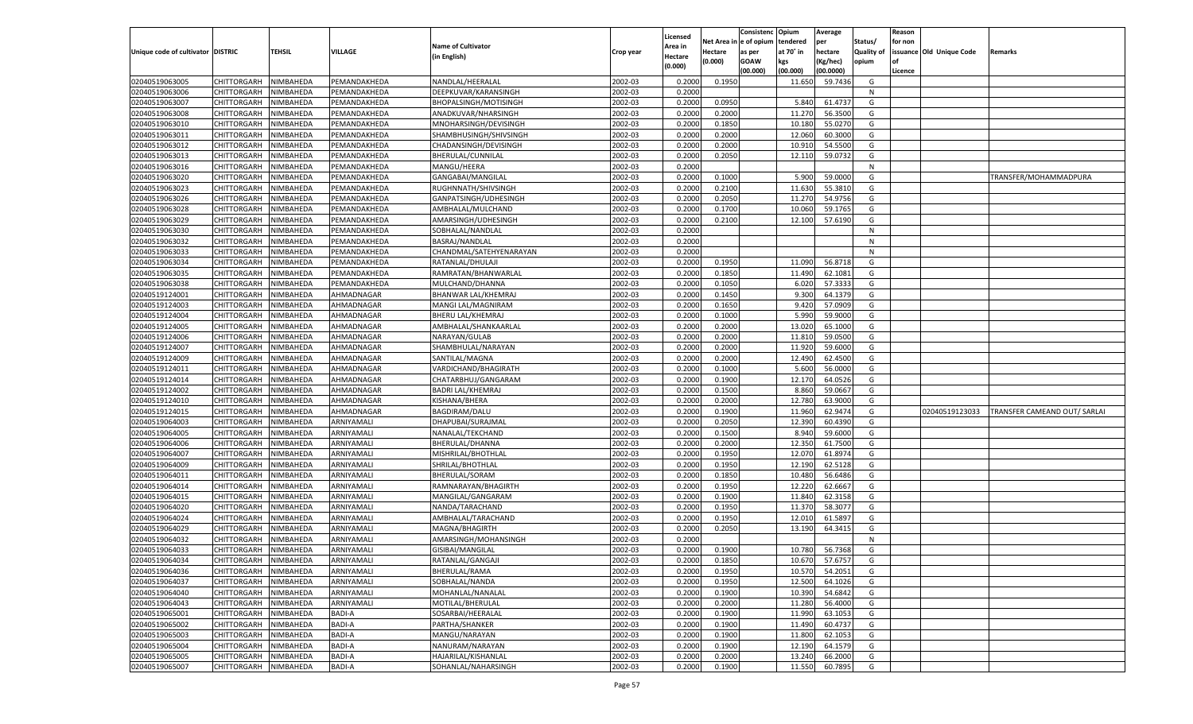| Unique code of cultivator | DISTRIC | TEHSIL | VILLAGE | Name of Cultivator (in English) | Crop year | Licensed Area in Hectare (0.000) | Net Area in Hectare (0.000) | Consistenc e of opium as per GOAW (00.000) | Opium tendered at 70° in kgs (00.000) | Average per hectare (Kg/hec) (00.0000) | Status/ Quality of opium | Reason for non issuance of Licence | Old Unique Code | Remarks |
|---|---|---|---|---|---|---|---|---|---|---|---|---|---|---|
| 02040519063005 | CHITTORGARH | NIMBAHEDA | PEMANDAKHEDA | NANDLAL/HEERALAL | 2002-03 | 0.2000 | 0.1950 | | 11.650 | 59.7436 | G | | | |
| 02040519063006 | CHITTORGARH | NIMBAHEDA | PEMANDAKHEDA | DEEPKUVAR/KARANSINGH | 2002-03 | 0.2000 | | | | | N | | | |
| 02040519063007 | CHITTORGARH | NIMBAHEDA | PEMANDAKHEDA | BHOPALSINGH/MOTISINGH | 2002-03 | 0.2000 | 0.0950 | | 5.840 | 61.4737 | G | | | |
| 02040519063008 | CHITTORGARH | NIMBAHEDA | PEMANDAKHEDA | ANADKUVAR/NHARSINGH | 2002-03 | 0.2000 | 0.2000 | | 11.270 | 56.3500 | G | | | |
| 02040519063010 | CHITTORGARH | NIMBAHEDA | PEMANDAKHEDA | MNOHARSINGH/DEVISINGH | 2002-03 | 0.2000 | 0.1850 | | 10.180 | 55.0270 | G | | | |
| 02040519063011 | CHITTORGARH | NIMBAHEDA | PEMANDAKHEDA | SHAMBHUSINGH/SHIVSINGH | 2002-03 | 0.2000 | 0.2000 | | 12.060 | 60.3000 | G | | | |
| 02040519063012 | CHITTORGARH | NIMBAHEDA | PEMANDAKHEDA | CHADANSINGH/DEVISINGH | 2002-03 | 0.2000 | 0.2000 | | 10.910 | 54.5500 | G | | | |
| 02040519063013 | CHITTORGARH | NIMBAHEDA | PEMANDAKHEDA | BHERULAL/CUNNILAL | 2002-03 | 0.2000 | 0.2050 | | 12.110 | 59.0732 | G | | | |
| 02040519063016 | CHITTORGARH | NIMBAHEDA | PEMANDAKHEDA | MANGU/HEERA | 2002-03 | 0.2000 | | | | | N | | | |
| 02040519063020 | CHITTORGARH | NIMBAHEDA | PEMANDAKHEDA | GANGABAI/MANGILAL | 2002-03 | 0.2000 | 0.1000 | | 5.900 | 59.0000 | G | | | TRANSFER/MOHAMMADPURA |
| 02040519063023 | CHITTORGARH | NIMBAHEDA | PEMANDAKHEDA | RUGHNNATH/SHIVSINGH | 2002-03 | 0.2000 | 0.2100 | | 11.630 | 55.3810 | G | | | |
| 02040519063026 | CHITTORGARH | NIMBAHEDA | PEMANDAKHEDA | GANPATSINGH/UDHESINGH | 2002-03 | 0.2000 | 0.2050 | | 11.270 | 54.9756 | G | | | |
| 02040519063028 | CHITTORGARH | NIMBAHEDA | PEMANDAKHEDA | AMBHALAL/MULCHAND | 2002-03 | 0.2000 | 0.1700 | | 10.060 | 59.1765 | G | | | |
| 02040519063029 | CHITTORGARH | NIMBAHEDA | PEMANDAKHEDA | AMARSINGH/UDHESINGH | 2002-03 | 0.2000 | 0.2100 | | 12.100 | 57.6190 | G | | | |
| 02040519063030 | CHITTORGARH | NIMBAHEDA | PEMANDAKHEDA | SOBHALAL/NANDLAL | 2002-03 | 0.2000 | | | | | N | | | |
| 02040519063032 | CHITTORGARH | NIMBAHEDA | PEMANDAKHEDA | BASRAJ/NANDLAL | 2002-03 | 0.2000 | | | | | N | | | |
| 02040519063033 | CHITTORGARH | NIMBAHEDA | PEMANDAKHEDA | CHANDMAL/SATEHYENARAYAN | 2002-03 | 0.2000 | | | | | N | | | |
| 02040519063034 | CHITTORGARH | NIMBAHEDA | PEMANDAKHEDA | RATANLAL/DHULAJI | 2002-03 | 0.2000 | 0.1950 | | 11.090 | 56.8718 | G | | | |
| 02040519063035 | CHITTORGARH | NIMBAHEDA | PEMANDAKHEDA | RAMRATAN/BHANWARLAL | 2002-03 | 0.2000 | 0.1850 | | 11.490 | 62.1081 | G | | | |
| 02040519063038 | CHITTORGARH | NIMBAHEDA | PEMANDAKHEDA | MULCHAND/DHANNA | 2002-03 | 0.2000 | 0.1050 | | 6.020 | 57.3333 | G | | | |
| 02040519124001 | CHITTORGARH | NIMBAHEDA | AHMADNAGAR | BHANWAR LAL/KHEMRAJ | 2002-03 | 0.2000 | 0.1450 | | 9.300 | 64.1379 | G | | | |
| 02040519124003 | CHITTORGARH | NIMBAHEDA | AHMADNAGAR | MANGI LAL/MAGNIRAM | 2002-03 | 0.2000 | 0.1650 | | 9.420 | 57.0909 | G | | | |
| 02040519124004 | CHITTORGARH | NIMBAHEDA | AHMADNAGAR | BHERU LAL/KHEMRAJ | 2002-03 | 0.2000 | 0.1000 | | 5.990 | 59.9000 | G | | | |
| 02040519124005 | CHITTORGARH | NIMBAHEDA | AHMADNAGAR | AMBHALAL/SHANKAARLAL | 2002-03 | 0.2000 | 0.2000 | | 13.020 | 65.1000 | G | | | |
| 02040519124006 | CHITTORGARH | NIMBAHEDA | AHMADNAGAR | NARAYAN/GULAB | 2002-03 | 0.2000 | 0.2000 | | 11.810 | 59.0500 | G | | | |
| 02040519124007 | CHITTORGARH | NIMBAHEDA | AHMADNAGAR | SHAMBHULAL/NARAYAN | 2002-03 | 0.2000 | 0.2000 | | 11.920 | 59.6000 | G | | | |
| 02040519124009 | CHITTORGARH | NIMBAHEDA | AHMADNAGAR | SANTILAL/MAGNA | 2002-03 | 0.2000 | 0.2000 | | 12.490 | 62.4500 | G | | | |
| 02040519124011 | CHITTORGARH | NIMBAHEDA | AHMADNAGAR | VARDICHAND/BHAGIRATH | 2002-03 | 0.2000 | 0.1000 | | 5.600 | 56.0000 | G | | | |
| 02040519124014 | CHITTORGARH | NIMBAHEDA | AHMADNAGAR | CHATARBHUJ/GANGARAM | 2002-03 | 0.2000 | 0.1900 | | 12.170 | 64.0526 | G | | | |
| 02040519124002 | CHITTORGARH | NIMBAHEDA | AHMADNAGAR | BADRI LAL/KHEMRAJ | 2002-03 | 0.2000 | 0.1500 | | 8.860 | 59.0667 | G | | | |
| 02040519124010 | CHITTORGARH | NIMBAHEDA | AHMADNAGAR | KISHANA/BHERA | 2002-03 | 0.2000 | 0.2000 | | 12.780 | 63.9000 | G | | | |
| 02040519124015 | CHITTORGARH | NIMBAHEDA | AHMADNAGAR | BAGDIRAM/DALU | 2002-03 | 0.2000 | 0.1900 | | 11.960 | 62.9474 | G | | 02040519123033 | TRANSFER CAMEAND OUT/ SARLAI |
| 02040519064003 | CHITTORGARH | NIMBAHEDA | ARNIYAMALI | DHAPUBAI/SURAJMAL | 2002-03 | 0.2000 | 0.2050 | | 12.390 | 60.4390 | G | | | |
| 02040519064005 | CHITTORGARH | NIMBAHEDA | ARNIYAMALI | NANALAL/TEKCHAND | 2002-03 | 0.2000 | 0.1500 | | 8.940 | 59.6000 | G | | | |
| 02040519064006 | CHITTORGARH | NIMBAHEDA | ARNIYAMALI | BHERULAL/DHANNA | 2002-03 | 0.2000 | 0.2000 | | 12.350 | 61.7500 | G | | | |
| 02040519064007 | CHITTORGARH | NIMBAHEDA | ARNIYAMALI | MISHRILAL/BHOTHLAL | 2002-03 | 0.2000 | 0.1950 | | 12.070 | 61.8974 | G | | | |
| 02040519064009 | CHITTORGARH | NIMBAHEDA | ARNIYAMALI | SHRILAL/BHOTHLAL | 2002-03 | 0.2000 | 0.1950 | | 12.190 | 62.5128 | G | | | |
| 02040519064011 | CHITTORGARH | NIMBAHEDA | ARNIYAMALI | BHERULAL/SORAM | 2002-03 | 0.2000 | 0.1850 | | 10.480 | 56.6486 | G | | | |
| 02040519064014 | CHITTORGARH | NIMBAHEDA | ARNIYAMALI | RAMNARAYAN/BHAGIRTH | 2002-03 | 0.2000 | 0.1950 | | 12.220 | 62.6667 | G | | | |
| 02040519064015 | CHITTORGARH | NIMBAHEDA | ARNIYAMALI | MANGILAL/GANGARAM | 2002-03 | 0.2000 | 0.1900 | | 11.840 | 62.3158 | G | | | |
| 02040519064020 | CHITTORGARH | NIMBAHEDA | ARNIYAMALI | NANDA/TARACHAND | 2002-03 | 0.2000 | 0.1950 | | 11.370 | 58.3077 | G | | | |
| 02040519064024 | CHITTORGARH | NIMBAHEDA | ARNIYAMALI | AMBHALAL/TARACHAND | 2002-03 | 0.2000 | 0.1950 | | 12.010 | 61.5897 | G | | | |
| 02040519064029 | CHITTORGARH | NIMBAHEDA | ARNIYAMALI | MAGNA/BHAGIRTH | 2002-03 | 0.2000 | 0.2050 | | 13.190 | 64.3415 | G | | | |
| 02040519064032 | CHITTORGARH | NIMBAHEDA | ARNIYAMALI | AMARSINGH/MOHANSINGH | 2002-03 | 0.2000 | | | | | N | | | |
| 02040519064033 | CHITTORGARH | NIMBAHEDA | ARNIYAMALI | GISIBAI/MANGILAL | 2002-03 | 0.2000 | 0.1900 | | 10.780 | 56.7368 | G | | | |
| 02040519064034 | CHITTORGARH | NIMBAHEDA | ARNIYAMALI | RATANLAL/GANGAJI | 2002-03 | 0.2000 | 0.1850 | | 10.670 | 57.6757 | G | | | |
| 02040519064036 | CHITTORGARH | NIMBAHEDA | ARNIYAMALI | BHERULAL/RAMA | 2002-03 | 0.2000 | 0.1950 | | 10.570 | 54.2051 | G | | | |
| 02040519064037 | CHITTORGARH | NIMBAHEDA | ARNIYAMALI | SOBHALAL/NANDA | 2002-03 | 0.2000 | 0.1950 | | 12.500 | 64.1026 | G | | | |
| 02040519064040 | CHITTORGARH | NIMBAHEDA | ARNIYAMALI | MOHANLAL/NANALAL | 2002-03 | 0.2000 | 0.1900 | | 10.390 | 54.6842 | G | | | |
| 02040519064043 | CHITTORGARH | NIMBAHEDA | ARNIYAMALI | MOTILAL/BHERULAL | 2002-03 | 0.2000 | 0.2000 | | 11.280 | 56.4000 | G | | | |
| 02040519065001 | CHITTORGARH | NIMBAHEDA | BADI-A | SOSARBAI/HEERALAL | 2002-03 | 0.2000 | 0.1900 | | 11.990 | 63.1053 | G | | | |
| 02040519065002 | CHITTORGARH | NIMBAHEDA | BADI-A | PARTHA/SHANKER | 2002-03 | 0.2000 | 0.1900 | | 11.490 | 60.4737 | G | | | |
| 02040519065003 | CHITTORGARH | NIMBAHEDA | BADI-A | MANGU/NARAYAN | 2002-03 | 0.2000 | 0.1900 | | 11.800 | 62.1053 | G | | | |
| 02040519065004 | CHITTORGARH | NIMBAHEDA | BADI-A | NANURAM/NARAYAN | 2002-03 | 0.2000 | 0.1900 | | 12.190 | 64.1579 | G | | | |
| 02040519065005 | CHITTORGARH | NIMBAHEDA | BADI-A | HAJARILAL/KISHANLAL | 2002-03 | 0.2000 | 0.2000 | | 13.240 | 66.2000 | G | | | |
| 02040519065007 | CHITTORGARH | NIMBAHEDA | BADI-A | SOHANLAL/NAHARSINGH | 2002-03 | 0.2000 | 0.1900 | | 11.550 | 60.7895 | G | | | |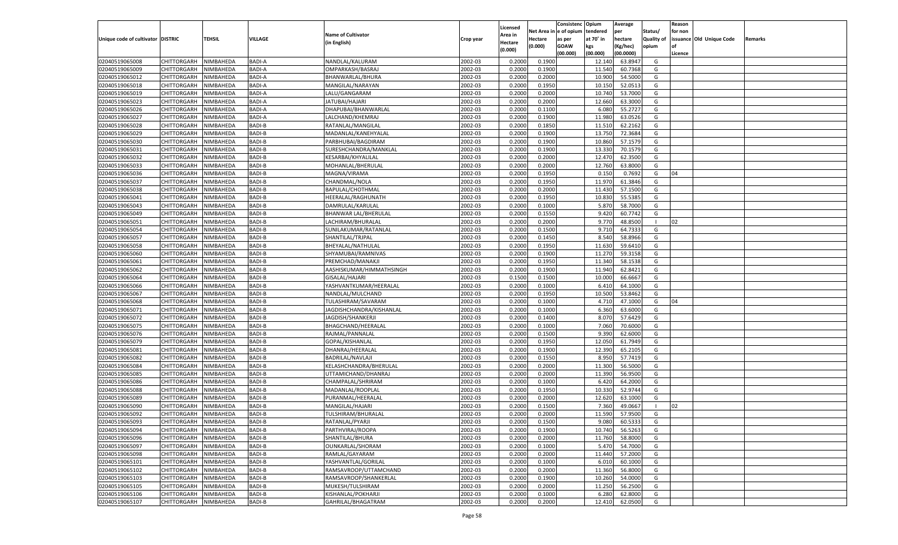| Unique code of cultivator | DISTRIC | TEHSIL | VILLAGE | Name of Cultivator (in English) | Crop year | Licensed Area in Hectare (0.000) | Net Area in Hectare (0.000) | Consistence of opium as per GOAW (00.000) | Opium tendered at 70° in kgs (00.000) | Average per hectare (Kg/hec) (00.0000) | Status/ Quality of opium | Reason for non issuance of Licence | Old Unique Code | Remarks |
|---|---|---|---|---|---|---|---|---|---|---|---|---|---|---|
| 02040519065008 | CHITTORGARH | NIMBAHEDA | BADI-A | NANDLAL/KALURAM | 2002-03 | 0.2000 | 0.1900 | | 12.140 | 63.8947 | G | | | |
| 02040519065009 | CHITTORGARH | NIMBAHEDA | BADI-A | OMPARKASH/BASRAJ | 2002-03 | 0.2000 | 0.1900 | | 11.540 | 60.7368 | G | | | |
| 02040519065012 | CHITTORGARH | NIMBAHEDA | BADI-A | BHANWARLAL/BHURA | 2002-03 | 0.2000 | 0.2000 | | 10.900 | 54.5000 | G | | | |
| 02040519065018 | CHITTORGARH | NIMBAHEDA | BADI-A | MANGILAL/NARAYAN | 2002-03 | 0.2000 | 0.1950 | | 10.150 | 52.0513 | G | | | |
| 02040519065019 | CHITTORGARH | NIMBAHEDA | BADI-A | LALU/GANGARAM | 2002-03 | 0.2000 | 0.2000 | | 10.740 | 53.7000 | G | | | |
| 02040519065023 | CHITTORGARH | NIMBAHEDA | BADI-A | JATUBAI/HAJARI | 2002-03 | 0.2000 | 0.2000 | | 12.660 | 63.3000 | G | | | |
| 02040519065026 | CHITTORGARH | NIMBAHEDA | BADI-A | DHAPUBAI/BHANWARLAL | 2002-03 | 0.2000 | 0.1100 | | 6.080 | 55.2727 | G | | | |
| 02040519065027 | CHITTORGARH | NIMBAHEDA | BADI-A | LALCHAND/KHEMRAJ | 2002-03 | 0.2000 | 0.1900 | | 11.980 | 63.0526 | G | | | |
| 02040519065028 | CHITTORGARH | NIMBAHEDA | BADI-B | RATANLAL/MANGILAL | 2002-03 | 0.2000 | 0.1850 | | 11.510 | 62.2162 | G | | | |
| 02040519065029 | CHITTORGARH | NIMBAHEDA | BADI-B | MADANLAL/KANEHYALAL | 2002-03 | 0.2000 | 0.1900 | | 13.750 | 72.3684 | G | | | |
| 02040519065030 | CHITTORGARH | NIMBAHEDA | BADI-B | PARBHUBAI/BAGDIRAM | 2002-03 | 0.2000 | 0.1900 | | 10.860 | 57.1579 | G | | | |
| 02040519065031 | CHITTORGARH | NIMBAHEDA | BADI-B | SURESHCHANDRA/MANKLAL | 2002-03 | 0.2000 | 0.1900 | | 13.330 | 70.1579 | G | | | |
| 02040519065032 | CHITTORGARH | NIMBAHEDA | BADI-B | KESARBAI/KHYALILAL | 2002-03 | 0.2000 | 0.2000 | | 12.470 | 62.3500 | G | | | |
| 02040519065033 | CHITTORGARH | NIMBAHEDA | BADI-B | MOHANLAL/BHERULAL | 2002-03 | 0.2000 | 0.2000 | | 12.760 | 63.8000 | G | | | |
| 02040519065036 | CHITTORGARH | NIMBAHEDA | BADI-B | MAGNA/VIRAMA | 2002-03 | 0.2000 | 0.1950 | | 0.150 | 0.7692 | G | 04 | | |
| 02040519065037 | CHITTORGARH | NIMBAHEDA | BADI-B | CHANDMAL/NOLA | 2002-03 | 0.2000 | 0.1950 | | 11.970 | 61.3846 | G | | | |
| 02040519065038 | CHITTORGARH | NIMBAHEDA | BADI-B | BAPULAL/CHOTHMAL | 2002-03 | 0.2000 | 0.2000 | | 11.430 | 57.1500 | G | | | |
| 02040519065041 | CHITTORGARH | NIMBAHEDA | BADI-B | HEERALAL/RAGHUNATH | 2002-03 | 0.2000 | 0.1950 | | 10.830 | 55.5385 | G | | | |
| 02040519065043 | CHITTORGARH | NIMBAHEDA | BADI-B | DAMRULAL/KARULAL | 2002-03 | 0.2000 | 0.1000 | | 5.870 | 58.7000 | G | | | |
| 02040519065049 | CHITTORGARH | NIMBAHEDA | BADI-B | BHANWAR LAL/BHERULAL | 2002-03 | 0.2000 | 0.1550 | | 9.420 | 60.7742 | G | | | |
| 02040519065051 | CHITTORGARH | NIMBAHEDA | BADI-B | LACHIRAM/BHURALAL | 2002-03 | 0.2000 | 0.2000 | | 9.770 | 48.8500 | I | 02 | | |
| 02040519065054 | CHITTORGARH | NIMBAHEDA | BADI-B | SUNILAKUMAR/RATANLAL | 2002-03 | 0.2000 | 0.1500 | | 9.710 | 64.7333 | G | | | |
| 02040519065057 | CHITTORGARH | NIMBAHEDA | BADI-B | SHANTILAL/TRIPAL | 2002-03 | 0.2000 | 0.1450 | | 8.540 | 58.8966 | G | | | |
| 02040519065058 | CHITTORGARH | NIMBAHEDA | BADI-B | BHEYALAL/NATHULAL | 2002-03 | 0.2000 | 0.1950 | | 11.630 | 59.6410 | G | | | |
| 02040519065060 | CHITTORGARH | NIMBAHEDA | BADI-B | SHYAMUBAI/RAMNIVAS | 2002-03 | 0.2000 | 0.1900 | | 11.270 | 59.3158 | G | | | |
| 02040519065061 | CHITTORGARH | NIMBAHEDA | BADI-B | PREMCHAD/MANAKJI | 2002-03 | 0.2000 | 0.1950 | | 11.340 | 58.1538 | G | | | |
| 02040519065062 | CHITTORGARH | NIMBAHEDA | BADI-B | AASHISKUMAR/HIMMATHSINGH | 2002-03 | 0.2000 | 0.1900 | | 11.940 | 62.8421 | G | | | |
| 02040519065064 | CHITTORGARH | NIMBAHEDA | BADI-B | GISALAL/HAJARI | 2002-03 | 0.1500 | 0.1500 | | 10.000 | 66.6667 | G | | | |
| 02040519065066 | CHITTORGARH | NIMBAHEDA | BADI-B | YASHVANTKUMAR/HEERALAL | 2002-03 | 0.2000 | 0.1000 | | 6.410 | 64.1000 | G | | | |
| 02040519065067 | CHITTORGARH | NIMBAHEDA | BADI-B | NANDLAL/MULCHAND | 2002-03 | 0.2000 | 0.1950 | | 10.500 | 53.8462 | G | | | |
| 02040519065068 | CHITTORGARH | NIMBAHEDA | BADI-B | TULASHIRAM/SAVARAM | 2002-03 | 0.2000 | 0.1000 | | 4.710 | 47.1000 | G | 04 | | |
| 02040519065071 | CHITTORGARH | NIMBAHEDA | BADI-B | JAGDISHCHANDRA/KISHANLAL | 2002-03 | 0.2000 | 0.1000 | | 6.360 | 63.6000 | G | | | |
| 02040519065072 | CHITTORGARH | NIMBAHEDA | BADI-B | JAGDISH/SHANKERJI | 2002-03 | 0.2000 | 0.1400 | | 8.070 | 57.6429 | G | | | |
| 02040519065075 | CHITTORGARH | NIMBAHEDA | BADI-B | BHAGCHAND/HEERALAL | 2002-03 | 0.2000 | 0.1000 | | 7.060 | 70.6000 | G | | | |
| 02040519065076 | CHITTORGARH | NIMBAHEDA | BADI-B | RAJMAL/PANNALAL | 2002-03 | 0.2000 | 0.1500 | | 9.390 | 62.6000 | G | | | |
| 02040519065079 | CHITTORGARH | NIMBAHEDA | BADI-B | GOPAL/KISHANLAL | 2002-03 | 0.2000 | 0.1950 | | 12.050 | 61.7949 | G | | | |
| 02040519065081 | CHITTORGARH | NIMBAHEDA | BADI-B | DHANRAJ/HEERALAL | 2002-03 | 0.2000 | 0.1900 | | 12.390 | 65.2105 | G | | | |
| 02040519065082 | CHITTORGARH | NIMBAHEDA | BADI-B | BADRILAL/NAVLAJI | 2002-03 | 0.2000 | 0.1550 | | 8.950 | 57.7419 | G | | | |
| 02040519065084 | CHITTORGARH | NIMBAHEDA | BADI-B | KELASHCHANDRA/BHERULAL | 2002-03 | 0.2000 | 0.2000 | | 11.300 | 56.5000 | G | | | |
| 02040519065085 | CHITTORGARH | NIMBAHEDA | BADI-B | UTTAMICHAND/DHANRAJ | 2002-03 | 0.2000 | 0.2000 | | 11.390 | 56.9500 | G | | | |
| 02040519065086 | CHITTORGARH | NIMBAHEDA | BADI-B | CHAMPALAL/SHRIRAM | 2002-03 | 0.2000 | 0.1000 | | 6.420 | 64.2000 | G | | | |
| 02040519065088 | CHITTORGARH | NIMBAHEDA | BADI-B | MADANLAL/ROOPLAL | 2002-03 | 0.2000 | 0.1950 | | 10.330 | 52.9744 | G | | | |
| 02040519065089 | CHITTORGARH | NIMBAHEDA | BADI-B | PURANMAL/HEERALAL | 2002-03 | 0.2000 | 0.2000 | | 12.620 | 63.1000 | G | | | |
| 02040519065090 | CHITTORGARH | NIMBAHEDA | BADI-B | MANGILAL/HAJARI | 2002-03 | 0.2000 | 0.1500 | | 7.360 | 49.0667 | I | 02 | | |
| 02040519065092 | CHITTORGARH | NIMBAHEDA | BADI-B | TULSHIRAM/BHURALAL | 2002-03 | 0.2000 | 0.2000 | | 11.590 | 57.9500 | G | | | |
| 02040519065093 | CHITTORGARH | NIMBAHEDA | BADI-B | RATANLAL/PYARJI | 2002-03 | 0.2000 | 0.1500 | | 9.080 | 60.5333 | G | | | |
| 02040519065094 | CHITTORGARH | NIMBAHEDA | BADI-B | PARTHVIRAJ/ROOPA | 2002-03 | 0.2000 | 0.1900 | | 10.740 | 56.5263 | G | | | |
| 02040519065096 | CHITTORGARH | NIMBAHEDA | BADI-B | SHANTILAL/BHURA | 2002-03 | 0.2000 | 0.2000 | | 11.760 | 58.8000 | G | | | |
| 02040519065097 | CHITTORGARH | NIMBAHEDA | BADI-B | OUNKARLAL/SHORAM | 2002-03 | 0.2000 | 0.1000 | | 5.470 | 54.7000 | G | | | |
| 02040519065098 | CHITTORGARH | NIMBAHEDA | BADI-B | RAMLAL/GAYARAM | 2002-03 | 0.2000 | 0.2000 | | 11.440 | 57.2000 | G | | | |
| 02040519065101 | CHITTORGARH | NIMBAHEDA | BADI-B | YASHVANTLAL/GORILAL | 2002-03 | 0.2000 | 0.1000 | | 6.010 | 60.1000 | G | | | |
| 02040519065102 | CHITTORGARH | NIMBAHEDA | BADI-B | RAMSAVROOP/UTTAMCHAND | 2002-03 | 0.2000 | 0.2000 | | 11.360 | 56.8000 | G | | | |
| 02040519065103 | CHITTORGARH | NIMBAHEDA | BADI-B | RAMSAVROOP/SHANKERLAL | 2002-03 | 0.2000 | 0.1900 | | 10.260 | 54.0000 | G | | | |
| 02040519065105 | CHITTORGARH | NIMBAHEDA | BADI-B | MUKESH/TULSHIRAM | 2002-03 | 0.2000 | 0.2000 | | 11.250 | 56.2500 | G | | | |
| 02040519065106 | CHITTORGARH | NIMBAHEDA | BADI-B | KISHANLAL/POKHARJI | 2002-03 | 0.2000 | 0.1000 | | 6.280 | 62.8000 | G | | | |
| 02040519065107 | CHITTORGARH | NIMBAHEDA | BADI-B | GAHRILAL/BHAGATRAM | 2002-03 | 0.2000 | 0.2000 | | 12.410 | 62.0500 | G | | | |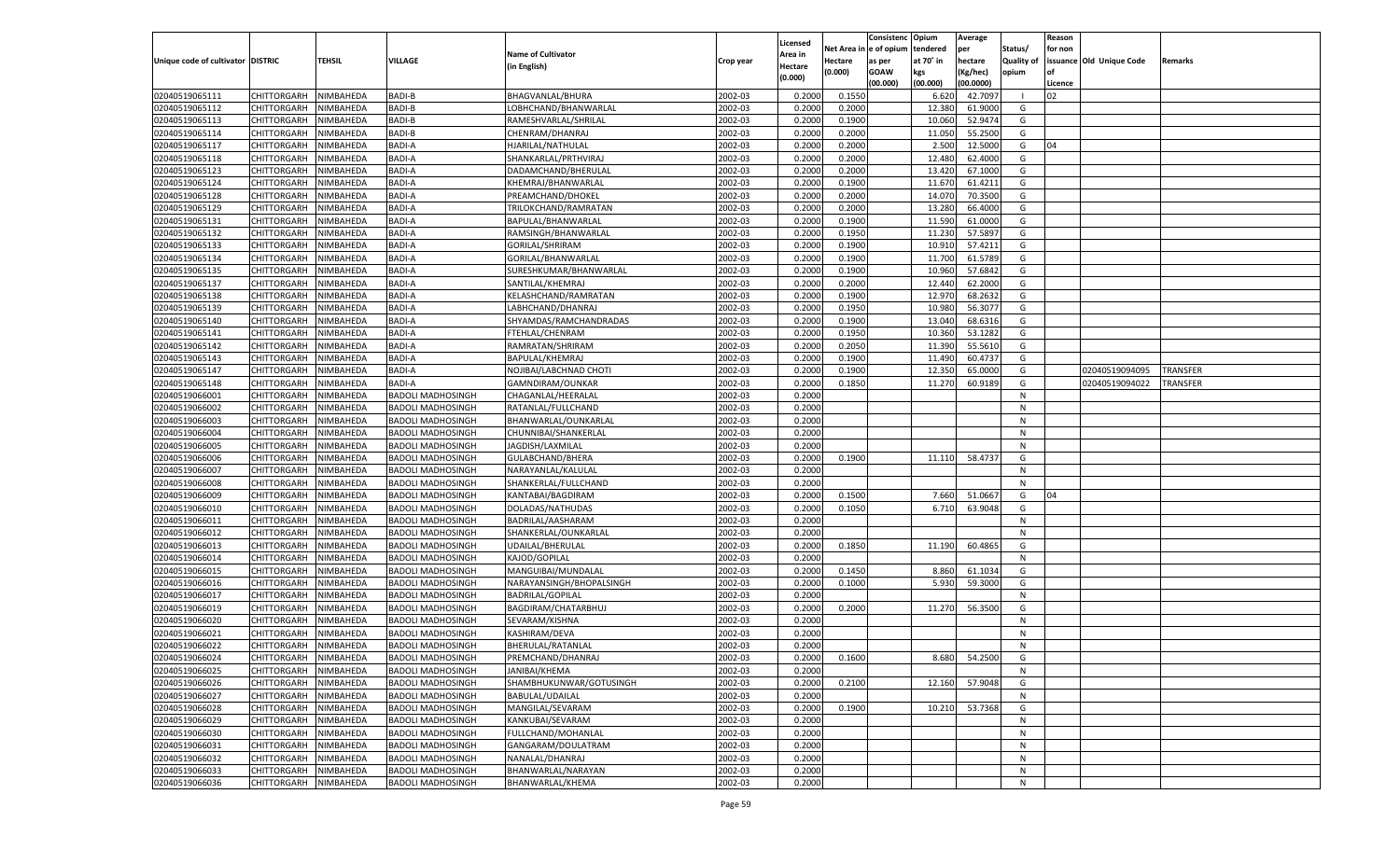| Unique code of cultivator | DISTRIC | TEHSIL | VILLAGE | Name of Cultivator (in English) | Crop year | Licensed Area in Hectare (0.000) | Net Area in Hectare (0.000) | Consistenc e of opium as per GOAW (00.000) | Opium tendered at 70˚ in kgs (00.000) | Average per hectare (Kg/hec) (00.0000) | Status/ Quality of opium | Reason for non issuance of Licence | Old Unique Code | Remarks |
|---|---|---|---|---|---|---|---|---|---|---|---|---|---|---|
| 02040519065111 | CHITTORGARH | NIMBAHEDA | BADI-B | BHAGVANLAL/BHURA | 2002-03 | 0.2000 | 0.1550 | | 6.620 | 42.7097 | I | 02 | | |
| 02040519065112 | CHITTORGARH | NIMBAHEDA | BADI-B | LOBHCHAND/BHANWARLAL | 2002-03 | 0.2000 | 0.2000 | | 12.380 | 61.9000 | G | | | |
| 02040519065113 | CHITTORGARH | NIMBAHEDA | BADI-B | RAMESHVARLAL/SHRILAL | 2002-03 | 0.2000 | 0.1900 | | 10.060 | 52.9474 | G | | | |
| 02040519065114 | CHITTORGARH | NIMBAHEDA | BADI-B | CHENRAM/DHANRAJ | 2002-03 | 0.2000 | 0.2000 | | 11.050 | 55.2500 | G | | | |
| 02040519065117 | CHITTORGARH | NIMBAHEDA | BADI-A | HJARILAL/NATHULAL | 2002-03 | 0.2000 | 0.2000 | | 2.500 | 12.5000 | G | 04 | | |
| 02040519065118 | CHITTORGARH | NIMBAHEDA | BADI-A | SHANKARLAL/PRTHVIRAJ | 2002-03 | 0.2000 | 0.2000 | | 12.480 | 62.4000 | G | | | |
| 02040519065123 | CHITTORGARH | NIMBAHEDA | BADI-A | DADAMCHAND/BHERULAL | 2002-03 | 0.2000 | 0.2000 | | 13.420 | 67.1000 | G | | | |
| 02040519065124 | CHITTORGARH | NIMBAHEDA | BADI-A | KHEMRAJ/BHANWARLAL | 2002-03 | 0.2000 | 0.1900 | | 11.670 | 61.4211 | G | | | |
| 02040519065128 | CHITTORGARH | NIMBAHEDA | BADI-A | PREAMCHAND/DHOKEL | 2002-03 | 0.2000 | 0.2000 | | 14.070 | 70.3500 | G | | | |
| 02040519065129 | CHITTORGARH | NIMBAHEDA | BADI-A | TRILOKCHAND/RAMRATAN | 2002-03 | 0.2000 | 0.2000 | | 13.280 | 66.4000 | G | | | |
| 02040519065131 | CHITTORGARH | NIMBAHEDA | BADI-A | BAPULAL/BHANWARLAL | 2002-03 | 0.2000 | 0.1900 | | 11.590 | 61.0000 | G | | | |
| 02040519065132 | CHITTORGARH | NIMBAHEDA | BADI-A | RAMSINGH/BHANWARLAL | 2002-03 | 0.2000 | 0.1950 | | 11.230 | 57.5897 | G | | | |
| 02040519065133 | CHITTORGARH | NIMBAHEDA | BADI-A | GORILAL/SHRIRAM | 2002-03 | 0.2000 | 0.1900 | | 10.910 | 57.4211 | G | | | |
| 02040519065134 | CHITTORGARH | NIMBAHEDA | BADI-A | GORILAL/BHANWARLAL | 2002-03 | 0.2000 | 0.1900 | | 11.700 | 61.5789 | G | | | |
| 02040519065135 | CHITTORGARH | NIMBAHEDA | BADI-A | SURESHKUMAR/BHANWARLAL | 2002-03 | 0.2000 | 0.1900 | | 10.960 | 57.6842 | G | | | |
| 02040519065137 | CHITTORGARH | NIMBAHEDA | BADI-A | SANTILAL/KHEMRAJ | 2002-03 | 0.2000 | 0.2000 | | 12.440 | 62.2000 | G | | | |
| 02040519065138 | CHITTORGARH | NIMBAHEDA | BADI-A | KELASHCHAND/RAMRATAN | 2002-03 | 0.2000 | 0.1900 | | 12.970 | 68.2632 | G | | | |
| 02040519065139 | CHITTORGARH | NIMBAHEDA | BADI-A | LABHCHAND/DHANRAJ | 2002-03 | 0.2000 | 0.1950 | | 10.980 | 56.3077 | G | | | |
| 02040519065140 | CHITTORGARH | NIMBAHEDA | BADI-A | SHYAMDAS/RAMCHANDRADAS | 2002-03 | 0.2000 | 0.1900 | | 13.040 | 68.6316 | G | | | |
| 02040519065141 | CHITTORGARH | NIMBAHEDA | BADI-A | FTEHLAL/CHENRAM | 2002-03 | 0.2000 | 0.1950 | | 10.360 | 53.1282 | G | | | |
| 02040519065142 | CHITTORGARH | NIMBAHEDA | BADI-A | RAMRATAN/SHRIRAM | 2002-03 | 0.2000 | 0.2050 | | 11.390 | 55.5610 | G | | | |
| 02040519065143 | CHITTORGARH | NIMBAHEDA | BADI-A | BAPULAL/KHEMRAJ | 2002-03 | 0.2000 | 0.1900 | | 11.490 | 60.4737 | G | | | |
| 02040519065147 | CHITTORGARH | NIMBAHEDA | BADI-A | NOJIBAI/LABCHNAD CHOTI | 2002-03 | 0.2000 | 0.1900 | | 12.350 | 65.0000 | G | | 02040519094095 | TRANSFER |
| 02040519065148 | CHITTORGARH | NIMBAHEDA | BADI-A | GAMNDIRAM/OUNKAR | 2002-03 | 0.2000 | 0.1850 | | 11.270 | 60.9189 | G | | 02040519094022 | TRANSFER |
| 02040519066001 | CHITTORGARH | NIMBAHEDA | BADOLI MADHOSINGH | CHAGANLAL/HEERALAL | 2002-03 | 0.2000 | | | | | N | | | |
| 02040519066002 | CHITTORGARH | NIMBAHEDA | BADOLI MADHOSINGH | RATANLAL/FULLCHAND | 2002-03 | 0.2000 | | | | | N | | | |
| 02040519066003 | CHITTORGARH | NIMBAHEDA | BADOLI MADHOSINGH | BHANWARLAL/OUNKARLAL | 2002-03 | 0.2000 | | | | | N | | | |
| 02040519066004 | CHITTORGARH | NIMBAHEDA | BADOLI MADHOSINGH | CHUNNIBAI/SHANKERLAL | 2002-03 | 0.2000 | | | | | N | | | |
| 02040519066005 | CHITTORGARH | NIMBAHEDA | BADOLI MADHOSINGH | JAGDISH/LAXMILAL | 2002-03 | 0.2000 | | | | | N | | | |
| 02040519066006 | CHITTORGARH | NIMBAHEDA | BADOLI MADHOSINGH | GULABCHAND/BHERA | 2002-03 | 0.2000 | 0.1900 | | 11.110 | 58.4737 | G | | | |
| 02040519066007 | CHITTORGARH | NIMBAHEDA | BADOLI MADHOSINGH | NARAYANLAL/KALULAL | 2002-03 | 0.2000 | | | | | N | | | |
| 02040519066008 | CHITTORGARH | NIMBAHEDA | BADOLI MADHOSINGH | SHANKERLAL/FULLCHAND | 2002-03 | 0.2000 | | | | | N | | | |
| 02040519066009 | CHITTORGARH | NIMBAHEDA | BADOLI MADHOSINGH | KANTABAI/BAGDIRAM | 2002-03 | 0.2000 | 0.1500 | | 7.660 | 51.0667 | G | 04 | | |
| 02040519066010 | CHITTORGARH | NIMBAHEDA | BADOLI MADHOSINGH | DOLADAS/NATHUDAS | 2002-03 | 0.2000 | 0.1050 | | 6.710 | 63.9048 | G | | | |
| 02040519066011 | CHITTORGARH | NIMBAHEDA | BADOLI MADHOSINGH | BADRILAL/AASHARAM | 2002-03 | 0.2000 | | | | | N | | | |
| 02040519066012 | CHITTORGARH | NIMBAHEDA | BADOLI MADHOSINGH | SHANKERLAL/OUNKARLAL | 2002-03 | 0.2000 | | | | | N | | | |
| 02040519066013 | CHITTORGARH | NIMBAHEDA | BADOLI MADHOSINGH | UDAILAL/BHERULAL | 2002-03 | 0.2000 | 0.1850 | | 11.190 | 60.4865 | G | | | |
| 02040519066014 | CHITTORGARH | NIMBAHEDA | BADOLI MADHOSINGH | KAJOD/GOPILAL | 2002-03 | 0.2000 | | | | | N | | | |
| 02040519066015 | CHITTORGARH | NIMBAHEDA | BADOLI MADHOSINGH | MANGUIBAI/MUNDALAL | 2002-03 | 0.2000 | 0.1450 | | 8.860 | 61.1034 | G | | | |
| 02040519066016 | CHITTORGARH | NIMBAHEDA | BADOLI MADHOSINGH | NARAYANSINGH/BHOPALSINGH | 2002-03 | 0.2000 | 0.1000 | | 5.930 | 59.3000 | G | | | |
| 02040519066017 | CHITTORGARH | NIMBAHEDA | BADOLI MADHOSINGH | BADRILAL/GOPILAL | 2002-03 | 0.2000 | | | | | N | | | |
| 02040519066019 | CHITTORGARH | NIMBAHEDA | BADOLI MADHOSINGH | BAGDIRAM/CHATARBHUJ | 2002-03 | 0.2000 | 0.2000 | | 11.270 | 56.3500 | G | | | |
| 02040519066020 | CHITTORGARH | NIMBAHEDA | BADOLI MADHOSINGH | SEVARAM/KISHNA | 2002-03 | 0.2000 | | | | | N | | | |
| 02040519066021 | CHITTORGARH | NIMBAHEDA | BADOLI MADHOSINGH | KASHIRAM/DEVA | 2002-03 | 0.2000 | | | | | N | | | |
| 02040519066022 | CHITTORGARH | NIMBAHEDA | BADOLI MADHOSINGH | BHERULAL/RATANLAL | 2002-03 | 0.2000 | | | | | N | | | |
| 02040519066024 | CHITTORGARH | NIMBAHEDA | BADOLI MADHOSINGH | PREMCHAND/DHANRAJ | 2002-03 | 0.2000 | 0.1600 | | 8.680 | 54.2500 | G | | | |
| 02040519066025 | CHITTORGARH | NIMBAHEDA | BADOLI MADHOSINGH | JANIBAI/KHEMA | 2002-03 | 0.2000 | | | | | N | | | |
| 02040519066026 | CHITTORGARH | NIMBAHEDA | BADOLI MADHOSINGH | SHAMBHUKUNWAR/GOTUSINGH | 2002-03 | 0.2000 | 0.2100 | | 12.160 | 57.9048 | G | | | |
| 02040519066027 | CHITTORGARH | NIMBAHEDA | BADOLI MADHOSINGH | BABULAL/UDAILAL | 2002-03 | 0.2000 | | | | | N | | | |
| 02040519066028 | CHITTORGARH | NIMBAHEDA | BADOLI MADHOSINGH | MANGILAL/SEVARAM | 2002-03 | 0.2000 | 0.1900 | | 10.210 | 53.7368 | G | | | |
| 02040519066029 | CHITTORGARH | NIMBAHEDA | BADOLI MADHOSINGH | KANKUBAI/SEVARAM | 2002-03 | 0.2000 | | | | | N | | | |
| 02040519066030 | CHITTORGARH | NIMBAHEDA | BADOLI MADHOSINGH | FULLCHAND/MOHANLAL | 2002-03 | 0.2000 | | | | | N | | | |
| 02040519066031 | CHITTORGARH | NIMBAHEDA | BADOLI MADHOSINGH | GANGARAM/DOULATRAM | 2002-03 | 0.2000 | | | | | N | | | |
| 02040519066032 | CHITTORGARH | NIMBAHEDA | BADOLI MADHOSINGH | NANALAL/DHANRAJ | 2002-03 | 0.2000 | | | | | N | | | |
| 02040519066033 | CHITTORGARH | NIMBAHEDA | BADOLI MADHOSINGH | BHANWARLAL/NARAYAN | 2002-03 | 0.2000 | | | | | N | | | |
| 02040519066036 | CHITTORGARH | NIMBAHEDA | BADOLI MADHOSINGH | BHANWARLAL/KHEMA | 2002-03 | 0.2000 | | | | | N | | | |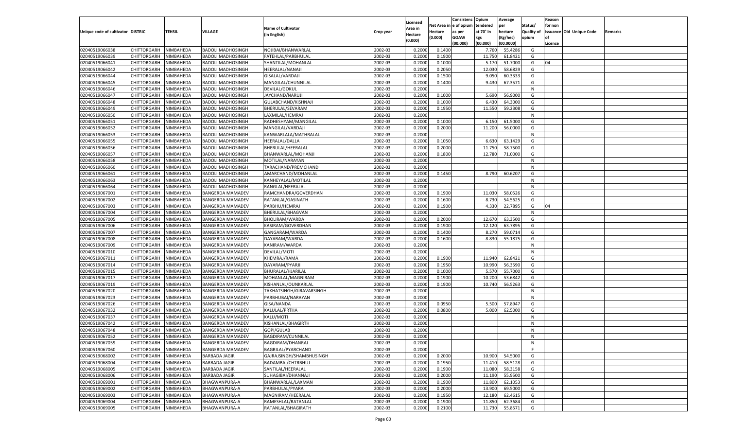| Unique code of cultivator | DISTRIC | TEHSIL | VILLAGE | Name of Cultivator (in English) | Crop year | Licensed Area in Hectare (0.000) | Net Area in Hectare (0.000) | Consistence of opium as per GOAW (00.000) | Opium tendered at 70° in kgs (00.000) | Average per hectare (Kg/hec) (00.0000) | Status/ Quality of opium | Reason for non issuance of Licence | Old Unique Code | Remarks |
|---|---|---|---|---|---|---|---|---|---|---|---|---|---|---|
| 02040519066038 | CHITTORGARH | NIMBAHEDA | BADOLI MADHOSINGH | NOJIBAI/BHANWARLAL | 2002-03 | 0.2000 | 0.1400 | | 7.760 | 55.4286 | G | | | |
| 02040519066039 | CHITTORGARH | NIMBAHEDA | BADOLI MADHOSINGH | FATEHLAL/PARBHULAL | 2002-03 | 0.2000 | 0.1900 | | 11.750 | 61.8421 | G | | | |
| 02040519066041 | CHITTORGARH | NIMBAHEDA | BADOLI MADHOSINGH | SHANTILAL/MOHANLAL | 2002-03 | 0.2000 | 0.1000 | | 5.170 | 51.7000 | G | 04 | | |
| 02040519066042 | CHITTORGARH | NIMBAHEDA | BADOLI MADHOSINGH | HEERALAL/NANAJI | 2002-03 | 0.2000 | 0.2050 | | 12.030 | 58.6829 | G | | | |
| 02040519066044 | CHITTORGARH | NIMBAHEDA | BADOLI MADHOSINGH | GISALAL/VARDAJI | 2002-03 | 0.2000 | 0.1500 | | 9.050 | 60.3333 | G | | | |
| 02040519066045 | CHITTORGARH | NIMBAHEDA | BADOLI MADHOSINGH | MANGILAL/CHUNNILAL | 2002-03 | 0.2000 | 0.1400 | | 9.430 | 67.3571 | G | | | |
| 02040519066046 | CHITTORGARH | NIMBAHEDA | BADOLI MADHOSINGH | DEVILAL/GOKUL | 2002-03 | 0.2000 | | | | | N | | | |
| 02040519066047 | CHITTORGARH | NIMBAHEDA | BADOLI MADHOSINGH | JAYCHAND/NARUJI | 2002-03 | 0.2000 | 0.1000 | | 5.690 | 56.9000 | G | | | |
| 02040519066048 | CHITTORGARH | NIMBAHEDA | BADOLI MADHOSINGH | GULABCHAND/KISHNAJI | 2002-03 | 0.2000 | 0.1000 | | 6.430 | 64.3000 | G | | | |
| 02040519066049 | CHITTORGARH | NIMBAHEDA | BADOLI MADHOSINGH | BHERULAL/SEVARAM | 2002-03 | 0.2000 | 0.1950 | | 11.550 | 59.2308 | G | | | |
| 02040519066050 | CHITTORGARH | NIMBAHEDA | BADOLI MADHOSINGH | LAXMILAL/HEMRAJ | 2002-03 | 0.2000 | | | | | N | | | |
| 02040519066051 | CHITTORGARH | NIMBAHEDA | BADOLI MADHOSINGH | RADHESHYAM/MANGILAL | 2002-03 | 0.2000 | 0.1000 | | 6.150 | 61.5000 | G | | | |
| 02040519066052 | CHITTORGARH | NIMBAHEDA | BADOLI MADHOSINGH | MANGILAL/VARDAJI | 2002-03 | 0.2000 | 0.2000 | | 11.200 | 56.0000 | G | | | |
| 02040519066053 | CHITTORGARH | NIMBAHEDA | BADOLI MADHOSINGH | KANWARLALA/MATHRALAL | 2002-03 | 0.2000 | | | | | N | | | |
| 02040519066055 | CHITTORGARH | NIMBAHEDA | BADOLI MADHOSINGH | HEERALAL/DALLA | 2002-03 | 0.2000 | 0.1050 | | 6.630 | 63.1429 | G | | | |
| 02040519066056 | CHITTORGARH | NIMBAHEDA | BADOLI MADHOSINGH | BHERULAL/HEERALAL | 2002-03 | 0.2000 | 0.2000 | | 11.750 | 58.7500 | G | | | |
| 02040519066057 | CHITTORGARH | NIMBAHEDA | BADOLI MADHOSINGH | BHANWARLAL/MOHANJI | 2002-03 | 0.2000 | 0.1800 | | 12.780 | 71.0000 | G | | | |
| 02040519066058 | CHITTORGARH | NIMBAHEDA | BADOLI MADHOSINGH | MOTILAL/NARAYAN | 2002-03 | 0.2000 | | | | | N | | | |
| 02040519066060 | CHITTORGARH | NIMBAHEDA | BADOLI MADHOSINGH | TARACHAND/PREMCHAND | 2002-03 | 0.2000 | | | | | N | | | |
| 02040519066061 | CHITTORGARH | NIMBAHEDA | BADOLI MADHOSINGH | AMARCHAND/MOHANLAL | 2002-03 | 0.2000 | 0.1450 | | 8.790 | 60.6207 | G | | | |
| 02040519066063 | CHITTORGARH | NIMBAHEDA | BADOLI MADHOSINGH | KANHEYALAL/MOTILAL | 2002-03 | 0.2000 | | | | | N | | | |
| 02040519066064 | CHITTORGARH | NIMBAHEDA | BADOLI MADHOSINGH | RANGLAL/HEERALAL | 2002-03 | 0.2000 | | | | | N | | | |
| 02040519067001 | CHITTORGARH | NIMBAHEDA | BANGERDA MAMADEV | RAMCHANDRA/GOVERDHAN | 2002-03 | 0.2000 | 0.1900 | | 11.030 | 58.0526 | G | | | |
| 02040519067002 | CHITTORGARH | NIMBAHEDA | BANGERDA MAMADEV | RATANLAL/GASINATH | 2002-03 | 0.2000 | 0.1600 | | 8.730 | 54.5625 | G | | | |
| 02040519067003 | CHITTORGARH | NIMBAHEDA | BANGERDA MAMADEV | PARBHU/HEMRAJ | 2002-03 | 0.2000 | 0.1900 | | 4.330 | 22.7895 | G | 04 | | |
| 02040519067004 | CHITTORGARH | NIMBAHEDA | BANGERDA MAMADEV | BHERULAL/BHAGVAN | 2002-03 | 0.2000 | | | | | N | | | |
| 02040519067005 | CHITTORGARH | NIMBAHEDA | BANGERDA MAMADEV | BHOLIRAM/WARDA | 2002-03 | 0.2000 | 0.2000 | | 12.670 | 63.3500 | G | | | |
| 02040519067006 | CHITTORGARH | NIMBAHEDA | BANGERDA MAMADEV | KASIRAM/GOVERDHAN | 2002-03 | 0.2000 | 0.1900 | | 12.120 | 63.7895 | G | | | |
| 02040519067007 | CHITTORGARH | NIMBAHEDA | BANGERDA MAMADEV | GANGARAM/WARDA | 2002-03 | 0.2000 | 0.1400 | | 8.270 | 59.0714 | G | | | |
| 02040519067008 | CHITTORGARH | NIMBAHEDA | BANGERDA MAMADEV | DAYARAM/WARDA | 2002-03 | 0.2000 | 0.1600 | | 8.830 | 55.1875 | G | | | |
| 02040519067009 | CHITTORGARH | NIMBAHEDA | BANGERDA MAMADEV | KANIRAM/WARDA | 2002-03 | 0.2000 | | | | | N | | | |
| 02040519067010 | CHITTORGARH | NIMBAHEDA | BANGERDA MAMADEV | DEVILAL/MOTI | 2002-03 | 0.2000 | | | | | N | | | |
| 02040519067011 | CHITTORGARH | NIMBAHEDA | BANGERDA MAMADEV | KHEMRAJ/RAMA | 2002-03 | 0.2000 | 0.1900 | | 11.940 | 62.8421 | G | | | |
| 02040519067014 | CHITTORGARH | NIMBAHEDA | BANGERDA MAMADEV | DAYARAM/PYARJI | 2002-03 | 0.2000 | 0.1950 | | 10.990 | 56.3590 | G | | | |
| 02040519067015 | CHITTORGARH | NIMBAHEDA | BANGERDA MAMADEV | BHURALAL/HJARILAL | 2002-03 | 0.2000 | 0.1000 | | 5.570 | 55.7000 | G | | | |
| 02040519067017 | CHITTORGARH | NIMBAHEDA | BANGERDA MAMADEV | MOHANLAL/MAGNIRAM | 2002-03 | 0.2000 | 0.1900 | | 10.200 | 53.6842 | G | | | |
| 02040519067019 | CHITTORGARH | NIMBAHEDA | BANGERDA MAMADEV | KISHANLAL/OUNKARLAL | 2002-03 | 0.2000 | 0.1900 | | 10.740 | 56.5263 | G | | | |
| 02040519067020 | CHITTORGARH | NIMBAHEDA | BANGERDA MAMADEV | TAKHATSINGH/GIRAVARSINGH | 2002-03 | 0.2000 | | | | | N | | | |
| 02040519067023 | CHITTORGARH | NIMBAHEDA | BANGERDA MAMADEV | PARBHUBAI/NARAYAN | 2002-03 | 0.2000 | | | | | N | | | |
| 02040519067026 | CHITTORGARH | NIMBAHEDA | BANGERDA MAMADEV | GISA/NANDA | 2002-03 | 0.2000 | 0.0950 | | 5.500 | 57.8947 | G | | | |
| 02040519067032 | CHITTORGARH | NIMBAHEDA | BANGERDA MAMADEV | KALULAL/PRTHA | 2002-03 | 0.2000 | 0.0800 | | 5.000 | 62.5000 | G | | | |
| 02040519067037 | CHITTORGARH | NIMBAHEDA | BANGERDA MAMADEV | KALU/MOTI | 2002-03 | 0.2000 | | | | | N | | | |
| 02040519067042 | CHITTORGARH | NIMBAHEDA | BANGERDA MAMADEV | KISHANLAL/BHAGIRTH | 2002-03 | 0.2000 | | | | | N | | | |
| 02040519067048 | CHITTORGARH | NIMBAHEDA | BANGERDA MAMADEV | GOPI/GULAB | 2002-03 | 0.2000 | | | | | N | | | |
| 02040519067052 | CHITTORGARH | NIMBAHEDA | BANGERDA MAMADEV | BAGDIRAM/CUNNILAL | 2002-03 | 0.2000 | | | | | N | | | |
| 02040519067059 | CHITTORGARH | NIMBAHEDA | BANGERDA MAMADEV | BAGDIRAM/DHANRAJ | 2002-03 | 0.2000 | | | | | N | | | |
| 02040519067060 | CHITTORGARH | NIMBAHEDA | BANGERDA MAMADEV | BAGRILAL/PYARCHAND | 2002-03 | 0.2000 | | | | | F | | | |
| 02040519068002 | CHITTORGARH | NIMBAHEDA | BARBADA JAGIR | GAJRAJSINGH/SHAMBHUSINGH | 2002-03 | 0.2000 | 0.2000 | | 10.900 | 54.5000 | G | | | |
| 02040519068004 | CHITTORGARH | NIMBAHEDA | BARBADA JAGIR | BADAMBAI/CHTRBHUJ | 2002-03 | 0.2000 | 0.1950 | | 11.410 | 58.5128 | G | | | |
| 02040519068005 | CHITTORGARH | NIMBAHEDA | BARBADA JAGIR | SANTILAL/HEERALAL | 2002-03 | 0.2000 | 0.1900 | | 11.080 | 58.3158 | G | | | |
| 02040519068006 | CHITTORGARH | NIMBAHEDA | BARBADA JAGIR | SUHAGIBAI/DHANNAJI | 2002-03 | 0.2000 | 0.2000 | | 11.190 | 55.9500 | G | | | |
| 02040519069001 | CHITTORGARH | NIMBAHEDA | BHAGWANPURA-A | BHANWARLAL/LAXMAN | 2002-03 | 0.2000 | 0.1900 | | 11.800 | 62.1053 | G | | | |
| 02040519069002 | CHITTORGARH | NIMBAHEDA | BHAGWANPURA-A | PARBHULAL/PYARA | 2002-03 | 0.2000 | 0.2000 | | 13.900 | 69.5000 | G | | | |
| 02040519069003 | CHITTORGARH | NIMBAHEDA | BHAGWANPURA-A | MAGNIRAM/HEERALAL | 2002-03 | 0.2000 | 0.1950 | | 12.180 | 62.4615 | G | | | |
| 02040519069004 | CHITTORGARH | NIMBAHEDA | BHAGWANPURA-A | RAMESHLAL/RATANLAL | 2002-03 | 0.2000 | 0.1900 | | 11.850 | 62.3684 | G | | | |
| 02040519069005 | CHITTORGARH | NIMBAHEDA | BHAGWANPURA-A | RATANLAL/BHAGIRATH | 2002-03 | 0.2000 | 0.2100 | | 11.730 | 55.8571 | G | | | |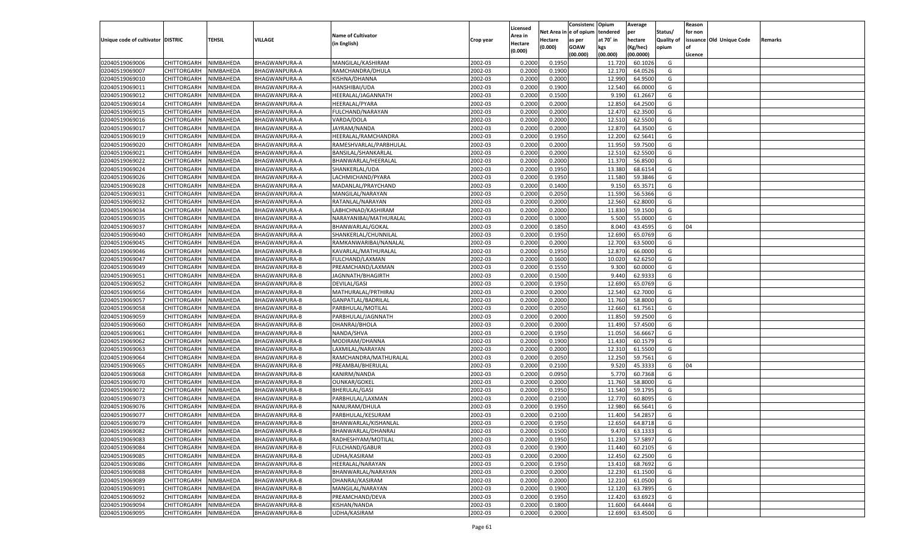| Unique code of cultivator | DISTRIC | TEHSIL | VILLAGE | Name of Cultivator (in English) | Crop year | Licensed Area in Hectare (0.000) | Net Area in Hectare (0.000) | Consistence of opium as per GOAW (00.000) | Opium tendered at 70° in kgs (00.000) | Average per hectare (Kg/hec) (00.0000) | Status/ Quality of opium | Reason for non issuance of Licence | Old Unique Code | Remarks |
|---|---|---|---|---|---|---|---|---|---|---|---|---|---|---|
| 02040519069006 | CHITTORGARH | NIMBAHEDA | BHAGWANPURA-A | MANGILAL/KASHIRAM | 2002-03 | 0.2000 | 0.1950 | | 11.720 | 60.1026 | G | | | |
| 02040519069007 | CHITTORGARH | NIMBAHEDA | BHAGWANPURA-A | RAMCHANDRA/DHULA | 2002-03 | 0.2000 | 0.1900 | | 12.170 | 64.0526 | G | | | |
| 02040519069010 | CHITTORGARH | NIMBAHEDA | BHAGWANPURA-A | KISHNA/DHANNA | 2002-03 | 0.2000 | 0.2000 | | 12.990 | 64.9500 | G | | | |
| 02040519069011 | CHITTORGARH | NIMBAHEDA | BHAGWANPURA-A | HANSHIBAI/UDA | 2002-03 | 0.2000 | 0.1900 | | 12.540 | 66.0000 | G | | | |
| 02040519069012 | CHITTORGARH | NIMBAHEDA | BHAGWANPURA-A | HEERALAL/JAGANNATH | 2002-03 | 0.2000 | 0.1500 | | 9.190 | 61.2667 | G | | | |
| 02040519069014 | CHITTORGARH | NIMBAHEDA | BHAGWANPURA-A | HEERALAL/PYARA | 2002-03 | 0.2000 | 0.2000 | | 12.850 | 64.2500 | G | | | |
| 02040519069015 | CHITTORGARH | NIMBAHEDA | BHAGWANPURA-A | FULCHAND/NARAYAN | 2002-03 | 0.2000 | 0.2000 | | 12.470 | 62.3500 | G | | | |
| 02040519069016 | CHITTORGARH | NIMBAHEDA | BHAGWANPURA-A | VARDA/DOLA | 2002-03 | 0.2000 | 0.2000 | | 12.510 | 62.5500 | G | | | |
| 02040519069017 | CHITTORGARH | NIMBAHEDA | BHAGWANPURA-A | JAYRAM/NANDA | 2002-03 | 0.2000 | 0.2000 | | 12.870 | 64.3500 | G | | | |
| 02040519069019 | CHITTORGARH | NIMBAHEDA | BHAGWANPURA-A | HEERALAL/RAMCHANDRA | 2002-03 | 0.2000 | 0.1950 | | 12.200 | 62.5641 | G | | | |
| 02040519069020 | CHITTORGARH | NIMBAHEDA | BHAGWANPURA-A | RAMESHVARLAL/PARBHULAL | 2002-03 | 0.2000 | 0.2000 | | 11.950 | 59.7500 | G | | | |
| 02040519069021 | CHITTORGARH | NIMBAHEDA | BHAGWANPURA-A | BANSILAL/SHANKARLAL | 2002-03 | 0.2000 | 0.2000 | | 12.510 | 62.5500 | G | | | |
| 02040519069022 | CHITTORGARH | NIMBAHEDA | BHAGWANPURA-A | BHANWARLAL/HEERALAL | 2002-03 | 0.2000 | 0.2000 | | 11.370 | 56.8500 | G | | | |
| 02040519069024 | CHITTORGARH | NIMBAHEDA | BHAGWANPURA-A | SHANKERLAL/UDA | 2002-03 | 0.2000 | 0.1950 | | 13.380 | 68.6154 | G | | | |
| 02040519069026 | CHITTORGARH | NIMBAHEDA | BHAGWANPURA-A | LACHMICHAND/PYARA | 2002-03 | 0.2000 | 0.1950 | | 11.580 | 59.3846 | G | | | |
| 02040519069028 | CHITTORGARH | NIMBAHEDA | BHAGWANPURA-A | MADANLAL/PRAYCHAND | 2002-03 | 0.2000 | 0.1400 | | 9.150 | 65.3571 | G | | | |
| 02040519069031 | CHITTORGARH | NIMBAHEDA | BHAGWANPURA-A | MANGILAL/NARAYAN | 2002-03 | 0.2000 | 0.2050 | | 11.590 | 56.5366 | G | | | |
| 02040519069032 | CHITTORGARH | NIMBAHEDA | BHAGWANPURA-A | RATANLAL/NARAYAN | 2002-03 | 0.2000 | 0.2000 | | 12.560 | 62.8000 | G | | | |
| 02040519069034 | CHITTORGARH | NIMBAHEDA | BHAGWANPURA-A | LABHCHNAD/KASHIRAM | 2002-03 | 0.2000 | 0.2000 | | 11.830 | 59.1500 | G | | | |
| 02040519069035 | CHITTORGARH | NIMBAHEDA | BHAGWANPURA-A | NARAYANIBAI/MATHURALAL | 2002-03 | 0.2000 | 0.1000 | | 5.500 | 55.0000 | G | | | |
| 02040519069037 | CHITTORGARH | NIMBAHEDA | BHAGWANPURA-A | BHANWARLAL/GOKAL | 2002-03 | 0.2000 | 0.1850 | | 8.040 | 43.4595 | G | 04 | | |
| 02040519069040 | CHITTORGARH | NIMBAHEDA | BHAGWANPURA-A | SHANKERLAL/CHUNNILAL | 2002-03 | 0.2000 | 0.1950 | | 12.690 | 65.0769 | G | | | |
| 02040519069045 | CHITTORGARH | NIMBAHEDA | BHAGWANPURA-A | RAMKANWARIBAI/NANALAL | 2002-03 | 0.2000 | 0.2000 | | 12.700 | 63.5000 | G | | | |
| 02040519069046 | CHITTORGARH | NIMBAHEDA | BHAGWANPURA-B | KAVARLAL/MATHURALAL | 2002-03 | 0.2000 | 0.1950 | | 12.870 | 66.0000 | G | | | |
| 02040519069047 | CHITTORGARH | NIMBAHEDA | BHAGWANPURA-B | FULCHAND/LAXMAN | 2002-03 | 0.2000 | 0.1600 | | 10.020 | 62.6250 | G | | | |
| 02040519069049 | CHITTORGARH | NIMBAHEDA | BHAGWANPURA-B | PREAMCHAND/LAXMAN | 2002-03 | 0.2000 | 0.1550 | | 9.300 | 60.0000 | G | | | |
| 02040519069051 | CHITTORGARH | NIMBAHEDA | BHAGWANPURA-B | JAGNNATH/BHAGIRTH | 2002-03 | 0.2000 | 0.1500 | | 9.440 | 62.9333 | G | | | |
| 02040519069052 | CHITTORGARH | NIMBAHEDA | BHAGWANPURA-B | DEVILAL/GASI | 2002-03 | 0.2000 | 0.1950 | | 12.690 | 65.0769 | G | | | |
| 02040519069056 | CHITTORGARH | NIMBAHEDA | BHAGWANPURA-B | MATHURALAL/PRTHIRAJ | 2002-03 | 0.2000 | 0.2000 | | 12.540 | 62.7000 | G | | | |
| 02040519069057 | CHITTORGARH | NIMBAHEDA | BHAGWANPURA-B | GANPATLAL/BADRILAL | 2002-03 | 0.2000 | 0.2000 | | 11.760 | 58.8000 | G | | | |
| 02040519069058 | CHITTORGARH | NIMBAHEDA | BHAGWANPURA-B | PARBHULAL/MOTILAL | 2002-03 | 0.2000 | 0.2050 | | 12.660 | 61.7561 | G | | | |
| 02040519069059 | CHITTORGARH | NIMBAHEDA | BHAGWANPURA-B | PARBHULAL/JAGNNATH | 2002-03 | 0.2000 | 0.2000 | | 11.850 | 59.2500 | G | | | |
| 02040519069060 | CHITTORGARH | NIMBAHEDA | BHAGWANPURA-B | DHANRAJ/BHOLA | 2002-03 | 0.2000 | 0.2000 | | 11.490 | 57.4500 | G | | | |
| 02040519069061 | CHITTORGARH | NIMBAHEDA | BHAGWANPURA-B | NANDA/SHVA | 2002-03 | 0.2000 | 0.1950 | | 11.050 | 56.6667 | G | | | |
| 02040519069062 | CHITTORGARH | NIMBAHEDA | BHAGWANPURA-B | MODIRAM/DHANNA | 2002-03 | 0.2000 | 0.1900 | | 11.430 | 60.1579 | G | | | |
| 02040519069063 | CHITTORGARH | NIMBAHEDA | BHAGWANPURA-B | LAXMILAL/NARAYAN | 2002-03 | 0.2000 | 0.2000 | | 12.310 | 61.5500 | G | | | |
| 02040519069064 | CHITTORGARH | NIMBAHEDA | BHAGWANPURA-B | RAMCHANDRA/MATHURALAL | 2002-03 | 0.2000 | 0.2050 | | 12.250 | 59.7561 | G | | | |
| 02040519069065 | CHITTORGARH | NIMBAHEDA | BHAGWANPURA-B | PREAMBAI/BHERULAL | 2002-03 | 0.2000 | 0.2100 | | 9.520 | 45.3333 | G | 04 | | |
| 02040519069068 | CHITTORGARH | NIMBAHEDA | BHAGWANPURA-B | KANIRM/NANDA | 2002-03 | 0.2000 | 0.0950 | | 5.770 | 60.7368 | G | | | |
| 02040519069070 | CHITTORGARH | NIMBAHEDA | BHAGWANPURA-B | OUNKAR/GOKEL | 2002-03 | 0.2000 | 0.2000 | | 11.760 | 58.8000 | G | | | |
| 02040519069072 | CHITTORGARH | NIMBAHEDA | BHAGWANPURA-B | BHERULAL/GASI | 2002-03 | 0.2000 | 0.1950 | | 11.540 | 59.1795 | G | | | |
| 02040519069073 | CHITTORGARH | NIMBAHEDA | BHAGWANPURA-B | PARBHULAL/LAXMAN | 2002-03 | 0.2000 | 0.2100 | | 12.770 | 60.8095 | G | | | |
| 02040519069076 | CHITTORGARH | NIMBAHEDA | BHAGWANPURA-B | NANURAM/DHULA | 2002-03 | 0.2000 | 0.1950 | | 12.980 | 66.5641 | G | | | |
| 02040519069077 | CHITTORGARH | NIMBAHEDA | BHAGWANPURA-B | PARBHULAL/KESURAM | 2002-03 | 0.2000 | 0.2100 | | 11.400 | 54.2857 | G | | | |
| 02040519069079 | CHITTORGARH | NIMBAHEDA | BHAGWANPURA-B | BHANWARLAL/KISHANLAL | 2002-03 | 0.2000 | 0.1950 | | 12.650 | 64.8718 | G | | | |
| 02040519069082 | CHITTORGARH | NIMBAHEDA | BHAGWANPURA-B | BHANWARLAL/DHANRAJ | 2002-03 | 0.2000 | 0.1500 | | 9.470 | 63.1333 | G | | | |
| 02040519069083 | CHITTORGARH | NIMBAHEDA | BHAGWANPURA-B | RADHESHYAM/MOTILAL | 2002-03 | 0.2000 | 0.1950 | | 11.230 | 57.5897 | G | | | |
| 02040519069084 | CHITTORGARH | NIMBAHEDA | BHAGWANPURA-B | FULCHAND/GABUR | 2002-03 | 0.2000 | 0.1900 | | 11.440 | 60.2105 | G | | | |
| 02040519069085 | CHITTORGARH | NIMBAHEDA | BHAGWANPURA-B | UDHA/KASIRAM | 2002-03 | 0.2000 | 0.2000 | | 12.450 | 62.2500 | G | | | |
| 02040519069086 | CHITTORGARH | NIMBAHEDA | BHAGWANPURA-B | HEERALAL/NARAYAN | 2002-03 | 0.2000 | 0.1950 | | 13.410 | 68.7692 | G | | | |
| 02040519069088 | CHITTORGARH | NIMBAHEDA | BHAGWANPURA-B | BHANWARLAL/NARAYAN | 2002-03 | 0.2000 | 0.2000 | | 12.230 | 61.1500 | G | | | |
| 02040519069089 | CHITTORGARH | NIMBAHEDA | BHAGWANPURA-B | DHANRAJ/KASIRAM | 2002-03 | 0.2000 | 0.2000 | | 12.210 | 61.0500 | G | | | |
| 02040519069091 | CHITTORGARH | NIMBAHEDA | BHAGWANPURA-B | MANGILAL/NARAYAN | 2002-03 | 0.2000 | 0.1900 | | 12.120 | 63.7895 | G | | | |
| 02040519069092 | CHITTORGARH | NIMBAHEDA | BHAGWANPURA-B | PREAMCHAND/DEVA | 2002-03 | 0.2000 | 0.1950 | | 12.420 | 63.6923 | G | | | |
| 02040519069094 | CHITTORGARH | NIMBAHEDA | BHAGWANPURA-B | KISHAN/NANDA | 2002-03 | 0.2000 | 0.1800 | | 11.600 | 64.4444 | G | | | |
| 02040519069095 | CHITTORGARH | NIMBAHEDA | BHAGWANPURA-B | UDHA/KASIRAM | 2002-03 | 0.2000 | 0.2000 | | 12.690 | 63.4500 | G | | | |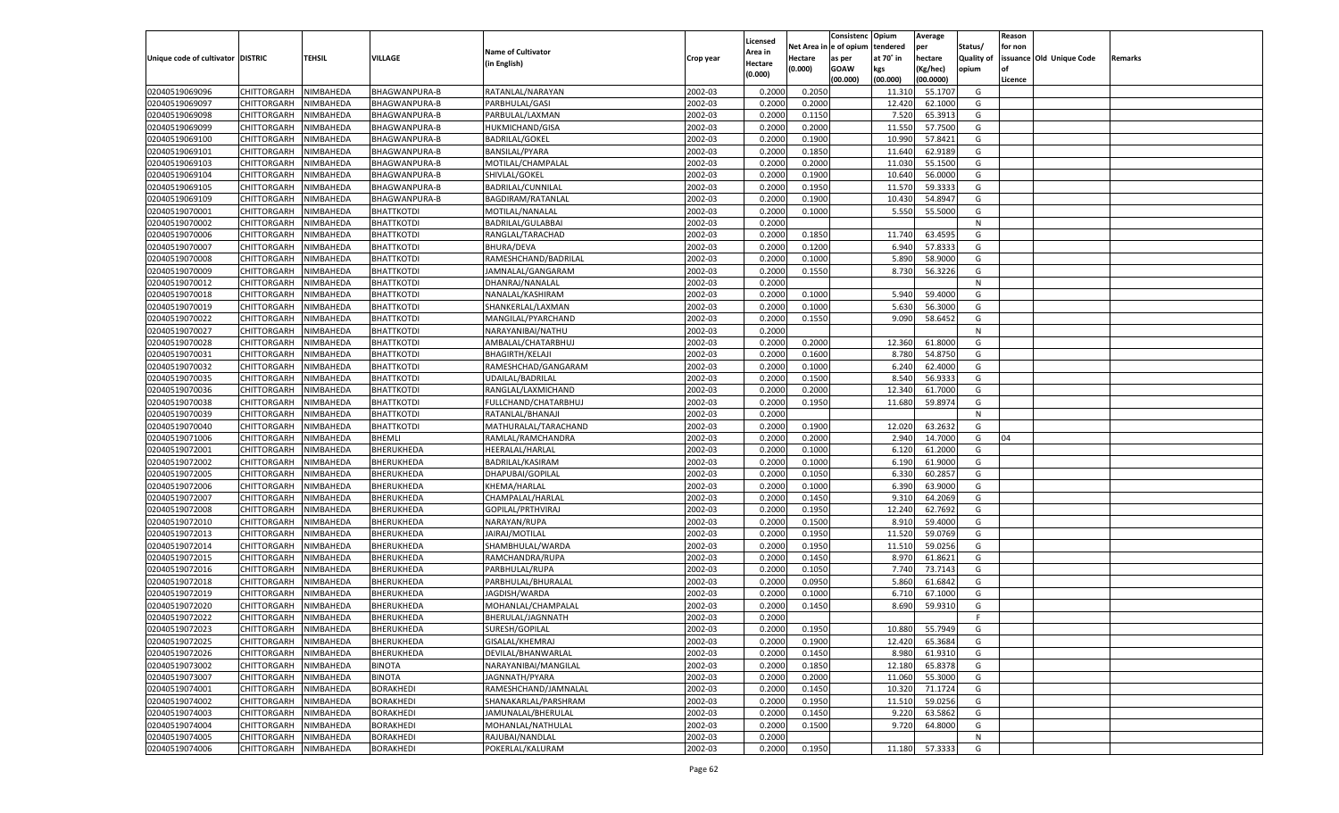| Unique code of cultivator | DISTRIC | TEHSIL | VILLAGE | Name of Cultivator (in English) | Crop year | Licensed Area in Hectare (0.000) | Net Area in Hectare (0.000) | Consistenc e of opium as per GOAW (00.000) | Opium tendered at 70˚ in kgs (00.000) | Average per hectare (Kg/hec) (00.0000) | Status/ Quality of opium | Reason for non issuance of Licence | Old Unique Code | Remarks |
|---|---|---|---|---|---|---|---|---|---|---|---|---|---|---|
| 02040519069096 | CHITTORGARH | NIMBAHEDA | BHAGWANPURA-B | RATANLAL/NARAYAN | 2002-03 | 0.2000 | 0.2050 | | 11.310 | 55.1707 | G | | | |
| 02040519069097 | CHITTORGARH | NIMBAHEDA | BHAGWANPURA-B | PARBHULAL/GASI | 2002-03 | 0.2000 | 0.2000 | | 12.420 | 62.1000 | G | | | |
| 02040519069098 | CHITTORGARH | NIMBAHEDA | BHAGWANPURA-B | PARBULAL/LAXMAN | 2002-03 | 0.2000 | 0.1150 | | 7.520 | 65.3913 | G | | | |
| 02040519069099 | CHITTORGARH | NIMBAHEDA | BHAGWANPURA-B | HUKMICHAND/GISA | 2002-03 | 0.2000 | 0.2000 | | 11.550 | 57.7500 | G | | | |
| 02040519069100 | CHITTORGARH | NIMBAHEDA | BHAGWANPURA-B | BADRILAL/GOKEL | 2002-03 | 0.2000 | 0.1900 | | 10.990 | 57.8421 | G | | | |
| 02040519069101 | CHITTORGARH | NIMBAHEDA | BHAGWANPURA-B | BANSILAL/PYARA | 2002-03 | 0.2000 | 0.1850 | | 11.640 | 62.9189 | G | | | |
| 02040519069103 | CHITTORGARH | NIMBAHEDA | BHAGWANPURA-B | MOTILAL/CHAMPALAL | 2002-03 | 0.2000 | 0.2000 | | 11.030 | 55.1500 | G | | | |
| 02040519069104 | CHITTORGARH | NIMBAHEDA | BHAGWANPURA-B | SHIVLAL/GOKEL | 2002-03 | 0.2000 | 0.1900 | | 10.640 | 56.0000 | G | | | |
| 02040519069105 | CHITTORGARH | NIMBAHEDA | BHAGWANPURA-B | BADRILAL/CUNNILAL | 2002-03 | 0.2000 | 0.1950 | | 11.570 | 59.3333 | G | | | |
| 02040519069109 | CHITTORGARH | NIMBAHEDA | BHAGWANPURA-B | BAGDIRAM/RATANLAL | 2002-03 | 0.2000 | 0.1900 | | 10.430 | 54.8947 | G | | | |
| 02040519070001 | CHITTORGARH | NIMBAHEDA | BHATTKOTDI | MOTILAL/NANALAL | 2002-03 | 0.2000 | 0.1000 | | 5.550 | 55.5000 | G | | | |
| 02040519070002 | CHITTORGARH | NIMBAHEDA | BHATTKOTDI | BADRILAL/GULABBAI | 2002-03 | 0.2000 | | | | | N | | | |
| 02040519070006 | CHITTORGARH | NIMBAHEDA | BHATTKOTDI | RANGLAL/TARACHAD | 2002-03 | 0.2000 | 0.1850 | | 11.740 | 63.4595 | G | | | |
| 02040519070007 | CHITTORGARH | NIMBAHEDA | BHATTKOTDI | BHURA/DEVA | 2002-03 | 0.2000 | 0.1200 | | 6.940 | 57.8333 | G | | | |
| 02040519070008 | CHITTORGARH | NIMBAHEDA | BHATTKOTDI | RAMESHCHAND/BADRILAL | 2002-03 | 0.2000 | 0.1000 | | 5.890 | 58.9000 | G | | | |
| 02040519070009 | CHITTORGARH | NIMBAHEDA | BHATTKOTDI | JAMNALAL/GANGARAM | 2002-03 | 0.2000 | 0.1550 | | 8.730 | 56.3226 | G | | | |
| 02040519070012 | CHITTORGARH | NIMBAHEDA | BHATTKOTDI | DHANRAJ/NANALAL | 2002-03 | 0.2000 | | | | | N | | | |
| 02040519070018 | CHITTORGARH | NIMBAHEDA | BHATTKOTDI | NANALAL/KASHIRAM | 2002-03 | 0.2000 | 0.1000 | | 5.940 | 59.4000 | G | | | |
| 02040519070019 | CHITTORGARH | NIMBAHEDA | BHATTKOTDI | SHANKERLAL/LAXMAN | 2002-03 | 0.2000 | 0.1000 | | 5.630 | 56.3000 | G | | | |
| 02040519070022 | CHITTORGARH | NIMBAHEDA | BHATTKOTDI | MANGILAL/PYARCHAND | 2002-03 | 0.2000 | 0.1550 | | 9.090 | 58.6452 | G | | | |
| 02040519070027 | CHITTORGARH | NIMBAHEDA | BHATTKOTDI | NARAYANIBAI/NATHU | 2002-03 | 0.2000 | | | | | N | | | |
| 02040519070028 | CHITTORGARH | NIMBAHEDA | BHATTKOTDI | AMBALAL/CHATARBHUJ | 2002-03 | 0.2000 | 0.2000 | | 12.360 | 61.8000 | G | | | |
| 02040519070031 | CHITTORGARH | NIMBAHEDA | BHATTKOTDI | BHAGIRTH/KELAJI | 2002-03 | 0.2000 | 0.1600 | | 8.780 | 54.8750 | G | | | |
| 02040519070032 | CHITTORGARH | NIMBAHEDA | BHATTKOTDI | RAMESHCHAD/GANGARAM | 2002-03 | 0.2000 | 0.1000 | | 6.240 | 62.4000 | G | | | |
| 02040519070035 | CHITTORGARH | NIMBAHEDA | BHATTKOTDI | UDAILAL/BADRILAL | 2002-03 | 0.2000 | 0.1500 | | 8.540 | 56.9333 | G | | | |
| 02040519070036 | CHITTORGARH | NIMBAHEDA | BHATTKOTDI | RANGLAL/LAXMICHAND | 2002-03 | 0.2000 | 0.2000 | | 12.340 | 61.7000 | G | | | |
| 02040519070038 | CHITTORGARH | NIMBAHEDA | BHATTKOTDI | FULLCHAND/CHATARBHUJ | 2002-03 | 0.2000 | 0.1950 | | 11.680 | 59.8974 | G | | | |
| 02040519070039 | CHITTORGARH | NIMBAHEDA | BHATTKOTDI | RATANLAL/BHANAJI | 2002-03 | 0.2000 | | | | | N | | | |
| 02040519070040 | CHITTORGARH | NIMBAHEDA | BHATTKOTDI | MATHURALAL/TARACHAND | 2002-03 | 0.2000 | 0.1900 | | 12.020 | 63.2632 | G | | | |
| 02040519071006 | CHITTORGARH | NIMBAHEDA | BHEMLI | RAMLAL/RAMCHANDRA | 2002-03 | 0.2000 | 0.2000 | | 2.940 | 14.7000 | G | 04 | | |
| 02040519072001 | CHITTORGARH | NIMBAHEDA | BHERUKHEDA | HEERALAL/HARLAL | 2002-03 | 0.2000 | 0.1000 | | 6.120 | 61.2000 | G | | | |
| 02040519072002 | CHITTORGARH | NIMBAHEDA | BHERUKHEDA | BADRILAL/KASIRAM | 2002-03 | 0.2000 | 0.1000 | | 6.190 | 61.9000 | G | | | |
| 02040519072005 | CHITTORGARH | NIMBAHEDA | BHERUKHEDA | DHAPUBAI/GOPILAL | 2002-03 | 0.2000 | 0.1050 | | 6.330 | 60.2857 | G | | | |
| 02040519072006 | CHITTORGARH | NIMBAHEDA | BHERUKHEDA | KHEMA/HARLAL | 2002-03 | 0.2000 | 0.1000 | | 6.390 | 63.9000 | G | | | |
| 02040519072007 | CHITTORGARH | NIMBAHEDA | BHERUKHEDA | CHAMPALAL/HARLAL | 2002-03 | 0.2000 | 0.1450 | | 9.310 | 64.2069 | G | | | |
| 02040519072008 | CHITTORGARH | NIMBAHEDA | BHERUKHEDA | GOPILAL/PRTHVIRAJ | 2002-03 | 0.2000 | 0.1950 | | 12.240 | 62.7692 | G | | | |
| 02040519072010 | CHITTORGARH | NIMBAHEDA | BHERUKHEDA | NARAYAN/RUPA | 2002-03 | 0.2000 | 0.1500 | | 8.910 | 59.4000 | G | | | |
| 02040519072013 | CHITTORGARH | NIMBAHEDA | BHERUKHEDA | JAIRAJ/MOTILAL | 2002-03 | 0.2000 | 0.1950 | | 11.520 | 59.0769 | G | | | |
| 02040519072014 | CHITTORGARH | NIMBAHEDA | BHERUKHEDA | SHAMBHULAL/WARDA | 2002-03 | 0.2000 | 0.1950 | | 11.510 | 59.0256 | G | | | |
| 02040519072015 | CHITTORGARH | NIMBAHEDA | BHERUKHEDA | RAMCHANDRA/RUPA | 2002-03 | 0.2000 | 0.1450 | | 8.970 | 61.8621 | G | | | |
| 02040519072016 | CHITTORGARH | NIMBAHEDA | BHERUKHEDA | PARBHULAL/RUPA | 2002-03 | 0.2000 | 0.1050 | | 7.740 | 73.7143 | G | | | |
| 02040519072018 | CHITTORGARH | NIMBAHEDA | BHERUKHEDA | PARBHULAL/BHURALAL | 2002-03 | 0.2000 | 0.0950 | | 5.860 | 61.6842 | G | | | |
| 02040519072019 | CHITTORGARH | NIMBAHEDA | BHERUKHEDA | JAGDISH/WARDA | 2002-03 | 0.2000 | 0.1000 | | 6.710 | 67.1000 | G | | | |
| 02040519072020 | CHITTORGARH | NIMBAHEDA | BHERUKHEDA | MOHANLAL/CHAMPALAL | 2002-03 | 0.2000 | 0.1450 | | 8.690 | 59.9310 | G | | | |
| 02040519072022 | CHITTORGARH | NIMBAHEDA | BHERUKHEDA | BHERULAL/JAGNNATH | 2002-03 | 0.2000 | | | | | F | | | |
| 02040519072023 | CHITTORGARH | NIMBAHEDA | BHERUKHEDA | SURESH/GOPILAL | 2002-03 | 0.2000 | 0.1950 | | 10.880 | 55.7949 | G | | | |
| 02040519072025 | CHITTORGARH | NIMBAHEDA | BHERUKHEDA | GISALAL/KHEMRAJ | 2002-03 | 0.2000 | 0.1900 | | 12.420 | 65.3684 | G | | | |
| 02040519072026 | CHITTORGARH | NIMBAHEDA | BHERUKHEDA | DEVILAL/BHANWARLAL | 2002-03 | 0.2000 | 0.1450 | | 8.980 | 61.9310 | G | | | |
| 02040519073002 | CHITTORGARH | NIMBAHEDA | BINOTA | NARAYANIBAI/MANGILAL | 2002-03 | 0.2000 | 0.1850 | | 12.180 | 65.8378 | G | | | |
| 02040519073007 | CHITTORGARH | NIMBAHEDA | BINOTA | JAGNNATH/PYARA | 2002-03 | 0.2000 | 0.2000 | | 11.060 | 55.3000 | G | | | |
| 02040519074001 | CHITTORGARH | NIMBAHEDA | BORAKHEDI | RAMESHCHAND/JAMNALAL | 2002-03 | 0.2000 | 0.1450 | | 10.320 | 71.1724 | G | | | |
| 02040519074002 | CHITTORGARH | NIMBAHEDA | BORAKHEDI | SHANAKARLAL/PARSHRAM | 2002-03 | 0.2000 | 0.1950 | | 11.510 | 59.0256 | G | | | |
| 02040519074003 | CHITTORGARH | NIMBAHEDA | BORAKHEDI | JAMUNALAL/BHERULAL | 2002-03 | 0.2000 | 0.1450 | | 9.220 | 63.5862 | G | | | |
| 02040519074004 | CHITTORGARH | NIMBAHEDA | BORAKHEDI | MOHANLAL/NATHULAL | 2002-03 | 0.2000 | 0.1500 | | 9.720 | 64.8000 | G | | | |
| 02040519074005 | CHITTORGARH | NIMBAHEDA | BORAKHEDI | RAJUBAI/NANDLAL | 2002-03 | 0.2000 | | | | | N | | | |
| 02040519074006 | CHITTORGARH | NIMBAHEDA | BORAKHEDI | POKERLAL/KALURAM | 2002-03 | 0.2000 | 0.1950 | | 11.180 | 57.3333 | G | | | |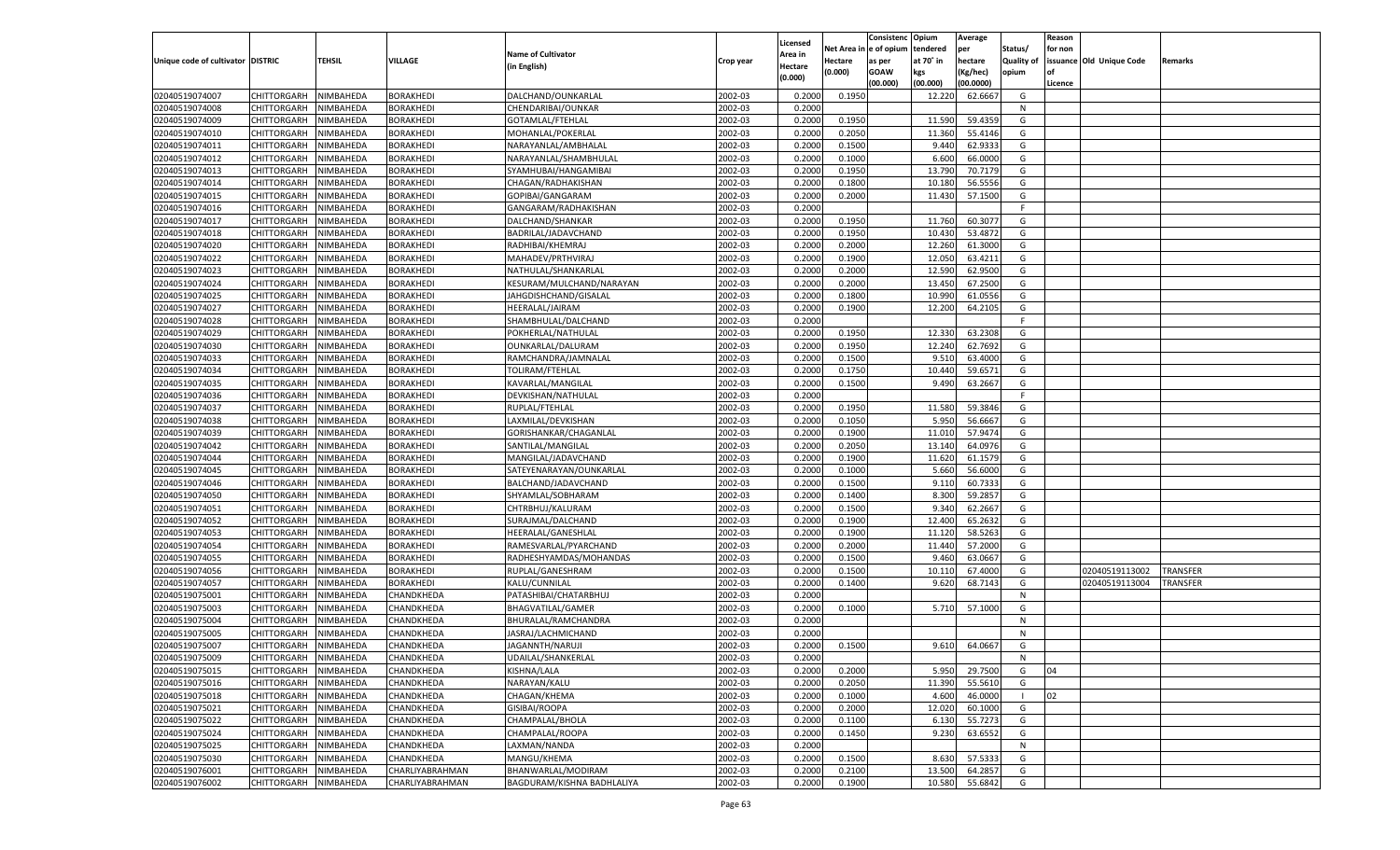| Unique code of cultivator | DISTRIC | TEHSIL | VILLAGE | Name of Cultivator (in English) | Crop year | Licensed Area in Hectare (0.000) | Net Area in Hectare (0.000) | Consistenc e of opium as per GOAW (00.000) | Opium tendered at 70° in kgs (00.000) | Average per hectare (Kg/hec) (00.0000) | Status/ Quality of opium | Reason for non issuance of Licence | Old Unique Code | Remarks |
|---|---|---|---|---|---|---|---|---|---|---|---|---|---|---|
| 02040519074007 | CHITTORGARH | NIMBAHEDA | BORAKHEDI | DALCHAND/OUNKARLAL | 2002-03 | 0.2000 | 0.1950 | | 12.220 | 62.6667 | G | | | |
| 02040519074008 | CHITTORGARH | NIMBAHEDA | BORAKHEDI | CHENDARIBAI/OUNKAR | 2002-03 | 0.2000 | | | | | N | | | |
| 02040519074009 | CHITTORGARH | NIMBAHEDA | BORAKHEDI | GOTAMLAL/FTEHLAL | 2002-03 | 0.2000 | 0.1950 | | 11.590 | 59.4359 | G | | | |
| 02040519074010 | CHITTORGARH | NIMBAHEDA | BORAKHEDI | MOHANLAL/POKERLAL | 2002-03 | 0.2000 | 0.2050 | | 11.360 | 55.4146 | G | | | |
| 02040519074011 | CHITTORGARH | NIMBAHEDA | BORAKHEDI | NARAYANLAL/AMBHALAL | 2002-03 | 0.2000 | 0.1500 | | 9.440 | 62.9333 | G | | | |
| 02040519074012 | CHITTORGARH | NIMBAHEDA | BORAKHEDI | NARAYANLAL/SHAMBHULAL | 2002-03 | 0.2000 | 0.1000 | | 6.600 | 66.0000 | G | | | |
| 02040519074013 | CHITTORGARH | NIMBAHEDA | BORAKHEDI | SYAMHUBAI/HANGAMIBAI | 2002-03 | 0.2000 | 0.1950 | | 13.790 | 70.7179 | G | | | |
| 02040519074014 | CHITTORGARH | NIMBAHEDA | BORAKHEDI | CHAGAN/RADHAKISHAN | 2002-03 | 0.2000 | 0.1800 | | 10.180 | 56.5556 | G | | | |
| 02040519074015 | CHITTORGARH | NIMBAHEDA | BORAKHEDI | GOPIBAI/GANGARAM | 2002-03 | 0.2000 | 0.2000 | | 11.430 | 57.1500 | G | | | |
| 02040519074016 | CHITTORGARH | NIMBAHEDA | BORAKHEDI | GANGARAM/RADHAKISHAN | 2002-03 | 0.2000 | | | | | F | | | |
| 02040519074017 | CHITTORGARH | NIMBAHEDA | BORAKHEDI | DALCHAND/SHANKAR | 2002-03 | 0.2000 | 0.1950 | | 11.760 | 60.3077 | G | | | |
| 02040519074018 | CHITTORGARH | NIMBAHEDA | BORAKHEDI | BADRILAL/JADAVCHAND | 2002-03 | 0.2000 | 0.1950 | | 10.430 | 53.4872 | G | | | |
| 02040519074020 | CHITTORGARH | NIMBAHEDA | BORAKHEDI | RADHIBAI/KHEMRAJ | 2002-03 | 0.2000 | 0.2000 | | 12.260 | 61.3000 | G | | | |
| 02040519074022 | CHITTORGARH | NIMBAHEDA | BORAKHEDI | MAHADEV/PRTHVIRAJ | 2002-03 | 0.2000 | 0.1900 | | 12.050 | 63.4211 | G | | | |
| 02040519074023 | CHITTORGARH | NIMBAHEDA | BORAKHEDI | NATHULAL/SHANKARLAL | 2002-03 | 0.2000 | 0.2000 | | 12.590 | 62.9500 | G | | | |
| 02040519074024 | CHITTORGARH | NIMBAHEDA | BORAKHEDI | KESURAM/MULCHAND/NARAYAN | 2002-03 | 0.2000 | 0.2000 | | 13.450 | 67.2500 | G | | | |
| 02040519074025 | CHITTORGARH | NIMBAHEDA | BORAKHEDI | JAHGDISHCHAND/GISALAL | 2002-03 | 0.2000 | 0.1800 | | 10.990 | 61.0556 | G | | | |
| 02040519074027 | CHITTORGARH | NIMBAHEDA | BORAKHEDI | HEERALAL/JAIRAM | 2002-03 | 0.2000 | 0.1900 | | 12.200 | 64.2105 | G | | | |
| 02040519074028 | CHITTORGARH | NIMBAHEDA | BORAKHEDI | SHAMBHULAL/DALCHAND | 2002-03 | 0.2000 | | | | | F | | | |
| 02040519074029 | CHITTORGARH | NIMBAHEDA | BORAKHEDI | POKHERLAL/NATHULAL | 2002-03 | 0.2000 | 0.1950 | | 12.330 | 63.2308 | G | | | |
| 02040519074030 | CHITTORGARH | NIMBAHEDA | BORAKHEDI | OUNKARLAL/DALURAM | 2002-03 | 0.2000 | 0.1950 | | 12.240 | 62.7692 | G | | | |
| 02040519074033 | CHITTORGARH | NIMBAHEDA | BORAKHEDI | RAMCHANDRA/JAMNALAL | 2002-03 | 0.2000 | 0.1500 | | 9.510 | 63.4000 | G | | | |
| 02040519074034 | CHITTORGARH | NIMBAHEDA | BORAKHEDI | TOLIRAM/FTEHLAL | 2002-03 | 0.2000 | 0.1750 | | 10.440 | 59.6571 | G | | | |
| 02040519074035 | CHITTORGARH | NIMBAHEDA | BORAKHEDI | KAVARLAL/MANGILAL | 2002-03 | 0.2000 | 0.1500 | | 9.490 | 63.2667 | G | | | |
| 02040519074036 | CHITTORGARH | NIMBAHEDA | BORAKHEDI | DEVKISHAN/NATHULAL | 2002-03 | 0.2000 | | | | | F | | | |
| 02040519074037 | CHITTORGARH | NIMBAHEDA | BORAKHEDI | RUPLAL/FTEHLAL | 2002-03 | 0.2000 | 0.1950 | | 11.580 | 59.3846 | G | | | |
| 02040519074038 | CHITTORGARH | NIMBAHEDA | BORAKHEDI | LAXMILAL/DEVKISHAN | 2002-03 | 0.2000 | 0.1050 | | 5.950 | 56.6667 | G | | | |
| 02040519074039 | CHITTORGARH | NIMBAHEDA | BORAKHEDI | GORISHANKAR/CHAGANLAL | 2002-03 | 0.2000 | 0.1900 | | 11.010 | 57.9474 | G | | | |
| 02040519074042 | CHITTORGARH | NIMBAHEDA | BORAKHEDI | SANTILAL/MANGILAL | 2002-03 | 0.2000 | 0.2050 | | 13.140 | 64.0976 | G | | | |
| 02040519074044 | CHITTORGARH | NIMBAHEDA | BORAKHEDI | MANGILAL/JADAVCHAND | 2002-03 | 0.2000 | 0.1900 | | 11.620 | 61.1579 | G | | | |
| 02040519074045 | CHITTORGARH | NIMBAHEDA | BORAKHEDI | SATEYENARAYAN/OUNKARLAL | 2002-03 | 0.2000 | 0.1000 | | 5.660 | 56.6000 | G | | | |
| 02040519074046 | CHITTORGARH | NIMBAHEDA | BORAKHEDI | BALCHAND/JADAVCHAND | 2002-03 | 0.2000 | 0.1500 | | 9.110 | 60.7333 | G | | | |
| 02040519074050 | CHITTORGARH | NIMBAHEDA | BORAKHEDI | SHYAMLAL/SOBHARAM | 2002-03 | 0.2000 | 0.1400 | | 8.300 | 59.2857 | G | | | |
| 02040519074051 | CHITTORGARH | NIMBAHEDA | BORAKHEDI | CHTRBHUJ/KALURAM | 2002-03 | 0.2000 | 0.1500 | | 9.340 | 62.2667 | G | | | |
| 02040519074052 | CHITTORGARH | NIMBAHEDA | BORAKHEDI | SURAJMAL/DALCHAND | 2002-03 | 0.2000 | 0.1900 | | 12.400 | 65.2632 | G | | | |
| 02040519074053 | CHITTORGARH | NIMBAHEDA | BORAKHEDI | HEERALAL/GANESHLAL | 2002-03 | 0.2000 | 0.1900 | | 11.120 | 58.5263 | G | | | |
| 02040519074054 | CHITTORGARH | NIMBAHEDA | BORAKHEDI | RAMESVARLAL/PYARCHAND | 2002-03 | 0.2000 | 0.2000 | | 11.440 | 57.2000 | G | | | |
| 02040519074055 | CHITTORGARH | NIMBAHEDA | BORAKHEDI | RADHESHYAMDAS/MOHANDAS | 2002-03 | 0.2000 | 0.1500 | | 9.460 | 63.0667 | G | | | |
| 02040519074056 | CHITTORGARH | NIMBAHEDA | BORAKHEDI | RUPLAL/GANESHRAM | 2002-03 | 0.2000 | 0.1500 | | 10.110 | 67.4000 | G | | 02040519113002 | TRANSFER |
| 02040519074057 | CHITTORGARH | NIMBAHEDA | BORAKHEDI | KALU/CUNNILAL | 2002-03 | 0.2000 | 0.1400 | | 9.620 | 68.7143 | G | | 02040519113004 | TRANSFER |
| 02040519075001 | CHITTORGARH | NIMBAHEDA | CHANDKHEDA | PATASHIBAI/CHATARBHUJ | 2002-03 | 0.2000 | | | | | N | | | |
| 02040519075003 | CHITTORGARH | NIMBAHEDA | CHANDKHEDA | BHAGVATILAL/GAMER | 2002-03 | 0.2000 | 0.1000 | | 5.710 | 57.1000 | G | | | |
| 02040519075004 | CHITTORGARH | NIMBAHEDA | CHANDKHEDA | BHURALAL/RAMCHANDRA | 2002-03 | 0.2000 | | | | | N | | | |
| 02040519075005 | CHITTORGARH | NIMBAHEDA | CHANDKHEDA | JASRAJ/LACHMICHAND | 2002-03 | 0.2000 | | | | | N | | | |
| 02040519075007 | CHITTORGARH | NIMBAHEDA | CHANDKHEDA | JAGANNTH/NARUJI | 2002-03 | 0.2000 | 0.1500 | | 9.610 | 64.0667 | G | | | |
| 02040519075009 | CHITTORGARH | NIMBAHEDA | CHANDKHEDA | UDAILAL/SHANKERLAL | 2002-03 | 0.2000 | | | | | N | | | |
| 02040519075015 | CHITTORGARH | NIMBAHEDA | CHANDKHEDA | KISHNA/LALA | 2002-03 | 0.2000 | 0.2000 | | 5.950 | 29.7500 | G | 04 | | |
| 02040519075016 | CHITTORGARH | NIMBAHEDA | CHANDKHEDA | NARAYAN/KALU | 2002-03 | 0.2000 | 0.2050 | | 11.390 | 55.5610 | G | | | |
| 02040519075018 | CHITTORGARH | NIMBAHEDA | CHANDKHEDA | CHAGAN/KHEMA | 2002-03 | 0.2000 | 0.1000 | | 4.600 | 46.0000 | I | 02 | | |
| 02040519075021 | CHITTORGARH | NIMBAHEDA | CHANDKHEDA | GISIBAI/ROOPA | 2002-03 | 0.2000 | 0.2000 | | 12.020 | 60.1000 | G | | | |
| 02040519075022 | CHITTORGARH | NIMBAHEDA | CHANDKHEDA | CHAMPALAL/BHOLA | 2002-03 | 0.2000 | 0.1100 | | 6.130 | 55.7273 | G | | | |
| 02040519075024 | CHITTORGARH | NIMBAHEDA | CHANDKHEDA | CHAMPALAL/ROOPA | 2002-03 | 0.2000 | 0.1450 | | 9.230 | 63.6552 | G | | | |
| 02040519075025 | CHITTORGARH | NIMBAHEDA | CHANDKHEDA | LAXMAN/NANDA | 2002-03 | 0.2000 | | | | | N | | | |
| 02040519075030 | CHITTORGARH | NIMBAHEDA | CHANDKHEDA | MANGU/KHEMA | 2002-03 | 0.2000 | 0.1500 | | 8.630 | 57.5333 | G | | | |
| 02040519076001 | CHITTORGARH | NIMBAHEDA | CHARLIYABRAHMAN | BHANWARLAL/MODIRAM | 2002-03 | 0.2000 | 0.2100 | | 13.500 | 64.2857 | G | | | |
| 02040519076002 | CHITTORGARH | NIMBAHEDA | CHARLIYABRAHMAN | BAGDURAM/KISHNA BADHLALIYA | 2002-03 | 0.2000 | 0.1900 | | 10.580 | 55.6842 | G | | | |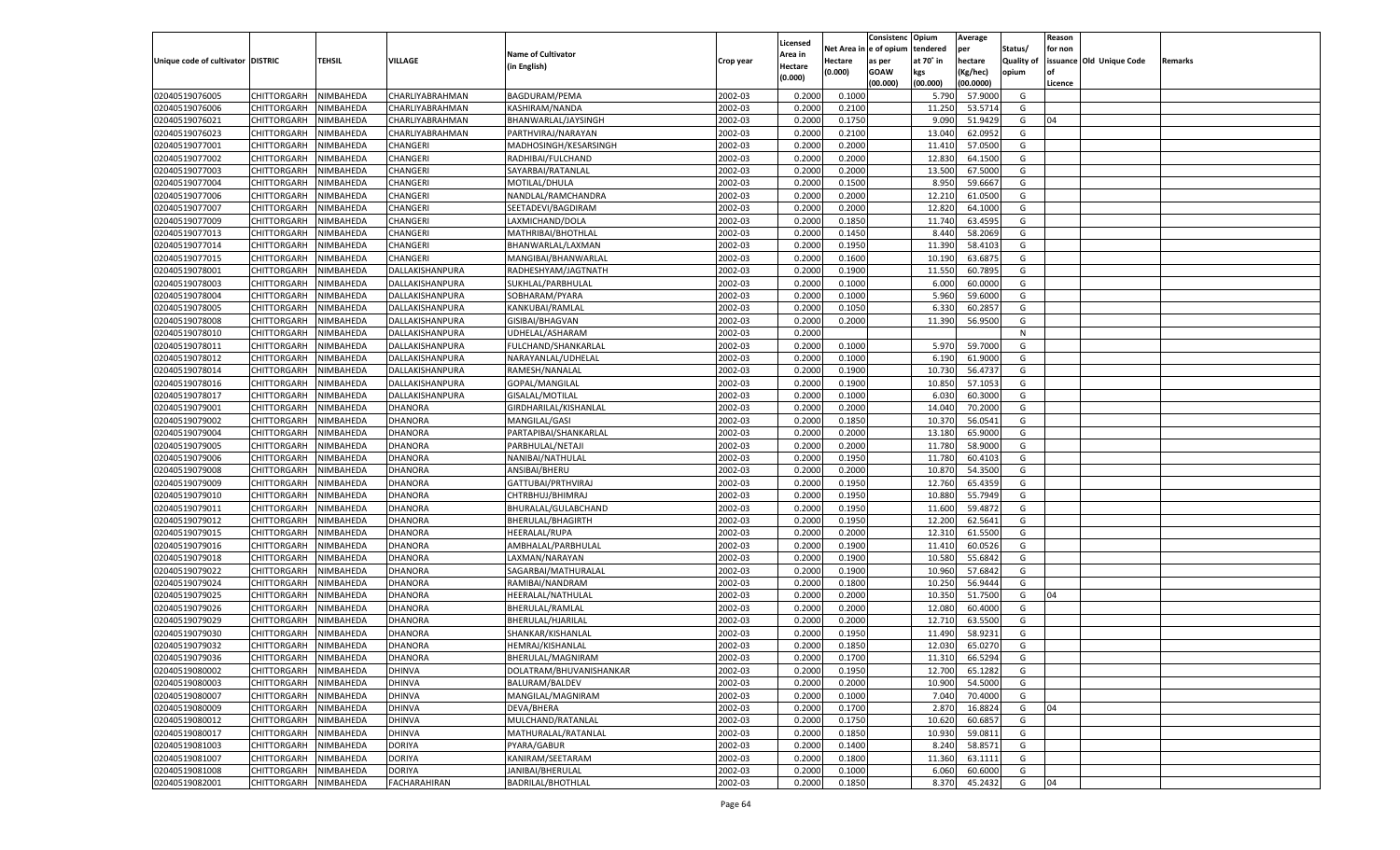| Unique code of cultivator | DISTRIC | TEHSIL | VILLAGE | Name of Cultivator (in English) | Crop year | Licensed Area in Hectare (0.000) | Net Area in Hectare (0.000) | Consistence of opium as per GOAW (00.000) | Opium tendered at 70° in kgs (00.000) | Average per hectare (Kg/hec) (00.0000) | Status/ Quality of opium | Reason for non issuance of Licence | Old Unique Code | Remarks |
|---|---|---|---|---|---|---|---|---|---|---|---|---|---|---|
| 02040519076005 | CHITTORGARH | NIMBAHEDA | CHARLIYABRAHMAN | BAGDURAM/PEMA | 2002-03 | 0.2000 | 0.1000 | | 5.790 | 57.9000 | G | | | |
| 02040519076006 | CHITTORGARH | NIMBAHEDA | CHARLIYABRAHMAN | KASHIRAM/NANDA | 2002-03 | 0.2000 | 0.2100 | | 11.250 | 53.5714 | G | | | |
| 02040519076021 | CHITTORGARH | NIMBAHEDA | CHARLIYABRAHMAN | BHANWARLAL/JAYSINGH | 2002-03 | 0.2000 | 0.1750 | | 9.090 | 51.9429 | G | 04 | | |
| 02040519076023 | CHITTORGARH | NIMBAHEDA | CHARLIYABRAHMAN | PARTHVIRAJ/NARAYAN | 2002-03 | 0.2000 | 0.2100 | | 13.040 | 62.0952 | G | | | |
| 02040519077001 | CHITTORGARH | NIMBAHEDA | CHANGERI | MADHOSINGH/KESARSINGH | 2002-03 | 0.2000 | 0.2000 | | 11.410 | 57.0500 | G | | | |
| 02040519077002 | CHITTORGARH | NIMBAHEDA | CHANGERI | RADHIBAI/FULCHAND | 2002-03 | 0.2000 | 0.2000 | | 12.830 | 64.1500 | G | | | |
| 02040519077003 | CHITTORGARH | NIMBAHEDA | CHANGERI | SAYARBAI/RATANLAL | 2002-03 | 0.2000 | 0.2000 | | 13.500 | 67.5000 | G | | | |
| 02040519077004 | CHITTORGARH | NIMBAHEDA | CHANGERI | MOTILAL/DHULA | 2002-03 | 0.2000 | 0.1500 | | 8.950 | 59.6667 | G | | | |
| 02040519077006 | CHITTORGARH | NIMBAHEDA | CHANGERI | NANDLAL/RAMCHANDRA | 2002-03 | 0.2000 | 0.2000 | | 12.210 | 61.0500 | G | | | |
| 02040519077007 | CHITTORGARH | NIMBAHEDA | CHANGERI | SEETADEVI/BAGDIRAM | 2002-03 | 0.2000 | 0.2000 | | 12.820 | 64.1000 | G | | | |
| 02040519077009 | CHITTORGARH | NIMBAHEDA | CHANGERI | LAXMICHAND/DOLA | 2002-03 | 0.2000 | 0.1850 | | 11.740 | 63.4595 | G | | | |
| 02040519077013 | CHITTORGARH | NIMBAHEDA | CHANGERI | MATHRIBAI/BHOTHLAL | 2002-03 | 0.2000 | 0.1450 | | 8.440 | 58.2069 | G | | | |
| 02040519077014 | CHITTORGARH | NIMBAHEDA | CHANGERI | BHANWARLAL/LAXMAN | 2002-03 | 0.2000 | 0.1950 | | 11.390 | 58.4103 | G | | | |
| 02040519077015 | CHITTORGARH | NIMBAHEDA | CHANGERI | MANGIBAI/BHANWARLAL | 2002-03 | 0.2000 | 0.1600 | | 10.190 | 63.6875 | G | | | |
| 02040519078001 | CHITTORGARH | NIMBAHEDA | DALLAKISHANPURA | RADHESHYAM/JAGTNATH | 2002-03 | 0.2000 | 0.1900 | | 11.550 | 60.7895 | G | | | |
| 02040519078003 | CHITTORGARH | NIMBAHEDA | DALLAKISHANPURA | SUKHLAL/PARBHULAL | 2002-03 | 0.2000 | 0.1000 | | 6.000 | 60.0000 | G | | | |
| 02040519078004 | CHITTORGARH | NIMBAHEDA | DALLAKISHANPURA | SOBHARAM/PYARA | 2002-03 | 0.2000 | 0.1000 | | 5.960 | 59.6000 | G | | | |
| 02040519078005 | CHITTORGARH | NIMBAHEDA | DALLAKISHANPURA | KANKUBAI/RAMLAL | 2002-03 | 0.2000 | 0.1050 | | 6.330 | 60.2857 | G | | | |
| 02040519078008 | CHITTORGARH | NIMBAHEDA | DALLAKISHANPURA | GISIBAI/BHAGVAN | 2002-03 | 0.2000 | 0.2000 | | 11.390 | 56.9500 | G | | | |
| 02040519078010 | CHITTORGARH | NIMBAHEDA | DALLAKISHANPURA | UDHELAL/ASHARAM | 2002-03 | 0.2000 | | | | | N | | | |
| 02040519078011 | CHITTORGARH | NIMBAHEDA | DALLAKISHANPURA | FULCHAND/SHANKARLAL | 2002-03 | 0.2000 | 0.1000 | | 5.970 | 59.7000 | G | | | |
| 02040519078012 | CHITTORGARH | NIMBAHEDA | DALLAKISHANPURA | NARAYANLAL/UDHELAL | 2002-03 | 0.2000 | 0.1000 | | 6.190 | 61.9000 | G | | | |
| 02040519078014 | CHITTORGARH | NIMBAHEDA | DALLAKISHANPURA | RAMESH/NANALAL | 2002-03 | 0.2000 | 0.1900 | | 10.730 | 56.4737 | G | | | |
| 02040519078016 | CHITTORGARH | NIMBAHEDA | DALLAKISHANPURA | GOPAL/MANGILAL | 2002-03 | 0.2000 | 0.1900 | | 10.850 | 57.1053 | G | | | |
| 02040519078017 | CHITTORGARH | NIMBAHEDA | DALLAKISHANPURA | GISALAL/MOTILAL | 2002-03 | 0.2000 | 0.1000 | | 6.030 | 60.3000 | G | | | |
| 02040519079001 | CHITTORGARH | NIMBAHEDA | DHANORA | GIRDHARILAL/KISHANLAL | 2002-03 | 0.2000 | 0.2000 | | 14.040 | 70.2000 | G | | | |
| 02040519079002 | CHITTORGARH | NIMBAHEDA | DHANORA | MANGILAL/GASI | 2002-03 | 0.2000 | 0.1850 | | 10.370 | 56.0541 | G | | | |
| 02040519079004 | CHITTORGARH | NIMBAHEDA | DHANORA | PARTAPIBAI/SHANKARLAL | 2002-03 | 0.2000 | 0.2000 | | 13.180 | 65.9000 | G | | | |
| 02040519079005 | CHITTORGARH | NIMBAHEDA | DHANORA | PARBHULAL/NETAJI | 2002-03 | 0.2000 | 0.2000 | | 11.780 | 58.9000 | G | | | |
| 02040519079006 | CHITTORGARH | NIMBAHEDA | DHANORA | NANIBAI/NATHULAL | 2002-03 | 0.2000 | 0.1950 | | 11.780 | 60.4103 | G | | | |
| 02040519079008 | CHITTORGARH | NIMBAHEDA | DHANORA | ANSIBAI/BHERU | 2002-03 | 0.2000 | 0.2000 | | 10.870 | 54.3500 | G | | | |
| 02040519079009 | CHITTORGARH | NIMBAHEDA | DHANORA | GATTUBAI/PRTHVIRAJ | 2002-03 | 0.2000 | 0.1950 | | 12.760 | 65.4359 | G | | | |
| 02040519079010 | CHITTORGARH | NIMBAHEDA | DHANORA | CHTRBHUJ/BHIMRAJ | 2002-03 | 0.2000 | 0.1950 | | 10.880 | 55.7949 | G | | | |
| 02040519079011 | CHITTORGARH | NIMBAHEDA | DHANORA | BHURALAL/GULABCHAND | 2002-03 | 0.2000 | 0.1950 | | 11.600 | 59.4872 | G | | | |
| 02040519079012 | CHITTORGARH | NIMBAHEDA | DHANORA | BHERULAL/BHAGIRTH | 2002-03 | 0.2000 | 0.1950 | | 12.200 | 62.5641 | G | | | |
| 02040519079015 | CHITTORGARH | NIMBAHEDA | DHANORA | HEERALAL/RUPA | 2002-03 | 0.2000 | 0.2000 | | 12.310 | 61.5500 | G | | | |
| 02040519079016 | CHITTORGARH | NIMBAHEDA | DHANORA | AMBHALAL/PARBHULAL | 2002-03 | 0.2000 | 0.1900 | | 11.410 | 60.0526 | G | | | |
| 02040519079018 | CHITTORGARH | NIMBAHEDA | DHANORA | LAXMAN/NARAYAN | 2002-03 | 0.2000 | 0.1900 | | 10.580 | 55.6842 | G | | | |
| 02040519079022 | CHITTORGARH | NIMBAHEDA | DHANORA | SAGARBAI/MATHURALAL | 2002-03 | 0.2000 | 0.1900 | | 10.960 | 57.6842 | G | | | |
| 02040519079024 | CHITTORGARH | NIMBAHEDA | DHANORA | RAMIBAI/NANDRAM | 2002-03 | 0.2000 | 0.1800 | | 10.250 | 56.9444 | G | | | |
| 02040519079025 | CHITTORGARH | NIMBAHEDA | DHANORA | HEERALAL/NATHULAL | 2002-03 | 0.2000 | 0.2000 | | 10.350 | 51.7500 | G | 04 | | |
| 02040519079026 | CHITTORGARH | NIMBAHEDA | DHANORA | BHERULAL/RAMLAL | 2002-03 | 0.2000 | 0.2000 | | 12.080 | 60.4000 | G | | | |
| 02040519079029 | CHITTORGARH | NIMBAHEDA | DHANORA | BHERULAL/HJARILAL | 2002-03 | 0.2000 | 0.2000 | | 12.710 | 63.5500 | G | | | |
| 02040519079030 | CHITTORGARH | NIMBAHEDA | DHANORA | SHANKAR/KISHANLAL | 2002-03 | 0.2000 | 0.1950 | | 11.490 | 58.9231 | G | | | |
| 02040519079032 | CHITTORGARH | NIMBAHEDA | DHANORA | HEMRAJ/KISHANLAL | 2002-03 | 0.2000 | 0.1850 | | 12.030 | 65.0270 | G | | | |
| 02040519079036 | CHITTORGARH | NIMBAHEDA | DHANORA | BHERULAL/MAGNIRAM | 2002-03 | 0.2000 | 0.1700 | | 11.310 | 66.5294 | G | | | |
| 02040519080002 | CHITTORGARH | NIMBAHEDA | DHINVA | DOLATRAM/BHUVANISHANKAR | 2002-03 | 0.2000 | 0.1950 | | 12.700 | 65.1282 | G | | | |
| 02040519080003 | CHITTORGARH | NIMBAHEDA | DHINVA | BALURAM/BALDEV | 2002-03 | 0.2000 | 0.2000 | | 10.900 | 54.5000 | G | | | |
| 02040519080007 | CHITTORGARH | NIMBAHEDA | DHINVA | MANGILAL/MAGNIRAM | 2002-03 | 0.2000 | 0.1000 | | 7.040 | 70.4000 | G | | | |
| 02040519080009 | CHITTORGARH | NIMBAHEDA | DHINVA | DEVA/BHERA | 2002-03 | 0.2000 | 0.1700 | | 2.870 | 16.8824 | G | 04 | | |
| 02040519080012 | CHITTORGARH | NIMBAHEDA | DHINVA | MULCHAND/RATANLAL | 2002-03 | 0.2000 | 0.1750 | | 10.620 | 60.6857 | G | | | |
| 02040519080017 | CHITTORGARH | NIMBAHEDA | DHINVA | MATHURALAL/RATANLAL | 2002-03 | 0.2000 | 0.1850 | | 10.930 | 59.0811 | G | | | |
| 02040519081003 | CHITTORGARH | NIMBAHEDA | DORIYA | PYARA/GABUR | 2002-03 | 0.2000 | 0.1400 | | 8.240 | 58.8571 | G | | | |
| 02040519081007 | CHITTORGARH | NIMBAHEDA | DORIYA | KANIRAM/SEETARAM | 2002-03 | 0.2000 | 0.1800 | | 11.360 | 63.1111 | G | | | |
| 02040519081008 | CHITTORGARH | NIMBAHEDA | DORIYA | JANIBAI/BHERULAL | 2002-03 | 0.2000 | 0.1000 | | 6.060 | 60.6000 | G | | | |
| 02040519082001 | CHITTORGARH | NIMBAHEDA | FACHARAHIRAN | BADRILAL/BHOTHLAL | 2002-03 | 0.2000 | 0.1850 | | 8.370 | 45.2432 | G | 04 | | |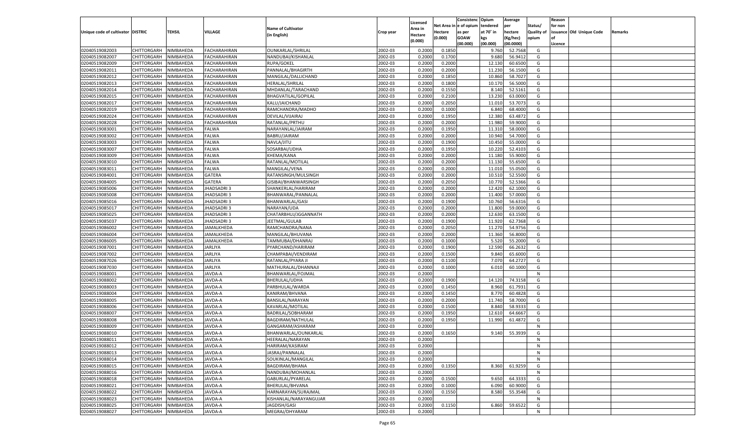| Unique code of cultivator | DISTRIC | TEHSIL | VILLAGE | Name of Cultivator (in English) | Crop year | Licensed Area in Hectare (0.000) | Net Area in Hectare (0.000) | Consistenc e of opium as per GOAW (00.000) | Opium tendered at 70˚ in kgs (00.000) | Average per hectare (Kg/hec) (00.0000) | Status/ Quality of opium | Reason for non issuance of Licence | Old Unique Code | Remarks |
|---|---|---|---|---|---|---|---|---|---|---|---|---|---|---|
| 02040519082003 | CHITTORGARH | NIMBAHEDA | FACHARAHIRAN | OUNKARLAL/SHRILAL | 2002-03 | 0.2000 | 0.1850 | | 9.760 | 52.7568 | G | | | |
| 02040519082007 | CHITTORGARH | NIMBAHEDA | FACHARAHIRAN | NANDUBAI/KISHANLAL | 2002-03 | 0.2000 | 0.1700 | | 9.680 | 56.9412 | G | | | |
| 02040519082009 | CHITTORGARH | NIMBAHEDA | FACHARAHIRAN | RUPA/GOKEL | 2002-03 | 0.2000 | 0.2000 | | 12.130 | 60.6500 | G | | | |
| 02040519082011 | CHITTORGARH | NIMBAHEDA | FACHARAHIRAN | PANNALAL/BHAGIRTH | 2002-03 | 0.2000 | 0.2000 | | 11.230 | 56.1500 | G | | | |
| 02040519082012 | CHITTORGARH | NIMBAHEDA | FACHARAHIRAN | MANGILAL/DALLICHAND | 2002-03 | 0.2000 | 0.1850 | | 10.860 | 58.7027 | G | | | |
| 02040519082013 | CHITTORGARH | NIMBAHEDA | FACHARAHIRAN | HERALAL/SHRILAL | 2002-03 | 0.2000 | 0.1800 | | 10.170 | 56.5000 | G | | | |
| 02040519082014 | CHITTORGARH | NIMBAHEDA | FACHARAHIRAN | MHDANLAL/TARACHAND | 2002-03 | 0.2000 | 0.1550 | | 8.140 | 52.5161 | G | | | |
| 02040519082015 | CHITTORGARH | NIMBAHEDA | FACHARAHIRAN | BHAGVATILAL/GOPILAL | 2002-03 | 0.2000 | 0.2100 | | 13.230 | 63.0000 | G | | | |
| 02040519082017 | CHITTORGARH | NIMBAHEDA | FACHARAHIRAN | KALU/JAICHAND | 2002-03 | 0.2000 | 0.2050 | | 11.010 | 53.7073 | G | | | |
| 02040519082019 | CHITTORGARH | NIMBAHEDA | FACHARAHIRAN | RAMCHANDRA/MADHO | 2002-03 | 0.2000 | 0.1000 | | 6.840 | 68.4000 | G | | | |
| 02040519082024 | CHITTORGARH | NIMBAHEDA | FACHARAHIRAN | DEVILAL/VIJAIRAJ | 2002-03 | 0.2000 | 0.1950 | | 12.380 | 63.4872 | G | | | |
| 02040519082028 | CHITTORGARH | NIMBAHEDA | FACHARAHIRAN | RATANLAL/PRTHU | 2002-03 | 0.2000 | 0.2000 | | 11.980 | 59.9000 | G | | | |
| 02040519083001 | CHITTORGARH | NIMBAHEDA | FALWA | NARAYANLAL/JAIRAM | 2002-03 | 0.2000 | 0.1950 | | 11.310 | 58.0000 | G | | | |
| 02040519083002 | CHITTORGARH | NIMBAHEDA | FALWA | BABRU/JAIRAM | 2002-03 | 0.2000 | 0.2000 | | 10.940 | 54.7000 | G | | | |
| 02040519083003 | CHITTORGARH | NIMBAHEDA | FALWA | NAVLA/JITU | 2002-03 | 0.2000 | 0.1900 | | 10.450 | 55.0000 | G | | | |
| 02040519083007 | CHITTORGARH | NIMBAHEDA | FALWA | SOSARBAI/UDHA | 2002-03 | 0.2000 | 0.1950 | | 10.220 | 52.4103 | G | | | |
| 02040519083009 | CHITTORGARH | NIMBAHEDA | FALWA | KHEMA/KANA | 2002-03 | 0.2000 | 0.2000 | | 11.180 | 55.9000 | G | | | |
| 02040519083010 | CHITTORGARH | NIMBAHEDA | FALWA | RATANLAL/MOTILAL | 2002-03 | 0.2000 | 0.2000 | | 11.130 | 55.6500 | G | | | |
| 02040519083011 | CHITTORGARH | NIMBAHEDA | FALWA | MANGILAL/VENA | 2002-03 | 0.2000 | 0.2000 | | 11.010 | 55.0500 | G | | | |
| 02040519084001 | CHITTORGARH | NIMBAHEDA | GATERA | RATANSINGH/MULSINGH | 2002-03 | 0.2000 | 0.2000 | | 10.510 | 52.5500 | G | | | |
| 02040519084005 | CHITTORGARH | NIMBAHEDA | GATERA | GISIBAI/BHANWARSINGH | 2002-03 | 0.2000 | 0.2050 | | 10.770 | 52.5366 | G | | | |
| 02040519085006 | CHITTORGARH | NIMBAHEDA | JHADSADRI 3 | SHANKERLAL/HARIRAM | 2002-03 | 0.2000 | 0.2000 | | 12.420 | 62.1000 | G | | | |
| 02040519085008 | CHITTORGARH | NIMBAHEDA | JHADSADRI 3 | BHANWARAL/PANNALAL | 2002-03 | 0.2000 | 0.2000 | | 11.400 | 57.0000 | G | | | |
| 02040519085016 | CHITTORGARH | NIMBAHEDA | JHADSADRI 3 | BHANWARLAL/GASI | 2002-03 | 0.2000 | 0.1900 | | 10.760 | 56.6316 | G | | | |
| 02040519085017 | CHITTORGARH | NIMBAHEDA | JHADSADRI 3 | NARAYAN/UDA | 2002-03 | 0.2000 | 0.2000 | | 11.800 | 59.0000 | G | | | |
| 02040519085025 | CHITTORGARH | NIMBAHEDA | JHADSADRI 3 | CHATARBHUJ/JGGANNATH | 2002-03 | 0.2000 | 0.2000 | | 12.630 | 63.1500 | G | | | |
| 02040519085037 | CHITTORGARH | NIMBAHEDA | JHADSADRI 3 | JEETMAL/GULAB | 2002-03 | 0.2000 | 0.1900 | | 11.920 | 62.7368 | G | | | |
| 02040519086002 | CHITTORGARH | NIMBAHEDA | JAMALKHEDA | RAMCHANDRA/NANA | 2002-03 | 0.2000 | 0.2050 | | 11.270 | 54.9756 | G | | | |
| 02040519086004 | CHITTORGARH | NIMBAHEDA | JAMALKHEDA | MANGILAL/BHUVANA | 2002-03 | 0.2000 | 0.2000 | | 11.360 | 56.8000 | G | | | |
| 02040519086005 | CHITTORGARH | NIMBAHEDA | JAMALKHEDA | TAMMUBAI/DHANRAJ | 2002-03 | 0.2000 | 0.1000 | | 5.520 | 55.2000 | G | | | |
| 02040519087001 | CHITTORGARH | NIMBAHEDA | JARLIYA | PYARCHAND/HARIRAM | 2002-03 | 0.2000 | 0.1900 | | 12.590 | 66.2632 | G | | | |
| 02040519087002 | CHITTORGARH | NIMBAHEDA | JARLIYA | CHAMPABAI/VENDIRAM | 2002-03 | 0.2000 | 0.1500 | | 9.840 | 65.6000 | G | | | |
| 02040519087026 | CHITTORGARH | NIMBAHEDA | JARLIYA | RATANLAL/PYARA JI | 2002-03 | 0.2000 | 0.1100 | | 7.070 | 64.2727 | G | | | |
| 02040519087030 | CHITTORGARH | NIMBAHEDA | JARLIYA | MATHURALAL/DHANNAJI | 2002-03 | 0.2000 | 0.1000 | | 6.010 | 60.1000 | G | | | |
| 02040519088001 | CHITTORGARH | NIMBAHEDA | JAVDA-A | BHANWARLAL/FOJMAL | 2002-03 | 0.2000 | | | | | N | | | |
| 02040519088002 | CHITTORGARH | NIMBAHEDA | JAVDA-A | BHERULAL/UDHA | 2002-03 | 0.2000 | 0.1900 | | 14.120 | 74.3158 | G | | | |
| 02040519088003 | CHITTORGARH | NIMBAHEDA | JAVDA-A | PARBHULAL/WARDA | 2002-03 | 0.2000 | 0.1450 | | 8.960 | 61.7931 | G | | | |
| 02040519088004 | CHITTORGARH | NIMBAHEDA | JAVDA-A | KANIRAM/BHVANA | 2002-03 | 0.2000 | 0.1450 | | 8.770 | 60.4828 | G | | | |
| 02040519088005 | CHITTORGARH | NIMBAHEDA | JAVDA-A | BANSILAL/NARAYAN | 2002-03 | 0.2000 | 0.2000 | | 11.740 | 58.7000 | G | | | |
| 02040519088006 | CHITTORGARH | NIMBAHEDA | JAVDA-A | KAVARLAL/MOTILAL | 2002-03 | 0.2000 | 0.1500 | | 8.840 | 58.9333 | G | | | |
| 02040519088007 | CHITTORGARH | NIMBAHEDA | JAVDA-A | BADRILAL/SOBHARAM | 2002-03 | 0.2000 | 0.1950 | | 12.610 | 64.6667 | G | | | |
| 02040519088008 | CHITTORGARH | NIMBAHEDA | JAVDA-A | BAGDIRAM/NATHULAL | 2002-03 | 0.2000 | 0.1950 | | 11.990 | 61.4872 | G | | | |
| 02040519088009 | CHITTORGARH | NIMBAHEDA | JAVDA-A | GANGARAM/ASHARAM | 2002-03 | 0.2000 | | | | | N | | | |
| 02040519088010 | CHITTORGARH | NIMBAHEDA | JAVDA-A | BHANWARLAL/OUNKARLAL | 2002-03 | 0.2000 | 0.1650 | | 9.140 | 55.3939 | G | | | |
| 02040519088011 | CHITTORGARH | NIMBAHEDA | JAVDA-A | HEERALAL/NARAYAN | 2002-03 | 0.2000 | | | | | N | | | |
| 02040519088012 | CHITTORGARH | NIMBAHEDA | JAVDA-A | HARIRAM/KASIRAM | 2002-03 | 0.2000 | | | | | N | | | |
| 02040519088013 | CHITTORGARH | NIMBAHEDA | JAVDA-A | JASRAJ/PANNALAL | 2002-03 | 0.2000 | | | | | N | | | |
| 02040519088014 | CHITTORGARH | NIMBAHEDA | JAVDA-A | SOUKINLAL/MANGILAL | 2002-03 | 0.2000 | | | | | N | | | |
| 02040519088015 | CHITTORGARH | NIMBAHEDA | JAVDA-A | BAGDIRAM/BHANA | 2002-03 | 0.2000 | 0.1350 | | 8.360 | 61.9259 | G | | | |
| 02040519088016 | CHITTORGARH | NIMBAHEDA | JAVDA-A | NANDUBAI/MOHANLAL | 2002-03 | 0.2000 | | | | | N | | | |
| 02040519088018 | CHITTORGARH | NIMBAHEDA | JAVDA-A | GABURLAL/PYARELAL | 2002-03 | 0.2000 | 0.1500 | | 9.650 | 64.3333 | G | | | |
| 02040519088021 | CHITTORGARH | NIMBAHEDA | JAVDA-A | BHERULAL/BHVANA | 2002-03 | 0.2000 | 0.1000 | | 6.090 | 60.9000 | G | | | |
| 02040519088022 | CHITTORGARH | NIMBAHEDA | JAVDA-A | HARNARAYAN/SURAJMAL | 2002-03 | 0.2000 | 0.1550 | | 8.580 | 55.3548 | G | | | |
| 02040519088023 | CHITTORGARH | NIMBAHEDA | JAVDA-A | KISHANLAL/NARAYANGUJAR | 2002-03 | 0.2000 | | | | | N | | | |
| 02040519088025 | CHITTORGARH | NIMBAHEDA | JAVDA-A | JAGDISH/GASI | 2002-03 | 0.2000 | 0.1150 | | 6.860 | 59.6522 | G | | | |
| 02040519088027 | CHITTORGARH | NIMBAHEDA | JAVDA-A | MEGRAJ/DHYARAM | 2002-03 | 0.2000 | | | | | N | | | |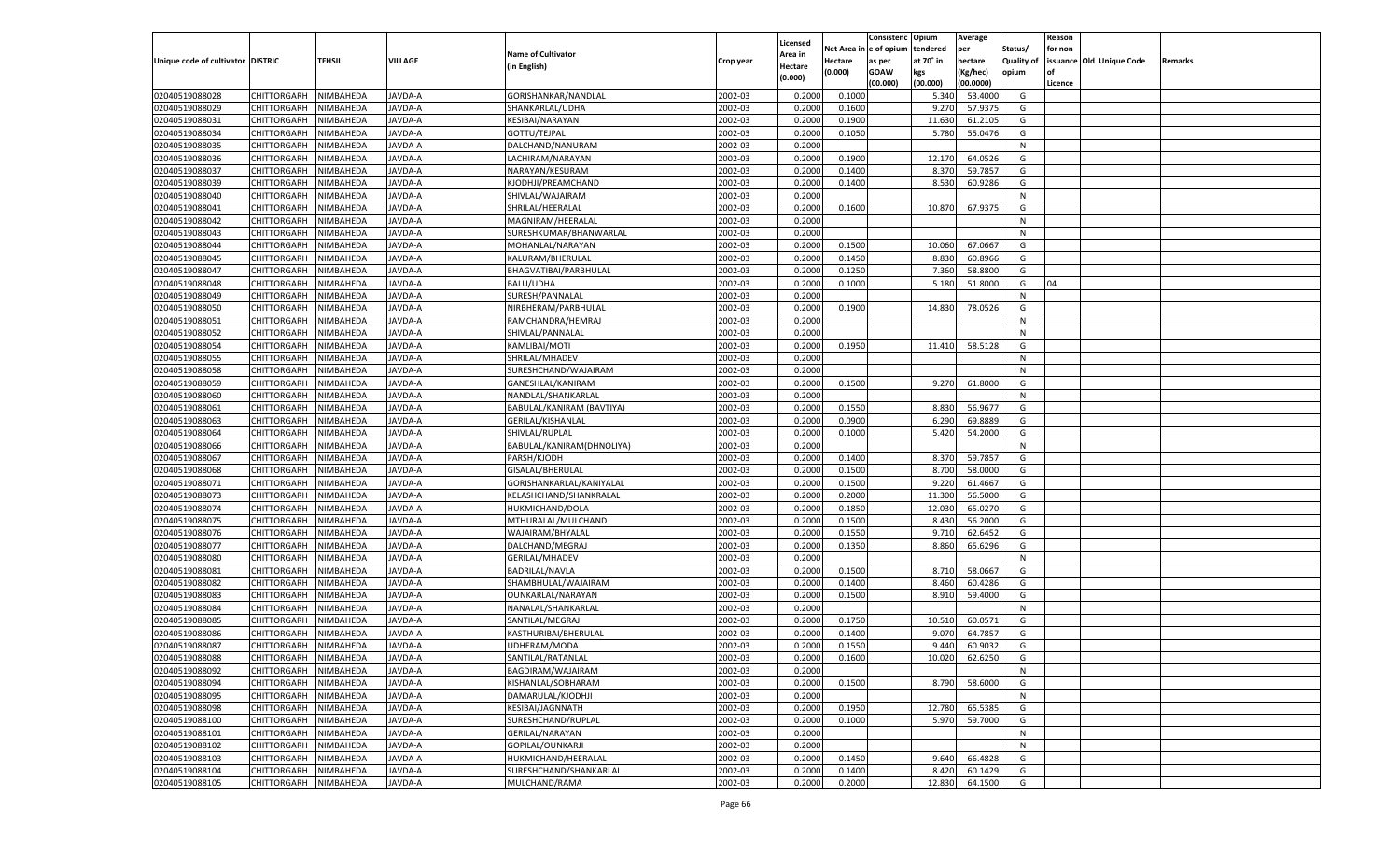| Unique code of cultivator | DISTRIC | TEHSIL | VILLAGE | Name of Cultivator (in English) | Crop year | Licensed Area in Hectare (0.000) | Net Area in Hectare (0.000) | Consistenc e of opium as per GOAW (00.000) | Opium tendered at 70° in kgs (00.000) | Average per hectare (Kg/hec) (00.0000) | Status/ Quality of opium | Reason for non issuance of Licence | Old Unique Code | Remarks |
|---|---|---|---|---|---|---|---|---|---|---|---|---|---|---|
| 02040519088028 | CHITTORGARH | NIMBAHEDA | JAVDA-A | GORISHANKAR/NANDLAL | 2002-03 | 0.2000 | 0.1000 | | 5.340 | 53.4000 | G | | | |
| 02040519088029 | CHITTORGARH | NIMBAHEDA | JAVDA-A | SHANKARLAL/UDHA | 2002-03 | 0.2000 | 0.1600 | | 9.270 | 57.9375 | G | | | |
| 02040519088031 | CHITTORGARH | NIMBAHEDA | JAVDA-A | KESIBAI/NARAYAN | 2002-03 | 0.2000 | 0.1900 | | 11.630 | 61.2105 | G | | | |
| 02040519088034 | CHITTORGARH | NIMBAHEDA | JAVDA-A | GOTTU/TEJPAL | 2002-03 | 0.2000 | 0.1050 | | 5.780 | 55.0476 | G | | | |
| 02040519088035 | CHITTORGARH | NIMBAHEDA | JAVDA-A | DALCHAND/NANURAM | 2002-03 | 0.2000 | | | | | N | | | |
| 02040519088036 | CHITTORGARH | NIMBAHEDA | JAVDA-A | LACHIRAM/NARAYAN | 2002-03 | 0.2000 | 0.1900 | | 12.170 | 64.0526 | G | | | |
| 02040519088037 | CHITTORGARH | NIMBAHEDA | JAVDA-A | NARAYAN/KESURAM | 2002-03 | 0.2000 | 0.1400 | | 8.370 | 59.7857 | G | | | |
| 02040519088039 | CHITTORGARH | NIMBAHEDA | JAVDA-A | KJODHJI/PREAMCHAND | 2002-03 | 0.2000 | 0.1400 | | 8.530 | 60.9286 | G | | | |
| 02040519088040 | CHITTORGARH | NIMBAHEDA | JAVDA-A | SHIVLAL/WAJAIRAM | 2002-03 | 0.2000 | | | | | N | | | |
| 02040519088041 | CHITTORGARH | NIMBAHEDA | JAVDA-A | SHRILAL/HEERALAL | 2002-03 | 0.2000 | 0.1600 | | 10.870 | 67.9375 | G | | | |
| 02040519088042 | CHITTORGARH | NIMBAHEDA | JAVDA-A | MAGNIRAM/HEERALAL | 2002-03 | 0.2000 | | | | | N | | | |
| 02040519088043 | CHITTORGARH | NIMBAHEDA | JAVDA-A | SURESHKUMAR/BHANWARLAL | 2002-03 | 0.2000 | | | | | N | | | |
| 02040519088044 | CHITTORGARH | NIMBAHEDA | JAVDA-A | MOHANLAL/NARAYAN | 2002-03 | 0.2000 | 0.1500 | | 10.060 | 67.0667 | G | | | |
| 02040519088045 | CHITTORGARH | NIMBAHEDA | JAVDA-A | KALURAM/BHERULAL | 2002-03 | 0.2000 | 0.1450 | | 8.830 | 60.8966 | G | | | |
| 02040519088047 | CHITTORGARH | NIMBAHEDA | JAVDA-A | BHAGVATIBAI/PARBHULAL | 2002-03 | 0.2000 | 0.1250 | | 7.360 | 58.8800 | G | | | |
| 02040519088048 | CHITTORGARH | NIMBAHEDA | JAVDA-A | BALU/UDHA | 2002-03 | 0.2000 | 0.1000 | | 5.180 | 51.8000 | G | 04 | | |
| 02040519088049 | CHITTORGARH | NIMBAHEDA | JAVDA-A | SURESH/PANNALAL | 2002-03 | 0.2000 | | | | | N | | | |
| 02040519088050 | CHITTORGARH | NIMBAHEDA | JAVDA-A | NIRBHERAM/PARBHULAL | 2002-03 | 0.2000 | 0.1900 | | 14.830 | 78.0526 | G | | | |
| 02040519088051 | CHITTORGARH | NIMBAHEDA | JAVDA-A | RAMCHANDRA/HEMRAJ | 2002-03 | 0.2000 | | | | | N | | | |
| 02040519088052 | CHITTORGARH | NIMBAHEDA | JAVDA-A | SHIVLAL/PANNALAL | 2002-03 | 0.2000 | | | | | N | | | |
| 02040519088054 | CHITTORGARH | NIMBAHEDA | JAVDA-A | KAMLIBAI/MOTI | 2002-03 | 0.2000 | 0.1950 | | 11.410 | 58.5128 | G | | | |
| 02040519088055 | CHITTORGARH | NIMBAHEDA | JAVDA-A | SHRILAL/MHADEV | 2002-03 | 0.2000 | | | | | N | | | |
| 02040519088058 | CHITTORGARH | NIMBAHEDA | JAVDA-A | SURESHCHAND/WAJAIRAM | 2002-03 | 0.2000 | | | | | N | | | |
| 02040519088059 | CHITTORGARH | NIMBAHEDA | JAVDA-A | GANESHLAL/KANIRAM | 2002-03 | 0.2000 | 0.1500 | | 9.270 | 61.8000 | G | | | |
| 02040519088060 | CHITTORGARH | NIMBAHEDA | JAVDA-A | NANDLAL/SHANKARLAL | 2002-03 | 0.2000 | | | | | N | | | |
| 02040519088061 | CHITTORGARH | NIMBAHEDA | JAVDA-A | BABULAL/KANIRAM (BAVTIYA) | 2002-03 | 0.2000 | 0.1550 | | 8.830 | 56.9677 | G | | | |
| 02040519088063 | CHITTORGARH | NIMBAHEDA | JAVDA-A | GERILAL/KISHANLAL | 2002-03 | 0.2000 | 0.0900 | | 6.290 | 69.8889 | G | | | |
| 02040519088064 | CHITTORGARH | NIMBAHEDA | JAVDA-A | SHIVLAL/RUPLAL | 2002-03 | 0.2000 | 0.1000 | | 5.420 | 54.2000 | G | | | |
| 02040519088066 | CHITTORGARH | NIMBAHEDA | JAVDA-A | BABULAL/KANIRAM(DHNOLIYA) | 2002-03 | 0.2000 | | | | | N | | | |
| 02040519088067 | CHITTORGARH | NIMBAHEDA | JAVDA-A | PARSH/KJODH | 2002-03 | 0.2000 | 0.1400 | | 8.370 | 59.7857 | G | | | |
| 02040519088068 | CHITTORGARH | NIMBAHEDA | JAVDA-A | GISALAL/BHERULAL | 2002-03 | 0.2000 | 0.1500 | | 8.700 | 58.0000 | G | | | |
| 02040519088071 | CHITTORGARH | NIMBAHEDA | JAVDA-A | GORISHANKARLAL/KANIYALAL | 2002-03 | 0.2000 | 0.1500 | | 9.220 | 61.4667 | G | | | |
| 02040519088073 | CHITTORGARH | NIMBAHEDA | JAVDA-A | KELASHCHAND/SHANKRALAL | 2002-03 | 0.2000 | 0.2000 | | 11.300 | 56.5000 | G | | | |
| 02040519088074 | CHITTORGARH | NIMBAHEDA | JAVDA-A | HUKMICHAND/DOLA | 2002-03 | 0.2000 | 0.1850 | | 12.030 | 65.0270 | G | | | |
| 02040519088075 | CHITTORGARH | NIMBAHEDA | JAVDA-A | MTHURALAL/MULCHAND | 2002-03 | 0.2000 | 0.1500 | | 8.430 | 56.2000 | G | | | |
| 02040519088076 | CHITTORGARH | NIMBAHEDA | JAVDA-A | WAJAIRAM/BHYALAL | 2002-03 | 0.2000 | 0.1550 | | 9.710 | 62.6452 | G | | | |
| 02040519088077 | CHITTORGARH | NIMBAHEDA | JAVDA-A | DALCHAND/MEGRAJ | 2002-03 | 0.2000 | 0.1350 | | 8.860 | 65.6296 | G | | | |
| 02040519088080 | CHITTORGARH | NIMBAHEDA | JAVDA-A | GERILAL/MHADEV | 2002-03 | 0.2000 | | | | | N | | | |
| 02040519088081 | CHITTORGARH | NIMBAHEDA | JAVDA-A | BADRILAL/NAVLA | 2002-03 | 0.2000 | 0.1500 | | 8.710 | 58.0667 | G | | | |
| 02040519088082 | CHITTORGARH | NIMBAHEDA | JAVDA-A | SHAMBHULAL/WAJAIRAM | 2002-03 | 0.2000 | 0.1400 | | 8.460 | 60.4286 | G | | | |
| 02040519088083 | CHITTORGARH | NIMBAHEDA | JAVDA-A | OUNKARLAL/NARAYAN | 2002-03 | 0.2000 | 0.1500 | | 8.910 | 59.4000 | G | | | |
| 02040519088084 | CHITTORGARH | NIMBAHEDA | JAVDA-A | NANALAL/SHANKARLAL | 2002-03 | 0.2000 | | | | | N | | | |
| 02040519088085 | CHITTORGARH | NIMBAHEDA | JAVDA-A | SANTILAL/MEGRAJ | 2002-03 | 0.2000 | 0.1750 | | 10.510 | 60.0571 | G | | | |
| 02040519088086 | CHITTORGARH | NIMBAHEDA | JAVDA-A | KASTHURIBAI/BHERULAL | 2002-03 | 0.2000 | 0.1400 | | 9.070 | 64.7857 | G | | | |
| 02040519088087 | CHITTORGARH | NIMBAHEDA | JAVDA-A | UDHERAM/MODA | 2002-03 | 0.2000 | 0.1550 | | 9.440 | 60.9032 | G | | | |
| 02040519088088 | CHITTORGARH | NIMBAHEDA | JAVDA-A | SANTILAL/RATANLAL | 2002-03 | 0.2000 | 0.1600 | | 10.020 | 62.6250 | G | | | |
| 02040519088092 | CHITTORGARH | NIMBAHEDA | JAVDA-A | BAGDIRAM/WAJAIRAM | 2002-03 | 0.2000 | | | | | N | | | |
| 02040519088094 | CHITTORGARH | NIMBAHEDA | JAVDA-A | KISHANLAL/SOBHARAM | 2002-03 | 0.2000 | 0.1500 | | 8.790 | 58.6000 | G | | | |
| 02040519088095 | CHITTORGARH | NIMBAHEDA | JAVDA-A | DAMARULAL/KJODHJI | 2002-03 | 0.2000 | | | | | N | | | |
| 02040519088098 | CHITTORGARH | NIMBAHEDA | JAVDA-A | KESIBAI/JAGNNATH | 2002-03 | 0.2000 | 0.1950 | | 12.780 | 65.5385 | G | | | |
| 02040519088100 | CHITTORGARH | NIMBAHEDA | JAVDA-A | SURESHCHAND/RUPLAL | 2002-03 | 0.2000 | 0.1000 | | 5.970 | 59.7000 | G | | | |
| 02040519088101 | CHITTORGARH | NIMBAHEDA | JAVDA-A | GERILAL/NARAYAN | 2002-03 | 0.2000 | | | | | N | | | |
| 02040519088102 | CHITTORGARH | NIMBAHEDA | JAVDA-A | GOPILAL/OUNKARJI | 2002-03 | 0.2000 | | | | | N | | | |
| 02040519088103 | CHITTORGARH | NIMBAHEDA | JAVDA-A | HUKMICHAND/HEERALAL | 2002-03 | 0.2000 | 0.1450 | | 9.640 | 66.4828 | G | | | |
| 02040519088104 | CHITTORGARH | NIMBAHEDA | JAVDA-A | SURESHCHAND/SHANKARLAL | 2002-03 | 0.2000 | 0.1400 | | 8.420 | 60.1429 | G | | | |
| 02040519088105 | CHITTORGARH | NIMBAHEDA | JAVDA-A | MULCHAND/RAMA | 2002-03 | 0.2000 | 0.2000 | | 12.830 | 64.1500 | G | | | |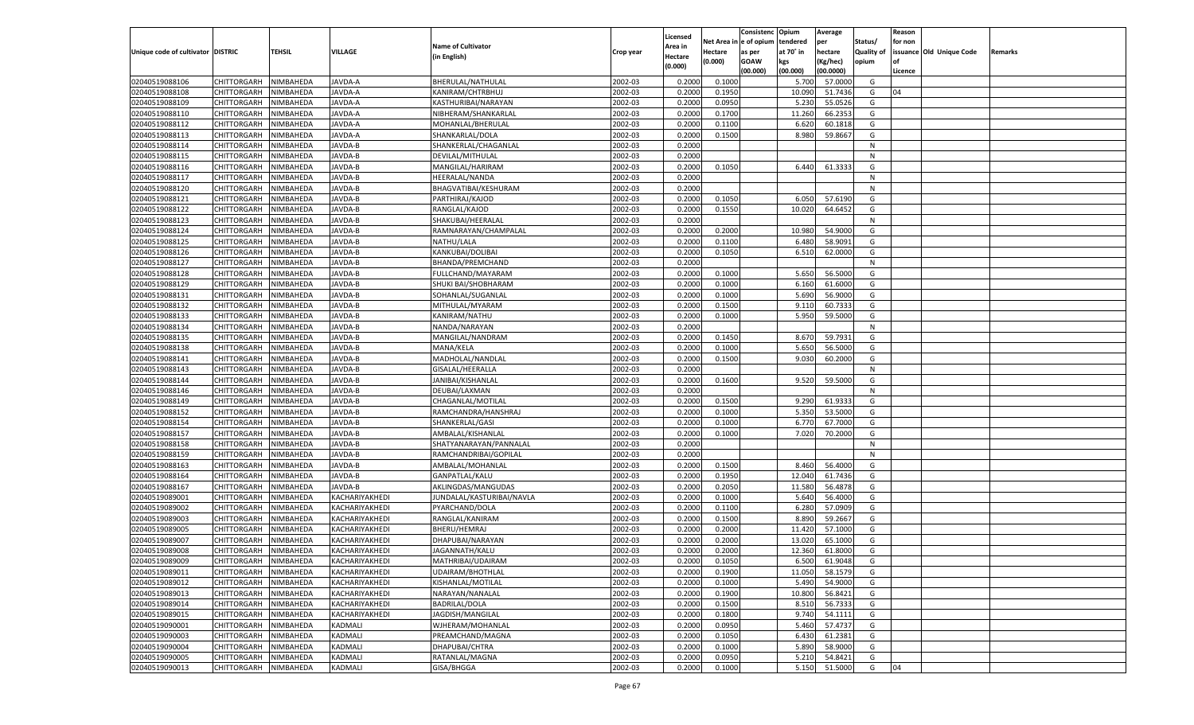| Unique code of cultivator | DISTRIC | TEHSIL | VILLAGE | Name of Cultivator (in English) | Crop year | Licensed Area in Hectare (0.000) | Net Area in Hectare (0.000) | Consistenc e of opium as per GOAW (00.000) | Opium tendered at 70° in kgs (00.000) | Average per hectare (Kg/hec) (00.0000) | Status/ Quality of opium | Reason for non issuance of Licence | Old Unique Code | Remarks |
|---|---|---|---|---|---|---|---|---|---|---|---|---|---|---|
| 02040519088106 | CHITTORGARH | NIMBAHEDA | JAVDA-A | BHERULAL/NATHULAL | 2002-03 | 0.2000 | 0.1000 | | 5.700 | 57.0000 | G | | | |
| 02040519088108 | CHITTORGARH | NIMBAHEDA | JAVDA-A | KANIRAM/CHTRBHUJ | 2002-03 | 0.2000 | 0.1950 | | 10.090 | 51.7436 | G | 04 | | |
| 02040519088109 | CHITTORGARH | NIMBAHEDA | JAVDA-A | KASTHURIBAI/NARAYAN | 2002-03 | 0.2000 | 0.0950 | | 5.230 | 55.0526 | G | | | |
| 02040519088110 | CHITTORGARH | NIMBAHEDA | JAVDA-A | NIBHERAM/SHANKARLAL | 2002-03 | 0.2000 | 0.1700 | | 11.260 | 66.2353 | G | | | |
| 02040519088112 | CHITTORGARH | NIMBAHEDA | JAVDA-A | MOHANLAL/BHERULAL | 2002-03 | 0.2000 | 0.1100 | | 6.620 | 60.1818 | G | | | |
| 02040519088113 | CHITTORGARH | NIMBAHEDA | JAVDA-A | SHANKARLAL/DOLA | 2002-03 | 0.2000 | 0.1500 | | 8.980 | 59.8667 | G | | | |
| 02040519088114 | CHITTORGARH | NIMBAHEDA | JAVDA-B | SHANKERLAL/CHAGANLAL | 2002-03 | 0.2000 | | | | | N | | | |
| 02040519088115 | CHITTORGARH | NIMBAHEDA | JAVDA-B | DEVILAL/MITHULAL | 2002-03 | 0.2000 | | | | | N | | | |
| 02040519088116 | CHITTORGARH | NIMBAHEDA | JAVDA-B | MANGILAL/HARIRAM | 2002-03 | 0.2000 | 0.1050 | | 6.440 | 61.3333 | G | | | |
| 02040519088117 | CHITTORGARH | NIMBAHEDA | JAVDA-B | HEERALAL/NANDA | 2002-03 | 0.2000 | | | | | N | | | |
| 02040519088120 | CHITTORGARH | NIMBAHEDA | JAVDA-B | BHAGVATIBAI/KESHURAM | 2002-03 | 0.2000 | | | | | N | | | |
| 02040519088121 | CHITTORGARH | NIMBAHEDA | JAVDA-B | PARTHIRAJ/KAJOD | 2002-03 | 0.2000 | 0.1050 | | 6.050 | 57.6190 | G | | | |
| 02040519088122 | CHITTORGARH | NIMBAHEDA | JAVDA-B | RANGLAL/KAJOD | 2002-03 | 0.2000 | 0.1550 | | 10.020 | 64.6452 | G | | | |
| 02040519088123 | CHITTORGARH | NIMBAHEDA | JAVDA-B | SHAKUBAI/HEERALAL | 2002-03 | 0.2000 | | | | | N | | | |
| 02040519088124 | CHITTORGARH | NIMBAHEDA | JAVDA-B | RAMNARAYAN/CHAMPALAL | 2002-03 | 0.2000 | 0.2000 | | 10.980 | 54.9000 | G | | | |
| 02040519088125 | CHITTORGARH | NIMBAHEDA | JAVDA-B | NATHU/LALA | 2002-03 | 0.2000 | 0.1100 | | 6.480 | 58.9091 | G | | | |
| 02040519088126 | CHITTORGARH | NIMBAHEDA | JAVDA-B | KANKUBAI/DOLIBAI | 2002-03 | 0.2000 | 0.1050 | | 6.510 | 62.0000 | G | | | |
| 02040519088127 | CHITTORGARH | NIMBAHEDA | JAVDA-B | BHANDA/PREMCHAND | 2002-03 | 0.2000 | | | | | N | | | |
| 02040519088128 | CHITTORGARH | NIMBAHEDA | JAVDA-B | FULLCHAND/MAYARAM | 2002-03 | 0.2000 | 0.1000 | | 5.650 | 56.5000 | G | | | |
| 02040519088129 | CHITTORGARH | NIMBAHEDA | JAVDA-B | SHUKI BAI/SHOBHARAM | 2002-03 | 0.2000 | 0.1000 | | 6.160 | 61.6000 | G | | | |
| 02040519088131 | CHITTORGARH | NIMBAHEDA | JAVDA-B | SOHANLAL/SUGANLAL | 2002-03 | 0.2000 | 0.1000 | | 5.690 | 56.9000 | G | | | |
| 02040519088132 | CHITTORGARH | NIMBAHEDA | JAVDA-B | MITHULAL/MYARAM | 2002-03 | 0.2000 | 0.1500 | | 9.110 | 60.7333 | G | | | |
| 02040519088133 | CHITTORGARH | NIMBAHEDA | JAVDA-B | KANIRAM/NATHU | 2002-03 | 0.2000 | 0.1000 | | 5.950 | 59.5000 | G | | | |
| 02040519088134 | CHITTORGARH | NIMBAHEDA | JAVDA-B | NANDA/NARAYAN | 2002-03 | 0.2000 | | | | | N | | | |
| 02040519088135 | CHITTORGARH | NIMBAHEDA | JAVDA-B | MANGILAL/NANDRAM | 2002-03 | 0.2000 | 0.1450 | | 8.670 | 59.7931 | G | | | |
| 02040519088138 | CHITTORGARH | NIMBAHEDA | JAVDA-B | MANA/KELA | 2002-03 | 0.2000 | 0.1000 | | 5.650 | 56.5000 | G | | | |
| 02040519088141 | CHITTORGARH | NIMBAHEDA | JAVDA-B | MADHOLAL/NANDLAL | 2002-03 | 0.2000 | 0.1500 | | 9.030 | 60.2000 | G | | | |
| 02040519088143 | CHITTORGARH | NIMBAHEDA | JAVDA-B | GISALAL/HEERALLA | 2002-03 | 0.2000 | | | | | N | | | |
| 02040519088144 | CHITTORGARH | NIMBAHEDA | JAVDA-B | JANIBAI/KISHANLAL | 2002-03 | 0.2000 | 0.1600 | | 9.520 | 59.5000 | G | | | |
| 02040519088146 | CHITTORGARH | NIMBAHEDA | JAVDA-B | DEUBAI/LAXMAN | 2002-03 | 0.2000 | | | | | N | | | |
| 02040519088149 | CHITTORGARH | NIMBAHEDA | JAVDA-B | CHAGANLAL/MOTILAL | 2002-03 | 0.2000 | 0.1500 | | 9.290 | 61.9333 | G | | | |
| 02040519088152 | CHITTORGARH | NIMBAHEDA | JAVDA-B | RAMCHANDRA/HANSHRAJ | 2002-03 | 0.2000 | 0.1000 | | 5.350 | 53.5000 | G | | | |
| 02040519088154 | CHITTORGARH | NIMBAHEDA | JAVDA-B | SHANKERLAL/GASI | 2002-03 | 0.2000 | 0.1000 | | 6.770 | 67.7000 | G | | | |
| 02040519088157 | CHITTORGARH | NIMBAHEDA | JAVDA-B | AMBALAL/KISHANLAL | 2002-03 | 0.2000 | 0.1000 | | 7.020 | 70.2000 | G | | | |
| 02040519088158 | CHITTORGARH | NIMBAHEDA | JAVDA-B | SHATYANARAYAN/PANNALAL | 2002-03 | 0.2000 | | | | | N | | | |
| 02040519088159 | CHITTORGARH | NIMBAHEDA | JAVDA-B | RAMCHANDRIBAI/GOPILAL | 2002-03 | 0.2000 | | | | | N | | | |
| 02040519088163 | CHITTORGARH | NIMBAHEDA | JAVDA-B | AMBALAL/MOHANLAL | 2002-03 | 0.2000 | 0.1500 | | 8.460 | 56.4000 | G | | | |
| 02040519088164 | CHITTORGARH | NIMBAHEDA | JAVDA-B | GANPATLAL/KALU | 2002-03 | 0.2000 | 0.1950 | | 12.040 | 61.7436 | G | | | |
| 02040519088167 | CHITTORGARH | NIMBAHEDA | JAVDA-B | AKLINGDAS/MANGUDAS | 2002-03 | 0.2000 | 0.2050 | | 11.580 | 56.4878 | G | | | |
| 02040519089001 | CHITTORGARH | NIMBAHEDA | KACHARIYAKHEDI | JUNDALAL/KASTURIBAI/NAVLA | 2002-03 | 0.2000 | 0.1000 | | 5.640 | 56.4000 | G | | | |
| 02040519089002 | CHITTORGARH | NIMBAHEDA | KACHARIYAKHEDI | PYARCHAND/DOLA | 2002-03 | 0.2000 | 0.1100 | | 6.280 | 57.0909 | G | | | |
| 02040519089003 | CHITTORGARH | NIMBAHEDA | KACHARIYAKHEDI | RANGLAL/KANIRAM | 2002-03 | 0.2000 | 0.1500 | | 8.890 | 59.2667 | G | | | |
| 02040519089005 | CHITTORGARH | NIMBAHEDA | KACHARIYAKHEDI | BHERU/HEMRAJ | 2002-03 | 0.2000 | 0.2000 | | 11.420 | 57.1000 | G | | | |
| 02040519089007 | CHITTORGARH | NIMBAHEDA | KACHARIYAKHEDI | DHAPUBAI/NARAYAN | 2002-03 | 0.2000 | 0.2000 | | 13.020 | 65.1000 | G | | | |
| 02040519089008 | CHITTORGARH | NIMBAHEDA | KACHARIYAKHEDI | JAGANNATH/KALU | 2002-03 | 0.2000 | 0.2000 | | 12.360 | 61.8000 | G | | | |
| 02040519089009 | CHITTORGARH | NIMBAHEDA | KACHARIYAKHEDI | MATHRIBAI/UDAIRAM | 2002-03 | 0.2000 | 0.1050 | | 6.500 | 61.9048 | G | | | |
| 02040519089011 | CHITTORGARH | NIMBAHEDA | KACHARIYAKHEDI | UDAIRAM/BHOTHLAL | 2002-03 | 0.2000 | 0.1900 | | 11.050 | 58.1579 | G | | | |
| 02040519089012 | CHITTORGARH | NIMBAHEDA | KACHARIYAKHEDI | KISHANLAL/MOTILAL | 2002-03 | 0.2000 | 0.1000 | | 5.490 | 54.9000 | G | | | |
| 02040519089013 | CHITTORGARH | NIMBAHEDA | KACHARIYAKHEDI | NARAYAN/NANALAL | 2002-03 | 0.2000 | 0.1900 | | 10.800 | 56.8421 | G | | | |
| 02040519089014 | CHITTORGARH | NIMBAHEDA | KACHARIYAKHEDI | BADRILAL/DOLA | 2002-03 | 0.2000 | 0.1500 | | 8.510 | 56.7333 | G | | | |
| 02040519089015 | CHITTORGARH | NIMBAHEDA | KACHARIYAKHEDI | JAGDISH/MANGILAL | 2002-03 | 0.2000 | 0.1800 | | 9.740 | 54.1111 | G | | | |
| 02040519090001 | CHITTORGARH | NIMBAHEDA | KADMALI | WJHERAM/MOHANLAL | 2002-03 | 0.2000 | 0.0950 | | 5.460 | 57.4737 | G | | | |
| 02040519090003 | CHITTORGARH | NIMBAHEDA | KADMALI | PREAMCHAND/MAGNA | 2002-03 | 0.2000 | 0.1050 | | 6.430 | 61.2381 | G | | | |
| 02040519090004 | CHITTORGARH | NIMBAHEDA | KADMALI | DHAPUBAI/CHTRA | 2002-03 | 0.2000 | 0.1000 | | 5.890 | 58.9000 | G | | | |
| 02040519090005 | CHITTORGARH | NIMBAHEDA | KADMALI | RATANLAL/MAGNA | 2002-03 | 0.2000 | 0.0950 | | 5.210 | 54.8421 | G | | | |
| 02040519090013 | CHITTORGARH | NIMBAHEDA | KADMALI | GISA/BHGGA | 2002-03 | 0.2000 | 0.1000 | | 5.150 | 51.5000 | G | 04 | | |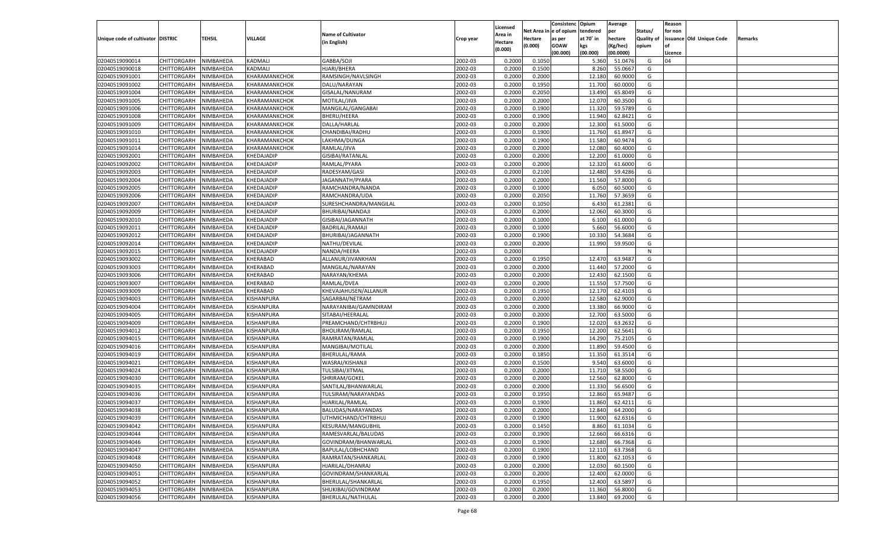| Unique code of cultivator | DISTRIC | TEHSIL | VILLAGE | Name of Cultivator (in English) | Crop year | Licensed Area in Hectare (0.000) | Net Area in Hectare (0.000) | Consistenc e of opium as per GOAW (00.000) | Opium tendered at 70° in kgs (00.000) | Average per hectare (Kg/hec) (00.0000) | Status/ Quality of opium | Reason for non issuance of Licence | Old Unique Code | Remarks |
|---|---|---|---|---|---|---|---|---|---|---|---|---|---|---|
| 02040519090014 | CHITTORGARH | NIMBAHEDA | KADMALI | GABBA/SOJI | 2002-03 | 0.2000 | 0.1050 | | 5.360 | 51.0476 | G | 04 | | |
| 02040519090018 | CHITTORGARH | NIMBAHEDA | KADMALI | HJARI/BHERA | 2002-03 | 0.2000 | 0.1500 | | 8.260 | 55.0667 | G | | | |
| 02040519091001 | CHITTORGARH | NIMBAHEDA | KHARAMANKCHOK | RAMSINGH/NAVLSINGH | 2002-03 | 0.2000 | 0.2000 | | 12.180 | 60.9000 | G | | | |
| 02040519091002 | CHITTORGARH | NIMBAHEDA | KHARAMANKCHOK | DALU/NARAYAN | 2002-03 | 0.2000 | 0.1950 | | 11.700 | 60.0000 | G | | | |
| 02040519091004 | CHITTORGARH | NIMBAHEDA | KHARAMANKCHOK | GISALAL/NANURAM | 2002-03 | 0.2000 | 0.2050 | | 13.490 | 65.8049 | G | | | |
| 02040519091005 | CHITTORGARH | NIMBAHEDA | KHARAMANKCHOK | MOTILAL/JIVA | 2002-03 | 0.2000 | 0.2000 | | 12.070 | 60.3500 | G | | | |
| 02040519091006 | CHITTORGARH | NIMBAHEDA | KHARAMANKCHOK | MANGILAL/GANGABAI | 2002-03 | 0.2000 | 0.1900 | | 11.320 | 59.5789 | G | | | |
| 02040519091008 | CHITTORGARH | NIMBAHEDA | KHARAMANKCHOK | BHERU/HEERA | 2002-03 | 0.2000 | 0.1900 | | 11.940 | 62.8421 | G | | | |
| 02040519091009 | CHITTORGARH | NIMBAHEDA | KHARAMANKCHOK | DALLA/HARLAL | 2002-03 | 0.2000 | 0.2000 | | 12.300 | 61.5000 | G | | | |
| 02040519091010 | CHITTORGARH | NIMBAHEDA | KHARAMANKCHOK | CHANDIBAI/RADHU | 2002-03 | 0.2000 | 0.1900 | | 11.760 | 61.8947 | G | | | |
| 02040519091011 | CHITTORGARH | NIMBAHEDA | KHARAMANKCHOK | LAKHMA/DUNGA | 2002-03 | 0.2000 | 0.1900 | | 11.580 | 60.9474 | G | | | |
| 02040519091014 | CHITTORGARH | NIMBAHEDA | KHARAMANKCHOK | RAMLAL/JIVA | 2002-03 | 0.2000 | 0.2000 | | 12.080 | 60.4000 | G | | | |
| 02040519092001 | CHITTORGARH | NIMBAHEDA | KHEDAJADIP | GISIBAI/RATANLAL | 2002-03 | 0.2000 | 0.2000 | | 12.200 | 61.0000 | G | | | |
| 02040519092002 | CHITTORGARH | NIMBAHEDA | KHEDAJADIP | RAMLAL/PYARA | 2002-03 | 0.2000 | 0.2000 | | 12.320 | 61.6000 | G | | | |
| 02040519092003 | CHITTORGARH | NIMBAHEDA | KHEDAJADIP | RADESYAM/GASI | 2002-03 | 0.2000 | 0.2100 | | 12.480 | 59.4286 | G | | | |
| 02040519092004 | CHITTORGARH | NIMBAHEDA | KHEDAJADIP | JAGANNATH/PYARA | 2002-03 | 0.2000 | 0.2000 | | 11.560 | 57.8000 | G | | | |
| 02040519092005 | CHITTORGARH | NIMBAHEDA | KHEDAJADIP | RAMCHANDRA/NANDA | 2002-03 | 0.2000 | 0.1000 | | 6.050 | 60.5000 | G | | | |
| 02040519092006 | CHITTORGARH | NIMBAHEDA | KHEDAJADIP | RAMCHANDRA/UDA | 2002-03 | 0.2000 | 0.2050 | | 11.760 | 57.3659 | G | | | |
| 02040519092007 | CHITTORGARH | NIMBAHEDA | KHEDAJADIP | SURESHCHANDRA/MANGILAL | 2002-03 | 0.2000 | 0.1050 | | 6.430 | 61.2381 | G | | | |
| 02040519092009 | CHITTORGARH | NIMBAHEDA | KHEDAJADIP | BHURIBAI/NANDAJI | 2002-03 | 0.2000 | 0.2000 | | 12.060 | 60.3000 | G | | | |
| 02040519092010 | CHITTORGARH | NIMBAHEDA | KHEDAJADIP | GISIBAI/JAGANNATH | 2002-03 | 0.2000 | 0.1000 | | 6.100 | 61.0000 | G | | | |
| 02040519092011 | CHITTORGARH | NIMBAHEDA | KHEDAJADIP | BADRILAL/RAMAJI | 2002-03 | 0.2000 | 0.1000 | | 5.660 | 56.6000 | G | | | |
| 02040519092012 | CHITTORGARH | NIMBAHEDA | KHEDAJADIP | BHURIBAI/JAGANNATH | 2002-03 | 0.2000 | 0.1900 | | 10.330 | 54.3684 | G | | | |
| 02040519092014 | CHITTORGARH | NIMBAHEDA | KHEDAJADIP | NATHU/DEVILAL | 2002-03 | 0.2000 | 0.2000 | | 11.990 | 59.9500 | G | | | |
| 02040519092015 | CHITTORGARH | NIMBAHEDA | KHEDAJADIP | NANDA/HEERA | 2002-03 | 0.2000 | | | | | N | | | |
| 02040519093002 | CHITTORGARH | NIMBAHEDA | KHERABAD | ALLANUR/JIVANKHAN | 2002-03 | 0.2000 | 0.1950 | | 12.470 | 63.9487 | G | | | |
| 02040519093003 | CHITTORGARH | NIMBAHEDA | KHERABAD | MANGILAL/NARAYAN | 2002-03 | 0.2000 | 0.2000 | | 11.440 | 57.2000 | G | | | |
| 02040519093006 | CHITTORGARH | NIMBAHEDA | KHERABAD | NARAYAN/KHEMA | 2002-03 | 0.2000 | 0.2000 | | 12.430 | 62.1500 | G | | | |
| 02040519093007 | CHITTORGARH | NIMBAHEDA | KHERABAD | RAMLAL/DVEA | 2002-03 | 0.2000 | 0.2000 | | 11.550 | 57.7500 | G | | | |
| 02040519093009 | CHITTORGARH | NIMBAHEDA | KHERABAD | KHEVAJAHUSEN/ALLANUR | 2002-03 | 0.2000 | 0.1950 | | 12.170 | 62.4103 | G | | | |
| 02040519094003 | CHITTORGARH | NIMBAHEDA | KISHANPURA | SAGARBAI/NETRAM | 2002-03 | 0.2000 | 0.2000 | | 12.580 | 62.9000 | G | | | |
| 02040519094004 | CHITTORGARH | NIMBAHEDA | KISHANPURA | NARAYANIBAI/GAMNDIRAM | 2002-03 | 0.2000 | 0.2000 | | 13.380 | 66.9000 | G | | | |
| 02040519094005 | CHITTORGARH | NIMBAHEDA | KISHANPURA | SITABAI/HEERALAL | 2002-03 | 0.2000 | 0.2000 | | 12.700 | 63.5000 | G | | | |
| 02040519094009 | CHITTORGARH | NIMBAHEDA | KISHANPURA | PREAMCHAND/CHTRBHUJ | 2002-03 | 0.2000 | 0.1900 | | 12.020 | 63.2632 | G | | | |
| 02040519094012 | CHITTORGARH | NIMBAHEDA | KISHANPURA | BHOLIRAM/RAMLAL | 2002-03 | 0.2000 | 0.1950 | | 12.200 | 62.5641 | G | | | |
| 02040519094015 | CHITTORGARH | NIMBAHEDA | KISHANPURA | RAMRATAN/RAMLAL | 2002-03 | 0.2000 | 0.1900 | | 14.290 | 75.2105 | G | | | |
| 02040519094016 | CHITTORGARH | NIMBAHEDA | KISHANPURA | MANGIBAI/MOTILAL | 2002-03 | 0.2000 | 0.2000 | | 11.890 | 59.4500 | G | | | |
| 02040519094019 | CHITTORGARH | NIMBAHEDA | KISHANPURA | BHERULAL/RAMA | 2002-03 | 0.2000 | 0.1850 | | 11.350 | 61.3514 | G | | | |
| 02040519094021 | CHITTORGARH | NIMBAHEDA | KISHANPURA | WASRAJ/KISHANJI | 2002-03 | 0.2000 | 0.1500 | | 9.540 | 63.6000 | G | | | |
| 02040519094024 | CHITTORGARH | NIMBAHEDA | KISHANPURA | TULSIBAI/JITMAL | 2002-03 | 0.2000 | 0.2000 | | 11.710 | 58.5500 | G | | | |
| 02040519094030 | CHITTORGARH | NIMBAHEDA | KISHANPURA | SHRIRAM/GOKEL | 2002-03 | 0.2000 | 0.2000 | | 12.560 | 62.8000 | G | | | |
| 02040519094035 | CHITTORGARH | NIMBAHEDA | KISHANPURA | SANTILAL/BHANWARLAL | 2002-03 | 0.2000 | 0.2000 | | 11.330 | 56.6500 | G | | | |
| 02040519094036 | CHITTORGARH | NIMBAHEDA | KISHANPURA | TULSIRAM/NARAYANDAS | 2002-03 | 0.2000 | 0.1950 | | 12.860 | 65.9487 | G | | | |
| 02040519094037 | CHITTORGARH | NIMBAHEDA | KISHANPURA | HJARILAL/RAMLAL | 2002-03 | 0.2000 | 0.1900 | | 11.860 | 62.4211 | G | | | |
| 02040519094038 | CHITTORGARH | NIMBAHEDA | KISHANPURA | BALUDAS/NARAYANDAS | 2002-03 | 0.2000 | 0.2000 | | 12.840 | 64.2000 | G | | | |
| 02040519094039 | CHITTORGARH | NIMBAHEDA | KISHANPURA | UTHMICHAND/CHTRBHUJ | 2002-03 | 0.2000 | 0.1900 | | 11.900 | 62.6316 | G | | | |
| 02040519094042 | CHITTORGARH | NIMBAHEDA | KISHANPURA | KESURAM/MANGUBHIL | 2002-03 | 0.2000 | 0.1450 | | 8.860 | 61.1034 | G | | | |
| 02040519094044 | CHITTORGARH | NIMBAHEDA | KISHANPURA | RAMESVARLAL/BALUDAS | 2002-03 | 0.2000 | 0.1900 | | 12.660 | 66.6316 | G | | | |
| 02040519094046 | CHITTORGARH | NIMBAHEDA | KISHANPURA | GOVINDRAM/BHANWARLAL | 2002-03 | 0.2000 | 0.1900 | | 12.680 | 66.7368 | G | | | |
| 02040519094047 | CHITTORGARH | NIMBAHEDA | KISHANPURA | BAPULAL/LOBHCHAND | 2002-03 | 0.2000 | 0.1900 | | 12.110 | 63.7368 | G | | | |
| 02040519094048 | CHITTORGARH | NIMBAHEDA | KISHANPURA | RAMRATAN/SHANKARLAL | 2002-03 | 0.2000 | 0.1900 | | 11.800 | 62.1053 | G | | | |
| 02040519094050 | CHITTORGARH | NIMBAHEDA | KISHANPURA | HJARILAL/DHANRAJ | 2002-03 | 0.2000 | 0.2000 | | 12.030 | 60.1500 | G | | | |
| 02040519094051 | CHITTORGARH | NIMBAHEDA | KISHANPURA | GOVINDRAM/SHANKARLAL | 2002-03 | 0.2000 | 0.2000 | | 12.400 | 62.0000 | G | | | |
| 02040519094052 | CHITTORGARH | NIMBAHEDA | KISHANPURA | BHERULAL/SHANKARLAL | 2002-03 | 0.2000 | 0.1950 | | 12.400 | 63.5897 | G | | | |
| 02040519094053 | CHITTORGARH | NIMBAHEDA | KISHANPURA | SHUKIBAI/GOVINDRAM | 2002-03 | 0.2000 | 0.2000 | | 11.360 | 56.8000 | G | | | |
| 02040519094056 | CHITTORGARH | NIMBAHEDA | KISHANPURA | BHERULAL/NATHULAL | 2002-03 | 0.2000 | 0.2000 | | 13.840 | 69.2000 | G | | | |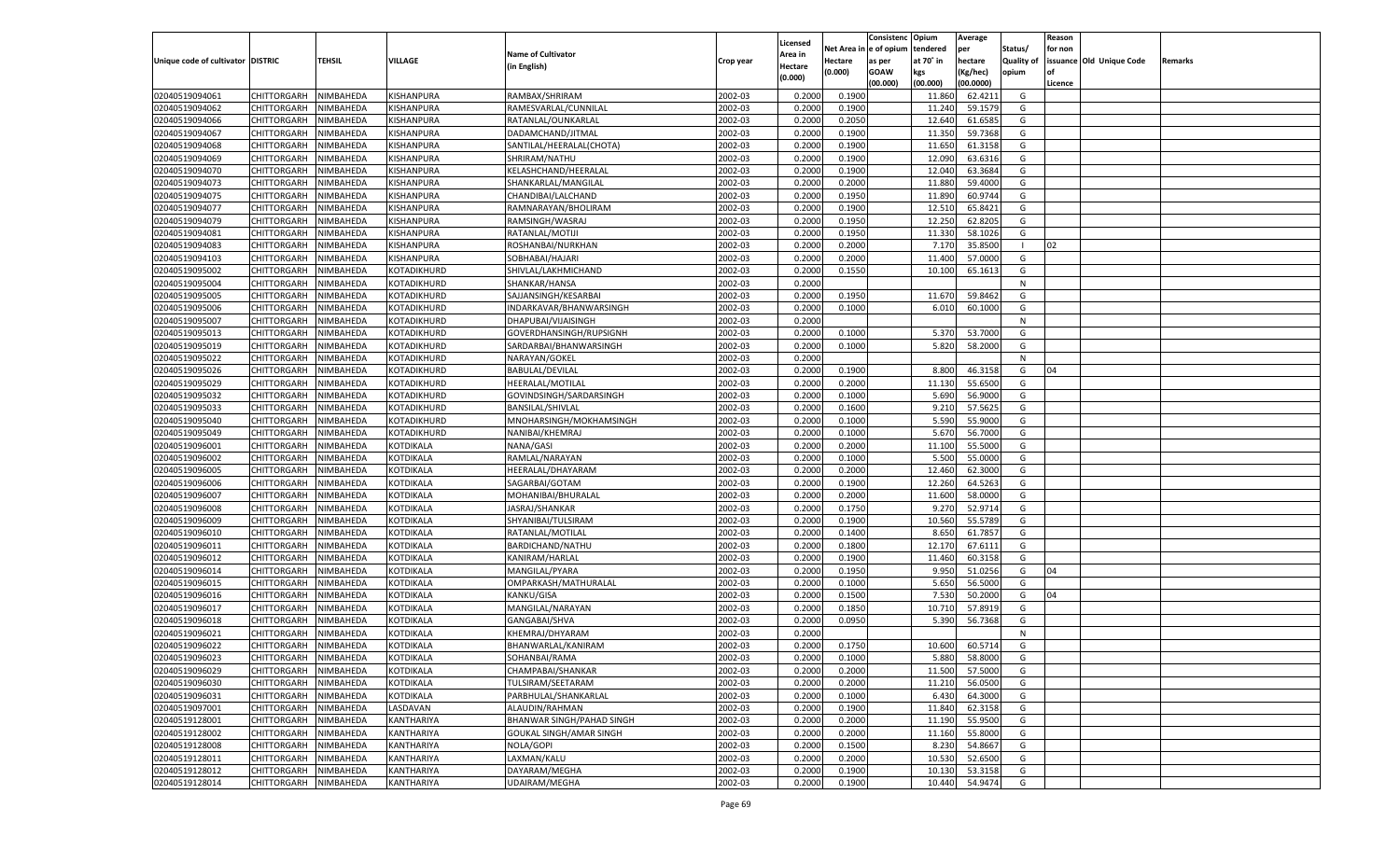| Unique code of cultivator | DISTRIC | TEHSIL | VILLAGE | Name of Cultivator (in English) | Crop year | Licensed Area in Hectare (0.000) | Net Area in Hectare (0.000) | Consistenc e of opium as per GOAW (00.000) | Opium tendered at 70° in kgs (00.000) | Average per hectare (Kg/hec) (00.0000) | Status/ Quality of opium | Reason for non issuance of Licence | Old Unique Code | Remarks |
|---|---|---|---|---|---|---|---|---|---|---|---|---|---|---|
| 02040519094061 | CHITTORGARH | NIMBAHEDA | KISHANPURA | RAMBAX/SHRIRAM | 2002-03 | 0.2000 | 0.1900 | | 11.860 | 62.4211 | G | | | |
| 02040519094062 | CHITTORGARH | NIMBAHEDA | KISHANPURA | RAMESVARLAL/CUNNILAL | 2002-03 | 0.2000 | 0.1900 | | 11.240 | 59.1579 | G | | | |
| 02040519094066 | CHITTORGARH | NIMBAHEDA | KISHANPURA | RATANLAL/OUNKARLAL | 2002-03 | 0.2000 | 0.2050 | | 12.640 | 61.6585 | G | | | |
| 02040519094067 | CHITTORGARH | NIMBAHEDA | KISHANPURA | DADAMCHAND/JITMAL | 2002-03 | 0.2000 | 0.1900 | | 11.350 | 59.7368 | G | | | |
| 02040519094068 | CHITTORGARH | NIMBAHEDA | KISHANPURA | SANTILAL/HEERALAL(CHOTA) | 2002-03 | 0.2000 | 0.1900 | | 11.650 | 61.3158 | G | | | |
| 02040519094069 | CHITTORGARH | NIMBAHEDA | KISHANPURA | SHRIRAM/NATHU | 2002-03 | 0.2000 | 0.1900 | | 12.090 | 63.6316 | G | | | |
| 02040519094070 | CHITTORGARH | NIMBAHEDA | KISHANPURA | KELASHCHAND/HEERALAL | 2002-03 | 0.2000 | 0.1900 | | 12.040 | 63.3684 | G | | | |
| 02040519094073 | CHITTORGARH | NIMBAHEDA | KISHANPURA | SHANKARLAL/MANGILAL | 2002-03 | 0.2000 | 0.2000 | | 11.880 | 59.4000 | G | | | |
| 02040519094075 | CHITTORGARH | NIMBAHEDA | KISHANPURA | CHANDIBAI/LALCHAND | 2002-03 | 0.2000 | 0.1950 | | 11.890 | 60.9744 | G | | | |
| 02040519094077 | CHITTORGARH | NIMBAHEDA | KISHANPURA | RAMNARAYAN/BHOLIRAM | 2002-03 | 0.2000 | 0.1900 | | 12.510 | 65.8421 | G | | | |
| 02040519094079 | CHITTORGARH | NIMBAHEDA | KISHANPURA | RAMSINGH/WASRAJ | 2002-03 | 0.2000 | 0.1950 | | 12.250 | 62.8205 | G | | | |
| 02040519094081 | CHITTORGARH | NIMBAHEDA | KISHANPURA | RATANLAL/MOTIJI | 2002-03 | 0.2000 | 0.1950 | | 11.330 | 58.1026 | G | | | |
| 02040519094083 | CHITTORGARH | NIMBAHEDA | KISHANPURA | ROSHANBAI/NURKHAN | 2002-03 | 0.2000 | 0.2000 | | 7.170 | 35.8500 | I | 02 | | |
| 02040519094103 | CHITTORGARH | NIMBAHEDA | KISHANPURA | SOBHABAI/HAJARI | 2002-03 | 0.2000 | 0.2000 | | 11.400 | 57.0000 | G | | | |
| 02040519095002 | CHITTORGARH | NIMBAHEDA | KOTADIKHURD | SHIVLAL/LAKHMICHAND | 2002-03 | 0.2000 | 0.1550 | | 10.100 | 65.1613 | G | | | |
| 02040519095004 | CHITTORGARH | NIMBAHEDA | KOTADIKHURD | SHANKAR/HANSA | 2002-03 | 0.2000 | | | | | N | | | |
| 02040519095005 | CHITTORGARH | NIMBAHEDA | KOTADIKHURD | SAJJANSINGH/KESARBAI | 2002-03 | 0.2000 | 0.1950 | | 11.670 | 59.8462 | G | | | |
| 02040519095006 | CHITTORGARH | NIMBAHEDA | KOTADIKHURD | INDARKAVAR/BHANWARSINGH | 2002-03 | 0.2000 | 0.1000 | | 6.010 | 60.1000 | G | | | |
| 02040519095007 | CHITTORGARH | NIMBAHEDA | KOTADIKHURD | DHAPUBAI/VIJAISINGH | 2002-03 | 0.2000 | | | | | N | | | |
| 02040519095013 | CHITTORGARH | NIMBAHEDA | KOTADIKHURD | GOVERDHANSINGH/RUPSIGNH | 2002-03 | 0.2000 | 0.1000 | | 5.370 | 53.7000 | G | | | |
| 02040519095019 | CHITTORGARH | NIMBAHEDA | KOTADIKHURD | SARDARBAI/BHANWARSINGH | 2002-03 | 0.2000 | 0.1000 | | 5.820 | 58.2000 | G | | | |
| 02040519095022 | CHITTORGARH | NIMBAHEDA | KOTADIKHURD | NARAYAN/GOKEL | 2002-03 | 0.2000 | | | | | N | | | |
| 02040519095026 | CHITTORGARH | NIMBAHEDA | KOTADIKHURD | BABULAL/DEVILAL | 2002-03 | 0.2000 | 0.1900 | | 8.800 | 46.3158 | G | 04 | | |
| 02040519095029 | CHITTORGARH | NIMBAHEDA | KOTADIKHURD | HEERALAL/MOTILAL | 2002-03 | 0.2000 | 0.2000 | | 11.130 | 55.6500 | G | | | |
| 02040519095032 | CHITTORGARH | NIMBAHEDA | KOTADIKHURD | GOVINDSINGH/SARDARSINGH | 2002-03 | 0.2000 | 0.1000 | | 5.690 | 56.9000 | G | | | |
| 02040519095033 | CHITTORGARH | NIMBAHEDA | KOTADIKHURD | BANSILAL/SHIVLAL | 2002-03 | 0.2000 | 0.1600 | | 9.210 | 57.5625 | G | | | |
| 02040519095040 | CHITTORGARH | NIMBAHEDA | KOTADIKHURD | MNOHARSINGH/MOKHAMSINGH | 2002-03 | 0.2000 | 0.1000 | | 5.590 | 55.9000 | G | | | |
| 02040519095049 | CHITTORGARH | NIMBAHEDA | KOTADIKHURD | NANIBAI/KHEMRAJ | 2002-03 | 0.2000 | 0.1000 | | 5.670 | 56.7000 | G | | | |
| 02040519096001 | CHITTORGARH | NIMBAHEDA | KOTDIKALA | NANA/GASI | 2002-03 | 0.2000 | 0.2000 | | 11.100 | 55.5000 | G | | | |
| 02040519096002 | CHITTORGARH | NIMBAHEDA | KOTDIKALA | RAMLAL/NARAYAN | 2002-03 | 0.2000 | 0.1000 | | 5.500 | 55.0000 | G | | | |
| 02040519096005 | CHITTORGARH | NIMBAHEDA | KOTDIKALA | HEERALAL/DHAYARAM | 2002-03 | 0.2000 | 0.2000 | | 12.460 | 62.3000 | G | | | |
| 02040519096006 | CHITTORGARH | NIMBAHEDA | KOTDIKALA | SAGARBAI/GOTAM | 2002-03 | 0.2000 | 0.1900 | | 12.260 | 64.5263 | G | | | |
| 02040519096007 | CHITTORGARH | NIMBAHEDA | KOTDIKALA | MOHANIBAI/BHURALAL | 2002-03 | 0.2000 | 0.2000 | | 11.600 | 58.0000 | G | | | |
| 02040519096008 | CHITTORGARH | NIMBAHEDA | KOTDIKALA | JASRAJ/SHANKAR | 2002-03 | 0.2000 | 0.1750 | | 9.270 | 52.9714 | G | | | |
| 02040519096009 | CHITTORGARH | NIMBAHEDA | KOTDIKALA | SHYANIBAI/TULSIRAM | 2002-03 | 0.2000 | 0.1900 | | 10.560 | 55.5789 | G | | | |
| 02040519096010 | CHITTORGARH | NIMBAHEDA | KOTDIKALA | RATANLAL/MOTILAL | 2002-03 | 0.2000 | 0.1400 | | 8.650 | 61.7857 | G | | | |
| 02040519096011 | CHITTORGARH | NIMBAHEDA | KOTDIKALA | BARDICHAND/NATHU | 2002-03 | 0.2000 | 0.1800 | | 12.170 | 67.6111 | G | | | |
| 02040519096012 | CHITTORGARH | NIMBAHEDA | KOTDIKALA | KANIRAM/HARLAL | 2002-03 | 0.2000 | 0.1900 | | 11.460 | 60.3158 | G | | | |
| 02040519096014 | CHITTORGARH | NIMBAHEDA | KOTDIKALA | MANGILAL/PYARA | 2002-03 | 0.2000 | 0.1950 | | 9.950 | 51.0256 | G | 04 | | |
| 02040519096015 | CHITTORGARH | NIMBAHEDA | KOTDIKALA | OMPARKASH/MATHURALAL | 2002-03 | 0.2000 | 0.1000 | | 5.650 | 56.5000 | G | | | |
| 02040519096016 | CHITTORGARH | NIMBAHEDA | KOTDIKALA | KANKU/GISA | 2002-03 | 0.2000 | 0.1500 | | 7.530 | 50.2000 | G | 04 | | |
| 02040519096017 | CHITTORGARH | NIMBAHEDA | KOTDIKALA | MANGILAL/NARAYAN | 2002-03 | 0.2000 | 0.1850 | | 10.710 | 57.8919 | G | | | |
| 02040519096018 | CHITTORGARH | NIMBAHEDA | KOTDIKALA | GANGABAI/SHVA | 2002-03 | 0.2000 | 0.0950 | | 5.390 | 56.7368 | G | | | |
| 02040519096021 | CHITTORGARH | NIMBAHEDA | KOTDIKALA | KHEMRAJ/DHYARAM | 2002-03 | 0.2000 | | | | | N | | | |
| 02040519096022 | CHITTORGARH | NIMBAHEDA | KOTDIKALA | BHANWARLAL/KANIRAM | 2002-03 | 0.2000 | 0.1750 | | 10.600 | 60.5714 | G | | | |
| 02040519096023 | CHITTORGARH | NIMBAHEDA | KOTDIKALA | SOHANBAI/RAMA | 2002-03 | 0.2000 | 0.1000 | | 5.880 | 58.8000 | G | | | |
| 02040519096029 | CHITTORGARH | NIMBAHEDA | KOTDIKALA | CHAMPABAI/SHANKAR | 2002-03 | 0.2000 | 0.2000 | | 11.500 | 57.5000 | G | | | |
| 02040519096030 | CHITTORGARH | NIMBAHEDA | KOTDIKALA | TULSIRAM/SEETARAM | 2002-03 | 0.2000 | 0.2000 | | 11.210 | 56.0500 | G | | | |
| 02040519096031 | CHITTORGARH | NIMBAHEDA | KOTDIKALA | PARBHULAL/SHANKARLAL | 2002-03 | 0.2000 | 0.1000 | | 6.430 | 64.3000 | G | | | |
| 02040519097001 | CHITTORGARH | NIMBAHEDA | LASDAVAN | ALAUDIN/RAHMAN | 2002-03 | 0.2000 | 0.1900 | | 11.840 | 62.3158 | G | | | |
| 02040519128001 | CHITTORGARH | NIMBAHEDA | KANTHARIYA | BHANWAR SINGH/PAHAD SINGH | 2002-03 | 0.2000 | 0.2000 | | 11.190 | 55.9500 | G | | | |
| 02040519128002 | CHITTORGARH | NIMBAHEDA | KANTHARIYA | GOUKAL SINGH/AMAR SINGH | 2002-03 | 0.2000 | 0.2000 | | 11.160 | 55.8000 | G | | | |
| 02040519128008 | CHITTORGARH | NIMBAHEDA | KANTHARIYA | NOLA/GOPI | 2002-03 | 0.2000 | 0.1500 | | 8.230 | 54.8667 | G | | | |
| 02040519128011 | CHITTORGARH | NIMBAHEDA | KANTHARIYA | LAXMAN/KALU | 2002-03 | 0.2000 | 0.2000 | | 10.530 | 52.6500 | G | | | |
| 02040519128012 | CHITTORGARH | NIMBAHEDA | KANTHARIYA | DAYARAM/MEGHA | 2002-03 | 0.2000 | 0.1900 | | 10.130 | 53.3158 | G | | | |
| 02040519128014 | CHITTORGARH | NIMBAHEDA | KANTHARIYA | UDAIRAM/MEGHA | 2002-03 | 0.2000 | 0.1900 | | 10.440 | 54.9474 | G | | | |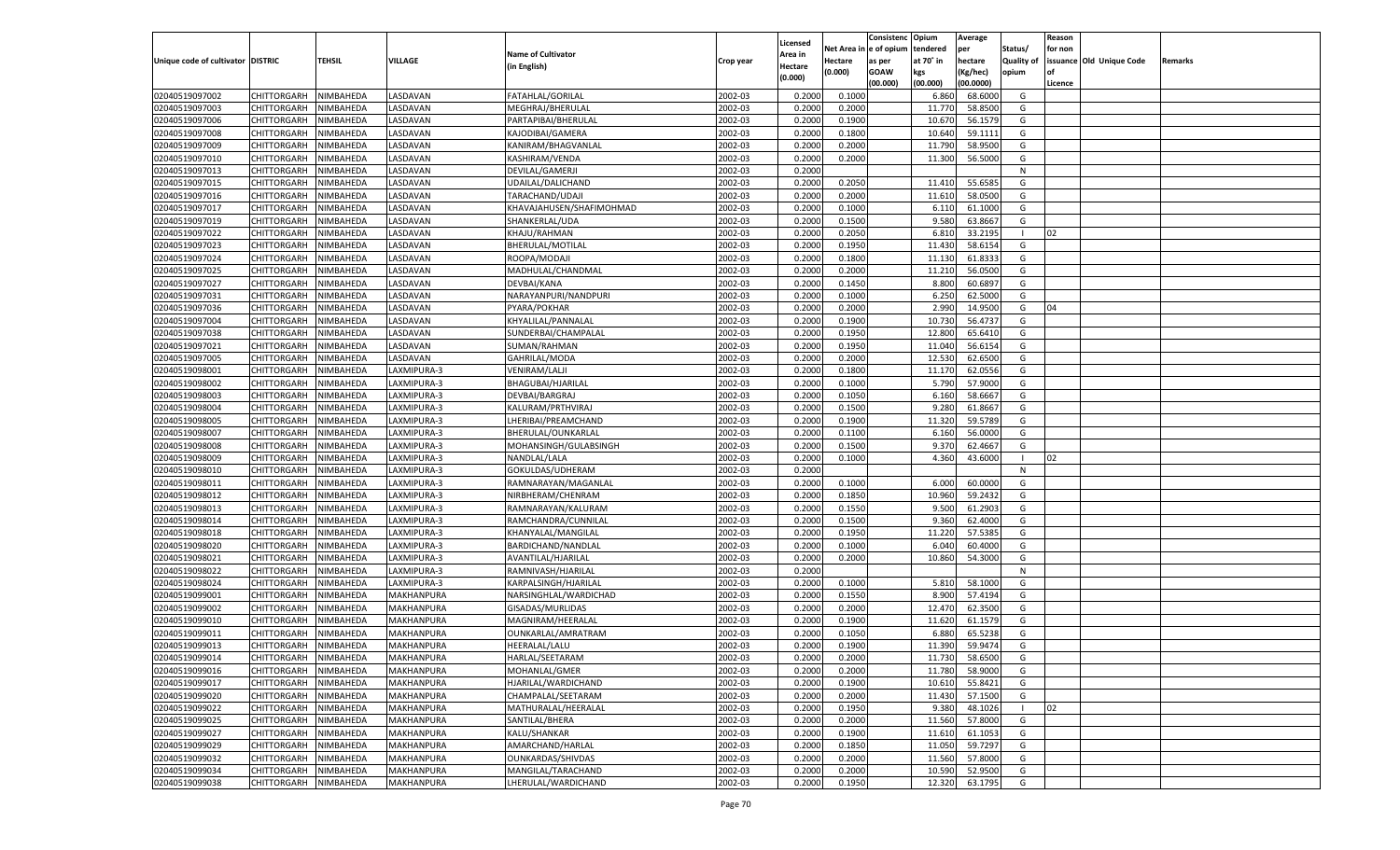| Unique code of cultivator | DISTRIC | TEHSIL | VILLAGE | Name of Cultivator (in English) | Crop year | Licensed Area in Hectare (0.000) | Net Area in Hectare (0.000) | Consistenc e of opium as per GOAW (00.000) | Opium tendered at 70° in kgs (00.000) | Average per hectare (Kg/hec) (00.0000) | Status/ Quality of opium | Reason for non issuance of Licence | Old Unique Code | Remarks |
|---|---|---|---|---|---|---|---|---|---|---|---|---|---|---|
| 02040519097002 | CHITTORGARH | NIMBAHEDA | LASDAVAN | FATAHLAL/GORILAL | 2002-03 | 0.2000 | 0.1000 | | 6.860 | 68.6000 | G | | | |
| 02040519097003 | CHITTORGARH | NIMBAHEDA | LASDAVAN | MEGHRAJ/BHERULAL | 2002-03 | 0.2000 | 0.2000 | | 11.770 | 58.8500 | G | | | |
| 02040519097006 | CHITTORGARH | NIMBAHEDA | LASDAVAN | PARTAPIBAI/BHERULAL | 2002-03 | 0.2000 | 0.1900 | | 10.670 | 56.1579 | G | | | |
| 02040519097008 | CHITTORGARH | NIMBAHEDA | LASDAVAN | KAJODIBAI/GAMERA | 2002-03 | 0.2000 | 0.1800 | | 10.640 | 59.1111 | G | | | |
| 02040519097009 | CHITTORGARH | NIMBAHEDA | LASDAVAN | KANIRAM/BHAGVANLAL | 2002-03 | 0.2000 | 0.2000 | | 11.790 | 58.9500 | G | | | |
| 02040519097010 | CHITTORGARH | NIMBAHEDA | LASDAVAN | KASHIRAM/VENDA | 2002-03 | 0.2000 | 0.2000 | | 11.300 | 56.5000 | G | | | |
| 02040519097013 | CHITTORGARH | NIMBAHEDA | LASDAVAN | DEVILAL/GAMERJI | 2002-03 | 0.2000 | | | | | N | | | |
| 02040519097015 | CHITTORGARH | NIMBAHEDA | LASDAVAN | UDAILAL/DALICHAND | 2002-03 | 0.2000 | 0.2050 | | 11.410 | 55.6585 | G | | | |
| 02040519097016 | CHITTORGARH | NIMBAHEDA | LASDAVAN | TARACHAND/UDAJI | 2002-03 | 0.2000 | 0.2000 | | 11.610 | 58.0500 | G | | | |
| 02040519097017 | CHITTORGARH | NIMBAHEDA | LASDAVAN | KHAVAJAHUSEN/SHAFIMOHMAD | 2002-03 | 0.2000 | 0.1000 | | 6.110 | 61.1000 | G | | | |
| 02040519097019 | CHITTORGARH | NIMBAHEDA | LASDAVAN | SHANKERLAL/UDA | 2002-03 | 0.2000 | 0.1500 | | 9.580 | 63.8667 | G | | | |
| 02040519097022 | CHITTORGARH | NIMBAHEDA | LASDAVAN | KHAJU/RAHMAN | 2002-03 | 0.2000 | 0.2050 | | 6.810 | 33.2195 | I | 02 | | |
| 02040519097023 | CHITTORGARH | NIMBAHEDA | LASDAVAN | BHERULAL/MOTILAL | 2002-03 | 0.2000 | 0.1950 | | 11.430 | 58.6154 | G | | | |
| 02040519097024 | CHITTORGARH | NIMBAHEDA | LASDAVAN | ROOPA/MODAJI | 2002-03 | 0.2000 | 0.1800 | | 11.130 | 61.8333 | G | | | |
| 02040519097025 | CHITTORGARH | NIMBAHEDA | LASDAVAN | MADHULAL/CHANDMAL | 2002-03 | 0.2000 | 0.2000 | | 11.210 | 56.0500 | G | | | |
| 02040519097027 | CHITTORGARH | NIMBAHEDA | LASDAVAN | DEVBAI/KANA | 2002-03 | 0.2000 | 0.1450 | | 8.800 | 60.6897 | G | | | |
| 02040519097031 | CHITTORGARH | NIMBAHEDA | LASDAVAN | NARAYANPURI/NANDPURI | 2002-03 | 0.2000 | 0.1000 | | 6.250 | 62.5000 | G | | | |
| 02040519097036 | CHITTORGARH | NIMBAHEDA | LASDAVAN | PYARA/POKHAR | 2002-03 | 0.2000 | 0.2000 | | 2.990 | 14.9500 | G | 04 | | |
| 02040519097004 | CHITTORGARH | NIMBAHEDA | LASDAVAN | KHYALILAL/PANNALAL | 2002-03 | 0.2000 | 0.1900 | | 10.730 | 56.4737 | G | | | |
| 02040519097038 | CHITTORGARH | NIMBAHEDA | LASDAVAN | SUNDERBAI/CHAMPALAL | 2002-03 | 0.2000 | 0.1950 | | 12.800 | 65.6410 | G | | | |
| 02040519097021 | CHITTORGARH | NIMBAHEDA | LASDAVAN | SUMAN/RAHMAN | 2002-03 | 0.2000 | 0.1950 | | 11.040 | 56.6154 | G | | | |
| 02040519097005 | CHITTORGARH | NIMBAHEDA | LASDAVAN | GAHRILAL/MODA | 2002-03 | 0.2000 | 0.2000 | | 12.530 | 62.6500 | G | | | |
| 02040519098001 | CHITTORGARH | NIMBAHEDA | LAXMIPURA-3 | VENIRAM/LALJI | 2002-03 | 0.2000 | 0.1800 | | 11.170 | 62.0556 | G | | | |
| 02040519098002 | CHITTORGARH | NIMBAHEDA | LAXMIPURA-3 | BHAGUBAI/HJARILAL | 2002-03 | 0.2000 | 0.1000 | | 5.790 | 57.9000 | G | | | |
| 02040519098003 | CHITTORGARH | NIMBAHEDA | LAXMIPURA-3 | DEVBAI/BARGRAJ | 2002-03 | 0.2000 | 0.1050 | | 6.160 | 58.6667 | G | | | |
| 02040519098004 | CHITTORGARH | NIMBAHEDA | LAXMIPURA-3 | KALURAM/PRTHVIRAJ | 2002-03 | 0.2000 | 0.1500 | | 9.280 | 61.8667 | G | | | |
| 02040519098005 | CHITTORGARH | NIMBAHEDA | LAXMIPURA-3 | LHERIBAI/PREAMCHAND | 2002-03 | 0.2000 | 0.1900 | | 11.320 | 59.5789 | G | | | |
| 02040519098007 | CHITTORGARH | NIMBAHEDA | LAXMIPURA-3 | BHERULAL/OUNKARLAL | 2002-03 | 0.2000 | 0.1100 | | 6.160 | 56.0000 | G | | | |
| 02040519098008 | CHITTORGARH | NIMBAHEDA | LAXMIPURA-3 | MOHANSINGH/GULABSINGH | 2002-03 | 0.2000 | 0.1500 | | 9.370 | 62.4667 | G | | | |
| 02040519098009 | CHITTORGARH | NIMBAHEDA | LAXMIPURA-3 | NANDLAL/LALA | 2002-03 | 0.2000 | 0.1000 | | 4.360 | 43.6000 | I | 02 | | |
| 02040519098010 | CHITTORGARH | NIMBAHEDA | LAXMIPURA-3 | GOKULDAS/UDHERAM | 2002-03 | 0.2000 | | | | | N | | | |
| 02040519098011 | CHITTORGARH | NIMBAHEDA | LAXMIPURA-3 | RAMNARAYAN/MAGANLAL | 2002-03 | 0.2000 | 0.1000 | | 6.000 | 60.0000 | G | | | |
| 02040519098012 | CHITTORGARH | NIMBAHEDA | LAXMIPURA-3 | NIRBHERAM/CHENRAM | 2002-03 | 0.2000 | 0.1850 | | 10.960 | 59.2432 | G | | | |
| 02040519098013 | CHITTORGARH | NIMBAHEDA | LAXMIPURA-3 | RAMNARAYAN/KALURAM | 2002-03 | 0.2000 | 0.1550 | | 9.500 | 61.2903 | G | | | |
| 02040519098014 | CHITTORGARH | NIMBAHEDA | LAXMIPURA-3 | RAMCHANDRA/CUNNILAL | 2002-03 | 0.2000 | 0.1500 | | 9.360 | 62.4000 | G | | | |
| 02040519098018 | CHITTORGARH | NIMBAHEDA | LAXMIPURA-3 | KHANYALAL/MANGILAL | 2002-03 | 0.2000 | 0.1950 | | 11.220 | 57.5385 | G | | | |
| 02040519098020 | CHITTORGARH | NIMBAHEDA | LAXMIPURA-3 | BARDICHAND/NANDLAL | 2002-03 | 0.2000 | 0.1000 | | 6.040 | 60.4000 | G | | | |
| 02040519098021 | CHITTORGARH | NIMBAHEDA | LAXMIPURA-3 | AVANTILAL/HJARILAL | 2002-03 | 0.2000 | 0.2000 | | 10.860 | 54.3000 | G | | | |
| 02040519098022 | CHITTORGARH | NIMBAHEDA | LAXMIPURA-3 | RAMNIVASH/HJARILAL | 2002-03 | 0.2000 | | | | | N | | | |
| 02040519098024 | CHITTORGARH | NIMBAHEDA | LAXMIPURA-3 | KARPALSINGH/HJARILAL | 2002-03 | 0.2000 | 0.1000 | | 5.810 | 58.1000 | G | | | |
| 02040519099001 | CHITTORGARH | NIMBAHEDA | MAKHANPURA | NARSINGHLAL/WARDICHAD | 2002-03 | 0.2000 | 0.1550 | | 8.900 | 57.4194 | G | | | |
| 02040519099002 | CHITTORGARH | NIMBAHEDA | MAKHANPURA | GISADAS/MURLIDAS | 2002-03 | 0.2000 | 0.2000 | | 12.470 | 62.3500 | G | | | |
| 02040519099010 | CHITTORGARH | NIMBAHEDA | MAKHANPURA | MAGNIRAM/HEERALAL | 2002-03 | 0.2000 | 0.1900 | | 11.620 | 61.1579 | G | | | |
| 02040519099011 | CHITTORGARH | NIMBAHEDA | MAKHANPURA | OUNKARLAL/AMRATRAM | 2002-03 | 0.2000 | 0.1050 | | 6.880 | 65.5238 | G | | | |
| 02040519099013 | CHITTORGARH | NIMBAHEDA | MAKHANPURA | HEERALAL/LALU | 2002-03 | 0.2000 | 0.1900 | | 11.390 | 59.9474 | G | | | |
| 02040519099014 | CHITTORGARH | NIMBAHEDA | MAKHANPURA | HARLAL/SEETARAM | 2002-03 | 0.2000 | 0.2000 | | 11.730 | 58.6500 | G | | | |
| 02040519099016 | CHITTORGARH | NIMBAHEDA | MAKHANPURA | MOHANLAL/GMER | 2002-03 | 0.2000 | 0.2000 | | 11.780 | 58.9000 | G | | | |
| 02040519099017 | CHITTORGARH | NIMBAHEDA | MAKHANPURA | HJARILAL/WARDICHAND | 2002-03 | 0.2000 | 0.1900 | | 10.610 | 55.8421 | G | | | |
| 02040519099020 | CHITTORGARH | NIMBAHEDA | MAKHANPURA | CHAMPALAL/SEETARAM | 2002-03 | 0.2000 | 0.2000 | | 11.430 | 57.1500 | G | | | |
| 02040519099022 | CHITTORGARH | NIMBAHEDA | MAKHANPURA | MATHURALAL/HEERALAL | 2002-03 | 0.2000 | 0.1950 | | 9.380 | 48.1026 | I | 02 | | |
| 02040519099025 | CHITTORGARH | NIMBAHEDA | MAKHANPURA | SANTILAL/BHERA | 2002-03 | 0.2000 | 0.2000 | | 11.560 | 57.8000 | G | | | |
| 02040519099027 | CHITTORGARH | NIMBAHEDA | MAKHANPURA | KALU/SHANKAR | 2002-03 | 0.2000 | 0.1900 | | 11.610 | 61.1053 | G | | | |
| 02040519099029 | CHITTORGARH | NIMBAHEDA | MAKHANPURA | AMARCHAND/HARLAL | 2002-03 | 0.2000 | 0.1850 | | 11.050 | 59.7297 | G | | | |
| 02040519099032 | CHITTORGARH | NIMBAHEDA | MAKHANPURA | OUNKARDAS/SHIVDAS | 2002-03 | 0.2000 | 0.2000 | | 11.560 | 57.8000 | G | | | |
| 02040519099034 | CHITTORGARH | NIMBAHEDA | MAKHANPURA | MANGILAL/TARACHAND | 2002-03 | 0.2000 | 0.2000 | | 10.590 | 52.9500 | G | | | |
| 02040519099038 | CHITTORGARH | NIMBAHEDA | MAKHANPURA | LHERULAL/WARDICHAND | 2002-03 | 0.2000 | 0.1950 | | 12.320 | 63.1795 | G | | | |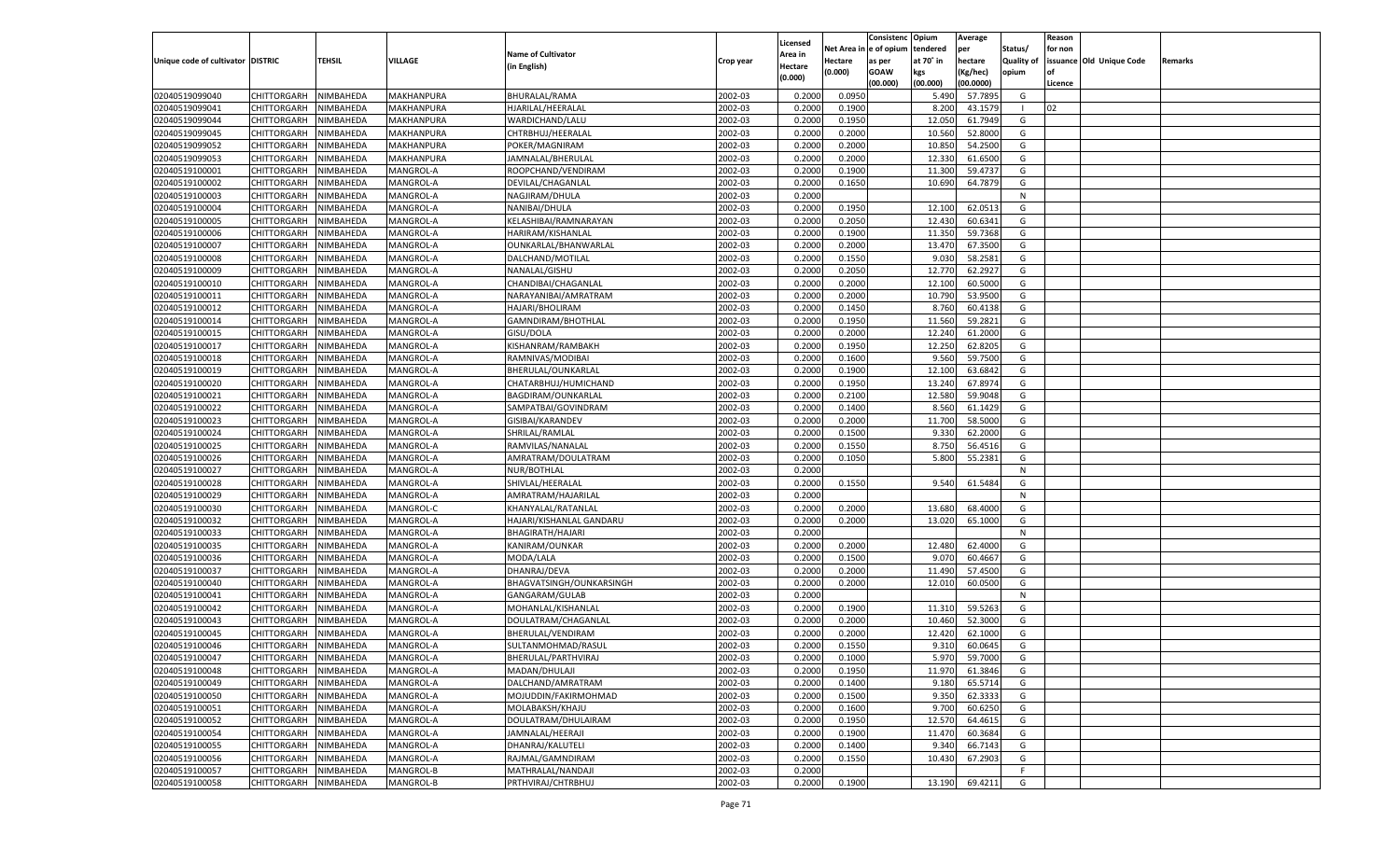| Unique code of cultivator | DISTRIC | TEHSIL | VILLAGE | Name of Cultivator (in English) | Crop year | Licensed Area in Hectare (0.000) | Net Area in Hectare (0.000) | Consistenc e of opium as per GOAW (00.000) | Opium tendered at 70° in kgs (00.000) | Average per hectare (Kg/hec) (00.0000) | Status/ Quality of opium | Reason for non issuance of Licence | Old Unique Code | Remarks |
|---|---|---|---|---|---|---|---|---|---|---|---|---|---|---|
| 02040519099040 | CHITTORGARH | NIMBAHEDA | MAKHANPURA | BHURALAL/RAMA | 2002-03 | 0.2000 | 0.0950 | | 5.490 | 57.7895 | G | | | |
| 02040519099041 | CHITTORGARH | NIMBAHEDA | MAKHANPURA | HJARILAL/HEERALAL | 2002-03 | 0.2000 | 0.1900 | | 8.200 | 43.1579 | I | 02 | | |
| 02040519099044 | CHITTORGARH | NIMBAHEDA | MAKHANPURA | WARDICHAND/LALU | 2002-03 | 0.2000 | 0.1950 | | 12.050 | 61.7949 | G | | | |
| 02040519099045 | CHITTORGARH | NIMBAHEDA | MAKHANPURA | CHTRBHUJ/HEERALAL | 2002-03 | 0.2000 | 0.2000 | | 10.560 | 52.8000 | G | | | |
| 02040519099052 | CHITTORGARH | NIMBAHEDA | MAKHANPURA | POKER/MAGNIRAM | 2002-03 | 0.2000 | 0.2000 | | 10.850 | 54.2500 | G | | | |
| 02040519099053 | CHITTORGARH | NIMBAHEDA | MAKHANPURA | JAMNALAL/BHERULAL | 2002-03 | 0.2000 | 0.2000 | | 12.330 | 61.6500 | G | | | |
| 02040519100001 | CHITTORGARH | NIMBAHEDA | MANGROL-A | ROOPCHAND/VENDIRAM | 2002-03 | 0.2000 | 0.1900 | | 11.300 | 59.4737 | G | | | |
| 02040519100002 | CHITTORGARH | NIMBAHEDA | MANGROL-A | DEVILAL/CHAGANLAL | 2002-03 | 0.2000 | 0.1650 | | 10.690 | 64.7879 | G | | | |
| 02040519100003 | CHITTORGARH | NIMBAHEDA | MANGROL-A | NAGJIRAM/DHULA | 2002-03 | 0.2000 | | | | | N | | | |
| 02040519100004 | CHITTORGARH | NIMBAHEDA | MANGROL-A | NANIBAI/DHULA | 2002-03 | 0.2000 | 0.1950 | | 12.100 | 62.0513 | G | | | |
| 02040519100005 | CHITTORGARH | NIMBAHEDA | MANGROL-A | KELASHIBAI/RAMNARAYAN | 2002-03 | 0.2000 | 0.2050 | | 12.430 | 60.6341 | G | | | |
| 02040519100006 | CHITTORGARH | NIMBAHEDA | MANGROL-A | HARIRAM/KISHANLAL | 2002-03 | 0.2000 | 0.1900 | | 11.350 | 59.7368 | G | | | |
| 02040519100007 | CHITTORGARH | NIMBAHEDA | MANGROL-A | OUNKARLAL/BHANWARLAL | 2002-03 | 0.2000 | 0.2000 | | 13.470 | 67.3500 | G | | | |
| 02040519100008 | CHITTORGARH | NIMBAHEDA | MANGROL-A | DALCHAND/MOTILAL | 2002-03 | 0.2000 | 0.1550 | | 9.030 | 58.2581 | G | | | |
| 02040519100009 | CHITTORGARH | NIMBAHEDA | MANGROL-A | NANALAL/GISHU | 2002-03 | 0.2000 | 0.2050 | | 12.770 | 62.2927 | G | | | |
| 02040519100010 | CHITTORGARH | NIMBAHEDA | MANGROL-A | CHANDIBAI/CHAGANLAL | 2002-03 | 0.2000 | 0.2000 | | 12.100 | 60.5000 | G | | | |
| 02040519100011 | CHITTORGARH | NIMBAHEDA | MANGROL-A | NARAYANIBAI/AMRATRAM | 2002-03 | 0.2000 | 0.2000 | | 10.790 | 53.9500 | G | | | |
| 02040519100012 | CHITTORGARH | NIMBAHEDA | MANGROL-A | HAJARI/BHOLIRAM | 2002-03 | 0.2000 | 0.1450 | | 8.760 | 60.4138 | G | | | |
| 02040519100014 | CHITTORGARH | NIMBAHEDA | MANGROL-A | GAMNDIRAM/BHOTHLAL | 2002-03 | 0.2000 | 0.1950 | | 11.560 | 59.2821 | G | | | |
| 02040519100015 | CHITTORGARH | NIMBAHEDA | MANGROL-A | GISU/DOLA | 2002-03 | 0.2000 | 0.2000 | | 12.240 | 61.2000 | G | | | |
| 02040519100017 | CHITTORGARH | NIMBAHEDA | MANGROL-A | KISHANRAM/RAMBAKH | 2002-03 | 0.2000 | 0.1950 | | 12.250 | 62.8205 | G | | | |
| 02040519100018 | CHITTORGARH | NIMBAHEDA | MANGROL-A | RAMNIVAS/MODIBAI | 2002-03 | 0.2000 | 0.1600 | | 9.560 | 59.7500 | G | | | |
| 02040519100019 | CHITTORGARH | NIMBAHEDA | MANGROL-A | BHERULAL/OUNKARLAL | 2002-03 | 0.2000 | 0.1900 | | 12.100 | 63.6842 | G | | | |
| 02040519100020 | CHITTORGARH | NIMBAHEDA | MANGROL-A | CHATARBHUJ/HUMICHAND | 2002-03 | 0.2000 | 0.1950 | | 13.240 | 67.8974 | G | | | |
| 02040519100021 | CHITTORGARH | NIMBAHEDA | MANGROL-A | BAGDIRAM/OUNKARLAL | 2002-03 | 0.2000 | 0.2100 | | 12.580 | 59.9048 | G | | | |
| 02040519100022 | CHITTORGARH | NIMBAHEDA | MANGROL-A | SAMPATBAI/GOVINDRAM | 2002-03 | 0.2000 | 0.1400 | | 8.560 | 61.1429 | G | | | |
| 02040519100023 | CHITTORGARH | NIMBAHEDA | MANGROL-A | GISIBAI/KARANDEV | 2002-03 | 0.2000 | 0.2000 | | 11.700 | 58.5000 | G | | | |
| 02040519100024 | CHITTORGARH | NIMBAHEDA | MANGROL-A | SHRILAL/RAMLAL | 2002-03 | 0.2000 | 0.1500 | | 9.330 | 62.2000 | G | | | |
| 02040519100025 | CHITTORGARH | NIMBAHEDA | MANGROL-A | RAMVILAS/NANALAL | 2002-03 | 0.2000 | 0.1550 | | 8.750 | 56.4516 | G | | | |
| 02040519100026 | CHITTORGARH | NIMBAHEDA | MANGROL-A | AMRATRAM/DOULATRAM | 2002-03 | 0.2000 | 0.1050 | | 5.800 | 55.2381 | G | | | |
| 02040519100027 | CHITTORGARH | NIMBAHEDA | MANGROL-A | NUR/BOTHLAL | 2002-03 | 0.2000 | | | | | N | | | |
| 02040519100028 | CHITTORGARH | NIMBAHEDA | MANGROL-A | SHIVLAL/HEERALAL | 2002-03 | 0.2000 | 0.1550 | | 9.540 | 61.5484 | G | | | |
| 02040519100029 | CHITTORGARH | NIMBAHEDA | MANGROL-A | AMRATRAM/HAJARILAL | 2002-03 | 0.2000 | | | | | N | | | |
| 02040519100030 | CHITTORGARH | NIMBAHEDA | MANGROL-C | KHANYALAL/RATANLAL | 2002-03 | 0.2000 | 0.2000 | | 13.680 | 68.4000 | G | | | |
| 02040519100032 | CHITTORGARH | NIMBAHEDA | MANGROL-A | HAJARI/KISHANLAL GANDARU | 2002-03 | 0.2000 | 0.2000 | | 13.020 | 65.1000 | G | | | |
| 02040519100033 | CHITTORGARH | NIMBAHEDA | MANGROL-A | BHAGIRATH/HAJARI | 2002-03 | 0.2000 | | | | | N | | | |
| 02040519100035 | CHITTORGARH | NIMBAHEDA | MANGROL-A | KANIRAM/OUNKAR | 2002-03 | 0.2000 | 0.2000 | | 12.480 | 62.4000 | G | | | |
| 02040519100036 | CHITTORGARH | NIMBAHEDA | MANGROL-A | MODA/LALA | 2002-03 | 0.2000 | 0.1500 | | 9.070 | 60.4667 | G | | | |
| 02040519100037 | CHITTORGARH | NIMBAHEDA | MANGROL-A | DHANRAJ/DEVA | 2002-03 | 0.2000 | 0.2000 | | 11.490 | 57.4500 | G | | | |
| 02040519100040 | CHITTORGARH | NIMBAHEDA | MANGROL-A | BHAGVATSINGH/OUNKARSINGH | 2002-03 | 0.2000 | 0.2000 | | 12.010 | 60.0500 | G | | | |
| 02040519100041 | CHITTORGARH | NIMBAHEDA | MANGROL-A | GANGARAM/GULAB | 2002-03 | 0.2000 | | | | | N | | | |
| 02040519100042 | CHITTORGARH | NIMBAHEDA | MANGROL-A | MOHANLAL/KISHANLAL | 2002-03 | 0.2000 | 0.1900 | | 11.310 | 59.5263 | G | | | |
| 02040519100043 | CHITTORGARH | NIMBAHEDA | MANGROL-A | DOULATRAM/CHAGANLAL | 2002-03 | 0.2000 | 0.2000 | | 10.460 | 52.3000 | G | | | |
| 02040519100045 | CHITTORGARH | NIMBAHEDA | MANGROL-A | BHERULAL/VENDIRAM | 2002-03 | 0.2000 | 0.2000 | | 12.420 | 62.1000 | G | | | |
| 02040519100046 | CHITTORGARH | NIMBAHEDA | MANGROL-A | SULTANMOHMAD/RASUL | 2002-03 | 0.2000 | 0.1550 | | 9.310 | 60.0645 | G | | | |
| 02040519100047 | CHITTORGARH | NIMBAHEDA | MANGROL-A | BHERULAL/PARTHVIRAJ | 2002-03 | 0.2000 | 0.1000 | | 5.970 | 59.7000 | G | | | |
| 02040519100048 | CHITTORGARH | NIMBAHEDA | MANGROL-A | MADAN/DHULAJI | 2002-03 | 0.2000 | 0.1950 | | 11.970 | 61.3846 | G | | | |
| 02040519100049 | CHITTORGARH | NIMBAHEDA | MANGROL-A | DALCHAND/AMRATRAM | 2002-03 | 0.2000 | 0.1400 | | 9.180 | 65.5714 | G | | | |
| 02040519100050 | CHITTORGARH | NIMBAHEDA | MANGROL-A | MOJUDDIN/FAKIRMOHMAD | 2002-03 | 0.2000 | 0.1500 | | 9.350 | 62.3333 | G | | | |
| 02040519100051 | CHITTORGARH | NIMBAHEDA | MANGROL-A | MOLABAKSH/KHAJU | 2002-03 | 0.2000 | 0.1600 | | 9.700 | 60.6250 | G | | | |
| 02040519100052 | CHITTORGARH | NIMBAHEDA | MANGROL-A | DOULATRAM/DHULAIRAM | 2002-03 | 0.2000 | 0.1950 | | 12.570 | 64.4615 | G | | | |
| 02040519100054 | CHITTORGARH | NIMBAHEDA | MANGROL-A | JAMNALAL/HEERAJI | 2002-03 | 0.2000 | 0.1900 | | 11.470 | 60.3684 | G | | | |
| 02040519100055 | CHITTORGARH | NIMBAHEDA | MANGROL-A | DHANRAJ/KALUTELI | 2002-03 | 0.2000 | 0.1400 | | 9.340 | 66.7143 | G | | | |
| 02040519100056 | CHITTORGARH | NIMBAHEDA | MANGROL-A | RAJMAL/GAMNDIRAM | 2002-03 | 0.2000 | 0.1550 | | 10.430 | 67.2903 | G | | | |
| 02040519100057 | CHITTORGARH | NIMBAHEDA | MANGROL-B | MATHRALAL/NANDAJI | 2002-03 | 0.2000 | | | | | F | | | |
| 02040519100058 | CHITTORGARH | NIMBAHEDA | MANGROL-B | PRTHVIRAJ/CHTRBHUJ | 2002-03 | 0.2000 | 0.1900 | | 13.190 | 69.4211 | G | | | |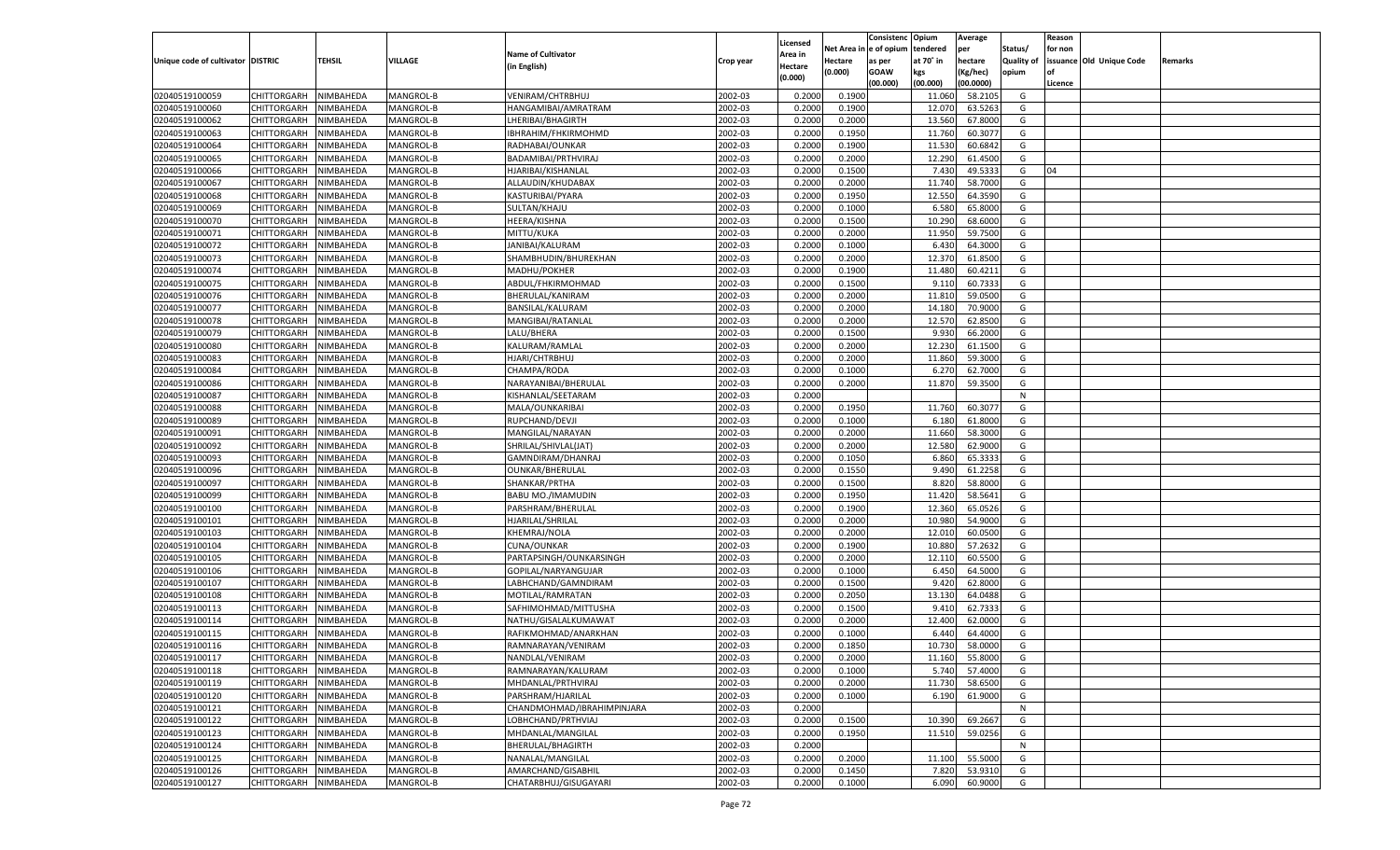| Unique code of cultivator | DISTRIC | TEHSIL | VILLAGE | Name of Cultivator (in English) | Crop year | Licensed Area in Hectare (0.000) | Net Area in Hectare (0.000) | Consistenc e of opium as per GOAW (00.000) | Opium tendered at 70° in kgs (00.000) | Average per hectare (Kg/hec) (00.0000) | Status/ Quality of opium | Reason for non issuance of Licence | Old Unique Code | Remarks |
|---|---|---|---|---|---|---|---|---|---|---|---|---|---|---|
| 02040519100059 | CHITTORGARH | NIMBAHEDA | MANGROL-B | VENIRAM/CHTRBHUJ | 2002-03 | 0.2000 | 0.1900 | | 11.060 | 58.2105 | G | | | |
| 02040519100060 | CHITTORGARH | NIMBAHEDA | MANGROL-B | HANGAMIBAI/AMRATRAM | 2002-03 | 0.2000 | 0.1900 | | 12.070 | 63.5263 | G | | | |
| 02040519100062 | CHITTORGARH | NIMBAHEDA | MANGROL-B | LHERIBAI/BHAGIRTH | 2002-03 | 0.2000 | 0.2000 | | 13.560 | 67.8000 | G | | | |
| 02040519100063 | CHITTORGARH | NIMBAHEDA | MANGROL-B | IBHRAHIM/FHKIRMOHMD | 2002-03 | 0.2000 | 0.1950 | | 11.760 | 60.3077 | G | | | |
| 02040519100064 | CHITTORGARH | NIMBAHEDA | MANGROL-B | RADHABAI/OUNKAR | 2002-03 | 0.2000 | 0.1900 | | 11.530 | 60.6842 | G | | | |
| 02040519100065 | CHITTORGARH | NIMBAHEDA | MANGROL-B | BADAMIBAI/PRTHVIRAJ | 2002-03 | 0.2000 | 0.2000 | | 12.290 | 61.4500 | G | | | |
| 02040519100066 | CHITTORGARH | NIMBAHEDA | MANGROL-B | HJARIBAI/KISHANLAL | 2002-03 | 0.2000 | 0.1500 | | 7.430 | 49.5333 | G | 04 | | |
| 02040519100067 | CHITTORGARH | NIMBAHEDA | MANGROL-B | ALLAUDIN/KHUDABAX | 2002-03 | 0.2000 | 0.2000 | | 11.740 | 58.7000 | G | | | |
| 02040519100068 | CHITTORGARH | NIMBAHEDA | MANGROL-B | KASTURIBAI/PYARA | 2002-03 | 0.2000 | 0.1950 | | 12.550 | 64.3590 | G | | | |
| 02040519100069 | CHITTORGARH | NIMBAHEDA | MANGROL-B | SULTAN/KHAJU | 2002-03 | 0.2000 | 0.1000 | | 6.580 | 65.8000 | G | | | |
| 02040519100070 | CHITTORGARH | NIMBAHEDA | MANGROL-B | HEERA/KISHNA | 2002-03 | 0.2000 | 0.1500 | | 10.290 | 68.6000 | G | | | |
| 02040519100071 | CHITTORGARH | NIMBAHEDA | MANGROL-B | MITTU/KUKA | 2002-03 | 0.2000 | 0.2000 | | 11.950 | 59.7500 | G | | | |
| 02040519100072 | CHITTORGARH | NIMBAHEDA | MANGROL-B | JANIBAI/KALURAM | 2002-03 | 0.2000 | 0.1000 | | 6.430 | 64.3000 | G | | | |
| 02040519100073 | CHITTORGARH | NIMBAHEDA | MANGROL-B | SHAMBHUDIN/BHUREKHAN | 2002-03 | 0.2000 | 0.2000 | | 12.370 | 61.8500 | G | | | |
| 02040519100074 | CHITTORGARH | NIMBAHEDA | MANGROL-B | MADHU/POKHER | 2002-03 | 0.2000 | 0.1900 | | 11.480 | 60.4211 | G | | | |
| 02040519100075 | CHITTORGARH | NIMBAHEDA | MANGROL-B | ABDUL/FHKIRMOHMAD | 2002-03 | 0.2000 | 0.1500 | | 9.110 | 60.7333 | G | | | |
| 02040519100076 | CHITTORGARH | NIMBAHEDA | MANGROL-B | BHERULAL/KANIRAM | 2002-03 | 0.2000 | 0.2000 | | 11.810 | 59.0500 | G | | | |
| 02040519100077 | CHITTORGARH | NIMBAHEDA | MANGROL-B | BANSILAL/KALURAM | 2002-03 | 0.2000 | 0.2000 | | 14.180 | 70.9000 | G | | | |
| 02040519100078 | CHITTORGARH | NIMBAHEDA | MANGROL-B | MANGIBAI/RATANLAL | 2002-03 | 0.2000 | 0.2000 | | 12.570 | 62.8500 | G | | | |
| 02040519100079 | CHITTORGARH | NIMBAHEDA | MANGROL-B | LALU/BHERA | 2002-03 | 0.2000 | 0.1500 | | 9.930 | 66.2000 | G | | | |
| 02040519100080 | CHITTORGARH | NIMBAHEDA | MANGROL-B | KALURAM/RAMLAL | 2002-03 | 0.2000 | 0.2000 | | 12.230 | 61.1500 | G | | | |
| 02040519100083 | CHITTORGARH | NIMBAHEDA | MANGROL-B | HJARI/CHTRBHUJ | 2002-03 | 0.2000 | 0.2000 | | 11.860 | 59.3000 | G | | | |
| 02040519100084 | CHITTORGARH | NIMBAHEDA | MANGROL-B | CHAMPA/RODA | 2002-03 | 0.2000 | 0.1000 | | 6.270 | 62.7000 | G | | | |
| 02040519100086 | CHITTORGARH | NIMBAHEDA | MANGROL-B | NARAYANIBAI/BHERULAL | 2002-03 | 0.2000 | 0.2000 | | 11.870 | 59.3500 | G | | | |
| 02040519100087 | CHITTORGARH | NIMBAHEDA | MANGROL-B | KISHANLAL/SEETARAM | 2002-03 | 0.2000 | | | | | N | | | |
| 02040519100088 | CHITTORGARH | NIMBAHEDA | MANGROL-B | MALA/OUNKARIBAI | 2002-03 | 0.2000 | 0.1950 | | 11.760 | 60.3077 | G | | | |
| 02040519100089 | CHITTORGARH | NIMBAHEDA | MANGROL-B | RUPCHAND/DEVJI | 2002-03 | 0.2000 | 0.1000 | | 6.180 | 61.8000 | G | | | |
| 02040519100091 | CHITTORGARH | NIMBAHEDA | MANGROL-B | MANGILAL/NARAYAN | 2002-03 | 0.2000 | 0.2000 | | 11.660 | 58.3000 | G | | | |
| 02040519100092 | CHITTORGARH | NIMBAHEDA | MANGROL-B | SHRILAL/SHIVLAL(JAT) | 2002-03 | 0.2000 | 0.2000 | | 12.580 | 62.9000 | G | | | |
| 02040519100093 | CHITTORGARH | NIMBAHEDA | MANGROL-B | GAMNDIRAM/DHANRAJ | 2002-03 | 0.2000 | 0.1050 | | 6.860 | 65.3333 | G | | | |
| 02040519100096 | CHITTORGARH | NIMBAHEDA | MANGROL-B | OUNKAR/BHERULAL | 2002-03 | 0.2000 | 0.1550 | | 9.490 | 61.2258 | G | | | |
| 02040519100097 | CHITTORGARH | NIMBAHEDA | MANGROL-B | SHANKAR/PRTHA | 2002-03 | 0.2000 | 0.1500 | | 8.820 | 58.8000 | G | | | |
| 02040519100099 | CHITTORGARH | NIMBAHEDA | MANGROL-B | BABU MO./IMAMUDIN | 2002-03 | 0.2000 | 0.1950 | | 11.420 | 58.5641 | G | | | |
| 02040519100100 | CHITTORGARH | NIMBAHEDA | MANGROL-B | PARSHRAM/BHERULAL | 2002-03 | 0.2000 | 0.1900 | | 12.360 | 65.0526 | G | | | |
| 02040519100101 | CHITTORGARH | NIMBAHEDA | MANGROL-B | HJARILAL/SHRILAL | 2002-03 | 0.2000 | 0.2000 | | 10.980 | 54.9000 | G | | | |
| 02040519100103 | CHITTORGARH | NIMBAHEDA | MANGROL-B | KHEMRAJ/NOLA | 2002-03 | 0.2000 | 0.2000 | | 12.010 | 60.0500 | G | | | |
| 02040519100104 | CHITTORGARH | NIMBAHEDA | MANGROL-B | CUNA/OUNKAR | 2002-03 | 0.2000 | 0.1900 | | 10.880 | 57.2632 | G | | | |
| 02040519100105 | CHITTORGARH | NIMBAHEDA | MANGROL-B | PARTAPSINGH/OUNKARSINGH | 2002-03 | 0.2000 | 0.2000 | | 12.110 | 60.5500 | G | | | |
| 02040519100106 | CHITTORGARH | NIMBAHEDA | MANGROL-B | GOPILAL/NARYANGUJAR | 2002-03 | 0.2000 | 0.1000 | | 6.450 | 64.5000 | G | | | |
| 02040519100107 | CHITTORGARH | NIMBAHEDA | MANGROL-B | LABHCHAND/GAMNDIRAM | 2002-03 | 0.2000 | 0.1500 | | 9.420 | 62.8000 | G | | | |
| 02040519100108 | CHITTORGARH | NIMBAHEDA | MANGROL-B | MOTILAL/RAMRATAN | 2002-03 | 0.2000 | 0.2050 | | 13.130 | 64.0488 | G | | | |
| 02040519100113 | CHITTORGARH | NIMBAHEDA | MANGROL-B | SAFHIMOHMAD/MITTUSHA | 2002-03 | 0.2000 | 0.1500 | | 9.410 | 62.7333 | G | | | |
| 02040519100114 | CHITTORGARH | NIMBAHEDA | MANGROL-B | NATHU/GISALALKUMAWAT | 2002-03 | 0.2000 | 0.2000 | | 12.400 | 62.0000 | G | | | |
| 02040519100115 | CHITTORGARH | NIMBAHEDA | MANGROL-B | RAFIKMOHMAD/ANARKHAN | 2002-03 | 0.2000 | 0.1000 | | 6.440 | 64.4000 | G | | | |
| 02040519100116 | CHITTORGARH | NIMBAHEDA | MANGROL-B | RAMNARAYAN/VENIRAM | 2002-03 | 0.2000 | 0.1850 | | 10.730 | 58.0000 | G | | | |
| 02040519100117 | CHITTORGARH | NIMBAHEDA | MANGROL-B | NANDLAL/VENIRAM | 2002-03 | 0.2000 | 0.2000 | | 11.160 | 55.8000 | G | | | |
| 02040519100118 | CHITTORGARH | NIMBAHEDA | MANGROL-B | RAMNARAYAN/KALURAM | 2002-03 | 0.2000 | 0.1000 | | 5.740 | 57.4000 | G | | | |
| 02040519100119 | CHITTORGARH | NIMBAHEDA | MANGROL-B | MHDANLAL/PRTHVIRAJ | 2002-03 | 0.2000 | 0.2000 | | 11.730 | 58.6500 | G | | | |
| 02040519100120 | CHITTORGARH | NIMBAHEDA | MANGROL-B | PARSHRAM/HJARILAL | 2002-03 | 0.2000 | 0.1000 | | 6.190 | 61.9000 | G | | | |
| 02040519100121 | CHITTORGARH | NIMBAHEDA | MANGROL-B | CHANDMOHMAD/IBRAHIMPINJARA | 2002-03 | 0.2000 | | | | | N | | | |
| 02040519100122 | CHITTORGARH | NIMBAHEDA | MANGROL-B | LOBHCHAND/PRTHVIAJ | 2002-03 | 0.2000 | 0.1500 | | 10.390 | 69.2667 | G | | | |
| 02040519100123 | CHITTORGARH | NIMBAHEDA | MANGROL-B | MHDANLAL/MANGILAL | 2002-03 | 0.2000 | 0.1950 | | 11.510 | 59.0256 | G | | | |
| 02040519100124 | CHITTORGARH | NIMBAHEDA | MANGROL-B | BHERULAL/BHAGIRTH | 2002-03 | 0.2000 | | | | | N | | | |
| 02040519100125 | CHITTORGARH | NIMBAHEDA | MANGROL-B | NANALAL/MANGILAL | 2002-03 | 0.2000 | 0.2000 | | 11.100 | 55.5000 | G | | | |
| 02040519100126 | CHITTORGARH | NIMBAHEDA | MANGROL-B | AMARCHAND/GISABHIL | 2002-03 | 0.2000 | 0.1450 | | 7.820 | 53.9310 | G | | | |
| 02040519100127 | CHITTORGARH | NIMBAHEDA | MANGROL-B | CHATARBHUJ/GISUGAYARI | 2002-03 | 0.2000 | 0.1000 | | 6.090 | 60.9000 | G | | | |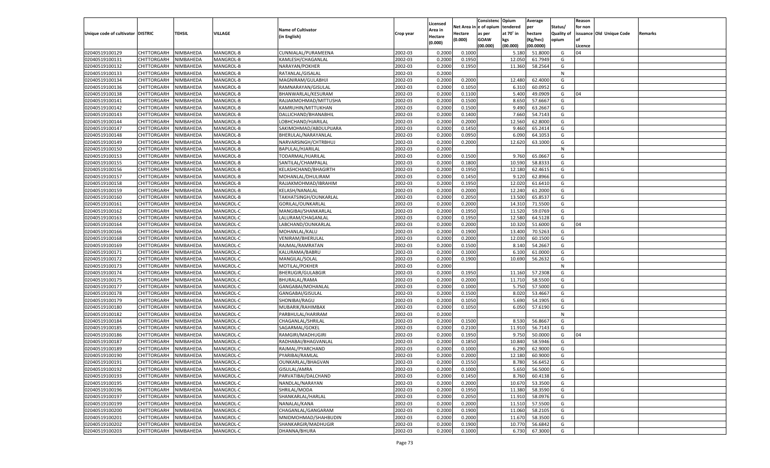| Unique code of cultivator | DISTRIC | TEHSIL | VILLAGE | Name of Cultivator (in English) | Crop year | Licensed Area in Hectare (0.000) | Net Area in Hectare (0.000) | Consistenc e of opium as per GOAW (00.000) | Opium tendered at 70° in kgs (00.000) | Average per hectare (Kg/hec) (00.0000) | Status/ Quality of opium | Reason for non issuance of Licence | Old Unique Code | Remarks |
|---|---|---|---|---|---|---|---|---|---|---|---|---|---|---|
| 02040519100129 | CHITTORGARH | NIMBAHEDA | MANGROL-B | CUNNIALAL/PURAMEENA | 2002-03 | 0.2000 | 0.1000 | | 5.180 | 51.8000 | G | 04 | | |
| 02040519100131 | CHITTORGARH | NIMBAHEDA | MANGROL-B | KAMLESH/CHAGANLAL | 2002-03 | 0.2000 | 0.1950 | | 12.050 | 61.7949 | G | | | |
| 02040519100132 | CHITTORGARH | NIMBAHEDA | MANGROL-B | NARAYAN/POKHER | 2002-03 | 0.2000 | 0.1950 | | 11.360 | 58.2564 | G | | | |
| 02040519100133 | CHITTORGARH | NIMBAHEDA | MANGROL-B | RATANLAL/GISALAL | 2002-03 | 0.2000 | | | | | N | | | |
| 02040519100134 | CHITTORGARH | NIMBAHEDA | MANGROL-B | MAGNIRAM/GULABHJI | 2002-03 | 0.2000 | 0.2000 | | 12.480 | 62.4000 | G | | | |
| 02040519100136 | CHITTORGARH | NIMBAHEDA | MANGROL-B | RAMNARAYAN/GISULAL | 2002-03 | 0.2000 | 0.1050 | | 6.310 | 60.0952 | G | | | |
| 02040519100138 | CHITTORGARH | NIMBAHEDA | MANGROL-B | BHANWARLAL/KESURAM | 2002-03 | 0.2000 | 0.1100 | | 5.400 | 49.0909 | G | 04 | | |
| 02040519100141 | CHITTORGARH | NIMBAHEDA | MANGROL-B | RAJJAKMOHMAD/MITTUSHA | 2002-03 | 0.2000 | 0.1500 | | 8.650 | 57.6667 | G | | | |
| 02040519100142 | CHITTORGARH | NIMBAHEDA | MANGROL-B | KAMRUHIN/MITTUKHAN | 2002-03 | 0.2000 | 0.1500 | | 9.490 | 63.2667 | G | | | |
| 02040519100143 | CHITTORGARH | NIMBAHEDA | MANGROL-B | DALLICHAND/BHANABHIL | 2002-03 | 0.2000 | 0.1400 | | 7.660 | 54.7143 | G | | | |
| 02040519100144 | CHITTORGARH | NIMBAHEDA | MANGROL-B | LOBHCHAND/HJARILAL | 2002-03 | 0.2000 | 0.2000 | | 12.560 | 62.8000 | G | | | |
| 02040519100147 | CHITTORGARH | NIMBAHEDA | MANGROL-B | SAKIMOHMAD/ABDULPIJARA | 2002-03 | 0.2000 | 0.1450 | | 9.460 | 65.2414 | G | | | |
| 02040519100148 | CHITTORGARH | NIMBAHEDA | MANGROL-B | BHERULAL/NARAYANLAL | 2002-03 | 0.2000 | 0.0950 | | 6.090 | 64.1053 | G | | | |
| 02040519100149 | CHITTORGARH | NIMBAHEDA | MANGROL-B | NARVARSINGH/CHTRBHUJ | 2002-03 | 0.2000 | 0.2000 | | 12.620 | 63.1000 | G | | | |
| 02040519100150 | CHITTORGARH | NIMBAHEDA | MANGROL-B | BAPULAL/HJARILAL | 2002-03 | 0.2000 | | | | | N | | | |
| 02040519100153 | CHITTORGARH | NIMBAHEDA | MANGROL-B | TODARMAL/HJARILAL | 2002-03 | 0.2000 | 0.1500 | | 9.760 | 65.0667 | G | | | |
| 02040519100155 | CHITTORGARH | NIMBAHEDA | MANGROL-B | SANTILAL/CHAMPALAL | 2002-03 | 0.2000 | 0.1800 | | 10.590 | 58.8333 | G | | | |
| 02040519100156 | CHITTORGARH | NIMBAHEDA | MANGROL-B | KELASHCHAND/BHAGIRTH | 2002-03 | 0.2000 | 0.1950 | | 12.180 | 62.4615 | G | | | |
| 02040519100157 | CHITTORGARH | NIMBAHEDA | MANGROL-B | MOHANLAL/DHULIRAM | 2002-03 | 0.2000 | 0.1450 | | 9.120 | 62.8966 | G | | | |
| 02040519100158 | CHITTORGARH | NIMBAHEDA | MANGROL-B | RAJJAKMOHMAD/IBRAHIM | 2002-03 | 0.2000 | 0.1950 | | 12.020 | 61.6410 | G | | | |
| 02040519100159 | CHITTORGARH | NIMBAHEDA | MANGROL-B | KELASH/NANALAL | 2002-03 | 0.2000 | 0.2000 | | 12.240 | 61.2000 | G | | | |
| 02040519100160 | CHITTORGARH | NIMBAHEDA | MANGROL-B | TAKHATSINGH/OUNKARLAL | 2002-03 | 0.2000 | 0.2050 | | 13.500 | 65.8537 | G | | | |
| 02040519100161 | CHITTORGARH | NIMBAHEDA | MANGROL-C | GORILAL/OUNKARLAL | 2002-03 | 0.2000 | 0.2000 | | 14.310 | 71.5500 | G | | | |
| 02040519100162 | CHITTORGARH | NIMBAHEDA | MANGROL-C | MANGIBAI/SHANKARLAL | 2002-03 | 0.2000 | 0.1950 | | 11.520 | 59.0769 | G | | | |
| 02040519100163 | CHITTORGARH | NIMBAHEDA | MANGROL-C | LALURAM/CHAGANLAL | 2002-03 | 0.2000 | 0.1950 | | 12.580 | 64.5128 | G | | | |
| 02040519100164 | CHITTORGARH | NIMBAHEDA | MANGROL-C | LABCHAND/OUNKARLAL | 2002-03 | 0.2000 | 0.2000 | | 10.320 | 51.6000 | G | 04 | | |
| 02040519100166 | CHITTORGARH | NIMBAHEDA | MANGROL-C | MOHANLAL/KALU | 2002-03 | 0.2000 | 0.1900 | | 13.400 | 70.5263 | G | | | |
| 02040519100168 | CHITTORGARH | NIMBAHEDA | MANGROL-C | VENIRAM/BHERULAL | 2002-03 | 0.2000 | 0.2000 | | 12.030 | 60.1500 | G | | | |
| 02040519100169 | CHITTORGARH | NIMBAHEDA | MANGROL-C | RAJMAL/RAMRATAN | 2002-03 | 0.2000 | 0.1500 | | 8.140 | 54.2667 | G | | | |
| 02040519100171 | CHITTORGARH | NIMBAHEDA | MANGROL-C | KALURAMA/BABRU | 2002-03 | 0.2000 | 0.1000 | | 6.100 | 61.0000 | G | | | |
| 02040519100172 | CHITTORGARH | NIMBAHEDA | MANGROL-C | MANGILAL/SOLAL | 2002-03 | 0.2000 | 0.1900 | | 10.690 | 56.2632 | G | | | |
| 02040519100173 | CHITTORGARH | NIMBAHEDA | MANGROL-C | MOTILAL/POKHER | 2002-03 | 0.2000 | | | | | N | | | |
| 02040519100174 | CHITTORGARH | NIMBAHEDA | MANGROL-C | BHERUGIR/GULABGIR | 2002-03 | 0.2000 | 0.1950 | | 11.160 | 57.2308 | G | | | |
| 02040519100175 | CHITTORGARH | NIMBAHEDA | MANGROL-C | BHURALAL/RAMA | 2002-03 | 0.2000 | 0.2000 | | 11.710 | 58.5500 | G | | | |
| 02040519100177 | CHITTORGARH | NIMBAHEDA | MANGROL-C | GANGABAI/MOHANLAL | 2002-03 | 0.2000 | 0.1000 | | 5.750 | 57.5000 | G | | | |
| 02040519100178 | CHITTORGARH | NIMBAHEDA | MANGROL-C | GANGABAI/GISULAL | 2002-03 | 0.2000 | 0.1500 | | 8.020 | 53.4667 | G | | | |
| 02040519100179 | CHITTORGARH | NIMBAHEDA | MANGROL-C | SHONIBAI/RAGU | 2002-03 | 0.2000 | 0.1050 | | 5.690 | 54.1905 | G | | | |
| 02040519100180 | CHITTORGARH | NIMBAHEDA | MANGROL-C | MUBARIK/RAHIMBAX | 2002-03 | 0.2000 | 0.1050 | | 6.050 | 57.6190 | G | | | |
| 02040519100182 | CHITTORGARH | NIMBAHEDA | MANGROL-C | PARBHULAL/HARIRAM | 2002-03 | 0.2000 | | | | | N | | | |
| 02040519100184 | CHITTORGARH | NIMBAHEDA | MANGROL-C | CHAGANLAL/SHRILAL | 2002-03 | 0.2000 | 0.1500 | | 8.530 | 56.8667 | G | | | |
| 02040519100185 | CHITTORGARH | NIMBAHEDA | MANGROL-C | SAGARMAL/GOKEL | 2002-03 | 0.2000 | 0.2100 | | 11.910 | 56.7143 | G | | | |
| 02040519100186 | CHITTORGARH | NIMBAHEDA | MANGROL-C | RAMGIRI/MADHUGIRI | 2002-03 | 0.2000 | 0.1950 | | 9.750 | 50.0000 | G | 04 | | |
| 02040519100187 | CHITTORGARH | NIMBAHEDA | MANGROL-C | RADHABAI/BHAGVANLAL | 2002-03 | 0.2000 | 0.1850 | | 10.840 | 58.5946 | G | | | |
| 02040519100189 | CHITTORGARH | NIMBAHEDA | MANGROL-C | RAJMAL/PYARCHAND | 2002-03 | 0.2000 | 0.1000 | | 6.290 | 62.9000 | G | | | |
| 02040519100190 | CHITTORGARH | NIMBAHEDA | MANGROL-C | PYARIBAI/RAMLAL | 2002-03 | 0.2000 | 0.2000 | | 12.180 | 60.9000 | G | | | |
| 02040519100191 | CHITTORGARH | NIMBAHEDA | MANGROL-C | OUNKARLAL/BHAGVAN | 2002-03 | 0.2000 | 0.1550 | | 8.780 | 56.6452 | G | | | |
| 02040519100192 | CHITTORGARH | NIMBAHEDA | MANGROL-C | GISULAL/AMRA | 2002-03 | 0.2000 | 0.1000 | | 5.650 | 56.5000 | G | | | |
| 02040519100193 | CHITTORGARH | NIMBAHEDA | MANGROL-C | PARVATIBAI/DALCHAND | 2002-03 | 0.2000 | 0.1450 | | 8.760 | 60.4138 | G | | | |
| 02040519100195 | CHITTORGARH | NIMBAHEDA | MANGROL-C | NANDLAL/NARAYAN | 2002-03 | 0.2000 | 0.2000 | | 10.670 | 53.3500 | G | | | |
| 02040519100196 | CHITTORGARH | NIMBAHEDA | MANGROL-C | SHRILAL/MODA | 2002-03 | 0.2000 | 0.1950 | | 11.380 | 58.3590 | G | | | |
| 02040519100197 | CHITTORGARH | NIMBAHEDA | MANGROL-C | SHANKARLAL/HARLAL | 2002-03 | 0.2000 | 0.2050 | | 11.910 | 58.0976 | G | | | |
| 02040519100199 | CHITTORGARH | NIMBAHEDA | MANGROL-C | NANALAL/KANA | 2002-03 | 0.2000 | 0.2000 | | 11.510 | 57.5500 | G | | | |
| 02040519100200 | CHITTORGARH | NIMBAHEDA | MANGROL-C | CHAGANLAL/GANGARAM | 2002-03 | 0.2000 | 0.1900 | | 11.060 | 58.2105 | G | | | |
| 02040519100201 | CHITTORGARH | NIMBAHEDA | MANGROL-C | MNIDMOHMAD/SHAHBUDIN | 2002-03 | 0.2000 | 0.2000 | | 11.670 | 58.3500 | G | | | |
| 02040519100202 | CHITTORGARH | NIMBAHEDA | MANGROL-C | SHANKARGIR/MADHUGIR | 2002-03 | 0.2000 | 0.1900 | | 10.770 | 56.6842 | G | | | |
| 02040519100203 | CHITTORGARH | NIMBAHEDA | MANGROL-C | DHANNA/BHURA | 2002-03 | 0.2000 | 0.1000 | | 6.730 | 67.3000 | G | | | |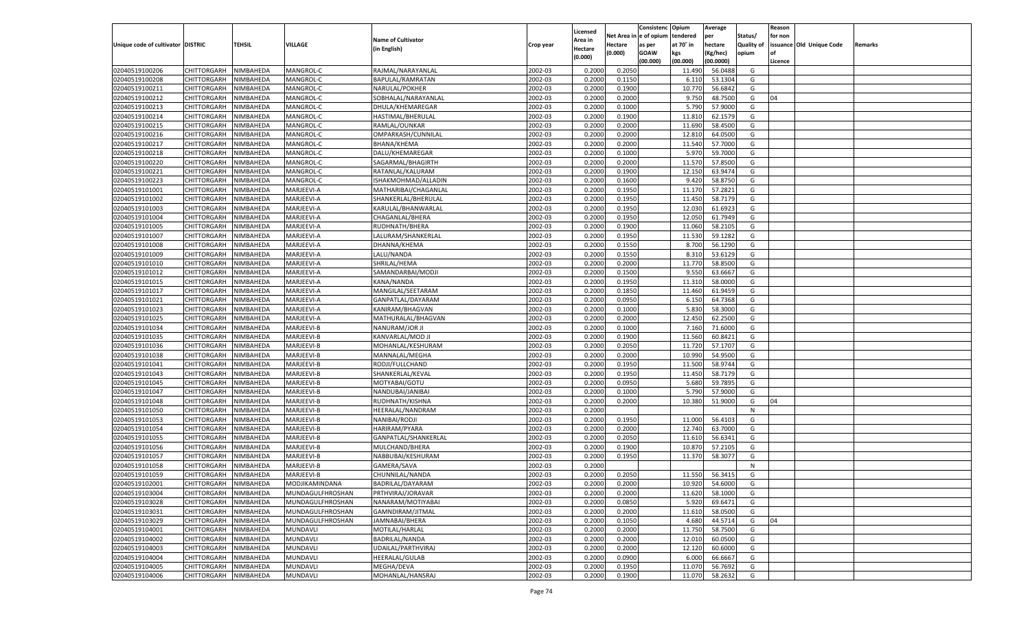| Unique code of cultivator | DISTRIC | TEHSIL | VILLAGE | Name of Cultivator (in English) | Crop year | Licensed Area in Hectare (0.000) | Net Area in Hectare (0.000) | Consistenc e of opium as per GOAW (00.000) | Opium tendered at 70˚ in kgs (00.000) | Average per hectare (Kg/hec) (00.0000) | Status/ Quality of opium | Reason for non issuance of Licence | Old Unique Code | Remarks |
|---|---|---|---|---|---|---|---|---|---|---|---|---|---|---|
| 02040519100206 | CHITTORGARH | NIMBAHEDA | MANGROL-C | RAJMAL/NARAYANLAL | 2002-03 | 0.2000 | 0.2050 | | 11.490 | 56.0488 | G | | | |
| 02040519100208 | CHITTORGARH | NIMBAHEDA | MANGROL-C | BAPULAL/RAMRATAN | 2002-03 | 0.2000 | 0.1150 | | 6.110 | 53.1304 | G | | | |
| 02040519100211 | CHITTORGARH | NIMBAHEDA | MANGROL-C | NARULAL/POKHER | 2002-03 | 0.2000 | 0.1900 | | 10.770 | 56.6842 | G | | | |
| 02040519100212 | CHITTORGARH | NIMBAHEDA | MANGROL-C | SOBHALAL/NARAYANLAL | 2002-03 | 0.2000 | 0.2000 | | 9.750 | 48.7500 | G | 04 | | |
| 02040519100213 | CHITTORGARH | NIMBAHEDA | MANGROL-C | DHULA/KHEMAREGAR | 2002-03 | 0.2000 | 0.1000 | | 5.790 | 57.9000 | G | | | |
| 02040519100214 | CHITTORGARH | NIMBAHEDA | MANGROL-C | HASTIMAL/BHERULAL | 2002-03 | 0.2000 | 0.1900 | | 11.810 | 62.1579 | G | | | |
| 02040519100215 | CHITTORGARH | NIMBAHEDA | MANGROL-C | RAMLAL/OUNKAR | 2002-03 | 0.2000 | 0.2000 | | 11.690 | 58.4500 | G | | | |
| 02040519100216 | CHITTORGARH | NIMBAHEDA | MANGROL-C | OMPARKASH/CUNNILAL | 2002-03 | 0.2000 | 0.2000 | | 12.810 | 64.0500 | G | | | |
| 02040519100217 | CHITTORGARH | NIMBAHEDA | MANGROL-C | BHANA/KHEMA | 2002-03 | 0.2000 | 0.2000 | | 11.540 | 57.7000 | G | | | |
| 02040519100218 | CHITTORGARH | NIMBAHEDA | MANGROL-C | DALU/KHEMAREGAR | 2002-03 | 0.2000 | 0.1000 | | 5.970 | 59.7000 | G | | | |
| 02040519100220 | CHITTORGARH | NIMBAHEDA | MANGROL-C | SAGARMAL/BHAGIRTH | 2002-03 | 0.2000 | 0.2000 | | 11.570 | 57.8500 | G | | | |
| 02040519100221 | CHITTORGARH | NIMBAHEDA | MANGROL-C | RATANLAL/KALURAM | 2002-03 | 0.2000 | 0.1900 | | 12.150 | 63.9474 | G | | | |
| 02040519100223 | CHITTORGARH | NIMBAHEDA | MANGROL-C | ISHAKMOHMAD/ALLADIN | 2002-03 | 0.2000 | 0.1600 | | 9.420 | 58.8750 | G | | | |
| 02040519101001 | CHITTORGARH | NIMBAHEDA | MARJEEVI-A | MATHARIBAI/CHAGANLAL | 2002-03 | 0.2000 | 0.1950 | | 11.170 | 57.2821 | G | | | |
| 02040519101002 | CHITTORGARH | NIMBAHEDA | MARJEEVI-A | SHANKERLAL/BHERULAL | 2002-03 | 0.2000 | 0.1950 | | 11.450 | 58.7179 | G | | | |
| 02040519101003 | CHITTORGARH | NIMBAHEDA | MARJEEVI-A | KARULAL/BHANWARLAL | 2002-03 | 0.2000 | 0.1950 | | 12.030 | 61.6923 | G | | | |
| 02040519101004 | CHITTORGARH | NIMBAHEDA | MARJEEVI-A | CHAGANLAL/BHERA | 2002-03 | 0.2000 | 0.1950 | | 12.050 | 61.7949 | G | | | |
| 02040519101005 | CHITTORGARH | NIMBAHEDA | MARJEEVI-A | RUDHNATH/BHERA | 2002-03 | 0.2000 | 0.1900 | | 11.060 | 58.2105 | G | | | |
| 02040519101007 | CHITTORGARH | NIMBAHEDA | MARJEEVI-A | LALURAM/SHANKERLAL | 2002-03 | 0.2000 | 0.1950 | | 11.530 | 59.1282 | G | | | |
| 02040519101008 | CHITTORGARH | NIMBAHEDA | MARJEEVI-A | DHANNA/KHEMA | 2002-03 | 0.2000 | 0.1550 | | 8.700 | 56.1290 | G | | | |
| 02040519101009 | CHITTORGARH | NIMBAHEDA | MARJEEVI-A | LALU/NANDA | 2002-03 | 0.2000 | 0.1550 | | 8.310 | 53.6129 | G | | | |
| 02040519101010 | CHITTORGARH | NIMBAHEDA | MARJEEVI-A | SHRILAL/HEMA | 2002-03 | 0.2000 | 0.2000 | | 11.770 | 58.8500 | G | | | |
| 02040519101012 | CHITTORGARH | NIMBAHEDA | MARJEEVI-A | SAMANDARBAI/MODJI | 2002-03 | 0.2000 | 0.1500 | | 9.550 | 63.6667 | G | | | |
| 02040519101015 | CHITTORGARH | NIMBAHEDA | MARJEEVI-A | KANA/NANDA | 2002-03 | 0.2000 | 0.1950 | | 11.310 | 58.0000 | G | | | |
| 02040519101017 | CHITTORGARH | NIMBAHEDA | MARJEEVI-A | MANGILAL/SEETARAM | 2002-03 | 0.2000 | 0.1850 | | 11.460 | 61.9459 | G | | | |
| 02040519101021 | CHITTORGARH | NIMBAHEDA | MARJEEVI-A | GANPATLAL/DAYARAM | 2002-03 | 0.2000 | 0.0950 | | 6.150 | 64.7368 | G | | | |
| 02040519101023 | CHITTORGARH | NIMBAHEDA | MARJEEVI-A | KANIRAM/BHAGVAN | 2002-03 | 0.2000 | 0.1000 | | 5.830 | 58.3000 | G | | | |
| 02040519101025 | CHITTORGARH | NIMBAHEDA | MARJEEVI-A | MATHURALAL/BHAGVAN | 2002-03 | 0.2000 | 0.2000 | | 12.450 | 62.2500 | G | | | |
| 02040519101034 | CHITTORGARH | NIMBAHEDA | MARJEEVI-B | NANURAM/JOR JI | 2002-03 | 0.2000 | 0.1000 | | 7.160 | 71.6000 | G | | | |
| 02040519101035 | CHITTORGARH | NIMBAHEDA | MARJEEVI-B | KANVARLAL/MOD JI | 2002-03 | 0.2000 | 0.1900 | | 11.560 | 60.8421 | G | | | |
| 02040519101036 | CHITTORGARH | NIMBAHEDA | MARJEEVI-B | MOHANLAL/KESHURAM | 2002-03 | 0.2000 | 0.2050 | | 11.720 | 57.1707 | G | | | |
| 02040519101038 | CHITTORGARH | NIMBAHEDA | MARJEEVI-B | MANNALAL/MEGHA | 2002-03 | 0.2000 | 0.2000 | | 10.990 | 54.9500 | G | | | |
| 02040519101041 | CHITTORGARH | NIMBAHEDA | MARJEEVI-B | RODJI/FULLCHAND | 2002-03 | 0.2000 | 0.1950 | | 11.500 | 58.9744 | G | | | |
| 02040519101043 | CHITTORGARH | NIMBAHEDA | MARJEEVI-B | SHANKERLAL/KEVAL | 2002-03 | 0.2000 | 0.1950 | | 11.450 | 58.7179 | G | | | |
| 02040519101045 | CHITTORGARH | NIMBAHEDA | MARJEEVI-B | MOTYABAI/GOTU | 2002-03 | 0.2000 | 0.0950 | | 5.680 | 59.7895 | G | | | |
| 02040519101047 | CHITTORGARH | NIMBAHEDA | MARJEEVI-B | NANDUBAI/JANIBAI | 2002-03 | 0.2000 | 0.1000 | | 5.790 | 57.9000 | G | | | |
| 02040519101048 | CHITTORGARH | NIMBAHEDA | MARJEEVI-B | RUDHNATH/KISHNA | 2002-03 | 0.2000 | 0.2000 | | 10.380 | 51.9000 | G | 04 | | |
| 02040519101050 | CHITTORGARH | NIMBAHEDA | MARJEEVI-B | HEERALAL/NANDRAM | 2002-03 | 0.2000 | | | | | N | | | |
| 02040519101053 | CHITTORGARH | NIMBAHEDA | MARJEEVI-B | NANIBAI/RODJI | 2002-03 | 0.2000 | 0.1950 | | 11.000 | 56.4103 | G | | | |
| 02040519101054 | CHITTORGARH | NIMBAHEDA | MARJEEVI-B | HARIRAM/PYARA | 2002-03 | 0.2000 | 0.2000 | | 12.740 | 63.7000 | G | | | |
| 02040519101055 | CHITTORGARH | NIMBAHEDA | MARJEEVI-B | GANPATLAL/SHANKERLAL | 2002-03 | 0.2000 | 0.2050 | | 11.610 | 56.6341 | G | | | |
| 02040519101056 | CHITTORGARH | NIMBAHEDA | MARJEEVI-B | MULCHAND/BHERA | 2002-03 | 0.2000 | 0.1900 | | 10.870 | 57.2105 | G | | | |
| 02040519101057 | CHITTORGARH | NIMBAHEDA | MARJEEVI-B | NABBUBAI/KESHURAM | 2002-03 | 0.2000 | 0.1950 | | 11.370 | 58.3077 | G | | | |
| 02040519101058 | CHITTORGARH | NIMBAHEDA | MARJEEVI-B | GAMERA/SAVA | 2002-03 | 0.2000 | | | | | N | | | |
| 02040519101059 | CHITTORGARH | NIMBAHEDA | MARJEEVI-B | CHUNNILAL/NANDA | 2002-03 | 0.2000 | 0.2050 | | 11.550 | 56.3415 | G | | | |
| 02040519102001 | CHITTORGARH | NIMBAHEDA | MODJIKAMINDANA | BADRILAL/DAYARAM | 2002-03 | 0.2000 | 0.2000 | | 10.920 | 54.6000 | G | | | |
| 02040519103004 | CHITTORGARH | NIMBAHEDA | MUNDAGULFHROSHAN | PRTHVIRAJ/JORAVAR | 2002-03 | 0.2000 | 0.2000 | | 11.620 | 58.1000 | G | | | |
| 02040519103028 | CHITTORGARH | NIMBAHEDA | MUNDAGULFHROSHAN | NANARAM/MOTIYABAI | 2002-03 | 0.2000 | 0.0850 | | 5.920 | 69.6471 | G | | | |
| 02040519103031 | CHITTORGARH | NIMBAHEDA | MUNDAGULFHROSHAN | GAMNDIRAM/JITMAL | 2002-03 | 0.2000 | 0.2000 | | 11.610 | 58.0500 | G | | | |
| 02040519103029 | CHITTORGARH | NIMBAHEDA | MUNDAGULFHROSHAN | JAMNABAI/BHERA | 2002-03 | 0.2000 | 0.1050 | | 4.680 | 44.5714 | G | 04 | | |
| 02040519104001 | CHITTORGARH | NIMBAHEDA | MUNDAVLI | MOTILAL/HARLAL | 2002-03 | 0.2000 | 0.2000 | | 11.750 | 58.7500 | G | | | |
| 02040519104002 | CHITTORGARH | NIMBAHEDA | MUNDAVLI | BADRILAL/NANDA | 2002-03 | 0.2000 | 0.2000 | | 12.010 | 60.0500 | G | | | |
| 02040519104003 | CHITTORGARH | NIMBAHEDA | MUNDAVLI | UDAILAL/PARTHVIRAJ | 2002-03 | 0.2000 | 0.2000 | | 12.120 | 60.6000 | G | | | |
| 02040519104004 | CHITTORGARH | NIMBAHEDA | MUNDAVLI | HEERALAL/GULAB | 2002-03 | 0.2000 | 0.0900 | | 6.000 | 66.6667 | G | | | |
| 02040519104005 | CHITTORGARH | NIMBAHEDA | MUNDAVLI | MEGHA/DEVA | 2002-03 | 0.2000 | 0.1950 | | 11.070 | 56.7692 | G | | | |
| 02040519104006 | CHITTORGARH | NIMBAHEDA | MUNDAVLI | MOHANLAL/HANSRAJ | 2002-03 | 0.2000 | 0.1900 | | 11.070 | 58.2632 | G | | | |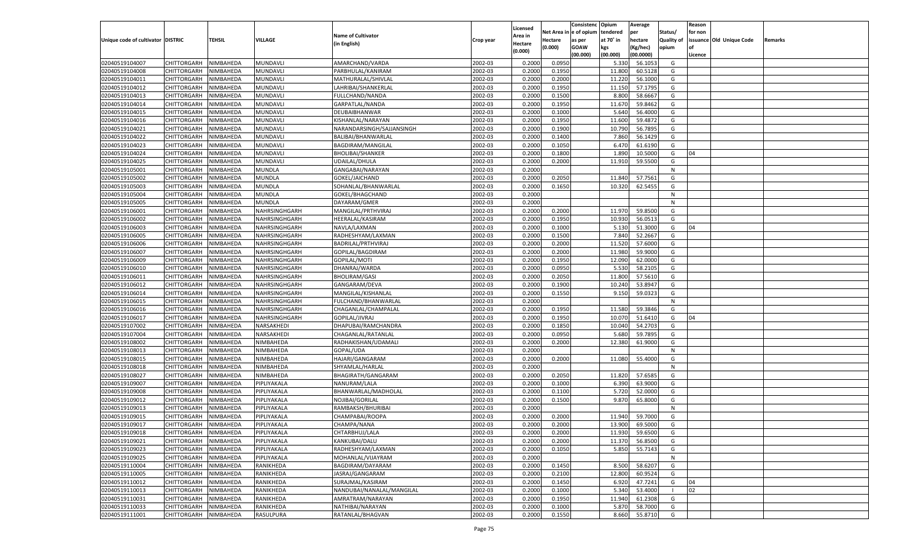| Unique code of cultivator | DISTRIC | TEHSIL | VILLAGE | Name of Cultivator (in English) | Crop year | Licensed Area in Hectare (0.000) | Net Area in Hectare (0.000) | Consistenc e of opium as per GOAW (00.000) | Opium tendered at 70° in kgs (00.000) | Average per hectare (Kg/hec) (00.0000) | Status/ Quality of opium | Reason for non issuance of Licence | Old Unique Code | Remarks |
|---|---|---|---|---|---|---|---|---|---|---|---|---|---|---|
| 02040519104007 | CHITTORGARH | NIMBAHEDA | MUNDAVLI | AMARCHAND/VARDA | 2002-03 | 0.2000 | 0.0950 | | 5.330 | 56.1053 | G | | | |
| 02040519104008 | CHITTORGARH | NIMBAHEDA | MUNDAVLI | PARBHULAL/KANIRAM | 2002-03 | 0.2000 | 0.1950 | | 11.800 | 60.5128 | G | | | |
| 02040519104011 | CHITTORGARH | NIMBAHEDA | MUNDAVLI | MATHURALAL/SHIVLAL | 2002-03 | 0.2000 | 0.2000 | | 11.220 | 56.1000 | G | | | |
| 02040519104012 | CHITTORGARH | NIMBAHEDA | MUNDAVLI | LAHRIBAI/SHANKERLAL | 2002-03 | 0.2000 | 0.1950 | | 11.150 | 57.1795 | G | | | |
| 02040519104013 | CHITTORGARH | NIMBAHEDA | MUNDAVLI | FULLCHAND/NANDA | 2002-03 | 0.2000 | 0.1500 | | 8.800 | 58.6667 | G | | | |
| 02040519104014 | CHITTORGARH | NIMBAHEDA | MUNDAVLI | GARPATLAL/NANDA | 2002-03 | 0.2000 | 0.1950 | | 11.670 | 59.8462 | G | | | |
| 02040519104015 | CHITTORGARH | NIMBAHEDA | MUNDAVLI | DEUBAIBHANWAR | 2002-03 | 0.2000 | 0.1000 | | 5.640 | 56.4000 | G | | | |
| 02040519104016 | CHITTORGARH | NIMBAHEDA | MUNDAVLI | KISHANLAL/NARAYAN | 2002-03 | 0.2000 | 0.1950 | | 11.600 | 59.4872 | G | | | |
| 02040519104021 | CHITTORGARH | NIMBAHEDA | MUNDAVLI | NARANDARSINGH/SAJJANSINGH | 2002-03 | 0.2000 | 0.1900 | | 10.790 | 56.7895 | G | | | |
| 02040519104022 | CHITTORGARH | NIMBAHEDA | MUNDAVLI | BALIBAI/BHANWARLAL | 2002-03 | 0.2000 | 0.1400 | | 7.860 | 56.1429 | G | | | |
| 02040519104023 | CHITTORGARH | NIMBAHEDA | MUNDAVLI | BAGDIRAM/MANGILAL | 2002-03 | 0.2000 | 0.1050 | | 6.470 | 61.6190 | G | | | |
| 02040519104024 | CHITTORGARH | NIMBAHEDA | MUNDAVLI | BHOLIBAI/SHANKER | 2002-03 | 0.2000 | 0.1800 | | 1.890 | 10.5000 | G | 04 | | |
| 02040519104025 | CHITTORGARH | NIMBAHEDA | MUNDAVLI | UDAILAL/DHULA | 2002-03 | 0.2000 | 0.2000 | | 11.910 | 59.5500 | G | | | |
| 02040519105001 | CHITTORGARH | NIMBAHEDA | MUNDLA | GANGABAI/NARAYAN | 2002-03 | 0.2000 | | | | | N | | | |
| 02040519105002 | CHITTORGARH | NIMBAHEDA | MUNDLA | GOKEL/JAICHAND | 2002-03 | 0.2000 | 0.2050 | | 11.840 | 57.7561 | G | | | |
| 02040519105003 | CHITTORGARH | NIMBAHEDA | MUNDLA | SOHANLAL/BHANWARLAL | 2002-03 | 0.2000 | 0.1650 | | 10.320 | 62.5455 | G | | | |
| 02040519105004 | CHITTORGARH | NIMBAHEDA | MUNDLA | GOKEL/BHAGCHAND | 2002-03 | 0.2000 | | | | | N | | | |
| 02040519105005 | CHITTORGARH | NIMBAHEDA | MUNDLA | DAYARAM/GMER | 2002-03 | 0.2000 | | | | | N | | | |
| 02040519106001 | CHITTORGARH | NIMBAHEDA | NAHRSINGHGARH | MANGILAL/PRTHVIRAJ | 2002-03 | 0.2000 | 0.2000 | | 11.970 | 59.8500 | G | | | |
| 02040519106002 | CHITTORGARH | NIMBAHEDA | NAHRSINGHGARH | HEERALAL/KASIRAM | 2002-03 | 0.2000 | 0.1950 | | 10.930 | 56.0513 | G | | | |
| 02040519106003 | CHITTORGARH | NIMBAHEDA | NAHRSINGHGARH | NAVLA/LAXMAN | 2002-03 | 0.2000 | 0.1000 | | 5.130 | 51.3000 | G | 04 | | |
| 02040519106005 | CHITTORGARH | NIMBAHEDA | NAHRSINGHGARH | RADHESHYAM/LAXMAN | 2002-03 | 0.2000 | 0.1500 | | 7.840 | 52.2667 | G | | | |
| 02040519106006 | CHITTORGARH | NIMBAHEDA | NAHRSINGHGARH | BADRILAL/PRTHVIRAJ | 2002-03 | 0.2000 | 0.2000 | | 11.520 | 57.6000 | G | | | |
| 02040519106007 | CHITTORGARH | NIMBAHEDA | NAHRSINGHGARH | GOPILAL/BAGDIRAM | 2002-03 | 0.2000 | 0.2000 | | 11.980 | 59.9000 | G | | | |
| 02040519106009 | CHITTORGARH | NIMBAHEDA | NAHRSINGHGARH | GOPILAL/MOTI | 2002-03 | 0.2000 | 0.1950 | | 12.090 | 62.0000 | G | | | |
| 02040519106010 | CHITTORGARH | NIMBAHEDA | NAHRSINGHGARH | DHANRAJ/WARDA | 2002-03 | 0.2000 | 0.0950 | | 5.530 | 58.2105 | G | | | |
| 02040519106011 | CHITTORGARH | NIMBAHEDA | NAHRSINGHGARH | BHOLIRAM/GASI | 2002-03 | 0.2000 | 0.2050 | | 11.800 | 57.5610 | G | | | |
| 02040519106012 | CHITTORGARH | NIMBAHEDA | NAHRSINGHGARH | GANGARAM/DEVA | 2002-03 | 0.2000 | 0.1900 | | 10.240 | 53.8947 | G | | | |
| 02040519106014 | CHITTORGARH | NIMBAHEDA | NAHRSINGHGARH | MANGILAL/KISHANLAL | 2002-03 | 0.2000 | 0.1550 | | 9.150 | 59.0323 | G | | | |
| 02040519106015 | CHITTORGARH | NIMBAHEDA | NAHRSINGHGARH | FULCHAND/BHANWARLAL | 2002-03 | 0.2000 | | | | | N | | | |
| 02040519106016 | CHITTORGARH | NIMBAHEDA | NAHRSINGHGARH | CHAGANLAL/CHAMPALAL | 2002-03 | 0.2000 | 0.1950 | | 11.580 | 59.3846 | G | | | |
| 02040519106017 | CHITTORGARH | NIMBAHEDA | NAHRSINGHGARH | GOPILAL/JIVRAJ | 2002-03 | 0.2000 | 0.1950 | | 10.070 | 51.6410 | G | 04 | | |
| 02040519107002 | CHITTORGARH | NIMBAHEDA | NARSAKHEDI | DHAPUBAI/RAMCHANDRA | 2002-03 | 0.2000 | 0.1850 | | 10.040 | 54.2703 | G | | | |
| 02040519107004 | CHITTORGARH | NIMBAHEDA | NARSAKHEDI | CHAGANLAL/RATANLAL | 2002-03 | 0.2000 | 0.0950 | | 5.680 | 59.7895 | G | | | |
| 02040519108002 | CHITTORGARH | NIMBAHEDA | NIMBAHEDA | RADHAKISHAN/UDAMALI | 2002-03 | 0.2000 | 0.2000 | | 12.380 | 61.9000 | G | | | |
| 02040519108013 | CHITTORGARH | NIMBAHEDA | NIMBAHEDA | GOPAL/UDA | 2002-03 | 0.2000 | | | | | N | | | |
| 02040519108015 | CHITTORGARH | NIMBAHEDA | NIMBAHEDA | HAJARI/GANGARAM | 2002-03 | 0.2000 | 0.2000 | | 11.080 | 55.4000 | G | | | |
| 02040519108018 | CHITTORGARH | NIMBAHEDA | NIMBAHEDA | SHYAMLAL/HARLAL | 2002-03 | 0.2000 | | | | | N | | | |
| 02040519108027 | CHITTORGARH | NIMBAHEDA | NIMBAHEDA | BHAGIRATH/GANGARAM | 2002-03 | 0.2000 | 0.2050 | | 11.820 | 57.6585 | G | | | |
| 02040519109007 | CHITTORGARH | NIMBAHEDA | PIPLIYAKALA | NANURAM/LALA | 2002-03 | 0.2000 | 0.1000 | | 6.390 | 63.9000 | G | | | |
| 02040519109008 | CHITTORGARH | NIMBAHEDA | PIPLIYAKALA | BHANWARLAL/MADHOLAL | 2002-03 | 0.2000 | 0.1100 | | 5.720 | 52.0000 | G | | | |
| 02040519109012 | CHITTORGARH | NIMBAHEDA | PIPLIYAKALA | NOJIBAI/GORILAL | 2002-03 | 0.2000 | 0.1500 | | 9.870 | 65.8000 | G | | | |
| 02040519109013 | CHITTORGARH | NIMBAHEDA | PIPLIYAKALA | RAMBAKSH/BHURIBAI | 2002-03 | 0.2000 | | | | | N | | | |
| 02040519109015 | CHITTORGARH | NIMBAHEDA | PIPLIYAKALA | CHAMPABAI/ROOPA | 2002-03 | 0.2000 | 0.2000 | | 11.940 | 59.7000 | G | | | |
| 02040519109017 | CHITTORGARH | NIMBAHEDA | PIPLIYAKALA | CHAMPA/NANA | 2002-03 | 0.2000 | 0.2000 | | 13.900 | 69.5000 | G | | | |
| 02040519109018 | CHITTORGARH | NIMBAHEDA | PIPLIYAKALA | CHTARBHUJ/LALA | 2002-03 | 0.2000 | 0.2000 | | 11.930 | 59.6500 | G | | | |
| 02040519109021 | CHITTORGARH | NIMBAHEDA | PIPLIYAKALA | KANKUBAI/DALU | 2002-03 | 0.2000 | 0.2000 | | 11.370 | 56.8500 | G | | | |
| 02040519109023 | CHITTORGARH | NIMBAHEDA | PIPLIYAKALA | RADHESHYAM/LAXMAN | 2002-03 | 0.2000 | 0.1050 | | 5.850 | 55.7143 | G | | | |
| 02040519109025 | CHITTORGARH | NIMBAHEDA | PIPLIYAKALA | MOHANLAL/VIJAYRAM | 2002-03 | 0.2000 | | | | | N | | | |
| 02040519110004 | CHITTORGARH | NIMBAHEDA | RANIKHEDA | BAGDIRAM/DAYARAM | 2002-03 | 0.2000 | 0.1450 | | 8.500 | 58.6207 | G | | | |
| 02040519110005 | CHITTORGARH | NIMBAHEDA | RANIKHEDA | JASRAJ/GANGARAM | 2002-03 | 0.2000 | 0.2100 | | 12.800 | 60.9524 | G | | | |
| 02040519110012 | CHITTORGARH | NIMBAHEDA | RANIKHEDA | SURAJMAL/KASIRAM | 2002-03 | 0.2000 | 0.1450 | | 6.920 | 47.7241 | G | 04 | | |
| 02040519110013 | CHITTORGARH | NIMBAHEDA | RANIKHEDA | NANDUBAI/NANALAL/MANGILAL | 2002-03 | 0.2000 | 0.1000 | | 5.340 | 53.4000 | I | 02 | | |
| 02040519110031 | CHITTORGARH | NIMBAHEDA | RANIKHEDA | AMRATRAM/NARAYAN | 2002-03 | 0.2000 | 0.1950 | | 11.940 | 61.2308 | G | | | |
| 02040519110033 | CHITTORGARH | NIMBAHEDA | RANIKHEDA | NATHIBAI/NARAYAN | 2002-03 | 0.2000 | 0.1000 | | 5.870 | 58.7000 | G | | | |
| 02040519111001 | CHITTORGARH | NIMBAHEDA | RASULPURA | RATANLAL/BHAGVAN | 2002-03 | 0.2000 | 0.1550 | | 8.660 | 55.8710 | G | | | |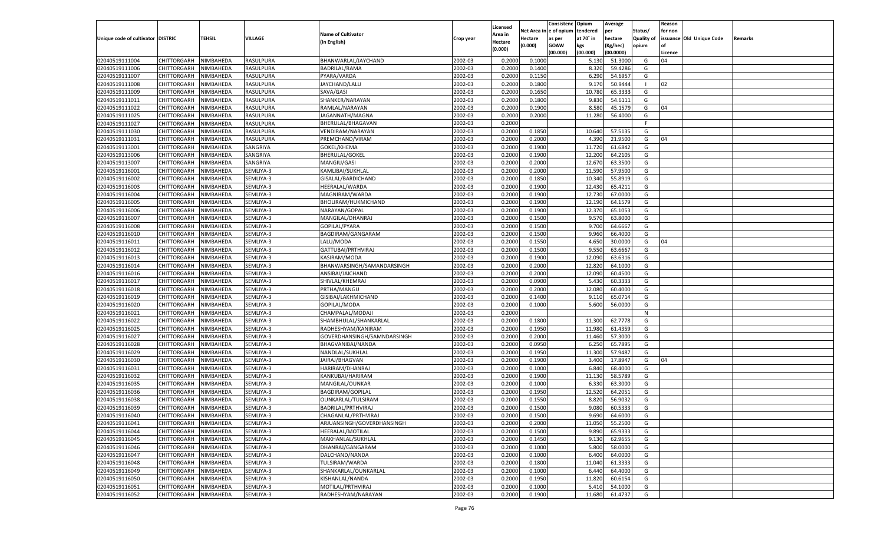| Unique code of cultivator | DISTRIC | TEHSIL | VILLAGE | Name of Cultivator (in English) | Crop year | Licensed Area in Hectare (0.000) | Net Area in Hectare (0.000) | Consistenc e of opium as per GOAW (00.000) | Opium tendered at 70° in kgs (00.000) | Average per hectare (Kg/hec) (00.0000) | Status/ Quality of opium | Reason for non issuance of Licence | Old Unique Code | Remarks |
|---|---|---|---|---|---|---|---|---|---|---|---|---|---|---|
| 02040519111004 | CHITTORGARH | NIMBAHEDA | RASULPURA | BHANWARLAL/JAYCHAND | 2002-03 | 0.2000 | 0.1000 | | 5.130 | 51.3000 | G | 04 | | |
| 02040519111006 | CHITTORGARH | NIMBAHEDA | RASULPURA | BADRILAL/RAMA | 2002-03 | 0.2000 | 0.1400 | | 8.320 | 59.4286 | G | | | |
| 02040519111007 | CHITTORGARH | NIMBAHEDA | RASULPURA | PYARA/VARDA | 2002-03 | 0.2000 | 0.1150 | | 6.290 | 54.6957 | G | | | |
| 02040519111008 | CHITTORGARH | NIMBAHEDA | RASULPURA | JAYCHAND/LALU | 2002-03 | 0.2000 | 0.1800 | | 9.170 | 50.9444 | I | 02 | | |
| 02040519111009 | CHITTORGARH | NIMBAHEDA | RASULPURA | SAVA/GASI | 2002-03 | 0.2000 | 0.1650 | | 10.780 | 65.3333 | G | | | |
| 02040519111011 | CHITTORGARH | NIMBAHEDA | RASULPURA | SHANKER/NARAYAN | 2002-03 | 0.2000 | 0.1800 | | 9.830 | 54.6111 | G | | | |
| 02040519111022 | CHITTORGARH | NIMBAHEDA | RASULPURA | RAMLAL/NARAYAN | 2002-03 | 0.2000 | 0.1900 | | 8.580 | 45.1579 | G | 04 | | |
| 02040519111025 | CHITTORGARH | NIMBAHEDA | RASULPURA | JAGANNATH/MAGNA | 2002-03 | 0.2000 | 0.2000 | | 11.280 | 56.4000 | G | | | |
| 02040519111027 | CHITTORGARH | NIMBAHEDA | RASULPURA | BHERULAL/BHAGAVAN | 2002-03 | 0.2000 | | | | | F | | | |
| 02040519111030 | CHITTORGARH | NIMBAHEDA | RASULPURA | VENDIRAM/NARAYAN | 2002-03 | 0.2000 | 0.1850 | | 10.640 | 57.5135 | G | | | |
| 02040519111031 | CHITTORGARH | NIMBAHEDA | RASULPURA | PREMCHAND/VIRAM | 2002-03 | 0.2000 | 0.2000 | | 4.390 | 21.9500 | G | 04 | | |
| 02040519113001 | CHITTORGARH | NIMBAHEDA | SANGRIYA | GOKEL/KHEMA | 2002-03 | 0.2000 | 0.1900 | | 11.720 | 61.6842 | G | | | |
| 02040519113006 | CHITTORGARH | NIMBAHEDA | SANGRIYA | BHERULAL/GOKEL | 2002-03 | 0.2000 | 0.1900 | | 12.200 | 64.2105 | G | | | |
| 02040519113007 | CHITTORGARH | NIMBAHEDA | SANGRIYA | MANGIU/GASI | 2002-03 | 0.2000 | 0.2000 | | 12.670 | 63.3500 | G | | | |
| 02040519116001 | CHITTORGARH | NIMBAHEDA | SEMLIYA-3 | KAMLIBAI/SUKHLAL | 2002-03 | 0.2000 | 0.2000 | | 11.590 | 57.9500 | G | | | |
| 02040519116002 | CHITTORGARH | NIMBAHEDA | SEMLIYA-3 | GISALAL/BARDICHAND | 2002-03 | 0.2000 | 0.1850 | | 10.340 | 55.8919 | G | | | |
| 02040519116003 | CHITTORGARH | NIMBAHEDA | SEMLIYA-3 | HEERALAL/WARDA | 2002-03 | 0.2000 | 0.1900 | | 12.430 | 65.4211 | G | | | |
| 02040519116004 | CHITTORGARH | NIMBAHEDA | SEMLIYA-3 | MAGNIRAM/WARDA | 2002-03 | 0.2000 | 0.1900 | | 12.730 | 67.0000 | G | | | |
| 02040519116005 | CHITTORGARH | NIMBAHEDA | SEMLIYA-3 | BHOLIRAM/HUKMICHAND | 2002-03 | 0.2000 | 0.1900 | | 12.190 | 64.1579 | G | | | |
| 02040519116006 | CHITTORGARH | NIMBAHEDA | SEMLIYA-3 | NARAYAN/GOPAL | 2002-03 | 0.2000 | 0.1900 | | 12.370 | 65.1053 | G | | | |
| 02040519116007 | CHITTORGARH | NIMBAHEDA | SEMLIYA-3 | MANGILAL/DHANRAJ | 2002-03 | 0.2000 | 0.1500 | | 9.570 | 63.8000 | G | | | |
| 02040519116008 | CHITTORGARH | NIMBAHEDA | SEMLIYA-3 | GOPILAL/PYARA | 2002-03 | 0.2000 | 0.1500 | | 9.700 | 64.6667 | G | | | |
| 02040519116010 | CHITTORGARH | NIMBAHEDA | SEMLIYA-3 | BAGDIRAM/GANGARAM | 2002-03 | 0.2000 | 0.1500 | | 9.960 | 66.4000 | G | | | |
| 02040519116011 | CHITTORGARH | NIMBAHEDA | SEMLIYA-3 | LALU/MODA | 2002-03 | 0.2000 | 0.1550 | | 4.650 | 30.0000 | G | 04 | | |
| 02040519116012 | CHITTORGARH | NIMBAHEDA | SEMLIYA-3 | GATTUBAI/PRTHVIRAJ | 2002-03 | 0.2000 | 0.1500 | | 9.550 | 63.6667 | G | | | |
| 02040519116013 | CHITTORGARH | NIMBAHEDA | SEMLIYA-3 | KASIRAM/MODA | 2002-03 | 0.2000 | 0.1900 | | 12.090 | 63.6316 | G | | | |
| 02040519116014 | CHITTORGARH | NIMBAHEDA | SEMLIYA-3 | BHANWARSINGH/SAMANDARSINGH | 2002-03 | 0.2000 | 0.2000 | | 12.820 | 64.1000 | G | | | |
| 02040519116016 | CHITTORGARH | NIMBAHEDA | SEMLIYA-3 | ANSIBAI/JAICHAND | 2002-03 | 0.2000 | 0.2000 | | 12.090 | 60.4500 | G | | | |
| 02040519116017 | CHITTORGARH | NIMBAHEDA | SEMLIYA-3 | SHIVLAL/KHEMRAJ | 2002-03 | 0.2000 | 0.0900 | | 5.430 | 60.3333 | G | | | |
| 02040519116018 | CHITTORGARH | NIMBAHEDA | SEMLIYA-3 | PRTHA/MANGU | 2002-03 | 0.2000 | 0.2000 | | 12.080 | 60.4000 | G | | | |
| 02040519116019 | CHITTORGARH | NIMBAHEDA | SEMLIYA-3 | GISIBAI/LAKHMICHAND | 2002-03 | 0.2000 | 0.1400 | | 9.110 | 65.0714 | G | | | |
| 02040519116020 | CHITTORGARH | NIMBAHEDA | SEMLIYA-3 | GOPILAL/MODA | 2002-03 | 0.2000 | 0.1000 | | 5.600 | 56.0000 | G | | | |
| 02040519116021 | CHITTORGARH | NIMBAHEDA | SEMLIYA-3 | CHAMPALAL/MODAJI | 2002-03 | 0.2000 | | | | | N | | | |
| 02040519116022 | CHITTORGARH | NIMBAHEDA | SEMLIYA-3 | SHAMBHULAL/SHANKARLAL | 2002-03 | 0.2000 | 0.1800 | | 11.300 | 62.7778 | G | | | |
| 02040519116025 | CHITTORGARH | NIMBAHEDA | SEMLIYA-3 | RADHESHYAM/KANIRAM | 2002-03 | 0.2000 | 0.1950 | | 11.980 | 61.4359 | G | | | |
| 02040519116027 | CHITTORGARH | NIMBAHEDA | SEMLIYA-3 | GOVERDHANSINGH/SAMNDARSINGH | 2002-03 | 0.2000 | 0.2000 | | 11.460 | 57.3000 | G | | | |
| 02040519116028 | CHITTORGARH | NIMBAHEDA | SEMLIYA-3 | BHAGVANIBAI/NANDA | 2002-03 | 0.2000 | 0.0950 | | 6.250 | 65.7895 | G | | | |
| 02040519116029 | CHITTORGARH | NIMBAHEDA | SEMLIYA-3 | NANDLAL/SUKHLAL | 2002-03 | 0.2000 | 0.1950 | | 11.300 | 57.9487 | G | | | |
| 02040519116030 | CHITTORGARH | NIMBAHEDA | SEMLIYA-3 | JAIRAJ/BHAGVAN | 2002-03 | 0.2000 | 0.1900 | | 3.400 | 17.8947 | G | 04 | | |
| 02040519116031 | CHITTORGARH | NIMBAHEDA | SEMLIYA-3 | HARIRAM/DHANRAJ | 2002-03 | 0.2000 | 0.1000 | | 6.840 | 68.4000 | G | | | |
| 02040519116032 | CHITTORGARH | NIMBAHEDA | SEMLIYA-3 | KANKUBAI/HARIRAM | 2002-03 | 0.2000 | 0.1900 | | 11.130 | 58.5789 | G | | | |
| 02040519116035 | CHITTORGARH | NIMBAHEDA | SEMLIYA-3 | MANGILAL/OUNKAR | 2002-03 | 0.2000 | 0.1000 | | 6.330 | 63.3000 | G | | | |
| 02040519116036 | CHITTORGARH | NIMBAHEDA | SEMLIYA-3 | BAGDIRAM/GOPILAL | 2002-03 | 0.2000 | 0.1950 | | 12.520 | 64.2051 | G | | | |
| 02040519116038 | CHITTORGARH | NIMBAHEDA | SEMLIYA-3 | OUNKARLAL/TULSIRAM | 2002-03 | 0.2000 | 0.1550 | | 8.820 | 56.9032 | G | | | |
| 02040519116039 | CHITTORGARH | NIMBAHEDA | SEMLIYA-3 | BADRILAL/PRTHVIRAJ | 2002-03 | 0.2000 | 0.1500 | | 9.080 | 60.5333 | G | | | |
| 02040519116040 | CHITTORGARH | NIMBAHEDA | SEMLIYA-3 | CHAGANLAL/PRTHVIRAJ | 2002-03 | 0.2000 | 0.1500 | | 9.690 | 64.6000 | G | | | |
| 02040519116041 | CHITTORGARH | NIMBAHEDA | SEMLIYA-3 | ARJUANSINGH/GOVERDHANSINGH | 2002-03 | 0.2000 | 0.2000 | | 11.050 | 55.2500 | G | | | |
| 02040519116044 | CHITTORGARH | NIMBAHEDA | SEMLIYA-3 | HEERALAL/MOTILAL | 2002-03 | 0.2000 | 0.1500 | | 9.890 | 65.9333 | G | | | |
| 02040519116045 | CHITTORGARH | NIMBAHEDA | SEMLIYA-3 | MAKHANLAL/SUKHLAL | 2002-03 | 0.2000 | 0.1450 | | 9.130 | 62.9655 | G | | | |
| 02040519116046 | CHITTORGARH | NIMBAHEDA | SEMLIYA-3 | DHANRAJ/GANGARAM | 2002-03 | 0.2000 | 0.1000 | | 5.800 | 58.0000 | G | | | |
| 02040519116047 | CHITTORGARH | NIMBAHEDA | SEMLIYA-3 | DALCHAND/NANDA | 2002-03 | 0.2000 | 0.1000 | | 6.400 | 64.0000 | G | | | |
| 02040519116048 | CHITTORGARH | NIMBAHEDA | SEMLIYA-3 | TULSIRAM/WARDA | 2002-03 | 0.2000 | 0.1800 | | 11.040 | 61.3333 | G | | | |
| 02040519116049 | CHITTORGARH | NIMBAHEDA | SEMLIYA-3 | SHANKARLAL/OUNKARLAL | 2002-03 | 0.2000 | 0.1000 | | 6.440 | 64.4000 | G | | | |
| 02040519116050 | CHITTORGARH | NIMBAHEDA | SEMLIYA-3 | KISHANLAL/NANDA | 2002-03 | 0.2000 | 0.1950 | | 11.820 | 60.6154 | G | | | |
| 02040519116051 | CHITTORGARH | NIMBAHEDA | SEMLIYA-3 | MOTILAL/PRTHVIRAJ | 2002-03 | 0.2000 | 0.1000 | | 5.410 | 54.1000 | G | | | |
| 02040519116052 | CHITTORGARH | NIMBAHEDA | SEMLIYA-3 | RADHESHYAM/NARAYAN | 2002-03 | 0.2000 | 0.1900 | | 11.680 | 61.4737 | G | | | |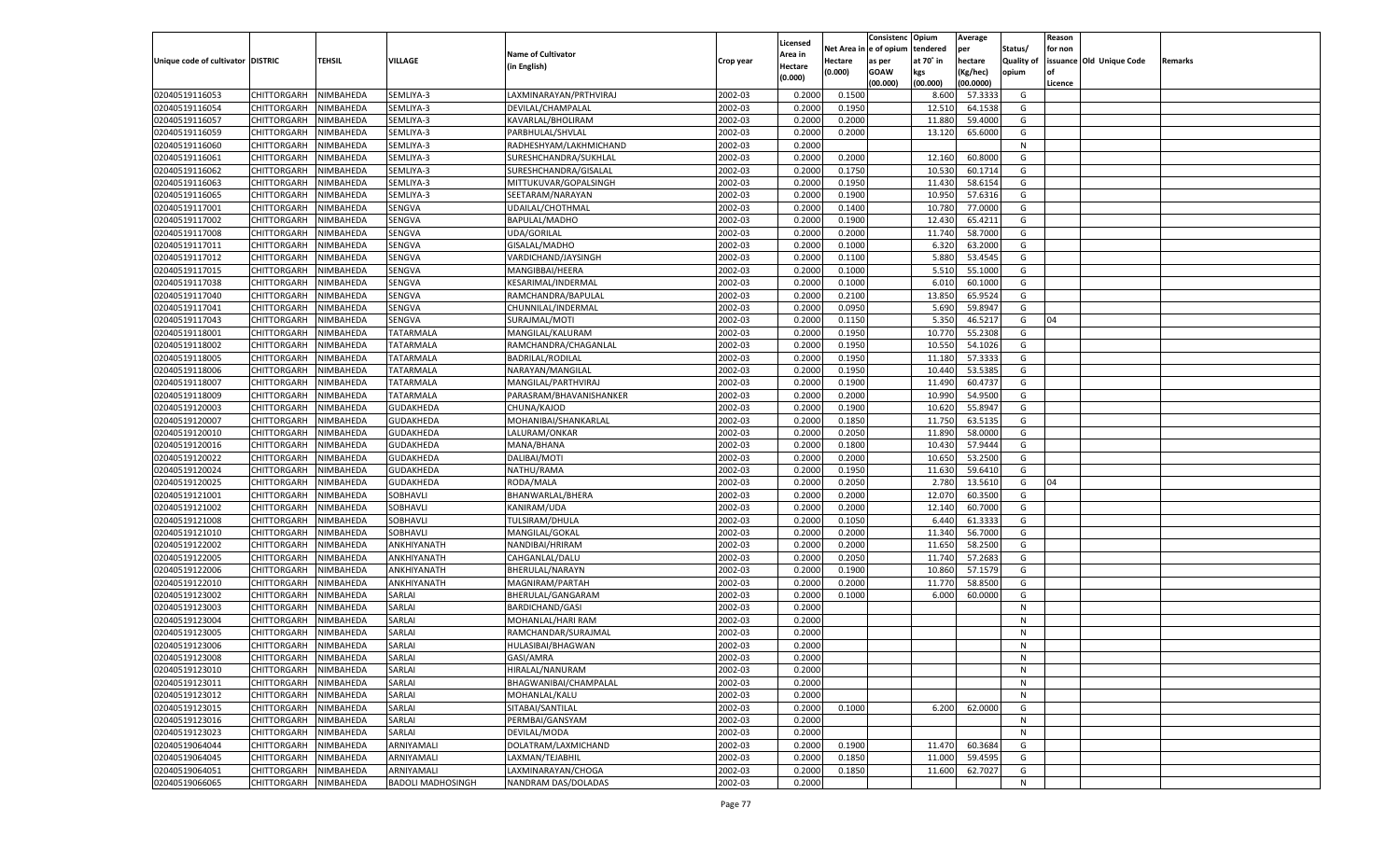| Unique code of cultivator | DISTRIC | TEHSIL | VILLAGE | Name of Cultivator (in English) | Crop year | Licensed Area in Hectare (0.000) | Net Area in Hectare (0.000) | Consistenc e of opium as per GOAW (00.000) | Opium tendered at 70° in kgs (00.000) | Average per hectare (Kg/hec) (00.0000) | Status/ Quality of opium | Reason for non issuance of Licence | Old Unique Code | Remarks |
|---|---|---|---|---|---|---|---|---|---|---|---|---|---|---|
| 02040519116053 | CHITTORGARH | NIMBAHEDA | SEMLIYA-3 | LAXMINARAYAN/PRTHVIRAJ | 2002-03 | 0.2000 | 0.1500 | | 8.600 | 57.3333 | G | | | |
| 02040519116054 | CHITTORGARH | NIMBAHEDA | SEMLIYA-3 | DEVILAL/CHAMPALAL | 2002-03 | 0.2000 | 0.1950 | | 12.510 | 64.1538 | G | | | |
| 02040519116057 | CHITTORGARH | NIMBAHEDA | SEMLIYA-3 | KAVARLAL/BHOLIRAM | 2002-03 | 0.2000 | 0.2000 | | 11.880 | 59.4000 | G | | | |
| 02040519116059 | CHITTORGARH | NIMBAHEDA | SEMLIYA-3 | PARBHULAL/SHVLAL | 2002-03 | 0.2000 | 0.2000 | | 13.120 | 65.6000 | G | | | |
| 02040519116060 | CHITTORGARH | NIMBAHEDA | SEMLIYA-3 | RADHESHYAM/LAKHMICHAND | 2002-03 | 0.2000 | | | | | N | | | |
| 02040519116061 | CHITTORGARH | NIMBAHEDA | SEMLIYA-3 | SURESHCHANDRA/SUKHLAL | 2002-03 | 0.2000 | 0.2000 | | 12.160 | 60.8000 | G | | | |
| 02040519116062 | CHITTORGARH | NIMBAHEDA | SEMLIYA-3 | SURESHCHANDRA/GISALAL | 2002-03 | 0.2000 | 0.1750 | | 10.530 | 60.1714 | G | | | |
| 02040519116063 | CHITTORGARH | NIMBAHEDA | SEMLIYA-3 | MITTUKUVAR/GOPALSINGH | 2002-03 | 0.2000 | 0.1950 | | 11.430 | 58.6154 | G | | | |
| 02040519116065 | CHITTORGARH | NIMBAHEDA | SEMLIYA-3 | SEETARAM/NARAYAN | 2002-03 | 0.2000 | 0.1900 | | 10.950 | 57.6316 | G | | | |
| 02040519117001 | CHITTORGARH | NIMBAHEDA | SENGVA | UDAILAL/CHOTHMAL | 2002-03 | 0.2000 | 0.1400 | | 10.780 | 77.0000 | G | | | |
| 02040519117002 | CHITTORGARH | NIMBAHEDA | SENGVA | BAPULAL/MADHO | 2002-03 | 0.2000 | 0.1900 | | 12.430 | 65.4211 | G | | | |
| 02040519117008 | CHITTORGARH | NIMBAHEDA | SENGVA | UDA/GORILAL | 2002-03 | 0.2000 | 0.2000 | | 11.740 | 58.7000 | G | | | |
| 02040519117011 | CHITTORGARH | NIMBAHEDA | SENGVA | GISALAL/MADHO | 2002-03 | 0.2000 | 0.1000 | | 6.320 | 63.2000 | G | | | |
| 02040519117012 | CHITTORGARH | NIMBAHEDA | SENGVA | VARDICHAND/JAYSINGH | 2002-03 | 0.2000 | 0.1100 | | 5.880 | 53.4545 | G | | | |
| 02040519117015 | CHITTORGARH | NIMBAHEDA | SENGVA | MANGIBBAI/HEERA | 2002-03 | 0.2000 | 0.1000 | | 5.510 | 55.1000 | G | | | |
| 02040519117038 | CHITTORGARH | NIMBAHEDA | SENGVA | KESARIMAL/INDERMAL | 2002-03 | 0.2000 | 0.1000 | | 6.010 | 60.1000 | G | | | |
| 02040519117040 | CHITTORGARH | NIMBAHEDA | SENGVA | RAMCHANDRA/BAPULAL | 2002-03 | 0.2000 | 0.2100 | | 13.850 | 65.9524 | G | | | |
| 02040519117041 | CHITTORGARH | NIMBAHEDA | SENGVA | CHUNNILAL/INDERMAL | 2002-03 | 0.2000 | 0.0950 | | 5.690 | 59.8947 | G | | | |
| 02040519117043 | CHITTORGARH | NIMBAHEDA | SENGVA | SURAJMAL/MOTI | 2002-03 | 0.2000 | 0.1150 | | 5.350 | 46.5217 | G | 04 | | |
| 02040519118001 | CHITTORGARH | NIMBAHEDA | TATARMALA | MANGILAL/KALURAM | 2002-03 | 0.2000 | 0.1950 | | 10.770 | 55.2308 | G | | | |
| 02040519118002 | CHITTORGARH | NIMBAHEDA | TATARMALA | RAMCHANDRA/CHAGANLAL | 2002-03 | 0.2000 | 0.1950 | | 10.550 | 54.1026 | G | | | |
| 02040519118005 | CHITTORGARH | NIMBAHEDA | TATARMALA | BADRILAL/RODILAL | 2002-03 | 0.2000 | 0.1950 | | 11.180 | 57.3333 | G | | | |
| 02040519118006 | CHITTORGARH | NIMBAHEDA | TATARMALA | NARAYAN/MANGILAL | 2002-03 | 0.2000 | 0.1950 | | 10.440 | 53.5385 | G | | | |
| 02040519118007 | CHITTORGARH | NIMBAHEDA | TATARMALA | MANGILAL/PARTHVIRAJ | 2002-03 | 0.2000 | 0.1900 | | 11.490 | 60.4737 | G | | | |
| 02040519118009 | CHITTORGARH | NIMBAHEDA | TATARMALA | PARASRAM/BHAVANISHANKER | 2002-03 | 0.2000 | 0.2000 | | 10.990 | 54.9500 | G | | | |
| 02040519120003 | CHITTORGARH | NIMBAHEDA | GUDAKHEDA | CHUNA/KAJOD | 2002-03 | 0.2000 | 0.1900 | | 10.620 | 55.8947 | G | | | |
| 02040519120007 | CHITTORGARH | NIMBAHEDA | GUDAKHEDA | MOHANIBAI/SHANKARLAL | 2002-03 | 0.2000 | 0.1850 | | 11.750 | 63.5135 | G | | | |
| 02040519120010 | CHITTORGARH | NIMBAHEDA | GUDAKHEDA | LALURAM/ONKAR | 2002-03 | 0.2000 | 0.2050 | | 11.890 | 58.0000 | G | | | |
| 02040519120016 | CHITTORGARH | NIMBAHEDA | GUDAKHEDA | MANA/BHANA | 2002-03 | 0.2000 | 0.1800 | | 10.430 | 57.9444 | G | | | |
| 02040519120022 | CHITTORGARH | NIMBAHEDA | GUDAKHEDA | DALIBAI/MOTI | 2002-03 | 0.2000 | 0.2000 | | 10.650 | 53.2500 | G | | | |
| 02040519120024 | CHITTORGARH | NIMBAHEDA | GUDAKHEDA | NATHU/RAMA | 2002-03 | 0.2000 | 0.1950 | | 11.630 | 59.6410 | G | | | |
| 02040519120025 | CHITTORGARH | NIMBAHEDA | GUDAKHEDA | RODA/MALA | 2002-03 | 0.2000 | 0.2050 | | 2.780 | 13.5610 | G | 04 | | |
| 02040519121001 | CHITTORGARH | NIMBAHEDA | SOBHAVLI | BHANWARLAL/BHERA | 2002-03 | 0.2000 | 0.2000 | | 12.070 | 60.3500 | G | | | |
| 02040519121002 | CHITTORGARH | NIMBAHEDA | SOBHAVLI | KANIRAM/UDA | 2002-03 | 0.2000 | 0.2000 | | 12.140 | 60.7000 | G | | | |
| 02040519121008 | CHITTORGARH | NIMBAHEDA | SOBHAVLI | TULSIRAM/DHULA | 2002-03 | 0.2000 | 0.1050 | | 6.440 | 61.3333 | G | | | |
| 02040519121010 | CHITTORGARH | NIMBAHEDA | SOBHAVLI | MANGILAL/GOKAL | 2002-03 | 0.2000 | 0.2000 | | 11.340 | 56.7000 | G | | | |
| 02040519122002 | CHITTORGARH | NIMBAHEDA | ANKHIYANATH | NANDIBAI/HRIRAM | 2002-03 | 0.2000 | 0.2000 | | 11.650 | 58.2500 | G | | | |
| 02040519122005 | CHITTORGARH | NIMBAHEDA | ANKHIYANATH | CAHGANLAL/DALU | 2002-03 | 0.2000 | 0.2050 | | 11.740 | 57.2683 | G | | | |
| 02040519122006 | CHITTORGARH | NIMBAHEDA | ANKHIYANATH | BHERULAL/NARAYN | 2002-03 | 0.2000 | 0.1900 | | 10.860 | 57.1579 | G | | | |
| 02040519122010 | CHITTORGARH | NIMBAHEDA | ANKHIYANATH | MAGNIRAM/PARTAH | 2002-03 | 0.2000 | 0.2000 | | 11.770 | 58.8500 | G | | | |
| 02040519123002 | CHITTORGARH | NIMBAHEDA | SARLAI | BHERULAL/GANGARAM | 2002-03 | 0.2000 | 0.1000 | | 6.000 | 60.0000 | G | | | |
| 02040519123003 | CHITTORGARH | NIMBAHEDA | SARLAI | BARDICHAND/GASI | 2002-03 | 0.2000 | | | | | N | | | |
| 02040519123004 | CHITTORGARH | NIMBAHEDA | SARLAI | MOHANLAL/HARI RAM | 2002-03 | 0.2000 | | | | | N | | | |
| 02040519123005 | CHITTORGARH | NIMBAHEDA | SARLAI | RAMCHANDAR/SURAJMAL | 2002-03 | 0.2000 | | | | | N | | | |
| 02040519123006 | CHITTORGARH | NIMBAHEDA | SARLAI | HULASIBAI/BHAGWAN | 2002-03 | 0.2000 | | | | | N | | | |
| 02040519123008 | CHITTORGARH | NIMBAHEDA | SARLAI | GASI/AMRA | 2002-03 | 0.2000 | | | | | N | | | |
| 02040519123010 | CHITTORGARH | NIMBAHEDA | SARLAI | HIRALAL/NANURAM | 2002-03 | 0.2000 | | | | | N | | | |
| 02040519123011 | CHITTORGARH | NIMBAHEDA | SARLAI | BHAGWANIBAI/CHAMPALAL | 2002-03 | 0.2000 | | | | | N | | | |
| 02040519123012 | CHITTORGARH | NIMBAHEDA | SARLAI | MOHANLAL/KALU | 2002-03 | 0.2000 | | | | | N | | | |
| 02040519123015 | CHITTORGARH | NIMBAHEDA | SARLAI | SITABAI/SANTILAL | 2002-03 | 0.2000 | 0.1000 | | 6.200 | 62.0000 | G | | | |
| 02040519123016 | CHITTORGARH | NIMBAHEDA | SARLAI | PERMBAI/GANSYAM | 2002-03 | 0.2000 | | | | | N | | | |
| 02040519123023 | CHITTORGARH | NIMBAHEDA | SARLAI | DEVILAL/MODA | 2002-03 | 0.2000 | | | | | N | | | |
| 02040519064044 | CHITTORGARH | NIMBAHEDA | ARNIYAMALI | DOLATRAM/LAXMICHAND | 2002-03 | 0.2000 | 0.1900 | | 11.470 | 60.3684 | G | | | |
| 02040519064045 | CHITTORGARH | NIMBAHEDA | ARNIYAMALI | LAXMAN/TEJABHIL | 2002-03 | 0.2000 | 0.1850 | | 11.000 | 59.4595 | G | | | |
| 02040519064051 | CHITTORGARH | NIMBAHEDA | ARNIYAMALI | LAXMINARAYAN/CHOGA | 2002-03 | 0.2000 | 0.1850 | | 11.600 | 62.7027 | G | | | |
| 02040519066065 | CHITTORGARH | NIMBAHEDA | BADOLI MADHOSINGH | NANDRAM DAS/DOLADAS | 2002-03 | 0.2000 | | | | | N | | | |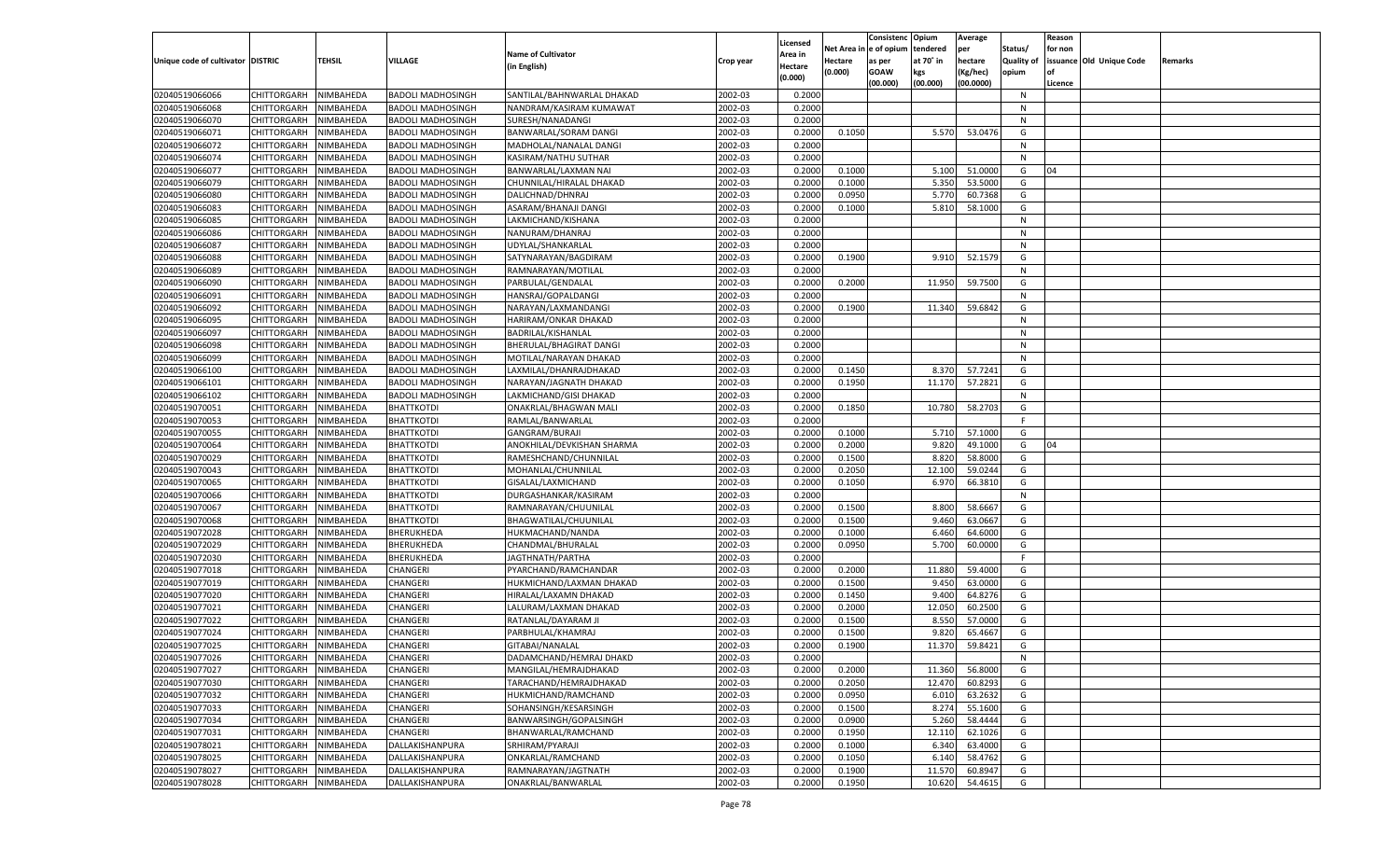| Unique code of cultivator | DISTRIC | TEHSIL | VILLAGE | Name of Cultivator (in English) | Crop year | Licensed Area in Hectare (0.000) | Net Area in Hectare (0.000) | Consistenc e of opium as per GOAW (00.000) | Opium tendered at 70° in kgs (00.000) | Average per hectare (Kg/hec) (00.0000) | Status/ Quality of opium | Reason for non issuance of Licence | Old Unique Code | Remarks |
|---|---|---|---|---|---|---|---|---|---|---|---|---|---|---|
| 02040519066066 | CHITTORGARH | NIMBAHEDA | BADOLI MADHOSINGH | SANTILAL/BAHNWARLAL DHAKAD | 2002-03 | 0.2000 | | | | | N | | | |
| 02040519066068 | CHITTORGARH | NIMBAHEDA | BADOLI MADHOSINGH | NANDRAM/KASIRAM KUMAWAT | 2002-03 | 0.2000 | | | | | N | | | |
| 02040519066070 | CHITTORGARH | NIMBAHEDA | BADOLI MADHOSINGH | SURESH/NANADANGI | 2002-03 | 0.2000 | | | | | N | | | |
| 02040519066071 | CHITTORGARH | NIMBAHEDA | BADOLI MADHOSINGH | BANWARLAL/SORAM DANGI | 2002-03 | 0.2000 | 0.1050 | | 5.570 | 53.0476 | G | | | |
| 02040519066072 | CHITTORGARH | NIMBAHEDA | BADOLI MADHOSINGH | MADHOLAL/NANALAL DANGI | 2002-03 | 0.2000 | | | | | N | | | |
| 02040519066074 | CHITTORGARH | NIMBAHEDA | BADOLI MADHOSINGH | KASIRAM/NATHU SUTHAR | 2002-03 | 0.2000 | | | | | N | | | |
| 02040519066077 | CHITTORGARH | NIMBAHEDA | BADOLI MADHOSINGH | BANWARLAL/LAXMAN NAI | 2002-03 | 0.2000 | 0.1000 | | 5.100 | 51.0000 | G | 04 | | |
| 02040519066079 | CHITTORGARH | NIMBAHEDA | BADOLI MADHOSINGH | CHUNNILAL/HIRALAL DHAKAD | 2002-03 | 0.2000 | 0.1000 | | 5.350 | 53.5000 | G | | | |
| 02040519066080 | CHITTORGARH | NIMBAHEDA | BADOLI MADHOSINGH | DALICHNAD/DHNRAJ | 2002-03 | 0.2000 | 0.0950 | | 5.770 | 60.7368 | G | | | |
| 02040519066083 | CHITTORGARH | NIMBAHEDA | BADOLI MADHOSINGH | ASARAM/BHANAJI DANGI | 2002-03 | 0.2000 | 0.1000 | | 5.810 | 58.1000 | G | | | |
| 02040519066085 | CHITTORGARH | NIMBAHEDA | BADOLI MADHOSINGH | LAKMICHAND/KISHANA | 2002-03 | 0.2000 | | | | | N | | | |
| 02040519066086 | CHITTORGARH | NIMBAHEDA | BADOLI MADHOSINGH | NANURAM/DHANRAJ | 2002-03 | 0.2000 | | | | | N | | | |
| 02040519066087 | CHITTORGARH | NIMBAHEDA | BADOLI MADHOSINGH | UDYLAL/SHANKARLAL | 2002-03 | 0.2000 | | | | | N | | | |
| 02040519066088 | CHITTORGARH | NIMBAHEDA | BADOLI MADHOSINGH | SATYNARAYAN/BAGDIRAM | 2002-03 | 0.2000 | 0.1900 | | 9.910 | 52.1579 | G | | | |
| 02040519066089 | CHITTORGARH | NIMBAHEDA | BADOLI MADHOSINGH | RAMNARAYAN/MOTILAL | 2002-03 | 0.2000 | | | | | N | | | |
| 02040519066090 | CHITTORGARH | NIMBAHEDA | BADOLI MADHOSINGH | PARBULAL/GENDALAL | 2002-03 | 0.2000 | 0.2000 | | 11.950 | 59.7500 | G | | | |
| 02040519066091 | CHITTORGARH | NIMBAHEDA | BADOLI MADHOSINGH | HANSRAJ/GOPALDANGI | 2002-03 | 0.2000 | | | | | N | | | |
| 02040519066092 | CHITTORGARH | NIMBAHEDA | BADOLI MADHOSINGH | NARAYAN/LAXMANDANGI | 2002-03 | 0.2000 | 0.1900 | | 11.340 | 59.6842 | G | | | |
| 02040519066095 | CHITTORGARH | NIMBAHEDA | BADOLI MADHOSINGH | HARIRAM/ONKAR DHAKAD | 2002-03 | 0.2000 | | | | | N | | | |
| 02040519066097 | CHITTORGARH | NIMBAHEDA | BADOLI MADHOSINGH | BADRILAL/KISHANLAL | 2002-03 | 0.2000 | | | | | N | | | |
| 02040519066098 | CHITTORGARH | NIMBAHEDA | BADOLI MADHOSINGH | BHERULAL/BHAGIRAT DANGI | 2002-03 | 0.2000 | | | | | N | | | |
| 02040519066099 | CHITTORGARH | NIMBAHEDA | BADOLI MADHOSINGH | MOTILAL/NARAYAN DHAKAD | 2002-03 | 0.2000 | | | | | N | | | |
| 02040519066100 | CHITTORGARH | NIMBAHEDA | BADOLI MADHOSINGH | LAXMILAL/DHANRAJDHAKAD | 2002-03 | 0.2000 | 0.1450 | | 8.370 | 57.7241 | G | | | |
| 02040519066101 | CHITTORGARH | NIMBAHEDA | BADOLI MADHOSINGH | NARAYAN/JAGNATH DHAKAD | 2002-03 | 0.2000 | 0.1950 | | 11.170 | 57.2821 | G | | | |
| 02040519066102 | CHITTORGARH | NIMBAHEDA | BADOLI MADHOSINGH | LAKMICHAND/GISI DHAKAD | 2002-03 | 0.2000 | | | | | N | | | |
| 02040519070051 | CHITTORGARH | NIMBAHEDA | BHATTKOTDI | ONAKRLAL/BHAGWAN MALI | 2002-03 | 0.2000 | 0.1850 | | 10.780 | 58.2703 | G | | | |
| 02040519070053 | CHITTORGARH | NIMBAHEDA | BHATTKOTDI | RAMLAL/BANWARLAL | 2002-03 | 0.2000 | | | | | F | | | |
| 02040519070055 | CHITTORGARH | NIMBAHEDA | BHATTKOTDI | GANGRAM/BURAJI | 2002-03 | 0.2000 | 0.1000 | | 5.710 | 57.1000 | G | | | |
| 02040519070064 | CHITTORGARH | NIMBAHEDA | BHATTKOTDI | ANOKHILAL/DEVKISHAN SHARMA | 2002-03 | 0.2000 | 0.2000 | | 9.820 | 49.1000 | G | 04 | | |
| 02040519070029 | CHITTORGARH | NIMBAHEDA | BHATTKOTDI | RAMESHCHAND/CHUNNILAL | 2002-03 | 0.2000 | 0.1500 | | 8.820 | 58.8000 | G | | | |
| 02040519070043 | CHITTORGARH | NIMBAHEDA | BHATTKOTDI | MOHANLAL/CHUNNILAL | 2002-03 | 0.2000 | 0.2050 | | 12.100 | 59.0244 | G | | | |
| 02040519070065 | CHITTORGARH | NIMBAHEDA | BHATTKOTDI | GISALAL/LAXMICHAND | 2002-03 | 0.2000 | 0.1050 | | 6.970 | 66.3810 | G | | | |
| 02040519070066 | CHITTORGARH | NIMBAHEDA | BHATTKOTDI | DURGASHANKAR/KASIRAM | 2002-03 | 0.2000 | | | | | N | | | |
| 02040519070067 | CHITTORGARH | NIMBAHEDA | BHATTKOTDI | RAMNARAYAN/CHUUNILAL | 2002-03 | 0.2000 | 0.1500 | | 8.800 | 58.6667 | G | | | |
| 02040519070068 | CHITTORGARH | NIMBAHEDA | BHATTKOTDI | BHAGWATILAL/CHUUNILAL | 2002-03 | 0.2000 | 0.1500 | | 9.460 | 63.0667 | G | | | |
| 02040519072028 | CHITTORGARH | NIMBAHEDA | BHERUKHEDA | HUKMACHAND/NANDA | 2002-03 | 0.2000 | 0.1000 | | 6.460 | 64.6000 | G | | | |
| 02040519072029 | CHITTORGARH | NIMBAHEDA | BHERUKHEDA | CHANDMAL/BHURALAL | 2002-03 | 0.2000 | 0.0950 | | 5.700 | 60.0000 | G | | | |
| 02040519072030 | CHITTORGARH | NIMBAHEDA | BHERUKHEDA | JAGTHNATH/PARTHA | 2002-03 | 0.2000 | | | | | F | | | |
| 02040519077018 | CHITTORGARH | NIMBAHEDA | CHANGERI | PYARCHAND/RAMCHANDAR | 2002-03 | 0.2000 | 0.2000 | | 11.880 | 59.4000 | G | | | |
| 02040519077019 | CHITTORGARH | NIMBAHEDA | CHANGERI | HUKMICHAND/LAXMAN DHAKAD | 2002-03 | 0.2000 | 0.1500 | | 9.450 | 63.0000 | G | | | |
| 02040519077020 | CHITTORGARH | NIMBAHEDA | CHANGERI | HIRALAL/LAXAMN DHAKAD | 2002-03 | 0.2000 | 0.1450 | | 9.400 | 64.8276 | G | | | |
| 02040519077021 | CHITTORGARH | NIMBAHEDA | CHANGERI | LALURAM/LAXMAN DHAKAD | 2002-03 | 0.2000 | 0.2000 | | 12.050 | 60.2500 | G | | | |
| 02040519077022 | CHITTORGARH | NIMBAHEDA | CHANGERI | RATANLAL/DAYARAM JI | 2002-03 | 0.2000 | 0.1500 | | 8.550 | 57.0000 | G | | | |
| 02040519077024 | CHITTORGARH | NIMBAHEDA | CHANGERI | PARBHULAL/KHAMRAJ | 2002-03 | 0.2000 | 0.1500 | | 9.820 | 65.4667 | G | | | |
| 02040519077025 | CHITTORGARH | NIMBAHEDA | CHANGERI | GITABAI/NANALAL | 2002-03 | 0.2000 | 0.1900 | | 11.370 | 59.8421 | G | | | |
| 02040519077026 | CHITTORGARH | NIMBAHEDA | CHANGERI | DADAMCHAND/HEMRAJ DHAKD | 2002-03 | 0.2000 | | | | | N | | | |
| 02040519077027 | CHITTORGARH | NIMBAHEDA | CHANGERI | MANGILAL/HEMRAJDHAKAD | 2002-03 | 0.2000 | 0.2000 | | 11.360 | 56.8000 | G | | | |
| 02040519077030 | CHITTORGARH | NIMBAHEDA | CHANGERI | TARACHAND/HEMRAJDHAKAD | 2002-03 | 0.2000 | 0.2050 | | 12.470 | 60.8293 | G | | | |
| 02040519077032 | CHITTORGARH | NIMBAHEDA | CHANGERI | HUKMICHAND/RAMCHAND | 2002-03 | 0.2000 | 0.0950 | | 6.010 | 63.2632 | G | | | |
| 02040519077033 | CHITTORGARH | NIMBAHEDA | CHANGERI | SOHANSINGH/KESARSINGH | 2002-03 | 0.2000 | 0.1500 | | 8.274 | 55.1600 | G | | | |
| 02040519077034 | CHITTORGARH | NIMBAHEDA | CHANGERI | BANWARSINGH/GOPALSINGH | 2002-03 | 0.2000 | 0.0900 | | 5.260 | 58.4444 | G | | | |
| 02040519077031 | CHITTORGARH | NIMBAHEDA | CHANGERI | BHANWARLAL/RAMCHAND | 2002-03 | 0.2000 | 0.1950 | | 12.110 | 62.1026 | G | | | |
| 02040519078021 | CHITTORGARH | NIMBAHEDA | DALLAKISHANPURA | SRHIRAM/PYARAJI | 2002-03 | 0.2000 | 0.1000 | | 6.340 | 63.4000 | G | | | |
| 02040519078025 | CHITTORGARH | NIMBAHEDA | DALLAKISHANPURA | ONKARLAL/RAMCHAND | 2002-03 | 0.2000 | 0.1050 | | 6.140 | 58.4762 | G | | | |
| 02040519078027 | CHITTORGARH | NIMBAHEDA | DALLAKISHANPURA | RAMNARAYAN/JAGTNATH | 2002-03 | 0.2000 | 0.1900 | | 11.570 | 60.8947 | G | | | |
| 02040519078028 | CHITTORGARH | NIMBAHEDA | DALLAKISHANPURA | ONAKRLAL/BANWARLAL | 2002-03 | 0.2000 | 0.1950 | | 10.620 | 54.4615 | G | | | |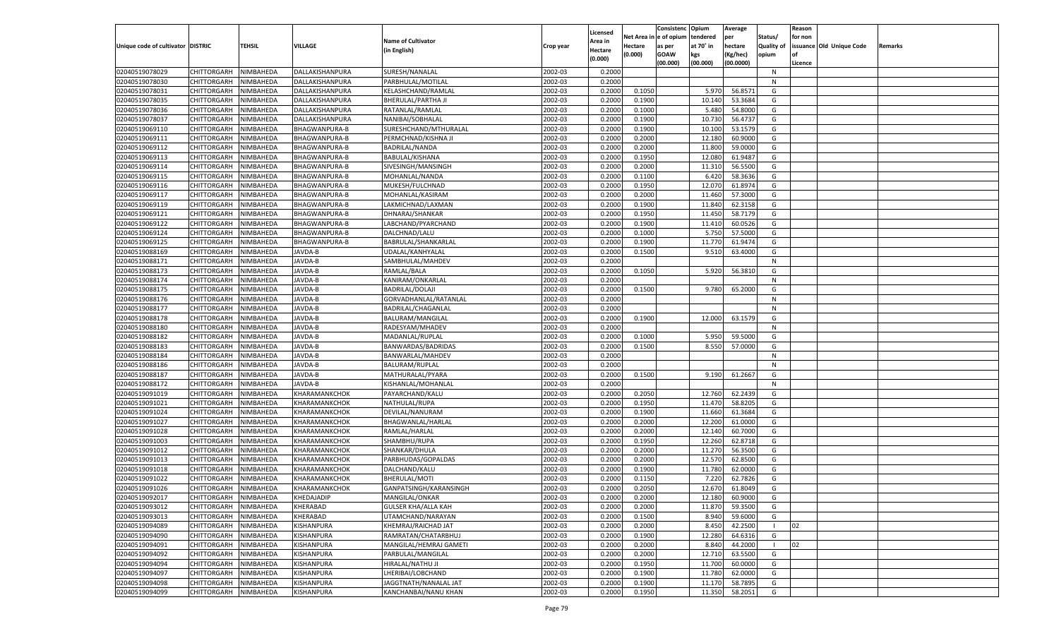| Unique code of cultivator | DISTRIC | TEHSIL | VILLAGE | Name of Cultivator (in English) | Crop year | Licensed Area in Hectare (0.000) | Net Area in Hectare (0.000) | Consistence of opium as per GOAW (00.000) | Opium tendered at 70° in kgs (00.000) | Average per hectare (Kg/hec) (00.0000) | Status/ Quality of opium | Reason for non issuance of Licence | Old Unique Code | Remarks |
|---|---|---|---|---|---|---|---|---|---|---|---|---|---|---|
| 02040519078029 | CHITTORGARH | NIMBAHEDA | DALLAKISHANPURA | SURESH/NANALAL | 2002-03 | 0.2000 | | | | | N | | | |
| 02040519078030 | CHITTORGARH | NIMBAHEDA | DALLAKISHANPURA | PARBHULAL/MOTILAL | 2002-03 | 0.2000 | | | | | N | | | |
| 02040519078031 | CHITTORGARH | NIMBAHEDA | DALLAKISHANPURA | KELASHCHAND/RAMLAL | 2002-03 | 0.2000 | 0.1050 | | 5.970 | 56.8571 | G | | | |
| 02040519078035 | CHITTORGARH | NIMBAHEDA | DALLAKISHANPURA | BHERULAL/PARTHA JI | 2002-03 | 0.2000 | 0.1900 | | 10.140 | 53.3684 | G | | | |
| 02040519078036 | CHITTORGARH | NIMBAHEDA | DALLAKISHANPURA | RATANLAL/RAMLAL | 2002-03 | 0.2000 | 0.1000 | | 5.480 | 54.8000 | G | | | |
| 02040519078037 | CHITTORGARH | NIMBAHEDA | DALLAKISHANPURA | NANIBAI/SOBHALAL | 2002-03 | 0.2000 | 0.1900 | | 10.730 | 56.4737 | G | | | |
| 02040519069110 | CHITTORGARH | NIMBAHEDA | BHAGWANPURA-B | SURESHCHAND/MTHURALAL | 2002-03 | 0.2000 | 0.1900 | | 10.100 | 53.1579 | G | | | |
| 02040519069111 | CHITTORGARH | NIMBAHEDA | BHAGWANPURA-B | PERMCHNAD/KISHNA JI | 2002-03 | 0.2000 | 0.2000 | | 12.180 | 60.9000 | G | | | |
| 02040519069112 | CHITTORGARH | NIMBAHEDA | BHAGWANPURA-B | BADRILAL/NANDA | 2002-03 | 0.2000 | 0.2000 | | 11.800 | 59.0000 | G | | | |
| 02040519069113 | CHITTORGARH | NIMBAHEDA | BHAGWANPURA-B | BABULAL/KISHANA | 2002-03 | 0.2000 | 0.1950 | | 12.080 | 61.9487 | G | | | |
| 02040519069114 | CHITTORGARH | NIMBAHEDA | BHAGWANPURA-B | SIVESINGH/MANSINGH | 2002-03 | 0.2000 | 0.2000 | | 11.310 | 56.5500 | G | | | |
| 02040519069115 | CHITTORGARH | NIMBAHEDA | BHAGWANPURA-B | MOHANLAL/NANDA | 2002-03 | 0.2000 | 0.1100 | | 6.420 | 58.3636 | G | | | |
| 02040519069116 | CHITTORGARH | NIMBAHEDA | BHAGWANPURA-B | MUKESH/FULCHNAD | 2002-03 | 0.2000 | 0.1950 | | 12.070 | 61.8974 | G | | | |
| 02040519069117 | CHITTORGARH | NIMBAHEDA | BHAGWANPURA-B | MOHANLAL/KASIRAM | 2002-03 | 0.2000 | 0.2000 | | 11.460 | 57.3000 | G | | | |
| 02040519069119 | CHITTORGARH | NIMBAHEDA | BHAGWANPURA-B | LAKMICHNAD/LAXMAN | 2002-03 | 0.2000 | 0.1900 | | 11.840 | 62.3158 | G | | | |
| 02040519069121 | CHITTORGARH | NIMBAHEDA | BHAGWANPURA-B | DHNARAJ/SHANKAR | 2002-03 | 0.2000 | 0.1950 | | 11.450 | 58.7179 | G | | | |
| 02040519069122 | CHITTORGARH | NIMBAHEDA | BHAGWANPURA-B | LABCHAND/PYARCHAND | 2002-03 | 0.2000 | 0.1900 | | 11.410 | 60.0526 | G | | | |
| 02040519069124 | CHITTORGARH | NIMBAHEDA | BHAGWANPURA-B | DALCHNAD/LALU | 2002-03 | 0.2000 | 0.1000 | | 5.750 | 57.5000 | G | | | |
| 02040519069125 | CHITTORGARH | NIMBAHEDA | BHAGWANPURA-B | BABRULAL/SHANKARLAL | 2002-03 | 0.2000 | 0.1900 | | 11.770 | 61.9474 | G | | | |
| 02040519088169 | CHITTORGARH | NIMBAHEDA | JAVDA-B | UDALAL/KANHYALAL | 2002-03 | 0.2000 | 0.1500 | | 9.510 | 63.4000 | G | | | |
| 02040519088171 | CHITTORGARH | NIMBAHEDA | JAVDA-B | SAMBHULAL/MAHDEV | 2002-03 | 0.2000 | | | | | N | | | |
| 02040519088173 | CHITTORGARH | NIMBAHEDA | JAVDA-B | RAMLAL/BALA | 2002-03 | 0.2000 | 0.1050 | | 5.920 | 56.3810 | G | | | |
| 02040519088174 | CHITTORGARH | NIMBAHEDA | JAVDA-B | KANIRAM/ONKARLAL | 2002-03 | 0.2000 | | | | | N | | | |
| 02040519088175 | CHITTORGARH | NIMBAHEDA | JAVDA-B | BADRILAL/DOLAJI | 2002-03 | 0.2000 | 0.1500 | | 9.780 | 65.2000 | G | | | |
| 02040519088176 | CHITTORGARH | NIMBAHEDA | JAVDA-B | GORVADHANLAL/RATANLAL | 2002-03 | 0.2000 | | | | | N | | | |
| 02040519088177 | CHITTORGARH | NIMBAHEDA | JAVDA-B | BADRILAL/CHAGANLAL | 2002-03 | 0.2000 | | | | | N | | | |
| 02040519088178 | CHITTORGARH | NIMBAHEDA | JAVDA-B | BALURAM/MANGILAL | 2002-03 | 0.2000 | 0.1900 | | 12.000 | 63.1579 | G | | | |
| 02040519088180 | CHITTORGARH | NIMBAHEDA | JAVDA-B | RADESYAM/MHADEV | 2002-03 | 0.2000 | | | | | N | | | |
| 02040519088182 | CHITTORGARH | NIMBAHEDA | JAVDA-B | MADANLAL/RUPLAL | 2002-03 | 0.2000 | 0.1000 | | 5.950 | 59.5000 | G | | | |
| 02040519088183 | CHITTORGARH | NIMBAHEDA | JAVDA-B | BANWARDAS/BADRIDAS | 2002-03 | 0.2000 | 0.1500 | | 8.550 | 57.0000 | G | | | |
| 02040519088184 | CHITTORGARH | NIMBAHEDA | JAVDA-B | BANWARLAL/MAHDEV | 2002-03 | 0.2000 | | | | | N | | | |
| 02040519088186 | CHITTORGARH | NIMBAHEDA | JAVDA-B | BALURAM/RUPLAL | 2002-03 | 0.2000 | | | | | N | | | |
| 02040519088187 | CHITTORGARH | NIMBAHEDA | JAVDA-B | MATHURALAL/PYARA | 2002-03 | 0.2000 | 0.1500 | | 9.190 | 61.2667 | G | | | |
| 02040519088172 | CHITTORGARH | NIMBAHEDA | JAVDA-B | KISHANLAL/MOHANLAL | 2002-03 | 0.2000 | | | | | N | | | |
| 02040519091019 | CHITTORGARH | NIMBAHEDA | KHARAMANKCHOK | PAYARCHAND/KALU | 2002-03 | 0.2000 | 0.2050 | | 12.760 | 62.2439 | G | | | |
| 02040519091021 | CHITTORGARH | NIMBAHEDA | KHARAMANKCHOK | NATHULAL/RUPA | 2002-03 | 0.2000 | 0.1950 | | 11.470 | 58.8205 | G | | | |
| 02040519091024 | CHITTORGARH | NIMBAHEDA | KHARAMANKCHOK | DEVILAL/NANURAM | 2002-03 | 0.2000 | 0.1900 | | 11.660 | 61.3684 | G | | | |
| 02040519091027 | CHITTORGARH | NIMBAHEDA | KHARAMANKCHOK | BHAGWANLAL/HARLAL | 2002-03 | 0.2000 | 0.2000 | | 12.200 | 61.0000 | G | | | |
| 02040519091028 | CHITTORGARH | NIMBAHEDA | KHARAMANKCHOK | RAMLAL/HARLAL | 2002-03 | 0.2000 | 0.2000 | | 12.140 | 60.7000 | G | | | |
| 02040519091003 | CHITTORGARH | NIMBAHEDA | KHARAMANKCHOK | SHAMBHU/RUPA | 2002-03 | 0.2000 | 0.1950 | | 12.260 | 62.8718 | G | | | |
| 02040519091012 | CHITTORGARH | NIMBAHEDA | KHARAMANKCHOK | SHANKAR/DHULA | 2002-03 | 0.2000 | 0.2000 | | 11.270 | 56.3500 | G | | | |
| 02040519091013 | CHITTORGARH | NIMBAHEDA | KHARAMANKCHOK | PARBHUDAS/GOPALDAS | 2002-03 | 0.2000 | 0.2000 | | 12.570 | 62.8500 | G | | | |
| 02040519091018 | CHITTORGARH | NIMBAHEDA | KHARAMANKCHOK | DALCHAND/KALU | 2002-03 | 0.2000 | 0.1900 | | 11.780 | 62.0000 | G | | | |
| 02040519091022 | CHITTORGARH | NIMBAHEDA | KHARAMANKCHOK | BHERULAL/MOTI | 2002-03 | 0.2000 | 0.1150 | | 7.220 | 62.7826 | G | | | |
| 02040519091026 | CHITTORGARH | NIMBAHEDA | KHARAMANKCHOK | GANPATSINGH/KARANSINGH | 2002-03 | 0.2000 | 0.2050 | | 12.670 | 61.8049 | G | | | |
| 02040519092017 | CHITTORGARH | NIMBAHEDA | KHEDAJADIP | MANGILAL/ONKAR | 2002-03 | 0.2000 | 0.2000 | | 12.180 | 60.9000 | G | | | |
| 02040519093012 | CHITTORGARH | NIMBAHEDA | KHERABAD | GULSER KHA/ALLA KAH | 2002-03 | 0.2000 | 0.2000 | | 11.870 | 59.3500 | G | | | |
| 02040519093013 | CHITTORGARH | NIMBAHEDA | KHERABAD | UTAMCHAND/NARAYAN | 2002-03 | 0.2000 | 0.1500 | | 8.940 | 59.6000 | G | | | |
| 02040519094089 | CHITTORGARH | NIMBAHEDA | KISHANPURA | KHEMRAJ/RAICHAD JAT | 2002-03 | 0.2000 | 0.2000 | | 8.450 | 42.2500 | I | 02 | | |
| 02040519094090 | CHITTORGARH | NIMBAHEDA | KISHANPURA | RAMRATAN/CHATARBHUJ | 2002-03 | 0.2000 | 0.1900 | | 12.280 | 64.6316 | G | | | |
| 02040519094091 | CHITTORGARH | NIMBAHEDA | KISHANPURA | MANGILAL/HEMRAJ GAMETI | 2002-03 | 0.2000 | 0.2000 | | 8.840 | 44.2000 | I | 02 | | |
| 02040519094092 | CHITTORGARH | NIMBAHEDA | KISHANPURA | PARBULAL/MANGILAL | 2002-03 | 0.2000 | 0.2000 | | 12.710 | 63.5500 | G | | | |
| 02040519094094 | CHITTORGARH | NIMBAHEDA | KISHANPURA | HIRALAL/NATHU JI | 2002-03 | 0.2000 | 0.1950 | | 11.700 | 60.0000 | G | | | |
| 02040519094097 | CHITTORGARH | NIMBAHEDA | KISHANPURA | LHERIBAI/LOBCHAND | 2002-03 | 0.2000 | 0.1900 | | 11.780 | 62.0000 | G | | | |
| 02040519094098 | CHITTORGARH | NIMBAHEDA | KISHANPURA | JAGGTNATH/NANALAL JAT | 2002-03 | 0.2000 | 0.1900 | | 11.170 | 58.7895 | G | | | |
| 02040519094099 | CHITTORGARH | NIMBAHEDA | KISHANPURA | KANCHANBAI/NANU KHAN | 2002-03 | 0.2000 | 0.1950 | | 11.350 | 58.2051 | G | | | |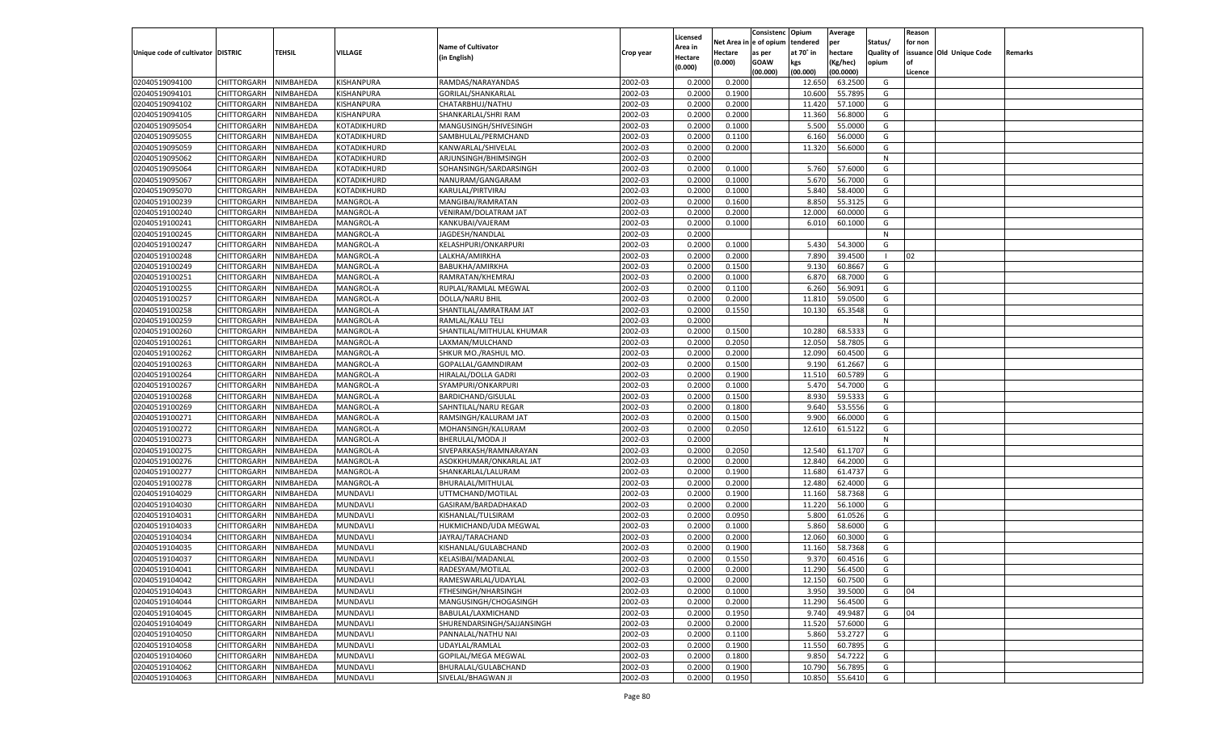| Unique code of cultivator | DISTRIC | TEHSIL | VILLAGE | Name of Cultivator (in English) | Crop year | Licensed Area in Hectare (0.000) | Net Area in Hectare (0.000) | Consistenc e of opium as per GOAW (00.000) | Opium tendered at 70° in kgs (00.000) | Average per hectare (Kg/hec) (00.0000) | Status/ Quality of opium | Reason for non issuance of Licence | Old Unique Code | Remarks |
|---|---|---|---|---|---|---|---|---|---|---|---|---|---|---|
| 02040519094100 | CHITTORGARH | NIMBAHEDA | KISHANPURA | RAMDAS/NARAYANDAS | 2002-03 | 0.2000 | 0.2000 | | 12.650 | 63.2500 | G | | | |
| 02040519094101 | CHITTORGARH | NIMBAHEDA | KISHANPURA | GORILAL/SHANKARLAL | 2002-03 | 0.2000 | 0.1900 | | 10.600 | 55.7895 | G | | | |
| 02040519094102 | CHITTORGARH | NIMBAHEDA | KISHANPURA | CHATARBHUJ/NATHU | 2002-03 | 0.2000 | 0.2000 | | 11.420 | 57.1000 | G | | | |
| 02040519094105 | CHITTORGARH | NIMBAHEDA | KISHANPURA | SHANKARLAL/SHRI RAM | 2002-03 | 0.2000 | 0.2000 | | 11.360 | 56.8000 | G | | | |
| 02040519095054 | CHITTORGARH | NIMBAHEDA | KOTADIKHURD | MANGUSINGH/SHIVESINGH | 2002-03 | 0.2000 | 0.1000 | | 5.500 | 55.0000 | G | | | |
| 02040519095055 | CHITTORGARH | NIMBAHEDA | KOTADIKHURD | SAMBHULAL/PERMCHAND | 2002-03 | 0.2000 | 0.1100 | | 6.160 | 56.0000 | G | | | |
| 02040519095059 | CHITTORGARH | NIMBAHEDA | KOTADIKHURD | KANWARLAL/SHIVELAL | 2002-03 | 0.2000 | 0.2000 | | 11.320 | 56.6000 | G | | | |
| 02040519095062 | CHITTORGARH | NIMBAHEDA | KOTADIKHURD | ARJUNSINGH/BHIMSINGH | 2002-03 | 0.2000 | | | | | N | | | |
| 02040519095064 | CHITTORGARH | NIMBAHEDA | KOTADIKHURD | SOHANSINGH/SARDARSINGH | 2002-03 | 0.2000 | 0.1000 | | 5.760 | 57.6000 | G | | | |
| 02040519095067 | CHITTORGARH | NIMBAHEDA | KOTADIKHURD | NANURAM/GANGARAM | 2002-03 | 0.2000 | 0.1000 | | 5.670 | 56.7000 | G | | | |
| 02040519095070 | CHITTORGARH | NIMBAHEDA | KOTADIKHURD | KARULAL/PIRTVIRAJ | 2002-03 | 0.2000 | 0.1000 | | 5.840 | 58.4000 | G | | | |
| 02040519100239 | CHITTORGARH | NIMBAHEDA | MANGROL-A | MANGIBAI/RAMRATAN | 2002-03 | 0.2000 | 0.1600 | | 8.850 | 55.3125 | G | | | |
| 02040519100240 | CHITTORGARH | NIMBAHEDA | MANGROL-A | VENIRAM/DOLATRAM JAT | 2002-03 | 0.2000 | 0.2000 | | 12.000 | 60.0000 | G | | | |
| 02040519100241 | CHITTORGARH | NIMBAHEDA | MANGROL-A | KANKUBAI/VAJERAM | 2002-03 | 0.2000 | 0.1000 | | 6.010 | 60.1000 | G | | | |
| 02040519100245 | CHITTORGARH | NIMBAHEDA | MANGROL-A | JAGDESH/NANDLAL | 2002-03 | 0.2000 | | | | | N | | | |
| 02040519100247 | CHITTORGARH | NIMBAHEDA | MANGROL-A | KELASHPURI/ONKARPURI | 2002-03 | 0.2000 | 0.1000 | | 5.430 | 54.3000 | G | | | |
| 02040519100248 | CHITTORGARH | NIMBAHEDA | MANGROL-A | LALKHA/AMIRKHA | 2002-03 | 0.2000 | 0.2000 | | 7.890 | 39.4500 | I | 02 | | |
| 02040519100249 | CHITTORGARH | NIMBAHEDA | MANGROL-A | BABUKHA/AMIRKHA | 2002-03 | 0.2000 | 0.1500 | | 9.130 | 60.8667 | G | | | |
| 02040519100251 | CHITTORGARH | NIMBAHEDA | MANGROL-A | RAMRATAN/KHEMRAJ | 2002-03 | 0.2000 | 0.1000 | | 6.870 | 68.7000 | G | | | |
| 02040519100255 | CHITTORGARH | NIMBAHEDA | MANGROL-A | RUPLAL/RAMLAL MEGWAL | 2002-03 | 0.2000 | 0.1100 | | 6.260 | 56.9091 | G | | | |
| 02040519100257 | CHITTORGARH | NIMBAHEDA | MANGROL-A | DOLLA/NARU BHIL | 2002-03 | 0.2000 | 0.2000 | | 11.810 | 59.0500 | G | | | |
| 02040519100258 | CHITTORGARH | NIMBAHEDA | MANGROL-A | SHANTILAL/AMRATRAM JAT | 2002-03 | 0.2000 | 0.1550 | | 10.130 | 65.3548 | G | | | |
| 02040519100259 | CHITTORGARH | NIMBAHEDA | MANGROL-A | RAMLAL/KALU TELI | 2002-03 | 0.2000 | | | | | N | | | |
| 02040519100260 | CHITTORGARH | NIMBAHEDA | MANGROL-A | SHANTILAL/MITHULAL KHUMAR | 2002-03 | 0.2000 | 0.1500 | | 10.280 | 68.5333 | G | | | |
| 02040519100261 | CHITTORGARH | NIMBAHEDA | MANGROL-A | LAXMAN/MULCHAND | 2002-03 | 0.2000 | 0.2050 | | 12.050 | 58.7805 | G | | | |
| 02040519100262 | CHITTORGARH | NIMBAHEDA | MANGROL-A | SHKUR MO./RASHUL MO. | 2002-03 | 0.2000 | 0.2000 | | 12.090 | 60.4500 | G | | | |
| 02040519100263 | CHITTORGARH | NIMBAHEDA | MANGROL-A | GOPALLAL/GAMNDIRAM | 2002-03 | 0.2000 | 0.1500 | | 9.190 | 61.2667 | G | | | |
| 02040519100264 | CHITTORGARH | NIMBAHEDA | MANGROL-A | HIRALAL/DOLLA GADRI | 2002-03 | 0.2000 | 0.1900 | | 11.510 | 60.5789 | G | | | |
| 02040519100267 | CHITTORGARH | NIMBAHEDA | MANGROL-A | SYAMPURI/ONKARPURI | 2002-03 | 0.2000 | 0.1000 | | 5.470 | 54.7000 | G | | | |
| 02040519100268 | CHITTORGARH | NIMBAHEDA | MANGROL-A | BARDICHAND/GISULAL | 2002-03 | 0.2000 | 0.1500 | | 8.930 | 59.5333 | G | | | |
| 02040519100269 | CHITTORGARH | NIMBAHEDA | MANGROL-A | SAHNTILAL/NARU REGAR | 2002-03 | 0.2000 | 0.1800 | | 9.640 | 53.5556 | G | | | |
| 02040519100271 | CHITTORGARH | NIMBAHEDA | MANGROL-A | RAMSINGH/KALURAM JAT | 2002-03 | 0.2000 | 0.1500 | | 9.900 | 66.0000 | G | | | |
| 02040519100272 | CHITTORGARH | NIMBAHEDA | MANGROL-A | MOHANSINGH/KALURAM | 2002-03 | 0.2000 | 0.2050 | | 12.610 | 61.5122 | G | | | |
| 02040519100273 | CHITTORGARH | NIMBAHEDA | MANGROL-A | BHERULAL/MODA JI | 2002-03 | 0.2000 | | | | | N | | | |
| 02040519100275 | CHITTORGARH | NIMBAHEDA | MANGROL-A | SIVEPARKASH/RAMNARAYAN | 2002-03 | 0.2000 | 0.2050 | | 12.540 | 61.1707 | G | | | |
| 02040519100276 | CHITTORGARH | NIMBAHEDA | MANGROL-A | ASOKKHUMAR/ONKARLAL JAT | 2002-03 | 0.2000 | 0.2000 | | 12.840 | 64.2000 | G | | | |
| 02040519100277 | CHITTORGARH | NIMBAHEDA | MANGROL-A | SHANKARLAL/LALURAM | 2002-03 | 0.2000 | 0.1900 | | 11.680 | 61.4737 | G | | | |
| 02040519100278 | CHITTORGARH | NIMBAHEDA | MANGROL-A | BHURALAL/MITHULAL | 2002-03 | 0.2000 | 0.2000 | | 12.480 | 62.4000 | G | | | |
| 02040519104029 | CHITTORGARH | NIMBAHEDA | MUNDAVLI | UTTMCHAND/MOTILAL | 2002-03 | 0.2000 | 0.1900 | | 11.160 | 58.7368 | G | | | |
| 02040519104030 | CHITTORGARH | NIMBAHEDA | MUNDAVLI | GASIRAM/BARDADHAKAD | 2002-03 | 0.2000 | 0.2000 | | 11.220 | 56.1000 | G | | | |
| 02040519104031 | CHITTORGARH | NIMBAHEDA | MUNDAVLI | KISHANLAL/TULSIRAM | 2002-03 | 0.2000 | 0.0950 | | 5.800 | 61.0526 | G | | | |
| 02040519104033 | CHITTORGARH | NIMBAHEDA | MUNDAVLI | HUKMICHAND/UDA MEGWAL | 2002-03 | 0.2000 | 0.1000 | | 5.860 | 58.6000 | G | | | |
| 02040519104034 | CHITTORGARH | NIMBAHEDA | MUNDAVLI | JAYRAJ/TARACHAND | 2002-03 | 0.2000 | 0.2000 | | 12.060 | 60.3000 | G | | | |
| 02040519104035 | CHITTORGARH | NIMBAHEDA | MUNDAVLI | KISHANLAL/GULABCHAND | 2002-03 | 0.2000 | 0.1900 | | 11.160 | 58.7368 | G | | | |
| 02040519104037 | CHITTORGARH | NIMBAHEDA | MUNDAVLI | KELASIBAI/MADANLAL | 2002-03 | 0.2000 | 0.1550 | | 9.370 | 60.4516 | G | | | |
| 02040519104041 | CHITTORGARH | NIMBAHEDA | MUNDAVLI | RADESYAM/MOTILAL | 2002-03 | 0.2000 | 0.2000 | | 11.290 | 56.4500 | G | | | |
| 02040519104042 | CHITTORGARH | NIMBAHEDA | MUNDAVLI | RAMESWARLAL/UDAYLAL | 2002-03 | 0.2000 | 0.2000 | | 12.150 | 60.7500 | G | | | |
| 02040519104043 | CHITTORGARH | NIMBAHEDA | MUNDAVLI | FTHESINGH/NHARSINGH | 2002-03 | 0.2000 | 0.1000 | | 3.950 | 39.5000 | G | 04 | | |
| 02040519104044 | CHITTORGARH | NIMBAHEDA | MUNDAVLI | MANGUSINGH/CHOGASINGH | 2002-03 | 0.2000 | 0.2000 | | 11.290 | 56.4500 | G | | | |
| 02040519104045 | CHITTORGARH | NIMBAHEDA | MUNDAVLI | BABULAL/LAXMICHAND | 2002-03 | 0.2000 | 0.1950 | | 9.740 | 49.9487 | G | 04 | | |
| 02040519104049 | CHITTORGARH | NIMBAHEDA | MUNDAVLI | SHURENDARSINGH/SAJJANSINGH | 2002-03 | 0.2000 | 0.2000 | | 11.520 | 57.6000 | G | | | |
| 02040519104050 | CHITTORGARH | NIMBAHEDA | MUNDAVLI | PANNALAL/NATHU NAI | 2002-03 | 0.2000 | 0.1100 | | 5.860 | 53.2727 | G | | | |
| 02040519104058 | CHITTORGARH | NIMBAHEDA | MUNDAVLI | UDAYLAL/RAMLAL | 2002-03 | 0.2000 | 0.1900 | | 11.550 | 60.7895 | G | | | |
| 02040519104060 | CHITTORGARH | NIMBAHEDA | MUNDAVLI | GOPILAL/MEGA MEGWAL | 2002-03 | 0.2000 | 0.1800 | | 9.850 | 54.7222 | G | | | |
| 02040519104062 | CHITTORGARH | NIMBAHEDA | MUNDAVLI | BHURALAL/GULABCHAND | 2002-03 | 0.2000 | 0.1900 | | 10.790 | 56.7895 | G | | | |
| 02040519104063 | CHITTORGARH | NIMBAHEDA | MUNDAVLI | SIVELAL/BHAGWAN JI | 2002-03 | 0.2000 | 0.1950 | | 10.850 | 55.6410 | G | | | |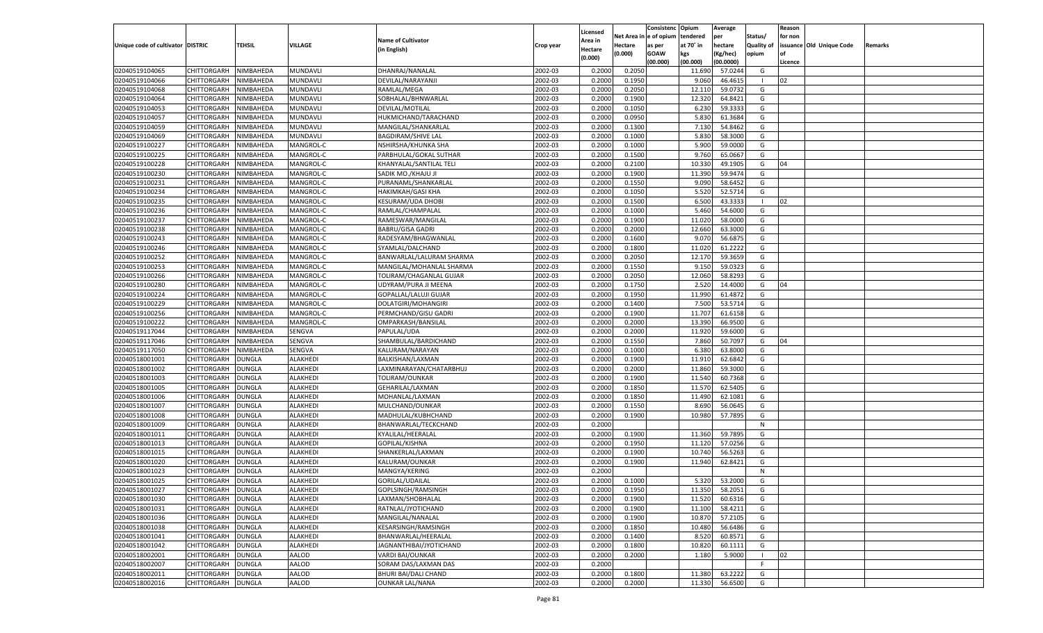| Unique code of cultivator | DISTRIC | TEHSIL | VILLAGE | Name of Cultivator (in English) | Crop year | Licensed Area in Hectare (0.000) | Net Area in Hectare (0.000) | Consistence of opium as per GOAW (00.000) | Opium tendered at 70° in kgs (00.000) | Average per hectare (Kg/hec) (00.0000) | Status/ Quality of opium | Reason for non issuance of Licence | Old Unique Code | Remarks |
|---|---|---|---|---|---|---|---|---|---|---|---|---|---|---|
| 02040519104065 | CHITTORGARH | NIMBAHEDA | MUNDAVLI | DHANRAJ/NANALAL | 2002-03 | 0.2000 | 0.2050 | | 11.690 | 57.0244 | G | | | |
| 02040519104066 | CHITTORGARH | NIMBAHEDA | MUNDAVLI | DEVILAL/NARAYANJI | 2002-03 | 0.2000 | 0.1950 | | 9.060 | 46.4615 | I | 02 | | |
| 02040519104068 | CHITTORGARH | NIMBAHEDA | MUNDAVLI | RAMLAL/MEGA | 2002-03 | 0.2000 | 0.2050 | | 12.110 | 59.0732 | G | | | |
| 02040519104064 | CHITTORGARH | NIMBAHEDA | MUNDAVLI | SOBHALAL/BHNWARLAL | 2002-03 | 0.2000 | 0.1900 | | 12.320 | 64.8421 | G | | | |
| 02040519104053 | CHITTORGARH | NIMBAHEDA | MUNDAVLI | DEVILAL/MOTILAL | 2002-03 | 0.2000 | 0.1050 | | 6.230 | 59.3333 | G | | | |
| 02040519104057 | CHITTORGARH | NIMBAHEDA | MUNDAVLI | HUKMICHAND/TARACHAND | 2002-03 | 0.2000 | 0.0950 | | 5.830 | 61.3684 | G | | | |
| 02040519104059 | CHITTORGARH | NIMBAHEDA | MUNDAVLI | MANGILAL/SHANKARLAL | 2002-03 | 0.2000 | 0.1300 | | 7.130 | 54.8462 | G | | | |
| 02040519104069 | CHITTORGARH | NIMBAHEDA | MUNDAVLI | BAGDIRAM/SHIVE LAL | 2002-03 | 0.2000 | 0.1000 | | 5.830 | 58.3000 | G | | | |
| 02040519100227 | CHITTORGARH | NIMBAHEDA | MANGROL-C | NSHIRSHA/KHUNKA SHA | 2002-03 | 0.2000 | 0.1000 | | 5.900 | 59.0000 | G | | | |
| 02040519100225 | CHITTORGARH | NIMBAHEDA | MANGROL-C | PARBHULAL/GOKAL SUTHAR | 2002-03 | 0.2000 | 0.1500 | | 9.760 | 65.0667 | G | | | |
| 02040519100228 | CHITTORGARH | NIMBAHEDA | MANGROL-C | KHANYALAL/SANTILAL TELI | 2002-03 | 0.2000 | 0.2100 | | 10.330 | 49.1905 | G | 04 | | |
| 02040519100230 | CHITTORGARH | NIMBAHEDA | MANGROL-C | SADIK MO./KHAJU JI | 2002-03 | 0.2000 | 0.1900 | | 11.390 | 59.9474 | G | | | |
| 02040519100231 | CHITTORGARH | NIMBAHEDA | MANGROL-C | PURANAML/SHANKARLAL | 2002-03 | 0.2000 | 0.1550 | | 9.090 | 58.6452 | G | | | |
| 02040519100234 | CHITTORGARH | NIMBAHEDA | MANGROL-C | HAKIMKAH/GASI KHA | 2002-03 | 0.2000 | 0.1050 | | 5.520 | 52.5714 | G | | | |
| 02040519100235 | CHITTORGARH | NIMBAHEDA | MANGROL-C | KESURAM/UDA DHOBI | 2002-03 | 0.2000 | 0.1500 | | 6.500 | 43.3333 | I | 02 | | |
| 02040519100236 | CHITTORGARH | NIMBAHEDA | MANGROL-C | RAMLAL/CHAMPALAL | 2002-03 | 0.2000 | 0.1000 | | 5.460 | 54.6000 | G | | | |
| 02040519100237 | CHITTORGARH | NIMBAHEDA | MANGROL-C | RAMESWAR/MANGILAL | 2002-03 | 0.2000 | 0.1900 | | 11.020 | 58.0000 | G | | | |
| 02040519100238 | CHITTORGARH | NIMBAHEDA | MANGROL-C | BABRU/GISA GADRI | 2002-03 | 0.2000 | 0.2000 | | 12.660 | 63.3000 | G | | | |
| 02040519100243 | CHITTORGARH | NIMBAHEDA | MANGROL-C | RADESYAM/BHAGWANLAL | 2002-03 | 0.2000 | 0.1600 | | 9.070 | 56.6875 | G | | | |
| 02040519100246 | CHITTORGARH | NIMBAHEDA | MANGROL-C | SYAMLAL/DALCHAND | 2002-03 | 0.2000 | 0.1800 | | 11.020 | 61.2222 | G | | | |
| 02040519100252 | CHITTORGARH | NIMBAHEDA | MANGROL-C | BANWARLAL/LALURAM SHARMA | 2002-03 | 0.2000 | 0.2050 | | 12.170 | 59.3659 | G | | | |
| 02040519100253 | CHITTORGARH | NIMBAHEDA | MANGROL-C | MANGILAL/MOHANLAL SHARMA | 2002-03 | 0.2000 | 0.1550 | | 9.150 | 59.0323 | G | | | |
| 02040519100266 | CHITTORGARH | NIMBAHEDA | MANGROL-C | TOLIRAM/CHAGANLAL GUJAR | 2002-03 | 0.2000 | 0.2050 | | 12.060 | 58.8293 | G | | | |
| 02040519100280 | CHITTORGARH | NIMBAHEDA | MANGROL-C | UDYRAM/PURA JI MEENA | 2002-03 | 0.2000 | 0.1750 | | 2.520 | 14.4000 | G | 04 | | |
| 02040519100224 | CHITTORGARH | NIMBAHEDA | MANGROL-C | GOPALLAL/LALUJI GUJAR | 2002-03 | 0.2000 | 0.1950 | | 11.990 | 61.4872 | G | | | |
| 02040519100229 | CHITTORGARH | NIMBAHEDA | MANGROL-C | DOLATGIRI/MOHANGIRI | 2002-03 | 0.2000 | 0.1400 | | 7.500 | 53.5714 | G | | | |
| 02040519100256 | CHITTORGARH | NIMBAHEDA | MANGROL-C | PERMCHAND/GISU GADRI | 2002-03 | 0.2000 | 0.1900 | | 11.707 | 61.6158 | G | | | |
| 02040519100222 | CHITTORGARH | NIMBAHEDA | MANGROL-C | OMPARKASH/BANSILAL | 2002-03 | 0.2000 | 0.2000 | | 13.390 | 66.9500 | G | | | |
| 02040519117044 | CHITTORGARH | NIMBAHEDA | SENGVA | PAPULAL/UDA | 2002-03 | 0.2000 | 0.2000 | | 11.920 | 59.6000 | G | | | |
| 02040519117046 | CHITTORGARH | NIMBAHEDA | SENGVA | SHAMBULAL/BARDICHAND | 2002-03 | 0.2000 | 0.1550 | | 7.860 | 50.7097 | G | 04 | | |
| 02040519117050 | CHITTORGARH | NIMBAHEDA | SENGVA | KALURAM/NARAYAN | 2002-03 | 0.2000 | 0.1000 | | 6.380 | 63.8000 | G | | | |
| 02040518001001 | CHITTORGARH | DUNGLA | ALAKHEDI | BALKISHAN/LAXMAN | 2002-03 | 0.2000 | 0.1900 | | 11.910 | 62.6842 | G | | | |
| 02040518001002 | CHITTORGARH | DUNGLA | ALAKHEDI | LAXMINARAYAN/CHATARBHUJ | 2002-03 | 0.2000 | 0.2000 | | 11.860 | 59.3000 | G | | | |
| 02040518001003 | CHITTORGARH | DUNGLA | ALAKHEDI | TOLIRAM/OUNKAR | 2002-03 | 0.2000 | 0.1900 | | 11.540 | 60.7368 | G | | | |
| 02040518001005 | CHITTORGARH | DUNGLA | ALAKHEDI | GEHARILAL/LAXMAN | 2002-03 | 0.2000 | 0.1850 | | 11.570 | 62.5405 | G | | | |
| 02040518001006 | CHITTORGARH | DUNGLA | ALAKHEDI | MOHANLAL/LAXMAN | 2002-03 | 0.2000 | 0.1850 | | 11.490 | 62.1081 | G | | | |
| 02040518001007 | CHITTORGARH | DUNGLA | ALAKHEDI | MULCHAND/OUNKAR | 2002-03 | 0.2000 | 0.1550 | | 8.690 | 56.0645 | G | | | |
| 02040518001008 | CHITTORGARH | DUNGLA | ALAKHEDI | MADHULAL/KUBHCHAND | 2002-03 | 0.2000 | 0.1900 | | 10.980 | 57.7895 | G | | | |
| 02040518001009 | CHITTORGARH | DUNGLA | ALAKHEDI | BHANWARLAL/TECKCHAND | 2002-03 | 0.2000 | | | | | N | | | |
| 02040518001011 | CHITTORGARH | DUNGLA | ALAKHEDI | KYALILAL/HEERALAL | 2002-03 | 0.2000 | 0.1900 | | 11.360 | 59.7895 | G | | | |
| 02040518001013 | CHITTORGARH | DUNGLA | ALAKHEDI | GOPILAL/KISHNA | 2002-03 | 0.2000 | 0.1950 | | 11.120 | 57.0256 | G | | | |
| 02040518001015 | CHITTORGARH | DUNGLA | ALAKHEDI | SHANKERLAL/LAXMAN | 2002-03 | 0.2000 | 0.1900 | | 10.740 | 56.5263 | G | | | |
| 02040518001020 | CHITTORGARH | DUNGLA | ALAKHEDI | KALURAM/OUNKAR | 2002-03 | 0.2000 | 0.1900 | | 11.940 | 62.8421 | G | | | |
| 02040518001023 | CHITTORGARH | DUNGLA | ALAKHEDI | MANGYA/KERING | 2002-03 | 0.2000 | | | | | N | | | |
| 02040518001025 | CHITTORGARH | DUNGLA | ALAKHEDI | GORILAL/UDAILAL | 2002-03 | 0.2000 | 0.1000 | | 5.320 | 53.2000 | G | | | |
| 02040518001027 | CHITTORGARH | DUNGLA | ALAKHEDI | GOPLSINGH/RAMSINGH | 2002-03 | 0.2000 | 0.1950 | | 11.350 | 58.2051 | G | | | |
| 02040518001030 | CHITTORGARH | DUNGLA | ALAKHEDI | LAXMAN/SHOBHALAL | 2002-03 | 0.2000 | 0.1900 | | 11.520 | 60.6316 | G | | | |
| 02040518001031 | CHITTORGARH | DUNGLA | ALAKHEDI | RATNLAL/JYOTICHAND | 2002-03 | 0.2000 | 0.1900 | | 11.100 | 58.4211 | G | | | |
| 02040518001036 | CHITTORGARH | DUNGLA | ALAKHEDI | MANGILAL/NANALAL | 2002-03 | 0.2000 | 0.1900 | | 10.870 | 57.2105 | G | | | |
| 02040518001038 | CHITTORGARH | DUNGLA | ALAKHEDI | KESARSINGH/RAMSINGH | 2002-03 | 0.2000 | 0.1850 | | 10.480 | 56.6486 | G | | | |
| 02040518001041 | CHITTORGARH | DUNGLA | ALAKHEDI | BHANWARLAL/HEERALAL | 2002-03 | 0.2000 | 0.1400 | | 8.520 | 60.8571 | G | | | |
| 02040518001042 | CHITTORGARH | DUNGLA | ALAKHEDI | JAGNANTHIBAI/JYOTICHAND | 2002-03 | 0.2000 | 0.1800 | | 10.820 | 60.1111 | G | | | |
| 02040518002001 | CHITTORGARH | DUNGLA | AALOD | VARDI BAI/OUNKAR | 2002-03 | 0.2000 | 0.2000 | | 1.180 | 5.9000 | I | 02 | | |
| 02040518002007 | CHITTORGARH | DUNGLA | AALOD | SORAM DAS/LAXMAN DAS | 2002-03 | 0.2000 | | | | | F | | | |
| 02040518002011 | CHITTORGARH | DUNGLA | AALOD | BHURI BAI/DALI CHAND | 2002-03 | 0.2000 | 0.1800 | | 11.380 | 63.2222 | G | | | |
| 02040518002016 | CHITTORGARH | DUNGLA | AALOD | OUNKAR LAL/NANA | 2002-03 | 0.2000 | 0.2000 | | 11.330 | 56.6500 | G | | | |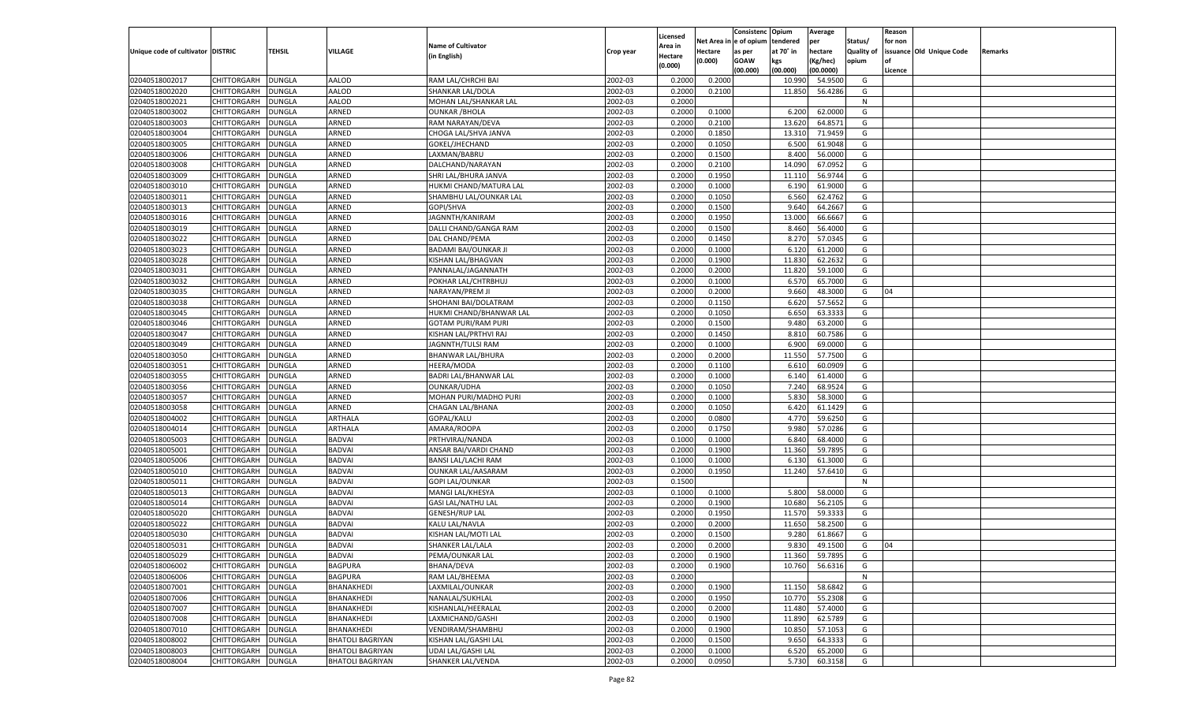| Unique code of cultivator | DISTRIC | TEHSIL | VILLAGE | Name of Cultivator (in English) | Crop year | Licensed Area in Hectare (0.000) | Net Area in Hectare (0.000) | Consistenc e of opium as per GOAW (00.000) | Opium tendered at 70˚ in kgs (00.000) | Average per hectare (Kg/hec) (00.0000) | Status/ Quality of opium | Reason for non issuance of Licence | Old Unique Code | Remarks |
|---|---|---|---|---|---|---|---|---|---|---|---|---|---|---|
| 02040518002017 | CHITTORGARH | DUNGLA | AALOD | RAM LAL/CHRCHI BAI | 2002-03 | 0.2000 | 0.2000 | | 10.990 | 54.9500 | G | | | |
| 02040518002020 | CHITTORGARH | DUNGLA | AALOD | SHANKAR LAL/DOLA | 2002-03 | 0.2000 | 0.2100 | | 11.850 | 56.4286 | G | | | |
| 02040518002021 | CHITTORGARH | DUNGLA | AALOD | MOHAN LAL/SHANKAR LAL | 2002-03 | 0.2000 | | | | | N | | | |
| 02040518003002 | CHITTORGARH | DUNGLA | ARNED | OUNKAR /BHOLA | 2002-03 | 0.2000 | 0.1000 | | 6.200 | 62.0000 | G | | | |
| 02040518003003 | CHITTORGARH | DUNGLA | ARNED | RAM NARAYAN/DEVA | 2002-03 | 0.2000 | 0.2100 | | 13.620 | 64.8571 | G | | | |
| 02040518003004 | CHITTORGARH | DUNGLA | ARNED | CHOGA LAL/SHVA JANVA | 2002-03 | 0.2000 | 0.1850 | | 13.310 | 71.9459 | G | | | |
| 02040518003005 | CHITTORGARH | DUNGLA | ARNED | GOKEL/JHECHAND | 2002-03 | 0.2000 | 0.1050 | | 6.500 | 61.9048 | G | | | |
| 02040518003006 | CHITTORGARH | DUNGLA | ARNED | LAXMAN/BABRU | 2002-03 | 0.2000 | 0.1500 | | 8.400 | 56.0000 | G | | | |
| 02040518003008 | CHITTORGARH | DUNGLA | ARNED | DALCHAND/NARAYAN | 2002-03 | 0.2000 | 0.2100 | | 14.090 | 67.0952 | G | | | |
| 02040518003009 | CHITTORGARH | DUNGLA | ARNED | SHRI LAL/BHURA JANVA | 2002-03 | 0.2000 | 0.1950 | | 11.110 | 56.9744 | G | | | |
| 02040518003010 | CHITTORGARH | DUNGLA | ARNED | HUKMI CHAND/MATURA LAL | 2002-03 | 0.2000 | 0.1000 | | 6.190 | 61.9000 | G | | | |
| 02040518003011 | CHITTORGARH | DUNGLA | ARNED | SHAMBHU LAL/OUNKAR LAL | 2002-03 | 0.2000 | 0.1050 | | 6.560 | 62.4762 | G | | | |
| 02040518003013 | CHITTORGARH | DUNGLA | ARNED | GOPI/SHVA | 2002-03 | 0.2000 | 0.1500 | | 9.640 | 64.2667 | G | | | |
| 02040518003016 | CHITTORGARH | DUNGLA | ARNED | JAGNNTH/KANIRAM | 2002-03 | 0.2000 | 0.1950 | | 13.000 | 66.6667 | G | | | |
| 02040518003019 | CHITTORGARH | DUNGLA | ARNED | DALLI CHAND/GANGA RAM | 2002-03 | 0.2000 | 0.1500 | | 8.460 | 56.4000 | G | | | |
| 02040518003022 | CHITTORGARH | DUNGLA | ARNED | DAL CHAND/PEMA | 2002-03 | 0.2000 | 0.1450 | | 8.270 | 57.0345 | G | | | |
| 02040518003023 | CHITTORGARH | DUNGLA | ARNED | BADAMI BAI/OUNKAR JI | 2002-03 | 0.2000 | 0.1000 | | 6.120 | 61.2000 | G | | | |
| 02040518003028 | CHITTORGARH | DUNGLA | ARNED | KISHAN LAL/BHAGVAN | 2002-03 | 0.2000 | 0.1900 | | 11.830 | 62.2632 | G | | | |
| 02040518003031 | CHITTORGARH | DUNGLA | ARNED | PANNALAL/JAGANNATH | 2002-03 | 0.2000 | 0.2000 | | 11.820 | 59.1000 | G | | | |
| 02040518003032 | CHITTORGARH | DUNGLA | ARNED | POKHAR LAL/CHTRBHUJ | 2002-03 | 0.2000 | 0.1000 | | 6.570 | 65.7000 | G | | | |
| 02040518003035 | CHITTORGARH | DUNGLA | ARNED | NARAYAN/PREM JI | 2002-03 | 0.2000 | 0.2000 | | 9.660 | 48.3000 | G | 04 | | |
| 02040518003038 | CHITTORGARH | DUNGLA | ARNED | SHOHANI BAI/DOLATRAM | 2002-03 | 0.2000 | 0.1150 | | 6.620 | 57.5652 | G | | | |
| 02040518003045 | CHITTORGARH | DUNGLA | ARNED | HUKMI CHAND/BHANWAR LAL | 2002-03 | 0.2000 | 0.1050 | | 6.650 | 63.3333 | G | | | |
| 02040518003046 | CHITTORGARH | DUNGLA | ARNED | GOTAM PURI/RAM PURI | 2002-03 | 0.2000 | 0.1500 | | 9.480 | 63.2000 | G | | | |
| 02040518003047 | CHITTORGARH | DUNGLA | ARNED | KISHAN LAL/PRTHVI RAJ | 2002-03 | 0.2000 | 0.1450 | | 8.810 | 60.7586 | G | | | |
| 02040518003049 | CHITTORGARH | DUNGLA | ARNED | JAGNNTH/TULSI RAM | 2002-03 | 0.2000 | 0.1000 | | 6.900 | 69.0000 | G | | | |
| 02040518003050 | CHITTORGARH | DUNGLA | ARNED | BHANWAR LAL/BHURA | 2002-03 | 0.2000 | 0.2000 | | 11.550 | 57.7500 | G | | | |
| 02040518003051 | CHITTORGARH | DUNGLA | ARNED | HEERA/MODA | 2002-03 | 0.2000 | 0.1100 | | 6.610 | 60.0909 | G | | | |
| 02040518003055 | CHITTORGARH | DUNGLA | ARNED | BADRI LAL/BHANWAR LAL | 2002-03 | 0.2000 | 0.1000 | | 6.140 | 61.4000 | G | | | |
| 02040518003056 | CHITTORGARH | DUNGLA | ARNED | OUNKAR/UDHA | 2002-03 | 0.2000 | 0.1050 | | 7.240 | 68.9524 | G | | | |
| 02040518003057 | CHITTORGARH | DUNGLA | ARNED | MOHAN PURI/MADHO PURI | 2002-03 | 0.2000 | 0.1000 | | 5.830 | 58.3000 | G | | | |
| 02040518003058 | CHITTORGARH | DUNGLA | ARNED | CHAGAN LAL/BHANA | 2002-03 | 0.2000 | 0.1050 | | 6.420 | 61.1429 | G | | | |
| 02040518004002 | CHITTORGARH | DUNGLA | ARTHALA | GOPAL/KALU | 2002-03 | 0.2000 | 0.0800 | | 4.770 | 59.6250 | G | | | |
| 02040518004014 | CHITTORGARH | DUNGLA | ARTHALA | AMARA/ROOPA | 2002-03 | 0.2000 | 0.1750 | | 9.980 | 57.0286 | G | | | |
| 02040518005003 | CHITTORGARH | DUNGLA | BADVAI | PRTHVIRAJ/NANDA | 2002-03 | 0.1000 | 0.1000 | | 6.840 | 68.4000 | G | | | |
| 02040518005001 | CHITTORGARH | DUNGLA | BADVAI | ANSAR BAI/VARDI CHAND | 2002-03 | 0.2000 | 0.1900 | | 11.360 | 59.7895 | G | | | |
| 02040518005006 | CHITTORGARH | DUNGLA | BADVAI | BANSI LAL/LACHI RAM | 2002-03 | 0.1000 | 0.1000 | | 6.130 | 61.3000 | G | | | |
| 02040518005010 | CHITTORGARH | DUNGLA | BADVAI | OUNKAR LAL/AASARAM | 2002-03 | 0.2000 | 0.1950 | | 11.240 | 57.6410 | G | | | |
| 02040518005011 | CHITTORGARH | DUNGLA | BADVAI | GOPI LAL/OUNKAR | 2002-03 | 0.1500 | | | | | N | | | |
| 02040518005013 | CHITTORGARH | DUNGLA | BADVAI | MANGI LAL/KHESYA | 2002-03 | 0.1000 | 0.1000 | | 5.800 | 58.0000 | G | | | |
| 02040518005014 | CHITTORGARH | DUNGLA | BADVAI | GASI LAL/NATHU LAL | 2002-03 | 0.2000 | 0.1900 | | 10.680 | 56.2105 | G | | | |
| 02040518005020 | CHITTORGARH | DUNGLA | BADVAI | GENESH/RUP LAL | 2002-03 | 0.2000 | 0.1950 | | 11.570 | 59.3333 | G | | | |
| 02040518005022 | CHITTORGARH | DUNGLA | BADVAI | KALU LAL/NAVLA | 2002-03 | 0.2000 | 0.2000 | | 11.650 | 58.2500 | G | | | |
| 02040518005030 | CHITTORGARH | DUNGLA | BADVAI | KISHAN LAL/MOTI LAL | 2002-03 | 0.2000 | 0.1500 | | 9.280 | 61.8667 | G | | | |
| 02040518005031 | CHITTORGARH | DUNGLA | BADVAI | SHANKER LAL/LALA | 2002-03 | 0.2000 | 0.2000 | | 9.830 | 49.1500 | G | 04 | | |
| 02040518005029 | CHITTORGARH | DUNGLA | BADVAI | PEMA/OUNKAR LAL | 2002-03 | 0.2000 | 0.1900 | | 11.360 | 59.7895 | G | | | |
| 02040518006002 | CHITTORGARH | DUNGLA | BAGPURA | BHANA/DEVA | 2002-03 | 0.2000 | 0.1900 | | 10.760 | 56.6316 | G | | | |
| 02040518006006 | CHITTORGARH | DUNGLA | BAGPURA | RAM LAL/BHEEMA | 2002-03 | 0.2000 | | | | | N | | | |
| 02040518007001 | CHITTORGARH | DUNGLA | BHANAKHEDI | LAXMILAL/OUNKAR | 2002-03 | 0.2000 | 0.1900 | | 11.150 | 58.6842 | G | | | |
| 02040518007006 | CHITTORGARH | DUNGLA | BHANAKHEDI | NANALAL/SUKHLAL | 2002-03 | 0.2000 | 0.1950 | | 10.770 | 55.2308 | G | | | |
| 02040518007007 | CHITTORGARH | DUNGLA | BHANAKHEDI | KISHANLAL/HEERALAL | 2002-03 | 0.2000 | 0.2000 | | 11.480 | 57.4000 | G | | | |
| 02040518007008 | CHITTORGARH | DUNGLA | BHANAKHEDI | LAXMICHAND/GASHI | 2002-03 | 0.2000 | 0.1900 | | 11.890 | 62.5789 | G | | | |
| 02040518007010 | CHITTORGARH | DUNGLA | BHANAKHEDI | VENDIRAM/SHAMBHU | 2002-03 | 0.2000 | 0.1900 | | 10.850 | 57.1053 | G | | | |
| 02040518008002 | CHITTORGARH | DUNGLA | BHATOLI BAGRIYAN | KISHAN LAL/GASHI LAL | 2002-03 | 0.2000 | 0.1500 | | 9.650 | 64.3333 | G | | | |
| 02040518008003 | CHITTORGARH | DUNGLA | BHATOLI BAGRIYAN | UDAI LAL/GASHI LAL | 2002-03 | 0.2000 | 0.1000 | | 6.520 | 65.2000 | G | | | |
| 02040518008004 | CHITTORGARH | DUNGLA | BHATOLI BAGRIYAN | SHANKER LAL/VENDA | 2002-03 | 0.2000 | 0.0950 | | 5.730 | 60.3158 | G | | | |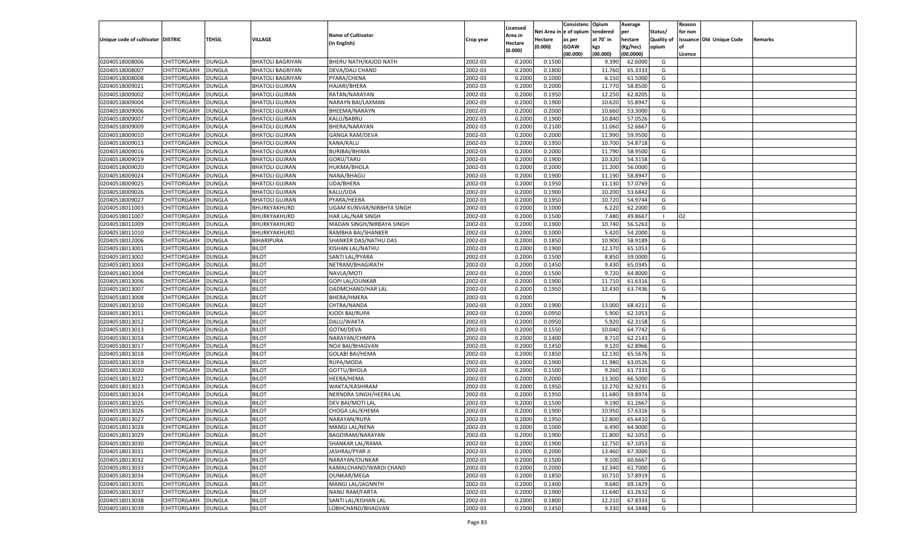| Unique code of cultivator | DISTRIC | TEHSIL | VILLAGE | Name of Cultivator (in English) | Crop year | Licensed Area in Hectare (0.000) | Net Area in Hectare (0.000) | Consistenc e of opium as per GOAW (00.000) | Opium tendered at 70° in kgs (00.000) | Average per hectare (Kg/hec) (00.0000) | Status/ Quality of opium | Reason for non issuance of Licence | Old Unique Code | Remarks |
|---|---|---|---|---|---|---|---|---|---|---|---|---|---|---|
| 02040518008006 | CHITTORGARH | DUNGLA | BHATOLI BAGRIYAN | BHERU NATH/KAJOD NATH | 2002-03 | 0.2000 | 0.1500 | | 9.390 | 62.6000 | G | | | |
| 02040518008007 | CHITTORGARH | DUNGLA | BHATOLI BAGRIYAN | DEVA/DALI CHAND | 2002-03 | 0.2000 | 0.1800 | | 11.760 | 65.3333 | G | | | |
| 02040518008008 | CHITTORGARH | DUNGLA | BHATOLI BAGRIYAN | PYARA/CHENA | 2002-03 | 0.2000 | 0.1000 | | 6.150 | 61.5000 | G | | | |
| 02040518009021 | CHITTORGARH | DUNGLA | BHATOLI GUJRAN | HAJARI/BHERA | 2002-03 | 0.2000 | 0.2000 | | 11.770 | 58.8500 | G | | | |
| 02040518009002 | CHITTORGARH | DUNGLA | BHATOLI GUJRAN | RATAN/NARAYAN | 2002-03 | 0.2000 | 0.1950 | | 12.250 | 62.8205 | G | | | |
| 02040518009004 | CHITTORGARH | DUNGLA | BHATOLI GUJRAN | NARAYN BAI/LAXMAN | 2002-03 | 0.2000 | 0.1900 | | 10.620 | 55.8947 | G | | | |
| 02040518009006 | CHITTORGARH | DUNGLA | BHATOLI GUJRAN | BHEEMA/NARAYN | 2002-03 | 0.2000 | 0.2000 | | 10.660 | 53.3000 | G | | | |
| 02040518009007 | CHITTORGARH | DUNGLA | BHATOLI GUJRAN | KALU/BABRU | 2002-03 | 0.2000 | 0.1900 | | 10.840 | 57.0526 | G | | | |
| 02040518009009 | CHITTORGARH | DUNGLA | BHATOLI GUJRAN | BHERA/NARAYAN | 2002-03 | 0.2000 | 0.2100 | | 11.060 | 52.6667 | G | | | |
| 02040518009010 | CHITTORGARH | DUNGLA | BHATOLI GUJRAN | GANGA RAM/DEVA | 2002-03 | 0.2000 | 0.2000 | | 11.990 | 59.9500 | G | | | |
| 02040518009013 | CHITTORGARH | DUNGLA | BHATOLI GUJRAN | KANA/KALU | 2002-03 | 0.2000 | 0.1950 | | 10.700 | 54.8718 | G | | | |
| 02040518009016 | CHITTORGARH | DUNGLA | BHATOLI GUJRAN | BURIBAI/BHIMA | 2002-03 | 0.2000 | 0.2000 | | 11.790 | 58.9500 | G | | | |
| 02040518009019 | CHITTORGARH | DUNGLA | BHATOLI GUJRAN | GORU/TARU | 2002-03 | 0.2000 | 0.1900 | | 10.320 | 54.3158 | G | | | |
| 02040518009020 | CHITTORGARH | DUNGLA | BHATOLI GUJRAN | HUKMA/BHOLA | 2002-03 | 0.2000 | 0.2000 | | 11.200 | 56.0000 | G | | | |
| 02040518009024 | CHITTORGARH | DUNGLA | BHATOLI GUJRAN | NANA/BHAGU | 2002-03 | 0.2000 | 0.1900 | | 11.190 | 58.8947 | G | | | |
| 02040518009025 | CHITTORGARH | DUNGLA | BHATOLI GUJRAN | UDA/BHERA | 2002-03 | 0.2000 | 0.1950 | | 11.130 | 57.0769 | G | | | |
| 02040518009026 | CHITTORGARH | DUNGLA | BHATOLI GUJRAN | KALU/UDA | 2002-03 | 0.2000 | 0.1900 | | 10.200 | 53.6842 | G | | | |
| 02040518009027 | CHITTORGARH | DUNGLA | BHATOLI GUJRAN | PYARA/HEERA | 2002-03 | 0.2000 | 0.1950 | | 10.720 | 54.9744 | G | | | |
| 02040518011003 | CHITTORGARH | DUNGLA | BHURKYAKHURD | UGAM KUNVAR/NIRBHYA SINGH | 2002-03 | 0.2000 | 0.1000 | | 6.220 | 62.2000 | G | | | |
| 02040518011007 | CHITTORGARH | DUNGLA | BHURKYAKHURD | HAR LAL/NAR SINGH | 2002-03 | 0.2000 | 0.1500 | | 7.480 | 49.8667 | I | 02 | | |
| 02040518011009 | CHITTORGARH | DUNGLA | BHURKYAKHURD | MADAN SINGH/NIRBAYA SINGH | 2002-03 | 0.2000 | 0.1900 | | 10.740 | 56.5263 | G | | | |
| 02040518011010 | CHITTORGARH | DUNGLA | BHURKYAKHURD | RAMBHA BAI/SHANKER | 2002-03 | 0.2000 | 0.1000 | | 5.420 | 54.2000 | G | | | |
| 02040518012006 | CHITTORGARH | DUNGLA | BIHARIPURA | SHANKER DAS/NATHU DAS | 2002-03 | 0.2000 | 0.1850 | | 10.900 | 58.9189 | G | | | |
| 02040518013001 | CHITTORGARH | DUNGLA | BILOT | KISHAN LAL/NATHU | 2002-03 | 0.2000 | 0.1900 | | 12.370 | 65.1053 | G | | | |
| 02040518013002 | CHITTORGARH | DUNGLA | BILOT | SANTI LAL/PYARA | 2002-03 | 0.2000 | 0.1500 | | 8.850 | 59.0000 | G | | | |
| 02040518013003 | CHITTORGARH | DUNGLA | BILOT | NETRAM/BHAGIRATH | 2002-03 | 0.2000 | 0.1450 | | 9.430 | 65.0345 | G | | | |
| 02040518013004 | CHITTORGARH | DUNGLA | BILOT | NAVLA/MOTI | 2002-03 | 0.2000 | 0.1500 | | 9.720 | 64.8000 | G | | | |
| 02040518013006 | CHITTORGARH | DUNGLA | BILOT | GOPI LAL/OUNKAR | 2002-03 | 0.2000 | 0.1900 | | 11.710 | 61.6316 | G | | | |
| 02040518013007 | CHITTORGARH | DUNGLA | BILOT | DADMCHAND/HAR LAL | 2002-03 | 0.2000 | 0.1950 | | 12.430 | 63.7436 | G | | | |
| 02040518013008 | CHITTORGARH | DUNGLA | BILOT | BHERA/HMERA | 2002-03 | 0.2000 | | | | | N | | | |
| 02040518013010 | CHITTORGARH | DUNGLA | BILOT | CHTRA/NANDA | 2002-03 | 0.2000 | 0.1900 | | 13.000 | 68.4211 | G | | | |
| 02040518013011 | CHITTORGARH | DUNGLA | BILOT | KJODI BAI/RUPA | 2002-03 | 0.2000 | 0.0950 | | 5.900 | 62.1053 | G | | | |
| 02040518013012 | CHITTORGARH | DUNGLA | BILOT | DALU/WAKTA | 2002-03 | 0.2000 | 0.0950 | | 5.920 | 62.3158 | G | | | |
| 02040518013013 | CHITTORGARH | DUNGLA | BILOT | GOTM/DEVA | 2002-03 | 0.2000 | 0.1550 | | 10.040 | 64.7742 | G | | | |
| 02040518013014 | CHITTORGARH | DUNGLA | BILOT | NARAYAN/CHMPA | 2002-03 | 0.2000 | 0.1400 | | 8.710 | 62.2143 | G | | | |
| 02040518013017 | CHITTORGARH | DUNGLA | BILOT | NOJI BAI/BHAGVAN | 2002-03 | 0.2000 | 0.1450 | | 9.120 | 62.8966 | G | | | |
| 02040518013018 | CHITTORGARH | DUNGLA | BILOT | GOLABI BAI/HEMA | 2002-03 | 0.2000 | 0.1850 | | 12.130 | 65.5676 | G | | | |
| 02040518013019 | CHITTORGARH | DUNGLA | BILOT | RUPA/MODA | 2002-03 | 0.2000 | 0.1900 | | 11.980 | 63.0526 | G | | | |
| 02040518013020 | CHITTORGARH | DUNGLA | BILOT | GOTTU/BHOLA | 2002-03 | 0.2000 | 0.1500 | | 9.260 | 61.7333 | G | | | |
| 02040518013022 | CHITTORGARH | DUNGLA | BILOT | HEERA/HEMA | 2002-03 | 0.2000 | 0.2000 | | 13.300 | 66.5000 | G | | | |
| 02040518013023 | CHITTORGARH | DUNGLA | BILOT | WAKTA/KASHIRAM | 2002-03 | 0.2000 | 0.1950 | | 12.270 | 62.9231 | G | | | |
| 02040518013024 | CHITTORGARH | DUNGLA | BILOT | NERNDRA SINGH/HEERA LAL | 2002-03 | 0.2000 | 0.1950 | | 11.680 | 59.8974 | G | | | |
| 02040518013025 | CHITTORGARH | DUNGLA | BILOT | DEV BAI/MOTI LAL | 2002-03 | 0.2000 | 0.1500 | | 9.190 | 61.2667 | G | | | |
| 02040518013026 | CHITTORGARH | DUNGLA | BILOT | CHOGA LAL/KHEMA | 2002-03 | 0.2000 | 0.1900 | | 10.950 | 57.6316 | G | | | |
| 02040518013027 | CHITTORGARH | DUNGLA | BILOT | NARAYAN/RUPA | 2002-03 | 0.2000 | 0.1950 | | 12.800 | 65.6410 | G | | | |
| 02040518013028 | CHITTORGARH | DUNGLA | BILOT | MANGI LAL/NENA | 2002-03 | 0.2000 | 0.1000 | | 6.490 | 64.9000 | G | | | |
| 02040518013029 | CHITTORGARH | DUNGLA | BILOT | BAGDIRAM/NARAYAN | 2002-03 | 0.2000 | 0.1900 | | 11.800 | 62.1053 | G | | | |
| 02040518013030 | CHITTORGARH | DUNGLA | BILOT | SHANKAR LAL/RAMA | 2002-03 | 0.2000 | 0.1900 | | 12.750 | 67.1053 | G | | | |
| 02040518013031 | CHITTORGARH | DUNGLA | BILOT | JASHRAJ/PYAR JI | 2002-03 | 0.2000 | 0.2000 | | 13.460 | 67.3000 | G | | | |
| 02040518013032 | CHITTORGARH | DUNGLA | BILOT | NARAYAN/OUNKAR | 2002-03 | 0.2000 | 0.1500 | | 9.100 | 60.6667 | G | | | |
| 02040518013033 | CHITTORGARH | DUNGLA | BILOT | KAMALCHAND/WARDI CHAND | 2002-03 | 0.2000 | 0.2000 | | 12.340 | 61.7000 | G | | | |
| 02040518013034 | CHITTORGARH | DUNGLA | BILOT | OUNKAR/MEGA | 2002-03 | 0.2000 | 0.1850 | | 10.710 | 57.8919 | G | | | |
| 02040518013035 | CHITTORGARH | DUNGLA | BILOT | MANGI LAL/JAGNNTH | 2002-03 | 0.2000 | 0.1400 | | 9.680 | 69.1429 | G | | | |
| 02040518013037 | CHITTORGARH | DUNGLA | BILOT | NANU RAM/FARTA | 2002-03 | 0.2000 | 0.1900 | | 11.640 | 61.2632 | G | | | |
| 02040518013038 | CHITTORGARH | DUNGLA | BILOT | SANTI LAL/KISHAN LAL | 2002-03 | 0.2000 | 0.1800 | | 12.210 | 67.8333 | G | | | |
| 02040518013039 | CHITTORGARH | DUNGLA | BILOT | LOBHCHAND/BHAGVAN | 2002-03 | 0.2000 | 0.1450 | | 9.330 | 64.3448 | G | | | |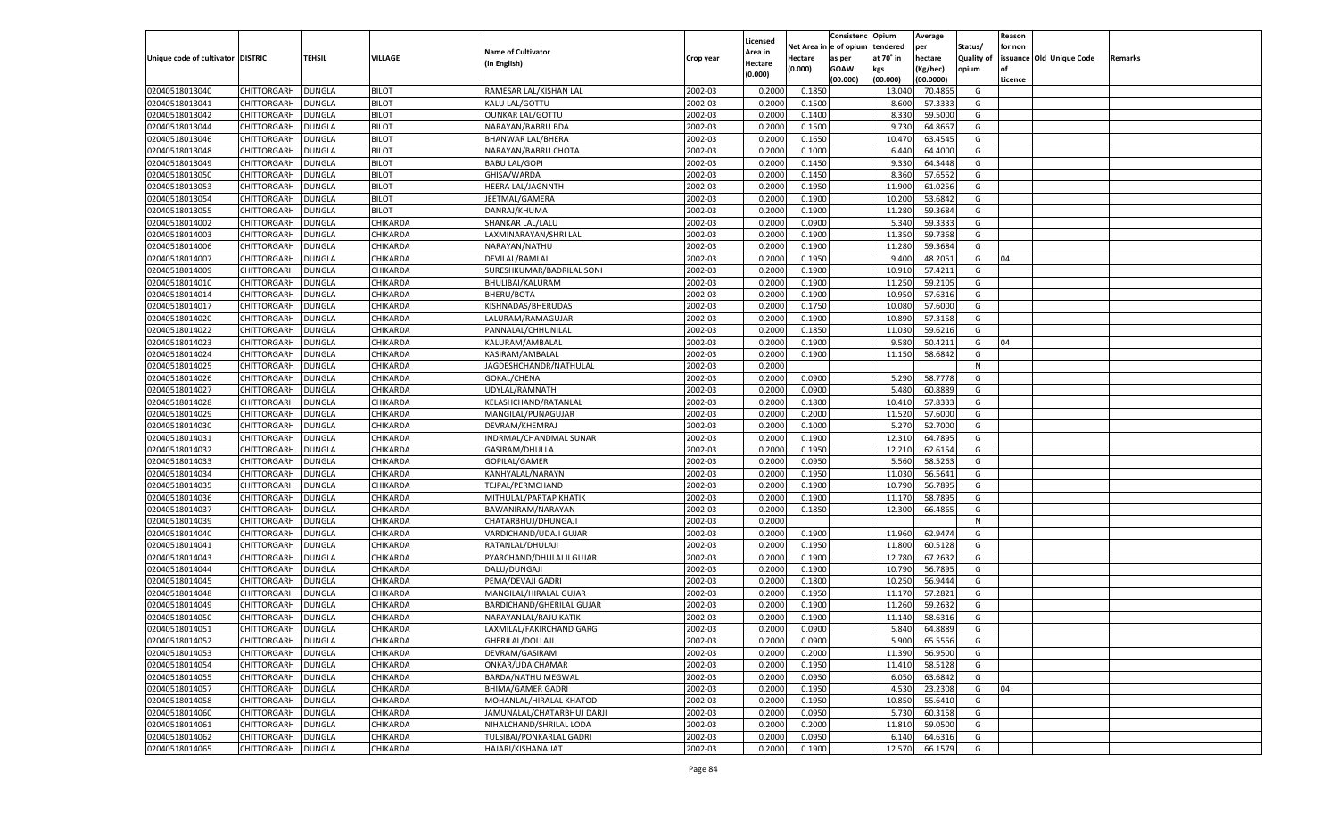| Unique code of cultivator | DISTRIC | TEHSIL | VILLAGE | Name of Cultivator (in English) | Crop year | Licensed Area in Hectare (0.000) | Net Area in Hectare (0.000) | Consistenc e of opium as per GOAW (00.000) | Opium tendered at 70˚ in kgs (00.000) | Average per hectare (Kg/hec) (00.0000) | Status/ Quality of opium | Reason for non issuance of Licence | Old Unique Code | Remarks |
|---|---|---|---|---|---|---|---|---|---|---|---|---|---|---|
| 02040518013040 | CHITTORGARH | DUNGLA | BILOT | RAMESAR LAL/KISHAN LAL | 2002-03 | 0.2000 | 0.1850 | | 13.040 | 70.4865 | G | | | |
| 02040518013041 | CHITTORGARH | DUNGLA | BILOT | KALU LAL/GOTTU | 2002-03 | 0.2000 | 0.1500 | | 8.600 | 57.3333 | G | | | |
| 02040518013042 | CHITTORGARH | DUNGLA | BILOT | OUNKAR LAL/GOTTU | 2002-03 | 0.2000 | 0.1400 | | 8.330 | 59.5000 | G | | | |
| 02040518013044 | CHITTORGARH | DUNGLA | BILOT | NARAYAN/BABRU BDA | 2002-03 | 0.2000 | 0.1500 | | 9.730 | 64.8667 | G | | | |
| 02040518013046 | CHITTORGARH | DUNGLA | BILOT | BHANWAR LAL/BHERA | 2002-03 | 0.2000 | 0.1650 | | 10.470 | 63.4545 | G | | | |
| 02040518013048 | CHITTORGARH | DUNGLA | BILOT | NARAYAN/BABRU CHOTA | 2002-03 | 0.2000 | 0.1000 | | 6.440 | 64.4000 | G | | | |
| 02040518013049 | CHITTORGARH | DUNGLA | BILOT | BABU LAL/GOPI | 2002-03 | 0.2000 | 0.1450 | | 9.330 | 64.3448 | G | | | |
| 02040518013050 | CHITTORGARH | DUNGLA | BILOT | GHISA/WARDA | 2002-03 | 0.2000 | 0.1450 | | 8.360 | 57.6552 | G | | | |
| 02040518013053 | CHITTORGARH | DUNGLA | BILOT | HEERA LAL/JAGNNTH | 2002-03 | 0.2000 | 0.1950 | | 11.900 | 61.0256 | G | | | |
| 02040518013054 | CHITTORGARH | DUNGLA | BILOT | JEETMAL/GAMERA | 2002-03 | 0.2000 | 0.1900 | | 10.200 | 53.6842 | G | | | |
| 02040518013055 | CHITTORGARH | DUNGLA | BILOT | DANRAJ/KHUMA | 2002-03 | 0.2000 | 0.1900 | | 11.280 | 59.3684 | G | | | |
| 02040518014002 | CHITTORGARH | DUNGLA | CHIKARDA | SHANKAR LAL/LALU | 2002-03 | 0.2000 | 0.0900 | | 5.340 | 59.3333 | G | | | |
| 02040518014003 | CHITTORGARH | DUNGLA | CHIKARDA | LAXMINARAYAN/SHRI LAL | 2002-03 | 0.2000 | 0.1900 | | 11.350 | 59.7368 | G | | | |
| 02040518014006 | CHITTORGARH | DUNGLA | CHIKARDA | NARAYAN/NATHU | 2002-03 | 0.2000 | 0.1900 | | 11.280 | 59.3684 | G | | | |
| 02040518014007 | CHITTORGARH | DUNGLA | CHIKARDA | DEVILAL/RAMLAL | 2002-03 | 0.2000 | 0.1950 | | 9.400 | 48.2051 | G | 04 | | |
| 02040518014009 | CHITTORGARH | DUNGLA | CHIKARDA | SURESHKUMAR/BADRILAL SONI | 2002-03 | 0.2000 | 0.1900 | | 10.910 | 57.4211 | G | | | |
| 02040518014010 | CHITTORGARH | DUNGLA | CHIKARDA | BHULIBAI/KALURAM | 2002-03 | 0.2000 | 0.1900 | | 11.250 | 59.2105 | G | | | |
| 02040518014014 | CHITTORGARH | DUNGLA | CHIKARDA | BHERU/BOTA | 2002-03 | 0.2000 | 0.1900 | | 10.950 | 57.6316 | G | | | |
| 02040518014017 | CHITTORGARH | DUNGLA | CHIKARDA | KISHNADAS/BHERUDAS | 2002-03 | 0.2000 | 0.1750 | | 10.080 | 57.6000 | G | | | |
| 02040518014020 | CHITTORGARH | DUNGLA | CHIKARDA | LALURAM/RAMAGUJAR | 2002-03 | 0.2000 | 0.1900 | | 10.890 | 57.3158 | G | | | |
| 02040518014022 | CHITTORGARH | DUNGLA | CHIKARDA | PANNALAL/CHHUNILAL | 2002-03 | 0.2000 | 0.1850 | | 11.030 | 59.6216 | G | | | |
| 02040518014023 | CHITTORGARH | DUNGLA | CHIKARDA | KALURAM/AMBALAL | 2002-03 | 0.2000 | 0.1900 | | 9.580 | 50.4211 | G | 04 | | |
| 02040518014024 | CHITTORGARH | DUNGLA | CHIKARDA | KASIRAM/AMBALAL | 2002-03 | 0.2000 | 0.1900 | | 11.150 | 58.6842 | G | | | |
| 02040518014025 | CHITTORGARH | DUNGLA | CHIKARDA | JAGDESHCHANDR/NATHULAL | 2002-03 | 0.2000 | | | | | N | | | |
| 02040518014026 | CHITTORGARH | DUNGLA | CHIKARDA | GOKAL/CHENA | 2002-03 | 0.2000 | 0.0900 | | 5.290 | 58.7778 | G | | | |
| 02040518014027 | CHITTORGARH | DUNGLA | CHIKARDA | UDYLAL/RAMNATH | 2002-03 | 0.2000 | 0.0900 | | 5.480 | 60.8889 | G | | | |
| 02040518014028 | CHITTORGARH | DUNGLA | CHIKARDA | KELASHCHAND/RATANLAL | 2002-03 | 0.2000 | 0.1800 | | 10.410 | 57.8333 | G | | | |
| 02040518014029 | CHITTORGARH | DUNGLA | CHIKARDA | MANGILAL/PUNAGUJAR | 2002-03 | 0.2000 | 0.2000 | | 11.520 | 57.6000 | G | | | |
| 02040518014030 | CHITTORGARH | DUNGLA | CHIKARDA | DEVRAM/KHEMRAJ | 2002-03 | 0.2000 | 0.1000 | | 5.270 | 52.7000 | G | | | |
| 02040518014031 | CHITTORGARH | DUNGLA | CHIKARDA | INDRMAL/CHANDMAL SUNAR | 2002-03 | 0.2000 | 0.1900 | | 12.310 | 64.7895 | G | | | |
| 02040518014032 | CHITTORGARH | DUNGLA | CHIKARDA | GASIRAM/DHULLA | 2002-03 | 0.2000 | 0.1950 | | 12.210 | 62.6154 | G | | | |
| 02040518014033 | CHITTORGARH | DUNGLA | CHIKARDA | GOPILAL/GAMER | 2002-03 | 0.2000 | 0.0950 | | 5.560 | 58.5263 | G | | | |
| 02040518014034 | CHITTORGARH | DUNGLA | CHIKARDA | KANHYALAL/NARAYN | 2002-03 | 0.2000 | 0.1950 | | 11.030 | 56.5641 | G | | | |
| 02040518014035 | CHITTORGARH | DUNGLA | CHIKARDA | TEJPAL/PERMCHAND | 2002-03 | 0.2000 | 0.1900 | | 10.790 | 56.7895 | G | | | |
| 02040518014036 | CHITTORGARH | DUNGLA | CHIKARDA | MITHULAL/PARTAP KHATIK | 2002-03 | 0.2000 | 0.1900 | | 11.170 | 58.7895 | G | | | |
| 02040518014037 | CHITTORGARH | DUNGLA | CHIKARDA | BAWANIRAM/NARAYAN | 2002-03 | 0.2000 | 0.1850 | | 12.300 | 66.4865 | G | | | |
| 02040518014039 | CHITTORGARH | DUNGLA | CHIKARDA | CHATARBHUJ/DHUNGAJI | 2002-03 | 0.2000 | | | | | N | | | |
| 02040518014040 | CHITTORGARH | DUNGLA | CHIKARDA | VARDICHAND/UDAJI GUJAR | 2002-03 | 0.2000 | 0.1900 | | 11.960 | 62.9474 | G | | | |
| 02040518014041 | CHITTORGARH | DUNGLA | CHIKARDA | RATANLAL/DHULAJI | 2002-03 | 0.2000 | 0.1950 | | 11.800 | 60.5128 | G | | | |
| 02040518014043 | CHITTORGARH | DUNGLA | CHIKARDA | PYARCHAND/DHULALJI GUJAR | 2002-03 | 0.2000 | 0.1900 | | 12.780 | 67.2632 | G | | | |
| 02040518014044 | CHITTORGARH | DUNGLA | CHIKARDA | DALU/DUNGAJI | 2002-03 | 0.2000 | 0.1900 | | 10.790 | 56.7895 | G | | | |
| 02040518014045 | CHITTORGARH | DUNGLA | CHIKARDA | PEMA/DEVAJI GADRI | 2002-03 | 0.2000 | 0.1800 | | 10.250 | 56.9444 | G | | | |
| 02040518014048 | CHITTORGARH | DUNGLA | CHIKARDA | MANGILAL/HIRALAL GUJAR | 2002-03 | 0.2000 | 0.1950 | | 11.170 | 57.2821 | G | | | |
| 02040518014049 | CHITTORGARH | DUNGLA | CHIKARDA | BARDICHAND/GHERILAL GUJAR | 2002-03 | 0.2000 | 0.1900 | | 11.260 | 59.2632 | G | | | |
| 02040518014050 | CHITTORGARH | DUNGLA | CHIKARDA | NARAYANLAL/RAJU KATIK | 2002-03 | 0.2000 | 0.1900 | | 11.140 | 58.6316 | G | | | |
| 02040518014051 | CHITTORGARH | DUNGLA | CHIKARDA | LAXMILAL/FAKIRCHAND GARG | 2002-03 | 0.2000 | 0.0900 | | 5.840 | 64.8889 | G | | | |
| 02040518014052 | CHITTORGARH | DUNGLA | CHIKARDA | GHERILAL/DOLLAJI | 2002-03 | 0.2000 | 0.0900 | | 5.900 | 65.5556 | G | | | |
| 02040518014053 | CHITTORGARH | DUNGLA | CHIKARDA | DEVRAM/GASIRAM | 2002-03 | 0.2000 | 0.2000 | | 11.390 | 56.9500 | G | | | |
| 02040518014054 | CHITTORGARH | DUNGLA | CHIKARDA | ONKAR/UDA CHAMAR | 2002-03 | 0.2000 | 0.1950 | | 11.410 | 58.5128 | G | | | |
| 02040518014055 | CHITTORGARH | DUNGLA | CHIKARDA | BARDA/NATHU MEGWAL | 2002-03 | 0.2000 | 0.0950 | | 6.050 | 63.6842 | G | | | |
| 02040518014057 | CHITTORGARH | DUNGLA | CHIKARDA | BHIMA/GAMER GADRI | 2002-03 | 0.2000 | 0.1950 | | 4.530 | 23.2308 | G | 04 | | |
| 02040518014058 | CHITTORGARH | DUNGLA | CHIKARDA | MOHANLAL/HIRALAL KHATOD | 2002-03 | 0.2000 | 0.1950 | | 10.850 | 55.6410 | G | | | |
| 02040518014060 | CHITTORGARH | DUNGLA | CHIKARDA | JAMUNALAL/CHATARBHUJ DARJI | 2002-03 | 0.2000 | 0.0950 | | 5.730 | 60.3158 | G | | | |
| 02040518014061 | CHITTORGARH | DUNGLA | CHIKARDA | NIHALCHAND/SHRILAL LODA | 2002-03 | 0.2000 | 0.2000 | | 11.810 | 59.0500 | G | | | |
| 02040518014062 | CHITTORGARH | DUNGLA | CHIKARDA | TULSIBAI/PONKARLAL GADRI | 2002-03 | 0.2000 | 0.0950 | | 6.140 | 64.6316 | G | | | |
| 02040518014065 | CHITTORGARH | DUNGLA | CHIKARDA | HAJARI/KISHANA JAT | 2002-03 | 0.2000 | 0.1900 | | 12.570 | 66.1579 | G | | | |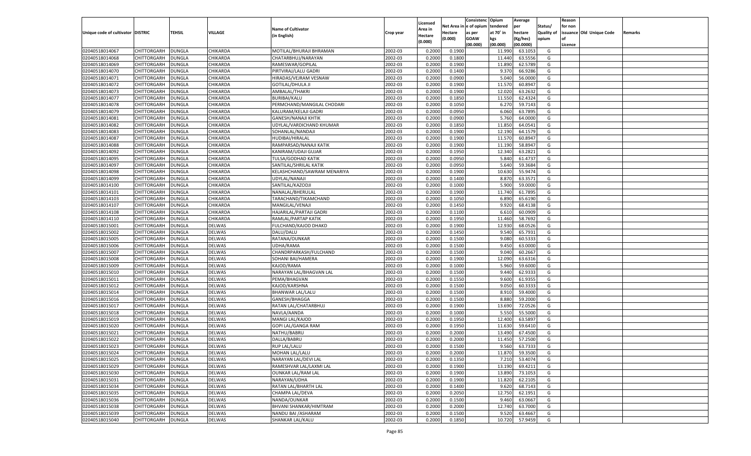| Unique code of cultivator | DISTRIC | TEHSIL | VILLAGE | Name of Cultivator (in English) | Crop year | Licensed Area in Hectare (0.000) | Net Area in Hectare (0.000) | Consistenc e of opium as per GOAW (00.000) | Opium tendered at 70° in kgs (00.000) | Average per hectare (Kg/hec) (00.0000) | Status/ Quality of opium | Reason for non issuance of Licence | Old Unique Code | Remarks |
|---|---|---|---|---|---|---|---|---|---|---|---|---|---|---|
| 02040518014067 | CHITTORGARH | DUNGLA | CHIKARDA | MOTILAL/BHURAJI BHRAMAN | 2002-03 | 0.2000 | 0.1900 | | 11.990 | 63.1053 | G | | | |
| 02040518014068 | CHITTORGARH | DUNGLA | CHIKARDA | CHATARBHUJ/NARAYAN | 2002-03 | 0.2000 | 0.1800 | | 11.440 | 63.5556 | G | | | |
| 02040518014069 | CHITTORGARH | DUNGLA | CHIKARDA | RAMESWAR/GOPILAL | 2002-03 | 0.2000 | 0.1900 | | 11.890 | 62.5789 | G | | | |
| 02040518014070 | CHITTORGARH | DUNGLA | CHIKARDA | PIRTVIRAJ/LALU GADRI | 2002-03 | 0.2000 | 0.1400 | | 9.370 | 66.9286 | G | | | |
| 02040518014071 | CHITTORGARH | DUNGLA | CHIKARDA | HIRADAS/VEJRAM VESNAW | 2002-03 | 0.2000 | 0.0900 | | 5.040 | 56.0000 | G | | | |
| 02040518014072 | CHITTORGARH | DUNGLA | CHIKARDA | GOTILAL/DHULA JI | 2002-03 | 0.2000 | 0.1900 | | 11.570 | 60.8947 | G | | | |
| 02040518014073 | CHITTORGARH | DUNGLA | CHIKARDA | AMBALAL/THAKRI | 2002-03 | 0.2000 | 0.1900 | | 12.020 | 63.2632 | G | | | |
| 02040518014077 | CHITTORGARH | DUNGLA | CHIKARDA | BURIBAI/KALU | 2002-03 | 0.2000 | 0.1850 | | 11.550 | 62.4324 | G | | | |
| 02040518014078 | CHITTORGARH | DUNGLA | CHIKARDA | PERMCHAND/MANGILAL CHODARI | 2002-03 | 0.2000 | 0.1050 | | 6.270 | 59.7143 | G | | | |
| 02040518014079 | CHITTORGARH | DUNGLA | CHIKARDA | KALURAM/KELAJI GADRI | 2002-03 | 0.2000 | 0.0950 | | 6.060 | 63.7895 | G | | | |
| 02040518014081 | CHITTORGARH | DUNGLA | CHIKARDA | GANESH/NANAJI KHTIK | 2002-03 | 0.2000 | 0.0900 | | 5.760 | 64.0000 | G | | | |
| 02040518014082 | CHITTORGARH | DUNGLA | CHIKARDA | UDYLAL/VARDICHAND KHUMAR | 2002-03 | 0.2000 | 0.1850 | | 11.850 | 64.0541 | G | | | |
| 02040518014083 | CHITTORGARH | DUNGLA | CHIKARDA | SOHANLAL/NANDAJI | 2002-03 | 0.2000 | 0.1900 | | 12.190 | 64.1579 | G | | | |
| 02040518014087 | CHITTORGARH | DUNGLA | CHIKARDA | HUDIBAI/HIRALAL | 2002-03 | 0.2000 | 0.1900 | | 11.570 | 60.8947 | G | | | |
| 02040518014088 | CHITTORGARH | DUNGLA | CHIKARDA | RAMPARSAD/NANAJI KATIK | 2002-03 | 0.2000 | 0.1900 | | 11.190 | 58.8947 | G | | | |
| 02040518014092 | CHITTORGARH | DUNGLA | CHIKARDA | KANIRAM/UDAJI GUJAR | 2002-03 | 0.2000 | 0.1950 | | 12.340 | 63.2821 | G | | | |
| 02040518014095 | CHITTORGARH | DUNGLA | CHIKARDA | TULSA/GODHAD KATIK | 2002-03 | 0.2000 | 0.0950 | | 5.840 | 61.4737 | G | | | |
| 02040518014097 | CHITTORGARH | DUNGLA | CHIKARDA | SANTILAL/SHRILAL KATIK | 2002-03 | 0.2000 | 0.0950 | | 5.640 | 59.3684 | G | | | |
| 02040518014098 | CHITTORGARH | DUNGLA | CHIKARDA | KELASHCHAND/SAWRAM MENARIYA | 2002-03 | 0.2000 | 0.1900 | | 10.630 | 55.9474 | G | | | |
| 02040518014099 | CHITTORGARH | DUNGLA | CHIKARDA | UDYLAL/NANAJI | 2002-03 | 0.2000 | 0.1400 | | 8.870 | 63.3571 | G | | | |
| 02040518014100 | CHITTORGARH | DUNGLA | CHIKARDA | SANTILAL/KAZODJI | 2002-03 | 0.2000 | 0.1000 | | 5.900 | 59.0000 | G | | | |
| 02040518014101 | CHITTORGARH | DUNGLA | CHIKARDA | NANALAL/BHERULAL | 2002-03 | 0.2000 | 0.1900 | | 11.740 | 61.7895 | G | | | |
| 02040518014103 | CHITTORGARH | DUNGLA | CHIKARDA | TARACHAND/TIKAMCHAND | 2002-03 | 0.2000 | 0.1050 | | 6.890 | 65.6190 | G | | | |
| 02040518014107 | CHITTORGARH | DUNGLA | CHIKARDA | MANGILAL/VENAJI | 2002-03 | 0.2000 | 0.1450 | | 9.920 | 68.4138 | G | | | |
| 02040518014108 | CHITTORGARH | DUNGLA | CHIKARDA | HAJARILAL/PARTAJI GADRI | 2002-03 | 0.2000 | 0.1100 | | 6.610 | 60.0909 | G | | | |
| 02040518014110 | CHITTORGARH | DUNGLA | CHIKARDA | RAMLAL/PARTAP KATIK | 2002-03 | 0.2000 | 0.1950 | | 11.460 | 58.7692 | G | | | |
| 02040518015001 | CHITTORGARH | DUNGLA | DELWAS | FULCHAND/KAJOD DHAKD | 2002-03 | 0.2000 | 0.1900 | | 12.930 | 68.0526 | G | | | |
| 02040518015002 | CHITTORGARH | DUNGLA | DELWAS | DALU/DALU | 2002-03 | 0.2000 | 0.1450 | | 9.540 | 65.7931 | G | | | |
| 02040518015005 | CHITTORGARH | DUNGLA | DELWAS | RATANA/OUNKAR | 2002-03 | 0.2000 | 0.1500 | | 9.080 | 60.5333 | G | | | |
| 02040518015006 | CHITTORGARH | DUNGLA | DELWAS | UDHA/RAMA | 2002-03 | 0.2000 | 0.1500 | | 9.450 | 63.0000 | G | | | |
| 02040518015007 | CHITTORGARH | DUNGLA | DELWAS | CHANDRPARKASH/FULCHAND | 2002-03 | 0.2000 | 0.1500 | | 9.040 | 60.2667 | G | | | |
| 02040518015008 | CHITTORGARH | DUNGLA | DELWAS | SOHANI BAI/HAMERA | 2002-03 | 0.2000 | 0.1900 | | 12.090 | 63.6316 | G | | | |
| 02040518015009 | CHITTORGARH | DUNGLA | DELWAS | KAJOD/RAMA | 2002-03 | 0.2000 | 0.1000 | | 5.960 | 59.6000 | G | | | |
| 02040518015010 | CHITTORGARH | DUNGLA | DELWAS | NARAYAN LAL/BHAGVAN LAL | 2002-03 | 0.2000 | 0.1500 | | 9.440 | 62.9333 | G | | | |
| 02040518015011 | CHITTORGARH | DUNGLA | DELWAS | PEMA/BHAGVAN | 2002-03 | 0.2000 | 0.1550 | | 9.600 | 61.9355 | G | | | |
| 02040518015012 | CHITTORGARH | DUNGLA | DELWAS | KAJOD/KARSHNA | 2002-03 | 0.2000 | 0.1500 | | 9.050 | 60.3333 | G | | | |
| 02040518015014 | CHITTORGARH | DUNGLA | DELWAS | BHANWAR LAL/LALU | 2002-03 | 0.2000 | 0.1500 | | 8.910 | 59.4000 | G | | | |
| 02040518015016 | CHITTORGARH | DUNGLA | DELWAS | GANESH/BHAGGA | 2002-03 | 0.2000 | 0.1500 | | 8.880 | 59.2000 | G | | | |
| 02040518015017 | CHITTORGARH | DUNGLA | DELWAS | RATAN LAL/CHATARBHUJ | 2002-03 | 0.2000 | 0.1900 | | 13.690 | 72.0526 | G | | | |
| 02040518015018 | CHITTORGARH | DUNGLA | DELWAS | NAVLA/AANDA | 2002-03 | 0.2000 | 0.1000 | | 5.550 | 55.5000 | G | | | |
| 02040518015019 | CHITTORGARH | DUNGLA | DELWAS | MANGI LAL/KAJOD | 2002-03 | 0.2000 | 0.1950 | | 12.400 | 63.5897 | G | | | |
| 02040518015020 | CHITTORGARH | DUNGLA | DELWAS | GOPI LAL/GANGA RAM | 2002-03 | 0.2000 | 0.1950 | | 11.630 | 59.6410 | G | | | |
| 02040518015021 | CHITTORGARH | DUNGLA | DELWAS | NATHU/BABRU | 2002-03 | 0.2000 | 0.2000 | | 13.490 | 67.4500 | G | | | |
| 02040518015022 | CHITTORGARH | DUNGLA | DELWAS | DALLA/BABRU | 2002-03 | 0.2000 | 0.2000 | | 11.450 | 57.2500 | G | | | |
| 02040518015023 | CHITTORGARH | DUNGLA | DELWAS | RUP LAL/LALU | 2002-03 | 0.2000 | 0.1500 | | 9.560 | 63.7333 | G | | | |
| 02040518015024 | CHITTORGARH | DUNGLA | DELWAS | MOHAN LAL/LALU | 2002-03 | 0.2000 | 0.2000 | | 11.870 | 59.3500 | G | | | |
| 02040518015025 | CHITTORGARH | DUNGLA | DELWAS | NARAYAN LAL/DEVI LAL | 2002-03 | 0.2000 | 0.1350 | | 7.210 | 53.4074 | G | | | |
| 02040518015029 | CHITTORGARH | DUNGLA | DELWAS | RAMESHVAR LAL/LAXMI LAL | 2002-03 | 0.2000 | 0.1900 | | 13.190 | 69.4211 | G | | | |
| 02040518015030 | CHITTORGARH | DUNGLA | DELWAS | OUNKAR LAL/RAM LAL | 2002-03 | 0.2000 | 0.1900 | | 13.890 | 73.1053 | G | | | |
| 02040518015031 | CHITTORGARH | DUNGLA | DELWAS | NARAYAN/UDHA | 2002-03 | 0.2000 | 0.1900 | | 11.820 | 62.2105 | G | | | |
| 02040518015034 | CHITTORGARH | DUNGLA | DELWAS | RATAN LAL/BHARTH LAL | 2002-03 | 0.2000 | 0.1400 | | 9.620 | 68.7143 | G | | | |
| 02040518015035 | CHITTORGARH | DUNGLA | DELWAS | CHAMPA LAL/DEVA | 2002-03 | 0.2000 | 0.2050 | | 12.750 | 62.1951 | G | | | |
| 02040518015036 | CHITTORGARH | DUNGLA | DELWAS | NANDA/OUNKAR | 2002-03 | 0.2000 | 0.1500 | | 9.460 | 63.0667 | G | | | |
| 02040518015038 | CHITTORGARH | DUNGLA | DELWAS | BHVANI SHANKAR/HIMTRAM | 2002-03 | 0.2000 | 0.2000 | | 12.740 | 63.7000 | G | | | |
| 02040518015039 | CHITTORGARH | DUNGLA | DELWAS | NANDU BAI /ASHARAM | 2002-03 | 0.2000 | 0.1500 | | 9.520 | 63.4667 | G | | | |
| 02040518015040 | CHITTORGARH | DUNGLA | DELWAS | SHANKAR LAL/KALU | 2002-03 | 0.2000 | 0.1850 | | 10.720 | 57.9459 | G | | | |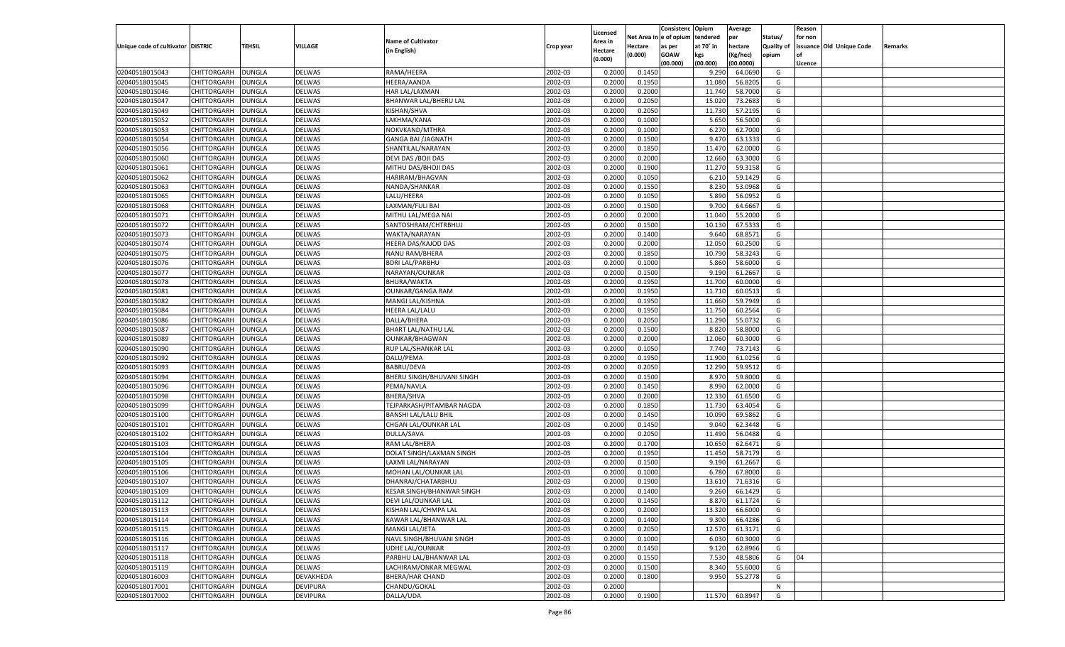| Unique code of cultivator | DISTRIC | TEHSIL | VILLAGE | Name of Cultivator (in English) | Crop year | Licensed Area in Hectare (0.000) | Net Area in Hectare (0.000) | Consistenc e of opium as per GOAW (00.000) | Opium tendered at 70° in kgs (00.000) | Average per hectare (Kg/hec) (00.0000) | Status/ Quality of opium | Reason for non issuance of Licence | Old Unique Code | Remarks |
|---|---|---|---|---|---|---|---|---|---|---|---|---|---|---|
| 02040518015043 | CHITTORGARH | DUNGLA | DELWAS | RAMA/HEERA | 2002-03 | 0.2000 | 0.1450 | | 9.290 | 64.0690 | G | | | |
| 02040518015045 | CHITTORGARH | DUNGLA | DELWAS | HEERA/AANDA | 2002-03 | 0.2000 | 0.1950 | | 11.080 | 56.8205 | G | | | |
| 02040518015046 | CHITTORGARH | DUNGLA | DELWAS | HAR LAL/LAXMAN | 2002-03 | 0.2000 | 0.2000 | | 11.740 | 58.7000 | G | | | |
| 02040518015047 | CHITTORGARH | DUNGLA | DELWAS | BHANWAR LAL/BHERU LAL | 2002-03 | 0.2000 | 0.2050 | | 15.020 | 73.2683 | G | | | |
| 02040518015049 | CHITTORGARH | DUNGLA | DELWAS | KISHAN/SHVA | 2002-03 | 0.2000 | 0.2050 | | 11.730 | 57.2195 | G | | | |
| 02040518015052 | CHITTORGARH | DUNGLA | DELWAS | LAKHMA/KANA | 2002-03 | 0.2000 | 0.1000 | | 5.650 | 56.5000 | G | | | |
| 02040518015053 | CHITTORGARH | DUNGLA | DELWAS | NOKVKAND/MTHRA | 2002-03 | 0.2000 | 0.1000 | | 6.270 | 62.7000 | G | | | |
| 02040518015054 | CHITTORGARH | DUNGLA | DELWAS | GANGA BAI /JAGNATH | 2002-03 | 0.2000 | 0.1500 | | 9.470 | 63.1333 | G | | | |
| 02040518015056 | CHITTORGARH | DUNGLA | DELWAS | SHANTILAL/NARAYAN | 2002-03 | 0.2000 | 0.1850 | | 11.470 | 62.0000 | G | | | |
| 02040518015060 | CHITTORGARH | DUNGLA | DELWAS | DEVI DAS /BOJI DAS | 2002-03 | 0.2000 | 0.2000 | | 12.660 | 63.3000 | G | | | |
| 02040518015061 | CHITTORGARH | DUNGLA | DELWAS | MITHU DAS/BHOJI DAS | 2002-03 | 0.2000 | 0.1900 | | 11.270 | 59.3158 | G | | | |
| 02040518015062 | CHITTORGARH | DUNGLA | DELWAS | HARIRAM/BHAGVAN | 2002-03 | 0.2000 | 0.1050 | | 6.210 | 59.1429 | G | | | |
| 02040518015063 | CHITTORGARH | DUNGLA | DELWAS | NANDA/SHANKAR | 2002-03 | 0.2000 | 0.1550 | | 8.230 | 53.0968 | G | | | |
| 02040518015065 | CHITTORGARH | DUNGLA | DELWAS | LALU/HEERA | 2002-03 | 0.2000 | 0.1050 | | 5.890 | 56.0952 | G | | | |
| 02040518015068 | CHITTORGARH | DUNGLA | DELWAS | LAXMAN/FULI BAI | 2002-03 | 0.2000 | 0.1500 | | 9.700 | 64.6667 | G | | | |
| 02040518015071 | CHITTORGARH | DUNGLA | DELWAS | MITHU LAL/MEGA NAI | 2002-03 | 0.2000 | 0.2000 | | 11.040 | 55.2000 | G | | | |
| 02040518015072 | CHITTORGARH | DUNGLA | DELWAS | SANTOSHRAM/CHTRBHUJ | 2002-03 | 0.2000 | 0.1500 | | 10.130 | 67.5333 | G | | | |
| 02040518015073 | CHITTORGARH | DUNGLA | DELWAS | WAKTA/NARAYAN | 2002-03 | 0.2000 | 0.1400 | | 9.640 | 68.8571 | G | | | |
| 02040518015074 | CHITTORGARH | DUNGLA | DELWAS | HEERA DAS/KAJOD DAS | 2002-03 | 0.2000 | 0.2000 | | 12.050 | 60.2500 | G | | | |
| 02040518015075 | CHITTORGARH | DUNGLA | DELWAS | NANU RAM/BHERA | 2002-03 | 0.2000 | 0.1850 | | 10.790 | 58.3243 | G | | | |
| 02040518015076 | CHITTORGARH | DUNGLA | DELWAS | BDRI LAL/PARBHU | 2002-03 | 0.2000 | 0.1000 | | 5.860 | 58.6000 | G | | | |
| 02040518015077 | CHITTORGARH | DUNGLA | DELWAS | NARAYAN/OUNKAR | 2002-03 | 0.2000 | 0.1500 | | 9.190 | 61.2667 | G | | | |
| 02040518015078 | CHITTORGARH | DUNGLA | DELWAS | BHURA/WAKTA | 2002-03 | 0.2000 | 0.1950 | | 11.700 | 60.0000 | G | | | |
| 02040518015081 | CHITTORGARH | DUNGLA | DELWAS | OUNKAR/GANGA RAM | 2002-03 | 0.2000 | 0.1950 | | 11.710 | 60.0513 | G | | | |
| 02040518015082 | CHITTORGARH | DUNGLA | DELWAS | MANGI LAL/KISHNA | 2002-03 | 0.2000 | 0.1950 | | 11.660 | 59.7949 | G | | | |
| 02040518015084 | CHITTORGARH | DUNGLA | DELWAS | HEERA LAL/LALU | 2002-03 | 0.2000 | 0.1950 | | 11.750 | 60.2564 | G | | | |
| 02040518015086 | CHITTORGARH | DUNGLA | DELWAS | DALLA/BHERA | 2002-03 | 0.2000 | 0.2050 | | 11.290 | 55.0732 | G | | | |
| 02040518015087 | CHITTORGARH | DUNGLA | DELWAS | BHART LAL/NATHU LAL | 2002-03 | 0.2000 | 0.1500 | | 8.820 | 58.8000 | G | | | |
| 02040518015089 | CHITTORGARH | DUNGLA | DELWAS | OUNKAR/BHAGWAN | 2002-03 | 0.2000 | 0.2000 | | 12.060 | 60.3000 | G | | | |
| 02040518015090 | CHITTORGARH | DUNGLA | DELWAS | RUP LAL/SHANKAR LAL | 2002-03 | 0.2000 | 0.1050 | | 7.740 | 73.7143 | G | | | |
| 02040518015092 | CHITTORGARH | DUNGLA | DELWAS | DALU/PEMA | 2002-03 | 0.2000 | 0.1950 | | 11.900 | 61.0256 | G | | | |
| 02040518015093 | CHITTORGARH | DUNGLA | DELWAS | BABRU/DEVA | 2002-03 | 0.2000 | 0.2050 | | 12.290 | 59.9512 | G | | | |
| 02040518015094 | CHITTORGARH | DUNGLA | DELWAS | BHERU SINGH/BHUVANI SINGH | 2002-03 | 0.2000 | 0.1500 | | 8.970 | 59.8000 | G | | | |
| 02040518015096 | CHITTORGARH | DUNGLA | DELWAS | PEMA/NAVLA | 2002-03 | 0.2000 | 0.1450 | | 8.990 | 62.0000 | G | | | |
| 02040518015098 | CHITTORGARH | DUNGLA | DELWAS | BHERA/SHVA | 2002-03 | 0.2000 | 0.2000 | | 12.330 | 61.6500 | G | | | |
| 02040518015099 | CHITTORGARH | DUNGLA | DELWAS | TEJPARKASH/PITAMBAR NAGDA | 2002-03 | 0.2000 | 0.1850 | | 11.730 | 63.4054 | G | | | |
| 02040518015100 | CHITTORGARH | DUNGLA | DELWAS | BANSHI LAL/LALU BHIL | 2002-03 | 0.2000 | 0.1450 | | 10.090 | 69.5862 | G | | | |
| 02040518015101 | CHITTORGARH | DUNGLA | DELWAS | CHGAN LAL/OUNKAR LAL | 2002-03 | 0.2000 | 0.1450 | | 9.040 | 62.3448 | G | | | |
| 02040518015102 | CHITTORGARH | DUNGLA | DELWAS | DULLA/SAVA | 2002-03 | 0.2000 | 0.2050 | | 11.490 | 56.0488 | G | | | |
| 02040518015103 | CHITTORGARH | DUNGLA | DELWAS | RAM LAL/BHERA | 2002-03 | 0.2000 | 0.1700 | | 10.650 | 62.6471 | G | | | |
| 02040518015104 | CHITTORGARH | DUNGLA | DELWAS | DOLAT SINGH/LAXMAN SINGH | 2002-03 | 0.2000 | 0.1950 | | 11.450 | 58.7179 | G | | | |
| 02040518015105 | CHITTORGARH | DUNGLA | DELWAS | LAXMI LAL/NARAYAN | 2002-03 | 0.2000 | 0.1500 | | 9.190 | 61.2667 | G | | | |
| 02040518015106 | CHITTORGARH | DUNGLA | DELWAS | MOHAN LAL/OUNKAR LAL | 2002-03 | 0.2000 | 0.1000 | | 6.780 | 67.8000 | G | | | |
| 02040518015107 | CHITTORGARH | DUNGLA | DELWAS | DHANRAJ/CHATARBHUJ | 2002-03 | 0.2000 | 0.1900 | | 13.610 | 71.6316 | G | | | |
| 02040518015109 | CHITTORGARH | DUNGLA | DELWAS | KESAR SINGH/BHANWAR SINGH | 2002-03 | 0.2000 | 0.1400 | | 9.260 | 66.1429 | G | | | |
| 02040518015112 | CHITTORGARH | DUNGLA | DELWAS | DEVI LAL/OUNKAR LAL | 2002-03 | 0.2000 | 0.1450 | | 8.870 | 61.1724 | G | | | |
| 02040518015113 | CHITTORGARH | DUNGLA | DELWAS | KISHAN LAL/CHMPA LAL | 2002-03 | 0.2000 | 0.2000 | | 13.320 | 66.6000 | G | | | |
| 02040518015114 | CHITTORGARH | DUNGLA | DELWAS | KAWAR LAL/BHANWAR LAL | 2002-03 | 0.2000 | 0.1400 | | 9.300 | 66.4286 | G | | | |
| 02040518015115 | CHITTORGARH | DUNGLA | DELWAS | MANGI LAL/JETA | 2002-03 | 0.2000 | 0.2050 | | 12.570 | 61.3171 | G | | | |
| 02040518015116 | CHITTORGARH | DUNGLA | DELWAS | NAVL SINGH/BHUVANI SINGH | 2002-03 | 0.2000 | 0.1000 | | 6.030 | 60.3000 | G | | | |
| 02040518015117 | CHITTORGARH | DUNGLA | DELWAS | UDHE LAL/OUNKAR | 2002-03 | 0.2000 | 0.1450 | | 9.120 | 62.8966 | G | | | |
| 02040518015118 | CHITTORGARH | DUNGLA | DELWAS | PARBHU LAL/BHANWAR LAL | 2002-03 | 0.2000 | 0.1550 | | 7.530 | 48.5806 | G | 04 | | |
| 02040518015119 | CHITTORGARH | DUNGLA | DELWAS | LACHIRAM/ONKAR MEGWAL | 2002-03 | 0.2000 | 0.1500 | | 8.340 | 55.6000 | G | | | |
| 02040518016003 | CHITTORGARH | DUNGLA | DEVAKHEDA | BHERA/HAR CHAND | 2002-03 | 0.2000 | 0.1800 | | 9.950 | 55.2778 | G | | | |
| 02040518017001 | CHITTORGARH | DUNGLA | DEVIPURA | CHANDU/GOKAL | 2002-03 | 0.2000 | | | | | N | | | |
| 02040518017002 | CHITTORGARH | DUNGLA | DEVIPURA | DALLA/UDA | 2002-03 | 0.2000 | 0.1900 | | 11.570 | 60.8947 | G | | | |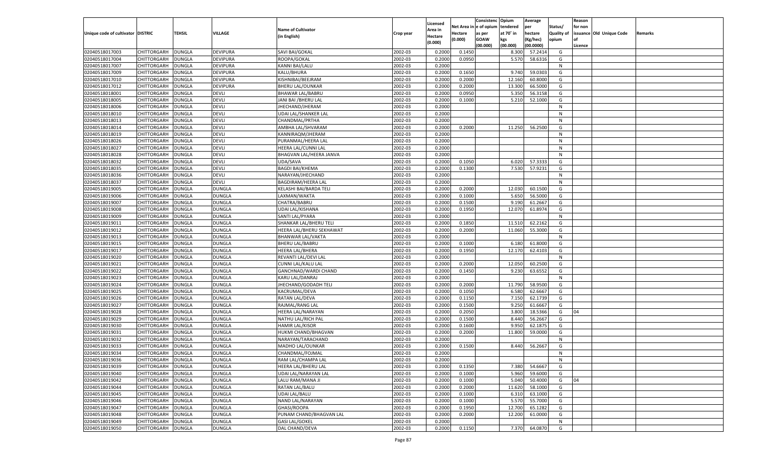| Unique code of cultivator | DISTRIC | TEHSIL | VILLAGE | Name of Cultivator (in English) | Crop year | Licensed Area in Hectare (0.000) | Net Area in Hectare (0.000) | Consistence of opium as per GOAW (00.000) | Opium tendered at 70° in kgs (00.000) | Average per hectare (Kg/hec) (00.0000) | Status/ Quality of opium | Reason for non issuance of Licence | Old Unique Code | Remarks |
|---|---|---|---|---|---|---|---|---|---|---|---|---|---|---|
| 02040518017003 | CHITTORGARH | DUNGLA | DEVIPURA | SAVI BAI/GOKAL | 2002-03 | 0.2000 | 0.1450 | | 8.300 | 57.2414 | G | | | |
| 02040518017004 | CHITTORGARH | DUNGLA | DEVIPURA | ROOPA/GOKAL | 2002-03 | 0.2000 | 0.0950 | | 5.570 | 58.6316 | G | | | |
| 02040518017007 | CHITTORGARH | DUNGLA | DEVIPURA | KANNI BAI/LALU | 2002-03 | 0.2000 | | | | | N | | | |
| 02040518017009 | CHITTORGARH | DUNGLA | DEVIPURA | KALU/BHURA | 2002-03 | 0.2000 | 0.1650 | | 9.740 | 59.0303 | G | | | |
| 02040518017010 | CHITTORGARH | DUNGLA | DEVIPURA | KISHNIBAI/BEEJRAM | 2002-03 | 0.2000 | 0.2000 | | 12.160 | 60.8000 | G | | | |
| 02040518017012 | CHITTORGARH | DUNGLA | DEVIPURA | BHERU LAL/OUNKAR | 2002-03 | 0.2000 | 0.2000 | | 13.300 | 66.5000 | G | | | |
| 02040518018001 | CHITTORGARH | DUNGLA | DEVLI | BHAWAR LAL/BABRU | 2002-03 | 0.2000 | 0.0950 | | 5.350 | 56.3158 | G | | | |
| 02040518018005 | CHITTORGARH | DUNGLA | DEVLI | JANI BAI /BHERU LAL | 2002-03 | 0.2000 | 0.1000 | | 5.210 | 52.1000 | G | | | |
| 02040518018006 | CHITTORGARH | DUNGLA | DEVLI | JHECHAND/JHERAM | 2002-03 | 0.2000 | | | | | N | | | |
| 02040518018010 | CHITTORGARH | DUNGLA | DEVLI | UDAI LAL/SHANKER LAL | 2002-03 | 0.2000 | | | | | N | | | |
| 02040518018013 | CHITTORGARH | DUNGLA | DEVLI | CHANDMAL/PRTHA | 2002-03 | 0.2000 | | | | | N | | | |
| 02040518018014 | CHITTORGARH | DUNGLA | DEVLI | AMBHA LAL/SHVARAM | 2002-03 | 0.2000 | 0.2000 | | 11.250 | 56.2500 | G | | | |
| 02040518018019 | CHITTORGARH | DUNGLA | DEVLI | KANNIRAQM/JHERAM | 2002-03 | 0.2000 | | | | | N | | | |
| 02040518018026 | CHITTORGARH | DUNGLA | DEVLI | PURANMAL/HEERA LAL | 2002-03 | 0.2000 | | | | | N | | | |
| 02040518018027 | CHITTORGARH | DUNGLA | DEVLI | HEERA LAL/CUNNI LAL | 2002-03 | 0.2000 | | | | | N | | | |
| 02040518018028 | CHITTORGARH | DUNGLA | DEVLI | BHAGVAN LAL/HEERA JANVA | 2002-03 | 0.2000 | | | | | N | | | |
| 02040518018032 | CHITTORGARH | DUNGLA | DEVLI | UDA/SAVA | 2002-03 | 0.2000 | 0.1050 | | 6.020 | 57.3333 | G | | | |
| 02040518018035 | CHITTORGARH | DUNGLA | DEVLI | BAGDI BAI/KHEMA | 2002-03 | 0.2000 | 0.1300 | | 7.530 | 57.9231 | G | | | |
| 02040518018036 | CHITTORGARH | DUNGLA | DEVLI | NARAYAN/JHECHAND | 2002-03 | 0.2000 | | | | | N | | | |
| 02040518018037 | CHITTORGARH | DUNGLA | DEVLI | BAGDIRAM/HEERA LAL | 2002-03 | 0.2000 | | | | | N | | | |
| 02040518019005 | CHITTORGARH | DUNGLA | DUNGLA | KELASHI BAI/BARDA TELI | 2002-03 | 0.2000 | 0.2000 | | 12.030 | 60.1500 | G | | | |
| 02040518019006 | CHITTORGARH | DUNGLA | DUNGLA | LAXMAN/WAKTA | 2002-03 | 0.2000 | 0.1000 | | 5.650 | 56.5000 | G | | | |
| 02040518019007 | CHITTORGARH | DUNGLA | DUNGLA | CHATRA/BABRU | 2002-03 | 0.2000 | 0.1500 | | 9.190 | 61.2667 | G | | | |
| 02040518019008 | CHITTORGARH | DUNGLA | DUNGLA | UDAI LAL/KISHANA | 2002-03 | 0.2000 | 0.1950 | | 12.070 | 61.8974 | G | | | |
| 02040518019009 | CHITTORGARH | DUNGLA | DUNGLA | SANTI LAL/PYARA | 2002-03 | 0.2000 | | | | | N | | | |
| 02040518019011 | CHITTORGARH | DUNGLA | DUNGLA | SHANKAR LAL/BHERU TELI | 2002-03 | 0.2000 | 0.1850 | | 11.510 | 62.2162 | G | | | |
| 02040518019012 | CHITTORGARH | DUNGLA | DUNGLA | HEERA LAL/BHERU SEKHAWAT | 2002-03 | 0.2000 | 0.2000 | | 11.060 | 55.3000 | G | | | |
| 02040518019013 | CHITTORGARH | DUNGLA | DUNGLA | BHANWAR LAL/VAKTA | 2002-03 | 0.2000 | | | | | N | | | |
| 02040518019015 | CHITTORGARH | DUNGLA | DUNGLA | BHERU LAL/BABRU | 2002-03 | 0.2000 | 0.1000 | | 6.180 | 61.8000 | G | | | |
| 02040518019017 | CHITTORGARH | DUNGLA | DUNGLA | HEERA LAL/BHERA | 2002-03 | 0.2000 | 0.1950 | | 12.170 | 62.4103 | G | | | |
| 02040518019020 | CHITTORGARH | DUNGLA | DUNGLA | REVANTI LAL/DEVI LAL | 2002-03 | 0.2000 | | | | | N | | | |
| 02040518019021 | CHITTORGARH | DUNGLA | DUNGLA | CUNNI LAL/KALU LAL | 2002-03 | 0.2000 | 0.2000 | | 12.050 | 60.2500 | G | | | |
| 02040518019022 | CHITTORGARH | DUNGLA | DUNGLA | GANCHNAD/WARDI CHAND | 2002-03 | 0.2000 | 0.1450 | | 9.230 | 63.6552 | G | | | |
| 02040518019023 | CHITTORGARH | DUNGLA | DUNGLA | KARU LAL/DANRAJ | 2002-03 | 0.2000 | | | | | N | | | |
| 02040518019024 | CHITTORGARH | DUNGLA | DUNGLA | JHECHAND/GODADH TELI | 2002-03 | 0.2000 | 0.2000 | | 11.790 | 58.9500 | G | | | |
| 02040518019025 | CHITTORGARH | DUNGLA | DUNGLA | KACRUMAL/DEVA | 2002-03 | 0.2000 | 0.1050 | | 6.580 | 62.6667 | G | | | |
| 02040518019026 | CHITTORGARH | DUNGLA | DUNGLA | RATAN LAL/DEVA | 2002-03 | 0.2000 | 0.1150 | | 7.150 | 62.1739 | G | | | |
| 02040518019027 | CHITTORGARH | DUNGLA | DUNGLA | RAJMAL/RANG LAL | 2002-03 | 0.2000 | 0.1500 | | 9.250 | 61.6667 | G | | | |
| 02040518019028 | CHITTORGARH | DUNGLA | DUNGLA | HEERA LAL/NARAYAN | 2002-03 | 0.2000 | 0.2050 | | 3.800 | 18.5366 | G | 04 | | |
| 02040518019029 | CHITTORGARH | DUNGLA | DUNGLA | NATHU LAL/RICH PAL | 2002-03 | 0.2000 | 0.1500 | | 8.440 | 56.2667 | G | | | |
| 02040518019030 | CHITTORGARH | DUNGLA | DUNGLA | HAMIR LAL/KISOR | 2002-03 | 0.2000 | 0.1600 | | 9.950 | 62.1875 | G | | | |
| 02040518019031 | CHITTORGARH | DUNGLA | DUNGLA | HUKMI CHAND/BHAGVAN | 2002-03 | 0.2000 | 0.2000 | | 11.800 | 59.0000 | G | | | |
| 02040518019032 | CHITTORGARH | DUNGLA | DUNGLA | NARAYAN/TARACHAND | 2002-03 | 0.2000 | | | | | N | | | |
| 02040518019033 | CHITTORGARH | DUNGLA | DUNGLA | MADHO LAL/OUNKAR | 2002-03 | 0.2000 | 0.1500 | | 8.440 | 56.2667 | G | | | |
| 02040518019034 | CHITTORGARH | DUNGLA | DUNGLA | CHANDMAL/FOJMAL | 2002-03 | 0.2000 | | | | | N | | | |
| 02040518019036 | CHITTORGARH | DUNGLA | DUNGLA | RAM LAL/CHAMPA LAL | 2002-03 | 0.2000 | | | | | N | | | |
| 02040518019039 | CHITTORGARH | DUNGLA | DUNGLA | HEERA LAL/BHERU LAL | 2002-03 | 0.2000 | 0.1350 | | 7.380 | 54.6667 | G | | | |
| 02040518019040 | CHITTORGARH | DUNGLA | DUNGLA | UDAI LAL/NARAYAN LAL | 2002-03 | 0.2000 | 0.1000 | | 5.960 | 59.6000 | G | | | |
| 02040518019042 | CHITTORGARH | DUNGLA | DUNGLA | LALU RAM/MANA JI | 2002-03 | 0.2000 | 0.1000 | | 5.040 | 50.4000 | G | 04 | | |
| 02040518019044 | CHITTORGARH | DUNGLA | DUNGLA | RATAN LAL/BALU | 2002-03 | 0.2000 | 0.2000 | | 11.620 | 58.1000 | G | | | |
| 02040518019045 | CHITTORGARH | DUNGLA | DUNGLA | UDAI LAL/BALU | 2002-03 | 0.2000 | 0.1000 | | 6.310 | 63.1000 | G | | | |
| 02040518019046 | CHITTORGARH | DUNGLA | DUNGLA | NAND LAL/NARAYAN | 2002-03 | 0.2000 | 0.1000 | | 5.570 | 55.7000 | G | | | |
| 02040518019047 | CHITTORGARH | DUNGLA | DUNGLA | GHASI/ROOPA | 2002-03 | 0.2000 | 0.1950 | | 12.700 | 65.1282 | G | | | |
| 02040518019048 | CHITTORGARH | DUNGLA | DUNGLA | PUNAM CHAND/BHAGVAN LAL | 2002-03 | 0.2000 | 0.2000 | | 12.200 | 61.0000 | G | | | |
| 02040518019049 | CHITTORGARH | DUNGLA | DUNGLA | GASI LAL/GOKEL | 2002-03 | 0.2000 | | | | | N | | | |
| 02040518019050 | CHITTORGARH | DUNGLA | DUNGLA | DAL CHAND/DEVA | 2002-03 | 0.2000 | 0.1150 | | 7.370 | 64.0870 | G | | | |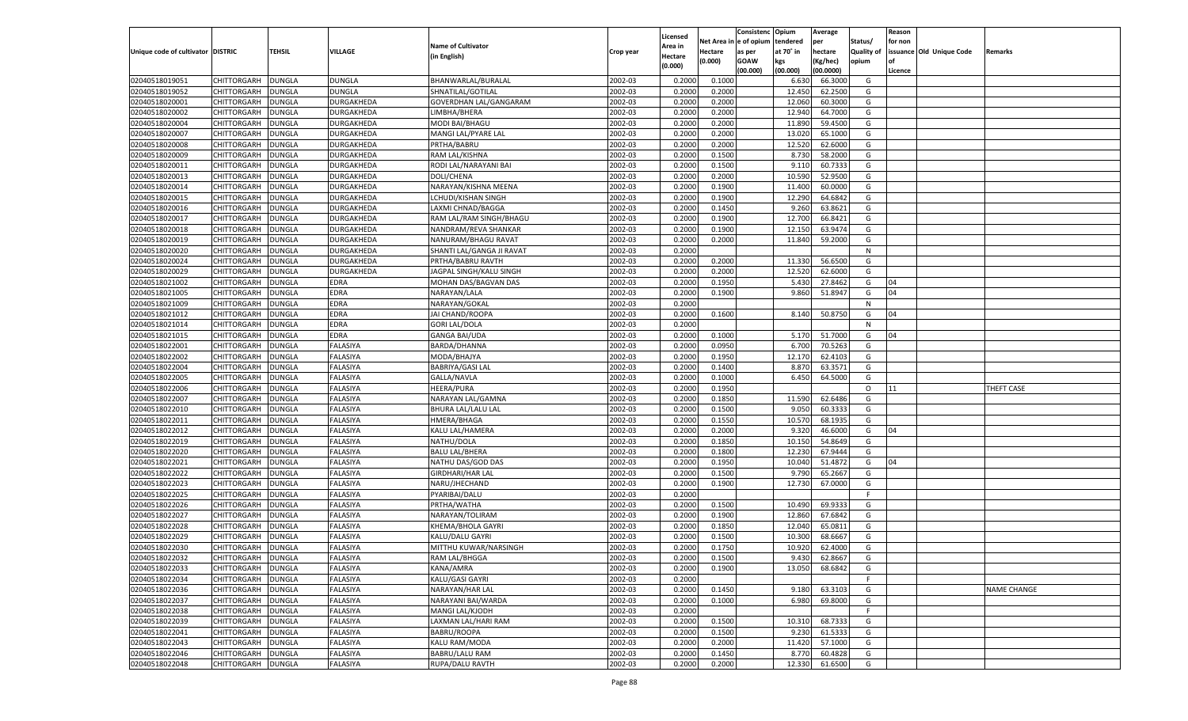| Unique code of cultivator | DISTRIC | TEHSIL | VILLAGE | Name of Cultivator (in English) | Crop year | Licensed Area in Hectare (0.000) | Net Area in Hectare (0.000) | Consistence of opium as per GOAW (00.000) | Opium tendered at 70° in kgs (00.000) | Average per hectare (Kg/hec) (00.0000) | Status/ Quality of opium | Reason for non issuance of Licence | Old Unique Code | Remarks |
|---|---|---|---|---|---|---|---|---|---|---|---|---|---|---|
| 02040518019051 | CHITTORGARH | DUNGLA | DUNGLA | BHANWARLAL/BURALAL | 2002-03 | 0.2000 | 0.1000 | | 6.630 | 66.3000 | G | | | |
| 02040518019052 | CHITTORGARH | DUNGLA | DUNGLA | SHNATILAL/GOTILAL | 2002-03 | 0.2000 | 0.2000 | | 12.450 | 62.2500 | G | | | |
| 02040518020001 | CHITTORGARH | DUNGLA | DURGAKHEDA | GOVERDHAN LAL/GANGARAM | 2002-03 | 0.2000 | 0.2000 | | 12.060 | 60.3000 | G | | | |
| 02040518020002 | CHITTORGARH | DUNGLA | DURGAKHEDA | LIMBHA/BHERA | 2002-03 | 0.2000 | 0.2000 | | 12.940 | 64.7000 | G | | | |
| 02040518020004 | CHITTORGARH | DUNGLA | DURGAKHEDA | MODI BAI/BHAGU | 2002-03 | 0.2000 | 0.2000 | | 11.890 | 59.4500 | G | | | |
| 02040518020007 | CHITTORGARH | DUNGLA | DURGAKHEDA | MANGI LAL/PYARE LAL | 2002-03 | 0.2000 | 0.2000 | | 13.020 | 65.1000 | G | | | |
| 02040518020008 | CHITTORGARH | DUNGLA | DURGAKHEDA | PRTHA/BABRU | 2002-03 | 0.2000 | 0.2000 | | 12.520 | 62.6000 | G | | | |
| 02040518020009 | CHITTORGARH | DUNGLA | DURGAKHEDA | RAM LAL/KISHNA | 2002-03 | 0.2000 | 0.1500 | | 8.730 | 58.2000 | G | | | |
| 02040518020011 | CHITTORGARH | DUNGLA | DURGAKHEDA | RODI LAL/NARAYANI BAI | 2002-03 | 0.2000 | 0.1500 | | 9.110 | 60.7333 | G | | | |
| 02040518020013 | CHITTORGARH | DUNGLA | DURGAKHEDA | DOLI/CHENA | 2002-03 | 0.2000 | 0.2000 | | 10.590 | 52.9500 | G | | | |
| 02040518020014 | CHITTORGARH | DUNGLA | DURGAKHEDA | NARAYAN/KISHNA MEENA | 2002-03 | 0.2000 | 0.1900 | | 11.400 | 60.0000 | G | | | |
| 02040518020015 | CHITTORGARH | DUNGLA | DURGAKHEDA | LCHUDI/KISHAN SINGH | 2002-03 | 0.2000 | 0.1900 | | 12.290 | 64.6842 | G | | | |
| 02040518020016 | CHITTORGARH | DUNGLA | DURGAKHEDA | LAXMI CHNAD/BAGGA | 2002-03 | 0.2000 | 0.1450 | | 9.260 | 63.8621 | G | | | |
| 02040518020017 | CHITTORGARH | DUNGLA | DURGAKHEDA | RAM LAL/RAM SINGH/BHAGU | 2002-03 | 0.2000 | 0.1900 | | 12.700 | 66.8421 | G | | | |
| 02040518020018 | CHITTORGARH | DUNGLA | DURGAKHEDA | NANDRAM/REVA SHANKAR | 2002-03 | 0.2000 | 0.1900 | | 12.150 | 63.9474 | G | | | |
| 02040518020019 | CHITTORGARH | DUNGLA | DURGAKHEDA | NANURAM/BHAGU RAVAT | 2002-03 | 0.2000 | 0.2000 | | 11.840 | 59.2000 | G | | | |
| 02040518020020 | CHITTORGARH | DUNGLA | DURGAKHEDA | SHANTI LAL/GANGA JI RAVAT | 2002-03 | 0.2000 | | | | | N | | | |
| 02040518020024 | CHITTORGARH | DUNGLA | DURGAKHEDA | PRTHA/BABRU RAVTH | 2002-03 | 0.2000 | 0.2000 | | 11.330 | 56.6500 | G | | | |
| 02040518020029 | CHITTORGARH | DUNGLA | DURGAKHEDA | JAGPAL SINGH/KALU SINGH | 2002-03 | 0.2000 | 0.2000 | | 12.520 | 62.6000 | G | | | |
| 02040518021002 | CHITTORGARH | DUNGLA | EDRA | MOHAN DAS/BAGVAN DAS | 2002-03 | 0.2000 | 0.1950 | | 5.430 | 27.8462 | G | 04 | | |
| 02040518021005 | CHITTORGARH | DUNGLA | EDRA | NARAYAN/LALA | 2002-03 | 0.2000 | 0.1900 | | 9.860 | 51.8947 | G | 04 | | |
| 02040518021009 | CHITTORGARH | DUNGLA | EDRA | NARAYAN/GOKAL | 2002-03 | 0.2000 | | | | | N | | | |
| 02040518021012 | CHITTORGARH | DUNGLA | EDRA | JAI CHAND/ROOPA | 2002-03 | 0.2000 | 0.1600 | | 8.140 | 50.8750 | G | 04 | | |
| 02040518021014 | CHITTORGARH | DUNGLA | EDRA | GORI LAL/DOLA | 2002-03 | 0.2000 | | | | | N | | | |
| 02040518021015 | CHITTORGARH | DUNGLA | EDRA | GANGA BAI/UDA | 2002-03 | 0.2000 | 0.1000 | | 5.170 | 51.7000 | G | 04 | | |
| 02040518022001 | CHITTORGARH | DUNGLA | FALASIYA | BARDA/DHANNA | 2002-03 | 0.2000 | 0.0950 | | 6.700 | 70.5263 | G | | | |
| 02040518022002 | CHITTORGARH | DUNGLA | FALASIYA | MODA/BHAJYA | 2002-03 | 0.2000 | 0.1950 | | 12.170 | 62.4103 | G | | | |
| 02040518022004 | CHITTORGARH | DUNGLA | FALASIYA | BABRIYA/GASI LAL | 2002-03 | 0.2000 | 0.1400 | | 8.870 | 63.3571 | G | | | |
| 02040518022005 | CHITTORGARH | DUNGLA | FALASIYA | GALLA/NAVLA | 2002-03 | 0.2000 | 0.1000 | | 6.450 | 64.5000 | G | | | |
| 02040518022006 | CHITTORGARH | DUNGLA | FALASIYA | HEERA/PURA | 2002-03 | 0.2000 | 0.1950 | | | | O | 11 | | THEFT CASE |
| 02040518022007 | CHITTORGARH | DUNGLA | FALASIYA | NARAYAN LAL/GAMNA | 2002-03 | 0.2000 | 0.1850 | | 11.590 | 62.6486 | G | | | |
| 02040518022010 | CHITTORGARH | DUNGLA | FALASIYA | BHURA LAL/LALU LAL | 2002-03 | 0.2000 | 0.1500 | | 9.050 | 60.3333 | G | | | |
| 02040518022011 | CHITTORGARH | DUNGLA | FALASIYA | HMERA/BHAGA | 2002-03 | 0.2000 | 0.1550 | | 10.570 | 68.1935 | G | | | |
| 02040518022012 | CHITTORGARH | DUNGLA | FALASIYA | KALU LAL/HAMERA | 2002-03 | 0.2000 | 0.2000 | | 9.320 | 46.6000 | G | 04 | | |
| 02040518022019 | CHITTORGARH | DUNGLA | FALASIYA | NATHU/DOLA | 2002-03 | 0.2000 | 0.1850 | | 10.150 | 54.8649 | G | | | |
| 02040518022020 | CHITTORGARH | DUNGLA | FALASIYA | BALU LAL/BHERA | 2002-03 | 0.2000 | 0.1800 | | 12.230 | 67.9444 | G | | | |
| 02040518022021 | CHITTORGARH | DUNGLA | FALASIYA | NATHU DAS/GOD DAS | 2002-03 | 0.2000 | 0.1950 | | 10.040 | 51.4872 | G | 04 | | |
| 02040518022022 | CHITTORGARH | DUNGLA | FALASIYA | GIRDHARI/HAR LAL | 2002-03 | 0.2000 | 0.1500 | | 9.790 | 65.2667 | G | | | |
| 02040518022023 | CHITTORGARH | DUNGLA | FALASIYA | NARU/JHECHAND | 2002-03 | 0.2000 | 0.1900 | | 12.730 | 67.0000 | G | | | |
| 02040518022025 | CHITTORGARH | DUNGLA | FALASIYA | PYARIBAI/DALU | 2002-03 | 0.2000 | | | | | F | | | |
| 02040518022026 | CHITTORGARH | DUNGLA | FALASIYA | PRTHA/WATHA | 2002-03 | 0.2000 | 0.1500 | | 10.490 | 69.9333 | G | | | |
| 02040518022027 | CHITTORGARH | DUNGLA | FALASIYA | NARAYAN/TOLIRAM | 2002-03 | 0.2000 | 0.1900 | | 12.860 | 67.6842 | G | | | |
| 02040518022028 | CHITTORGARH | DUNGLA | FALASIYA | KHEMA/BHOLA GAYRI | 2002-03 | 0.2000 | 0.1850 | | 12.040 | 65.0811 | G | | | |
| 02040518022029 | CHITTORGARH | DUNGLA | FALASIYA | KALU/DALU GAYRI | 2002-03 | 0.2000 | 0.1500 | | 10.300 | 68.6667 | G | | | |
| 02040518022030 | CHITTORGARH | DUNGLA | FALASIYA | MITTHU KUWAR/NARSINGH | 2002-03 | 0.2000 | 0.1750 | | 10.920 | 62.4000 | G | | | |
| 02040518022032 | CHITTORGARH | DUNGLA | FALASIYA | RAM LAL/BHGGA | 2002-03 | 0.2000 | 0.1500 | | 9.430 | 62.8667 | G | | | |
| 02040518022033 | CHITTORGARH | DUNGLA | FALASIYA | KANA/AMRA | 2002-03 | 0.2000 | 0.1900 | | 13.050 | 68.6842 | G | | | |
| 02040518022034 | CHITTORGARH | DUNGLA | FALASIYA | KALU/GASI GAYRI | 2002-03 | 0.2000 | | | | | F | | | |
| 02040518022036 | CHITTORGARH | DUNGLA | FALASIYA | NARAYAN/HAR LAL | 2002-03 | 0.2000 | 0.1450 | | 9.180 | 63.3103 | G | | | NAME CHANGE |
| 02040518022037 | CHITTORGARH | DUNGLA | FALASIYA | NARAYANI BAI/WARDA | 2002-03 | 0.2000 | 0.1000 | | 6.980 | 69.8000 | G | | | |
| 02040518022038 | CHITTORGARH | DUNGLA | FALASIYA | MANGI LAL/KJODH | 2002-03 | 0.2000 | | | | | F | | | |
| 02040518022039 | CHITTORGARH | DUNGLA | FALASIYA | LAXMAN LAL/HARI RAM | 2002-03 | 0.2000 | 0.1500 | | 10.310 | 68.7333 | G | | | |
| 02040518022041 | CHITTORGARH | DUNGLA | FALASIYA | BABRU/ROOPA | 2002-03 | 0.2000 | 0.1500 | | 9.230 | 61.5333 | G | | | |
| 02040518022043 | CHITTORGARH | DUNGLA | FALASIYA | KALU RAM/MODA | 2002-03 | 0.2000 | 0.2000 | | 11.420 | 57.1000 | G | | | |
| 02040518022046 | CHITTORGARH | DUNGLA | FALASIYA | BABRU/LALU RAM | 2002-03 | 0.2000 | 0.1450 | | 8.770 | 60.4828 | G | | | |
| 02040518022048 | CHITTORGARH | DUNGLA | FALASIYA | RUPA/DALU RAVTH | 2002-03 | 0.2000 | 0.2000 | | 12.330 | 61.6500 | G | | | |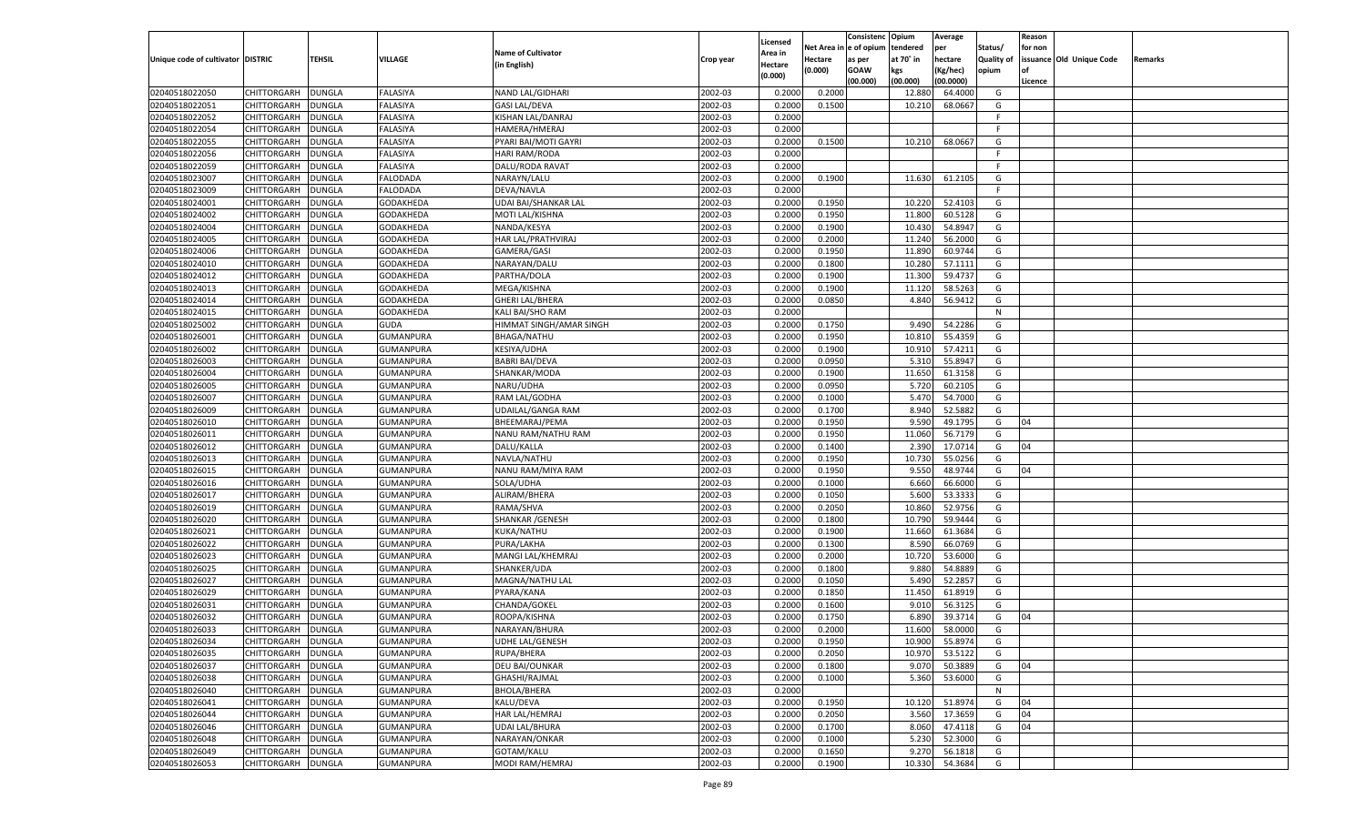| Unique code of cultivator | DISTRIC | TEHSIL | VILLAGE | Name of Cultivator (in English) | Crop year | Licensed Area in Hectare (0.000) | Net Area in Hectare (0.000) | Consistenc e of opium as per GOAW (00.000) | Opium tendered at 70˚ in kgs (00.000) | Average per hectare (Kg/hec) (00.0000) | Status/ Quality of opium | Reason for non issuance of Licence | Old Unique Code | Remarks |
|---|---|---|---|---|---|---|---|---|---|---|---|---|---|---|
| 02040518022050 | CHITTORGARH | DUNGLA | FALASIYA | NAND LAL/GIDHARI | 2002-03 | 0.2000 | 0.2000 | | 12.880 | 64.4000 | G | | | |
| 02040518022051 | CHITTORGARH | DUNGLA | FALASIYA | GASI LAL/DEVA | 2002-03 | 0.2000 | 0.1500 | | 10.210 | 68.0667 | G | | | |
| 02040518022052 | CHITTORGARH | DUNGLA | FALASIYA | KISHAN LAL/DANRAJ | 2002-03 | 0.2000 | | | | | F | | | |
| 02040518022054 | CHITTORGARH | DUNGLA | FALASIYA | HAMERA/HMERAJ | 2002-03 | 0.2000 | | | | | F | | | |
| 02040518022055 | CHITTORGARH | DUNGLA | FALASIYA | PYARI BAI/MOTI GAYRI | 2002-03 | 0.2000 | 0.1500 | | 10.210 | 68.0667 | G | | | |
| 02040518022056 | CHITTORGARH | DUNGLA | FALASIYA | HARI RAM/RODA | 2002-03 | 0.2000 | | | | | F | | | |
| 02040518022059 | CHITTORGARH | DUNGLA | FALASIYA | DALU/RODA RAVAT | 2002-03 | 0.2000 | | | | | F | | | |
| 02040518023007 | CHITTORGARH | DUNGLA | FALODADA | NARAYN/LALU | 2002-03 | 0.2000 | 0.1900 | | 11.630 | 61.2105 | G | | | |
| 02040518023009 | CHITTORGARH | DUNGLA | FALODADA | DEVA/NAVLA | 2002-03 | 0.2000 | | | | | F | | | |
| 02040518024001 | CHITTORGARH | DUNGLA | GODAKHEDA | UDAI BAI/SHANKAR LAL | 2002-03 | 0.2000 | 0.1950 | | 10.220 | 52.4103 | G | | | |
| 02040518024002 | CHITTORGARH | DUNGLA | GODAKHEDA | MOTI LAL/KISHNA | 2002-03 | 0.2000 | 0.1950 | | 11.800 | 60.5128 | G | | | |
| 02040518024004 | CHITTORGARH | DUNGLA | GODAKHEDA | NANDA/KESYA | 2002-03 | 0.2000 | 0.1900 | | 10.430 | 54.8947 | G | | | |
| 02040518024005 | CHITTORGARH | DUNGLA | GODAKHEDA | HAR LAL/PRATHVIRAJ | 2002-03 | 0.2000 | 0.2000 | | 11.240 | 56.2000 | G | | | |
| 02040518024006 | CHITTORGARH | DUNGLA | GODAKHEDA | GAMERA/GASI | 2002-03 | 0.2000 | 0.1950 | | 11.890 | 60.9744 | G | | | |
| 02040518024010 | CHITTORGARH | DUNGLA | GODAKHEDA | NARAYAN/DALU | 2002-03 | 0.2000 | 0.1800 | | 10.280 | 57.1111 | G | | | |
| 02040518024012 | CHITTORGARH | DUNGLA | GODAKHEDA | PARTHA/DOLA | 2002-03 | 0.2000 | 0.1900 | | 11.300 | 59.4737 | G | | | |
| 02040518024013 | CHITTORGARH | DUNGLA | GODAKHEDA | MEGA/KISHNA | 2002-03 | 0.2000 | 0.1900 | | 11.120 | 58.5263 | G | | | |
| 02040518024014 | CHITTORGARH | DUNGLA | GODAKHEDA | GHERI LAL/BHERA | 2002-03 | 0.2000 | 0.0850 | | 4.840 | 56.9412 | G | | | |
| 02040518024015 | CHITTORGARH | DUNGLA | GODAKHEDA | KALI BAI/SHO RAM | 2002-03 | 0.2000 | | | | | N | | | |
| 02040518025002 | CHITTORGARH | DUNGLA | GUDA | HIMMAT SINGH/AMAR SINGH | 2002-03 | 0.2000 | 0.1750 | | 9.490 | 54.2286 | G | | | |
| 02040518026001 | CHITTORGARH | DUNGLA | GUMANPURA | BHAGA/NATHU | 2002-03 | 0.2000 | 0.1950 | | 10.810 | 55.4359 | G | | | |
| 02040518026002 | CHITTORGARH | DUNGLA | GUMANPURA | KESIYA/UDHA | 2002-03 | 0.2000 | 0.1900 | | 10.910 | 57.4211 | G | | | |
| 02040518026003 | CHITTORGARH | DUNGLA | GUMANPURA | BABRI BAI/DEVA | 2002-03 | 0.2000 | 0.0950 | | 5.310 | 55.8947 | G | | | |
| 02040518026004 | CHITTORGARH | DUNGLA | GUMANPURA | SHANKAR/MODA | 2002-03 | 0.2000 | 0.1900 | | 11.650 | 61.3158 | G | | | |
| 02040518026005 | CHITTORGARH | DUNGLA | GUMANPURA | NARU/UDHA | 2002-03 | 0.2000 | 0.0950 | | 5.720 | 60.2105 | G | | | |
| 02040518026007 | CHITTORGARH | DUNGLA | GUMANPURA | RAM LAL/GODHA | 2002-03 | 0.2000 | 0.1000 | | 5.470 | 54.7000 | G | | | |
| 02040518026009 | CHITTORGARH | DUNGLA | GUMANPURA | UDAILAL/GANGA RAM | 2002-03 | 0.2000 | 0.1700 | | 8.940 | 52.5882 | G | | | |
| 02040518026010 | CHITTORGARH | DUNGLA | GUMANPURA | BHEEMARAJ/PEMA | 2002-03 | 0.2000 | 0.1950 | | 9.590 | 49.1795 | G | 04 | | |
| 02040518026011 | CHITTORGARH | DUNGLA | GUMANPURA | NANU RAM/NATHU RAM | 2002-03 | 0.2000 | 0.1950 | | 11.060 | 56.7179 | G | | | |
| 02040518026012 | CHITTORGARH | DUNGLA | GUMANPURA | DALU/KALLA | 2002-03 | 0.2000 | 0.1400 | | 2.390 | 17.0714 | G | 04 | | |
| 02040518026013 | CHITTORGARH | DUNGLA | GUMANPURA | NAVLA/NATHU | 2002-03 | 0.2000 | 0.1950 | | 10.730 | 55.0256 | G | | | |
| 02040518026015 | CHITTORGARH | DUNGLA | GUMANPURA | NANU RAM/MIYA RAM | 2002-03 | 0.2000 | 0.1950 | | 9.550 | 48.9744 | G | 04 | | |
| 02040518026016 | CHITTORGARH | DUNGLA | GUMANPURA | SOLA/UDHA | 2002-03 | 0.2000 | 0.1000 | | 6.660 | 66.6000 | G | | | |
| 02040518026017 | CHITTORGARH | DUNGLA | GUMANPURA | ALIRAM/BHERA | 2002-03 | 0.2000 | 0.1050 | | 5.600 | 53.3333 | G | | | |
| 02040518026019 | CHITTORGARH | DUNGLA | GUMANPURA | RAMA/SHVA | 2002-03 | 0.2000 | 0.2050 | | 10.860 | 52.9756 | G | | | |
| 02040518026020 | CHITTORGARH | DUNGLA | GUMANPURA | SHANKAR /GENESH | 2002-03 | 0.2000 | 0.1800 | | 10.790 | 59.9444 | G | | | |
| 02040518026021 | CHITTORGARH | DUNGLA | GUMANPURA | KUKA/NATHU | 2002-03 | 0.2000 | 0.1900 | | 11.660 | 61.3684 | G | | | |
| 02040518026022 | CHITTORGARH | DUNGLA | GUMANPURA | PURA/LAKHA | 2002-03 | 0.2000 | 0.1300 | | 8.590 | 66.0769 | G | | | |
| 02040518026023 | CHITTORGARH | DUNGLA | GUMANPURA | MANGI LAL/KHEMRAJ | 2002-03 | 0.2000 | 0.2000 | | 10.720 | 53.6000 | G | | | |
| 02040518026025 | CHITTORGARH | DUNGLA | GUMANPURA | SHANKER/UDA | 2002-03 | 0.2000 | 0.1800 | | 9.880 | 54.8889 | G | | | |
| 02040518026027 | CHITTORGARH | DUNGLA | GUMANPURA | MAGNA/NATHU LAL | 2002-03 | 0.2000 | 0.1050 | | 5.490 | 52.2857 | G | | | |
| 02040518026029 | CHITTORGARH | DUNGLA | GUMANPURA | PYARA/KANA | 2002-03 | 0.2000 | 0.1850 | | 11.450 | 61.8919 | G | | | |
| 02040518026031 | CHITTORGARH | DUNGLA | GUMANPURA | CHANDA/GOKEL | 2002-03 | 0.2000 | 0.1600 | | 9.010 | 56.3125 | G | | | |
| 02040518026032 | CHITTORGARH | DUNGLA | GUMANPURA | ROOPA/KISHNA | 2002-03 | 0.2000 | 0.1750 | | 6.890 | 39.3714 | G | 04 | | |
| 02040518026033 | CHITTORGARH | DUNGLA | GUMANPURA | NARAYAN/BHURA | 2002-03 | 0.2000 | 0.2000 | | 11.600 | 58.0000 | G | | | |
| 02040518026034 | CHITTORGARH | DUNGLA | GUMANPURA | UDHE LAL/GENESH | 2002-03 | 0.2000 | 0.1950 | | 10.900 | 55.8974 | G | | | |
| 02040518026035 | CHITTORGARH | DUNGLA | GUMANPURA | RUPA/BHERA | 2002-03 | 0.2000 | 0.2050 | | 10.970 | 53.5122 | G | | | |
| 02040518026037 | CHITTORGARH | DUNGLA | GUMANPURA | DEU BAI/OUNKAR | 2002-03 | 0.2000 | 0.1800 | | 9.070 | 50.3889 | G | 04 | | |
| 02040518026038 | CHITTORGARH | DUNGLA | GUMANPURA | GHASHI/RAJMAL | 2002-03 | 0.2000 | 0.1000 | | 5.360 | 53.6000 | G | | | |
| 02040518026040 | CHITTORGARH | DUNGLA | GUMANPURA | BHOLA/BHERA | 2002-03 | 0.2000 | | | | | N | | | |
| 02040518026041 | CHITTORGARH | DUNGLA | GUMANPURA | KALU/DEVA | 2002-03 | 0.2000 | 0.1950 | | 10.120 | 51.8974 | G | 04 | | |
| 02040518026044 | CHITTORGARH | DUNGLA | GUMANPURA | HAR LAL/HEMRAJ | 2002-03 | 0.2000 | 0.2050 | | 3.560 | 17.3659 | G | 04 | | |
| 02040518026046 | CHITTORGARH | DUNGLA | GUMANPURA | UDAI LAL/BHURA | 2002-03 | 0.2000 | 0.1700 | | 8.060 | 47.4118 | G | 04 | | |
| 02040518026048 | CHITTORGARH | DUNGLA | GUMANPURA | NARAYAN/ONKAR | 2002-03 | 0.2000 | 0.1000 | | 5.230 | 52.3000 | G | | | |
| 02040518026049 | CHITTORGARH | DUNGLA | GUMANPURA | GOTAM/KALU | 2002-03 | 0.2000 | 0.1650 | | 9.270 | 56.1818 | G | | | |
| 02040518026053 | CHITTORGARH | DUNGLA | GUMANPURA | MODI RAM/HEMRAJ | 2002-03 | 0.2000 | 0.1900 | | 10.330 | 54.3684 | G | | | |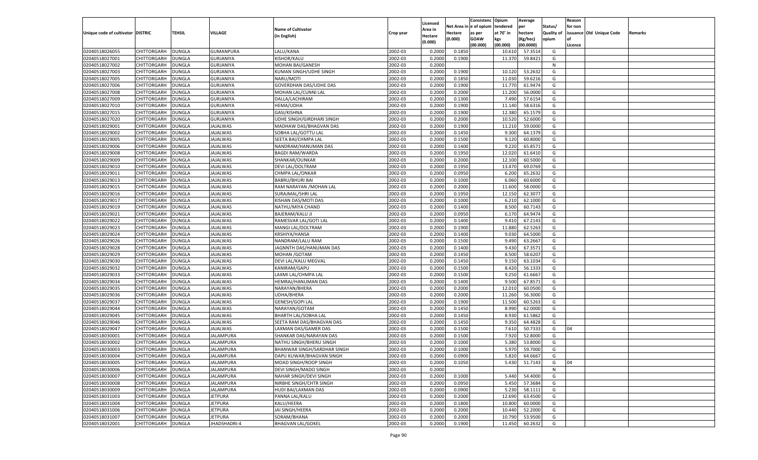| Unique code of cultivator | DISTRIC | TEHSIL | VILLAGE | Name of Cultivator (in English) | Crop year | Licensed Area in Hectare (0.000) | Net Area in Hectare (0.000) | Consistenc e of opium as per GOAW (00.000) | Opium tendered at 70° in kgs (00.000) | Average per hectare (Kg/hec) (00.0000) | Status/ Quality of opium | Reason for non issuance of Licence | Old Unique Code | Remarks |
|---|---|---|---|---|---|---|---|---|---|---|---|---|---|---|
| 02040518026055 | CHITTORGARH | DUNGLA | GUMANPURA | LALU/KANA | 2002-03 | 0.2000 | 0.1850 | | 10.610 | 57.3514 | G | | | |
| 02040518027001 | CHITTORGARH | DUNGLA | GURJANIYA | KISHOR/KALU | 2002-03 | 0.2000 | 0.1900 | | 11.370 | 59.8421 | G | | | |
| 02040518027002 | CHITTORGARH | DUNGLA | GURJANIYA | MOHAN BAI/GANESH | 2002-03 | 0.2000 | | | | | N | | | |
| 02040518027003 | CHITTORGARH | DUNGLA | GURJANIYA | KUMAN SINGH/UDHE SINGH | 2002-03 | 0.2000 | 0.1900 | | 10.120 | 53.2632 | G | | | |
| 02040518027005 | CHITTORGARH | DUNGLA | GURJANIYA | NARU/MOTI | 2002-03 | 0.2000 | 0.1850 | | 11.030 | 59.6216 | G | | | |
| 02040518027006 | CHITTORGARH | DUNGLA | GURJANIYA | GOVERDHAN DAS/UDHE DAS | 2002-03 | 0.2000 | 0.1900 | | 11.770 | 61.9474 | G | | | |
| 02040518027008 | CHITTORGARH | DUNGLA | GURJANIYA | MOHAN LAL/CUNNI LAL | 2002-03 | 0.2000 | 0.2000 | | 11.200 | 56.0000 | G | | | |
| 02040518027009 | CHITTORGARH | DUNGLA | GURJANIYA | DALLA/LACHIRAM | 2002-03 | 0.2000 | 0.1300 | | 7.490 | 57.6154 | G | | | |
| 02040518027010 | CHITTORGARH | DUNGLA | GURJANIYA | HEMA/UDHA | 2002-03 | 0.2000 | 0.1900 | | 11.140 | 58.6316 | G | | | |
| 02040518027015 | CHITTORGARH | DUNGLA | GURJANIYA | GASI/KISHNA | 2002-03 | 0.2000 | 0.1900 | | 12.380 | 65.1579 | G | | | |
| 02040518027020 | CHITTORGARH | DUNGLA | GURJANIYA | UDHE SINGH/GIRDHARI SINGH | 2002-03 | 0.2000 | 0.2000 | | 10.520 | 52.6000 | G | | | |
| 02040518029001 | CHITTORGARH | DUNGLA | JAJALWAS | MADHAW DAS/BHAGVAN DAS | 2002-03 | 0.2000 | 0.1900 | | 11.210 | 59.0000 | G | | | |
| 02040518029002 | CHITTORGARH | DUNGLA | JAJALWAS | SOBHA LAL/GOTTU LAL | 2002-03 | 0.2000 | 0.1450 | | 9.300 | 64.1379 | G | | | |
| 02040518029005 | CHITTORGARH | DUNGLA | JAJALWAS | SEETA BAI/CHMPA LAL | 2002-03 | 0.2000 | 0.1500 | | 9.120 | 60.8000 | G | | | |
| 02040518029006 | CHITTORGARH | DUNGLA | JAJALWAS | NANDRAM/HANUMAN DAS | 2002-03 | 0.2000 | 0.1400 | | 9.220 | 65.8571 | G | | | |
| 02040518029008 | CHITTORGARH | DUNGLA | JAJALWAS | BAGDI RAM/WARDA | 2002-03 | 0.2000 | 0.1950 | | 12.020 | 61.6410 | G | | | |
| 02040518029009 | CHITTORGARH | DUNGLA | JAJALWAS | SHANKAR/OUNKAR | 2002-03 | 0.2000 | 0.2000 | | 12.100 | 60.5000 | G | | | |
| 02040518029010 | CHITTORGARH | DUNGLA | JAJALWAS | DEVI LAL/DOLTRAM | 2002-03 | 0.2000 | 0.1950 | | 13.470 | 69.0769 | G | | | |
| 02040518029011 | CHITTORGARH | DUNGLA | JAJALWAS | CHMPA LAL/ONKAR | 2002-03 | 0.2000 | 0.0950 | | 6.200 | 65.2632 | G | | | |
| 02040518029013 | CHITTORGARH | DUNGLA | JAJALWAS | BABRU/BHURI BAI | 2002-03 | 0.2000 | 0.1000 | | 6.060 | 60.6000 | G | | | |
| 02040518029015 | CHITTORGARH | DUNGLA | JAJALWAS | RAM NARAYAN /MOHAN LAL | 2002-03 | 0.2000 | 0.2000 | | 11.600 | 58.0000 | G | | | |
| 02040518029016 | CHITTORGARH | DUNGLA | JAJALWAS | SURAJMAL/SHRI LAL | 2002-03 | 0.2000 | 0.1950 | | 12.150 | 62.3077 | G | | | |
| 02040518029017 | CHITTORGARH | DUNGLA | JAJALWAS | KISHAN DAS/MOTI DAS | 2002-03 | 0.2000 | 0.1000 | | 6.210 | 62.1000 | G | | | |
| 02040518029019 | CHITTORGARH | DUNGLA | JAJALWAS | NATHU/MIYA CHAND | 2002-03 | 0.2000 | 0.1400 | | 8.500 | 60.7143 | G | | | |
| 02040518029021 | CHITTORGARH | DUNGLA | JAJALWAS | BAJERAM/KALU JI | 2002-03 | 0.2000 | 0.0950 | | 6.170 | 64.9474 | G | | | |
| 02040518029022 | CHITTORGARH | DUNGLA | JAJALWAS | RAMESVAR LAL/GOTI LAL | 2002-03 | 0.2000 | 0.1400 | | 9.410 | 67.2143 | G | | | |
| 02040518029023 | CHITTORGARH | DUNGLA | JAJALWAS | MANGI LAL/DOLTRAM | 2002-03 | 0.2000 | 0.1900 | | 11.880 | 62.5263 | G | | | |
| 02040518029024 | CHITTORGARH | DUNGLA | JAJALWAS | KRSHIYA/HANSA | 2002-03 | 0.2000 | 0.1400 | | 9.030 | 64.5000 | G | | | |
| 02040518029026 | CHITTORGARH | DUNGLA | JAJALWAS | NANDRAM/LALU RAM | 2002-03 | 0.2000 | 0.1500 | | 9.490 | 63.2667 | G | | | |
| 02040518029028 | CHITTORGARH | DUNGLA | JAJALWAS | JAGNNTH DAS/HANUMAN DAS | 2002-03 | 0.2000 | 0.1400 | | 9.430 | 67.3571 | G | | | |
| 02040518029029 | CHITTORGARH | DUNGLA | JAJALWAS | MOHAN /GOTAM | 2002-03 | 0.2000 | 0.1450 | | 8.500 | 58.6207 | G | | | |
| 02040518029030 | CHITTORGARH | DUNGLA | JAJALWAS | DEVI LAL/KALU MEGVAL | 2002-03 | 0.2000 | 0.1450 | | 9.150 | 63.1034 | G | | | |
| 02040518029032 | CHITTORGARH | DUNGLA | JAJALWAS | KANIRAM/GAPU | 2002-03 | 0.2000 | 0.1500 | | 8.420 | 56.1333 | G | | | |
| 02040518029033 | CHITTORGARH | DUNGLA | JAJALWAS | LAXMI LAL/CHMPA LAL | 2002-03 | 0.2000 | 0.1500 | | 9.250 | 61.6667 | G | | | |
| 02040518029034 | CHITTORGARH | DUNGLA | JAJALWAS | HEMRAJ/HANUMAN DAS | 2002-03 | 0.2000 | 0.1400 | | 9.500 | 67.8571 | G | | | |
| 02040518029035 | CHITTORGARH | DUNGLA | JAJALWAS | NARAYAN/BHERA | 2002-03 | 0.2000 | 0.2000 | | 12.010 | 60.0500 | G | | | |
| 02040518029036 | CHITTORGARH | DUNGLA | JAJALWAS | UDHA/BHERA | 2002-03 | 0.2000 | 0.2000 | | 11.260 | 56.3000 | G | | | |
| 02040518029037 | CHITTORGARH | DUNGLA | JAJALWAS | GENESH/GOPI LAL | 2002-03 | 0.2000 | 0.1900 | | 11.500 | 60.5263 | G | | | |
| 02040518029044 | CHITTORGARH | DUNGLA | JAJALWAS | NARAYAN/GOTAM | 2002-03 | 0.2000 | 0.1450 | | 8.990 | 62.0000 | G | | | |
| 02040518029045 | CHITTORGARH | DUNGLA | JAJALWAS | BHARTH LAL/SOBHA LAL | 2002-03 | 0.2000 | 0.1450 | | 8.930 | 61.5862 | G | | | |
| 02040518029046 | CHITTORGARH | DUNGLA | JAJALWAS | SEETA RAM DAS/BHAGVAN DAS | 2002-03 | 0.2000 | 0.1450 | | 9.350 | 64.4828 | G | | | |
| 02040518029047 | CHITTORGARH | DUNGLA | JAJALWAS | LAXMAN DAS/GAMER DAS | 2002-03 | 0.2000 | 0.1500 | | 7.610 | 50.7333 | G | 04 | | |
| 02040518030001 | CHITTORGARH | DUNGLA | JALAMPURA | SHANKAR DAS/NARAYAN DAS | 2002-03 | 0.2000 | 0.1500 | | 7.920 | 52.8000 | G | | | |
| 02040518030002 | CHITTORGARH | DUNGLA | JALAMPURA | NATHU SINGH/BHERU SINGH | 2002-03 | 0.2000 | 0.1000 | | 5.380 | 53.8000 | G | | | |
| 02040518030003 | CHITTORGARH | DUNGLA | JALAMPURA | BHANWAR SINGH/SARDHAR SINGH | 2002-03 | 0.2000 | 0.1000 | | 5.970 | 59.7000 | G | | | |
| 02040518030004 | CHITTORGARH | DUNGLA | JALAMPURA | DAPU KUWAR/BHAGVAN SINGH | 2002-03 | 0.2000 | 0.0900 | | 5.820 | 64.6667 | G | | | |
| 02040518030005 | CHITTORGARH | DUNGLA | JALAMPURA | MOAD SINGH/ROOP SINGH | 2002-03 | 0.2000 | 0.1050 | | 5.430 | 51.7143 | G | 04 | | |
| 02040518030006 | CHITTORGARH | DUNGLA | JALAMPURA | DEVI SINGH/MADO SINGH | 2002-03 | 0.2000 | | | | | N | | | |
| 02040518030007 | CHITTORGARH | DUNGLA | JALAMPURA | NAHAR SINGH/DEVI SINGH | 2002-03 | 0.2000 | 0.1000 | | 5.440 | 54.4000 | G | | | |
| 02040518030008 | CHITTORGARH | DUNGLA | JALAMPURA | NIRBHE SINGH/CHTR SINGH | 2002-03 | 0.2000 | 0.0950 | | 5.450 | 57.3684 | G | | | |
| 02040518030009 | CHITTORGARH | DUNGLA | JALAMPURA | HUDI BAI/LAXMAN DAS | 2002-03 | 0.2000 | 0.0900 | | 5.230 | 58.1111 | G | | | |
| 02040518031003 | CHITTORGARH | DUNGLA | JETPURA | PANNA LAL/KALU | 2002-03 | 0.2000 | 0.2000 | | 12.690 | 63.4500 | G | | | |
| 02040518031004 | CHITTORGARH | DUNGLA | JETPURA | KALU/HEERA | 2002-03 | 0.2000 | 0.1800 | | 10.800 | 60.0000 | G | | | |
| 02040518031006 | CHITTORGARH | DUNGLA | JETPURA | JAI SINGH/HEERA | 2002-03 | 0.2000 | 0.2000 | | 10.440 | 52.2000 | G | | | |
| 02040518031007 | CHITTORGARH | DUNGLA | JETPURA | SORAM/BHANA | 2002-03 | 0.2000 | 0.2000 | | 10.790 | 53.9500 | G | | | |
| 02040518032001 | CHITTORGARH | DUNGLA | JHADSHADRI-4 | BHAGVAN LAL/GOKEL | 2002-03 | 0.2000 | 0.1900 | | 11.450 | 60.2632 | G | | | |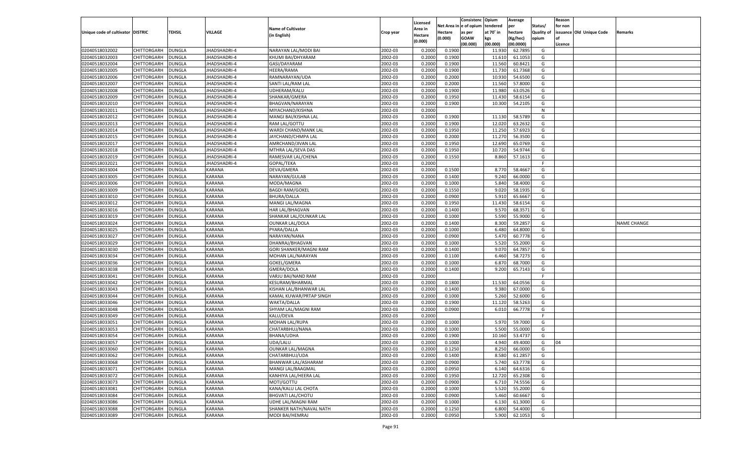| Unique code of cultivator | DISTRIC | TEHSIL | VILLAGE | Name of Cultivator (in English) | Crop year | Licensed Area in Hectare (0.000) | Net Area in Hectare (0.000) | Consistenc e of opium as per GOAW (00.000) | Opium tendered at 70° in kgs (00.000) | Average per hectare (Kg/hec) (00.0000) | Status/ Quality of opium | Reason for non issuance of Licence | Old Unique Code | Remarks |
|---|---|---|---|---|---|---|---|---|---|---|---|---|---|---|
| 02040518032002 | CHITTORGARH | DUNGLA | JHADSHADRI-4 | NARAYAN LAL/MODI BAI | 2002-03 | 0.2000 | 0.1900 | | 11.930 | 62.7895 | G | | | |
| 02040518032003 | CHITTORGARH | DUNGLA | JHADSHADRI-4 | KHUMI BAI/DHYARAM | 2002-03 | 0.2000 | 0.1900 | | 11.610 | 61.1053 | G | | | |
| 02040518032004 | CHITTORGARH | DUNGLA | JHADSHADRI-4 | GASI/DAYARAM | 2002-03 | 0.2000 | 0.1900 | | 11.560 | 60.8421 | G | | | |
| 02040518032005 | CHITTORGARH | DUNGLA | JHADSHADRI-4 | HEERA/RAMA | 2002-03 | 0.2000 | 0.1900 | | 11.730 | 61.7368 | G | | | |
| 02040518032006 | CHITTORGARH | DUNGLA | JHADSHADRI-4 | RAMNARAYAN/UDA | 2002-03 | 0.2000 | 0.2000 | | 10.930 | 54.6500 | G | | | |
| 02040518032007 | CHITTORGARH | DUNGLA | JHADSHADRI-4 | SANTI LAL/RAM LAL | 2002-03 | 0.2000 | 0.2000 | | 11.560 | 57.8000 | G | | | |
| 02040518032008 | CHITTORGARH | DUNGLA | JHADSHADRI-4 | UDHERAM/KALU | 2002-03 | 0.2000 | 0.1900 | | 11.980 | 63.0526 | G | | | |
| 02040518032009 | CHITTORGARH | DUNGLA | JHADSHADRI-4 | SHANKAR/GMERA | 2002-03 | 0.2000 | 0.1950 | | 11.430 | 58.6154 | G | | | |
| 02040518032010 | CHITTORGARH | DUNGLA | JHADSHADRI-4 | BHAGVAN/NARAYAN | 2002-03 | 0.2000 | 0.1900 | | 10.300 | 54.2105 | G | | | |
| 02040518032011 | CHITTORGARH | DUNGLA | JHADSHADRI-4 | MIYACHAND/KISHNA | 2002-03 | 0.2000 | | | | | N | | | |
| 02040518032012 | CHITTORGARH | DUNGLA | JHADSHADRI-4 | MANGI BAI/KISHNA LAL | 2002-03 | 0.2000 | 0.1900 | | 11.130 | 58.5789 | G | | | |
| 02040518032013 | CHITTORGARH | DUNGLA | JHADSHADRI-4 | RAM LAL/GOTTU | 2002-03 | 0.2000 | 0.1900 | | 12.020 | 63.2632 | G | | | |
| 02040518032014 | CHITTORGARH | DUNGLA | JHADSHADRI-4 | WARDI CHAND/MANK LAL | 2002-03 | 0.2000 | 0.1950 | | 11.250 | 57.6923 | G | | | |
| 02040518032015 | CHITTORGARH | DUNGLA | JHADSHADRI-4 | JAYCHAND/CHMPA LAL | 2002-03 | 0.2000 | 0.2000 | | 11.270 | 56.3500 | G | | | |
| 02040518032017 | CHITTORGARH | DUNGLA | JHADSHADRI-4 | AMRCHAND/JIVAN LAL | 2002-03 | 0.2000 | 0.1950 | | 12.690 | 65.0769 | G | | | |
| 02040518032018 | CHITTORGARH | DUNGLA | JHADSHADRI-4 | MTHRA LAL/SEVA DAS | 2002-03 | 0.2000 | 0.1950 | | 10.720 | 54.9744 | G | | | |
| 02040518032019 | CHITTORGARH | DUNGLA | JHADSHADRI-4 | RAMESVAR LAL/CHENA | 2002-03 | 0.2000 | 0.1550 | | 8.860 | 57.1613 | G | | | |
| 02040518032021 | CHITTORGARH | DUNGLA | JHADSHADRI-4 | GOPAL/TEKA | 2002-03 | 0.2000 | | | | | F | | | |
| 02040518033004 | CHITTORGARH | DUNGLA | KARANA | DEVA/GMERA | 2002-03 | 0.2000 | 0.1500 | | 8.770 | 58.4667 | G | | | |
| 02040518033005 | CHITTORGARH | DUNGLA | KARANA | NARAYAN/GULAB | 2002-03 | 0.2000 | 0.1400 | | 9.240 | 66.0000 | G | | | |
| 02040518033006 | CHITTORGARH | DUNGLA | KARANA | MODA/MAGNA | 2002-03 | 0.2000 | 0.1000 | | 5.840 | 58.4000 | G | | | |
| 02040518033009 | CHITTORGARH | DUNGLA | KARANA | BAGDI RAM/GOKEL | 2002-03 | 0.2000 | 0.1550 | | 9.020 | 58.1935 | G | | | |
| 02040518033010 | CHITTORGARH | DUNGLA | KARANA | BHURA/DALLA | 2002-03 | 0.2000 | 0.0900 | | 5.910 | 65.6667 | G | | | |
| 02040518033012 | CHITTORGARH | DUNGLA | KARANA | MANGI LAL/MAGNA | 2002-03 | 0.2000 | 0.1950 | | 11.430 | 58.6154 | G | | | |
| 02040518033016 | CHITTORGARH | DUNGLA | KARANA | HAR LAL/BHAGVAN | 2002-03 | 0.2000 | 0.1400 | | 9.570 | 68.3571 | G | | | |
| 02040518033019 | CHITTORGARH | DUNGLA | KARANA | SHANKAR LAL/OUNKAR LAL | 2002-03 | 0.2000 | 0.1000 | | 5.590 | 55.9000 | G | | | |
| 02040518033024 | CHITTORGARH | DUNGLA | KARANA | OUNKAR LAL/DOLA | 2002-03 | 0.2000 | 0.1400 | | 8.300 | 59.2857 | G | | | NAME CHANGE |
| 02040518033025 | CHITTORGARH | DUNGLA | KARANA | PYARA/DALLA | 2002-03 | 0.2000 | 0.1000 | | 6.480 | 64.8000 | G | | | |
| 02040518033027 | CHITTORGARH | DUNGLA | KARANA | NARAYAN/NANA | 2002-03 | 0.2000 | 0.0900 | | 5.470 | 60.7778 | G | | | |
| 02040518033029 | CHITTORGARH | DUNGLA | KARANA | DHANRAJ/BHAGVAN | 2002-03 | 0.2000 | 0.1000 | | 5.520 | 55.2000 | G | | | |
| 02040518033030 | CHITTORGARH | DUNGLA | KARANA | GORI SHANKER/MAGNI RAM | 2002-03 | 0.2000 | 0.1400 | | 9.070 | 64.7857 | G | | | |
| 02040518033034 | CHITTORGARH | DUNGLA | KARANA | MOHAN LAL/NARAYAN | 2002-03 | 0.2000 | 0.1100 | | 6.460 | 58.7273 | G | | | |
| 02040518033036 | CHITTORGARH | DUNGLA | KARANA | GOKEL/GMERA | 2002-03 | 0.2000 | 0.1000 | | 6.870 | 68.7000 | G | | | |
| 02040518033038 | CHITTORGARH | DUNGLA | KARANA | GMERA/DOLA | 2002-03 | 0.2000 | 0.1400 | | 9.200 | 65.7143 | G | | | |
| 02040518033041 | CHITTORGARH | DUNGLA | KARANA | VARJU BAI/NAND RAM | 2002-03 | 0.2000 | | | | | F | | | |
| 02040518033042 | CHITTORGARH | DUNGLA | KARANA | KESURAM/BHARMAL | 2002-03 | 0.2000 | 0.1800 | | 11.530 | 64.0556 | G | | | |
| 02040518033043 | CHITTORGARH | DUNGLA | KARANA | KISHAN LAL/BHANWAR LAL | 2002-03 | 0.2000 | 0.1400 | | 9.380 | 67.0000 | G | | | |
| 02040518033044 | CHITTORGARH | DUNGLA | KARANA | KAMAL KUWAR/PRTAP SINGH | 2002-03 | 0.2000 | 0.1000 | | 5.260 | 52.6000 | G | | | |
| 02040518033046 | CHITTORGARH | DUNGLA | KARANA | WAKTA/DALLA | 2002-03 | 0.2000 | 0.1900 | | 11.120 | 58.5263 | G | | | |
| 02040518033048 | CHITTORGARH | DUNGLA | KARANA | SHYAM LAL/MAGNI RAM | 2002-03 | 0.2000 | 0.0900 | | 6.010 | 66.7778 | G | | | |
| 02040518033049 | CHITTORGARH | DUNGLA | KARANA | KALU/DEVA | 2002-03 | 0.2000 | | | | | F | | | |
| 02040518033051 | CHITTORGARH | DUNGLA | KARANA | MOHAN LAL/RUPA | 2002-03 | 0.2000 | 0.1000 | | 5.970 | 59.7000 | G | | | |
| 02040518033053 | CHITTORGARH | DUNGLA | KARANA | CHATARBHUJ/NANA | 2002-03 | 0.2000 | 0.1000 | | 5.500 | 55.0000 | G | | | |
| 02040518033054 | CHITTORGARH | DUNGLA | KARANA | BHANA/UDHA | 2002-03 | 0.2000 | 0.1900 | | 10.160 | 53.4737 | G | | | |
| 02040518033057 | CHITTORGARH | DUNGLA | KARANA | UDA/LALU | 2002-03 | 0.2000 | 0.1000 | | 4.940 | 49.4000 | G | 04 | | |
| 02040518033060 | CHITTORGARH | DUNGLA | KARANA | OUNKAR LAL/MAGNA | 2002-03 | 0.2000 | 0.1250 | | 8.250 | 66.0000 | G | | | |
| 02040518033062 | CHITTORGARH | DUNGLA | KARANA | CHATARBHUJ/UDA | 2002-03 | 0.2000 | 0.1400 | | 8.580 | 61.2857 | G | | | |
| 02040518033068 | CHITTORGARH | DUNGLA | KARANA | BHANWAR LAL/ASHARAM | 2002-03 | 0.2000 | 0.0900 | | 5.740 | 63.7778 | G | | | |
| 02040518033071 | CHITTORGARH | DUNGLA | KARANA | MANGI LAL/BAAGMAL | 2002-03 | 0.2000 | 0.0950 | | 6.140 | 64.6316 | G | | | |
| 02040518033072 | CHITTORGARH | DUNGLA | KARANA | KANHIYA LAL/HEERA LAL | 2002-03 | 0.2000 | 0.1950 | | 12.720 | 65.2308 | G | | | |
| 02040518033073 | CHITTORGARH | DUNGLA | KARANA | MOTI/GOTTU | 2002-03 | 0.2000 | 0.0900 | | 6.710 | 74.5556 | G | | | |
| 02040518033081 | CHITTORGARH | DUNGLA | KARANA | KANA/KALU LAL CHOTA | 2002-03 | 0.2000 | 0.1000 | | 5.520 | 55.2000 | G | | | |
| 02040518033084 | CHITTORGARH | DUNGLA | KARANA | BHGVATI LAL/CHOTU | 2002-03 | 0.2000 | 0.0900 | | 5.460 | 60.6667 | G | | | |
| 02040518033086 | CHITTORGARH | DUNGLA | KARANA | UDHE LAL/MAGNI RAM | 2002-03 | 0.2000 | 0.1000 | | 6.130 | 61.3000 | G | | | |
| 02040518033088 | CHITTORGARH | DUNGLA | KARANA | SHANKER NATH/NAVAL NATH | 2002-03 | 0.2000 | 0.1250 | | 6.800 | 54.4000 | G | | | |
| 02040518033089 | CHITTORGARH | DUNGLA | KARANA | MODI BAI/HEMRAJ | 2002-03 | 0.2000 | 0.0950 | | 5.900 | 62.1053 | G | | | |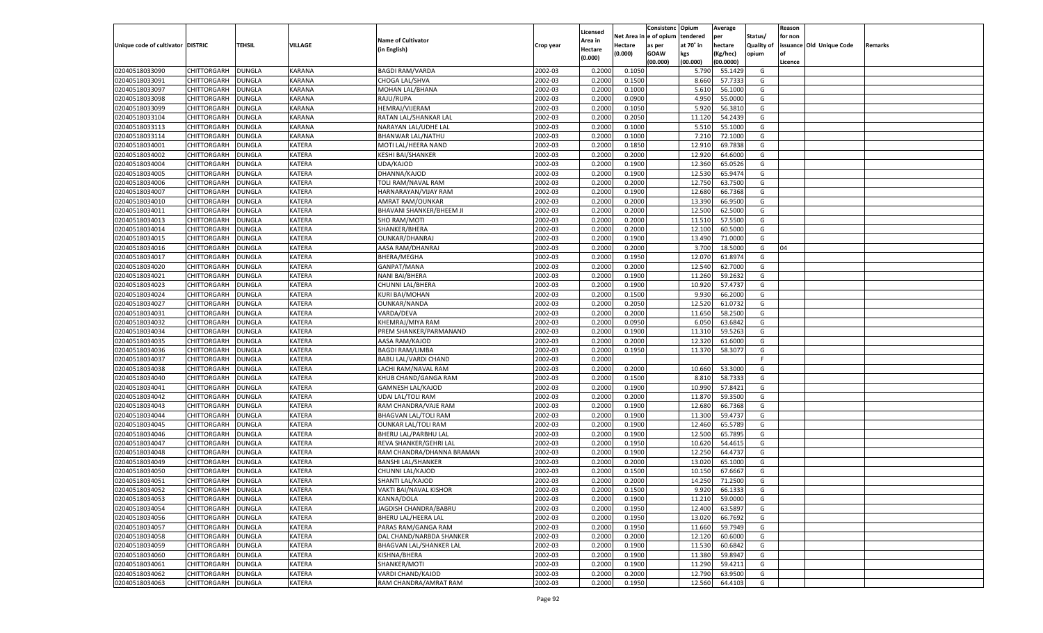| Unique code of cultivator | DISTRIC | TEHSIL | VILLAGE | Name of Cultivator (in English) | Crop year | Licensed Area in Hectare (0.000) | Net Area in Hectare (0.000) | Consistenc e of opium as per GOAW (00.000) | Opium tendered at 70˚ in kgs (00.000) | Average per hectare (Kg/hec) (00.0000) | Status/ Quality of opium | Reason for non issuance of Licence | Old Unique Code | Remarks |
|---|---|---|---|---|---|---|---|---|---|---|---|---|---|---|
| 02040518033090 | CHITTORGARH | DUNGLA | KARANA | BAGDI RAM/VARDA | 2002-03 | 0.2000 | 0.1050 | | 5.790 | 55.1429 | G | | | |
| 02040518033091 | CHITTORGARH | DUNGLA | KARANA | CHOGA LAL/SHVA | 2002-03 | 0.2000 | 0.1500 | | 8.660 | 57.7333 | G | | | |
| 02040518033097 | CHITTORGARH | DUNGLA | KARANA | MOHAN LAL/BHANA | 2002-03 | 0.2000 | 0.1000 | | 5.610 | 56.1000 | G | | | |
| 02040518033098 | CHITTORGARH | DUNGLA | KARANA | RAJU/RUPA | 2002-03 | 0.2000 | 0.0900 | | 4.950 | 55.0000 | G | | | |
| 02040518033099 | CHITTORGARH | DUNGLA | KARANA | HEMRAJ/VIJERAM | 2002-03 | 0.2000 | 0.1050 | | 5.920 | 56.3810 | G | | | |
| 02040518033104 | CHITTORGARH | DUNGLA | KARANA | RATAN LAL/SHANKAR LAL | 2002-03 | 0.2000 | 0.2050 | | 11.120 | 54.2439 | G | | | |
| 02040518033113 | CHITTORGARH | DUNGLA | KARANA | NARAYAN LAL/UDHE LAL | 2002-03 | 0.2000 | 0.1000 | | 5.510 | 55.1000 | G | | | |
| 02040518033114 | CHITTORGARH | DUNGLA | KARANA | BHANWAR LAL/NATHU | 2002-03 | 0.2000 | 0.1000 | | 7.210 | 72.1000 | G | | | |
| 02040518034001 | CHITTORGARH | DUNGLA | KATERA | MOTI LAL/HEERA NAND | 2002-03 | 0.2000 | 0.1850 | | 12.910 | 69.7838 | G | | | |
| 02040518034002 | CHITTORGARH | DUNGLA | KATERA | KESHI BAI/SHANKER | 2002-03 | 0.2000 | 0.2000 | | 12.920 | 64.6000 | G | | | |
| 02040518034004 | CHITTORGARH | DUNGLA | KATERA | UDA/KAJOD | 2002-03 | 0.2000 | 0.1900 | | 12.360 | 65.0526 | G | | | |
| 02040518034005 | CHITTORGARH | DUNGLA | KATERA | DHANNA/KAJOD | 2002-03 | 0.2000 | 0.1900 | | 12.530 | 65.9474 | G | | | |
| 02040518034006 | CHITTORGARH | DUNGLA | KATERA | TOLI RAM/NAVAL RAM | 2002-03 | 0.2000 | 0.2000 | | 12.750 | 63.7500 | G | | | |
| 02040518034007 | CHITTORGARH | DUNGLA | KATERA | HARNARAYAN/VIJAY RAM | 2002-03 | 0.2000 | 0.1900 | | 12.680 | 66.7368 | G | | | |
| 02040518034010 | CHITTORGARH | DUNGLA | KATERA | AMRAT RAM/OUNKAR | 2002-03 | 0.2000 | 0.2000 | | 13.390 | 66.9500 | G | | | |
| 02040518034011 | CHITTORGARH | DUNGLA | KATERA | BHAVANI SHANKER/BHEEM JI | 2002-03 | 0.2000 | 0.2000 | | 12.500 | 62.5000 | G | | | |
| 02040518034013 | CHITTORGARH | DUNGLA | KATERA | SHO RAM/MOTI | 2002-03 | 0.2000 | 0.2000 | | 11.510 | 57.5500 | G | | | |
| 02040518034014 | CHITTORGARH | DUNGLA | KATERA | SHANKER/BHERA | 2002-03 | 0.2000 | 0.2000 | | 12.100 | 60.5000 | G | | | |
| 02040518034015 | CHITTORGARH | DUNGLA | KATERA | OUNKAR/DHANRAJ | 2002-03 | 0.2000 | 0.1900 | | 13.490 | 71.0000 | G | | | |
| 02040518034016 | CHITTORGARH | DUNGLA | KATERA | AASA RAM/DHANRAJ | 2002-03 | 0.2000 | 0.2000 | | 3.700 | 18.5000 | G | 04 | | |
| 02040518034017 | CHITTORGARH | DUNGLA | KATERA | BHERA/MEGHA | 2002-03 | 0.2000 | 0.1950 | | 12.070 | 61.8974 | G | | | |
| 02040518034020 | CHITTORGARH | DUNGLA | KATERA | GANPAT/MANA | 2002-03 | 0.2000 | 0.2000 | | 12.540 | 62.7000 | G | | | |
| 02040518034021 | CHITTORGARH | DUNGLA | KATERA | NANI BAI/BHERA | 2002-03 | 0.2000 | 0.1900 | | 11.260 | 59.2632 | G | | | |
| 02040518034023 | CHITTORGARH | DUNGLA | KATERA | CHUNNI LAL/BHERA | 2002-03 | 0.2000 | 0.1900 | | 10.920 | 57.4737 | G | | | |
| 02040518034024 | CHITTORGARH | DUNGLA | KATERA | KURI BAI/MOHAN | 2002-03 | 0.2000 | 0.1500 | | 9.930 | 66.2000 | G | | | |
| 02040518034027 | CHITTORGARH | DUNGLA | KATERA | OUNKAR/NANDA | 2002-03 | 0.2000 | 0.2050 | | 12.520 | 61.0732 | G | | | |
| 02040518034031 | CHITTORGARH | DUNGLA | KATERA | VARDA/DEVA | 2002-03 | 0.2000 | 0.2000 | | 11.650 | 58.2500 | G | | | |
| 02040518034032 | CHITTORGARH | DUNGLA | KATERA | KHEMRAJ/MIYA RAM | 2002-03 | 0.2000 | 0.0950 | | 6.050 | 63.6842 | G | | | |
| 02040518034034 | CHITTORGARH | DUNGLA | KATERA | PREM SHANKER/PARMANAND | 2002-03 | 0.2000 | 0.1900 | | 11.310 | 59.5263 | G | | | |
| 02040518034035 | CHITTORGARH | DUNGLA | KATERA | AASA RAM/KAJOD | 2002-03 | 0.2000 | 0.2000 | | 12.320 | 61.6000 | G | | | |
| 02040518034036 | CHITTORGARH | DUNGLA | KATERA | BAGDI RAM/LIMBA | 2002-03 | 0.2000 | 0.1950 | | 11.370 | 58.3077 | G | | | |
| 02040518034037 | CHITTORGARH | DUNGLA | KATERA | BABU LAL/VARDI CHAND | 2002-03 | 0.2000 | | | | | F | | | |
| 02040518034038 | CHITTORGARH | DUNGLA | KATERA | LACHI RAM/NAVAL RAM | 2002-03 | 0.2000 | 0.2000 | | 10.660 | 53.3000 | G | | | |
| 02040518034040 | CHITTORGARH | DUNGLA | KATERA | KHUB CHAND/GANGA RAM | 2002-03 | 0.2000 | 0.1500 | | 8.810 | 58.7333 | G | | | |
| 02040518034041 | CHITTORGARH | DUNGLA | KATERA | GAMNESH LAL/KAJOD | 2002-03 | 0.2000 | 0.1900 | | 10.990 | 57.8421 | G | | | |
| 02040518034042 | CHITTORGARH | DUNGLA | KATERA | UDAI LAL/TOLI RAM | 2002-03 | 0.2000 | 0.2000 | | 11.870 | 59.3500 | G | | | |
| 02040518034043 | CHITTORGARH | DUNGLA | KATERA | RAM CHANDRA/VAJE RAM | 2002-03 | 0.2000 | 0.1900 | | 12.680 | 66.7368 | G | | | |
| 02040518034044 | CHITTORGARH | DUNGLA | KATERA | BHAGVAN LAL/TOLI RAM | 2002-03 | 0.2000 | 0.1900 | | 11.300 | 59.4737 | G | | | |
| 02040518034045 | CHITTORGARH | DUNGLA | KATERA | OUNKAR LAL/TOLI RAM | 2002-03 | 0.2000 | 0.1900 | | 12.460 | 65.5789 | G | | | |
| 02040518034046 | CHITTORGARH | DUNGLA | KATERA | BHERU LAL/PARBHU LAL | 2002-03 | 0.2000 | 0.1900 | | 12.500 | 65.7895 | G | | | |
| 02040518034047 | CHITTORGARH | DUNGLA | KATERA | REVA SHANKER/GEHRI LAL | 2002-03 | 0.2000 | 0.1950 | | 10.620 | 54.4615 | G | | | |
| 02040518034048 | CHITTORGARH | DUNGLA | KATERA | RAM CHANDRA/DHANNA BRAMAN | 2002-03 | 0.2000 | 0.1900 | | 12.250 | 64.4737 | G | | | |
| 02040518034049 | CHITTORGARH | DUNGLA | KATERA | BANSHI LAL/SHANKER | 2002-03 | 0.2000 | 0.2000 | | 13.020 | 65.1000 | G | | | |
| 02040518034050 | CHITTORGARH | DUNGLA | KATERA | CHUNNI LAL/KAJOD | 2002-03 | 0.2000 | 0.1500 | | 10.150 | 67.6667 | G | | | |
| 02040518034051 | CHITTORGARH | DUNGLA | KATERA | SHANTI LAL/KAJOD | 2002-03 | 0.2000 | 0.2000 | | 14.250 | 71.2500 | G | | | |
| 02040518034052 | CHITTORGARH | DUNGLA | KATERA | VAKTI BAI/NAVAL KISHOR | 2002-03 | 0.2000 | 0.1500 | | 9.920 | 66.1333 | G | | | |
| 02040518034053 | CHITTORGARH | DUNGLA | KATERA | KANNA/DOLA | 2002-03 | 0.2000 | 0.1900 | | 11.210 | 59.0000 | G | | | |
| 02040518034054 | CHITTORGARH | DUNGLA | KATERA | JAGDISH CHANDRA/BABRU | 2002-03 | 0.2000 | 0.1950 | | 12.400 | 63.5897 | G | | | |
| 02040518034056 | CHITTORGARH | DUNGLA | KATERA | BHERU LAL/HEERA LAL | 2002-03 | 0.2000 | 0.1950 | | 13.020 | 66.7692 | G | | | |
| 02040518034057 | CHITTORGARH | DUNGLA | KATERA | PARAS RAM/GANGA RAM | 2002-03 | 0.2000 | 0.1950 | | 11.660 | 59.7949 | G | | | |
| 02040518034058 | CHITTORGARH | DUNGLA | KATERA | DAL CHAND/NARBDA SHANKER | 2002-03 | 0.2000 | 0.2000 | | 12.120 | 60.6000 | G | | | |
| 02040518034059 | CHITTORGARH | DUNGLA | KATERA | BHAGVAN LAL/SHANKER LAL | 2002-03 | 0.2000 | 0.1900 | | 11.530 | 60.6842 | G | | | |
| 02040518034060 | CHITTORGARH | DUNGLA | KATERA | KISHNA/BHERA | 2002-03 | 0.2000 | 0.1900 | | 11.380 | 59.8947 | G | | | |
| 02040518034061 | CHITTORGARH | DUNGLA | KATERA | SHANKER/MOTI | 2002-03 | 0.2000 | 0.1900 | | 11.290 | 59.4211 | G | | | |
| 02040518034062 | CHITTORGARH | DUNGLA | KATERA | VARDI CHAND/KAJOD | 2002-03 | 0.2000 | 0.2000 | | 12.790 | 63.9500 | G | | | |
| 02040518034063 | CHITTORGARH | DUNGLA | KATERA | RAM CHANDRA/AMRAT RAM | 2002-03 | 0.2000 | 0.1950 | | 12.560 | 64.4103 | G | | | |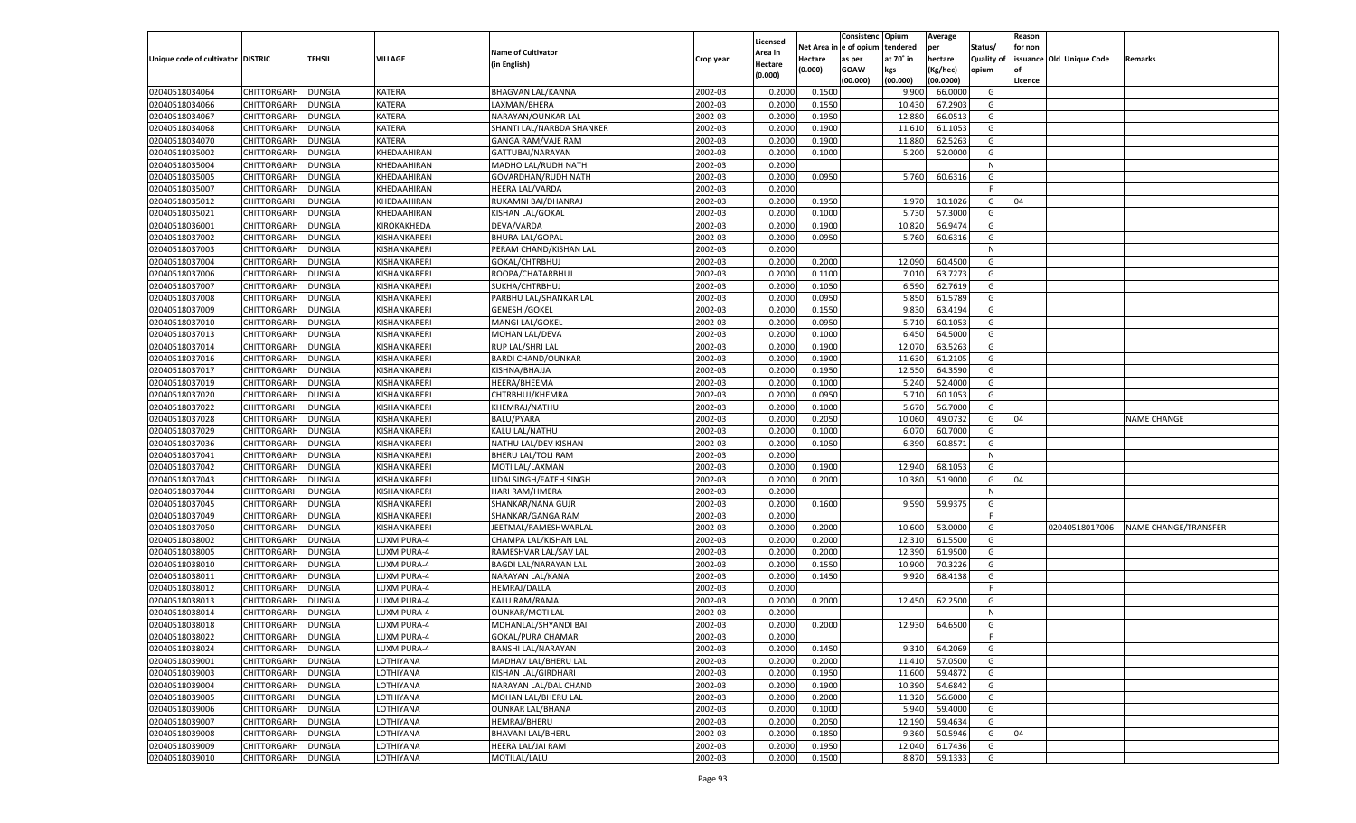| Unique code of cultivator | DISTRIC | TEHSIL | VILLAGE | Name of Cultivator (in English) | Crop year | Licensed Area in Hectare (0.000) | Net Area in Hectare (0.000) | Consistenc e of opium as per GOAW (00.000) | Opium tendered at 70˚ in kgs (00.000) | Average per hectare (Kg/hec) (00.0000) | Status/ Quality of opium | Reason for non issuance of Licence | Old Unique Code | Remarks |
|---|---|---|---|---|---|---|---|---|---|---|---|---|---|---|
| 02040518034064 | CHITTORGARH | DUNGLA | KATERA | BHAGVAN LAL/KANNA | 2002-03 | 0.2000 | 0.1500 | | 9.900 | 66.0000 | G | | | |
| 02040518034066 | CHITTORGARH | DUNGLA | KATERA | LAXMAN/BHERA | 2002-03 | 0.2000 | 0.1550 | | 10.430 | 67.2903 | G | | | |
| 02040518034067 | CHITTORGARH | DUNGLA | KATERA | NARAYAN/OUNKAR LAL | 2002-03 | 0.2000 | 0.1950 | | 12.880 | 66.0513 | G | | | |
| 02040518034068 | CHITTORGARH | DUNGLA | KATERA | SHANTI LAL/NARBDA SHANKER | 2002-03 | 0.2000 | 0.1900 | | 11.610 | 61.1053 | G | | | |
| 02040518034070 | CHITTORGARH | DUNGLA | KATERA | GANGA RAM/VAJE RAM | 2002-03 | 0.2000 | 0.1900 | | 11.880 | 62.5263 | G | | | |
| 02040518035002 | CHITTORGARH | DUNGLA | KHEDAAHIRAN | GATTUBAI/NARAYAN | 2002-03 | 0.2000 | 0.1000 | | 5.200 | 52.0000 | G | | | |
| 02040518035004 | CHITTORGARH | DUNGLA | KHEDAAHIRAN | MADHO LAL/RUDH NATH | 2002-03 | 0.2000 | | | | | N | | | |
| 02040518035005 | CHITTORGARH | DUNGLA | KHEDAAHIRAN | GOVARDHAN/RUDH NATH | 2002-03 | 0.2000 | 0.0950 | | 5.760 | 60.6316 | G | | | |
| 02040518035007 | CHITTORGARH | DUNGLA | KHEDAAHIRAN | HEERA LAL/VARDA | 2002-03 | 0.2000 | | | | | F | | | |
| 02040518035012 | CHITTORGARH | DUNGLA | KHEDAAHIRAN | RUKAMNI BAI/DHANRAJ | 2002-03 | 0.2000 | 0.1950 | | 1.970 | 10.1026 | G | 04 | | |
| 02040518035021 | CHITTORGARH | DUNGLA | KHEDAAHIRAN | KISHAN LAL/GOKAL | 2002-03 | 0.2000 | 0.1000 | | 5.730 | 57.3000 | G | | | |
| 02040518036001 | CHITTORGARH | DUNGLA | KIROKAKHEDA | DEVA/VARDA | 2002-03 | 0.2000 | 0.1900 | | 10.820 | 56.9474 | G | | | |
| 02040518037002 | CHITTORGARH | DUNGLA | KISHANKARERI | BHURA LAL/GOPAL | 2002-03 | 0.2000 | 0.0950 | | 5.760 | 60.6316 | G | | | |
| 02040518037003 | CHITTORGARH | DUNGLA | KISHANKARERI | PERAM CHAND/KISHAN LAL | 2002-03 | 0.2000 | | | | | N | | | |
| 02040518037004 | CHITTORGARH | DUNGLA | KISHANKARERI | GOKAL/CHTRBHUJ | 2002-03 | 0.2000 | 0.2000 | | 12.090 | 60.4500 | G | | | |
| 02040518037006 | CHITTORGARH | DUNGLA | KISHANKARERI | ROOPA/CHATARBHUJ | 2002-03 | 0.2000 | 0.1100 | | 7.010 | 63.7273 | G | | | |
| 02040518037007 | CHITTORGARH | DUNGLA | KISHANKARERI | SUKHA/CHTRBHUJ | 2002-03 | 0.2000 | 0.1050 | | 6.590 | 62.7619 | G | | | |
| 02040518037008 | CHITTORGARH | DUNGLA | KISHANKARERI | PARBHU LAL/SHANKAR LAL | 2002-03 | 0.2000 | 0.0950 | | 5.850 | 61.5789 | G | | | |
| 02040518037009 | CHITTORGARH | DUNGLA | KISHANKARERI | GENESH /GOKEL | 2002-03 | 0.2000 | 0.1550 | | 9.830 | 63.4194 | G | | | |
| 02040518037010 | CHITTORGARH | DUNGLA | KISHANKARERI | MANGI LAL/GOKEL | 2002-03 | 0.2000 | 0.0950 | | 5.710 | 60.1053 | G | | | |
| 02040518037013 | CHITTORGARH | DUNGLA | KISHANKARERI | MOHAN LAL/DEVA | 2002-03 | 0.2000 | 0.1000 | | 6.450 | 64.5000 | G | | | |
| 02040518037014 | CHITTORGARH | DUNGLA | KISHANKARERI | RUP LAL/SHRI LAL | 2002-03 | 0.2000 | 0.1900 | | 12.070 | 63.5263 | G | | | |
| 02040518037016 | CHITTORGARH | DUNGLA | KISHANKARERI | BARDI CHAND/OUNKAR | 2002-03 | 0.2000 | 0.1900 | | 11.630 | 61.2105 | G | | | |
| 02040518037017 | CHITTORGARH | DUNGLA | KISHANKARERI | KISHNA/BHAJJA | 2002-03 | 0.2000 | 0.1950 | | 12.550 | 64.3590 | G | | | |
| 02040518037019 | CHITTORGARH | DUNGLA | KISHANKARERI | HEERA/BHEEMA | 2002-03 | 0.2000 | 0.1000 | | 5.240 | 52.4000 | G | | | |
| 02040518037020 | CHITTORGARH | DUNGLA | KISHANKARERI | CHTRBHUJ/KHEMRAJ | 2002-03 | 0.2000 | 0.0950 | | 5.710 | 60.1053 | G | | | |
| 02040518037022 | CHITTORGARH | DUNGLA | KISHANKARERI | KHEMRAJ/NATHU | 2002-03 | 0.2000 | 0.1000 | | 5.670 | 56.7000 | G | | | |
| 02040518037028 | CHITTORGARH | DUNGLA | KISHANKARERI | BALU/PYARA | 2002-03 | 0.2000 | 0.2050 | | 10.060 | 49.0732 | G | 04 | | NAME CHANGE |
| 02040518037029 | CHITTORGARH | DUNGLA | KISHANKARERI | KALU LAL/NATHU | 2002-03 | 0.2000 | 0.1000 | | 6.070 | 60.7000 | G | | | |
| 02040518037036 | CHITTORGARH | DUNGLA | KISHANKARERI | NATHU LAL/DEV KISHAN | 2002-03 | 0.2000 | 0.1050 | | 6.390 | 60.8571 | G | | | |
| 02040518037041 | CHITTORGARH | DUNGLA | KISHANKARERI | BHERU LAL/TOLI RAM | 2002-03 | 0.2000 | | | | | N | | | |
| 02040518037042 | CHITTORGARH | DUNGLA | KISHANKARERI | MOTI LAL/LAXMAN | 2002-03 | 0.2000 | 0.1900 | | 12.940 | 68.1053 | G | | | |
| 02040518037043 | CHITTORGARH | DUNGLA | KISHANKARERI | UDAI SINGH/FATEH SINGH | 2002-03 | 0.2000 | 0.2000 | | 10.380 | 51.9000 | G | 04 | | |
| 02040518037044 | CHITTORGARH | DUNGLA | KISHANKARERI | HARI RAM/HMERA | 2002-03 | 0.2000 | | | | | N | | | |
| 02040518037045 | CHITTORGARH | DUNGLA | KISHANKARERI | SHANKAR/NANA GUJR | 2002-03 | 0.2000 | 0.1600 | | 9.590 | 59.9375 | G | | | |
| 02040518037049 | CHITTORGARH | DUNGLA | KISHANKARERI | SHANKAR/GANGA RAM | 2002-03 | 0.2000 | | | | | F | | | |
| 02040518037050 | CHITTORGARH | DUNGLA | KISHANKARERI | JEETMAL/RAMESHWARLAL | 2002-03 | 0.2000 | 0.2000 | | 10.600 | 53.0000 | G | | 02040518017006 | NAME CHANGE/TRANSFER |
| 02040518038002 | CHITTORGARH | DUNGLA | LUXMIPURA-4 | CHAMPA LAL/KISHAN LAL | 2002-03 | 0.2000 | 0.2000 | | 12.310 | 61.5500 | G | | | |
| 02040518038005 | CHITTORGARH | DUNGLA | LUXMIPURA-4 | RAMESHVAR LAL/SAV LAL | 2002-03 | 0.2000 | 0.2000 | | 12.390 | 61.9500 | G | | | |
| 02040518038010 | CHITTORGARH | DUNGLA | LUXMIPURA-4 | BAGDI LAL/NARAYAN LAL | 2002-03 | 0.2000 | 0.1550 | | 10.900 | 70.3226 | G | | | |
| 02040518038011 | CHITTORGARH | DUNGLA | LUXMIPURA-4 | NARAYAN LAL/KANA | 2002-03 | 0.2000 | 0.1450 | | 9.920 | 68.4138 | G | | | |
| 02040518038012 | CHITTORGARH | DUNGLA | LUXMIPURA-4 | HEMRAJ/DALLA | 2002-03 | 0.2000 | | | | | F | | | |
| 02040518038013 | CHITTORGARH | DUNGLA | LUXMIPURA-4 | KALU RAM/RAMA | 2002-03 | 0.2000 | 0.2000 | | 12.450 | 62.2500 | G | | | |
| 02040518038014 | CHITTORGARH | DUNGLA | LUXMIPURA-4 | OUNKAR/MOTI LAL | 2002-03 | 0.2000 | | | | | N | | | |
| 02040518038018 | CHITTORGARH | DUNGLA | LUXMIPURA-4 | MDHANLAL/SHYANDI BAI | 2002-03 | 0.2000 | 0.2000 | | 12.930 | 64.6500 | G | | | |
| 02040518038022 | CHITTORGARH | DUNGLA | LUXMIPURA-4 | GOKAL/PURA CHAMAR | 2002-03 | 0.2000 | | | | | F | | | |
| 02040518038024 | CHITTORGARH | DUNGLA | LUXMIPURA-4 | BANSHI LAL/NARAYAN | 2002-03 | 0.2000 | 0.1450 | | 9.310 | 64.2069 | G | | | |
| 02040518039001 | CHITTORGARH | DUNGLA | LOTHIYANA | MADHAV LAL/BHERU LAL | 2002-03 | 0.2000 | 0.2000 | | 11.410 | 57.0500 | G | | | |
| 02040518039003 | CHITTORGARH | DUNGLA | LOTHIYANA | KISHAN LAL/GIRDHARI | 2002-03 | 0.2000 | 0.1950 | | 11.600 | 59.4872 | G | | | |
| 02040518039004 | CHITTORGARH | DUNGLA | LOTHIYANA | NARAYAN LAL/DAL CHAND | 2002-03 | 0.2000 | 0.1900 | | 10.390 | 54.6842 | G | | | |
| 02040518039005 | CHITTORGARH | DUNGLA | LOTHIYANA | MOHAN LAL/BHERU LAL | 2002-03 | 0.2000 | 0.2000 | | 11.320 | 56.6000 | G | | | |
| 02040518039006 | CHITTORGARH | DUNGLA | LOTHIYANA | OUNKAR LAL/BHANA | 2002-03 | 0.2000 | 0.1000 | | 5.940 | 59.4000 | G | | | |
| 02040518039007 | CHITTORGARH | DUNGLA | LOTHIYANA | HEMRAJ/BHERU | 2002-03 | 0.2000 | 0.2050 | | 12.190 | 59.4634 | G | | | |
| 02040518039008 | CHITTORGARH | DUNGLA | LOTHIYANA | BHAVANI LAL/BHERU | 2002-03 | 0.2000 | 0.1850 | | 9.360 | 50.5946 | G | 04 | | |
| 02040518039009 | CHITTORGARH | DUNGLA | LOTHIYANA | HEERA LAL/JAI RAM | 2002-03 | 0.2000 | 0.1950 | | 12.040 | 61.7436 | G | | | |
| 02040518039010 | CHITTORGARH | DUNGLA | LOTHIYANA | MOTILAL/LALU | 2002-03 | 0.2000 | 0.1500 | | 8.870 | 59.1333 | G | | | |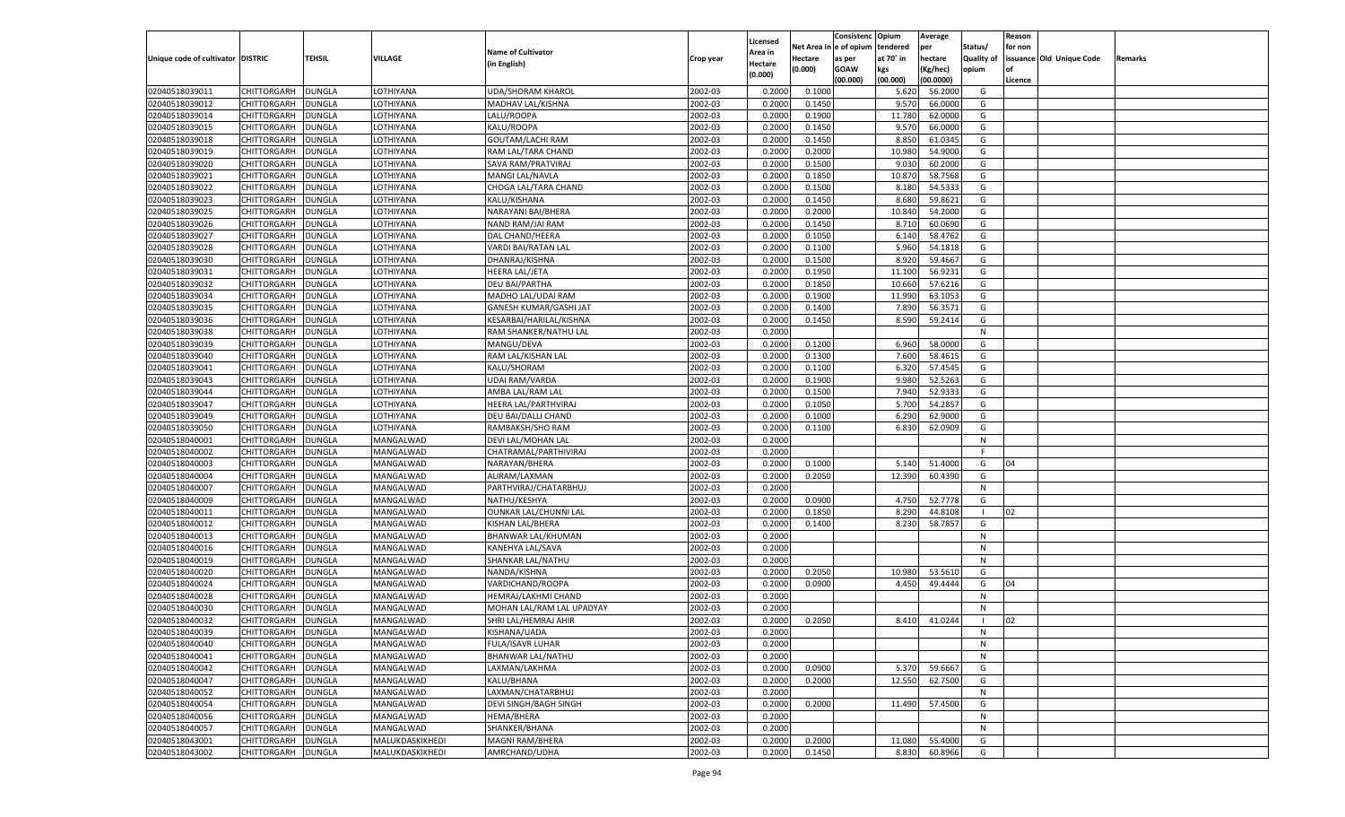| Unique code of cultivator | DISTRIC | TEHSIL | VILLAGE | Name of Cultivator (in English) | Crop year | Licensed Area in Hectare (0.000) | Net Area in Hectare (0.000) | Consistenc e of opium as per GOAW (00.000) | Opium tendered at 70° in kgs (00.000) | Average per hectare (Kg/hec) (00.0000) | Status/ Quality of opium | Reason for non issuance of Licence | Old Unique Code | Remarks |
|---|---|---|---|---|---|---|---|---|---|---|---|---|---|---|
| 02040518039011 | CHITTORGARH | DUNGLA | LOTHIYANA | UDA/SHORAM KHAROL | 2002-03 | 0.2000 | 0.1000 | | 5.620 | 56.2000 | G | | | |
| 02040518039012 | CHITTORGARH | DUNGLA | LOTHIYANA | MADHAV LAL/KISHNA | 2002-03 | 0.2000 | 0.1450 | | 9.570 | 66.0000 | G | | | |
| 02040518039014 | CHITTORGARH | DUNGLA | LOTHIYANA | LALU/ROOPA | 2002-03 | 0.2000 | 0.1900 | | 11.780 | 62.0000 | G | | | |
| 02040518039015 | CHITTORGARH | DUNGLA | LOTHIYANA | KALU/ROOPA | 2002-03 | 0.2000 | 0.1450 | | 9.570 | 66.0000 | G | | | |
| 02040518039018 | CHITTORGARH | DUNGLA | LOTHIYANA | GOUTAM/LACHI RAM | 2002-03 | 0.2000 | 0.1450 | | 8.850 | 61.0345 | G | | | |
| 02040518039019 | CHITTORGARH | DUNGLA | LOTHIYANA | RAM LAL/TARA CHAND | 2002-03 | 0.2000 | 0.2000 | | 10.980 | 54.9000 | G | | | |
| 02040518039020 | CHITTORGARH | DUNGLA | LOTHIYANA | SAVA RAM/PRATVIRAJ | 2002-03 | 0.2000 | 0.1500 | | 9.030 | 60.2000 | G | | | |
| 02040518039021 | CHITTORGARH | DUNGLA | LOTHIYANA | MANGI LAL/NAVLA | 2002-03 | 0.2000 | 0.1850 | | 10.870 | 58.7568 | G | | | |
| 02040518039022 | CHITTORGARH | DUNGLA | LOTHIYANA | CHOGA LAL/TARA CHAND | 2002-03 | 0.2000 | 0.1500 | | 8.180 | 54.5333 | G | | | |
| 02040518039023 | CHITTORGARH | DUNGLA | LOTHIYANA | KALU/KISHANA | 2002-03 | 0.2000 | 0.1450 | | 8.680 | 59.8621 | G | | | |
| 02040518039025 | CHITTORGARH | DUNGLA | LOTHIYANA | NARAYANI BAI/BHERA | 2002-03 | 0.2000 | 0.2000 | | 10.840 | 54.2000 | G | | | |
| 02040518039026 | CHITTORGARH | DUNGLA | LOTHIYANA | NAND RAM/JAI RAM | 2002-03 | 0.2000 | 0.1450 | | 8.710 | 60.0690 | G | | | |
| 02040518039027 | CHITTORGARH | DUNGLA | LOTHIYANA | DAL CHAND/HEERA | 2002-03 | 0.2000 | 0.1050 | | 6.140 | 58.4762 | G | | | |
| 02040518039028 | CHITTORGARH | DUNGLA | LOTHIYANA | VARDI BAI/RATAN LAL | 2002-03 | 0.2000 | 0.1100 | | 5.960 | 54.1818 | G | | | |
| 02040518039030 | CHITTORGARH | DUNGLA | LOTHIYANA | DHANRAJ/KISHNA | 2002-03 | 0.2000 | 0.1500 | | 8.920 | 59.4667 | G | | | |
| 02040518039031 | CHITTORGARH | DUNGLA | LOTHIYANA | HEERA LAL/JETA | 2002-03 | 0.2000 | 0.1950 | | 11.100 | 56.9231 | G | | | |
| 02040518039032 | CHITTORGARH | DUNGLA | LOTHIYANA | DEU BAI/PARTHA | 2002-03 | 0.2000 | 0.1850 | | 10.660 | 57.6216 | G | | | |
| 02040518039034 | CHITTORGARH | DUNGLA | LOTHIYANA | MADHO LAL/UDAI RAM | 2002-03 | 0.2000 | 0.1900 | | 11.990 | 63.1053 | G | | | |
| 02040518039035 | CHITTORGARH | DUNGLA | LOTHIYANA | GANESH KUMAR/GASHI JAT | 2002-03 | 0.2000 | 0.1400 | | 7.890 | 56.3571 | G | | | |
| 02040518039036 | CHITTORGARH | DUNGLA | LOTHIYANA | KESARBAI/HARILAL/KISHNA | 2002-03 | 0.2000 | 0.1450 | | 8.590 | 59.2414 | G | | | |
| 02040518039038 | CHITTORGARH | DUNGLA | LOTHIYANA | RAM SHANKER/NATHU LAL | 2002-03 | 0.2000 | | | | | N | | | |
| 02040518039039 | CHITTORGARH | DUNGLA | LOTHIYANA | MANGU/DEVA | 2002-03 | 0.2000 | 0.1200 | | 6.960 | 58.0000 | G | | | |
| 02040518039040 | CHITTORGARH | DUNGLA | LOTHIYANA | RAM LAL/KISHAN LAL | 2002-03 | 0.2000 | 0.1300 | | 7.600 | 58.4615 | G | | | |
| 02040518039041 | CHITTORGARH | DUNGLA | LOTHIYANA | KALU/SHORAM | 2002-03 | 0.2000 | 0.1100 | | 6.320 | 57.4545 | G | | | |
| 02040518039043 | CHITTORGARH | DUNGLA | LOTHIYANA | UDAI RAM/VARDA | 2002-03 | 0.2000 | 0.1900 | | 9.980 | 52.5263 | G | | | |
| 02040518039044 | CHITTORGARH | DUNGLA | LOTHIYANA | AMBA LAL/RAM LAL | 2002-03 | 0.2000 | 0.1500 | | 7.940 | 52.9333 | G | | | |
| 02040518039047 | CHITTORGARH | DUNGLA | LOTHIYANA | HEERA LAL/PARTHVIRAJ | 2002-03 | 0.2000 | 0.1050 | | 5.700 | 54.2857 | G | | | |
| 02040518039049 | CHITTORGARH | DUNGLA | LOTHIYANA | DEU BAI/DALLI CHAND | 2002-03 | 0.2000 | 0.1000 | | 6.290 | 62.9000 | G | | | |
| 02040518039050 | CHITTORGARH | DUNGLA | LOTHIYANA | RAMBAKSH/SHO RAM | 2002-03 | 0.2000 | 0.1100 | | 6.830 | 62.0909 | G | | | |
| 02040518040001 | CHITTORGARH | DUNGLA | MANGALWAD | DEVI LAL/MOHAN LAL | 2002-03 | 0.2000 | | | | | N | | | |
| 02040518040002 | CHITTORGARH | DUNGLA | MANGALWAD | CHATRAMAL/PARTHIVIRAJ | 2002-03 | 0.2000 | | | | | F | | | |
| 02040518040003 | CHITTORGARH | DUNGLA | MANGALWAD | NARAYAN/BHERA | 2002-03 | 0.2000 | 0.1000 | | 5.140 | 51.4000 | G | 04 | | |
| 02040518040004 | CHITTORGARH | DUNGLA | MANGALWAD | ALIRAM/LAXMAN | 2002-03 | 0.2000 | 0.2050 | | 12.390 | 60.4390 | G | | | |
| 02040518040007 | CHITTORGARH | DUNGLA | MANGALWAD | PARTHVIRAJ/CHATARBHUJ | 2002-03 | 0.2000 | | | | | N | | | |
| 02040518040009 | CHITTORGARH | DUNGLA | MANGALWAD | NATHU/KESHYA | 2002-03 | 0.2000 | 0.0900 | | 4.750 | 52.7778 | G | | | |
| 02040518040011 | CHITTORGARH | DUNGLA | MANGALWAD | OUNKAR LAL/CHUNNI LAL | 2002-03 | 0.2000 | 0.1850 | | 8.290 | 44.8108 | I | 02 | | |
| 02040518040012 | CHITTORGARH | DUNGLA | MANGALWAD | KISHAN LAL/BHERA | 2002-03 | 0.2000 | 0.1400 | | 8.230 | 58.7857 | G | | | |
| 02040518040013 | CHITTORGARH | DUNGLA | MANGALWAD | BHANWAR LAL/KHUMAN | 2002-03 | 0.2000 | | | | | N | | | |
| 02040518040016 | CHITTORGARH | DUNGLA | MANGALWAD | KANEHYA LAL/SAVA | 2002-03 | 0.2000 | | | | | N | | | |
| 02040518040019 | CHITTORGARH | DUNGLA | MANGALWAD | SHANKAR LAL/NATHU | 2002-03 | 0.2000 | | | | | N | | | |
| 02040518040020 | CHITTORGARH | DUNGLA | MANGALWAD | NANDA/KISHNA | 2002-03 | 0.2000 | 0.2050 | | 10.980 | 53.5610 | G | | | |
| 02040518040024 | CHITTORGARH | DUNGLA | MANGALWAD | VARDICHAND/ROOPA | 2002-03 | 0.2000 | 0.0900 | | 4.450 | 49.4444 | G | 04 | | |
| 02040518040028 | CHITTORGARH | DUNGLA | MANGALWAD | HEMRAJ/LAKHMI CHAND | 2002-03 | 0.2000 | | | | | N | | | |
| 02040518040030 | CHITTORGARH | DUNGLA | MANGALWAD | MOHAN LAL/RAM LAL UPADYAY | 2002-03 | 0.2000 | | | | | N | | | |
| 02040518040032 | CHITTORGARH | DUNGLA | MANGALWAD | SHRI LAL/HEMRAJ AHIR | 2002-03 | 0.2000 | 0.2050 | | 8.410 | 41.0244 | I | 02 | | |
| 02040518040039 | CHITTORGARH | DUNGLA | MANGALWAD | KISHANA/UADA | 2002-03 | 0.2000 | | | | | N | | | |
| 02040518040040 | CHITTORGARH | DUNGLA | MANGALWAD | FULA/ISAVR LUHAR | 2002-03 | 0.2000 | | | | | N | | | |
| 02040518040041 | CHITTORGARH | DUNGLA | MANGALWAD | BHANWAR LAL/NATHU | 2002-03 | 0.2000 | | | | | N | | | |
| 02040518040042 | CHITTORGARH | DUNGLA | MANGALWAD | LAXMAN/LAKHMA | 2002-03 | 0.2000 | 0.0900 | | 5.370 | 59.6667 | G | | | |
| 02040518040047 | CHITTORGARH | DUNGLA | MANGALWAD | KALU/BHANA | 2002-03 | 0.2000 | 0.2000 | | 12.550 | 62.7500 | G | | | |
| 02040518040052 | CHITTORGARH | DUNGLA | MANGALWAD | LAXMAN/CHATARBHUJ | 2002-03 | 0.2000 | | | | | N | | | |
| 02040518040054 | CHITTORGARH | DUNGLA | MANGALWAD | DEVI SINGH/BAGH SINGH | 2002-03 | 0.2000 | 0.2000 | | 11.490 | 57.4500 | G | | | |
| 02040518040056 | CHITTORGARH | DUNGLA | MANGALWAD | HEMA/BHERA | 2002-03 | 0.2000 | | | | | N | | | |
| 02040518040057 | CHITTORGARH | DUNGLA | MANGALWAD | SHANKER/BHANA | 2002-03 | 0.2000 | | | | | N | | | |
| 02040518043001 | CHITTORGARH | DUNGLA | MALUKDASKIKHEDI | MAGNI RAM/BHERA | 2002-03 | 0.2000 | 0.2000 | | 11.080 | 55.4000 | G | | | |
| 02040518043002 | CHITTORGARH | DUNGLA | MALUKDASKIKHEDI | AMRCHAND/UDHA | 2002-03 | 0.2000 | 0.1450 | | 8.830 | 60.8966 | G | | | |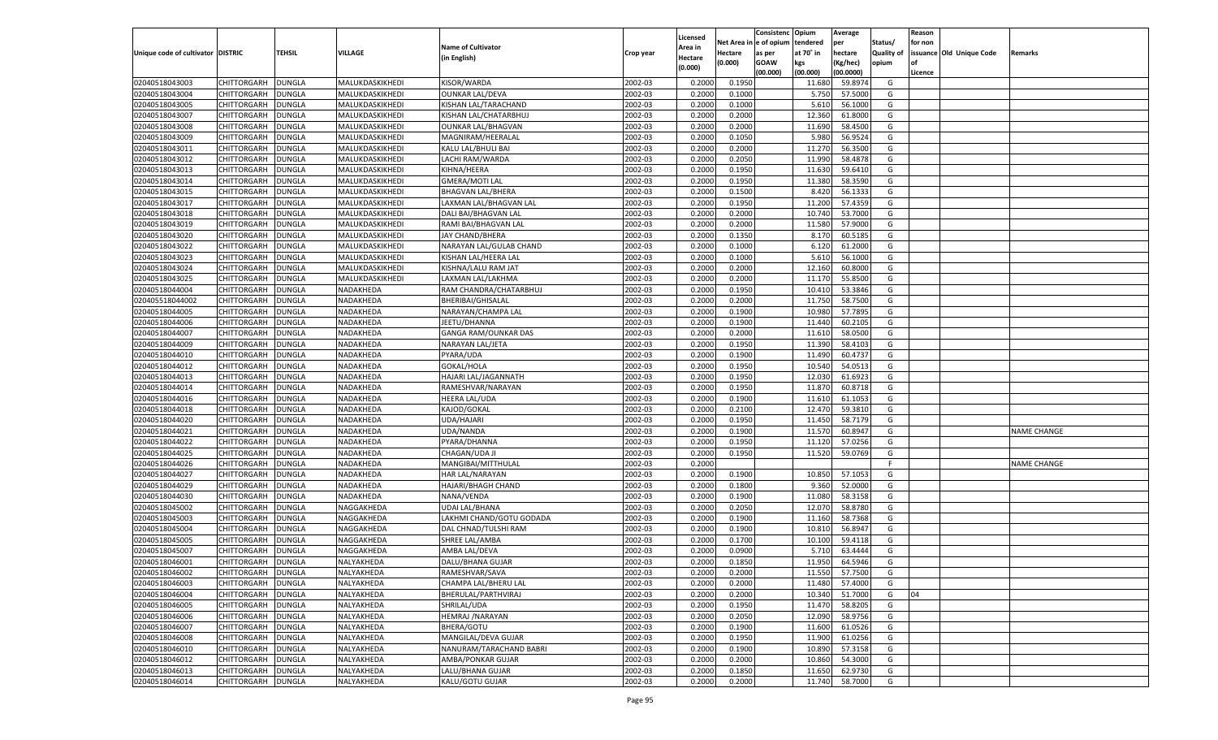| Unique code of cultivator | DISTRIC | TEHSIL | VILLAGE | Name of Cultivator (in English) | Crop year | Licensed Area in Hectare (0.000) | Net Area in Hectare (0.000) | Consistenc e of opium as per GOAW (00.000) | Opium tendered at 70° in kgs (00.000) | Average per hectare (Kg/hec) (00.0000) | Status/ Quality of opium | Reason for non issuance of Licence | Old Unique Code | Remarks |
|---|---|---|---|---|---|---|---|---|---|---|---|---|---|---|
| 02040518043003 | CHITTORGARH | DUNGLA | MALUKDASKIKHEDI | KISOR/WARDA | 2002-03 | 0.2000 | 0.1950 | | 11.680 | 59.8974 | G | | | |
| 02040518043004 | CHITTORGARH | DUNGLA | MALUKDASKIKHEDI | OUNKAR LAL/DEVA | 2002-03 | 0.2000 | 0.1000 | | 5.750 | 57.5000 | G | | | |
| 02040518043005 | CHITTORGARH | DUNGLA | MALUKDASKIKHEDI | KISHAN LAL/TARACHAND | 2002-03 | 0.2000 | 0.1000 | | 5.610 | 56.1000 | G | | | |
| 02040518043007 | CHITTORGARH | DUNGLA | MALUKDASKIKHEDI | KISHAN LAL/CHATARBHUJ | 2002-03 | 0.2000 | 0.2000 | | 12.360 | 61.8000 | G | | | |
| 02040518043008 | CHITTORGARH | DUNGLA | MALUKDASKIKHEDI | OUNKAR LAL/BHAGVAN | 2002-03 | 0.2000 | 0.2000 | | 11.690 | 58.4500 | G | | | |
| 02040518043009 | CHITTORGARH | DUNGLA | MALUKDASKIKHEDI | MAGNIRAM/HEERALAL | 2002-03 | 0.2000 | 0.1050 | | 5.980 | 56.9524 | G | | | |
| 02040518043011 | CHITTORGARH | DUNGLA | MALUKDASKIKHEDI | KALU LAL/BHULI BAI | 2002-03 | 0.2000 | 0.2000 | | 11.270 | 56.3500 | G | | | |
| 02040518043012 | CHITTORGARH | DUNGLA | MALUKDASKIKHEDI | LACHI RAM/WARDA | 2002-03 | 0.2000 | 0.2050 | | 11.990 | 58.4878 | G | | | |
| 02040518043013 | CHITTORGARH | DUNGLA | MALUKDASKIKHEDI | KIHNA/HEERA | 2002-03 | 0.2000 | 0.1950 | | 11.630 | 59.6410 | G | | | |
| 02040518043014 | CHITTORGARH | DUNGLA | MALUKDASKIKHEDI | GMERA/MOTI LAL | 2002-03 | 0.2000 | 0.1950 | | 11.380 | 58.3590 | G | | | |
| 02040518043015 | CHITTORGARH | DUNGLA | MALUKDASKIKHEDI | BHAGVAN LAL/BHERA | 2002-03 | 0.2000 | 0.1500 | | 8.420 | 56.1333 | G | | | |
| 02040518043017 | CHITTORGARH | DUNGLA | MALUKDASKIKHEDI | LAXMAN LAL/BHAGVAN LAL | 2002-03 | 0.2000 | 0.1950 | | 11.200 | 57.4359 | G | | | |
| 02040518043018 | CHITTORGARH | DUNGLA | MALUKDASKIKHEDI | DALI BAI/BHAGVAN LAL | 2002-03 | 0.2000 | 0.2000 | | 10.740 | 53.7000 | G | | | |
| 02040518043019 | CHITTORGARH | DUNGLA | MALUKDASKIKHEDI | RAMI BAI/BHAGVAN LAL | 2002-03 | 0.2000 | 0.2000 | | 11.580 | 57.9000 | G | | | |
| 02040518043020 | CHITTORGARH | DUNGLA | MALUKDASKIKHEDI | JAY CHAND/BHERA | 2002-03 | 0.2000 | 0.1350 | | 8.170 | 60.5185 | G | | | |
| 02040518043022 | CHITTORGARH | DUNGLA | MALUKDASKIKHEDI | NARAYAN LAL/GULAB CHAND | 2002-03 | 0.2000 | 0.1000 | | 6.120 | 61.2000 | G | | | |
| 02040518043023 | CHITTORGARH | DUNGLA | MALUKDASKIKHEDI | KISHAN LAL/HEERA LAL | 2002-03 | 0.2000 | 0.1000 | | 5.610 | 56.1000 | G | | | |
| 02040518043024 | CHITTORGARH | DUNGLA | MALUKDASKIKHEDI | KISHNA/LALU RAM JAT | 2002-03 | 0.2000 | 0.2000 | | 12.160 | 60.8000 | G | | | |
| 02040518043025 | CHITTORGARH | DUNGLA | MALUKDASKIKHEDI | LAXMAN LAL/LAKHMA | 2002-03 | 0.2000 | 0.2000 | | 11.170 | 55.8500 | G | | | |
| 02040518044004 | CHITTORGARH | DUNGLA | NADAKHEDA | RAM CHANDRA/CHATARBHUJ | 2002-03 | 0.2000 | 0.1950 | | 10.410 | 53.3846 | G | | | |
| 020405518044002 | CHITTORGARH | DUNGLA | NADAKHEDA | BHERIBAI/GHISALAL | 2002-03 | 0.2000 | 0.2000 | | 11.750 | 58.7500 | G | | | |
| 02040518044005 | CHITTORGARH | DUNGLA | NADAKHEDA | NARAYAN/CHAMPA LAL | 2002-03 | 0.2000 | 0.1900 | | 10.980 | 57.7895 | G | | | |
| 02040518044006 | CHITTORGARH | DUNGLA | NADAKHEDA | JEETU/DHANNA | 2002-03 | 0.2000 | 0.1900 | | 11.440 | 60.2105 | G | | | |
| 02040518044007 | CHITTORGARH | DUNGLA | NADAKHEDA | GANGA RAM/OUNKAR DAS | 2002-03 | 0.2000 | 0.2000 | | 11.610 | 58.0500 | G | | | |
| 02040518044009 | CHITTORGARH | DUNGLA | NADAKHEDA | NARAYAN LAL/JETA | 2002-03 | 0.2000 | 0.1950 | | 11.390 | 58.4103 | G | | | |
| 02040518044010 | CHITTORGARH | DUNGLA | NADAKHEDA | PYARA/UDA | 2002-03 | 0.2000 | 0.1900 | | 11.490 | 60.4737 | G | | | |
| 02040518044012 | CHITTORGARH | DUNGLA | NADAKHEDA | GOKAL/HOLA | 2002-03 | 0.2000 | 0.1950 | | 10.540 | 54.0513 | G | | | |
| 02040518044013 | CHITTORGARH | DUNGLA | NADAKHEDA | HAJARI LAL/JAGANNATH | 2002-03 | 0.2000 | 0.1950 | | 12.030 | 61.6923 | G | | | |
| 02040518044014 | CHITTORGARH | DUNGLA | NADAKHEDA | RAMESHVAR/NARAYAN | 2002-03 | 0.2000 | 0.1950 | | 11.870 | 60.8718 | G | | | |
| 02040518044016 | CHITTORGARH | DUNGLA | NADAKHEDA | HEERA LAL/UDA | 2002-03 | 0.2000 | 0.1900 | | 11.610 | 61.1053 | G | | | |
| 02040518044018 | CHITTORGARH | DUNGLA | NADAKHEDA | KAJOD/GOKAL | 2002-03 | 0.2000 | 0.2100 | | 12.470 | 59.3810 | G | | | |
| 02040518044020 | CHITTORGARH | DUNGLA | NADAKHEDA | UDA/HAJARI | 2002-03 | 0.2000 | 0.1950 | | 11.450 | 58.7179 | G | | | |
| 02040518044021 | CHITTORGARH | DUNGLA | NADAKHEDA | UDA/NANDA | 2002-03 | 0.2000 | 0.1900 | | 11.570 | 60.8947 | G | | | NAME CHANGE |
| 02040518044022 | CHITTORGARH | DUNGLA | NADAKHEDA | PYARA/DHANNA | 2002-03 | 0.2000 | 0.1950 | | 11.120 | 57.0256 | G | | | |
| 02040518044025 | CHITTORGARH | DUNGLA | NADAKHEDA | CHAGAN/UDA JI | 2002-03 | 0.2000 | 0.1950 | | 11.520 | 59.0769 | G | | | |
| 02040518044026 | CHITTORGARH | DUNGLA | NADAKHEDA | MANGIBAI/MITTHULAL | 2002-03 | 0.2000 | | | | | F | | | NAME CHANGE |
| 02040518044027 | CHITTORGARH | DUNGLA | NADAKHEDA | HAR LAL/NARAYAN | 2002-03 | 0.2000 | 0.1900 | | 10.850 | 57.1053 | G | | | |
| 02040518044029 | CHITTORGARH | DUNGLA | NADAKHEDA | HAJARI/BHAGH CHAND | 2002-03 | 0.2000 | 0.1800 | | 9.360 | 52.0000 | G | | | |
| 02040518044030 | CHITTORGARH | DUNGLA | NADAKHEDA | NANA/VENDA | 2002-03 | 0.2000 | 0.1900 | | 11.080 | 58.3158 | G | | | |
| 02040518045002 | CHITTORGARH | DUNGLA | NAGGAKHEDA | UDAI LAL/BHANA | 2002-03 | 0.2000 | 0.2050 | | 12.070 | 58.8780 | G | | | |
| 02040518045003 | CHITTORGARH | DUNGLA | NAGGAKHEDA | LAKHMI CHAND/GOTU GODADA | 2002-03 | 0.2000 | 0.1900 | | 11.160 | 58.7368 | G | | | |
| 02040518045004 | CHITTORGARH | DUNGLA | NAGGAKHEDA | DAL CHNAD/TULSHI RAM | 2002-03 | 0.2000 | 0.1900 | | 10.810 | 56.8947 | G | | | |
| 02040518045005 | CHITTORGARH | DUNGLA | NAGGAKHEDA | SHREE LAL/AMBA | 2002-03 | 0.2000 | 0.1700 | | 10.100 | 59.4118 | G | | | |
| 02040518045007 | CHITTORGARH | DUNGLA | NAGGAKHEDA | AMBA LAL/DEVA | 2002-03 | 0.2000 | 0.0900 | | 5.710 | 63.4444 | G | | | |
| 02040518046001 | CHITTORGARH | DUNGLA | NALYAKHEDA | DALU/BHANA GUJAR | 2002-03 | 0.2000 | 0.1850 | | 11.950 | 64.5946 | G | | | |
| 02040518046002 | CHITTORGARH | DUNGLA | NALYAKHEDA | RAMESHVAR/SAVA | 2002-03 | 0.2000 | 0.2000 | | 11.550 | 57.7500 | G | | | |
| 02040518046003 | CHITTORGARH | DUNGLA | NALYAKHEDA | CHAMPA LAL/BHERU LAL | 2002-03 | 0.2000 | 0.2000 | | 11.480 | 57.4000 | G | | | |
| 02040518046004 | CHITTORGARH | DUNGLA | NALYAKHEDA | BHERULAL/PARTHVIRAJ | 2002-03 | 0.2000 | 0.2000 | | 10.340 | 51.7000 | G | 04 | | |
| 02040518046005 | CHITTORGARH | DUNGLA | NALYAKHEDA | SHRILAL/UDA | 2002-03 | 0.2000 | 0.1950 | | 11.470 | 58.8205 | G | | | |
| 02040518046006 | CHITTORGARH | DUNGLA | NALYAKHEDA | HEMRAJ /NARAYAN | 2002-03 | 0.2000 | 0.2050 | | 12.090 | 58.9756 | G | | | |
| 02040518046007 | CHITTORGARH | DUNGLA | NALYAKHEDA | BHERA/GOTU | 2002-03 | 0.2000 | 0.1900 | | 11.600 | 61.0526 | G | | | |
| 02040518046008 | CHITTORGARH | DUNGLA | NALYAKHEDA | MANGILAL/DEVA GUJAR | 2002-03 | 0.2000 | 0.1950 | | 11.900 | 61.0256 | G | | | |
| 02040518046010 | CHITTORGARH | DUNGLA | NALYAKHEDA | NANURAM/TARACHAND BABRI | 2002-03 | 0.2000 | 0.1900 | | 10.890 | 57.3158 | G | | | |
| 02040518046012 | CHITTORGARH | DUNGLA | NALYAKHEDA | AMBA/PONKAR GUJAR | 2002-03 | 0.2000 | 0.2000 | | 10.860 | 54.3000 | G | | | |
| 02040518046013 | CHITTORGARH | DUNGLA | NALYAKHEDA | LALU/BHANA GUJAR | 2002-03 | 0.2000 | 0.1850 | | 11.650 | 62.9730 | G | | | |
| 02040518046014 | CHITTORGARH | DUNGLA | NALYAKHEDA | KALU/GOTU GUJAR | 2002-03 | 0.2000 | 0.2000 | | 11.740 | 58.7000 | G | | | |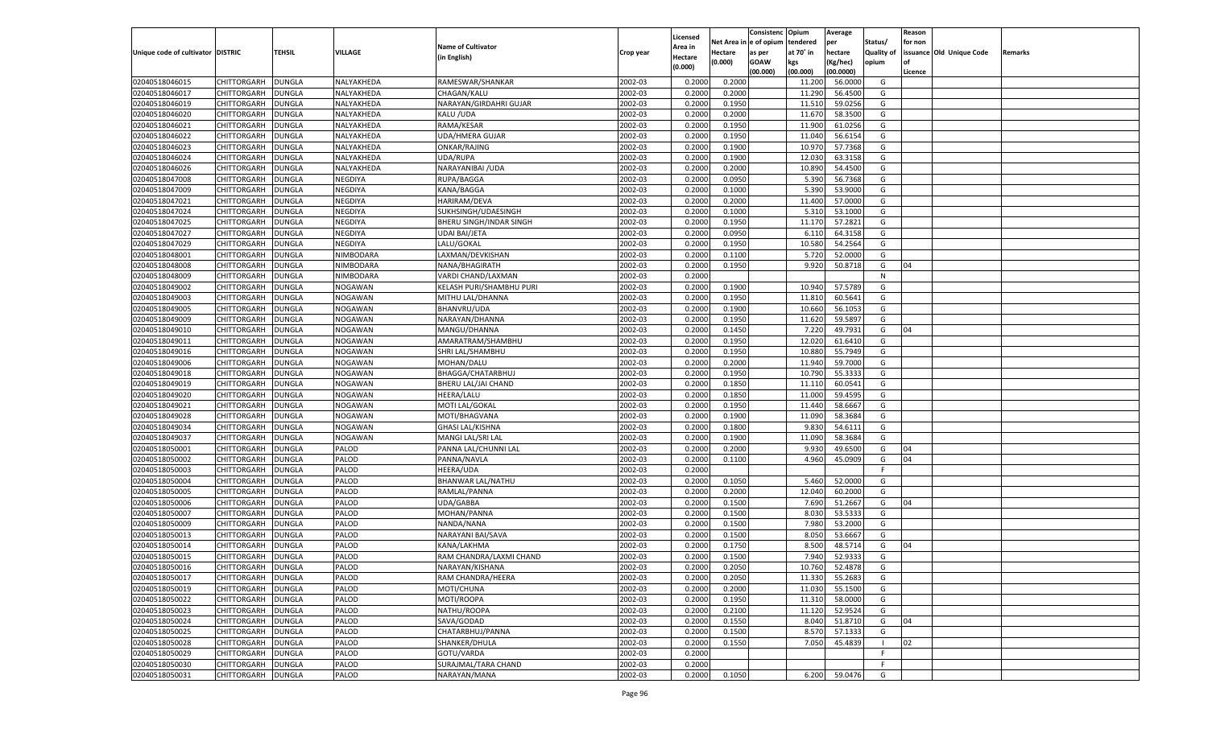| Unique code of cultivator | DISTRIC | TEHSIL | VILLAGE | Name of Cultivator (in English) | Crop year | Licensed Area in Hectare (0.000) | Net Area in Hectare (0.000) | Consistence of opium as per GOAW (00.000) | Opium tendered at 70˚ in kgs (00.000) | Average per hectare (Kg/hec) (00.0000) | Status/ Quality of opium | Reason for non issuance of Licence | Old Unique Code | Remarks |
|---|---|---|---|---|---|---|---|---|---|---|---|---|---|---|
| 02040518046015 | CHITTORGARH | DUNGLA | NALYAKHEDA | RAMESWAR/SHANKAR | 2002-03 | 0.2000 | 0.2000 | | 11.200 | 56.0000 | G | | | |
| 02040518046017 | CHITTORGARH | DUNGLA | NALYAKHEDA | CHAGAN/KALU | 2002-03 | 0.2000 | 0.2000 | | 11.290 | 56.4500 | G | | | |
| 02040518046019 | CHITTORGARH | DUNGLA | NALYAKHEDA | NARAYAN/GIRDAHRI GUJAR | 2002-03 | 0.2000 | 0.1950 | | 11.510 | 59.0256 | G | | | |
| 02040518046020 | CHITTORGARH | DUNGLA | NALYAKHEDA | KALU /UDA | 2002-03 | 0.2000 | 0.2000 | | 11.670 | 58.3500 | G | | | |
| 02040518046021 | CHITTORGARH | DUNGLA | NALYAKHEDA | RAMA/KESAR | 2002-03 | 0.2000 | 0.1950 | | 11.900 | 61.0256 | G | | | |
| 02040518046022 | CHITTORGARH | DUNGLA | NALYAKHEDA | UDA/HMERA GUJAR | 2002-03 | 0.2000 | 0.1950 | | 11.040 | 56.6154 | G | | | |
| 02040518046023 | CHITTORGARH | DUNGLA | NALYAKHEDA | ONKAR/RAJING | 2002-03 | 0.2000 | 0.1900 | | 10.970 | 57.7368 | G | | | |
| 02040518046024 | CHITTORGARH | DUNGLA | NALYAKHEDA | UDA/RUPA | 2002-03 | 0.2000 | 0.1900 | | 12.030 | 63.3158 | G | | | |
| 02040518046026 | CHITTORGARH | DUNGLA | NALYAKHEDA | NARAYANIBAI /UDA | 2002-03 | 0.2000 | 0.2000 | | 10.890 | 54.4500 | G | | | |
| 02040518047008 | CHITTORGARH | DUNGLA | NEGDIYA | RUPA/BAGGA | 2002-03 | 0.2000 | 0.0950 | | 5.390 | 56.7368 | G | | | |
| 02040518047009 | CHITTORGARH | DUNGLA | NEGDIYA | KANA/BAGGA | 2002-03 | 0.2000 | 0.1000 | | 5.390 | 53.9000 | G | | | |
| 02040518047021 | CHITTORGARH | DUNGLA | NEGDIYA | HARIRAM/DEVA | 2002-03 | 0.2000 | 0.2000 | | 11.400 | 57.0000 | G | | | |
| 02040518047024 | CHITTORGARH | DUNGLA | NEGDIYA | SUKHSINGH/UDAESINGH | 2002-03 | 0.2000 | 0.1000 | | 5.310 | 53.1000 | G | | | |
| 02040518047025 | CHITTORGARH | DUNGLA | NEGDIYA | BHERU SINGH/INDAR SINGH | 2002-03 | 0.2000 | 0.1950 | | 11.170 | 57.2821 | G | | | |
| 02040518047027 | CHITTORGARH | DUNGLA | NEGDIYA | UDAI BAI/JETA | 2002-03 | 0.2000 | 0.0950 | | 6.110 | 64.3158 | G | | | |
| 02040518047029 | CHITTORGARH | DUNGLA | NEGDIYA | LALU/GOKAL | 2002-03 | 0.2000 | 0.1950 | | 10.580 | 54.2564 | G | | | |
| 02040518048001 | CHITTORGARH | DUNGLA | NIMBODARA | LAXMAN/DEVKISHAN | 2002-03 | 0.2000 | 0.1100 | | 5.720 | 52.0000 | G | | | |
| 02040518048008 | CHITTORGARH | DUNGLA | NIMBODARA | NANA/BHAGIRATH | 2002-03 | 0.2000 | 0.1950 | | 9.920 | 50.8718 | G | 04 | | |
| 02040518048009 | CHITTORGARH | DUNGLA | NIMBODARA | VARDI CHAND/LAXMAN | 2002-03 | 0.2000 | | | | | N | | | |
| 02040518049002 | CHITTORGARH | DUNGLA | NOGAWAN | KELASH PURI/SHAMBHU PURI | 2002-03 | 0.2000 | 0.1900 | | 10.940 | 57.5789 | G | | | |
| 02040518049003 | CHITTORGARH | DUNGLA | NOGAWAN | MITHU LAL/DHANNA | 2002-03 | 0.2000 | 0.1950 | | 11.810 | 60.5641 | G | | | |
| 02040518049005 | CHITTORGARH | DUNGLA | NOGAWAN | BHANVRU/UDA | 2002-03 | 0.2000 | 0.1900 | | 10.660 | 56.1053 | G | | | |
| 02040518049009 | CHITTORGARH | DUNGLA | NOGAWAN | NARAYAN/DHANNA | 2002-03 | 0.2000 | 0.1950 | | 11.620 | 59.5897 | G | | | |
| 02040518049010 | CHITTORGARH | DUNGLA | NOGAWAN | MANGU/DHANNA | 2002-03 | 0.2000 | 0.1450 | | 7.220 | 49.7931 | G | 04 | | |
| 02040518049011 | CHITTORGARH | DUNGLA | NOGAWAN | AMARATRAM/SHAMBHU | 2002-03 | 0.2000 | 0.1950 | | 12.020 | 61.6410 | G | | | |
| 02040518049016 | CHITTORGARH | DUNGLA | NOGAWAN | SHRI LAL/SHAMBHU | 2002-03 | 0.2000 | 0.1950 | | 10.880 | 55.7949 | G | | | |
| 02040518049006 | CHITTORGARH | DUNGLA | NOGAWAN | MOHAN/DALU | 2002-03 | 0.2000 | 0.2000 | | 11.940 | 59.7000 | G | | | |
| 02040518049018 | CHITTORGARH | DUNGLA | NOGAWAN | BHAGGA/CHATARBHUJ | 2002-03 | 0.2000 | 0.1950 | | 10.790 | 55.3333 | G | | | |
| 02040518049019 | CHITTORGARH | DUNGLA | NOGAWAN | BHERU LAL/JAI CHAND | 2002-03 | 0.2000 | 0.1850 | | 11.110 | 60.0541 | G | | | |
| 02040518049020 | CHITTORGARH | DUNGLA | NOGAWAN | HEERA/LALU | 2002-03 | 0.2000 | 0.1850 | | 11.000 | 59.4595 | G | | | |
| 02040518049021 | CHITTORGARH | DUNGLA | NOGAWAN | MOTI LAL/GOKAL | 2002-03 | 0.2000 | 0.1950 | | 11.440 | 58.6667 | G | | | |
| 02040518049028 | CHITTORGARH | DUNGLA | NOGAWAN | MOTI/BHAGVANA | 2002-03 | 0.2000 | 0.1900 | | 11.090 | 58.3684 | G | | | |
| 02040518049034 | CHITTORGARH | DUNGLA | NOGAWAN | GHASI LAL/KISHNA | 2002-03 | 0.2000 | 0.1800 | | 9.830 | 54.6111 | G | | | |
| 02040518049037 | CHITTORGARH | DUNGLA | NOGAWAN | MANGI LAL/SRI LAL | 2002-03 | 0.2000 | 0.1900 | | 11.090 | 58.3684 | G | | | |
| 02040518050001 | CHITTORGARH | DUNGLA | PALOD | PANNA LAL/CHUNNI LAL | 2002-03 | 0.2000 | 0.2000 | | 9.930 | 49.6500 | G | 04 | | |
| 02040518050002 | CHITTORGARH | DUNGLA | PALOD | PANNA/NAVLA | 2002-03 | 0.2000 | 0.1100 | | 4.960 | 45.0909 | G | 04 | | |
| 02040518050003 | CHITTORGARH | DUNGLA | PALOD | HEERA/UDA | 2002-03 | 0.2000 | | | | | F | | | |
| 02040518050004 | CHITTORGARH | DUNGLA | PALOD | BHANWAR LAL/NATHU | 2002-03 | 0.2000 | 0.1050 | | 5.460 | 52.0000 | G | | | |
| 02040518050005 | CHITTORGARH | DUNGLA | PALOD | RAMLAL/PANNA | 2002-03 | 0.2000 | 0.2000 | | 12.040 | 60.2000 | G | | | |
| 02040518050006 | CHITTORGARH | DUNGLA | PALOD | UDA/GABBA | 2002-03 | 0.2000 | 0.1500 | | 7.690 | 51.2667 | G | 04 | | |
| 02040518050007 | CHITTORGARH | DUNGLA | PALOD | MOHAN/PANNA | 2002-03 | 0.2000 | 0.1500 | | 8.030 | 53.5333 | G | | | |
| 02040518050009 | CHITTORGARH | DUNGLA | PALOD | NANDA/NANA | 2002-03 | 0.2000 | 0.1500 | | 7.980 | 53.2000 | G | | | |
| 02040518050013 | CHITTORGARH | DUNGLA | PALOD | NARAYANI BAI/SAVA | 2002-03 | 0.2000 | 0.1500 | | 8.050 | 53.6667 | G | | | |
| 02040518050014 | CHITTORGARH | DUNGLA | PALOD | KANA/LAKHMA | 2002-03 | 0.2000 | 0.1750 | | 8.500 | 48.5714 | G | 04 | | |
| 02040518050015 | CHITTORGARH | DUNGLA | PALOD | RAM CHANDRA/LAXMI CHAND | 2002-03 | 0.2000 | 0.1500 | | 7.940 | 52.9333 | G | | | |
| 02040518050016 | CHITTORGARH | DUNGLA | PALOD | NARAYAN/KISHANA | 2002-03 | 0.2000 | 0.2050 | | 10.760 | 52.4878 | G | | | |
| 02040518050017 | CHITTORGARH | DUNGLA | PALOD | RAM CHANDRA/HEERA | 2002-03 | 0.2000 | 0.2050 | | 11.330 | 55.2683 | G | | | |
| 02040518050019 | CHITTORGARH | DUNGLA | PALOD | MOTI/CHUNA | 2002-03 | 0.2000 | 0.2000 | | 11.030 | 55.1500 | G | | | |
| 02040518050022 | CHITTORGARH | DUNGLA | PALOD | MOTI/ROOPA | 2002-03 | 0.2000 | 0.1950 | | 11.310 | 58.0000 | G | | | |
| 02040518050023 | CHITTORGARH | DUNGLA | PALOD | NATHU/ROOPA | 2002-03 | 0.2000 | 0.2100 | | 11.120 | 52.9524 | G | | | |
| 02040518050024 | CHITTORGARH | DUNGLA | PALOD | SAVA/GODAD | 2002-03 | 0.2000 | 0.1550 | | 8.040 | 51.8710 | G | 04 | | |
| 02040518050025 | CHITTORGARH | DUNGLA | PALOD | CHATARBHUJ/PANNA | 2002-03 | 0.2000 | 0.1500 | | 8.570 | 57.1333 | G | | | |
| 02040518050028 | CHITTORGARH | DUNGLA | PALOD | SHANKER/DHULA | 2002-03 | 0.2000 | 0.1550 | | 7.050 | 45.4839 | I | 02 | | |
| 02040518050029 | CHITTORGARH | DUNGLA | PALOD | GOTU/VARDA | 2002-03 | 0.2000 | | | | | F | | | |
| 02040518050030 | CHITTORGARH | DUNGLA | PALOD | SURAJMAL/TARA CHAND | 2002-03 | 0.2000 | | | | | F | | | |
| 02040518050031 | CHITTORGARH | DUNGLA | PALOD | NARAYAN/MANA | 2002-03 | 0.2000 | 0.1050 | | 6.200 | 59.0476 | G | | | |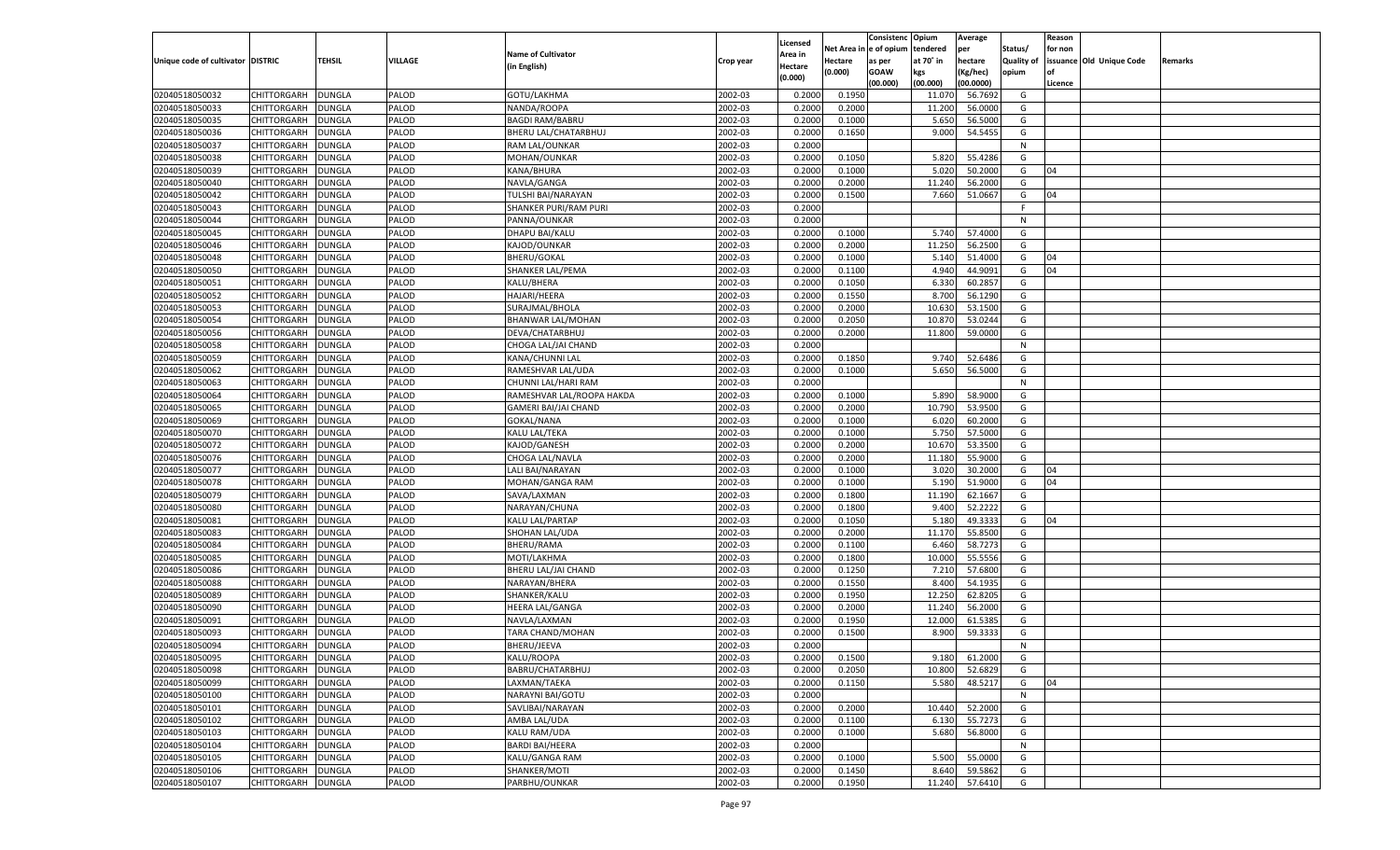| Unique code of cultivator | DISTRIC | TEHSIL | VILLAGE | Name of Cultivator (in English) | Crop year | Licensed Area in Hectare (0.000) | Net Area in Hectare (0.000) | Consistenc e of opium as per GOAW (00.000) | Opium tendered at 70˚ in kgs (00.000) | Average per hectare (Kg/hec) (00.0000) | Status/ Quality of opium | Reason for non issuance of Licence | Old Unique Code | Remarks |
|---|---|---|---|---|---|---|---|---|---|---|---|---|---|---|
| 02040518050032 | CHITTORGARH | DUNGLA | PALOD | GOTU/LAKHMA | 2002-03 | 0.2000 | 0.1950 | | 11.070 | 56.7692 | G | | | |
| 02040518050033 | CHITTORGARH | DUNGLA | PALOD | NANDA/ROOPA | 2002-03 | 0.2000 | 0.2000 | | 11.200 | 56.0000 | G | | | |
| 02040518050035 | CHITTORGARH | DUNGLA | PALOD | BAGDI RAM/BABRU | 2002-03 | 0.2000 | 0.1000 | | 5.650 | 56.5000 | G | | | |
| 02040518050036 | CHITTORGARH | DUNGLA | PALOD | BHERU LAL/CHATARBHUJ | 2002-03 | 0.2000 | 0.1650 | | 9.000 | 54.5455 | G | | | |
| 02040518050037 | CHITTORGARH | DUNGLA | PALOD | RAM LAL/OUNKAR | 2002-03 | 0.2000 | | | | | N | | | |
| 02040518050038 | CHITTORGARH | DUNGLA | PALOD | MOHAN/OUNKAR | 2002-03 | 0.2000 | 0.1050 | | 5.820 | 55.4286 | G | | | |
| 02040518050039 | CHITTORGARH | DUNGLA | PALOD | KANA/BHURA | 2002-03 | 0.2000 | 0.1000 | | 5.020 | 50.2000 | G | 04 | | |
| 02040518050040 | CHITTORGARH | DUNGLA | PALOD | NAVLA/GANGA | 2002-03 | 0.2000 | 0.2000 | | 11.240 | 56.2000 | G | | | |
| 02040518050042 | CHITTORGARH | DUNGLA | PALOD | TULSHI BAI/NARAYAN | 2002-03 | 0.2000 | 0.1500 | | 7.660 | 51.0667 | G | 04 | | |
| 02040518050043 | CHITTORGARH | DUNGLA | PALOD | SHANKER PURI/RAM PURI | 2002-03 | 0.2000 | | | | | F | | | |
| 02040518050044 | CHITTORGARH | DUNGLA | PALOD | PANNA/OUNKAR | 2002-03 | 0.2000 | | | | | N | | | |
| 02040518050045 | CHITTORGARH | DUNGLA | PALOD | DHAPU BAI/KALU | 2002-03 | 0.2000 | 0.1000 | | 5.740 | 57.4000 | G | | | |
| 02040518050046 | CHITTORGARH | DUNGLA | PALOD | KAJOD/OUNKAR | 2002-03 | 0.2000 | 0.2000 | | 11.250 | 56.2500 | G | | | |
| 02040518050048 | CHITTORGARH | DUNGLA | PALOD | BHERU/GOKAL | 2002-03 | 0.2000 | 0.1000 | | 5.140 | 51.4000 | G | 04 | | |
| 02040518050050 | CHITTORGARH | DUNGLA | PALOD | SHANKER LAL/PEMA | 2002-03 | 0.2000 | 0.1100 | | 4.940 | 44.9091 | G | 04 | | |
| 02040518050051 | CHITTORGARH | DUNGLA | PALOD | KALU/BHERA | 2002-03 | 0.2000 | 0.1050 | | 6.330 | 60.2857 | G | | | |
| 02040518050052 | CHITTORGARH | DUNGLA | PALOD | HAJARI/HEERA | 2002-03 | 0.2000 | 0.1550 | | 8.700 | 56.1290 | G | | | |
| 02040518050053 | CHITTORGARH | DUNGLA | PALOD | SURAJMAL/BHOLA | 2002-03 | 0.2000 | 0.2000 | | 10.630 | 53.1500 | G | | | |
| 02040518050054 | CHITTORGARH | DUNGLA | PALOD | BHANWAR LAL/MOHAN | 2002-03 | 0.2000 | 0.2050 | | 10.870 | 53.0244 | G | | | |
| 02040518050056 | CHITTORGARH | DUNGLA | PALOD | DEVA/CHATARBHUJ | 2002-03 | 0.2000 | 0.2000 | | 11.800 | 59.0000 | G | | | |
| 02040518050058 | CHITTORGARH | DUNGLA | PALOD | CHOGA LAL/JAI CHAND | 2002-03 | 0.2000 | | | | | N | | | |
| 02040518050059 | CHITTORGARH | DUNGLA | PALOD | KANA/CHUNNI LAL | 2002-03 | 0.2000 | 0.1850 | | 9.740 | 52.6486 | G | | | |
| 02040518050062 | CHITTORGARH | DUNGLA | PALOD | RAMESHVAR LAL/UDA | 2002-03 | 0.2000 | 0.1000 | | 5.650 | 56.5000 | G | | | |
| 02040518050063 | CHITTORGARH | DUNGLA | PALOD | CHUNNI LAL/HARI RAM | 2002-03 | 0.2000 | | | | | N | | | |
| 02040518050064 | CHITTORGARH | DUNGLA | PALOD | RAMESHVAR LAL/ROOPA HAKDA | 2002-03 | 0.2000 | 0.1000 | | 5.890 | 58.9000 | G | | | |
| 02040518050065 | CHITTORGARH | DUNGLA | PALOD | GAMERI BAI/JAI CHAND | 2002-03 | 0.2000 | 0.2000 | | 10.790 | 53.9500 | G | | | |
| 02040518050069 | CHITTORGARH | DUNGLA | PALOD | GOKAL/NANA | 2002-03 | 0.2000 | 0.1000 | | 6.020 | 60.2000 | G | | | |
| 02040518050070 | CHITTORGARH | DUNGLA | PALOD | KALU LAL/TEKA | 2002-03 | 0.2000 | 0.1000 | | 5.750 | 57.5000 | G | | | |
| 02040518050072 | CHITTORGARH | DUNGLA | PALOD | KAJOD/GANESH | 2002-03 | 0.2000 | 0.2000 | | 10.670 | 53.3500 | G | | | |
| 02040518050076 | CHITTORGARH | DUNGLA | PALOD | CHOGA LAL/NAVLA | 2002-03 | 0.2000 | 0.2000 | | 11.180 | 55.9000 | G | | | |
| 02040518050077 | CHITTORGARH | DUNGLA | PALOD | LALI BAI/NARAYAN | 2002-03 | 0.2000 | 0.1000 | | 3.020 | 30.2000 | G | 04 | | |
| 02040518050078 | CHITTORGARH | DUNGLA | PALOD | MOHAN/GANGA RAM | 2002-03 | 0.2000 | 0.1000 | | 5.190 | 51.9000 | G | 04 | | |
| 02040518050079 | CHITTORGARH | DUNGLA | PALOD | SAVA/LAXMAN | 2002-03 | 0.2000 | 0.1800 | | 11.190 | 62.1667 | G | | | |
| 02040518050080 | CHITTORGARH | DUNGLA | PALOD | NARAYAN/CHUNA | 2002-03 | 0.2000 | 0.1800 | | 9.400 | 52.2222 | G | | | |
| 02040518050081 | CHITTORGARH | DUNGLA | PALOD | KALU LAL/PARTAP | 2002-03 | 0.2000 | 0.1050 | | 5.180 | 49.3333 | G | 04 | | |
| 02040518050083 | CHITTORGARH | DUNGLA | PALOD | SHOHAN LAL/UDA | 2002-03 | 0.2000 | 0.2000 | | 11.170 | 55.8500 | G | | | |
| 02040518050084 | CHITTORGARH | DUNGLA | PALOD | BHERU/RAMA | 2002-03 | 0.2000 | 0.1100 | | 6.460 | 58.7273 | G | | | |
| 02040518050085 | CHITTORGARH | DUNGLA | PALOD | MOTI/LAKHMA | 2002-03 | 0.2000 | 0.1800 | | 10.000 | 55.5556 | G | | | |
| 02040518050086 | CHITTORGARH | DUNGLA | PALOD | BHERU LAL/JAI CHAND | 2002-03 | 0.2000 | 0.1250 | | 7.210 | 57.6800 | G | | | |
| 02040518050088 | CHITTORGARH | DUNGLA | PALOD | NARAYAN/BHERA | 2002-03 | 0.2000 | 0.1550 | | 8.400 | 54.1935 | G | | | |
| 02040518050089 | CHITTORGARH | DUNGLA | PALOD | SHANKER/KALU | 2002-03 | 0.2000 | 0.1950 | | 12.250 | 62.8205 | G | | | |
| 02040518050090 | CHITTORGARH | DUNGLA | PALOD | HEERA LAL/GANGA | 2002-03 | 0.2000 | 0.2000 | | 11.240 | 56.2000 | G | | | |
| 02040518050091 | CHITTORGARH | DUNGLA | PALOD | NAVLA/LAXMAN | 2002-03 | 0.2000 | 0.1950 | | 12.000 | 61.5385 | G | | | |
| 02040518050093 | CHITTORGARH | DUNGLA | PALOD | TARA CHAND/MOHAN | 2002-03 | 0.2000 | 0.1500 | | 8.900 | 59.3333 | G | | | |
| 02040518050094 | CHITTORGARH | DUNGLA | PALOD | BHERU/JEEVA | 2002-03 | 0.2000 | | | | | N | | | |
| 02040518050095 | CHITTORGARH | DUNGLA | PALOD | KALU/ROOPA | 2002-03 | 0.2000 | 0.1500 | | 9.180 | 61.2000 | G | | | |
| 02040518050098 | CHITTORGARH | DUNGLA | PALOD | BABRU/CHATARBHUJ | 2002-03 | 0.2000 | 0.2050 | | 10.800 | 52.6829 | G | | | |
| 02040518050099 | CHITTORGARH | DUNGLA | PALOD | LAXMAN/TAEKA | 2002-03 | 0.2000 | 0.1150 | | 5.580 | 48.5217 | G | 04 | | |
| 02040518050100 | CHITTORGARH | DUNGLA | PALOD | NARAYNI BAI/GOTU | 2002-03 | 0.2000 | | | | | N | | | |
| 02040518050101 | CHITTORGARH | DUNGLA | PALOD | SAVLIBAI/NARAYAN | 2002-03 | 0.2000 | 0.2000 | | 10.440 | 52.2000 | G | | | |
| 02040518050102 | CHITTORGARH | DUNGLA | PALOD | AMBA LAL/UDA | 2002-03 | 0.2000 | 0.1100 | | 6.130 | 55.7273 | G | | | |
| 02040518050103 | CHITTORGARH | DUNGLA | PALOD | KALU RAM/UDA | 2002-03 | 0.2000 | 0.1000 | | 5.680 | 56.8000 | G | | | |
| 02040518050104 | CHITTORGARH | DUNGLA | PALOD | BARDI BAI/HEERA | 2002-03 | 0.2000 | | | | | N | | | |
| 02040518050105 | CHITTORGARH | DUNGLA | PALOD | KALU/GANGA RAM | 2002-03 | 0.2000 | 0.1000 | | 5.500 | 55.0000 | G | | | |
| 02040518050106 | CHITTORGARH | DUNGLA | PALOD | SHANKER/MOTI | 2002-03 | 0.2000 | 0.1450 | | 8.640 | 59.5862 | G | | | |
| 02040518050107 | CHITTORGARH | DUNGLA | PALOD | PARBHU/OUNKAR | 2002-03 | 0.2000 | 0.1950 | | 11.240 | 57.6410 | G | | | |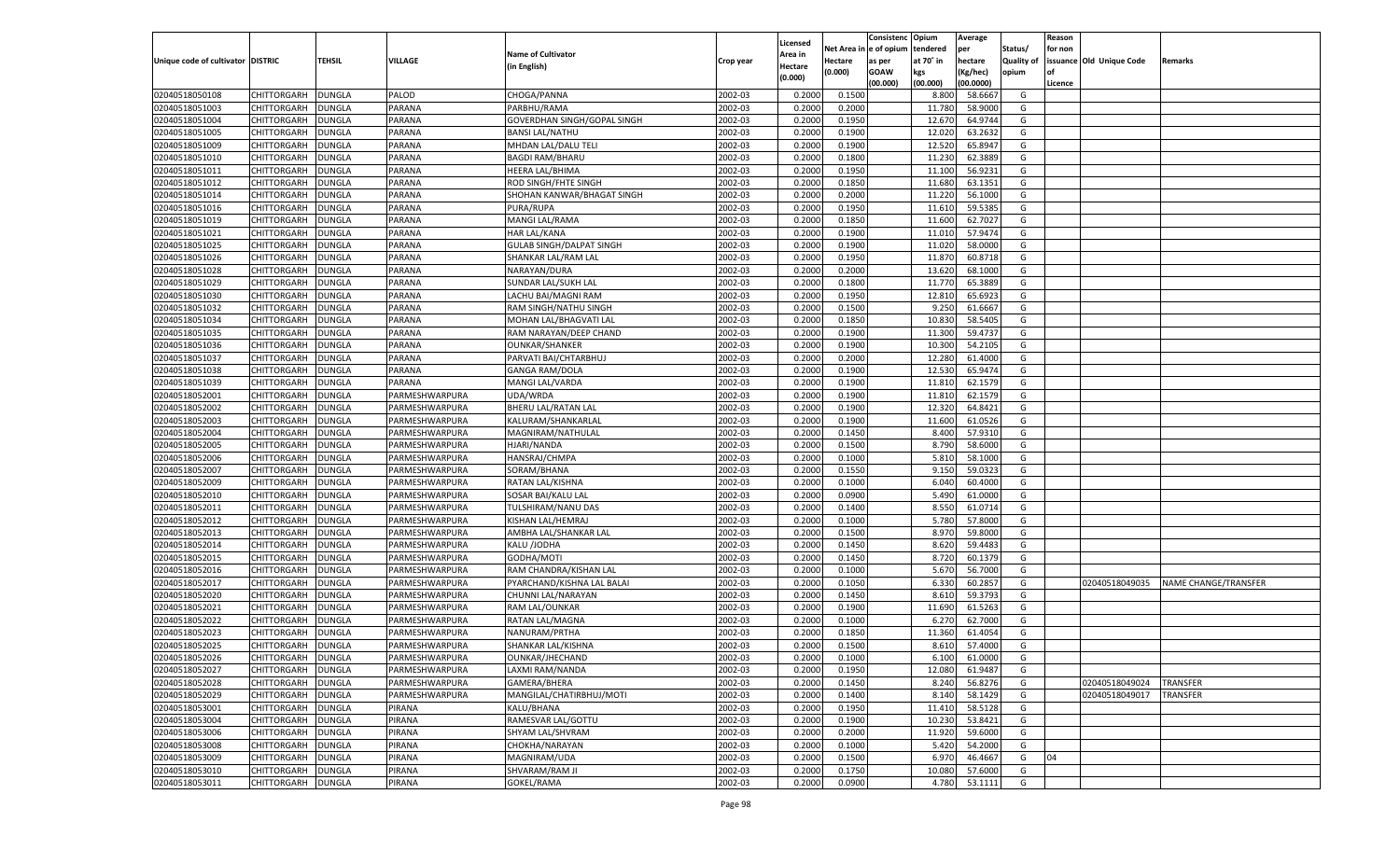| Unique code of cultivator | DISTRIC | TEHSIL | VILLAGE | Name of Cultivator (in English) | Crop year | Licensed Area in Hectare (0.000) | Net Area in Hectare (0.000) | Consistenc e of opium as per GOAW (00.000) | Opium tendered at 70° in kgs (00.000) | Average per hectare (Kg/hec) (00.0000) | Status/ Quality of opium | Reason for non issuance of Licence | Old Unique Code | Remarks |
|---|---|---|---|---|---|---|---|---|---|---|---|---|---|---|
| 02040518050108 | CHITTORGARH | DUNGLA | PALOD | CHOGA/PANNA | 2002-03 | 0.2000 | 0.1500 | | 8.800 | 58.6667 | G | | | |
| 02040518051003 | CHITTORGARH | DUNGLA | PARANA | PARBHU/RAMA | 2002-03 | 0.2000 | 0.2000 | | 11.780 | 58.9000 | G | | | |
| 02040518051004 | CHITTORGARH | DUNGLA | PARANA | GOVERDHAN SINGH/GOPAL SINGH | 2002-03 | 0.2000 | 0.1950 | | 12.670 | 64.9744 | G | | | |
| 02040518051005 | CHITTORGARH | DUNGLA | PARANA | BANSI LAL/NATHU | 2002-03 | 0.2000 | 0.1900 | | 12.020 | 63.2632 | G | | | |
| 02040518051009 | CHITTORGARH | DUNGLA | PARANA | MHDAN LAL/DALU TELI | 2002-03 | 0.2000 | 0.1900 | | 12.520 | 65.8947 | G | | | |
| 02040518051010 | CHITTORGARH | DUNGLA | PARANA | BAGDI RAM/BHARU | 2002-03 | 0.2000 | 0.1800 | | 11.230 | 62.3889 | G | | | |
| 02040518051011 | CHITTORGARH | DUNGLA | PARANA | HEERA LAL/BHIMA | 2002-03 | 0.2000 | 0.1950 | | 11.100 | 56.9231 | G | | | |
| 02040518051012 | CHITTORGARH | DUNGLA | PARANA | ROD SINGH/FHTE SINGH | 2002-03 | 0.2000 | 0.1850 | | 11.680 | 63.1351 | G | | | |
| 02040518051014 | CHITTORGARH | DUNGLA | PARANA | SHOHAN KANWAR/BHAGAT SINGH | 2002-03 | 0.2000 | 0.2000 | | 11.220 | 56.1000 | G | | | |
| 02040518051016 | CHITTORGARH | DUNGLA | PARANA | PURA/RUPA | 2002-03 | 0.2000 | 0.1950 | | 11.610 | 59.5385 | G | | | |
| 02040518051019 | CHITTORGARH | DUNGLA | PARANA | MANGI LAL/RAMA | 2002-03 | 0.2000 | 0.1850 | | 11.600 | 62.7027 | G | | | |
| 02040518051021 | CHITTORGARH | DUNGLA | PARANA | HAR LAL/KANA | 2002-03 | 0.2000 | 0.1900 | | 11.010 | 57.9474 | G | | | |
| 02040518051025 | CHITTORGARH | DUNGLA | PARANA | GULAB SINGH/DALPAT SINGH | 2002-03 | 0.2000 | 0.1900 | | 11.020 | 58.0000 | G | | | |
| 02040518051026 | CHITTORGARH | DUNGLA | PARANA | SHANKAR LAL/RAM LAL | 2002-03 | 0.2000 | 0.1950 | | 11.870 | 60.8718 | G | | | |
| 02040518051028 | CHITTORGARH | DUNGLA | PARANA | NARAYAN/DURA | 2002-03 | 0.2000 | 0.2000 | | 13.620 | 68.1000 | G | | | |
| 02040518051029 | CHITTORGARH | DUNGLA | PARANA | SUNDAR LAL/SUKH LAL | 2002-03 | 0.2000 | 0.1800 | | 11.770 | 65.3889 | G | | | |
| 02040518051030 | CHITTORGARH | DUNGLA | PARANA | LACHU BAI/MAGNI RAM | 2002-03 | 0.2000 | 0.1950 | | 12.810 | 65.6923 | G | | | |
| 02040518051032 | CHITTORGARH | DUNGLA | PARANA | RAM SINGH/NATHU SINGH | 2002-03 | 0.2000 | 0.1500 | | 9.250 | 61.6667 | G | | | |
| 02040518051034 | CHITTORGARH | DUNGLA | PARANA | MOHAN LAL/BHAGVATI LAL | 2002-03 | 0.2000 | 0.1850 | | 10.830 | 58.5405 | G | | | |
| 02040518051035 | CHITTORGARH | DUNGLA | PARANA | RAM NARAYAN/DEEP CHAND | 2002-03 | 0.2000 | 0.1900 | | 11.300 | 59.4737 | G | | | |
| 02040518051036 | CHITTORGARH | DUNGLA | PARANA | OUNKAR/SHANKER | 2002-03 | 0.2000 | 0.1900 | | 10.300 | 54.2105 | G | | | |
| 02040518051037 | CHITTORGARH | DUNGLA | PARANA | PARVATI BAI/CHTARBHUJ | 2002-03 | 0.2000 | 0.2000 | | 12.280 | 61.4000 | G | | | |
| 02040518051038 | CHITTORGARH | DUNGLA | PARANA | GANGA RAM/DOLA | 2002-03 | 0.2000 | 0.1900 | | 12.530 | 65.9474 | G | | | |
| 02040518051039 | CHITTORGARH | DUNGLA | PARANA | MANGI LAL/VARDA | 2002-03 | 0.2000 | 0.1900 | | 11.810 | 62.1579 | G | | | |
| 02040518052001 | CHITTORGARH | DUNGLA | PARMESHWARPURA | UDA/WRDA | 2002-03 | 0.2000 | 0.1900 | | 11.810 | 62.1579 | G | | | |
| 02040518052002 | CHITTORGARH | DUNGLA | PARMESHWARPURA | BHERU LAL/RATAN LAL | 2002-03 | 0.2000 | 0.1900 | | 12.320 | 64.8421 | G | | | |
| 02040518052003 | CHITTORGARH | DUNGLA | PARMESHWARPURA | KALURAM/SHANKARLAL | 2002-03 | 0.2000 | 0.1900 | | 11.600 | 61.0526 | G | | | |
| 02040518052004 | CHITTORGARH | DUNGLA | PARMESHWARPURA | MAGNIRAM/NATHULAL | 2002-03 | 0.2000 | 0.1450 | | 8.400 | 57.9310 | G | | | |
| 02040518052005 | CHITTORGARH | DUNGLA | PARMESHWARPURA | HJARI/NANDA | 2002-03 | 0.2000 | 0.1500 | | 8.790 | 58.6000 | G | | | |
| 02040518052006 | CHITTORGARH | DUNGLA | PARMESHWARPURA | HANSRAJ/CHMPA | 2002-03 | 0.2000 | 0.1000 | | 5.810 | 58.1000 | G | | | |
| 02040518052007 | CHITTORGARH | DUNGLA | PARMESHWARPURA | SORAM/BHANA | 2002-03 | 0.2000 | 0.1550 | | 9.150 | 59.0323 | G | | | |
| 02040518052009 | CHITTORGARH | DUNGLA | PARMESHWARPURA | RATAN LAL/KISHNA | 2002-03 | 0.2000 | 0.1000 | | 6.040 | 60.4000 | G | | | |
| 02040518052010 | CHITTORGARH | DUNGLA | PARMESHWARPURA | SOSAR BAI/KALU LAL | 2002-03 | 0.2000 | 0.0900 | | 5.490 | 61.0000 | G | | | |
| 02040518052011 | CHITTORGARH | DUNGLA | PARMESHWARPURA | TULSHIRAM/NANU DAS | 2002-03 | 0.2000 | 0.1400 | | 8.550 | 61.0714 | G | | | |
| 02040518052012 | CHITTORGARH | DUNGLA | PARMESHWARPURA | KISHAN LAL/HEMRAJ | 2002-03 | 0.2000 | 0.1000 | | 5.780 | 57.8000 | G | | | |
| 02040518052013 | CHITTORGARH | DUNGLA | PARMESHWARPURA | AMBHA LAL/SHANKAR LAL | 2002-03 | 0.2000 | 0.1500 | | 8.970 | 59.8000 | G | | | |
| 02040518052014 | CHITTORGARH | DUNGLA | PARMESHWARPURA | KALU /JODHA | 2002-03 | 0.2000 | 0.1450 | | 8.620 | 59.4483 | G | | | |
| 02040518052015 | CHITTORGARH | DUNGLA | PARMESHWARPURA | GODHA/MOTI | 2002-03 | 0.2000 | 0.1450 | | 8.720 | 60.1379 | G | | | |
| 02040518052016 | CHITTORGARH | DUNGLA | PARMESHWARPURA | RAM CHANDRA/KISHAN LAL | 2002-03 | 0.2000 | 0.1000 | | 5.670 | 56.7000 | G | | | |
| 02040518052017 | CHITTORGARH | DUNGLA | PARMESHWARPURA | PYARCHAND/KISHNA LAL BALAI | 2002-03 | 0.2000 | 0.1050 | | 6.330 | 60.2857 | G | | 02040518049035 | NAME CHANGE/TRANSFER |
| 02040518052020 | CHITTORGARH | DUNGLA | PARMESHWARPURA | CHUNNI LAL/NARAYAN | 2002-03 | 0.2000 | 0.1450 | | 8.610 | 59.3793 | G | | | |
| 02040518052021 | CHITTORGARH | DUNGLA | PARMESHWARPURA | RAM LAL/OUNKAR | 2002-03 | 0.2000 | 0.1900 | | 11.690 | 61.5263 | G | | | |
| 02040518052022 | CHITTORGARH | DUNGLA | PARMESHWARPURA | RATAN LAL/MAGNA | 2002-03 | 0.2000 | 0.1000 | | 6.270 | 62.7000 | G | | | |
| 02040518052023 | CHITTORGARH | DUNGLA | PARMESHWARPURA | NANURAM/PRTHA | 2002-03 | 0.2000 | 0.1850 | | 11.360 | 61.4054 | G | | | |
| 02040518052025 | CHITTORGARH | DUNGLA | PARMESHWARPURA | SHANKAR LAL/KISHNA | 2002-03 | 0.2000 | 0.1500 | | 8.610 | 57.4000 | G | | | |
| 02040518052026 | CHITTORGARH | DUNGLA | PARMESHWARPURA | OUNKAR/JHECHAND | 2002-03 | 0.2000 | 0.1000 | | 6.100 | 61.0000 | G | | | |
| 02040518052027 | CHITTORGARH | DUNGLA | PARMESHWARPURA | LAXMI RAM/NANDA | 2002-03 | 0.2000 | 0.1950 | | 12.080 | 61.9487 | G | | | |
| 02040518052028 | CHITTORGARH | DUNGLA | PARMESHWARPURA | GAMERA/BHERA | 2002-03 | 0.2000 | 0.1450 | | 8.240 | 56.8276 | G | | 02040518049024 | TRANSFER |
| 02040518052029 | CHITTORGARH | DUNGLA | PARMESHWARPURA | MANGILAL/CHATIRBHUJ/MOTI | 2002-03 | 0.2000 | 0.1400 | | 8.140 | 58.1429 | G | | 02040518049017 | TRANSFER |
| 02040518053001 | CHITTORGARH | DUNGLA | PIRANA | KALU/BHANA | 2002-03 | 0.2000 | 0.1950 | | 11.410 | 58.5128 | G | | | |
| 02040518053004 | CHITTORGARH | DUNGLA | PIRANA | RAMESVAR LAL/GOTTU | 2002-03 | 0.2000 | 0.1900 | | 10.230 | 53.8421 | G | | | |
| 02040518053006 | CHITTORGARH | DUNGLA | PIRANA | SHYAM LAL/SHVRAM | 2002-03 | 0.2000 | 0.2000 | | 11.920 | 59.6000 | G | | | |
| 02040518053008 | CHITTORGARH | DUNGLA | PIRANA | CHOKHA/NARAYAN | 2002-03 | 0.2000 | 0.1000 | | 5.420 | 54.2000 | G | | | |
| 02040518053009 | CHITTORGARH | DUNGLA | PIRANA | MAGNIRAM/UDA | 2002-03 | 0.2000 | 0.1500 | | 6.970 | 46.4667 | G | 04 | | |
| 02040518053010 | CHITTORGARH | DUNGLA | PIRANA | SHVARAM/RAM JI | 2002-03 | 0.2000 | 0.1750 | | 10.080 | 57.6000 | G | | | |
| 02040518053011 | CHITTORGARH | DUNGLA | PIRANA | GOKEL/RAMA | 2002-03 | 0.2000 | 0.0900 | | 4.780 | 53.1111 | G | | | |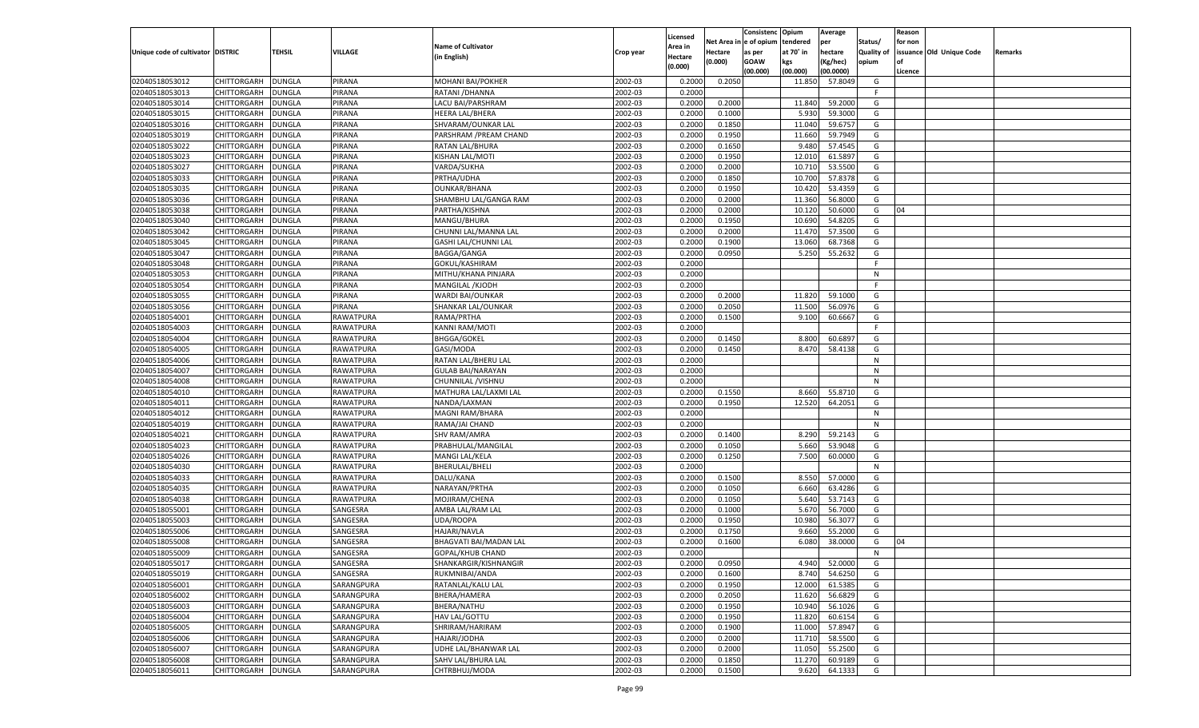| Unique code of cultivator | DISTRIC | TEHSIL | VILLAGE | Name of Cultivator (in English) | Crop year | Licensed Area in Hectare (0.000) | Net Area in Hectare (0.000) | Consistency of opium as per GOAW (00.000) | Opium tendered at 70° in kgs (00.000) | Average per hectare (Kg/hec) (00.0000) | Status/ Quality of opium | Reason for non issuance of Licence | Old Unique Code | Remarks |
|---|---|---|---|---|---|---|---|---|---|---|---|---|---|---|
| 02040518053012 | CHITTORGARH | DUNGLA | PIRANA | MOHANI BAI/POKHER | 2002-03 | 0.2000 | 0.2050 | | 11.850 | 57.8049 | G | | | |
| 02040518053013 | CHITTORGARH | DUNGLA | PIRANA | RATANI /DHANNA | 2002-03 | 0.2000 | | | | | F | | | |
| 02040518053014 | CHITTORGARH | DUNGLA | PIRANA | LACU BAI/PARSHRAM | 2002-03 | 0.2000 | 0.2000 | | 11.840 | 59.2000 | G | | | |
| 02040518053015 | CHITTORGARH | DUNGLA | PIRANA | HEERA LAL/BHERA | 2002-03 | 0.2000 | 0.1000 | | 5.930 | 59.3000 | G | | | |
| 02040518053016 | CHITTORGARH | DUNGLA | PIRANA | SHVARAM/OUNKAR LAL | 2002-03 | 0.2000 | 0.1850 | | 11.040 | 59.6757 | G | | | |
| 02040518053019 | CHITTORGARH | DUNGLA | PIRANA | PARSHRAM /PREAM CHAND | 2002-03 | 0.2000 | 0.1950 | | 11.660 | 59.7949 | G | | | |
| 02040518053022 | CHITTORGARH | DUNGLA | PIRANA | RATAN LAL/BHURA | 2002-03 | 0.2000 | 0.1650 | | 9.480 | 57.4545 | G | | | |
| 02040518053023 | CHITTORGARH | DUNGLA | PIRANA | KISHAN LAL/MOTI | 2002-03 | 0.2000 | 0.1950 | | 12.010 | 61.5897 | G | | | |
| 02040518053027 | CHITTORGARH | DUNGLA | PIRANA | VARDA/SUKHA | 2002-03 | 0.2000 | 0.2000 | | 10.710 | 53.5500 | G | | | |
| 02040518053033 | CHITTORGARH | DUNGLA | PIRANA | PRTHA/UDHA | 2002-03 | 0.2000 | 0.1850 | | 10.700 | 57.8378 | G | | | |
| 02040518053035 | CHITTORGARH | DUNGLA | PIRANA | OUNKAR/BHANA | 2002-03 | 0.2000 | 0.1950 | | 10.420 | 53.4359 | G | | | |
| 02040518053036 | CHITTORGARH | DUNGLA | PIRANA | SHAMBHU LAL/GANGA RAM | 2002-03 | 0.2000 | 0.2000 | | 11.360 | 56.8000 | G | | | |
| 02040518053038 | CHITTORGARH | DUNGLA | PIRANA | PARTHA/KISHNA | 2002-03 | 0.2000 | 0.2000 | | 10.120 | 50.6000 | G | 04 | | |
| 02040518053040 | CHITTORGARH | DUNGLA | PIRANA | MANGU/BHURA | 2002-03 | 0.2000 | 0.1950 | | 10.690 | 54.8205 | G | | | |
| 02040518053042 | CHITTORGARH | DUNGLA | PIRANA | CHUNNI LAL/MANNA LAL | 2002-03 | 0.2000 | 0.2000 | | 11.470 | 57.3500 | G | | | |
| 02040518053045 | CHITTORGARH | DUNGLA | PIRANA | GASHI LAL/CHUNNI LAL | 2002-03 | 0.2000 | 0.1900 | | 13.060 | 68.7368 | G | | | |
| 02040518053047 | CHITTORGARH | DUNGLA | PIRANA | BAGGA/GANGA | 2002-03 | 0.2000 | 0.0950 | | 5.250 | 55.2632 | G | | | |
| 02040518053048 | CHITTORGARH | DUNGLA | PIRANA | GOKUL/KASHIRAM | 2002-03 | 0.2000 | | | | | F | | | |
| 02040518053053 | CHITTORGARH | DUNGLA | PIRANA | MITHU/KHANA PINJARA | 2002-03 | 0.2000 | | | | | N | | | |
| 02040518053054 | CHITTORGARH | DUNGLA | PIRANA | MANGILAL /KJODH | 2002-03 | 0.2000 | | | | | F | | | |
| 02040518053055 | CHITTORGARH | DUNGLA | PIRANA | WARDI BAI/OUNKAR | 2002-03 | 0.2000 | 0.2000 | | 11.820 | 59.1000 | G | | | |
| 02040518053056 | CHITTORGARH | DUNGLA | PIRANA | SHANKAR LAL/OUNKAR | 2002-03 | 0.2000 | 0.2050 | | 11.500 | 56.0976 | G | | | |
| 02040518054001 | CHITTORGARH | DUNGLA | RAWATPURA | RAMA/PRTHA | 2002-03 | 0.2000 | 0.1500 | | 9.100 | 60.6667 | G | | | |
| 02040518054003 | CHITTORGARH | DUNGLA | RAWATPURA | KANNI RAM/MOTI | 2002-03 | 0.2000 | | | | | F | | | |
| 02040518054004 | CHITTORGARH | DUNGLA | RAWATPURA | BHGGA/GOKEL | 2002-03 | 0.2000 | 0.1450 | | 8.800 | 60.6897 | G | | | |
| 02040518054005 | CHITTORGARH | DUNGLA | RAWATPURA | GASI/MODA | 2002-03 | 0.2000 | 0.1450 | | 8.470 | 58.4138 | G | | | |
| 02040518054006 | CHITTORGARH | DUNGLA | RAWATPURA | RATAN LAL/BHERU LAL | 2002-03 | 0.2000 | | | | | N | | | |
| 02040518054007 | CHITTORGARH | DUNGLA | RAWATPURA | GULAB BAI/NARAYAN | 2002-03 | 0.2000 | | | | | N | | | |
| 02040518054008 | CHITTORGARH | DUNGLA | RAWATPURA | CHUNNILAL /VISHNU | 2002-03 | 0.2000 | | | | | N | | | |
| 02040518054010 | CHITTORGARH | DUNGLA | RAWATPURA | MATHURA LAL/LAXMI LAL | 2002-03 | 0.2000 | 0.1550 | | 8.660 | 55.8710 | G | | | |
| 02040518054011 | CHITTORGARH | DUNGLA | RAWATPURA | NANDA/LAXMAN | 2002-03 | 0.2000 | 0.1950 | | 12.520 | 64.2051 | G | | | |
| 02040518054012 | CHITTORGARH | DUNGLA | RAWATPURA | MAGNI RAM/BHARA | 2002-03 | 0.2000 | | | | | N | | | |
| 02040518054019 | CHITTORGARH | DUNGLA | RAWATPURA | RAMA/JAI CHAND | 2002-03 | 0.2000 | | | | | N | | | |
| 02040518054021 | CHITTORGARH | DUNGLA | RAWATPURA | SHV RAM/AMRA | 2002-03 | 0.2000 | 0.1400 | | 8.290 | 59.2143 | G | | | |
| 02040518054023 | CHITTORGARH | DUNGLA | RAWATPURA | PRABHULAL/MANGILAL | 2002-03 | 0.2000 | 0.1050 | | 5.660 | 53.9048 | G | | | |
| 02040518054026 | CHITTORGARH | DUNGLA | RAWATPURA | MANGI LAL/KELA | 2002-03 | 0.2000 | 0.1250 | | 7.500 | 60.0000 | G | | | |
| 02040518054030 | CHITTORGARH | DUNGLA | RAWATPURA | BHERULAL/BHELI | 2002-03 | 0.2000 | | | | | N | | | |
| 02040518054033 | CHITTORGARH | DUNGLA | RAWATPURA | DALU/KANA | 2002-03 | 0.2000 | 0.1500 | | 8.550 | 57.0000 | G | | | |
| 02040518054035 | CHITTORGARH | DUNGLA | RAWATPURA | NARAYAN/PRTHA | 2002-03 | 0.2000 | 0.1050 | | 6.660 | 63.4286 | G | | | |
| 02040518054038 | CHITTORGARH | DUNGLA | RAWATPURA | MOJIRAM/CHENA | 2002-03 | 0.2000 | 0.1050 | | 5.640 | 53.7143 | G | | | |
| 02040518055001 | CHITTORGARH | DUNGLA | SANGESRA | AMBA LAL/RAM LAL | 2002-03 | 0.2000 | 0.1000 | | 5.670 | 56.7000 | G | | | |
| 02040518055003 | CHITTORGARH | DUNGLA | SANGESRA | UDA/ROOPA | 2002-03 | 0.2000 | 0.1950 | | 10.980 | 56.3077 | G | | | |
| 02040518055006 | CHITTORGARH | DUNGLA | SANGESRA | HAJARI/NAVLA | 2002-03 | 0.2000 | 0.1750 | | 9.660 | 55.2000 | G | | | |
| 02040518055008 | CHITTORGARH | DUNGLA | SANGESRA | BHAGVATI BAI/MADAN LAL | 2002-03 | 0.2000 | 0.1600 | | 6.080 | 38.0000 | G | 04 | | |
| 02040518055009 | CHITTORGARH | DUNGLA | SANGESRA | GOPAL/KHUB CHAND | 2002-03 | 0.2000 | | | | | N | | | |
| 02040518055017 | CHITTORGARH | DUNGLA | SANGESRA | SHANKARGIR/KISHNANGIR | 2002-03 | 0.2000 | 0.0950 | | 4.940 | 52.0000 | G | | | |
| 02040518055019 | CHITTORGARH | DUNGLA | SANGESRA | RUKMNIBAI/ANDA | 2002-03 | 0.2000 | 0.1600 | | 8.740 | 54.6250 | G | | | |
| 02040518056001 | CHITTORGARH | DUNGLA | SARANGPURA | RATANLAL/KALU LAL | 2002-03 | 0.2000 | 0.1950 | | 12.000 | 61.5385 | G | | | |
| 02040518056002 | CHITTORGARH | DUNGLA | SARANGPURA | BHERA/HAMERA | 2002-03 | 0.2000 | 0.2050 | | 11.620 | 56.6829 | G | | | |
| 02040518056003 | CHITTORGARH | DUNGLA | SARANGPURA | BHERA/NATHU | 2002-03 | 0.2000 | 0.1950 | | 10.940 | 56.1026 | G | | | |
| 02040518056004 | CHITTORGARH | DUNGLA | SARANGPURA | HAV LAL/GOTTU | 2002-03 | 0.2000 | 0.1950 | | 11.820 | 60.6154 | G | | | |
| 02040518056005 | CHITTORGARH | DUNGLA | SARANGPURA | SHRIRAM/HARIRAM | 2002-03 | 0.2000 | 0.1900 | | 11.000 | 57.8947 | G | | | |
| 02040518056006 | CHITTORGARH | DUNGLA | SARANGPURA | HAJARI/JODHA | 2002-03 | 0.2000 | 0.2000 | | 11.710 | 58.5500 | G | | | |
| 02040518056007 | CHITTORGARH | DUNGLA | SARANGPURA | UDHE LAL/BHANWAR LAL | 2002-03 | 0.2000 | 0.2000 | | 11.050 | 55.2500 | G | | | |
| 02040518056008 | CHITTORGARH | DUNGLA | SARANGPURA | SAHV LAL/BHURA LAL | 2002-03 | 0.2000 | 0.1850 | | 11.270 | 60.9189 | G | | | |
| 02040518056011 | CHITTORGARH | DUNGLA | SARANGPURA | CHTRBHUJ/MODA | 2002-03 | 0.2000 | 0.1500 | | 9.620 | 64.1333 | G | | | |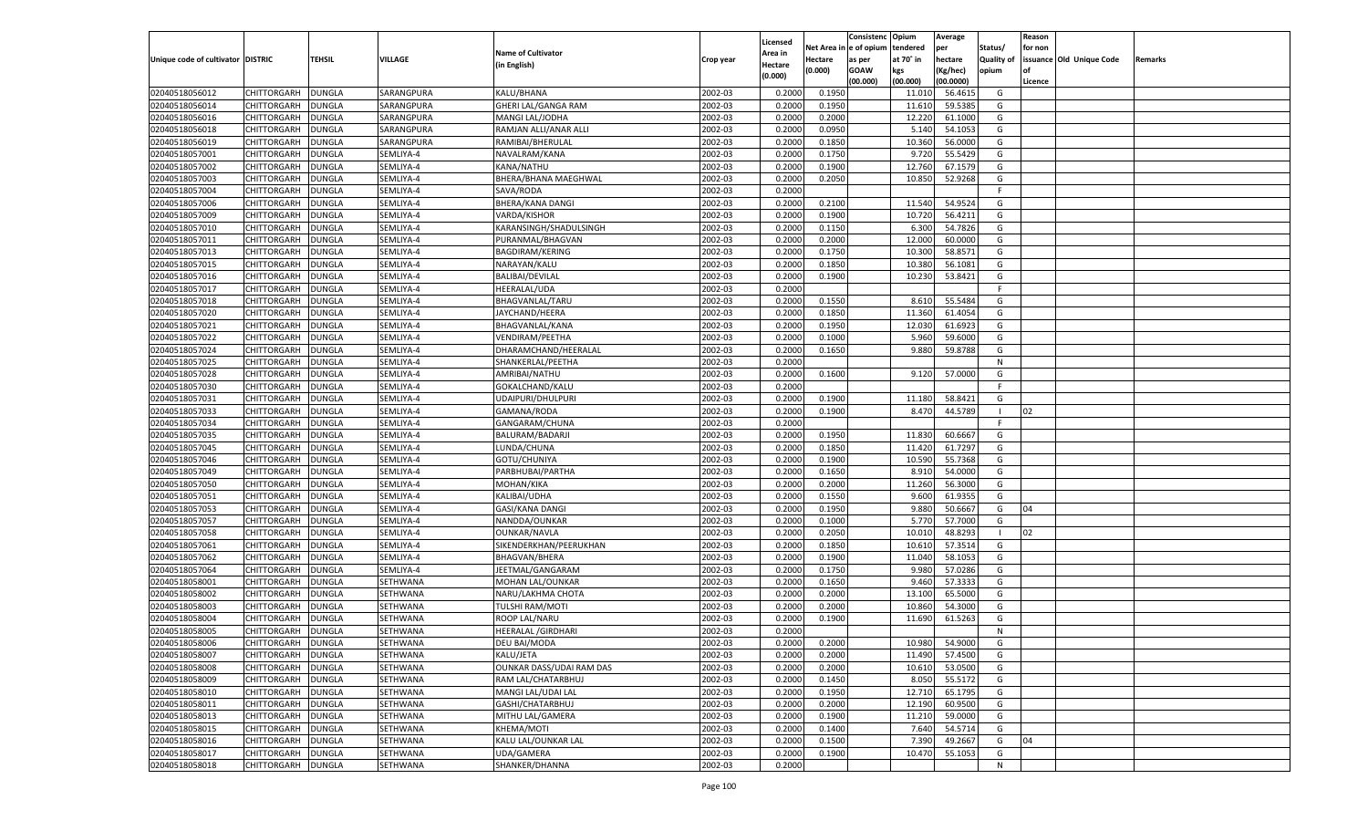| Unique code of cultivator | DISTRIC | TEHSIL | VILLAGE | Name of Cultivator (in English) | Crop year | Licensed Area in Hectare (0.000) | Net Area in Hectare (0.000) | Consistence of opium as per GOAW (00.000) | Opium tendered at 70° in kgs (00.000) | Average per hectare (Kg/hec) (00.0000) | Status/ Quality of opium | Reason for non issuance of Licence | Old Unique Code | Remarks |
|---|---|---|---|---|---|---|---|---|---|---|---|---|---|---|
| 02040518056012 | CHITTORGARH | DUNGLA | SARANGPURA | KALU/BHANA | 2002-03 | 0.2000 | 0.1950 | | 11.010 | 56.4615 | G | | | |
| 02040518056014 | CHITTORGARH | DUNGLA | SARANGPURA | GHERI LAL/GANGA RAM | 2002-03 | 0.2000 | 0.1950 | | 11.610 | 59.5385 | G | | | |
| 02040518056016 | CHITTORGARH | DUNGLA | SARANGPURA | MANGI LAL/JODHA | 2002-03 | 0.2000 | 0.2000 | | 12.220 | 61.1000 | G | | | |
| 02040518056018 | CHITTORGARH | DUNGLA | SARANGPURA | RAMJAN ALLI/ANAR ALLI | 2002-03 | 0.2000 | 0.0950 | | 5.140 | 54.1053 | G | | | |
| 02040518056019 | CHITTORGARH | DUNGLA | SARANGPURA | RAMIBAI/BHERULAL | 2002-03 | 0.2000 | 0.1850 | | 10.360 | 56.0000 | G | | | |
| 02040518057001 | CHITTORGARH | DUNGLA | SEMLIYA-4 | NAVALRAM/KANA | 2002-03 | 0.2000 | 0.1750 | | 9.720 | 55.5429 | G | | | |
| 02040518057002 | CHITTORGARH | DUNGLA | SEMLIYA-4 | KANA/NATHU | 2002-03 | 0.2000 | 0.1900 | | 12.760 | 67.1579 | G | | | |
| 02040518057003 | CHITTORGARH | DUNGLA | SEMLIYA-4 | BHERA/BHANA MAEGHWAL | 2002-03 | 0.2000 | 0.2050 | | 10.850 | 52.9268 | G | | | |
| 02040518057004 | CHITTORGARH | DUNGLA | SEMLIYA-4 | SAVA/RODA | 2002-03 | 0.2000 | | | | | F | | | |
| 02040518057006 | CHITTORGARH | DUNGLA | SEMLIYA-4 | BHERA/KANA DANGI | 2002-03 | 0.2000 | 0.2100 | | 11.540 | 54.9524 | G | | | |
| 02040518057009 | CHITTORGARH | DUNGLA | SEMLIYA-4 | VARDA/KISHOR | 2002-03 | 0.2000 | 0.1900 | | 10.720 | 56.4211 | G | | | |
| 02040518057010 | CHITTORGARH | DUNGLA | SEMLIYA-4 | KARANSINGH/SHADULSINGH | 2002-03 | 0.2000 | 0.1150 | | 6.300 | 54.7826 | G | | | |
| 02040518057011 | CHITTORGARH | DUNGLA | SEMLIYA-4 | PURANMAL/BHAGVAN | 2002-03 | 0.2000 | 0.2000 | | 12.000 | 60.0000 | G | | | |
| 02040518057013 | CHITTORGARH | DUNGLA | SEMLIYA-4 | BAGDIRAM/KERING | 2002-03 | 0.2000 | 0.1750 | | 10.300 | 58.8571 | G | | | |
| 02040518057015 | CHITTORGARH | DUNGLA | SEMLIYA-4 | NARAYAN/KALU | 2002-03 | 0.2000 | 0.1850 | | 10.380 | 56.1081 | G | | | |
| 02040518057016 | CHITTORGARH | DUNGLA | SEMLIYA-4 | BALIBAI/DEVILAL | 2002-03 | 0.2000 | 0.1900 | | 10.230 | 53.8421 | G | | | |
| 02040518057017 | CHITTORGARH | DUNGLA | SEMLIYA-4 | HEERALAL/UDA | 2002-03 | 0.2000 | | | | | F | | | |
| 02040518057018 | CHITTORGARH | DUNGLA | SEMLIYA-4 | BHAGVANLAL/TARU | 2002-03 | 0.2000 | 0.1550 | | 8.610 | 55.5484 | G | | | |
| 02040518057020 | CHITTORGARH | DUNGLA | SEMLIYA-4 | JAYCHAND/HEERA | 2002-03 | 0.2000 | 0.1850 | | 11.360 | 61.4054 | G | | | |
| 02040518057021 | CHITTORGARH | DUNGLA | SEMLIYA-4 | BHAGVANLAL/KANA | 2002-03 | 0.2000 | 0.1950 | | 12.030 | 61.6923 | G | | | |
| 02040518057022 | CHITTORGARH | DUNGLA | SEMLIYA-4 | VENDIRAM/PEETHA | 2002-03 | 0.2000 | 0.1000 | | 5.960 | 59.6000 | G | | | |
| 02040518057024 | CHITTORGARH | DUNGLA | SEMLIYA-4 | DHARAMCHAND/HEERALAL | 2002-03 | 0.2000 | 0.1650 | | 9.880 | 59.8788 | G | | | |
| 02040518057025 | CHITTORGARH | DUNGLA | SEMLIYA-4 | SHANKERLAL/PEETHA | 2002-03 | 0.2000 | | | | | N | | | |
| 02040518057028 | CHITTORGARH | DUNGLA | SEMLIYA-4 | AMRIBAI/NATHU | 2002-03 | 0.2000 | 0.1600 | | 9.120 | 57.0000 | G | | | |
| 02040518057030 | CHITTORGARH | DUNGLA | SEMLIYA-4 | GOKALCHAND/KALU | 2002-03 | 0.2000 | | | | | F | | | |
| 02040518057031 | CHITTORGARH | DUNGLA | SEMLIYA-4 | UDAIPURI/DHULPURI | 2002-03 | 0.2000 | 0.1900 | | 11.180 | 58.8421 | G | | | |
| 02040518057033 | CHITTORGARH | DUNGLA | SEMLIYA-4 | GAMANA/RODA | 2002-03 | 0.2000 | 0.1900 | | 8.470 | 44.5789 | I | 02 | | |
| 02040518057034 | CHITTORGARH | DUNGLA | SEMLIYA-4 | GANGARAM/CHUNA | 2002-03 | 0.2000 | | | | | F | | | |
| 02040518057035 | CHITTORGARH | DUNGLA | SEMLIYA-4 | BALURAM/BADARJI | 2002-03 | 0.2000 | 0.1950 | | 11.830 | 60.6667 | G | | | |
| 02040518057045 | CHITTORGARH | DUNGLA | SEMLIYA-4 | LUNDA/CHUNA | 2002-03 | 0.2000 | 0.1850 | | 11.420 | 61.7297 | G | | | |
| 02040518057046 | CHITTORGARH | DUNGLA | SEMLIYA-4 | GOTU/CHUNIYA | 2002-03 | 0.2000 | 0.1900 | | 10.590 | 55.7368 | G | | | |
| 02040518057049 | CHITTORGARH | DUNGLA | SEMLIYA-4 | PARBHUBAI/PARTHA | 2002-03 | 0.2000 | 0.1650 | | 8.910 | 54.0000 | G | | | |
| 02040518057050 | CHITTORGARH | DUNGLA | SEMLIYA-4 | MOHAN/KIKA | 2002-03 | 0.2000 | 0.2000 | | 11.260 | 56.3000 | G | | | |
| 02040518057051 | CHITTORGARH | DUNGLA | SEMLIYA-4 | KALIBAI/UDHA | 2002-03 | 0.2000 | 0.1550 | | 9.600 | 61.9355 | G | | | |
| 02040518057053 | CHITTORGARH | DUNGLA | SEMLIYA-4 | GASI/KANA DANGI | 2002-03 | 0.2000 | 0.1950 | | 9.880 | 50.6667 | G | 04 | | |
| 02040518057057 | CHITTORGARH | DUNGLA | SEMLIYA-4 | NANDDA/OUNKAR | 2002-03 | 0.2000 | 0.1000 | | 5.770 | 57.7000 | G | | | |
| 02040518057058 | CHITTORGARH | DUNGLA | SEMLIYA-4 | OUNKAR/NAVLA | 2002-03 | 0.2000 | 0.2050 | | 10.010 | 48.8293 | I | 02 | | |
| 02040518057061 | CHITTORGARH | DUNGLA | SEMLIYA-4 | SIKENDERKHAN/PEERUKHAN | 2002-03 | 0.2000 | 0.1850 | | 10.610 | 57.3514 | G | | | |
| 02040518057062 | CHITTORGARH | DUNGLA | SEMLIYA-4 | BHAGVAN/BHERA | 2002-03 | 0.2000 | 0.1900 | | 11.040 | 58.1053 | G | | | |
| 02040518057064 | CHITTORGARH | DUNGLA | SEMLIYA-4 | JEETMAL/GANGARAM | 2002-03 | 0.2000 | 0.1750 | | 9.980 | 57.0286 | G | | | |
| 02040518058001 | CHITTORGARH | DUNGLA | SETHWANA | MOHAN LAL/OUNKAR | 2002-03 | 0.2000 | 0.1650 | | 9.460 | 57.3333 | G | | | |
| 02040518058002 | CHITTORGARH | DUNGLA | SETHWANA | NARU/LAKHMA CHOTA | 2002-03 | 0.2000 | 0.2000 | | 13.100 | 65.5000 | G | | | |
| 02040518058003 | CHITTORGARH | DUNGLA | SETHWANA | TULSHI RAM/MOTI | 2002-03 | 0.2000 | 0.2000 | | 10.860 | 54.3000 | G | | | |
| 02040518058004 | CHITTORGARH | DUNGLA | SETHWANA | ROOP LAL/NARU | 2002-03 | 0.2000 | 0.1900 | | 11.690 | 61.5263 | G | | | |
| 02040518058005 | CHITTORGARH | DUNGLA | SETHWANA | HEERALAL /GIRDHARI | 2002-03 | 0.2000 | | | | | N | | | |
| 02040518058006 | CHITTORGARH | DUNGLA | SETHWANA | DEU BAI/MODA | 2002-03 | 0.2000 | 0.2000 | | 10.980 | 54.9000 | G | | | |
| 02040518058007 | CHITTORGARH | DUNGLA | SETHWANA | KALU/JETA | 2002-03 | 0.2000 | 0.2000 | | 11.490 | 57.4500 | G | | | |
| 02040518058008 | CHITTORGARH | DUNGLA | SETHWANA | OUNKAR DASS/UDAI RAM DAS | 2002-03 | 0.2000 | 0.2000 | | 10.610 | 53.0500 | G | | | |
| 02040518058009 | CHITTORGARH | DUNGLA | SETHWANA | RAM LAL/CHATARBHUJ | 2002-03 | 0.2000 | 0.1450 | | 8.050 | 55.5172 | G | | | |
| 02040518058010 | CHITTORGARH | DUNGLA | SETHWANA | MANGI LAL/UDAI LAL | 2002-03 | 0.2000 | 0.1950 | | 12.710 | 65.1795 | G | | | |
| 02040518058011 | CHITTORGARH | DUNGLA | SETHWANA | GASHI/CHATARBHUJ | 2002-03 | 0.2000 | 0.2000 | | 12.190 | 60.9500 | G | | | |
| 02040518058013 | CHITTORGARH | DUNGLA | SETHWANA | MITHU LAL/GAMERA | 2002-03 | 0.2000 | 0.1900 | | 11.210 | 59.0000 | G | | | |
| 02040518058015 | CHITTORGARH | DUNGLA | SETHWANA | KHEMA/MOTI | 2002-03 | 0.2000 | 0.1400 | | 7.640 | 54.5714 | G | | | |
| 02040518058016 | CHITTORGARH | DUNGLA | SETHWANA | KALU LAL/OUNKAR LAL | 2002-03 | 0.2000 | 0.1500 | | 7.390 | 49.2667 | G | 04 | | |
| 02040518058017 | CHITTORGARH | DUNGLA | SETHWANA | UDA/GAMERA | 2002-03 | 0.2000 | 0.1900 | | 10.470 | 55.1053 | G | | | |
| 02040518058018 | CHITTORGARH | DUNGLA | SETHWANA | SHANKER/DHANNA | 2002-03 | 0.2000 | | | | | N | | | |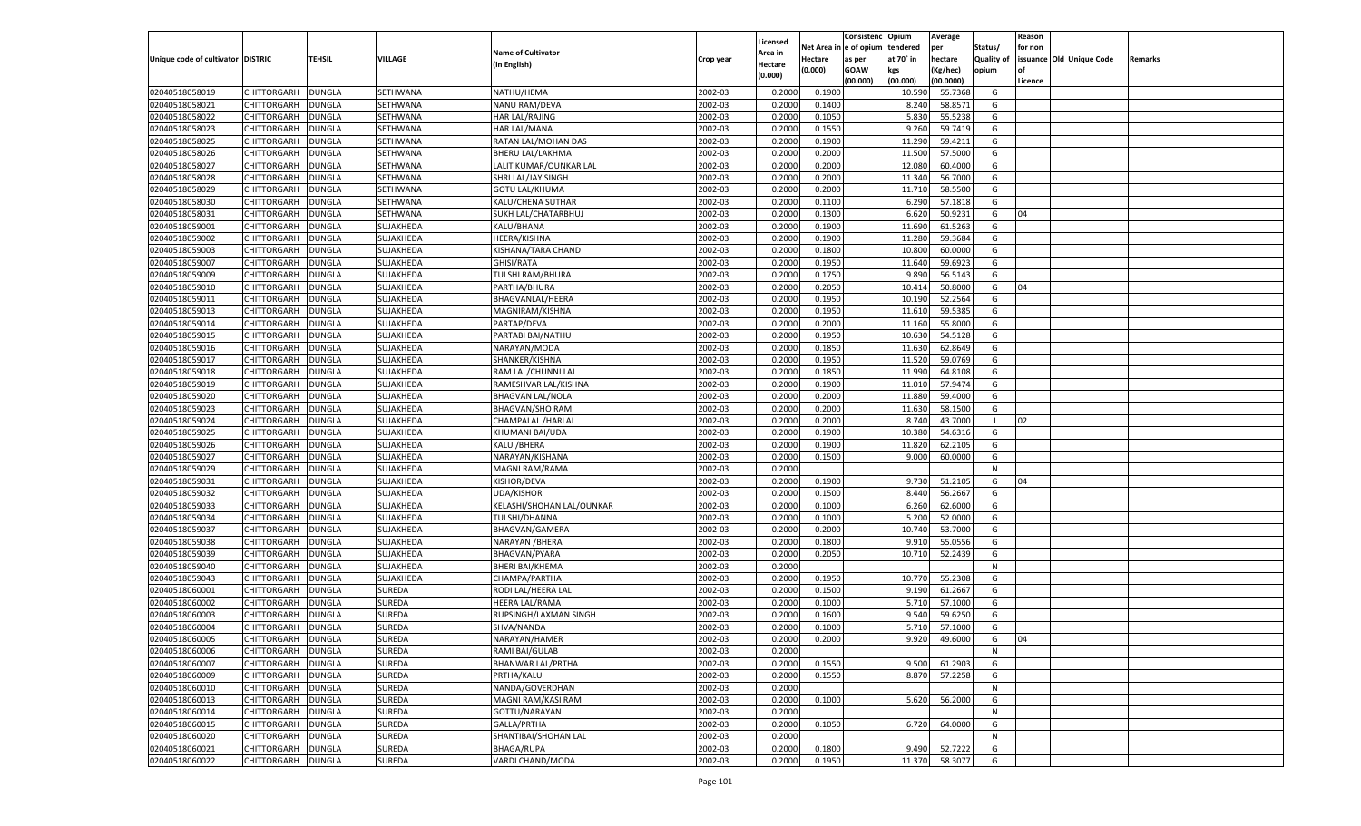| Unique code of cultivator | DISTRIC | TEHSIL | VILLAGE | Name of Cultivator (in English) | Crop year | Licensed Area in Hectare (0.000) | Net Area in Hectare (0.000) | Consistenc e of opium as per GOAW (00.000) | Opium tendered at 70° in kgs (00.000) | Average per hectare (Kg/hec) (00.0000) | Status/ Quality of opium | Reason for non issuance of Licence | Old Unique Code | Remarks |
|---|---|---|---|---|---|---|---|---|---|---|---|---|---|---|
| 02040518058019 | CHITTORGARH | DUNGLA | SETHWANA | NATHU/HEMA | 2002-03 | 0.2000 | 0.1900 | | 10.590 | 55.7368 | G | | | |
| 02040518058021 | CHITTORGARH | DUNGLA | SETHWANA | NANU RAM/DEVA | 2002-03 | 0.2000 | 0.1400 | | 8.240 | 58.8571 | G | | | |
| 02040518058022 | CHITTORGARH | DUNGLA | SETHWANA | HAR LAL/RAJING | 2002-03 | 0.2000 | 0.1050 | | 5.830 | 55.5238 | G | | | |
| 02040518058023 | CHITTORGARH | DUNGLA | SETHWANA | HAR LAL/MANA | 2002-03 | 0.2000 | 0.1550 | | 9.260 | 59.7419 | G | | | |
| 02040518058025 | CHITTORGARH | DUNGLA | SETHWANA | RATAN LAL/MOHAN DAS | 2002-03 | 0.2000 | 0.1900 | | 11.290 | 59.4211 | G | | | |
| 02040518058026 | CHITTORGARH | DUNGLA | SETHWANA | BHERU LAL/LAKHMA | 2002-03 | 0.2000 | 0.2000 | | 11.500 | 57.5000 | G | | | |
| 02040518058027 | CHITTORGARH | DUNGLA | SETHWANA | LALIT KUMAR/OUNKAR LAL | 2002-03 | 0.2000 | 0.2000 | | 12.080 | 60.4000 | G | | | |
| 02040518058028 | CHITTORGARH | DUNGLA | SETHWANA | SHRI LAL/JAY SINGH | 2002-03 | 0.2000 | 0.2000 | | 11.340 | 56.7000 | G | | | |
| 02040518058029 | CHITTORGARH | DUNGLA | SETHWANA | GOTU LAL/KHUMA | 2002-03 | 0.2000 | 0.2000 | | 11.710 | 58.5500 | G | | | |
| 02040518058030 | CHITTORGARH | DUNGLA | SETHWANA | KALU/CHENA SUTHAR | 2002-03 | 0.2000 | 0.1100 | | 6.290 | 57.1818 | G | | | |
| 02040518058031 | CHITTORGARH | DUNGLA | SETHWANA | SUKH LAL/CHATARBHUJ | 2002-03 | 0.2000 | 0.1300 | | 6.620 | 50.9231 | G | 04 | | |
| 02040518059001 | CHITTORGARH | DUNGLA | SUJAKHEDA | KALU/BHANA | 2002-03 | 0.2000 | 0.1900 | | 11.690 | 61.5263 | G | | | |
| 02040518059002 | CHITTORGARH | DUNGLA | SUJAKHEDA | HEERA/KISHNA | 2002-03 | 0.2000 | 0.1900 | | 11.280 | 59.3684 | G | | | |
| 02040518059003 | CHITTORGARH | DUNGLA | SUJAKHEDA | KISHANA/TARA CHAND | 2002-03 | 0.2000 | 0.1800 | | 10.800 | 60.0000 | G | | | |
| 02040518059007 | CHITTORGARH | DUNGLA | SUJAKHEDA | GHISI/RATA | 2002-03 | 0.2000 | 0.1950 | | 11.640 | 59.6923 | G | | | |
| 02040518059009 | CHITTORGARH | DUNGLA | SUJAKHEDA | TULSHI RAM/BHURA | 2002-03 | 0.2000 | 0.1750 | | 9.890 | 56.5143 | G | | | |
| 02040518059010 | CHITTORGARH | DUNGLA | SUJAKHEDA | PARTHA/BHURA | 2002-03 | 0.2000 | 0.2050 | | 10.414 | 50.8000 | G | 04 | | |
| 02040518059011 | CHITTORGARH | DUNGLA | SUJAKHEDA | BHAGVANLAL/HEERA | 2002-03 | 0.2000 | 0.1950 | | 10.190 | 52.2564 | G | | | |
| 02040518059013 | CHITTORGARH | DUNGLA | SUJAKHEDA | MAGNIRAM/KISHNA | 2002-03 | 0.2000 | 0.1950 | | 11.610 | 59.5385 | G | | | |
| 02040518059014 | CHITTORGARH | DUNGLA | SUJAKHEDA | PARTAP/DEVA | 2002-03 | 0.2000 | 0.2000 | | 11.160 | 55.8000 | G | | | |
| 02040518059015 | CHITTORGARH | DUNGLA | SUJAKHEDA | PARTABI BAI/NATHU | 2002-03 | 0.2000 | 0.1950 | | 10.630 | 54.5128 | G | | | |
| 02040518059016 | CHITTORGARH | DUNGLA | SUJAKHEDA | NARAYAN/MODA | 2002-03 | 0.2000 | 0.1850 | | 11.630 | 62.8649 | G | | | |
| 02040518059017 | CHITTORGARH | DUNGLA | SUJAKHEDA | SHANKER/KISHNA | 2002-03 | 0.2000 | 0.1950 | | 11.520 | 59.0769 | G | | | |
| 02040518059018 | CHITTORGARH | DUNGLA | SUJAKHEDA | RAM LAL/CHUNNI LAL | 2002-03 | 0.2000 | 0.1850 | | 11.990 | 64.8108 | G | | | |
| 02040518059019 | CHITTORGARH | DUNGLA | SUJAKHEDA | RAMESHVAR LAL/KISHNA | 2002-03 | 0.2000 | 0.1900 | | 11.010 | 57.9474 | G | | | |
| 02040518059020 | CHITTORGARH | DUNGLA | SUJAKHEDA | BHAGVAN LAL/NOLA | 2002-03 | 0.2000 | 0.2000 | | 11.880 | 59.4000 | G | | | |
| 02040518059023 | CHITTORGARH | DUNGLA | SUJAKHEDA | BHAGVAN/SHO RAM | 2002-03 | 0.2000 | 0.2000 | | 11.630 | 58.1500 | G | | | |
| 02040518059024 | CHITTORGARH | DUNGLA | SUJAKHEDA | CHAMPALAL /HARLAL | 2002-03 | 0.2000 | 0.2000 | | 8.740 | 43.7000 | I | 02 | | |
| 02040518059025 | CHITTORGARH | DUNGLA | SUJAKHEDA | KHUMANI BAI/UDA | 2002-03 | 0.2000 | 0.1900 | | 10.380 | 54.6316 | G | | | |
| 02040518059026 | CHITTORGARH | DUNGLA | SUJAKHEDA | KALU /BHERA | 2002-03 | 0.2000 | 0.1900 | | 11.820 | 62.2105 | G | | | |
| 02040518059027 | CHITTORGARH | DUNGLA | SUJAKHEDA | NARAYAN/KISHANA | 2002-03 | 0.2000 | 0.1500 | | 9.000 | 60.0000 | G | | | |
| 02040518059029 | CHITTORGARH | DUNGLA | SUJAKHEDA | MAGNI RAM/RAMA | 2002-03 | 0.2000 | | | | | N | | | |
| 02040518059031 | CHITTORGARH | DUNGLA | SUJAKHEDA | KISHOR/DEVA | 2002-03 | 0.2000 | 0.1900 | | 9.730 | 51.2105 | G | 04 | | |
| 02040518059032 | CHITTORGARH | DUNGLA | SUJAKHEDA | UDA/KISHOR | 2002-03 | 0.2000 | 0.1500 | | 8.440 | 56.2667 | G | | | |
| 02040518059033 | CHITTORGARH | DUNGLA | SUJAKHEDA | KELASHI/SHOHAN LAL/OUNKAR | 2002-03 | 0.2000 | 0.1000 | | 6.260 | 62.6000 | G | | | |
| 02040518059034 | CHITTORGARH | DUNGLA | SUJAKHEDA | TULSHI/DHANNA | 2002-03 | 0.2000 | 0.1000 | | 5.200 | 52.0000 | G | | | |
| 02040518059037 | CHITTORGARH | DUNGLA | SUJAKHEDA | BHAGVAN/GAMERA | 2002-03 | 0.2000 | 0.2000 | | 10.740 | 53.7000 | G | | | |
| 02040518059038 | CHITTORGARH | DUNGLA | SUJAKHEDA | NARAYAN /BHERA | 2002-03 | 0.2000 | 0.1800 | | 9.910 | 55.0556 | G | | | |
| 02040518059039 | CHITTORGARH | DUNGLA | SUJAKHEDA | BHAGVAN/PYARA | 2002-03 | 0.2000 | 0.2050 | | 10.710 | 52.2439 | G | | | |
| 02040518059040 | CHITTORGARH | DUNGLA | SUJAKHEDA | BHERI BAI/KHEMA | 2002-03 | 0.2000 | | | | | N | | | |
| 02040518059043 | CHITTORGARH | DUNGLA | SUJAKHEDA | CHAMPA/PARTHA | 2002-03 | 0.2000 | 0.1950 | | 10.770 | 55.2308 | G | | | |
| 02040518060001 | CHITTORGARH | DUNGLA | SUREDA | RODI LAL/HEERA LAL | 2002-03 | 0.2000 | 0.1500 | | 9.190 | 61.2667 | G | | | |
| 02040518060002 | CHITTORGARH | DUNGLA | SUREDA | HEERA LAL/RAMA | 2002-03 | 0.2000 | 0.1000 | | 5.710 | 57.1000 | G | | | |
| 02040518060003 | CHITTORGARH | DUNGLA | SUREDA | RUPSINGH/LAXMAN SINGH | 2002-03 | 0.2000 | 0.1600 | | 9.540 | 59.6250 | G | | | |
| 02040518060004 | CHITTORGARH | DUNGLA | SUREDA | SHVA/NANDA | 2002-03 | 0.2000 | 0.1000 | | 5.710 | 57.1000 | G | | | |
| 02040518060005 | CHITTORGARH | DUNGLA | SUREDA | NARAYAN/HAMER | 2002-03 | 0.2000 | 0.2000 | | 9.920 | 49.6000 | G | 04 | | |
| 02040518060006 | CHITTORGARH | DUNGLA | SUREDA | RAMI BAI/GULAB | 2002-03 | 0.2000 | | | | | N | | | |
| 02040518060007 | CHITTORGARH | DUNGLA | SUREDA | BHANWAR LAL/PRTHA | 2002-03 | 0.2000 | 0.1550 | | 9.500 | 61.2903 | G | | | |
| 02040518060009 | CHITTORGARH | DUNGLA | SUREDA | PRTHA/KALU | 2002-03 | 0.2000 | 0.1550 | | 8.870 | 57.2258 | G | | | |
| 02040518060010 | CHITTORGARH | DUNGLA | SUREDA | NANDA/GOVERDHAN | 2002-03 | 0.2000 | | | | | N | | | |
| 02040518060013 | CHITTORGARH | DUNGLA | SUREDA | MAGNI RAM/KASI RAM | 2002-03 | 0.2000 | 0.1000 | | 5.620 | 56.2000 | G | | | |
| 02040518060014 | CHITTORGARH | DUNGLA | SUREDA | GOTTU/NARAYAN | 2002-03 | 0.2000 | | | | | N | | | |
| 02040518060015 | CHITTORGARH | DUNGLA | SUREDA | GALLA/PRTHA | 2002-03 | 0.2000 | 0.1050 | | 6.720 | 64.0000 | G | | | |
| 02040518060020 | CHITTORGARH | DUNGLA | SUREDA | SHANTIBAI/SHOHAN LAL | 2002-03 | 0.2000 | | | | | N | | | |
| 02040518060021 | CHITTORGARH | DUNGLA | SUREDA | BHAGA/RUPA | 2002-03 | 0.2000 | 0.1800 | | 9.490 | 52.7222 | G | | | |
| 02040518060022 | CHITTORGARH | DUNGLA | SUREDA | VARDI CHAND/MODA | 2002-03 | 0.2000 | 0.1950 | | 11.370 | 58.3077 | G | | | |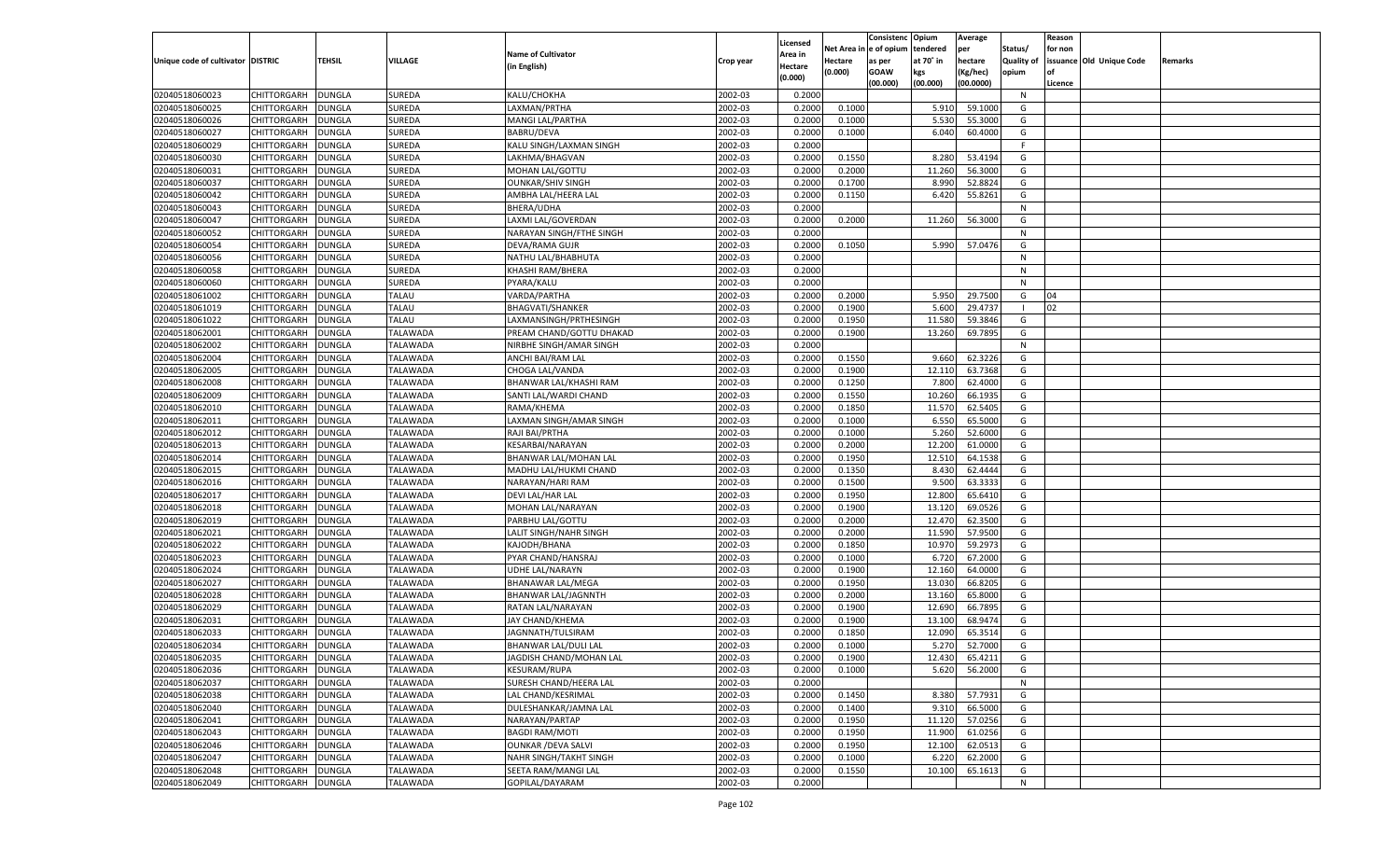| Unique code of cultivator | DISTRIC | TEHSIL | VILLAGE | Name of Cultivator (in English) | Crop year | Licensed Area in Hectare (0.000) | Net Area in Hectare (0.000) | Consistenc e of opium as per GOAW (00.000) | Opium tendered at 70˚ in kgs (00.000) | Average per hectare (Kg/hec) (00.0000) | Status/ Quality of opium | Reason for non issuance of Licence | Old Unique Code | Remarks |
|---|---|---|---|---|---|---|---|---|---|---|---|---|---|---|
| 02040518060023 | CHITTORGARH | DUNGLA | SUREDA | KALU/CHOKHA | 2002-03 | 0.2000 | | | | | N | | | |
| 02040518060025 | CHITTORGARH | DUNGLA | SUREDA | LAXMAN/PRTHA | 2002-03 | 0.2000 | 0.1000 | | 5.910 | 59.1000 | G | | | |
| 02040518060026 | CHITTORGARH | DUNGLA | SUREDA | MANGI LAL/PARTHA | 2002-03 | 0.2000 | 0.1000 | | 5.530 | 55.3000 | G | | | |
| 02040518060027 | CHITTORGARH | DUNGLA | SUREDA | BABRU/DEVA | 2002-03 | 0.2000 | 0.1000 | | 6.040 | 60.4000 | G | | | |
| 02040518060029 | CHITTORGARH | DUNGLA | SUREDA | KALU SINGH/LAXMAN SINGH | 2002-03 | 0.2000 | | | | | F | | | |
| 02040518060030 | CHITTORGARH | DUNGLA | SUREDA | LAKHMA/BHAGVAN | 2002-03 | 0.2000 | 0.1550 | | 8.280 | 53.4194 | G | | | |
| 02040518060031 | CHITTORGARH | DUNGLA | SUREDA | MOHAN LAL/GOTTU | 2002-03 | 0.2000 | 0.2000 | | 11.260 | 56.3000 | G | | | |
| 02040518060037 | CHITTORGARH | DUNGLA | SUREDA | OUNKAR/SHIV SINGH | 2002-03 | 0.2000 | 0.1700 | | 8.990 | 52.8824 | G | | | |
| 02040518060042 | CHITTORGARH | DUNGLA | SUREDA | AMBHA LAL/HEERA LAL | 2002-03 | 0.2000 | 0.1150 | | 6.420 | 55.8261 | G | | | |
| 02040518060043 | CHITTORGARH | DUNGLA | SUREDA | BHERA/UDHA | 2002-03 | 0.2000 | | | | | N | | | |
| 02040518060047 | CHITTORGARH | DUNGLA | SUREDA | LAXMI LAL/GOVERDAN | 2002-03 | 0.2000 | 0.2000 | | 11.260 | 56.3000 | G | | | |
| 02040518060052 | CHITTORGARH | DUNGLA | SUREDA | NARAYAN SINGH/FTHE SINGH | 2002-03 | 0.2000 | | | | | N | | | |
| 02040518060054 | CHITTORGARH | DUNGLA | SUREDA | DEVA/RAMA GUJR | 2002-03 | 0.2000 | 0.1050 | | 5.990 | 57.0476 | G | | | |
| 02040518060056 | CHITTORGARH | DUNGLA | SUREDA | NATHU LAL/BHABHUTA | 2002-03 | 0.2000 | | | | | N | | | |
| 02040518060058 | CHITTORGARH | DUNGLA | SUREDA | KHASHI RAM/BHERA | 2002-03 | 0.2000 | | | | | N | | | |
| 02040518060060 | CHITTORGARH | DUNGLA | SUREDA | PYARA/KALU | 2002-03 | 0.2000 | | | | | N | | | |
| 02040518061002 | CHITTORGARH | DUNGLA | TALAU | VARDA/PARTHA | 2002-03 | 0.2000 | 0.2000 | | 5.950 | 29.7500 | G | 04 | | |
| 02040518061019 | CHITTORGARH | DUNGLA | TALAU | BHAGVATI/SHANKER | 2002-03 | 0.2000 | 0.1900 | | 5.600 | 29.4737 | I | 02 | | |
| 02040518061022 | CHITTORGARH | DUNGLA | TALAU | LAXMANSINGH/PRTHESINGH | 2002-03 | 0.2000 | 0.1950 | | 11.580 | 59.3846 | G | | | |
| 02040518062001 | CHITTORGARH | DUNGLA | TALAWADA | PREAM CHAND/GOTTU DHAKAD | 2002-03 | 0.2000 | 0.1900 | | 13.260 | 69.7895 | G | | | |
| 02040518062002 | CHITTORGARH | DUNGLA | TALAWADA | NIRBHE SINGH/AMAR SINGH | 2002-03 | 0.2000 | | | | | N | | | |
| 02040518062004 | CHITTORGARH | DUNGLA | TALAWADA | ANCHI BAI/RAM LAL | 2002-03 | 0.2000 | 0.1550 | | 9.660 | 62.3226 | G | | | |
| 02040518062005 | CHITTORGARH | DUNGLA | TALAWADA | CHOGA LAL/VANDA | 2002-03 | 0.2000 | 0.1900 | | 12.110 | 63.7368 | G | | | |
| 02040518062008 | CHITTORGARH | DUNGLA | TALAWADA | BHANWAR LAL/KHASHI RAM | 2002-03 | 0.2000 | 0.1250 | | 7.800 | 62.4000 | G | | | |
| 02040518062009 | CHITTORGARH | DUNGLA | TALAWADA | SANTI LAL/WARDI CHAND | 2002-03 | 0.2000 | 0.1550 | | 10.260 | 66.1935 | G | | | |
| 02040518062010 | CHITTORGARH | DUNGLA | TALAWADA | RAMA/KHEMA | 2002-03 | 0.2000 | 0.1850 | | 11.570 | 62.5405 | G | | | |
| 02040518062011 | CHITTORGARH | DUNGLA | TALAWADA | LAXMAN SINGH/AMAR SINGH | 2002-03 | 0.2000 | 0.1000 | | 6.550 | 65.5000 | G | | | |
| 02040518062012 | CHITTORGARH | DUNGLA | TALAWADA | RAJI BAI/PRTHA | 2002-03 | 0.2000 | 0.1000 | | 5.260 | 52.6000 | G | | | |
| 02040518062013 | CHITTORGARH | DUNGLA | TALAWADA | KESARBAI/NARAYAN | 2002-03 | 0.2000 | 0.2000 | | 12.200 | 61.0000 | G | | | |
| 02040518062014 | CHITTORGARH | DUNGLA | TALAWADA | BHANWAR LAL/MOHAN LAL | 2002-03 | 0.2000 | 0.1950 | | 12.510 | 64.1538 | G | | | |
| 02040518062015 | CHITTORGARH | DUNGLA | TALAWADA | MADHU LAL/HUKMI CHAND | 2002-03 | 0.2000 | 0.1350 | | 8.430 | 62.4444 | G | | | |
| 02040518062016 | CHITTORGARH | DUNGLA | TALAWADA | NARAYAN/HARI RAM | 2002-03 | 0.2000 | 0.1500 | | 9.500 | 63.3333 | G | | | |
| 02040518062017 | CHITTORGARH | DUNGLA | TALAWADA | DEVI LAL/HAR LAL | 2002-03 | 0.2000 | 0.1950 | | 12.800 | 65.6410 | G | | | |
| 02040518062018 | CHITTORGARH | DUNGLA | TALAWADA | MOHAN LAL/NARAYAN | 2002-03 | 0.2000 | 0.1900 | | 13.120 | 69.0526 | G | | | |
| 02040518062019 | CHITTORGARH | DUNGLA | TALAWADA | PARBHU LAL/GOTTU | 2002-03 | 0.2000 | 0.2000 | | 12.470 | 62.3500 | G | | | |
| 02040518062021 | CHITTORGARH | DUNGLA | TALAWADA | LALIT SINGH/NAHR SINGH | 2002-03 | 0.2000 | 0.2000 | | 11.590 | 57.9500 | G | | | |
| 02040518062022 | CHITTORGARH | DUNGLA | TALAWADA | KAJODH/BHANA | 2002-03 | 0.2000 | 0.1850 | | 10.970 | 59.2973 | G | | | |
| 02040518062023 | CHITTORGARH | DUNGLA | TALAWADA | PYAR CHAND/HANSRAJ | 2002-03 | 0.2000 | 0.1000 | | 6.720 | 67.2000 | G | | | |
| 02040518062024 | CHITTORGARH | DUNGLA | TALAWADA | UDHE LAL/NARAYN | 2002-03 | 0.2000 | 0.1900 | | 12.160 | 64.0000 | G | | | |
| 02040518062027 | CHITTORGARH | DUNGLA | TALAWADA | BHANAWAR LAL/MEGA | 2002-03 | 0.2000 | 0.1950 | | 13.030 | 66.8205 | G | | | |
| 02040518062028 | CHITTORGARH | DUNGLA | TALAWADA | BHANWAR LAL/JAGNNTH | 2002-03 | 0.2000 | 0.2000 | | 13.160 | 65.8000 | G | | | |
| 02040518062029 | CHITTORGARH | DUNGLA | TALAWADA | RATAN LAL/NARAYAN | 2002-03 | 0.2000 | 0.1900 | | 12.690 | 66.7895 | G | | | |
| 02040518062031 | CHITTORGARH | DUNGLA | TALAWADA | JAY CHAND/KHEMA | 2002-03 | 0.2000 | 0.1900 | | 13.100 | 68.9474 | G | | | |
| 02040518062033 | CHITTORGARH | DUNGLA | TALAWADA | JAGNNATH/TULSIRAM | 2002-03 | 0.2000 | 0.1850 | | 12.090 | 65.3514 | G | | | |
| 02040518062034 | CHITTORGARH | DUNGLA | TALAWADA | BHANWAR LAL/DULI LAL | 2002-03 | 0.2000 | 0.1000 | | 5.270 | 52.7000 | G | | | |
| 02040518062035 | CHITTORGARH | DUNGLA | TALAWADA | JAGDISH CHAND/MOHAN LAL | 2002-03 | 0.2000 | 0.1900 | | 12.430 | 65.4211 | G | | | |
| 02040518062036 | CHITTORGARH | DUNGLA | TALAWADA | KESURAM/RUPA | 2002-03 | 0.2000 | 0.1000 | | 5.620 | 56.2000 | G | | | |
| 02040518062037 | CHITTORGARH | DUNGLA | TALAWADA | SURESH CHAND/HEERA LAL | 2002-03 | 0.2000 | | | | | N | | | |
| 02040518062038 | CHITTORGARH | DUNGLA | TALAWADA | LAL CHAND/KESRIMAL | 2002-03 | 0.2000 | 0.1450 | | 8.380 | 57.7931 | G | | | |
| 02040518062040 | CHITTORGARH | DUNGLA | TALAWADA | DULESHANKAR/JAMNA LAL | 2002-03 | 0.2000 | 0.1400 | | 9.310 | 66.5000 | G | | | |
| 02040518062041 | CHITTORGARH | DUNGLA | TALAWADA | NARAYAN/PARTAP | 2002-03 | 0.2000 | 0.1950 | | 11.120 | 57.0256 | G | | | |
| 02040518062043 | CHITTORGARH | DUNGLA | TALAWADA | BAGDI RAM/MOTI | 2002-03 | 0.2000 | 0.1950 | | 11.900 | 61.0256 | G | | | |
| 02040518062046 | CHITTORGARH | DUNGLA | TALAWADA | OUNKAR /DEVA SALVI | 2002-03 | 0.2000 | 0.1950 | | 12.100 | 62.0513 | G | | | |
| 02040518062047 | CHITTORGARH | DUNGLA | TALAWADA | NAHR SINGH/TAKHT SINGH | 2002-03 | 0.2000 | 0.1000 | | 6.220 | 62.2000 | G | | | |
| 02040518062048 | CHITTORGARH | DUNGLA | TALAWADA | SEETA RAM/MANGI LAL | 2002-03 | 0.2000 | 0.1550 | | 10.100 | 65.1613 | G | | | |
| 02040518062049 | CHITTORGARH | DUNGLA | TALAWADA | GOPILAL/DAYARAM | 2002-03 | 0.2000 | | | | | N | | | |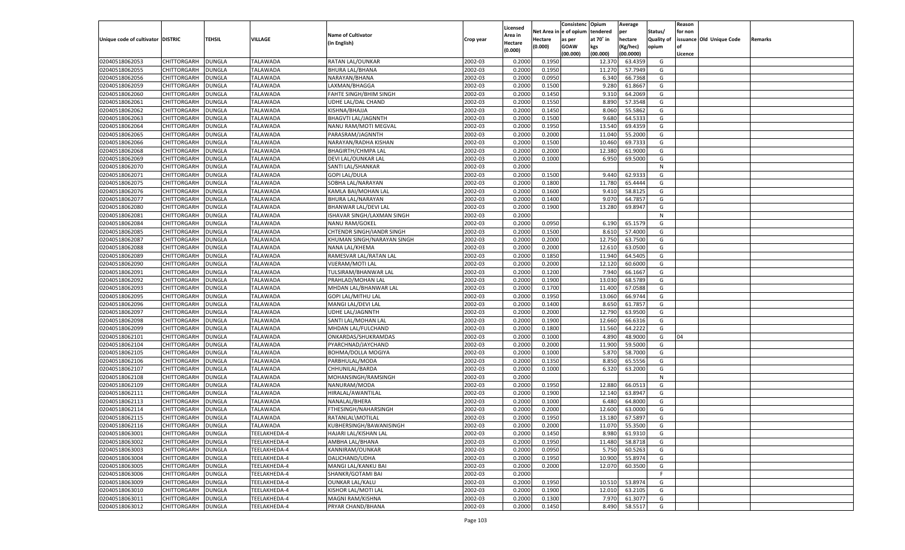| Unique code of cultivator | DISTRIC | TEHSIL | VILLAGE | Name of Cultivator (in English) | Crop year | Licensed Area in Hectare (0.000) | Net Area in Hectare (0.000) | Consistenc e of opium as per GOAW (00.000) | Opium tendered at 70° in kgs (00.000) | Average per hectare (Kg/hec) (00.0000) | Status/ Quality of opium | Reason for non issuance of Licence | Old Unique Code | Remarks |
|---|---|---|---|---|---|---|---|---|---|---|---|---|---|---|
| 02040518062053 | CHITTORGARH | DUNGLA | TALAWADA | RATAN LAL/OUNKAR | 2002-03 | 0.2000 | 0.1950 | | 12.370 | 63.4359 | G | | | |
| 02040518062055 | CHITTORGARH | DUNGLA | TALAWADA | BHURA LAL/BHANA | 2002-03 | 0.2000 | 0.1950 | | 11.270 | 57.7949 | G | | | |
| 02040518062056 | CHITTORGARH | DUNGLA | TALAWADA | NARAYAN/BHANA | 2002-03 | 0.2000 | 0.0950 | | 6.340 | 66.7368 | G | | | |
| 02040518062059 | CHITTORGARH | DUNGLA | TALAWADA | LAXMAN/BHAGGA | 2002-03 | 0.2000 | 0.1500 | | 9.280 | 61.8667 | G | | | |
| 02040518062060 | CHITTORGARH | DUNGLA | TALAWADA | FAHTE SINGH/BHIM SINGH | 2002-03 | 0.2000 | 0.1450 | | 9.310 | 64.2069 | G | | | |
| 02040518062061 | CHITTORGARH | DUNGLA | TALAWADA | UDHE LAL/DAL CHAND | 2002-03 | 0.2000 | 0.1550 | | 8.890 | 57.3548 | G | | | |
| 02040518062062 | CHITTORGARH | DUNGLA | TALAWADA | KISHNA/BHAJJA | 2002-03 | 0.2000 | 0.1450 | | 8.060 | 55.5862 | G | | | |
| 02040518062063 | CHITTORGARH | DUNGLA | TALAWADA | BHAGVTI LAL/JAGNNTH | 2002-03 | 0.2000 | 0.1500 | | 9.680 | 64.5333 | G | | | |
| 02040518062064 | CHITTORGARH | DUNGLA | TALAWADA | NANU RAM/MOTI MEGVAL | 2002-03 | 0.2000 | 0.1950 | | 13.540 | 69.4359 | G | | | |
| 02040518062065 | CHITTORGARH | DUNGLA | TALAWADA | PARASRAM/JAGNNTH | 2002-03 | 0.2000 | 0.2000 | | 11.040 | 55.2000 | G | | | |
| 02040518062066 | CHITTORGARH | DUNGLA | TALAWADA | NARAYAN/RADHA KISHAN | 2002-03 | 0.2000 | 0.1500 | | 10.460 | 69.7333 | G | | | |
| 02040518062068 | CHITTORGARH | DUNGLA | TALAWADA | BHAGIRTH/CHMPA LAL | 2002-03 | 0.2000 | 0.2000 | | 12.380 | 61.9000 | G | | | |
| 02040518062069 | CHITTORGARH | DUNGLA | TALAWADA | DEVI LAL/OUNKAR LAL | 2002-03 | 0.2000 | 0.1000 | | 6.950 | 69.5000 | G | | | |
| 02040518062070 | CHITTORGARH | DUNGLA | TALAWADA | SANTI LAL/SHANKAR | 2002-03 | 0.2000 | | | | | N | | | |
| 02040518062071 | CHITTORGARH | DUNGLA | TALAWADA | GOPI LAL/DULA | 2002-03 | 0.2000 | 0.1500 | | 9.440 | 62.9333 | G | | | |
| 02040518062075 | CHITTORGARH | DUNGLA | TALAWADA | SOBHA LAL/NARAYAN | 2002-03 | 0.2000 | 0.1800 | | 11.780 | 65.4444 | G | | | |
| 02040518062076 | CHITTORGARH | DUNGLA | TALAWADA | KAMLA BAI/MOHAN LAL | 2002-03 | 0.2000 | 0.1600 | | 9.410 | 58.8125 | G | | | |
| 02040518062077 | CHITTORGARH | DUNGLA | TALAWADA | BHURA LAL/NARAYAN | 2002-03 | 0.2000 | 0.1400 | | 9.070 | 64.7857 | G | | | |
| 02040518062080 | CHITTORGARH | DUNGLA | TALAWADA | BHANWAR LAL/DEVI LAL | 2002-03 | 0.2000 | 0.1900 | | 13.280 | 69.8947 | G | | | |
| 02040518062081 | CHITTORGARH | DUNGLA | TALAWADA | ISHAVAR SINGH/LAXMAN SINGH | 2002-03 | 0.2000 | | | | | N | | | |
| 02040518062084 | CHITTORGARH | DUNGLA | TALAWADA | NANU RAM/GOKEL | 2002-03 | 0.2000 | 0.0950 | | 6.190 | 65.1579 | G | | | |
| 02040518062085 | CHITTORGARH | DUNGLA | TALAWADA | CHTENDR SINGH/IANDR SINGH | 2002-03 | 0.2000 | 0.1500 | | 8.610 | 57.4000 | G | | | |
| 02040518062087 | CHITTORGARH | DUNGLA | TALAWADA | KHUMAN SINGH/NARAYAN SINGH | 2002-03 | 0.2000 | 0.2000 | | 12.750 | 63.7500 | G | | | |
| 02040518062088 | CHITTORGARH | DUNGLA | TALAWADA | NANA LAL/KHEMA | 2002-03 | 0.2000 | 0.2000 | | 12.610 | 63.0500 | G | | | |
| 02040518062089 | CHITTORGARH | DUNGLA | TALAWADA | RAMESVAR LAL/RATAN LAL | 2002-03 | 0.2000 | 0.1850 | | 11.940 | 64.5405 | G | | | |
| 02040518062090 | CHITTORGARH | DUNGLA | TALAWADA | VIJERAM/MOTI LAL | 2002-03 | 0.2000 | 0.2000 | | 12.120 | 60.6000 | G | | | |
| 02040518062091 | CHITTORGARH | DUNGLA | TALAWADA | TULSIRAM/BHANWAR LAL | 2002-03 | 0.2000 | 0.1200 | | 7.940 | 66.1667 | G | | | |
| 02040518062092 | CHITTORGARH | DUNGLA | TALAWADA | PRAHLAD/MOHAN LAL | 2002-03 | 0.2000 | 0.1900 | | 13.030 | 68.5789 | G | | | |
| 02040518062093 | CHITTORGARH | DUNGLA | TALAWADA | MHDAN LAL/BHANWAR LAL | 2002-03 | 0.2000 | 0.1700 | | 11.400 | 67.0588 | G | | | |
| 02040518062095 | CHITTORGARH | DUNGLA | TALAWADA | GOPI LAL/MITHU LAL | 2002-03 | 0.2000 | 0.1950 | | 13.060 | 66.9744 | G | | | |
| 02040518062096 | CHITTORGARH | DUNGLA | TALAWADA | MANGI LAL/DEVI LAL | 2002-03 | 0.2000 | 0.1400 | | 8.650 | 61.7857 | G | | | |
| 02040518062097 | CHITTORGARH | DUNGLA | TALAWADA | UDHE LAL/JAGNNTH | 2002-03 | 0.2000 | 0.2000 | | 12.790 | 63.9500 | G | | | |
| 02040518062098 | CHITTORGARH | DUNGLA | TALAWADA | SANTI LAL/MOHAN LAL | 2002-03 | 0.2000 | 0.1900 | | 12.660 | 66.6316 | G | | | |
| 02040518062099 | CHITTORGARH | DUNGLA | TALAWADA | MHDAN LAL/FULCHAND | 2002-03 | 0.2000 | 0.1800 | | 11.560 | 64.2222 | G | | | |
| 02040518062101 | CHITTORGARH | DUNGLA | TALAWADA | ONKARDAS/SHUKRAMDAS | 2002-03 | 0.2000 | 0.1000 | | 4.890 | 48.9000 | G | 04 | | |
| 02040518062104 | CHITTORGARH | DUNGLA | TALAWADA | PYARCHNAD/JAYCHAND | 2002-03 | 0.2000 | 0.2000 | | 11.900 | 59.5000 | G | | | |
| 02040518062105 | CHITTORGARH | DUNGLA | TALAWADA | BOHMA/DOLLA MOGIYA | 2002-03 | 0.2000 | 0.1000 | | 5.870 | 58.7000 | G | | | |
| 02040518062106 | CHITTORGARH | DUNGLA | TALAWADA | PARBHULAL/MODA | 2002-03 | 0.2000 | 0.1350 | | 8.850 | 65.5556 | G | | | |
| 02040518062107 | CHITTORGARH | DUNGLA | TALAWADA | CHHUNILAL/BARDA | 2002-03 | 0.2000 | 0.1000 | | 6.320 | 63.2000 | G | | | |
| 02040518062108 | CHITTORGARH | DUNGLA | TALAWADA | MOHANSINGH/RAMSINGH | 2002-03 | 0.2000 | | | | | N | | | |
| 02040518062109 | CHITTORGARH | DUNGLA | TALAWADA | NANURAM/MODA | 2002-03 | 0.2000 | 0.1950 | | 12.880 | 66.0513 | G | | | |
| 02040518062111 | CHITTORGARH | DUNGLA | TALAWADA | HIRALAL/AWANTILAL | 2002-03 | 0.2000 | 0.1900 | | 12.140 | 63.8947 | G | | | |
| 02040518062113 | CHITTORGARH | DUNGLA | TALAWADA | NANALAL/BHERA | 2002-03 | 0.2000 | 0.1000 | | 6.480 | 64.8000 | G | | | |
| 02040518062114 | CHITTORGARH | DUNGLA | TALAWADA | FTHESINGH/NAHARSINGH | 2002-03 | 0.2000 | 0.2000 | | 12.600 | 63.0000 | G | | | |
| 02040518062115 | CHITTORGARH | DUNGLA | TALAWADA | RATANLAL\MOTILAL | 2002-03 | 0.2000 | 0.1950 | | 13.180 | 67.5897 | G | | | |
| 02040518062116 | CHITTORGARH | DUNGLA | TALAWADA | KUBHERSINGH/BAWANISINGH | 2002-03 | 0.2000 | 0.2000 | | 11.070 | 55.3500 | G | | | |
| 02040518063001 | CHITTORGARH | DUNGLA | TEELAKHEDA-4 | HAJARI LAL/KISHAN LAL | 2002-03 | 0.2000 | 0.1450 | | 8.980 | 61.9310 | G | | | |
| 02040518063002 | CHITTORGARH | DUNGLA | TEELAKHEDA-4 | AMBHA LAL/BHANA | 2002-03 | 0.2000 | 0.1950 | | 11.480 | 58.8718 | G | | | |
| 02040518063003 | CHITTORGARH | DUNGLA | TEELAKHEDA-4 | KANNIRAM/OUNKAR | 2002-03 | 0.2000 | 0.0950 | | 5.750 | 60.5263 | G | | | |
| 02040518063004 | CHITTORGARH | DUNGLA | TEELAKHEDA-4 | DALICHAND/UDHA | 2002-03 | 0.2000 | 0.1950 | | 10.900 | 55.8974 | G | | | |
| 02040518063005 | CHITTORGARH | DUNGLA | TEELAKHEDA-4 | MANGI LAL/KANKU BAI | 2002-03 | 0.2000 | 0.2000 | | 12.070 | 60.3500 | G | | | |
| 02040518063006 | CHITTORGARH | DUNGLA | TEELAKHEDA-4 | SHANKR/GOTAMI BAI | 2002-03 | 0.2000 | | | | | F | | | |
| 02040518063009 | CHITTORGARH | DUNGLA | TEELAKHEDA-4 | OUNKAR LAL/KALU | 2002-03 | 0.2000 | 0.1950 | | 10.510 | 53.8974 | G | | | |
| 02040518063010 | CHITTORGARH | DUNGLA | TEELAKHEDA-4 | KISHOR LAL/MOTI LAL | 2002-03 | 0.2000 | 0.1900 | | 12.010 | 63.2105 | G | | | |
| 02040518063011 | CHITTORGARH | DUNGLA | TEELAKHEDA-4 | MAGNI RAM/KISHNA | 2002-03 | 0.2000 | 0.1300 | | 7.970 | 61.3077 | G | | | |
| 02040518063012 | CHITTORGARH | DUNGLA | TEELAKHEDA-4 | PRYAR CHAND/BHANA | 2002-03 | 0.2000 | 0.1450 | | 8.490 | 58.5517 | G | | | |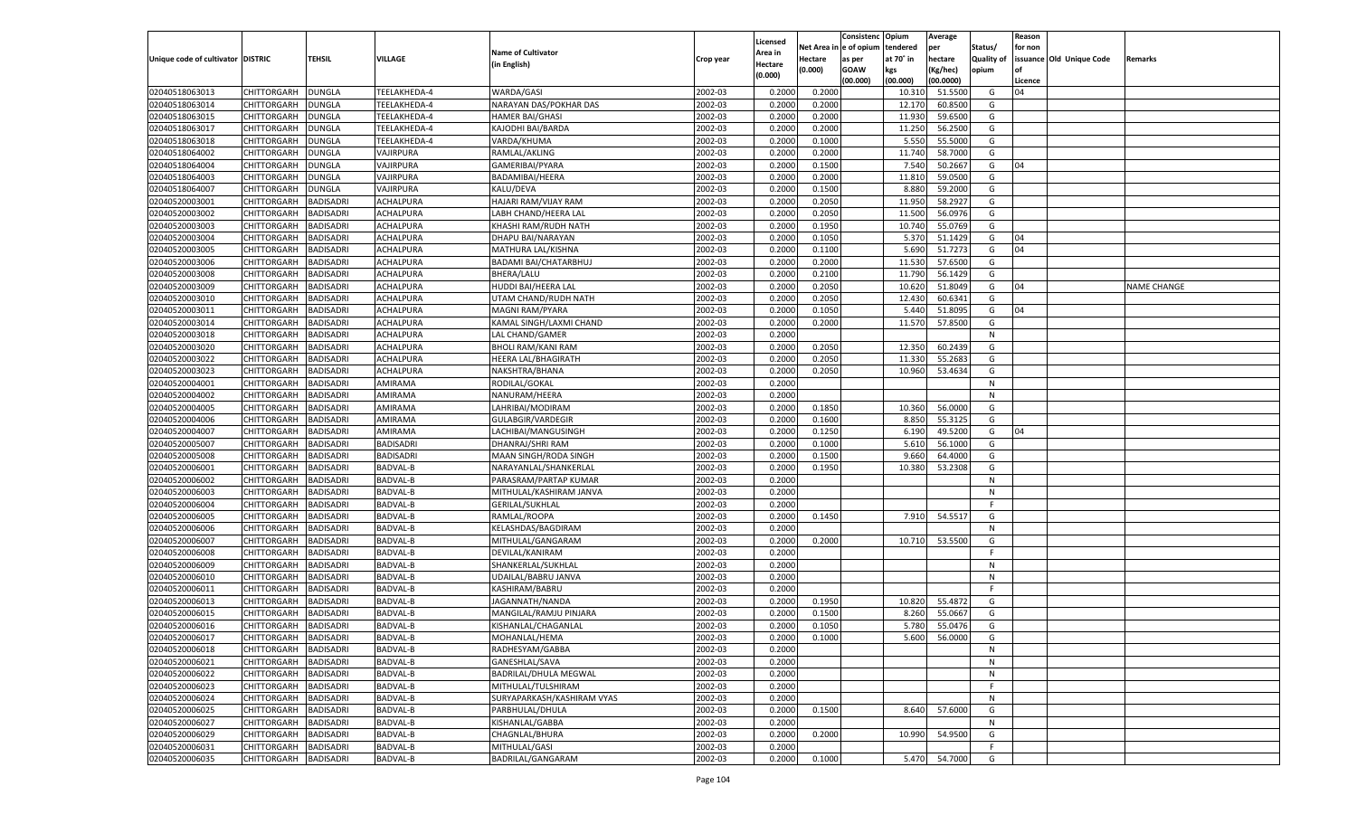| Unique code of cultivator | DISTRIC | TEHSIL | VILLAGE | Name of Cultivator (in English) | Crop year | Licensed Area in Hectare (0.000) | Net Area in Hectare (0.000) | Consistenc e of opium as per GOAW (00.000) | Opium tendered at 70° in kgs (00.000) | Average per hectare (Kg/hec) (00.0000) | Status/ Quality of opium | Reason for non issuance of Licence | Old Unique Code | Remarks |
|---|---|---|---|---|---|---|---|---|---|---|---|---|---|---|
| 02040518063013 | CHITTORGARH | DUNGLA | TEELAKHEDA-4 | WARDA/GASI | 2002-03 | 0.2000 | 0.2000 | | 10.310 | 51.5500 | G | 04 | | |
| 02040518063014 | CHITTORGARH | DUNGLA | TEELAKHEDA-4 | NARAYAN DAS/POKHAR DAS | 2002-03 | 0.2000 | 0.2000 | | 12.170 | 60.8500 | G | | | |
| 02040518063015 | CHITTORGARH | DUNGLA | TEELAKHEDA-4 | HAMER BAI/GHASI | 2002-03 | 0.2000 | 0.2000 | | 11.930 | 59.6500 | G | | | |
| 02040518063017 | CHITTORGARH | DUNGLA | TEELAKHEDA-4 | KAJODHI BAI/BARDA | 2002-03 | 0.2000 | 0.2000 | | 11.250 | 56.2500 | G | | | |
| 02040518063018 | CHITTORGARH | DUNGLA | TEELAKHEDA-4 | VARDA/KHUMA | 2002-03 | 0.2000 | 0.1000 | | 5.550 | 55.5000 | G | | | |
| 02040518064002 | CHITTORGARH | DUNGLA | VAJIRPURA | RAMLAL/AKLING | 2002-03 | 0.2000 | 0.2000 | | 11.740 | 58.7000 | G | | | |
| 02040518064004 | CHITTORGARH | DUNGLA | VAJIRPURA | GAMERIBAI/PYARA | 2002-03 | 0.2000 | 0.1500 | | 7.540 | 50.2667 | G | 04 | | |
| 02040518064003 | CHITTORGARH | DUNGLA | VAJIRPURA | BADAMIBAI/HEERA | 2002-03 | 0.2000 | 0.2000 | | 11.810 | 59.0500 | G | | | |
| 02040518064007 | CHITTORGARH | DUNGLA | VAJIRPURA | KALU/DEVA | 2002-03 | 0.2000 | 0.1500 | | 8.880 | 59.2000 | G | | | |
| 02040520003001 | CHITTORGARH | BADISADRI | ACHALPURA | HAJARI RAM/VIJAY RAM | 2002-03 | 0.2000 | 0.2050 | | 11.950 | 58.2927 | G | | | |
| 02040520003002 | CHITTORGARH | BADISADRI | ACHALPURA | LABH CHAND/HEERA LAL | 2002-03 | 0.2000 | 0.2050 | | 11.500 | 56.0976 | G | | | |
| 02040520003003 | CHITTORGARH | BADISADRI | ACHALPURA | KHASHI RAM/RUDH NATH | 2002-03 | 0.2000 | 0.1950 | | 10.740 | 55.0769 | G | | | |
| 02040520003004 | CHITTORGARH | BADISADRI | ACHALPURA | DHAPU BAI/NARAYAN | 2002-03 | 0.2000 | 0.1050 | | 5.370 | 51.1429 | G | 04 | | |
| 02040520003005 | CHITTORGARH | BADISADRI | ACHALPURA | MATHURA LAL/KISHNA | 2002-03 | 0.2000 | 0.1100 | | 5.690 | 51.7273 | G | 04 | | |
| 02040520003006 | CHITTORGARH | BADISADRI | ACHALPURA | BADAMI BAI/CHATARBHUJ | 2002-03 | 0.2000 | 0.2000 | | 11.530 | 57.6500 | G | | | |
| 02040520003008 | CHITTORGARH | BADISADRI | ACHALPURA | BHERA/LALU | 2002-03 | 0.2000 | 0.2100 | | 11.790 | 56.1429 | G | | | |
| 02040520003009 | CHITTORGARH | BADISADRI | ACHALPURA | HUDDI BAI/HEERA LAL | 2002-03 | 0.2000 | 0.2050 | | 10.620 | 51.8049 | G | 04 | | NAME CHANGE |
| 02040520003010 | CHITTORGARH | BADISADRI | ACHALPURA | UTAM CHAND/RUDH NATH | 2002-03 | 0.2000 | 0.2050 | | 12.430 | 60.6341 | G | | | |
| 02040520003011 | CHITTORGARH | BADISADRI | ACHALPURA | MAGNI RAM/PYARA | 2002-03 | 0.2000 | 0.1050 | | 5.440 | 51.8095 | G | 04 | | |
| 02040520003014 | CHITTORGARH | BADISADRI | ACHALPURA | KAMAL SINGH/LAXMI CHAND | 2002-03 | 0.2000 | 0.2000 | | 11.570 | 57.8500 | G | | | |
| 02040520003018 | CHITTORGARH | BADISADRI | ACHALPURA | LAL CHAND/GAMER | 2002-03 | 0.2000 | | | | | N | | | |
| 02040520003020 | CHITTORGARH | BADISADRI | ACHALPURA | BHOLI RAM/KANI RAM | 2002-03 | 0.2000 | 0.2050 | | 12.350 | 60.2439 | G | | | |
| 02040520003022 | CHITTORGARH | BADISADRI | ACHALPURA | HEERA LAL/BHAGIRATH | 2002-03 | 0.2000 | 0.2050 | | 11.330 | 55.2683 | G | | | |
| 02040520003023 | CHITTORGARH | BADISADRI | ACHALPURA | NAKSHTRA/BHANA | 2002-03 | 0.2000 | 0.2050 | | 10.960 | 53.4634 | G | | | |
| 02040520004001 | CHITTORGARH | BADISADRI | AMIRAMA | RODILAL/GOKAL | 2002-03 | 0.2000 | | | | | N | | | |
| 02040520004002 | CHITTORGARH | BADISADRI | AMIRAMA | NANURAM/HEERA | 2002-03 | 0.2000 | | | | | N | | | |
| 02040520004005 | CHITTORGARH | BADISADRI | AMIRAMA | LAHRIBAI/MODIRAM | 2002-03 | 0.2000 | 0.1850 | | 10.360 | 56.0000 | G | | | |
| 02040520004006 | CHITTORGARH | BADISADRI | AMIRAMA | GULABGIR/VARDEGIR | 2002-03 | 0.2000 | 0.1600 | | 8.850 | 55.3125 | G | | | |
| 02040520004007 | CHITTORGARH | BADISADRI | AMIRAMA | LACHIBAI/MANGUSINGH | 2002-03 | 0.2000 | 0.1250 | | 6.190 | 49.5200 | G | 04 | | |
| 02040520005007 | CHITTORGARH | BADISADRI | BADISADRI | DHANRAJ/SHRI RAM | 2002-03 | 0.2000 | 0.1000 | | 5.610 | 56.1000 | G | | | |
| 02040520005008 | CHITTORGARH | BADISADRI | BADISADRI | MAAN SINGH/RODA SINGH | 2002-03 | 0.2000 | 0.1500 | | 9.660 | 64.4000 | G | | | |
| 02040520006001 | CHITTORGARH | BADISADRI | BADVAL-B | NARAYANLAL/SHANKERLAL | 2002-03 | 0.2000 | 0.1950 | | 10.380 | 53.2308 | G | | | |
| 02040520006002 | CHITTORGARH | BADISADRI | BADVAL-B | PARASRAM/PARTAP KUMAR | 2002-03 | 0.2000 | | | | | N | | | |
| 02040520006003 | CHITTORGARH | BADISADRI | BADVAL-B | MITHULAL/KASHIRAM JANVA | 2002-03 | 0.2000 | | | | | N | | | |
| 02040520006004 | CHITTORGARH | BADISADRI | BADVAL-B | GERILAL/SUKHLAL | 2002-03 | 0.2000 | | | | | F | | | |
| 02040520006005 | CHITTORGARH | BADISADRI | BADVAL-B | RAMLAL/ROOPA | 2002-03 | 0.2000 | 0.1450 | | 7.910 | 54.5517 | G | | | |
| 02040520006006 | CHITTORGARH | BADISADRI | BADVAL-B | KELASHDAS/BAGDIRAM | 2002-03 | 0.2000 | | | | | N | | | |
| 02040520006007 | CHITTORGARH | BADISADRI | BADVAL-B | MITHULAL/GANGARAM | 2002-03 | 0.2000 | 0.2000 | | 10.710 | 53.5500 | G | | | |
| 02040520006008 | CHITTORGARH | BADISADRI | BADVAL-B | DEVILAL/KANIRAM | 2002-03 | 0.2000 | | | | | F | | | |
| 02040520006009 | CHITTORGARH | BADISADRI | BADVAL-B | SHANKERLAL/SUKHLAL | 2002-03 | 0.2000 | | | | | N | | | |
| 02040520006010 | CHITTORGARH | BADISADRI | BADVAL-B | UDAILAL/BABRU JANVA | 2002-03 | 0.2000 | | | | | N | | | |
| 02040520006011 | CHITTORGARH | BADISADRI | BADVAL-B | KASHIRAM/BABRU | 2002-03 | 0.2000 | | | | | F | | | |
| 02040520006013 | CHITTORGARH | BADISADRI | BADVAL-B | JAGANNATH/NANDA | 2002-03 | 0.2000 | 0.1950 | | 10.820 | 55.4872 | G | | | |
| 02040520006015 | CHITTORGARH | BADISADRI | BADVAL-B | MANGILAL/RAMJU PINJARA | 2002-03 | 0.2000 | 0.1500 | | 8.260 | 55.0667 | G | | | |
| 02040520006016 | CHITTORGARH | BADISADRI | BADVAL-B | KISHANLAL/CHAGANLAL | 2002-03 | 0.2000 | 0.1050 | | 5.780 | 55.0476 | G | | | |
| 02040520006017 | CHITTORGARH | BADISADRI | BADVAL-B | MOHANLAL/HEMA | 2002-03 | 0.2000 | 0.1000 | | 5.600 | 56.0000 | G | | | |
| 02040520006018 | CHITTORGARH | BADISADRI | BADVAL-B | RADHESYAM/GABBA | 2002-03 | 0.2000 | | | | | N | | | |
| 02040520006021 | CHITTORGARH | BADISADRI | BADVAL-B | GANESHLAL/SAVA | 2002-03 | 0.2000 | | | | | N | | | |
| 02040520006022 | CHITTORGARH | BADISADRI | BADVAL-B | BADRILAL/DHULA MEGWAL | 2002-03 | 0.2000 | | | | | N | | | |
| 02040520006023 | CHITTORGARH | BADISADRI | BADVAL-B | MITHULAL/TULSHIRAM | 2002-03 | 0.2000 | | | | | F | | | |
| 02040520006024 | CHITTORGARH | BADISADRI | BADVAL-B | SURYAPARKASH/KASHIRAM VYAS | 2002-03 | 0.2000 | | | | | N | | | |
| 02040520006025 | CHITTORGARH | BADISADRI | BADVAL-B | PARBHULAL/DHULA | 2002-03 | 0.2000 | 0.1500 | | 8.640 | 57.6000 | G | | | |
| 02040520006027 | CHITTORGARH | BADISADRI | BADVAL-B | KISHANLAL/GABBA | 2002-03 | 0.2000 | | | | | N | | | |
| 02040520006029 | CHITTORGARH | BADISADRI | BADVAL-B | CHAGNLAL/BHURA | 2002-03 | 0.2000 | 0.2000 | | 10.990 | 54.9500 | G | | | |
| 02040520006031 | CHITTORGARH | BADISADRI | BADVAL-B | MITHULAL/GASI | 2002-03 | 0.2000 | | | | | F | | | |
| 02040520006035 | CHITTORGARH | BADISADRI | BADVAL-B | BADRILAL/GANGARAM | 2002-03 | 0.2000 | 0.1000 | | 5.470 | 54.7000 | G | | | |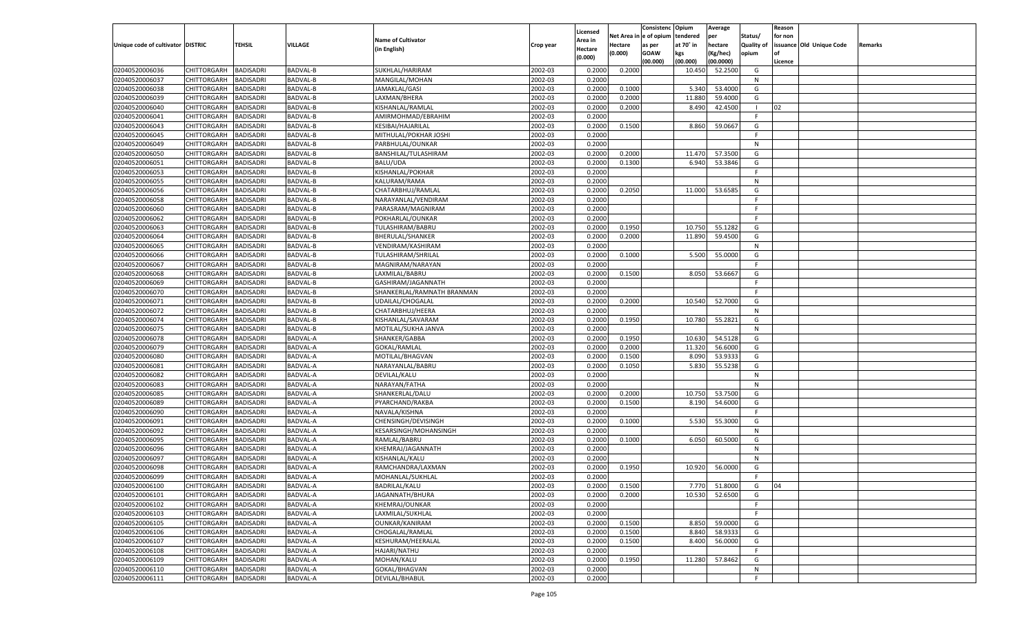| Unique code of cultivator | DISTRIC | TEHSIL | VILLAGE | Name of Cultivator (in English) | Crop year | Licensed Area in Hectare (0.000) | Net Area in Hectare (0.000) | Consistenc e of opium as per GOAW (00.000) | Opium tendered at 70° in kgs (00.000) | Average per hectare (Kg/hec) (00.0000) | Status/ Quality of opium | Reason for non issuance of Licence | Old Unique Code | Remarks |
|---|---|---|---|---|---|---|---|---|---|---|---|---|---|---|
| 02040520006036 | CHITTORGARH | BADISADRI | BADVAL-B | SUKHLAL/HARIRAM | 2002-03 | 0.2000 | 0.2000 | | 10.450 | 52.2500 | G | | | |
| 02040520006037 | CHITTORGARH | BADISADRI | BADVAL-B | MANGILAL/MOHAN | 2002-03 | 0.2000 | | | | | N | | | |
| 02040520006038 | CHITTORGARH | BADISADRI | BADVAL-B | JAMAKLAL/GASI | 2002-03 | 0.2000 | 0.1000 | | 5.340 | 53.4000 | G | | | |
| 02040520006039 | CHITTORGARH | BADISADRI | BADVAL-B | LAXMAN/BHERA | 2002-03 | 0.2000 | 0.2000 | | 11.880 | 59.4000 | G | | | |
| 02040520006040 | CHITTORGARH | BADISADRI | BADVAL-B | KISHANLAL/RAMLAL | 2002-03 | 0.2000 | 0.2000 | | 8.490 | 42.4500 | I | 02 | | |
| 02040520006041 | CHITTORGARH | BADISADRI | BADVAL-B | AMIRMOHMAD/EBRAHIM | 2002-03 | 0.2000 | | | | | F | | | |
| 02040520006043 | CHITTORGARH | BADISADRI | BADVAL-B | KESIBAI/HAJARILAL | 2002-03 | 0.2000 | 0.1500 | | 8.860 | 59.0667 | G | | | |
| 02040520006045 | CHITTORGARH | BADISADRI | BADVAL-B | MITHULAL/POKHAR JOSHI | 2002-03 | 0.2000 | | | | | F | | | |
| 02040520006049 | CHITTORGARH | BADISADRI | BADVAL-B | PARBHULAL/OUNKAR | 2002-03 | 0.2000 | | | | | N | | | |
| 02040520006050 | CHITTORGARH | BADISADRI | BADVAL-B | BANSHILAL/TULASHIRAM | 2002-03 | 0.2000 | 0.2000 | | 11.470 | 57.3500 | G | | | |
| 02040520006051 | CHITTORGARH | BADISADRI | BADVAL-B | BALU/UDA | 2002-03 | 0.2000 | 0.1300 | | 6.940 | 53.3846 | G | | | |
| 02040520006053 | CHITTORGARH | BADISADRI | BADVAL-B | KISHANLAL/POKHAR | 2002-03 | 0.2000 | | | | | F | | | |
| 02040520006055 | CHITTORGARH | BADISADRI | BADVAL-B | KALURAM/RAMA | 2002-03 | 0.2000 | | | | | N | | | |
| 02040520006056 | CHITTORGARH | BADISADRI | BADVAL-B | CHATARBHUJ/RAMLAL | 2002-03 | 0.2000 | 0.2050 | | 11.000 | 53.6585 | G | | | |
| 02040520006058 | CHITTORGARH | BADISADRI | BADVAL-B | NARAYANLAL/VENDIRAM | 2002-03 | 0.2000 | | | | | F | | | |
| 02040520006060 | CHITTORGARH | BADISADRI | BADVAL-B | PARASRAM/MAGNIRAM | 2002-03 | 0.2000 | | | | | F | | | |
| 02040520006062 | CHITTORGARH | BADISADRI | BADVAL-B | POKHARLAL/OUNKAR | 2002-03 | 0.2000 | | | | | F | | | |
| 02040520006063 | CHITTORGARH | BADISADRI | BADVAL-B | TULASHIRAM/BABRU | 2002-03 | 0.2000 | 0.1950 | | 10.750 | 55.1282 | G | | | |
| 02040520006064 | CHITTORGARH | BADISADRI | BADVAL-B | BHERULAL/SHANKER | 2002-03 | 0.2000 | 0.2000 | | 11.890 | 59.4500 | G | | | |
| 02040520006065 | CHITTORGARH | BADISADRI | BADVAL-B | VENDIRAM/KASHIRAM | 2002-03 | 0.2000 | | | | | N | | | |
| 02040520006066 | CHITTORGARH | BADISADRI | BADVAL-B | TULASHIRAM/SHRILAL | 2002-03 | 0.2000 | 0.1000 | | 5.500 | 55.0000 | G | | | |
| 02040520006067 | CHITTORGARH | BADISADRI | BADVAL-B | MAGNIRAM/NARAYAN | 2002-03 | 0.2000 | | | | | F | | | |
| 02040520006068 | CHITTORGARH | BADISADRI | BADVAL-B | LAXMILAL/BABRU | 2002-03 | 0.2000 | 0.1500 | | 8.050 | 53.6667 | G | | | |
| 02040520006069 | CHITTORGARH | BADISADRI | BADVAL-B | GASHIRAM/JAGANNATH | 2002-03 | 0.2000 | | | | | F | | | |
| 02040520006070 | CHITTORGARH | BADISADRI | BADVAL-B | SHANKERLAL/RAMNATH BRANMAN | 2002-03 | 0.2000 | | | | | F | | | |
| 02040520006071 | CHITTORGARH | BADISADRI | BADVAL-B | UDAILAL/CHOGALAL | 2002-03 | 0.2000 | 0.2000 | | 10.540 | 52.7000 | G | | | |
| 02040520006072 | CHITTORGARH | BADISADRI | BADVAL-B | CHATARBHUJ/HEERA | 2002-03 | 0.2000 | | | | | N | | | |
| 02040520006074 | CHITTORGARH | BADISADRI | BADVAL-B | KISHANLAL/SAVARAM | 2002-03 | 0.2000 | 0.1950 | | 10.780 | 55.2821 | G | | | |
| 02040520006075 | CHITTORGARH | BADISADRI | BADVAL-B | MOTILAL/SUKHA JANVA | 2002-03 | 0.2000 | | | | | N | | | |
| 02040520006078 | CHITTORGARH | BADISADRI | BADVAL-A | SHANKER/GABBA | 2002-03 | 0.2000 | 0.1950 | | 10.630 | 54.5128 | G | | | |
| 02040520006079 | CHITTORGARH | BADISADRI | BADVAL-A | GOKAL/RAMLAL | 2002-03 | 0.2000 | 0.2000 | | 11.320 | 56.6000 | G | | | |
| 02040520006080 | CHITTORGARH | BADISADRI | BADVAL-A | MOTILAL/BHAGVAN | 2002-03 | 0.2000 | 0.1500 | | 8.090 | 53.9333 | G | | | |
| 02040520006081 | CHITTORGARH | BADISADRI | BADVAL-A | NARAYANLAL/BABRU | 2002-03 | 0.2000 | 0.1050 | | 5.830 | 55.5238 | G | | | |
| 02040520006082 | CHITTORGARH | BADISADRI | BADVAL-A | DEVILAL/KALU | 2002-03 | 0.2000 | | | | | N | | | |
| 02040520006083 | CHITTORGARH | BADISADRI | BADVAL-A | NARAYAN/FATHA | 2002-03 | 0.2000 | | | | | N | | | |
| 02040520006085 | CHITTORGARH | BADISADRI | BADVAL-A | SHANKERLAL/DALU | 2002-03 | 0.2000 | 0.2000 | | 10.750 | 53.7500 | G | | | |
| 02040520006089 | CHITTORGARH | BADISADRI | BADVAL-A | PYARCHAND/RAKBA | 2002-03 | 0.2000 | 0.1500 | | 8.190 | 54.6000 | G | | | |
| 02040520006090 | CHITTORGARH | BADISADRI | BADVAL-A | NAVALA/KISHNA | 2002-03 | 0.2000 | | | | | F | | | |
| 02040520006091 | CHITTORGARH | BADISADRI | BADVAL-A | CHENSINGH/DEVISINGH | 2002-03 | 0.2000 | 0.1000 | | 5.530 | 55.3000 | G | | | |
| 02040520006092 | CHITTORGARH | BADISADRI | BADVAL-A | KESARSINGH/MOHANSINGH | 2002-03 | 0.2000 | | | | | N | | | |
| 02040520006095 | CHITTORGARH | BADISADRI | BADVAL-A | RAMLAL/BABRU | 2002-03 | 0.2000 | 0.1000 | | 6.050 | 60.5000 | G | | | |
| 02040520006096 | CHITTORGARH | BADISADRI | BADVAL-A | KHEMRAJ/JAGANNATH | 2002-03 | 0.2000 | | | | | N | | | |
| 02040520006097 | CHITTORGARH | BADISADRI | BADVAL-A | KISHANLAL/KALU | 2002-03 | 0.2000 | | | | | N | | | |
| 02040520006098 | CHITTORGARH | BADISADRI | BADVAL-A | RAMCHANDRA/LAXMAN | 2002-03 | 0.2000 | 0.1950 | | 10.920 | 56.0000 | G | | | |
| 02040520006099 | CHITTORGARH | BADISADRI | BADVAL-A | MOHANLAL/SUKHLAL | 2002-03 | 0.2000 | | | | | F | | | |
| 02040520006100 | CHITTORGARH | BADISADRI | BADVAL-A | BADRILAL/KALU | 2002-03 | 0.2000 | 0.1500 | | 7.770 | 51.8000 | G | 04 | | |
| 02040520006101 | CHITTORGARH | BADISADRI | BADVAL-A | JAGANNATH/BHURA | 2002-03 | 0.2000 | 0.2000 | | 10.530 | 52.6500 | G | | | |
| 02040520006102 | CHITTORGARH | BADISADRI | BADVAL-A | KHEMRAJ/OUNKAR | 2002-03 | 0.2000 | | | | | F | | | |
| 02040520006103 | CHITTORGARH | BADISADRI | BADVAL-A | LAXMILAL/SUKHLAL | 2002-03 | 0.2000 | | | | | F | | | |
| 02040520006105 | CHITTORGARH | BADISADRI | BADVAL-A | OUNKAR/KANIRAM | 2002-03 | 0.2000 | 0.1500 | | 8.850 | 59.0000 | G | | | |
| 02040520006106 | CHITTORGARH | BADISADRI | BADVAL-A | CHOGALAL/RAMLAL | 2002-03 | 0.2000 | 0.1500 | | 8.840 | 58.9333 | G | | | |
| 02040520006107 | CHITTORGARH | BADISADRI | BADVAL-A | KESHURAM/HEERALAL | 2002-03 | 0.2000 | 0.1500 | | 8.400 | 56.0000 | G | | | |
| 02040520006108 | CHITTORGARH | BADISADRI | BADVAL-A | HAJARI/NATHU | 2002-03 | 0.2000 | | | | | F | | | |
| 02040520006109 | CHITTORGARH | BADISADRI | BADVAL-A | MOHAN/KALU | 2002-03 | 0.2000 | 0.1950 | | 11.280 | 57.8462 | G | | | |
| 02040520006110 | CHITTORGARH | BADISADRI | BADVAL-A | GOKAL/BHAGVAN | 2002-03 | 0.2000 | | | | | N | | | |
| 02040520006111 | CHITTORGARH | BADISADRI | BADVAL-A | DEVILAL/BHABUL | 2002-03 | 0.2000 | | | | | F | | | |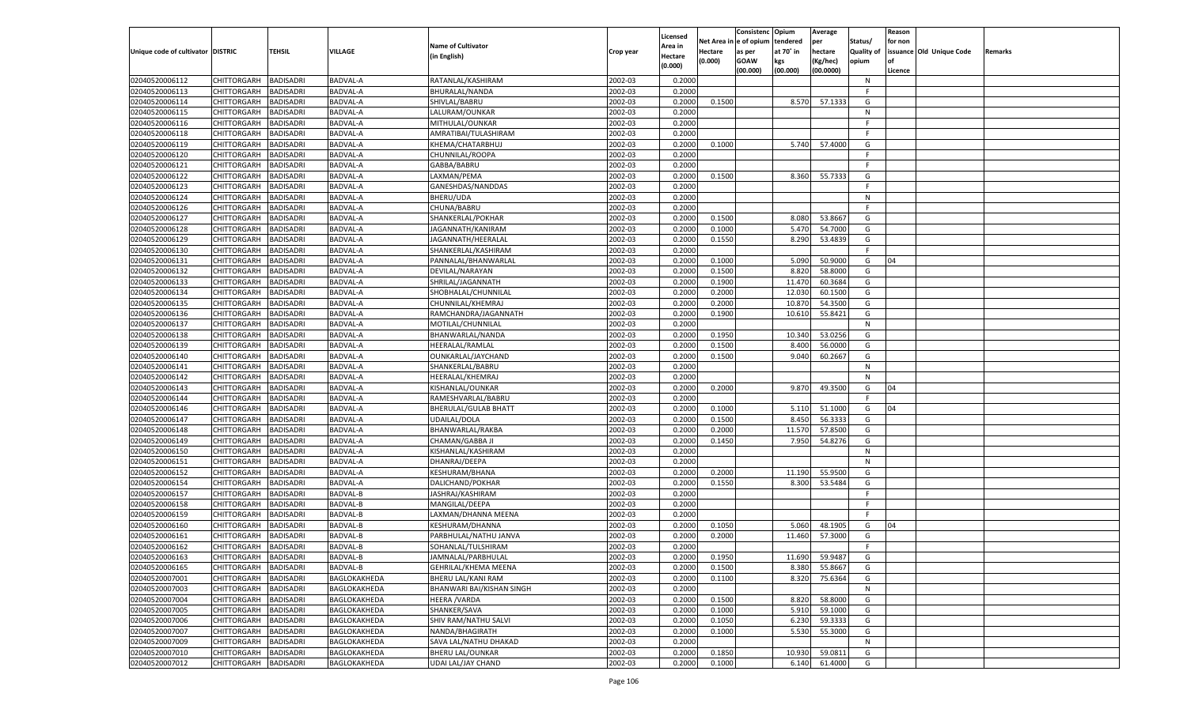| Unique code of cultivator | DISTRIC | TEHSIL | VILLAGE | Name of Cultivator (in English) | Crop year | Licensed Area in Hectare (0.000) | Net Area in Hectare (0.000) | Consistenc e of opium as per GOAW (00.000) | Opium tendered at 70° in kgs (00.000) | Average per hectare (Kg/hec) (00.0000) | Status/ Quality of opium | Reason for non issuance of Licence | Old Unique Code | Remarks |
|---|---|---|---|---|---|---|---|---|---|---|---|---|---|---|
| 02040520006112 | CHITTORGARH | BADISADRI | BADVAL-A | RATANLAL/KASHIRAM | 2002-03 | 0.2000 | | | | | N | | | |
| 02040520006113 | CHITTORGARH | BADISADRI | BADVAL-A | BHURALAL/NANDA | 2002-03 | 0.2000 | | | | | F | | | |
| 02040520006114 | CHITTORGARH | BADISADRI | BADVAL-A | SHIVLAL/BABRU | 2002-03 | 0.2000 | 0.1500 | | 8.570 | 57.1333 | G | | | |
| 02040520006115 | CHITTORGARH | BADISADRI | BADVAL-A | LALURAM/OUNKAR | 2002-03 | 0.2000 | | | | | N | | | |
| 02040520006116 | CHITTORGARH | BADISADRI | BADVAL-A | MITHULAL/OUNKAR | 2002-03 | 0.2000 | | | | | F | | | |
| 02040520006118 | CHITTORGARH | BADISADRI | BADVAL-A | AMRATIBAI/TULASHIRAM | 2002-03 | 0.2000 | | | | | F | | | |
| 02040520006119 | CHITTORGARH | BADISADRI | BADVAL-A | KHEMA/CHATARBHUJ | 2002-03 | 0.2000 | 0.1000 | | 5.740 | 57.4000 | G | | | |
| 02040520006120 | CHITTORGARH | BADISADRI | BADVAL-A | CHUNNILAL/ROOPA | 2002-03 | 0.2000 | | | | | F | | | |
| 02040520006121 | CHITTORGARH | BADISADRI | BADVAL-A | GABBA/BABRU | 2002-03 | 0.2000 | | | | | F | | | |
| 02040520006122 | CHITTORGARH | BADISADRI | BADVAL-A | LAXMAN/PEMA | 2002-03 | 0.2000 | 0.1500 | | 8.360 | 55.7333 | G | | | |
| 02040520006123 | CHITTORGARH | BADISADRI | BADVAL-A | GANESHDAS/NANDDAS | 2002-03 | 0.2000 | | | | | F | | | |
| 02040520006124 | CHITTORGARH | BADISADRI | BADVAL-A | BHERU/UDA | 2002-03 | 0.2000 | | | | | N | | | |
| 02040520006126 | CHITTORGARH | BADISADRI | BADVAL-A | CHUNA/BABRU | 2002-03 | 0.2000 | | | | | F | | | |
| 02040520006127 | CHITTORGARH | BADISADRI | BADVAL-A | SHANKERLAL/POKHAR | 2002-03 | 0.2000 | 0.1500 | | 8.080 | 53.8667 | G | | | |
| 02040520006128 | CHITTORGARH | BADISADRI | BADVAL-A | JAGANNATH/KANIRAM | 2002-03 | 0.2000 | 0.1000 | | 5.470 | 54.7000 | G | | | |
| 02040520006129 | CHITTORGARH | BADISADRI | BADVAL-A | JAGANNATH/HEERALAL | 2002-03 | 0.2000 | 0.1550 | | 8.290 | 53.4839 | G | | | |
| 02040520006130 | CHITTORGARH | BADISADRI | BADVAL-A | SHANKERLAL/KASHIRAM | 2002-03 | 0.2000 | | | | | F | | | |
| 02040520006131 | CHITTORGARH | BADISADRI | BADVAL-A | PANNALAL/BHANWARLAL | 2002-03 | 0.2000 | 0.1000 | | 5.090 | 50.9000 | G | 04 | | |
| 02040520006132 | CHITTORGARH | BADISADRI | BADVAL-A | DEVILAL/NARAYAN | 2002-03 | 0.2000 | 0.1500 | | 8.820 | 58.8000 | G | | | |
| 02040520006133 | CHITTORGARH | BADISADRI | BADVAL-A | SHRILAL/JAGANNATH | 2002-03 | 0.2000 | 0.1900 | | 11.470 | 60.3684 | G | | | |
| 02040520006134 | CHITTORGARH | BADISADRI | BADVAL-A | SHOBHALAL/CHUNNILAL | 2002-03 | 0.2000 | 0.2000 | | 12.030 | 60.1500 | G | | | |
| 02040520006135 | CHITTORGARH | BADISADRI | BADVAL-A | CHUNNILAL/KHEMRAJ | 2002-03 | 0.2000 | 0.2000 | | 10.870 | 54.3500 | G | | | |
| 02040520006136 | CHITTORGARH | BADISADRI | BADVAL-A | RAMCHANDRA/JAGANNATH | 2002-03 | 0.2000 | 0.1900 | | 10.610 | 55.8421 | G | | | |
| 02040520006137 | CHITTORGARH | BADISADRI | BADVAL-A | MOTILAL/CHUNNILAL | 2002-03 | 0.2000 | | | | | N | | | |
| 02040520006138 | CHITTORGARH | BADISADRI | BADVAL-A | BHANWARLAL/NANDA | 2002-03 | 0.2000 | 0.1950 | | 10.340 | 53.0256 | G | | | |
| 02040520006139 | CHITTORGARH | BADISADRI | BADVAL-A | HEERALAL/RAMLAL | 2002-03 | 0.2000 | 0.1500 | | 8.400 | 56.0000 | G | | | |
| 02040520006140 | CHITTORGARH | BADISADRI | BADVAL-A | OUNKARLAL/JAYCHAND | 2002-03 | 0.2000 | 0.1500 | | 9.040 | 60.2667 | G | | | |
| 02040520006141 | CHITTORGARH | BADISADRI | BADVAL-A | SHANKERLAL/BABRU | 2002-03 | 0.2000 | | | | | N | | | |
| 02040520006142 | CHITTORGARH | BADISADRI | BADVAL-A | HEERALAL/KHEMRAJ | 2002-03 | 0.2000 | | | | | N | | | |
| 02040520006143 | CHITTORGARH | BADISADRI | BADVAL-A | KISHANLAL/OUNKAR | 2002-03 | 0.2000 | 0.2000 | | 9.870 | 49.3500 | G | 04 | | |
| 02040520006144 | CHITTORGARH | BADISADRI | BADVAL-A | RAMESHVARLAL/BABRU | 2002-03 | 0.2000 | | | | | F | | | |
| 02040520006146 | CHITTORGARH | BADISADRI | BADVAL-A | BHERULAL/GULAB BHATT | 2002-03 | 0.2000 | 0.1000 | | 5.110 | 51.1000 | G | 04 | | |
| 02040520006147 | CHITTORGARH | BADISADRI | BADVAL-A | UDAILAL/DOLA | 2002-03 | 0.2000 | 0.1500 | | 8.450 | 56.3333 | G | | | |
| 02040520006148 | CHITTORGARH | BADISADRI | BADVAL-A | BHANWARLAL/RAKBA | 2002-03 | 0.2000 | 0.2000 | | 11.570 | 57.8500 | G | | | |
| 02040520006149 | CHITTORGARH | BADISADRI | BADVAL-A | CHAMAN/GABBA JI | 2002-03 | 0.2000 | 0.1450 | | 7.950 | 54.8276 | G | | | |
| 02040520006150 | CHITTORGARH | BADISADRI | BADVAL-A | KISHANLAL/KASHIRAM | 2002-03 | 0.2000 | | | | | N | | | |
| 02040520006151 | CHITTORGARH | BADISADRI | BADVAL-A | DHANRAJ/DEEPA | 2002-03 | 0.2000 | | | | | N | | | |
| 02040520006152 | CHITTORGARH | BADISADRI | BADVAL-A | KESHURAM/BHANA | 2002-03 | 0.2000 | 0.2000 | | 11.190 | 55.9500 | G | | | |
| 02040520006154 | CHITTORGARH | BADISADRI | BADVAL-A | DALICHAND/POKHAR | 2002-03 | 0.2000 | 0.1550 | | 8.300 | 53.5484 | G | | | |
| 02040520006157 | CHITTORGARH | BADISADRI | BADVAL-B | JASHRAJ/KASHIRAM | 2002-03 | 0.2000 | | | | | F | | | |
| 02040520006158 | CHITTORGARH | BADISADRI | BADVAL-B | MANGILAL/DEEPA | 2002-03 | 0.2000 | | | | | F | | | |
| 02040520006159 | CHITTORGARH | BADISADRI | BADVAL-B | LAXMAN/DHANNA MEENA | 2002-03 | 0.2000 | | | | | F | | | |
| 02040520006160 | CHITTORGARH | BADISADRI | BADVAL-B | KESHURAM/DHANNA | 2002-03 | 0.2000 | 0.1050 | | 5.060 | 48.1905 | G | 04 | | |
| 02040520006161 | CHITTORGARH | BADISADRI | BADVAL-B | PARBHULAL/NATHU JANVA | 2002-03 | 0.2000 | 0.2000 | | 11.460 | 57.3000 | G | | | |
| 02040520006162 | CHITTORGARH | BADISADRI | BADVAL-B | SOHANLAL/TULSHIRAM | 2002-03 | 0.2000 | | | | | F | | | |
| 02040520006163 | CHITTORGARH | BADISADRI | BADVAL-B | JAMNALAL/PARBHULAL | 2002-03 | 0.2000 | 0.1950 | | 11.690 | 59.9487 | G | | | |
| 02040520006165 | CHITTORGARH | BADISADRI | BADVAL-B | GEHRILAL/KHEMA MEENA | 2002-03 | 0.2000 | 0.1500 | | 8.380 | 55.8667 | G | | | |
| 02040520007001 | CHITTORGARH | BADISADRI | BAGLOKAKHEDA | BHERU LAL/KANI RAM | 2002-03 | 0.2000 | 0.1100 | | 8.320 | 75.6364 | G | | | |
| 02040520007003 | CHITTORGARH | BADISADRI | BAGLOKAKHEDA | BHANWARI BAI/KISHAN SINGH | 2002-03 | 0.2000 | | | | | N | | | |
| 02040520007004 | CHITTORGARH | BADISADRI | BAGLOKAKHEDA | HEERA /VARDA | 2002-03 | 0.2000 | 0.1500 | | 8.820 | 58.8000 | G | | | |
| 02040520007005 | CHITTORGARH | BADISADRI | BAGLOKAKHEDA | SHANKER/SAVA | 2002-03 | 0.2000 | 0.1000 | | 5.910 | 59.1000 | G | | | |
| 02040520007006 | CHITTORGARH | BADISADRI | BAGLOKAKHEDA | SHIV RAM/NATHU SALVI | 2002-03 | 0.2000 | 0.1050 | | 6.230 | 59.3333 | G | | | |
| 02040520007007 | CHITTORGARH | BADISADRI | BAGLOKAKHEDA | NANDA/BHAGIRATH | 2002-03 | 0.2000 | 0.1000 | | 5.530 | 55.3000 | G | | | |
| 02040520007009 | CHITTORGARH | BADISADRI | BAGLOKAKHEDA | SAVA LAL/NATHU DHAKAD | 2002-03 | 0.2000 | | | | | N | | | |
| 02040520007010 | CHITTORGARH | BADISADRI | BAGLOKAKHEDA | BHERU LAL/OUNKAR | 2002-03 | 0.2000 | 0.1850 | | 10.930 | 59.0811 | G | | | |
| 02040520007012 | CHITTORGARH | BADISADRI | BAGLOKAKHEDA | UDAI LAL/JAY CHAND | 2002-03 | 0.2000 | 0.1000 | | 6.140 | 61.4000 | G | | | |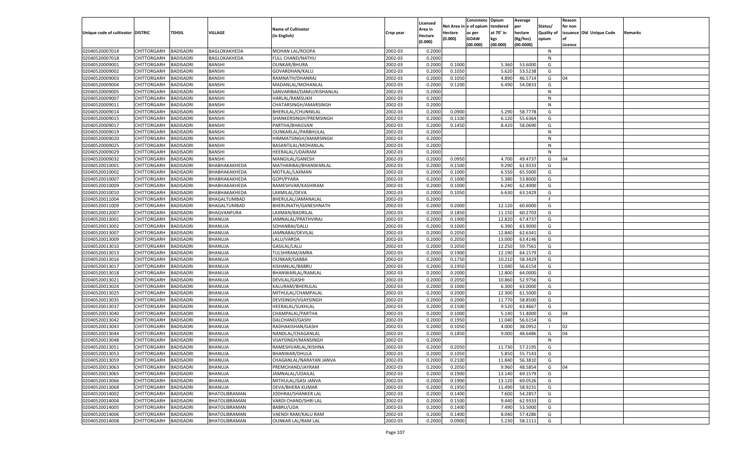| Unique code of cultivator | DISTRIC | TEHSIL | VILLAGE | Name of Cultivator (in English) | Crop year | Licensed Area in Hectare (0.000) | Net Area in Hectare (0.000) | Consistenc e of opium as per GOAW (00.000) | Opium tendered at 70° in kgs (00.000) | Average per hectare (Kg/hec) (00.0000) | Status/ Quality of opium | Reason for non issuance of Licence | Old Unique Code | Remarks |
|---|---|---|---|---|---|---|---|---|---|---|---|---|---|---|
| 02040520007014 | CHITTORGARH | BADISADRI | BAGLOKAKHEDA | MOHAN LAL/ROOPA | 2002-03 | 0.2000 | | | | | N | | | |
| 02040520007018 | CHITTORGARH | BADISADRI | BAGLOKAKHEDA | FULL CHAND/NATHU | 2002-03 | 0.2000 | | | | | N | | | |
| 02040520009001 | CHITTORGARH | BADISADRI | BANSHI | OUNKAR/BHURA | 2002-03 | 0.2000 | 0.1000 | | 5.360 | 53.6000 | G | | | |
| 02040520009002 | CHITTORGARH | BADISADRI | BANSHI | GOVARDHAN/KALU | 2002-03 | 0.2000 | 0.1050 | | 5.620 | 53.5238 | G | | | |
| 02040520009003 | CHITTORGARH | BADISADRI | BANSHI | RAMNATH/DHANRAJ | 2002-03 | 0.2000 | 0.1050 | | 4.890 | 46.5714 | G | 04 | | |
| 02040520009004 | CHITTORGARH | BADISADRI | BANSHI | MADANLAL/MOHANLAL | 2002-03 | 0.2000 | 0.1200 | | 6.490 | 54.0833 | G | | | |
| 02040520009005 | CHITTORGARH | BADISADRI | BANSHI | SANVARIBAI/DAMU/KISHANLAL | 2002-03 | 0.2000 | | | | | N | | | |
| 02040520009007 | CHITTORGARH | BADISADRI | BANSHI | HARLAL/RAMSUKH | 2002-03 | 0.2000 | | | | | N | | | |
| 02040520009011 | CHITTORGARH | BADISADRI | BANSHI | CHATARSINGH/AMARSINGH | 2002-03 | 0.2000 | | | | | N | | | |
| 02040520009014 | CHITTORGARH | BADISADRI | BANSHI | BHERULAL/CHUNNILAL | 2002-03 | 0.2000 | 0.0900 | | 5.290 | 58.7778 | G | | | |
| 02040520009015 | CHITTORGARH | BADISADRI | BANSHI | SHANKERSINGH/PREMSINGH | 2002-03 | 0.2000 | 0.1100 | | 6.120 | 55.6364 | G | | | |
| 02040520009017 | CHITTORGARH | BADISADRI | BANSHI | PARTHA/BHAGVAN | 2002-03 | 0.2000 | 0.1450 | | 8.420 | 58.0690 | G | | | |
| 02040520009019 | CHITTORGARH | BADISADRI | BANSHI | OUNKARLAL/PARBHULAL | 2002-03 | 0.2000 | | | | | N | | | |
| 02040520009020 | CHITTORGARH | BADISADRI | BANSHI | HIMMATSINGH/AMARSINGH | 2002-03 | 0.2000 | | | | | N | | | |
| 02040520009025 | CHITTORGARH | BADISADRI | BANSHI | BASANTILAL/MOHANLAL | 2002-03 | 0.2000 | | | | | N | | | |
| 02040520009029 | CHITTORGARH | BADISADRI | BANSHI | HEERALAL/UDAIRAM | 2002-03 | 0.2000 | | | | | N | | | |
| 02040520009032 | CHITTORGARH | BADISADRI | BANSHI | MANGILAL/GANESH | 2002-03 | 0.2000 | 0.0950 | | 4.700 | 49.4737 | G | 04 | | |
| 02040520010001 | CHITTORGARH | BADISADRI | BHABHAKAKHEDA | MATHARIBAI/BHANWARLAL | 2002-03 | 0.2000 | 0.1500 | | 9.290 | 61.9333 | G | | | |
| 02040520010002 | CHITTORGARH | BADISADRI | BHABHAKAKHEDA | MOTILAL/LAXMAN | 2002-03 | 0.2000 | 0.1000 | | 6.550 | 65.5000 | G | | | |
| 02040520010007 | CHITTORGARH | BADISADRI | BHABHAKAKHEDA | GOPI/PYARA | 2002-03 | 0.2000 | 0.1000 | | 5.380 | 53.8000 | G | | | |
| 02040520010009 | CHITTORGARH | BADISADRI | BHABHAKAKHEDA | RAMESHVAR/KASHIRAM | 2002-03 | 0.2000 | 0.1000 | | 6.240 | 62.4000 | G | | | |
| 02040520010010 | CHITTORGARH | BADISADRI | BHABHAKAKHEDA | LAXMILAL/DEVA | 2002-03 | 0.2000 | 0.1050 | | 6.630 | 63.1429 | G | | | |
| 02040520011004 | CHITTORGARH | BADISADRI | BHAGALTUMBAD | BHERULAL/JAMANALAL | 2002-03 | 0.2000 | | | | | F | | | |
| 02040520011009 | CHITTORGARH | BADISADRI | BHAGALTUMBAD | BHERUNATH/GANESHNATH | 2002-03 | 0.2000 | 0.2000 | | 12.120 | 60.6000 | G | | | |
| 02040520012007 | CHITTORGARH | BADISADRI | BHAGVANPURA | LAXMAN/BADRILAL | 2002-03 | 0.2000 | 0.1850 | | 11.150 | 60.2703 | G | | | |
| 02040520013001 | CHITTORGARH | BADISADRI | BHANUJA | JAMNALAL/PRATHVIRAJ | 2002-03 | 0.2000 | 0.1900 | | 12.820 | 67.4737 | G | | | |
| 02040520013002 | CHITTORGARH | BADISADRI | BHANUJA | SOHANBAI/DALU | 2002-03 | 0.2000 | 0.1000 | | 6.390 | 63.9000 | G | | | |
| 02040520013007 | CHITTORGARH | BADISADRI | BHANUJA | JAMNABAI/DEVILAL | 2002-03 | 0.2000 | 0.2050 | | 12.840 | 62.6341 | G | | | |
| 02040520013009 | CHITTORGARH | BADISADRI | BHANUJA | LALU/VARDA | 2002-03 | 0.2000 | 0.2050 | | 13.000 | 63.4146 | G | | | |
| 02040520013010 | CHITTORGARH | BADISADRI | BHANUJA | GASILAL/LALU | 2002-03 | 0.2000 | 0.2050 | | 12.250 | 59.7561 | G | | | |
| 02040520013013 | CHITTORGARH | BADISADRI | BHANUJA | TULSHIRAM/AMRA | 2002-03 | 0.2000 | 0.1900 | | 12.190 | 64.1579 | G | | | |
| 02040520013016 | CHITTORGARH | BADISADRI | BHANUJA | OUNKAR/GABBA | 2002-03 | 0.2000 | 0.1750 | | 10.210 | 58.3429 | G | | | |
| 02040520013017 | CHITTORGARH | BADISADRI | BHANUJA | KISHANLAL/BABRU | 2002-03 | 0.2000 | 0.1950 | | 11.040 | 56.6154 | G | | | |
| 02040520013018 | CHITTORGARH | BADISADRI | BHANUJA | BHANWARLAL/RAMLAL | 2002-03 | 0.2000 | 0.2000 | | 12.800 | 64.0000 | G | | | |
| 02040520013021 | CHITTORGARH | BADISADRI | BHANUJA | DEVILAL/GASHI | 2002-03 | 0.2000 | 0.2050 | | 10.860 | 52.9756 | G | | | |
| 02040520013024 | CHITTORGARH | BADISADRI | BHANUJA | KALURAM/BHERULAL | 2002-03 | 0.2000 | 0.1000 | | 6.300 | 63.0000 | G | | | |
| 02040520013025 | CHITTORGARH | BADISADRI | BHANUJA | MITHULAL/CHAMPALAL | 2002-03 | 0.2000 | 0.2000 | | 12.300 | 61.5000 | G | | | |
| 02040520013035 | CHITTORGARH | BADISADRI | BHANUJA | DEVISINGH/VIJAYSINGH | 2002-03 | 0.2000 | 0.2000 | | 11.770 | 58.8500 | G | | | |
| 02040520013037 | CHITTORGARH | BADISADRI | BHANUJA | HEERALAL/SUKHLAL | 2002-03 | 0.2000 | 0.1500 | | 9.520 | 63.4667 | G | | | |
| 02040520013040 | CHITTORGARH | BADISADRI | BHANUJA | CHAMPALAL/PARTHA | 2002-03 | 0.2000 | 0.1000 | | 5.140 | 51.4000 | G | 04 | | |
| 02040520013042 | CHITTORGARH | BADISADRI | BHANUJA | DALCHAND/GASHI | 2002-03 | 0.2000 | 0.1950 | | 11.040 | 56.6154 | G | | | |
| 02040520013043 | CHITTORGARH | BADISADRI | BHANUJA | RADHAKISHAN/GASHI | 2002-03 | 0.2000 | 0.1050 | | 4.000 | 38.0952 | I | 02 | | |
| 02040520013044 | CHITTORGARH | BADISADRI | BHANUJA | NANDLAL/CHAGANLAL | 2002-03 | 0.2000 | 0.1850 | | 9.000 | 48.6486 | G | 04 | | |
| 02040520013048 | CHITTORGARH | BADISADRI | BHANUJA | VIJAYSINGH/MANSINGH | 2002-03 | 0.2000 | | | | | N | | | |
| 02040520013051 | CHITTORGARH | BADISADRI | BHANUJA | RAMESHVARLAL/KISHNA | 2002-03 | 0.2000 | 0.2050 | | 11.730 | 57.2195 | G | | | |
| 02040520013053 | CHITTORGARH | BADISADRI | BHANUJA | BHANWAR/DHULA | 2002-03 | 0.2000 | 0.1050 | | 5.850 | 55.7143 | G | | | |
| 02040520013059 | CHITTORGARH | BADISADRI | BHANUJA | CHAGANLAL/NARAYAN JANVA | 2002-03 | 0.2000 | 0.2100 | | 11.840 | 56.3810 | G | | | |
| 02040520013063 | CHITTORGARH | BADISADRI | BHANUJA | PREMCHAND/JAYRAM | 2002-03 | 0.2000 | 0.2050 | | 9.960 | 48.5854 | G | 04 | | |
| 02040520013065 | CHITTORGARH | BADISADRI | BHANUJA | JAMNALAL/UDAILAL | 2002-03 | 0.2000 | 0.1900 | | 13.140 | 69.1579 | G | | | |
| 02040520013066 | CHITTORGARH | BADISADRI | BHANUJA | MITHULAL/GASI JANVA | 2002-03 | 0.2000 | 0.1900 | | 13.120 | 69.0526 | G | | | |
| 02040520013068 | CHITTORGARH | BADISADRI | BHANUJA | DEVA/BHERA KUMAR | 2002-03 | 0.2000 | 0.1950 | | 11.490 | 58.9231 | G | | | |
| 02040520014002 | CHITTORGARH | BADISADRI | BHATOLIBRAMAN | JODHRAJ/SHANKER LAL | 2002-03 | 0.2000 | 0.1400 | | 7.600 | 54.2857 | G | | | |
| 02040520014004 | CHITTORGARH | BADISADRI | BHATOLIBRAMAN | VARDI CHAND/SHRI LAL | 2002-03 | 0.2000 | 0.1500 | | 9.440 | 62.9333 | G | | | |
| 02040520014005 | CHITTORGARH | BADISADRI | BHATOLIBRAMAN | BABRU/UDA | 2002-03 | 0.2000 | 0.1400 | | 7.490 | 53.5000 | G | | | |
| 02040520014006 | CHITTORGARH | BADISADRI | BHATOLIBRAMAN | VAENDI RAM/KALU RAM | 2002-03 | 0.2000 | 0.1400 | | 8.040 | 57.4286 | G | | | |
| 02040520014008 | CHITTORGARH | BADISADRI | BHATOLIBRAMAN | OUNKAR LAL/RAM LAL | 2002-03 | 0.2000 | 0.0900 | | 5.230 | 58.1111 | G | | | |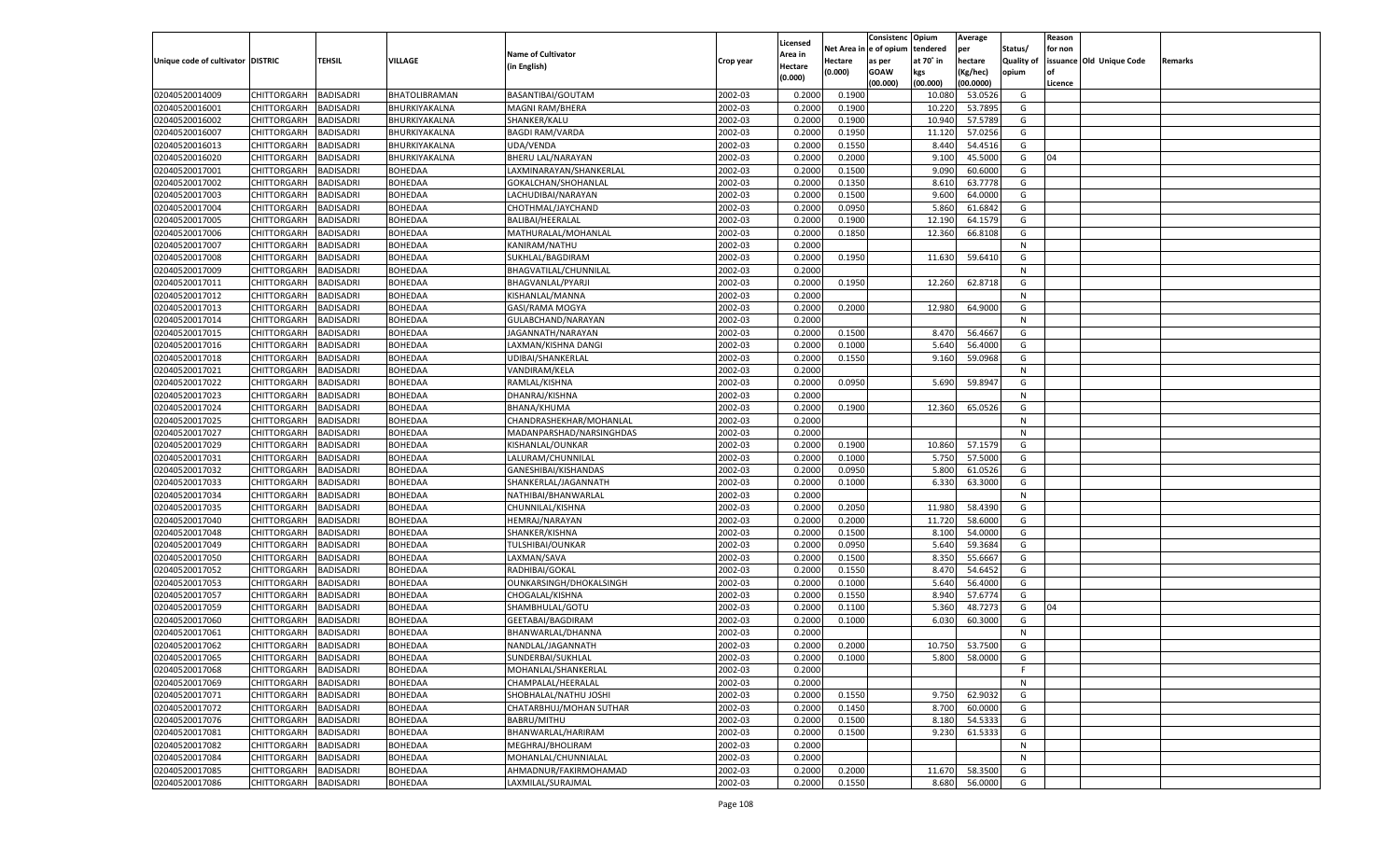| Unique code of cultivator | DISTRIC | TEHSIL | VILLAGE | Name of Cultivator (in English) | Crop year | Licensed Area in Hectare (0.000) | Net Area in Hectare (0.000) | Consistenc e of opium as per GOAW (00.000) | Opium tendered at 70° in kgs (00.000) | Average per hectare (Kg/hec) (00.0000) | Status/ Quality of opium | Reason for non issuance of Licence | Old Unique Code | Remarks |
|---|---|---|---|---|---|---|---|---|---|---|---|---|---|---|
| 02040520014009 | CHITTORGARH | BADISADRI | BHATOLIBRAMAN | BASANTIBAI/GOUTAM | 2002-03 | 0.2000 | 0.1900 | | 10.080 | 53.0526 | G | | | |
| 02040520016001 | CHITTORGARH | BADISADRI | BHURKIYAKALNA | MAGNI RAM/BHERA | 2002-03 | 0.2000 | 0.1900 | | 10.220 | 53.7895 | G | | | |
| 02040520016002 | CHITTORGARH | BADISADRI | BHURKIYAKALNA | SHANKER/KALU | 2002-03 | 0.2000 | 0.1900 | | 10.940 | 57.5789 | G | | | |
| 02040520016007 | CHITTORGARH | BADISADRI | BHURKIYAKALNA | BAGDI RAM/VARDA | 2002-03 | 0.2000 | 0.1950 | | 11.120 | 57.0256 | G | | | |
| 02040520016013 | CHITTORGARH | BADISADRI | BHURKIYAKALNA | UDA/VENDA | 2002-03 | 0.2000 | 0.1550 | | 8.440 | 54.4516 | G | | | |
| 02040520016020 | CHITTORGARH | BADISADRI | BHURKIYAKALNA | BHERU LAL/NARAYAN | 2002-03 | 0.2000 | 0.2000 | | 9.100 | 45.5000 | G | 04 | | |
| 02040520017001 | CHITTORGARH | BADISADRI | BOHEDAA | LAXMINARAYAN/SHANKERLAL | 2002-03 | 0.2000 | 0.1500 | | 9.090 | 60.6000 | G | | | |
| 02040520017002 | CHITTORGARH | BADISADRI | BOHEDAA | GOKALCHAN/SHOHANLAL | 2002-03 | 0.2000 | 0.1350 | | 8.610 | 63.7778 | G | | | |
| 02040520017003 | CHITTORGARH | BADISADRI | BOHEDAA | LACHUDIBAI/NARAYAN | 2002-03 | 0.2000 | 0.1500 | | 9.600 | 64.0000 | G | | | |
| 02040520017004 | CHITTORGARH | BADISADRI | BOHEDAA | CHOTHMAL/JAYCHAND | 2002-03 | 0.2000 | 0.0950 | | 5.860 | 61.6842 | G | | | |
| 02040520017005 | CHITTORGARH | BADISADRI | BOHEDAA | BALIBAI/HEERALAL | 2002-03 | 0.2000 | 0.1900 | | 12.190 | 64.1579 | G | | | |
| 02040520017006 | CHITTORGARH | BADISADRI | BOHEDAA | MATHURALAL/MOHANLAL | 2002-03 | 0.2000 | 0.1850 | | 12.360 | 66.8108 | G | | | |
| 02040520017007 | CHITTORGARH | BADISADRI | BOHEDAA | KANIRAM/NATHU | 2002-03 | 0.2000 | | | | | N | | | |
| 02040520017008 | CHITTORGARH | BADISADRI | BOHEDAA | SUKHLAL/BAGDIRAM | 2002-03 | 0.2000 | 0.1950 | | 11.630 | 59.6410 | G | | | |
| 02040520017009 | CHITTORGARH | BADISADRI | BOHEDAA | BHAGVATILAL/CHUNNILAL | 2002-03 | 0.2000 | | | | | N | | | |
| 02040520017011 | CHITTORGARH | BADISADRI | BOHEDAA | BHAGVANLAL/PYARJI | 2002-03 | 0.2000 | 0.1950 | | 12.260 | 62.8718 | G | | | |
| 02040520017012 | CHITTORGARH | BADISADRI | BOHEDAA | KISHANLAL/MANNA | 2002-03 | 0.2000 | | | | | N | | | |
| 02040520017013 | CHITTORGARH | BADISADRI | BOHEDAA | GASI/RAMA MOGYA | 2002-03 | 0.2000 | 0.2000 | | 12.980 | 64.9000 | G | | | |
| 02040520017014 | CHITTORGARH | BADISADRI | BOHEDAA | GULABCHAND/NARAYAN | 2002-03 | 0.2000 | | | | | N | | | |
| 02040520017015 | CHITTORGARH | BADISADRI | BOHEDAA | JAGANNATH/NARAYAN | 2002-03 | 0.2000 | 0.1500 | | 8.470 | 56.4667 | G | | | |
| 02040520017016 | CHITTORGARH | BADISADRI | BOHEDAA | LAXMAN/KISHNA DANGI | 2002-03 | 0.2000 | 0.1000 | | 5.640 | 56.4000 | G | | | |
| 02040520017018 | CHITTORGARH | BADISADRI | BOHEDAA | UDIBAI/SHANKERLAL | 2002-03 | 0.2000 | 0.1550 | | 9.160 | 59.0968 | G | | | |
| 02040520017021 | CHITTORGARH | BADISADRI | BOHEDAA | VANDIRAM/KELA | 2002-03 | 0.2000 | | | | | N | | | |
| 02040520017022 | CHITTORGARH | BADISADRI | BOHEDAA | RAMLAL/KISHNA | 2002-03 | 0.2000 | 0.0950 | | 5.690 | 59.8947 | G | | | |
| 02040520017023 | CHITTORGARH | BADISADRI | BOHEDAA | DHANRAJ/KISHNA | 2002-03 | 0.2000 | | | | | N | | | |
| 02040520017024 | CHITTORGARH | BADISADRI | BOHEDAA | BHANA/KHUMA | 2002-03 | 0.2000 | 0.1900 | | 12.360 | 65.0526 | G | | | |
| 02040520017025 | CHITTORGARH | BADISADRI | BOHEDAA | CHANDRASHEKHAR/MOHANLAL | 2002-03 | 0.2000 | | | | | N | | | |
| 02040520017027 | CHITTORGARH | BADISADRI | BOHEDAA | MADANPARSHAD/NARSINGHDAS | 2002-03 | 0.2000 | | | | | N | | | |
| 02040520017029 | CHITTORGARH | BADISADRI | BOHEDAA | KISHANLAL/OUNKAR | 2002-03 | 0.2000 | 0.1900 | | 10.860 | 57.1579 | G | | | |
| 02040520017031 | CHITTORGARH | BADISADRI | BOHEDAA | LALURAM/CHUNNILAL | 2002-03 | 0.2000 | 0.1000 | | 5.750 | 57.5000 | G | | | |
| 02040520017032 | CHITTORGARH | BADISADRI | BOHEDAA | GANESHIBAI/KISHANDAS | 2002-03 | 0.2000 | 0.0950 | | 5.800 | 61.0526 | G | | | |
| 02040520017033 | CHITTORGARH | BADISADRI | BOHEDAA | SHANKERLAL/JAGANNATH | 2002-03 | 0.2000 | 0.1000 | | 6.330 | 63.3000 | G | | | |
| 02040520017034 | CHITTORGARH | BADISADRI | BOHEDAA | NATHIBAI/BHANWARLAL | 2002-03 | 0.2000 | | | | | N | | | |
| 02040520017035 | CHITTORGARH | BADISADRI | BOHEDAA | CHUNNILAL/KISHNA | 2002-03 | 0.2000 | 0.2050 | | 11.980 | 58.4390 | G | | | |
| 02040520017040 | CHITTORGARH | BADISADRI | BOHEDAA | HEMRAJ/NARAYAN | 2002-03 | 0.2000 | 0.2000 | | 11.720 | 58.6000 | G | | | |
| 02040520017048 | CHITTORGARH | BADISADRI | BOHEDAA | SHANKER/KISHNA | 2002-03 | 0.2000 | 0.1500 | | 8.100 | 54.0000 | G | | | |
| 02040520017049 | CHITTORGARH | BADISADRI | BOHEDAA | TULSHIBAI/OUNKAR | 2002-03 | 0.2000 | 0.0950 | | 5.640 | 59.3684 | G | | | |
| 02040520017050 | CHITTORGARH | BADISADRI | BOHEDAA | LAXMAN/SAVA | 2002-03 | 0.2000 | 0.1500 | | 8.350 | 55.6667 | G | | | |
| 02040520017052 | CHITTORGARH | BADISADRI | BOHEDAA | RADHIBAI/GOKAL | 2002-03 | 0.2000 | 0.1550 | | 8.470 | 54.6452 | G | | | |
| 02040520017053 | CHITTORGARH | BADISADRI | BOHEDAA | OUNKARSINGH/DHOKALSINGH | 2002-03 | 0.2000 | 0.1000 | | 5.640 | 56.4000 | G | | | |
| 02040520017057 | CHITTORGARH | BADISADRI | BOHEDAA | CHOGALAL/KISHNA | 2002-03 | 0.2000 | 0.1550 | | 8.940 | 57.6774 | G | | | |
| 02040520017059 | CHITTORGARH | BADISADRI | BOHEDAA | SHAMBHULAL/GOTU | 2002-03 | 0.2000 | 0.1100 | | 5.360 | 48.7273 | G | 04 | | |
| 02040520017060 | CHITTORGARH | BADISADRI | BOHEDAA | GEETABAI/BAGDIRAM | 2002-03 | 0.2000 | 0.1000 | | 6.030 | 60.3000 | G | | | |
| 02040520017061 | CHITTORGARH | BADISADRI | BOHEDAA | BHANWARLAL/DHANNA | 2002-03 | 0.2000 | | | | | N | | | |
| 02040520017062 | CHITTORGARH | BADISADRI | BOHEDAA | NANDLAL/JAGANNATH | 2002-03 | 0.2000 | 0.2000 | | 10.750 | 53.7500 | G | | | |
| 02040520017065 | CHITTORGARH | BADISADRI | BOHEDAA | SUNDERBAI/SUKHLAL | 2002-03 | 0.2000 | 0.1000 | | 5.800 | 58.0000 | G | | | |
| 02040520017068 | CHITTORGARH | BADISADRI | BOHEDAA | MOHANLAL/SHANKERLAL | 2002-03 | 0.2000 | | | | | F | | | |
| 02040520017069 | CHITTORGARH | BADISADRI | BOHEDAA | CHAMPALAL/HEERALAL | 2002-03 | 0.2000 | | | | | N | | | |
| 02040520017071 | CHITTORGARH | BADISADRI | BOHEDAA | SHOBHALAL/NATHU JOSHI | 2002-03 | 0.2000 | 0.1550 | | 9.750 | 62.9032 | G | | | |
| 02040520017072 | CHITTORGARH | BADISADRI | BOHEDAA | CHATARBHUJ/MOHAN SUTHAR | 2002-03 | 0.2000 | 0.1450 | | 8.700 | 60.0000 | G | | | |
| 02040520017076 | CHITTORGARH | BADISADRI | BOHEDAA | BABRU/MITHU | 2002-03 | 0.2000 | 0.1500 | | 8.180 | 54.5333 | G | | | |
| 02040520017081 | CHITTORGARH | BADISADRI | BOHEDAA | BHANWARLAL/HARIRAM | 2002-03 | 0.2000 | 0.1500 | | 9.230 | 61.5333 | G | | | |
| 02040520017082 | CHITTORGARH | BADISADRI | BOHEDAA | MEGHRAJ/BHOLIRAM | 2002-03 | 0.2000 | | | | | N | | | |
| 02040520017084 | CHITTORGARH | BADISADRI | BOHEDAA | MOHANLAL/CHUNNIALAL | 2002-03 | 0.2000 | | | | | N | | | |
| 02040520017085 | CHITTORGARH | BADISADRI | BOHEDAA | AHMADNUR/FAKIRMOHAMAD | 2002-03 | 0.2000 | 0.2000 | | 11.670 | 58.3500 | G | | | |
| 02040520017086 | CHITTORGARH | BADISADRI | BOHEDAA | LAXMILAL/SURAJMAL | 2002-03 | 0.2000 | 0.1550 | | 8.680 | 56.0000 | G | | | |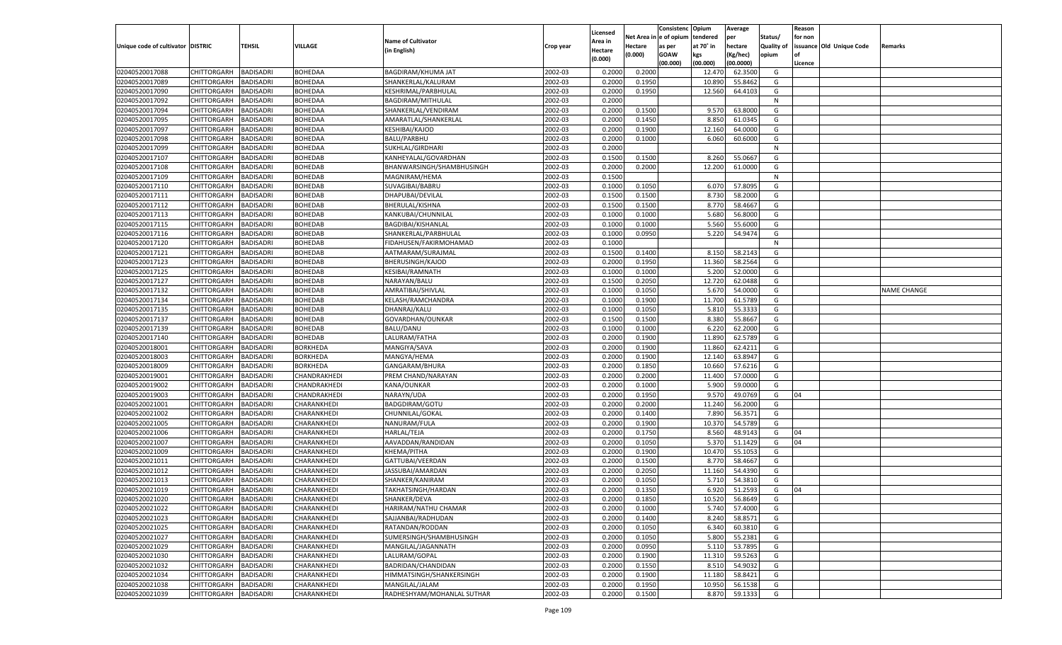| Unique code of cultivator | DISTRIC | TEHSIL | VILLAGE | Name of Cultivator (in English) | Crop year | Licensed Area in Hectare (0.000) | Net Area in Hectare (0.000) | Consistenc e of opium as per GOAW (00.000) | Opium tendered at 70° in kgs (00.000) | Average per hectare (Kg/hec) (00.0000) | Status/ Quality of opium | Reason for non issuance of Licence | Old Unique Code | Remarks |
|---|---|---|---|---|---|---|---|---|---|---|---|---|---|---|
| 02040520017088 | CHITTORGARH | BADISADRI | BOHEDAA | BAGDIRAM/KHUMA JAT | 2002-03 | 0.2000 | 0.2000 | | 12.470 | 62.3500 | G | | | |
| 02040520017089 | CHITTORGARH | BADISADRI | BOHEDAA | SHANKERLAL/KALURAM | 2002-03 | 0.2000 | 0.1950 | | 10.890 | 55.8462 | G | | | |
| 02040520017090 | CHITTORGARH | BADISADRI | BOHEDAA | KESHRIMAL/PARBHULAL | 2002-03 | 0.2000 | 0.1950 | | 12.560 | 64.4103 | G | | | |
| 02040520017092 | CHITTORGARH | BADISADRI | BOHEDAA | BAGDIRAM/MITHULAL | 2002-03 | 0.2000 | | | | | N | | | |
| 02040520017094 | CHITTORGARH | BADISADRI | BOHEDAA | SHANKERLAL/VENDIRAM | 2002-03 | 0.2000 | 0.1500 | | 9.570 | 63.8000 | G | | | |
| 02040520017095 | CHITTORGARH | BADISADRI | BOHEDAA | AMARATLAL/SHANKERLAL | 2002-03 | 0.2000 | 0.1450 | | 8.850 | 61.0345 | G | | | |
| 02040520017097 | CHITTORGARH | BADISADRI | BOHEDAA | KESHIBAI/KAJOD | 2002-03 | 0.2000 | 0.1900 | | 12.160 | 64.0000 | G | | | |
| 02040520017098 | CHITTORGARH | BADISADRI | BOHEDAA | BALU/PARBHU | 2002-03 | 0.2000 | 0.1000 | | 6.060 | 60.6000 | G | | | |
| 02040520017099 | CHITTORGARH | BADISADRI | BOHEDAA | SUKHLAL/GIRDHARI | 2002-03 | 0.2000 | | | | | N | | | |
| 02040520017107 | CHITTORGARH | BADISADRI | BOHEDAB | KANHEYALAL/GOVARDHAN | 2002-03 | 0.1500 | 0.1500 | | 8.260 | 55.0667 | G | | | |
| 02040520017108 | CHITTORGARH | BADISADRI | BOHEDAB | BHANWARSINGH/SHAMBHUSINGH | 2002-03 | 0.2000 | 0.2000 | | 12.200 | 61.0000 | G | | | |
| 02040520017109 | CHITTORGARH | BADISADRI | BOHEDAB | MAGNIRAM/HEMA | 2002-03 | 0.1500 | | | | | N | | | |
| 02040520017110 | CHITTORGARH | BADISADRI | BOHEDAB | SUVAGIBAI/BABRU | 2002-03 | 0.1000 | 0.1050 | | 6.070 | 57.8095 | G | | | |
| 02040520017111 | CHITTORGARH | BADISADRI | BOHEDAB | DHAPUBAI/DEVILAL | 2002-03 | 0.1500 | 0.1500 | | 8.730 | 58.2000 | G | | | |
| 02040520017112 | CHITTORGARH | BADISADRI | BOHEDAB | BHERULAL/KISHNA | 2002-03 | 0.1500 | 0.1500 | | 8.770 | 58.4667 | G | | | |
| 02040520017113 | CHITTORGARH | BADISADRI | BOHEDAB | KANKUBAI/CHUNNILAL | 2002-03 | 0.1000 | 0.1000 | | 5.680 | 56.8000 | G | | | |
| 02040520017115 | CHITTORGARH | BADISADRI | BOHEDAB | BAGDIBAI/KISHANLAL | 2002-03 | 0.1000 | 0.1000 | | 5.560 | 55.6000 | G | | | |
| 02040520017116 | CHITTORGARH | BADISADRI | BOHEDAB | SHANKERLAL/PARBHULAL | 2002-03 | 0.1000 | 0.0950 | | 5.220 | 54.9474 | G | | | |
| 02040520017120 | CHITTORGARH | BADISADRI | BOHEDAB | FIDAHUSEN/FAKIRMOHAMAD | 2002-03 | 0.1000 | | | | | N | | | |
| 02040520017121 | CHITTORGARH | BADISADRI | BOHEDAB | AATMARAM/SURAJMAL | 2002-03 | 0.1500 | 0.1400 | | 8.150 | 58.2143 | G | | | |
| 02040520017123 | CHITTORGARH | BADISADRI | BOHEDAB | BHERUSINGH/KAJOD | 2002-03 | 0.2000 | 0.1950 | | 11.360 | 58.2564 | G | | | |
| 02040520017125 | CHITTORGARH | BADISADRI | BOHEDAB | KESIBAI/RAMNATH | 2002-03 | 0.1000 | 0.1000 | | 5.200 | 52.0000 | G | | | |
| 02040520017127 | CHITTORGARH | BADISADRI | BOHEDAB | NARAYAN/BALU | 2002-03 | 0.1500 | 0.2050 | | 12.720 | 62.0488 | G | | | |
| 02040520017132 | CHITTORGARH | BADISADRI | BOHEDAB | AMRATIBAI/SHIVLAL | 2002-03 | 0.1000 | 0.1050 | | 5.670 | 54.0000 | G | | | NAME CHANGE |
| 02040520017134 | CHITTORGARH | BADISADRI | BOHEDAB | KELASH/RAMCHANDRA | 2002-03 | 0.1000 | 0.1900 | | 11.700 | 61.5789 | G | | | |
| 02040520017135 | CHITTORGARH | BADISADRI | BOHEDAB | DHANRAJ/KALU | 2002-03 | 0.1000 | 0.1050 | | 5.810 | 55.3333 | G | | | |
| 02040520017137 | CHITTORGARH | BADISADRI | BOHEDAB | GOVARDHAN/OUNKAR | 2002-03 | 0.1500 | 0.1500 | | 8.380 | 55.8667 | G | | | |
| 02040520017139 | CHITTORGARH | BADISADRI | BOHEDAB | BALU/DANU | 2002-03 | 0.1000 | 0.1000 | | 6.220 | 62.2000 | G | | | |
| 02040520017140 | CHITTORGARH | BADISADRI | BOHEDAB | LALURAM/FATHA | 2002-03 | 0.2000 | 0.1900 | | 11.890 | 62.5789 | G | | | |
| 02040520018001 | CHITTORGARH | BADISADRI | BORKHEDA | MANGIYA/SAVA | 2002-03 | 0.2000 | 0.1900 | | 11.860 | 62.4211 | G | | | |
| 02040520018003 | CHITTORGARH | BADISADRI | BORKHEDA | MANGYA/HEMA | 2002-03 | 0.2000 | 0.1900 | | 12.140 | 63.8947 | G | | | |
| 02040520018009 | CHITTORGARH | BADISADRI | BORKHEDA | GANGARAM/BHURA | 2002-03 | 0.2000 | 0.1850 | | 10.660 | 57.6216 | G | | | |
| 02040520019001 | CHITTORGARH | BADISADRI | CHANDRAKHEDI | PREM CHAND/NARAYAN | 2002-03 | 0.2000 | 0.2000 | | 11.400 | 57.0000 | G | | | |
| 02040520019002 | CHITTORGARH | BADISADRI | CHANDRAKHEDI | KANA/OUNKAR | 2002-03 | 0.2000 | 0.1000 | | 5.900 | 59.0000 | G | | | |
| 02040520019003 | CHITTORGARH | BADISADRI | CHANDRAKHEDI | NARAYN/UDA | 2002-03 | 0.2000 | 0.1950 | | 9.570 | 49.0769 | G | 04 | | |
| 02040520021001 | CHITTORGARH | BADISADRI | CHARANKHEDI | BADGDIRAM/GOTU | 2002-03 | 0.2000 | 0.2000 | | 11.240 | 56.2000 | G | | | |
| 02040520021002 | CHITTORGARH | BADISADRI | CHARANKHEDI | CHUNNILAL/GOKAL | 2002-03 | 0.2000 | 0.1400 | | 7.890 | 56.3571 | G | | | |
| 02040520021005 | CHITTORGARH | BADISADRI | CHARANKHEDI | NANURAM/FULA | 2002-03 | 0.2000 | 0.1900 | | 10.370 | 54.5789 | G | | | |
| 02040520021006 | CHITTORGARH | BADISADRI | CHARANKHEDI | HARLAL/TEJA | 2002-03 | 0.2000 | 0.1750 | | 8.560 | 48.9143 | G | 04 | | |
| 02040520021007 | CHITTORGARH | BADISADRI | CHARANKHEDI | AAVADDAN/RANDIDAN | 2002-03 | 0.2000 | 0.1050 | | 5.370 | 51.1429 | G | 04 | | |
| 02040520021009 | CHITTORGARH | BADISADRI | CHARANKHEDI | KHEMA/PITHA | 2002-03 | 0.2000 | 0.1900 | | 10.470 | 55.1053 | G | | | |
| 02040520021011 | CHITTORGARH | BADISADRI | CHARANKHEDI | GATTUBAI/VEERDAN | 2002-03 | 0.2000 | 0.1500 | | 8.770 | 58.4667 | G | | | |
| 02040520021012 | CHITTORGARH | BADISADRI | CHARANKHEDI | JASSUBAI/AMARDAN | 2002-03 | 0.2000 | 0.2050 | | 11.160 | 54.4390 | G | | | |
| 02040520021013 | CHITTORGARH | BADISADRI | CHARANKHEDI | SHANKER/KANIRAM | 2002-03 | 0.2000 | 0.1050 | | 5.710 | 54.3810 | G | | | |
| 02040520021019 | CHITTORGARH | BADISADRI | CHARANKHEDI | TAKHATSINGH/HARDAN | 2002-03 | 0.2000 | 0.1350 | | 6.920 | 51.2593 | G | 04 | | |
| 02040520021020 | CHITTORGARH | BADISADRI | CHARANKHEDI | SHANKER/DEVA | 2002-03 | 0.2000 | 0.1850 | | 10.520 | 56.8649 | G | | | |
| 02040520021022 | CHITTORGARH | BADISADRI | CHARANKHEDI | HARIRAM/NATHU CHAMAR | 2002-03 | 0.2000 | 0.1000 | | 5.740 | 57.4000 | G | | | |
| 02040520021023 | CHITTORGARH | BADISADRI | CHARANKHEDI | SAJJANBAI/RADHUDAN | 2002-03 | 0.2000 | 0.1400 | | 8.240 | 58.8571 | G | | | |
| 02040520021025 | CHITTORGARH | BADISADRI | CHARANKHEDI | RATANDAN/RODDAN | 2002-03 | 0.2000 | 0.1050 | | 6.340 | 60.3810 | G | | | |
| 02040520021027 | CHITTORGARH | BADISADRI | CHARANKHEDI | SUMERSINGH/SHAMBHUSINGH | 2002-03 | 0.2000 | 0.1050 | | 5.800 | 55.2381 | G | | | |
| 02040520021029 | CHITTORGARH | BADISADRI | CHARANKHEDI | MANGILAL/JAGANNATH | 2002-03 | 0.2000 | 0.0950 | | 5.110 | 53.7895 | G | | | |
| 02040520021030 | CHITTORGARH | BADISADRI | CHARANKHEDI | LALURAM/GOPAL | 2002-03 | 0.2000 | 0.1900 | | 11.310 | 59.5263 | G | | | |
| 02040520021032 | CHITTORGARH | BADISADRI | CHARANKHEDI | BADRIDAN/CHANDIDAN | 2002-03 | 0.2000 | 0.1550 | | 8.510 | 54.9032 | G | | | |
| 02040520021034 | CHITTORGARH | BADISADRI | CHARANKHEDI | HIMMATSINGH/SHANKERSINGH | 2002-03 | 0.2000 | 0.1900 | | 11.180 | 58.8421 | G | | | |
| 02040520021038 | CHITTORGARH | BADISADRI | CHARANKHEDI | MANGILAL/JALAM | 2002-03 | 0.2000 | 0.1950 | | 10.950 | 56.1538 | G | | | |
| 02040520021039 | CHITTORGARH | BADISADRI | CHARANKHEDI | RADHESHYAM/MOHANLAL SUTHAR | 2002-03 | 0.2000 | 0.1500 | | 8.870 | 59.1333 | G | | | |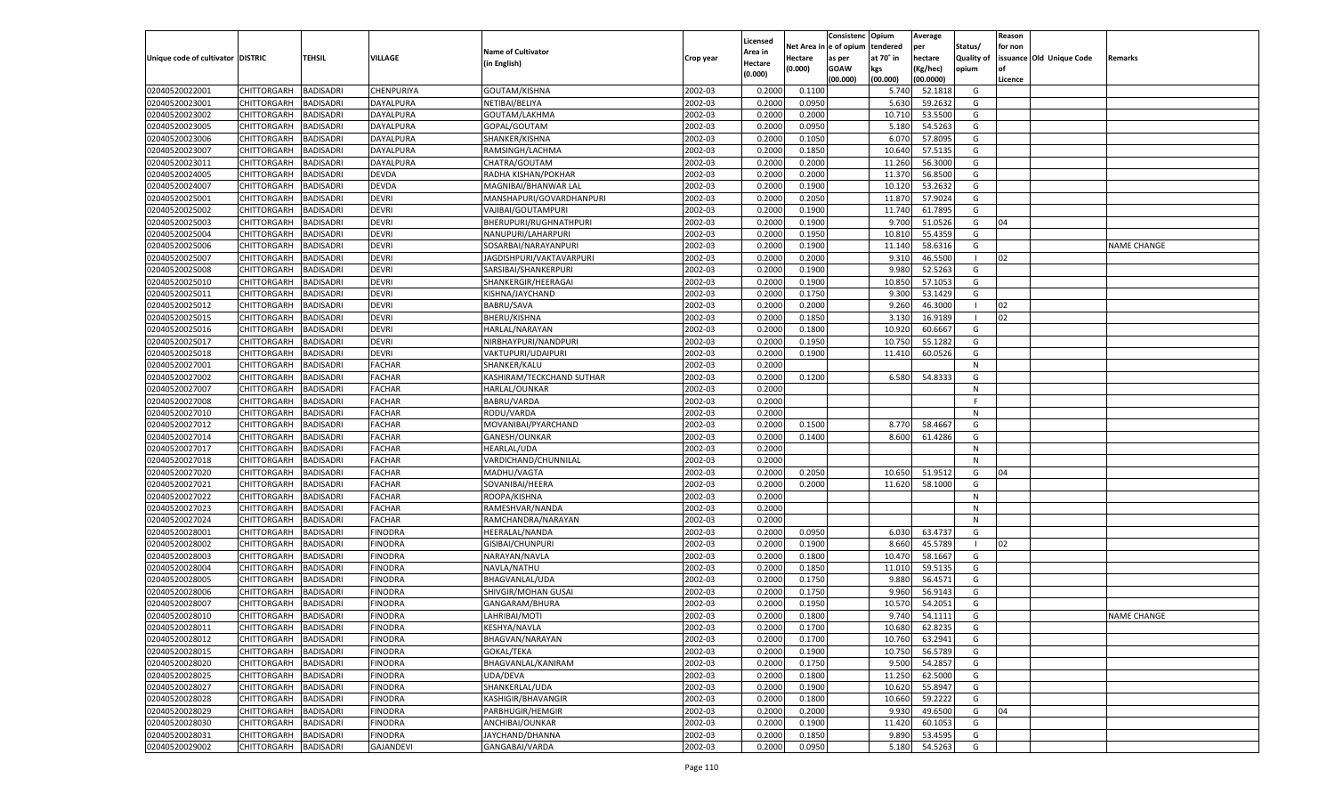| Unique code of cultivator | DISTRIC | TEHSIL | VILLAGE | Name of Cultivator (in English) | Crop year | Licensed Area in Hectare (0.000) | Net Area in Hectare (0.000) | Consistence of opium as per GOAW (00.000) | Opium tendered at 70° in kgs (00.000) | Average per hectare (Kg/hec) (00.0000) | Status/ Quality of opium | Reason for non issuance of Licence | Old Unique Code | Remarks |
|---|---|---|---|---|---|---|---|---|---|---|---|---|---|---|
| 02040520022001 | CHITTORGARH | BADISADRI | CHENPURIYA | GOUTAM/KISHNA | 2002-03 | 0.2000 | 0.1100 | | 5.740 | 52.1818 | G | | | |
| 02040520023001 | CHITTORGARH | BADISADRI | DAYALPURA | NETIBAI/BELIYA | 2002-03 | 0.2000 | 0.0950 | | 5.630 | 59.2632 | G | | | |
| 02040520023002 | CHITTORGARH | BADISADRI | DAYALPURA | GOUTAM/LAKHMA | 2002-03 | 0.2000 | 0.2000 | | 10.710 | 53.5500 | G | | | |
| 02040520023005 | CHITTORGARH | BADISADRI | DAYALPURA | GOPAL/GOUTAM | 2002-03 | 0.2000 | 0.0950 | | 5.180 | 54.5263 | G | | | |
| 02040520023006 | CHITTORGARH | BADISADRI | DAYALPURA | SHANKER/KISHNA | 2002-03 | 0.2000 | 0.1050 | | 6.070 | 57.8095 | G | | | |
| 02040520023007 | CHITTORGARH | BADISADRI | DAYALPURA | RAMSINGH/LACHMA | 2002-03 | 0.2000 | 0.1850 | | 10.640 | 57.5135 | G | | | |
| 02040520023011 | CHITTORGARH | BADISADRI | DAYALPURA | CHATRA/GOUTAM | 2002-03 | 0.2000 | 0.2000 | | 11.260 | 56.3000 | G | | | |
| 02040520024005 | CHITTORGARH | BADISADRI | DEVDA | RADHA KISHAN/POKHAR | 2002-03 | 0.2000 | 0.2000 | | 11.370 | 56.8500 | G | | | |
| 02040520024007 | CHITTORGARH | BADISADRI | DEVDA | MAGNIBAI/BHANWAR LAL | 2002-03 | 0.2000 | 0.1900 | | 10.120 | 53.2632 | G | | | |
| 02040520025001 | CHITTORGARH | BADISADRI | DEVRI | MANSHAPURI/GOVARDHANPURI | 2002-03 | 0.2000 | 0.2050 | | 11.870 | 57.9024 | G | | | |
| 02040520025002 | CHITTORGARH | BADISADRI | DEVRI | VAJIBAI/GOUTAMPURI | 2002-03 | 0.2000 | 0.1900 | | 11.740 | 61.7895 | G | | | |
| 02040520025003 | CHITTORGARH | BADISADRI | DEVRI | BHERUPURI/RUGHNATHPURI | 2002-03 | 0.2000 | 0.1900 | | 9.700 | 51.0526 | G | 04 | | |
| 02040520025004 | CHITTORGARH | BADISADRI | DEVRI | NANUPURI/LAHARPURI | 2002-03 | 0.2000 | 0.1950 | | 10.810 | 55.4359 | G | | | |
| 02040520025006 | CHITTORGARH | BADISADRI | DEVRI | SOSARBAI/NARAYANPURI | 2002-03 | 0.2000 | 0.1900 | | 11.140 | 58.6316 | G | | | NAME CHANGE |
| 02040520025007 | CHITTORGARH | BADISADRI | DEVRI | JAGDISHPURI/VAKTAVARPURI | 2002-03 | 0.2000 | 0.2000 | | 9.310 | 46.5500 | I | 02 | | |
| 02040520025008 | CHITTORGARH | BADISADRI | DEVRI | SARSIBAI/SHANKERPURI | 2002-03 | 0.2000 | 0.1900 | | 9.980 | 52.5263 | G | | | |
| 02040520025010 | CHITTORGARH | BADISADRI | DEVRI | SHANKERGIR/HEERAGAI | 2002-03 | 0.2000 | 0.1900 | | 10.850 | 57.1053 | G | | | |
| 02040520025011 | CHITTORGARH | BADISADRI | DEVRI | KISHNA/JAYCHAND | 2002-03 | 0.2000 | 0.1750 | | 9.300 | 53.1429 | G | | | |
| 02040520025012 | CHITTORGARH | BADISADRI | DEVRI | BABRU/SAVA | 2002-03 | 0.2000 | 0.2000 | | 9.260 | 46.3000 | I | 02 | | |
| 02040520025015 | CHITTORGARH | BADISADRI | DEVRI | BHERU/KISHNA | 2002-03 | 0.2000 | 0.1850 | | 3.130 | 16.9189 | I | 02 | | |
| 02040520025016 | CHITTORGARH | BADISADRI | DEVRI | HARLAL/NARAYAN | 2002-03 | 0.2000 | 0.1800 | | 10.920 | 60.6667 | G | | | |
| 02040520025017 | CHITTORGARH | BADISADRI | DEVRI | NIRBHAYPURI/NANDPURI | 2002-03 | 0.2000 | 0.1950 | | 10.750 | 55.1282 | G | | | |
| 02040520025018 | CHITTORGARH | BADISADRI | DEVRI | VAKTUPURI/UDAIPURI | 2002-03 | 0.2000 | 0.1900 | | 11.410 | 60.0526 | G | | | |
| 02040520027001 | CHITTORGARH | BADISADRI | FACHAR | SHANKER/KALU | 2002-03 | 0.2000 | | | | | N | | | |
| 02040520027002 | CHITTORGARH | BADISADRI | FACHAR | KASHIRAM/TECKCHAND SUTHAR | 2002-03 | 0.2000 | 0.1200 | | 6.580 | 54.8333 | G | | | |
| 02040520027007 | CHITTORGARH | BADISADRI | FACHAR | HARLAL/OUNKAR | 2002-03 | 0.2000 | | | | | N | | | |
| 02040520027008 | CHITTORGARH | BADISADRI | FACHAR | BABRU/VARDA | 2002-03 | 0.2000 | | | | | F | | | |
| 02040520027010 | CHITTORGARH | BADISADRI | FACHAR | RODU/VARDA | 2002-03 | 0.2000 | | | | | N | | | |
| 02040520027012 | CHITTORGARH | BADISADRI | FACHAR | MOVANIBAI/PYARCHAND | 2002-03 | 0.2000 | 0.1500 | | 8.770 | 58.4667 | G | | | |
| 02040520027014 | CHITTORGARH | BADISADRI | FACHAR | GANESH/OUNKAR | 2002-03 | 0.2000 | 0.1400 | | 8.600 | 61.4286 | G | | | |
| 02040520027017 | CHITTORGARH | BADISADRI | FACHAR | HEARLAL/UDA | 2002-03 | 0.2000 | | | | | N | | | |
| 02040520027018 | CHITTORGARH | BADISADRI | FACHAR | VARDICHAND/CHUNNILAL | 2002-03 | 0.2000 | | | | | N | | | |
| 02040520027020 | CHITTORGARH | BADISADRI | FACHAR | MADHU/VAGTA | 2002-03 | 0.2000 | 0.2050 | | 10.650 | 51.9512 | G | 04 | | |
| 02040520027021 | CHITTORGARH | BADISADRI | FACHAR | SOVANIBAI/HEERA | 2002-03 | 0.2000 | 0.2000 | | 11.620 | 58.1000 | G | | | |
| 02040520027022 | CHITTORGARH | BADISADRI | FACHAR | ROOPA/KISHNA | 2002-03 | 0.2000 | | | | | N | | | |
| 02040520027023 | CHITTORGARH | BADISADRI | FACHAR | RAMESHVAR/NANDA | 2002-03 | 0.2000 | | | | | N | | | |
| 02040520027024 | CHITTORGARH | BADISADRI | FACHAR | RAMCHANDRA/NARAYAN | 2002-03 | 0.2000 | | | | | N | | | |
| 02040520028001 | CHITTORGARH | BADISADRI | FINODRA | HEERALAL/NANDA | 2002-03 | 0.2000 | 0.0950 | | 6.030 | 63.4737 | G | | | |
| 02040520028002 | CHITTORGARH | BADISADRI | FINODRA | GISIBAI/CHUNPURI | 2002-03 | 0.2000 | 0.1900 | | 8.660 | 45.5789 | I | 02 | | |
| 02040520028003 | CHITTORGARH | BADISADRI | FINODRA | NARAYAN/NAVLA | 2002-03 | 0.2000 | 0.1800 | | 10.470 | 58.1667 | G | | | |
| 02040520028004 | CHITTORGARH | BADISADRI | FINODRA | NAVLA/NATHU | 2002-03 | 0.2000 | 0.1850 | | 11.010 | 59.5135 | G | | | |
| 02040520028005 | CHITTORGARH | BADISADRI | FINODRA | BHAGVANLAL/UDA | 2002-03 | 0.2000 | 0.1750 | | 9.880 | 56.4571 | G | | | |
| 02040520028006 | CHITTORGARH | BADISADRI | FINODRA | SHIVGIR/MOHAN GUSAI | 2002-03 | 0.2000 | 0.1750 | | 9.960 | 56.9143 | G | | | |
| 02040520028007 | CHITTORGARH | BADISADRI | FINODRA | GANGARAM/BHURA | 2002-03 | 0.2000 | 0.1950 | | 10.570 | 54.2051 | G | | | |
| 02040520028010 | CHITTORGARH | BADISADRI | FINODRA | LAHRIBAI/MOTI | 2002-03 | 0.2000 | 0.1800 | | 9.740 | 54.1111 | G | | | NAME CHANGE |
| 02040520028011 | CHITTORGARH | BADISADRI | FINODRA | KESHYA/NAVLA | 2002-03 | 0.2000 | 0.1700 | | 10.680 | 62.8235 | G | | | |
| 02040520028012 | CHITTORGARH | BADISADRI | FINODRA | BHAGVAN/NARAYAN | 2002-03 | 0.2000 | 0.1700 | | 10.760 | 63.2941 | G | | | |
| 02040520028015 | CHITTORGARH | BADISADRI | FINODRA | GOKAL/TEKA | 2002-03 | 0.2000 | 0.1900 | | 10.750 | 56.5789 | G | | | |
| 02040520028020 | CHITTORGARH | BADISADRI | FINODRA | BHAGVANLAL/KANIRAM | 2002-03 | 0.2000 | 0.1750 | | 9.500 | 54.2857 | G | | | |
| 02040520028025 | CHITTORGARH | BADISADRI | FINODRA | UDA/DEVA | 2002-03 | 0.2000 | 0.1800 | | 11.250 | 62.5000 | G | | | |
| 02040520028027 | CHITTORGARH | BADISADRI | FINODRA | SHANKERLAL/UDA | 2002-03 | 0.2000 | 0.1900 | | 10.620 | 55.8947 | G | | | |
| 02040520028028 | CHITTORGARH | BADISADRI | FINODRA | KASHIGIR/BHAVANGIR | 2002-03 | 0.2000 | 0.1800 | | 10.660 | 59.2222 | G | | | |
| 02040520028029 | CHITTORGARH | BADISADRI | FINODRA | PARBHUGIR/HEMGIR | 2002-03 | 0.2000 | 0.2000 | | 9.930 | 49.6500 | G | 04 | | |
| 02040520028030 | CHITTORGARH | BADISADRI | FINODRA | ANCHIBAI/OUNKAR | 2002-03 | 0.2000 | 0.1900 | | 11.420 | 60.1053 | G | | | |
| 02040520028031 | CHITTORGARH | BADISADRI | FINODRA | JAYCHAND/DHANNA | 2002-03 | 0.2000 | 0.1850 | | 9.890 | 53.4595 | G | | | |
| 02040520029002 | CHITTORGARH | BADISADRI | GAJANDEVI | GANGABAI/VARDA | 2002-03 | 0.2000 | 0.0950 | | 5.180 | 54.5263 | G | | | |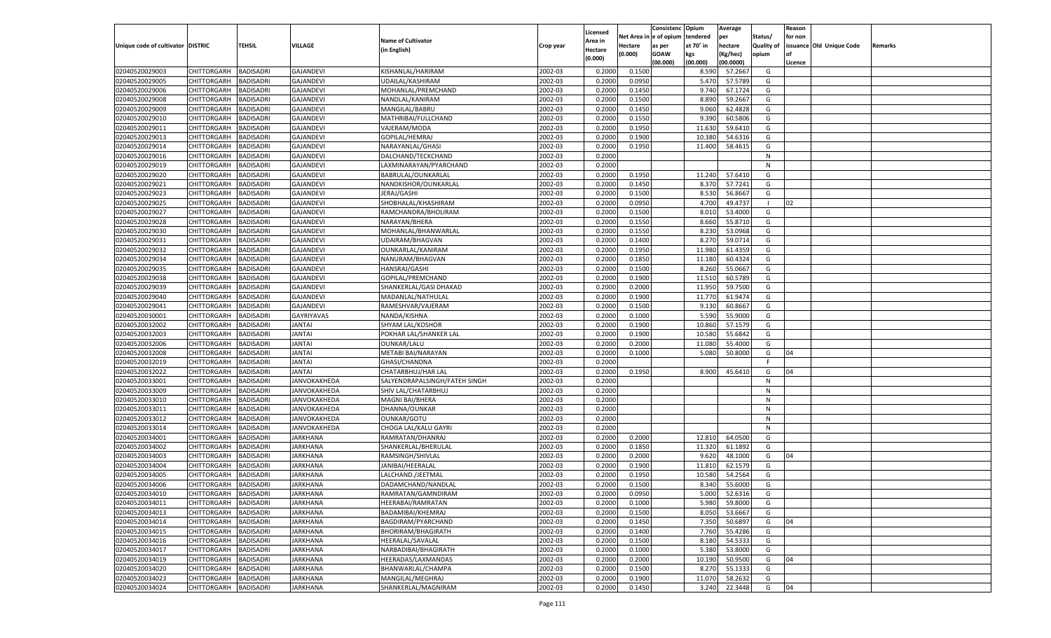| Unique code of cultivator | DISTRIC | TEHSIL | VILLAGE | Name of Cultivator (in English) | Crop year | Licensed Area in Hectare (0.000) | Net Area in Hectare (0.000) | Consistenc e of opium as per GOAW (00.000) | Opium tendered at 70° in kgs (00.000) | Average per hectare (Kg/hec) (00.0000) | Status/ Quality of opium | Reason for non issuance of Licence | Old Unique Code | Remarks |
|---|---|---|---|---|---|---|---|---|---|---|---|---|---|---|
| 02040520029003 | CHITTORGARH | BADISADRI | GAJANDEVI | KISHANLAL/HARIRAM | 2002-03 | 0.2000 | 0.1500 | | 8.590 | 57.2667 | G | | | |
| 02040520029005 | CHITTORGARH | BADISADRI | GAJANDEVI | UDAILAL/KASHIRAM | 2002-03 | 0.2000 | 0.0950 | | 5.470 | 57.5789 | G | | | |
| 02040520029006 | CHITTORGARH | BADISADRI | GAJANDEVI | MOHANLAL/PREMCHAND | 2002-03 | 0.2000 | 0.1450 | | 9.740 | 67.1724 | G | | | |
| 02040520029008 | CHITTORGARH | BADISADRI | GAJANDEVI | NANDLAL/KANIRAM | 2002-03 | 0.2000 | 0.1500 | | 8.890 | 59.2667 | G | | | |
| 02040520029009 | CHITTORGARH | BADISADRI | GAJANDEVI | MANGILAL/BABRU | 2002-03 | 0.2000 | 0.1450 | | 9.060 | 62.4828 | G | | | |
| 02040520029010 | CHITTORGARH | BADISADRI | GAJANDEVI | MATHRIBAI/FULLCHAND | 2002-03 | 0.2000 | 0.1550 | | 9.390 | 60.5806 | G | | | |
| 02040520029011 | CHITTORGARH | BADISADRI | GAJANDEVI | VAJERAM/MODA | 2002-03 | 0.2000 | 0.1950 | | 11.630 | 59.6410 | G | | | |
| 02040520029013 | CHITTORGARH | BADISADRI | GAJANDEVI | GOPILAL/HEMRAJ | 2002-03 | 0.2000 | 0.1900 | | 10.380 | 54.6316 | G | | | |
| 02040520029014 | CHITTORGARH | BADISADRI | GAJANDEVI | NARAYANLAL/GHASI | 2002-03 | 0.2000 | 0.1950 | | 11.400 | 58.4615 | G | | | |
| 02040520029016 | CHITTORGARH | BADISADRI | GAJANDEVI | DALCHAND/TECKCHAND | 2002-03 | 0.2000 | | | | | N | | | |
| 02040520029019 | CHITTORGARH | BADISADRI | GAJANDEVI | LAXMINARAYAN/PYARCHAND | 2002-03 | 0.2000 | | | | | N | | | |
| 02040520029020 | CHITTORGARH | BADISADRI | GAJANDEVI | BABRULAL/OUNKARLAL | 2002-03 | 0.2000 | 0.1950 | | 11.240 | 57.6410 | G | | | |
| 02040520029021 | CHITTORGARH | BADISADRI | GAJANDEVI | NANDKISHOR/OUNKARLAL | 2002-03 | 0.2000 | 0.1450 | | 8.370 | 57.7241 | G | | | |
| 02040520029023 | CHITTORGARH | BADISADRI | GAJANDEVI | JERAJ/GASHI | 2002-03 | 0.2000 | 0.1500 | | 8.530 | 56.8667 | G | | | |
| 02040520029025 | CHITTORGARH | BADISADRI | GAJANDEVI | SHOBHALAL/KHASHIRAM | 2002-03 | 0.2000 | 0.0950 | | 4.700 | 49.4737 | I | 02 | | |
| 02040520029027 | CHITTORGARH | BADISADRI | GAJANDEVI | RAMCHANDRA/BHOLIRAM | 2002-03 | 0.2000 | 0.1500 | | 8.010 | 53.4000 | G | | | |
| 02040520029028 | CHITTORGARH | BADISADRI | GAJANDEVI | NARAYAN/BHERA | 2002-03 | 0.2000 | 0.1550 | | 8.660 | 55.8710 | G | | | |
| 02040520029030 | CHITTORGARH | BADISADRI | GAJANDEVI | MOHANLAL/BHANWARLAL | 2002-03 | 0.2000 | 0.1550 | | 8.230 | 53.0968 | G | | | |
| 02040520029031 | CHITTORGARH | BADISADRI | GAJANDEVI | UDAIRAM/BHAGVAN | 2002-03 | 0.2000 | 0.1400 | | 8.270 | 59.0714 | G | | | |
| 02040520029032 | CHITTORGARH | BADISADRI | GAJANDEVI | OUNKARLAL/KANIRAM | 2002-03 | 0.2000 | 0.1950 | | 11.980 | 61.4359 | G | | | |
| 02040520029034 | CHITTORGARH | BADISADRI | GAJANDEVI | NANURAM/BHAGVAN | 2002-03 | 0.2000 | 0.1850 | | 11.180 | 60.4324 | G | | | |
| 02040520029035 | CHITTORGARH | BADISADRI | GAJANDEVI | HANSRAJ/GASHI | 2002-03 | 0.2000 | 0.1500 | | 8.260 | 55.0667 | G | | | |
| 02040520029038 | CHITTORGARH | BADISADRI | GAJANDEVI | GOPILAL/PREMCHAND | 2002-03 | 0.2000 | 0.1900 | | 11.510 | 60.5789 | G | | | |
| 02040520029039 | CHITTORGARH | BADISADRI | GAJANDEVI | SHANKERLAL/GASI DHAKAD | 2002-03 | 0.2000 | 0.2000 | | 11.950 | 59.7500 | G | | | |
| 02040520029040 | CHITTORGARH | BADISADRI | GAJANDEVI | MADANLAL/NATHULAL | 2002-03 | 0.2000 | 0.1900 | | 11.770 | 61.9474 | G | | | |
| 02040520029041 | CHITTORGARH | BADISADRI | GAJANDEVI | RAMESHVAR/VAJERAM | 2002-03 | 0.2000 | 0.1500 | | 9.130 | 60.8667 | G | | | |
| 02040520030001 | CHITTORGARH | BADISADRI | GAYRIYAVAS | NANDA/KISHNA | 2002-03 | 0.2000 | 0.1000 | | 5.590 | 55.9000 | G | | | |
| 02040520032002 | CHITTORGARH | BADISADRI | JANTAI | SHYAM LAL/KOSHOR | 2002-03 | 0.2000 | 0.1900 | | 10.860 | 57.1579 | G | | | |
| 02040520032003 | CHITTORGARH | BADISADRI | JANTAI | POKHAR LAL/SHANKER LAL | 2002-03 | 0.2000 | 0.1900 | | 10.580 | 55.6842 | G | | | |
| 02040520032006 | CHITTORGARH | BADISADRI | JANTAI | OUNKAR/LALU | 2002-03 | 0.2000 | 0.2000 | | 11.080 | 55.4000 | G | | | |
| 02040520032008 | CHITTORGARH | BADISADRI | JANTAI | METABI BAI/NARAYAN | 2002-03 | 0.2000 | 0.1000 | | 5.080 | 50.8000 | G | 04 | | |
| 02040520032019 | CHITTORGARH | BADISADRI | JANTAI | GHASI/CHANDNA | 2002-03 | 0.2000 | | | | | F | | | |
| 02040520032022 | CHITTORGARH | BADISADRI | JANTAI | CHATARBHUJ/HAR LAL | 2002-03 | 0.2000 | 0.1950 | | 8.900 | 45.6410 | G | 04 | | |
| 02040520033001 | CHITTORGARH | BADISADRI | JANVOKAKHEDA | SALYENDRAPALSINGH/FATEH SINGH | 2002-03 | 0.2000 | | | | | N | | | |
| 02040520033009 | CHITTORGARH | BADISADRI | JANVOKAKHEDA | SHIV LAL/CHATARBHUJ | 2002-03 | 0.2000 | | | | | N | | | |
| 02040520033010 | CHITTORGARH | BADISADRI | JANVOKAKHEDA | MAGNI BAI/BHERA | 2002-03 | 0.2000 | | | | | N | | | |
| 02040520033011 | CHITTORGARH | BADISADRI | JANVOKAKHEDA | DHANNA/OUNKAR | 2002-03 | 0.2000 | | | | | N | | | |
| 02040520033012 | CHITTORGARH | BADISADRI | JANVOKAKHEDA | OUNKAR/GOTU | 2002-03 | 0.2000 | | | | | N | | | |
| 02040520033014 | CHITTORGARH | BADISADRI | JANVOKAKHEDA | CHOGA LAL/KALU GAYRI | 2002-03 | 0.2000 | | | | | N | | | |
| 02040520034001 | CHITTORGARH | BADISADRI | JARKHANA | RAMRATAN/DHANRAJ | 2002-03 | 0.2000 | 0.2000 | | 12.810 | 64.0500 | G | | | |
| 02040520034002 | CHITTORGARH | BADISADRI | JARKHANA | SHANKERLAL/BHERULAL | 2002-03 | 0.2000 | 0.1850 | | 11.320 | 61.1892 | G | | | |
| 02040520034003 | CHITTORGARH | BADISADRI | JARKHANA | RAMSINGH/SHIVLAL | 2002-03 | 0.2000 | 0.2000 | | 9.620 | 48.1000 | G | 04 | | |
| 02040520034004 | CHITTORGARH | BADISADRI | JARKHANA | JANIBAI/HEERALAL | 2002-03 | 0.2000 | 0.1900 | | 11.810 | 62.1579 | G | | | |
| 02040520034005 | CHITTORGARH | BADISADRI | JARKHANA | LALCHAND./JEETMAL | 2002-03 | 0.2000 | 0.1950 | | 10.580 | 54.2564 | G | | | |
| 02040520034006 | CHITTORGARH | BADISADRI | JARKHANA | DADAMCHAND/NANDLAL | 2002-03 | 0.2000 | 0.1500 | | 8.340 | 55.6000 | G | | | |
| 02040520034010 | CHITTORGARH | BADISADRI | JARKHANA | RAMRATAN/GAMNDIRAM | 2002-03 | 0.2000 | 0.0950 | | 5.000 | 52.6316 | G | | | |
| 02040520034011 | CHITTORGARH | BADISADRI | JARKHANA | HEERABAI/RAMRATAN | 2002-03 | 0.2000 | 0.1000 | | 5.980 | 59.8000 | G | | | |
| 02040520034013 | CHITTORGARH | BADISADRI | JARKHANA | BADAMIBAI/KHEMRAJ | 2002-03 | 0.2000 | 0.1500 | | 8.050 | 53.6667 | G | | | |
| 02040520034014 | CHITTORGARH | BADISADRI | JARKHANA | BAGDIRAM/PYARCHAND | 2002-03 | 0.2000 | 0.1450 | | 7.350 | 50.6897 | G | 04 | | |
| 02040520034015 | CHITTORGARH | BADISADRI | JARKHANA | BHORIRAM/BHAGIRATH | 2002-03 | 0.2000 | 0.1400 | | 7.760 | 55.4286 | G | | | |
| 02040520034016 | CHITTORGARH | BADISADRI | JARKHANA | HEERALAL/SAVALAL | 2002-03 | 0.2000 | 0.1500 | | 8.180 | 54.5333 | G | | | |
| 02040520034017 | CHITTORGARH | BADISADRI | JARKHANA | NARBADIBAI/BHAGIRATH | 2002-03 | 0.2000 | 0.1000 | | 5.380 | 53.8000 | G | | | |
| 02040520034019 | CHITTORGARH | BADISADRI | JARKHANA | HEERADAS/LAXMANDAS | 2002-03 | 0.2000 | 0.2000 | | 10.190 | 50.9500 | G | 04 | | |
| 02040520034020 | CHITTORGARH | BADISADRI | JARKHANA | BHANWARLAL/CHAMPA | 2002-03 | 0.2000 | 0.1500 | | 8.270 | 55.1333 | G | | | |
| 02040520034023 | CHITTORGARH | BADISADRI | JARKHANA | MANGILAL/MEGHRAJ | 2002-03 | 0.2000 | 0.1900 | | 11.070 | 58.2632 | G | | | |
| 02040520034024 | CHITTORGARH | BADISADRI | JARKHANA | SHANKERLAL/MAGNIRAM | 2002-03 | 0.2000 | 0.1450 | | 3.240 | 22.3448 | G | 04 | | |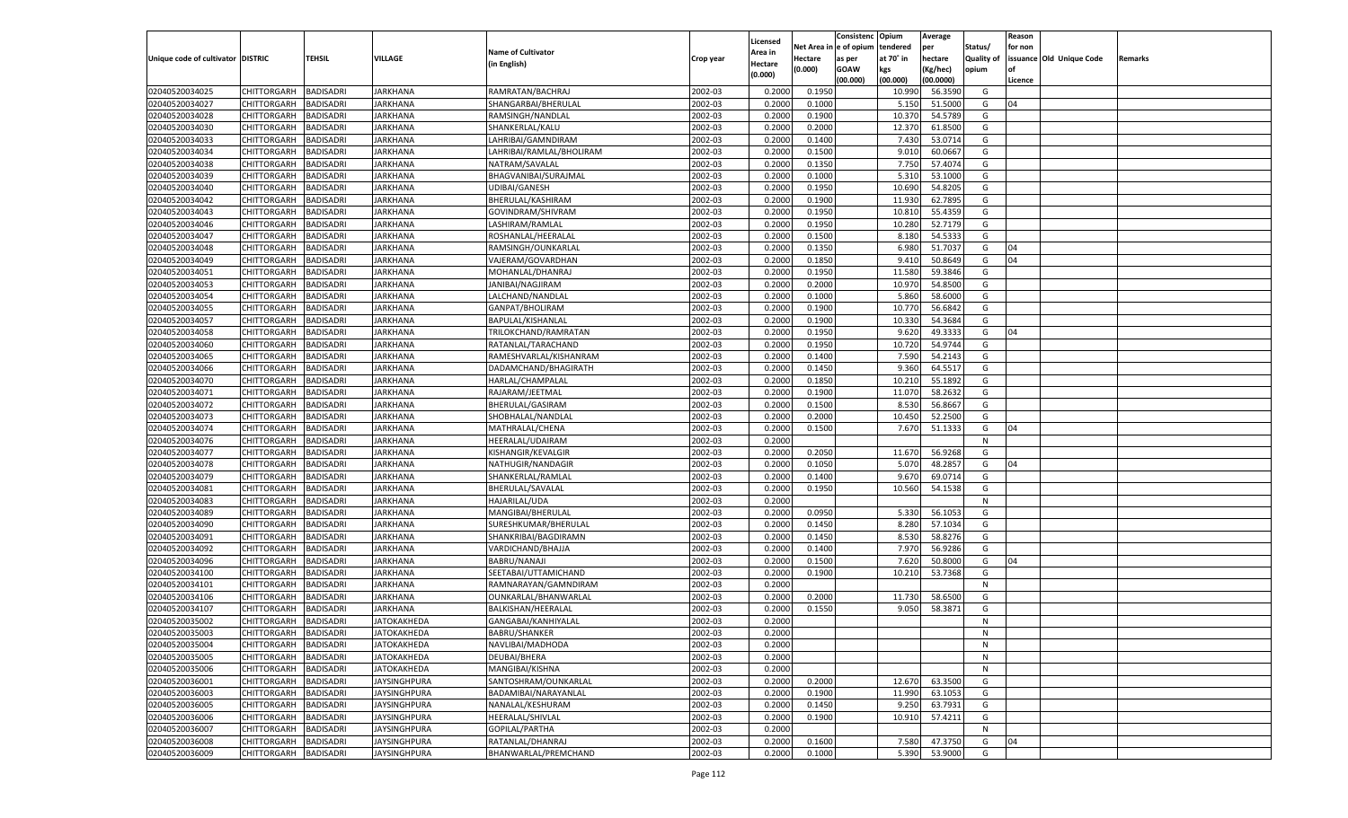| Unique code of cultivator | DISTRIC | TEHSIL | VILLAGE | Name of Cultivator (in English) | Crop year | Licensed Area in Hectare (0.000) | Net Area in Hectare (0.000) | Consistenc e of opium as per GOAW (00.000) | Opium tendered at 70˚ in kgs (00.000) | Average per hectare (Kg/hec) (00.0000) | Status/ Quality of opium | Reason for non issuance of Licence | Old Unique Code | Remarks |
|---|---|---|---|---|---|---|---|---|---|---|---|---|---|---|
| 02040520034025 | CHITTORGARH | BADISADRI | JARKHANA | RAMRATAN/BACHRAJ | 2002-03 | 0.2000 | 0.1950 | | 10.990 | 56.3590 | G | | | |
| 02040520034027 | CHITTORGARH | BADISADRI | JARKHANA | SHANGARBAI/BHERULAL | 2002-03 | 0.2000 | 0.1000 | | 5.150 | 51.5000 | G | 04 | | |
| 02040520034028 | CHITTORGARH | BADISADRI | JARKHANA | RAMSINGH/NANDLAL | 2002-03 | 0.2000 | 0.1900 | | 10.370 | 54.5789 | G | | | |
| 02040520034030 | CHITTORGARH | BADISADRI | JARKHANA | SHANKERLAL/KALU | 2002-03 | 0.2000 | 0.2000 | | 12.370 | 61.8500 | G | | | |
| 02040520034033 | CHITTORGARH | BADISADRI | JARKHANA | LAHRIBAI/GAMNDIRAM | 2002-03 | 0.2000 | 0.1400 | | 7.430 | 53.0714 | G | | | |
| 02040520034034 | CHITTORGARH | BADISADRI | JARKHANA | LAHRIBAI/RAMLAL/BHOLIRAM | 2002-03 | 0.2000 | 0.1500 | | 9.010 | 60.0667 | G | | | |
| 02040520034038 | CHITTORGARH | BADISADRI | JARKHANA | NATRAM/SAVALAL | 2002-03 | 0.2000 | 0.1350 | | 7.750 | 57.4074 | G | | | |
| 02040520034039 | CHITTORGARH | BADISADRI | JARKHANA | BHAGVANIBAI/SURAJMAL | 2002-03 | 0.2000 | 0.1000 | | 5.310 | 53.1000 | G | | | |
| 02040520034040 | CHITTORGARH | BADISADRI | JARKHANA | UDIBAI/GANESH | 2002-03 | 0.2000 | 0.1950 | | 10.690 | 54.8205 | G | | | |
| 02040520034042 | CHITTORGARH | BADISADRI | JARKHANA | BHERULAL/KASHIRAM | 2002-03 | 0.2000 | 0.1900 | | 11.930 | 62.7895 | G | | | |
| 02040520034043 | CHITTORGARH | BADISADRI | JARKHANA | GOVINDRAM/SHIVRAM | 2002-03 | 0.2000 | 0.1950 | | 10.810 | 55.4359 | G | | | |
| 02040520034046 | CHITTORGARH | BADISADRI | JARKHANA | LASHIRAM/RAMLAL | 2002-03 | 0.2000 | 0.1950 | | 10.280 | 52.7179 | G | | | |
| 02040520034047 | CHITTORGARH | BADISADRI | JARKHANA | ROSHANLAL/HEERALAL | 2002-03 | 0.2000 | 0.1500 | | 8.180 | 54.5333 | G | | | |
| 02040520034048 | CHITTORGARH | BADISADRI | JARKHANA | RAMSINGH/OUNKARLAL | 2002-03 | 0.2000 | 0.1350 | | 6.980 | 51.7037 | G | 04 | | |
| 02040520034049 | CHITTORGARH | BADISADRI | JARKHANA | VAJERAM/GOVARDHAN | 2002-03 | 0.2000 | 0.1850 | | 9.410 | 50.8649 | G | 04 | | |
| 02040520034051 | CHITTORGARH | BADISADRI | JARKHANA | MOHANLAL/DHANRAJ | 2002-03 | 0.2000 | 0.1950 | | 11.580 | 59.3846 | G | | | |
| 02040520034053 | CHITTORGARH | BADISADRI | JARKHANA | JANIBAI/NAGJIRAM | 2002-03 | 0.2000 | 0.2000 | | 10.970 | 54.8500 | G | | | |
| 02040520034054 | CHITTORGARH | BADISADRI | JARKHANA | LALCHAND/NANDLAL | 2002-03 | 0.2000 | 0.1000 | | 5.860 | 58.6000 | G | | | |
| 02040520034055 | CHITTORGARH | BADISADRI | JARKHANA | GANPAT/BHOLIRAM | 2002-03 | 0.2000 | 0.1900 | | 10.770 | 56.6842 | G | | | |
| 02040520034057 | CHITTORGARH | BADISADRI | JARKHANA | BAPULAL/KISHANLAL | 2002-03 | 0.2000 | 0.1900 | | 10.330 | 54.3684 | G | | | |
| 02040520034058 | CHITTORGARH | BADISADRI | JARKHANA | TRILOKCHAND/RAMRATAN | 2002-03 | 0.2000 | 0.1950 | | 9.620 | 49.3333 | G | 04 | | |
| 02040520034060 | CHITTORGARH | BADISADRI | JARKHANA | RATANLAL/TARACHAND | 2002-03 | 0.2000 | 0.1950 | | 10.720 | 54.9744 | G | | | |
| 02040520034065 | CHITTORGARH | BADISADRI | JARKHANA | RAMESHVARLAL/KISHANRAM | 2002-03 | 0.2000 | 0.1400 | | 7.590 | 54.2143 | G | | | |
| 02040520034066 | CHITTORGARH | BADISADRI | JARKHANA | DADAMCHAND/BHAGIRATH | 2002-03 | 0.2000 | 0.1450 | | 9.360 | 64.5517 | G | | | |
| 02040520034070 | CHITTORGARH | BADISADRI | JARKHANA | HARLAL/CHAMPALAL | 2002-03 | 0.2000 | 0.1850 | | 10.210 | 55.1892 | G | | | |
| 02040520034071 | CHITTORGARH | BADISADRI | JARKHANA | RAJARAM/JEETMAL | 2002-03 | 0.2000 | 0.1900 | | 11.070 | 58.2632 | G | | | |
| 02040520034072 | CHITTORGARH | BADISADRI | JARKHANA | BHERULAL/GASIRAM | 2002-03 | 0.2000 | 0.1500 | | 8.530 | 56.8667 | G | | | |
| 02040520034073 | CHITTORGARH | BADISADRI | JARKHANA | SHOBHALAL/NANDLAL | 2002-03 | 0.2000 | 0.2000 | | 10.450 | 52.2500 | G | | | |
| 02040520034074 | CHITTORGARH | BADISADRI | JARKHANA | MATHRALAL/CHENA | 2002-03 | 0.2000 | 0.1500 | | 7.670 | 51.1333 | G | 04 | | |
| 02040520034076 | CHITTORGARH | BADISADRI | JARKHANA | HEERALAL/UDAIRAM | 2002-03 | 0.2000 | | | | | N | | | |
| 02040520034077 | CHITTORGARH | BADISADRI | JARKHANA | KISHANGIR/KEVALGIR | 2002-03 | 0.2000 | 0.2050 | | 11.670 | 56.9268 | G | | | |
| 02040520034078 | CHITTORGARH | BADISADRI | JARKHANA | NATHUGIR/NANDAGIR | 2002-03 | 0.2000 | 0.1050 | | 5.070 | 48.2857 | G | 04 | | |
| 02040520034079 | CHITTORGARH | BADISADRI | JARKHANA | SHANKERLAL/RAMLAL | 2002-03 | 0.2000 | 0.1400 | | 9.670 | 69.0714 | G | | | |
| 02040520034081 | CHITTORGARH | BADISADRI | JARKHANA | BHERULAL/SAVALAL | 2002-03 | 0.2000 | 0.1950 | | 10.560 | 54.1538 | G | | | |
| 02040520034083 | CHITTORGARH | BADISADRI | JARKHANA | HAJARILAL/UDA | 2002-03 | 0.2000 | | | | | N | | | |
| 02040520034089 | CHITTORGARH | BADISADRI | JARKHANA | MANGIBAI/BHERULAL | 2002-03 | 0.2000 | 0.0950 | | 5.330 | 56.1053 | G | | | |
| 02040520034090 | CHITTORGARH | BADISADRI | JARKHANA | SURESHKUMAR/BHERULAL | 2002-03 | 0.2000 | 0.1450 | | 8.280 | 57.1034 | G | | | |
| 02040520034091 | CHITTORGARH | BADISADRI | JARKHANA | SHANKRIBAI/BAGDIRAMN | 2002-03 | 0.2000 | 0.1450 | | 8.530 | 58.8276 | G | | | |
| 02040520034092 | CHITTORGARH | BADISADRI | JARKHANA | VARDICHAND/BHAJJA | 2002-03 | 0.2000 | 0.1400 | | 7.970 | 56.9286 | G | | | |
| 02040520034096 | CHITTORGARH | BADISADRI | JARKHANA | BABRU/NANAJI | 2002-03 | 0.2000 | 0.1500 | | 7.620 | 50.8000 | G | 04 | | |
| 02040520034100 | CHITTORGARH | BADISADRI | JARKHANA | SEETABAI/UTTAMICHAND | 2002-03 | 0.2000 | 0.1900 | | 10.210 | 53.7368 | G | | | |
| 02040520034101 | CHITTORGARH | BADISADRI | JARKHANA | RAMNARAYAN/GAMNDIRAM | 2002-03 | 0.2000 | | | | | N | | | |
| 02040520034106 | CHITTORGARH | BADISADRI | JARKHANA | OUNKARLAL/BHANWARLAL | 2002-03 | 0.2000 | 0.2000 | | 11.730 | 58.6500 | G | | | |
| 02040520034107 | CHITTORGARH | BADISADRI | JARKHANA | BALKISHAN/HEERALAL | 2002-03 | 0.2000 | 0.1550 | | 9.050 | 58.3871 | G | | | |
| 02040520035002 | CHITTORGARH | BADISADRI | JATOKAKHEDA | GANGABAI/KANHIYALAL | 2002-03 | 0.2000 | | | | | N | | | |
| 02040520035003 | CHITTORGARH | BADISADRI | JATOKAKHEDA | BABRU/SHANKER | 2002-03 | 0.2000 | | | | | N | | | |
| 02040520035004 | CHITTORGARH | BADISADRI | JATOKAKHEDA | NAVLIBAI/MADHODA | 2002-03 | 0.2000 | | | | | N | | | |
| 02040520035005 | CHITTORGARH | BADISADRI | JATOKAKHEDA | DEUBAI/BHERA | 2002-03 | 0.2000 | | | | | N | | | |
| 02040520035006 | CHITTORGARH | BADISADRI | JATOKAKHEDA | MANGIBAI/KISHNA | 2002-03 | 0.2000 | | | | | N | | | |
| 02040520036001 | CHITTORGARH | BADISADRI | JAYSINGHPURA | SANTOSHRAM/OUNKARLAL | 2002-03 | 0.2000 | 0.2000 | | 12.670 | 63.3500 | G | | | |
| 02040520036003 | CHITTORGARH | BADISADRI | JAYSINGHPURA | BADAMIBAI/NARAYANLAL | 2002-03 | 0.2000 | 0.1900 | | 11.990 | 63.1053 | G | | | |
| 02040520036005 | CHITTORGARH | BADISADRI | JAYSINGHPURA | NANALAL/KESHURAM | 2002-03 | 0.2000 | 0.1450 | | 9.250 | 63.7931 | G | | | |
| 02040520036006 | CHITTORGARH | BADISADRI | JAYSINGHPURA | HEERALAL/SHIVLAL | 2002-03 | 0.2000 | 0.1900 | | 10.910 | 57.4211 | G | | | |
| 02040520036007 | CHITTORGARH | BADISADRI | JAYSINGHPURA | GOPILAL/PARTHA | 2002-03 | 0.2000 | | | | | N | | | |
| 02040520036008 | CHITTORGARH | BADISADRI | JAYSINGHPURA | RATANLAL/DHANRAJ | 2002-03 | 0.2000 | 0.1600 | | 7.580 | 47.3750 | G | 04 | | |
| 02040520036009 | CHITTORGARH | BADISADRI | JAYSINGHPURA | BHANWARLAL/PREMCHAND | 2002-03 | 0.2000 | 0.1000 | | 5.390 | 53.9000 | G | | | |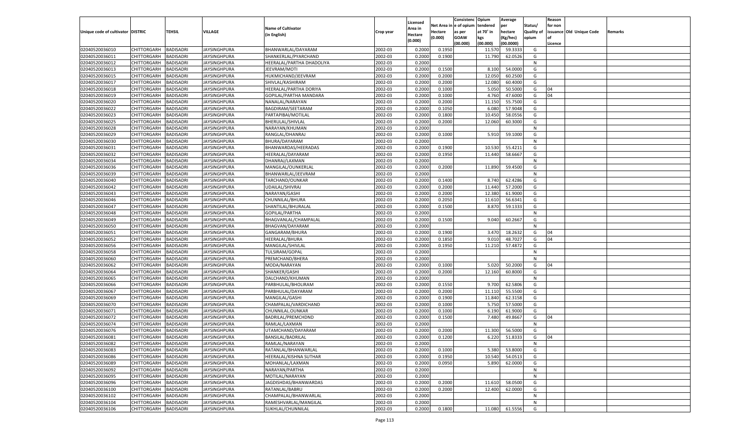| Unique code of cultivator | DISTRIC | TEHSIL | VILLAGE | Name of Cultivator (in English) | Crop year | Licensed Area in Hectare (0.000) | Net Area in Hectare (0.000) | Consistenc e of opium as per GOAW (00.000) | Opium tendered at 70° in kgs (00.000) | Average per hectare (Kg/hec) (00.0000) | Status/ Quality of opium | Reason for non issuance of Licence | Old Unique Code | Remarks |
|---|---|---|---|---|---|---|---|---|---|---|---|---|---|---|
| 02040520036010 | CHITTORGARH | BADISADRI | JAYSINGHPURA | BHANWARLAL/DAYARAM | 2002-03 | 0.2000 | 0.1950 | | 11.570 | 59.3333 | G | | | |
| 02040520036011 | CHITTORGARH | BADISADRI | JAYSINGHPURA | SHANKERLAL/PYARCHAND | 2002-03 | 0.2000 | 0.1900 | | 11.790 | 62.0526 | G | | | |
| 02040520036012 | CHITTORGARH | BADISADRI | JAYSINGHPURA | HEERALAL/PARTHA DHADOLIYA | 2002-03 | 0.2000 | | | | | N | | | |
| 02040520036013 | CHITTORGARH | BADISADRI | JAYSINGHPURA | JEEVRAM/MOTI | 2002-03 | 0.2000 | 0.1500 | | 8.100 | 54.0000 | G | | | |
| 02040520036015 | CHITTORGARH | BADISADRI | JAYSINGHPURA | HUKMICHAND/JEEVRAM | 2002-03 | 0.2000 | 0.2000 | | 12.050 | 60.2500 | G | | | |
| 02040520036017 | CHITTORGARH | BADISADRI | JAYSINGHPURA | SHIVLAL/KASHIRAM | 2002-03 | 0.2000 | 0.2000 | | 12.080 | 60.4000 | G | | | |
| 02040520036018 | CHITTORGARH | BADISADRI | JAYSINGHPURA | HEERALAL/PARTHA DORIYA | 2002-03 | 0.2000 | 0.1000 | | 5.050 | 50.5000 | G | 04 | | |
| 02040520036019 | CHITTORGARH | BADISADRI | JAYSINGHPURA | GOPILAL/PARTHA MANDARA | 2002-03 | 0.2000 | 0.1000 | | 4.760 | 47.6000 | G | 04 | | |
| 02040520036020 | CHITTORGARH | BADISADRI | JAYSINGHPURA | NANALAL/NARAYAN | 2002-03 | 0.2000 | 0.2000 | | 11.150 | 55.7500 | G | | | |
| 02040520036022 | CHITTORGARH | BADISADRI | JAYSINGHPURA | BAGDIRAM/SEETARAM | 2002-03 | 0.2000 | 0.1050 | | 6.080 | 57.9048 | G | | | |
| 02040520036023 | CHITTORGARH | BADISADRI | JAYSINGHPURA | PARTAPIBAI/MOTILAL | 2002-03 | 0.2000 | 0.1800 | | 10.450 | 58.0556 | G | | | |
| 02040520036025 | CHITTORGARH | BADISADRI | JAYSINGHPURA | BHERULAL/SHIVLAL | 2002-03 | 0.2000 | 0.2000 | | 12.060 | 60.3000 | G | | | |
| 02040520036028 | CHITTORGARH | BADISADRI | JAYSINGHPURA | NARAYAN/KHUMAN | 2002-03 | 0.2000 | | | | | N | | | |
| 02040520036029 | CHITTORGARH | BADISADRI | JAYSINGHPURA | RANGLAL/DHANRAJ | 2002-03 | 0.2000 | 0.1000 | | 5.910 | 59.1000 | G | | | |
| 02040520036030 | CHITTORGARH | BADISADRI | JAYSINGHPURA | BHURA/DAYARAM | 2002-03 | 0.2000 | | | | | N | | | |
| 02040520036031 | CHITTORGARH | BADISADRI | JAYSINGHPURA | BHANWARDAS/HEERADAS | 2002-03 | 0.2000 | 0.1900 | | 10.530 | 55.4211 | G | | | |
| 02040520036032 | CHITTORGARH | BADISADRI | JAYSINGHPURA | HEERALAL/DAYARAM | 2002-03 | 0.2000 | 0.1950 | | 11.440 | 58.6667 | G | | | |
| 02040520036034 | CHITTORGARH | BADISADRI | JAYSINGHPURA | DHANRAJ/LAXMAN | 2002-03 | 0.2000 | | | | | N | | | |
| 02040520036036 | CHITTORGARH | BADISADRI | JAYSINGHPURA | MANGILAL/OUNKERLAL | 2002-03 | 0.2000 | 0.2000 | | 11.890 | 59.4500 | G | | | |
| 02040520036039 | CHITTORGARH | BADISADRI | JAYSINGHPURA | BHANWARLAL/JEEVRAM | 2002-03 | 0.2000 | | | | | N | | | |
| 02040520036040 | CHITTORGARH | BADISADRI | JAYSINGHPURA | TARCHAND/OUNKAR | 2002-03 | 0.2000 | 0.1400 | | 8.740 | 62.4286 | G | | | |
| 02040520036042 | CHITTORGARH | BADISADRI | JAYSINGHPURA | UDAILAL/SHIVRAJ | 2002-03 | 0.2000 | 0.2000 | | 11.440 | 57.2000 | G | | | |
| 02040520036043 | CHITTORGARH | BADISADRI | JAYSINGHPURA | NARAYAN/GASHI | 2002-03 | 0.2000 | 0.2000 | | 12.380 | 61.9000 | G | | | |
| 02040520036046 | CHITTORGARH | BADISADRI | JAYSINGHPURA | CHUNNILAL/BHURA | 2002-03 | 0.2000 | 0.2050 | | 11.610 | 56.6341 | G | | | |
| 02040520036047 | CHITTORGARH | BADISADRI | JAYSINGHPURA | SHANTILAL/BHURALAL | 2002-03 | 0.2000 | 0.1500 | | 8.870 | 59.1333 | G | | | |
| 02040520036048 | CHITTORGARH | BADISADRI | JAYSINGHPURA | GOPILAL/PARTHA | 2002-03 | 0.2000 | | | | | N | | | |
| 02040520036049 | CHITTORGARH | BADISADRI | JAYSINGHPURA | BHAGVANLAL/CHAMPALAL | 2002-03 | 0.2000 | 0.1500 | | 9.040 | 60.2667 | G | | | |
| 02040520036050 | CHITTORGARH | BADISADRI | JAYSINGHPURA | BHAGVAN/DAYARAM | 2002-03 | 0.2000 | | | | | N | | | |
| 02040520036051 | CHITTORGARH | BADISADRI | JAYSINGHPURA | GANGARAM/BHURA | 2002-03 | 0.2000 | 0.1900 | | 3.470 | 18.2632 | G | 04 | | |
| 02040520036052 | CHITTORGARH | BADISADRI | JAYSINGHPURA | HEERALAL/BHURA | 2002-03 | 0.2000 | 0.1850 | | 9.010 | 48.7027 | G | 04 | | |
| 02040520036056 | CHITTORGARH | BADISADRI | JAYSINGHPURA | MANGILAL/SHIVLAL | 2002-03 | 0.2000 | 0.1950 | | 11.210 | 57.4872 | G | | | |
| 02040520036058 | CHITTORGARH | BADISADRI | JAYSINGHPURA | TULSIRAM/GOPAL | 2002-03 | 0.2000 | | | | | N | | | |
| 02040520036060 | CHITTORGARH | BADISADRI | JAYSINGHPURA | PREMCHAND/BHERA | 2002-03 | 0.2000 | | | | | N | | | |
| 02040520036062 | CHITTORGARH | BADISADRI | JAYSINGHPURA | MODA/NARAYAN | 2002-03 | 0.2000 | 0.1000 | | 5.020 | 50.2000 | G | 04 | | |
| 02040520036064 | CHITTORGARH | BADISADRI | JAYSINGHPURA | SHANKER/GASHI | 2002-03 | 0.2000 | 0.2000 | | 12.160 | 60.8000 | G | | | |
| 02040520036065 | CHITTORGARH | BADISADRI | JAYSINGHPURA | DALCHAND/KHUMAN | 2002-03 | 0.2000 | | | | | N | | | |
| 02040520036066 | CHITTORGARH | BADISADRI | JAYSINGHPURA | PARBHULAL/BHOLIRAM | 2002-03 | 0.2000 | 0.1550 | | 9.700 | 62.5806 | G | | | |
| 02040520036067 | CHITTORGARH | BADISADRI | JAYSINGHPURA | PARBHULAL/DAYARAM | 2002-03 | 0.2000 | 0.2000 | | 11.110 | 55.5500 | G | | | |
| 02040520036069 | CHITTORGARH | BADISADRI | JAYSINGHPURA | MANGILAL/GASHI | 2002-03 | 0.2000 | 0.1900 | | 11.840 | 62.3158 | G | | | |
| 02040520036070 | CHITTORGARH | BADISADRI | JAYSINGHPURA | CHAMPALAL/VARDICHAND | 2002-03 | 0.2000 | 0.1000 | | 5.750 | 57.5000 | G | | | |
| 02040520036071 | CHITTORGARH | BADISADRI | JAYSINGHPURA | CHUNNILAL.OUNKAR | 2002-03 | 0.2000 | 0.1000 | | 6.190 | 61.9000 | G | | | |
| 02040520036072 | CHITTORGARH | BADISADRI | JAYSINGHPURA | BADRILAL/PREMCHDND | 2002-03 | 0.2000 | 0.1500 | | 7.480 | 49.8667 | G | 04 | | |
| 02040520036074 | CHITTORGARH | BADISADRI | JAYSINGHPURA | RAMLAL/LAXMAN | 2002-03 | 0.2000 | | | | | N | | | |
| 02040520036076 | CHITTORGARH | BADISADRI | JAYSINGHPURA | UTAMCHAND/DAYARAM | 2002-03 | 0.2000 | 0.2000 | | 11.300 | 56.5000 | G | | | |
| 02040520036081 | CHITTORGARH | BADISADRI | JAYSINGHPURA | BANSILAL/BADRILAL | 2002-03 | 0.2000 | 0.1200 | | 6.220 | 51.8333 | G | 04 | | |
| 02040520036082 | CHITTORGARH | BADISADRI | JAYSINGHPURA | RAMLAL/NARAYAN | 2002-03 | 0.2000 | | | | | N | | | |
| 02040520036083 | CHITTORGARH | BADISADRI | JAYSINGHPURA | RATANLAL/BHANWARLAL | 2002-03 | 0.2000 | 0.1000 | | 5.380 | 53.8000 | G | | | |
| 02040520036086 | CHITTORGARH | BADISADRI | JAYSINGHPURA | HEERALAL/KISHNA SUTHAR | 2002-03 | 0.2000 | 0.1950 | | 10.540 | 54.0513 | G | | | |
| 02040520036089 | CHITTORGARH | BADISADRI | JAYSINGHPURA | MOHANLAL/LAXMAN | 2002-03 | 0.2000 | 0.0950 | | 5.890 | 62.0000 | G | | | |
| 02040520036092 | CHITTORGARH | BADISADRI | JAYSINGHPURA | NARAYAN/PARTHA | 2002-03 | 0.2000 | | | | | N | | | |
| 02040520036095 | CHITTORGARH | BADISADRI | JAYSINGHPURA | MOTILAL/NARAYAN | 2002-03 | 0.2000 | | | | | N | | | |
| 02040520036096 | CHITTORGARH | BADISADRI | JAYSINGHPURA | JAGDISHDAS/BHANWARDAS | 2002-03 | 0.2000 | 0.2000 | | 11.610 | 58.0500 | G | | | |
| 02040520036100 | CHITTORGARH | BADISADRI | JAYSINGHPURA | RATANLAL/BABRU | 2002-03 | 0.2000 | 0.2000 | | 12.400 | 62.0000 | G | | | |
| 02040520036102 | CHITTORGARH | BADISADRI | JAYSINGHPURA | CHAMPALAL/BHANWARLAL | 2002-03 | 0.2000 | | | | | N | | | |
| 02040520036104 | CHITTORGARH | BADISADRI | JAYSINGHPURA | RAMESHVARLAL/MANGILAL | 2002-03 | 0.2000 | | | | | N | | | |
| 02040520036106 | CHITTORGARH | BADISADRI | JAYSINGHPURA | SUKHLAL/CHUNNILAL | 2002-03 | 0.2000 | 0.1800 | | 11.080 | 61.5556 | G | | | |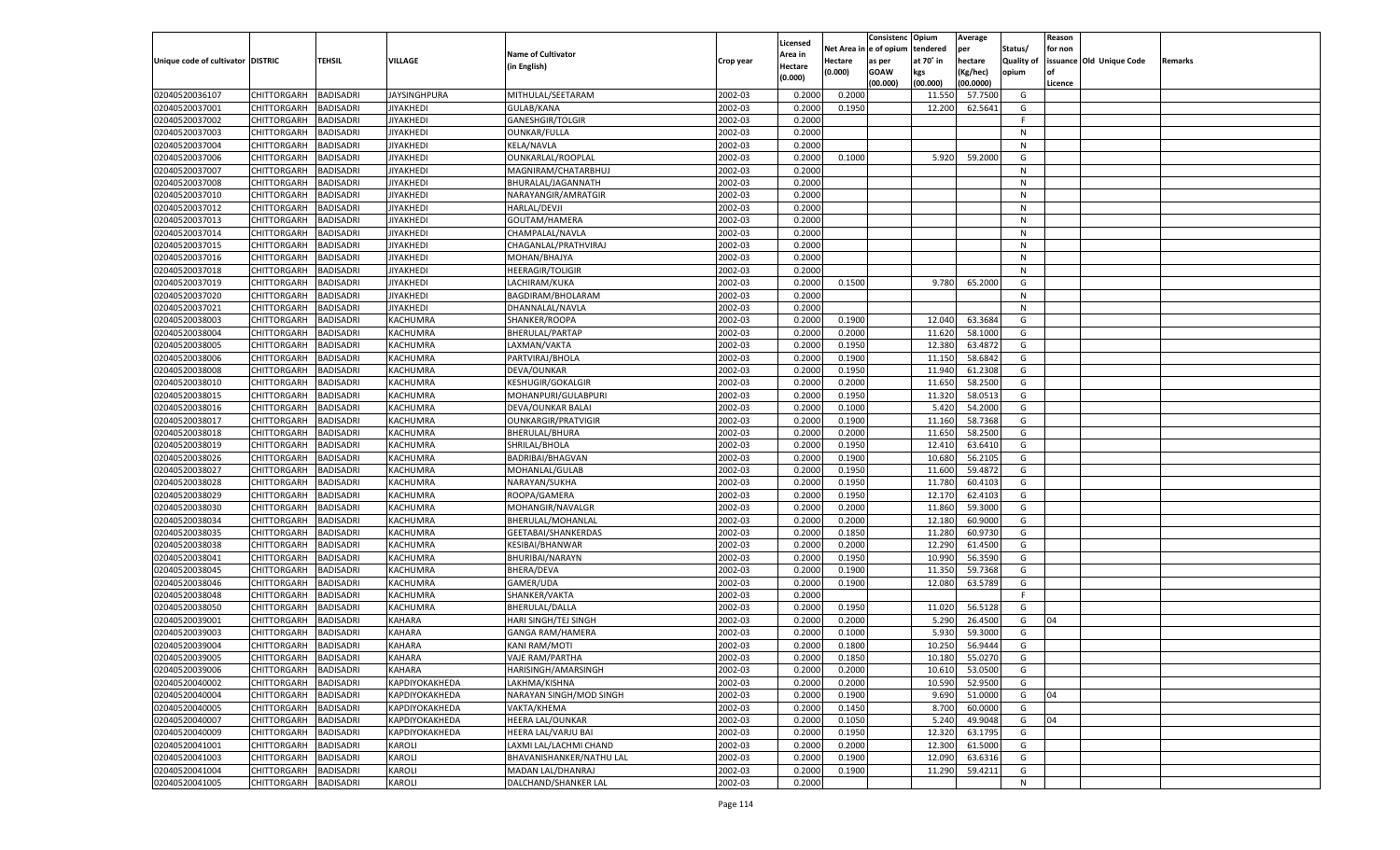| Unique code of cultivator | DISTRIC | TEHSIL | VILLAGE | Name of Cultivator (in English) | Crop year | Licensed Area in Hectare (0.000) | Net Area in Hectare (0.000) | Consistenc e of opium as per GOAW (00.000) | Opium tendered at 70° in kgs (00.000) | Average per hectare (Kg/hec) (00.0000) | Status/ Quality of opium | Reason for non issuance of Licence | Old Unique Code | Remarks |
|---|---|---|---|---|---|---|---|---|---|---|---|---|---|---|
| 02040520036107 | CHITTORGARH | BADISADRI | JAYSINGHPURA | MITHULAL/SEETARAM | 2002-03 | 0.2000 | 0.2000 | | 11.550 | 57.7500 | G | | | |
| 02040520037001 | CHITTORGARH | BADISADRI | JIYAKHEDI | GULAB/KANA | 2002-03 | 0.2000 | 0.1950 | | 12.200 | 62.5641 | G | | | |
| 02040520037002 | CHITTORGARH | BADISADRI | JIYAKHEDI | GANESHGIR/TOLGIR | 2002-03 | 0.2000 | | | | | F | | | |
| 02040520037003 | CHITTORGARH | BADISADRI | JIYAKHEDI | OUNKAR/FULLA | 2002-03 | 0.2000 | | | | | N | | | |
| 02040520037004 | CHITTORGARH | BADISADRI | JIYAKHEDI | KELA/NAVLA | 2002-03 | 0.2000 | | | | | N | | | |
| 02040520037006 | CHITTORGARH | BADISADRI | JIYAKHEDI | OUNKARLAL/ROOPLAL | 2002-03 | 0.2000 | 0.1000 | | 5.920 | 59.2000 | G | | | |
| 02040520037007 | CHITTORGARH | BADISADRI | JIYAKHEDI | MAGNIRAM/CHATARBHUJ | 2002-03 | 0.2000 | | | | | N | | | |
| 02040520037008 | CHITTORGARH | BADISADRI | JIYAKHEDI | BHURALAL/JAGANNATH | 2002-03 | 0.2000 | | | | | N | | | |
| 02040520037010 | CHITTORGARH | BADISADRI | JIYAKHEDI | NARAYANGIR/AMRATGIR | 2002-03 | 0.2000 | | | | | N | | | |
| 02040520037012 | CHITTORGARH | BADISADRI | JIYAKHEDI | HARLAL/DEVJI | 2002-03 | 0.2000 | | | | | N | | | |
| 02040520037013 | CHITTORGARH | BADISADRI | JIYAKHEDI | GOUTAM/HAMERA | 2002-03 | 0.2000 | | | | | N | | | |
| 02040520037014 | CHITTORGARH | BADISADRI | JIYAKHEDI | CHAMPALAL/NAVLA | 2002-03 | 0.2000 | | | | | N | | | |
| 02040520037015 | CHITTORGARH | BADISADRI | JIYAKHEDI | CHAGANLAL/PRATHVIRAJ | 2002-03 | 0.2000 | | | | | N | | | |
| 02040520037016 | CHITTORGARH | BADISADRI | JIYAKHEDI | MOHAN/BHAJYA | 2002-03 | 0.2000 | | | | | N | | | |
| 02040520037018 | CHITTORGARH | BADISADRI | JIYAKHEDI | HEERAGIR/TOLIGIR | 2002-03 | 0.2000 | | | | | N | | | |
| 02040520037019 | CHITTORGARH | BADISADRI | JIYAKHEDI | LACHIRAM/KUKA | 2002-03 | 0.2000 | 0.1500 | | 9.780 | 65.2000 | G | | | |
| 02040520037020 | CHITTORGARH | BADISADRI | JIYAKHEDI | BAGDIRAM/BHOLARAM | 2002-03 | 0.2000 | | | | | N | | | |
| 02040520037021 | CHITTORGARH | BADISADRI | JIYAKHEDI | DHANNALAL/NAVLA | 2002-03 | 0.2000 | | | | | N | | | |
| 02040520038003 | CHITTORGARH | BADISADRI | KACHUMRA | SHANKER/ROOPA | 2002-03 | 0.2000 | 0.1900 | | 12.040 | 63.3684 | G | | | |
| 02040520038004 | CHITTORGARH | BADISADRI | KACHUMRA | BHERULAL/PARTAP | 2002-03 | 0.2000 | 0.2000 | | 11.620 | 58.1000 | G | | | |
| 02040520038005 | CHITTORGARH | BADISADRI | KACHUMRA | LAXMAN/VAKTA | 2002-03 | 0.2000 | 0.1950 | | 12.380 | 63.4872 | G | | | |
| 02040520038006 | CHITTORGARH | BADISADRI | KACHUMRA | PARTVIRAJ/BHOLA | 2002-03 | 0.2000 | 0.1900 | | 11.150 | 58.6842 | G | | | |
| 02040520038008 | CHITTORGARH | BADISADRI | KACHUMRA | DEVA/OUNKAR | 2002-03 | 0.2000 | 0.1950 | | 11.940 | 61.2308 | G | | | |
| 02040520038010 | CHITTORGARH | BADISADRI | KACHUMRA | KESHUGIR/GOKALGIR | 2002-03 | 0.2000 | 0.2000 | | 11.650 | 58.2500 | G | | | |
| 02040520038015 | CHITTORGARH | BADISADRI | KACHUMRA | MOHANPURI/GULABPURI | 2002-03 | 0.2000 | 0.1950 | | 11.320 | 58.0513 | G | | | |
| 02040520038016 | CHITTORGARH | BADISADRI | KACHUMRA | DEVA/OUNKAR BALAI | 2002-03 | 0.2000 | 0.1000 | | 5.420 | 54.2000 | G | | | |
| 02040520038017 | CHITTORGARH | BADISADRI | KACHUMRA | OUNKARGIR/PRATVIGIR | 2002-03 | 0.2000 | 0.1900 | | 11.160 | 58.7368 | G | | | |
| 02040520038018 | CHITTORGARH | BADISADRI | KACHUMRA | BHERULAL/BHURA | 2002-03 | 0.2000 | 0.2000 | | 11.650 | 58.2500 | G | | | |
| 02040520038019 | CHITTORGARH | BADISADRI | KACHUMRA | SHRILAL/BHOLA | 2002-03 | 0.2000 | 0.1950 | | 12.410 | 63.6410 | G | | | |
| 02040520038026 | CHITTORGARH | BADISADRI | KACHUMRA | BADRIBAI/BHAGVAN | 2002-03 | 0.2000 | 0.1900 | | 10.680 | 56.2105 | G | | | |
| 02040520038027 | CHITTORGARH | BADISADRI | KACHUMRA | MOHANLAL/GULAB | 2002-03 | 0.2000 | 0.1950 | | 11.600 | 59.4872 | G | | | |
| 02040520038028 | CHITTORGARH | BADISADRI | KACHUMRA | NARAYAN/SUKHA | 2002-03 | 0.2000 | 0.1950 | | 11.780 | 60.4103 | G | | | |
| 02040520038029 | CHITTORGARH | BADISADRI | KACHUMRA | ROOPA/GAMERA | 2002-03 | 0.2000 | 0.1950 | | 12.170 | 62.4103 | G | | | |
| 02040520038030 | CHITTORGARH | BADISADRI | KACHUMRA | MOHANGIR/NAVALGR | 2002-03 | 0.2000 | 0.2000 | | 11.860 | 59.3000 | G | | | |
| 02040520038034 | CHITTORGARH | BADISADRI | KACHUMRA | BHERULAL/MOHANLAL | 2002-03 | 0.2000 | 0.2000 | | 12.180 | 60.9000 | G | | | |
| 02040520038035 | CHITTORGARH | BADISADRI | KACHUMRA | GEETABAI/SHANKERDAS | 2002-03 | 0.2000 | 0.1850 | | 11.280 | 60.9730 | G | | | |
| 02040520038038 | CHITTORGARH | BADISADRI | KACHUMRA | KESIBAI/BHANWAR | 2002-03 | 0.2000 | 0.2000 | | 12.290 | 61.4500 | G | | | |
| 02040520038041 | CHITTORGARH | BADISADRI | KACHUMRA | BHURIBAI/NARAYN | 2002-03 | 0.2000 | 0.1950 | | 10.990 | 56.3590 | G | | | |
| 02040520038045 | CHITTORGARH | BADISADRI | KACHUMRA | BHERA/DEVA | 2002-03 | 0.2000 | 0.1900 | | 11.350 | 59.7368 | G | | | |
| 02040520038046 | CHITTORGARH | BADISADRI | KACHUMRA | GAMER/UDA | 2002-03 | 0.2000 | 0.1900 | | 12.080 | 63.5789 | G | | | |
| 02040520038048 | CHITTORGARH | BADISADRI | KACHUMRA | SHANKER/VAKTA | 2002-03 | 0.2000 | | | | | F | | | |
| 02040520038050 | CHITTORGARH | BADISADRI | KACHUMRA | BHERULAL/DALLA | 2002-03 | 0.2000 | 0.1950 | | 11.020 | 56.5128 | G | | | |
| 02040520039001 | CHITTORGARH | BADISADRI | KAHARA | HARI SINGH/TEJ SINGH | 2002-03 | 0.2000 | 0.2000 | | 5.290 | 26.4500 | G | 04 | | |
| 02040520039003 | CHITTORGARH | BADISADRI | KAHARA | GANGA RAM/HAMERA | 2002-03 | 0.2000 | 0.1000 | | 5.930 | 59.3000 | G | | | |
| 02040520039004 | CHITTORGARH | BADISADRI | KAHARA | KANI RAM/MOTI | 2002-03 | 0.2000 | 0.1800 | | 10.250 | 56.9444 | G | | | |
| 02040520039005 | CHITTORGARH | BADISADRI | KAHARA | VAJE RAM/PARTHA | 2002-03 | 0.2000 | 0.1850 | | 10.180 | 55.0270 | G | | | |
| 02040520039006 | CHITTORGARH | BADISADRI | KAHARA | HARISINGH/AMARSINGH | 2002-03 | 0.2000 | 0.2000 | | 10.610 | 53.0500 | G | | | |
| 02040520040002 | CHITTORGARH | BADISADRI | KAPDIYOKAKHEDA | LAKHMA/KISHNA | 2002-03 | 0.2000 | 0.2000 | | 10.590 | 52.9500 | G | | | |
| 02040520040004 | CHITTORGARH | BADISADRI | KAPDIYOKAKHEDA | NARAYAN SINGH/MOD SINGH | 2002-03 | 0.2000 | 0.1900 | | 9.690 | 51.0000 | G | 04 | | |
| 02040520040005 | CHITTORGARH | BADISADRI | KAPDIYOKAKHEDA | VAKTA/KHEMA | 2002-03 | 0.2000 | 0.1450 | | 8.700 | 60.0000 | G | | | |
| 02040520040007 | CHITTORGARH | BADISADRI | KAPDIYOKAKHEDA | HEERA LAL/OUNKAR | 2002-03 | 0.2000 | 0.1050 | | 5.240 | 49.9048 | G | 04 | | |
| 02040520040009 | CHITTORGARH | BADISADRI | KAPDIYOKAKHEDA | HEERA LAL/VARJU BAI | 2002-03 | 0.2000 | 0.1950 | | 12.320 | 63.1795 | G | | | |
| 02040520041001 | CHITTORGARH | BADISADRI | KAROLI | LAXMI LAL/LACHMI CHAND | 2002-03 | 0.2000 | 0.2000 | | 12.300 | 61.5000 | G | | | |
| 02040520041003 | CHITTORGARH | BADISADRI | KAROLI | BHAVANISHANKER/NATHU LAL | 2002-03 | 0.2000 | 0.1900 | | 12.090 | 63.6316 | G | | | |
| 02040520041004 | CHITTORGARH | BADISADRI | KAROLI | MADAN LAL/DHANRAJ | 2002-03 | 0.2000 | 0.1900 | | 11.290 | 59.4211 | G | | | |
| 02040520041005 | CHITTORGARH | BADISADRI | KAROLI | DALCHAND/SHANKER LAL | 2002-03 | 0.2000 | | | | | N | | | |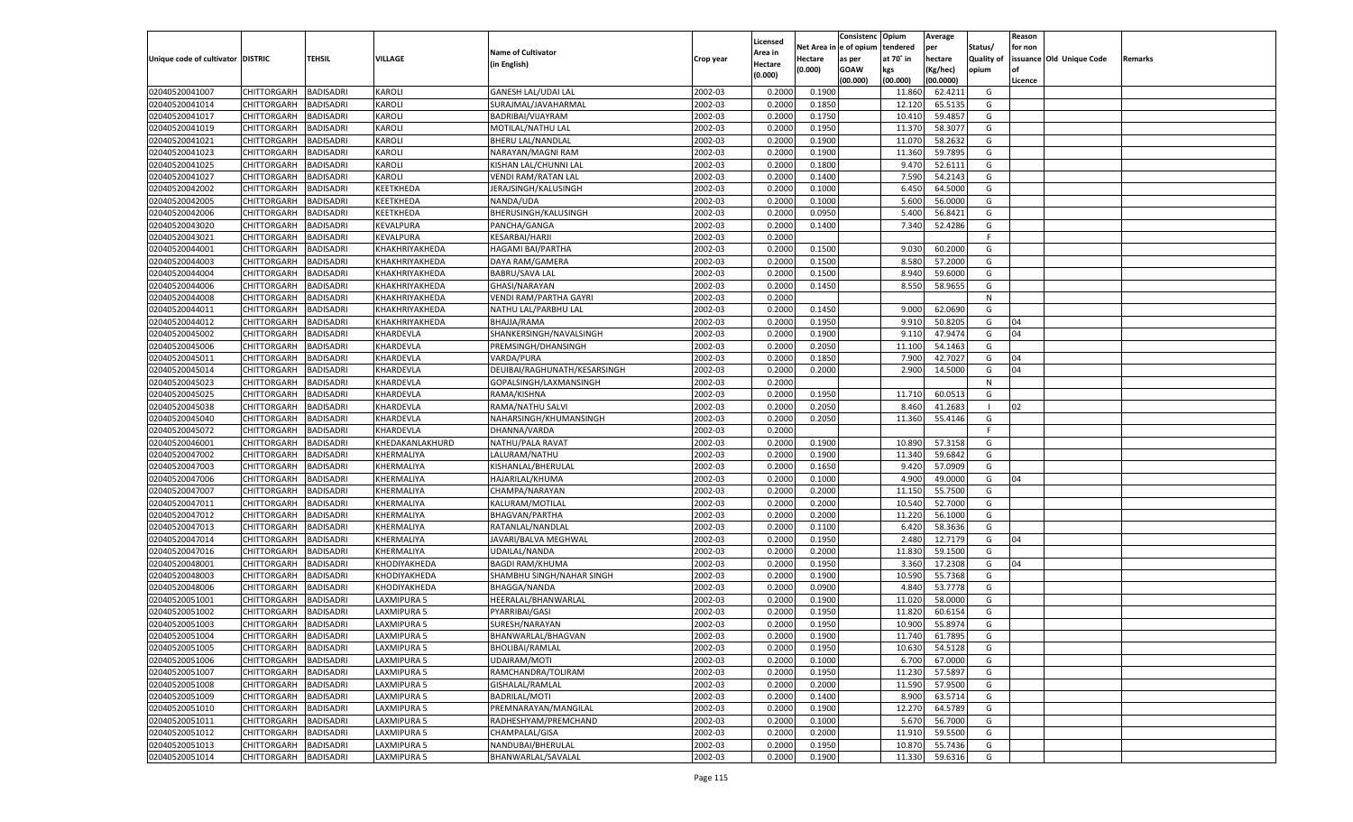| Unique code of cultivator | DISTRIC | TEHSIL | VILLAGE | Name of Cultivator (in English) | Crop year | Licensed Area in Hectare (0.000) | Net Area in Hectare (0.000) | Consistenc e of opium as per GOAW (00.000) | Opium tendered at 70˚ in kgs (00.000) | Average per hectare (Kg/hec) (00.0000) | Status/ Quality of opium | Reason for non issuance of Licence | Old Unique Code | Remarks |
|---|---|---|---|---|---|---|---|---|---|---|---|---|---|---|
| 02040520041007 | CHITTORGARH | BADISADRI | KAROLI | GANESH LAL/UDAI LAL | 2002-03 | 0.2000 | 0.1900 | | 11.860 | 62.4211 | G | | | |
| 02040520041014 | CHITTORGARH | BADISADRI | KAROLI | SURAJMAL/JAVAHARMAL | 2002-03 | 0.2000 | 0.1850 | | 12.120 | 65.5135 | G | | | |
| 02040520041017 | CHITTORGARH | BADISADRI | KAROLI | BADRIBAI/VIJAYRAM | 2002-03 | 0.2000 | 0.1750 | | 10.410 | 59.4857 | G | | | |
| 02040520041019 | CHITTORGARH | BADISADRI | KAROLI | MOTILAL/NATHU LAL | 2002-03 | 0.2000 | 0.1950 | | 11.370 | 58.3077 | G | | | |
| 02040520041021 | CHITTORGARH | BADISADRI | KAROLI | BHERU LAL/NANDLAL | 2002-03 | 0.2000 | 0.1900 | | 11.070 | 58.2632 | G | | | |
| 02040520041023 | CHITTORGARH | BADISADRI | KAROLI | NARAYAN/MAGNI RAM | 2002-03 | 0.2000 | 0.1900 | | 11.360 | 59.7895 | G | | | |
| 02040520041025 | CHITTORGARH | BADISADRI | KAROLI | KISHAN LAL/CHUNNI LAL | 2002-03 | 0.2000 | 0.1800 | | 9.470 | 52.6111 | G | | | |
| 02040520041027 | CHITTORGARH | BADISADRI | KAROLI | VENDI RAM/RATAN LAL | 2002-03 | 0.2000 | 0.1400 | | 7.590 | 54.2143 | G | | | |
| 02040520042002 | CHITTORGARH | BADISADRI | KEETKHEDA | JERAJSINGH/KALUSINGH | 2002-03 | 0.2000 | 0.1000 | | 6.450 | 64.5000 | G | | | |
| 02040520042005 | CHITTORGARH | BADISADRI | KEETKHEDA | NANDA/UDA | 2002-03 | 0.2000 | 0.1000 | | 5.600 | 56.0000 | G | | | |
| 02040520042006 | CHITTORGARH | BADISADRI | KEETKHEDA | BHERUSINGH/KALUSINGH | 2002-03 | 0.2000 | 0.0950 | | 5.400 | 56.8421 | G | | | |
| 02040520043020 | CHITTORGARH | BADISADRI | KEVALPURA | PANCHA/GANGA | 2002-03 | 0.2000 | 0.1400 | | 7.340 | 52.4286 | G | | | |
| 02040520043021 | CHITTORGARH | BADISADRI | KEVALPURA | KESARBAI/HARJI | 2002-03 | 0.2000 | | | | | F | | | |
| 02040520044001 | CHITTORGARH | BADISADRI | KHAKHRIYAKHEDA | HAGAMI BAI/PARTHA | 2002-03 | 0.2000 | 0.1500 | | 9.030 | 60.2000 | G | | | |
| 02040520044003 | CHITTORGARH | BADISADRI | KHAKHRIYAKHEDA | DAYA RAM/GAMERA | 2002-03 | 0.2000 | 0.1500 | | 8.580 | 57.2000 | G | | | |
| 02040520044004 | CHITTORGARH | BADISADRI | KHAKHRIYAKHEDA | BABRU/SAVA LAL | 2002-03 | 0.2000 | 0.1500 | | 8.940 | 59.6000 | G | | | |
| 02040520044006 | CHITTORGARH | BADISADRI | KHAKHRIYAKHEDA | GHASI/NARAYAN | 2002-03 | 0.2000 | 0.1450 | | 8.550 | 58.9655 | G | | | |
| 02040520044008 | CHITTORGARH | BADISADRI | KHAKHRIYAKHEDA | VENDI RAM/PARTHA GAYRI | 2002-03 | 0.2000 | | | | | N | | | |
| 02040520044011 | CHITTORGARH | BADISADRI | KHAKHRIYAKHEDA | NATHU LAL/PARBHU LAL | 2002-03 | 0.2000 | 0.1450 | | 9.000 | 62.0690 | G | | | |
| 02040520044012 | CHITTORGARH | BADISADRI | KHAKHRIYAKHEDA | BHAJJA/RAMA | 2002-03 | 0.2000 | 0.1950 | | 9.910 | 50.8205 | G | 04 | | |
| 02040520045002 | CHITTORGARH | BADISADRI | KHARDEVLA | SHANKERSINGH/NAVALSINGH | 2002-03 | 0.2000 | 0.1900 | | 9.110 | 47.9474 | G | 04 | | |
| 02040520045006 | CHITTORGARH | BADISADRI | KHARDEVLA | PREMSINGH/DHANSINGH | 2002-03 | 0.2000 | 0.2050 | | 11.100 | 54.1463 | G | | | |
| 02040520045011 | CHITTORGARH | BADISADRI | KHARDEVLA | VARDA/PURA | 2002-03 | 0.2000 | 0.1850 | | 7.900 | 42.7027 | G | 04 | | |
| 02040520045014 | CHITTORGARH | BADISADRI | KHARDEVLA | DEUIBAI/RAGHUNATH/KESARSINGH | 2002-03 | 0.2000 | 0.2000 | | 2.900 | 14.5000 | G | 04 | | |
| 02040520045023 | CHITTORGARH | BADISADRI | KHARDEVLA | GOPALSINGH/LAXMANSINGH | 2002-03 | 0.2000 | | | | | N | | | |
| 02040520045025 | CHITTORGARH | BADISADRI | KHARDEVLA | RAMA/KISHNA | 2002-03 | 0.2000 | 0.1950 | | 11.710 | 60.0513 | G | | | |
| 02040520045038 | CHITTORGARH | BADISADRI | KHARDEVLA | RAMA/NATHU SALVI | 2002-03 | 0.2000 | 0.2050 | | 8.460 | 41.2683 | I | 02 | | |
| 02040520045040 | CHITTORGARH | BADISADRI | KHARDEVLA | NAHARSINGH/KHUMANSINGH | 2002-03 | 0.2000 | 0.2050 | | 11.360 | 55.4146 | G | | | |
| 02040520045072 | CHITTORGARH | BADISADRI | KHARDEVLA | DHANNA/VARDA | 2002-03 | 0.2000 | | | | | F | | | |
| 02040520046001 | CHITTORGARH | BADISADRI | KHEDAKANLAKHURD | NATHU/PALA RAVAT | 2002-03 | 0.2000 | 0.1900 | | 10.890 | 57.3158 | G | | | |
| 02040520047002 | CHITTORGARH | BADISADRI | KHERMALIYA | LALURAM/NATHU | 2002-03 | 0.2000 | 0.1900 | | 11.340 | 59.6842 | G | | | |
| 02040520047003 | CHITTORGARH | BADISADRI | KHERMALIYA | KISHANLAL/BHERULAL | 2002-03 | 0.2000 | 0.1650 | | 9.420 | 57.0909 | G | | | |
| 02040520047006 | CHITTORGARH | BADISADRI | KHERMALIYA | HAJARILAL/KHUMA | 2002-03 | 0.2000 | 0.1000 | | 4.900 | 49.0000 | G | 04 | | |
| 02040520047007 | CHITTORGARH | BADISADRI | KHERMALIYA | CHAMPA/NARAYAN | 2002-03 | 0.2000 | 0.2000 | | 11.150 | 55.7500 | G | | | |
| 02040520047011 | CHITTORGARH | BADISADRI | KHERMALIYA | KALURAM/MOTILAL | 2002-03 | 0.2000 | 0.2000 | | 10.540 | 52.7000 | G | | | |
| 02040520047012 | CHITTORGARH | BADISADRI | KHERMALIYA | BHAGVAN/PARTHA | 2002-03 | 0.2000 | 0.2000 | | 11.220 | 56.1000 | G | | | |
| 02040520047013 | CHITTORGARH | BADISADRI | KHERMALIYA | RATANLAL/NANDLAL | 2002-03 | 0.2000 | 0.1100 | | 6.420 | 58.3636 | G | | | |
| 02040520047014 | CHITTORGARH | BADISADRI | KHERMALIYA | JAVARI/BALVA MEGHWAL | 2002-03 | 0.2000 | 0.1950 | | 2.480 | 12.7179 | G | 04 | | |
| 02040520047016 | CHITTORGARH | BADISADRI | KHERMALIYA | UDAILAL/NANDA | 2002-03 | 0.2000 | 0.2000 | | 11.830 | 59.1500 | G | | | |
| 02040520048001 | CHITTORGARH | BADISADRI | KHODIYAKHEDA | BAGDI RAM/KHUMA | 2002-03 | 0.2000 | 0.1950 | | 3.360 | 17.2308 | G | 04 | | |
| 02040520048003 | CHITTORGARH | BADISADRI | KHODIYAKHEDA | SHAMBHU SINGH/NAHAR SINGH | 2002-03 | 0.2000 | 0.1900 | | 10.590 | 55.7368 | G | | | |
| 02040520048006 | CHITTORGARH | BADISADRI | KHODIYAKHEDA | BHAGGA/NANDA | 2002-03 | 0.2000 | 0.0900 | | 4.840 | 53.7778 | G | | | |
| 02040520051001 | CHITTORGARH | BADISADRI | LAXMIPURA 5 | HEERALAL/BHANWARLAL | 2002-03 | 0.2000 | 0.1900 | | 11.020 | 58.0000 | G | | | |
| 02040520051002 | CHITTORGARH | BADISADRI | LAXMIPURA 5 | PYARRIBAI/GASI | 2002-03 | 0.2000 | 0.1950 | | 11.820 | 60.6154 | G | | | |
| 02040520051003 | CHITTORGARH | BADISADRI | LAXMIPURA 5 | SURESH/NARAYAN | 2002-03 | 0.2000 | 0.1950 | | 10.900 | 55.8974 | G | | | |
| 02040520051004 | CHITTORGARH | BADISADRI | LAXMIPURA 5 | BHANWARLAL/BHAGVAN | 2002-03 | 0.2000 | 0.1900 | | 11.740 | 61.7895 | G | | | |
| 02040520051005 | CHITTORGARH | BADISADRI | LAXMIPURA 5 | BHOLIBAI/RAMLAL | 2002-03 | 0.2000 | 0.1950 | | 10.630 | 54.5128 | G | | | |
| 02040520051006 | CHITTORGARH | BADISADRI | LAXMIPURA 5 | UDAIRAM/MOTI | 2002-03 | 0.2000 | 0.1000 | | 6.700 | 67.0000 | G | | | |
| 02040520051007 | CHITTORGARH | BADISADRI | LAXMIPURA 5 | RAMCHANDRA/TOLIRAM | 2002-03 | 0.2000 | 0.1950 | | 11.230 | 57.5897 | G | | | |
| 02040520051008 | CHITTORGARH | BADISADRI | LAXMIPURA 5 | GISHALAL/RAMLAL | 2002-03 | 0.2000 | 0.2000 | | 11.590 | 57.9500 | G | | | |
| 02040520051009 | CHITTORGARH | BADISADRI | LAXMIPURA 5 | BADRILAL/MOTI | 2002-03 | 0.2000 | 0.1400 | | 8.900 | 63.5714 | G | | | |
| 02040520051010 | CHITTORGARH | BADISADRI | LAXMIPURA 5 | PREMNARAYAN/MANGILAL | 2002-03 | 0.2000 | 0.1900 | | 12.270 | 64.5789 | G | | | |
| 02040520051011 | CHITTORGARH | BADISADRI | LAXMIPURA 5 | RADHESHYAM/PREMCHAND | 2002-03 | 0.2000 | 0.1000 | | 5.670 | 56.7000 | G | | | |
| 02040520051012 | CHITTORGARH | BADISADRI | LAXMIPURA 5 | CHAMPALAL/GISA | 2002-03 | 0.2000 | 0.2000 | | 11.910 | 59.5500 | G | | | |
| 02040520051013 | CHITTORGARH | BADISADRI | LAXMIPURA 5 | NANDUBAI/BHERULAL | 2002-03 | 0.2000 | 0.1950 | | 10.870 | 55.7436 | G | | | |
| 02040520051014 | CHITTORGARH | BADISADRI | LAXMIPURA 5 | BHANWARLAL/SAVALAL | 2002-03 | 0.2000 | 0.1900 | | 11.330 | 59.6316 | G | | | |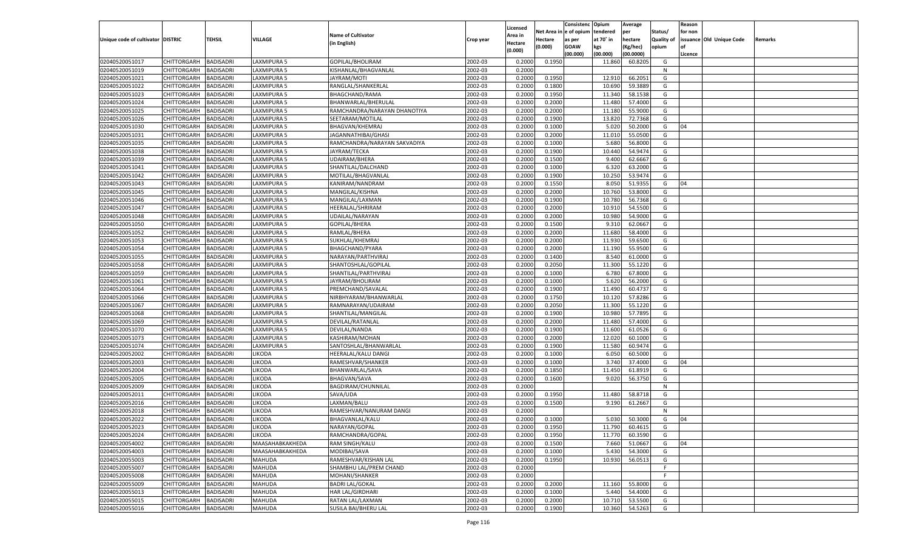| Unique code of cultivator | DISTRIC | TEHSIL | VILLAGE | Name of Cultivator (in English) | Crop year | Licensed Area in Hectare (0.000) | Net Area in Hectare (0.000) | Consistenc e of opium as per GOAW (00.000) | Opium tendered at 70˚ in kgs (00.000) | Average per hectare (Kg/hec) (00.0000) | Status/ Quality of opium | Reason for non issuance of Licence | Old Unique Code | Remarks |
|---|---|---|---|---|---|---|---|---|---|---|---|---|---|---|
| 02040520051017 | CHITTORGARH | BADISADRI | LAXMIPURA 5 | GOPILAL/BHOLIRAM | 2002-03 | 0.2000 | 0.1950 | | 11.860 | 60.8205 | G | | | |
| 02040520051019 | CHITTORGARH | BADISADRI | LAXMIPURA 5 | KISHANLAL/BHAGVANLAL | 2002-03 | 0.2000 | | | | | N | | | |
| 02040520051021 | CHITTORGARH | BADISADRI | LAXMIPURA 5 | JAYRAM/MOTI | 2002-03 | 0.2000 | 0.1950 | | 12.910 | 66.2051 | G | | | |
| 02040520051022 | CHITTORGARH | BADISADRI | LAXMIPURA 5 | RANGLAL/SHANKERLAL | 2002-03 | 0.2000 | 0.1800 | | 10.690 | 59.3889 | G | | | |
| 02040520051023 | CHITTORGARH | BADISADRI | LAXMIPURA 5 | BHAGCHAND/RAMA | 2002-03 | 0.2000 | 0.1950 | | 11.340 | 58.1538 | G | | | |
| 02040520051024 | CHITTORGARH | BADISADRI | LAXMIPURA 5 | BHANWARLAL/BHERULAL | 2002-03 | 0.2000 | 0.2000 | | 11.480 | 57.4000 | G | | | |
| 02040520051025 | CHITTORGARH | BADISADRI | LAXMIPURA 5 | RAMCHANDRA/NARAYAN DHANOTIYA | 2002-03 | 0.2000 | 0.2000 | | 11.180 | 55.9000 | G | | | |
| 02040520051026 | CHITTORGARH | BADISADRI | LAXMIPURA 5 | SEETARAM/MOTILAL | 2002-03 | 0.2000 | 0.1900 | | 13.820 | 72.7368 | G | | | |
| 02040520051030 | CHITTORGARH | BADISADRI | LAXMIPURA 5 | BHAGVAN/KHEMRAJ | 2002-03 | 0.2000 | 0.1000 | | 5.020 | 50.2000 | G | 04 | | |
| 02040520051031 | CHITTORGARH | BADISADRI | LAXMIPURA 5 | JAGANNATHIBAI/GHASI | 2002-03 | 0.2000 | 0.2000 | | 11.010 | 55.0500 | G | | | |
| 02040520051035 | CHITTORGARH | BADISADRI | LAXMIPURA 5 | RAMCHANDRA/NARAYAN SAKVADIYA | 2002-03 | 0.2000 | 0.1000 | | 5.680 | 56.8000 | G | | | |
| 02040520051038 | CHITTORGARH | BADISADRI | LAXMIPURA 5 | JAYRAM/TECKA | 2002-03 | 0.2000 | 0.1900 | | 10.440 | 54.9474 | G | | | |
| 02040520051039 | CHITTORGARH | BADISADRI | LAXMIPURA 5 | UDAIRAM/BHERA | 2002-03 | 0.2000 | 0.1500 | | 9.400 | 62.6667 | G | | | |
| 02040520051041 | CHITTORGARH | BADISADRI | LAXMIPURA 5 | SHANTILAL/DALCHAND | 2002-03 | 0.2000 | 0.1000 | | 6.320 | 63.2000 | G | | | |
| 02040520051042 | CHITTORGARH | BADISADRI | LAXMIPURA 5 | MOTILAL/BHAGVANLAL | 2002-03 | 0.2000 | 0.1900 | | 10.250 | 53.9474 | G | | | |
| 02040520051043 | CHITTORGARH | BADISADRI | LAXMIPURA 5 | KANIRAM/NANDRAM | 2002-03 | 0.2000 | 0.1550 | | 8.050 | 51.9355 | G | 04 | | |
| 02040520051045 | CHITTORGARH | BADISADRI | LAXMIPURA 5 | MANGILAL/KISHNA | 2002-03 | 0.2000 | 0.2000 | | 10.760 | 53.8000 | G | | | |
| 02040520051046 | CHITTORGARH | BADISADRI | LAXMIPURA 5 | MANGILAL/LAXMAN | 2002-03 | 0.2000 | 0.1900 | | 10.780 | 56.7368 | G | | | |
| 02040520051047 | CHITTORGARH | BADISADRI | LAXMIPURA 5 | HEERALAL/SHRIRAM | 2002-03 | 0.2000 | 0.2000 | | 10.910 | 54.5500 | G | | | |
| 02040520051048 | CHITTORGARH | BADISADRI | LAXMIPURA 5 | UDAILAL/NARAYAN | 2002-03 | 0.2000 | 0.2000 | | 10.980 | 54.9000 | G | | | |
| 02040520051050 | CHITTORGARH | BADISADRI | LAXMIPURA 5 | GOPILAL/BHERA | 2002-03 | 0.2000 | 0.1500 | | 9.310 | 62.0667 | G | | | |
| 02040520051052 | CHITTORGARH | BADISADRI | LAXMIPURA 5 | RAMLAL/BHERA | 2002-03 | 0.2000 | 0.2000 | | 11.680 | 58.4000 | G | | | |
| 02040520051053 | CHITTORGARH | BADISADRI | LAXMIPURA 5 | SUKHLAL/KHEMRAJ | 2002-03 | 0.2000 | 0.2000 | | 11.930 | 59.6500 | G | | | |
| 02040520051054 | CHITTORGARH | BADISADRI | LAXMIPURA 5 | BHAGCHAND/PYARA | 2002-03 | 0.2000 | 0.2000 | | 11.190 | 55.9500 | G | | | |
| 02040520051055 | CHITTORGARH | BADISADRI | LAXMIPURA 5 | NARAYAN/PARTHVIRAJ | 2002-03 | 0.2000 | 0.1400 | | 8.540 | 61.0000 | G | | | |
| 02040520051058 | CHITTORGARH | BADISADRI | LAXMIPURA 5 | SHANTOSHLAL/GOPILAL | 2002-03 | 0.2000 | 0.2050 | | 11.300 | 55.1220 | G | | | |
| 02040520051059 | CHITTORGARH | BADISADRI | LAXMIPURA 5 | SHANTILAL/PARTHVIRAJ | 2002-03 | 0.2000 | 0.1000 | | 6.780 | 67.8000 | G | | | |
| 02040520051061 | CHITTORGARH | BADISADRI | LAXMIPURA 5 | JAYRAM/BHOLIRAM | 2002-03 | 0.2000 | 0.1000 | | 5.620 | 56.2000 | G | | | |
| 02040520051064 | CHITTORGARH | BADISADRI | LAXMIPURA 5 | PREMCHAND/SAVALAL | 2002-03 | 0.2000 | 0.1900 | | 11.490 | 60.4737 | G | | | |
| 02040520051066 | CHITTORGARH | BADISADRI | LAXMIPURA 5 | NIRBHYARAM/BHANWARLAL | 2002-03 | 0.2000 | 0.1750 | | 10.120 | 57.8286 | G | | | |
| 02040520051067 | CHITTORGARH | BADISADRI | LAXMIPURA 5 | RAMNARAYAN/UDAIRAM | 2002-03 | 0.2000 | 0.2050 | | 11.300 | 55.1220 | G | | | |
| 02040520051068 | CHITTORGARH | BADISADRI | LAXMIPURA 5 | SHANTILAL/MANGILAL | 2002-03 | 0.2000 | 0.1900 | | 10.980 | 57.7895 | G | | | |
| 02040520051069 | CHITTORGARH | BADISADRI | LAXMIPURA 5 | DEVILAL/RATANLAL | 2002-03 | 0.2000 | 0.2000 | | 11.480 | 57.4000 | G | | | |
| 02040520051070 | CHITTORGARH | BADISADRI | LAXMIPURA 5 | DEVILAL/NANDA | 2002-03 | 0.2000 | 0.1900 | | 11.600 | 61.0526 | G | | | |
| 02040520051073 | CHITTORGARH | BADISADRI | LAXMIPURA 5 | KASHIRAM/MOHAN | 2002-03 | 0.2000 | 0.2000 | | 12.020 | 60.1000 | G | | | |
| 02040520051074 | CHITTORGARH | BADISADRI | LAXMIPURA 5 | SANTOSHLAL/BHANWARLAL | 2002-03 | 0.2000 | 0.1900 | | 11.580 | 60.9474 | G | | | |
| 02040520052002 | CHITTORGARH | BADISADRI | LIKODA | HEERALAL/KALU DANGI | 2002-03 | 0.2000 | 0.1000 | | 6.050 | 60.5000 | G | | | |
| 02040520052003 | CHITTORGARH | BADISADRI | LIKODA | RAMESHVAR/SHANKER | 2002-03 | 0.2000 | 0.1000 | | 3.740 | 37.4000 | G | 04 | | |
| 02040520052004 | CHITTORGARH | BADISADRI | LIKODA | BHANWARLAL/SAVA | 2002-03 | 0.2000 | 0.1850 | | 11.450 | 61.8919 | G | | | |
| 02040520052005 | CHITTORGARH | BADISADRI | LIKODA | BHAGVAN/SAVA | 2002-03 | 0.2000 | 0.1600 | | 9.020 | 56.3750 | G | | | |
| 02040520052009 | CHITTORGARH | BADISADRI | LIKODA | BAGDIRAM/CHUNNILAL | 2002-03 | 0.2000 | | | | | N | | | |
| 02040520052011 | CHITTORGARH | BADISADRI | LIKODA | SAVA/UDA | 2002-03 | 0.2000 | 0.1950 | | 11.480 | 58.8718 | G | | | |
| 02040520052016 | CHITTORGARH | BADISADRI | LIKODA | LAXMAN/BALU | 2002-03 | 0.2000 | 0.1500 | | 9.190 | 61.2667 | G | | | |
| 02040520052018 | CHITTORGARH | BADISADRI | LIKODA | RAMESHVAR/NANURAM DANGI | 2002-03 | 0.2000 | | | | | N | | | |
| 02040520052022 | CHITTORGARH | BADISADRI | LIKODA | BHAGVANLAL/KALU | 2002-03 | 0.2000 | 0.1000 | | 5.030 | 50.3000 | G | 04 | | |
| 02040520052023 | CHITTORGARH | BADISADRI | LIKODA | NARAYAN/GOPAL | 2002-03 | 0.2000 | 0.1950 | | 11.790 | 60.4615 | G | | | |
| 02040520052024 | CHITTORGARH | BADISADRI | LIKODA | RAMCHANDRA/GOPAL | 2002-03 | 0.2000 | 0.1950 | | 11.770 | 60.3590 | G | | | |
| 02040520054002 | CHITTORGARH | BADISADRI | MAASAHABKAKHEDA | RAM SINGH/KALU | 2002-03 | 0.2000 | 0.1500 | | 7.660 | 51.0667 | G | 04 | | |
| 02040520054003 | CHITTORGARH | BADISADRI | MAASAHABKAKHEDA | MODIBAI/SAVA | 2002-03 | 0.2000 | 0.1000 | | 5.430 | 54.3000 | G | | | |
| 02040520055003 | CHITTORGARH | BADISADRI | MAHUDA | RAMESHVAR/KISHAN LAL | 2002-03 | 0.2000 | 0.1950 | | 10.930 | 56.0513 | G | | | |
| 02040520055007 | CHITTORGARH | BADISADRI | MAHUDA | SHAMBHU LAL/PREM CHAND | 2002-03 | 0.2000 | | | | | F | | | |
| 02040520055008 | CHITTORGARH | BADISADRI | MAHUDA | MOHANI/SHANKER | 2002-03 | 0.2000 | | | | | F | | | |
| 02040520055009 | CHITTORGARH | BADISADRI | MAHUDA | BADRI LAL/GOKAL | 2002-03 | 0.2000 | 0.2000 | | 11.160 | 55.8000 | G | | | |
| 02040520055013 | CHITTORGARH | BADISADRI | MAHUDA | HAR LAL/GIRDHARI | 2002-03 | 0.2000 | 0.1000 | | 5.440 | 54.4000 | G | | | |
| 02040520055015 | CHITTORGARH | BADISADRI | MAHUDA | RATAN LAL/LAXMAN | 2002-03 | 0.2000 | 0.2000 | | 10.710 | 53.5500 | G | | | |
| 02040520055016 | CHITTORGARH | BADISADRI | MAHUDA | SUSILA BAI/BHERU LAL | 2002-03 | 0.2000 | 0.1900 | | 10.360 | 54.5263 | G | | | |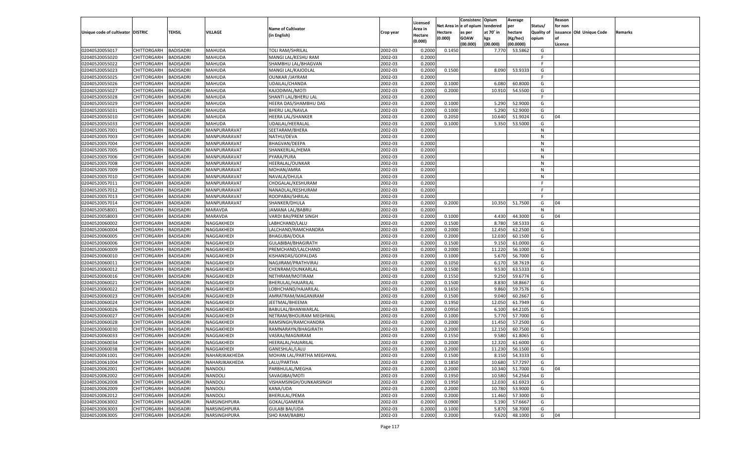| Unique code of cultivator | DISTRIC | TEHSIL | VILLAGE | Name of Cultivator (in English) | Crop year | Licensed Area in Hectare (0.000) | Net Area in Hectare (0.000) | Consistenc e of opium as per GOAW (00.000) | Opium tendered at 70° in kgs (00.000) | Average per hectare (Kg/hec) (00.0000) | Status/ Quality of opium | Reason for non issuance of Licence | Old Unique Code | Remarks |
|---|---|---|---|---|---|---|---|---|---|---|---|---|---|---|
| 02040520055017 | CHITTORGARH | BADISADRI | MAHUDA | TOLI RAM/SHRILAL | 2002-03 | 0.2000 | 0.1450 | | 7.770 | 53.5862 | G | | | |
| 02040520055020 | CHITTORGARH | BADISADRI | MAHUDA | MANGI LAL/KESHU RAM | 2002-03 | 0.2000 | | | | | F | | | |
| 02040520055022 | CHITTORGARH | BADISADRI | MAHUDA | SHAMBHU LAL/BHAGVAN | 2002-03 | 0.2000 | | | | | F | | | |
| 02040520055023 | CHITTORGARH | BADISADRI | MAHUDA | MANGI LAL/KAJODLAL | 2002-03 | 0.2000 | 0.1500 | | 8.090 | 53.9333 | G | | | |
| 02040520055025 | CHITTORGARH | BADISADRI | MAHUDA | OUNKAR /JAYRAM | 2002-03 | 0.2000 | | | | | F | | | |
| 02040520055026 | CHITTORGARH | BADISADRI | MAHUDA | UDAILAL/CHANDA | 2002-03 | 0.2000 | 0.1000 | | 6.080 | 60.8000 | G | | | |
| 02040520055027 | CHITTORGARH | BADISADRI | MAHUDA | KAJODIMAL/MOTI | 2002-03 | 0.2000 | 0.2000 | | 10.910 | 54.5500 | G | | | |
| 02040520055028 | CHITTORGARH | BADISADRI | MAHUDA | SHANTI LAL/BHERU LAL | 2002-03 | 0.2000 | | | | | F | | | |
| 02040520055029 | CHITTORGARH | BADISADRI | MAHUDA | HEERA DAS/SHAMBHU DAS | 2002-03 | 0.2000 | 0.1000 | | 5.290 | 52.9000 | G | | | |
| 02040520055031 | CHITTORGARH | BADISADRI | MAHUDA | BHERU LAL/NAVLA | 2002-03 | 0.2000 | 0.1000 | | 5.290 | 52.9000 | G | | | |
| 02040520055010 | CHITTORGARH | BADISADRI | MAHUDA | HEERA LAL/SHANKER | 2002-03 | 0.2000 | 0.2050 | | 10.640 | 51.9024 | G | 04 | | |
| 02040520055033 | CHITTORGARH | BADISADRI | MAHUDA | UDAILAL/HEERALAL | 2002-03 | 0.2000 | 0.1000 | | 5.350 | 53.5000 | G | | | |
| 02040520057001 | CHITTORGARH | BADISADRI | MANPURARAVAT | SEETARAM/BHERA | 2002-03 | 0.2000 | | | | | N | | | |
| 02040520057003 | CHITTORGARH | BADISADRI | MANPURARAVAT | NATHU/DEVA | 2002-03 | 0.2000 | | | | | N | | | |
| 02040520057004 | CHITTORGARH | BADISADRI | MANPURARAVAT | BHAGVAN/DEEPA | 2002-03 | 0.2000 | | | | | N | | | |
| 02040520057005 | CHITTORGARH | BADISADRI | MANPURARAVAT | SHANKERLAL/HEMA | 2002-03 | 0.2000 | | | | | N | | | |
| 02040520057006 | CHITTORGARH | BADISADRI | MANPURARAVAT | PYARA/PURA | 2002-03 | 0.2000 | | | | | N | | | |
| 02040520057008 | CHITTORGARH | BADISADRI | MANPURARAVAT | HEERALAL/OUNKAR | 2002-03 | 0.2000 | | | | | N | | | |
| 02040520057009 | CHITTORGARH | BADISADRI | MANPURARAVAT | MOHAN/AMRA | 2002-03 | 0.2000 | | | | | N | | | |
| 02040520057010 | CHITTORGARH | BADISADRI | MANPURARAVAT | NAVALA/DHULA | 2002-03 | 0.2000 | | | | | N | | | |
| 02040520057011 | CHITTORGARH | BADISADRI | MANPURARAVAT | CHOGALAL/KESHURAM | 2002-03 | 0.2000 | | | | | F | | | |
| 02040520057012 | CHITTORGARH | BADISADRI | MANPURARAVAT | NANADLAL/KESHURAM | 2002-03 | 0.2000 | | | | | F | | | |
| 02040520057013 | CHITTORGARH | BADISADRI | MANPURARAVAT | ROOPABAI/SHRILAL | 2002-03 | 0.2000 | | | | | F | | | |
| 02040520057014 | CHITTORGARH | BADISADRI | MANPURARAVAT | SHANKER/DHULA | 2002-03 | 0.2000 | 0.2000 | | 10.350 | 51.7500 | G | 04 | | |
| 02040520058001 | CHITTORGARH | BADISADRI | MARAVDA | JAMANA LAL/BABRU | 2002-03 | 0.2000 | | | | | N | | | |
| 02040520058003 | CHITTORGARH | BADISADRI | MARAVDA | VARDI BAI/PREM SINGH | 2002-03 | 0.2000 | 0.1000 | | 4.430 | 44.3000 | G | 04 | | |
| 02040520060002 | CHITTORGARH | BADISADRI | NAGGAKHEDI | LABHCHAND/LALU | 2002-03 | 0.2000 | 0.1500 | | 8.780 | 58.5333 | G | | | |
| 02040520060004 | CHITTORGARH | BADISADRI | NAGGAKHEDI | LALCHAND/RAMCHANDRA | 2002-03 | 0.2000 | 0.2000 | | 12.450 | 62.2500 | G | | | |
| 02040520060005 | CHITTORGARH | BADISADRI | NAGGAKHEDI | BHAGUBAI/DOLA | 2002-03 | 0.2000 | 0.2000 | | 12.030 | 60.1500 | G | | | |
| 02040520060006 | CHITTORGARH | BADISADRI | NAGGAKHEDI | GULABIBAI/BHAGIRATH | 2002-03 | 0.2000 | 0.1500 | | 9.150 | 61.0000 | G | | | |
| 02040520060009 | CHITTORGARH | BADISADRI | NAGGAKHEDI | PREMCHAND/LALCHAND | 2002-03 | 0.2000 | 0.2000 | | 11.220 | 56.1000 | G | | | |
| 02040520060010 | CHITTORGARH | BADISADRI | NAGGAKHEDI | KISHANDAS/GOPALDAS | 2002-03 | 0.2000 | 0.1000 | | 5.670 | 56.7000 | G | | | |
| 02040520060011 | CHITTORGARH | BADISADRI | NAGGAKHEDI | NAGJIRAM/PRATHVIRAJ | 2002-03 | 0.2000 | 0.1050 | | 6.170 | 58.7619 | G | | | |
| 02040520060012 | CHITTORGARH | BADISADRI | NAGGAKHEDI | CHENRAM/OUNKARLAL | 2002-03 | 0.2000 | 0.1500 | | 9.530 | 63.5333 | G | | | |
| 02040520060016 | CHITTORGARH | BADISADRI | NAGGAKHEDI | NETHRAM/MOTIRAM | 2002-03 | 0.2000 | 0.1550 | | 9.250 | 59.6774 | G | | | |
| 02040520060021 | CHITTORGARH | BADISADRI | NAGGAKHEDI | BHERULAL/HAJARILAL | 2002-03 | 0.2000 | 0.1500 | | 8.830 | 58.8667 | G | | | |
| 02040520060022 | CHITTORGARH | BADISADRI | NAGGAKHEDI | LOBHCHAND/HAJARILAL | 2002-03 | 0.2000 | 0.1650 | | 9.860 | 59.7576 | G | | | |
| 02040520060023 | CHITTORGARH | BADISADRI | NAGGAKHEDI | AMRATRAM/MAGANIRAM | 2002-03 | 0.2000 | 0.1500 | | 9.040 | 60.2667 | G | | | |
| 02040520060024 | CHITTORGARH | BADISADRI | NAGGAKHEDI | JEETMAL/BHEEMA | 2002-03 | 0.2000 | 0.1950 | | 12.050 | 61.7949 | G | | | |
| 02040520060026 | CHITTORGARH | BADISADRI | NAGGAKHEDI | BABULAL/BHANWARLAL | 2002-03 | 0.2000 | 0.0950 | | 6.100 | 64.2105 | G | | | |
| 02040520060027 | CHITTORGARH | BADISADRI | NAGGAKHEDI | NETRAM/BHOLIRAM MEGHWAL | 2002-03 | 0.2000 | 0.1000 | | 5.770 | 57.7000 | G | | | |
| 02040520060028 | CHITTORGARH | BADISADRI | NAGGAKHEDI | RAMSINGH/RAMCHANDRA | 2002-03 | 0.2000 | 0.2000 | | 11.450 | 57.2500 | G | | | |
| 02040520060030 | CHITTORGARH | BADISADRI | NAGGAKHEDI | RAMNARAYN/BHAGIRATH | 2002-03 | 0.2000 | 0.2000 | | 12.150 | 60.7500 | G | | | |
| 02040520060033 | CHITTORGARH | BADISADRI | NAGGAKHEDI | VASRAJ/MAGNIRAM | 2002-03 | 0.2000 | 0.1550 | | 9.580 | 61.8065 | G | | | |
| 02040520060034 | CHITTORGARH | BADISADRI | NAGGAKHEDI | HEERALAL/HAJARILAL | 2002-03 | 0.2000 | 0.2000 | | 12.320 | 61.6000 | G | | | |
| 02040520060038 | CHITTORGARH | BADISADRI | NAGGAKHEDI | GANESHLAL/LALU | 2002-03 | 0.2000 | 0.2000 | | 11.230 | 56.1500 | G | | | |
| 02040520061001 | CHITTORGARH | BADISADRI | NAHARJIKAKHEDA | MOHAN LAL/PARTHA MEGHWAL | 2002-03 | 0.2000 | 0.1500 | | 8.150 | 54.3333 | G | | | |
| 02040520061004 | CHITTORGARH | BADISADRI | NAHARJIKAKHEDA | LALU/PARTHA | 2002-03 | 0.2000 | 0.1850 | | 10.680 | 57.7297 | G | | | |
| 02040520062001 | CHITTORGARH | BADISADRI | NANDOLI | PARBHULAL/MEGHA | 2002-03 | 0.2000 | 0.2000 | | 10.340 | 51.7000 | G | 04 | | |
| 02040520062002 | CHITTORGARH | BADISADRI | NANDOLI | SAVAGIBAI/MOTI | 2002-03 | 0.2000 | 0.1950 | | 10.580 | 54.2564 | G | | | |
| 02040520062008 | CHITTORGARH | BADISADRI | NANDOLI | VISHAMSINGH/OUNKARSINGH | 2002-03 | 0.2000 | 0.1950 | | 12.030 | 61.6923 | G | | | |
| 02040520062009 | CHITTORGARH | BADISADRI | NANDOLI | KANA/UDA | 2002-03 | 0.2000 | 0.2000 | | 10.780 | 53.9000 | G | | | |
| 02040520062012 | CHITTORGARH | BADISADRI | NANDOLI | BHERULAL/PEMA | 2002-03 | 0.2000 | 0.2000 | | 11.460 | 57.3000 | G | | | |
| 02040520063002 | CHITTORGARH | BADISADRI | NARSINGHPURA | GOKAL/GAMERA | 2002-03 | 0.2000 | 0.0900 | | 5.190 | 57.6667 | G | | | |
| 02040520063003 | CHITTORGARH | BADISADRI | NARSINGHPURA | GULABI BAI/UDA | 2002-03 | 0.2000 | 0.1000 | | 5.870 | 58.7000 | G | | | |
| 02040520063005 | CHITTORGARH | BADISADRI | NARSINGHPURA | SHO RAM/BABRU | 2002-03 | 0.2000 | 0.2000 | | 9.620 | 48.1000 | G | 04 | | |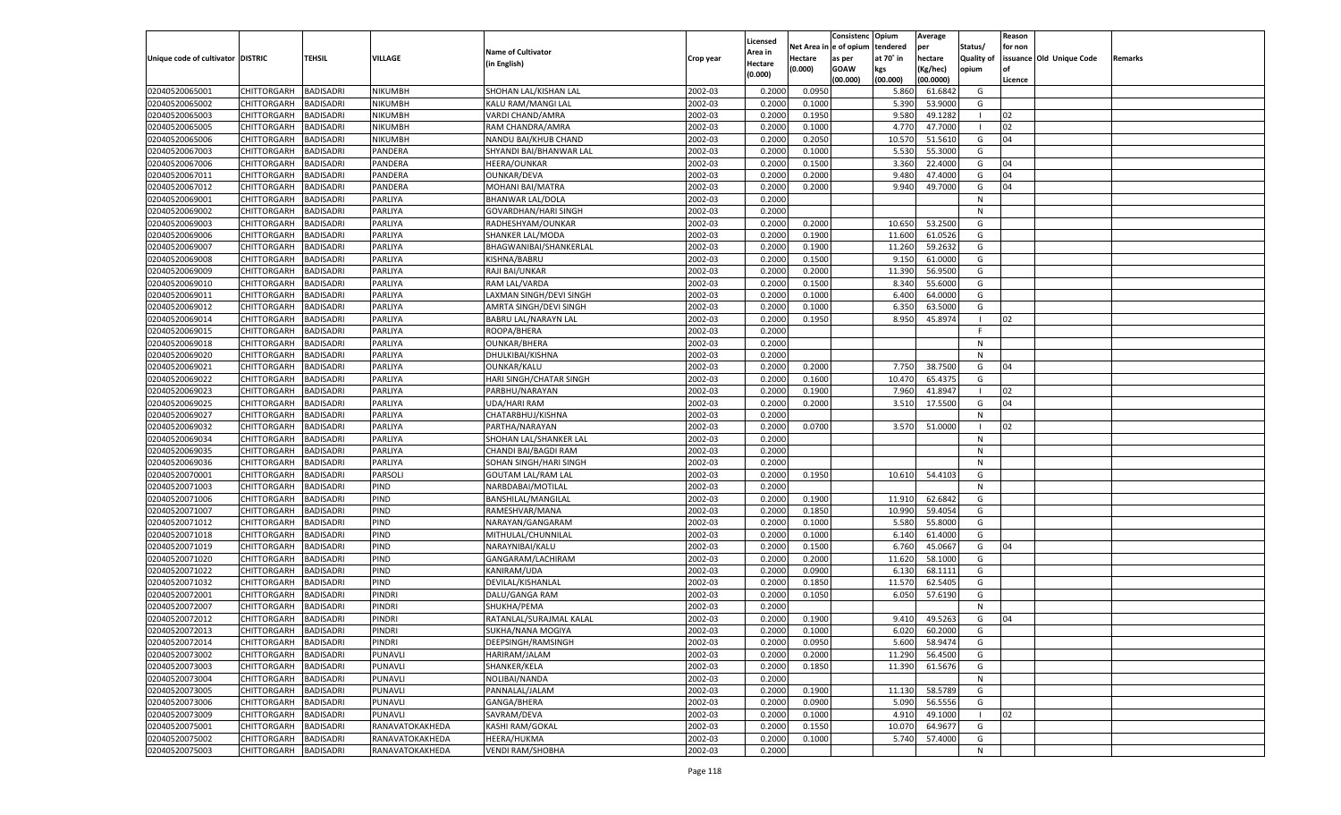| Unique code of cultivator | DISTRIC | TEHSIL | VILLAGE | Name of Cultivator (in English) | Crop year | Licensed Area in Hectare (0.000) | Net Area in Hectare (0.000) | Consistenc e of opium as per GOAW (00.000) | Opium tendered at 70˚ in kgs (00.000) | Average per hectare (Kg/hec) (00.0000) | Status/ Quality of opium | Reason for non issuance of Licence | Old Unique Code | Remarks |
|---|---|---|---|---|---|---|---|---|---|---|---|---|---|---|
| 02040520065001 | CHITTORGARH | BADISADRI | NIKUMBH | SHOHAN LAL/KISHAN LAL | 2002-03 | 0.2000 | 0.0950 | | 5.860 | 61.6842 | G | | | |
| 02040520065002 | CHITTORGARH | BADISADRI | NIKUMBH | KALU RAM/MANGI LAL | 2002-03 | 0.2000 | 0.1000 | | 5.390 | 53.9000 | G | | | |
| 02040520065003 | CHITTORGARH | BADISADRI | NIKUMBH | VARDI CHAND/AMRA | 2002-03 | 0.2000 | 0.1950 | | 9.580 | 49.1282 | I | 02 | | |
| 02040520065005 | CHITTORGARH | BADISADRI | NIKUMBH | RAM CHANDRA/AMRA | 2002-03 | 0.2000 | 0.1000 | | 4.770 | 47.7000 | I | 02 | | |
| 02040520065006 | CHITTORGARH | BADISADRI | NIKUMBH | NANDU BAI/KHUB CHAND | 2002-03 | 0.2000 | 0.2050 | | 10.570 | 51.5610 | G | 04 | | |
| 02040520067003 | CHITTORGARH | BADISADRI | PANDERA | SHYANDI BAI/BHANWAR LAL | 2002-03 | 0.2000 | 0.1000 | | 5.530 | 55.3000 | G | | | |
| 02040520067006 | CHITTORGARH | BADISADRI | PANDERA | HEERA/OUNKAR | 2002-03 | 0.2000 | 0.1500 | | 3.360 | 22.4000 | G | 04 | | |
| 02040520067011 | CHITTORGARH | BADISADRI | PANDERA | OUNKAR/DEVA | 2002-03 | 0.2000 | 0.2000 | | 9.480 | 47.4000 | G | 04 | | |
| 02040520067012 | CHITTORGARH | BADISADRI | PANDERA | MOHANI BAI/MATRA | 2002-03 | 0.2000 | 0.2000 | | 9.940 | 49.7000 | G | 04 | | |
| 02040520069001 | CHITTORGARH | BADISADRI | PARLIYA | BHANWAR LAL/DOLA | 2002-03 | 0.2000 | | | | | N | | | |
| 02040520069002 | CHITTORGARH | BADISADRI | PARLIYA | GOVARDHAN/HARI SINGH | 2002-03 | 0.2000 | | | | | N | | | |
| 02040520069003 | CHITTORGARH | BADISADRI | PARLIYA | RADHESHYAM/OUNKAR | 2002-03 | 0.2000 | 0.2000 | | 10.650 | 53.2500 | G | | | |
| 02040520069006 | CHITTORGARH | BADISADRI | PARLIYA | SHANKER LAL/MODA | 2002-03 | 0.2000 | 0.1900 | | 11.600 | 61.0526 | G | | | |
| 02040520069007 | CHITTORGARH | BADISADRI | PARLIYA | BHAGWANIBAI/SHANKERLAL | 2002-03 | 0.2000 | 0.1900 | | 11.260 | 59.2632 | G | | | |
| 02040520069008 | CHITTORGARH | BADISADRI | PARLIYA | KISHNA/BABRU | 2002-03 | 0.2000 | 0.1500 | | 9.150 | 61.0000 | G | | | |
| 02040520069009 | CHITTORGARH | BADISADRI | PARLIYA | RAJI BAI/UNKAR | 2002-03 | 0.2000 | 0.2000 | | 11.390 | 56.9500 | G | | | |
| 02040520069010 | CHITTORGARH | BADISADRI | PARLIYA | RAM LAL/VARDA | 2002-03 | 0.2000 | 0.1500 | | 8.340 | 55.6000 | G | | | |
| 02040520069011 | CHITTORGARH | BADISADRI | PARLIYA | LAXMAN SINGH/DEVI SINGH | 2002-03 | 0.2000 | 0.1000 | | 6.400 | 64.0000 | G | | | |
| 02040520069012 | CHITTORGARH | BADISADRI | PARLIYA | AMRTA SINGH/DEVI SINGH | 2002-03 | 0.2000 | 0.1000 | | 6.350 | 63.5000 | G | | | |
| 02040520069014 | CHITTORGARH | BADISADRI | PARLIYA | BABRU LAL/NARAYN LAL | 2002-03 | 0.2000 | 0.1950 | | 8.950 | 45.8974 | I | 02 | | |
| 02040520069015 | CHITTORGARH | BADISADRI | PARLIYA | ROOPA/BHERA | 2002-03 | 0.2000 | | | | | F | | | |
| 02040520069018 | CHITTORGARH | BADISADRI | PARLIYA | OUNKAR/BHERA | 2002-03 | 0.2000 | | | | | N | | | |
| 02040520069020 | CHITTORGARH | BADISADRI | PARLIYA | DHULKIBAI/KISHNA | 2002-03 | 0.2000 | | | | | N | | | |
| 02040520069021 | CHITTORGARH | BADISADRI | PARLIYA | OUNKAR/KALU | 2002-03 | 0.2000 | 0.2000 | | 7.750 | 38.7500 | G | 04 | | |
| 02040520069022 | CHITTORGARH | BADISADRI | PARLIYA | HARI SINGH/CHATAR SINGH | 2002-03 | 0.2000 | 0.1600 | | 10.470 | 65.4375 | G | | | |
| 02040520069023 | CHITTORGARH | BADISADRI | PARLIYA | PARBHU/NARAYAN | 2002-03 | 0.2000 | 0.1900 | | 7.960 | 41.8947 | I | 02 | | |
| 02040520069025 | CHITTORGARH | BADISADRI | PARLIYA | UDA/HARI RAM | 2002-03 | 0.2000 | 0.2000 | | 3.510 | 17.5500 | G | 04 | | |
| 02040520069027 | CHITTORGARH | BADISADRI | PARLIYA | CHATARBHUJ/KISHNA | 2002-03 | 0.2000 | | | | | N | | | |
| 02040520069032 | CHITTORGARH | BADISADRI | PARLIYA | PARTHA/NARAYAN | 2002-03 | 0.2000 | 0.0700 | | 3.570 | 51.0000 | I | 02 | | |
| 02040520069034 | CHITTORGARH | BADISADRI | PARLIYA | SHOHAN LAL/SHANKER LAL | 2002-03 | 0.2000 | | | | | N | | | |
| 02040520069035 | CHITTORGARH | BADISADRI | PARLIYA | CHANDI BAI/BAGDI RAM | 2002-03 | 0.2000 | | | | | N | | | |
| 02040520069036 | CHITTORGARH | BADISADRI | PARLIYA | SOHAN SINGH/HARI SINGH | 2002-03 | 0.2000 | | | | | N | | | |
| 02040520070001 | CHITTORGARH | BADISADRI | PARSOLI | GOUTAM LAL/RAM LAL | 2002-03 | 0.2000 | 0.1950 | | 10.610 | 54.4103 | G | | | |
| 02040520071003 | CHITTORGARH | BADISADRI | PIND | NARBDABAI/MOTILAL | 2002-03 | 0.2000 | | | | | N | | | |
| 02040520071006 | CHITTORGARH | BADISADRI | PIND | BANSHILAL/MANGILAL | 2002-03 | 0.2000 | 0.1900 | | 11.910 | 62.6842 | G | | | |
| 02040520071007 | CHITTORGARH | BADISADRI | PIND | RAMESHVAR/MANA | 2002-03 | 0.2000 | 0.1850 | | 10.990 | 59.4054 | G | | | |
| 02040520071012 | CHITTORGARH | BADISADRI | PIND | NARAYAN/GANGARAM | 2002-03 | 0.2000 | 0.1000 | | 5.580 | 55.8000 | G | | | |
| 02040520071018 | CHITTORGARH | BADISADRI | PIND | MITHULAL/CHUNNILAL | 2002-03 | 0.2000 | 0.1000 | | 6.140 | 61.4000 | G | | | |
| 02040520071019 | CHITTORGARH | BADISADRI | PIND | NARAYNIBAI/KALU | 2002-03 | 0.2000 | 0.1500 | | 6.760 | 45.0667 | G | 04 | | |
| 02040520071020 | CHITTORGARH | BADISADRI | PIND | GANGARAM/LACHIRAM | 2002-03 | 0.2000 | 0.2000 | | 11.620 | 58.1000 | G | | | |
| 02040520071022 | CHITTORGARH | BADISADRI | PIND | KANIRAM/UDA | 2002-03 | 0.2000 | 0.0900 | | 6.130 | 68.1111 | G | | | |
| 02040520071032 | CHITTORGARH | BADISADRI | PIND | DEVILAL/KISHANLAL | 2002-03 | 0.2000 | 0.1850 | | 11.570 | 62.5405 | G | | | |
| 02040520072001 | CHITTORGARH | BADISADRI | PINDRI | DALU/GANGA RAM | 2002-03 | 0.2000 | 0.1050 | | 6.050 | 57.6190 | G | | | |
| 02040520072007 | CHITTORGARH | BADISADRI | PINDRI | SHUKHA/PEMA | 2002-03 | 0.2000 | | | | | N | | | |
| 02040520072012 | CHITTORGARH | BADISADRI | PINDRI | RATANLAL/SURAJMAL KALAL | 2002-03 | 0.2000 | 0.1900 | | 9.410 | 49.5263 | G | 04 | | |
| 02040520072013 | CHITTORGARH | BADISADRI | PINDRI | SUKHA/NANA MOGIYA | 2002-03 | 0.2000 | 0.1000 | | 6.020 | 60.2000 | G | | | |
| 02040520072014 | CHITTORGARH | BADISADRI | PINDRI | DEEPSINGH/RAMSINGH | 2002-03 | 0.2000 | 0.0950 | | 5.600 | 58.9474 | G | | | |
| 02040520073002 | CHITTORGARH | BADISADRI | PUNAVLI | HARIRAM/JALAM | 2002-03 | 0.2000 | 0.2000 | | 11.290 | 56.4500 | G | | | |
| 02040520073003 | CHITTORGARH | BADISADRI | PUNAVLI | SHANKER/KELA | 2002-03 | 0.2000 | 0.1850 | | 11.390 | 61.5676 | G | | | |
| 02040520073004 | CHITTORGARH | BADISADRI | PUNAVLI | NOLIBAI/NANDA | 2002-03 | 0.2000 | | | | | N | | | |
| 02040520073005 | CHITTORGARH | BADISADRI | PUNAVLI | PANNALAL/JALAM | 2002-03 | 0.2000 | 0.1900 | | 11.130 | 58.5789 | G | | | |
| 02040520073006 | CHITTORGARH | BADISADRI | PUNAVLI | GANGA/BHERA | 2002-03 | 0.2000 | 0.0900 | | 5.090 | 56.5556 | G | | | |
| 02040520073009 | CHITTORGARH | BADISADRI | PUNAVLI | SAVRAM/DEVA | 2002-03 | 0.2000 | 0.1000 | | 4.910 | 49.1000 | I | 02 | | |
| 02040520075001 | CHITTORGARH | BADISADRI | RANAVATOKAKHEDA | KASHI RAM/GOKAL | 2002-03 | 0.2000 | 0.1550 | | 10.070 | 64.9677 | G | | | |
| 02040520075002 | CHITTORGARH | BADISADRI | RANAVATOKAKHEDA | HEERA/HUKMA | 2002-03 | 0.2000 | 0.1000 | | 5.740 | 57.4000 | G | | | |
| 02040520075003 | CHITTORGARH | BADISADRI | RANAVATOKAKHEDA | VENDI RAM/SHOBHA | 2002-03 | 0.2000 | | | | | N | | | |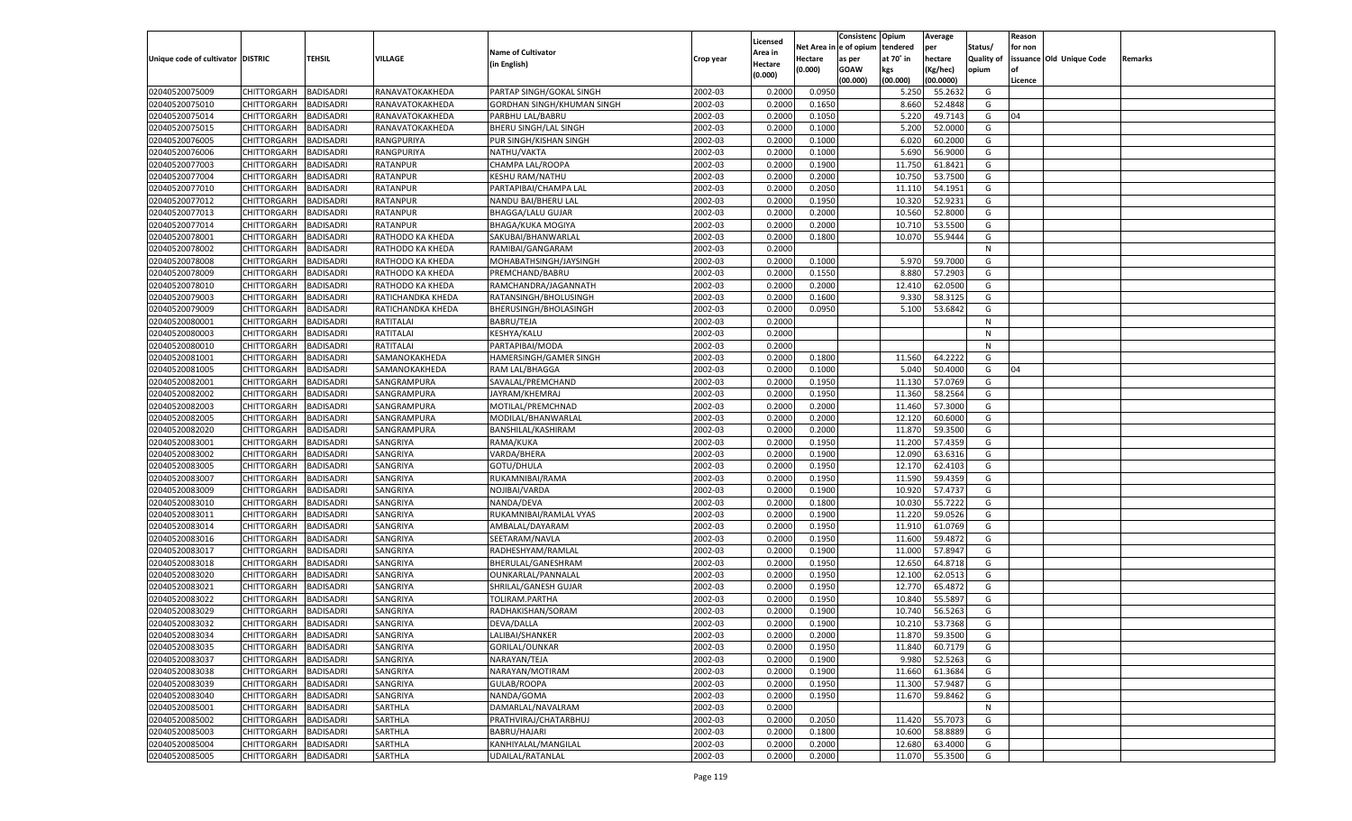| Unique code of cultivator | DISTRIC | TEHSIL | VILLAGE | Name of Cultivator (in English) | Crop year | Licensed Area in Hectare (0.000) | Net Area in Hectare (0.000) | Consistenc e of opium as per GOAW (00.000) | Opium tendered at 70° in kgs (00.000) | Average per hectare (Kg/hec) (00.0000) | Status/ Quality of opium | Reason for non issuance of Licence | Old Unique Code | Remarks |
|---|---|---|---|---|---|---|---|---|---|---|---|---|---|---|
| 02040520075009 | CHITTORGARH | BADISADRI | RANAVATOKAKHEDA | PARTAP SINGH/GOKAL SINGH | 2002-03 | 0.2000 | 0.0950 | | 5.250 | 55.2632 | G | | | |
| 02040520075010 | CHITTORGARH | BADISADRI | RANAVATOKAKHEDA | GORDHAN SINGH/KHUMAN SINGH | 2002-03 | 0.2000 | 0.1650 | | 8.660 | 52.4848 | G | | | |
| 02040520075014 | CHITTORGARH | BADISADRI | RANAVATOKAKHEDA | PARBHU LAL/BABRU | 2002-03 | 0.2000 | 0.1050 | | 5.220 | 49.7143 | G | 04 | | |
| 02040520075015 | CHITTORGARH | BADISADRI | RANAVATOKAKHEDA | BHERU SINGH/LAL SINGH | 2002-03 | 0.2000 | 0.1000 | | 5.200 | 52.0000 | G | | | |
| 02040520076005 | CHITTORGARH | BADISADRI | RANGPURIYA | PUR SINGH/KISHAN SINGH | 2002-03 | 0.2000 | 0.1000 | | 6.020 | 60.2000 | G | | | |
| 02040520076006 | CHITTORGARH | BADISADRI | RANGPURIYA | NATHU/VAKTA | 2002-03 | 0.2000 | 0.1000 | | 5.690 | 56.9000 | G | | | |
| 02040520077003 | CHITTORGARH | BADISADRI | RATANPUR | CHAMPA LAL/ROOPA | 2002-03 | 0.2000 | 0.1900 | | 11.750 | 61.8421 | G | | | |
| 02040520077004 | CHITTORGARH | BADISADRI | RATANPUR | KESHU RAM/NATHU | 2002-03 | 0.2000 | 0.2000 | | 10.750 | 53.7500 | G | | | |
| 02040520077010 | CHITTORGARH | BADISADRI | RATANPUR | PARTAPIBAI/CHAMPA LAL | 2002-03 | 0.2000 | 0.2050 | | 11.110 | 54.1951 | G | | | |
| 02040520077012 | CHITTORGARH | BADISADRI | RATANPUR | NANDU BAI/BHERU LAL | 2002-03 | 0.2000 | 0.1950 | | 10.320 | 52.9231 | G | | | |
| 02040520077013 | CHITTORGARH | BADISADRI | RATANPUR | BHAGGA/LALU GUJAR | 2002-03 | 0.2000 | 0.2000 | | 10.560 | 52.8000 | G | | | |
| 02040520077014 | CHITTORGARH | BADISADRI | RATANPUR | BHAGA/KUKA MOGIYA | 2002-03 | 0.2000 | 0.2000 | | 10.710 | 53.5500 | G | | | |
| 02040520078001 | CHITTORGARH | BADISADRI | RATHODO KA KHEDA | SAKUBAI/BHANWARLAL | 2002-03 | 0.2000 | 0.1800 | | 10.070 | 55.9444 | G | | | |
| 02040520078002 | CHITTORGARH | BADISADRI | RATHODO KA KHEDA | RAMIBAI/GANGARAM | 2002-03 | 0.2000 | | | | | N | | | |
| 02040520078008 | CHITTORGARH | BADISADRI | RATHODO KA KHEDA | MOHABATHSINGH/JAYSINGH | 2002-03 | 0.2000 | 0.1000 | | 5.970 | 59.7000 | G | | | |
| 02040520078009 | CHITTORGARH | BADISADRI | RATHODO KA KHEDA | PREMCHAND/BABRU | 2002-03 | 0.2000 | 0.1550 | | 8.880 | 57.2903 | G | | | |
| 02040520078010 | CHITTORGARH | BADISADRI | RATHODO KA KHEDA | RAMCHANDRA/JAGANNATH | 2002-03 | 0.2000 | 0.2000 | | 12.410 | 62.0500 | G | | | |
| 02040520079003 | CHITTORGARH | BADISADRI | RATICHANDKA KHEDA | RATANSINGH/BHOLUSINGH | 2002-03 | 0.2000 | 0.1600 | | 9.330 | 58.3125 | G | | | |
| 02040520079009 | CHITTORGARH | BADISADRI | RATICHANDKA KHEDA | BHERUSINGH/BHOLASINGH | 2002-03 | 0.2000 | 0.0950 | | 5.100 | 53.6842 | G | | | |
| 02040520080001 | CHITTORGARH | BADISADRI | RATITALAI | BABRU/TEJA | 2002-03 | 0.2000 | | | | | N | | | |
| 02040520080003 | CHITTORGARH | BADISADRI | RATITALAI | KESHYA/KALU | 2002-03 | 0.2000 | | | | | N | | | |
| 02040520080010 | CHITTORGARH | BADISADRI | RATITALAI | PARTAPIBAI/MODA | 2002-03 | 0.2000 | | | | | N | | | |
| 02040520081001 | CHITTORGARH | BADISADRI | SAMANOKAKHEDA | HAMERSINGH/GAMER SINGH | 2002-03 | 0.2000 | 0.1800 | | 11.560 | 64.2222 | G | | | |
| 02040520081005 | CHITTORGARH | BADISADRI | SAMANOKAKHEDA | RAM LAL/BHAGGA | 2002-03 | 0.2000 | 0.1000 | | 5.040 | 50.4000 | G | 04 | | |
| 02040520082001 | CHITTORGARH | BADISADRI | SANGRAMPURA | SAVALAL/PREMCHAND | 2002-03 | 0.2000 | 0.1950 | | 11.130 | 57.0769 | G | | | |
| 02040520082002 | CHITTORGARH | BADISADRI | SANGRAMPURA | JAYRAM/KHEMRAJ | 2002-03 | 0.2000 | 0.1950 | | 11.360 | 58.2564 | G | | | |
| 02040520082003 | CHITTORGARH | BADISADRI | SANGRAMPURA | MOTILAL/PREMCHNAD | 2002-03 | 0.2000 | 0.2000 | | 11.460 | 57.3000 | G | | | |
| 02040520082005 | CHITTORGARH | BADISADRI | SANGRAMPURA | MODILAL/BHANWARLAL | 2002-03 | 0.2000 | 0.2000 | | 12.120 | 60.6000 | G | | | |
| 02040520082020 | CHITTORGARH | BADISADRI | SANGRAMPURA | BANSHILAL/KASHIRAM | 2002-03 | 0.2000 | 0.2000 | | 11.870 | 59.3500 | G | | | |
| 02040520083001 | CHITTORGARH | BADISADRI | SANGRIYA | RAMA/KUKA | 2002-03 | 0.2000 | 0.1950 | | 11.200 | 57.4359 | G | | | |
| 02040520083002 | CHITTORGARH | BADISADRI | SANGRIYA | VARDA/BHERA | 2002-03 | 0.2000 | 0.1900 | | 12.090 | 63.6316 | G | | | |
| 02040520083005 | CHITTORGARH | BADISADRI | SANGRIYA | GOTU/DHULA | 2002-03 | 0.2000 | 0.1950 | | 12.170 | 62.4103 | G | | | |
| 02040520083007 | CHITTORGARH | BADISADRI | SANGRIYA | RUKAMNIBAI/RAMA | 2002-03 | 0.2000 | 0.1950 | | 11.590 | 59.4359 | G | | | |
| 02040520083009 | CHITTORGARH | BADISADRI | SANGRIYA | NOJIBAI/VARDA | 2002-03 | 0.2000 | 0.1900 | | 10.920 | 57.4737 | G | | | |
| 02040520083010 | CHITTORGARH | BADISADRI | SANGRIYA | NANDA/DEVA | 2002-03 | 0.2000 | 0.1800 | | 10.030 | 55.7222 | G | | | |
| 02040520083011 | CHITTORGARH | BADISADRI | SANGRIYA | RUKAMNIBAI/RAMLAL VYAS | 2002-03 | 0.2000 | 0.1900 | | 11.220 | 59.0526 | G | | | |
| 02040520083014 | CHITTORGARH | BADISADRI | SANGRIYA | AMBALAL/DAYARAM | 2002-03 | 0.2000 | 0.1950 | | 11.910 | 61.0769 | G | | | |
| 02040520083016 | CHITTORGARH | BADISADRI | SANGRIYA | SEETARAM/NAVLA | 2002-03 | 0.2000 | 0.1950 | | 11.600 | 59.4872 | G | | | |
| 02040520083017 | CHITTORGARH | BADISADRI | SANGRIYA | RADHESHYAM/RAMLAL | 2002-03 | 0.2000 | 0.1900 | | 11.000 | 57.8947 | G | | | |
| 02040520083018 | CHITTORGARH | BADISADRI | SANGRIYA | BHERULAL/GANESHRAM | 2002-03 | 0.2000 | 0.1950 | | 12.650 | 64.8718 | G | | | |
| 02040520083020 | CHITTORGARH | BADISADRI | SANGRIYA | OUNKARLAL/PANNALAL | 2002-03 | 0.2000 | 0.1950 | | 12.100 | 62.0513 | G | | | |
| 02040520083021 | CHITTORGARH | BADISADRI | SANGRIYA | SHRILAL/GANESH GUJAR | 2002-03 | 0.2000 | 0.1950 | | 12.770 | 65.4872 | G | | | |
| 02040520083022 | CHITTORGARH | BADISADRI | SANGRIYA | TOLIRAM.PARTHA | 2002-03 | 0.2000 | 0.1950 | | 10.840 | 55.5897 | G | | | |
| 02040520083029 | CHITTORGARH | BADISADRI | SANGRIYA | RADHAKISHAN/SORAM | 2002-03 | 0.2000 | 0.1900 | | 10.740 | 56.5263 | G | | | |
| 02040520083032 | CHITTORGARH | BADISADRI | SANGRIYA | DEVA/DALLA | 2002-03 | 0.2000 | 0.1900 | | 10.210 | 53.7368 | G | | | |
| 02040520083034 | CHITTORGARH | BADISADRI | SANGRIYA | LALIBAI/SHANKER | 2002-03 | 0.2000 | 0.2000 | | 11.870 | 59.3500 | G | | | |
| 02040520083035 | CHITTORGARH | BADISADRI | SANGRIYA | GORILAL/OUNKAR | 2002-03 | 0.2000 | 0.1950 | | 11.840 | 60.7179 | G | | | |
| 02040520083037 | CHITTORGARH | BADISADRI | SANGRIYA | NARAYAN/TEJA | 2002-03 | 0.2000 | 0.1900 | | 9.980 | 52.5263 | G | | | |
| 02040520083038 | CHITTORGARH | BADISADRI | SANGRIYA | NARAYAN/MOTIRAM | 2002-03 | 0.2000 | 0.1900 | | 11.660 | 61.3684 | G | | | |
| 02040520083039 | CHITTORGARH | BADISADRI | SANGRIYA | GULAB/ROOPA | 2002-03 | 0.2000 | 0.1950 | | 11.300 | 57.9487 | G | | | |
| 02040520083040 | CHITTORGARH | BADISADRI | SANGRIYA | NANDA/GOMA | 2002-03 | 0.2000 | 0.1950 | | 11.670 | 59.8462 | G | | | |
| 02040520085001 | CHITTORGARH | BADISADRI | SARTHLA | DAMARLAL/NAVALRAM | 2002-03 | 0.2000 | | | | | N | | | |
| 02040520085002 | CHITTORGARH | BADISADRI | SARTHLA | PRATHVIRAJ/CHATARBHUJ | 2002-03 | 0.2000 | 0.2050 | | 11.420 | 55.7073 | G | | | |
| 02040520085003 | CHITTORGARH | BADISADRI | SARTHLA | BABRU/HAJARI | 2002-03 | 0.2000 | 0.1800 | | 10.600 | 58.8889 | G | | | |
| 02040520085004 | CHITTORGARH | BADISADRI | SARTHLA | KANHIYALAL/MANGILAL | 2002-03 | 0.2000 | 0.2000 | | 12.680 | 63.4000 | G | | | |
| 02040520085005 | CHITTORGARH | BADISADRI | SARTHLA | UDAILAL/RATANLAL | 2002-03 | 0.2000 | 0.2000 | | 11.070 | 55.3500 | G | | | |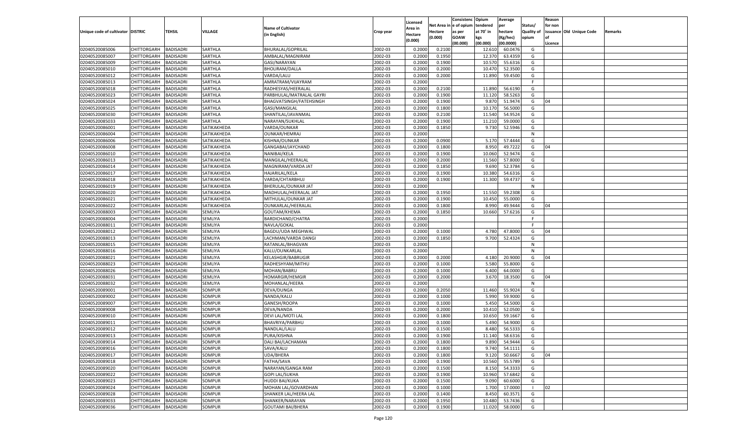| Unique code of cultivator | DISTRIC | TEHSIL | VILLAGE | Name of Cultivator (in English) | Crop year | Licensed Area in Hectare (0.000) | Net Area in Hectare (0.000) | Consistenc e of opium as per GOAW (00.000) | Opium tendered at 70° in kgs (00.000) | Average per hectare (Kg/hec) (00.0000) | Status/ Quality of opium | Reason for non issuance of Licence | Old Unique Code | Remarks |
|---|---|---|---|---|---|---|---|---|---|---|---|---|---|---|
| 02040520085006 | CHITTORGARH | BADISADRI | SARTHLA | BHURALAL/GOPRILAL | 2002-03 | 0.2000 | 0.2100 | | 12.610 | 60.0476 | G | | | |
| 02040520085007 | CHITTORGARH | BADISADRI | SARTHLA | AMBALAL/MAGNIRAM | 2002-03 | 0.2000 | 0.1950 | | 12.370 | 63.4359 | G | | | |
| 02040520085009 | CHITTORGARH | BADISADRI | SARTHLA | GASI/NARAYAN | 2002-03 | 0.2000 | 0.1900 | | 10.570 | 55.6316 | G | | | |
| 02040520085010 | CHITTORGARH | BADISADRI | SARTHLA | BHOLIRAM/DALLA | 2002-03 | 0.2000 | 0.2000 | | 10.470 | 52.3500 | G | | | |
| 02040520085012 | CHITTORGARH | BADISADRI | SARTHLA | VARDA/LALU | 2002-03 | 0.2000 | 0.2000 | | 11.890 | 59.4500 | G | | | |
| 02040520085013 | CHITTORGARH | BADISADRI | SARTHLA | AMRATRAM/VIJAYRAM | 2002-03 | 0.2000 | | | | | F | | | |
| 02040520085018 | CHITTORGARH | BADISADRI | SARTHLA | RADHESYAS/HEERALAL | 2002-03 | 0.2000 | 0.2100 | | 11.890 | 56.6190 | G | | | |
| 02040520085023 | CHITTORGARH | BADISADRI | SARTHLA | PARBHULAL/MATRALAL GAYRI | 2002-03 | 0.2000 | 0.1900 | | 11.120 | 58.5263 | G | | | |
| 02040520085024 | CHITTORGARH | BADISADRI | SARTHLA | BHAGVATSINGH/FATEHSINGH | 2002-03 | 0.2000 | 0.1900 | | 9.870 | 51.9474 | G | 04 | | |
| 02040520085025 | CHITTORGARH | BADISADRI | SARTHLA | GASI/MANGILAL | 2002-03 | 0.2000 | 0.1800 | | 10.170 | 56.5000 | G | | | |
| 02040520085030 | CHITTORGARH | BADISADRI | SARTHLA | SHANTILAL/JAVANMAL | 2002-03 | 0.2000 | 0.2100 | | 11.540 | 54.9524 | G | | | |
| 02040520085033 | CHITTORGARH | BADISADRI | SARTHLA | NARAYAN/SUKHLAL | 2002-03 | 0.2000 | 0.1900 | | 11.210 | 59.0000 | G | | | |
| 02040520086001 | CHITTORGARH | BADISADRI | SATIKAKHEDA | VARDA/OUNKAR | 2002-03 | 0.2000 | 0.1850 | | 9.730 | 52.5946 | G | | | |
| 02040520086004 | CHITTORGARH | BADISADRI | SATIKAKHEDA | OUNKAR/HEMRAJ | 2002-03 | 0.2000 | | | | | N | | | |
| 02040520086006 | CHITTORGARH | BADISADRI | SATIKAKHEDA | KISHNA/OUNKAR | 2002-03 | 0.2000 | 0.0900 | | 5.170 | 57.4444 | G | | | |
| 02040520086008 | CHITTORGARH | BADISADRI | SATIKAKHEDA | GANGABAI/JAYCHAND | 2002-03 | 0.2000 | 0.1800 | | 8.950 | 49.7222 | G | 04 | | |
| 02040520086010 | CHITTORGARH | BADISADRI | SATIKAKHEDA | NANIBAI/KELA | 2002-03 | 0.2000 | 0.1900 | | 10.060 | 52.9474 | G | | | |
| 02040520086013 | CHITTORGARH | BADISADRI | SATIKAKHEDA | MANGILAL/HEERALAL | 2002-03 | 0.2000 | 0.2000 | | 11.560 | 57.8000 | G | | | |
| 02040520086014 | CHITTORGARH | BADISADRI | SATIKAKHEDA | MAGNIRAM/VARDA JAT | 2002-03 | 0.2000 | 0.1850 | | 9.690 | 52.3784 | G | | | |
| 02040520086017 | CHITTORGARH | BADISADRI | SATIKAKHEDA | HAJARILAL/KELA | 2002-03 | 0.2000 | 0.1900 | | 10.380 | 54.6316 | G | | | |
| 02040520086018 | CHITTORGARH | BADISADRI | SATIKAKHEDA | VARDA/CHTARBHUJ | 2002-03 | 0.2000 | 0.1900 | | 11.300 | 59.4737 | G | | | |
| 02040520086019 | CHITTORGARH | BADISADRI | SATIKAKHEDA | BHERULAL/OUNKAR JAT | 2002-03 | 0.2000 | | | | | N | | | |
| 02040520086020 | CHITTORGARH | BADISADRI | SATIKAKHEDA | MADHULAL/HEERALAL JAT | 2002-03 | 0.2000 | 0.1950 | | 11.550 | 59.2308 | G | | | |
| 02040520086021 | CHITTORGARH | BADISADRI | SATIKAKHEDA | MITHULAL/OUNKAR JAT | 2002-03 | 0.2000 | 0.1900 | | 10.450 | 55.0000 | G | | | |
| 02040520086022 | CHITTORGARH | BADISADRI | SATIKAKHEDA | OUNKARLAL/HEERALAL | 2002-03 | 0.2000 | 0.1800 | | 8.990 | 49.9444 | G | 04 | | |
| 02040520088003 | CHITTORGARH | BADISADRI | SEMLIYA | GOUTAM/KHEMA | 2002-03 | 0.2000 | 0.1850 | | 10.660 | 57.6216 | G | | | |
| 02040520088004 | CHITTORGARH | BADISADRI | SEMLIYA | BARDICHAND/CHATRA | 2002-03 | 0.2000 | | | | | F | | | |
| 02040520088011 | CHITTORGARH | BADISADRI | SEMLIYA | NAVLA/GOKAL | 2002-03 | 0.2000 | | | | | F | | | |
| 02040520088012 | CHITTORGARH | BADISADRI | SEMLIYA | BAGDU/UDA MEGHWAL | 2002-03 | 0.2000 | 0.1000 | | 4.780 | 47.8000 | G | 04 | | |
| 02040520088013 | CHITTORGARH | BADISADRI | SEMLIYA | LACHMAN/VARDA DANGI | 2002-03 | 0.2000 | 0.1850 | | 9.700 | 52.4324 | G | | | |
| 02040520088015 | CHITTORGARH | BADISADRI | SEMLIYA | RATANLAL/BHAGVAN | 2002-03 | 0.2000 | | | | | N | | | |
| 02040520088016 | CHITTORGARH | BADISADRI | SEMLIYA | KALU/OUNKARLAL | 2002-03 | 0.2000 | | | | | N | | | |
| 02040520088021 | CHITTORGARH | BADISADRI | SEMLIYA | KELASHGIR/BABRUGIR | 2002-03 | 0.2000 | 0.2000 | | 4.180 | 20.9000 | G | 04 | | |
| 02040520088023 | CHITTORGARH | BADISADRI | SEMLIYA | RADHESHYAM/MITHU | 2002-03 | 0.2000 | 0.1000 | | 5.580 | 55.8000 | G | | | |
| 02040520088026 | CHITTORGARH | BADISADRI | SEMLIYA | MOHAN/BABRU | 2002-03 | 0.2000 | 0.1000 | | 6.400 | 64.0000 | G | | | |
| 02040520088031 | CHITTORGARH | BADISADRI | SEMLIYA | HOMARGIR/HEMGIR | 2002-03 | 0.2000 | 0.2000 | | 3.670 | 18.3500 | G | 04 | | |
| 02040520088032 | CHITTORGARH | BADISADRI | SEMLIYA | MOHANLAL/HEERA | 2002-03 | 0.2000 | | | | | N | | | |
| 02040520089001 | CHITTORGARH | BADISADRI | SOMPUR | DEVA/DUNGA | 2002-03 | 0.2000 | 0.2050 | | 11.460 | 55.9024 | G | | | |
| 02040520089002 | CHITTORGARH | BADISADRI | SOMPUR | NANDA/KALU | 2002-03 | 0.2000 | 0.1000 | | 5.990 | 59.9000 | G | | | |
| 02040520089007 | CHITTORGARH | BADISADRI | SOMPUR | GANESH/ROOPA | 2002-03 | 0.2000 | 0.1000 | | 5.450 | 54.5000 | G | | | |
| 02040520089008 | CHITTORGARH | BADISADRI | SOMPUR | DEVA/NANDA | 2002-03 | 0.2000 | 0.2000 | | 10.410 | 52.0500 | G | | | |
| 02040520089010 | CHITTORGARH | BADISADRI | SOMPUR | DEVI LAL/MOTI LAL | 2002-03 | 0.2000 | 0.1800 | | 10.650 | 59.1667 | G | | | |
| 02040520089011 | CHITTORGARH | BADISADRI | SOMPUR | BHAVRIYA/PARBHU | 2002-03 | 0.2000 | 0.1000 | | 5.490 | 54.9000 | G | | | |
| 02040520089012 | CHITTORGARH | BADISADRI | SOMPUR | NANDLAL/LALU | 2002-03 | 0.2000 | 0.1500 | | 8.480 | 56.5333 | G | | | |
| 02040520089013 | CHITTORGARH | BADISADRI | SOMPUR | PURA/KISHNA | 2002-03 | 0.2000 | 0.1900 | | 11.140 | 58.6316 | G | | | |
| 02040520089014 | CHITTORGARH | BADISADRI | SOMPUR | DALI BAI/LACHAMAN | 2002-03 | 0.2000 | 0.1800 | | 9.890 | 54.9444 | G | | | |
| 02040520089016 | CHITTORGARH | BADISADRI | SOMPUR | SAVA/KALU | 2002-03 | 0.2000 | 0.1800 | | 9.740 | 54.1111 | G | | | |
| 02040520089017 | CHITTORGARH | BADISADRI | SOMPUR | UDA/BHERA | 2002-03 | 0.2000 | 0.1800 | | 9.120 | 50.6667 | G | 04 | | |
| 02040520089018 | CHITTORGARH | BADISADRI | SOMPUR | FATHA/SAVA | 2002-03 | 0.2000 | 0.1900 | | 10.560 | 55.5789 | G | | | |
| 02040520089020 | CHITTORGARH | BADISADRI | SOMPUR | NARAYAN/GANGA RAM | 2002-03 | 0.2000 | 0.1500 | | 8.150 | 54.3333 | G | | | |
| 02040520089022 | CHITTORGARH | BADISADRI | SOMPUR | GOPI LAL/SUKHA | 2002-03 | 0.2000 | 0.1900 | | 10.960 | 57.6842 | G | | | |
| 02040520089023 | CHITTORGARH | BADISADRI | SOMPUR | HUDDI BAI/KUKA | 2002-03 | 0.2000 | 0.1500 | | 9.090 | 60.6000 | G | | | |
| 02040520089024 | CHITTORGARH | BADISADRI | SOMPUR | MOHAN LAL/GOVARDHAN | 2002-03 | 0.2000 | 0.1000 | | 1.700 | 17.0000 | I | 02 | | |
| 02040520089028 | CHITTORGARH | BADISADRI | SOMPUR | SHANKER LAL/HEERA LAL | 2002-03 | 0.2000 | 0.1400 | | 8.450 | 60.3571 | G | | | |
| 02040520089033 | CHITTORGARH | BADISADRI | SOMPUR | SHANKER/NARAYAN | 2002-03 | 0.2000 | 0.1950 | | 10.480 | 53.7436 | G | | | |
| 02040520089036 | CHITTORGARH | BADISADRI | SOMPUR | GOUTAMI BAI/BHERA | 2002-03 | 0.2000 | 0.1900 | | 11.020 | 58.0000 | G | | | |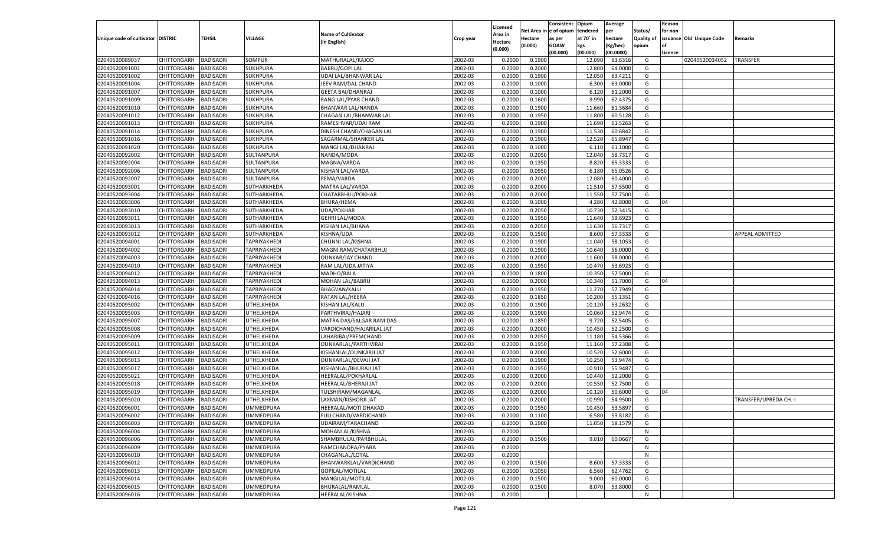| Unique code of cultivator | DISTRIC | TEHSIL | VILLAGE | Name of Cultivator (in English) | Crop year | Licensed Area in Hectare (0.000) | Net Area in Hectare (0.000) | Consistenc e of opium as per GOAW (00.000) | Opium tendered at 70˚ in kgs (00.000) | Average per hectare (Kg/hec) (00.0000) | Status/ Quality of opium | Reason for non issuance of Licence | Old Unique Code | Remarks |
|---|---|---|---|---|---|---|---|---|---|---|---|---|---|---|
| 02040520089037 | CHITTORGARH | BADISADRI | SOMPUR | MATHURALAL/KAJOD | 2002-03 | 0.2000 | 0.1900 | | 12.090 | 63.6316 | G | | 02040520034052 | TRANSFER |
| 02040520091001 | CHITTORGARH | BADISADRI | SUKHPURA | BABRU/GOPI LAL | 2002-03 | 0.2000 | 0.2000 | | 12.800 | 64.0000 | G | | | |
| 02040520091002 | CHITTORGARH | BADISADRI | SUKHPURA | UDAI LAL/BHANWAR LAL | 2002-03 | 0.2000 | 0.1900 | | 12.050 | 63.4211 | G | | | |
| 02040520091004 | CHITTORGARH | BADISADRI | SUKHPURA | JEEV RAM/DAL CHAND | 2002-03 | 0.2000 | 0.1000 | | 6.300 | 63.0000 | G | | | |
| 02040520091007 | CHITTORGARH | BADISADRI | SUKHPURA | GEETA BAI/DHANRAJ | 2002-03 | 0.2000 | 0.1000 | | 6.120 | 61.2000 | G | | | |
| 02040520091009 | CHITTORGARH | BADISADRI | SUKHPURA | RANG LAL/PYAR CHAND | 2002-03 | 0.2000 | 0.1600 | | 9.990 | 62.4375 | G | | | |
| 02040520091010 | CHITTORGARH | BADISADRI | SUKHPURA | BHANWAR LAL/NANDA | 2002-03 | 0.2000 | 0.1900 | | 11.660 | 61.3684 | G | | | |
| 02040520091012 | CHITTORGARH | BADISADRI | SUKHPURA | CHAGAN LAL/BHANWAR LAL | 2002-03 | 0.2000 | 0.1950 | | 11.800 | 60.5128 | G | | | |
| 02040520091013 | CHITTORGARH | BADISADRI | SUKHPURA | RAMESHVAR/UDAI RAM | 2002-03 | 0.2000 | 0.1900 | | 11.690 | 61.5263 | G | | | |
| 02040520091014 | CHITTORGARH | BADISADRI | SUKHPURA | DINESH CHAND/CHAGAN LAL | 2002-03 | 0.2000 | 0.1900 | | 11.530 | 60.6842 | G | | | |
| 02040520091016 | CHITTORGARH | BADISADRI | SUKHPURA | SAGARMAL/SHANKER LAL | 2002-03 | 0.2000 | 0.1900 | | 12.520 | 65.8947 | G | | | |
| 02040520091020 | CHITTORGARH | BADISADRI | SUKHPURA | MANGI LAL/DHANRAJ | 2002-03 | 0.2000 | 0.1000 | | 6.110 | 61.1000 | G | | | |
| 02040520092002 | CHITTORGARH | BADISADRI | SULTANPURA | NANDA/MODA | 2002-03 | 0.2000 | 0.2050 | | 12.040 | 58.7317 | G | | | |
| 02040520092004 | CHITTORGARH | BADISADRI | SULTANPURA | MAGNA/VARDA | 2002-03 | 0.2000 | 0.1350 | | 8.820 | 65.3333 | G | | | |
| 02040520092006 | CHITTORGARH | BADISADRI | SULTANPURA | KISHAN LAL/VARDA | 2002-03 | 0.2000 | 0.0950 | | 6.180 | 65.0526 | G | | | |
| 02040520092007 | CHITTORGARH | BADISADRI | SULTANPURA | PEMA/VARDA | 2002-03 | 0.2000 | 0.2000 | | 12.080 | 60.4000 | G | | | |
| 02040520093001 | CHITTORGARH | BADISADRI | SUTHARKHEDA | MATRA LAL/VARDA | 2002-03 | 0.2000 | 0.2000 | | 11.510 | 57.5500 | G | | | |
| 02040520093004 | CHITTORGARH | BADISADRI | SUTHARKHEDA | CHATARBHUJ/POKHAR | 2002-03 | 0.2000 | 0.2000 | | 11.550 | 57.7500 | G | | | |
| 02040520093006 | CHITTORGARH | BADISADRI | SUTHARKHEDA | BHURA/HEMA | 2002-03 | 0.2000 | 0.1000 | | 4.280 | 42.8000 | G | 04 | | |
| 02040520093010 | CHITTORGARH | BADISADRI | SUTHARKHEDA | UDA/POKHAR | 2002-03 | 0.2000 | 0.2050 | | 10.730 | 52.3415 | G | | | |
| 02040520093011 | CHITTORGARH | BADISADRI | SUTHARKHEDA | GEHRI LAL/MODA | 2002-03 | 0.2000 | 0.1950 | | 11.640 | 59.6923 | G | | | |
| 02040520093013 | CHITTORGARH | BADISADRI | SUTHARKHEDA | KISHAN LAL/BHANA | 2002-03 | 0.2000 | 0.2050 | | 11.630 | 56.7317 | G | | | |
| 02040520093012 | CHITTORGARH | BADISADRI | SUTHARKHEDA | KISHNA/UDA | 2002-03 | 0.2000 | 0.1500 | | 8.600 | 57.3333 | G | | | APPEAL ADMITTED |
| 02040520094001 | CHITTORGARH | BADISADRI | TAPRIYAKHEDI | CHUNNI LAL/KISHNA | 2002-03 | 0.2000 | 0.1900 | | 11.040 | 58.1053 | G | | | |
| 02040520094002 | CHITTORGARH | BADISADRI | TAPRIYAKHEDI | MAGNI RAM/CHATARBHUJ | 2002-03 | 0.2000 | 0.1900 | | 10.640 | 56.0000 | G | | | |
| 02040520094003 | CHITTORGARH | BADISADRI | TAPRIYAKHEDI | OUNKAR/JAY CHAND | 2002-03 | 0.2000 | 0.2000 | | 11.600 | 58.0000 | G | | | |
| 02040520094010 | CHITTORGARH | BADISADRI | TAPRIYAKHEDI | RAM LAL/UDA JATIYA | 2002-03 | 0.2000 | 0.1950 | | 10.470 | 53.6923 | G | | | |
| 02040520094012 | CHITTORGARH | BADISADRI | TAPRIYAKHEDI | MADHO/BALA | 2002-03 | 0.2000 | 0.1800 | | 10.350 | 57.5000 | G | | | |
| 02040520094013 | CHITTORGARH | BADISADRI | TAPRIYAKHEDI | MOHAN LAL/BABRU | 2002-03 | 0.2000 | 0.2000 | | 10.340 | 51.7000 | G | 04 | | |
| 02040520094014 | CHITTORGARH | BADISADRI | TAPRIYAKHEDI | BHAGVAN/KALU | 2002-03 | 0.2000 | 0.1950 | | 11.270 | 57.7949 | G | | | |
| 02040520094016 | CHITTORGARH | BADISADRI | TAPRIYAKHEDI | RATAN LAL/HEERA | 2002-03 | 0.2000 | 0.1850 | | 10.200 | 55.1351 | G | | | |
| 02040520095002 | CHITTORGARH | BADISADRI | UTHELKHEDA | KISHAN LAL/KALU | 2002-03 | 0.2000 | 0.1900 | | 10.120 | 53.2632 | G | | | |
| 02040520095003 | CHITTORGARH | BADISADRI | UTHELKHEDA | PARTHVIRAJ/HAJARI | 2002-03 | 0.2000 | 0.1900 | | 10.060 | 52.9474 | G | | | |
| 02040520095007 | CHITTORGARH | BADISADRI | UTHELKHEDA | MATRA DAS/SALGAR RAM DAS | 2002-03 | 0.2000 | 0.1850 | | 9.720 | 52.5405 | G | | | |
| 02040520095008 | CHITTORGARH | BADISADRI | UTHELKHEDA | VARDICHAND/HAJARILAL JAT | 2002-03 | 0.2000 | 0.2000 | | 10.450 | 52.2500 | G | | | |
| 02040520095009 | CHITTORGARH | BADISADRI | UTHELKHEDA | LAHARIBAI/PREMCHAND | 2002-03 | 0.2000 | 0.2050 | | 11.180 | 54.5366 | G | | | |
| 02040520095011 | CHITTORGARH | BADISADRI | UTHELKHEDA | OUNKARLAL/PARTHVIRAJ | 2002-03 | 0.2000 | 0.1950 | | 11.160 | 57.2308 | G | | | |
| 02040520095012 | CHITTORGARH | BADISADRI | UTHELKHEDA | KISHANLAL/OUNKARJI JAT | 2002-03 | 0.2000 | 0.2000 | | 10.520 | 52.6000 | G | | | |
| 02040520095013 | CHITTORGARH | BADISADRI | UTHELKHEDA | OUNKARLAL/DEVAJI JAT | 2002-03 | 0.2000 | 0.1900 | | 10.250 | 53.9474 | G | | | |
| 02040520095017 | CHITTORGARH | BADISADRI | UTHELKHEDA | KISHANLAL/BHURAJI JAT | 2002-03 | 0.2000 | 0.1950 | | 10.910 | 55.9487 | G | | | |
| 02040520095021 | CHITTORGARH | BADISADRI | UTHELKHEDA | HEERALAL/POKHARLAL | 2002-03 | 0.2000 | 0.2000 | | 10.440 | 52.2000 | G | | | |
| 02040520095018 | CHITTORGARH | BADISADRI | UTHELKHEDA | HEERALAL/BHERAJI JAT | 2002-03 | 0.2000 | 0.2000 | | 10.550 | 52.7500 | G | | | |
| 02040520095019 | CHITTORGARH | BADISADRI | UTHELKHEDA | TULSHIRAM/MAGANLAL | 2002-03 | 0.2000 | 0.2000 | | 10.120 | 50.6000 | G | 04 | | |
| 02040520095020 | CHITTORGARH | BADISADRI | UTHELKHEDA | LAXMAN/KISHORJI JAT | 2002-03 | 0.2000 | 0.2000 | | 10.990 | 54.9500 | G | | | TRANSFER/UPREDA CH.-I |
| 02040520096001 | CHITTORGARH | BADISADRI | UMMEDPURA | HEERALAL/MOTI DHAKAD | 2002-03 | 0.2000 | 0.1950 | | 10.450 | 53.5897 | G | | | |
| 02040520096002 | CHITTORGARH | BADISADRI | UMMEDPURA | FULLCHAND/VARDICHAND | 2002-03 | 0.2000 | 0.1100 | | 6.580 | 59.8182 | G | | | |
| 02040520096003 | CHITTORGARH | BADISADRI | UMMEDPURA | UDAIRAM/TARACHAND | 2002-03 | 0.2000 | 0.1900 | | 11.050 | 58.1579 | G | | | |
| 02040520096004 | CHITTORGARH | BADISADRI | UMMEDPURA | MOHANLAL/KISHNA | 2002-03 | 0.2000 | | | | | N | | | |
| 02040520096006 | CHITTORGARH | BADISADRI | UMMEDPURA | SHAMBHULAL/PARBHULAL | 2002-03 | 0.2000 | 0.1500 | | 9.010 | 60.0667 | G | | | |
| 02040520096009 | CHITTORGARH | BADISADRI | UMMEDPURA | RAMCHANDRA/PYARA | 2002-03 | 0.2000 | | | | | N | | | |
| 02040520096010 | CHITTORGARH | BADISADRI | UMMEDPURA | CHAGANLAL/LOTAL | 2002-03 | 0.2000 | | | | | N | | | |
| 02040520096012 | CHITTORGARH | BADISADRI | UMMEDPURA | BHANWARKLAL/VARDICHAND | 2002-03 | 0.2000 | 0.1500 | | 8.600 | 57.3333 | G | | | |
| 02040520096013 | CHITTORGARH | BADISADRI | UMMEDPURA | GOPILAL/MOTILAL | 2002-03 | 0.2000 | 0.1050 | | 6.560 | 62.4762 | G | | | |
| 02040520096014 | CHITTORGARH | BADISADRI | UMMEDPURA | MANGILAL/MOTILAL | 2002-03 | 0.2000 | 0.1500 | | 9.000 | 60.0000 | G | | | |
| 02040520096015 | CHITTORGARH | BADISADRI | UMMEDPURA | BHURALAL/RAMLAL | 2002-03 | 0.2000 | 0.1500 | | 8.070 | 53.8000 | G | | | |
| 02040520096016 | CHITTORGARH | BADISADRI | UMMEDPURA | HEERALAL/KISHNA | 2002-03 | 0.2000 | | | | | N | | | |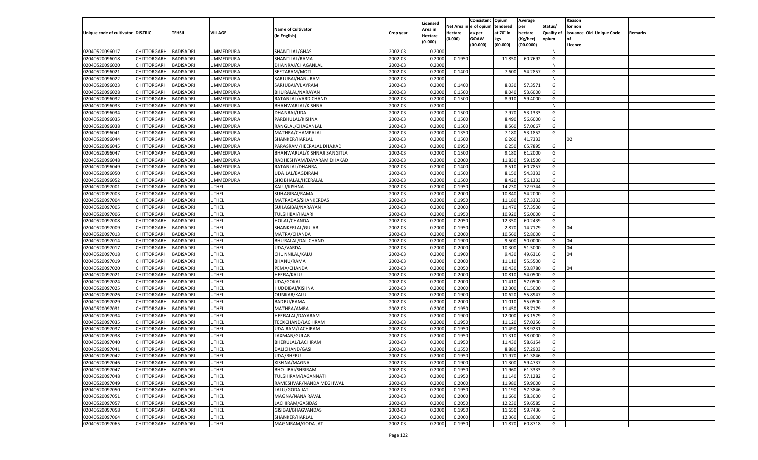| Unique code of cultivator | DISTRIC | TEHSIL | VILLAGE | Name of Cultivator (in English) | Crop year | Licensed Area in Hectare (0.000) | Net Area in Hectare (0.000) | Consistenc e of opium as per GOAW (00.000) | Opium tendered at 70° in kgs (00.000) | Average per hectare (Kg/hec) (00.0000) | Status/ Quality of opium | Reason for non issuance of Licence | Old Unique Code | Remarks |
|---|---|---|---|---|---|---|---|---|---|---|---|---|---|---|
| 02040520096017 | CHITTORGARH | BADISADRI | UMMEDPURA | SHANTILAL/GHASI | 2002-03 | 0.2000 | | | | | N | | | |
| 02040520096018 | CHITTORGARH | BADISADRI | UMMEDPURA | SHANTILAL/RAMA | 2002-03 | 0.2000 | 0.1950 | | 11.850 | 60.7692 | G | | | |
| 02040520096020 | CHITTORGARH | BADISADRI | UMMEDPURA | DHANRAJ/CHAGANLAL | 2002-03 | 0.2000 | | | | | N | | | |
| 02040520096021 | CHITTORGARH | BADISADRI | UMMEDPURA | SEETARAM/MOTI | 2002-03 | 0.2000 | 0.1400 | | 7.600 | 54.2857 | G | | | |
| 02040520096022 | CHITTORGARH | BADISADRI | UMMEDPURA | SARJUBAI/NANURAM | 2002-03 | 0.2000 | | | | | N | | | |
| 02040520096023 | CHITTORGARH | BADISADRI | UMMEDPURA | SARJUBAI/VIJAYRAM | 2002-03 | 0.2000 | 0.1400 | | 8.030 | 57.3571 | G | | | |
| 02040520096028 | CHITTORGARH | BADISADRI | UMMEDPURA | BHURALAL/NARAYAN | 2002-03 | 0.2000 | 0.1500 | | 8.040 | 53.6000 | G | | | |
| 02040520096032 | CHITTORGARH | BADISADRI | UMMEDPURA | RATANLAL/VARDICHAND | 2002-03 | 0.2000 | 0.1500 | | 8.910 | 59.4000 | G | | | |
| 02040520096033 | CHITTORGARH | BADISADRI | UMMEDPURA | BHANWARLAL/KISHNA | 2002-03 | 0.2000 | | | | | N | | | |
| 02040520096034 | CHITTORGARH | BADISADRI | UMMEDPURA | DHANRAJ/UDA | 2002-03 | 0.2000 | 0.1500 | | 7.970 | 53.1333 | G | | | |
| 02040520096035 | CHITTORGARH | BADISADRI | UMMEDPURA | PARBHULAL/KISHNA | 2002-03 | 0.2000 | 0.1500 | | 8.490 | 56.6000 | G | | | |
| 02040520096038 | CHITTORGARH | BADISADRI | UMMEDPURA | RANGLAL/CHAGANLAL | 2002-03 | 0.2000 | 0.1500 | | 8.560 | 57.0667 | G | | | |
| 02040520096041 | CHITTORGARH | BADISADRI | UMMEDPURA | MATHRA/CHAMPALAL | 2002-03 | 0.2000 | 0.1350 | | 7.180 | 53.1852 | G | | | |
| 02040520096044 | CHITTORGARH | BADISADRI | UMMEDPURA | SHANKER/HARLAL | 2002-03 | 0.2000 | 0.1500 | | 6.260 | 41.7333 | I | 02 | | |
| 02040520096045 | CHITTORGARH | BADISADRI | UMMEDPURA | PARASRAM/HEERALAL DHAKAD | 2002-03 | 0.2000 | 0.0950 | | 6.250 | 65.7895 | G | | | |
| 02040520096047 | CHITTORGARH | BADISADRI | UMMEDPURA | BHANWARLAL/KISHNAJI SANGITLA | 2002-03 | 0.2000 | 0.1500 | | 9.180 | 61.2000 | G | | | |
| 02040520096048 | CHITTORGARH | BADISADRI | UMMEDPURA | RADHESHYAM/DAYARAM DHAKAD | 2002-03 | 0.2000 | 0.2000 | | 11.830 | 59.1500 | G | | | |
| 02040520096049 | CHITTORGARH | BADISADRI | UMMEDPURA | RATANLAL/DHANRAJ | 2002-03 | 0.2000 | 0.1400 | | 8.510 | 60.7857 | G | | | |
| 02040520096050 | CHITTORGARH | BADISADRI | UMMEDPURA | UDAILAL/BAGDIRAM | 2002-03 | 0.2000 | 0.1500 | | 8.150 | 54.3333 | G | | | |
| 02040520096052 | CHITTORGARH | BADISADRI | UMMEDPURA | SHOBHALAL/HEERALAL | 2002-03 | 0.2000 | 0.1500 | | 8.420 | 56.1333 | G | | | |
| 02040520097001 | CHITTORGARH | BADISADRI | UTHEL | KALU/KISHNA | 2002-03 | 0.2000 | 0.1950 | | 14.230 | 72.9744 | G | | | |
| 02040520097003 | CHITTORGARH | BADISADRI | UTHEL | SUHAGIBAI/RAMA | 2002-03 | 0.2000 | 0.2000 | | 10.840 | 54.2000 | G | | | |
| 02040520097004 | CHITTORGARH | BADISADRI | UTHEL | MATRADAS/SHANKERDAS | 2002-03 | 0.2000 | 0.1950 | | 11.180 | 57.3333 | G | | | |
| 02040520097005 | CHITTORGARH | BADISADRI | UTHEL | SUHAGIBAI/NARAYAN | 2002-03 | 0.2000 | 0.2000 | | 11.470 | 57.3500 | G | | | |
| 02040520097006 | CHITTORGARH | BADISADRI | UTHEL | TULSHIBAI/HAJARI | 2002-03 | 0.2000 | 0.1950 | | 10.920 | 56.0000 | G | | | |
| 02040520097008 | CHITTORGARH | BADISADRI | UTHEL | HOLAL/CHANDA | 2002-03 | 0.2000 | 0.2050 | | 12.350 | 60.2439 | G | | | |
| 02040520097009 | CHITTORGARH | BADISADRI | UTHEL | SHANKERLAL/GULAB | 2002-03 | 0.2000 | 0.1950 | | 2.870 | 14.7179 | G | 04 | | |
| 02040520097013 | CHITTORGARH | BADISADRI | UTHEL | MATRA/CHANDA | 2002-03 | 0.2000 | 0.2000 | | 10.560 | 52.8000 | G | | | |
| 02040520097014 | CHITTORGARH | BADISADRI | UTHEL | BHURALAL/DALICHAND | 2002-03 | 0.2000 | 0.1900 | | 9.500 | 50.0000 | G | 04 | | |
| 02040520097017 | CHITTORGARH | BADISADRI | UTHEL | UDA/VARDA | 2002-03 | 0.2000 | 0.2000 | | 10.300 | 51.5000 | G | 04 | | |
| 02040520097018 | CHITTORGARH | BADISADRI | UTHEL | CHUNNILAL/KALU | 2002-03 | 0.2000 | 0.1900 | | 9.430 | 49.6316 | G | 04 | | |
| 02040520097019 | CHITTORGARH | BADISADRI | UTHEL | BHANU/RAMA | 2002-03 | 0.2000 | 0.2000 | | 11.110 | 55.5500 | G | | | |
| 02040520097020 | CHITTORGARH | BADISADRI | UTHEL | PEMA/CHANDA | 2002-03 | 0.2000 | 0.2050 | | 10.430 | 50.8780 | G | 04 | | |
| 02040520097021 | CHITTORGARH | BADISADRI | UTHEL | HEERA/KALU | 2002-03 | 0.2000 | 0.2000 | | 10.810 | 54.0500 | G | | | |
| 02040520097024 | CHITTORGARH | BADISADRI | UTHEL | UDA/GOKAL | 2002-03 | 0.2000 | 0.2000 | | 11.410 | 57.0500 | G | | | |
| 02040520097025 | CHITTORGARH | BADISADRI | UTHEL | HUDDIBAI/KISHNA | 2002-03 | 0.2000 | 0.2000 | | 12.300 | 61.5000 | G | | | |
| 02040520097026 | CHITTORGARH | BADISADRI | UTHEL | OUNKAR/KALU | 2002-03 | 0.2000 | 0.1900 | | 10.620 | 55.8947 | G | | | |
| 02040520097029 | CHITTORGARH | BADISADRI | UTHEL | BADRU/RAMA | 2002-03 | 0.2000 | 0.2000 | | 11.010 | 55.0500 | G | | | |
| 02040520097031 | CHITTORGARH | BADISADRI | UTHEL | MATHRA/AMRA | 2002-03 | 0.2000 | 0.1950 | | 11.450 | 58.7179 | G | | | |
| 02040520097034 | CHITTORGARH | BADISADRI | UTHEL | HEERALAL/DAYARAM | 2002-03 | 0.2000 | 0.1900 | | 12.000 | 63.1579 | G | | | |
| 02040520097035 | CHITTORGARH | BADISADRI | UTHEL | TECKCHAND/LACHIRAM | 2002-03 | 0.2000 | 0.1950 | | 11.120 | 57.0256 | G | | | |
| 02040520097037 | CHITTORGARH | BADISADRI | UTHEL | UDAIRAM/LACHIRAM | 2002-03 | 0.2000 | 0.1950 | | 11.490 | 58.9231 | G | | | |
| 02040520097038 | CHITTORGARH | BADISADRI | UTHEL | LAXMAN/GULAB | 2002-03 | 0.2000 | 0.1950 | | 11.310 | 58.0000 | G | | | |
| 02040520097040 | CHITTORGARH | BADISADRI | UTHEL | BHERULAL/LACHIRAM | 2002-03 | 0.2000 | 0.1950 | | 11.430 | 58.6154 | G | | | |
| 02040520097041 | CHITTORGARH | BADISADRI | UTHEL | DALICHAND/GASI | 2002-03 | 0.2000 | 0.1550 | | 8.880 | 57.2903 | G | | | |
| 02040520097042 | CHITTORGARH | BADISADRI | UTHEL | UDA/BHERU | 2002-03 | 0.2000 | 0.1950 | | 11.970 | 61.3846 | G | | | |
| 02040520097046 | CHITTORGARH | BADISADRI | UTHEL | KISHNA/MAGNA | 2002-03 | 0.2000 | 0.1900 | | 11.300 | 59.4737 | G | | | |
| 02040520097047 | CHITTORGARH | BADISADRI | UTHEL | BHOLIBAI/SHRIRAM | 2002-03 | 0.2000 | 0.1950 | | 11.960 | 61.3333 | G | | | |
| 02040520097048 | CHITTORGARH | BADISADRI | UTHEL | TULSHIRAM/JAGANNATH | 2002-03 | 0.2000 | 0.1950 | | 11.140 | 57.1282 | G | | | |
| 02040520097049 | CHITTORGARH | BADISADRI | UTHEL | RAMESHVAR/NANDA MEGHWAL | 2002-03 | 0.2000 | 0.2000 | | 11.980 | 59.9000 | G | | | |
| 02040520097050 | CHITTORGARH | BADISADRI | UTHEL | LALU/GODA JAT | 2002-03 | 0.2000 | 0.1950 | | 11.190 | 57.3846 | G | | | |
| 02040520097051 | CHITTORGARH | BADISADRI | UTHEL | MAGNA/NANA RAVAL | 2002-03 | 0.2000 | 0.2000 | | 11.660 | 58.3000 | G | | | |
| 02040520097057 | CHITTORGARH | BADISADRI | UTHEL | LACHIRAM/GASIDAS | 2002-03 | 0.2000 | 0.2050 | | 12.230 | 59.6585 | G | | | |
| 02040520097058 | CHITTORGARH | BADISADRI | UTHEL | GISIBAI/BHAGVANDAS | 2002-03 | 0.2000 | 0.1950 | | 11.650 | 59.7436 | G | | | |
| 02040520097064 | CHITTORGARH | BADISADRI | UTHEL | SHANKER/HARLAL | 2002-03 | 0.2000 | 0.2000 | | 12.360 | 61.8000 | G | | | |
| 02040520097065 | CHITTORGARH | BADISADRI | UTHEL | MAGNIRAM/GODA JAT | 2002-03 | 0.2000 | 0.1950 | | 11.870 | 60.8718 | G | | | |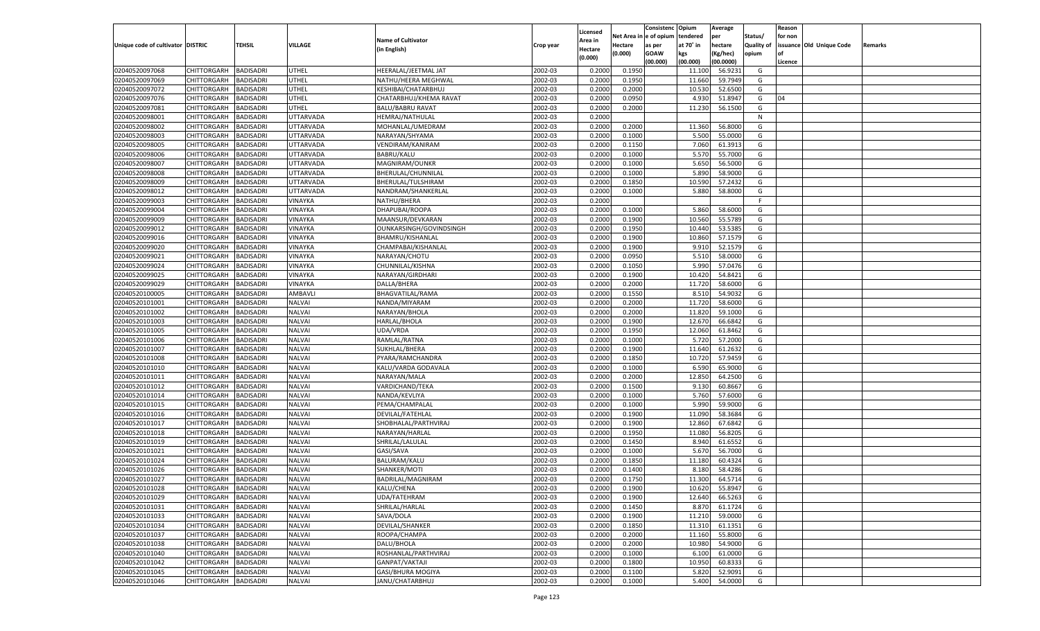| Unique code of cultivator | DISTRIC | TEHSIL | VILLAGE | Name of Cultivator (in English) | Crop year | Licensed Area in Hectare (0.000) | Net Area in Hectare (0.000) | Consistenc e of opium as per GOAW (00.000) | Opium tendered at 70° in kgs (00.000) | Average per hectare (Kg/hec) (00.0000) | Status/ Quality of opium | Reason for non issuance of Licence | Old Unique Code | Remarks |
|---|---|---|---|---|---|---|---|---|---|---|---|---|---|---|
| 02040520097068 | CHITTORGARH | BADISADRI | UTHEL | HEERALAL/JEETMAL JAT | 2002-03 | 0.2000 | 0.1950 | | 11.100 | 56.9231 | G | | | |
| 02040520097069 | CHITTORGARH | BADISADRI | UTHEL | NATHU/HEERA MEGHWAL | 2002-03 | 0.2000 | 0.1950 | | 11.660 | 59.7949 | G | | | |
| 02040520097072 | CHITTORGARH | BADISADRI | UTHEL | KESHIBAI/CHATARBHUJ | 2002-03 | 0.2000 | 0.2000 | | 10.530 | 52.6500 | G | | | |
| 02040520097076 | CHITTORGARH | BADISADRI | UTHEL | CHATARBHUJ/KHEMA RAVAT | 2002-03 | 0.2000 | 0.0950 | | 4.930 | 51.8947 | G | 04 | | |
| 02040520097081 | CHITTORGARH | BADISADRI | UTHEL | BALU/BABRU RAVAT | 2002-03 | 0.2000 | 0.2000 | | 11.230 | 56.1500 | G | | | |
| 02040520098001 | CHITTORGARH | BADISADRI | UTTARVADA | HEMRAJ/NATHULAL | 2002-03 | 0.2000 | | | | | N | | | |
| 02040520098002 | CHITTORGARH | BADISADRI | UTTARVADA | MOHANLAL/UMEDRAM | 2002-03 | 0.2000 | 0.2000 | | 11.360 | 56.8000 | G | | | |
| 02040520098003 | CHITTORGARH | BADISADRI | UTTARVADA | NARAYAN/SHYAMA | 2002-03 | 0.2000 | 0.1000 | | 5.500 | 55.0000 | G | | | |
| 02040520098005 | CHITTORGARH | BADISADRI | UTTARVADA | VENDIRAM/KANIRAM | 2002-03 | 0.2000 | 0.1150 | | 7.060 | 61.3913 | G | | | |
| 02040520098006 | CHITTORGARH | BADISADRI | UTTARVADA | BABRU/KALU | 2002-03 | 0.2000 | 0.1000 | | 5.570 | 55.7000 | G | | | |
| 02040520098007 | CHITTORGARH | BADISADRI | UTTARVADA | MAGNIRAM/OUNKR | 2002-03 | 0.2000 | 0.1000 | | 5.650 | 56.5000 | G | | | |
| 02040520098008 | CHITTORGARH | BADISADRI | UTTARVADA | BHERULAL/CHUNNILAL | 2002-03 | 0.2000 | 0.1000 | | 5.890 | 58.9000 | G | | | |
| 02040520098009 | CHITTORGARH | BADISADRI | UTTARVADA | BHERULAL/TULSHIRAM | 2002-03 | 0.2000 | 0.1850 | | 10.590 | 57.2432 | G | | | |
| 02040520098012 | CHITTORGARH | BADISADRI | UTTARVADA | NANDRAM/SHANKERLAL | 2002-03 | 0.2000 | 0.1000 | | 5.880 | 58.8000 | G | | | |
| 02040520099003 | CHITTORGARH | BADISADRI | VINAYKA | NATHU/BHERA | 2002-03 | 0.2000 | | | | | F | | | |
| 02040520099004 | CHITTORGARH | BADISADRI | VINAYKA | DHAPUBAI/ROOPA | 2002-03 | 0.2000 | 0.1000 | | 5.860 | 58.6000 | G | | | |
| 02040520099009 | CHITTORGARH | BADISADRI | VINAYKA | MAANSUR/DEVKARAN | 2002-03 | 0.2000 | 0.1900 | | 10.560 | 55.5789 | G | | | |
| 02040520099012 | CHITTORGARH | BADISADRI | VINAYKA | OUNKARSINGH/GOVINDSINGH | 2002-03 | 0.2000 | 0.1950 | | 10.440 | 53.5385 | G | | | |
| 02040520099016 | CHITTORGARH | BADISADRI | VINAYKA | BHAMRU/KISHANLAL | 2002-03 | 0.2000 | 0.1900 | | 10.860 | 57.1579 | G | | | |
| 02040520099020 | CHITTORGARH | BADISADRI | VINAYKA | CHAMPABAI/KISHANLAL | 2002-03 | 0.2000 | 0.1900 | | 9.910 | 52.1579 | G | | | |
| 02040520099021 | CHITTORGARH | BADISADRI | VINAYKA | NARAYAN/CHOTU | 2002-03 | 0.2000 | 0.0950 | | 5.510 | 58.0000 | G | | | |
| 02040520099024 | CHITTORGARH | BADISADRI | VINAYKA | CHUNNILAL/KISHNA | 2002-03 | 0.2000 | 0.1050 | | 5.990 | 57.0476 | G | | | |
| 02040520099025 | CHITTORGARH | BADISADRI | VINAYKA | NARAYAN/GIRDHARI | 2002-03 | 0.2000 | 0.1900 | | 10.420 | 54.8421 | G | | | |
| 02040520099029 | CHITTORGARH | BADISADRI | VINAYKA | DALLA/BHERA | 2002-03 | 0.2000 | 0.2000 | | 11.720 | 58.6000 | G | | | |
| 02040520100005 | CHITTORGARH | BADISADRI | AMBAVLI | BHAGVATILAL/RAMA | 2002-03 | 0.2000 | 0.1550 | | 8.510 | 54.9032 | G | | | |
| 02040520101001 | CHITTORGARH | BADISADRI | NALVAI | NANDA/MIYARAM | 2002-03 | 0.2000 | 0.2000 | | 11.720 | 58.6000 | G | | | |
| 02040520101002 | CHITTORGARH | BADISADRI | NALVAI | NARAYAN/BHOLA | 2002-03 | 0.2000 | 0.2000 | | 11.820 | 59.1000 | G | | | |
| 02040520101003 | CHITTORGARH | BADISADRI | NALVAI | HARLAL/BHOLA | 2002-03 | 0.2000 | 0.1900 | | 12.670 | 66.6842 | G | | | |
| 02040520101005 | CHITTORGARH | BADISADRI | NALVAI | UDA/VRDA | 2002-03 | 0.2000 | 0.1950 | | 12.060 | 61.8462 | G | | | |
| 02040520101006 | CHITTORGARH | BADISADRI | NALVAI | RAMLAL/RATNA | 2002-03 | 0.2000 | 0.1000 | | 5.720 | 57.2000 | G | | | |
| 02040520101007 | CHITTORGARH | BADISADRI | NALVAI | SUKHLAL/BHERA | 2002-03 | 0.2000 | 0.1900 | | 11.640 | 61.2632 | G | | | |
| 02040520101008 | CHITTORGARH | BADISADRI | NALVAI | PYARA/RAMCHANDRA | 2002-03 | 0.2000 | 0.1850 | | 10.720 | 57.9459 | G | | | |
| 02040520101010 | CHITTORGARH | BADISADRI | NALVAI | KALU/VARDA GODAVALA | 2002-03 | 0.2000 | 0.1000 | | 6.590 | 65.9000 | G | | | |
| 02040520101011 | CHITTORGARH | BADISADRI | NALVAI | NARAYAN/MALA | 2002-03 | 0.2000 | 0.2000 | | 12.850 | 64.2500 | G | | | |
| 02040520101012 | CHITTORGARH | BADISADRI | NALVAI | VARDICHAND/TEKA | 2002-03 | 0.2000 | 0.1500 | | 9.130 | 60.8667 | G | | | |
| 02040520101014 | CHITTORGARH | BADISADRI | NALVAI | NANDA/KEVLIYA | 2002-03 | 0.2000 | 0.1000 | | 5.760 | 57.6000 | G | | | |
| 02040520101015 | CHITTORGARH | BADISADRI | NALVAI | PEMA/CHAMPALAL | 2002-03 | 0.2000 | 0.1000 | | 5.990 | 59.9000 | G | | | |
| 02040520101016 | CHITTORGARH | BADISADRI | NALVAI | DEVILAL/FATEHLAL | 2002-03 | 0.2000 | 0.1900 | | 11.090 | 58.3684 | G | | | |
| 02040520101017 | CHITTORGARH | BADISADRI | NALVAI | SHOBHALAL/PARTHVIRAJ | 2002-03 | 0.2000 | 0.1900 | | 12.860 | 67.6842 | G | | | |
| 02040520101018 | CHITTORGARH | BADISADRI | NALVAI | NARAYAN/HARLAL | 2002-03 | 0.2000 | 0.1950 | | 11.080 | 56.8205 | G | | | |
| 02040520101019 | CHITTORGARH | BADISADRI | NALVAI | SHRILAL/LALULAL | 2002-03 | 0.2000 | 0.1450 | | 8.940 | 61.6552 | G | | | |
| 02040520101021 | CHITTORGARH | BADISADRI | NALVAI | GASI/SAVA | 2002-03 | 0.2000 | 0.1000 | | 5.670 | 56.7000 | G | | | |
| 02040520101024 | CHITTORGARH | BADISADRI | NALVAI | BALURAM/KALU | 2002-03 | 0.2000 | 0.1850 | | 11.180 | 60.4324 | G | | | |
| 02040520101026 | CHITTORGARH | BADISADRI | NALVAI | SHANKER/MOTI | 2002-03 | 0.2000 | 0.1400 | | 8.180 | 58.4286 | G | | | |
| 02040520101027 | CHITTORGARH | BADISADRI | NALVAI | BADRILAL/MAGNIRAM | 2002-03 | 0.2000 | 0.1750 | | 11.300 | 64.5714 | G | | | |
| 02040520101028 | CHITTORGARH | BADISADRI | NALVAI | KALU/CHENA | 2002-03 | 0.2000 | 0.1900 | | 10.620 | 55.8947 | G | | | |
| 02040520101029 | CHITTORGARH | BADISADRI | NALVAI | UDA/FATEHRAM | 2002-03 | 0.2000 | 0.1900 | | 12.640 | 66.5263 | G | | | |
| 02040520101031 | CHITTORGARH | BADISADRI | NALVAI | SHRILAL/HARLAL | 2002-03 | 0.2000 | 0.1450 | | 8.870 | 61.1724 | G | | | |
| 02040520101033 | CHITTORGARH | BADISADRI | NALVAI | SAVA/DOLA | 2002-03 | 0.2000 | 0.1900 | | 11.210 | 59.0000 | G | | | |
| 02040520101034 | CHITTORGARH | BADISADRI | NALVAI | DEVILAL/SHANKER | 2002-03 | 0.2000 | 0.1850 | | 11.310 | 61.1351 | G | | | |
| 02040520101037 | CHITTORGARH | BADISADRI | NALVAI | ROOPA/CHAMPA | 2002-03 | 0.2000 | 0.2000 | | 11.160 | 55.8000 | G | | | |
| 02040520101038 | CHITTORGARH | BADISADRI | NALVAI | DALU/BHOLA | 2002-03 | 0.2000 | 0.2000 | | 10.980 | 54.9000 | G | | | |
| 02040520101040 | CHITTORGARH | BADISADRI | NALVAI | ROSHANLAL/PARTHVIRAJ | 2002-03 | 0.2000 | 0.1000 | | 6.100 | 61.0000 | G | | | |
| 02040520101042 | CHITTORGARH | BADISADRI | NALVAI | GANPAT/VAKTAJI | 2002-03 | 0.2000 | 0.1800 | | 10.950 | 60.8333 | G | | | |
| 02040520101045 | CHITTORGARH | BADISADRI | NALVAI | GASI/BHURA MOGIYA | 2002-03 | 0.2000 | 0.1100 | | 5.820 | 52.9091 | G | | | |
| 02040520101046 | CHITTORGARH | BADISADRI | NALVAI | JANU/CHATARBHUJ | 2002-03 | 0.2000 | 0.1000 | | 5.400 | 54.0000 | G | | | |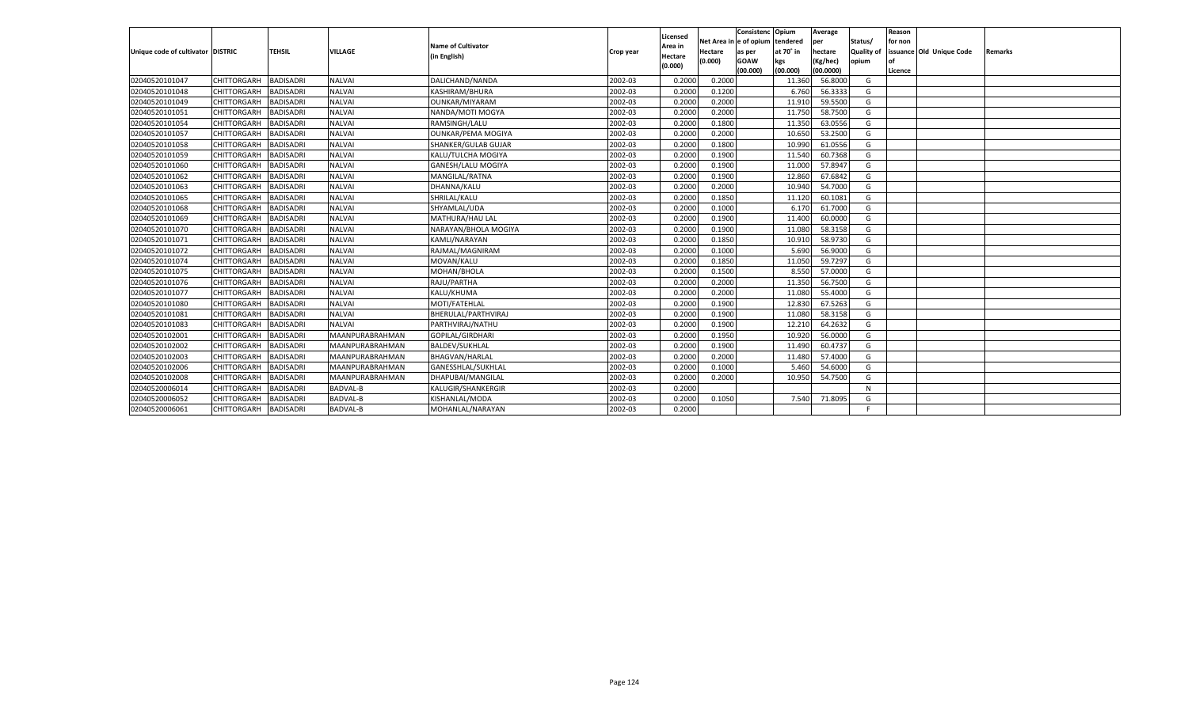| Unique code of cultivator | DISTRIC | TEHSIL | VILLAGE | Name of Cultivator (in English) | Crop year | Licensed Area in Hectare (0.000) | Net Area in Hectare (0.000) | Consistence of opium as per GOAW (00.000) | Opium tendered at 70° in kgs (00.000) | Average per hectare (Kg/hec) (00.0000) | Status/ Quality of opium | Reason for non issuance of Licence | Old Unique Code | Remarks |
|---|---|---|---|---|---|---|---|---|---|---|---|---|---|---|
| 02040520101047 | CHITTORGARH | BADISADRI | NALVAI | DALICHAND/NANDA | 2002-03 | 0.2000 | 0.2000 | | 11.360 | 56.8000 | G | | | |
| 02040520101048 | CHITTORGARH | BADISADRI | NALVAI | KASHIRAM/BHURA | 2002-03 | 0.2000 | 0.1200 | | 6.760 | 56.3333 | G | | | |
| 02040520101049 | CHITTORGARH | BADISADRI | NALVAI | OUNKAR/MIYARAM | 2002-03 | 0.2000 | 0.2000 | | 11.910 | 59.5500 | G | | | |
| 02040520101051 | CHITTORGARH | BADISADRI | NALVAI | NANDA/MOTI MOGYA | 2002-03 | 0.2000 | 0.2000 | | 11.750 | 58.7500 | G | | | |
| 02040520101054 | CHITTORGARH | BADISADRI | NALVAI | RAMSINGH/LALU | 2002-03 | 0.2000 | 0.1800 | | 11.350 | 63.0556 | G | | | |
| 02040520101057 | CHITTORGARH | BADISADRI | NALVAI | OUNKAR/PEMA MOGIYA | 2002-03 | 0.2000 | 0.2000 | | 10.650 | 53.2500 | G | | | |
| 02040520101058 | CHITTORGARH | BADISADRI | NALVAI | SHANKER/GULAB GUJAR | 2002-03 | 0.2000 | 0.1800 | | 10.990 | 61.0556 | G | | | |
| 02040520101059 | CHITTORGARH | BADISADRI | NALVAI | KALU/TULCHA MOGIYA | 2002-03 | 0.2000 | 0.1900 | | 11.540 | 60.7368 | G | | | |
| 02040520101060 | CHITTORGARH | BADISADRI | NALVAI | GANESH/LALU MOGIYA | 2002-03 | 0.2000 | 0.1900 | | 11.000 | 57.8947 | G | | | |
| 02040520101062 | CHITTORGARH | BADISADRI | NALVAI | MANGILAL/RATNA | 2002-03 | 0.2000 | 0.1900 | | 12.860 | 67.6842 | G | | | |
| 02040520101063 | CHITTORGARH | BADISADRI | NALVAI | DHANNA/KALU | 2002-03 | 0.2000 | 0.2000 | | 10.940 | 54.7000 | G | | | |
| 02040520101065 | CHITTORGARH | BADISADRI | NALVAI | SHRILAL/KALU | 2002-03 | 0.2000 | 0.1850 | | 11.120 | 60.1081 | G | | | |
| 02040520101068 | CHITTORGARH | BADISADRI | NALVAI | SHYAMLAL/UDA | 2002-03 | 0.2000 | 0.1000 | | 6.170 | 61.7000 | G | | | |
| 02040520101069 | CHITTORGARH | BADISADRI | NALVAI | MATHURA/HAU LAL | 2002-03 | 0.2000 | 0.1900 | | 11.400 | 60.0000 | G | | | |
| 02040520101070 | CHITTORGARH | BADISADRI | NALVAI | NARAYAN/BHOLA MOGIYA | 2002-03 | 0.2000 | 0.1900 | | 11.080 | 58.3158 | G | | | |
| 02040520101071 | CHITTORGARH | BADISADRI | NALVAI | KAMLI/NARAYAN | 2002-03 | 0.2000 | 0.1850 | | 10.910 | 58.9730 | G | | | |
| 02040520101072 | CHITTORGARH | BADISADRI | NALVAI | RAJMAL/MAGNIRAM | 2002-03 | 0.2000 | 0.1000 | | 5.690 | 56.9000 | G | | | |
| 02040520101074 | CHITTORGARH | BADISADRI | NALVAI | MOVAN/KALU | 2002-03 | 0.2000 | 0.1850 | | 11.050 | 59.7297 | G | | | |
| 02040520101075 | CHITTORGARH | BADISADRI | NALVAI | MOHAN/BHOLA | 2002-03 | 0.2000 | 0.1500 | | 8.550 | 57.0000 | G | | | |
| 02040520101076 | CHITTORGARH | BADISADRI | NALVAI | RAJU/PARTHA | 2002-03 | 0.2000 | 0.2000 | | 11.350 | 56.7500 | G | | | |
| 02040520101077 | CHITTORGARH | BADISADRI | NALVAI | KALU/KHUMA | 2002-03 | 0.2000 | 0.2000 | | 11.080 | 55.4000 | G | | | |
| 02040520101080 | CHITTORGARH | BADISADRI | NALVAI | MOTI/FATEHLAL | 2002-03 | 0.2000 | 0.1900 | | 12.830 | 67.5263 | G | | | |
| 02040520101081 | CHITTORGARH | BADISADRI | NALVAI | BHERULAL/PARTHVIRAJ | 2002-03 | 0.2000 | 0.1900 | | 11.080 | 58.3158 | G | | | |
| 02040520101083 | CHITTORGARH | BADISADRI | NALVAI | PARTHVIRAJ/NATHU | 2002-03 | 0.2000 | 0.1900 | | 12.210 | 64.2632 | G | | | |
| 02040520102001 | CHITTORGARH | BADISADRI | MAANPURABRAHMAN | GOPILAL/GIRDHARI | 2002-03 | 0.2000 | 0.1950 | | 10.920 | 56.0000 | G | | | |
| 02040520102002 | CHITTORGARH | BADISADRI | MAANPURABRAHMAN | BALDEV/SUKHLAL | 2002-03 | 0.2000 | 0.1900 | | 11.490 | 60.4737 | G | | | |
| 02040520102003 | CHITTORGARH | BADISADRI | MAANPURABRAHMAN | BHAGVAN/HARLAL | 2002-03 | 0.2000 | 0.2000 | | 11.480 | 57.4000 | G | | | |
| 02040520102006 | CHITTORGARH | BADISADRI | MAANPURABRAHMAN | GANESSHLAL/SUKHLAL | 2002-03 | 0.2000 | 0.1000 | | 5.460 | 54.6000 | G | | | |
| 02040520102008 | CHITTORGARH | BADISADRI | MAANPURABRAHMAN | DHAPUBAI/MANGILAL | 2002-03 | 0.2000 | 0.2000 | | 10.950 | 54.7500 | G | | | |
| 02040520006014 | CHITTORGARH | BADISADRI | BADVAL-B | KALUGIR/SHANKERGIR | 2002-03 | 0.2000 | | | | | N | | | |
| 02040520006052 | CHITTORGARH | BADISADRI | BADVAL-B | KISHANLAL/MODA | 2002-03 | 0.2000 | 0.1050 | | 7.540 | 71.8095 | G | | | |
| 02040520006061 | CHITTORGARH | BADISADRI | BADVAL-B | MOHANLAL/NARAYAN | 2002-03 | 0.2000 | | | | | F | | | |